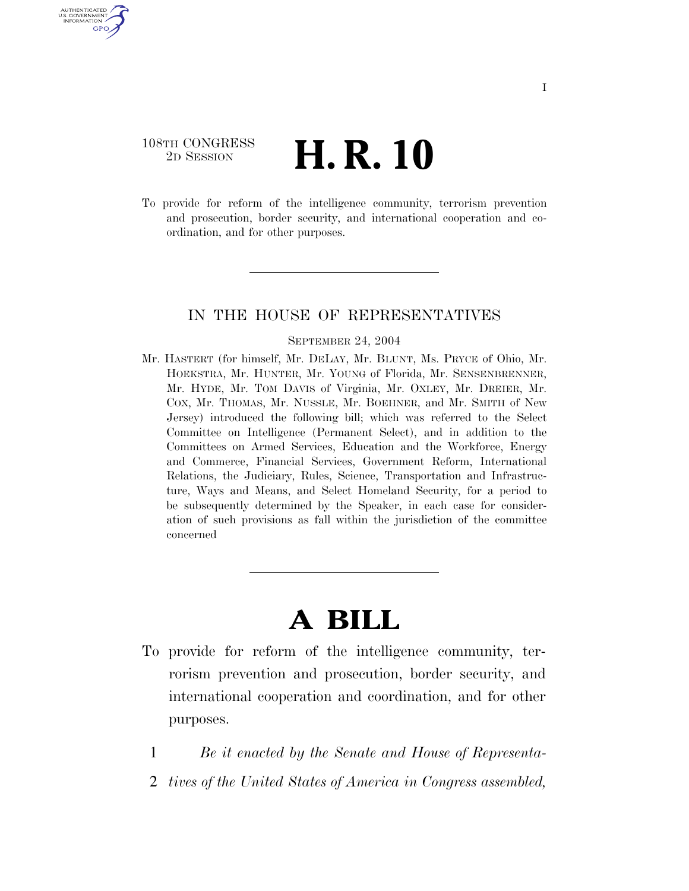108TH CONGRESS
2D SESSION

# H. R. 10

To provide for reform of the intelligence community, terrorism prevention and prosecution, border security, and international cooperation and coordination, and for other purposes.

---

## IN THE HOUSE OF REPRESENTATIVES

SEPTEMBER 24, 2004

Mr. HASTERT (for himself, Mr. DELAY, Mr. BLUNT, Ms. PRYCE of Ohio, Mr. HOEKSTRA, Mr. HUNTER, Mr. YOUNG of Florida, Mr. SENSENBRENNER, Mr. HYDE, Mr. TOM DAVIS of Virginia, Mr. OXLEY, Mr. DREIER, Mr. COX, Mr. THOMAS, Mr. NUSSLE, Mr. BOEHNER, and Mr. SMITH of New Jersey) introduced the following bill; which was referred to the Select Committee on Intelligence (Permanent Select), and in addition to the Committees on Armed Services, Education and the Workforce, Energy and Commerce, Financial Services, Government Reform, International Relations, the Judiciary, Rules, Science, Transportation and Infrastructure, Ways and Means, and Select Homeland Security, for a period to be subsequently determined by the Speaker, in each case for consideration of such provisions as fall within the jurisdiction of the committee concerned

---

# A BILL

To provide for reform of the intelligence community, terrorism prevention and prosecution, border security, and international cooperation and coordination, and for other purposes.

1 *Be it enacted by the Senate and House of Representa-*
2 *tives of the United States of America in Congress assembled,*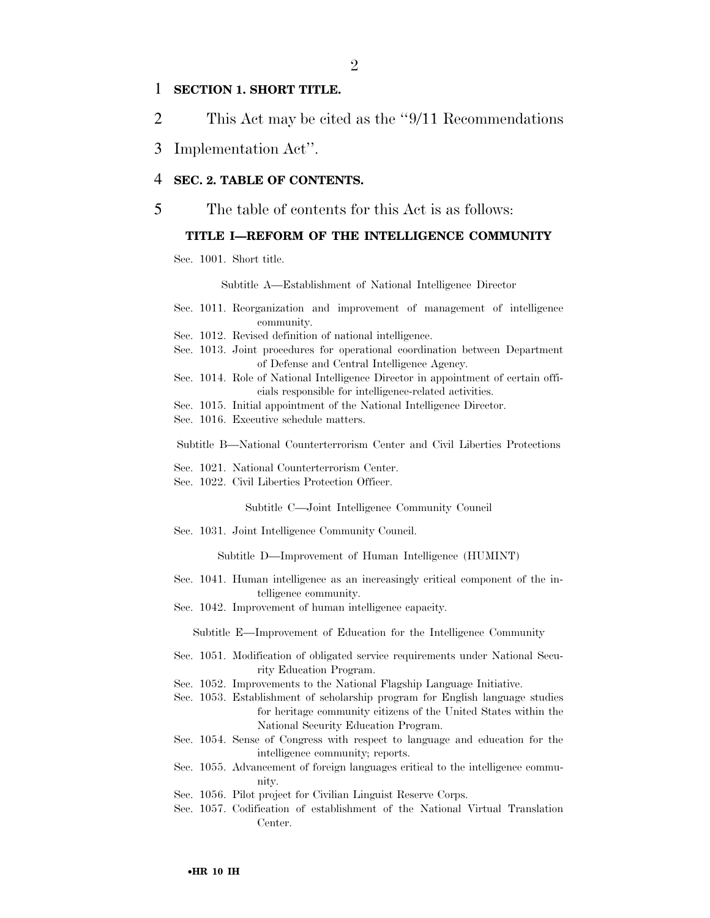**SECTION 1. SHORT TITLE.**

This Act may be cited as the ''9/11 Recommendations Implementation Act''.

**SEC. 2. TABLE OF CONTENTS.**

The table of contents for this Act is as follows:

**TITLE I—REFORM OF THE INTELLIGENCE COMMUNITY**

Sec. 1001. Short title.

Subtitle A—Establishment of National Intelligence Director

Sec. 1011. Reorganization and improvement of management of intelligence community.
Sec. 1012. Revised definition of national intelligence.
Sec. 1013. Joint procedures for operational coordination between Department of Defense and Central Intelligence Agency.
Sec. 1014. Role of National Intelligence Director in appointment of certain officials responsible for intelligence-related activities.
Sec. 1015. Initial appointment of the National Intelligence Director.
Sec. 1016. Executive schedule matters.

Subtitle B—National Counterterrorism Center and Civil Liberties Protections

Sec. 1021. National Counterterrorism Center.
Sec. 1022. Civil Liberties Protection Officer.

Subtitle C—Joint Intelligence Community Council

Sec. 1031. Joint Intelligence Community Council.

Subtitle D—Improvement of Human Intelligence (HUMINT)

Sec. 1041. Human intelligence as an increasingly critical component of the intelligence community.
Sec. 1042. Improvement of human intelligence capacity.

Subtitle E—Improvement of Education for the Intelligence Community

Sec. 1051. Modification of obligated service requirements under National Security Education Program.
Sec. 1052. Improvements to the National Flagship Language Initiative.
Sec. 1053. Establishment of scholarship program for English language studies for heritage community citizens of the United States within the National Security Education Program.
Sec. 1054. Sense of Congress with respect to language and education for the intelligence community; reports.
Sec. 1055. Advancement of foreign languages critical to the intelligence community.
Sec. 1056. Pilot project for Civilian Linguist Reserve Corps.
Sec. 1057. Codification of establishment of the National Virtual Translation Center.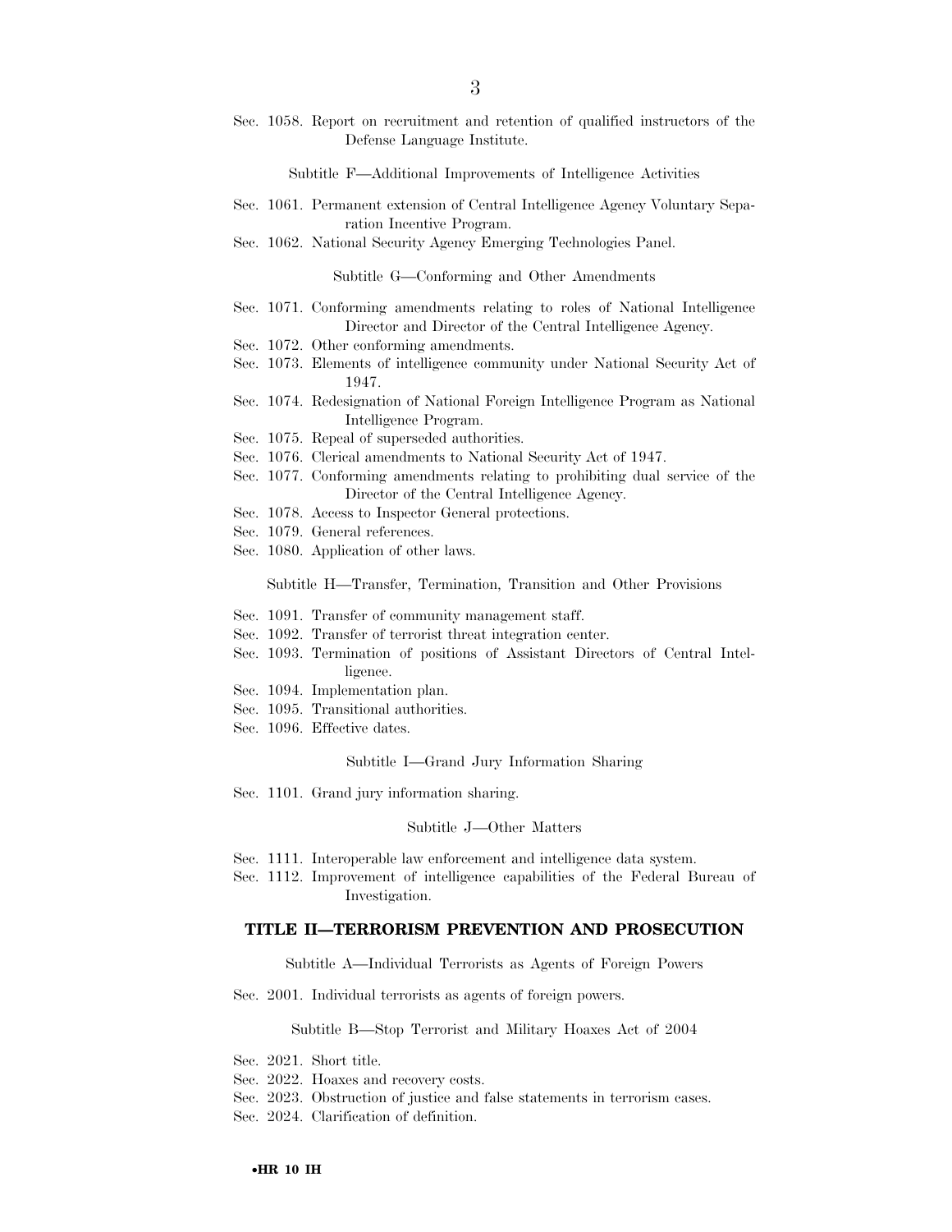Sec. 1058. Report on recruitment and retention of qualified instructors of the Defense Language Institute.

Subtitle F—Additional Improvements of Intelligence Activities

Sec. 1061. Permanent extension of Central Intelligence Agency Voluntary Separation Incentive Program.
Sec. 1062. National Security Agency Emerging Technologies Panel.

Subtitle G—Conforming and Other Amendments

Sec. 1071. Conforming amendments relating to roles of National Intelligence Director and Director of the Central Intelligence Agency.
Sec. 1072. Other conforming amendments.
Sec. 1073. Elements of intelligence community under National Security Act of 1947.
Sec. 1074. Redesignation of National Foreign Intelligence Program as National Intelligence Program.
Sec. 1075. Repeal of superseded authorities.
Sec. 1076. Clerical amendments to National Security Act of 1947.
Sec. 1077. Conforming amendments relating to prohibiting dual service of the Director of the Central Intelligence Agency.
Sec. 1078. Access to Inspector General protections.
Sec. 1079. General references.
Sec. 1080. Application of other laws.

Subtitle H—Transfer, Termination, Transition and Other Provisions

Sec. 1091. Transfer of community management staff.
Sec. 1092. Transfer of terrorist threat integration center.
Sec. 1093. Termination of positions of Assistant Directors of Central Intelligence.
Sec. 1094. Implementation plan.
Sec. 1095. Transitional authorities.
Sec. 1096. Effective dates.

Subtitle I—Grand Jury Information Sharing

Sec. 1101. Grand jury information sharing.

Subtitle J—Other Matters

Sec. 1111. Interoperable law enforcement and intelligence data system.
Sec. 1112. Improvement of intelligence capabilities of the Federal Bureau of Investigation.

## TITLE II—TERRORISM PREVENTION AND PROSECUTION

Subtitle A—Individual Terrorists as Agents of Foreign Powers

Sec. 2001. Individual terrorists as agents of foreign powers.

Subtitle B—Stop Terrorist and Military Hoaxes Act of 2004

Sec. 2021. Short title.
Sec. 2022. Hoaxes and recovery costs.
Sec. 2023. Obstruction of justice and false statements in terrorism cases.
Sec. 2024. Clarification of definition.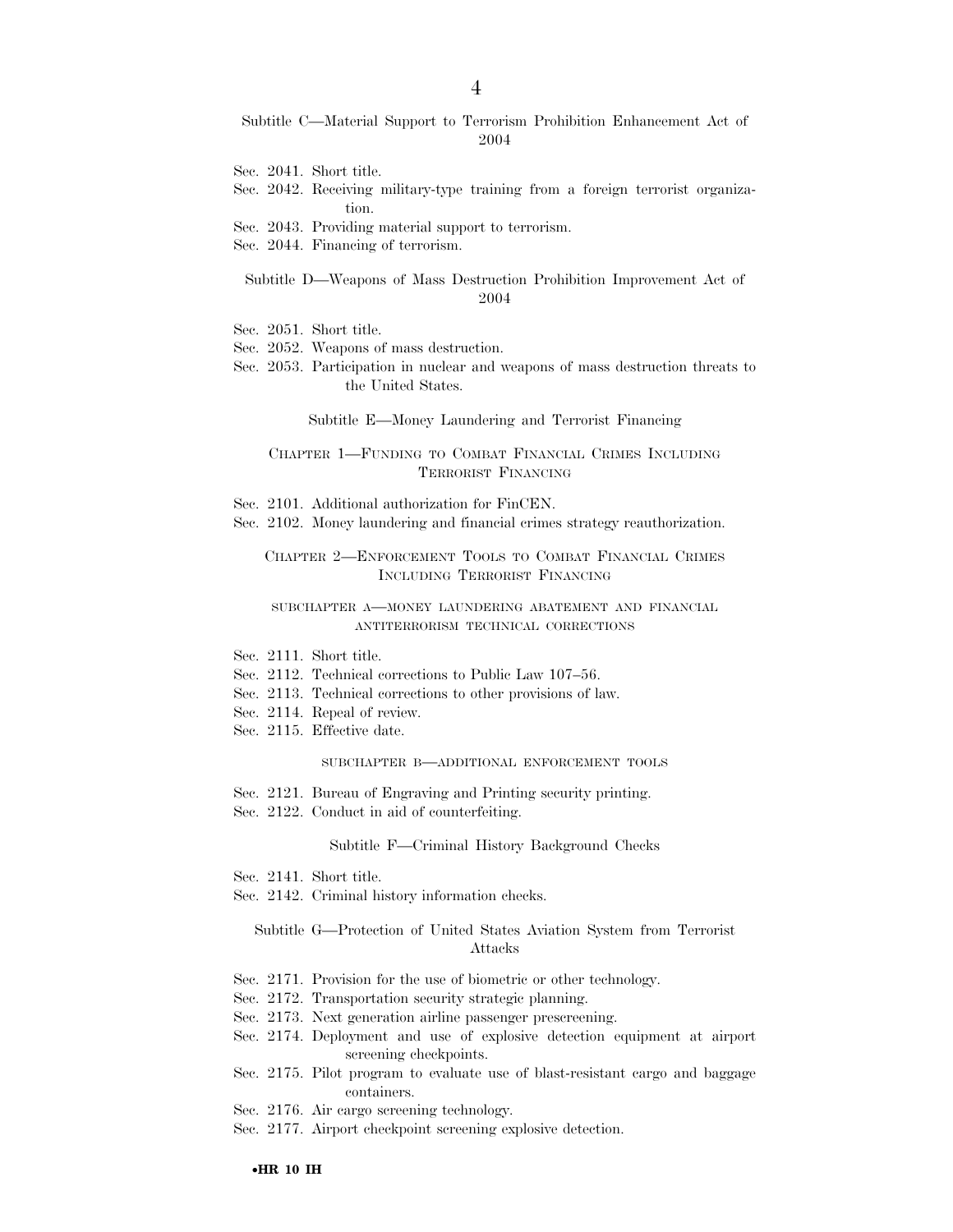### Subtitle C—Material Support to Terrorism Prohibition Enhancement Act of 2004

Sec. 2041. Short title.
Sec. 2042. Receiving military-type training from a foreign terrorist organization.
Sec. 2043. Providing material support to terrorism.
Sec. 2044. Financing of terrorism.

### Subtitle D—Weapons of Mass Destruction Prohibition Improvement Act of 2004

Sec. 2051. Short title.
Sec. 2052. Weapons of mass destruction.
Sec. 2053. Participation in nuclear and weapons of mass destruction threats to the United States.

### Subtitle E—Money Laundering and Terrorist Financing

#### Chapter 1—Funding to Combat Financial Crimes Including Terrorist Financing

Sec. 2101. Additional authorization for FinCEN.
Sec. 2102. Money laundering and financial crimes strategy reauthorization.

#### Chapter 2—Enforcement Tools to Combat Financial Crimes Including Terrorist Financing

##### subchapter a—money laundering abatement and financial antiterrorism technical corrections

Sec. 2111. Short title.
Sec. 2112. Technical corrections to Public Law 107–56.
Sec. 2113. Technical corrections to other provisions of law.
Sec. 2114. Repeal of review.
Sec. 2115. Effective date.

##### subchapter b—additional enforcement tools

Sec. 2121. Bureau of Engraving and Printing security printing.
Sec. 2122. Conduct in aid of counterfeiting.

### Subtitle F—Criminal History Background Checks

Sec. 2141. Short title.
Sec. 2142. Criminal history information checks.

### Subtitle G—Protection of United States Aviation System from Terrorist Attacks

Sec. 2171. Provision for the use of biometric or other technology.
Sec. 2172. Transportation security strategic planning.
Sec. 2173. Next generation airline passenger prescreening.
Sec. 2174. Deployment and use of explosive detection equipment at airport screening checkpoints.
Sec. 2175. Pilot program to evaluate use of blast-resistant cargo and baggage containers.
Sec. 2176. Air cargo screening technology.
Sec. 2177. Airport checkpoint screening explosive detection.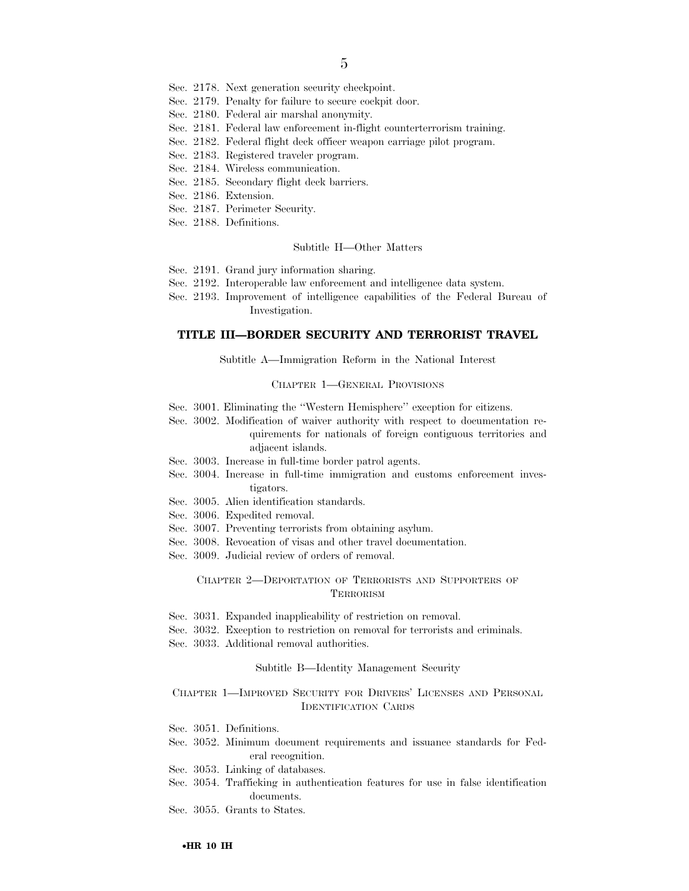Sec. 2178. Next generation security checkpoint.
Sec. 2179. Penalty for failure to secure cockpit door.
Sec. 2180. Federal air marshal anonymity.
Sec. 2181. Federal law enforcement in-flight counterterrorism training.
Sec. 2182. Federal flight deck officer weapon carriage pilot program.
Sec. 2183. Registered traveler program.
Sec. 2184. Wireless communication.
Sec. 2185. Secondary flight deck barriers.
Sec. 2186. Extension.
Sec. 2187. Perimeter Security.
Sec. 2188. Definitions.

Subtitle H—Other Matters

Sec. 2191. Grand jury information sharing.
Sec. 2192. Interoperable law enforcement and intelligence data system.
Sec. 2193. Improvement of intelligence capabilities of the Federal Bureau of Investigation.

## TITLE III—BORDER SECURITY AND TERRORIST TRAVEL

Subtitle A—Immigration Reform in the National Interest

CHAPTER 1—GENERAL PROVISIONS

Sec. 3001. Eliminating the "Western Hemisphere" exception for citizens.
Sec. 3002. Modification of waiver authority with respect to documentation requirements for nationals of foreign contiguous territories and adjacent islands.
Sec. 3003. Increase in full-time border patrol agents.
Sec. 3004. Increase in full-time immigration and customs enforcement investigators.
Sec. 3005. Alien identification standards.
Sec. 3006. Expedited removal.
Sec. 3007. Preventing terrorists from obtaining asylum.
Sec. 3008. Revocation of visas and other travel documentation.
Sec. 3009. Judicial review of orders of removal.

CHAPTER 2—DEPORTATION OF TERRORISTS AND SUPPORTERS OF TERRORISM

Sec. 3031. Expanded inapplicability of restriction on removal.
Sec. 3032. Exception to restriction on removal for terrorists and criminals.
Sec. 3033. Additional removal authorities.

Subtitle B—Identity Management Security

CHAPTER 1—IMPROVED SECURITY FOR DRIVERS' LICENSES AND PERSONAL IDENTIFICATION CARDS

Sec. 3051. Definitions.
Sec. 3052. Minimum document requirements and issuance standards for Federal recognition.
Sec. 3053. Linking of databases.
Sec. 3054. Trafficking in authentication features for use in false identification documents.
Sec. 3055. Grants to States.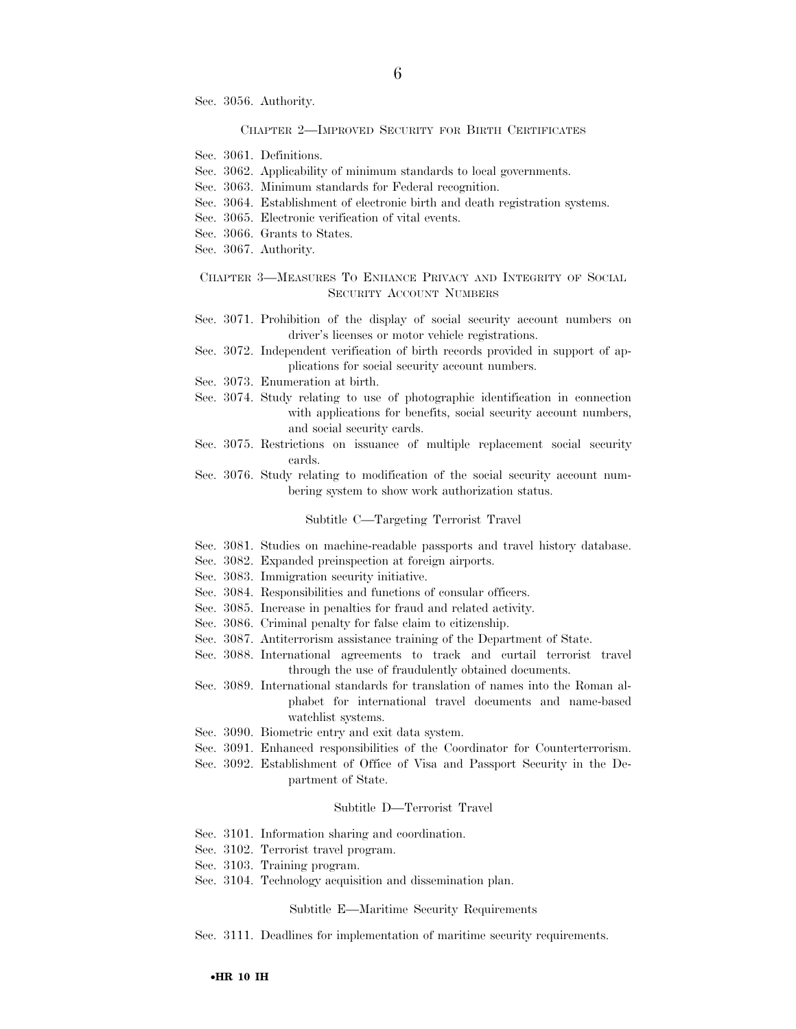Sec. 3056. Authority.

CHAPTER 2—IMPROVED SECURITY FOR BIRTH CERTIFICATES

Sec. 3061. Definitions.
Sec. 3062. Applicability of minimum standards to local governments.
Sec. 3063. Minimum standards for Federal recognition.
Sec. 3064. Establishment of electronic birth and death registration systems.
Sec. 3065. Electronic verification of vital events.
Sec. 3066. Grants to States.
Sec. 3067. Authority.

CHAPTER 3—MEASURES TO ENHANCE PRIVACY AND INTEGRITY OF SOCIAL SECURITY ACCOUNT NUMBERS

Sec. 3071. Prohibition of the display of social security account numbers on driver's licenses or motor vehicle registrations.
Sec. 3072. Independent verification of birth records provided in support of applications for social security account numbers.
Sec. 3073. Enumeration at birth.
Sec. 3074. Study relating to use of photographic identification in connection with applications for benefits, social security account numbers, and social security cards.
Sec. 3075. Restrictions on issuance of multiple replacement social security cards.
Sec. 3076. Study relating to modification of the social security account numbering system to show work authorization status.

Subtitle C—Targeting Terrorist Travel

Sec. 3081. Studies on machine-readable passports and travel history database.
Sec. 3082. Expanded preinspection at foreign airports.
Sec. 3083. Immigration security initiative.
Sec. 3084. Responsibilities and functions of consular officers.
Sec. 3085. Increase in penalties for fraud and related activity.
Sec. 3086. Criminal penalty for false claim to citizenship.
Sec. 3087. Antiterrorism assistance training of the Department of State.
Sec. 3088. International agreements to track and curtail terrorist travel through the use of fraudulently obtained documents.
Sec. 3089. International standards for translation of names into the Roman alphabet for international travel documents and name-based watchlist systems.
Sec. 3090. Biometric entry and exit data system.
Sec. 3091. Enhanced responsibilities of the Coordinator for Counterterrorism.
Sec. 3092. Establishment of Office of Visa and Passport Security in the Department of State.

Subtitle D—Terrorist Travel

Sec. 3101. Information sharing and coordination.
Sec. 3102. Terrorist travel program.
Sec. 3103. Training program.
Sec. 3104. Technology acquisition and dissemination plan.

Subtitle E—Maritime Security Requirements

Sec. 3111. Deadlines for implementation of maritime security requirements.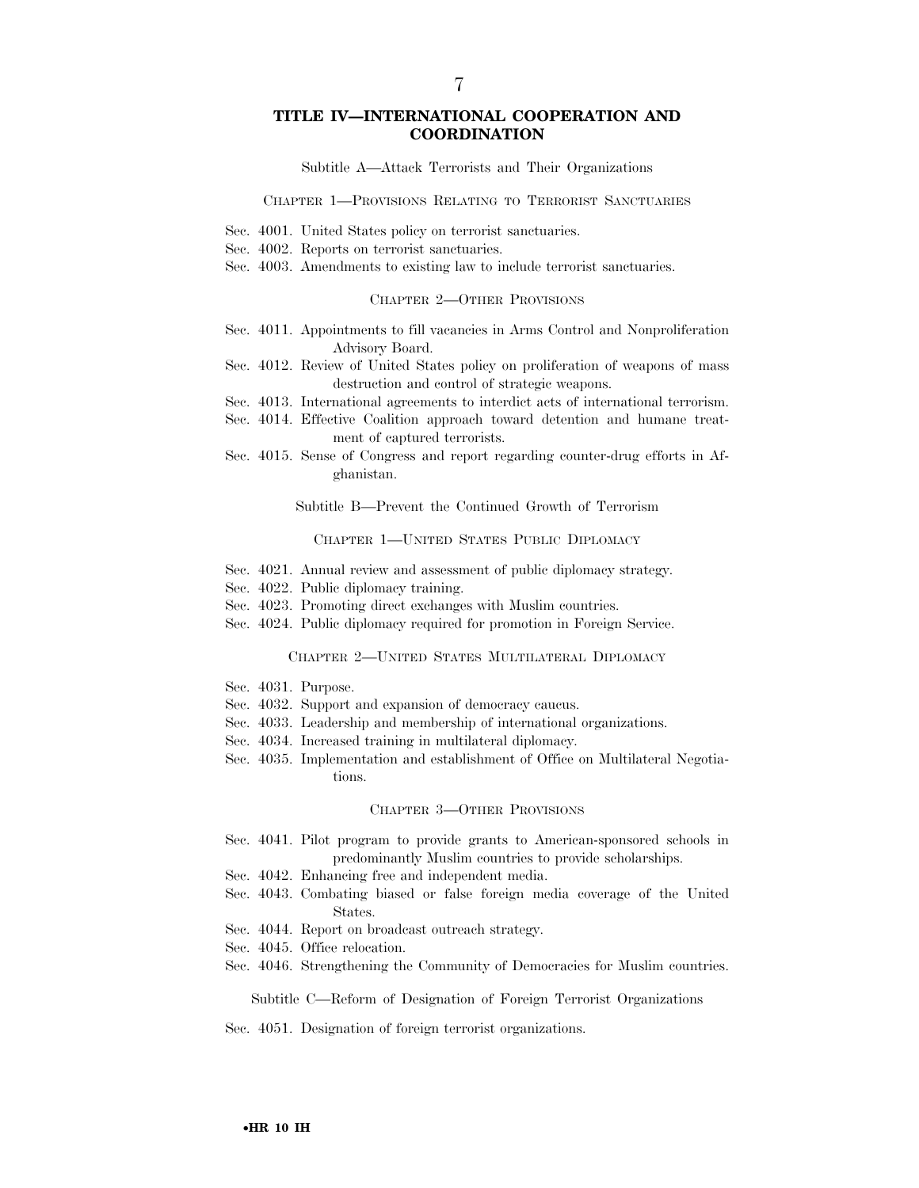## TITLE IV—INTERNATIONAL COOPERATION AND COORDINATION

Subtitle A—Attack Terrorists and Their Organizations

CHAPTER 1—PROVISIONS RELATING TO TERRORIST SANCTUARIES

Sec. 4001. United States policy on terrorist sanctuaries.
Sec. 4002. Reports on terrorist sanctuaries.
Sec. 4003. Amendments to existing law to include terrorist sanctuaries.

CHAPTER 2—OTHER PROVISIONS

Sec. 4011. Appointments to fill vacancies in Arms Control and Nonproliferation Advisory Board.
Sec. 4012. Review of United States policy on proliferation of weapons of mass destruction and control of strategic weapons.
Sec. 4013. International agreements to interdict acts of international terrorism.
Sec. 4014. Effective Coalition approach toward detention and humane treatment of captured terrorists.
Sec. 4015. Sense of Congress and report regarding counter-drug efforts in Afghanistan.

Subtitle B—Prevent the Continued Growth of Terrorism

CHAPTER 1—UNITED STATES PUBLIC DIPLOMACY

Sec. 4021. Annual review and assessment of public diplomacy strategy.
Sec. 4022. Public diplomacy training.
Sec. 4023. Promoting direct exchanges with Muslim countries.
Sec. 4024. Public diplomacy required for promotion in Foreign Service.

CHAPTER 2—UNITED STATES MULTILATERAL DIPLOMACY

Sec. 4031. Purpose.
Sec. 4032. Support and expansion of democracy caucus.
Sec. 4033. Leadership and membership of international organizations.
Sec. 4034. Increased training in multilateral diplomacy.
Sec. 4035. Implementation and establishment of Office on Multilateral Negotiations.

CHAPTER 3—OTHER PROVISIONS

Sec. 4041. Pilot program to provide grants to American-sponsored schools in predominantly Muslim countries to provide scholarships.
Sec. 4042. Enhancing free and independent media.
Sec. 4043. Combating biased or false foreign media coverage of the United States.
Sec. 4044. Report on broadcast outreach strategy.
Sec. 4045. Office relocation.
Sec. 4046. Strengthening the Community of Democracies for Muslim countries.

Subtitle C—Reform of Designation of Foreign Terrorist Organizations

Sec. 4051. Designation of foreign terrorist organizations.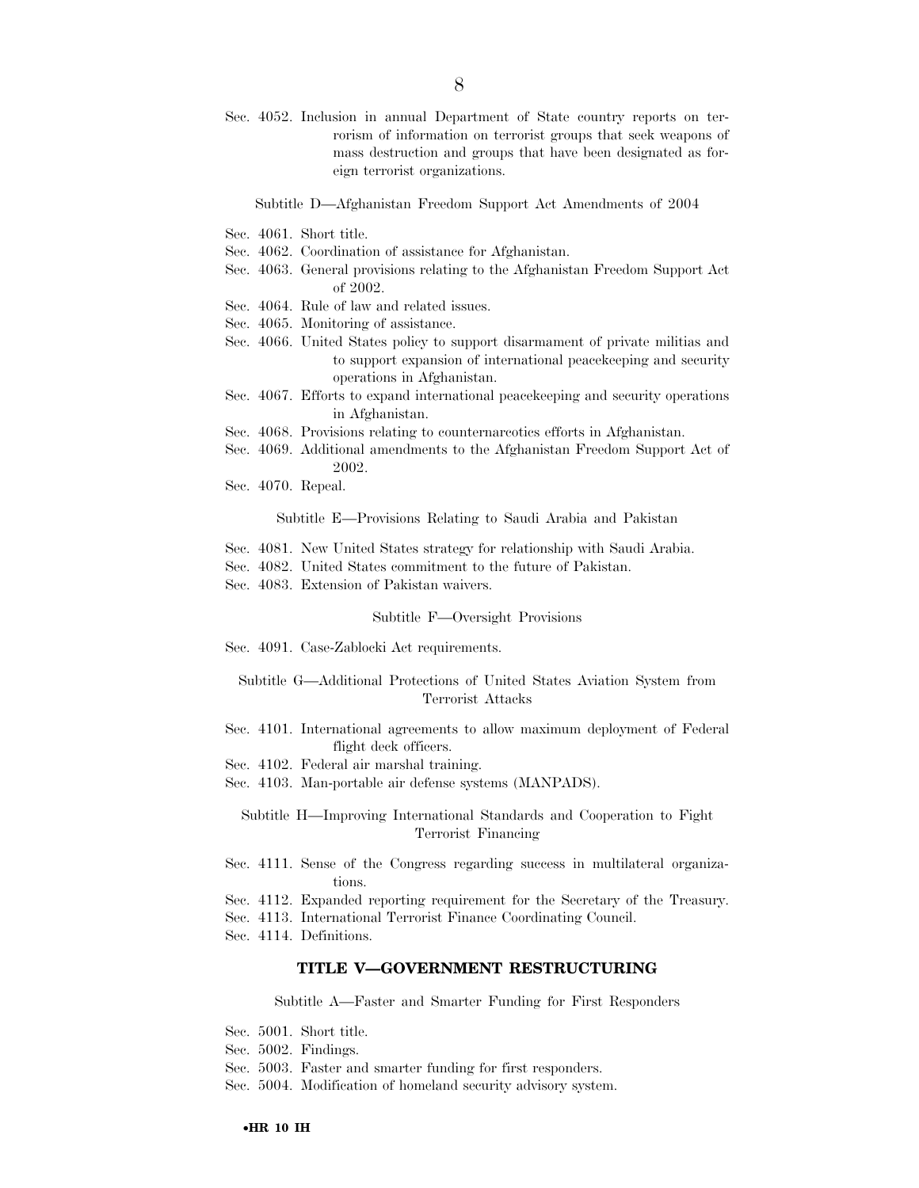Sec. 4052. Inclusion in annual Department of State country reports on terrorism of information on terrorist groups that seek weapons of mass destruction and groups that have been designated as foreign terrorist organizations.

Subtitle D—Afghanistan Freedom Support Act Amendments of 2004

Sec. 4061. Short title.
Sec. 4062. Coordination of assistance for Afghanistan.
Sec. 4063. General provisions relating to the Afghanistan Freedom Support Act of 2002.
Sec. 4064. Rule of law and related issues.
Sec. 4065. Monitoring of assistance.
Sec. 4066. United States policy to support disarmament of private militias and to support expansion of international peacekeeping and security operations in Afghanistan.
Sec. 4067. Efforts to expand international peacekeeping and security operations in Afghanistan.
Sec. 4068. Provisions relating to counternarcotics efforts in Afghanistan.
Sec. 4069. Additional amendments to the Afghanistan Freedom Support Act of 2002.
Sec. 4070. Repeal.

Subtitle E—Provisions Relating to Saudi Arabia and Pakistan

Sec. 4081. New United States strategy for relationship with Saudi Arabia.
Sec. 4082. United States commitment to the future of Pakistan.
Sec. 4083. Extension of Pakistan waivers.

Subtitle F—Oversight Provisions

Sec. 4091. Case-Zablocki Act requirements.

Subtitle G—Additional Protections of United States Aviation System from Terrorist Attacks

Sec. 4101. International agreements to allow maximum deployment of Federal flight deck officers.
Sec. 4102. Federal air marshal training.
Sec. 4103. Man-portable air defense systems (MANPADS).

Subtitle H—Improving International Standards and Cooperation to Fight Terrorist Financing

Sec. 4111. Sense of the Congress regarding success in multilateral organizations.
Sec. 4112. Expanded reporting requirement for the Secretary of the Treasury.
Sec. 4113. International Terrorist Finance Coordinating Council.
Sec. 4114. Definitions.

## TITLE V—GOVERNMENT RESTRUCTURING

Subtitle A—Faster and Smarter Funding for First Responders

Sec. 5001. Short title.
Sec. 5002. Findings.
Sec. 5003. Faster and smarter funding for first responders.
Sec. 5004. Modification of homeland security advisory system.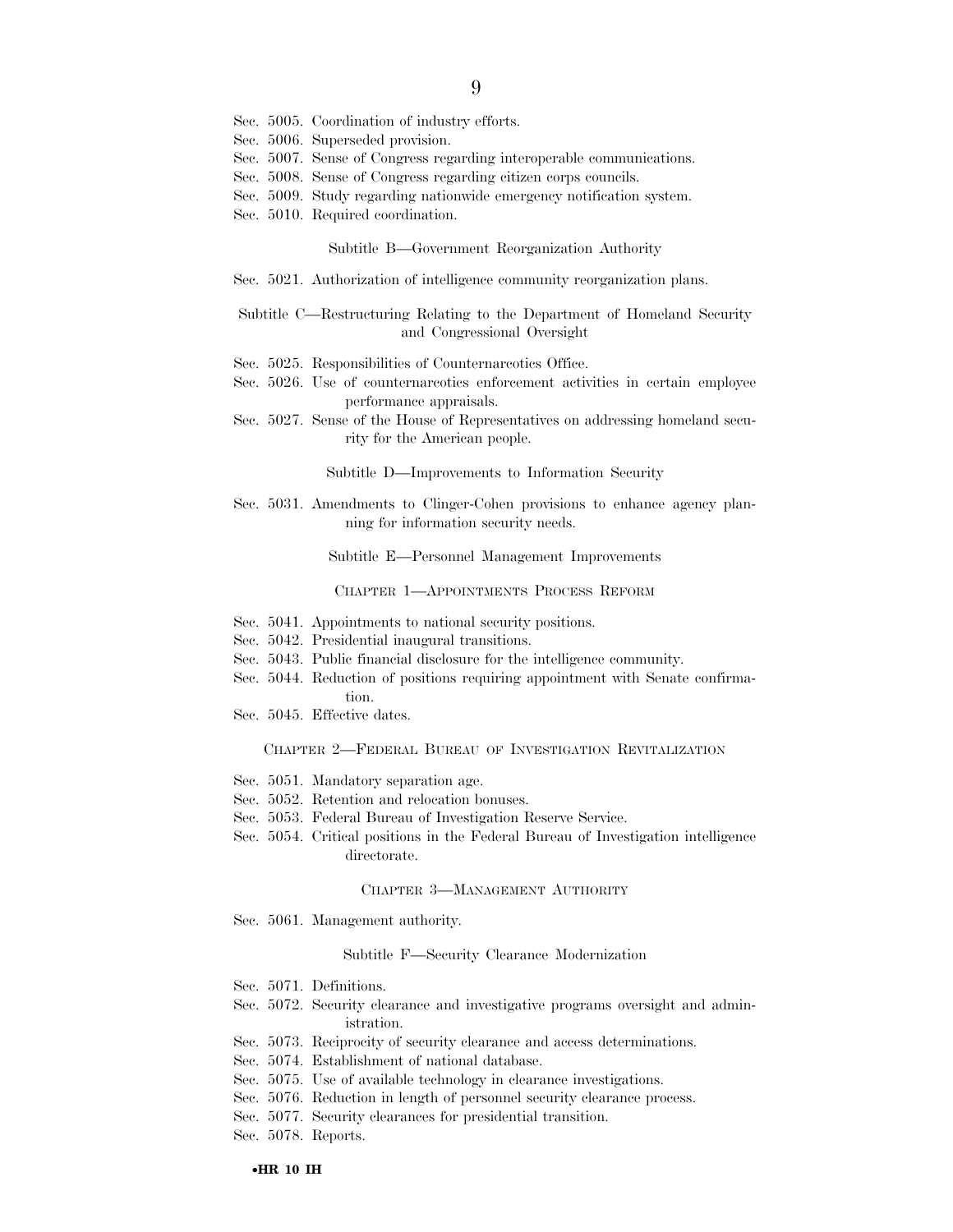Sec. 5005. Coordination of industry efforts.
Sec. 5006. Superseded provision.
Sec. 5007. Sense of Congress regarding interoperable communications.
Sec. 5008. Sense of Congress regarding citizen corps councils.
Sec. 5009. Study regarding nationwide emergency notification system.
Sec. 5010. Required coordination.

Subtitle B—Government Reorganization Authority

Sec. 5021. Authorization of intelligence community reorganization plans.

Subtitle C—Restructuring Relating to the Department of Homeland Security and Congressional Oversight

Sec. 5025. Responsibilities of Counternarcotics Office.
Sec. 5026. Use of counternarcotics enforcement activities in certain employee performance appraisals.
Sec. 5027. Sense of the House of Representatives on addressing homeland security for the American people.

Subtitle D—Improvements to Information Security

Sec. 5031. Amendments to Clinger-Cohen provisions to enhance agency planning for information security needs.

Subtitle E—Personnel Management Improvements

CHAPTER 1—APPOINTMENTS PROCESS REFORM

Sec. 5041. Appointments to national security positions.
Sec. 5042. Presidential inaugural transitions.
Sec. 5043. Public financial disclosure for the intelligence community.
Sec. 5044. Reduction of positions requiring appointment with Senate confirmation.
Sec. 5045. Effective dates.

CHAPTER 2—FEDERAL BUREAU OF INVESTIGATION REVITALIZATION

Sec. 5051. Mandatory separation age.
Sec. 5052. Retention and relocation bonuses.
Sec. 5053. Federal Bureau of Investigation Reserve Service.
Sec. 5054. Critical positions in the Federal Bureau of Investigation intelligence directorate.

CHAPTER 3—MANAGEMENT AUTHORITY

Sec. 5061. Management authority.

Subtitle F—Security Clearance Modernization

Sec. 5071. Definitions.
Sec. 5072. Security clearance and investigative programs oversight and administration.
Sec. 5073. Reciprocity of security clearance and access determinations.
Sec. 5074. Establishment of national database.
Sec. 5075. Use of available technology in clearance investigations.
Sec. 5076. Reduction in length of personnel security clearance process.
Sec. 5077. Security clearances for presidential transition.
Sec. 5078. Reports.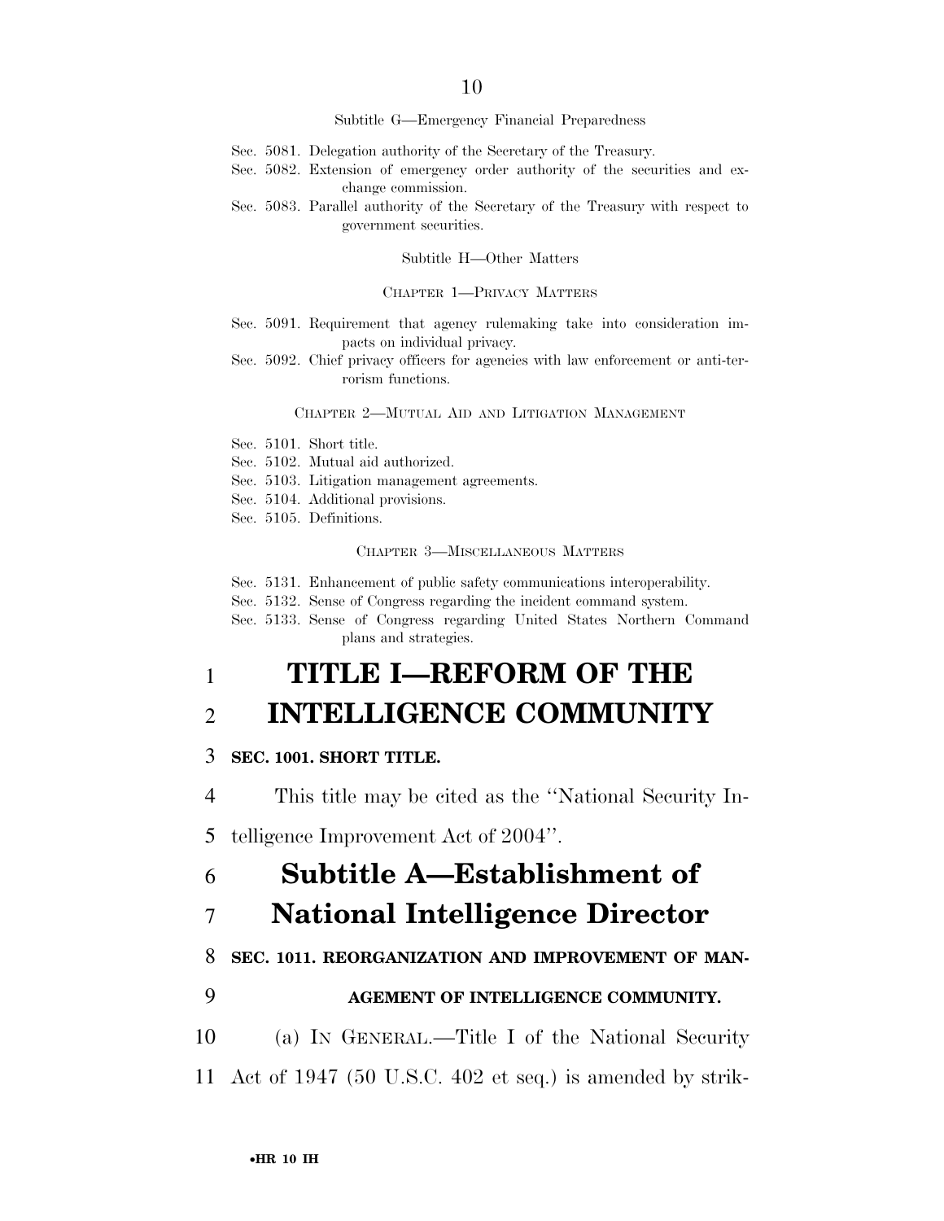Subtitle G—Emergency Financial Preparedness

Sec. 5081. Delegation authority of the Secretary of the Treasury.
Sec. 5082. Extension of emergency order authority of the securities and exchange commission.
Sec. 5083. Parallel authority of the Secretary of the Treasury with respect to government securities.

Subtitle H—Other Matters

CHAPTER 1—PRIVACY MATTERS

Sec. 5091. Requirement that agency rulemaking take into consideration impacts on individual privacy.
Sec. 5092. Chief privacy officers for agencies with law enforcement or anti-terrorism functions.

CHAPTER 2—MUTUAL AID AND LITIGATION MANAGEMENT

Sec. 5101. Short title.
Sec. 5102. Mutual aid authorized.
Sec. 5103. Litigation management agreements.
Sec. 5104. Additional provisions.
Sec. 5105. Definitions.

CHAPTER 3—MISCELLANEOUS MATTERS

Sec. 5131. Enhancement of public safety communications interoperability.
Sec. 5132. Sense of Congress regarding the incident command system.
Sec. 5133. Sense of Congress regarding United States Northern Command plans and strategies.

# TITLE I—REFORM OF THE INTELLIGENCE COMMUNITY

**SEC. 1001. SHORT TITLE.**

This title may be cited as the ''National Security Intelligence Improvement Act of 2004''.

## Subtitle A—Establishment of National Intelligence Director

**SEC. 1011. REORGANIZATION AND IMPROVEMENT OF MANAGEMENT OF INTELLIGENCE COMMUNITY.**

(a) IN GENERAL.—Title I of the National Security Act of 1947 (50 U.S.C. 402 et seq.) is amended by strik-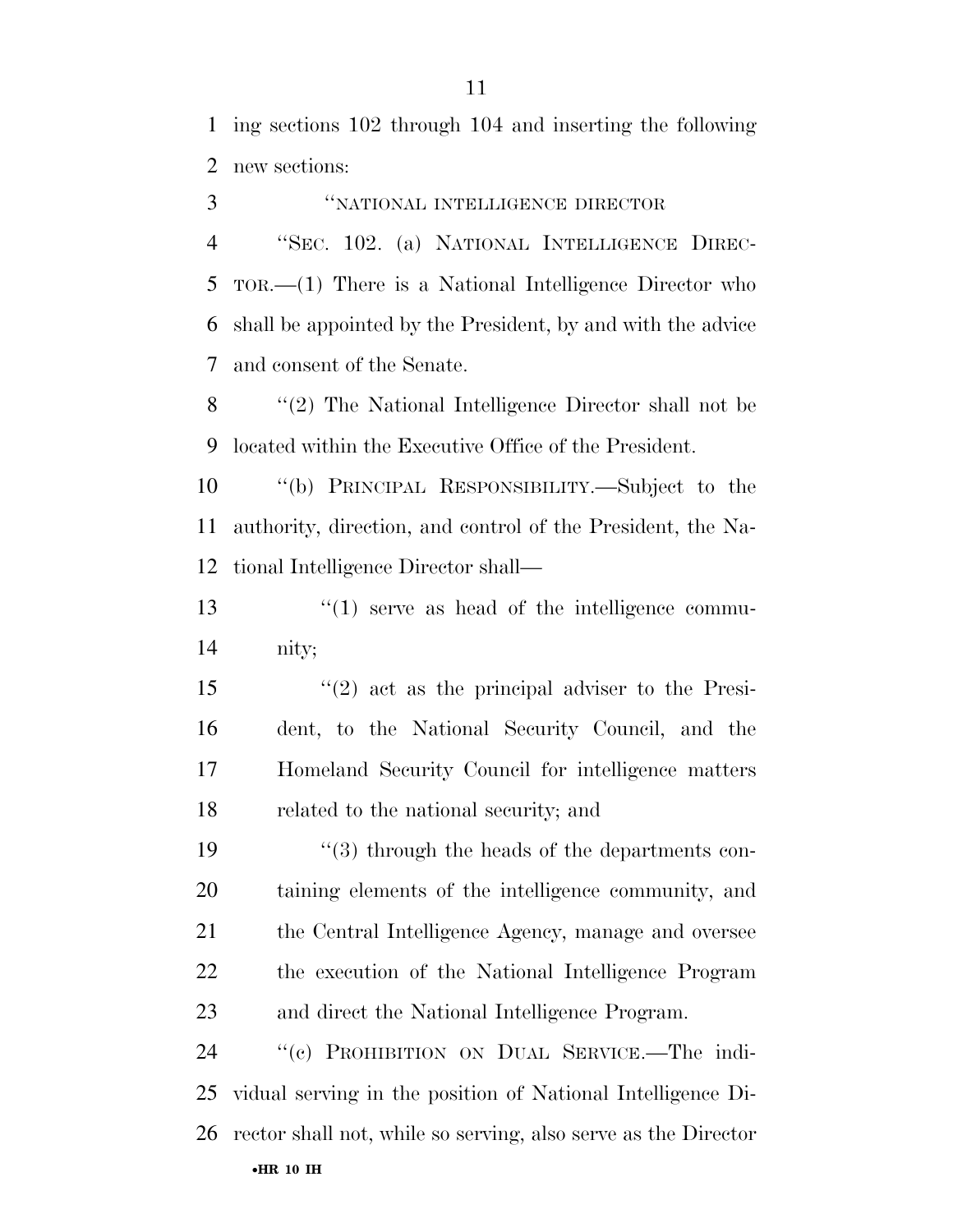ing sections 102 through 104 and inserting the following new sections:

"NATIONAL INTELLIGENCE DIRECTOR

"SEC. 102. (a) NATIONAL INTELLIGENCE DIRECTOR.—(1) There is a National Intelligence Director who shall be appointed by the President, by and with the advice and consent of the Senate.

"(2) The National Intelligence Director shall not be located within the Executive Office of the President.

"(b) PRINCIPAL RESPONSIBILITY.—Subject to the authority, direction, and control of the President, the National Intelligence Director shall—

"(1) serve as head of the intelligence community;

"(2) act as the principal adviser to the President, to the National Security Council, and the Homeland Security Council for intelligence matters related to the national security; and

"(3) through the heads of the departments containing elements of the intelligence community, and the Central Intelligence Agency, manage and oversee the execution of the National Intelligence Program and direct the National Intelligence Program.

"(c) PROHIBITION ON DUAL SERVICE.—The individual serving in the position of National Intelligence Director shall not, while so serving, also serve as the Director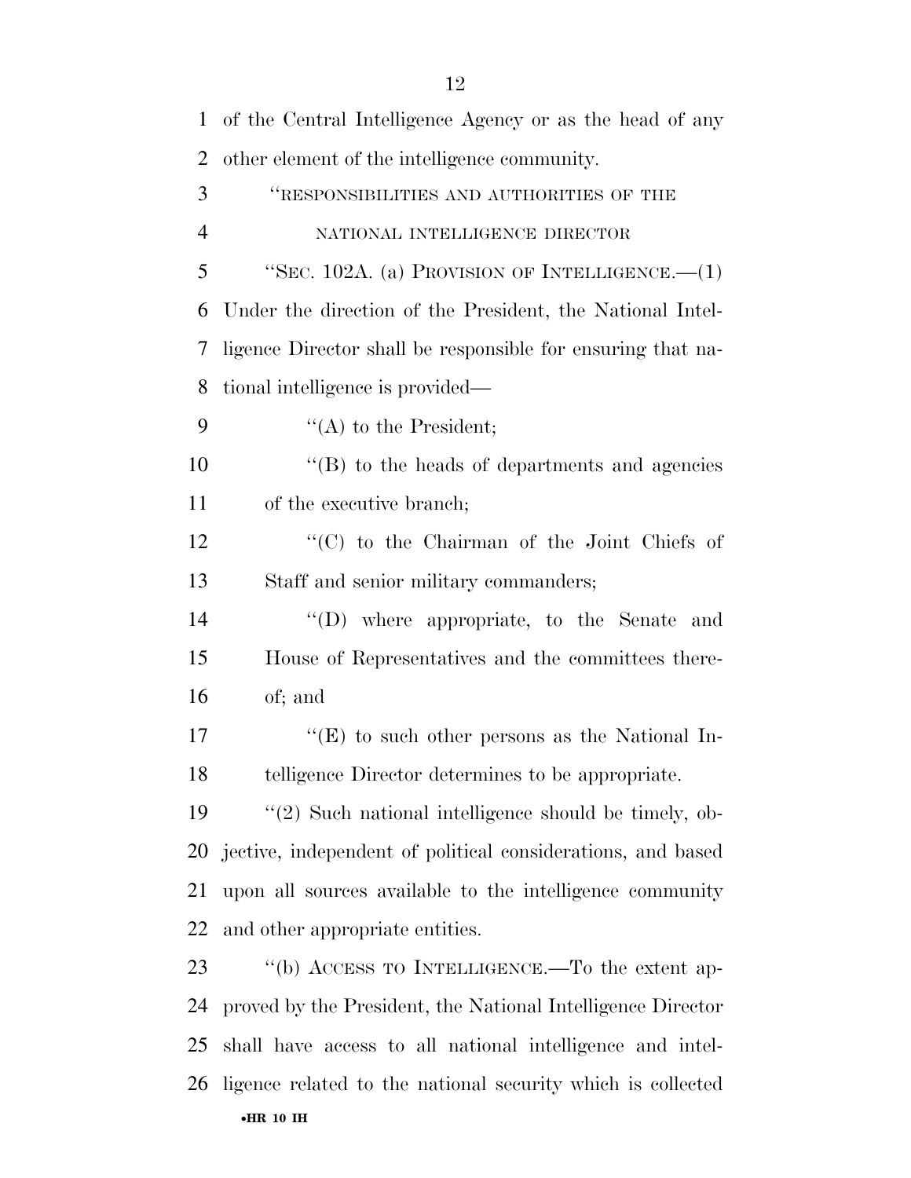of the Central Intelligence Agency or as the head of any other element of the intelligence community.

''RESPONSIBILITIES AND AUTHORITIES OF THE NATIONAL INTELLIGENCE DIRECTOR

''SEC. 102A. (a) PROVISION OF INTELLIGENCE.—(1) Under the direction of the President, the National Intelligence Director shall be responsible for ensuring that national intelligence is provided—

''(A) to the President;

''(B) to the heads of departments and agencies of the executive branch;

''(C) to the Chairman of the Joint Chiefs of Staff and senior military commanders;

''(D) where appropriate, to the Senate and House of Representatives and the committees thereof; and

''(E) to such other persons as the National Intelligence Director determines to be appropriate.

''(2) Such national intelligence should be timely, objective, independent of political considerations, and based upon all sources available to the intelligence community and other appropriate entities.

''(b) ACCESS TO INTELLIGENCE.—To the extent approved by the President, the National Intelligence Director shall have access to all national intelligence and intelligence related to the national security which is collected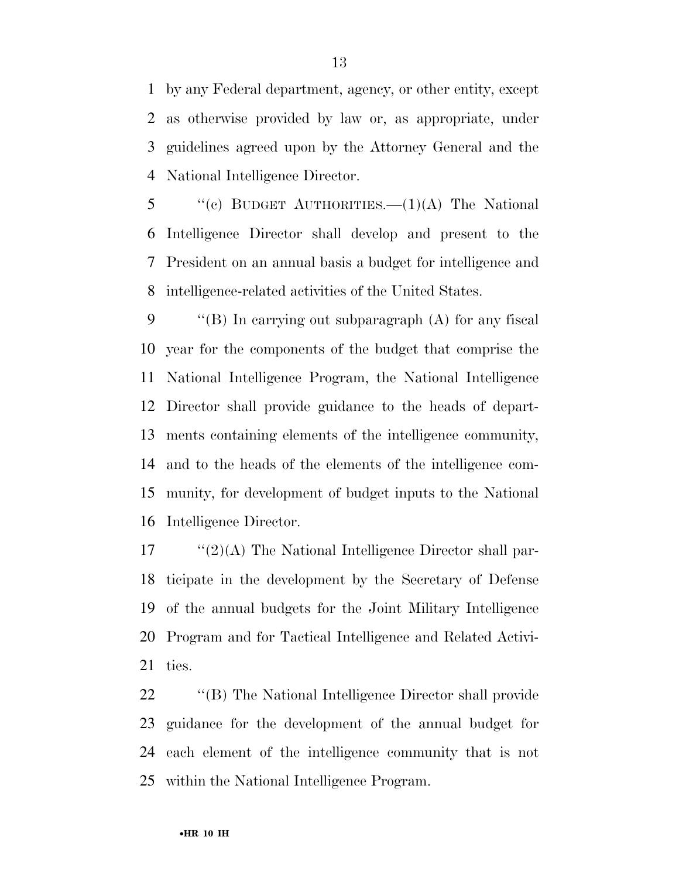by any Federal department, agency, or other entity, except as otherwise provided by law or, as appropriate, under guidelines agreed upon by the Attorney General and the National Intelligence Director.

''(c) BUDGET AUTHORITIES.—(1)(A) The National Intelligence Director shall develop and present to the President on an annual basis a budget for intelligence and intelligence-related activities of the United States.

''(B) In carrying out subparagraph (A) for any fiscal year for the components of the budget that comprise the National Intelligence Program, the National Intelligence Director shall provide guidance to the heads of departments containing elements of the intelligence community, and to the heads of the elements of the intelligence community, for development of budget inputs to the National Intelligence Director.

''(2)(A) The National Intelligence Director shall participate in the development by the Secretary of Defense of the annual budgets for the Joint Military Intelligence Program and for Tactical Intelligence and Related Activities.

''(B) The National Intelligence Director shall provide guidance for the development of the annual budget for each element of the intelligence community that is not within the National Intelligence Program.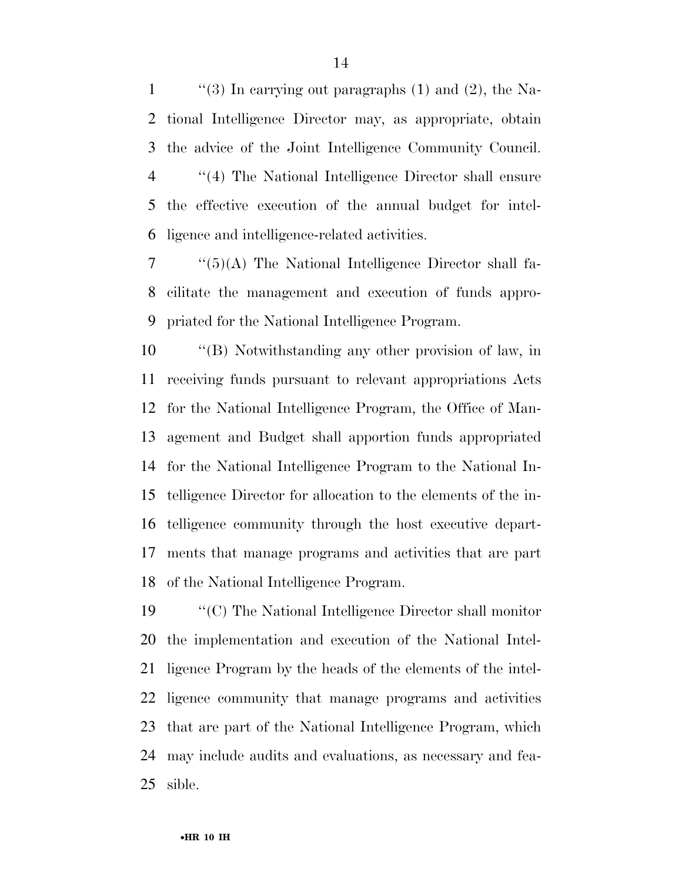''(3) In carrying out paragraphs (1) and (2), the National Intelligence Director may, as appropriate, obtain the advice of the Joint Intelligence Community Council.

''(4) The National Intelligence Director shall ensure the effective execution of the annual budget for intelligence and intelligence-related activities.

''(5)(A) The National Intelligence Director shall facilitate the management and execution of funds appropriated for the National Intelligence Program.

''(B) Notwithstanding any other provision of law, in receiving funds pursuant to relevant appropriations Acts for the National Intelligence Program, the Office of Management and Budget shall apportion funds appropriated for the National Intelligence Program to the National Intelligence Director for allocation to the elements of the intelligence community through the host executive departments that manage programs and activities that are part of the National Intelligence Program.

''(C) The National Intelligence Director shall monitor the implementation and execution of the National Intelligence Program by the heads of the elements of the intelligence community that manage programs and activities that are part of the National Intelligence Program, which may include audits and evaluations, as necessary and feasible.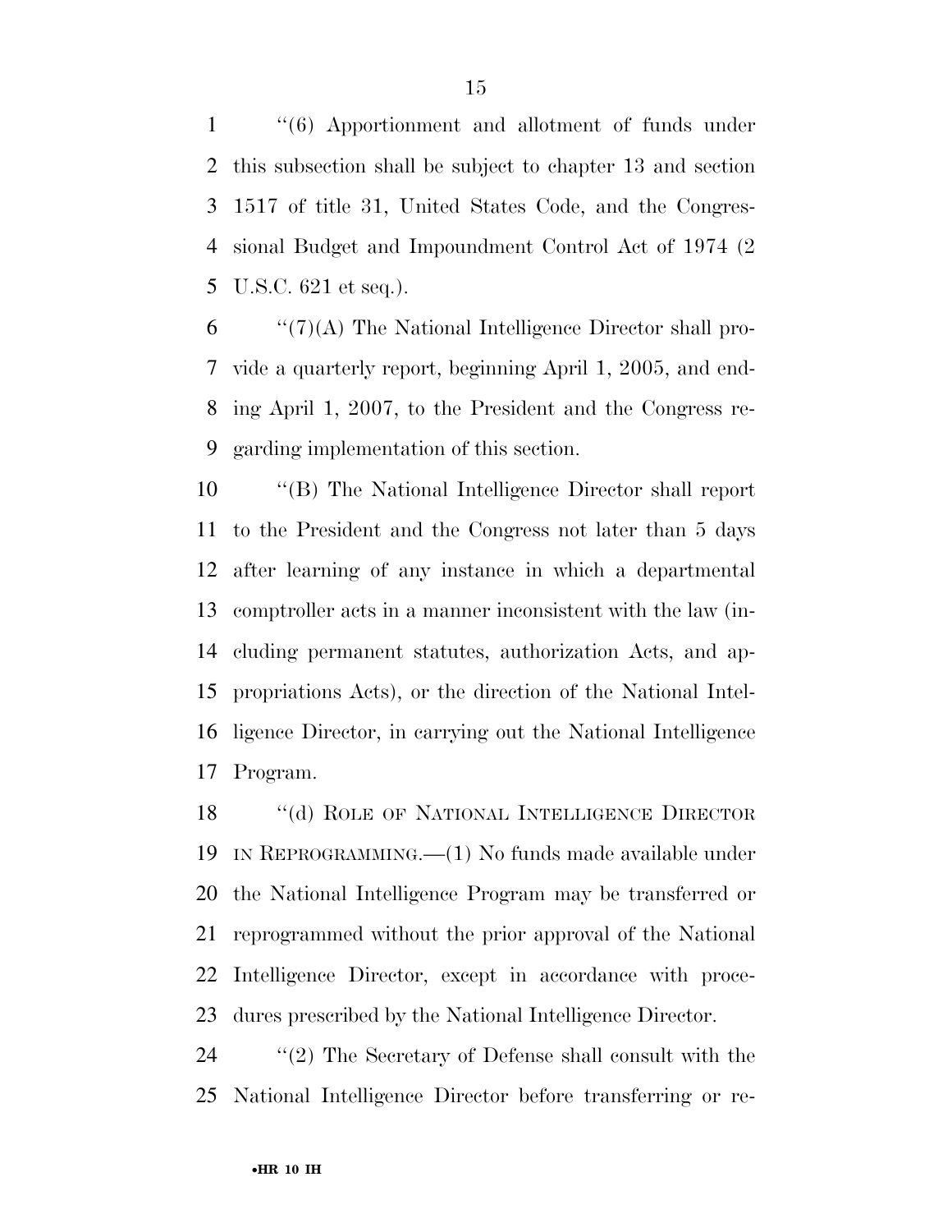''(6) Apportionment and allotment of funds under this subsection shall be subject to chapter 13 and section 1517 of title 31, United States Code, and the Congressional Budget and Impoundment Control Act of 1974 (2 U.S.C. 621 et seq.).

''(7)(A) The National Intelligence Director shall provide a quarterly report, beginning April 1, 2005, and ending April 1, 2007, to the President and the Congress regarding implementation of this section.

''(B) The National Intelligence Director shall report to the President and the Congress not later than 5 days after learning of any instance in which a departmental comptroller acts in a manner inconsistent with the law (including permanent statutes, authorization Acts, and appropriations Acts), or the direction of the National Intelligence Director, in carrying out the National Intelligence Program.

''(d) ROLE OF NATIONAL INTELLIGENCE DIRECTOR IN REPROGRAMMING.—(1) No funds made available under the National Intelligence Program may be transferred or reprogrammed without the prior approval of the National Intelligence Director, except in accordance with procedures prescribed by the National Intelligence Director.

''(2) The Secretary of Defense shall consult with the National Intelligence Director before transferring or re-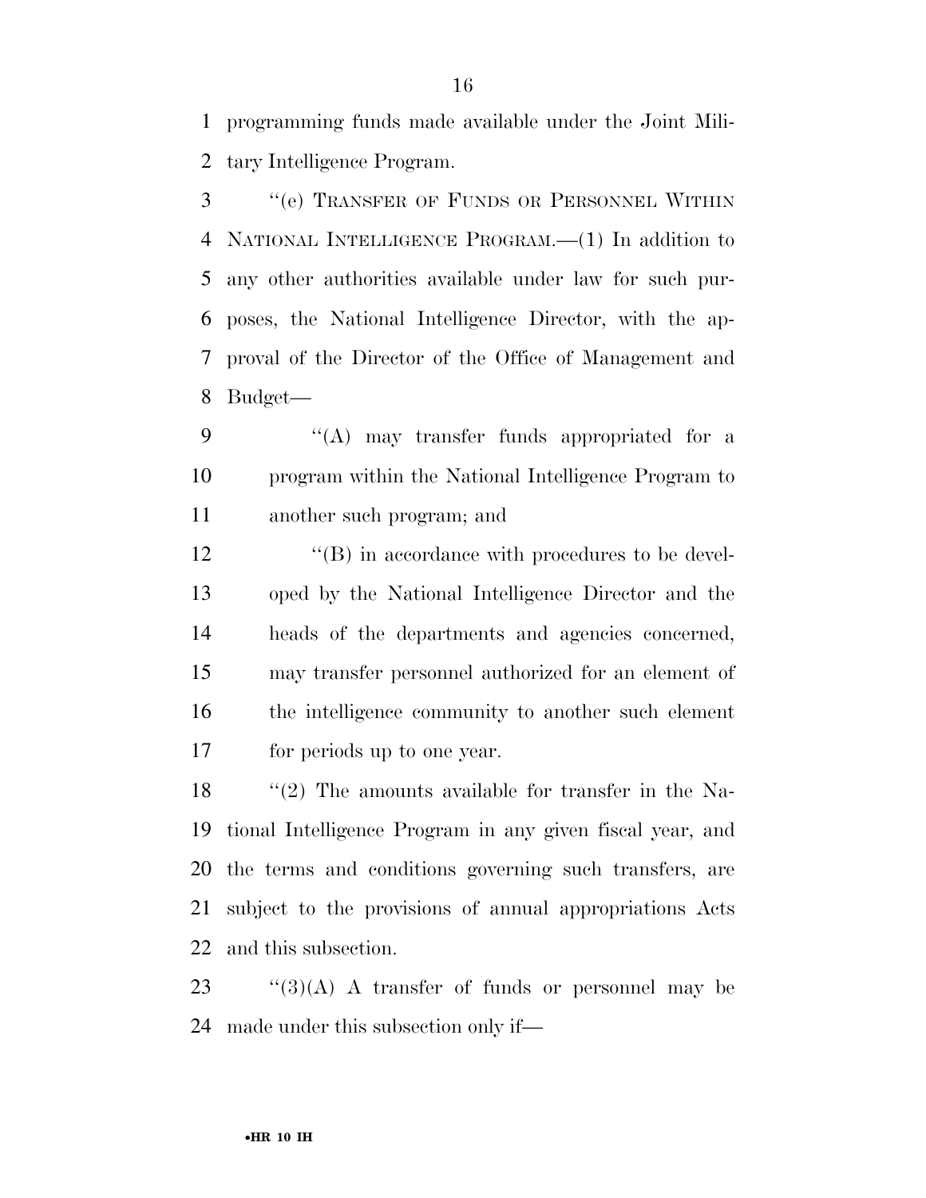programming funds made available under the Joint Military Intelligence Program.

"(e) TRANSFER OF FUNDS OR PERSONNEL WITHIN NATIONAL INTELLIGENCE PROGRAM.—(1) In addition to any other authorities available under law for such purposes, the National Intelligence Director, with the approval of the Director of the Office of Management and Budget—

"(A) may transfer funds appropriated for a program within the National Intelligence Program to another such program; and

"(B) in accordance with procedures to be developed by the National Intelligence Director and the heads of the departments and agencies concerned, may transfer personnel authorized for an element of the intelligence community to another such element for periods up to one year.

"(2) The amounts available for transfer in the National Intelligence Program in any given fiscal year, and the terms and conditions governing such transfers, are subject to the provisions of annual appropriations Acts and this subsection.

"(3)(A) A transfer of funds or personnel may be made under this subsection only if—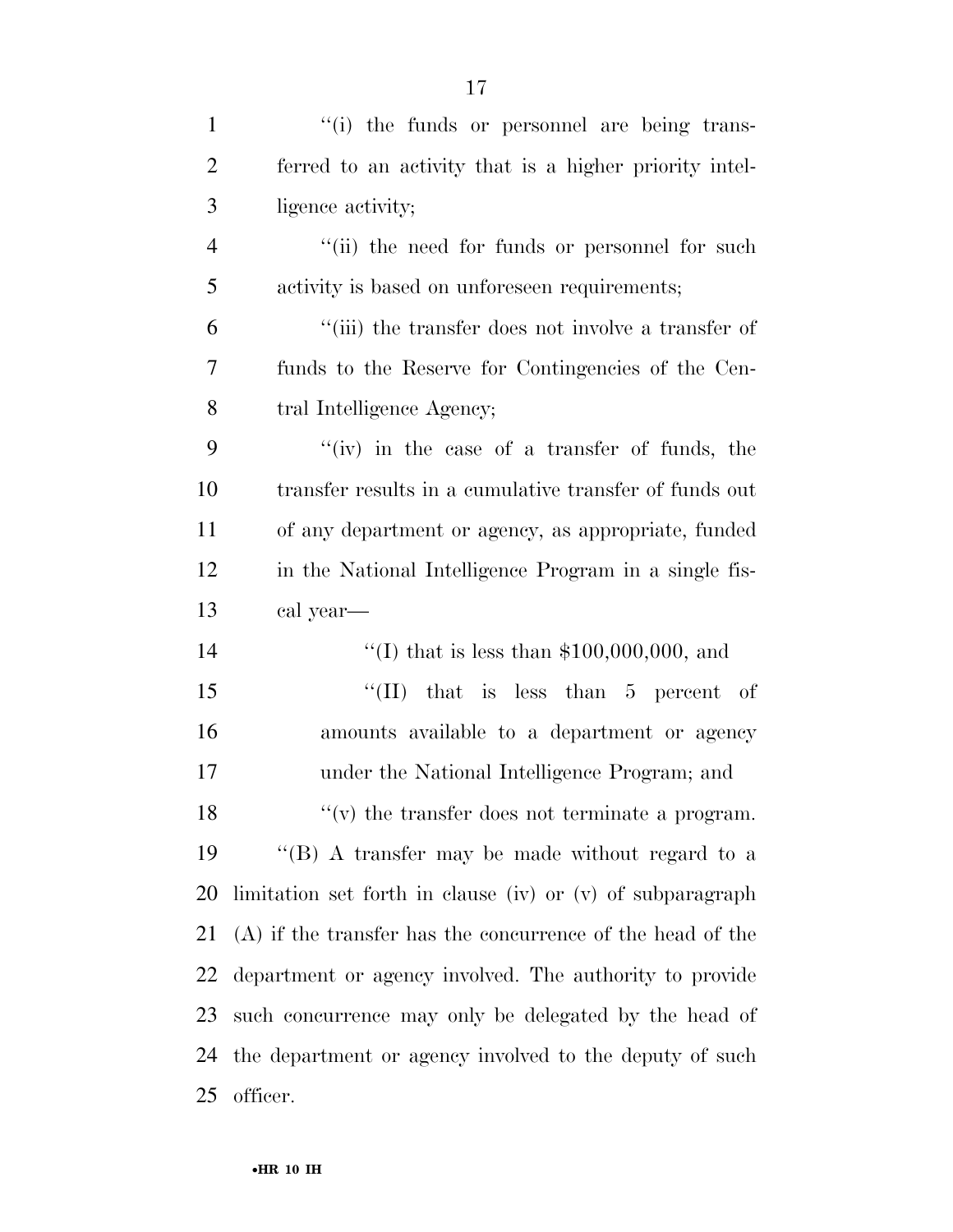''(i) the funds or personnel are being transferred to an activity that is a higher priority intelligence activity;

''(ii) the need for funds or personnel for such activity is based on unforeseen requirements;

''(iii) the transfer does not involve a transfer of funds to the Reserve for Contingencies of the Central Intelligence Agency;

''(iv) in the case of a transfer of funds, the transfer results in a cumulative transfer of funds out of any department or agency, as appropriate, funded in the National Intelligence Program in a single fiscal year—

''(I) that is less than $100,000,000, and

''(II) that is less than 5 percent of amounts available to a department or agency under the National Intelligence Program; and

''(v) the transfer does not terminate a program.

''(B) A transfer may be made without regard to a limitation set forth in clause (iv) or (v) of subparagraph (A) if the transfer has the concurrence of the head of the department or agency involved. The authority to provide such concurrence may only be delegated by the head of the department or agency involved to the deputy of such officer.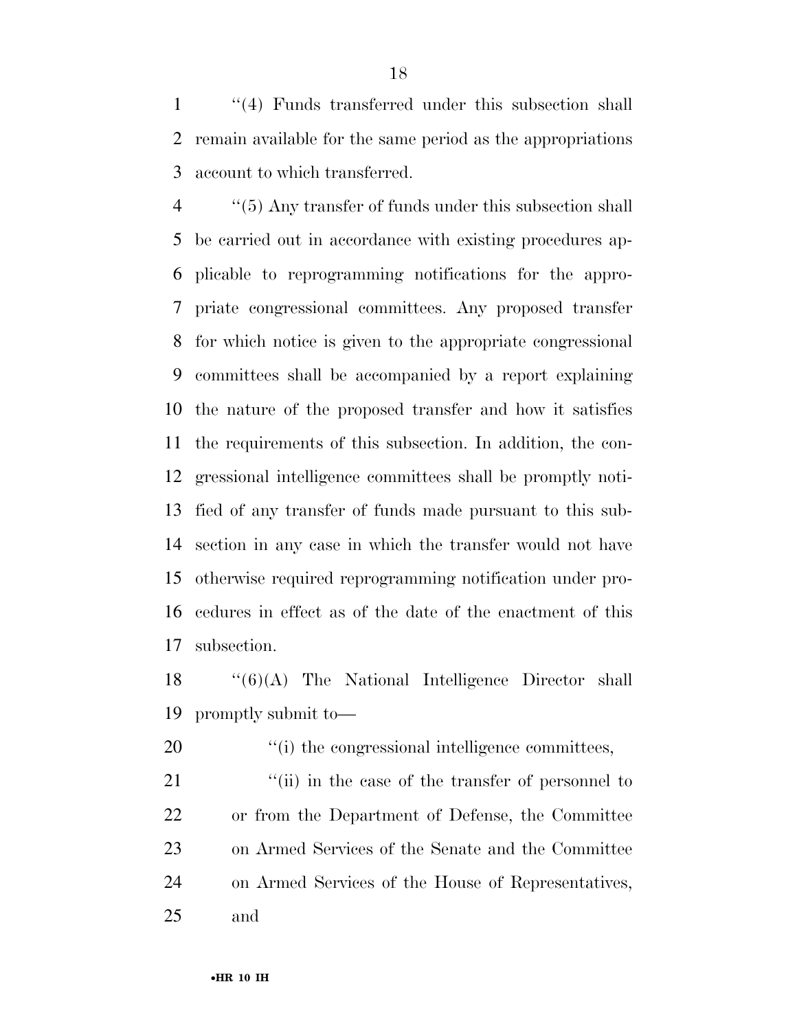''(4) Funds transferred under this subsection shall remain available for the same period as the appropriations account to which transferred.

''(5) Any transfer of funds under this subsection shall be carried out in accordance with existing procedures applicable to reprogramming notifications for the appropriate congressional committees. Any proposed transfer for which notice is given to the appropriate congressional committees shall be accompanied by a report explaining the nature of the proposed transfer and how it satisfies the requirements of this subsection. In addition, the congressional intelligence committees shall be promptly notified of any transfer of funds made pursuant to this subsection in any case in which the transfer would not have otherwise required reprogramming notification under procedures in effect as of the date of the enactment of this subsection.

''(6)(A) The National Intelligence Director shall promptly submit to—

''(i) the congressional intelligence committees,

''(ii) in the case of the transfer of personnel to or from the Department of Defense, the Committee on Armed Services of the Senate and the Committee on Armed Services of the House of Representatives, and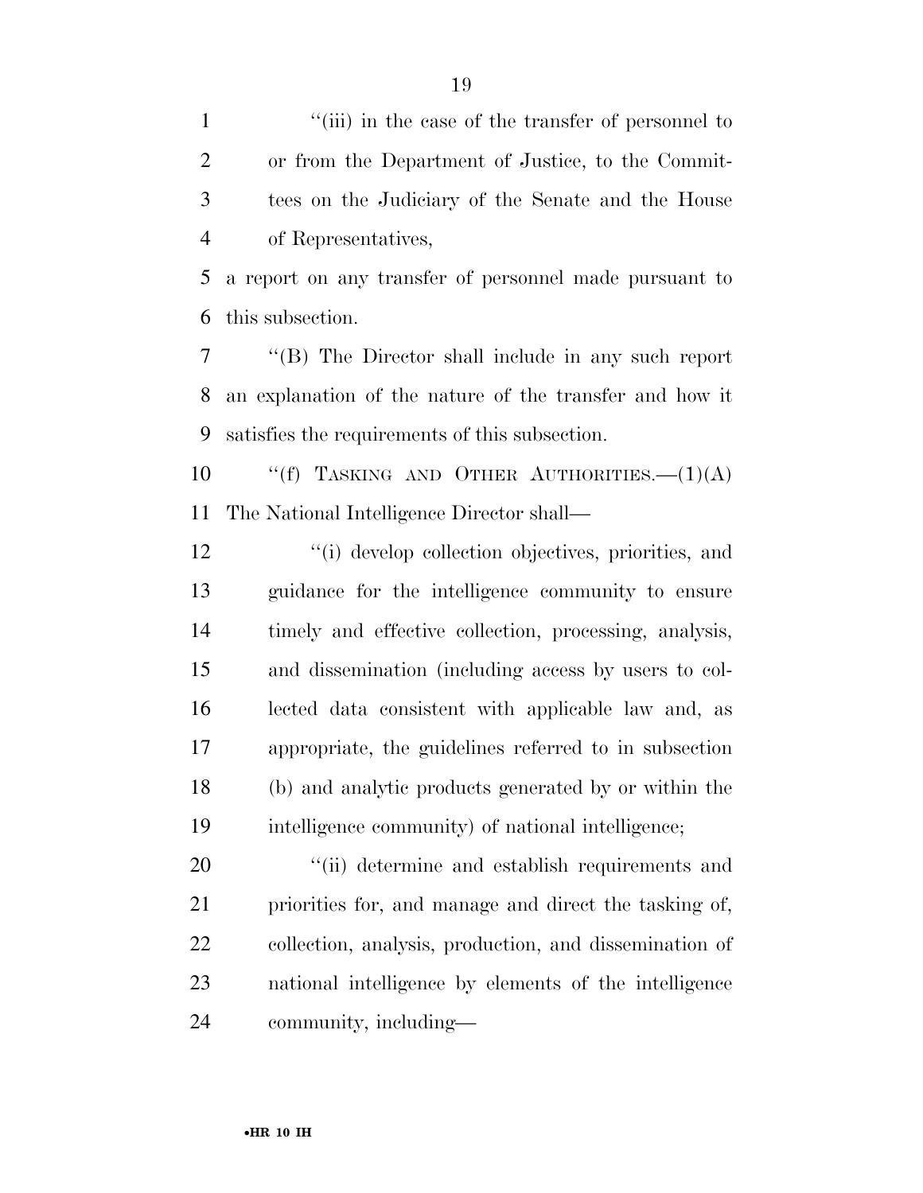''(iii) in the case of the transfer of personnel to or from the Department of Justice, to the Committees on the Judiciary of the Senate and the House of Representatives,

a report on any transfer of personnel made pursuant to this subsection.

''(B) The Director shall include in any such report an explanation of the nature of the transfer and how it satisfies the requirements of this subsection.

''(f) TASKING AND OTHER AUTHORITIES.—(1)(A) The National Intelligence Director shall—

''(i) develop collection objectives, priorities, and guidance for the intelligence community to ensure timely and effective collection, processing, analysis, and dissemination (including access by users to collected data consistent with applicable law and, as appropriate, the guidelines referred to in subsection (b) and analytic products generated by or within the intelligence community) of national intelligence;

''(ii) determine and establish requirements and priorities for, and manage and direct the tasking of, collection, analysis, production, and dissemination of national intelligence by elements of the intelligence community, including—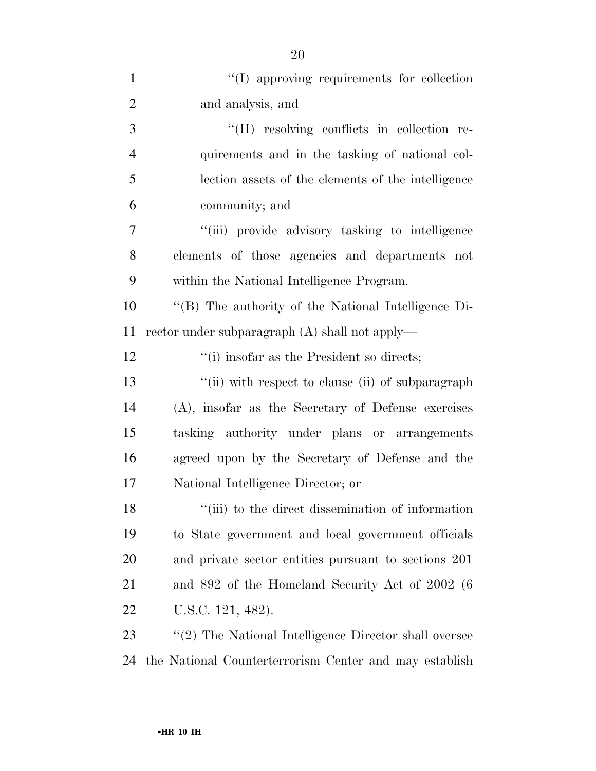''(I) approving requirements for collection and analysis, and

''(II) resolving conflicts in collection requirements and in the tasking of national collection assets of the elements of the intelligence community; and

''(iii) provide advisory tasking to intelligence elements of those agencies and departments not within the National Intelligence Program.

''(B) The authority of the National Intelligence Director under subparagraph (A) shall not apply—

''(i) insofar as the President so directs;

''(ii) with respect to clause (ii) of subparagraph (A), insofar as the Secretary of Defense exercises tasking authority under plans or arrangements agreed upon by the Secretary of Defense and the National Intelligence Director; or

''(iii) to the direct dissemination of information to State government and local government officials and private sector entities pursuant to sections 201 and 892 of the Homeland Security Act of 2002 (6 U.S.C. 121, 482).

''(2) The National Intelligence Director shall oversee the National Counterterrorism Center and may establish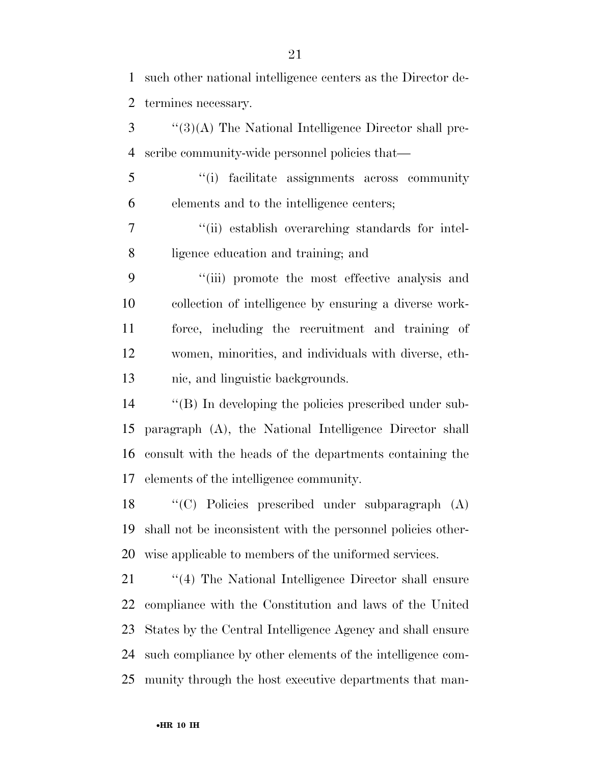such other national intelligence centers as the Director determines necessary.

''(3)(A) The National Intelligence Director shall prescribe community-wide personnel policies that—

''(i) facilitate assignments across community elements and to the intelligence centers;

''(ii) establish overarching standards for intelligence education and training; and

''(iii) promote the most effective analysis and collection of intelligence by ensuring a diverse workforce, including the recruitment and training of women, minorities, and individuals with diverse, ethnic, and linguistic backgrounds.

''(B) In developing the policies prescribed under subparagraph (A), the National Intelligence Director shall consult with the heads of the departments containing the elements of the intelligence community.

''(C) Policies prescribed under subparagraph (A) shall not be inconsistent with the personnel policies otherwise applicable to members of the uniformed services.

''(4) The National Intelligence Director shall ensure compliance with the Constitution and laws of the United States by the Central Intelligence Agency and shall ensure such compliance by other elements of the intelligence community through the host executive departments that man-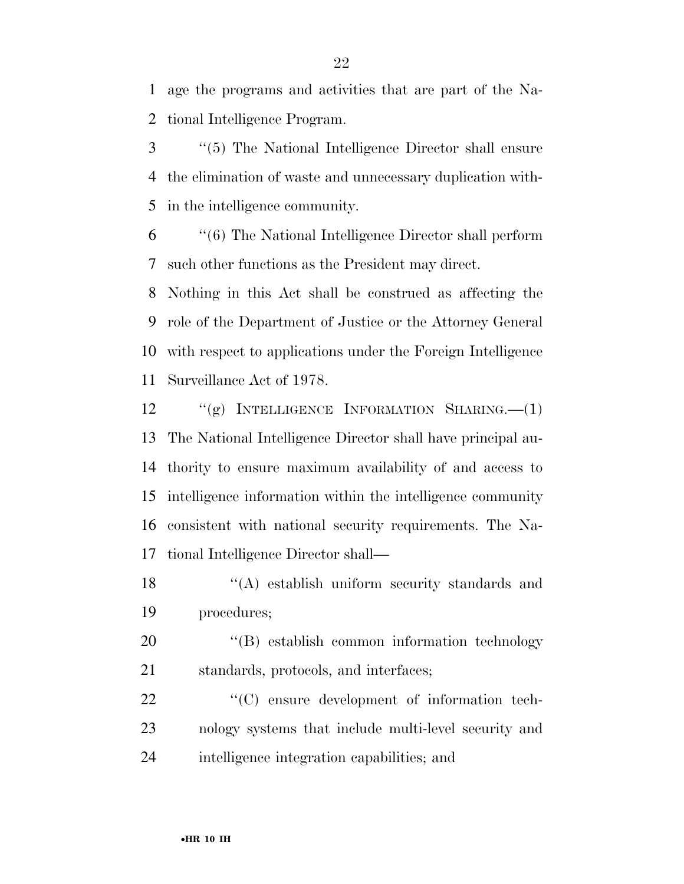age the programs and activities that are part of the National Intelligence Program.

''(5) The National Intelligence Director shall ensure the elimination of waste and unnecessary duplication within the intelligence community.

''(6) The National Intelligence Director shall perform such other functions as the President may direct.

Nothing in this Act shall be construed as affecting the role of the Department of Justice or the Attorney General with respect to applications under the Foreign Intelligence Surveillance Act of 1978.

''(g) INTELLIGENCE INFORMATION SHARING.—(1) The National Intelligence Director shall have principal authority to ensure maximum availability of and access to intelligence information within the intelligence community consistent with national security requirements. The National Intelligence Director shall—

''(A) establish uniform security standards and procedures;

''(B) establish common information technology standards, protocols, and interfaces;

''(C) ensure development of information technology systems that include multi-level security and intelligence integration capabilities; and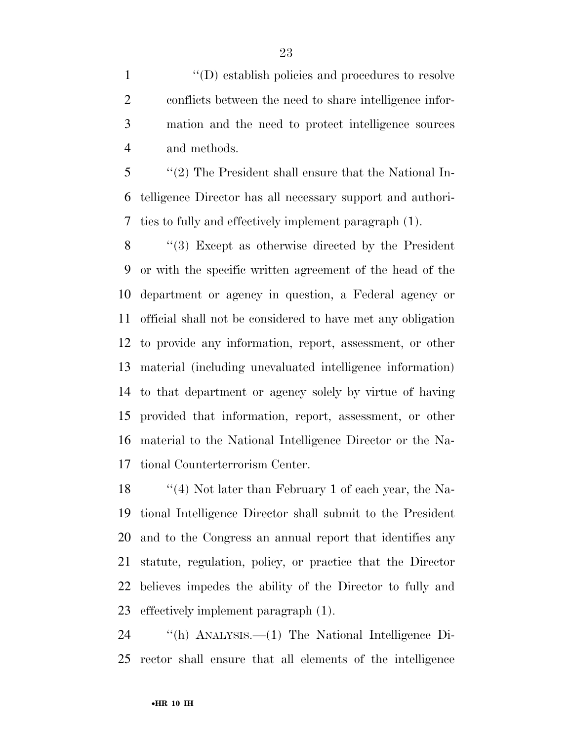''(D) establish policies and procedures to resolve conflicts between the need to share intelligence information and the need to protect intelligence sources and methods.

''(2) The President shall ensure that the National Intelligence Director has all necessary support and authorities to fully and effectively implement paragraph (1).

''(3) Except as otherwise directed by the President or with the specific written agreement of the head of the department or agency in question, a Federal agency or official shall not be considered to have met any obligation to provide any information, report, assessment, or other material (including unevaluated intelligence information) to that department or agency solely by virtue of having provided that information, report, assessment, or other material to the National Intelligence Director or the National Counterterrorism Center.

''(4) Not later than February 1 of each year, the National Intelligence Director shall submit to the President and to the Congress an annual report that identifies any statute, regulation, policy, or practice that the Director believes impedes the ability of the Director to fully and effectively implement paragraph (1).

''(h) ANALYSIS.—(1) The National Intelligence Director shall ensure that all elements of the intelligence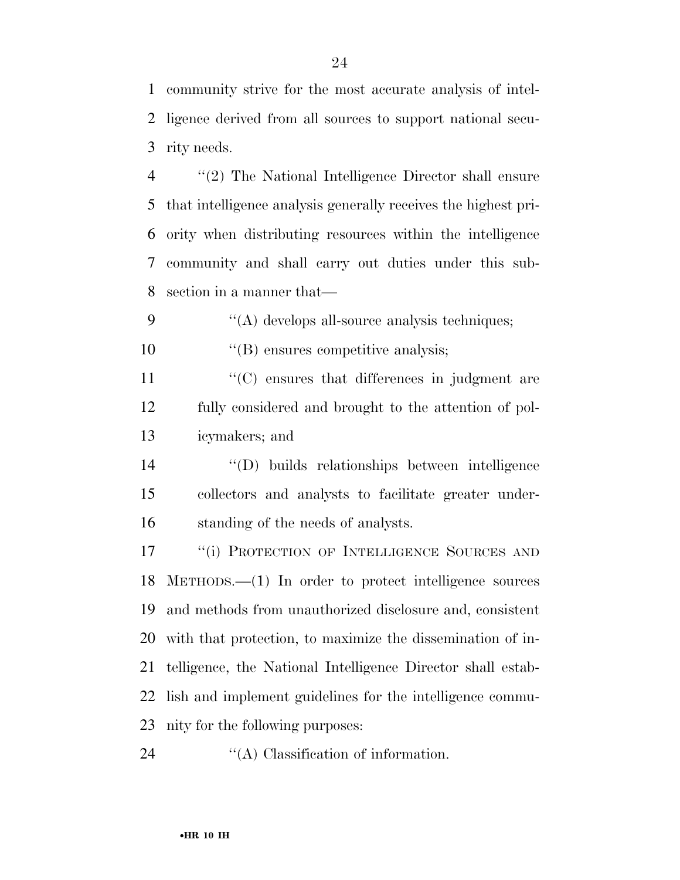community strive for the most accurate analysis of intelligence derived from all sources to support national security needs.

''(2) The National Intelligence Director shall ensure that intelligence analysis generally receives the highest priority when distributing resources within the intelligence community and shall carry out duties under this subsection in a manner that—

''(A) develops all-source analysis techniques;

''(B) ensures competitive analysis;

''(C) ensures that differences in judgment are fully considered and brought to the attention of policymakers; and

''(D) builds relationships between intelligence collectors and analysts to facilitate greater understanding of the needs of analysts.

''(i) PROTECTION OF INTELLIGENCE SOURCES AND METHODS.—(1) In order to protect intelligence sources and methods from unauthorized disclosure and, consistent with that protection, to maximize the dissemination of intelligence, the National Intelligence Director shall establish and implement guidelines for the intelligence community for the following purposes:

''(A) Classification of information.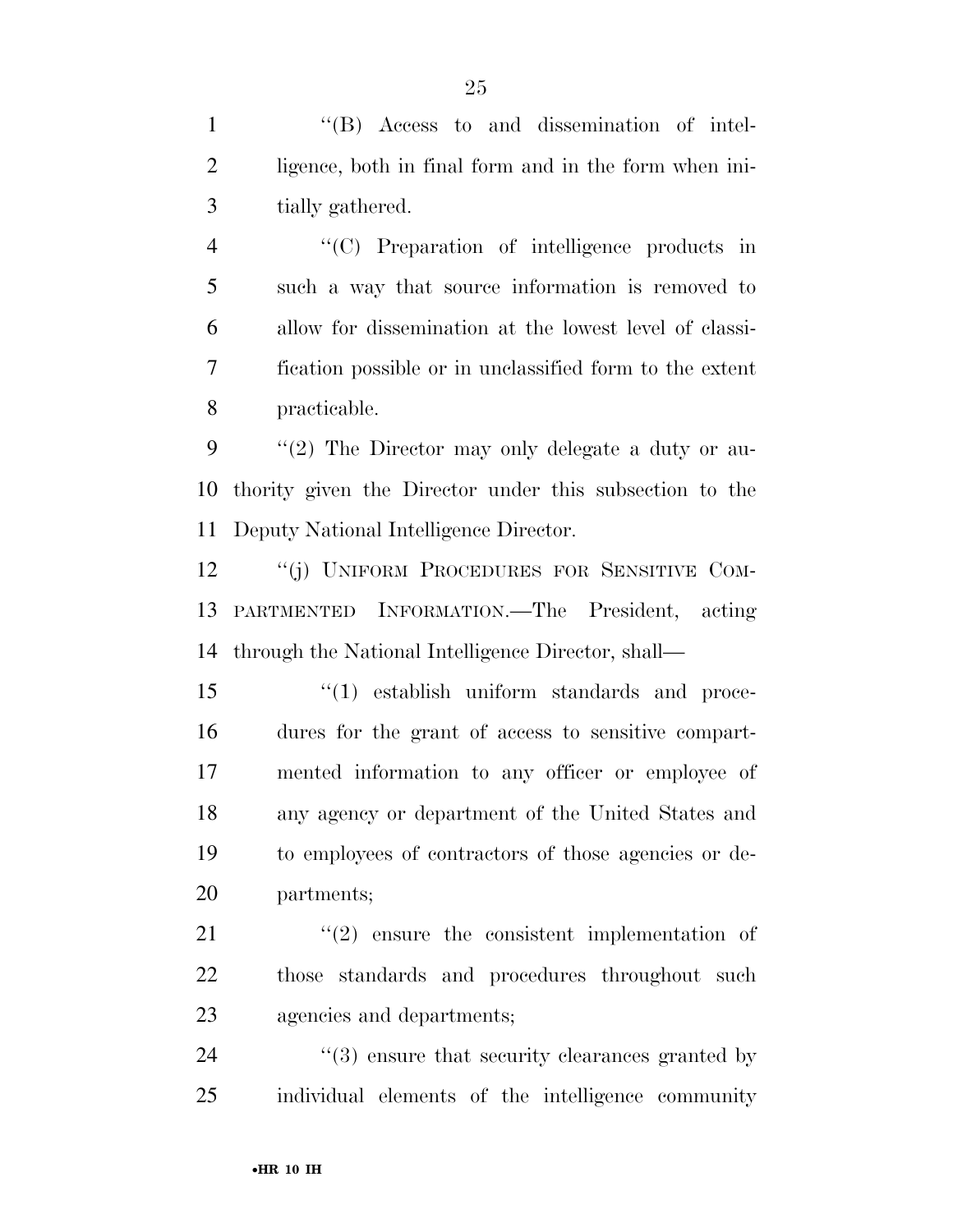''(B) Access to and dissemination of intelligence, both in final form and in the form when initially gathered.

''(C) Preparation of intelligence products in such a way that source information is removed to allow for dissemination at the lowest level of classification possible or in unclassified form to the extent practicable.

''(2) The Director may only delegate a duty or authority given the Director under this subsection to the Deputy National Intelligence Director.

''(j) UNIFORM PROCEDURES FOR SENSITIVE COMPARTMENTED INFORMATION.—The President, acting through the National Intelligence Director, shall—

''(1) establish uniform standards and procedures for the grant of access to sensitive compartmented information to any officer or employee of any agency or department of the United States and to employees of contractors of those agencies or departments;

''(2) ensure the consistent implementation of those standards and procedures throughout such agencies and departments;

''(3) ensure that security clearances granted by individual elements of the intelligence community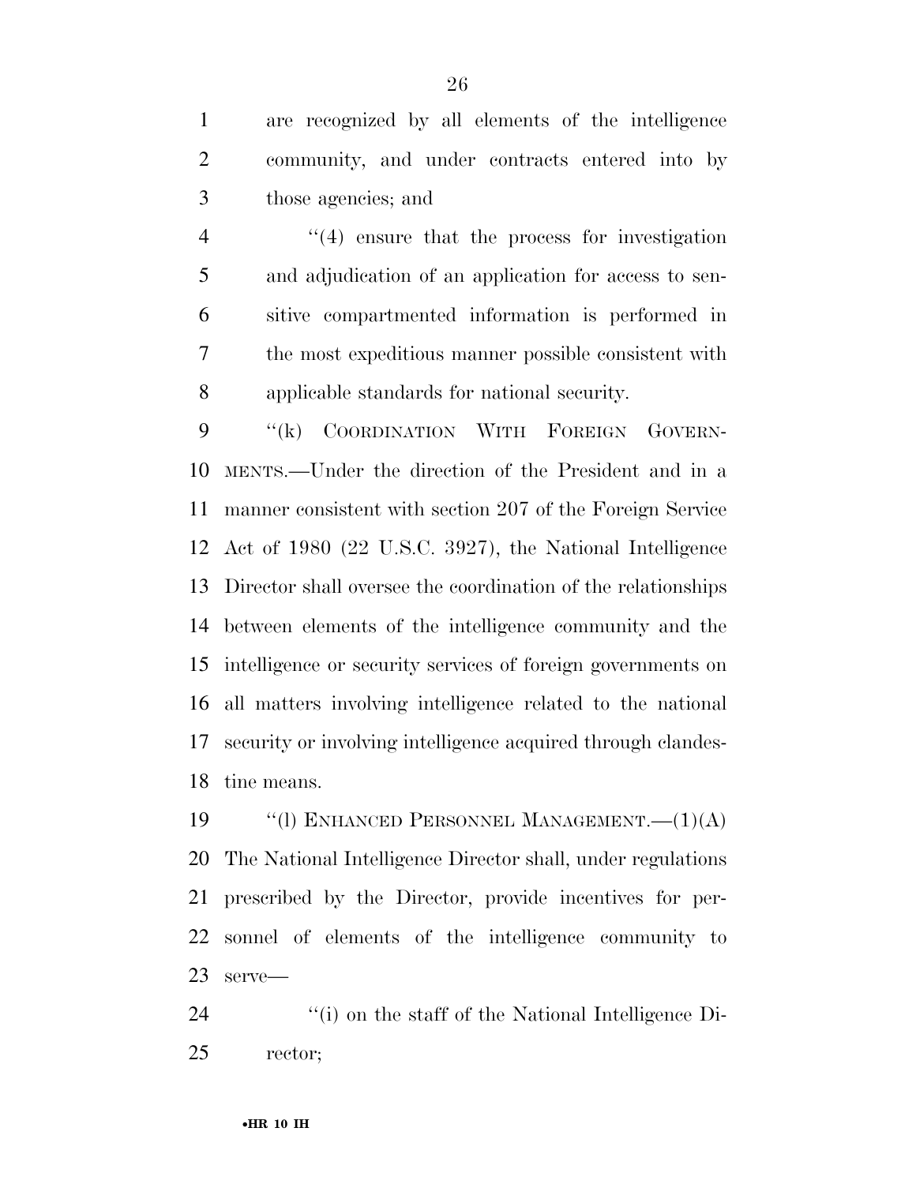are recognized by all elements of the intelligence community, and under contracts entered into by those agencies; and

''(4) ensure that the process for investigation and adjudication of an application for access to sensitive compartmented information is performed in the most expeditious manner possible consistent with applicable standards for national security.

''(k) COORDINATION WITH FOREIGN GOVERNMENTS.—Under the direction of the President and in a manner consistent with section 207 of the Foreign Service Act of 1980 (22 U.S.C. 3927), the National Intelligence Director shall oversee the coordination of the relationships between elements of the intelligence community and the intelligence or security services of foreign governments on all matters involving intelligence related to the national security or involving intelligence acquired through clandestine means.

''(l) ENHANCED PERSONNEL MANAGEMENT.—(1)(A) The National Intelligence Director shall, under regulations prescribed by the Director, provide incentives for personnel of elements of the intelligence community to serve—

''(i) on the staff of the National Intelligence Director;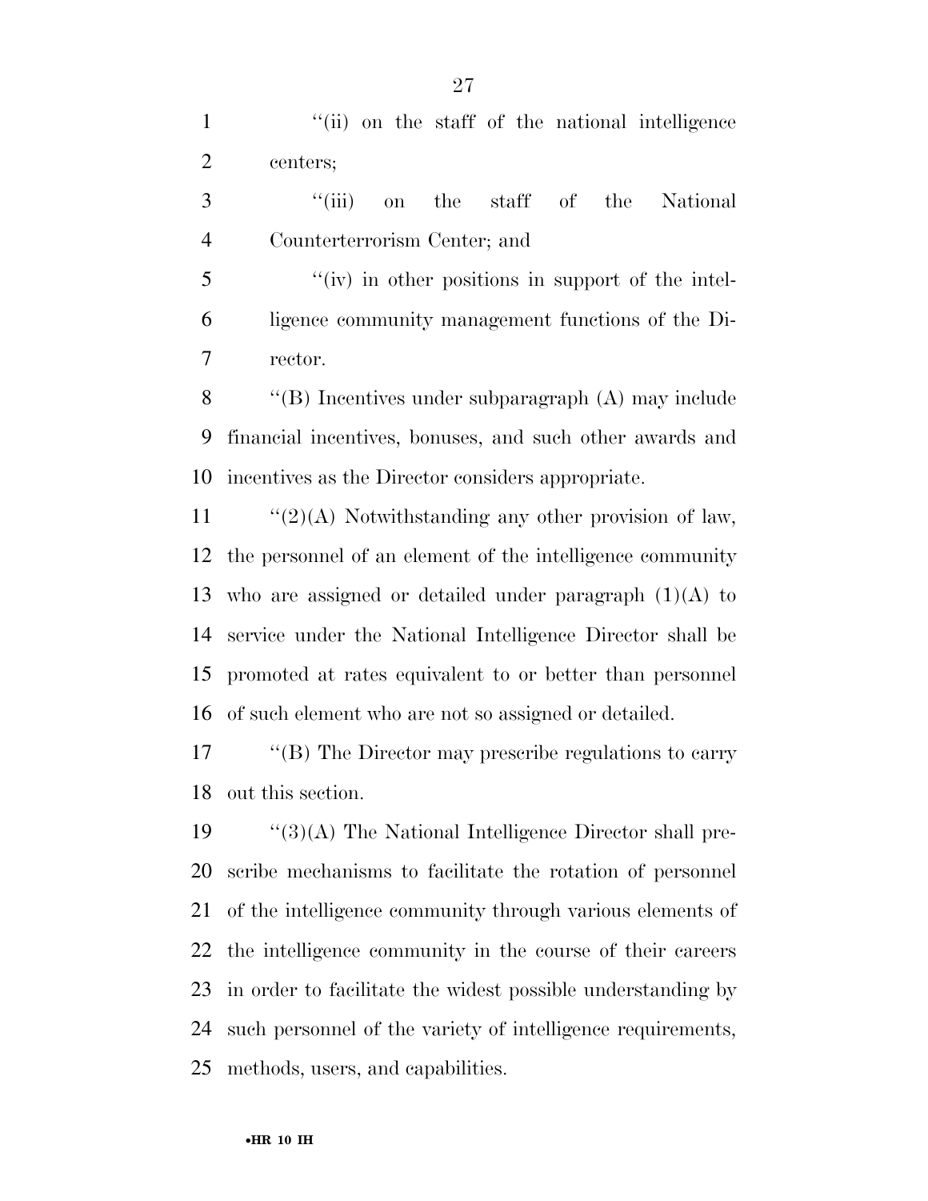''(ii) on the staff of the national intelligence centers;

''(iii) on the staff of the National Counterterrorism Center; and

''(iv) in other positions in support of the intelligence community management functions of the Director.

''(B) Incentives under subparagraph (A) may include financial incentives, bonuses, and such other awards and incentives as the Director considers appropriate.

''(2)(A) Notwithstanding any other provision of law, the personnel of an element of the intelligence community who are assigned or detailed under paragraph (1)(A) to service under the National Intelligence Director shall be promoted at rates equivalent to or better than personnel of such element who are not so assigned or detailed.

''(B) The Director may prescribe regulations to carry out this section.

''(3)(A) The National Intelligence Director shall prescribe mechanisms to facilitate the rotation of personnel of the intelligence community through various elements of the intelligence community in the course of their careers in order to facilitate the widest possible understanding by such personnel of the variety of intelligence requirements, methods, users, and capabilities.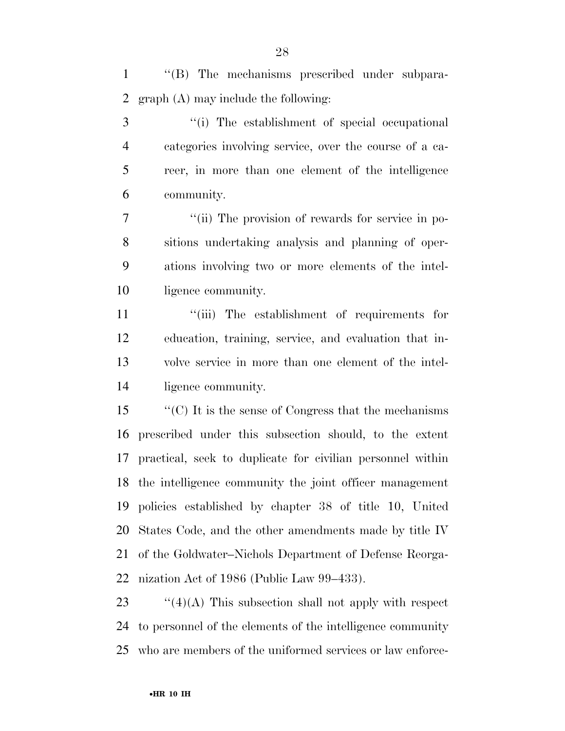''(B) The mechanisms prescribed under subparagraph (A) may include the following:

''(i) The establishment of special occupational categories involving service, over the course of a career, in more than one element of the intelligence community.

''(ii) The provision of rewards for service in positions undertaking analysis and planning of operations involving two or more elements of the intelligence community.

''(iii) The establishment of requirements for education, training, service, and evaluation that involve service in more than one element of the intelligence community.

''(C) It is the sense of Congress that the mechanisms prescribed under this subsection should, to the extent practical, seek to duplicate for civilian personnel within the intelligence community the joint officer management policies established by chapter 38 of title 10, United States Code, and the other amendments made by title IV of the Goldwater–Nichols Department of Defense Reorganization Act of 1986 (Public Law 99–433).

''(4)(A) This subsection shall not apply with respect to personnel of the elements of the intelligence community who are members of the uniformed services or law enforce-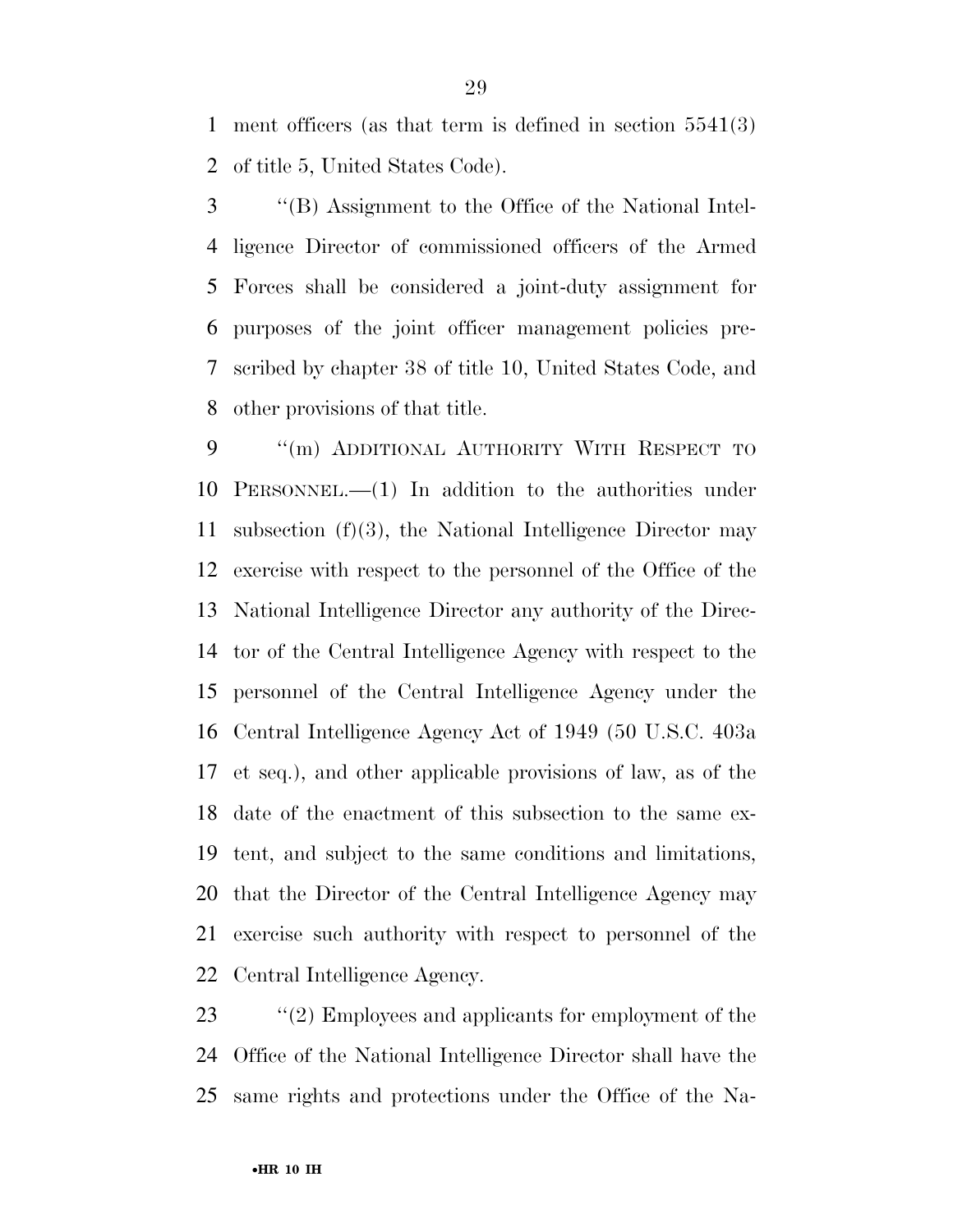ment officers (as that term is defined in section 5541(3) of title 5, United States Code).

''(B) Assignment to the Office of the National Intelligence Director of commissioned officers of the Armed Forces shall be considered a joint-duty assignment for purposes of the joint officer management policies prescribed by chapter 38 of title 10, United States Code, and other provisions of that title.

''(m) ADDITIONAL AUTHORITY WITH RESPECT TO PERSONNEL.—(1) In addition to the authorities under subsection (f)(3), the National Intelligence Director may exercise with respect to the personnel of the Office of the National Intelligence Director any authority of the Director of the Central Intelligence Agency with respect to the personnel of the Central Intelligence Agency under the Central Intelligence Agency Act of 1949 (50 U.S.C. 403a et seq.), and other applicable provisions of law, as of the date of the enactment of this subsection to the same extent, and subject to the same conditions and limitations, that the Director of the Central Intelligence Agency may exercise such authority with respect to personnel of the Central Intelligence Agency.

''(2) Employees and applicants for employment of the Office of the National Intelligence Director shall have the same rights and protections under the Office of the Na-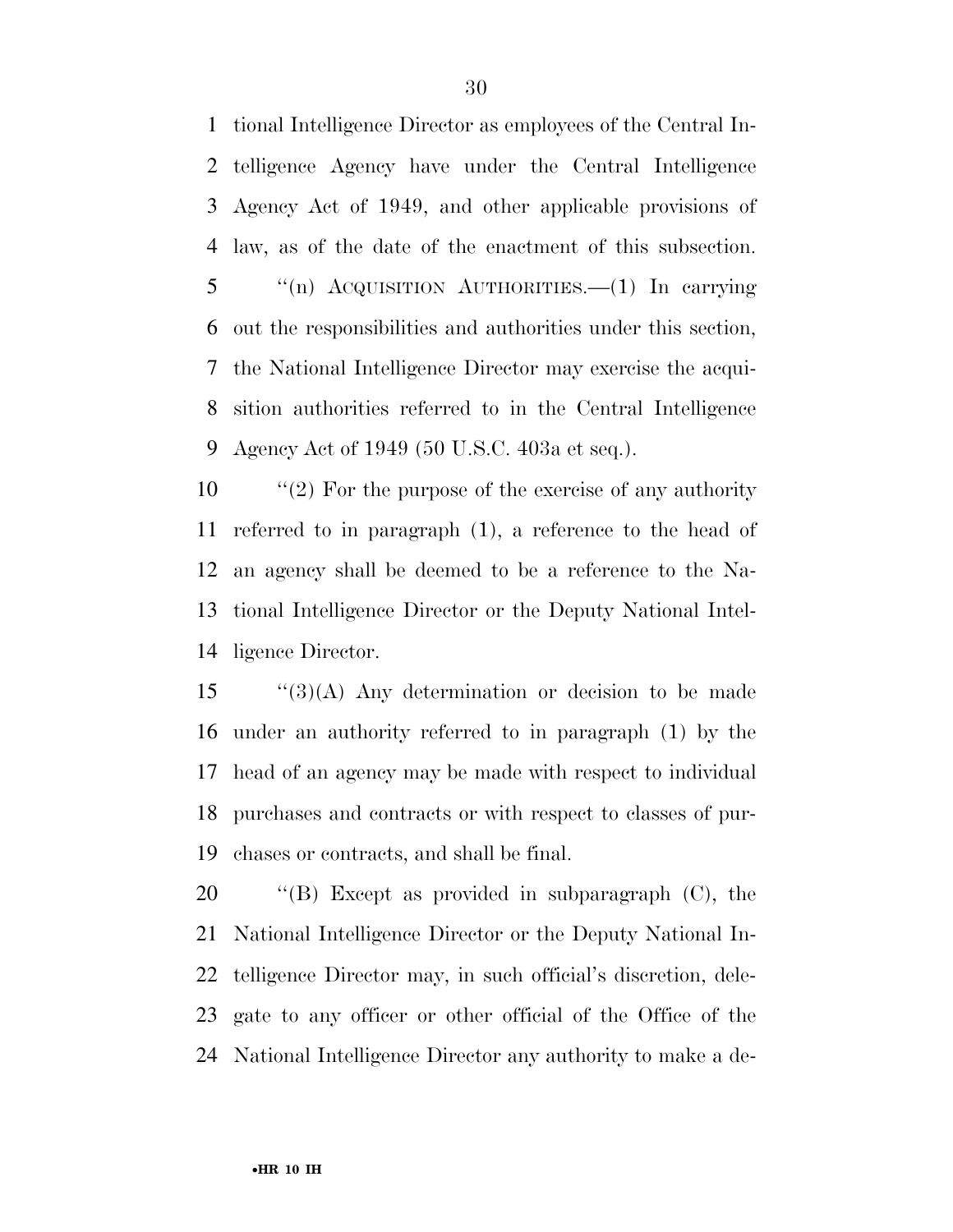tional Intelligence Director as employees of the Central Intelligence Agency have under the Central Intelligence Agency Act of 1949, and other applicable provisions of law, as of the date of the enactment of this subsection.

''(n) ACQUISITION AUTHORITIES.—(1) In carrying out the responsibilities and authorities under this section, the National Intelligence Director may exercise the acquisition authorities referred to in the Central Intelligence Agency Act of 1949 (50 U.S.C. 403a et seq.).

''(2) For the purpose of the exercise of any authority referred to in paragraph (1), a reference to the head of an agency shall be deemed to be a reference to the National Intelligence Director or the Deputy National Intelligence Director.

''(3)(A) Any determination or decision to be made under an authority referred to in paragraph (1) by the head of an agency may be made with respect to individual purchases and contracts or with respect to classes of purchases or contracts, and shall be final.

''(B) Except as provided in subparagraph (C), the National Intelligence Director or the Deputy National Intelligence Director may, in such official's discretion, delegate to any officer or other official of the Office of the National Intelligence Director any authority to make a de-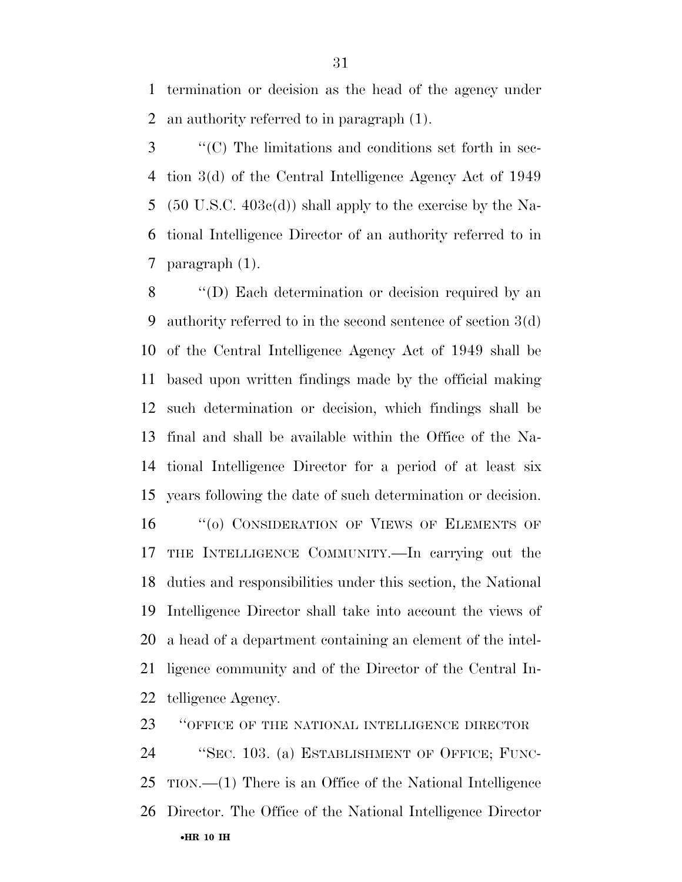termination or decision as the head of the agency under an authority referred to in paragraph (1).

''(C) The limitations and conditions set forth in section 3(d) of the Central Intelligence Agency Act of 1949 (50 U.S.C. 403c(d)) shall apply to the exercise by the National Intelligence Director of an authority referred to in paragraph (1).

''(D) Each determination or decision required by an authority referred to in the second sentence of section 3(d) of the Central Intelligence Agency Act of 1949 shall be based upon written findings made by the official making such determination or decision, which findings shall be final and shall be available within the Office of the National Intelligence Director for a period of at least six years following the date of such determination or decision.

''(o) CONSIDERATION OF VIEWS OF ELEMENTS OF THE INTELLIGENCE COMMUNITY.—In carrying out the duties and responsibilities under this section, the National Intelligence Director shall take into account the views of a head of a department containing an element of the intelligence community and of the Director of the Central Intelligence Agency.

''OFFICE OF THE NATIONAL INTELLIGENCE DIRECTOR

''SEC. 103. (a) ESTABLISHMENT OF OFFICE; FUNCTION.—(1) There is an Office of the National Intelligence Director. The Office of the National Intelligence Director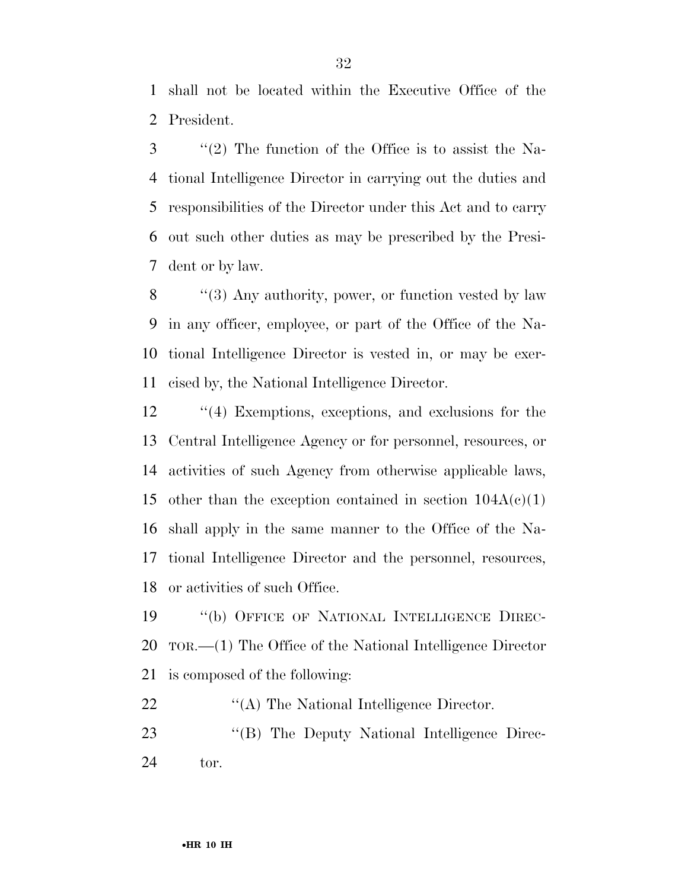shall not be located within the Executive Office of the President.

''(2) The function of the Office is to assist the National Intelligence Director in carrying out the duties and responsibilities of the Director under this Act and to carry out such other duties as may be prescribed by the President or by law.

''(3) Any authority, power, or function vested by law in any officer, employee, or part of the Office of the National Intelligence Director is vested in, or may be exercised by, the National Intelligence Director.

''(4) Exemptions, exceptions, and exclusions for the Central Intelligence Agency or for personnel, resources, or activities of such Agency from otherwise applicable laws, other than the exception contained in section 104A(c)(1) shall apply in the same manner to the Office of the National Intelligence Director and the personnel, resources, or activities of such Office.

''(b) OFFICE OF NATIONAL INTELLIGENCE DIRECTOR.—(1) The Office of the National Intelligence Director is composed of the following:

''(A) The National Intelligence Director.

''(B) The Deputy National Intelligence Director.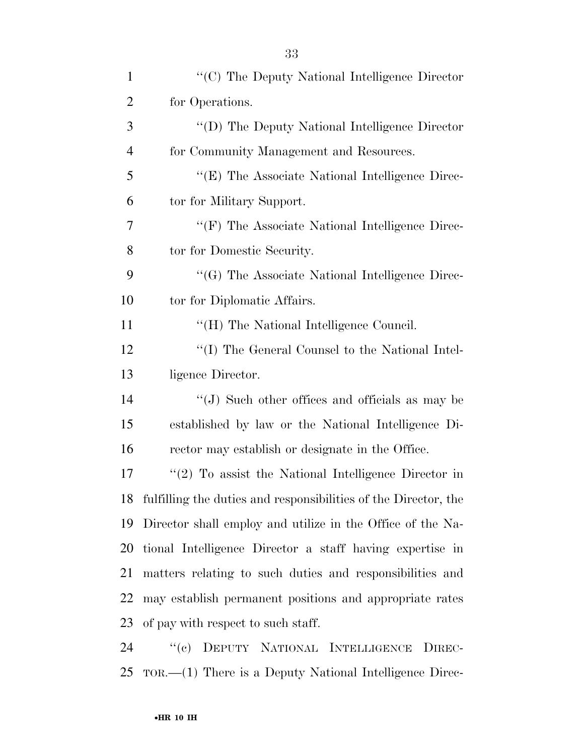''(C) The Deputy National Intelligence Director for Operations.

''(D) The Deputy National Intelligence Director for Community Management and Resources.

''(E) The Associate National Intelligence Director for Military Support.

''(F) The Associate National Intelligence Director for Domestic Security.

''(G) The Associate National Intelligence Director for Diplomatic Affairs.

''(H) The National Intelligence Council.

''(I) The General Counsel to the National Intelligence Director.

''(J) Such other offices and officials as may be established by law or the National Intelligence Director may establish or designate in the Office.

''(2) To assist the National Intelligence Director in fulfilling the duties and responsibilities of the Director, the Director shall employ and utilize in the Office of the National Intelligence Director a staff having expertise in matters relating to such duties and responsibilities and may establish permanent positions and appropriate rates of pay with respect to such staff.

''(c) DEPUTY NATIONAL INTELLIGENCE DIRECTOR.—(1) There is a Deputy National Intelligence Direc-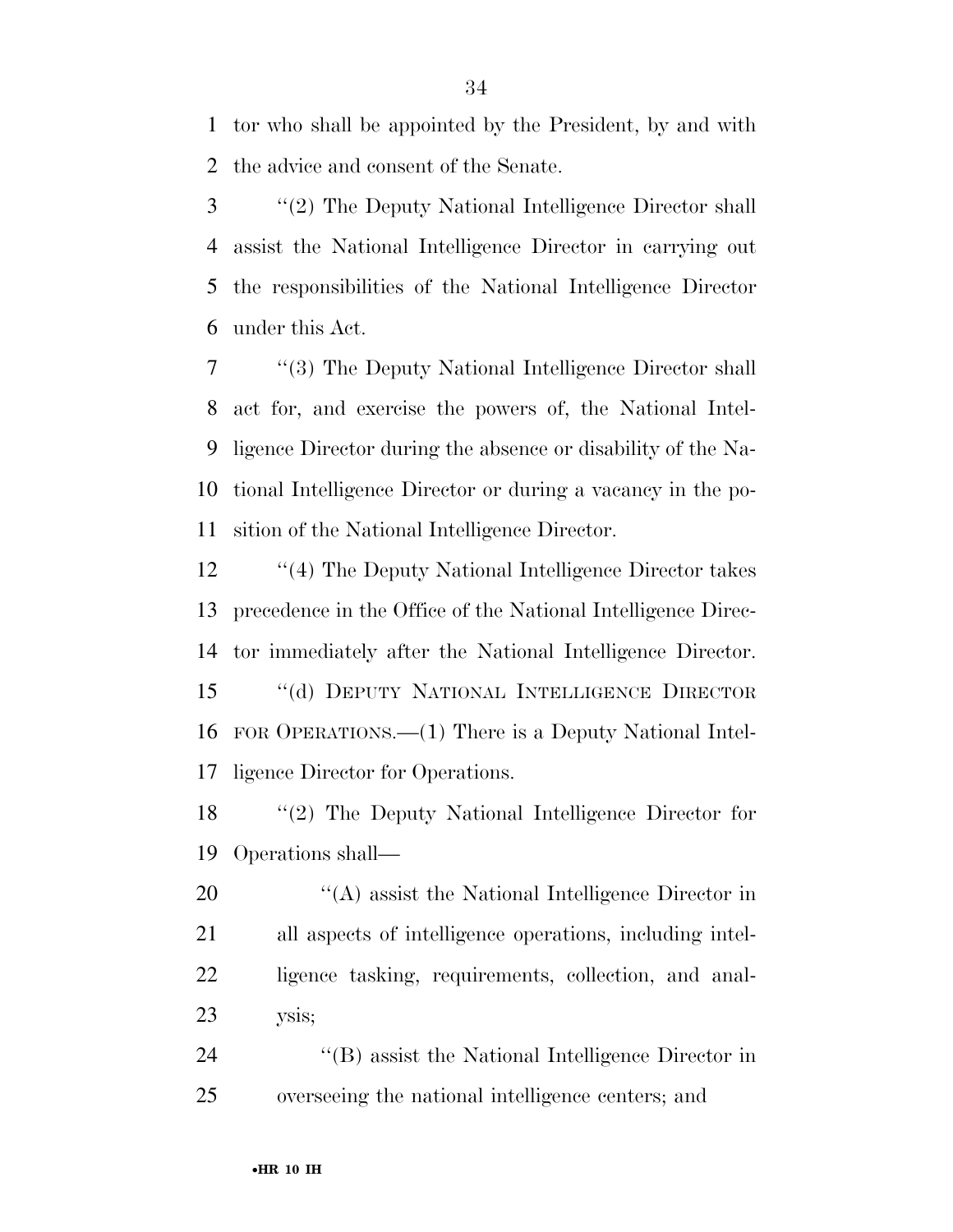tor who shall be appointed by the President, by and with the advice and consent of the Senate.

''(2) The Deputy National Intelligence Director shall assist the National Intelligence Director in carrying out the responsibilities of the National Intelligence Director under this Act.

''(3) The Deputy National Intelligence Director shall act for, and exercise the powers of, the National Intelligence Director during the absence or disability of the National Intelligence Director or during a vacancy in the position of the National Intelligence Director.

''(4) The Deputy National Intelligence Director takes precedence in the Office of the National Intelligence Director immediately after the National Intelligence Director.

''(d) DEPUTY NATIONAL INTELLIGENCE DIRECTOR FOR OPERATIONS.—(1) There is a Deputy National Intelligence Director for Operations.

''(2) The Deputy National Intelligence Director for Operations shall—

''(A) assist the National Intelligence Director in all aspects of intelligence operations, including intelligence tasking, requirements, collection, and analysis;

''(B) assist the National Intelligence Director in overseeing the national intelligence centers; and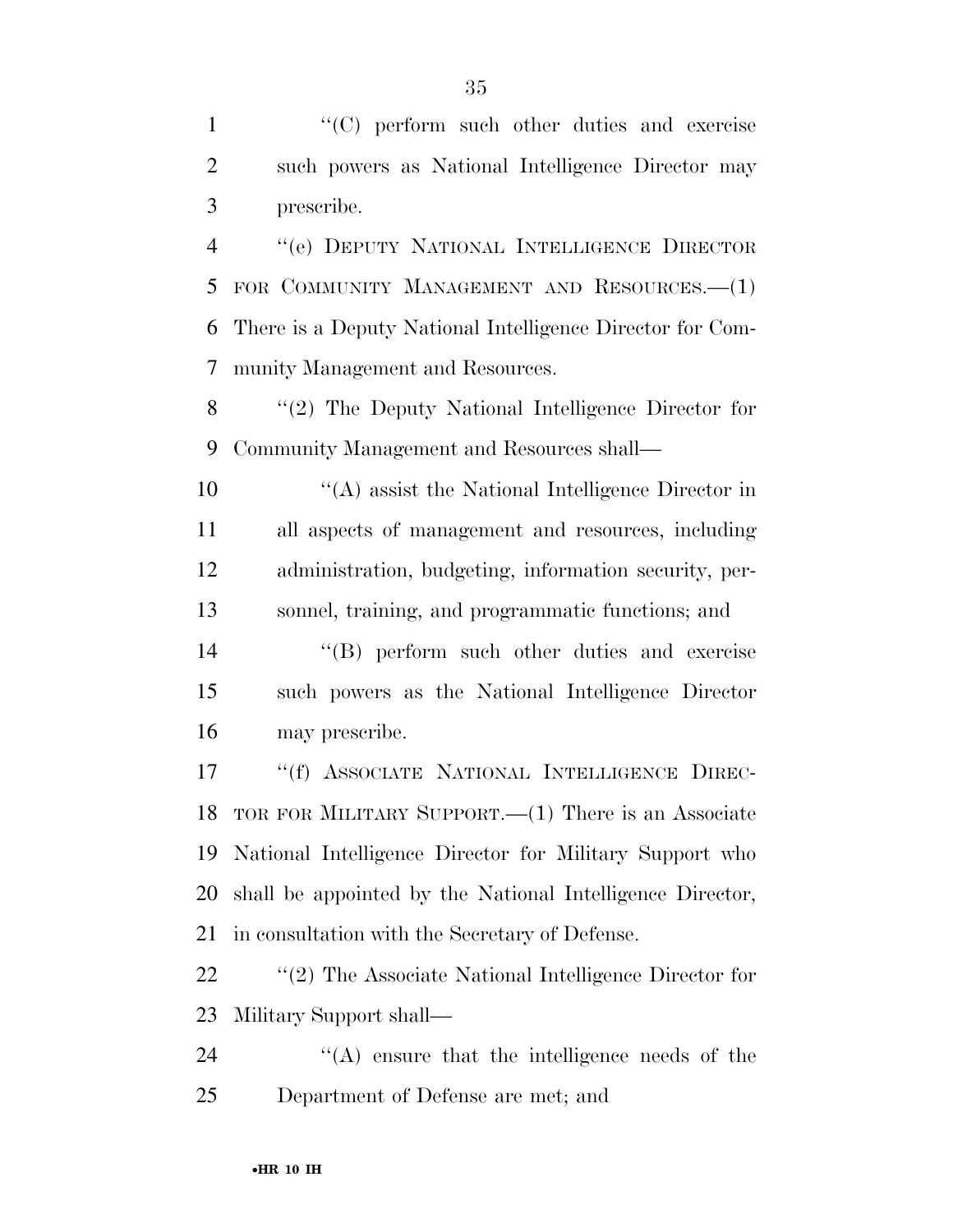''(C) perform such other duties and exercise such powers as National Intelligence Director may prescribe.

''(e) DEPUTY NATIONAL INTELLIGENCE DIRECTOR FOR COMMUNITY MANAGEMENT AND RESOURCES.—(1) There is a Deputy National Intelligence Director for Community Management and Resources.

''(2) The Deputy National Intelligence Director for Community Management and Resources shall—

''(A) assist the National Intelligence Director in all aspects of management and resources, including administration, budgeting, information security, personnel, training, and programmatic functions; and

''(B) perform such other duties and exercise such powers as the National Intelligence Director may prescribe.

''(f) ASSOCIATE NATIONAL INTELLIGENCE DIRECTOR FOR MILITARY SUPPORT.—(1) There is an Associate National Intelligence Director for Military Support who shall be appointed by the National Intelligence Director, in consultation with the Secretary of Defense.

''(2) The Associate National Intelligence Director for Military Support shall—

''(A) ensure that the intelligence needs of the Department of Defense are met; and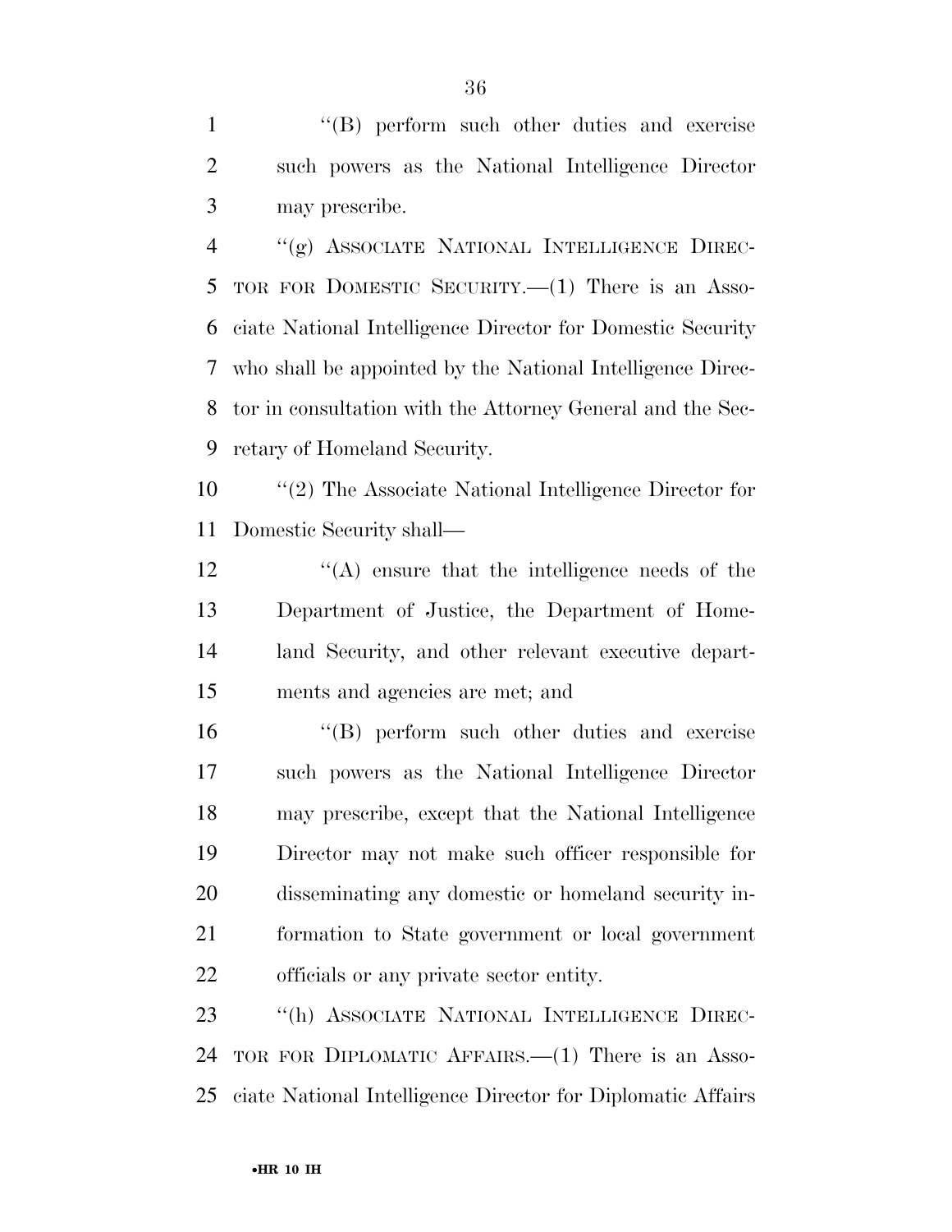''(B) perform such other duties and exercise such powers as the National Intelligence Director may prescribe.

''(g) ASSOCIATE NATIONAL INTELLIGENCE DIRECTOR FOR DOMESTIC SECURITY.—(1) There is an Associate National Intelligence Director for Domestic Security who shall be appointed by the National Intelligence Director in consultation with the Attorney General and the Secretary of Homeland Security.

''(2) The Associate National Intelligence Director for Domestic Security shall—

''(A) ensure that the intelligence needs of the Department of Justice, the Department of Homeland Security, and other relevant executive departments and agencies are met; and

''(B) perform such other duties and exercise such powers as the National Intelligence Director may prescribe, except that the National Intelligence Director may not make such officer responsible for disseminating any domestic or homeland security information to State government or local government officials or any private sector entity.

''(h) ASSOCIATE NATIONAL INTELLIGENCE DIRECTOR FOR DIPLOMATIC AFFAIRS.—(1) There is an Associate National Intelligence Director for Diplomatic Affairs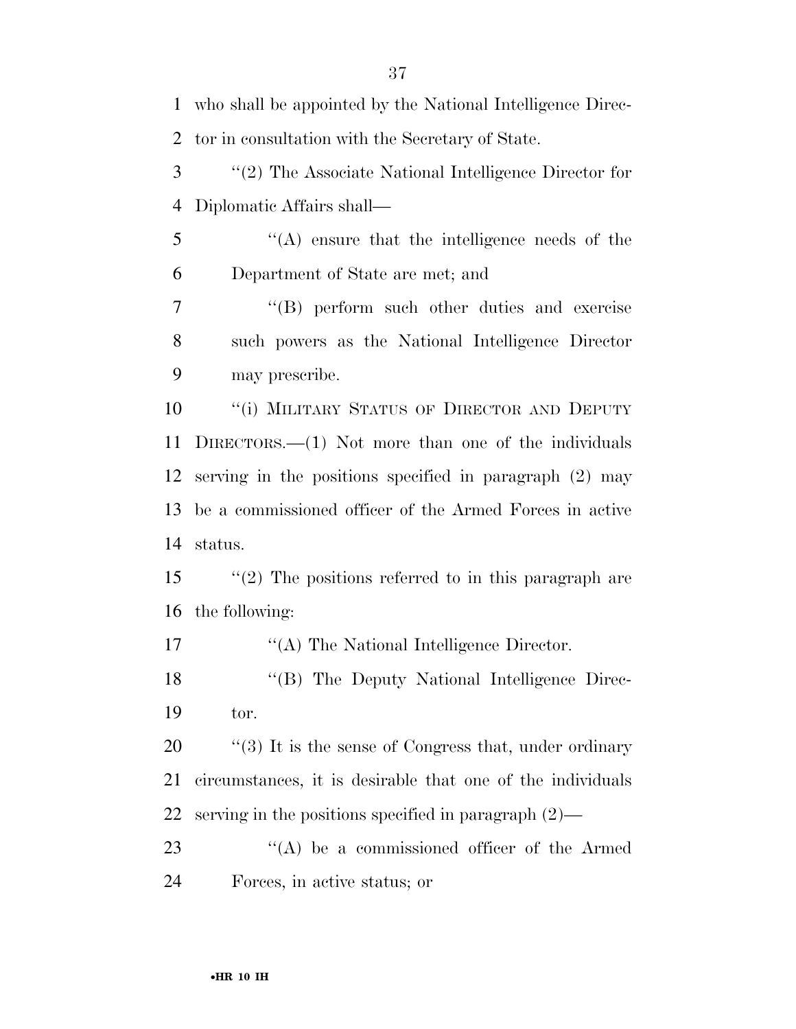who shall be appointed by the National Intelligence Director in consultation with the Secretary of State.

''(2) The Associate National Intelligence Director for Diplomatic Affairs shall—

''(A) ensure that the intelligence needs of the Department of State are met; and

''(B) perform such other duties and exercise such powers as the National Intelligence Director may prescribe.

''(i) MILITARY STATUS OF DIRECTOR AND DEPUTY DIRECTORS.—(1) Not more than one of the individuals serving in the positions specified in paragraph (2) may be a commissioned officer of the Armed Forces in active status.

''(2) The positions referred to in this paragraph are the following:

''(A) The National Intelligence Director.

''(B) The Deputy National Intelligence Director.

''(3) It is the sense of Congress that, under ordinary circumstances, it is desirable that one of the individuals serving in the positions specified in paragraph (2)—

''(A) be a commissioned officer of the Armed Forces, in active status; or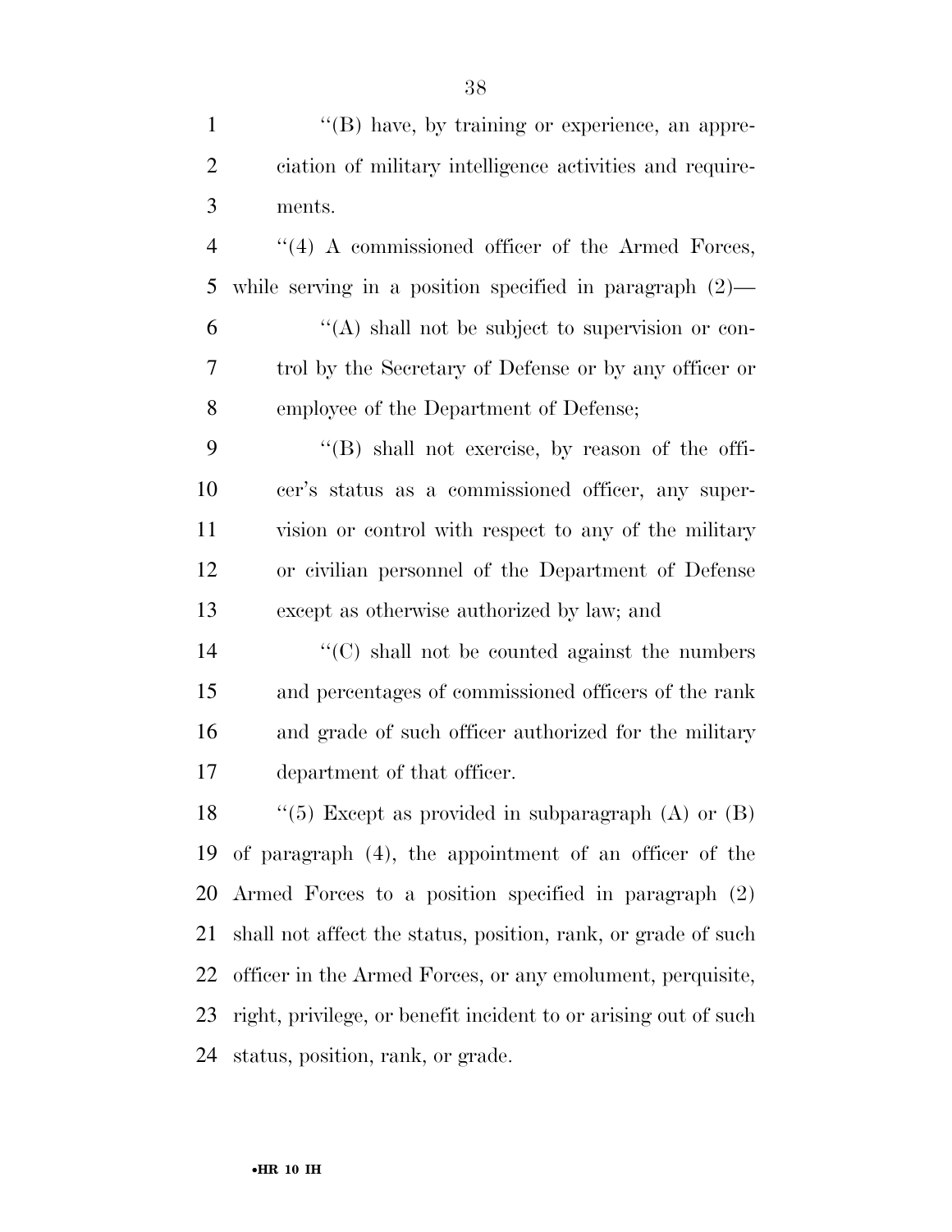"(B) have, by training or experience, an appreciation of military intelligence activities and requirements.

"(4) A commissioned officer of the Armed Forces, while serving in a position specified in paragraph (2)—

"(A) shall not be subject to supervision or control by the Secretary of Defense or by any officer or employee of the Department of Defense;

"(B) shall not exercise, by reason of the officer's status as a commissioned officer, any supervision or control with respect to any of the military or civilian personnel of the Department of Defense except as otherwise authorized by law; and

"(C) shall not be counted against the numbers and percentages of commissioned officers of the rank and grade of such officer authorized for the military department of that officer.

"(5) Except as provided in subparagraph (A) or (B) of paragraph (4), the appointment of an officer of the Armed Forces to a position specified in paragraph (2) shall not affect the status, position, rank, or grade of such officer in the Armed Forces, or any emolument, perquisite, right, privilege, or benefit incident to or arising out of such status, position, rank, or grade.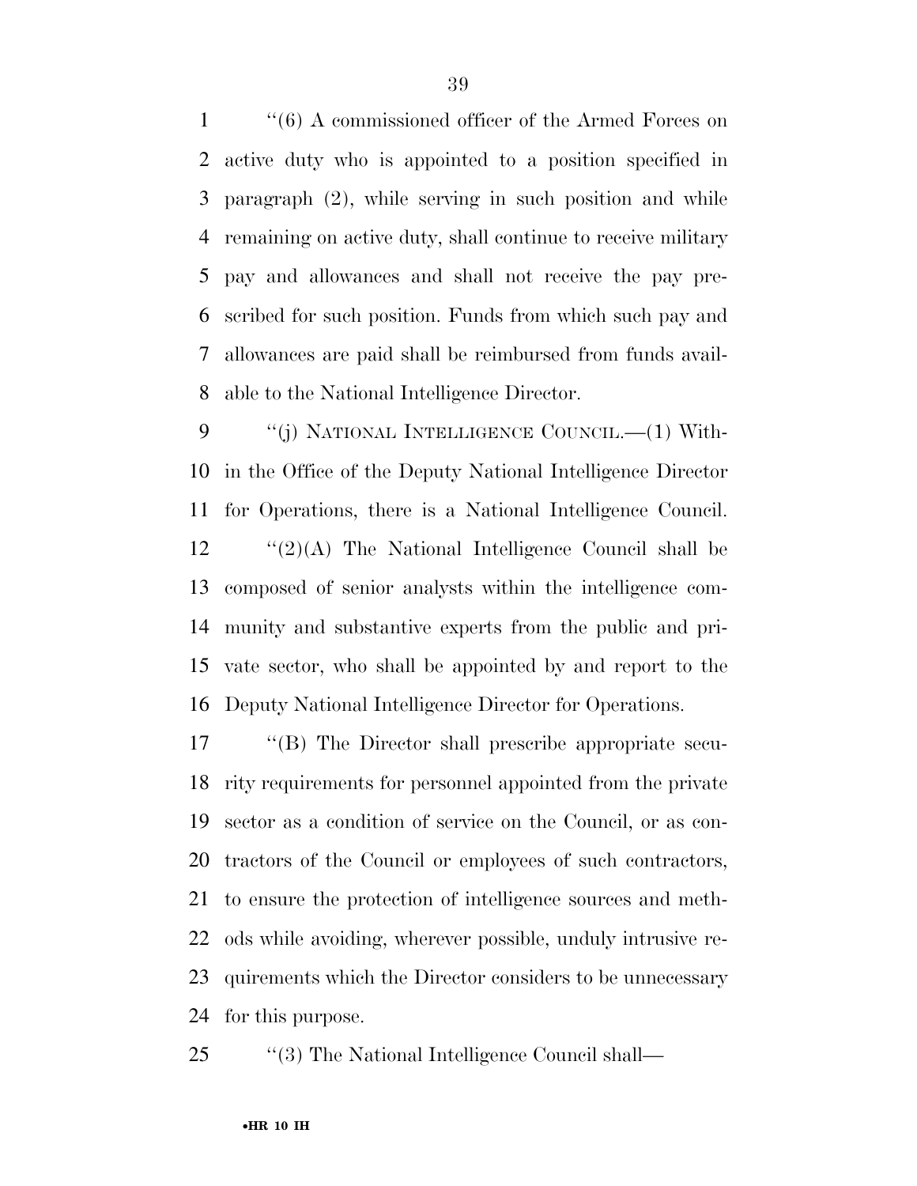''(6) A commissioned officer of the Armed Forces on active duty who is appointed to a position specified in paragraph (2), while serving in such position and while remaining on active duty, shall continue to receive military pay and allowances and shall not receive the pay prescribed for such position. Funds from which such pay and allowances are paid shall be reimbursed from funds available to the National Intelligence Director.

''(j) NATIONAL INTELLIGENCE COUNCIL.—(1) Within the Office of the Deputy National Intelligence Director for Operations, there is a National Intelligence Council.

''(2)(A) The National Intelligence Council shall be composed of senior analysts within the intelligence community and substantive experts from the public and private sector, who shall be appointed by and report to the Deputy National Intelligence Director for Operations.

''(B) The Director shall prescribe appropriate security requirements for personnel appointed from the private sector as a condition of service on the Council, or as contractors of the Council or employees of such contractors, to ensure the protection of intelligence sources and methods while avoiding, wherever possible, unduly intrusive requirements which the Director considers to be unnecessary for this purpose.

''(3) The National Intelligence Council shall—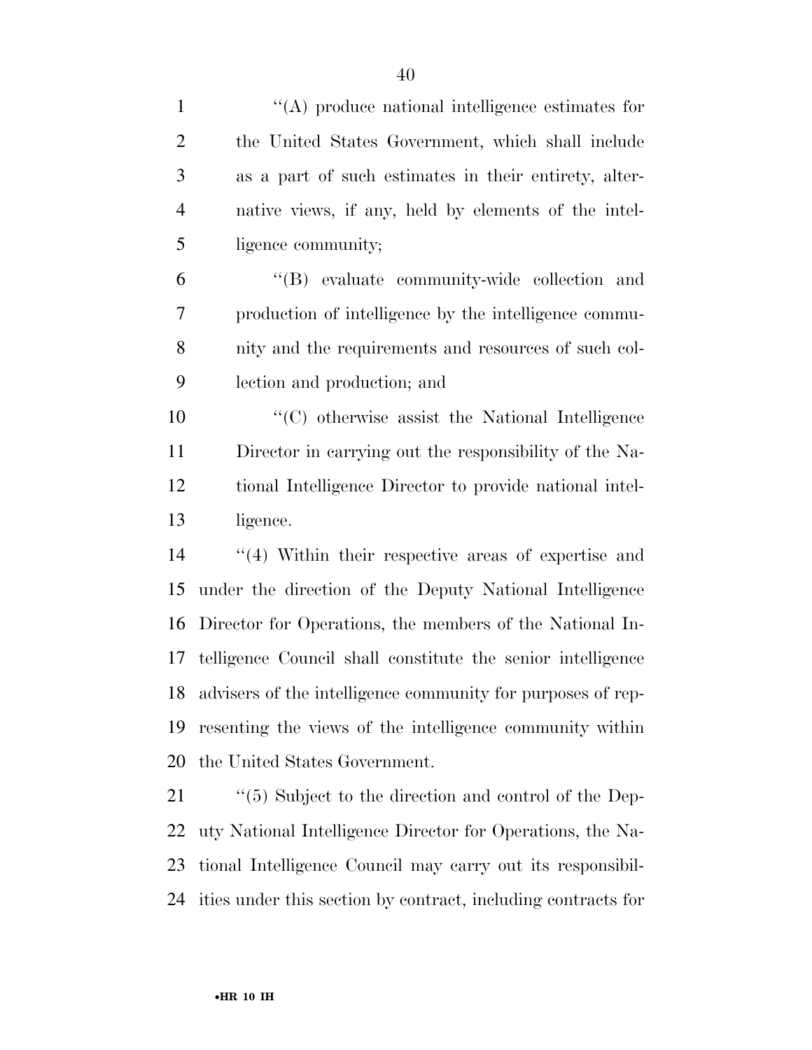''(A) produce national intelligence estimates for the United States Government, which shall include as a part of such estimates in their entirety, alternative views, if any, held by elements of the intelligence community;

''(B) evaluate community-wide collection and production of intelligence by the intelligence community and the requirements and resources of such collection and production; and

''(C) otherwise assist the National Intelligence Director in carrying out the responsibility of the National Intelligence Director to provide national intelligence.

''(4) Within their respective areas of expertise and under the direction of the Deputy National Intelligence Director for Operations, the members of the National Intelligence Council shall constitute the senior intelligence advisers of the intelligence community for purposes of representing the views of the intelligence community within the United States Government.

''(5) Subject to the direction and control of the Deputy National Intelligence Director for Operations, the National Intelligence Council may carry out its responsibilities under this section by contract, including contracts for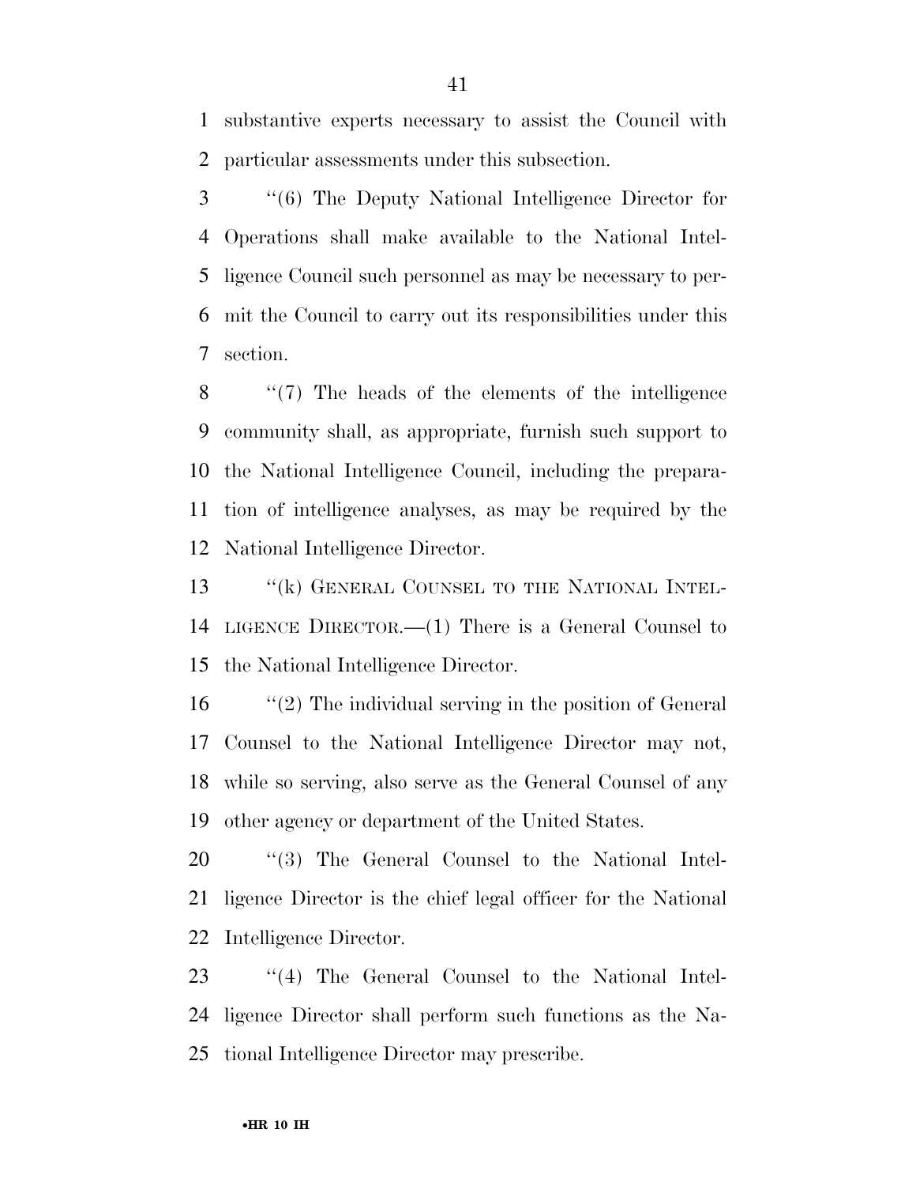substantive experts necessary to assist the Council with particular assessments under this subsection.

''(6) The Deputy National Intelligence Director for Operations shall make available to the National Intelligence Council such personnel as may be necessary to permit the Council to carry out its responsibilities under this section.

''(7) The heads of the elements of the intelligence community shall, as appropriate, furnish such support to the National Intelligence Council, including the preparation of intelligence analyses, as may be required by the National Intelligence Director.

''(k) GENERAL COUNSEL TO THE NATIONAL INTELLIGENCE DIRECTOR.—(1) There is a General Counsel to the National Intelligence Director.

''(2) The individual serving in the position of General Counsel to the National Intelligence Director may not, while so serving, also serve as the General Counsel of any other agency or department of the United States.

''(3) The General Counsel to the National Intelligence Director is the chief legal officer for the National Intelligence Director.

''(4) The General Counsel to the National Intelligence Director shall perform such functions as the National Intelligence Director may prescribe.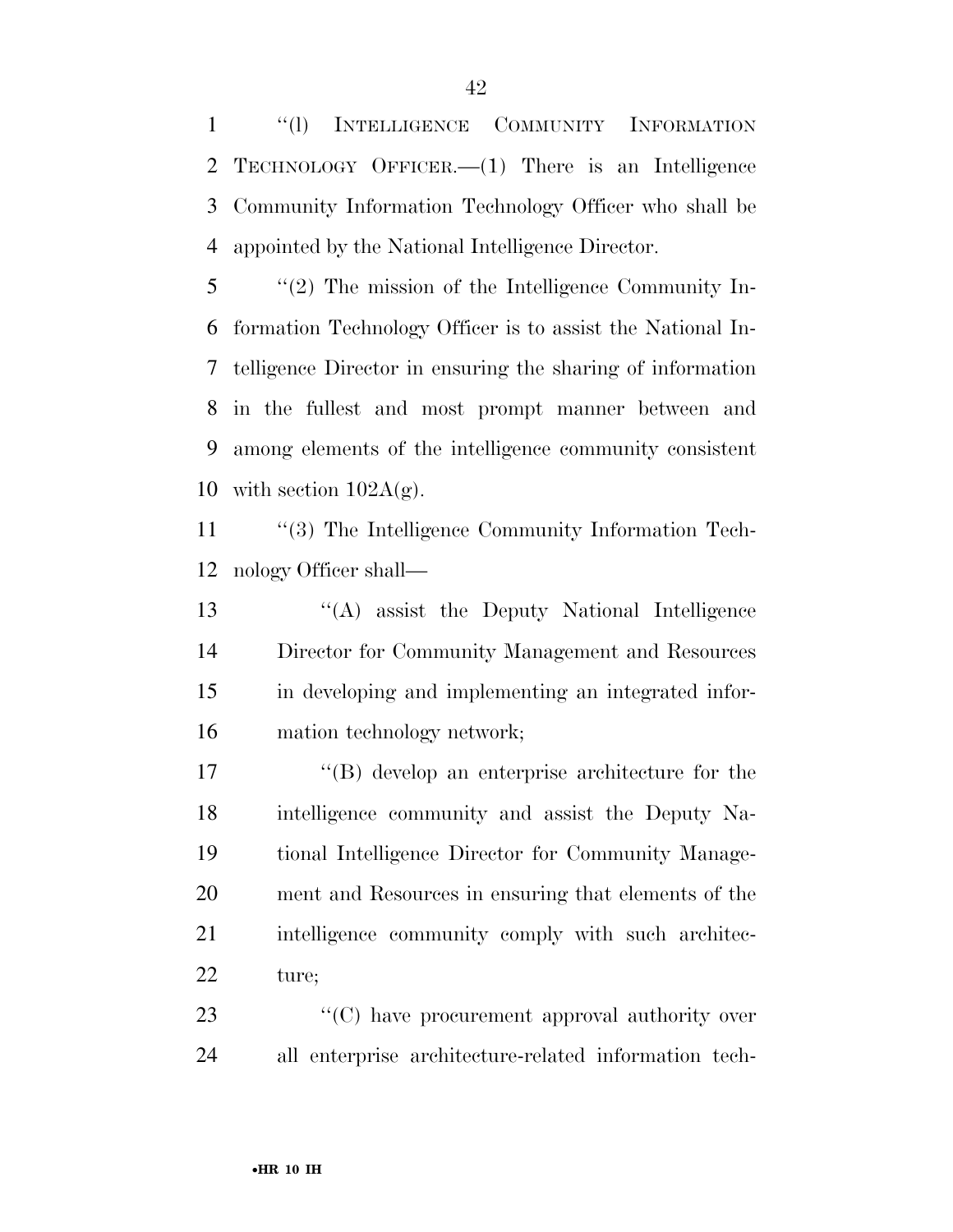''(l) INTELLIGENCE COMMUNITY INFORMATION TECHNOLOGY OFFICER.—(1) There is an Intelligence Community Information Technology Officer who shall be appointed by the National Intelligence Director.

''(2) The mission of the Intelligence Community Information Technology Officer is to assist the National Intelligence Director in ensuring the sharing of information in the fullest and most prompt manner between and among elements of the intelligence community consistent with section 102A(g).

''(3) The Intelligence Community Information Technology Officer shall—

''(A) assist the Deputy National Intelligence Director for Community Management and Resources in developing and implementing an integrated information technology network;

''(B) develop an enterprise architecture for the intelligence community and assist the Deputy National Intelligence Director for Community Management and Resources in ensuring that elements of the intelligence community comply with such architecture;

''(C) have procurement approval authority over all enterprise architecture-related information tech-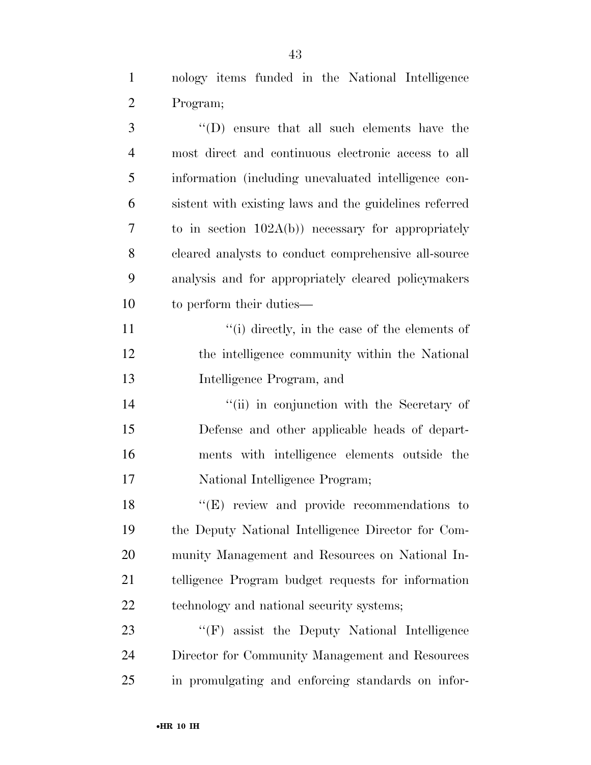nology items funded in the National Intelligence Program;

''(D) ensure that all such elements have the most direct and continuous electronic access to all information (including unevaluated intelligence consistent with existing laws and the guidelines referred to in section 102A(b)) necessary for appropriately cleared analysts to conduct comprehensive all-source analysis and for appropriately cleared policymakers to perform their duties—

''(i) directly, in the case of the elements of the intelligence community within the National Intelligence Program, and

''(ii) in conjunction with the Secretary of Defense and other applicable heads of departments with intelligence elements outside the National Intelligence Program;

''(E) review and provide recommendations to the Deputy National Intelligence Director for Community Management and Resources on National Intelligence Program budget requests for information technology and national security systems;

''(F) assist the Deputy National Intelligence Director for Community Management and Resources in promulgating and enforcing standards on infor-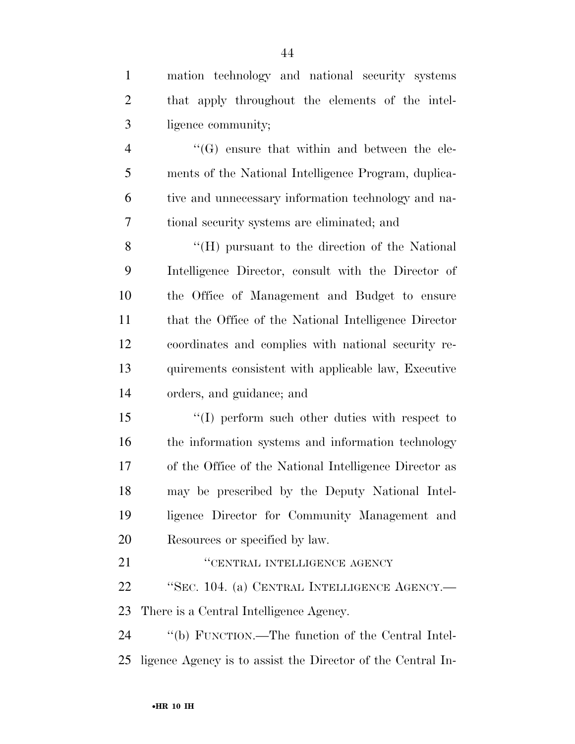mation technology and national security systems that apply throughout the elements of the intelligence community;

''(G) ensure that within and between the elements of the National Intelligence Program, duplicative and unnecessary information technology and national security systems are eliminated; and

''(H) pursuant to the direction of the National Intelligence Director, consult with the Director of the Office of Management and Budget to ensure that the Office of the National Intelligence Director coordinates and complies with national security requirements consistent with applicable law, Executive orders, and guidance; and

''(I) perform such other duties with respect to the information systems and information technology of the Office of the National Intelligence Director as may be prescribed by the Deputy National Intelligence Director for Community Management and Resources or specified by law.

''CENTRAL INTELLIGENCE AGENCY

''SEC. 104. (a) CENTRAL INTELLIGENCE AGENCY.—There is a Central Intelligence Agency.

''(b) FUNCTION.—The function of the Central Intelligence Agency is to assist the Director of the Central In-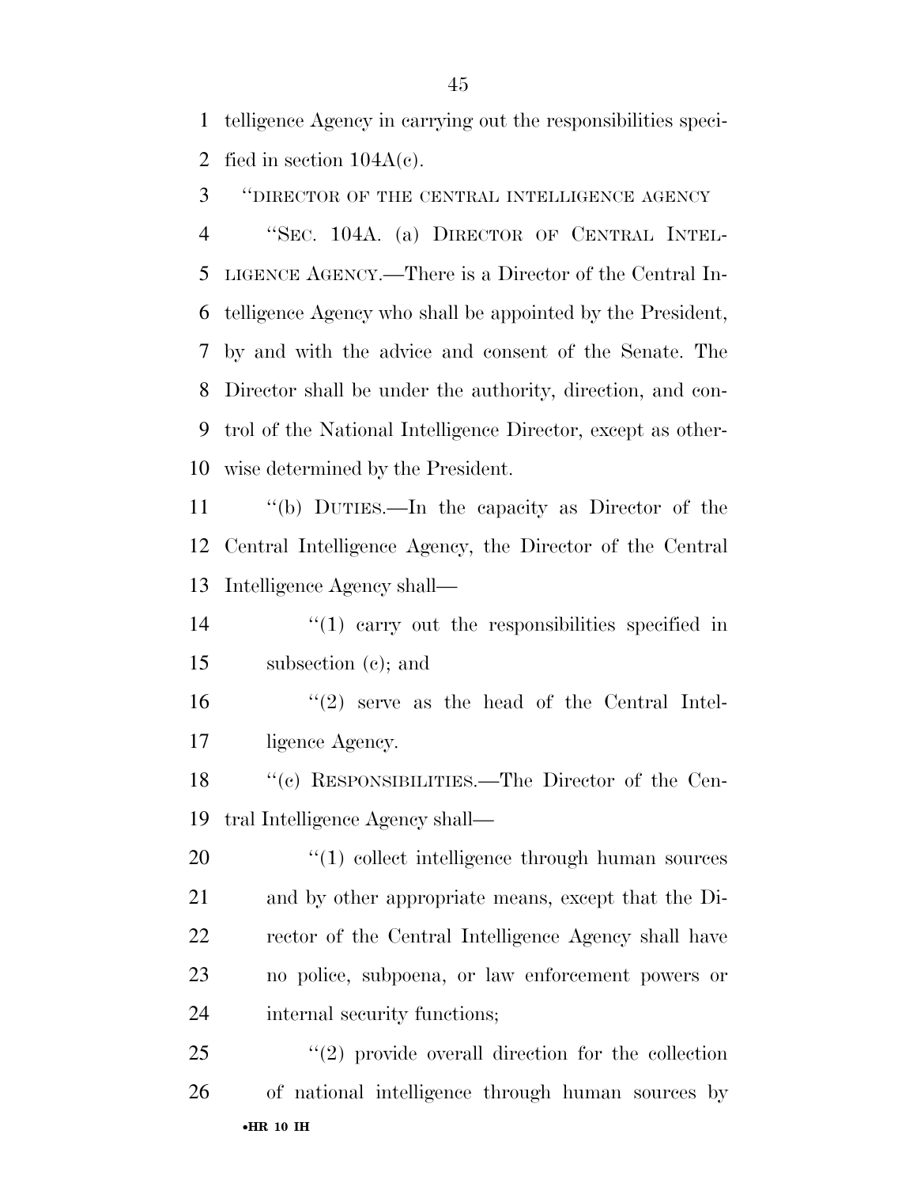telligence Agency in carrying out the responsibilities specified in section 104A(c).

"DIRECTOR OF THE CENTRAL INTELLIGENCE AGENCY

"SEC. 104A. (a) DIRECTOR OF CENTRAL INTELLIGENCE AGENCY.—There is a Director of the Central Intelligence Agency who shall be appointed by the President, by and with the advice and consent of the Senate. The Director shall be under the authority, direction, and control of the National Intelligence Director, except as otherwise determined by the President.

"(b) DUTIES.—In the capacity as Director of the Central Intelligence Agency, the Director of the Central Intelligence Agency shall—

"(1) carry out the responsibilities specified in subsection (c); and

"(2) serve as the head of the Central Intelligence Agency.

"(c) RESPONSIBILITIES.—The Director of the Central Intelligence Agency shall—

"(1) collect intelligence through human sources and by other appropriate means, except that the Director of the Central Intelligence Agency shall have no police, subpoena, or law enforcement powers or internal security functions;

"(2) provide overall direction for the collection of national intelligence through human sources by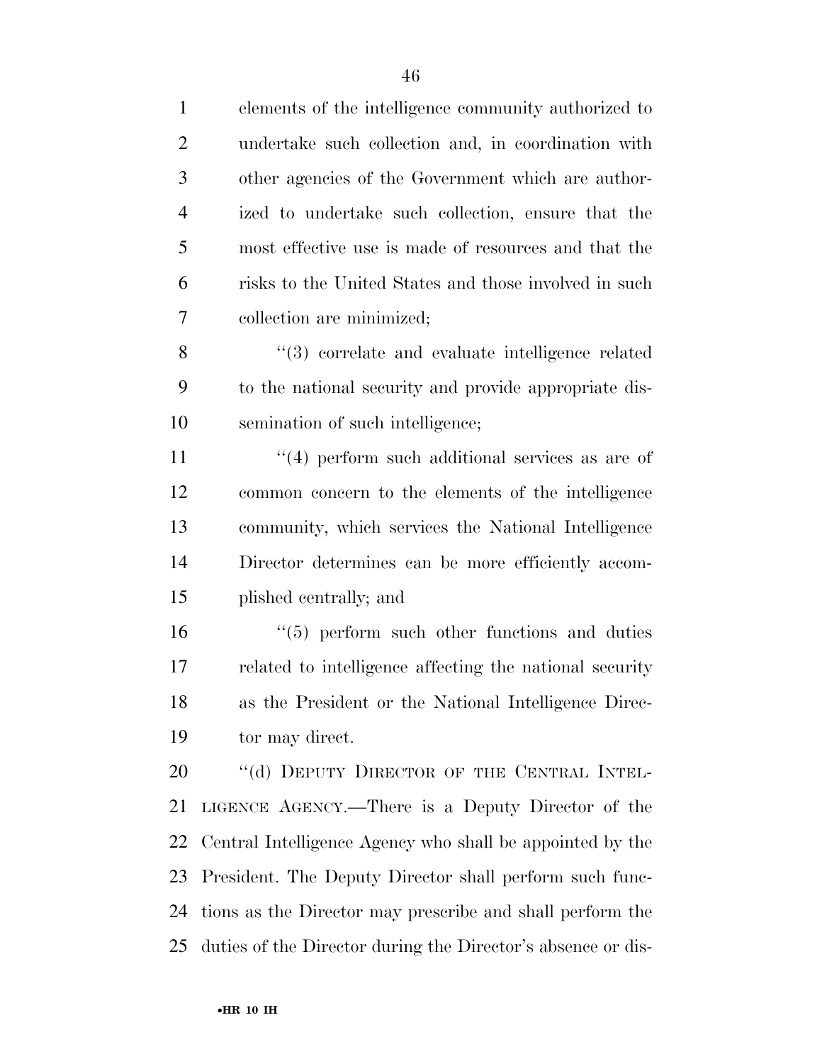elements of the intelligence community authorized to undertake such collection and, in coordination with other agencies of the Government which are authorized to undertake such collection, ensure that the most effective use is made of resources and that the risks to the United States and those involved in such collection are minimized;

''(3) correlate and evaluate intelligence related to the national security and provide appropriate dissemination of such intelligence;

''(4) perform such additional services as are of common concern to the elements of the intelligence community, which services the National Intelligence Director determines can be more efficiently accomplished centrally; and

''(5) perform such other functions and duties related to intelligence affecting the national security as the President or the National Intelligence Director may direct.

''(d) DEPUTY DIRECTOR OF THE CENTRAL INTELLIGENCE AGENCY.—There is a Deputy Director of the Central Intelligence Agency who shall be appointed by the President. The Deputy Director shall perform such functions as the Director may prescribe and shall perform the duties of the Director during the Director's absence or dis-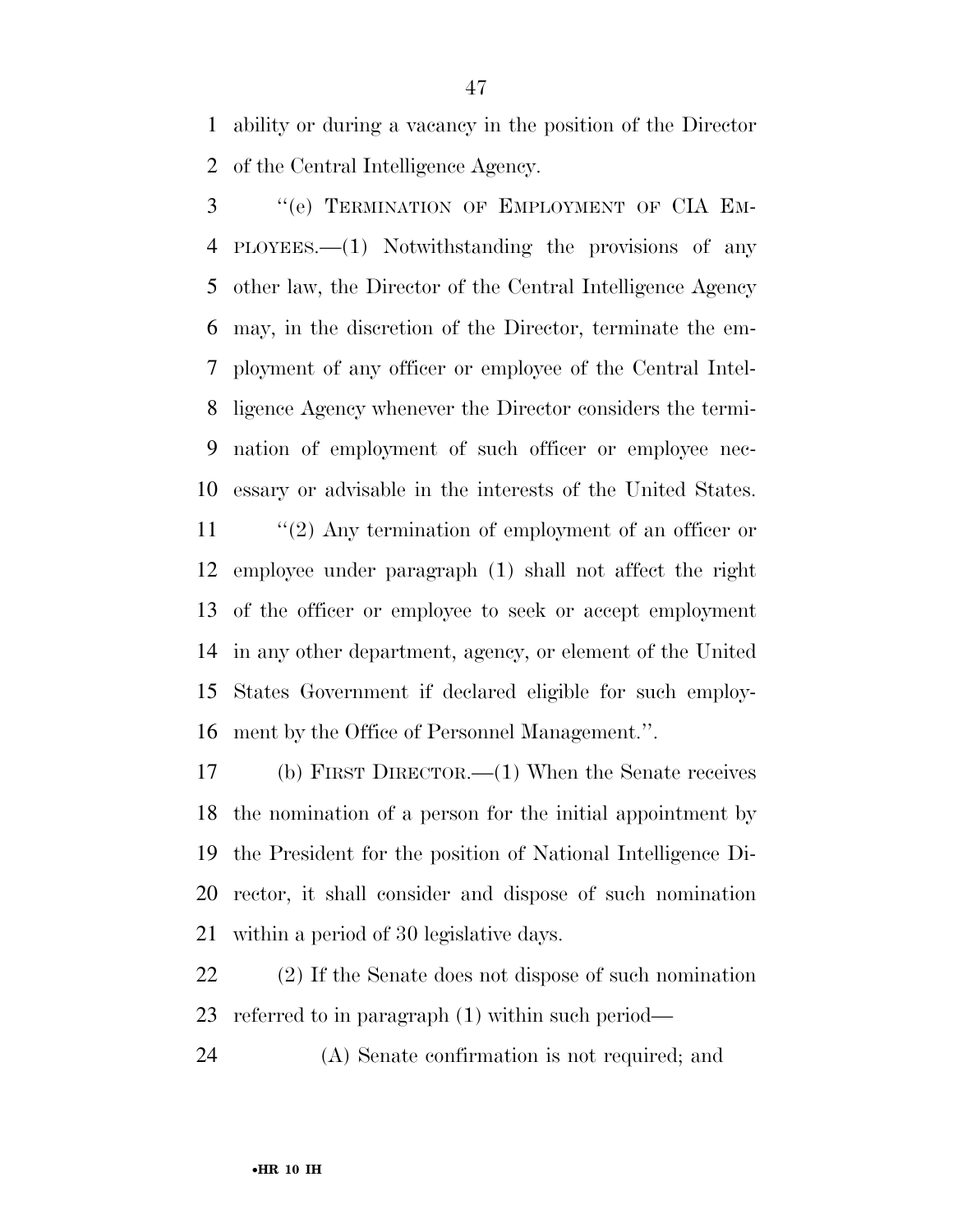ability or during a vacancy in the position of the Director of the Central Intelligence Agency.

''(e) TERMINATION OF EMPLOYMENT OF CIA EMPLOYEES.—(1) Notwithstanding the provisions of any other law, the Director of the Central Intelligence Agency may, in the discretion of the Director, terminate the employment of any officer or employee of the Central Intelligence Agency whenever the Director considers the termination of employment of such officer or employee necessary or advisable in the interests of the United States.

''(2) Any termination of employment of an officer or employee under paragraph (1) shall not affect the right of the officer or employee to seek or accept employment in any other department, agency, or element of the United States Government if declared eligible for such employment by the Office of Personnel Management.''.

(b) FIRST DIRECTOR.—(1) When the Senate receives the nomination of a person for the initial appointment by the President for the position of National Intelligence Director, it shall consider and dispose of such nomination within a period of 30 legislative days.

(2) If the Senate does not dispose of such nomination referred to in paragraph (1) within such period—

(A) Senate confirmation is not required; and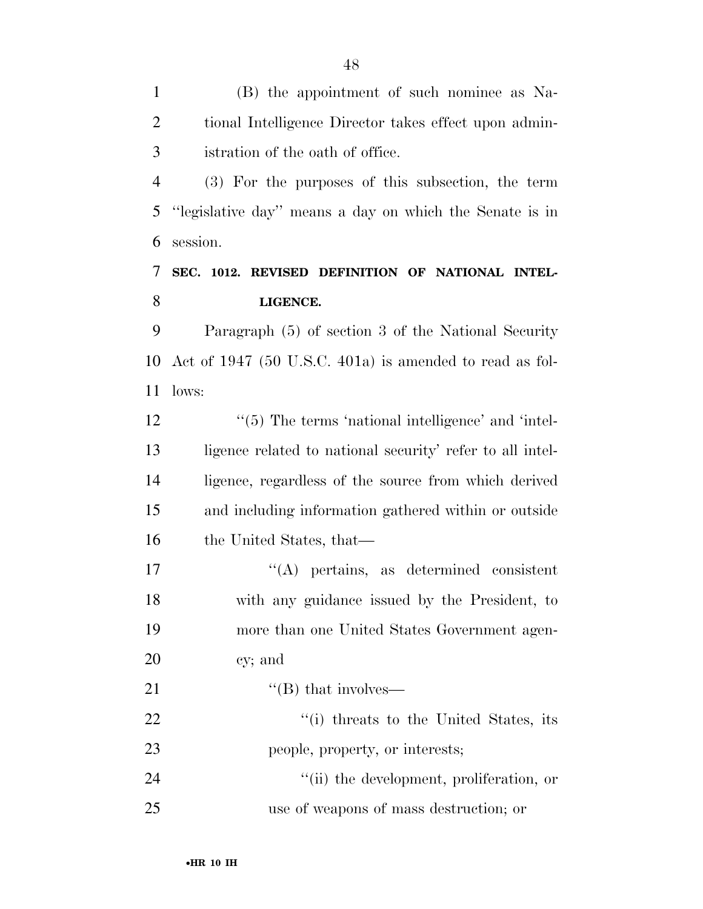(B) the appointment of such nominee as National Intelligence Director takes effect upon administration of the oath of office.

(3) For the purposes of this subsection, the term "legislative day" means a day on which the Senate is in session.

### SEC. 1012. REVISED DEFINITION OF NATIONAL INTELLIGENCE.

Paragraph (5) of section 3 of the National Security Act of 1947 (50 U.S.C. 401a) is amended to read as follows:

"(5) The terms 'national intelligence' and 'intelligence related to national security' refer to all intelligence, regardless of the source from which derived and including information gathered within or outside the United States, that—

"(A) pertains, as determined consistent with any guidance issued by the President, to more than one United States Government agency; and

"(B) that involves—

"(i) threats to the United States, its people, property, or interests;

"(ii) the development, proliferation, or use of weapons of mass destruction; or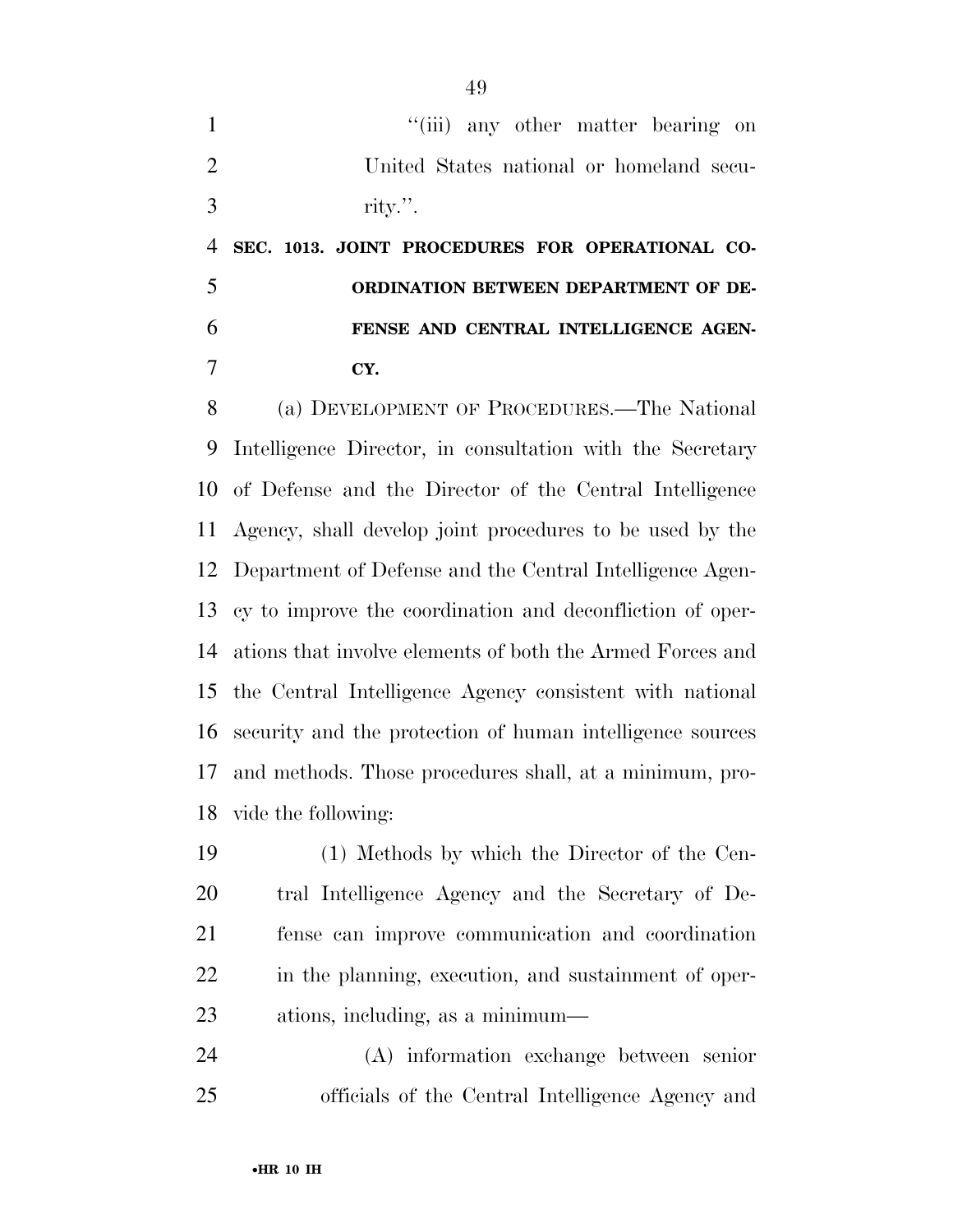"(iii) any other matter bearing on United States national or homeland security.".

**SEC. 1013. JOINT PROCEDURES FOR OPERATIONAL COORDINATION BETWEEN DEPARTMENT OF DEFENSE AND CENTRAL INTELLIGENCE AGENCY.**

(a) DEVELOPMENT OF PROCEDURES.—The National Intelligence Director, in consultation with the Secretary of Defense and the Director of the Central Intelligence Agency, shall develop joint procedures to be used by the Department of Defense and the Central Intelligence Agency to improve the coordination and deconfliction of operations that involve elements of both the Armed Forces and the Central Intelligence Agency consistent with national security and the protection of human intelligence sources and methods. Those procedures shall, at a minimum, provide the following:

(1) Methods by which the Director of the Central Intelligence Agency and the Secretary of Defense can improve communication and coordination in the planning, execution, and sustainment of operations, including, as a minimum—

(A) information exchange between senior officials of the Central Intelligence Agency and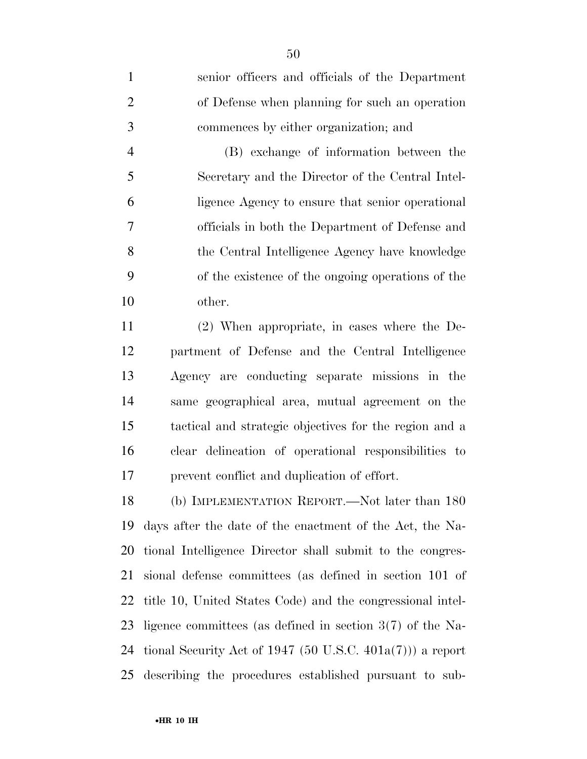senior officers and officials of the Department of Defense when planning for such an operation commences by either organization; and

(B) exchange of information between the Secretary and the Director of the Central Intelligence Agency to ensure that senior operational officials in both the Department of Defense and the Central Intelligence Agency have knowledge of the existence of the ongoing operations of the other.

(2) When appropriate, in cases where the Department of Defense and the Central Intelligence Agency are conducting separate missions in the same geographical area, mutual agreement on the tactical and strategic objectives for the region and a clear delineation of operational responsibilities to prevent conflict and duplication of effort.

(b) IMPLEMENTATION REPORT.—Not later than 180 days after the date of the enactment of the Act, the National Intelligence Director shall submit to the congressional defense committees (as defined in section 101 of title 10, United States Code) and the congressional intelligence committees (as defined in section 3(7) of the National Security Act of 1947 (50 U.S.C. 401a(7))) a report describing the procedures established pursuant to sub-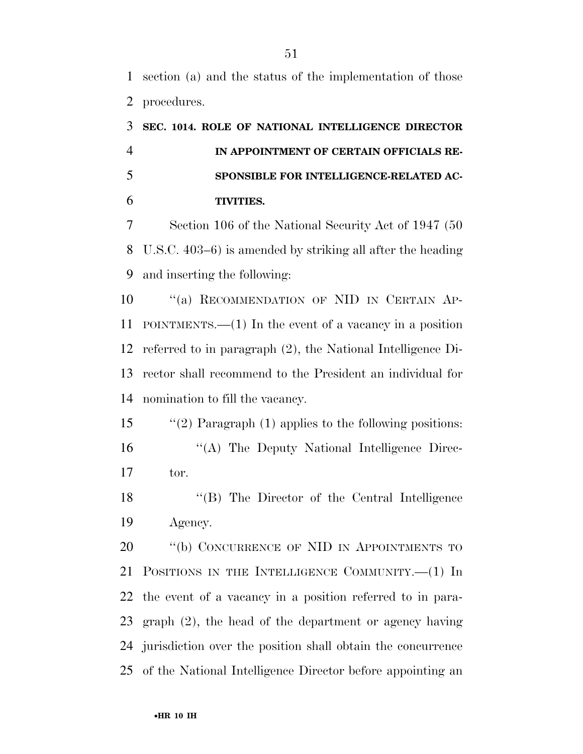section (a) and the status of the implementation of those procedures.

### SEC. 1014. ROLE OF NATIONAL INTELLIGENCE DIRECTOR IN APPOINTMENT OF CERTAIN OFFICIALS RESPONSIBLE FOR INTELLIGENCE-RELATED ACTIVITIES.

Section 106 of the National Security Act of 1947 (50 U.S.C. 403–6) is amended by striking all after the heading and inserting the following:

"(a) RECOMMENDATION OF NID IN CERTAIN APPOINTMENTS.—(1) In the event of a vacancy in a position referred to in paragraph (2), the National Intelligence Director shall recommend to the President an individual for nomination to fill the vacancy.

"(2) Paragraph (1) applies to the following positions:

"(A) The Deputy National Intelligence Director.

"(B) The Director of the Central Intelligence Agency.

"(b) CONCURRENCE OF NID IN APPOINTMENTS TO POSITIONS IN THE INTELLIGENCE COMMUNITY.—(1) In the event of a vacancy in a position referred to in paragraph (2), the head of the department or agency having jurisdiction over the position shall obtain the concurrence of the National Intelligence Director before appointing an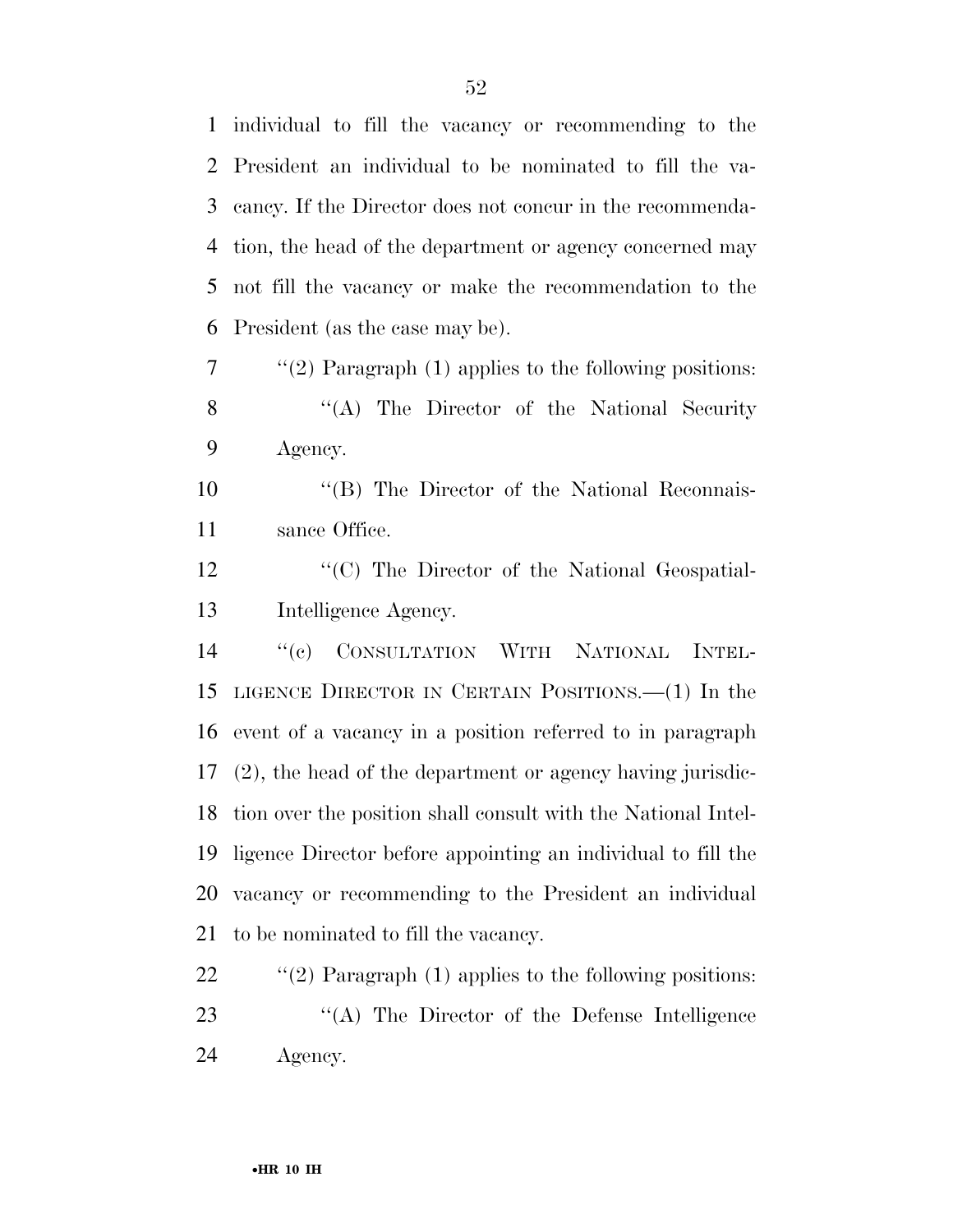individual to fill the vacancy or recommending to the President an individual to be nominated to fill the vacancy. If the Director does not concur in the recommendation, the head of the department or agency concerned may not fill the vacancy or make the recommendation to the President (as the case may be).

"(2) Paragraph (1) applies to the following positions:

"(A) The Director of the National Security Agency.

"(B) The Director of the National Reconnaissance Office.

"(C) The Director of the National Geospatial-Intelligence Agency.

"(c) CONSULTATION WITH NATIONAL INTELLIGENCE DIRECTOR IN CERTAIN POSITIONS.—(1) In the event of a vacancy in a position referred to in paragraph (2), the head of the department or agency having jurisdiction over the position shall consult with the National Intelligence Director before appointing an individual to fill the vacancy or recommending to the President an individual to be nominated to fill the vacancy.

"(2) Paragraph (1) applies to the following positions:

"(A) The Director of the Defense Intelligence Agency.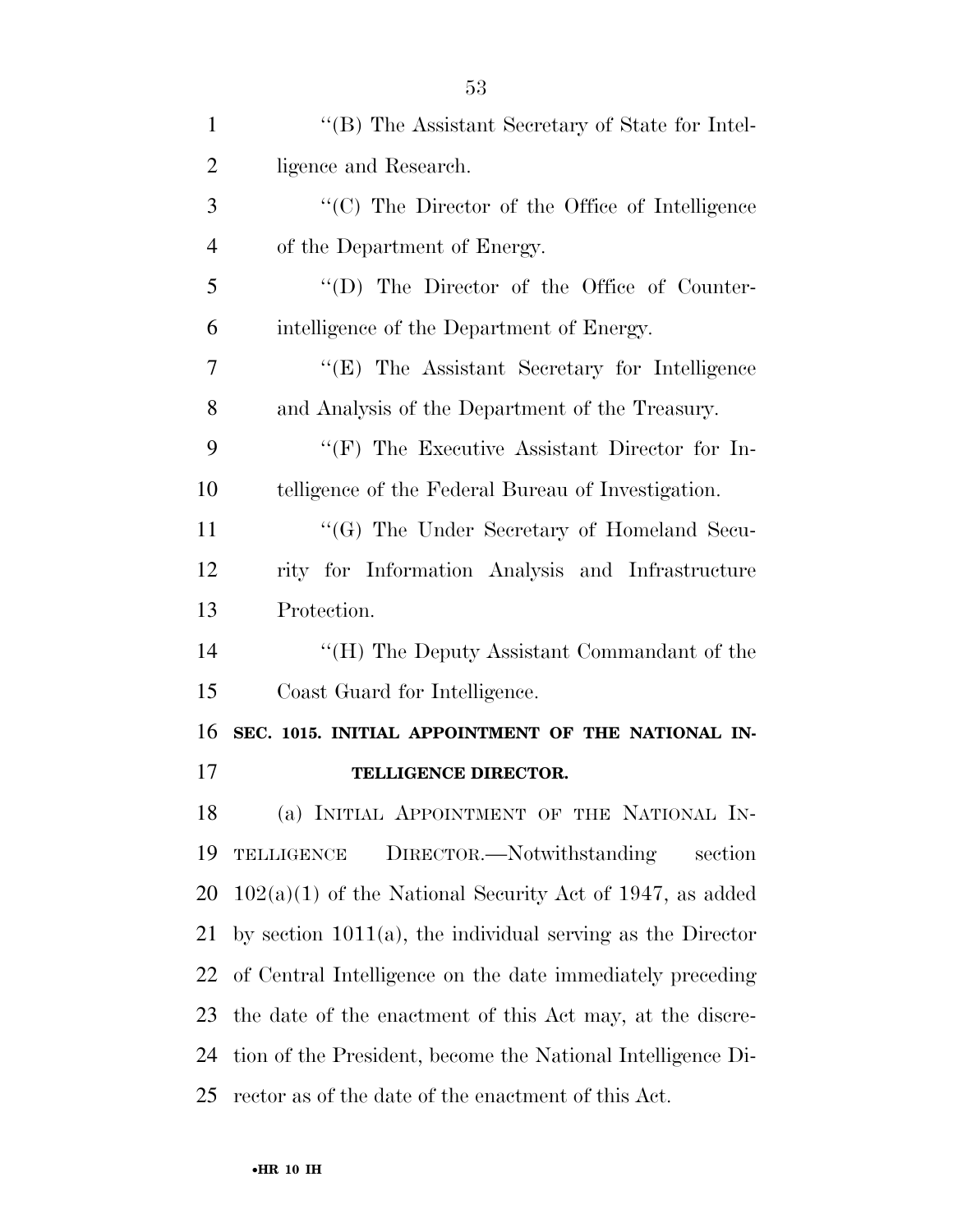''(B) The Assistant Secretary of State for Intelligence and Research.

''(C) The Director of the Office of Intelligence of the Department of Energy.

''(D) The Director of the Office of Counterintelligence of the Department of Energy.

''(E) The Assistant Secretary for Intelligence and Analysis of the Department of the Treasury.

''(F) The Executive Assistant Director for Intelligence of the Federal Bureau of Investigation.

''(G) The Under Secretary of Homeland Security for Information Analysis and Infrastructure Protection.

''(H) The Deputy Assistant Commandant of the Coast Guard for Intelligence.

**SEC. 1015. INITIAL APPOINTMENT OF THE NATIONAL INTELLIGENCE DIRECTOR.**

(a) INITIAL APPOINTMENT OF THE NATIONAL INTELLIGENCE DIRECTOR.—Notwithstanding section 102(a)(1) of the National Security Act of 1947, as added by section 1011(a), the individual serving as the Director of Central Intelligence on the date immediately preceding the date of the enactment of this Act may, at the discretion of the President, become the National Intelligence Director as of the date of the enactment of this Act.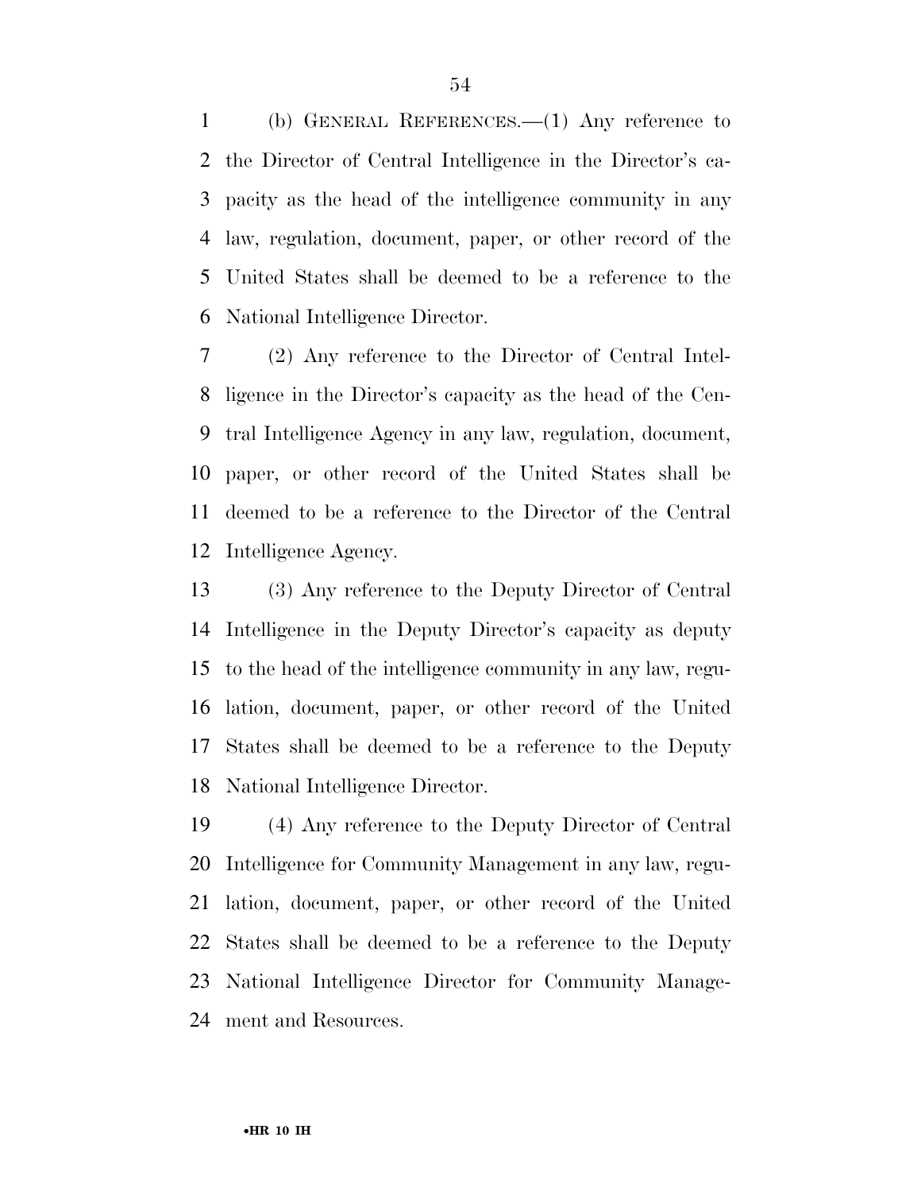(b) GENERAL REFERENCES.—(1) Any reference to the Director of Central Intelligence in the Director's capacity as the head of the intelligence community in any law, regulation, document, paper, or other record of the United States shall be deemed to be a reference to the National Intelligence Director.

(2) Any reference to the Director of Central Intelligence in the Director's capacity as the head of the Central Intelligence Agency in any law, regulation, document, paper, or other record of the United States shall be deemed to be a reference to the Director of the Central Intelligence Agency.

(3) Any reference to the Deputy Director of Central Intelligence in the Deputy Director's capacity as deputy to the head of the intelligence community in any law, regulation, document, paper, or other record of the United States shall be deemed to be a reference to the Deputy National Intelligence Director.

(4) Any reference to the Deputy Director of Central Intelligence for Community Management in any law, regulation, document, paper, or other record of the United States shall be deemed to be a reference to the Deputy National Intelligence Director for Community Management and Resources.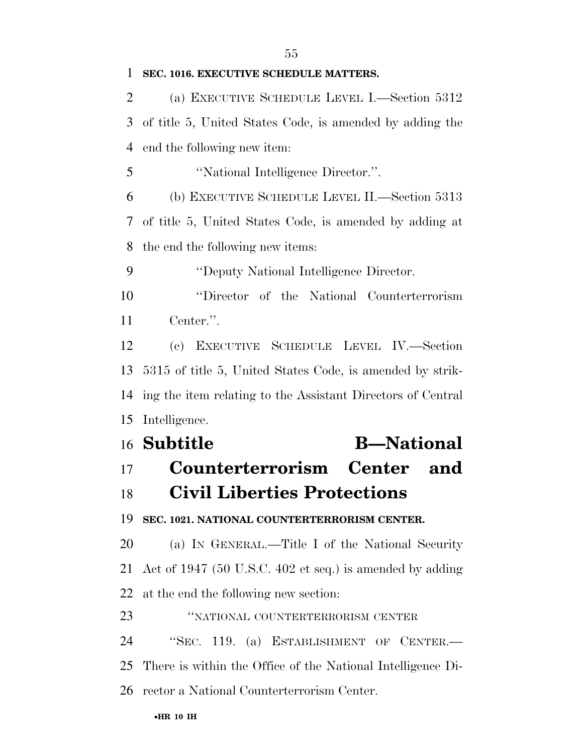**SEC. 1016. EXECUTIVE SCHEDULE MATTERS.**

(a) EXECUTIVE SCHEDULE LEVEL I.—Section 5312 of title 5, United States Code, is amended by adding the end the following new item:

''National Intelligence Director.''.

(b) EXECUTIVE SCHEDULE LEVEL II.—Section 5313 of title 5, United States Code, is amended by adding at the end the following new items:

''Deputy National Intelligence Director.

''Director of the National Counterterrorism Center.''.

(c) EXECUTIVE SCHEDULE LEVEL IV.—Section 5315 of title 5, United States Code, is amended by striking the item relating to the Assistant Directors of Central Intelligence.

# Subtitle B—National Counterterrorism Center and Civil Liberties Protections

**SEC. 1021. NATIONAL COUNTERTERRORISM CENTER.**

(a) IN GENERAL.—Title I of the National Security Act of 1947 (50 U.S.C. 402 et seq.) is amended by adding at the end the following new section:

''NATIONAL COUNTERTERRORISM CENTER

''SEC. 119. (a) ESTABLISHMENT OF CENTER.—There is within the Office of the National Intelligence Director a National Counterterrorism Center.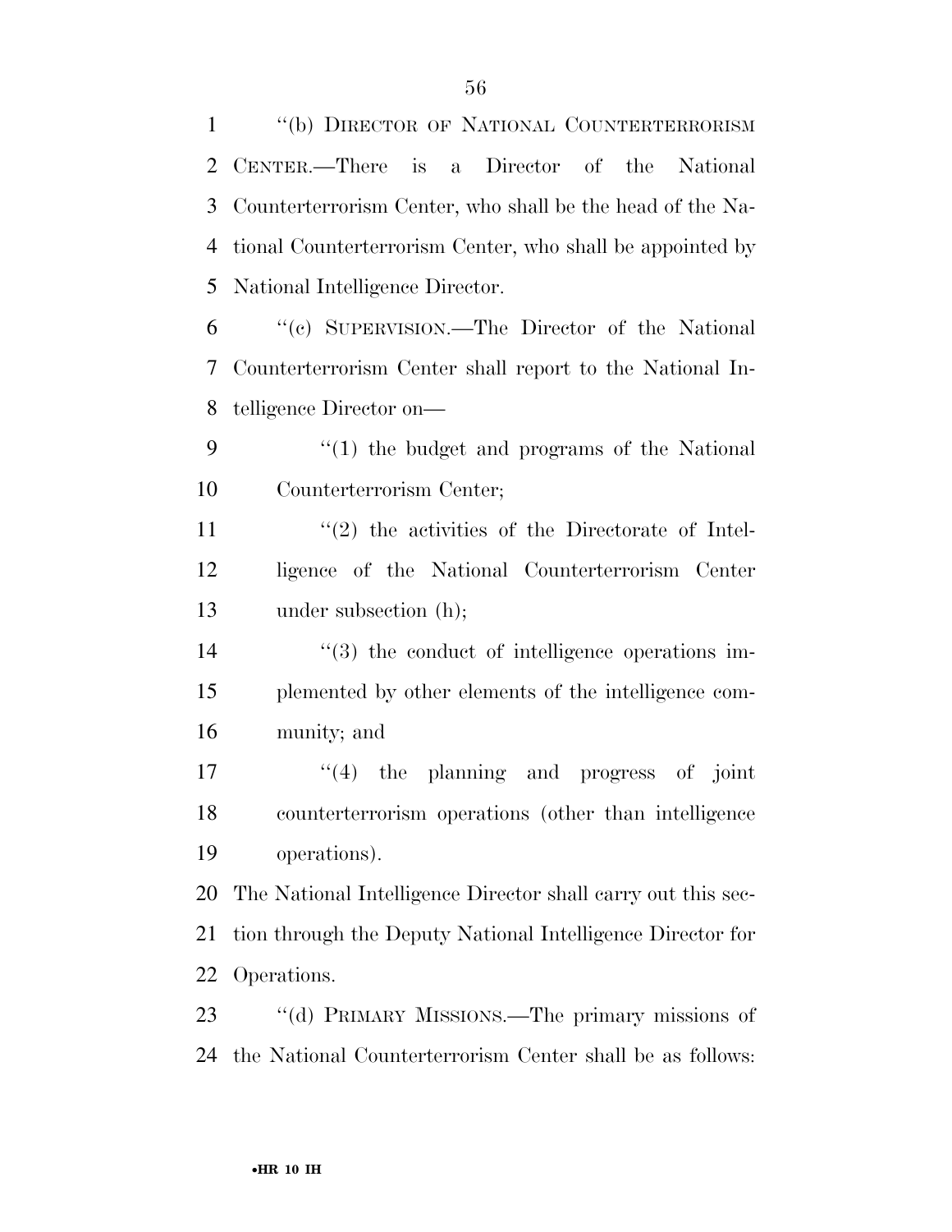"(b) DIRECTOR OF NATIONAL COUNTERTERRORISM CENTER.—There is a Director of the National Counterterrorism Center, who shall be the head of the National Counterterrorism Center, who shall be appointed by National Intelligence Director.

"(c) SUPERVISION.—The Director of the National Counterterrorism Center shall report to the National Intelligence Director on—

"(1) the budget and programs of the National Counterterrorism Center;

"(2) the activities of the Directorate of Intelligence of the National Counterterrorism Center under subsection (h);

"(3) the conduct of intelligence operations implemented by other elements of the intelligence community; and

"(4) the planning and progress of joint counterterrorism operations (other than intelligence operations).

The National Intelligence Director shall carry out this section through the Deputy National Intelligence Director for Operations.

"(d) PRIMARY MISSIONS.—The primary missions of the National Counterterrorism Center shall be as follows: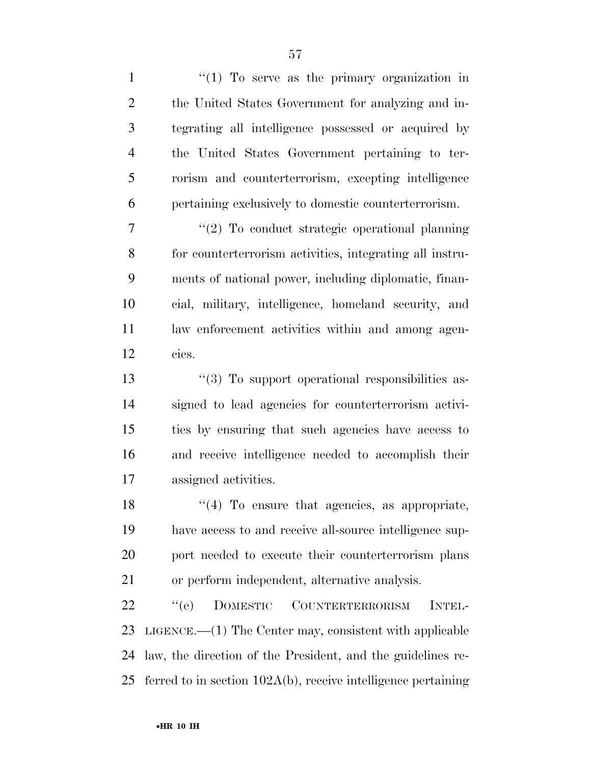"(1) To serve as the primary organization in the United States Government for analyzing and integrating all intelligence possessed or acquired by the United States Government pertaining to terrorism and counterterrorism, excepting intelligence pertaining exclusively to domestic counterterrorism.

"(2) To conduct strategic operational planning for counterterrorism activities, integrating all instruments of national power, including diplomatic, financial, military, intelligence, homeland security, and law enforcement activities within and among agencies.

"(3) To support operational responsibilities assigned to lead agencies for counterterrorism activities by ensuring that such agencies have access to and receive intelligence needed to accomplish their assigned activities.

"(4) To ensure that agencies, as appropriate, have access to and receive all-source intelligence support needed to execute their counterterrorism plans or perform independent, alternative analysis.

"(e) DOMESTIC COUNTERTERRORISM INTELLIGENCE.—(1) The Center may, consistent with applicable law, the direction of the President, and the guidelines referred to in section 102A(b), receive intelligence pertaining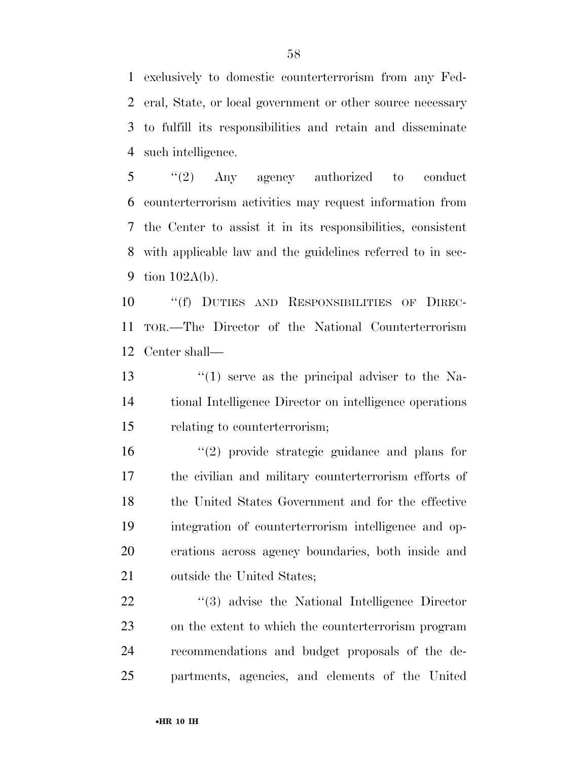exclusively to domestic counterterrorism from any Federal, State, or local government or other source necessary to fulfill its responsibilities and retain and disseminate such intelligence.

"(2) Any agency authorized to conduct counterterrorism activities may request information from the Center to assist it in its responsibilities, consistent with applicable law and the guidelines referred to in section 102A(b).

"(f) DUTIES AND RESPONSIBILITIES OF DIRECTOR.—The Director of the National Counterterrorism Center shall—

"(1) serve as the principal adviser to the National Intelligence Director on intelligence operations relating to counterterrorism;

"(2) provide strategic guidance and plans for the civilian and military counterterrorism efforts of the United States Government and for the effective integration of counterterrorism intelligence and operations across agency boundaries, both inside and outside the United States;

"(3) advise the National Intelligence Director on the extent to which the counterterrorism program recommendations and budget proposals of the departments, agencies, and elements of the United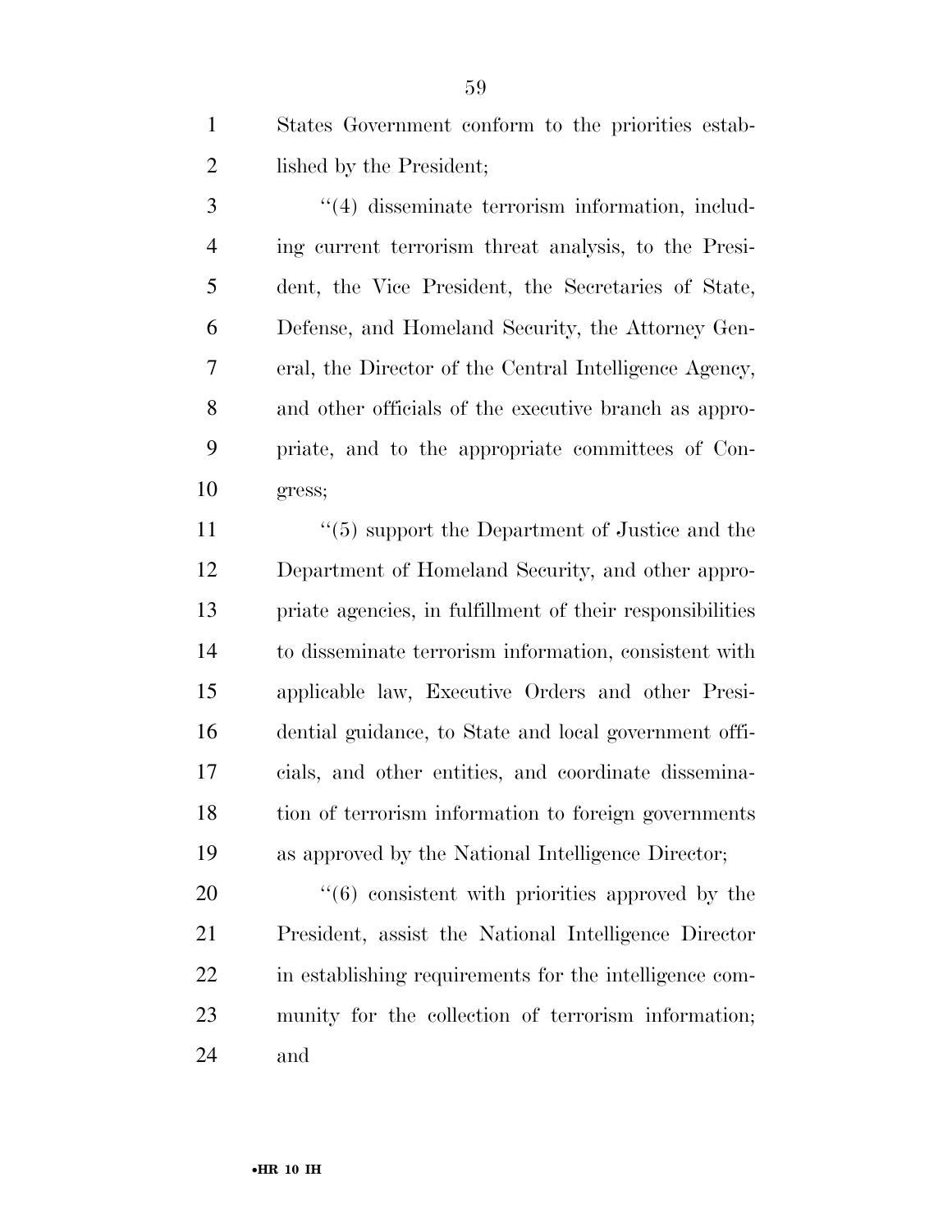States Government conform to the priorities established by the President;

''(4) disseminate terrorism information, including current terrorism threat analysis, to the President, the Vice President, the Secretaries of State, Defense, and Homeland Security, the Attorney General, the Director of the Central Intelligence Agency, and other officials of the executive branch as appropriate, and to the appropriate committees of Congress;

''(5) support the Department of Justice and the Department of Homeland Security, and other appropriate agencies, in fulfillment of their responsibilities to disseminate terrorism information, consistent with applicable law, Executive Orders and other Presidential guidance, to State and local government officials, and other entities, and coordinate dissemination of terrorism information to foreign governments as approved by the National Intelligence Director;

''(6) consistent with priorities approved by the President, assist the National Intelligence Director in establishing requirements for the intelligence community for the collection of terrorism information; and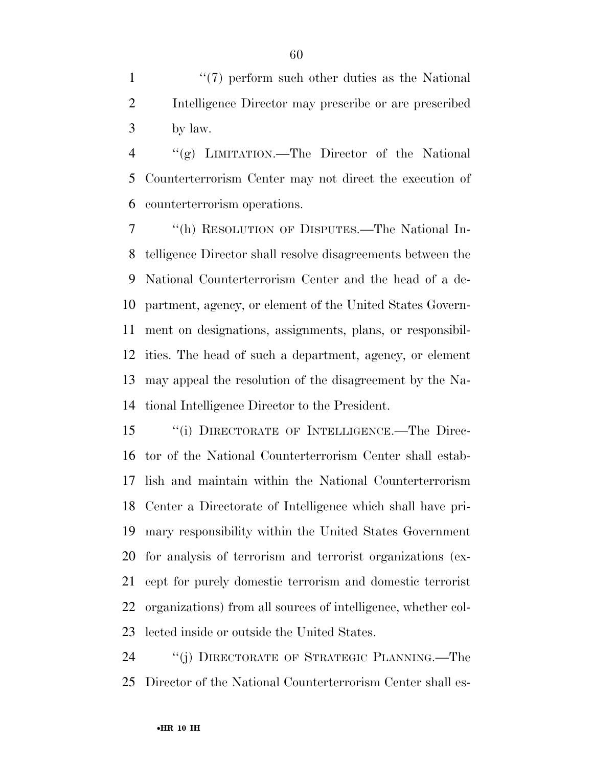"(7) perform such other duties as the National Intelligence Director may prescribe or are prescribed by law.

"(g) LIMITATION.—The Director of the National Counterterrorism Center may not direct the execution of counterterrorism operations.

"(h) RESOLUTION OF DISPUTES.—The National Intelligence Director shall resolve disagreements between the National Counterterrorism Center and the head of a department, agency, or element of the United States Government on designations, assignments, plans, or responsibilities. The head of such a department, agency, or element may appeal the resolution of the disagreement by the National Intelligence Director to the President.

"(i) DIRECTORATE OF INTELLIGENCE.—The Director of the National Counterterrorism Center shall establish and maintain within the National Counterterrorism Center a Directorate of Intelligence which shall have primary responsibility within the United States Government for analysis of terrorism and terrorist organizations (except for purely domestic terrorism and domestic terrorist organizations) from all sources of intelligence, whether collected inside or outside the United States.

"(j) DIRECTORATE OF STRATEGIC PLANNING.—The Director of the National Counterterrorism Center shall es-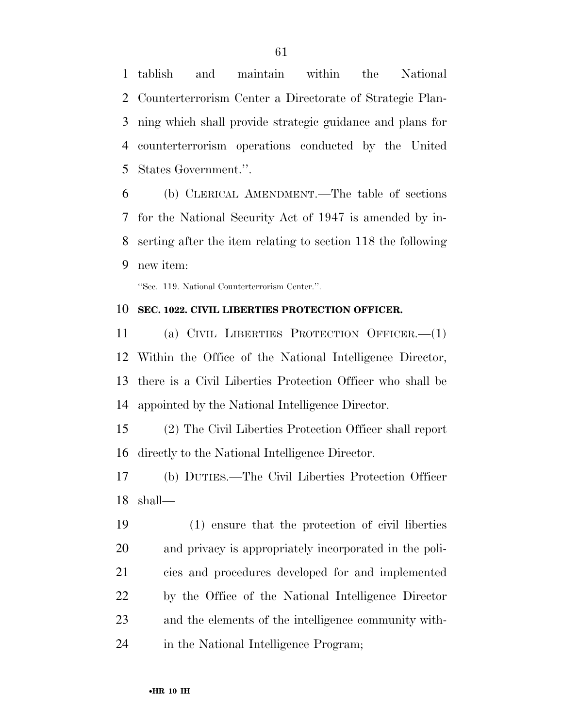tablish and maintain within the National Counterterrorism Center a Directorate of Strategic Planning which shall provide strategic guidance and plans for counterterrorism operations conducted by the United States Government.''.

(b) CLERICAL AMENDMENT.—The table of sections for the National Security Act of 1947 is amended by inserting after the item relating to section 118 the following new item:

''Sec. 119. National Counterterrorism Center.''.

**SEC. 1022. CIVIL LIBERTIES PROTECTION OFFICER.**

(a) CIVIL LIBERTIES PROTECTION OFFICER.—(1) Within the Office of the National Intelligence Director, there is a Civil Liberties Protection Officer who shall be appointed by the National Intelligence Director.

(2) The Civil Liberties Protection Officer shall report directly to the National Intelligence Director.

(b) DUTIES.—The Civil Liberties Protection Officer shall—

(1) ensure that the protection of civil liberties and privacy is appropriately incorporated in the policies and procedures developed for and implemented by the Office of the National Intelligence Director and the elements of the intelligence community within the National Intelligence Program;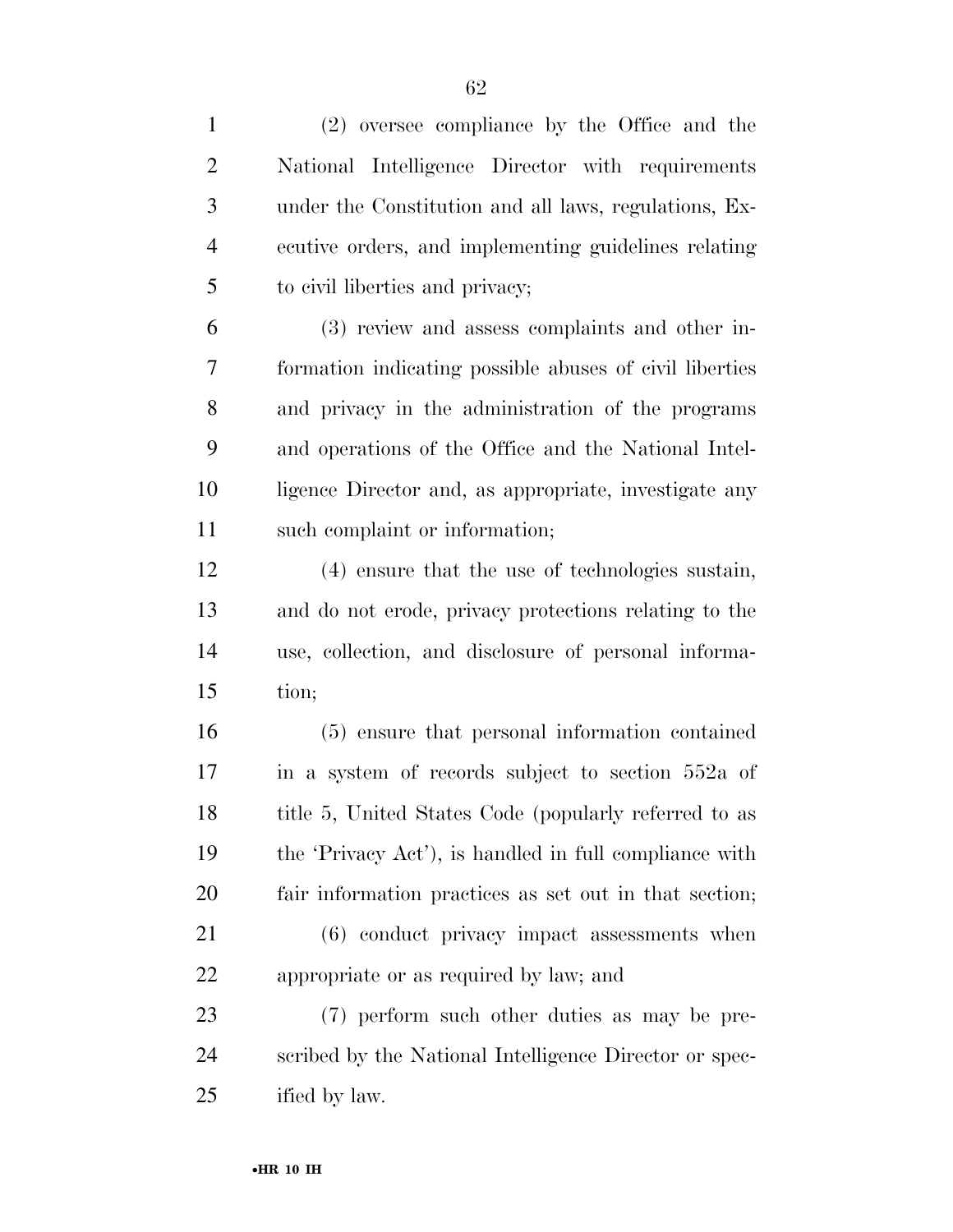(2) oversee compliance by the Office and the National Intelligence Director with requirements under the Constitution and all laws, regulations, Executive orders, and implementing guidelines relating to civil liberties and privacy;

(3) review and assess complaints and other information indicating possible abuses of civil liberties and privacy in the administration of the programs and operations of the Office and the National Intelligence Director and, as appropriate, investigate any such complaint or information;

(4) ensure that the use of technologies sustain, and do not erode, privacy protections relating to the use, collection, and disclosure of personal information;

(5) ensure that personal information contained in a system of records subject to section 552a of title 5, United States Code (popularly referred to as the 'Privacy Act'), is handled in full compliance with fair information practices as set out in that section;

(6) conduct privacy impact assessments when appropriate or as required by law; and

(7) perform such other duties as may be prescribed by the National Intelligence Director or specified by law.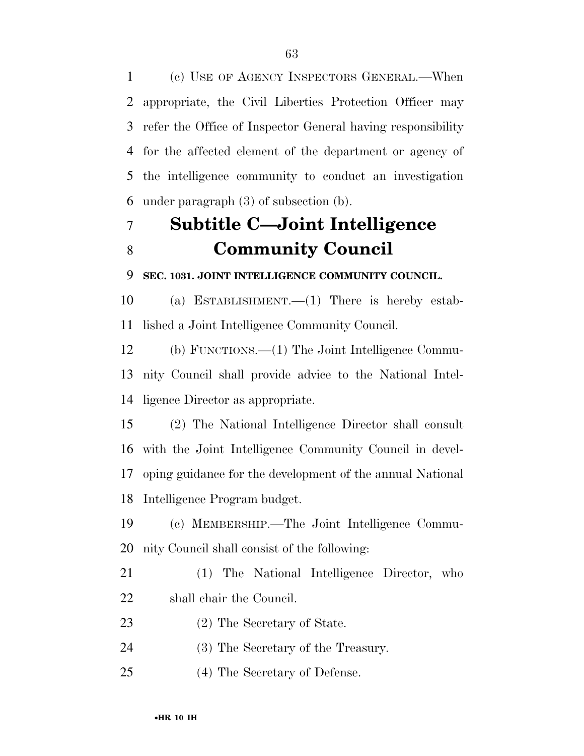(c) USE OF AGENCY INSPECTORS GENERAL.—When appropriate, the Civil Liberties Protection Officer may refer the Office of Inspector General having responsibility for the affected element of the department or agency of the intelligence community to conduct an investigation under paragraph (3) of subsection (b).

## Subtitle C—Joint Intelligence Community Council

**SEC. 1031. JOINT INTELLIGENCE COMMUNITY COUNCIL.**

(a) ESTABLISHMENT.—(1) There is hereby established a Joint Intelligence Community Council.

(b) FUNCTIONS.—(1) The Joint Intelligence Community Council shall provide advice to the National Intelligence Director as appropriate.

(2) The National Intelligence Director shall consult with the Joint Intelligence Community Council in developing guidance for the development of the annual National Intelligence Program budget.

(c) MEMBERSHIP.—The Joint Intelligence Community Council shall consist of the following:

(1) The National Intelligence Director, who shall chair the Council.

(2) The Secretary of State.

(3) The Secretary of the Treasury.

(4) The Secretary of Defense.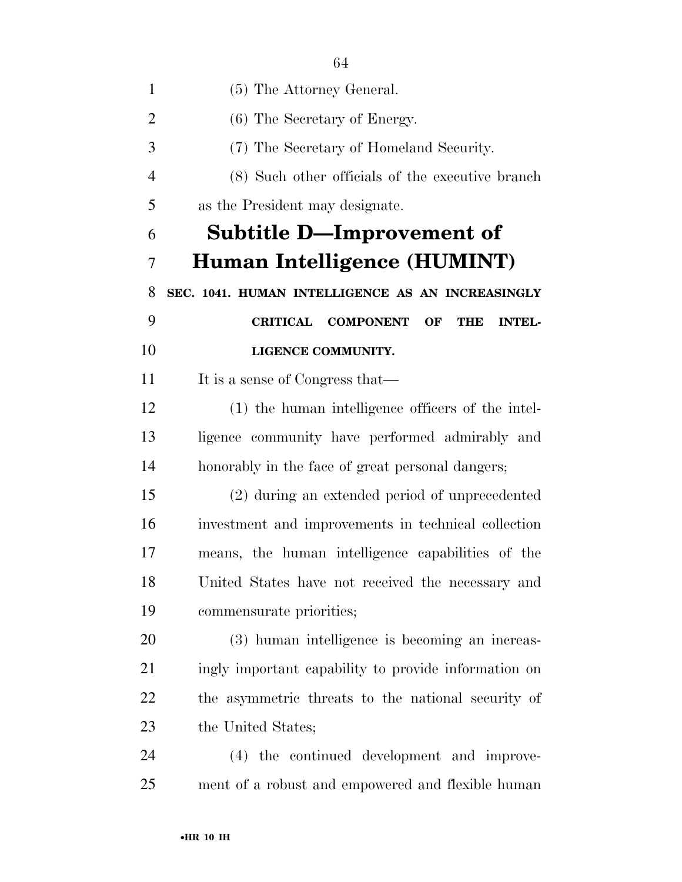(5) The Attorney General.

(6) The Secretary of Energy.

(7) The Secretary of Homeland Security.

(8) Such other officials of the executive branch as the President may designate.

## Subtitle D—Improvement of Human Intelligence (HUMINT)

### SEC. 1041. HUMAN INTELLIGENCE AS AN INCREASINGLY CRITICAL COMPONENT OF THE INTELLIGENCE COMMUNITY.

It is a sense of Congress that—

(1) the human intelligence officers of the intelligence community have performed admirably and honorably in the face of great personal dangers;

(2) during an extended period of unprecedented investment and improvements in technical collection means, the human intelligence capabilities of the United States have not received the necessary and commensurate priorities;

(3) human intelligence is becoming an increasingly important capability to provide information on the asymmetric threats to the national security of the United States;

(4) the continued development and improvement of a robust and empowered and flexible human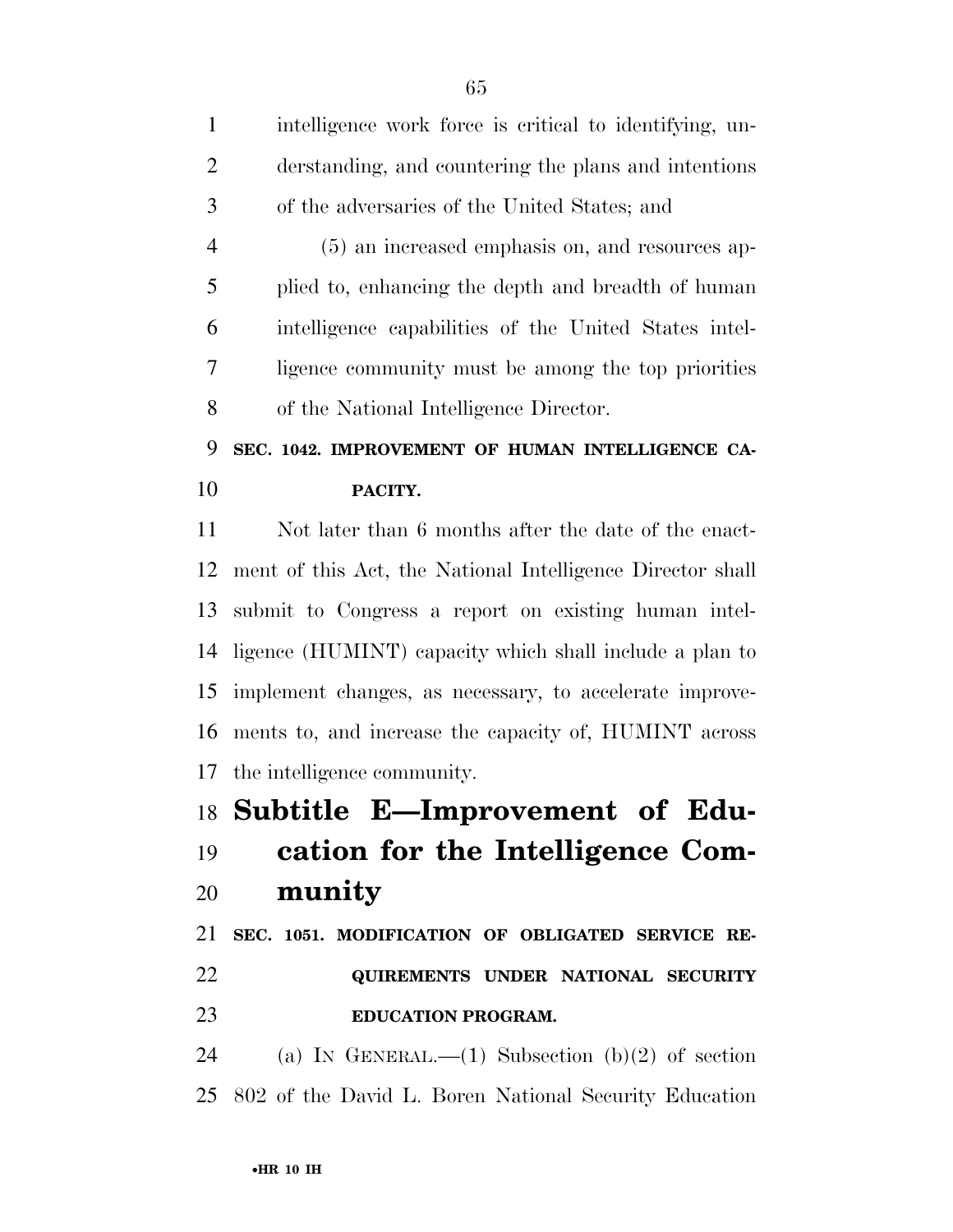intelligence work force is critical to identifying, understanding, and countering the plans and intentions of the adversaries of the United States; and

(5) an increased emphasis on, and resources applied to, enhancing the depth and breadth of human intelligence capabilities of the United States intelligence community must be among the top priorities of the National Intelligence Director.

**SEC. 1042. IMPROVEMENT OF HUMAN INTELLIGENCE CAPACITY.**

Not later than 6 months after the date of the enactment of this Act, the National Intelligence Director shall submit to Congress a report on existing human intelligence (HUMINT) capacity which shall include a plan to implement changes, as necessary, to accelerate improvements to, and increase the capacity of, HUMINT across the intelligence community.

## Subtitle E—Improvement of Education for the Intelligence Community

**SEC. 1051. MODIFICATION OF OBLIGATED SERVICE REQUIREMENTS UNDER NATIONAL SECURITY EDUCATION PROGRAM.**

(a) IN GENERAL.—(1) Subsection (b)(2) of section 802 of the David L. Boren National Security Education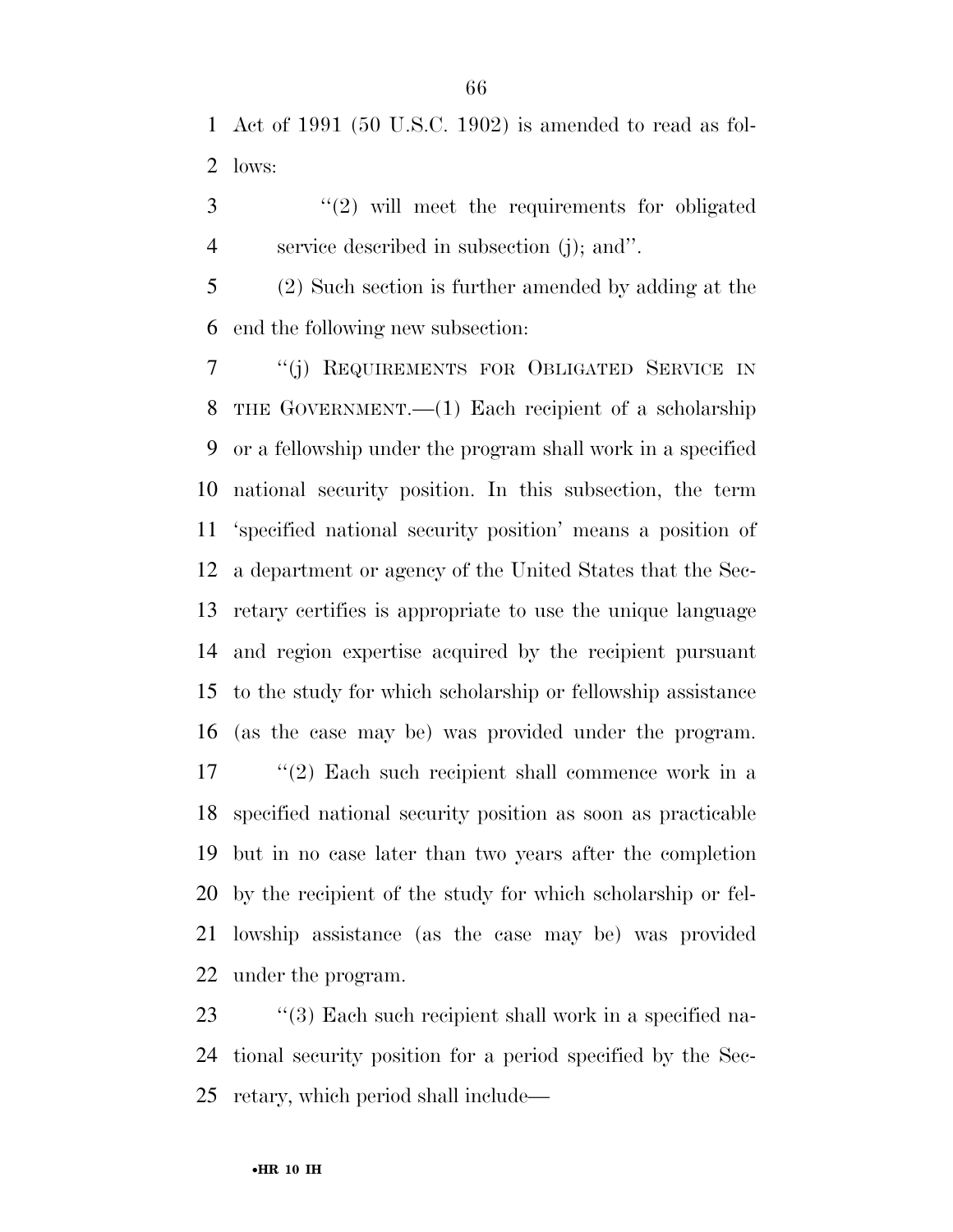Act of 1991 (50 U.S.C. 1902) is amended to read as follows:

> ''(2) will meet the requirements for obligated service described in subsection (j); and''.

(2) Such section is further amended by adding at the end the following new subsection:

''(j) REQUIREMENTS FOR OBLIGATED SERVICE IN THE GOVERNMENT.—(1) Each recipient of a scholarship or a fellowship under the program shall work in a specified national security position. In this subsection, the term 'specified national security position' means a position of a department or agency of the United States that the Secretary certifies is appropriate to use the unique language and region expertise acquired by the recipient pursuant to the study for which scholarship or fellowship assistance (as the case may be) was provided under the program.

''(2) Each such recipient shall commence work in a specified national security position as soon as practicable but in no case later than two years after the completion by the recipient of the study for which scholarship or fellowship assistance (as the case may be) was provided under the program.

''(3) Each such recipient shall work in a specified national security position for a period specified by the Secretary, which period shall include—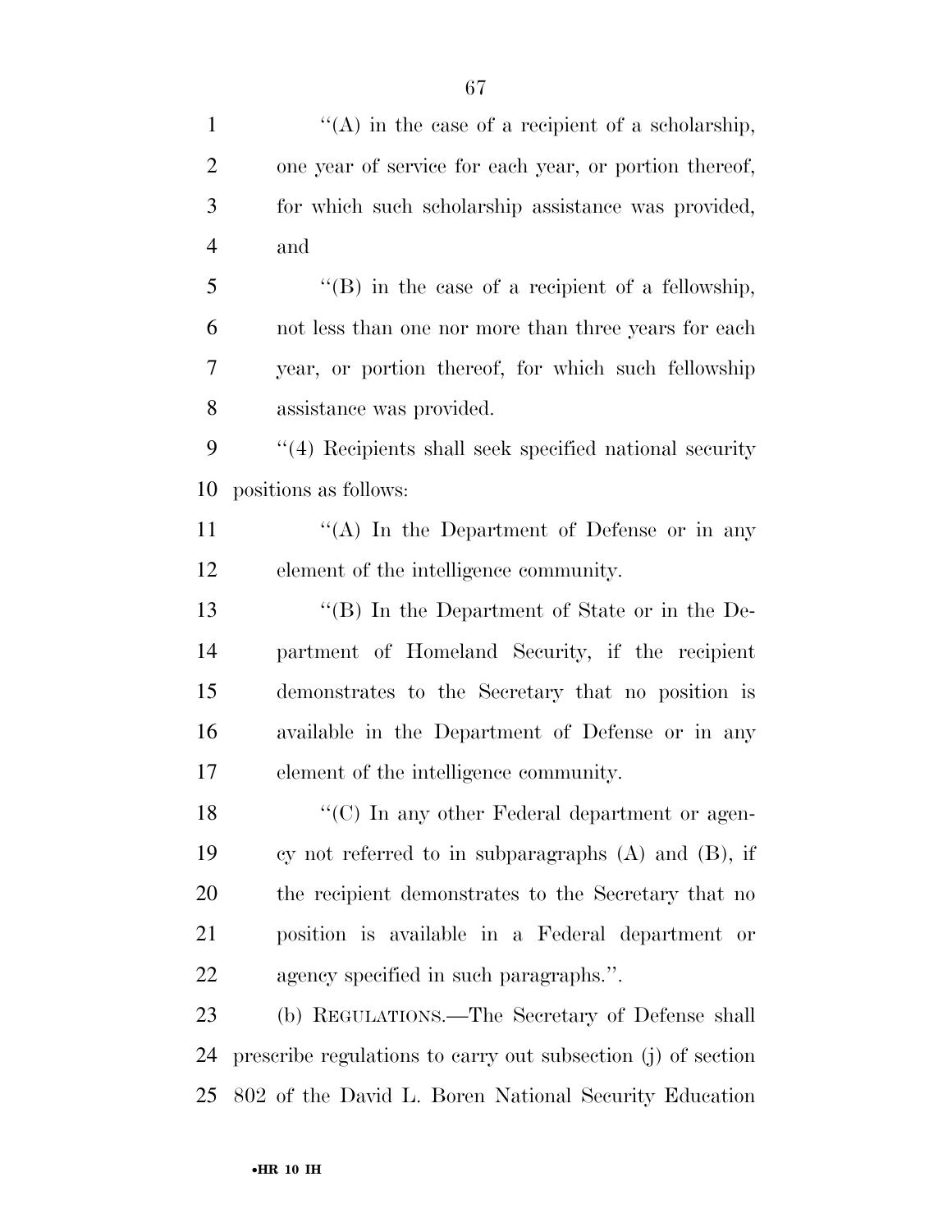''(A) in the case of a recipient of a scholarship, one year of service for each year, or portion thereof, for which such scholarship assistance was provided, and

''(B) in the case of a recipient of a fellowship, not less than one nor more than three years for each year, or portion thereof, for which such fellowship assistance was provided.

''(4) Recipients shall seek specified national security positions as follows:

''(A) In the Department of Defense or in any element of the intelligence community.

''(B) In the Department of State or in the Department of Homeland Security, if the recipient demonstrates to the Secretary that no position is available in the Department of Defense or in any element of the intelligence community.

''(C) In any other Federal department or agency not referred to in subparagraphs (A) and (B), if the recipient demonstrates to the Secretary that no position is available in a Federal department or agency specified in such paragraphs.''.

(b) REGULATIONS.—The Secretary of Defense shall prescribe regulations to carry out subsection (j) of section 802 of the David L. Boren National Security Education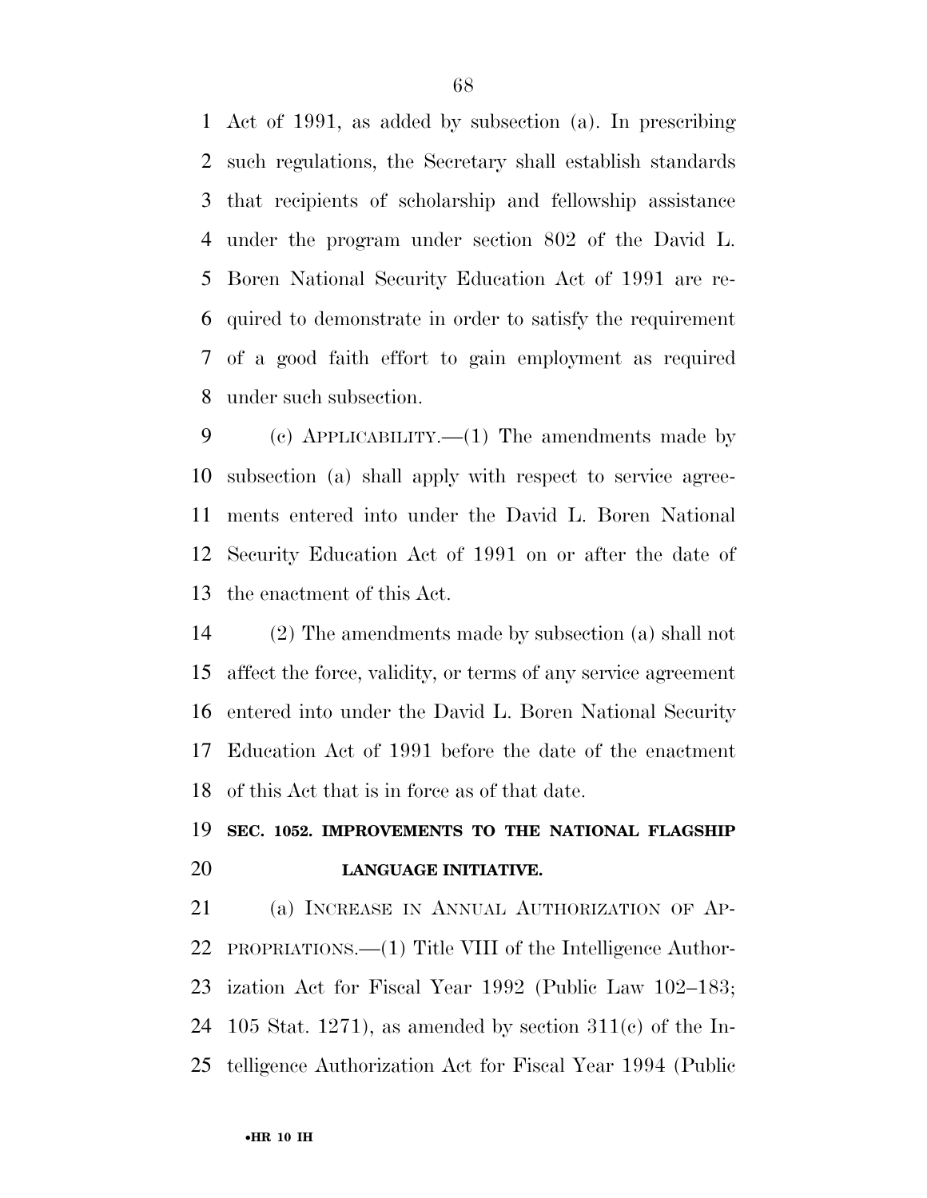Act of 1991, as added by subsection (a). In prescribing such regulations, the Secretary shall establish standards that recipients of scholarship and fellowship assistance under the program under section 802 of the David L. Boren National Security Education Act of 1991 are required to demonstrate in order to satisfy the requirement of a good faith effort to gain employment as required under such subsection.

(c) APPLICABILITY.—(1) The amendments made by subsection (a) shall apply with respect to service agreements entered into under the David L. Boren National Security Education Act of 1991 on or after the date of the enactment of this Act.

(2) The amendments made by subsection (a) shall not affect the force, validity, or terms of any service agreement entered into under the David L. Boren National Security Education Act of 1991 before the date of the enactment of this Act that is in force as of that date.

**SEC. 1052. IMPROVEMENTS TO THE NATIONAL FLAGSHIP LANGUAGE INITIATIVE.**

(a) INCREASE IN ANNUAL AUTHORIZATION OF APPROPRIATIONS.—(1) Title VIII of the Intelligence Authorization Act for Fiscal Year 1992 (Public Law 102–183; 105 Stat. 1271), as amended by section 311(c) of the Intelligence Authorization Act for Fiscal Year 1994 (Public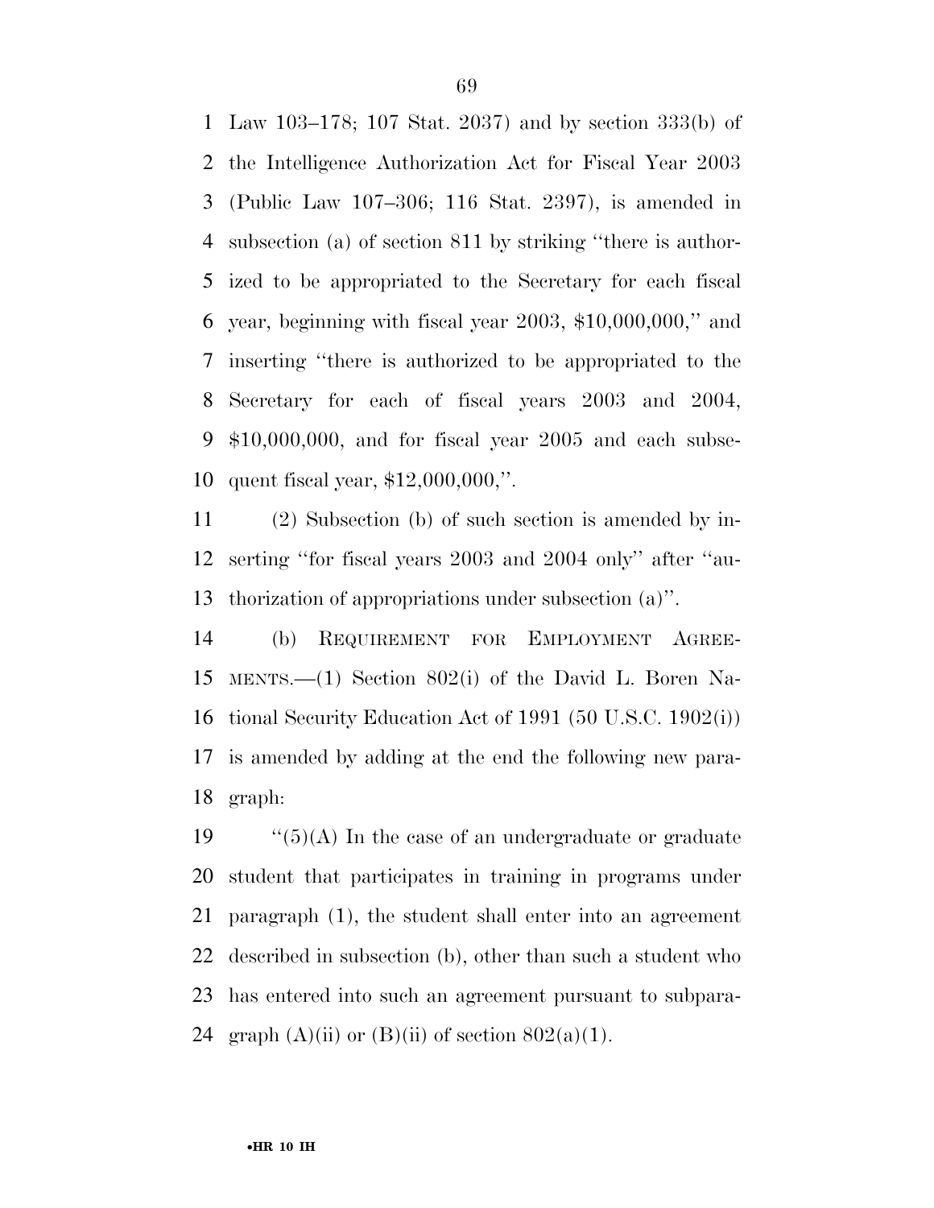Law 103–178; 107 Stat. 2037) and by section 333(b) of the Intelligence Authorization Act for Fiscal Year 2003 (Public Law 107–306; 116 Stat. 2397), is amended in subsection (a) of section 811 by striking ''there is authorized to be appropriated to the Secretary for each fiscal year, beginning with fiscal year 2003, $10,000,000,'' and inserting ''there is authorized to be appropriated to the Secretary for each of fiscal years 2003 and 2004, $10,000,000, and for fiscal year 2005 and each subsequent fiscal year, $12,000,000,''.

(2) Subsection (b) of such section is amended by inserting ''for fiscal years 2003 and 2004 only'' after ''authorization of appropriations under subsection (a)''.

(b) REQUIREMENT FOR EMPLOYMENT AGREEMENTS.—(1) Section 802(i) of the David L. Boren National Security Education Act of 1991 (50 U.S.C. 1902(i)) is amended by adding at the end the following new paragraph:

''(5)(A) In the case of an undergraduate or graduate student that participates in training in programs under paragraph (1), the student shall enter into an agreement described in subsection (b), other than such a student who has entered into such an agreement pursuant to subparagraph (A)(ii) or (B)(ii) of section 802(a)(1).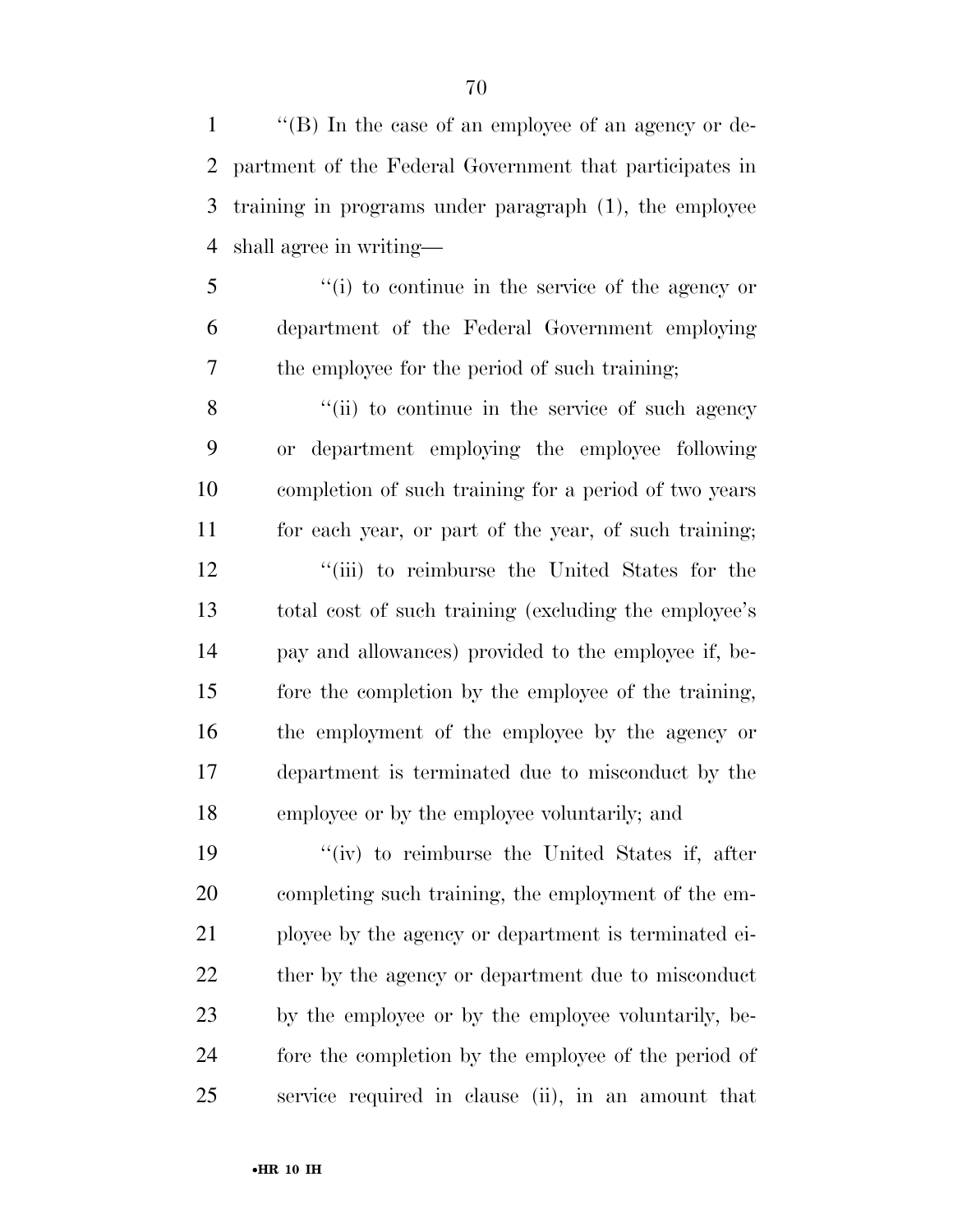''(B) In the case of an employee of an agency or department of the Federal Government that participates in training in programs under paragraph (1), the employee shall agree in writing—

''(i) to continue in the service of the agency or department of the Federal Government employing the employee for the period of such training;

''(ii) to continue in the service of such agency or department employing the employee following completion of such training for a period of two years for each year, or part of the year, of such training;

''(iii) to reimburse the United States for the total cost of such training (excluding the employee's pay and allowances) provided to the employee if, before the completion by the employee of the training, the employment of the employee by the agency or department is terminated due to misconduct by the employee or by the employee voluntarily; and

''(iv) to reimburse the United States if, after completing such training, the employment of the employee by the agency or department is terminated either by the agency or department due to misconduct by the employee or by the employee voluntarily, before the completion by the employee of the period of service required in clause (ii), in an amount that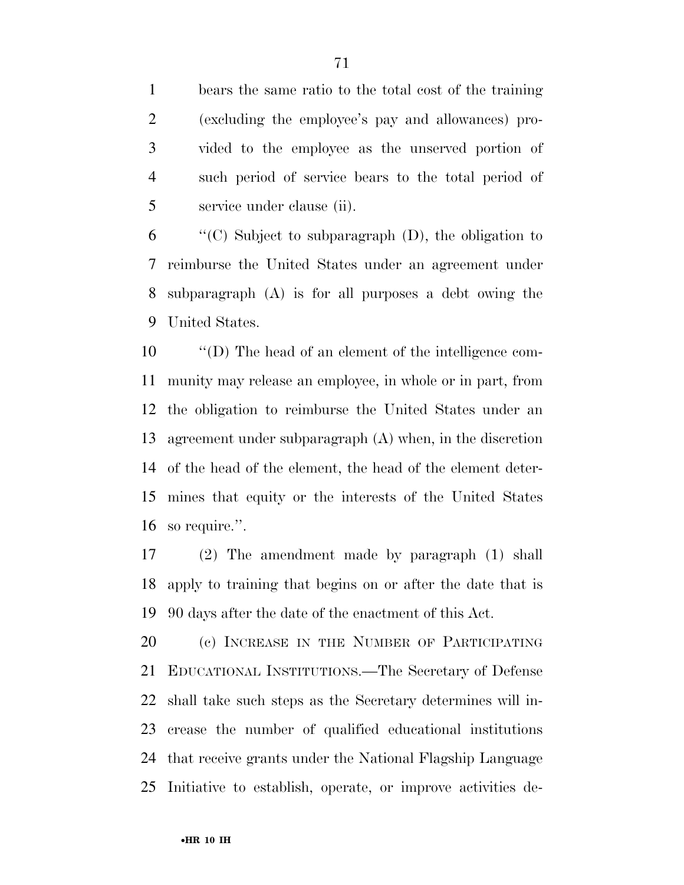bears the same ratio to the total cost of the training (excluding the employee's pay and allowances) provided to the employee as the unserved portion of such period of service bears to the total period of service under clause (ii).

''(C) Subject to subparagraph (D), the obligation to reimburse the United States under an agreement under subparagraph (A) is for all purposes a debt owing the United States.

''(D) The head of an element of the intelligence community may release an employee, in whole or in part, from the obligation to reimburse the United States under an agreement under subparagraph (A) when, in the discretion of the head of the element, the head of the element determines that equity or the interests of the United States so require.''.

(2) The amendment made by paragraph (1) shall apply to training that begins on or after the date that is 90 days after the date of the enactment of this Act.

(c) INCREASE IN THE NUMBER OF PARTICIPATING EDUCATIONAL INSTITUTIONS.—The Secretary of Defense shall take such steps as the Secretary determines will increase the number of qualified educational institutions that receive grants under the National Flagship Language Initiative to establish, operate, or improve activities de-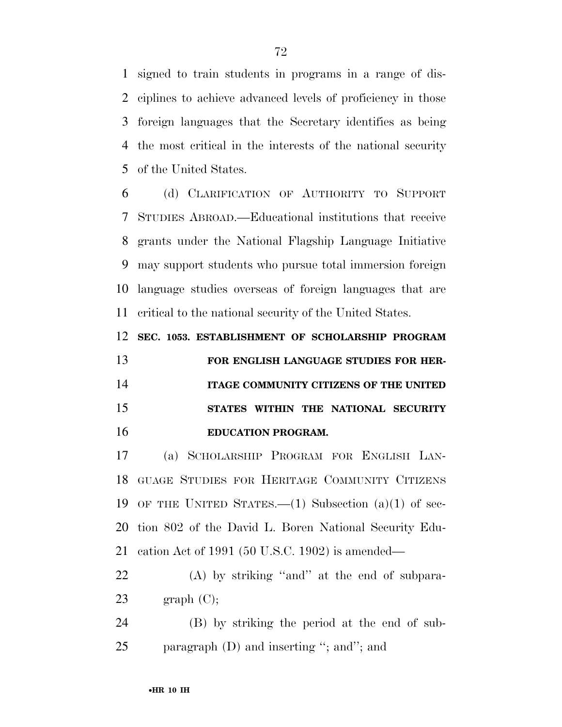signed to train students in programs in a range of disciplines to achieve advanced levels of proficiency in those foreign languages that the Secretary identifies as being the most critical in the interests of the national security of the United States.

(d) CLARIFICATION OF AUTHORITY TO SUPPORT STUDIES ABROAD.—Educational institutions that receive grants under the National Flagship Language Initiative may support students who pursue total immersion foreign language studies overseas of foreign languages that are critical to the national security of the United States.

**SEC. 1053. ESTABLISHMENT OF SCHOLARSHIP PROGRAM FOR ENGLISH LANGUAGE STUDIES FOR HERITAGE COMMUNITY CITIZENS OF THE UNITED STATES WITHIN THE NATIONAL SECURITY EDUCATION PROGRAM.**

(a) SCHOLARSHIP PROGRAM FOR ENGLISH LANGUAGE STUDIES FOR HERITAGE COMMUNITY CITIZENS OF THE UNITED STATES.—(1) Subsection (a)(1) of section 802 of the David L. Boren National Security Education Act of 1991 (50 U.S.C. 1902) is amended—

(A) by striking ''and'' at the end of subparagraph (C);

(B) by striking the period at the end of subparagraph (D) and inserting ''; and''; and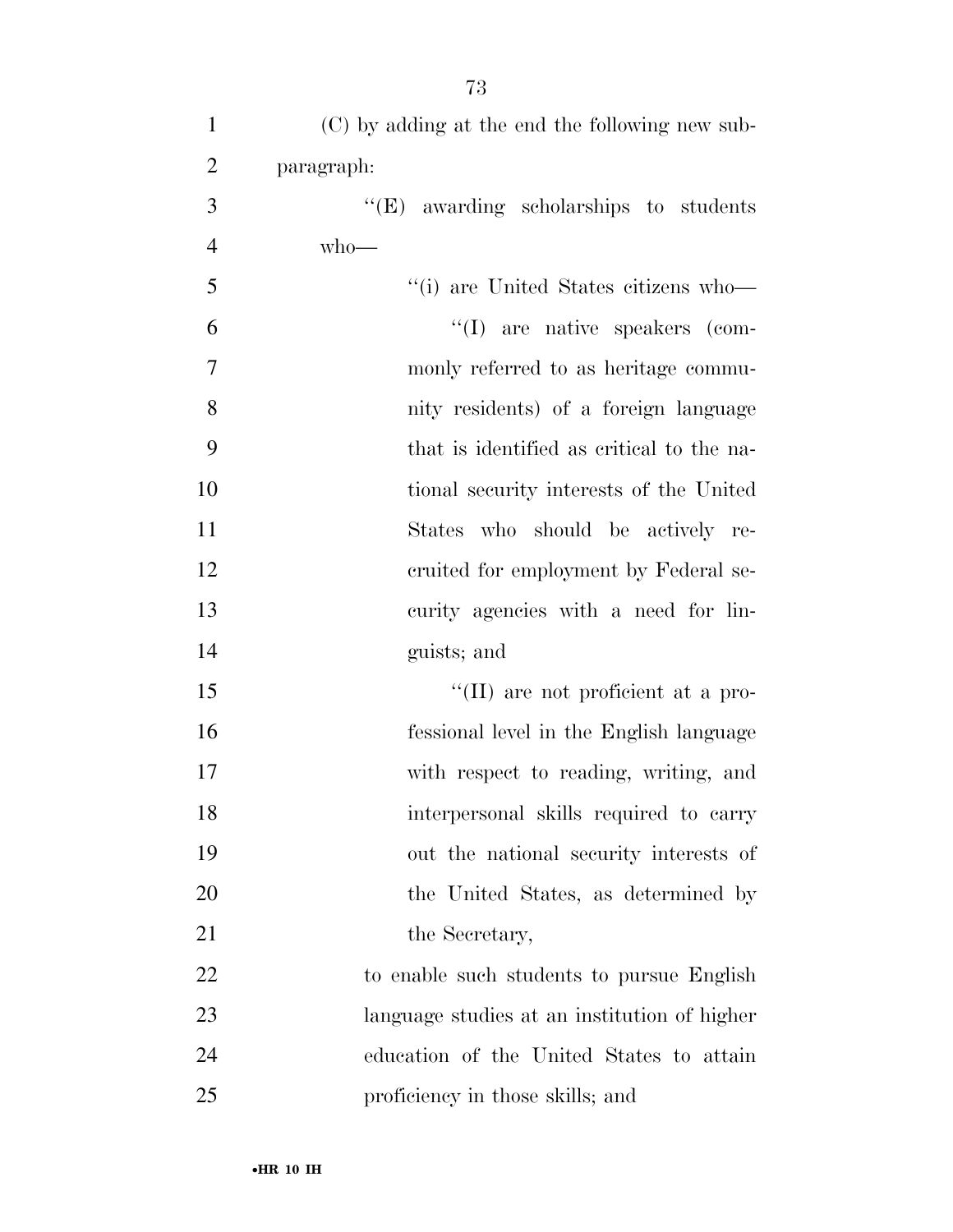(C) by adding at the end the following new subparagraph:

''(E) awarding scholarships to students who—

''(i) are United States citizens who—

''(I) are native speakers (commonly referred to as heritage community residents) of a foreign language that is identified as critical to the national security interests of the United States who should be actively recruited for employment by Federal security agencies with a need for linguists; and

''(II) are not proficient at a professional level in the English language with respect to reading, writing, and interpersonal skills required to carry out the national security interests of the United States, as determined by the Secretary,

to enable such students to pursue English language studies at an institution of higher education of the United States to attain proficiency in those skills; and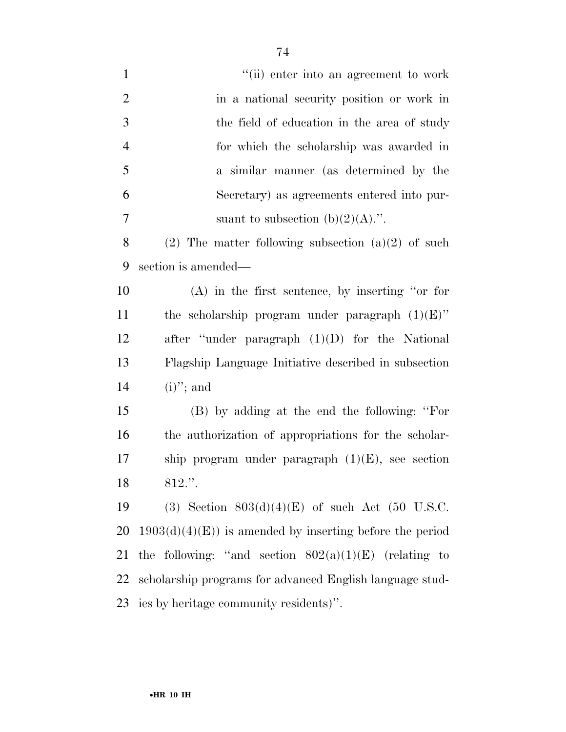''(ii) enter into an agreement to work in a national security position or work in the field of education in the area of study for which the scholarship was awarded in a similar manner (as determined by the Secretary) as agreements entered into pursuant to subsection (b)(2)(A).''.

(2) The matter following subsection (a)(2) of such section is amended—

(A) in the first sentence, by inserting ''or for the scholarship program under paragraph (1)(E)'' after ''under paragraph (1)(D) for the National Flagship Language Initiative described in subsection (i)''; and

(B) by adding at the end the following: ''For the authorization of appropriations for the scholarship program under paragraph (1)(E), see section 812.''.

(3) Section 803(d)(4)(E) of such Act (50 U.S.C. 1903(d)(4)(E)) is amended by inserting before the period the following: ''and section 802(a)(1)(E) (relating to scholarship programs for advanced English language studies by heritage community residents)''.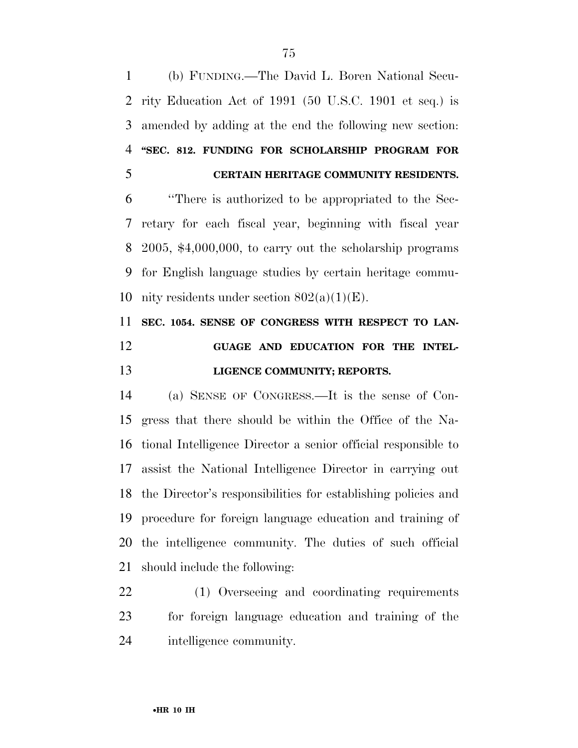(b) FUNDING.—The David L. Boren National Security Education Act of 1991 (50 U.S.C. 1901 et seq.) is amended by adding at the end the following new section:

**"SEC. 812. FUNDING FOR SCHOLARSHIP PROGRAM FOR CERTAIN HERITAGE COMMUNITY RESIDENTS.**

"There is authorized to be appropriated to the Secretary for each fiscal year, beginning with fiscal year 2005, $4,000,000, to carry out the scholarship programs for English language studies by certain heritage community residents under section 802(a)(1)(E).

**SEC. 1054. SENSE OF CONGRESS WITH RESPECT TO LANGUAGE AND EDUCATION FOR THE INTELLIGENCE COMMUNITY; REPORTS.**

(a) SENSE OF CONGRESS.—It is the sense of Congress that there should be within the Office of the National Intelligence Director a senior official responsible to assist the National Intelligence Director in carrying out the Director's responsibilities for establishing policies and procedure for foreign language education and training of the intelligence community. The duties of such official should include the following:

(1) Overseeing and coordinating requirements for foreign language education and training of the intelligence community.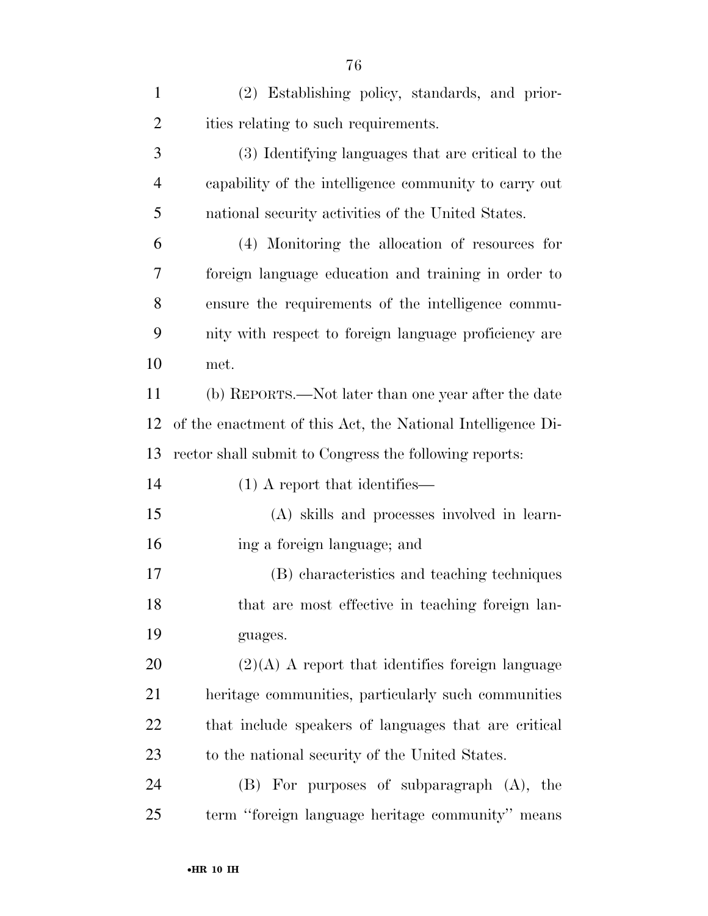(2) Establishing policy, standards, and priorities relating to such requirements.

(3) Identifying languages that are critical to the capability of the intelligence community to carry out national security activities of the United States.

(4) Monitoring the allocation of resources for foreign language education and training in order to ensure the requirements of the intelligence community with respect to foreign language proficiency are met.

(b) REPORTS.—Not later than one year after the date of the enactment of this Act, the National Intelligence Director shall submit to Congress the following reports:

(1) A report that identifies—

(A) skills and processes involved in learning a foreign language; and

(B) characteristics and teaching techniques that are most effective in teaching foreign languages.

(2)(A) A report that identifies foreign language heritage communities, particularly such communities that include speakers of languages that are critical to the national security of the United States.

(B) For purposes of subparagraph (A), the term ''foreign language heritage community'' means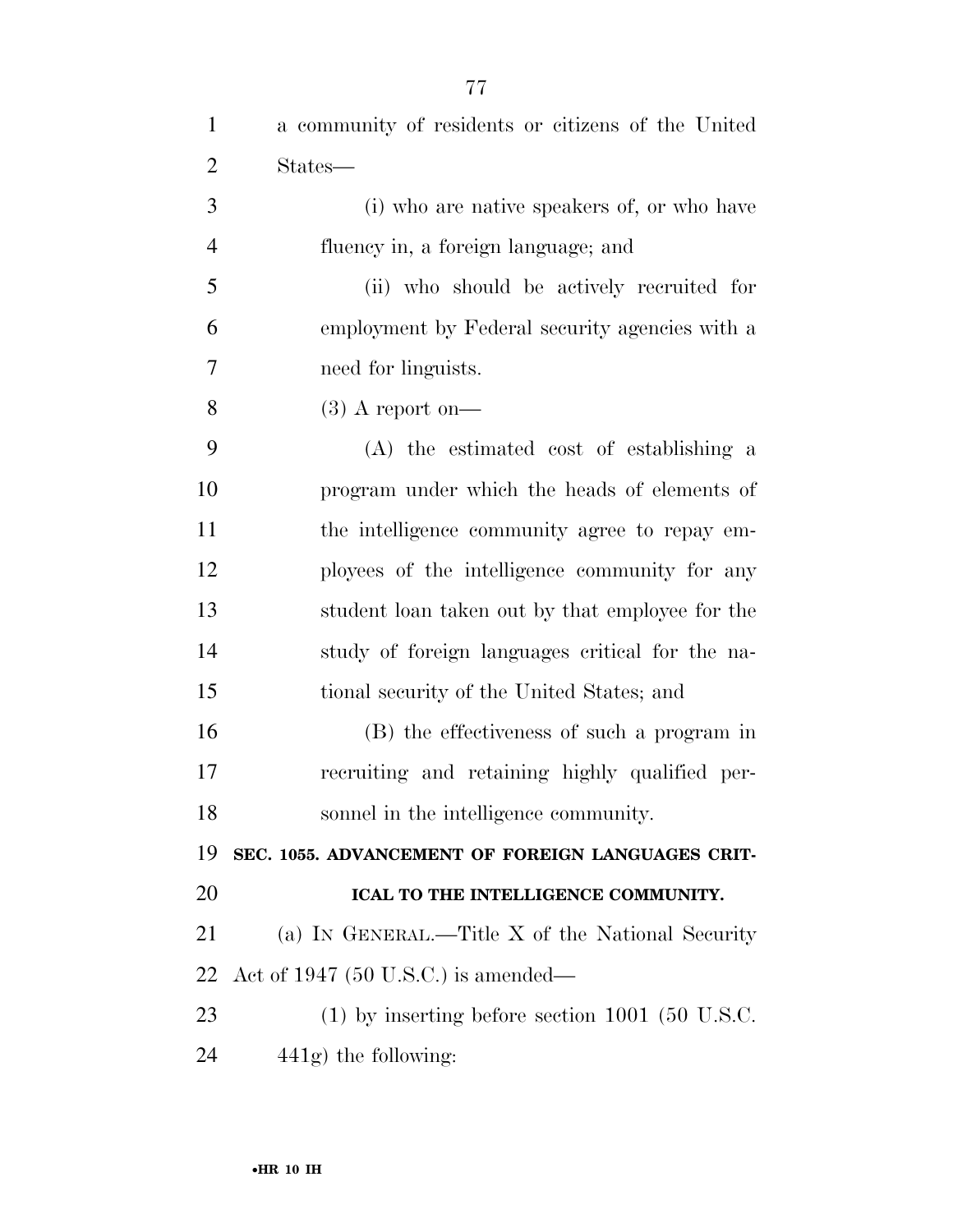a community of residents or citizens of the United States—

(i) who are native speakers of, or who have fluency in, a foreign language; and

(ii) who should be actively recruited for employment by Federal security agencies with a need for linguists.

(3) A report on—

(A) the estimated cost of establishing a program under which the heads of elements of the intelligence community agree to repay employees of the intelligence community for any student loan taken out by that employee for the study of foreign languages critical for the national security of the United States; and

(B) the effectiveness of such a program in recruiting and retaining highly qualified personnel in the intelligence community.

**SEC. 1055. ADVANCEMENT OF FOREIGN LANGUAGES CRITICAL TO THE INTELLIGENCE COMMUNITY.**

(a) IN GENERAL.—Title X of the National Security Act of 1947 (50 U.S.C.) is amended—

(1) by inserting before section 1001 (50 U.S.C. 441g) the following: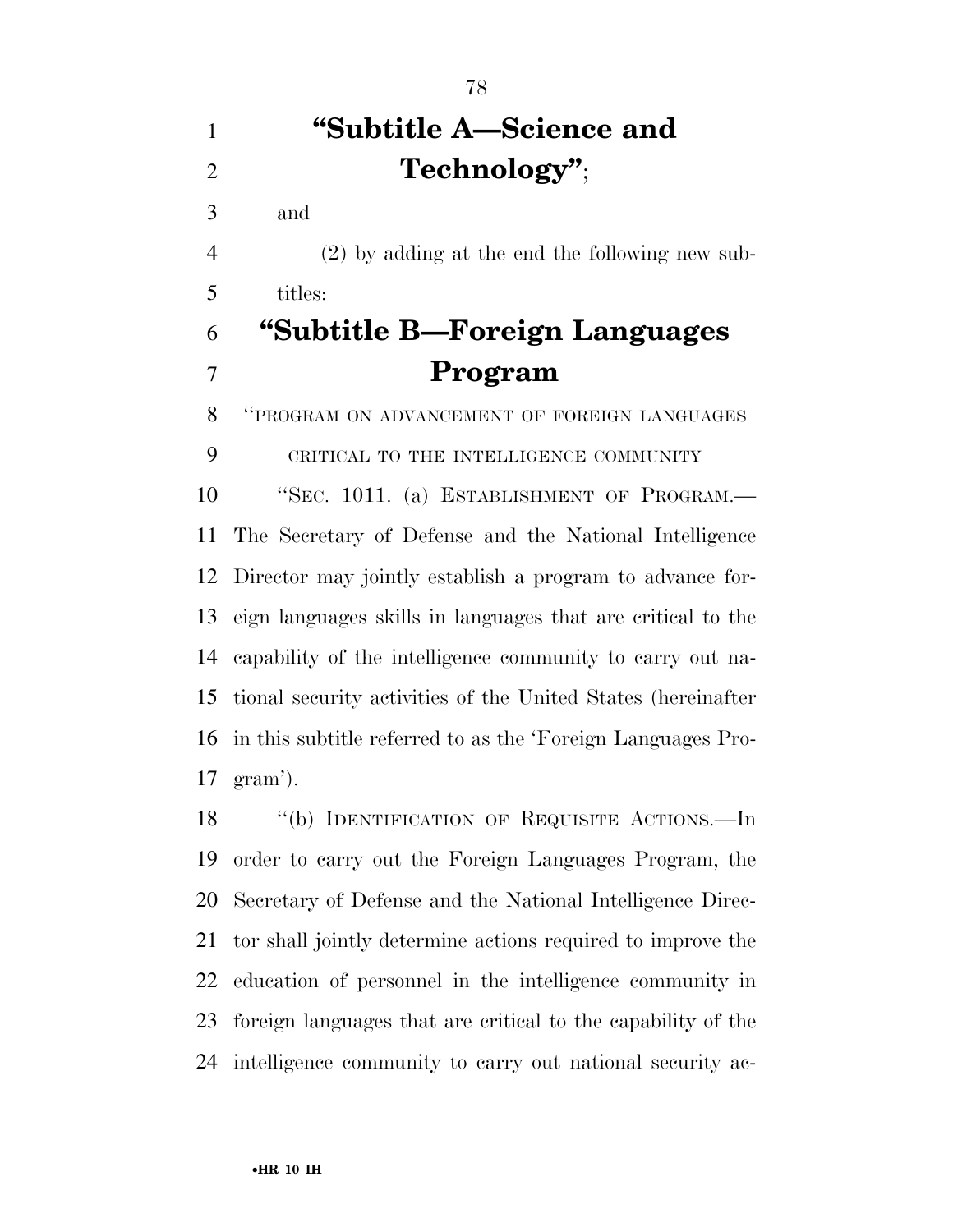## "Subtitle A—Science and Technology";

and

(2) by adding at the end the following new subtitles:

## "Subtitle B—Foreign Languages Program

"PROGRAM ON ADVANCEMENT OF FOREIGN LANGUAGES CRITICAL TO THE INTELLIGENCE COMMUNITY

"SEC. 1011. (a) ESTABLISHMENT OF PROGRAM.—The Secretary of Defense and the National Intelligence Director may jointly establish a program to advance foreign languages skills in languages that are critical to the capability of the intelligence community to carry out national security activities of the United States (hereinafter in this subtitle referred to as the 'Foreign Languages Program').

"(b) IDENTIFICATION OF REQUISITE ACTIONS.—In order to carry out the Foreign Languages Program, the Secretary of Defense and the National Intelligence Director shall jointly determine actions required to improve the education of personnel in the intelligence community in foreign languages that are critical to the capability of the intelligence community to carry out national security ac-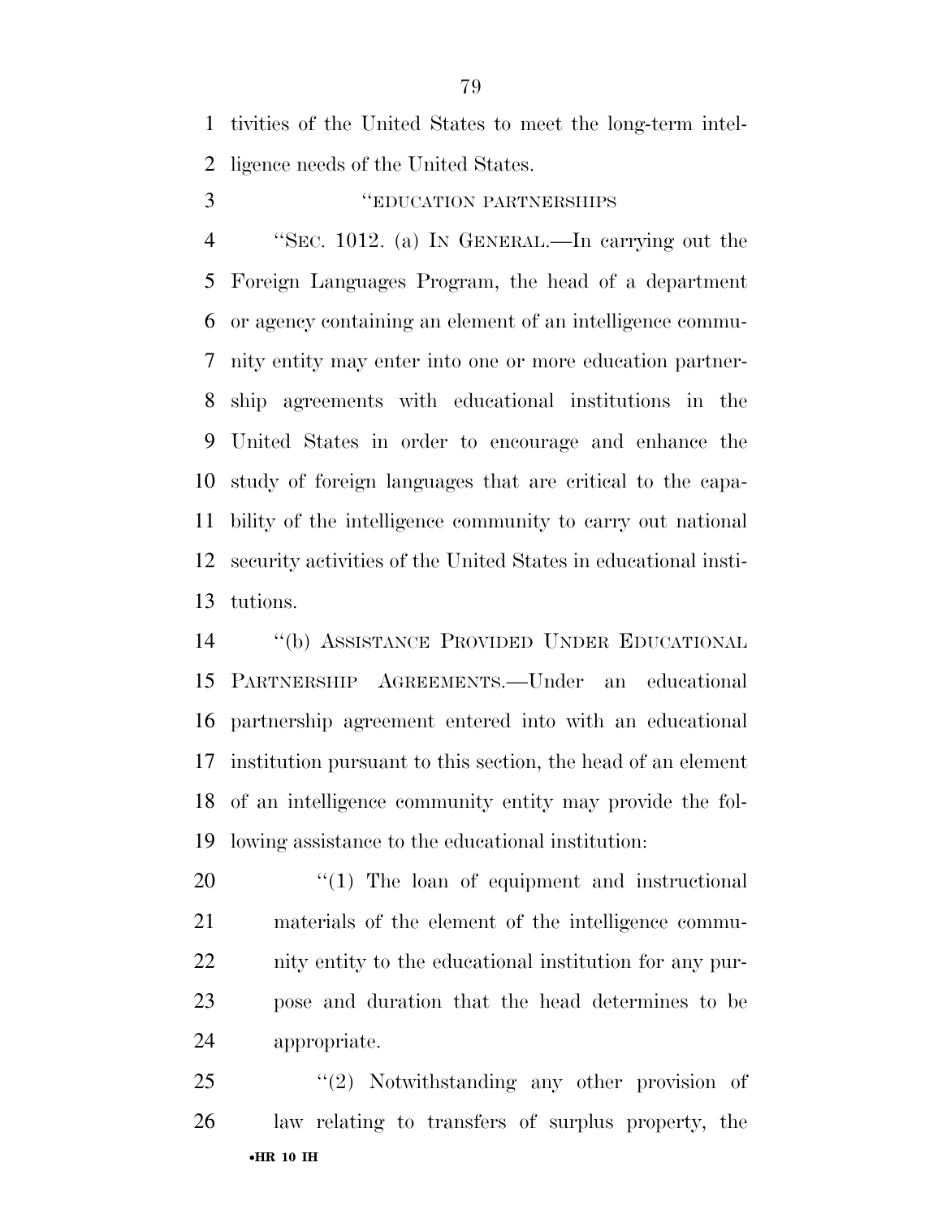tivities of the United States to meet the long-term intelligence needs of the United States.

"EDUCATION PARTNERSHIPS

"SEC. 1012. (a) IN GENERAL.—In carrying out the Foreign Languages Program, the head of a department or agency containing an element of an intelligence community entity may enter into one or more education partnership agreements with educational institutions in the United States in order to encourage and enhance the study of foreign languages that are critical to the capability of the intelligence community to carry out national security activities of the United States in educational institutions.

"(b) ASSISTANCE PROVIDED UNDER EDUCATIONAL PARTNERSHIP AGREEMENTS.—Under an educational partnership agreement entered into with an educational institution pursuant to this section, the head of an element of an intelligence community entity may provide the following assistance to the educational institution:

"(1) The loan of equipment and instructional materials of the element of the intelligence community entity to the educational institution for any purpose and duration that the head determines to be appropriate.

"(2) Notwithstanding any other provision of law relating to transfers of surplus property, the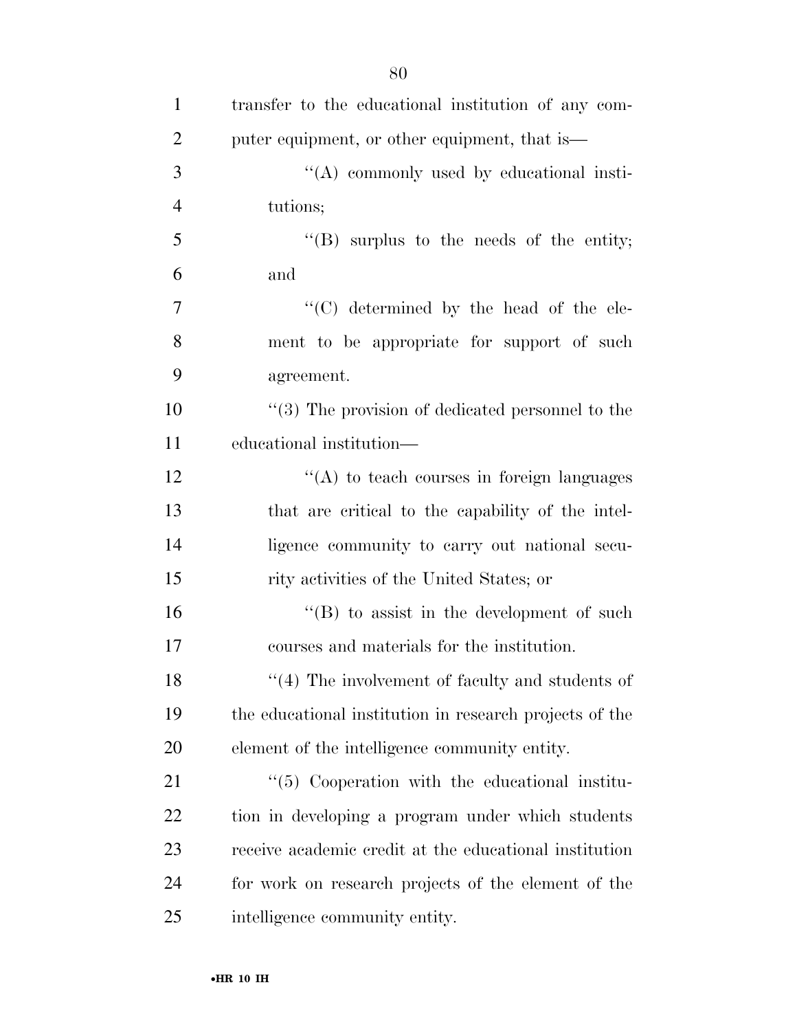transfer to the educational institution of any computer equipment, or other equipment, that is—

''(A) commonly used by educational institutions;

''(B) surplus to the needs of the entity; and

''(C) determined by the head of the element to be appropriate for support of such agreement.

''(3) The provision of dedicated personnel to the educational institution—

''(A) to teach courses in foreign languages that are critical to the capability of the intelligence community to carry out national security activities of the United States; or

''(B) to assist in the development of such courses and materials for the institution.

''(4) The involvement of faculty and students of the educational institution in research projects of the element of the intelligence community entity.

''(5) Cooperation with the educational institution in developing a program under which students receive academic credit at the educational institution for work on research projects of the element of the intelligence community entity.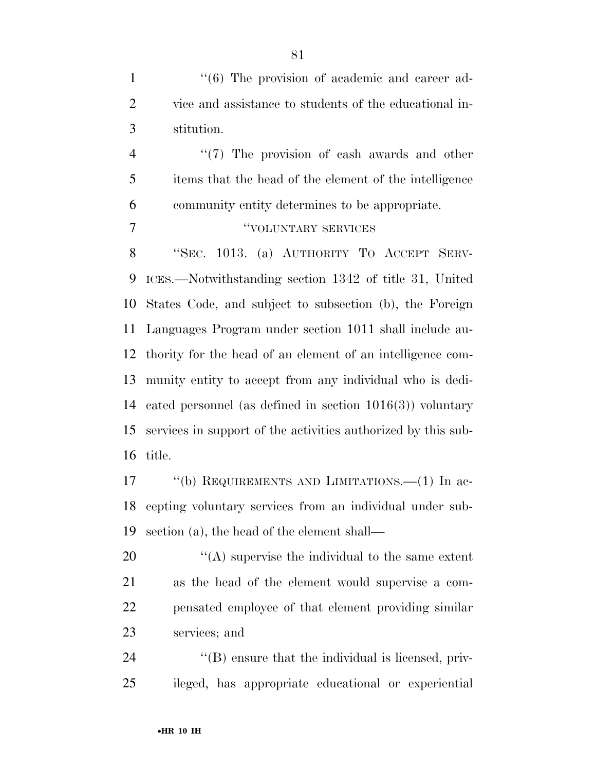''(6) The provision of academic and career advice and assistance to students of the educational institution.

''(7) The provision of cash awards and other items that the head of the element of the intelligence community entity determines to be appropriate.

''VOLUNTARY SERVICES

''SEC. 1013. (a) AUTHORITY TO ACCEPT SERVICES.—Notwithstanding section 1342 of title 31, United States Code, and subject to subsection (b), the Foreign Languages Program under section 1011 shall include authority for the head of an element of an intelligence community entity to accept from any individual who is dedicated personnel (as defined in section 1016(3)) voluntary services in support of the activities authorized by this subtitle.

''(b) REQUIREMENTS AND LIMITATIONS.—(1) In accepting voluntary services from an individual under subsection (a), the head of the element shall—

''(A) supervise the individual to the same extent as the head of the element would supervise a compensated employee of that element providing similar services; and

''(B) ensure that the individual is licensed, privileged, has appropriate educational or experiential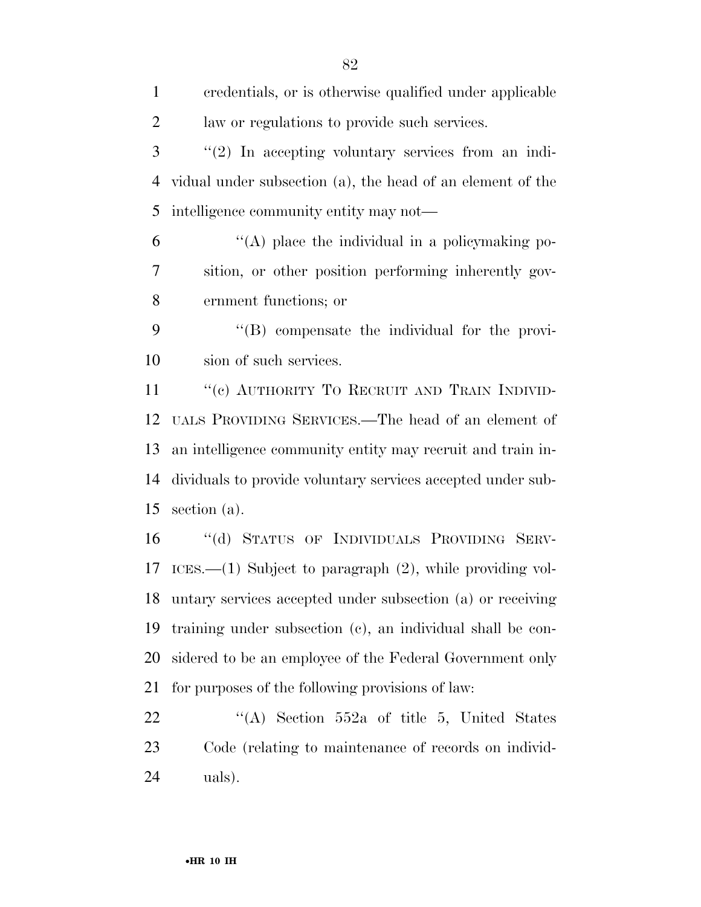credentials, or is otherwise qualified under applicable law or regulations to provide such services.

''(2) In accepting voluntary services from an individual under subsection (a), the head of an element of the intelligence community entity may not—

''(A) place the individual in a policymaking position, or other position performing inherently government functions; or

''(B) compensate the individual for the provision of such services.

''(c) AUTHORITY TO RECRUIT AND TRAIN INDIVIDUALS PROVIDING SERVICES.—The head of an element of an intelligence community entity may recruit and train individuals to provide voluntary services accepted under subsection (a).

''(d) STATUS OF INDIVIDUALS PROVIDING SERVICES.—(1) Subject to paragraph (2), while providing voluntary services accepted under subsection (a) or receiving training under subsection (c), an individual shall be considered to be an employee of the Federal Government only for purposes of the following provisions of law:

''(A) Section 552a of title 5, United States Code (relating to maintenance of records on individuals).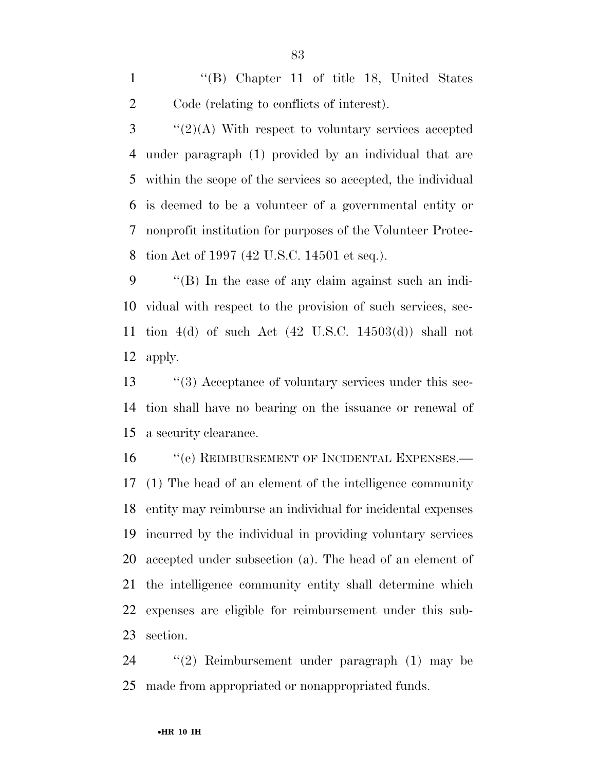''(B) Chapter 11 of title 18, United States Code (relating to conflicts of interest).

''(2)(A) With respect to voluntary services accepted under paragraph (1) provided by an individual that are within the scope of the services so accepted, the individual is deemed to be a volunteer of a governmental entity or nonprofit institution for purposes of the Volunteer Protection Act of 1997 (42 U.S.C. 14501 et seq.).

''(B) In the case of any claim against such an individual with respect to the provision of such services, section 4(d) of such Act (42 U.S.C. 14503(d)) shall not apply.

''(3) Acceptance of voluntary services under this section shall have no bearing on the issuance or renewal of a security clearance.

''(e) REIMBURSEMENT OF INCIDENTAL EXPENSES.—(1) The head of an element of the intelligence community entity may reimburse an individual for incidental expenses incurred by the individual in providing voluntary services accepted under subsection (a). The head of an element of the intelligence community entity shall determine which expenses are eligible for reimbursement under this subsection.

''(2) Reimbursement under paragraph (1) may be made from appropriated or nonappropriated funds.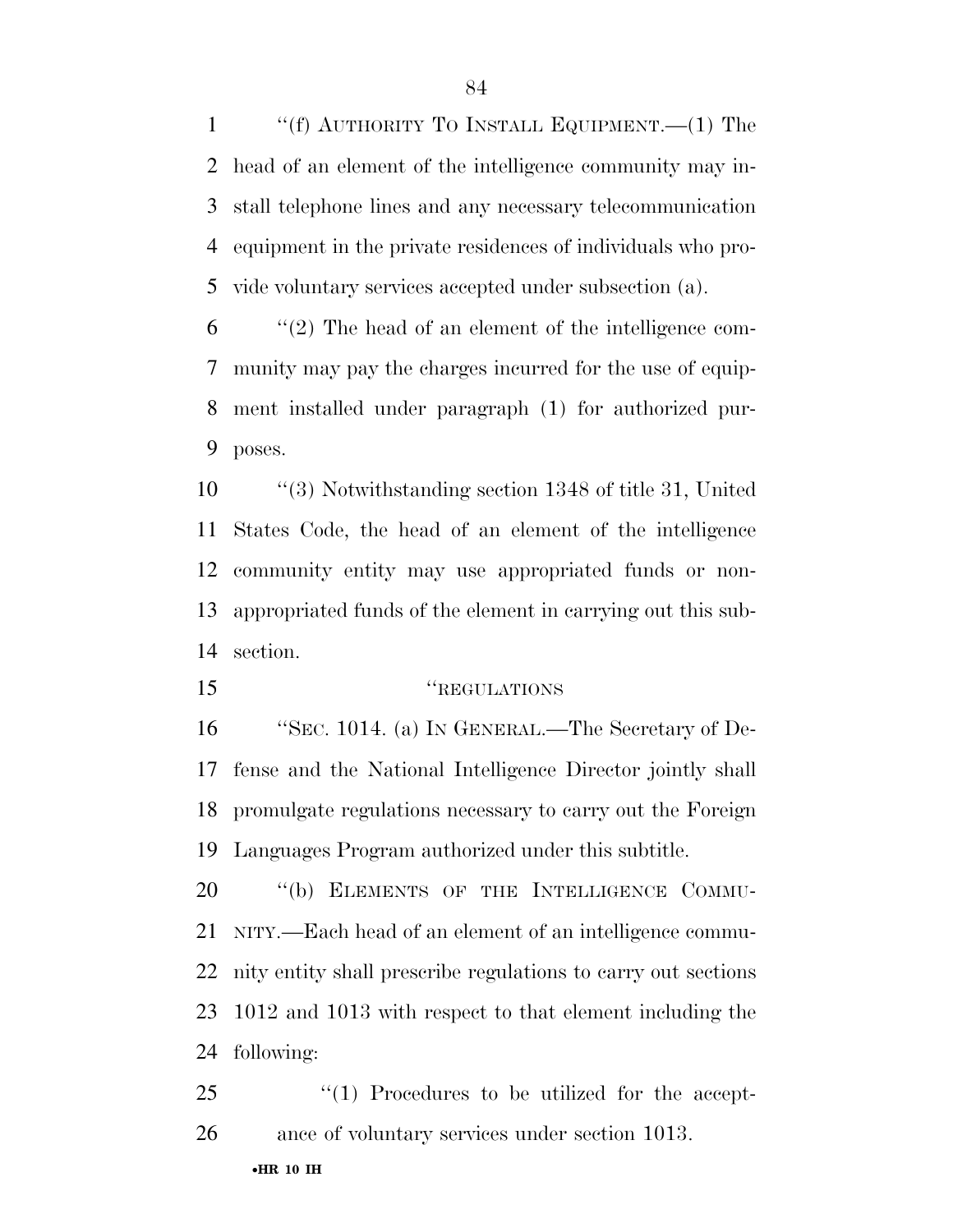"(f) AUTHORITY TO INSTALL EQUIPMENT.—(1) The head of an element of the intelligence community may install telephone lines and any necessary telecommunication equipment in the private residences of individuals who provide voluntary services accepted under subsection (a).

"(2) The head of an element of the intelligence community may pay the charges incurred for the use of equipment installed under paragraph (1) for authorized purposes.

"(3) Notwithstanding section 1348 of title 31, United States Code, the head of an element of the intelligence community entity may use appropriated funds or nonappropriated funds of the element in carrying out this subsection.

"REGULATIONS

"SEC. 1014. (a) IN GENERAL.—The Secretary of Defense and the National Intelligence Director jointly shall promulgate regulations necessary to carry out the Foreign Languages Program authorized under this subtitle.

"(b) ELEMENTS OF THE INTELLIGENCE COMMUNITY.—Each head of an element of an intelligence community entity shall prescribe regulations to carry out sections 1012 and 1013 with respect to that element including the following:

"(1) Procedures to be utilized for the acceptance of voluntary services under section 1013.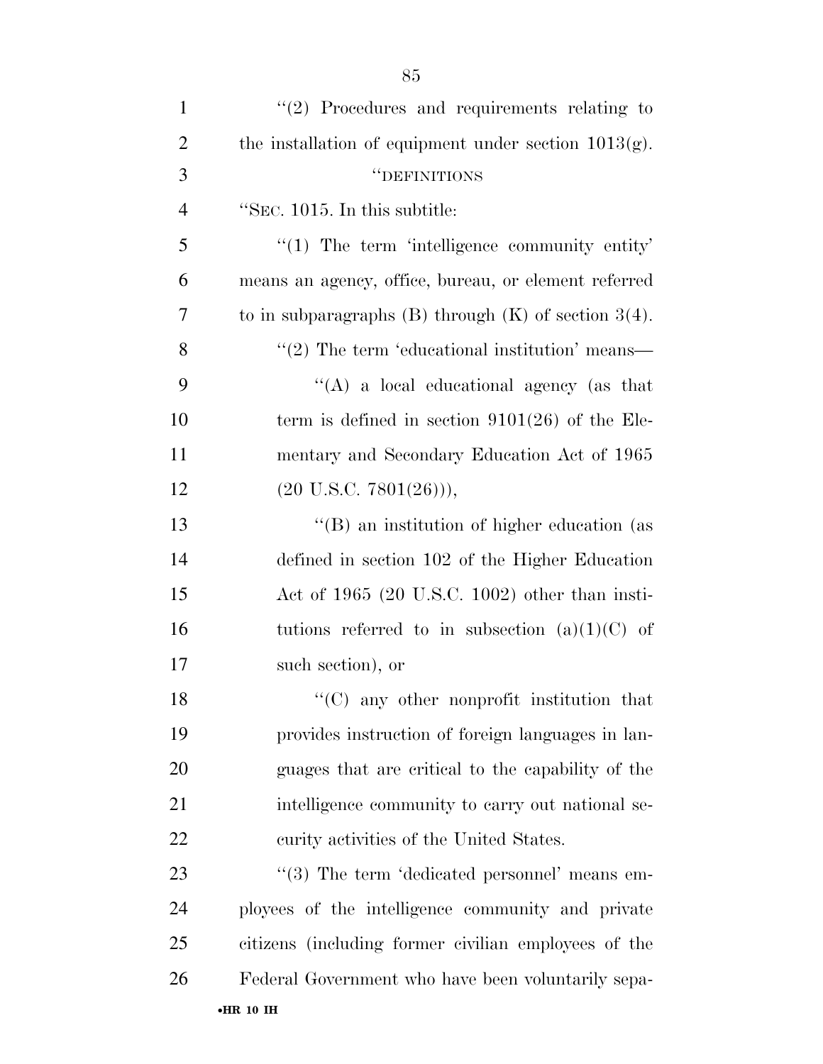"(2) Procedures and requirements relating to the installation of equipment under section 1013(g).

"DEFINITIONS

"SEC. 1015. In this subtitle:

"(1) The term 'intelligence community entity' means an agency, office, bureau, or element referred to in subparagraphs (B) through (K) of section 3(4).

"(2) The term 'educational institution' means—

"(A) a local educational agency (as that term is defined in section 9101(26) of the Elementary and Secondary Education Act of 1965 (20 U.S.C. 7801(26))),

"(B) an institution of higher education (as defined in section 102 of the Higher Education Act of 1965 (20 U.S.C. 1002) other than institutions referred to in subsection (a)(1)(C) of such section), or

"(C) any other nonprofit institution that provides instruction of foreign languages in languages that are critical to the capability of the intelligence community to carry out national security activities of the United States.

"(3) The term 'dedicated personnel' means employees of the intelligence community and private citizens (including former civilian employees of the Federal Government who have been voluntarily sepa-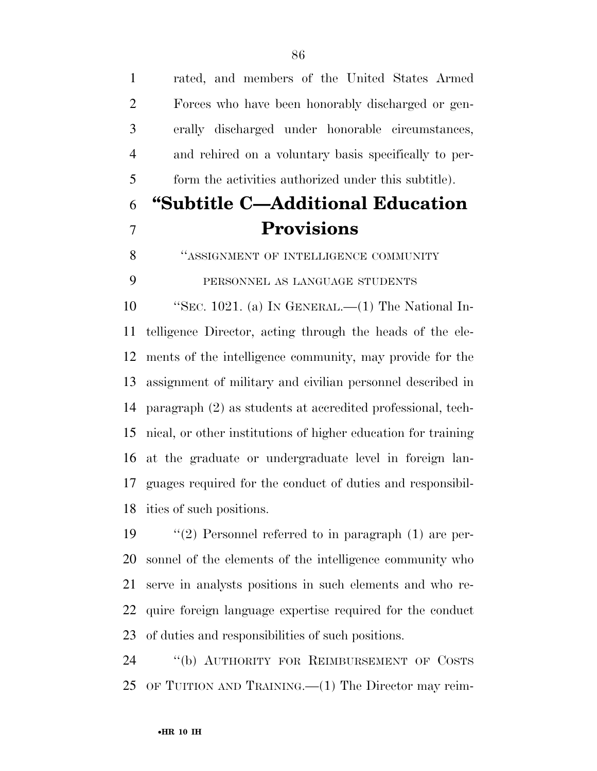rated, and members of the United States Armed Forces who have been honorably discharged or generally discharged under honorable circumstances, and rehired on a voluntary basis specifically to perform the activities authorized under this subtitle).

## "Subtitle C—Additional Education Provisions

"ASSIGNMENT OF INTELLIGENCE COMMUNITY PERSONNEL AS LANGUAGE STUDENTS

"SEC. 1021. (a) IN GENERAL.—(1) The National Intelligence Director, acting through the heads of the elements of the intelligence community, may provide for the assignment of military and civilian personnel described in paragraph (2) as students at accredited professional, technical, or other institutions of higher education for training at the graduate or undergraduate level in foreign languages required for the conduct of duties and responsibilities of such positions.

"(2) Personnel referred to in paragraph (1) are personnel of the elements of the intelligence community who serve in analysts positions in such elements and who require foreign language expertise required for the conduct of duties and responsibilities of such positions.

"(b) AUTHORITY FOR REIMBURSEMENT OF COSTS OF TUITION AND TRAINING.—(1) The Director may reim-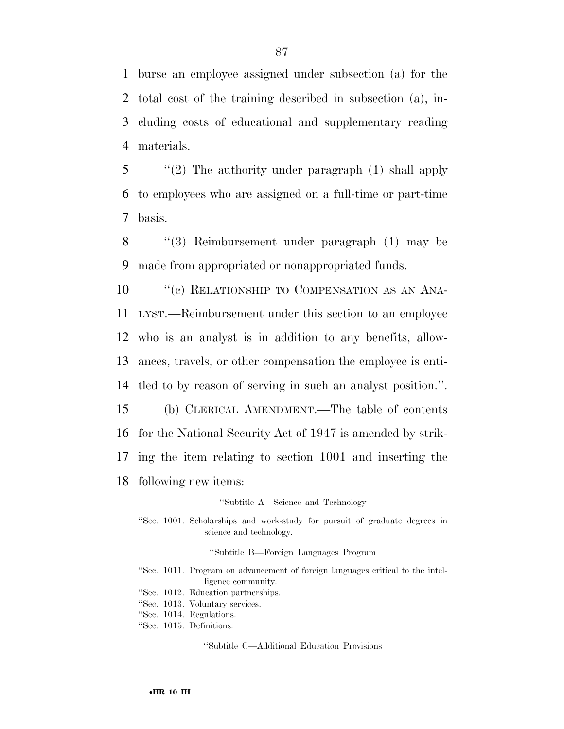burse an employee assigned under subsection (a) for the total cost of the training described in subsection (a), including costs of educational and supplementary reading materials.

''(2) The authority under paragraph (1) shall apply to employees who are assigned on a full-time or part-time basis.

''(3) Reimbursement under paragraph (1) may be made from appropriated or nonappropriated funds.

''(c) RELATIONSHIP TO COMPENSATION AS AN ANALYST.—Reimbursement under this section to an employee who is an analyst is in addition to any benefits, allowances, travels, or other compensation the employee is entitled to by reason of serving in such an analyst position.''.

(b) CLERICAL AMENDMENT.—The table of contents for the National Security Act of 1947 is amended by striking the item relating to section 1001 and inserting the following new items:

''Subtitle A—Science and Technology

''Sec. 1001. Scholarships and work-study for pursuit of graduate degrees in science and technology.

''Subtitle B—Foreign Languages Program

''Sec. 1011. Program on advancement of foreign languages critical to the intelligence community.
''Sec. 1012. Education partnerships.
''Sec. 1013. Voluntary services.
''Sec. 1014. Regulations.
''Sec. 1015. Definitions.

''Subtitle C—Additional Education Provisions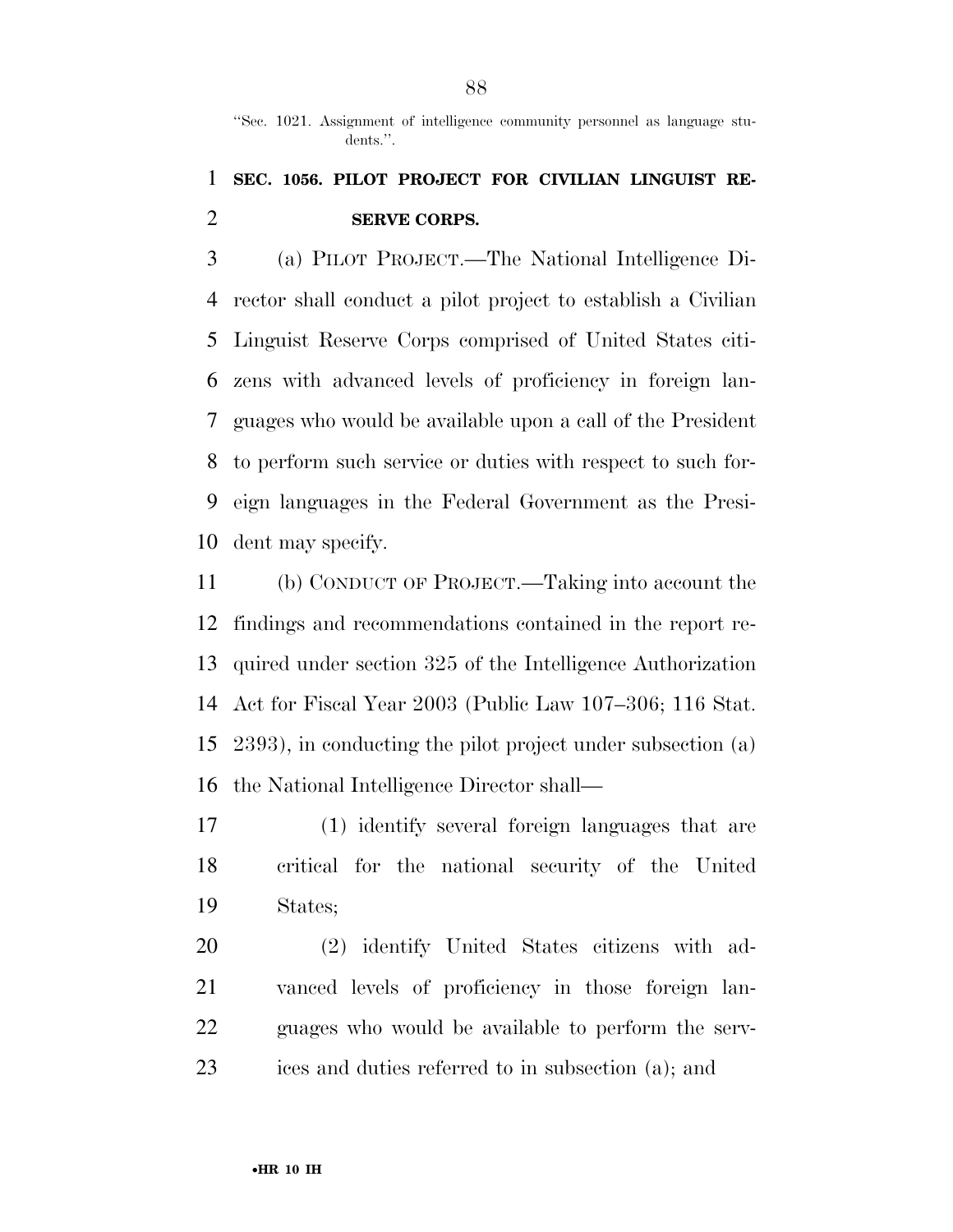"Sec. 1021. Assignment of intelligence community personnel as language students.".

**SEC. 1056. PILOT PROJECT FOR CIVILIAN LINGUIST RESERVE CORPS.**

(a) PILOT PROJECT.—The National Intelligence Director shall conduct a pilot project to establish a Civilian Linguist Reserve Corps comprised of United States citizens with advanced levels of proficiency in foreign languages who would be available upon a call of the President to perform such service or duties with respect to such foreign languages in the Federal Government as the President may specify.

(b) CONDUCT OF PROJECT.—Taking into account the findings and recommendations contained in the report required under section 325 of the Intelligence Authorization Act for Fiscal Year 2003 (Public Law 107–306; 116 Stat. 2393), in conducting the pilot project under subsection (a) the National Intelligence Director shall—

(1) identify several foreign languages that are critical for the national security of the United States;

(2) identify United States citizens with advanced levels of proficiency in those foreign languages who would be available to perform the services and duties referred to in subsection (a); and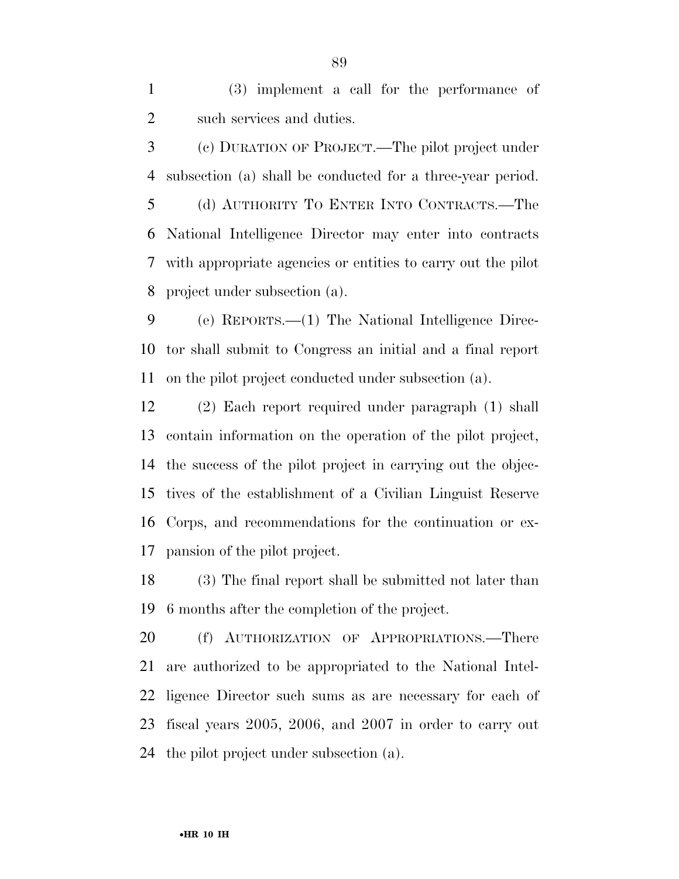(3) implement a call for the performance of such services and duties.

(c) DURATION OF PROJECT.—The pilot project under subsection (a) shall be conducted for a three-year period.

(d) AUTHORITY TO ENTER INTO CONTRACTS.—The National Intelligence Director may enter into contracts with appropriate agencies or entities to carry out the pilot project under subsection (a).

(e) REPORTS.—(1) The National Intelligence Director shall submit to Congress an initial and a final report on the pilot project conducted under subsection (a).

(2) Each report required under paragraph (1) shall contain information on the operation of the pilot project, the success of the pilot project in carrying out the objectives of the establishment of a Civilian Linguist Reserve Corps, and recommendations for the continuation or expansion of the pilot project.

(3) The final report shall be submitted not later than 6 months after the completion of the project.

(f) AUTHORIZATION OF APPROPRIATIONS.—There are authorized to be appropriated to the National Intelligence Director such sums as are necessary for each of fiscal years 2005, 2006, and 2007 in order to carry out the pilot project under subsection (a).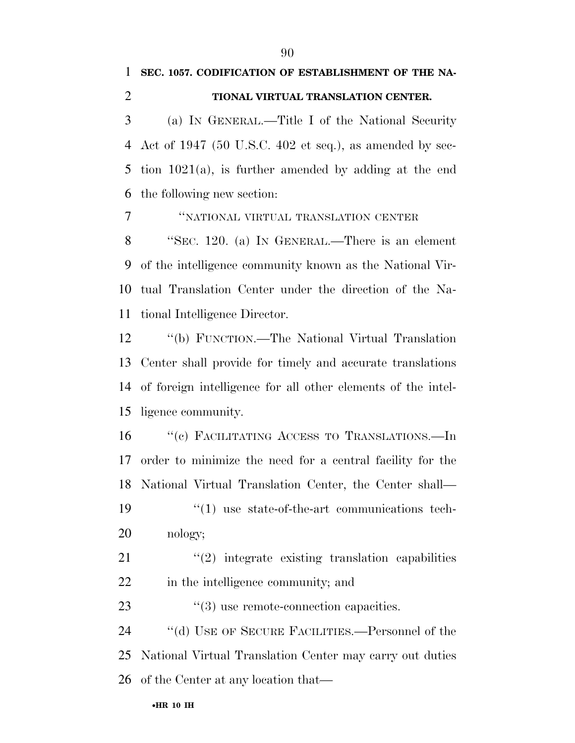**SEC. 1057. CODIFICATION OF ESTABLISHMENT OF THE NATIONAL VIRTUAL TRANSLATION CENTER.**

(a) IN GENERAL.—Title I of the National Security Act of 1947 (50 U.S.C. 402 et seq.), as amended by section 1021(a), is further amended by adding at the end the following new section:

"NATIONAL VIRTUAL TRANSLATION CENTER

"SEC. 120. (a) IN GENERAL.—There is an element of the intelligence community known as the National Virtual Translation Center under the direction of the National Intelligence Director.

"(b) FUNCTION.—The National Virtual Translation Center shall provide for timely and accurate translations of foreign intelligence for all other elements of the intelligence community.

"(c) FACILITATING ACCESS TO TRANSLATIONS.—In order to minimize the need for a central facility for the National Virtual Translation Center, the Center shall—

"(1) use state-of-the-art communications technology;

"(2) integrate existing translation capabilities in the intelligence community; and

"(3) use remote-connection capacities.

"(d) USE OF SECURE FACILITIES.—Personnel of the National Virtual Translation Center may carry out duties of the Center at any location that—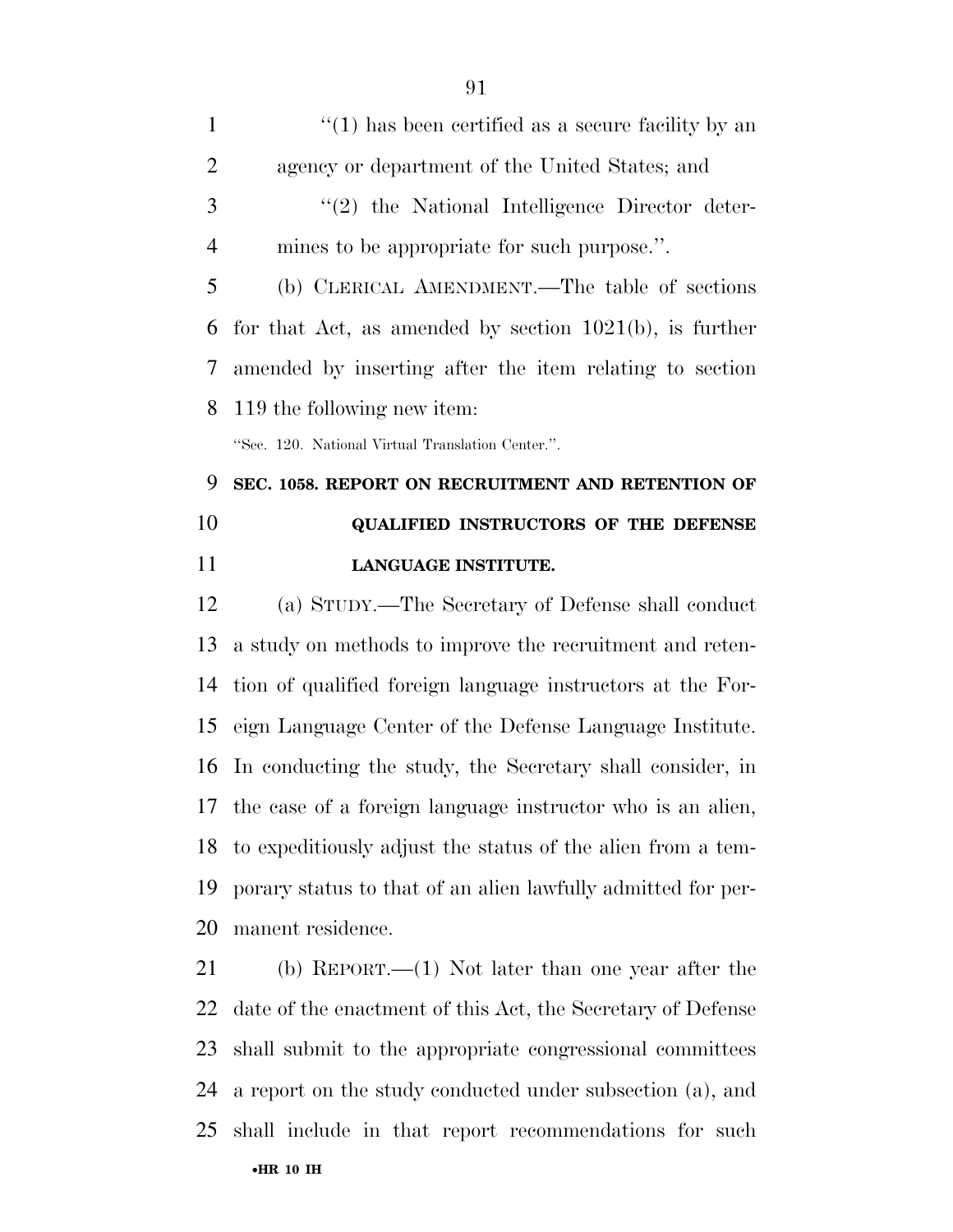"(1) has been certified as a secure facility by an agency or department of the United States; and

"(2) the National Intelligence Director determines to be appropriate for such purpose.".

(b) CLERICAL AMENDMENT.—The table of sections for that Act, as amended by section 1021(b), is further amended by inserting after the item relating to section 119 the following new item:

"Sec. 120. National Virtual Translation Center.".

**SEC. 1058. REPORT ON RECRUITMENT AND RETENTION OF QUALIFIED INSTRUCTORS OF THE DEFENSE LANGUAGE INSTITUTE.**

(a) STUDY.—The Secretary of Defense shall conduct a study on methods to improve the recruitment and retention of qualified foreign language instructors at the Foreign Language Center of the Defense Language Institute. In conducting the study, the Secretary shall consider, in the case of a foreign language instructor who is an alien, to expeditiously adjust the status of the alien from a temporary status to that of an alien lawfully admitted for permanent residence.

(b) REPORT.—(1) Not later than one year after the date of the enactment of this Act, the Secretary of Defense shall submit to the appropriate congressional committees a report on the study conducted under subsection (a), and shall include in that report recommendations for such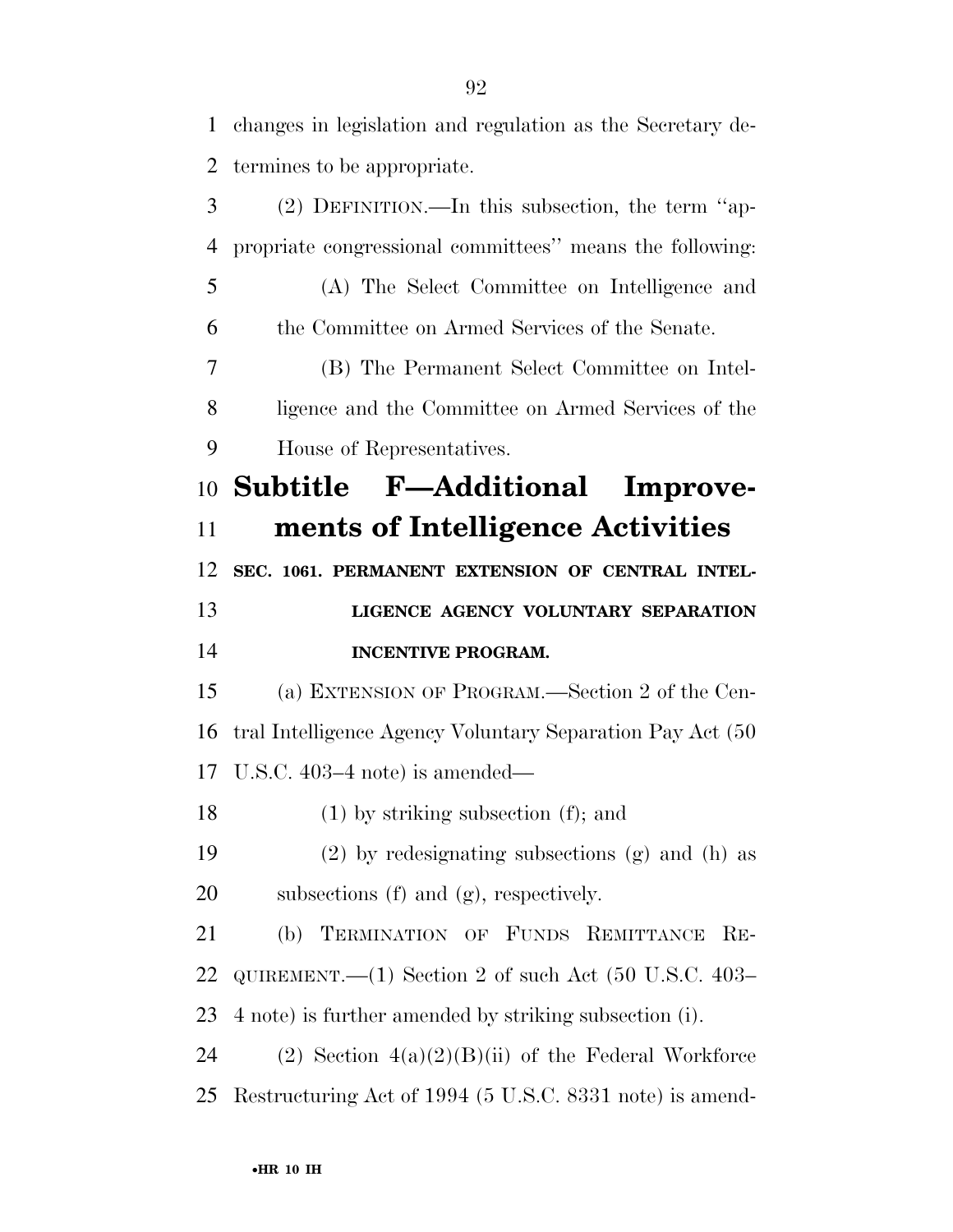changes in legislation and regulation as the Secretary determines to be appropriate.

(2) DEFINITION.—In this subsection, the term ''appropriate congressional committees'' means the following:

(A) The Select Committee on Intelligence and the Committee on Armed Services of the Senate.

(B) The Permanent Select Committee on Intelligence and the Committee on Armed Services of the House of Representatives.

## Subtitle F—Additional Improvements of Intelligence Activities

### SEC. 1061. PERMANENT EXTENSION OF CENTRAL INTELLIGENCE AGENCY VOLUNTARY SEPARATION INCENTIVE PROGRAM.

(a) EXTENSION OF PROGRAM.—Section 2 of the Central Intelligence Agency Voluntary Separation Pay Act (50 U.S.C. 403–4 note) is amended—

(1) by striking subsection (f); and

(2) by redesignating subsections (g) and (h) as subsections (f) and (g), respectively.

(b) TERMINATION OF FUNDS REMITTANCE REQUIREMENT.—(1) Section 2 of such Act (50 U.S.C. 403–4 note) is further amended by striking subsection (i).

(2) Section 4(a)(2)(B)(ii) of the Federal Workforce Restructuring Act of 1994 (5 U.S.C. 8331 note) is amend-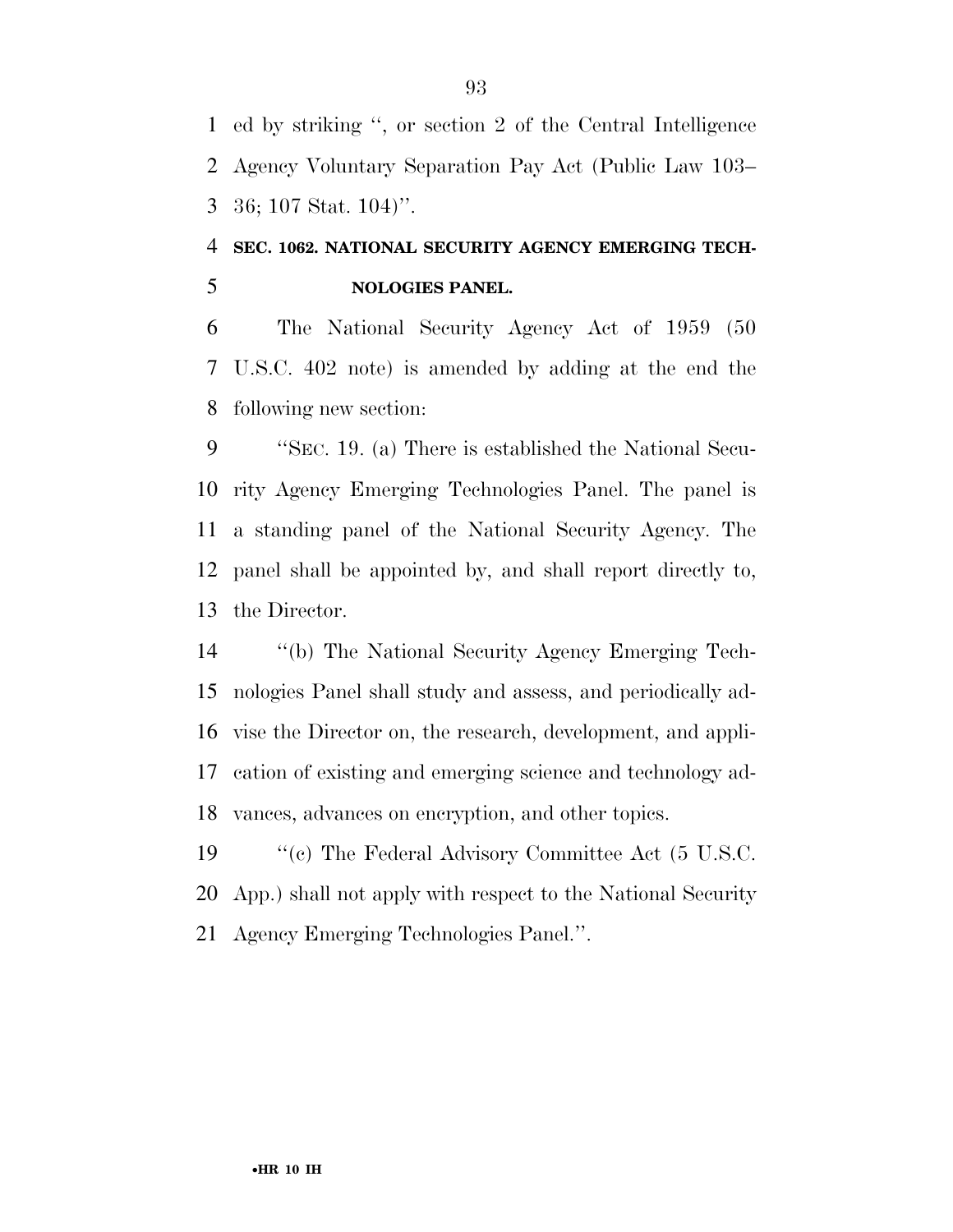ed by striking '', or section 2 of the Central Intelligence Agency Voluntary Separation Pay Act (Public Law 103–36; 107 Stat. 104)''.

**SEC. 1062. NATIONAL SECURITY AGENCY EMERGING TECHNOLOGIES PANEL.**

The National Security Agency Act of 1959 (50 U.S.C. 402 note) is amended by adding at the end the following new section:

''SEC. 19. (a) There is established the National Security Agency Emerging Technologies Panel. The panel is a standing panel of the National Security Agency. The panel shall be appointed by, and shall report directly to, the Director.

''(b) The National Security Agency Emerging Technologies Panel shall study and assess, and periodically advise the Director on, the research, development, and application of existing and emerging science and technology advances, advances on encryption, and other topics.

''(c) The Federal Advisory Committee Act (5 U.S.C. App.) shall not apply with respect to the National Security Agency Emerging Technologies Panel.''.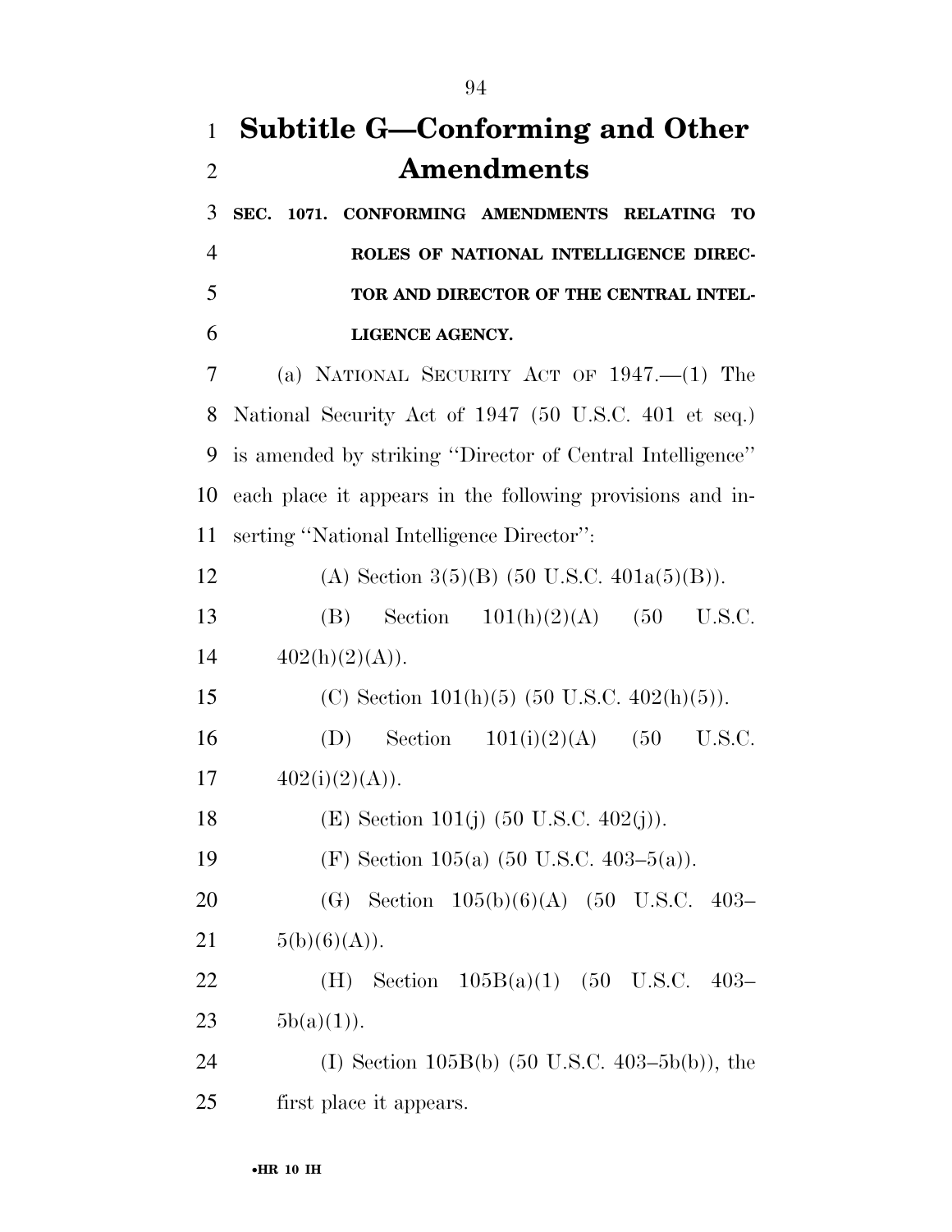# Subtitle G—Conforming and Other Amendments

**SEC. 1071. CONFORMING AMENDMENTS RELATING TO ROLES OF NATIONAL INTELLIGENCE DIRECTOR AND DIRECTOR OF THE CENTRAL INTELLIGENCE AGENCY.**

(a) NATIONAL SECURITY ACT OF 1947.—(1) The National Security Act of 1947 (50 U.S.C. 401 et seq.) is amended by striking ''Director of Central Intelligence'' each place it appears in the following provisions and inserting ''National Intelligence Director'':

(A) Section 3(5)(B) (50 U.S.C. 401a(5)(B)).

(B) Section 101(h)(2)(A) (50 U.S.C. 402(h)(2)(A)).

(C) Section 101(h)(5) (50 U.S.C. 402(h)(5)).

(D) Section 101(i)(2)(A) (50 U.S.C. 402(i)(2)(A)).

(E) Section 101(j) (50 U.S.C. 402(j)).

(F) Section 105(a) (50 U.S.C. 403–5(a)).

(G) Section 105(b)(6)(A) (50 U.S.C. 403–5(b)(6)(A)).

(H) Section 105B(a)(1) (50 U.S.C. 403–5b(a)(1)).

(I) Section 105B(b) (50 U.S.C. 403–5b(b)), the first place it appears.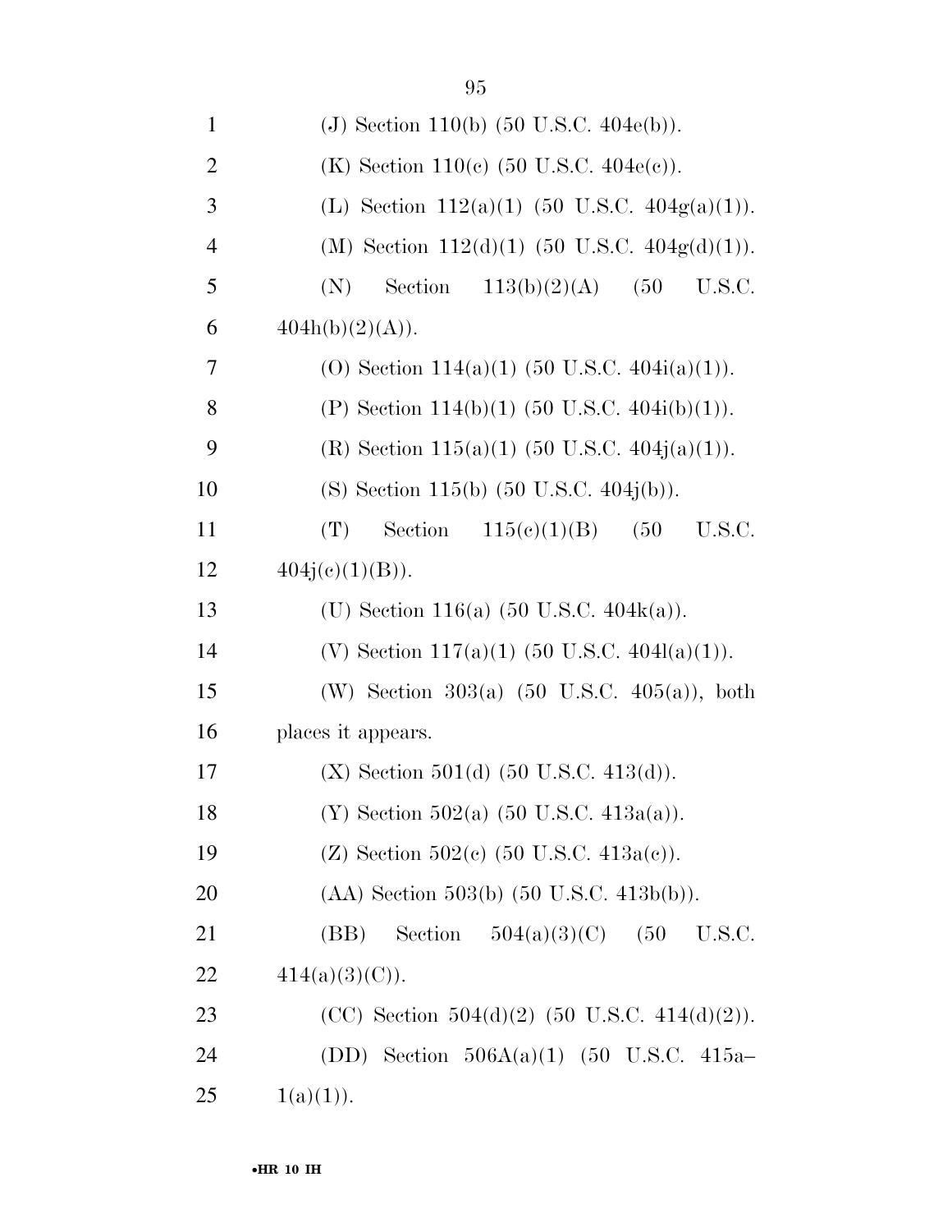(J) Section 110(b) (50 U.S.C. 404e(b)).

(K) Section 110(c) (50 U.S.C. 404e(c)).

(L) Section 112(a)(1) (50 U.S.C. 404g(a)(1)).

(M) Section 112(d)(1) (50 U.S.C. 404g(d)(1)).

(N) Section 113(b)(2)(A) (50 U.S.C. 404h(b)(2)(A)).

(O) Section 114(a)(1) (50 U.S.C. 404i(a)(1)).

(P) Section 114(b)(1) (50 U.S.C. 404i(b)(1)).

(R) Section 115(a)(1) (50 U.S.C. 404j(a)(1)).

(S) Section 115(b) (50 U.S.C. 404j(b)).

(T) Section 115(c)(1)(B) (50 U.S.C. 404j(c)(1)(B)).

(U) Section 116(a) (50 U.S.C. 404k(a)).

(V) Section 117(a)(1) (50 U.S.C. 404l(a)(1)).

(W) Section 303(a) (50 U.S.C. 405(a)), both places it appears.

(X) Section 501(d) (50 U.S.C. 413(d)).

(Y) Section 502(a) (50 U.S.C. 413a(a)).

(Z) Section 502(c) (50 U.S.C. 413a(c)).

(AA) Section 503(b) (50 U.S.C. 413b(b)).

(BB) Section 504(a)(3)(C) (50 U.S.C. 414(a)(3)(C)).

(CC) Section 504(d)(2) (50 U.S.C. 414(d)(2)).

(DD) Section 506A(a)(1) (50 U.S.C. 415a–1(a)(1)).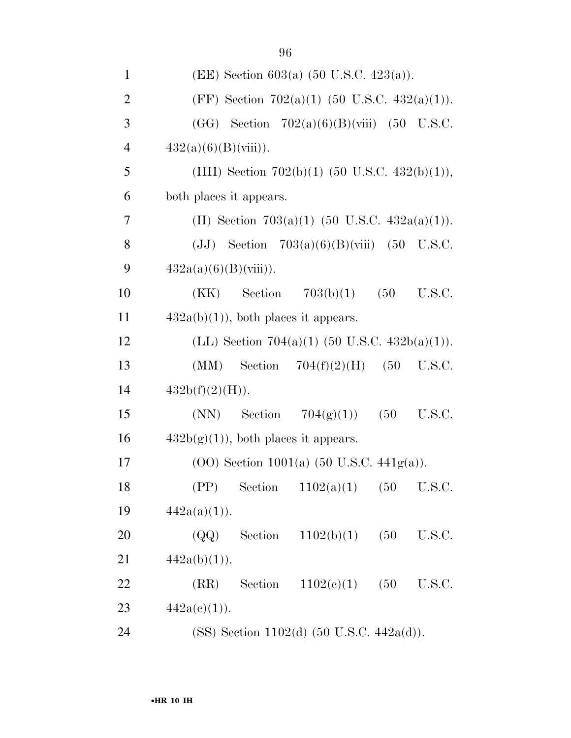(EE) Section 603(a) (50 U.S.C. 423(a)).

(FF) Section 702(a)(1) (50 U.S.C. 432(a)(1)).

(GG) Section 702(a)(6)(B)(viii) (50 U.S.C. 432(a)(6)(B)(viii)).

(HH) Section 702(b)(1) (50 U.S.C. 432(b)(1)), both places it appears.

(II) Section 703(a)(1) (50 U.S.C. 432a(a)(1)).

(JJ) Section 703(a)(6)(B)(viii) (50 U.S.C. 432a(a)(6)(B)(viii)).

(KK) Section 703(b)(1) (50 U.S.C. 432a(b)(1)), both places it appears.

(LL) Section 704(a)(1) (50 U.S.C. 432b(a)(1)).

(MM) Section 704(f)(2)(H) (50 U.S.C. 432b(f)(2)(H)).

(NN) Section 704(g)(1)) (50 U.S.C. 432b(g)(1)), both places it appears.

(OO) Section 1001(a) (50 U.S.C. 441g(a)).

(PP) Section 1102(a)(1) (50 U.S.C. 442a(a)(1)).

(QQ) Section 1102(b)(1) (50 U.S.C. 442a(b)(1)).

(RR) Section 1102(c)(1) (50 U.S.C. 442a(c)(1)).

(SS) Section 1102(d) (50 U.S.C. 442a(d)).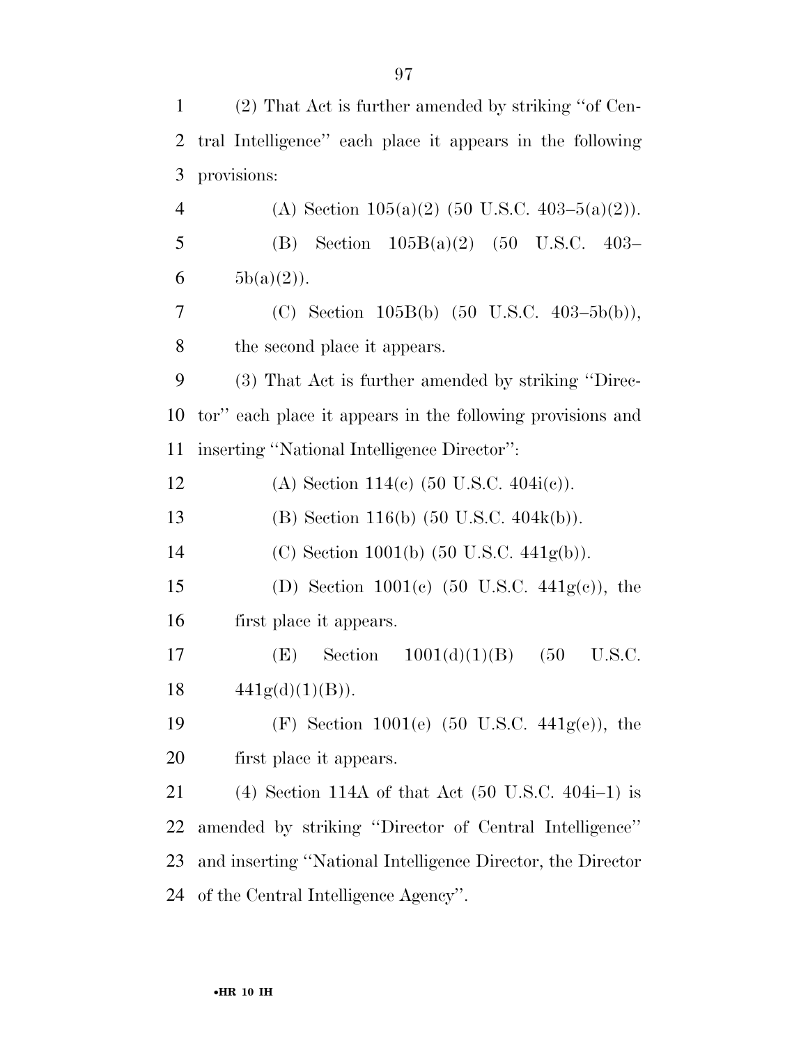(2) That Act is further amended by striking ''of Central Intelligence'' each place it appears in the following provisions:

(A) Section 105(a)(2) (50 U.S.C. 403–5(a)(2)).

(B) Section 105B(a)(2) (50 U.S.C. 403–5b(a)(2)).

(C) Section 105B(b) (50 U.S.C. 403–5b(b)), the second place it appears.

(3) That Act is further amended by striking ''Director'' each place it appears in the following provisions and inserting ''National Intelligence Director'':

(A) Section 114(c) (50 U.S.C. 404i(c)).

(B) Section 116(b) (50 U.S.C. 404k(b)).

(C) Section 1001(b) (50 U.S.C. 441g(b)).

(D) Section 1001(c) (50 U.S.C. 441g(c)), the first place it appears.

(E) Section 1001(d)(1)(B) (50 U.S.C. 441g(d)(1)(B)).

(F) Section 1001(e) (50 U.S.C. 441g(e)), the first place it appears.

(4) Section 114A of that Act (50 U.S.C. 404i–1) is amended by striking ''Director of Central Intelligence'' and inserting ''National Intelligence Director, the Director of the Central Intelligence Agency''.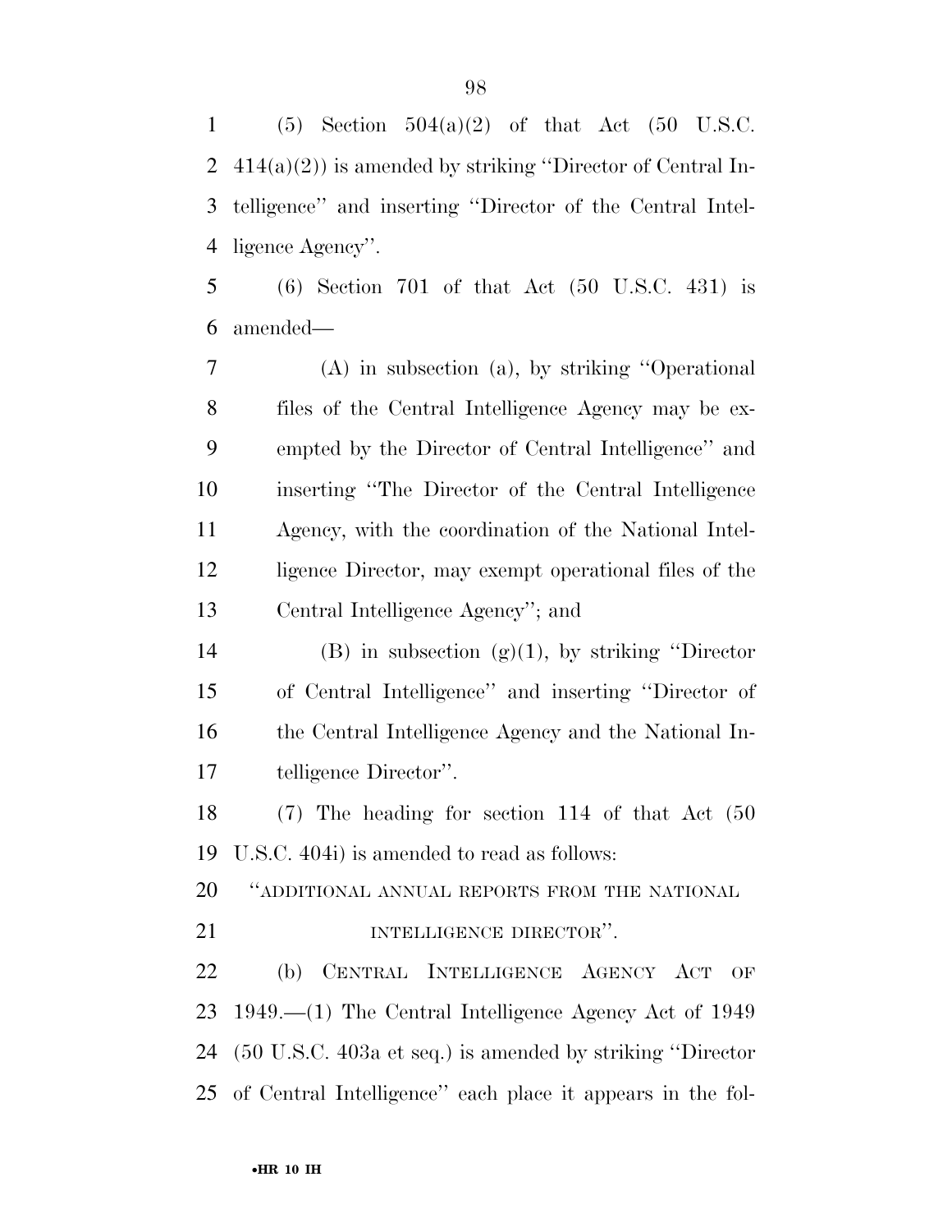(5) Section 504(a)(2) of that Act (50 U.S.C. 414(a)(2)) is amended by striking ''Director of Central Intelligence'' and inserting ''Director of the Central Intelligence Agency''.

(6) Section 701 of that Act (50 U.S.C. 431) is amended—

(A) in subsection (a), by striking ''Operational files of the Central Intelligence Agency may be exempted by the Director of Central Intelligence'' and inserting ''The Director of the Central Intelligence Agency, with the coordination of the National Intelligence Director, may exempt operational files of the Central Intelligence Agency''; and

(B) in subsection (g)(1), by striking ''Director of Central Intelligence'' and inserting ''Director of the Central Intelligence Agency and the National Intelligence Director''.

(7) The heading for section 114 of that Act (50 U.S.C. 404i) is amended to read as follows:

''ADDITIONAL ANNUAL REPORTS FROM THE NATIONAL INTELLIGENCE DIRECTOR''.

(b) CENTRAL INTELLIGENCE AGENCY ACT OF 1949.—(1) The Central Intelligence Agency Act of 1949 (50 U.S.C. 403a et seq.) is amended by striking ''Director of Central Intelligence'' each place it appears in the fol-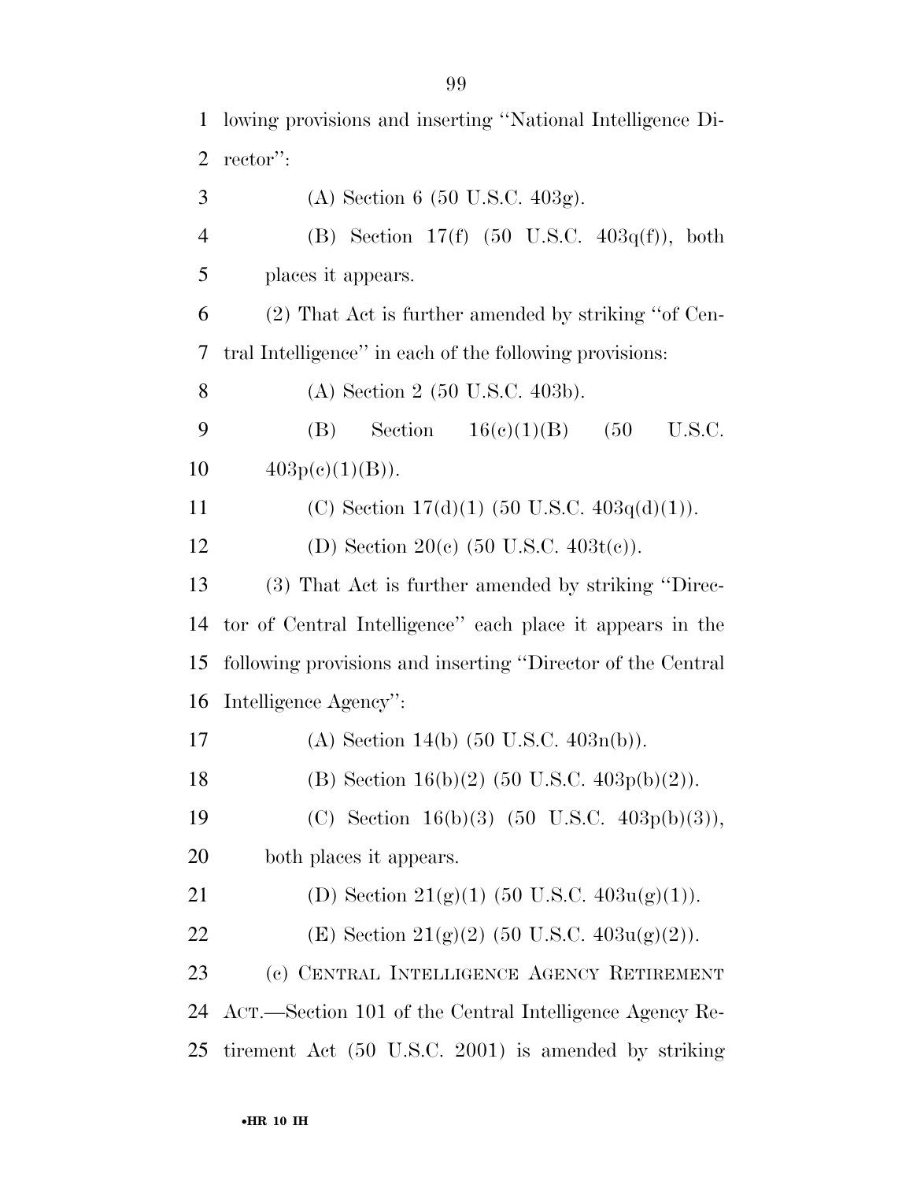lowing provisions and inserting ''National Intelligence Director'':

(A) Section 6 (50 U.S.C. 403g).

(B) Section 17(f) (50 U.S.C. 403q(f)), both places it appears.

(2) That Act is further amended by striking ''of Central Intelligence'' in each of the following provisions:

(A) Section 2 (50 U.S.C. 403b).

(B) Section 16(c)(1)(B) (50 U.S.C. 403p(c)(1)(B)).

(C) Section 17(d)(1) (50 U.S.C. 403q(d)(1)).

(D) Section 20(c) (50 U.S.C. 403t(c)).

(3) That Act is further amended by striking ''Director of Central Intelligence'' each place it appears in the following provisions and inserting ''Director of the Central Intelligence Agency'':

(A) Section 14(b) (50 U.S.C. 403n(b)).

(B) Section 16(b)(2) (50 U.S.C. 403p(b)(2)).

(C) Section 16(b)(3) (50 U.S.C. 403p(b)(3)), both places it appears.

(D) Section 21(g)(1) (50 U.S.C. 403u(g)(1)).

(E) Section 21(g)(2) (50 U.S.C. 403u(g)(2)).

(c) CENTRAL INTELLIGENCE AGENCY RETIREMENT ACT.—Section 101 of the Central Intelligence Agency Retirement Act (50 U.S.C. 2001) is amended by striking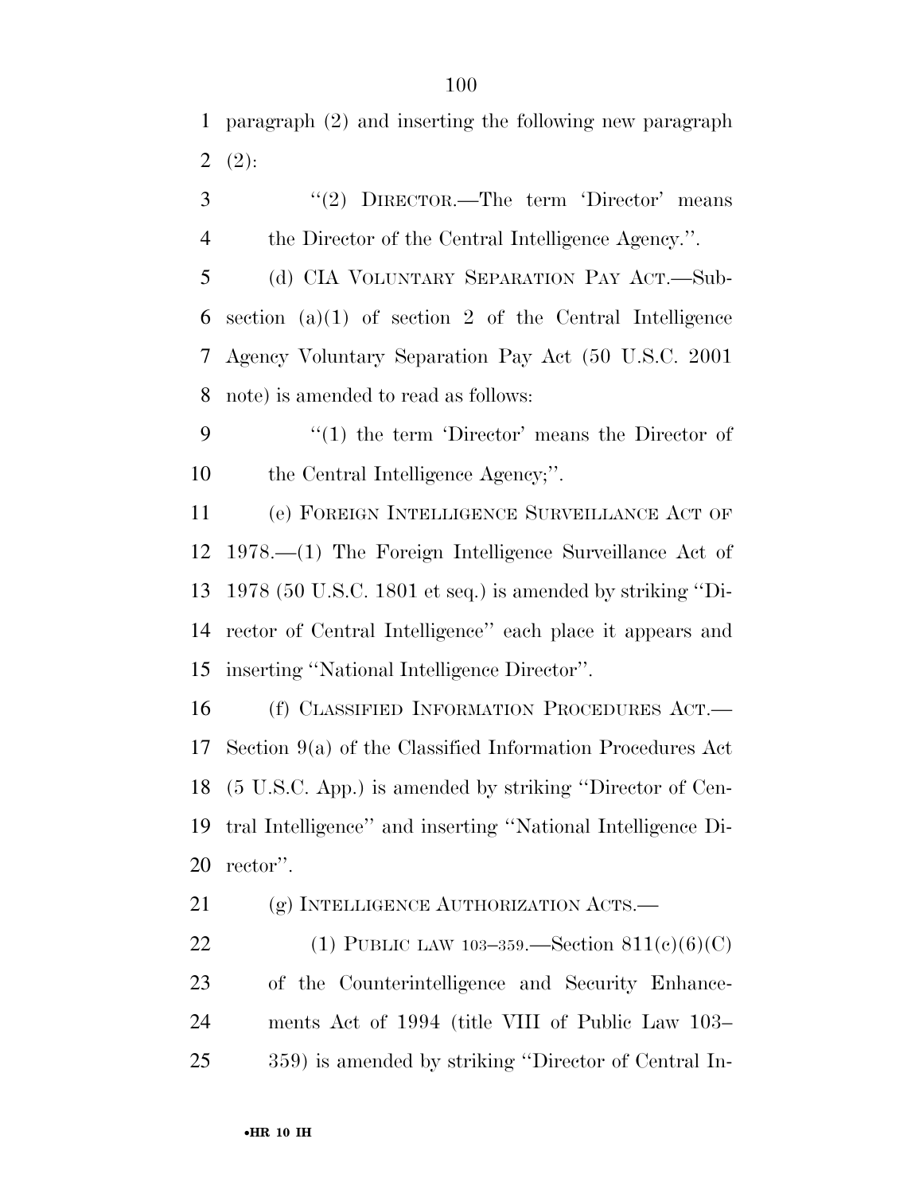paragraph (2) and inserting the following new paragraph (2):

"(2) DIRECTOR.—The term 'Director' means the Director of the Central Intelligence Agency.".

(d) CIA VOLUNTARY SEPARATION PAY ACT.—Subsection (a)(1) of section 2 of the Central Intelligence Agency Voluntary Separation Pay Act (50 U.S.C. 2001 note) is amended to read as follows:

"(1) the term 'Director' means the Director of the Central Intelligence Agency;".

(e) FOREIGN INTELLIGENCE SURVEILLANCE ACT OF 1978.—(1) The Foreign Intelligence Surveillance Act of 1978 (50 U.S.C. 1801 et seq.) is amended by striking "Director of Central Intelligence" each place it appears and inserting "National Intelligence Director".

(f) CLASSIFIED INFORMATION PROCEDURES ACT.—Section 9(a) of the Classified Information Procedures Act (5 U.S.C. App.) is amended by striking "Director of Central Intelligence" and inserting "National Intelligence Director".

(g) INTELLIGENCE AUTHORIZATION ACTS.—

(1) PUBLIC LAW 103–359.—Section 811(c)(6)(C) of the Counterintelligence and Security Enhancements Act of 1994 (title VIII of Public Law 103–359) is amended by striking "Director of Central In-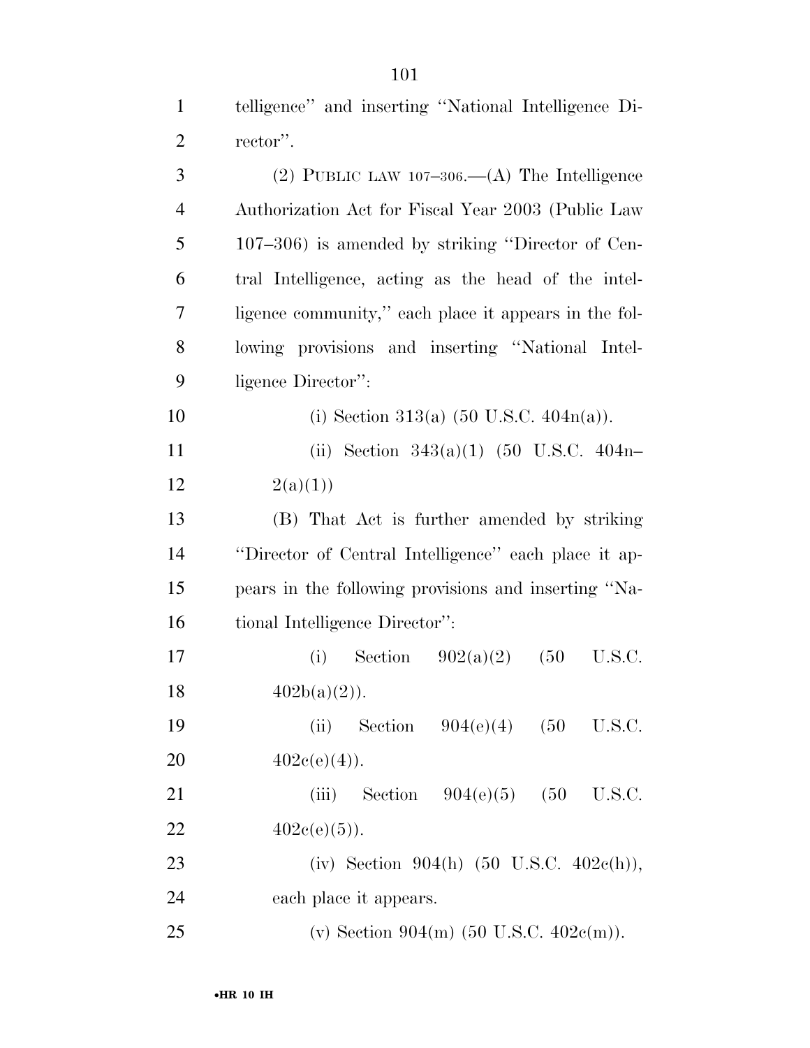telligence'' and inserting ''National Intelligence Director''.

(2) PUBLIC LAW 107–306.—(A) The Intelligence Authorization Act for Fiscal Year 2003 (Public Law 107–306) is amended by striking ''Director of Central Intelligence, acting as the head of the intelligence community,'' each place it appears in the following provisions and inserting ''National Intelligence Director'':

(i) Section 313(a) (50 U.S.C. 404n(a)).

(ii) Section 343(a)(1) (50 U.S.C. 404n–2(a)(1))

(B) That Act is further amended by striking ''Director of Central Intelligence'' each place it appears in the following provisions and inserting ''National Intelligence Director'':

(i) Section 902(a)(2) (50 U.S.C. 402b(a)(2)).

(ii) Section 904(e)(4) (50 U.S.C. 402c(e)(4)).

(iii) Section 904(e)(5) (50 U.S.C. 402c(e)(5)).

(iv) Section 904(h) (50 U.S.C. 402c(h)), each place it appears.

(v) Section 904(m) (50 U.S.C. 402c(m)).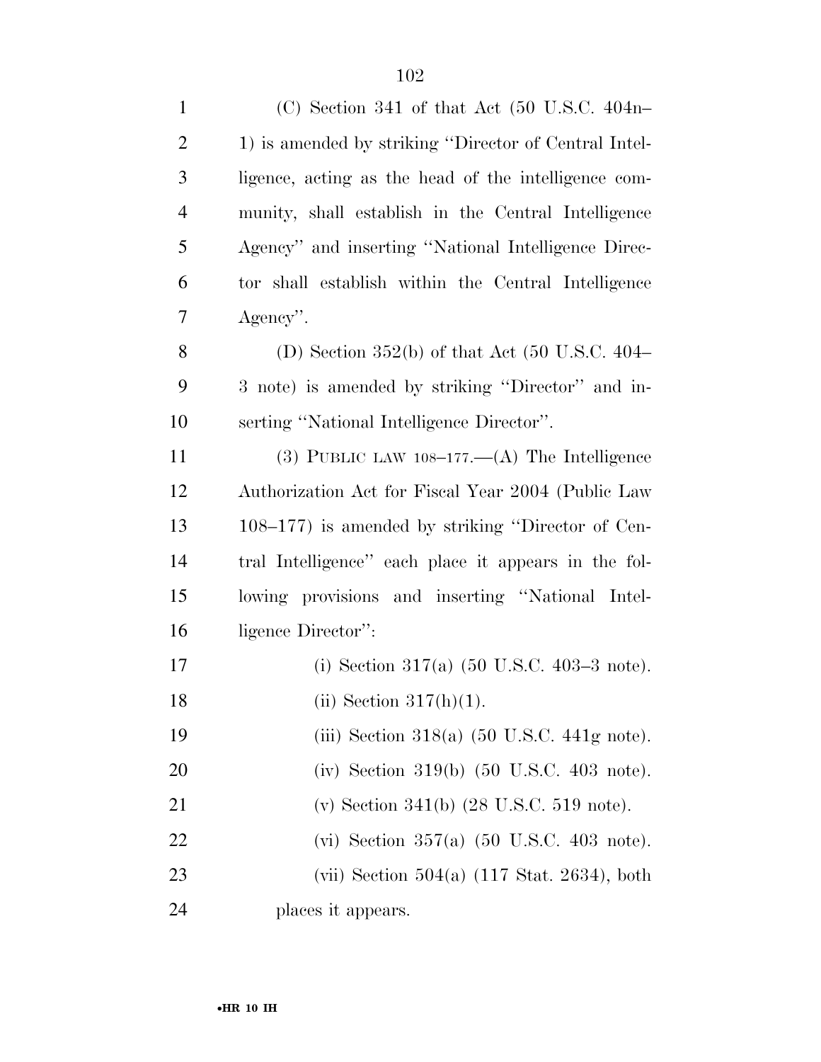(C) Section 341 of that Act (50 U.S.C. 404n–1) is amended by striking ''Director of Central Intelligence, acting as the head of the intelligence community, shall establish in the Central Intelligence Agency'' and inserting ''National Intelligence Director shall establish within the Central Intelligence Agency''.

(D) Section 352(b) of that Act (50 U.S.C. 404–3 note) is amended by striking ''Director'' and inserting ''National Intelligence Director''.

(3) PUBLIC LAW 108–177.—(A) The Intelligence Authorization Act for Fiscal Year 2004 (Public Law 108–177) is amended by striking ''Director of Central Intelligence'' each place it appears in the following provisions and inserting ''National Intelligence Director'':

(i) Section 317(a) (50 U.S.C. 403–3 note).

(ii) Section 317(h)(1).

(iii) Section 318(a) (50 U.S.C. 441g note).

(iv) Section 319(b) (50 U.S.C. 403 note).

(v) Section 341(b) (28 U.S.C. 519 note).

(vi) Section 357(a) (50 U.S.C. 403 note).

(vii) Section 504(a) (117 Stat. 2634), both places it appears.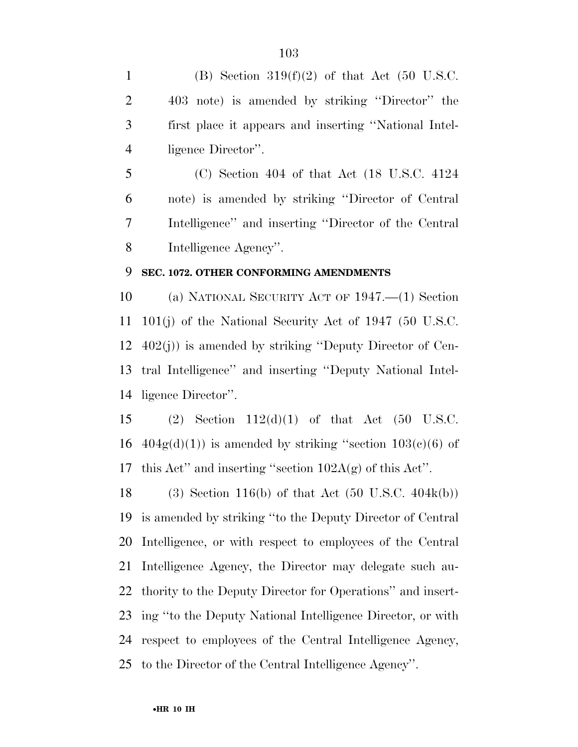(B) Section 319(f)(2) of that Act (50 U.S.C. 403 note) is amended by striking ''Director'' the first place it appears and inserting ''National Intelligence Director''.

(C) Section 404 of that Act (18 U.S.C. 4124 note) is amended by striking ''Director of Central Intelligence'' and inserting ''Director of the Central Intelligence Agency''.

**SEC. 1072. OTHER CONFORMING AMENDMENTS**

(a) NATIONAL SECURITY ACT OF 1947.—(1) Section 101(j) of the National Security Act of 1947 (50 U.S.C. 402(j)) is amended by striking ''Deputy Director of Central Intelligence'' and inserting ''Deputy National Intelligence Director''.

(2) Section 112(d)(1) of that Act (50 U.S.C. 404g(d)(1)) is amended by striking ''section 103(c)(6) of this Act'' and inserting ''section 102A(g) of this Act''.

(3) Section 116(b) of that Act (50 U.S.C. 404k(b)) is amended by striking ''to the Deputy Director of Central Intelligence, or with respect to employees of the Central Intelligence Agency, the Director may delegate such authority to the Deputy Director for Operations'' and inserting ''to the Deputy National Intelligence Director, or with respect to employees of the Central Intelligence Agency, to the Director of the Central Intelligence Agency''.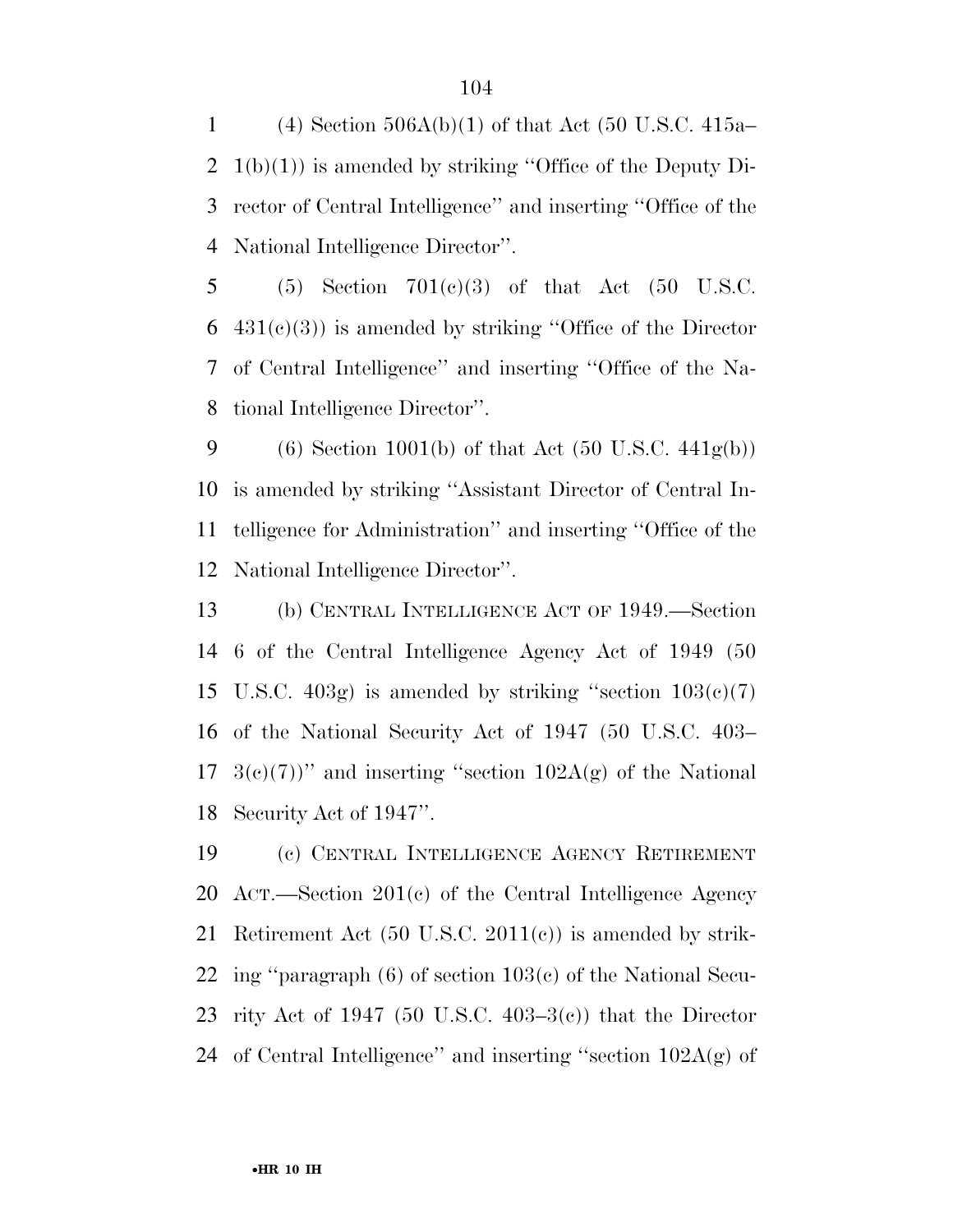(4) Section 506A(b)(1) of that Act (50 U.S.C. 415a–1(b)(1)) is amended by striking ''Office of the Deputy Director of Central Intelligence'' and inserting ''Office of the National Intelligence Director''.

(5) Section 701(c)(3) of that Act (50 U.S.C. 431(c)(3)) is amended by striking ''Office of the Director of Central Intelligence'' and inserting ''Office of the National Intelligence Director''.

(6) Section 1001(b) of that Act (50 U.S.C. 441g(b)) is amended by striking ''Assistant Director of Central Intelligence for Administration'' and inserting ''Office of the National Intelligence Director''.

(b) CENTRAL INTELLIGENCE ACT OF 1949.—Section 6 of the Central Intelligence Agency Act of 1949 (50 U.S.C. 403g) is amended by striking ''section 103(c)(7) of the National Security Act of 1947 (50 U.S.C. 403–3(c)(7))'' and inserting ''section 102A(g) of the National Security Act of 1947''.

(c) CENTRAL INTELLIGENCE AGENCY RETIREMENT ACT.—Section 201(c) of the Central Intelligence Agency Retirement Act (50 U.S.C. 2011(c)) is amended by striking ''paragraph (6) of section 103(c) of the National Security Act of 1947 (50 U.S.C. 403–3(c)) that the Director of Central Intelligence'' and inserting ''section 102A(g) of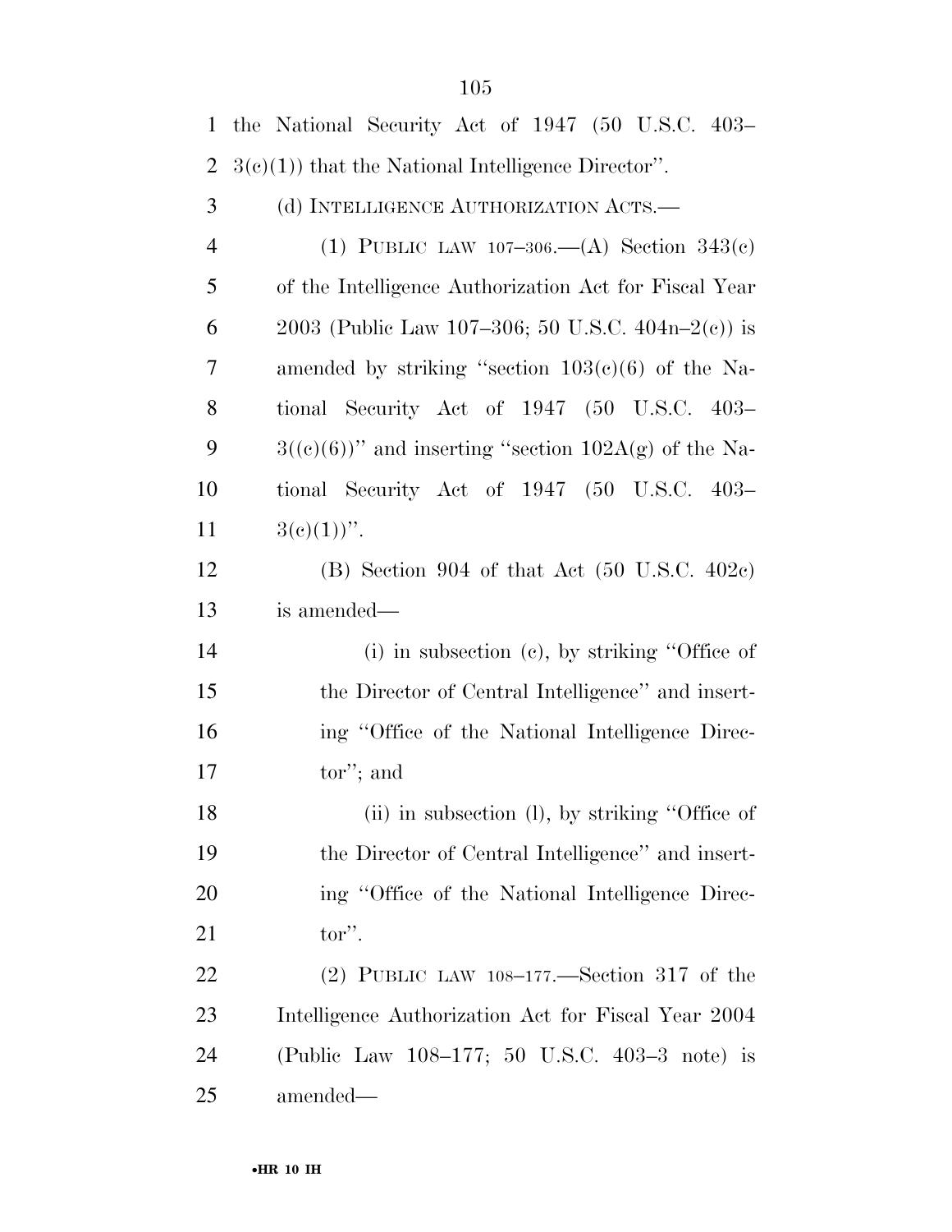the National Security Act of 1947 (50 U.S.C. 403–3(c)(1)) that the National Intelligence Director''.

(d) INTELLIGENCE AUTHORIZATION ACTS.—

(1) PUBLIC LAW 107–306.—(A) Section 343(c) of the Intelligence Authorization Act for Fiscal Year 2003 (Public Law 107–306; 50 U.S.C. 404n–2(c)) is amended by striking ''section 103(c)(6) of the National Security Act of 1947 (50 U.S.C. 403–3((c)(6))'' and inserting ''section 102A(g) of the National Security Act of 1947 (50 U.S.C. 403–3(c)(1))''.

(B) Section 904 of that Act (50 U.S.C. 402c) is amended—

(i) in subsection (c), by striking ''Office of the Director of Central Intelligence'' and inserting ''Office of the National Intelligence Director''; and

(ii) in subsection (l), by striking ''Office of the Director of Central Intelligence'' and inserting ''Office of the National Intelligence Director''.

(2) PUBLIC LAW 108–177.—Section 317 of the Intelligence Authorization Act for Fiscal Year 2004 (Public Law 108–177; 50 U.S.C. 403–3 note) is amended—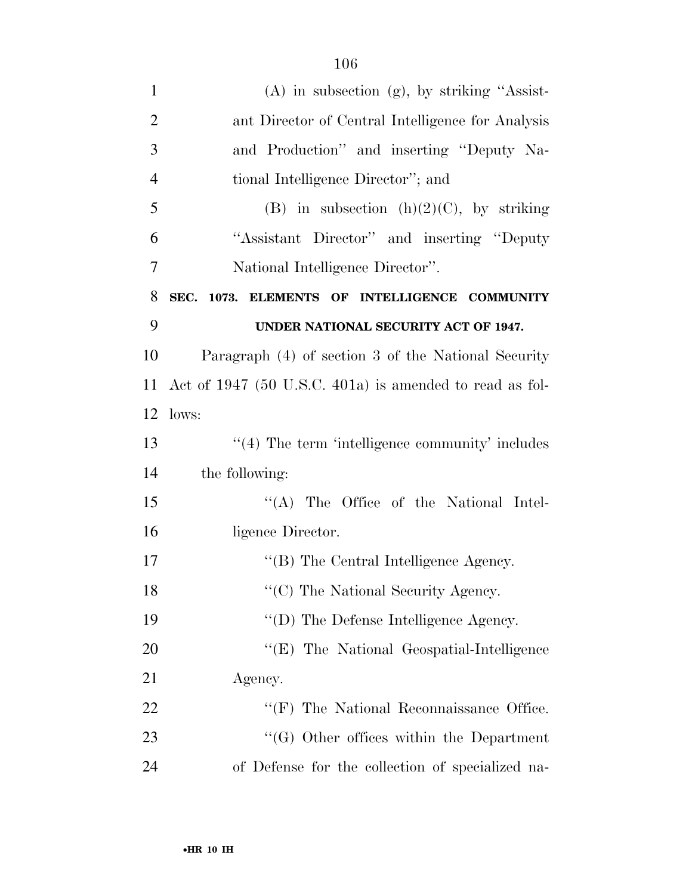(A) in subsection (g), by striking ''Assistant Director of Central Intelligence for Analysis and Production'' and inserting ''Deputy National Intelligence Director''; and

(B) in subsection (h)(2)(C), by striking ''Assistant Director'' and inserting ''Deputy National Intelligence Director''.

**SEC. 1073. ELEMENTS OF INTELLIGENCE COMMUNITY UNDER NATIONAL SECURITY ACT OF 1947.**

Paragraph (4) of section 3 of the National Security Act of 1947 (50 U.S.C. 401a) is amended to read as follows:

''(4) The term 'intelligence community' includes the following:

''(A) The Office of the National Intelligence Director.

''(B) The Central Intelligence Agency.

''(C) The National Security Agency.

''(D) The Defense Intelligence Agency.

''(E) The National Geospatial-Intelligence Agency.

''(F) The National Reconnaissance Office.

''(G) Other offices within the Department of Defense for the collection of specialized na-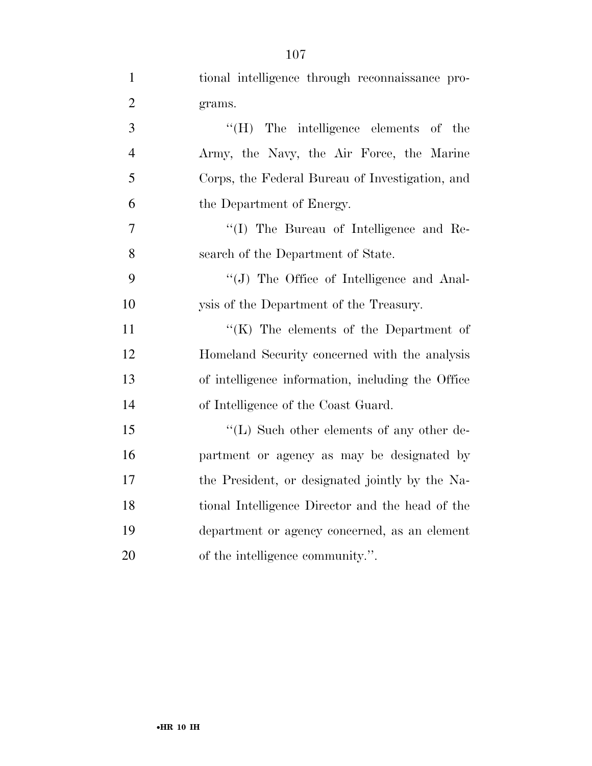tional intelligence through reconnaissance programs.

''(H) The intelligence elements of the Army, the Navy, the Air Force, the Marine Corps, the Federal Bureau of Investigation, and the Department of Energy.

''(I) The Bureau of Intelligence and Research of the Department of State.

''(J) The Office of Intelligence and Analysis of the Department of the Treasury.

''(K) The elements of the Department of Homeland Security concerned with the analysis of intelligence information, including the Office of Intelligence of the Coast Guard.

''(L) Such other elements of any other department or agency as may be designated by the President, or designated jointly by the National Intelligence Director and the head of the department or agency concerned, as an element of the intelligence community.''.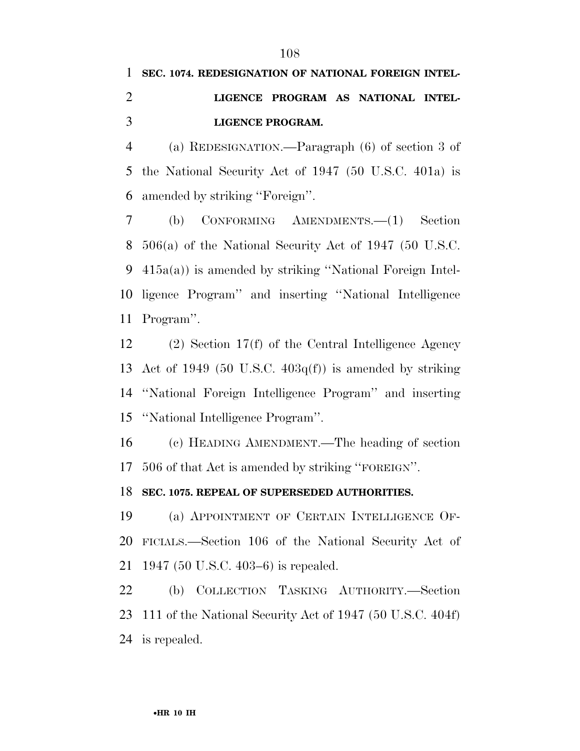**SEC. 1074. REDESIGNATION OF NATIONAL FOREIGN INTELLIGENCE PROGRAM AS NATIONAL INTELLIGENCE PROGRAM.**

(a) REDESIGNATION.—Paragraph (6) of section 3 of the National Security Act of 1947 (50 U.S.C. 401a) is amended by striking ''Foreign''.

(b) CONFORMING AMENDMENTS.—(1) Section 506(a) of the National Security Act of 1947 (50 U.S.C. 415a(a)) is amended by striking ''National Foreign Intelligence Program'' and inserting ''National Intelligence Program''.

(2) Section 17(f) of the Central Intelligence Agency Act of 1949 (50 U.S.C. 403q(f)) is amended by striking ''National Foreign Intelligence Program'' and inserting ''National Intelligence Program''.

(c) HEADING AMENDMENT.—The heading of section 506 of that Act is amended by striking ''FOREIGN''.

**SEC. 1075. REPEAL OF SUPERSEDED AUTHORITIES.**

(a) APPOINTMENT OF CERTAIN INTELLIGENCE OFFICIALS.—Section 106 of the National Security Act of 1947 (50 U.S.C. 403–6) is repealed.

(b) COLLECTION TASKING AUTHORITY.—Section 111 of the National Security Act of 1947 (50 U.S.C. 404f) is repealed.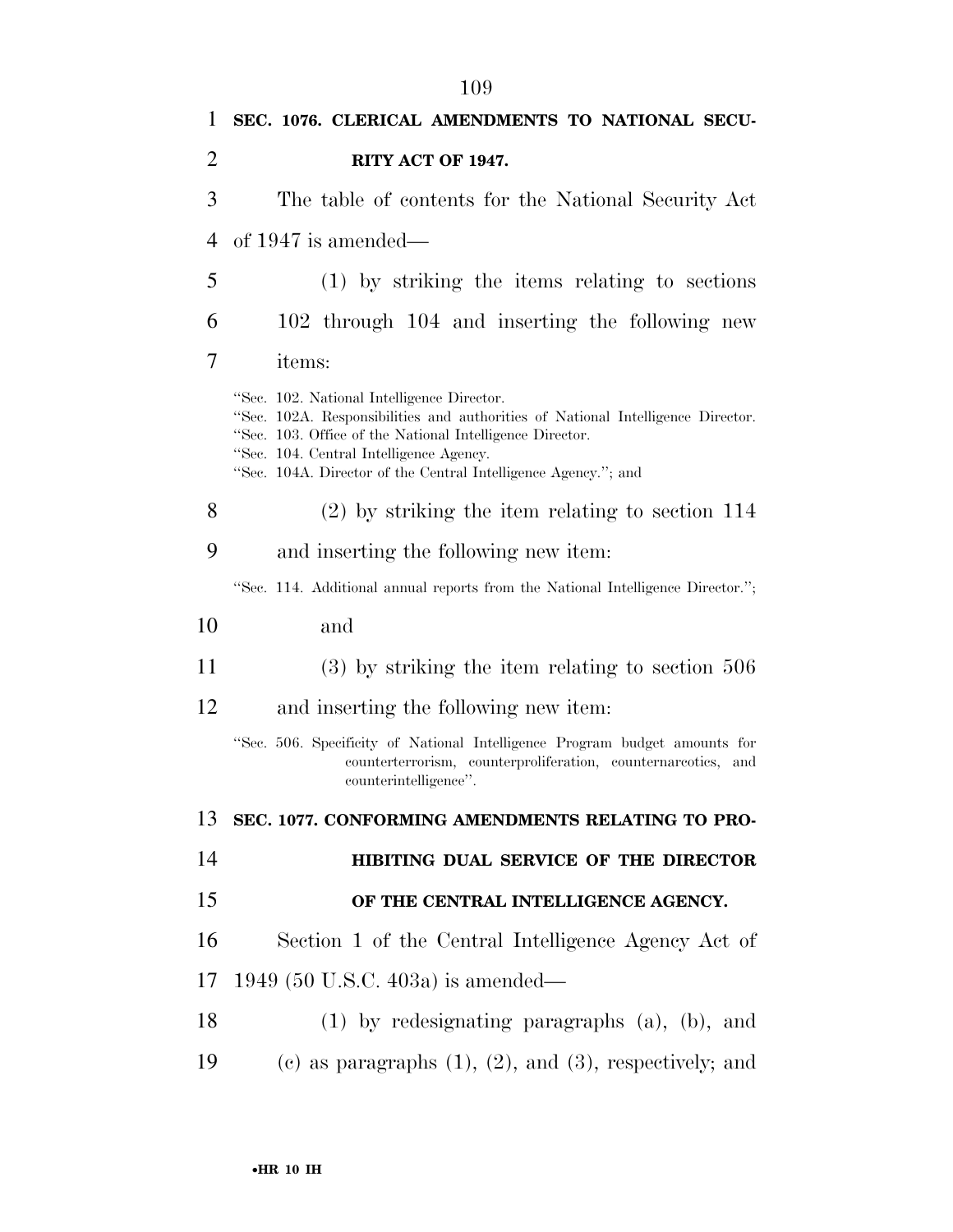**SEC. 1076. CLERICAL AMENDMENTS TO NATIONAL SECURITY ACT OF 1947.**

The table of contents for the National Security Act of 1947 is amended—

(1) by striking the items relating to sections 102 through 104 and inserting the following new items:

"Sec. 102. National Intelligence Director.
"Sec. 102A. Responsibilities and authorities of National Intelligence Director.
"Sec. 103. Office of the National Intelligence Director.
"Sec. 104. Central Intelligence Agency.
"Sec. 104A. Director of the Central Intelligence Agency."; and

(2) by striking the item relating to section 114 and inserting the following new item:

"Sec. 114. Additional annual reports from the National Intelligence Director.";

and

(3) by striking the item relating to section 506 and inserting the following new item:

"Sec. 506. Specificity of National Intelligence Program budget amounts for counterterrorism, counterproliferation, counternarcotics, and counterintelligence".

**SEC. 1077. CONFORMING AMENDMENTS RELATING TO PROHIBITING DUAL SERVICE OF THE DIRECTOR OF THE CENTRAL INTELLIGENCE AGENCY.**

Section 1 of the Central Intelligence Agency Act of 1949 (50 U.S.C. 403a) is amended—

(1) by redesignating paragraphs (a), (b), and (c) as paragraphs (1), (2), and (3), respectively; and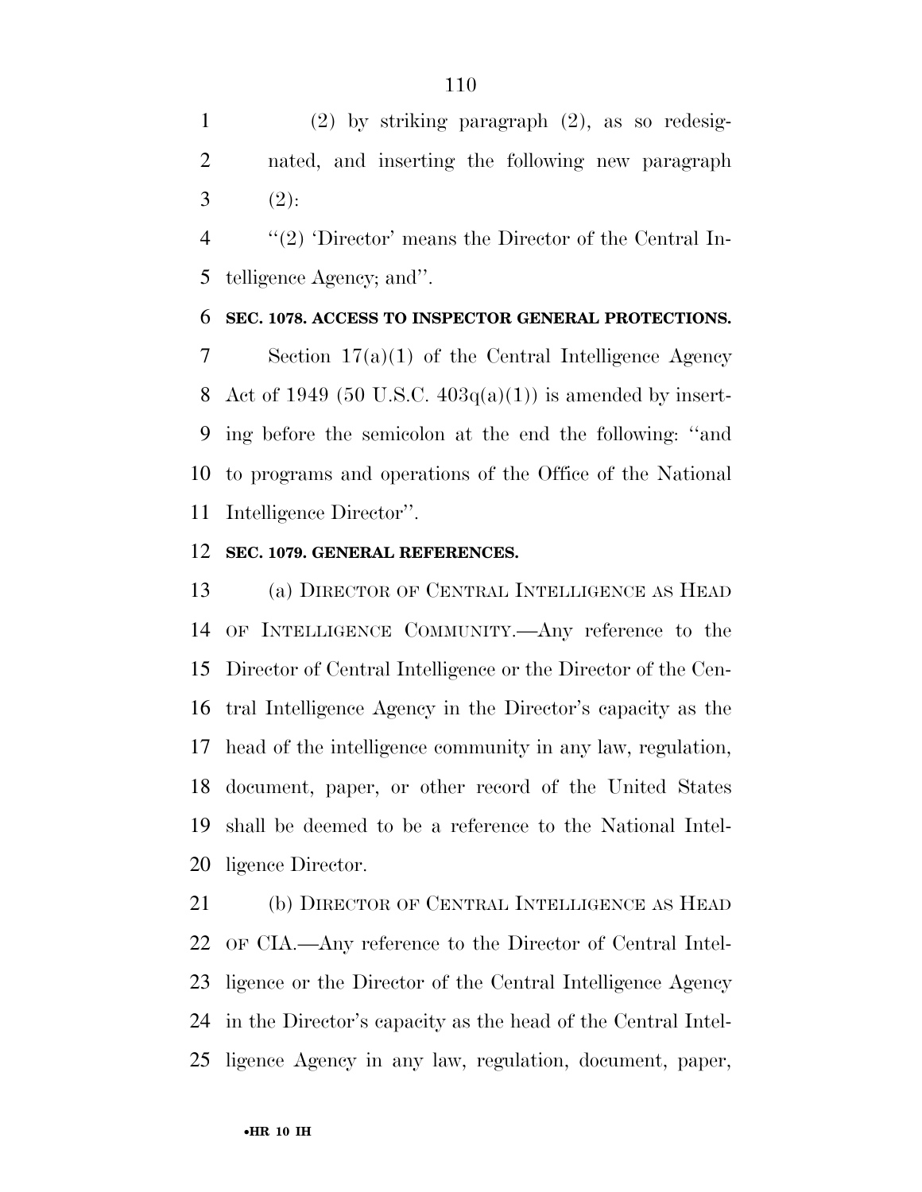(2) by striking paragraph (2), as so redesignated, and inserting the following new paragraph (2):

''(2) 'Director' means the Director of the Central Intelligence Agency; and''.

**SEC. 1078. ACCESS TO INSPECTOR GENERAL PROTECTIONS.**

Section 17(a)(1) of the Central Intelligence Agency Act of 1949 (50 U.S.C. 403q(a)(1)) is amended by inserting before the semicolon at the end the following: ''and to programs and operations of the Office of the National Intelligence Director''.

**SEC. 1079. GENERAL REFERENCES.**

(a) DIRECTOR OF CENTRAL INTELLIGENCE AS HEAD OF INTELLIGENCE COMMUNITY.—Any reference to the Director of Central Intelligence or the Director of the Central Intelligence Agency in the Director's capacity as the head of the intelligence community in any law, regulation, document, paper, or other record of the United States shall be deemed to be a reference to the National Intelligence Director.

(b) DIRECTOR OF CENTRAL INTELLIGENCE AS HEAD OF CIA.—Any reference to the Director of Central Intelligence or the Director of the Central Intelligence Agency in the Director's capacity as the head of the Central Intelligence Agency in any law, regulation, document, paper,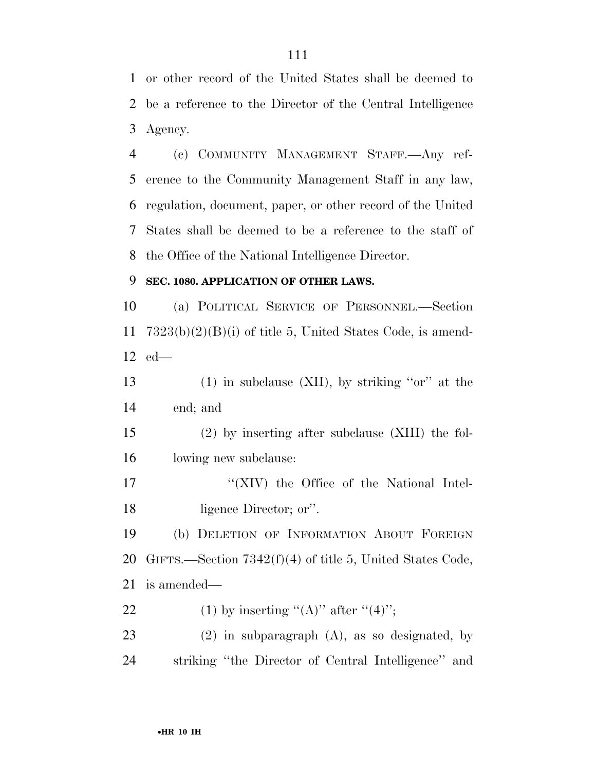or other record of the United States shall be deemed to be a reference to the Director of the Central Intelligence Agency.

(c) COMMUNITY MANAGEMENT STAFF.—Any reference to the Community Management Staff in any law, regulation, document, paper, or other record of the United States shall be deemed to be a reference to the staff of the Office of the National Intelligence Director.

**SEC. 1080. APPLICATION OF OTHER LAWS.**

(a) POLITICAL SERVICE OF PERSONNEL.—Section 7323(b)(2)(B)(i) of title 5, United States Code, is amended—

(1) in subclause (XII), by striking "or" at the end; and

(2) by inserting after subclause (XIII) the following new subclause:

"(XIV) the Office of the National Intelligence Director; or".

(b) DELETION OF INFORMATION ABOUT FOREIGN GIFTS.—Section 7342(f)(4) of title 5, United States Code, is amended—

(1) by inserting "(A)" after "(4)";

(2) in subparagraph (A), as so designated, by striking "the Director of Central Intelligence" and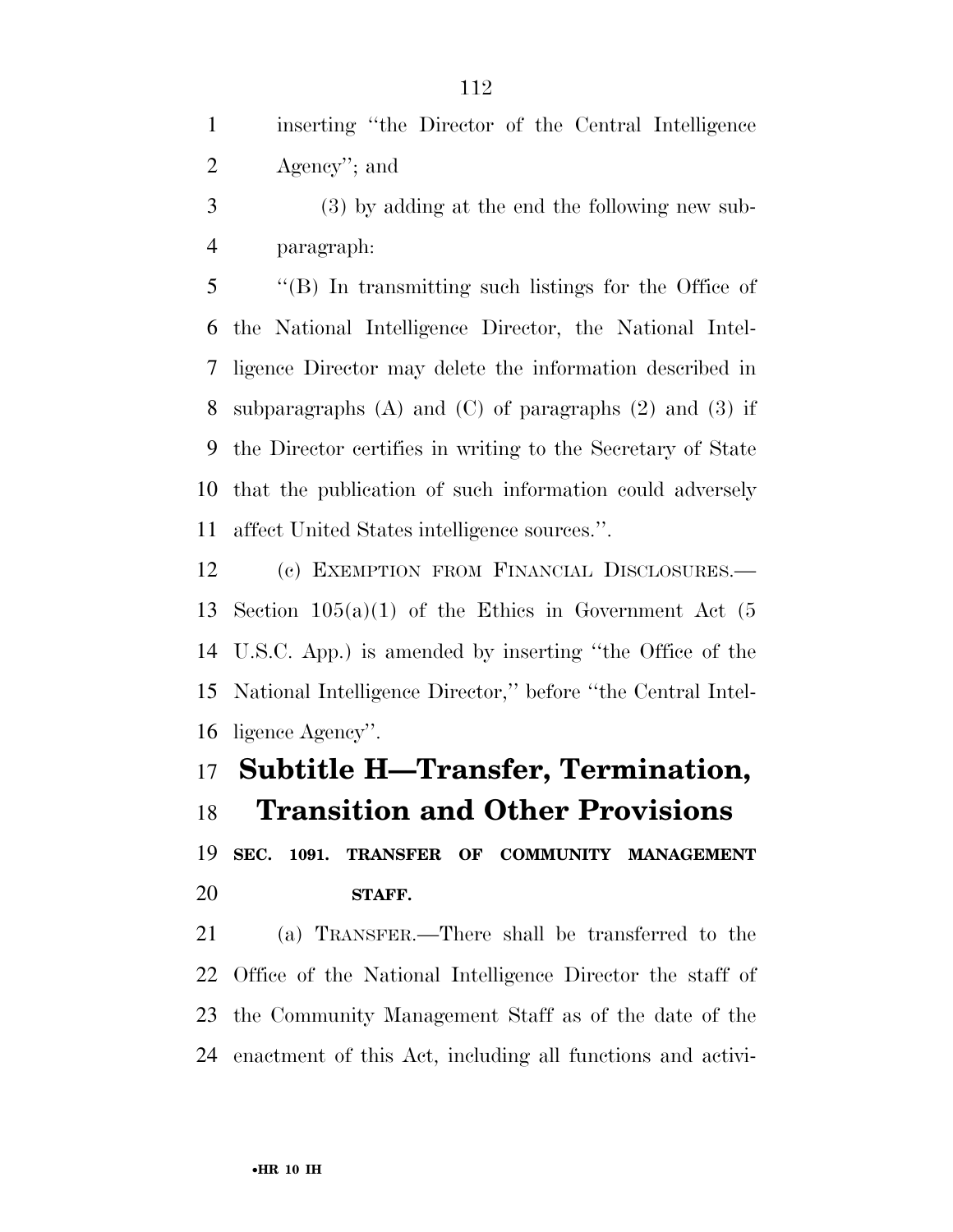inserting ''the Director of the Central Intelligence Agency''; and

(3) by adding at the end the following new subparagraph:

''(B) In transmitting such listings for the Office of the National Intelligence Director, the National Intelligence Director may delete the information described in subparagraphs (A) and (C) of paragraphs (2) and (3) if the Director certifies in writing to the Secretary of State that the publication of such information could adversely affect United States intelligence sources.''.

(c) EXEMPTION FROM FINANCIAL DISCLOSURES.—Section 105(a)(1) of the Ethics in Government Act (5 U.S.C. App.) is amended by inserting ''the Office of the National Intelligence Director,'' before ''the Central Intelligence Agency''.

# Subtitle H—Transfer, Termination, Transition and Other Provisions

**SEC. 1091. TRANSFER OF COMMUNITY MANAGEMENT STAFF.**

(a) TRANSFER.—There shall be transferred to the Office of the National Intelligence Director the staff of the Community Management Staff as of the date of the enactment of this Act, including all functions and activi-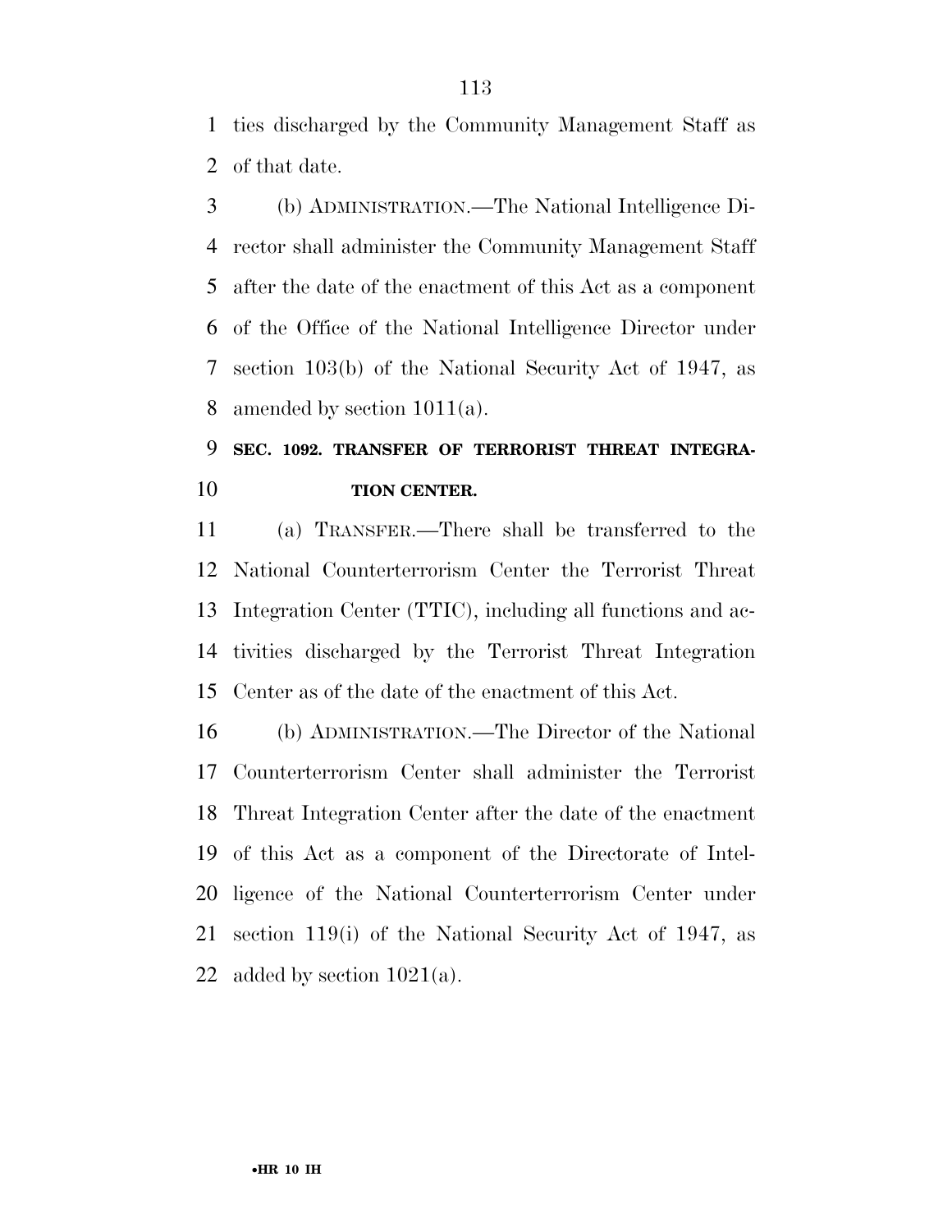ties discharged by the Community Management Staff as of that date.

(b) ADMINISTRATION.—The National Intelligence Director shall administer the Community Management Staff after the date of the enactment of this Act as a component of the Office of the National Intelligence Director under section 103(b) of the National Security Act of 1947, as amended by section 1011(a).

**SEC. 1092. TRANSFER OF TERRORIST THREAT INTEGRATION CENTER.**

(a) TRANSFER.—There shall be transferred to the National Counterterrorism Center the Terrorist Threat Integration Center (TTIC), including all functions and activities discharged by the Terrorist Threat Integration Center as of the date of the enactment of this Act.

(b) ADMINISTRATION.—The Director of the National Counterterrorism Center shall administer the Terrorist Threat Integration Center after the date of the enactment of this Act as a component of the Directorate of Intelligence of the National Counterterrorism Center under section 119(i) of the National Security Act of 1947, as added by section 1021(a).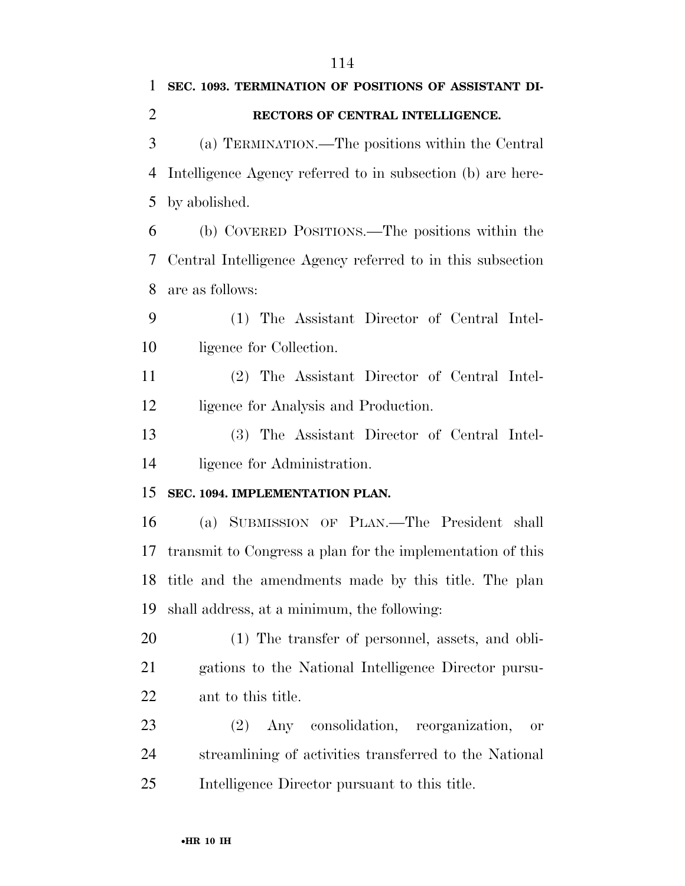**SEC. 1093. TERMINATION OF POSITIONS OF ASSISTANT DIRECTORS OF CENTRAL INTELLIGENCE.**

(a) TERMINATION.—The positions within the Central Intelligence Agency referred to in subsection (b) are hereby abolished.

(b) COVERED POSITIONS.—The positions within the Central Intelligence Agency referred to in this subsection are as follows:

(1) The Assistant Director of Central Intelligence for Collection.

(2) The Assistant Director of Central Intelligence for Analysis and Production.

(3) The Assistant Director of Central Intelligence for Administration.

**SEC. 1094. IMPLEMENTATION PLAN.**

(a) SUBMISSION OF PLAN.—The President shall transmit to Congress a plan for the implementation of this title and the amendments made by this title. The plan shall address, at a minimum, the following:

(1) The transfer of personnel, assets, and obligations to the National Intelligence Director pursuant to this title.

(2) Any consolidation, reorganization, or streamlining of activities transferred to the National Intelligence Director pursuant to this title.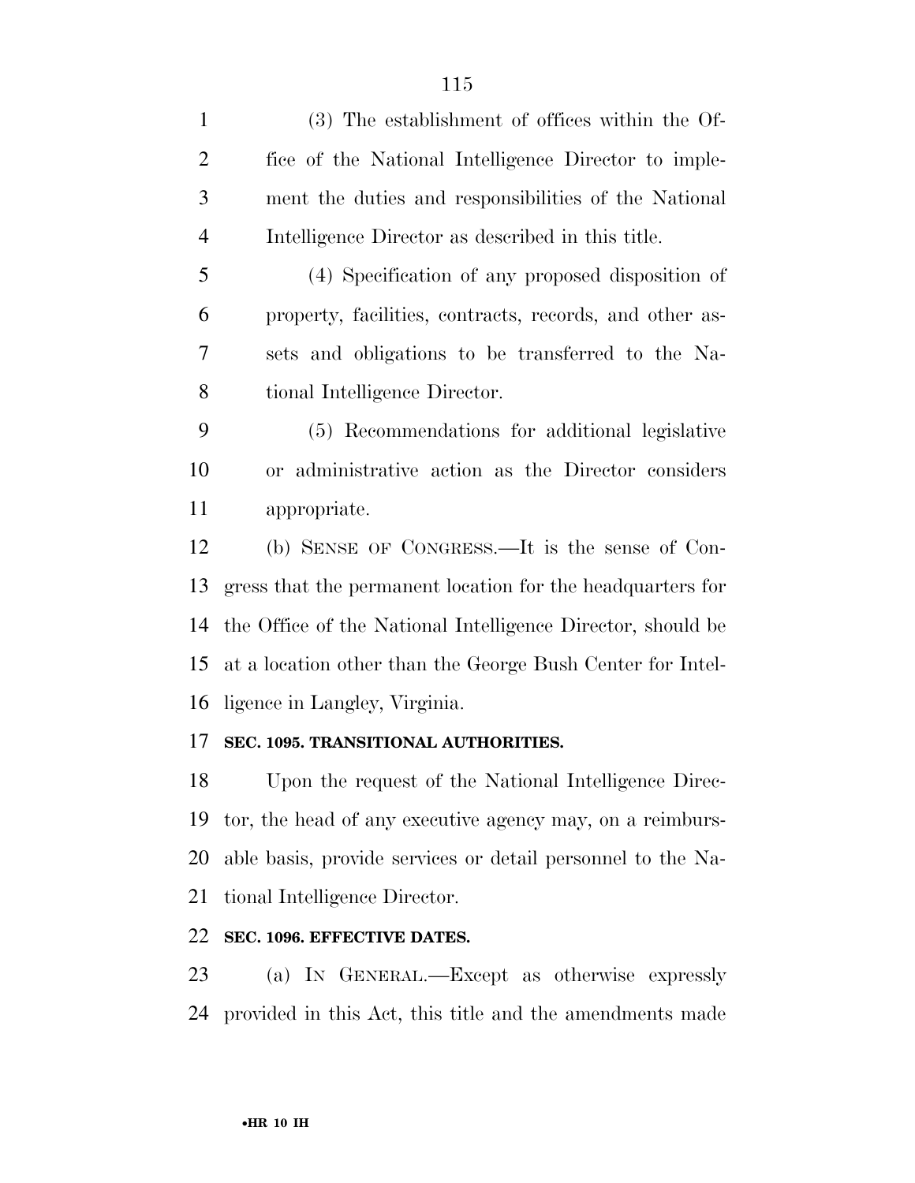(3) The establishment of offices within the Office of the National Intelligence Director to implement the duties and responsibilities of the National Intelligence Director as described in this title.

(4) Specification of any proposed disposition of property, facilities, contracts, records, and other assets and obligations to be transferred to the National Intelligence Director.

(5) Recommendations for additional legislative or administrative action as the Director considers appropriate.

(b) SENSE OF CONGRESS.—It is the sense of Congress that the permanent location for the headquarters for the Office of the National Intelligence Director, should be at a location other than the George Bush Center for Intelligence in Langley, Virginia.

**SEC. 1095. TRANSITIONAL AUTHORITIES.**

Upon the request of the National Intelligence Director, the head of any executive agency may, on a reimbursable basis, provide services or detail personnel to the National Intelligence Director.

**SEC. 1096. EFFECTIVE DATES.**

(a) IN GENERAL.—Except as otherwise expressly provided in this Act, this title and the amendments made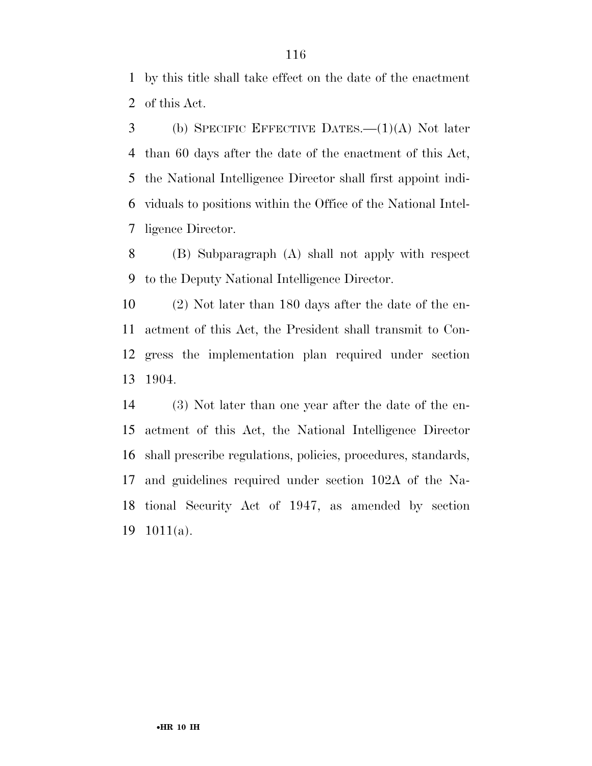by this title shall take effect on the date of the enactment of this Act.

(b) SPECIFIC EFFECTIVE DATES.—(1)(A) Not later than 60 days after the date of the enactment of this Act, the National Intelligence Director shall first appoint individuals to positions within the Office of the National Intelligence Director.

(B) Subparagraph (A) shall not apply with respect to the Deputy National Intelligence Director.

(2) Not later than 180 days after the date of the enactment of this Act, the President shall transmit to Congress the implementation plan required under section 1904.

(3) Not later than one year after the date of the enactment of this Act, the National Intelligence Director shall prescribe regulations, policies, procedures, standards, and guidelines required under section 102A of the National Security Act of 1947, as amended by section 1011(a).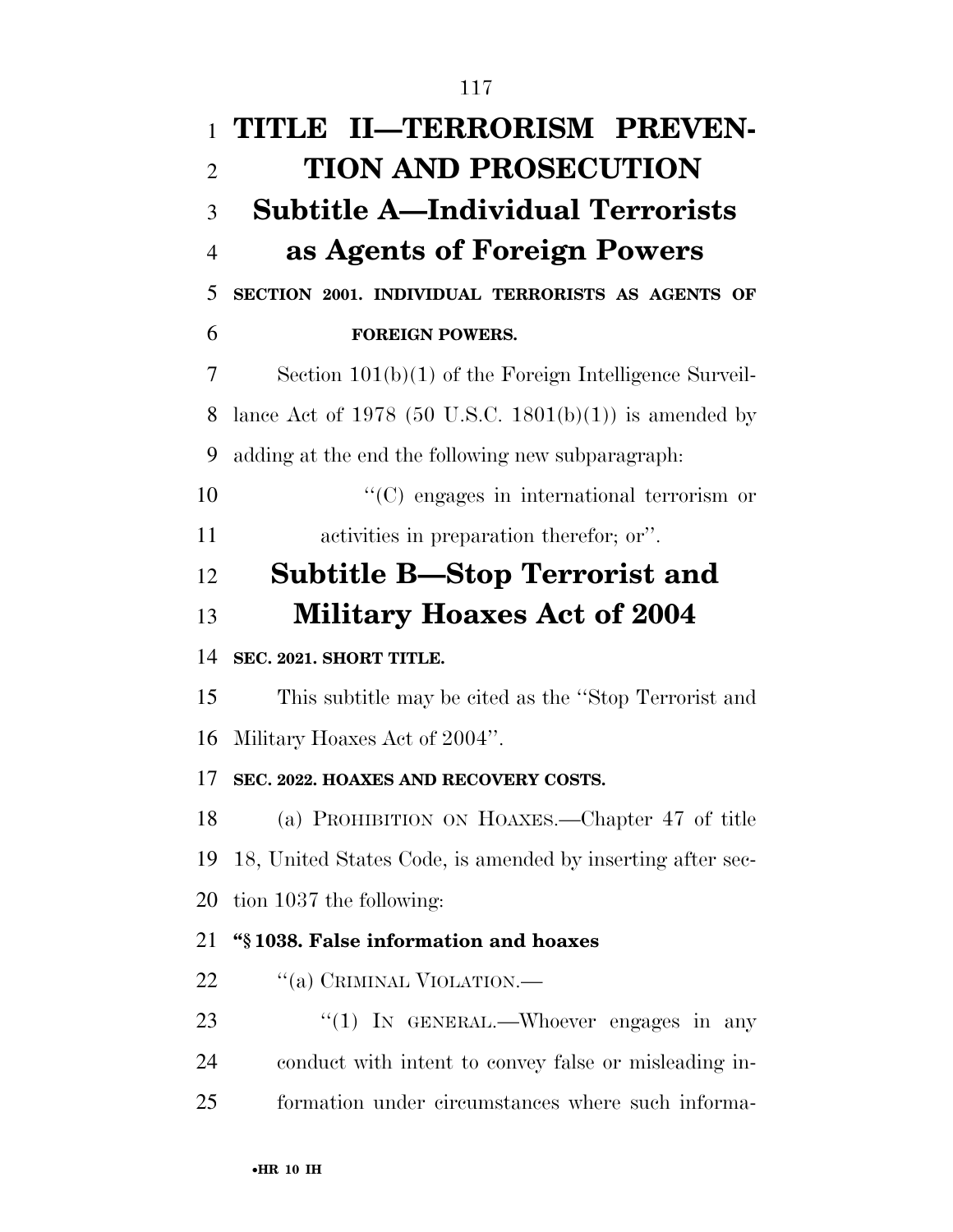# TITLE II—TERRORISM PREVENTION AND PROSECUTION

## Subtitle A—Individual Terrorists as Agents of Foreign Powers

### SECTION 2001. INDIVIDUAL TERRORISTS AS AGENTS OF FOREIGN POWERS.

Section 101(b)(1) of the Foreign Intelligence Surveillance Act of 1978 (50 U.S.C. 1801(b)(1)) is amended by adding at the end the following new subparagraph:

"(C) engages in international terrorism or activities in preparation therefor; or".

## Subtitle B—Stop Terrorist and Military Hoaxes Act of 2004

### SEC. 2021. SHORT TITLE.

This subtitle may be cited as the "Stop Terrorist and Military Hoaxes Act of 2004".

### SEC. 2022. HOAXES AND RECOVERY COSTS.

(a) PROHIBITION ON HOAXES.—Chapter 47 of title 18, United States Code, is amended by inserting after section 1037 the following:

**"§ 1038. False information and hoaxes**

"(a) CRIMINAL VIOLATION.—

"(1) IN GENERAL.—Whoever engages in any conduct with intent to convey false or misleading information under circumstances where such informa-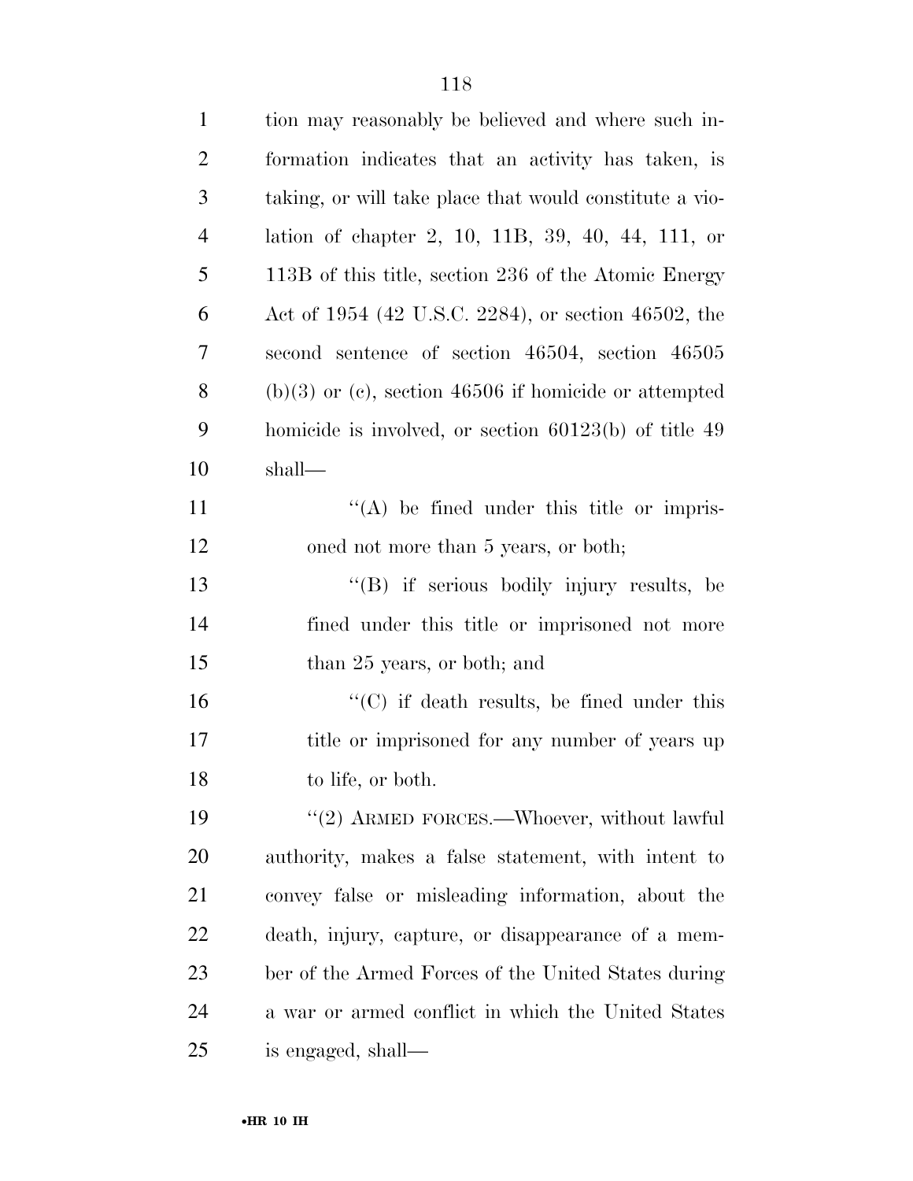tion may reasonably be believed and where such information indicates that an activity has taken, is taking, or will take place that would constitute a violation of chapter 2, 10, 11B, 39, 40, 44, 111, or 113B of this title, section 236 of the Atomic Energy Act of 1954 (42 U.S.C. 2284), or section 46502, the second sentence of section 46504, section 46505 (b)(3) or (c), section 46506 if homicide or attempted homicide is involved, or section 60123(b) of title 49 shall—

''(A) be fined under this title or imprisoned not more than 5 years, or both;

''(B) if serious bodily injury results, be fined under this title or imprisoned not more than 25 years, or both; and

''(C) if death results, be fined under this title or imprisoned for any number of years up to life, or both.

''(2) ARMED FORCES.—Whoever, without lawful authority, makes a false statement, with intent to convey false or misleading information, about the death, injury, capture, or disappearance of a member of the Armed Forces of the United States during a war or armed conflict in which the United States is engaged, shall—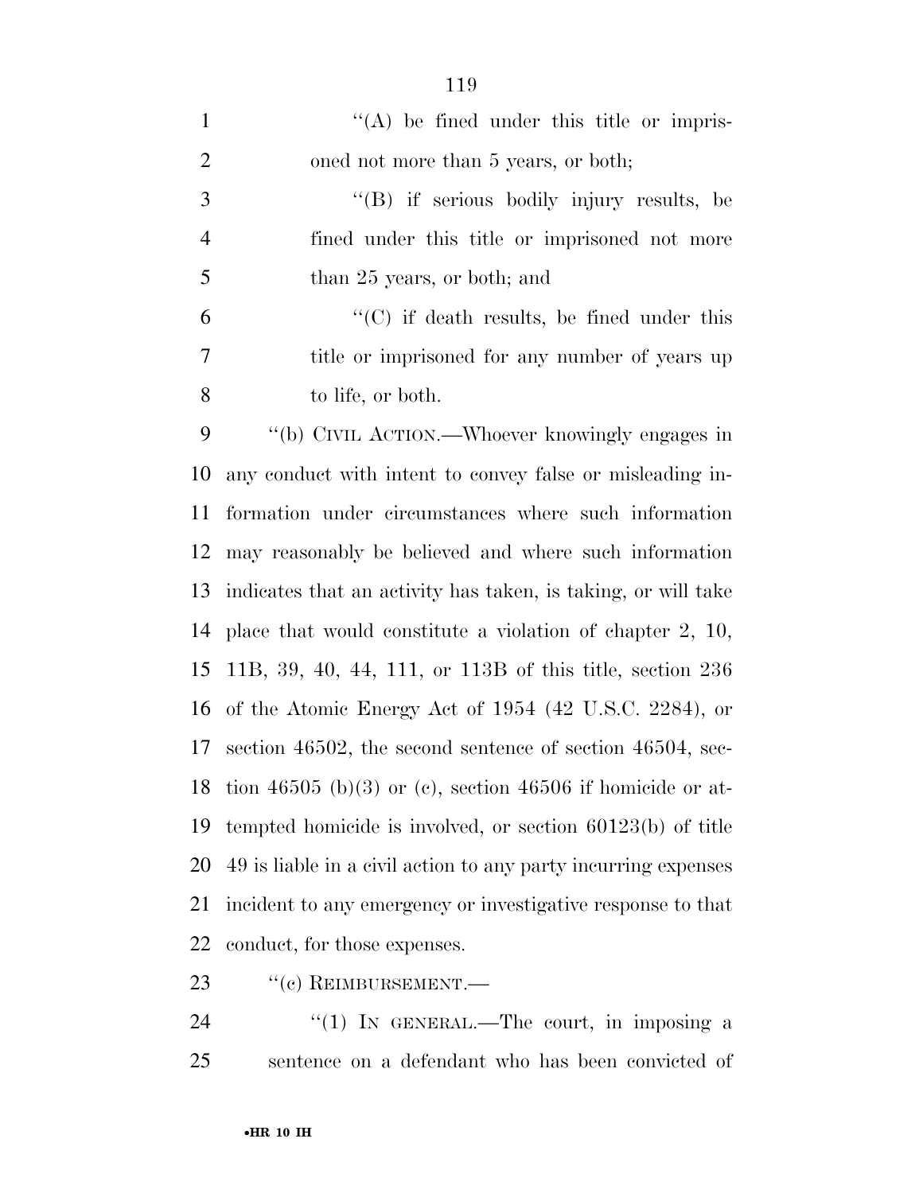''(A) be fined under this title or imprisoned not more than 5 years, or both;

''(B) if serious bodily injury results, be fined under this title or imprisoned not more than 25 years, or both; and

''(C) if death results, be fined under this title or imprisoned for any number of years up to life, or both.

''(b) CIVIL ACTION.—Whoever knowingly engages in any conduct with intent to convey false or misleading information under circumstances where such information may reasonably be believed and where such information indicates that an activity has taken, is taking, or will take place that would constitute a violation of chapter 2, 10, 11B, 39, 40, 44, 111, or 113B of this title, section 236 of the Atomic Energy Act of 1954 (42 U.S.C. 2284), or section 46502, the second sentence of section 46504, section 46505 (b)(3) or (c), section 46506 if homicide or attempted homicide is involved, or section 60123(b) of title 49 is liable in a civil action to any party incurring expenses incident to any emergency or investigative response to that conduct, for those expenses.

''(c) REIMBURSEMENT.—

''(1) IN GENERAL.—The court, in imposing a sentence on a defendant who has been convicted of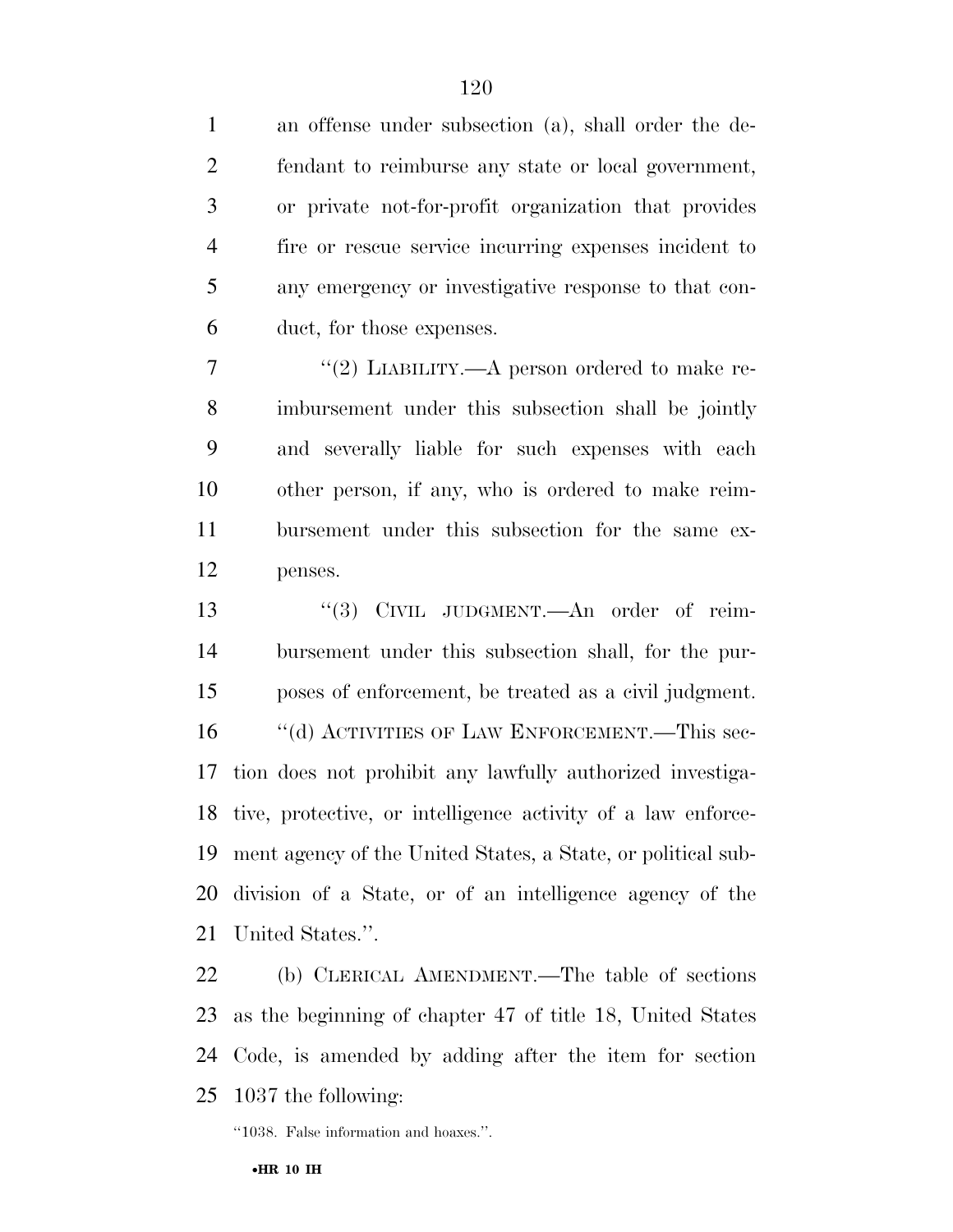an offense under subsection (a), shall order the defendant to reimburse any state or local government, or private not-for-profit organization that provides fire or rescue service incurring expenses incident to any emergency or investigative response to that conduct, for those expenses.

''(2) LIABILITY.—A person ordered to make reimbursement under this subsection shall be jointly and severally liable for such expenses with each other person, if any, who is ordered to make reimbursement under this subsection for the same expenses.

''(3) CIVIL JUDGMENT.—An order of reimbursement under this subsection shall, for the purposes of enforcement, be treated as a civil judgment.

''(d) ACTIVITIES OF LAW ENFORCEMENT.—This section does not prohibit any lawfully authorized investigative, protective, or intelligence activity of a law enforcement agency of the United States, a State, or political subdivision of a State, or of an intelligence agency of the United States.''.

(b) CLERICAL AMENDMENT.—The table of sections as the beginning of chapter 47 of title 18, United States Code, is amended by adding after the item for section 1037 the following:

''1038. False information and hoaxes.''.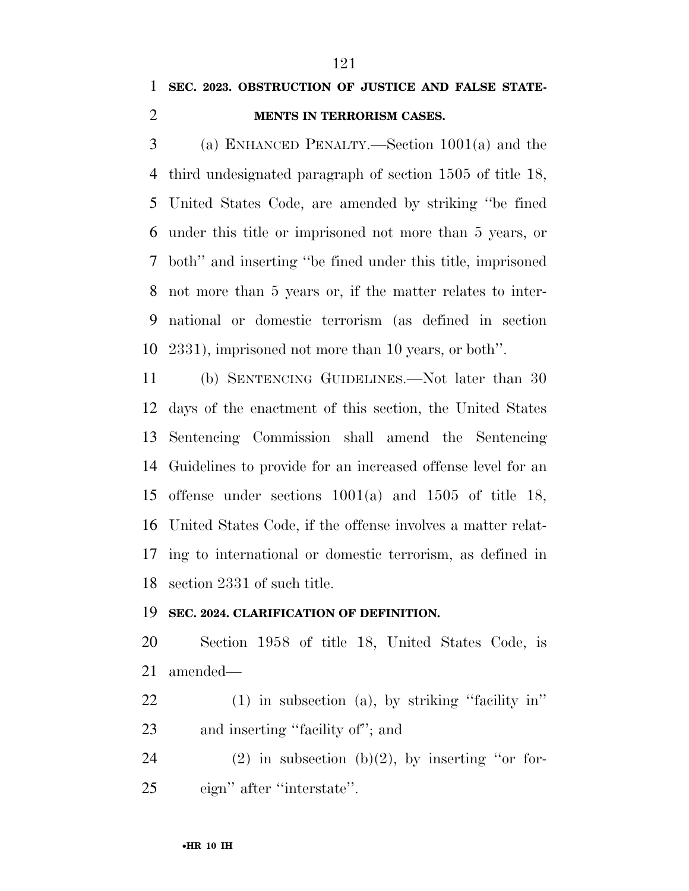**SEC. 2023. OBSTRUCTION OF JUSTICE AND FALSE STATEMENTS IN TERRORISM CASES.**

(a) ENHANCED PENALTY.—Section 1001(a) and the third undesignated paragraph of section 1505 of title 18, United States Code, are amended by striking ''be fined under this title or imprisoned not more than 5 years, or both'' and inserting ''be fined under this title, imprisoned not more than 5 years or, if the matter relates to international or domestic terrorism (as defined in section 2331), imprisoned not more than 10 years, or both''.

(b) SENTENCING GUIDELINES.—Not later than 30 days of the enactment of this section, the United States Sentencing Commission shall amend the Sentencing Guidelines to provide for an increased offense level for an offense under sections 1001(a) and 1505 of title 18, United States Code, if the offense involves a matter relating to international or domestic terrorism, as defined in section 2331 of such title.

**SEC. 2024. CLARIFICATION OF DEFINITION.**

Section 1958 of title 18, United States Code, is amended—

(1) in subsection (a), by striking ''facility in'' and inserting ''facility of''; and

(2) in subsection (b)(2), by inserting ''or foreign'' after ''interstate''.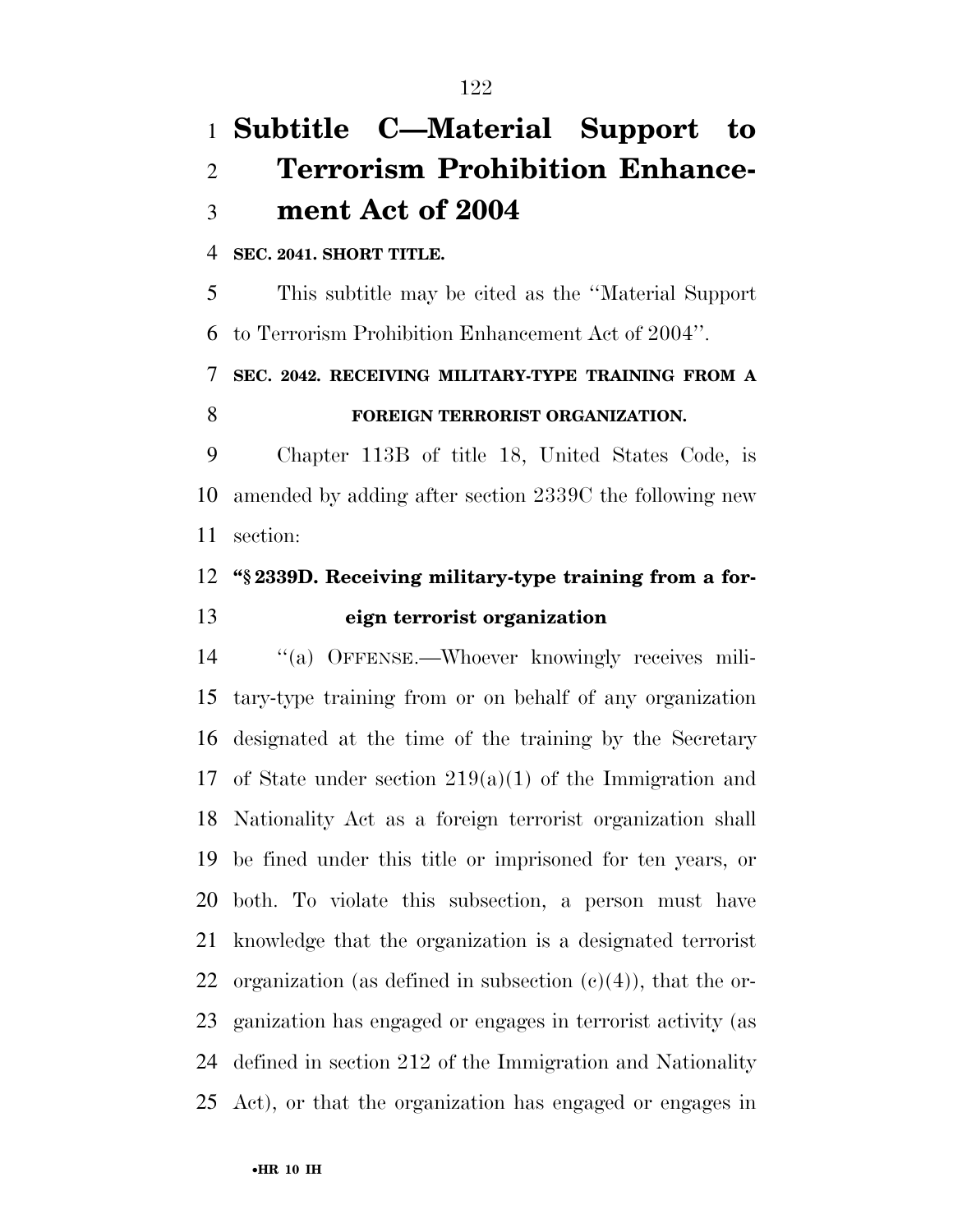## Subtitle C—Material Support to Terrorism Prohibition Enhancement Act of 2004

**SEC. 2041. SHORT TITLE.**

This subtitle may be cited as the ''Material Support to Terrorism Prohibition Enhancement Act of 2004''.

**SEC. 2042. RECEIVING MILITARY-TYPE TRAINING FROM A FOREIGN TERRORIST ORGANIZATION.**

Chapter 113B of title 18, United States Code, is amended by adding after section 2339C the following new section:

**''§ 2339D. Receiving military-type training from a foreign terrorist organization**

''(a) OFFENSE.—Whoever knowingly receives military-type training from or on behalf of any organization designated at the time of the training by the Secretary of State under section 219(a)(1) of the Immigration and Nationality Act as a foreign terrorist organization shall be fined under this title or imprisoned for ten years, or both. To violate this subsection, a person must have knowledge that the organization is a designated terrorist organization (as defined in subsection (c)(4)), that the organization has engaged or engages in terrorist activity (as defined in section 212 of the Immigration and Nationality Act), or that the organization has engaged or engages in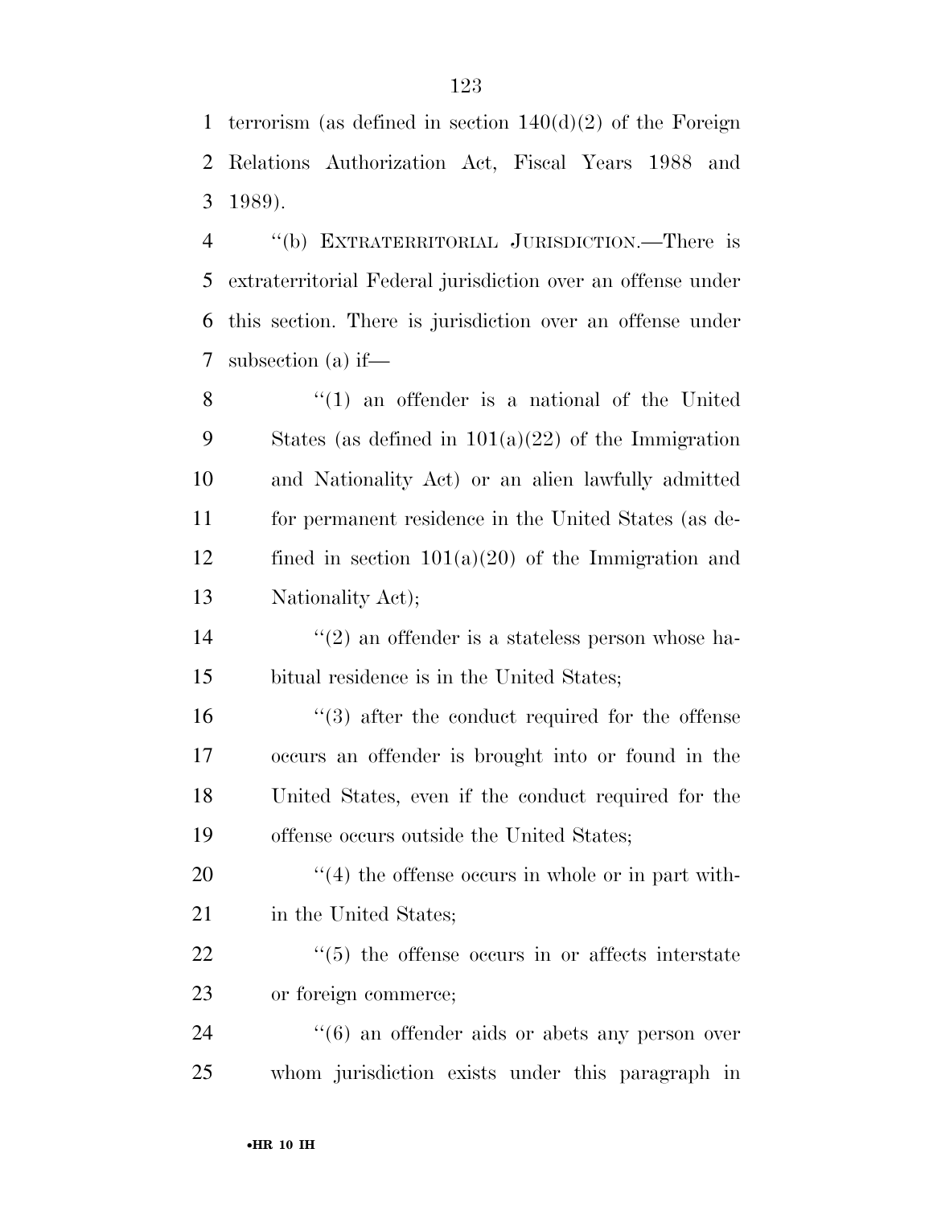terrorism (as defined in section 140(d)(2) of the Foreign Relations Authorization Act, Fiscal Years 1988 and 1989).

''(b) EXTRATERRITORIAL JURISDICTION.—There is extraterritorial Federal jurisdiction over an offense under this section. There is jurisdiction over an offense under subsection (a) if—

''(1) an offender is a national of the United States (as defined in 101(a)(22) of the Immigration and Nationality Act) or an alien lawfully admitted for permanent residence in the United States (as defined in section 101(a)(20) of the Immigration and Nationality Act);

''(2) an offender is a stateless person whose habitual residence is in the United States;

''(3) after the conduct required for the offense occurs an offender is brought into or found in the United States, even if the conduct required for the offense occurs outside the United States;

''(4) the offense occurs in whole or in part within the United States;

''(5) the offense occurs in or affects interstate or foreign commerce;

''(6) an offender aids or abets any person over whom jurisdiction exists under this paragraph in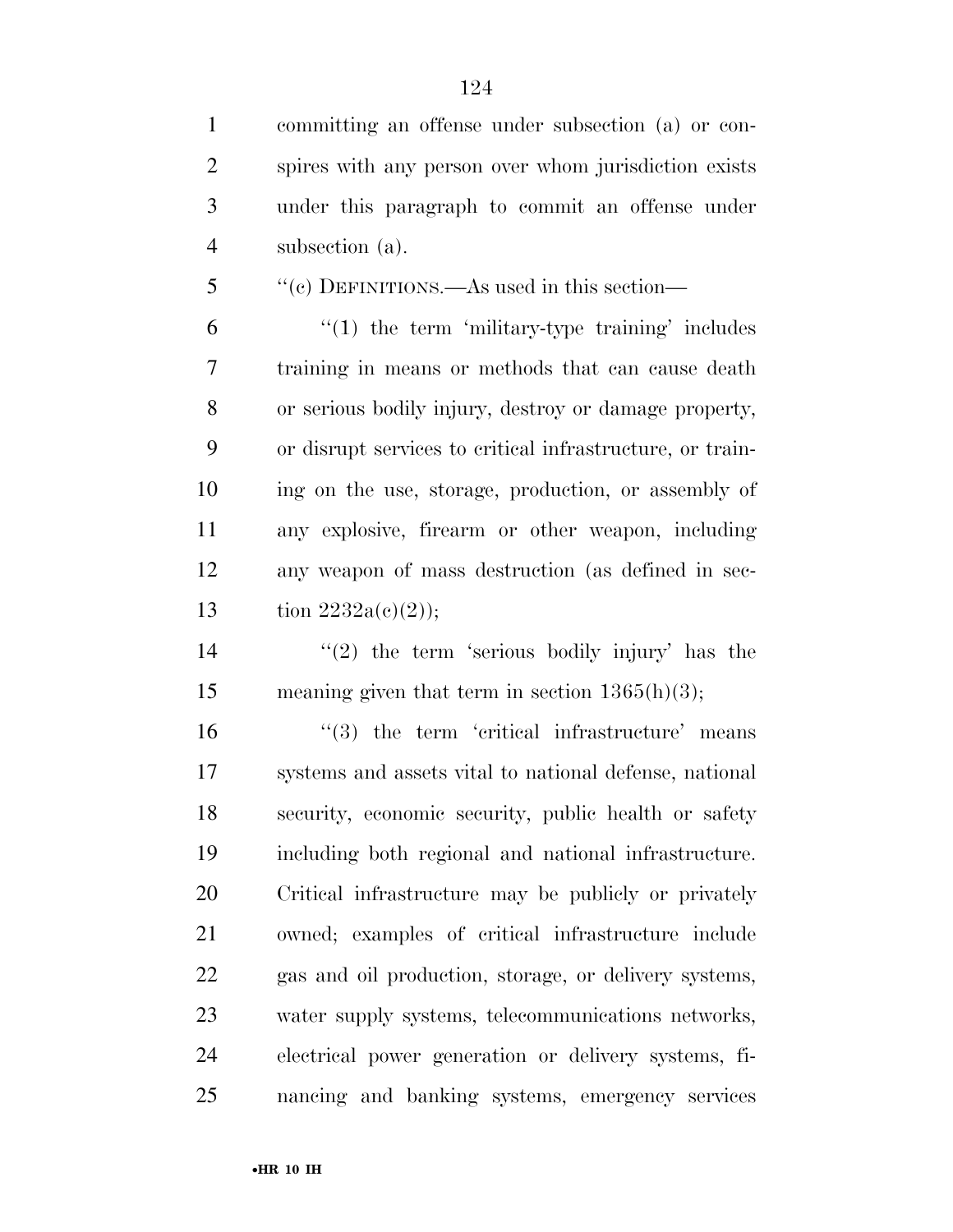committing an offense under subsection (a) or conspires with any person over whom jurisdiction exists under this paragraph to commit an offense under subsection (a).

''(c) DEFINITIONS.—As used in this section—

''(1) the term 'military-type training' includes training in means or methods that can cause death or serious bodily injury, destroy or damage property, or disrupt services to critical infrastructure, or training on the use, storage, production, or assembly of any explosive, firearm or other weapon, including any weapon of mass destruction (as defined in section 2232a(c)(2));

''(2) the term 'serious bodily injury' has the meaning given that term in section 1365(h)(3);

''(3) the term 'critical infrastructure' means systems and assets vital to national defense, national security, economic security, public health or safety including both regional and national infrastructure. Critical infrastructure may be publicly or privately owned; examples of critical infrastructure include gas and oil production, storage, or delivery systems, water supply systems, telecommunications networks, electrical power generation or delivery systems, financing and banking systems, emergency services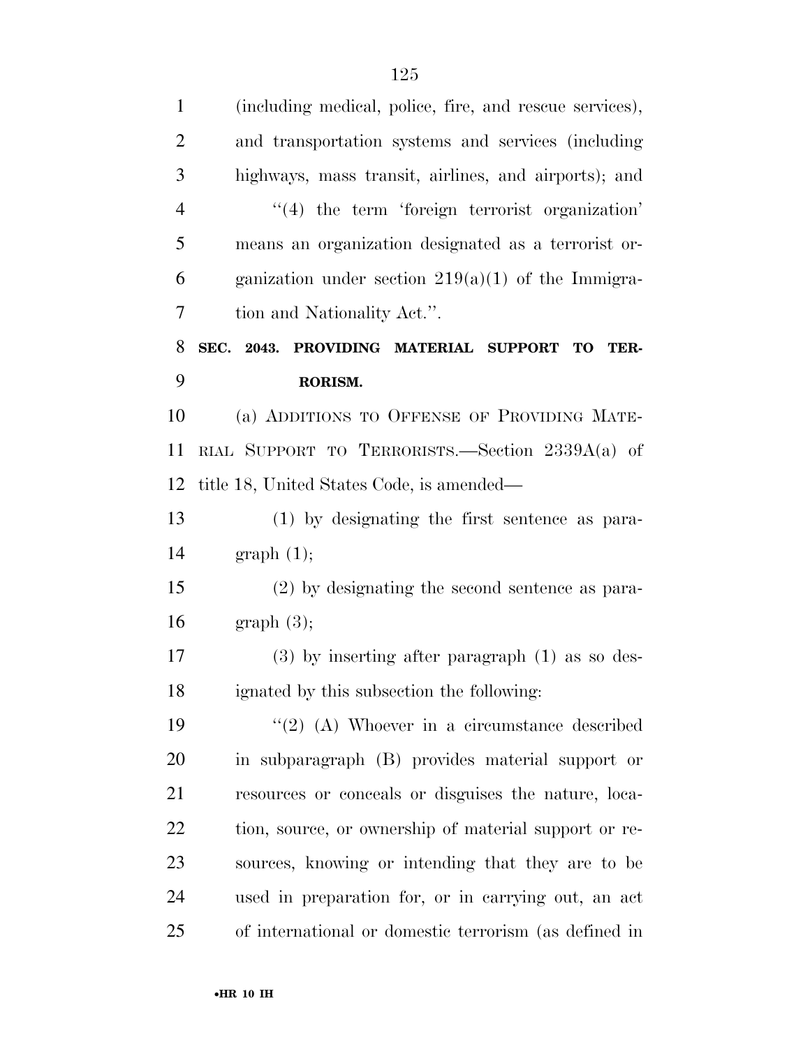(including medical, police, fire, and rescue services), and transportation systems and services (including highways, mass transit, airlines, and airports); and

"(4) the term 'foreign terrorist organization' means an organization designated as a terrorist organization under section 219(a)(1) of the Immigration and Nationality Act.".

**SEC. 2043. PROVIDING MATERIAL SUPPORT TO TERRORISM.**

(a) ADDITIONS TO OFFENSE OF PROVIDING MATERIAL SUPPORT TO TERRORISTS.—Section 2339A(a) of title 18, United States Code, is amended—

(1) by designating the first sentence as paragraph (1);

(2) by designating the second sentence as paragraph (3);

(3) by inserting after paragraph (1) as so designated by this subsection the following:

"(2) (A) Whoever in a circumstance described in subparagraph (B) provides material support or resources or conceals or disguises the nature, location, source, or ownership of material support or resources, knowing or intending that they are to be used in preparation for, or in carrying out, an act of international or domestic terrorism (as defined in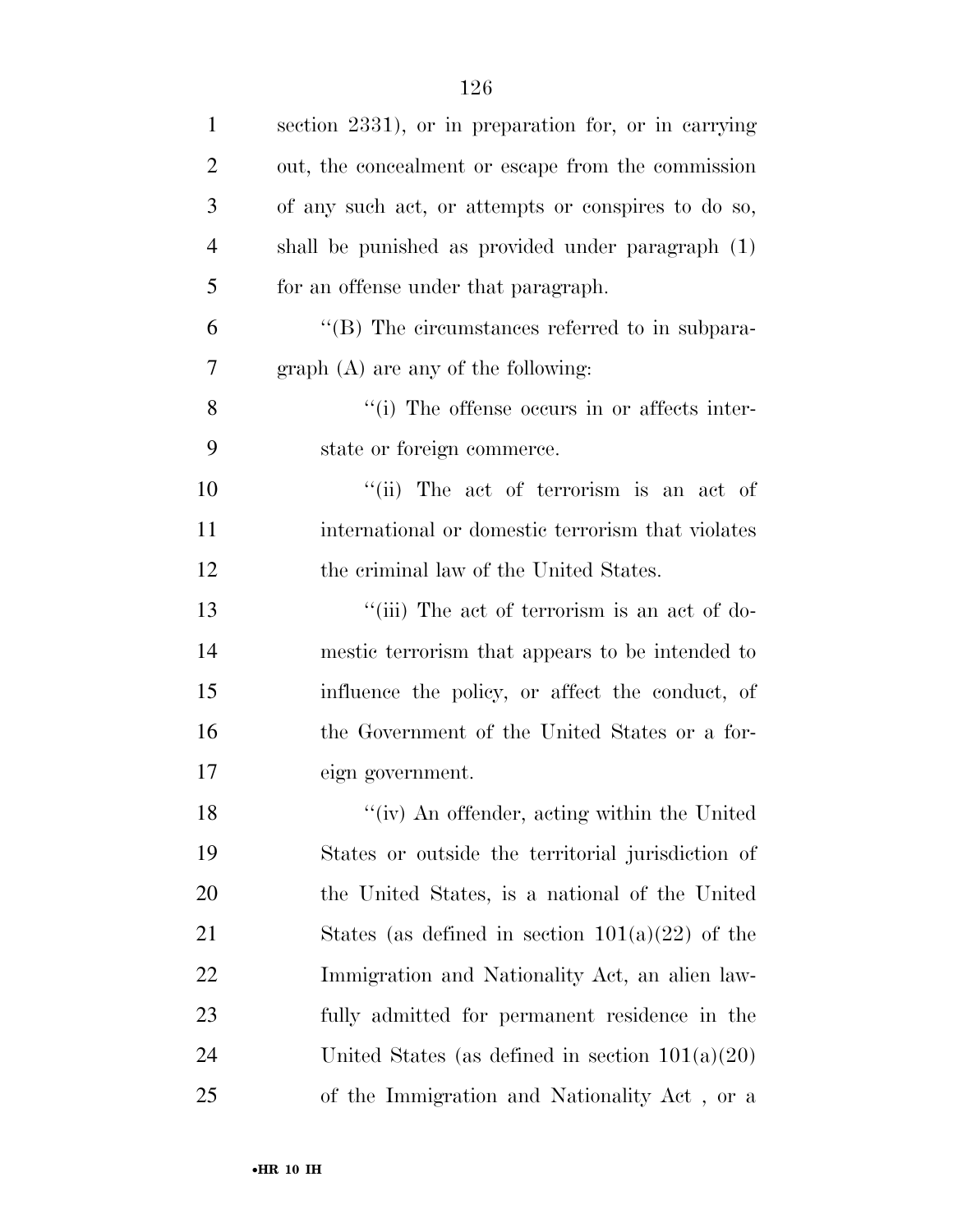section 2331), or in preparation for, or in carrying out, the concealment or escape from the commission of any such act, or attempts or conspires to do so, shall be punished as provided under paragraph (1) for an offense under that paragraph.

''(B) The circumstances referred to in subparagraph (A) are any of the following:

''(i) The offense occurs in or affects interstate or foreign commerce.

''(ii) The act of terrorism is an act of international or domestic terrorism that violates the criminal law of the United States.

''(iii) The act of terrorism is an act of domestic terrorism that appears to be intended to influence the policy, or affect the conduct, of the Government of the United States or a foreign government.

''(iv) An offender, acting within the United States or outside the territorial jurisdiction of the United States, is a national of the United States (as defined in section 101(a)(22) of the Immigration and Nationality Act, an alien lawfully admitted for permanent residence in the United States (as defined in section 101(a)(20) of the Immigration and Nationality Act , or a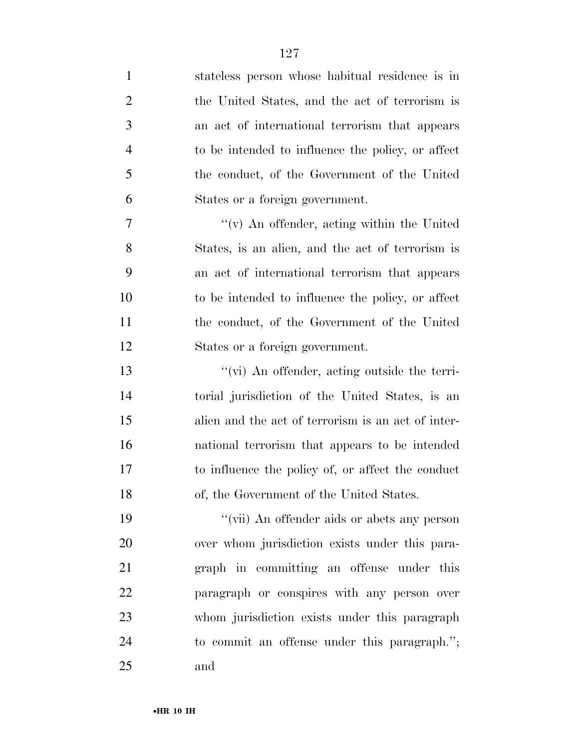stateless person whose habitual residence is in the United States, and the act of terrorism is an act of international terrorism that appears to be intended to influence the policy, or affect the conduct, of the Government of the United States or a foreign government.

''(v) An offender, acting within the United States, is an alien, and the act of terrorism is an act of international terrorism that appears to be intended to influence the policy, or affect the conduct, of the Government of the United States or a foreign government.

''(vi) An offender, acting outside the territorial jurisdiction of the United States, is an alien and the act of terrorism is an act of international terrorism that appears to be intended to influence the policy of, or affect the conduct of, the Government of the United States.

''(vii) An offender aids or abets any person over whom jurisdiction exists under this paragraph in committing an offense under this paragraph or conspires with any person over whom jurisdiction exists under this paragraph to commit an offense under this paragraph.''; and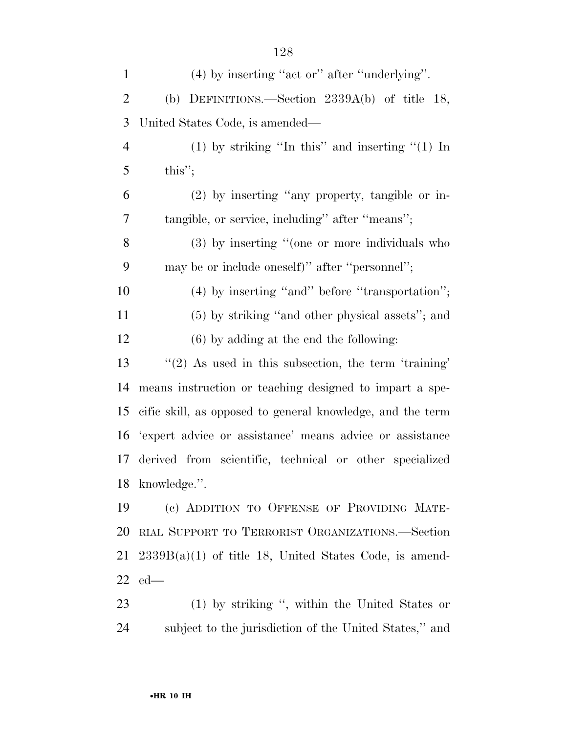(4) by inserting "act or" after "underlying".

(b) DEFINITIONS.—Section 2339A(b) of title 18, United States Code, is amended—

(1) by striking "In this" and inserting "(1) In this";

(2) by inserting "any property, tangible or intangible, or service, including" after "means";

(3) by inserting "(one or more individuals who may be or include oneself)" after "personnel";

(4) by inserting "and" before "transportation";

(5) by striking "and other physical assets"; and

(6) by adding at the end the following:

"(2) As used in this subsection, the term 'training' means instruction or teaching designed to impart a specific skill, as opposed to general knowledge, and the term 'expert advice or assistance' means advice or assistance derived from scientific, technical or other specialized knowledge.".

(c) ADDITION TO OFFENSE OF PROVIDING MATERIAL SUPPORT TO TERRORIST ORGANIZATIONS.—Section 2339B(a)(1) of title 18, United States Code, is amended—

(1) by striking ", within the United States or subject to the jurisdiction of the United States," and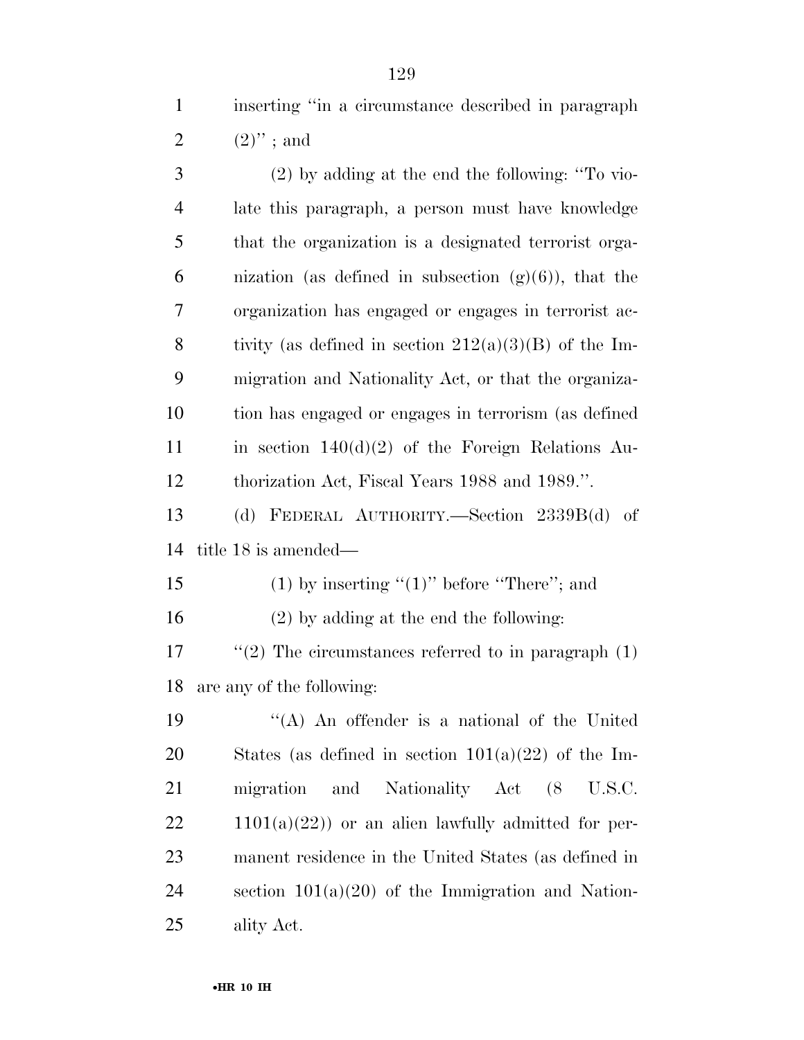inserting "in a circumstance described in paragraph (2)" ; and

(2) by adding at the end the following: "To violate this paragraph, a person must have knowledge that the organization is a designated terrorist organization (as defined in subsection (g)(6)), that the organization has engaged or engages in terrorist activity (as defined in section 212(a)(3)(B) of the Immigration and Nationality Act, or that the organization has engaged or engages in terrorism (as defined in section 140(d)(2) of the Foreign Relations Authorization Act, Fiscal Years 1988 and 1989.".

(d) FEDERAL AUTHORITY.—Section 2339B(d) of title 18 is amended—

(1) by inserting "(1)" before "There"; and

(2) by adding at the end the following:

"(2) The circumstances referred to in paragraph (1) are any of the following:

"(A) An offender is a national of the United States (as defined in section 101(a)(22) of the Immigration and Nationality Act (8 U.S.C. 1101(a)(22)) or an alien lawfully admitted for permanent residence in the United States (as defined in section 101(a)(20) of the Immigration and Nationality Act.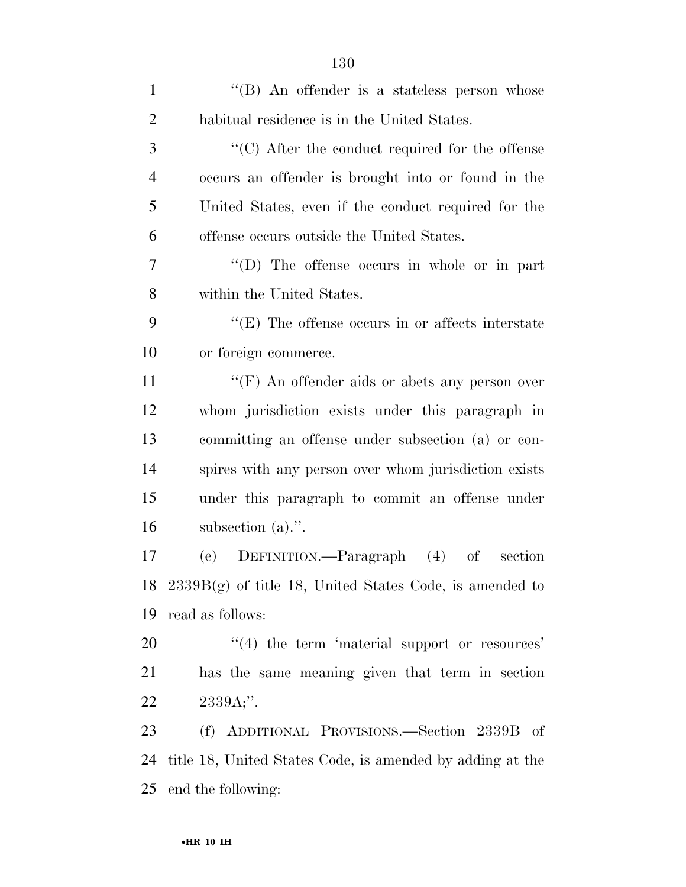''(B) An offender is a stateless person whose habitual residence is in the United States.

''(C) After the conduct required for the offense occurs an offender is brought into or found in the United States, even if the conduct required for the offense occurs outside the United States.

''(D) The offense occurs in whole or in part within the United States.

''(E) The offense occurs in or affects interstate or foreign commerce.

''(F) An offender aids or abets any person over whom jurisdiction exists under this paragraph in committing an offense under subsection (a) or conspires with any person over whom jurisdiction exists under this paragraph to commit an offense under subsection (a).''.

(e) DEFINITION.—Paragraph (4) of section 2339B(g) of title 18, United States Code, is amended to read as follows:

''(4) the term 'material support or resources' has the same meaning given that term in section 2339A;''.

(f) ADDITIONAL PROVISIONS.—Section 2339B of title 18, United States Code, is amended by adding at the end the following: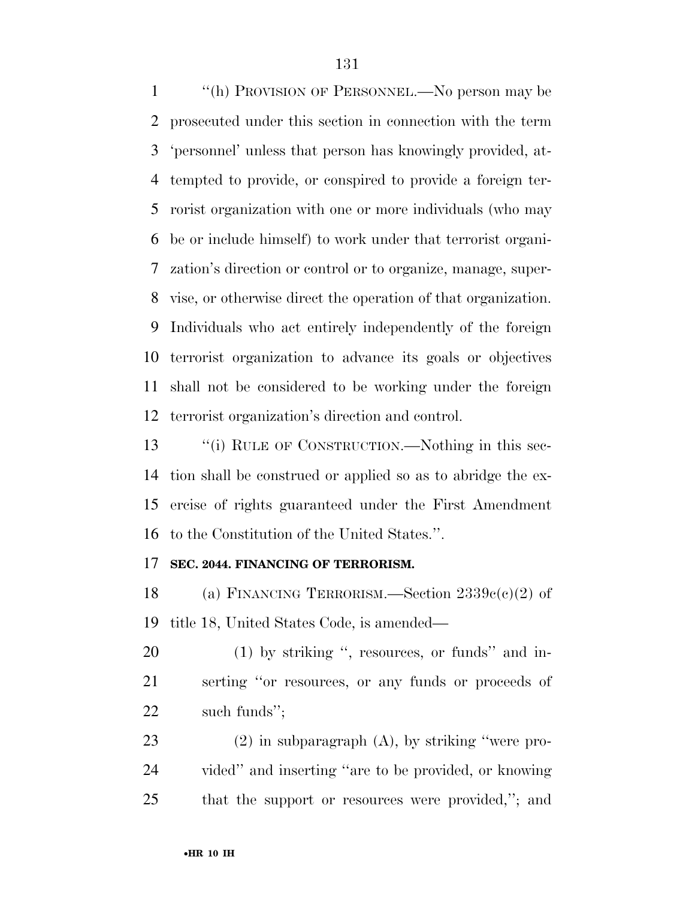"(h) PROVISION OF PERSONNEL.—No person may be prosecuted under this section in connection with the term 'personnel' unless that person has knowingly provided, attempted to provide, or conspired to provide a foreign terrorist organization with one or more individuals (who may be or include himself) to work under that terrorist organization's direction or control or to organize, manage, supervise, or otherwise direct the operation of that organization. Individuals who act entirely independently of the foreign terrorist organization to advance its goals or objectives shall not be considered to be working under the foreign terrorist organization's direction and control.

"(i) RULE OF CONSTRUCTION.—Nothing in this section shall be construed or applied so as to abridge the exercise of rights guaranteed under the First Amendment to the Constitution of the United States.".

**SEC. 2044. FINANCING OF TERRORISM.**

(a) FINANCING TERRORISM.—Section 2339c(c)(2) of title 18, United States Code, is amended—

(1) by striking ", resources, or funds" and inserting "or resources, or any funds or proceeds of such funds";

(2) in subparagraph (A), by striking "were provided" and inserting "are to be provided, or knowing that the support or resources were provided,"; and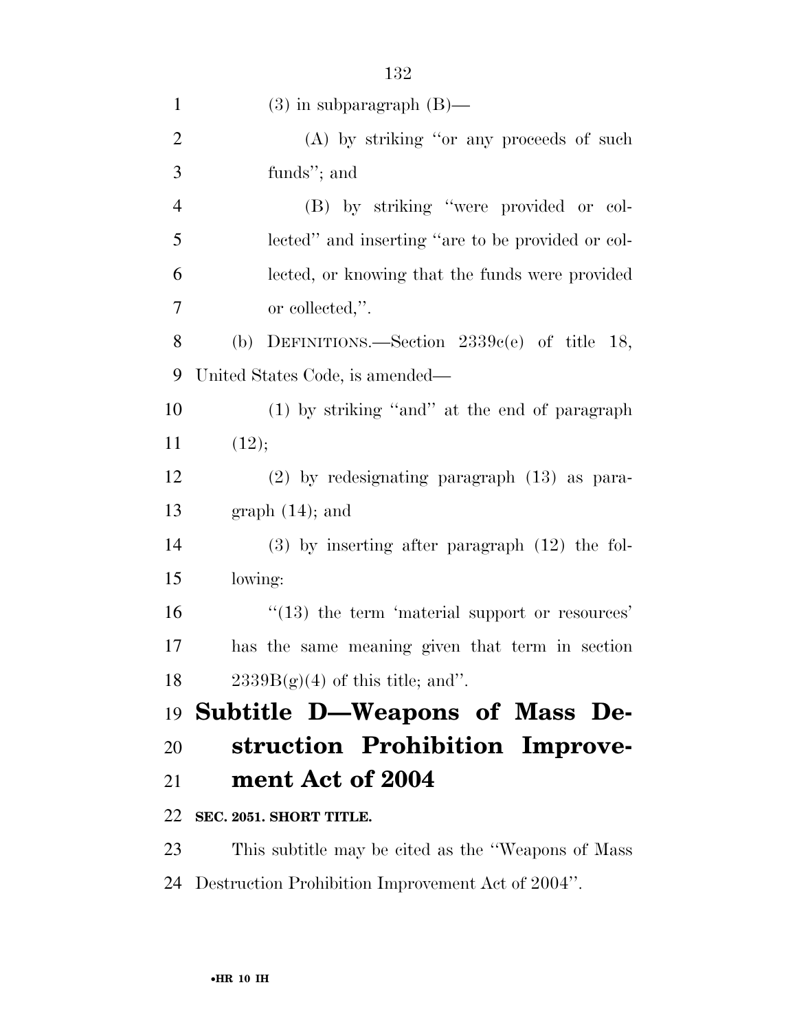(3) in subparagraph (B)—

(A) by striking ''or any proceeds of such funds''; and

(B) by striking ''were provided or collected'' and inserting ''are to be provided or collected, or knowing that the funds were provided or collected,''.

(b) DEFINITIONS.—Section 2339c(e) of title 18, United States Code, is amended—

(1) by striking ''and'' at the end of paragraph (12);

(2) by redesignating paragraph (13) as paragraph (14); and

(3) by inserting after paragraph (12) the following:

''(13) the term 'material support or resources' has the same meaning given that term in section 2339B(g)(4) of this title; and''.

# Subtitle D—Weapons of Mass Destruction Prohibition Improvement Act of 2004

**SEC. 2051. SHORT TITLE.**

This subtitle may be cited as the ''Weapons of Mass Destruction Prohibition Improvement Act of 2004''.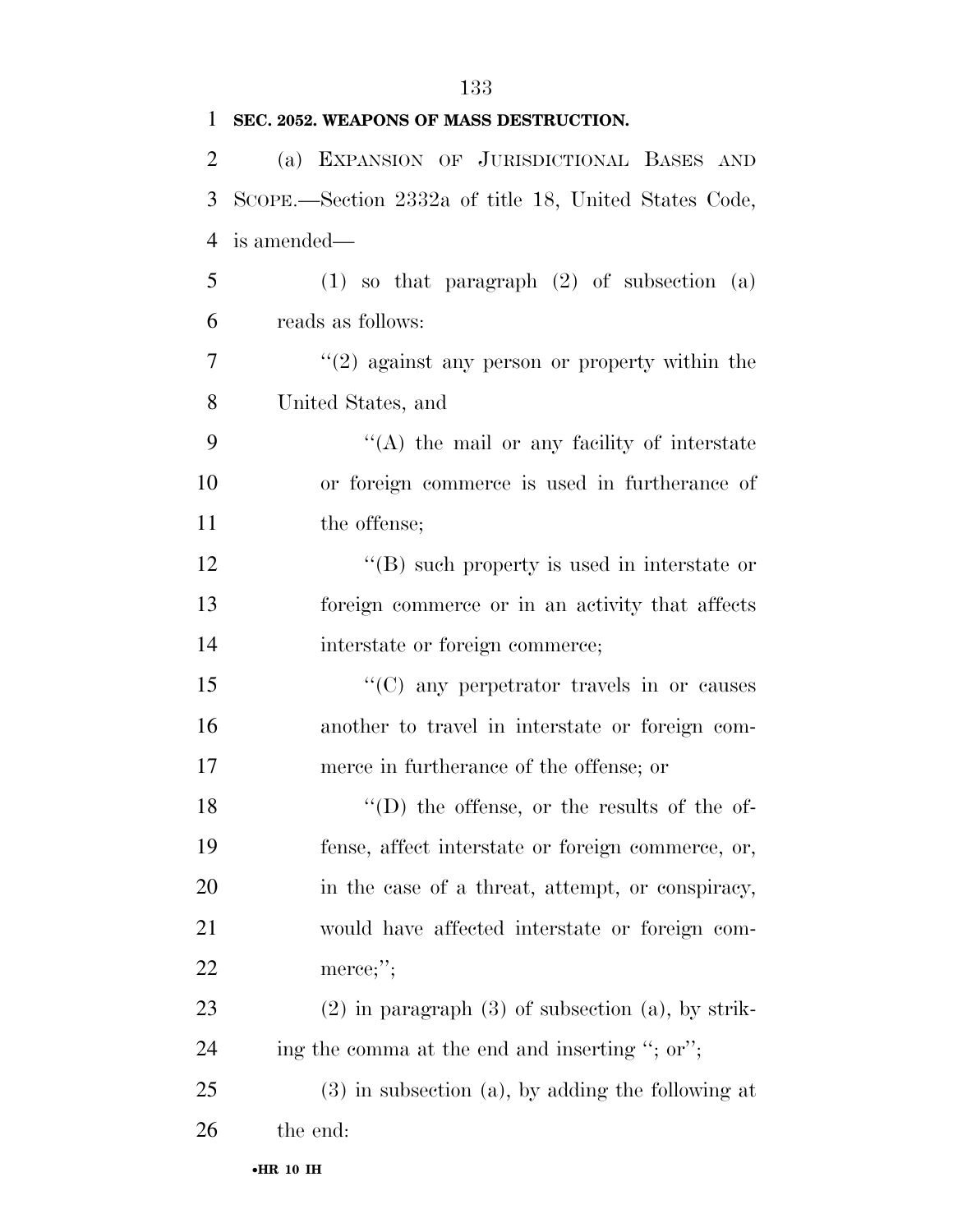**SEC. 2052. WEAPONS OF MASS DESTRUCTION.**

(a) EXPANSION OF JURISDICTIONAL BASES AND SCOPE.—Section 2332a of title 18, United States Code, is amended—

(1) so that paragraph (2) of subsection (a) reads as follows:

''(2) against any person or property within the United States, and

''(A) the mail or any facility of interstate or foreign commerce is used in furtherance of the offense;

''(B) such property is used in interstate or foreign commerce or in an activity that affects interstate or foreign commerce;

''(C) any perpetrator travels in or causes another to travel in interstate or foreign commerce in furtherance of the offense; or

''(D) the offense, or the results of the offense, affect interstate or foreign commerce, or, in the case of a threat, attempt, or conspiracy, would have affected interstate or foreign commerce;'';

(2) in paragraph (3) of subsection (a), by striking the comma at the end and inserting ''; or'';

(3) in subsection (a), by adding the following at the end: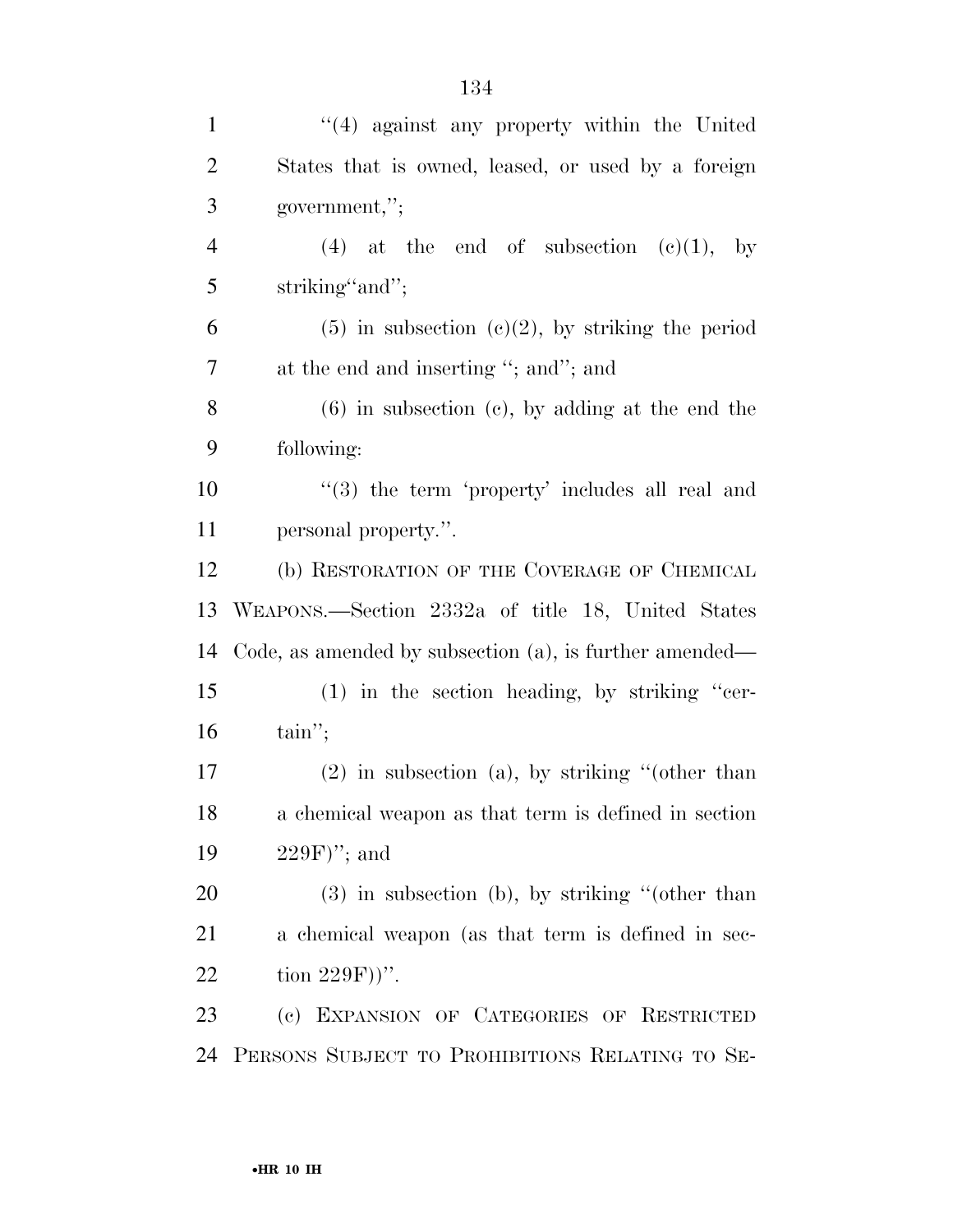"(4) against any property within the United States that is owned, leased, or used by a foreign government,";

(4) at the end of subsection (c)(1), by striking"and";

(5) in subsection (c)(2), by striking the period at the end and inserting "; and"; and

(6) in subsection (c), by adding at the end the following:

"(3) the term 'property' includes all real and personal property.".

(b) RESTORATION OF THE COVERAGE OF CHEMICAL WEAPONS.—Section 2332a of title 18, United States Code, as amended by subsection (a), is further amended—

(1) in the section heading, by striking "certain";

(2) in subsection (a), by striking "(other than a chemical weapon as that term is defined in section 229F)"; and

(3) in subsection (b), by striking "(other than a chemical weapon (as that term is defined in section 229F))".

(c) EXPANSION OF CATEGORIES OF RESTRICTED PERSONS SUBJECT TO PROHIBITIONS RELATING TO SE-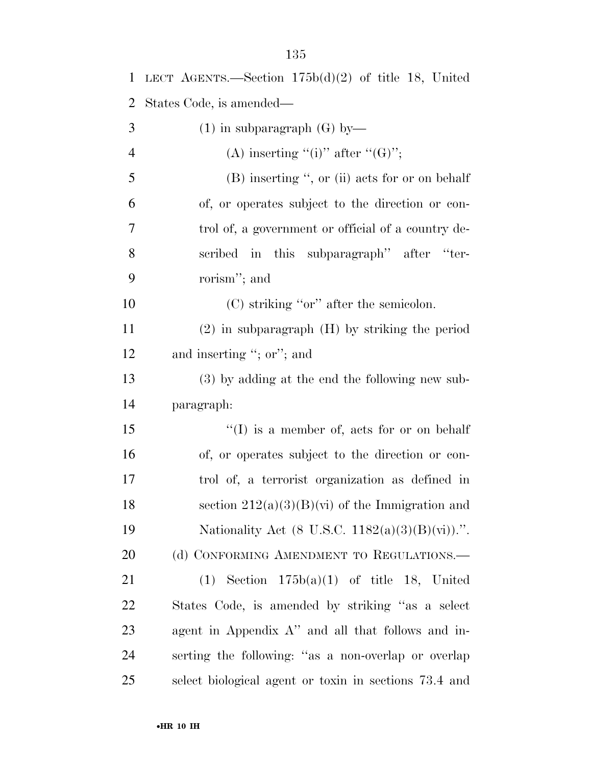LECT AGENTS.—Section 175b(d)(2) of title 18, United States Code, is amended—

(1) in subparagraph (G) by—

(A) inserting ''(i)'' after ''(G)'';

(B) inserting '', or (ii) acts for or on behalf of, or operates subject to the direction or control of, a government or official of a country described in this subparagraph'' after ''terrorism''; and

(C) striking ''or'' after the semicolon.

(2) in subparagraph (H) by striking the period and inserting ''; or''; and

(3) by adding at the end the following new subparagraph:

''(I) is a member of, acts for or on behalf of, or operates subject to the direction or control of, a terrorist organization as defined in section 212(a)(3)(B)(vi) of the Immigration and Nationality Act (8 U.S.C. 1182(a)(3)(B)(vi)).''.

(d) CONFORMING AMENDMENT TO REGULATIONS.—

(1) Section 175b(a)(1) of title 18, United States Code, is amended by striking ''as a select agent in Appendix A'' and all that follows and inserting the following: ''as a non-overlap or overlap select biological agent or toxin in sections 73.4 and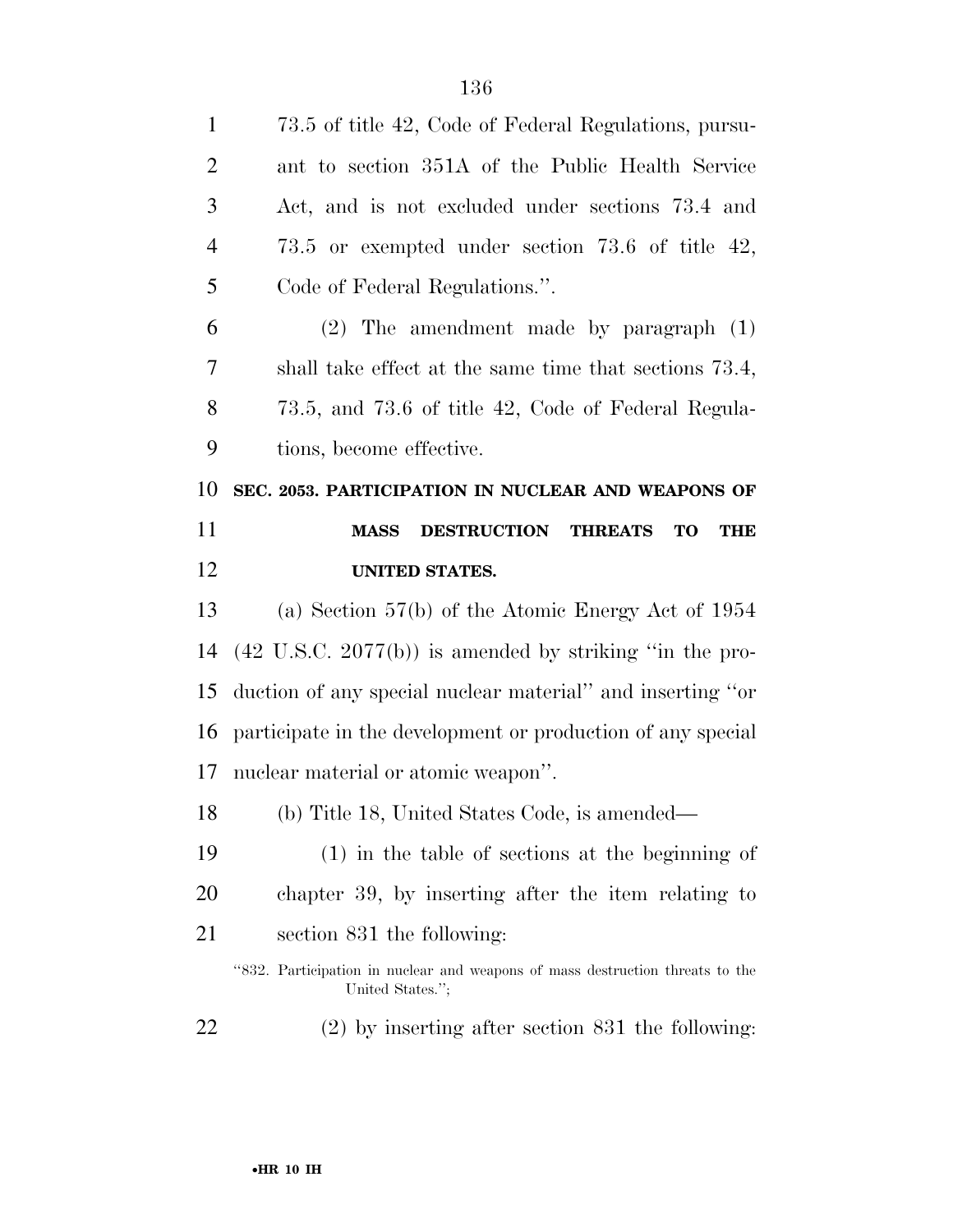73.5 of title 42, Code of Federal Regulations, pursuant to section 351A of the Public Health Service Act, and is not excluded under sections 73.4 and 73.5 or exempted under section 73.6 of title 42, Code of Federal Regulations.''.

(2) The amendment made by paragraph (1) shall take effect at the same time that sections 73.4, 73.5, and 73.6 of title 42, Code of Federal Regulations, become effective.

**SEC. 2053. PARTICIPATION IN NUCLEAR AND WEAPONS OF MASS DESTRUCTION THREATS TO THE UNITED STATES.**

(a) Section 57(b) of the Atomic Energy Act of 1954 (42 U.S.C. 2077(b)) is amended by striking ''in the production of any special nuclear material'' and inserting ''or participate in the development or production of any special nuclear material or atomic weapon''.

(b) Title 18, United States Code, is amended—

(1) in the table of sections at the beginning of chapter 39, by inserting after the item relating to section 831 the following:

''832. Participation in nuclear and weapons of mass destruction threats to the United States.'';

(2) by inserting after section 831 the following: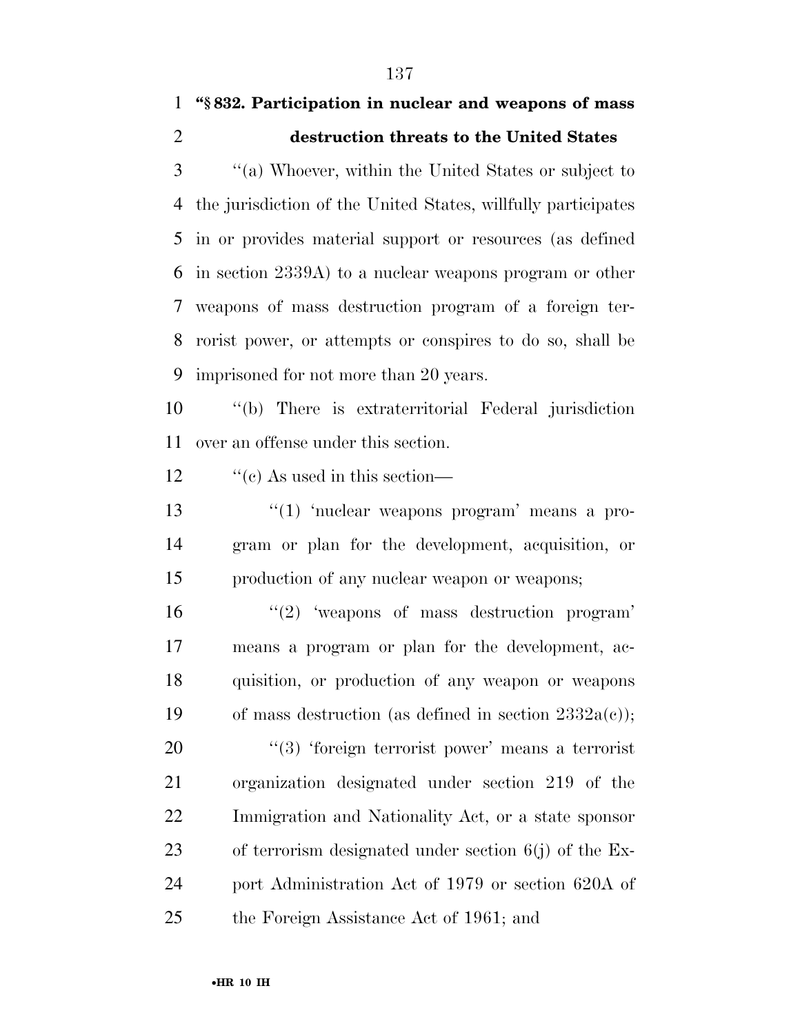**"§ 832. Participation in nuclear and weapons of mass destruction threats to the United States**

"(a) Whoever, within the United States or subject to the jurisdiction of the United States, willfully participates in or provides material support or resources (as defined in section 2339A) to a nuclear weapons program or other weapons of mass destruction program of a foreign terrorist power, or attempts or conspires to do so, shall be imprisoned for not more than 20 years.

"(b) There is extraterritorial Federal jurisdiction over an offense under this section.

"(c) As used in this section—

"(1) 'nuclear weapons program' means a program or plan for the development, acquisition, or production of any nuclear weapon or weapons;

"(2) 'weapons of mass destruction program' means a program or plan for the development, acquisition, or production of any weapon or weapons of mass destruction (as defined in section 2332a(c));

"(3) 'foreign terrorist power' means a terrorist organization designated under section 219 of the Immigration and Nationality Act, or a state sponsor of terrorism designated under section 6(j) of the Export Administration Act of 1979 or section 620A of the Foreign Assistance Act of 1961; and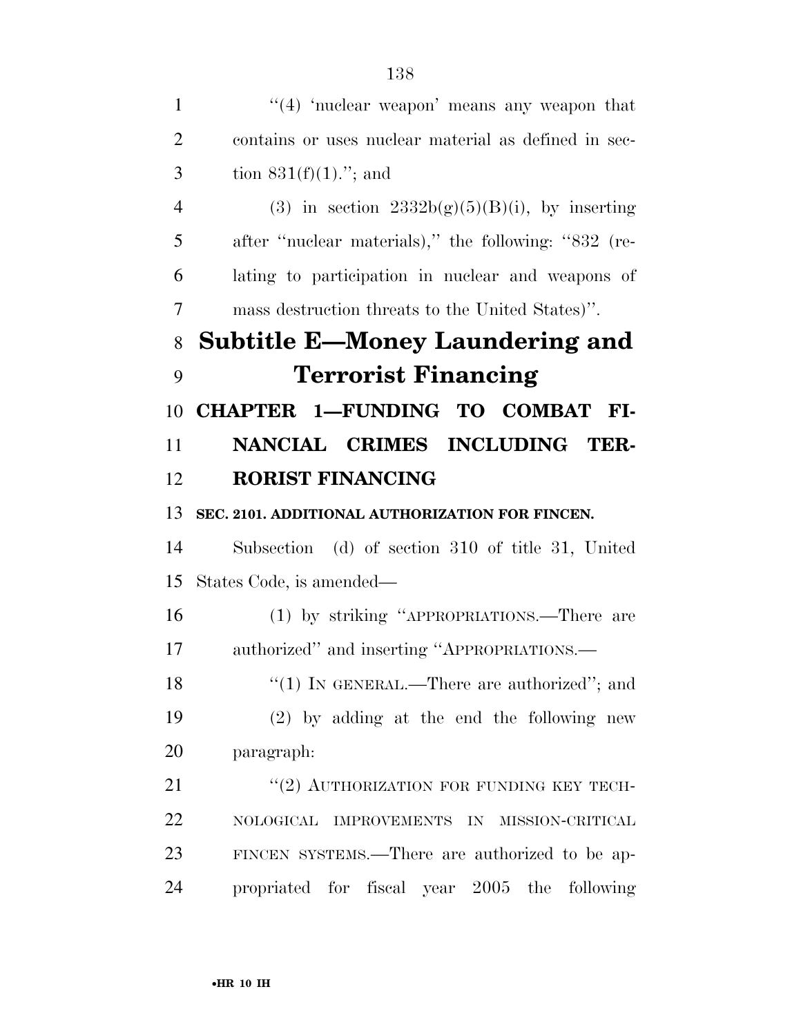"(4) 'nuclear weapon' means any weapon that contains or uses nuclear material as defined in section 831(f)(1)."; and

(3) in section 2332b(g)(5)(B)(i), by inserting after "nuclear materials)," the following: "832 (relating to participation in nuclear and weapons of mass destruction threats to the United States)".

# Subtitle E—Money Laundering and Terrorist Financing

## CHAPTER 1—FUNDING TO COMBAT FINANCIAL CRIMES INCLUDING TERRORIST FINANCING

### SEC. 2101. ADDITIONAL AUTHORIZATION FOR FINCEN.

Subsection (d) of section 310 of title 31, United States Code, is amended—

(1) by striking "APPROPRIATIONS.—There are authorized" and inserting "APPROPRIATIONS.—

"(1) IN GENERAL.—There are authorized"; and

(2) by adding at the end the following new paragraph:

"(2) AUTHORIZATION FOR FUNDING KEY TECHNOLOGICAL IMPROVEMENTS IN MISSION-CRITICAL FINCEN SYSTEMS.—There are authorized to be appropriated for fiscal year 2005 the following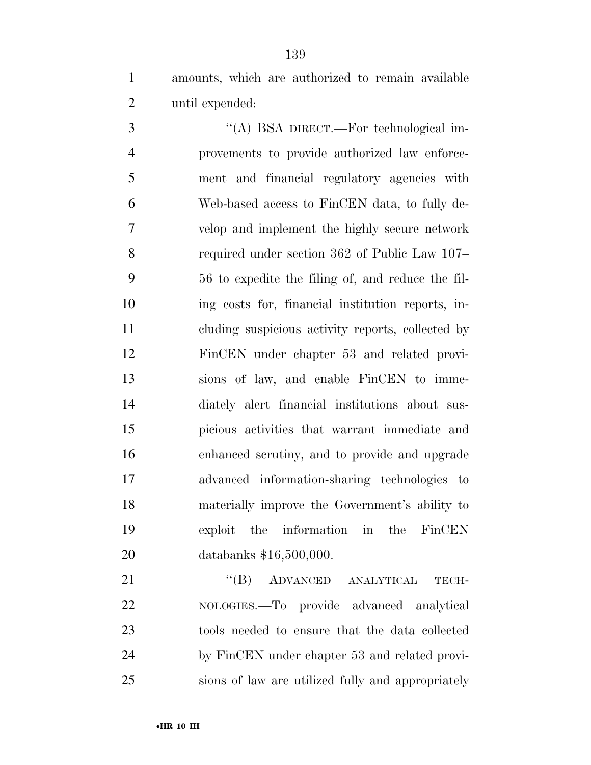amounts, which are authorized to remain available until expended:

"(A) BSA DIRECT.—For technological improvements to provide authorized law enforcement and financial regulatory agencies with Web-based access to FinCEN data, to fully develop and implement the highly secure network required under section 362 of Public Law 107–56 to expedite the filing of, and reduce the filing costs for, financial institution reports, including suspicious activity reports, collected by FinCEN under chapter 53 and related provisions of law, and enable FinCEN to immediately alert financial institutions about suspicious activities that warrant immediate and enhanced scrutiny, and to provide and upgrade advanced information-sharing technologies to materially improve the Government's ability to exploit the information in the FinCEN databanks $16,500,000.

"(B) ADVANCED ANALYTICAL TECHNOLOGIES.—To provide advanced analytical tools needed to ensure that the data collected by FinCEN under chapter 53 and related provisions of law are utilized fully and appropriately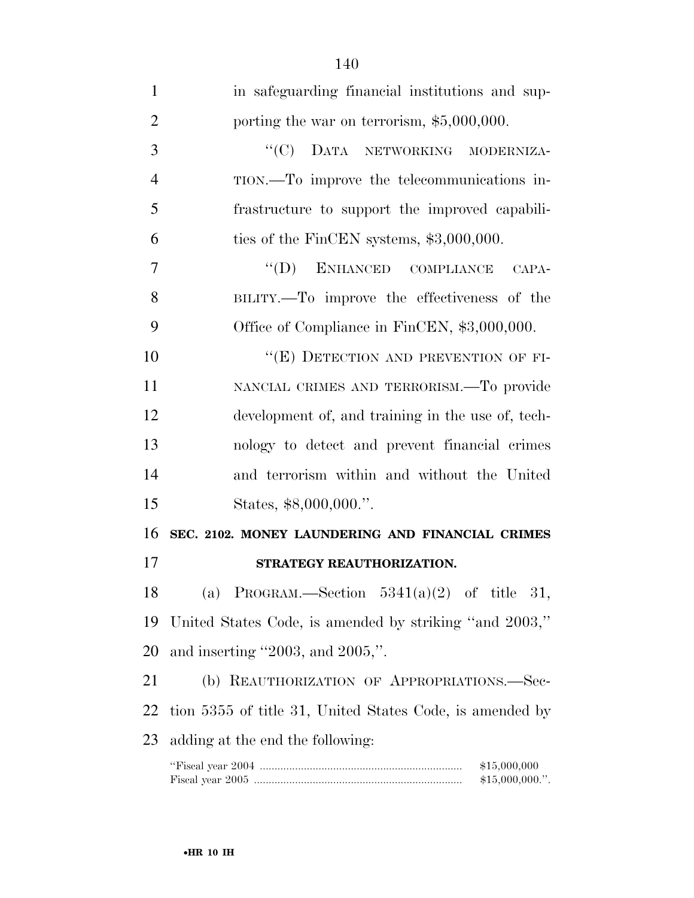in safeguarding financial institutions and supporting the war on terrorism, $5,000,000.

"(C) DATA NETWORKING MODERNIZATION.—To improve the telecommunications infrastructure to support the improved capabilities of the FinCEN systems, $3,000,000.

"(D) ENHANCED COMPLIANCE CAPABILITY.—To improve the effectiveness of the Office of Compliance in FinCEN, $3,000,000.

"(E) DETECTION AND PREVENTION OF FINANCIAL CRIMES AND TERRORISM.—To provide development of, and training in the use of, technology to detect and prevent financial crimes and terrorism within and without the United States, $8,000,000.".

**SEC. 2102. MONEY LAUNDERING AND FINANCIAL CRIMES STRATEGY REAUTHORIZATION.**

(a) PROGRAM.—Section 5341(a)(2) of title 31, United States Code, is amended by striking "and 2003," and inserting "2003, and 2005,".

(b) REAUTHORIZATION OF APPROPRIATIONS.—Section 5355 of title 31, United States Code, is amended by adding at the end the following:

| | |
|---|---|
| "Fiscal year 2004 | $15,000,000 |
| Fiscal year 2005 | $15,000,000.". |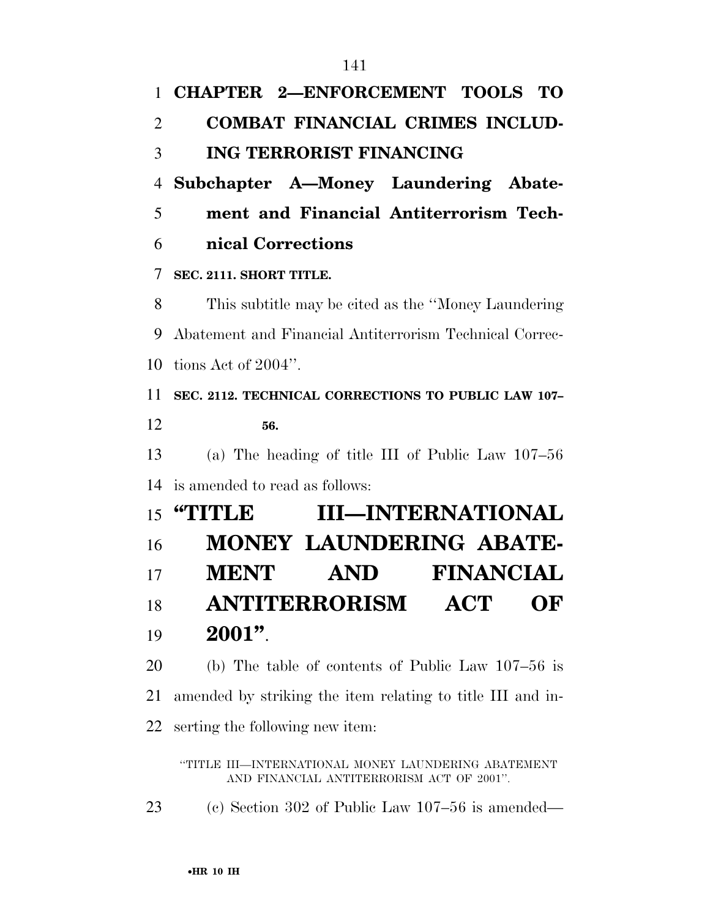## CHAPTER 2—ENFORCEMENT TOOLS TO COMBAT FINANCIAL CRIMES INCLUDING TERRORIST FINANCING

### Subchapter A—Money Laundering Abatement and Financial Antiterrorism Technical Corrections

**SEC. 2111. SHORT TITLE.**

This subtitle may be cited as the ''Money Laundering Abatement and Financial Antiterrorism Technical Corrections Act of 2004''.

**SEC. 2112. TECHNICAL CORRECTIONS TO PUBLIC LAW 107–56.**

(a) The heading of title III of Public Law 107–56 is amended to read as follows:

## ''TITLE III—INTERNATIONAL MONEY LAUNDERING ABATEMENT AND FINANCIAL ANTITERRORISM ACT OF 2001''.

(b) The table of contents of Public Law 107–56 is amended by striking the item relating to title III and inserting the following new item:

''TITLE III—INTERNATIONAL MONEY LAUNDERING ABATEMENT AND FINANCIAL ANTITERRORISM ACT OF 2001''.

(c) Section 302 of Public Law 107–56 is amended—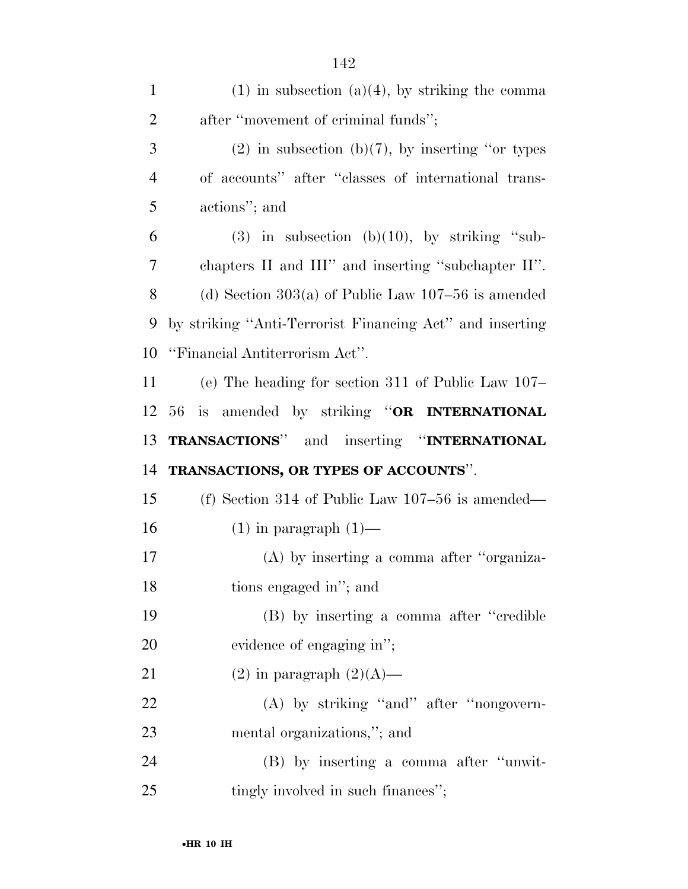(1) in subsection (a)(4), by striking the comma after ''movement of criminal funds'';

(2) in subsection (b)(7), by inserting ''or types of accounts'' after ''classes of international transactions''; and

(3) in subsection (b)(10), by striking ''subchapters II and III'' and inserting ''subchapter II''.

(d) Section 303(a) of Public Law 107–56 is amended by striking ''Anti-Terrorist Financing Act'' and inserting ''Financial Antiterrorism Act''.

(e) The heading for section 311 of Public Law 107–56 is amended by striking ''**OR INTERNATIONAL TRANSACTIONS**'' and inserting ''**INTERNATIONAL TRANSACTIONS, OR TYPES OF ACCOUNTS**''.

(f) Section 314 of Public Law 107–56 is amended—

(1) in paragraph (1)—

(A) by inserting a comma after ''organizations engaged in''; and

(B) by inserting a comma after ''credible evidence of engaging in'';

(2) in paragraph (2)(A)—

(A) by striking ''and'' after ''nongovernmental organizations,''; and

(B) by inserting a comma after ''unwittingly involved in such finances'';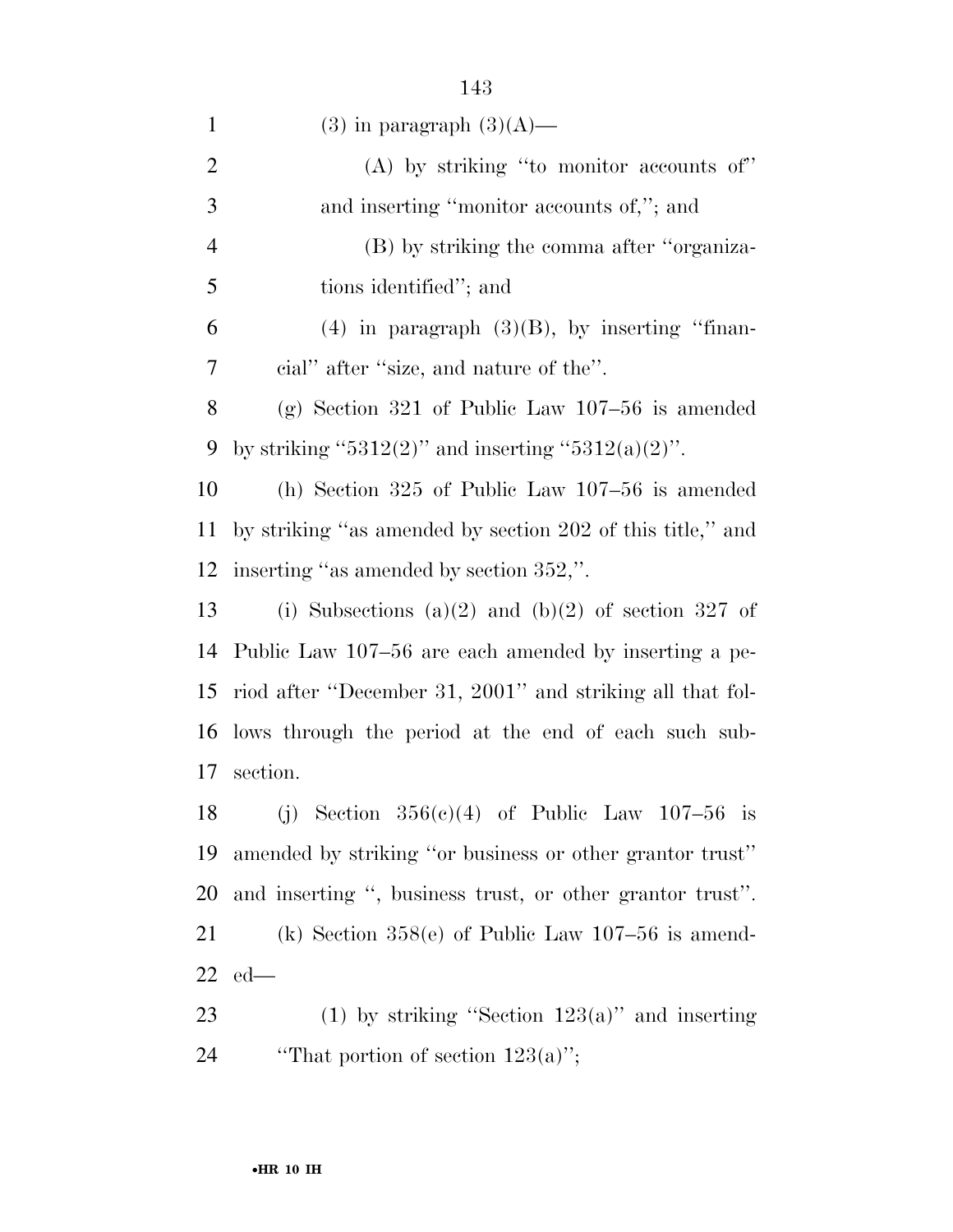(3) in paragraph (3)(A)—

(A) by striking "to monitor accounts of" and inserting "monitor accounts of,"; and

(B) by striking the comma after "organizations identified"; and

(4) in paragraph (3)(B), by inserting "financial" after "size, and nature of the".

(g) Section 321 of Public Law 107–56 is amended by striking "5312(2)" and inserting "5312(a)(2)".

(h) Section 325 of Public Law 107–56 is amended by striking "as amended by section 202 of this title," and inserting "as amended by section 352,".

(i) Subsections (a)(2) and (b)(2) of section 327 of Public Law 107–56 are each amended by inserting a period after "December 31, 2001" and striking all that follows through the period at the end of each such subsection.

(j) Section 356(c)(4) of Public Law 107–56 is amended by striking "or business or other grantor trust" and inserting ", business trust, or other grantor trust".

(k) Section 358(e) of Public Law 107–56 is amended—

(1) by striking "Section 123(a)" and inserting "That portion of section 123(a)";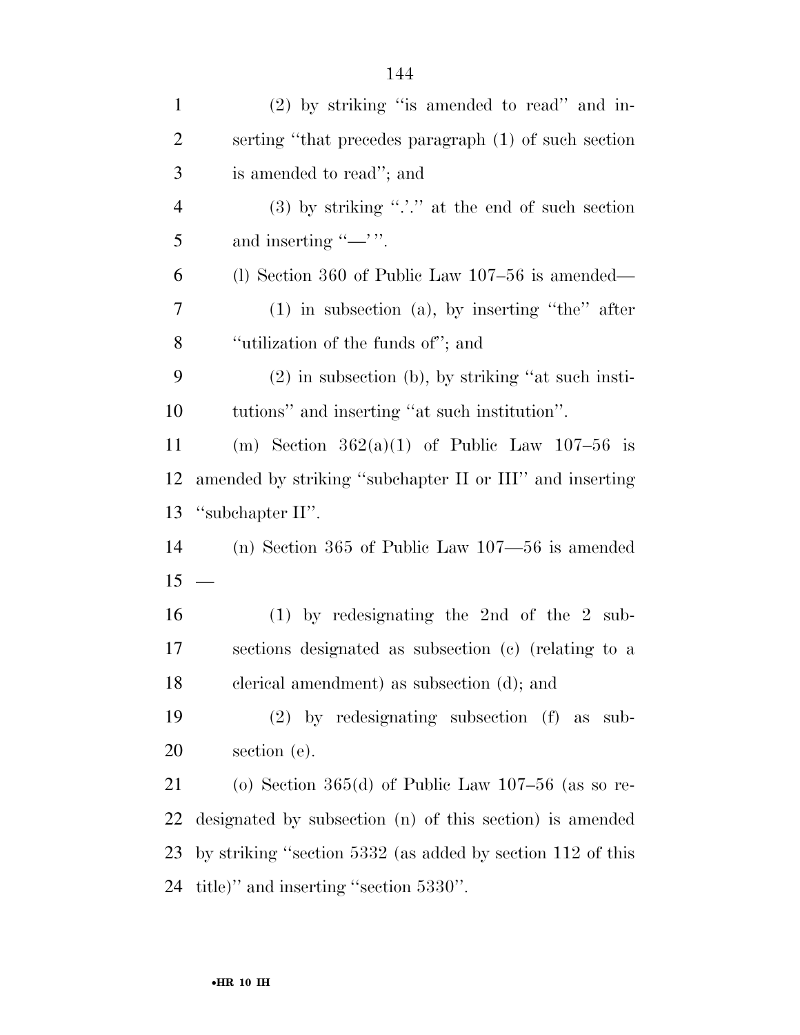(2) by striking ''is amended to read'' and inserting ''that precedes paragraph (1) of such section is amended to read''; and

(3) by striking ''.'.'' at the end of such section and inserting ''—' ''.

(l) Section 360 of Public Law 107–56 is amended—

(1) in subsection (a), by inserting ''the'' after ''utilization of the funds of''; and

(2) in subsection (b), by striking ''at such institutions'' and inserting ''at such institution''.

(m) Section 362(a)(1) of Public Law 107–56 is amended by striking ''subchapter II or III'' and inserting ''subchapter II''.

(n) Section 365 of Public Law 107—56 is amended —

(1) by redesignating the 2nd of the 2 subsections designated as subsection (c) (relating to a clerical amendment) as subsection (d); and

(2) by redesignating subsection (f) as subsection (e).

(o) Section 365(d) of Public Law 107–56 (as so redesignated by subsection (n) of this section) is amended by striking ''section 5332 (as added by section 112 of this title)'' and inserting ''section 5330''.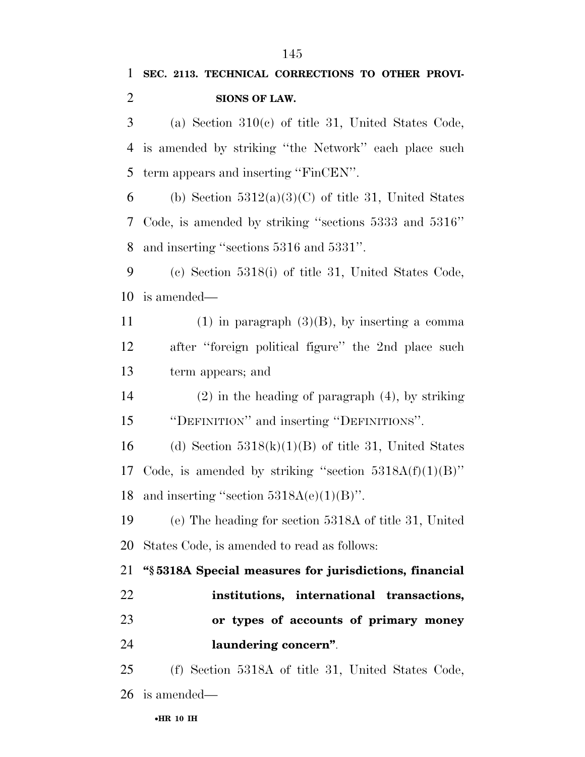**SEC. 2113. TECHNICAL CORRECTIONS TO OTHER PROVISIONS OF LAW.**

(a) Section 310(c) of title 31, United States Code, is amended by striking ''the Network'' each place such term appears and inserting ''FinCEN''.

(b) Section 5312(a)(3)(C) of title 31, United States Code, is amended by striking ''sections 5333 and 5316'' and inserting ''sections 5316 and 5331''.

(c) Section 5318(i) of title 31, United States Code, is amended—

(1) in paragraph (3)(B), by inserting a comma after ''foreign political figure'' the 2nd place such term appears; and

(2) in the heading of paragraph (4), by striking ''DEFINITION'' and inserting ''DEFINITIONS''.

(d) Section 5318(k)(1)(B) of title 31, United States Code, is amended by striking ''section 5318A(f)(1)(B)'' and inserting ''section 5318A(e)(1)(B)''.

(e) The heading for section 5318A of title 31, United States Code, is amended to read as follows:

**''§ 5318A Special measures for jurisdictions, financial institutions, international transactions, or types of accounts of primary money laundering concern''**.

(f) Section 5318A of title 31, United States Code, is amended—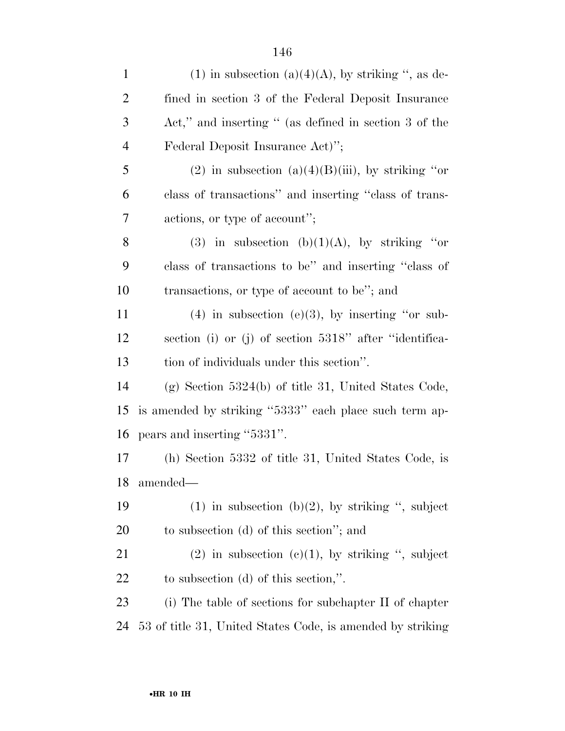(1) in subsection (a)(4)(A), by striking '', as defined in section 3 of the Federal Deposit Insurance Act,'' and inserting '' (as defined in section 3 of the Federal Deposit Insurance Act)'';

(2) in subsection (a)(4)(B)(iii), by striking ''or class of transactions'' and inserting ''class of transactions, or type of account'';

(3) in subsection (b)(1)(A), by striking ''or class of transactions to be'' and inserting ''class of transactions, or type of account to be''; and

(4) in subsection (e)(3), by inserting ''or subsection (i) or (j) of section 5318'' after ''identification of individuals under this section''.

(g) Section 5324(b) of title 31, United States Code, is amended by striking ''5333'' each place such term appears and inserting ''5331''.

(h) Section 5332 of title 31, United States Code, is amended—

(1) in subsection (b)(2), by striking '', subject to subsection (d) of this section''; and

(2) in subsection (c)(1), by striking '', subject to subsection (d) of this section,''.

(i) The table of sections for subchapter II of chapter 53 of title 31, United States Code, is amended by striking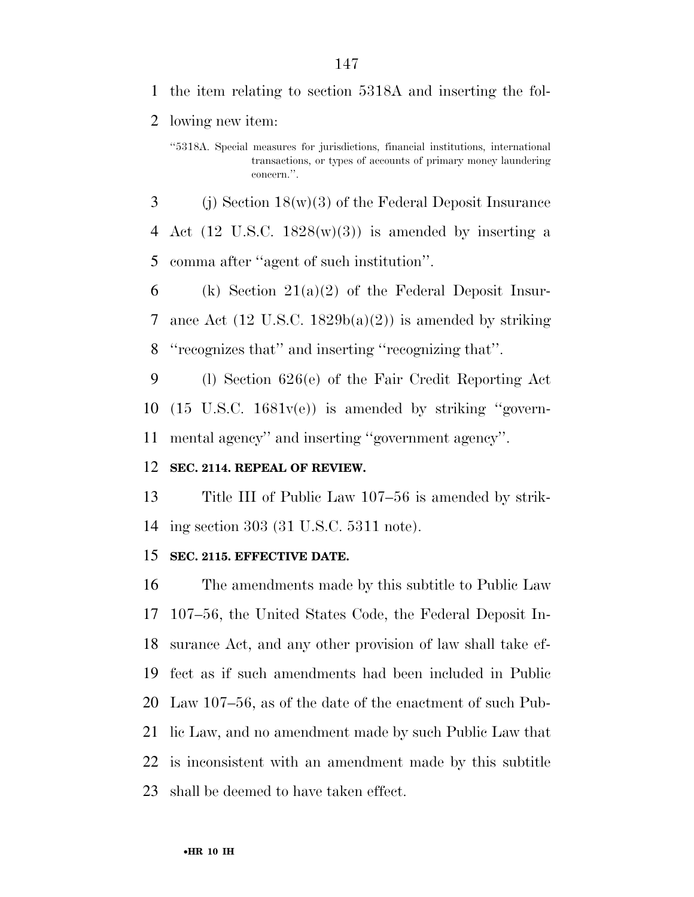the item relating to section 5318A and inserting the following new item:

"5318A. Special measures for jurisdictions, financial institutions, international transactions, or types of accounts of primary money laundering concern.".

(j) Section 18(w)(3) of the Federal Deposit Insurance Act (12 U.S.C. 1828(w)(3)) is amended by inserting a comma after "agent of such institution".

(k) Section 21(a)(2) of the Federal Deposit Insurance Act (12 U.S.C. 1829b(a)(2)) is amended by striking "recognizes that" and inserting "recognizing that".

(l) Section 626(e) of the Fair Credit Reporting Act (15 U.S.C. 1681v(e)) is amended by striking "governmental agency" and inserting "government agency".

**SEC. 2114. REPEAL OF REVIEW.**

Title III of Public Law 107–56 is amended by striking section 303 (31 U.S.C. 5311 note).

**SEC. 2115. EFFECTIVE DATE.**

The amendments made by this subtitle to Public Law 107–56, the United States Code, the Federal Deposit Insurance Act, and any other provision of law shall take effect as if such amendments had been included in Public Law 107–56, as of the date of the enactment of such Public Law, and no amendment made by such Public Law that is inconsistent with an amendment made by this subtitle shall be deemed to have taken effect.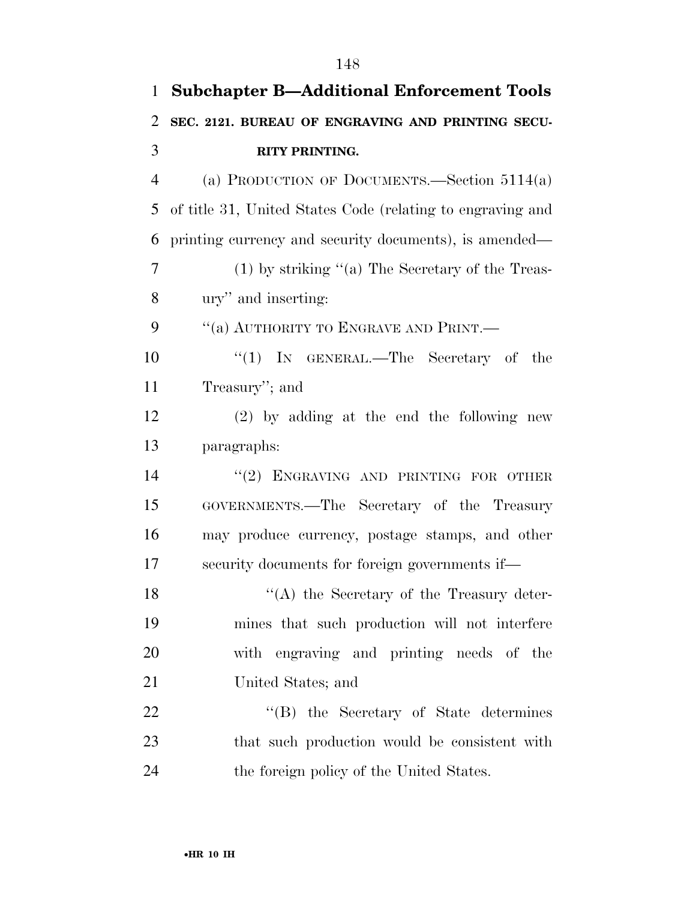## Subchapter B—Additional Enforcement Tools

**SEC. 2121. BUREAU OF ENGRAVING AND PRINTING SECURITY PRINTING.**

(a) PRODUCTION OF DOCUMENTS.—Section 5114(a) of title 31, United States Code (relating to engraving and printing currency and security documents), is amended—

(1) by striking "(a) The Secretary of the Treasury" and inserting:

"(a) AUTHORITY TO ENGRAVE AND PRINT.—

"(1) IN GENERAL.—The Secretary of the Treasury"; and

(2) by adding at the end the following new paragraphs:

"(2) ENGRAVING AND PRINTING FOR OTHER GOVERNMENTS.—The Secretary of the Treasury may produce currency, postage stamps, and other security documents for foreign governments if—

"(A) the Secretary of the Treasury determines that such production will not interfere with engraving and printing needs of the United States; and

"(B) the Secretary of State determines that such production would be consistent with the foreign policy of the United States.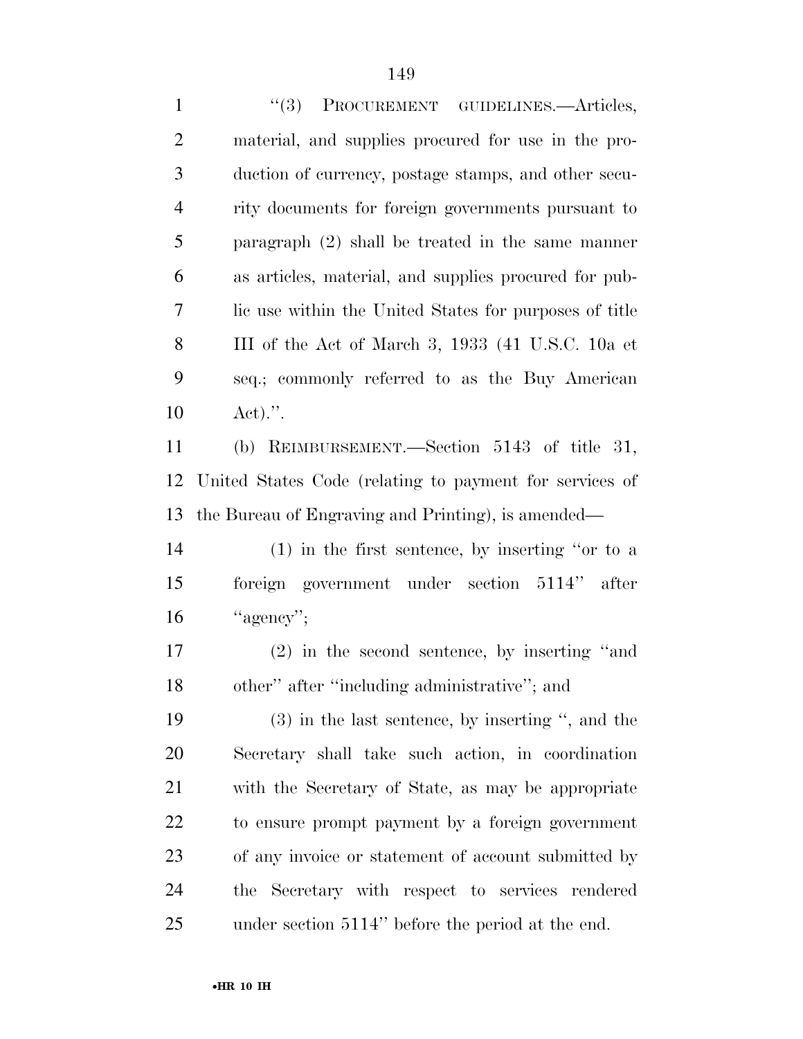"(3) PROCUREMENT GUIDELINES.—Articles, material, and supplies procured for use in the production of currency, postage stamps, and other security documents for foreign governments pursuant to paragraph (2) shall be treated in the same manner as articles, material, and supplies procured for public use within the United States for purposes of title III of the Act of March 3, 1933 (41 U.S.C. 10a et seq.; commonly referred to as the Buy American Act).".

(b) REIMBURSEMENT.—Section 5143 of title 31, United States Code (relating to payment for services of the Bureau of Engraving and Printing), is amended—

(1) in the first sentence, by inserting "or to a foreign government under section 5114" after "agency";

(2) in the second sentence, by inserting "and other" after "including administrative"; and

(3) in the last sentence, by inserting ", and the Secretary shall take such action, in coordination with the Secretary of State, as may be appropriate to ensure prompt payment by a foreign government of any invoice or statement of account submitted by the Secretary with respect to services rendered under section 5114" before the period at the end.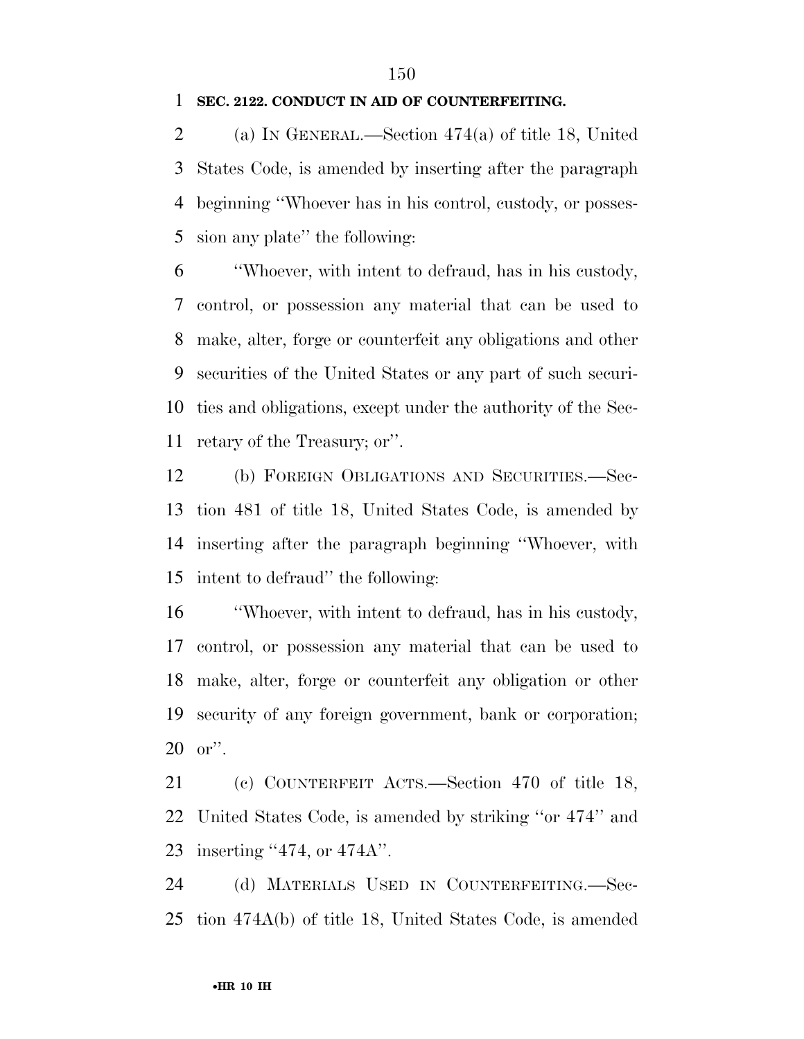**SEC. 2122. CONDUCT IN AID OF COUNTERFEITING.**

(a) IN GENERAL.—Section 474(a) of title 18, United States Code, is amended by inserting after the paragraph beginning ''Whoever has in his control, custody, or possession any plate'' the following:

''Whoever, with intent to defraud, has in his custody, control, or possession any material that can be used to make, alter, forge or counterfeit any obligations and other securities of the United States or any part of such securities and obligations, except under the authority of the Secretary of the Treasury; or''.

(b) FOREIGN OBLIGATIONS AND SECURITIES.—Section 481 of title 18, United States Code, is amended by inserting after the paragraph beginning ''Whoever, with intent to defraud'' the following:

''Whoever, with intent to defraud, has in his custody, control, or possession any material that can be used to make, alter, forge or counterfeit any obligation or other security of any foreign government, bank or corporation; or''.

(c) COUNTERFEIT ACTS.—Section 470 of title 18, United States Code, is amended by striking ''or 474'' and inserting ''474, or 474A''.

(d) MATERIALS USED IN COUNTERFEITING.—Section 474A(b) of title 18, United States Code, is amended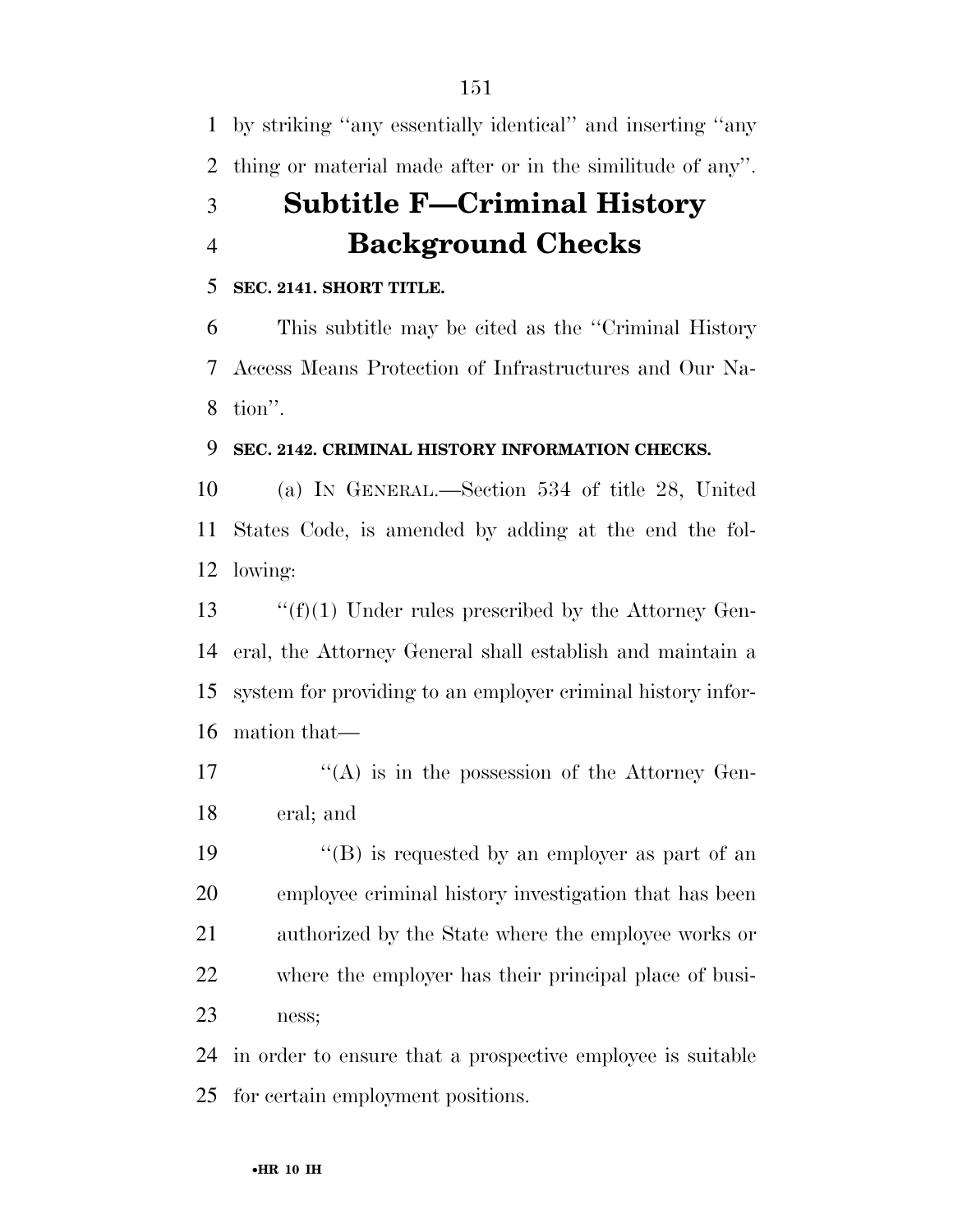by striking ''any essentially identical'' and inserting ''any thing or material made after or in the similitude of any''.

# Subtitle F—Criminal History Background Checks

**SEC. 2141. SHORT TITLE.**

This subtitle may be cited as the ''Criminal History Access Means Protection of Infrastructures and Our Nation''.

**SEC. 2142. CRIMINAL HISTORY INFORMATION CHECKS.**

(a) IN GENERAL.—Section 534 of title 28, United States Code, is amended by adding at the end the following:

''(f)(1) Under rules prescribed by the Attorney General, the Attorney General shall establish and maintain a system for providing to an employer criminal history information that—

''(A) is in the possession of the Attorney General; and

''(B) is requested by an employer as part of an employee criminal history investigation that has been authorized by the State where the employee works or where the employer has their principal place of business;

in order to ensure that a prospective employee is suitable for certain employment positions.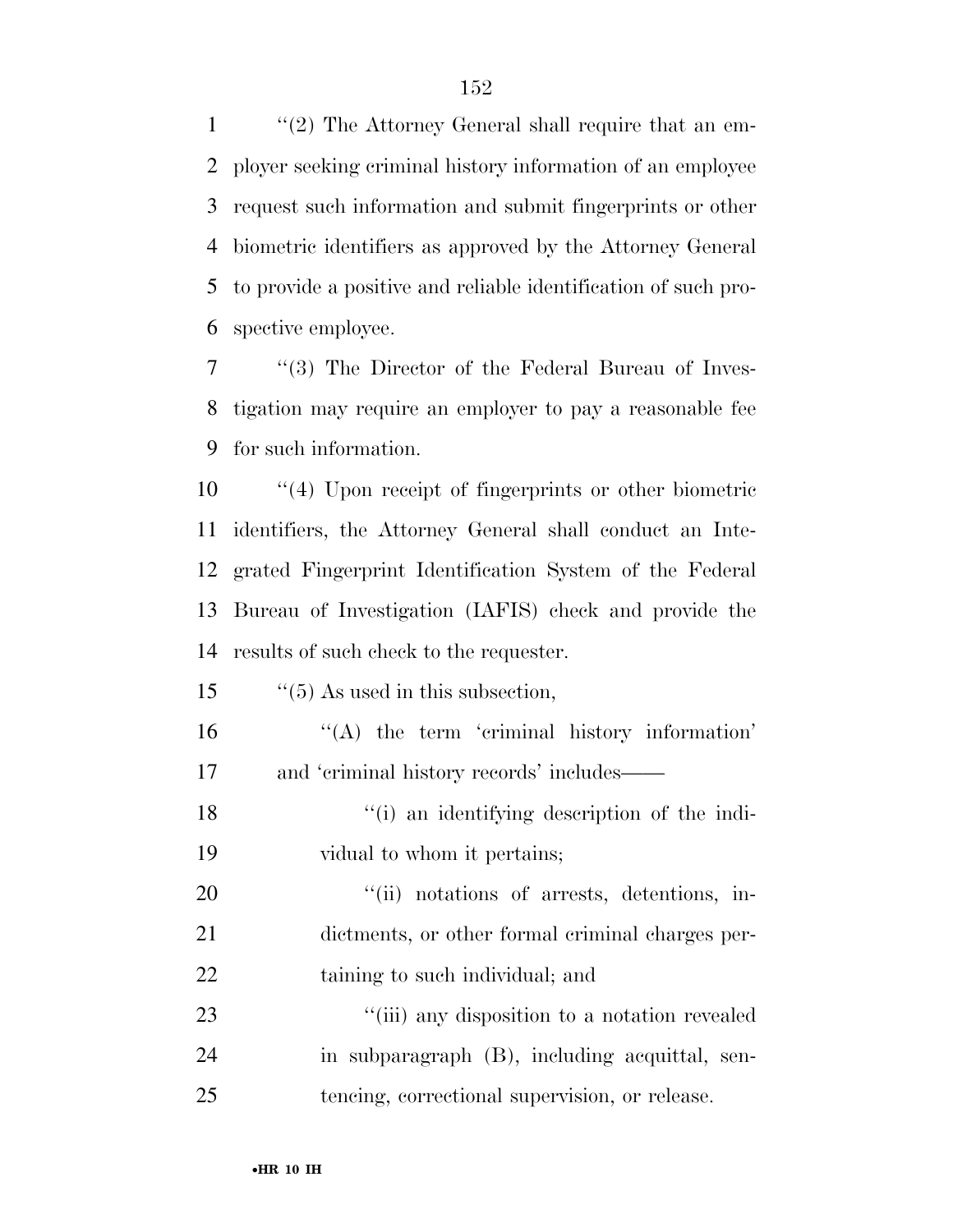''(2) The Attorney General shall require that an employer seeking criminal history information of an employee request such information and submit fingerprints or other biometric identifiers as approved by the Attorney General to provide a positive and reliable identification of such prospective employee.

''(3) The Director of the Federal Bureau of Investigation may require an employer to pay a reasonable fee for such information.

''(4) Upon receipt of fingerprints or other biometric identifiers, the Attorney General shall conduct an Integrated Fingerprint Identification System of the Federal Bureau of Investigation (IAFIS) check and provide the results of such check to the requester.

''(5) As used in this subsection,

''(A) the term 'criminal history information' and 'criminal history records' includes——

''(i) an identifying description of the individual to whom it pertains;

''(ii) notations of arrests, detentions, indictments, or other formal criminal charges pertaining to such individual; and

''(iii) any disposition to a notation revealed in subparagraph (B), including acquittal, sentencing, correctional supervision, or release.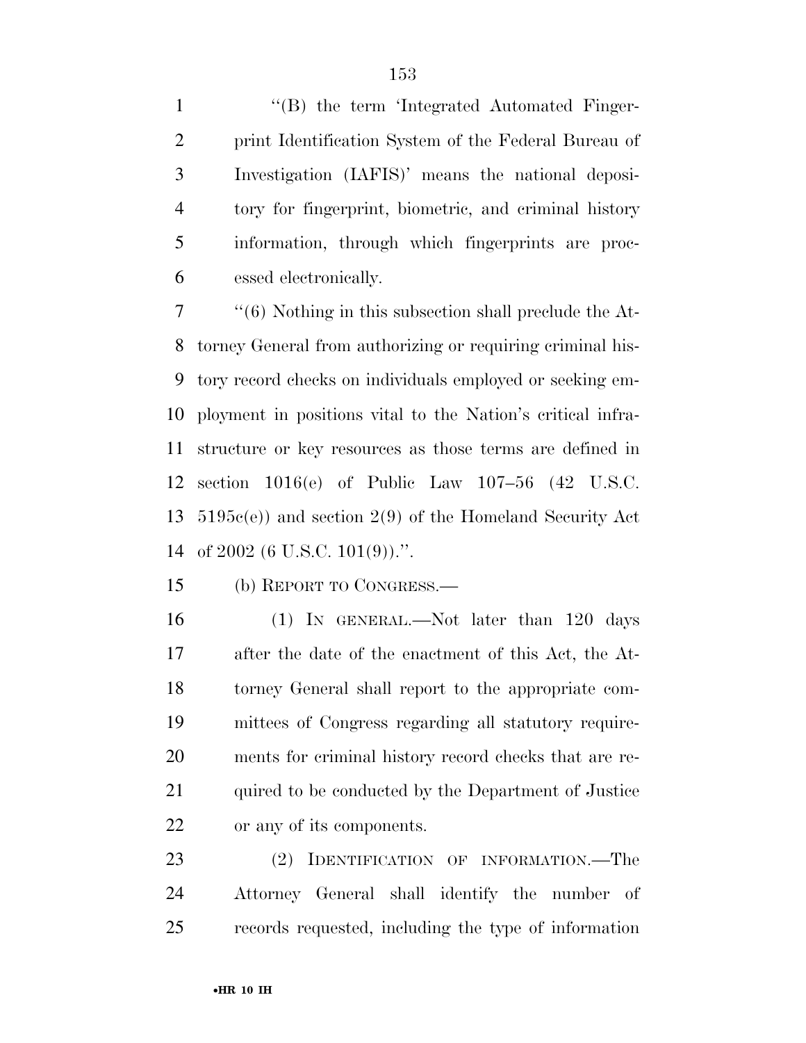''(B) the term 'Integrated Automated Fingerprint Identification System of the Federal Bureau of Investigation (IAFIS)' means the national depository for fingerprint, biometric, and criminal history information, through which fingerprints are processed electronically.

''(6) Nothing in this subsection shall preclude the Attorney General from authorizing or requiring criminal history record checks on individuals employed or seeking employment in positions vital to the Nation's critical infrastructure or key resources as those terms are defined in section 1016(e) of Public Law 107–56 (42 U.S.C. 5195c(e)) and section 2(9) of the Homeland Security Act of 2002 (6 U.S.C. 101(9)).''.

(b) REPORT TO CONGRESS.—

(1) IN GENERAL.—Not later than 120 days after the date of the enactment of this Act, the Attorney General shall report to the appropriate committees of Congress regarding all statutory requirements for criminal history record checks that are required to be conducted by the Department of Justice or any of its components.

(2) IDENTIFICATION OF INFORMATION.—The Attorney General shall identify the number of records requested, including the type of information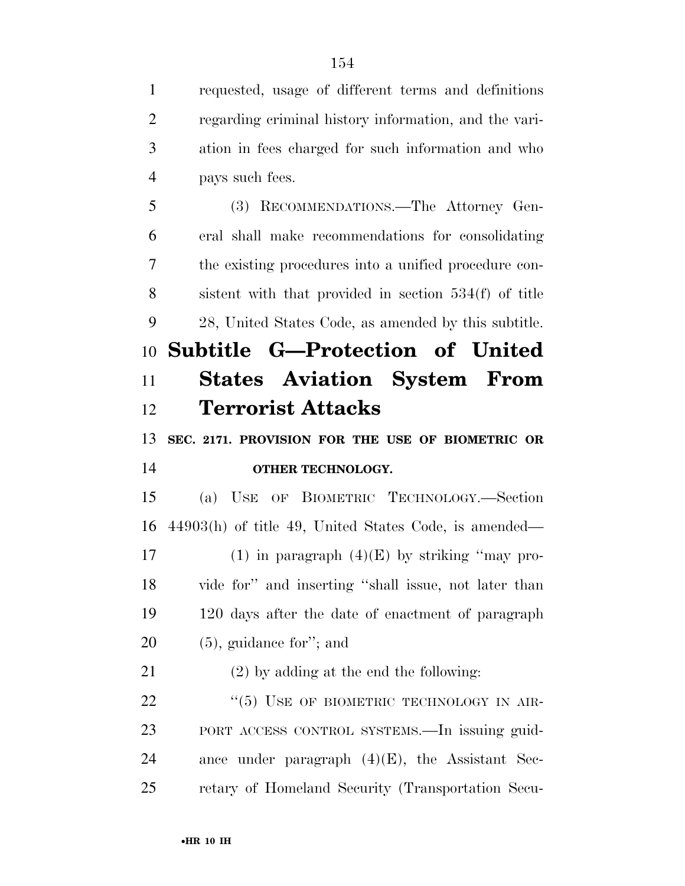requested, usage of different terms and definitions regarding criminal history information, and the variation in fees charged for such information and who pays such fees.

(3) RECOMMENDATIONS.—The Attorney General shall make recommendations for consolidating the existing procedures into a unified procedure consistent with that provided in section 534(f) of title 28, United States Code, as amended by this subtitle.

## Subtitle G—Protection of United States Aviation System From Terrorist Attacks

### SEC. 2171. PROVISION FOR THE USE OF BIOMETRIC OR OTHER TECHNOLOGY.

(a) USE OF BIOMETRIC TECHNOLOGY.—Section 44903(h) of title 49, United States Code, is amended—

(1) in paragraph (4)(E) by striking ''may provide for'' and inserting ''shall issue, not later than 120 days after the date of enactment of paragraph (5), guidance for''; and

(2) by adding at the end the following:

''(5) USE OF BIOMETRIC TECHNOLOGY IN AIRPORT ACCESS CONTROL SYSTEMS.—In issuing guidance under paragraph (4)(E), the Assistant Secretary of Homeland Security (Transportation Secu-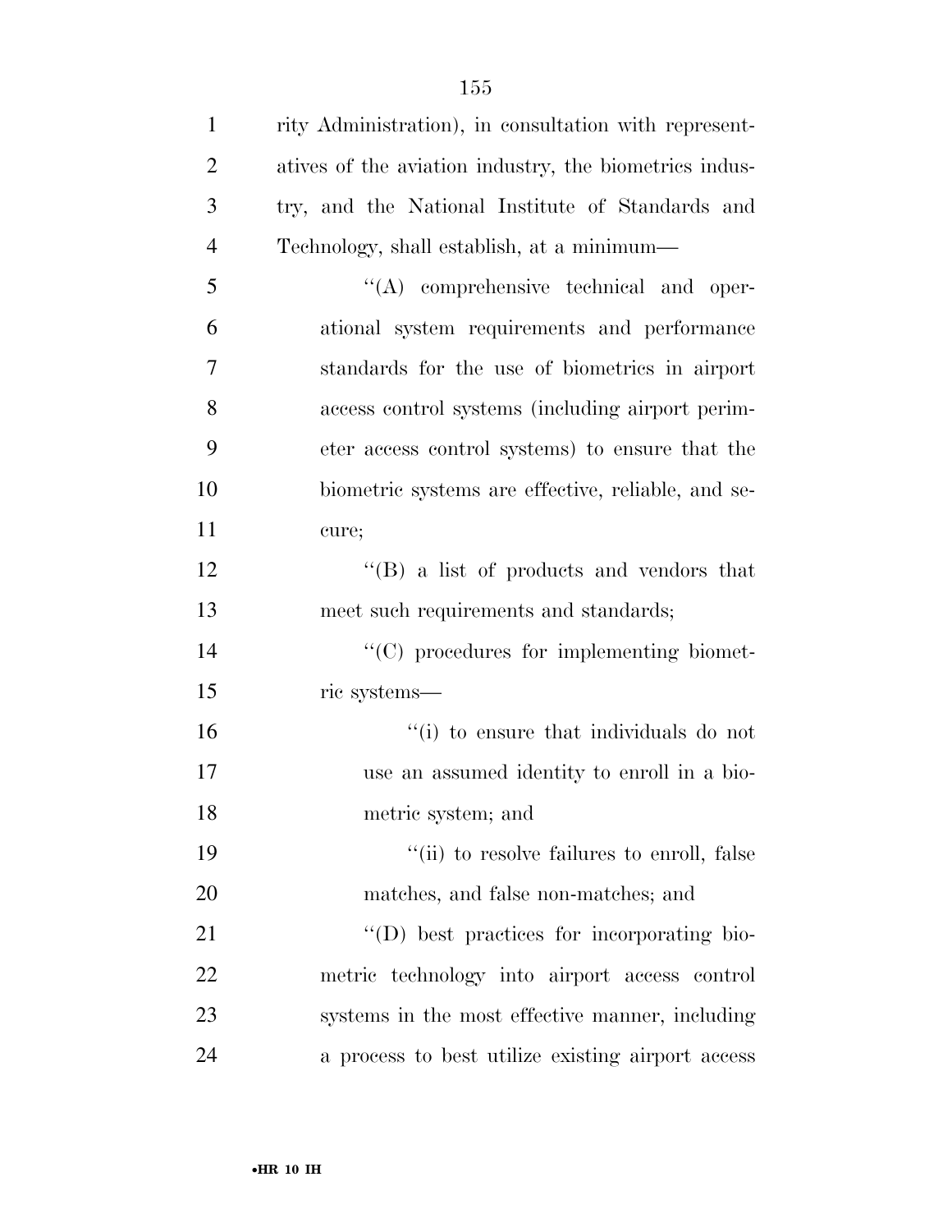rity Administration), in consultation with representatives of the aviation industry, the biometrics industry, and the National Institute of Standards and Technology, shall establish, at a minimum—

''(A) comprehensive technical and operational system requirements and performance standards for the use of biometrics in airport access control systems (including airport perimeter access control systems) to ensure that the biometric systems are effective, reliable, and secure;

''(B) a list of products and vendors that meet such requirements and standards;

''(C) procedures for implementing biometric systems—

''(i) to ensure that individuals do not use an assumed identity to enroll in a biometric system; and

''(ii) to resolve failures to enroll, false matches, and false non-matches; and

''(D) best practices for incorporating biometric technology into airport access control systems in the most effective manner, including a process to best utilize existing airport access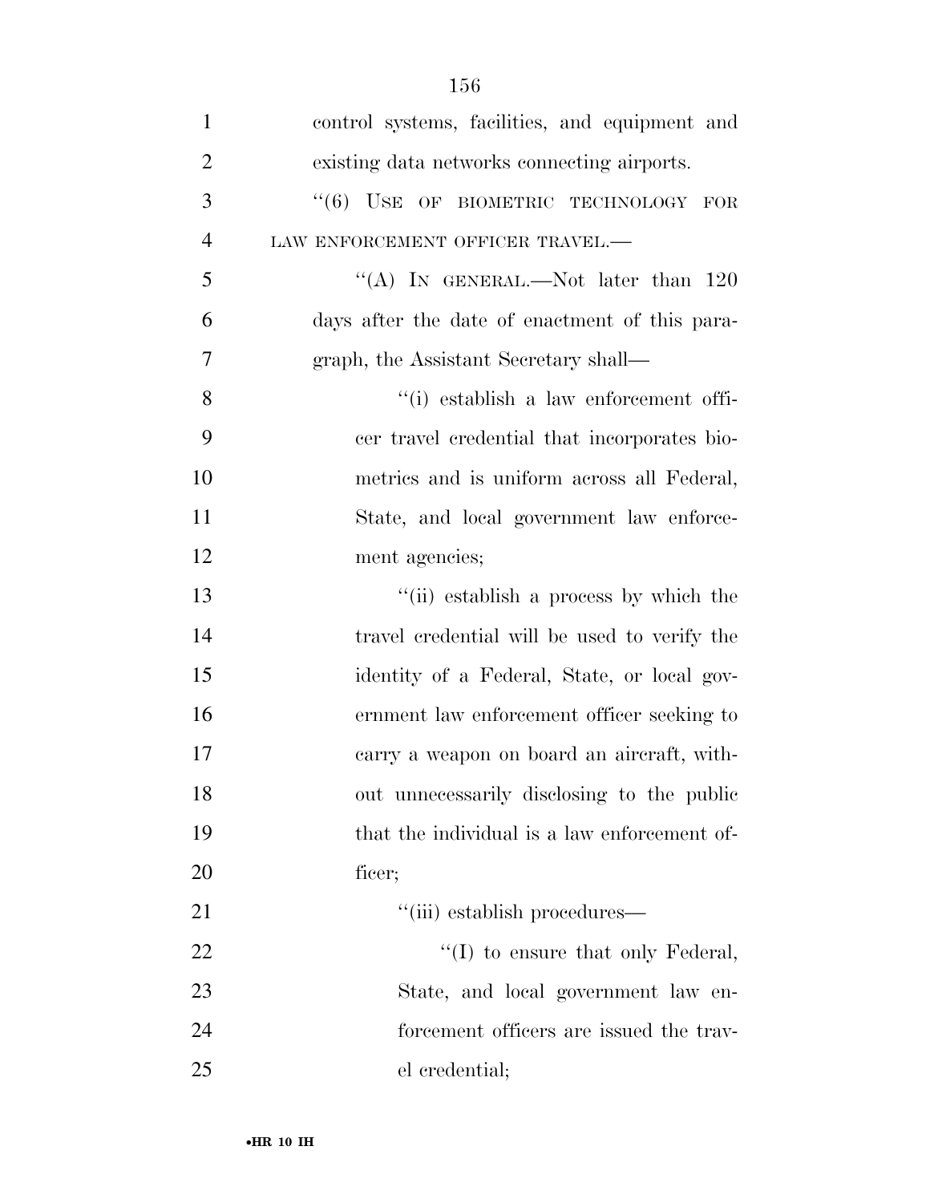control systems, facilities, and equipment and existing data networks connecting airports.

''(6) USE OF BIOMETRIC TECHNOLOGY FOR LAW ENFORCEMENT OFFICER TRAVEL.—

''(A) IN GENERAL.—Not later than 120 days after the date of enactment of this paragraph, the Assistant Secretary shall—

''(i) establish a law enforcement officer travel credential that incorporates biometrics and is uniform across all Federal, State, and local government law enforcement agencies;

''(ii) establish a process by which the travel credential will be used to verify the identity of a Federal, State, or local government law enforcement officer seeking to carry a weapon on board an aircraft, without unnecessarily disclosing to the public that the individual is a law enforcement officer;

''(iii) establish procedures—

''(I) to ensure that only Federal, State, and local government law enforcement officers are issued the travel credential;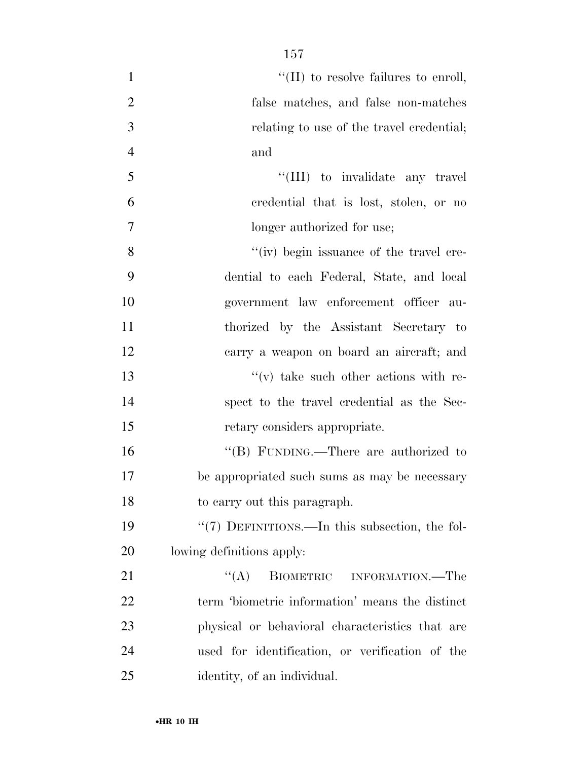''(II) to resolve failures to enroll, false matches, and false non-matches relating to use of the travel credential; and

''(III) to invalidate any travel credential that is lost, stolen, or no longer authorized for use;

''(iv) begin issuance of the travel credential to each Federal, State, and local government law enforcement officer authorized by the Assistant Secretary to carry a weapon on board an aircraft; and

''(v) take such other actions with respect to the travel credential as the Secretary considers appropriate.

''(B) FUNDING.—There are authorized to be appropriated such sums as may be necessary to carry out this paragraph.

''(7) DEFINITIONS.—In this subsection, the following definitions apply:

''(A) BIOMETRIC INFORMATION.—The term 'biometric information' means the distinct physical or behavioral characteristics that are used for identification, or verification of the identity, of an individual.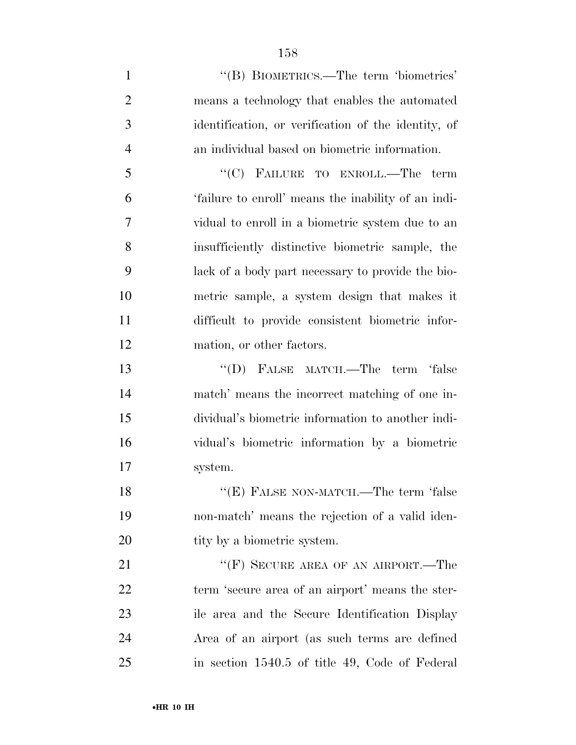''(B) BIOMETRICS.—The term 'biometrics' means a technology that enables the automated identification, or verification of the identity, of an individual based on biometric information.

''(C) FAILURE TO ENROLL.—The term 'failure to enroll' means the inability of an individual to enroll in a biometric system due to an insufficiently distinctive biometric sample, the lack of a body part necessary to provide the biometric sample, a system design that makes it difficult to provide consistent biometric information, or other factors.

''(D) FALSE MATCH.—The term 'false match' means the incorrect matching of one individual's biometric information to another individual's biometric information by a biometric system.

''(E) FALSE NON-MATCH.—The term 'false non-match' means the rejection of a valid identity by a biometric system.

''(F) SECURE AREA OF AN AIRPORT.—The term 'secure area of an airport' means the sterile area and the Secure Identification Display Area of an airport (as such terms are defined in section 1540.5 of title 49, Code of Federal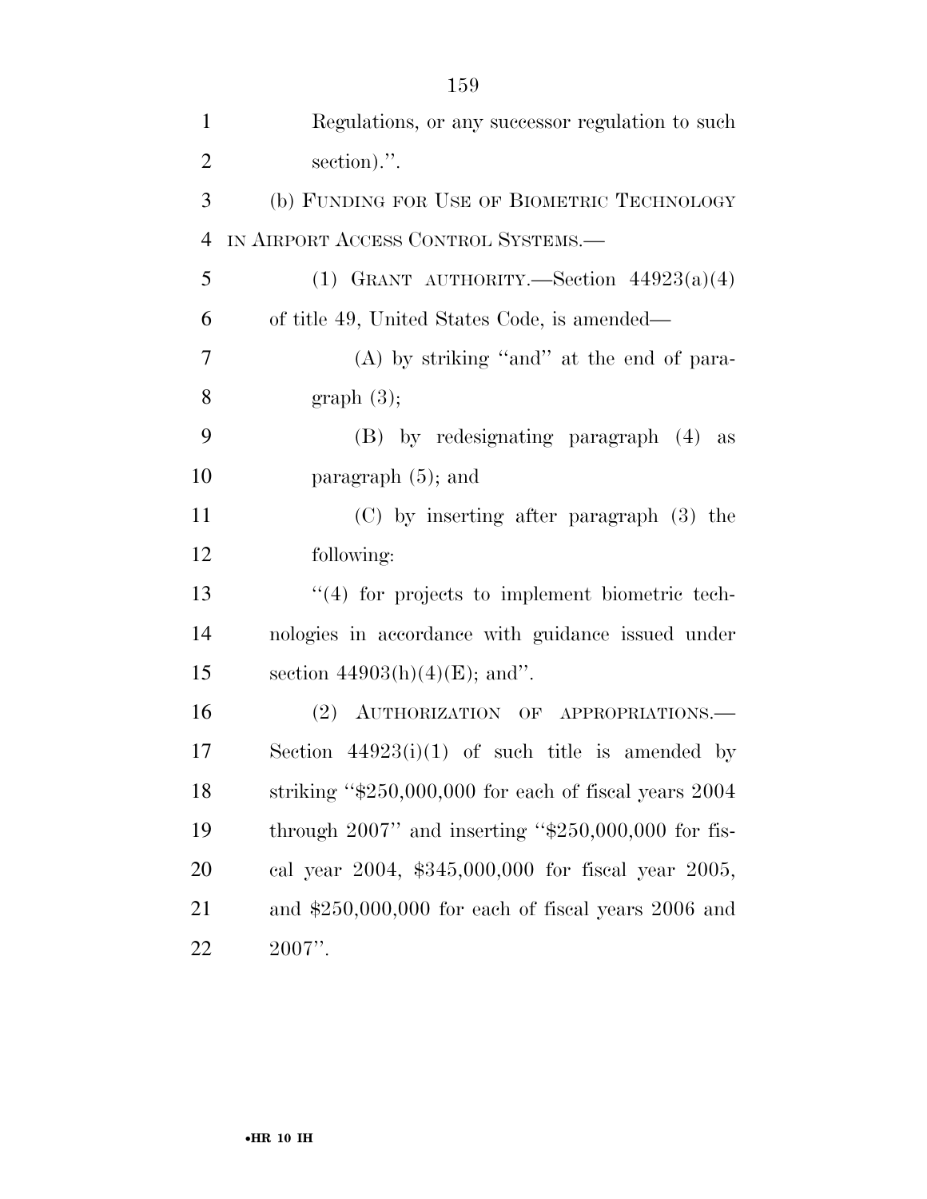Regulations, or any successor regulation to such section).''.

(b) FUNDING FOR USE OF BIOMETRIC TECHNOLOGY IN AIRPORT ACCESS CONTROL SYSTEMS.—

(1) GRANT AUTHORITY.—Section 44923(a)(4) of title 49, United States Code, is amended—

(A) by striking ''and'' at the end of paragraph (3);

(B) by redesignating paragraph (4) as paragraph (5); and

(C) by inserting after paragraph (3) the following:

''(4) for projects to implement biometric technologies in accordance with guidance issued under section 44903(h)(4)(E); and''.

(2) AUTHORIZATION OF APPROPRIATIONS.—Section 44923(i)(1) of such title is amended by striking ''$250,000,000 for each of fiscal years 2004 through 2007'' and inserting ''$250,000,000 for fiscal year 2004, $345,000,000 for fiscal year 2005, and $250,000,000 for each of fiscal years 2006 and 2007''.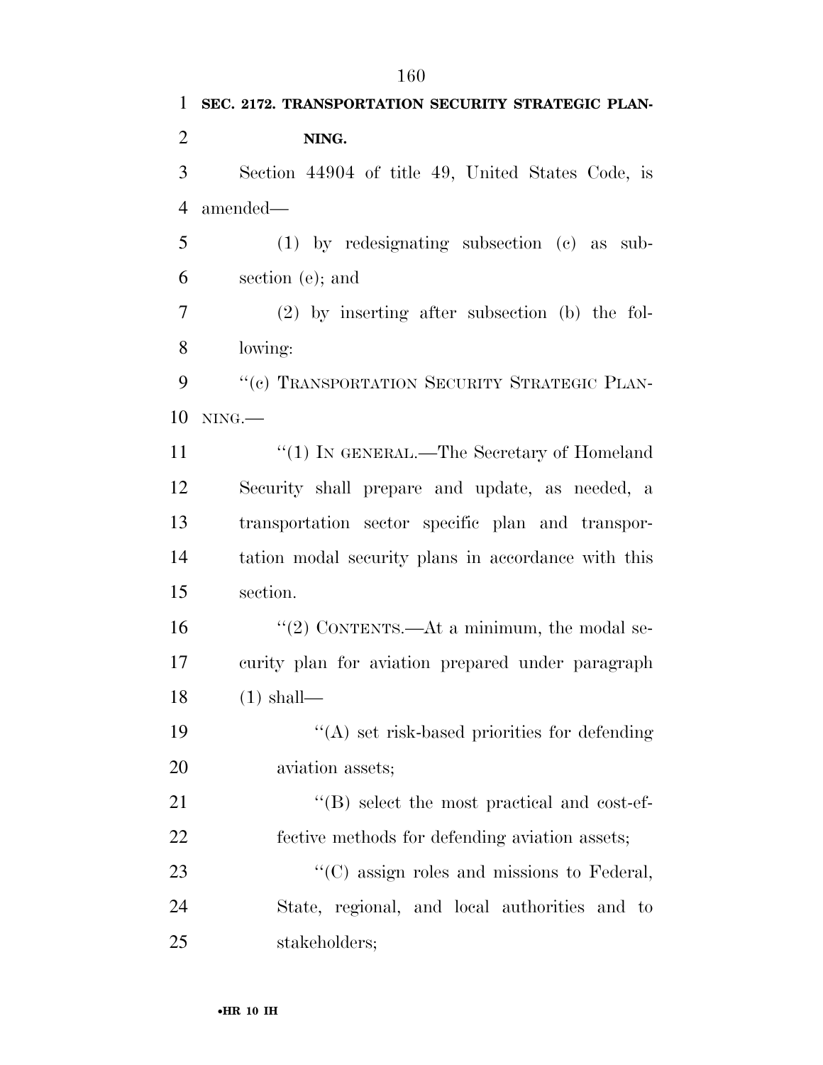**SEC. 2172. TRANSPORTATION SECURITY STRATEGIC PLANNING.**

Section 44904 of title 49, United States Code, is amended—

(1) by redesignating subsection (c) as subsection (e); and

(2) by inserting after subsection (b) the following:

''(c) TRANSPORTATION SECURITY STRATEGIC PLANNING.—

''(1) IN GENERAL.—The Secretary of Homeland Security shall prepare and update, as needed, a transportation sector specific plan and transportation modal security plans in accordance with this section.

''(2) CONTENTS.—At a minimum, the modal security plan for aviation prepared under paragraph (1) shall—

''(A) set risk-based priorities for defending aviation assets;

''(B) select the most practical and cost-effective methods for defending aviation assets;

''(C) assign roles and missions to Federal, State, regional, and local authorities and to stakeholders;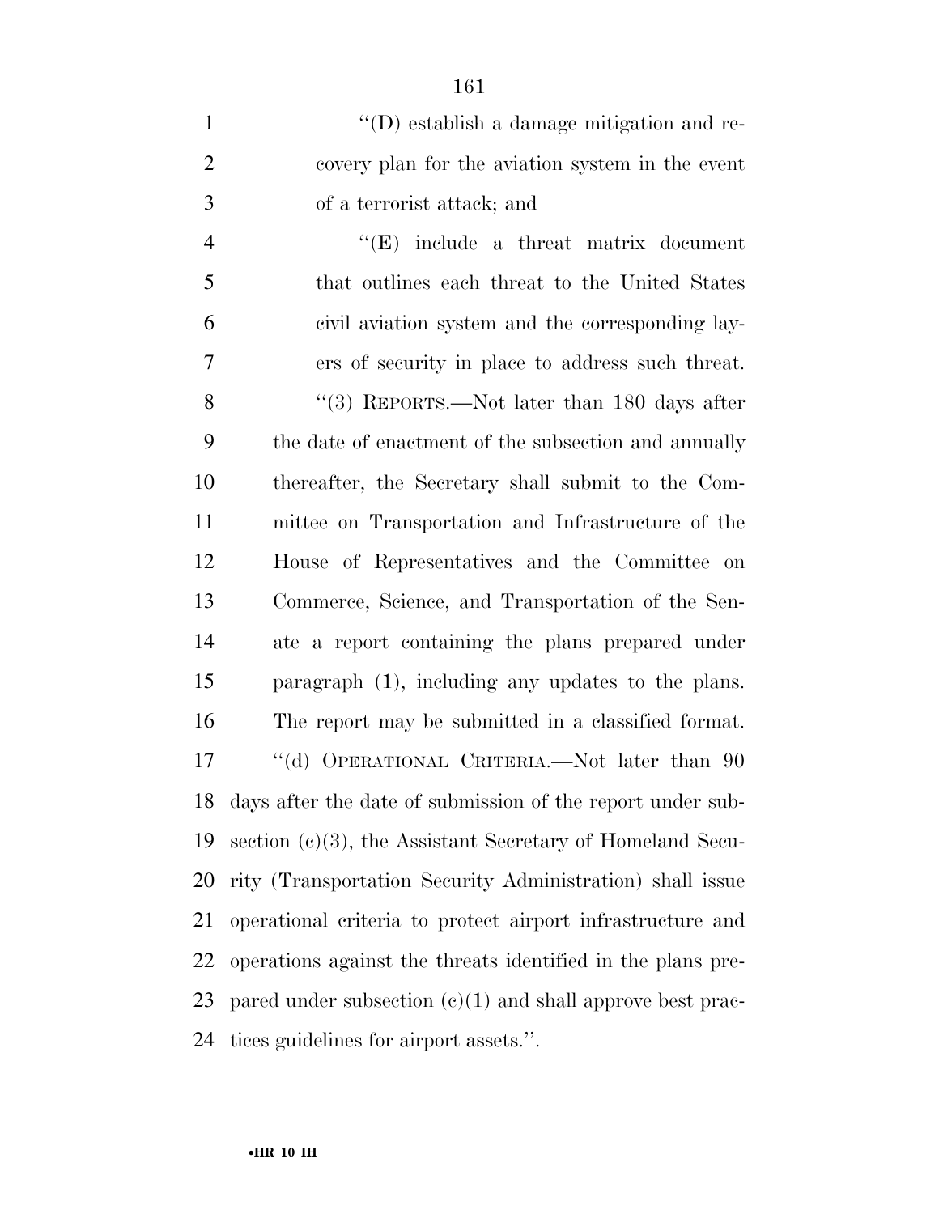''(D) establish a damage mitigation and recovery plan for the aviation system in the event of a terrorist attack; and

''(E) include a threat matrix document that outlines each threat to the United States civil aviation system and the corresponding layers of security in place to address such threat.

''(3) REPORTS.—Not later than 180 days after the date of enactment of the subsection and annually thereafter, the Secretary shall submit to the Committee on Transportation and Infrastructure of the House of Representatives and the Committee on Commerce, Science, and Transportation of the Senate a report containing the plans prepared under paragraph (1), including any updates to the plans. The report may be submitted in a classified format.

''(d) OPERATIONAL CRITERIA.—Not later than 90 days after the date of submission of the report under subsection (c)(3), the Assistant Secretary of Homeland Security (Transportation Security Administration) shall issue operational criteria to protect airport infrastructure and operations against the threats identified in the plans prepared under subsection (c)(1) and shall approve best practices guidelines for airport assets.''.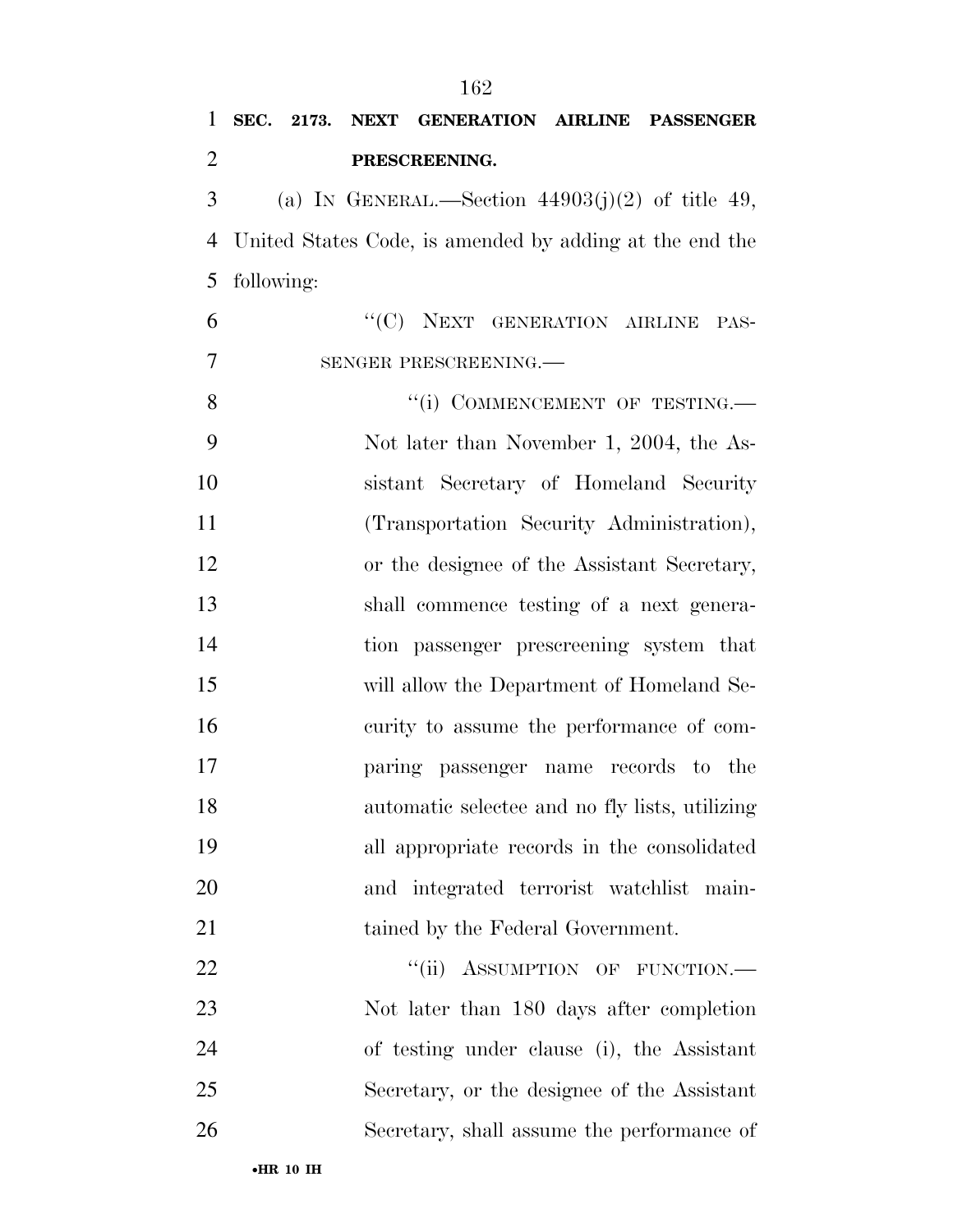**SEC. 2173. NEXT GENERATION AIRLINE PASSENGER PRESCREENING.**

(a) IN GENERAL.—Section 44903(j)(2) of title 49, United States Code, is amended by adding at the end the following:

"(C) NEXT GENERATION AIRLINE PASSENGER PRESCREENING.—

"(i) COMMENCEMENT OF TESTING.— Not later than November 1, 2004, the Assistant Secretary of Homeland Security (Transportation Security Administration), or the designee of the Assistant Secretary, shall commence testing of a next generation passenger prescreening system that will allow the Department of Homeland Security to assume the performance of comparing passenger name records to the automatic selectee and no fly lists, utilizing all appropriate records in the consolidated and integrated terrorist watchlist maintained by the Federal Government.

"(ii) ASSUMPTION OF FUNCTION.— Not later than 180 days after completion of testing under clause (i), the Assistant Secretary, or the designee of the Assistant Secretary, shall assume the performance of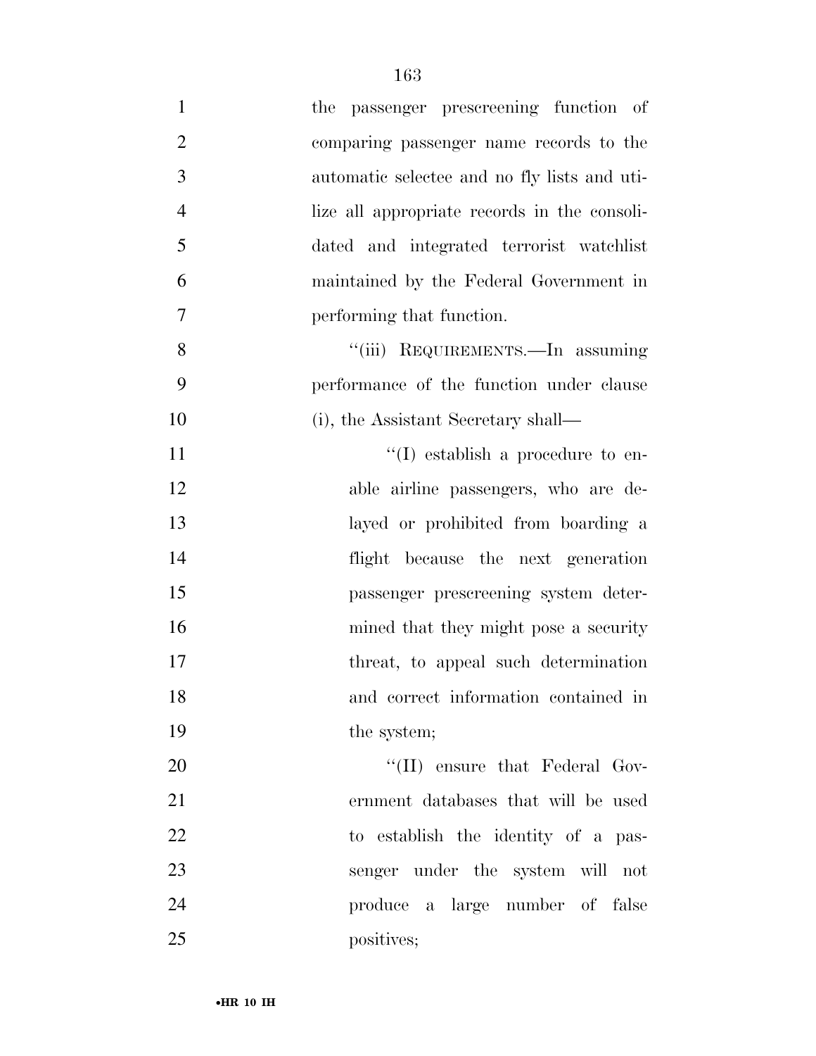the passenger prescreening function of comparing passenger name records to the automatic selectee and no fly lists and utilize all appropriate records in the consolidated and integrated terrorist watchlist maintained by the Federal Government in performing that function.

''(iii) REQUIREMENTS.—In assuming performance of the function under clause (i), the Assistant Secretary shall—

''(I) establish a procedure to enable airline passengers, who are delayed or prohibited from boarding a flight because the next generation passenger prescreening system determined that they might pose a security threat, to appeal such determination and correct information contained in the system;

''(II) ensure that Federal Government databases that will be used to establish the identity of a passenger under the system will not produce a large number of false positives;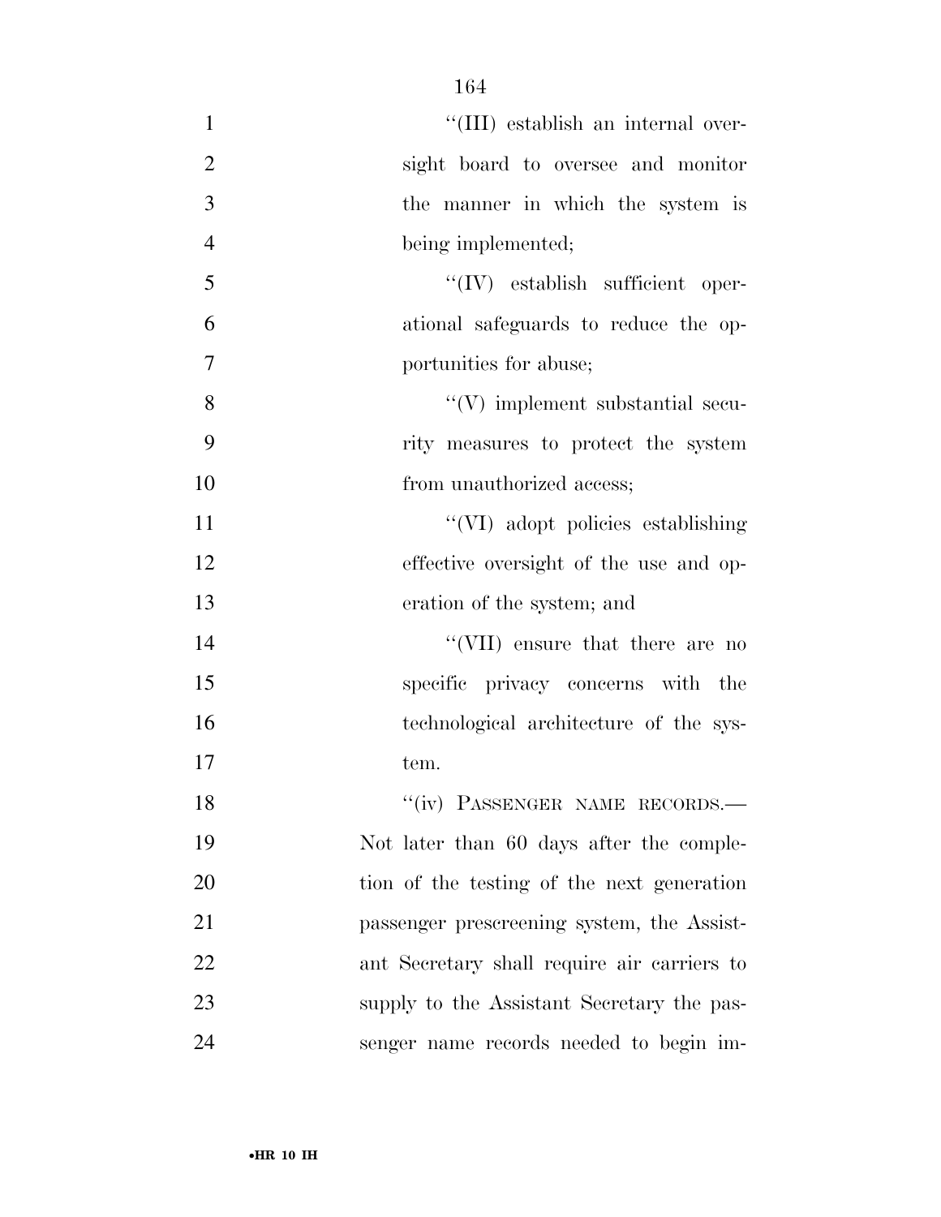''(III) establish an internal oversight board to oversee and monitor the manner in which the system is being implemented;

''(IV) establish sufficient operational safeguards to reduce the opportunities for abuse;

''(V) implement substantial security measures to protect the system from unauthorized access;

''(VI) adopt policies establishing effective oversight of the use and operation of the system; and

''(VII) ensure that there are no specific privacy concerns with the technological architecture of the system.

''(iv) PASSENGER NAME RECORDS.—Not later than 60 days after the completion of the testing of the next generation passenger prescreening system, the Assistant Secretary shall require air carriers to supply to the Assistant Secretary the passenger name records needed to begin im-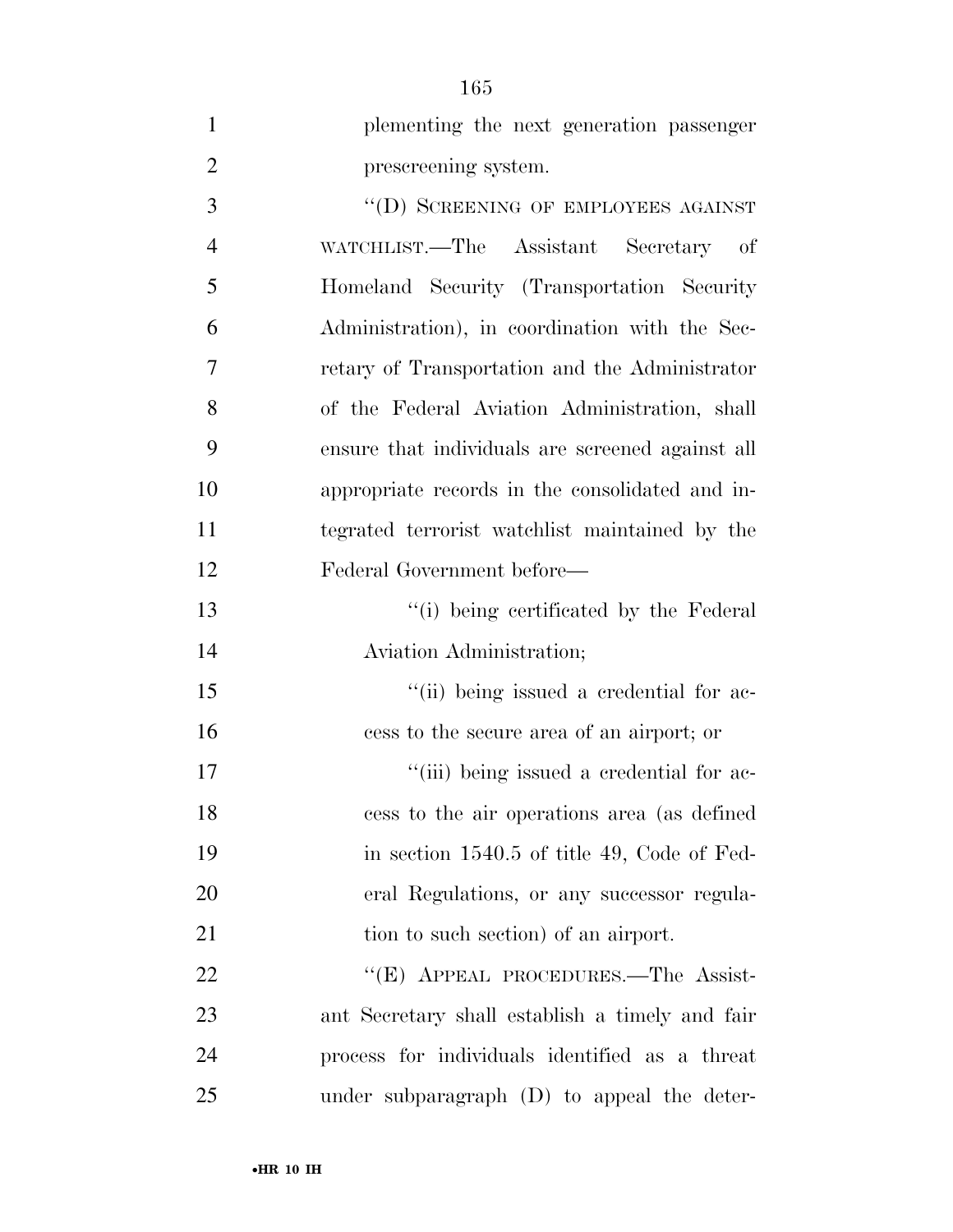plementing the next generation passenger prescreening system.

''(D) SCREENING OF EMPLOYEES AGAINST WATCHLIST.—The Assistant Secretary of Homeland Security (Transportation Security Administration), in coordination with the Secretary of Transportation and the Administrator of the Federal Aviation Administration, shall ensure that individuals are screened against all appropriate records in the consolidated and integrated terrorist watchlist maintained by the Federal Government before—

''(i) being certificated by the Federal Aviation Administration;

''(ii) being issued a credential for access to the secure area of an airport; or

''(iii) being issued a credential for access to the air operations area (as defined in section 1540.5 of title 49, Code of Federal Regulations, or any successor regulation to such section) of an airport.

''(E) APPEAL PROCEDURES.—The Assistant Secretary shall establish a timely and fair process for individuals identified as a threat under subparagraph (D) to appeal the deter-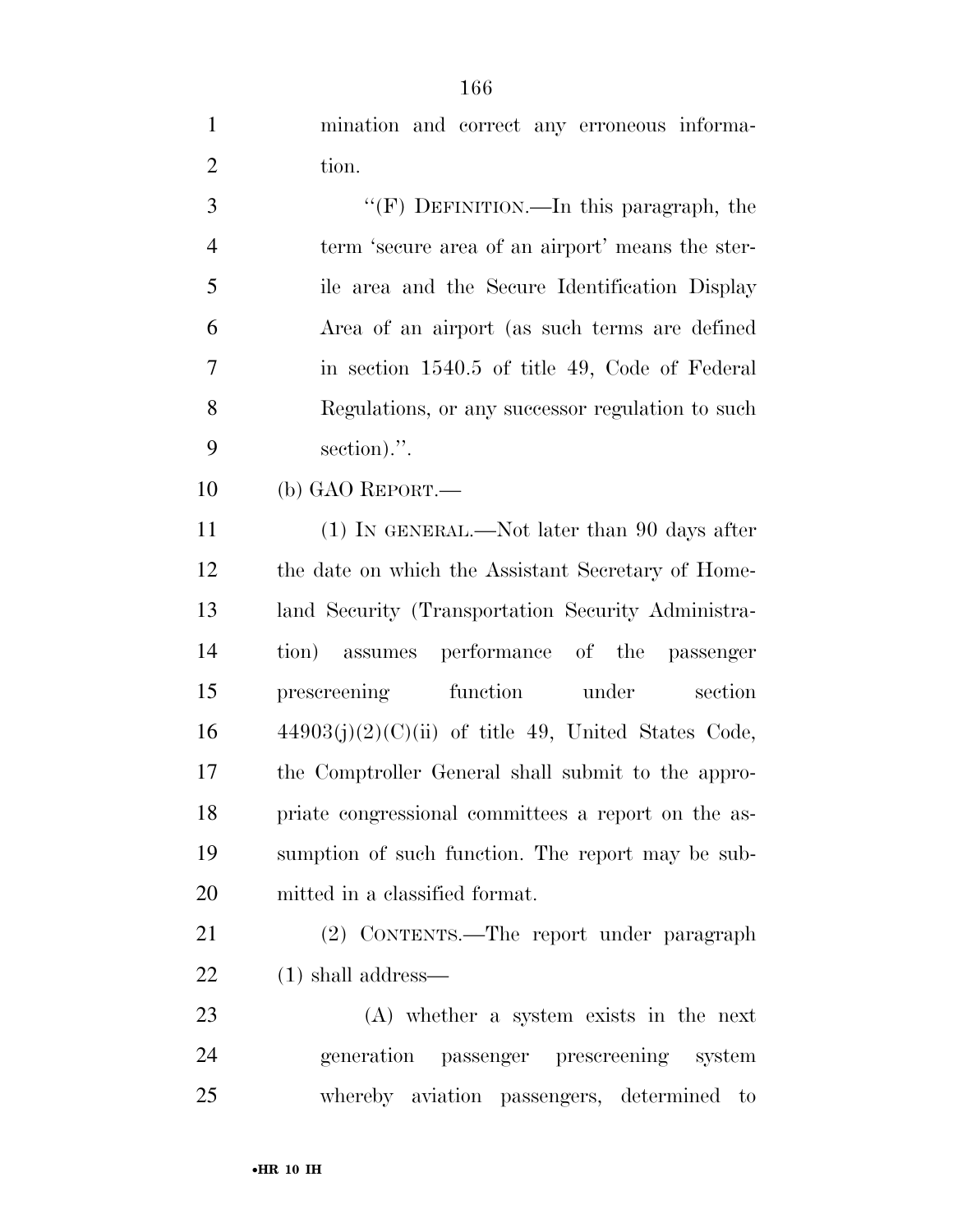mination and correct any erroneous information.

"(F) DEFINITION.—In this paragraph, the term 'secure area of an airport' means the sterile area and the Secure Identification Display Area of an airport (as such terms are defined in section 1540.5 of title 49, Code of Federal Regulations, or any successor regulation to such section).".

(b) GAO REPORT.—

(1) IN GENERAL.—Not later than 90 days after the date on which the Assistant Secretary of Homeland Security (Transportation Security Administration) assumes performance of the passenger prescreening function under section 44903(j)(2)(C)(ii) of title 49, United States Code, the Comptroller General shall submit to the appropriate congressional committees a report on the assumption of such function. The report may be submitted in a classified format.

(2) CONTENTS.—The report under paragraph (1) shall address—

(A) whether a system exists in the next generation passenger prescreening system whereby aviation passengers, determined to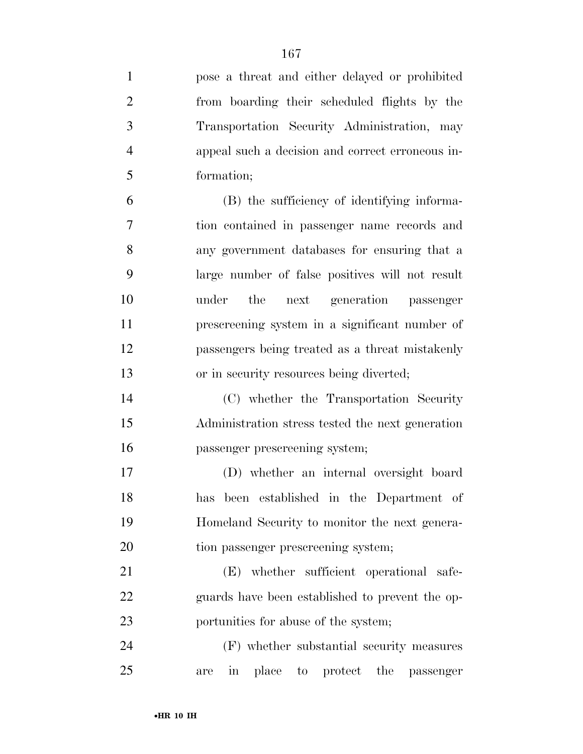pose a threat and either delayed or prohibited from boarding their scheduled flights by the Transportation Security Administration, may appeal such a decision and correct erroneous information;

(B) the sufficiency of identifying information contained in passenger name records and any government databases for ensuring that a large number of false positives will not result under the next generation passenger prescreening system in a significant number of passengers being treated as a threat mistakenly or in security resources being diverted;

(C) whether the Transportation Security Administration stress tested the next generation passenger prescreening system;

(D) whether an internal oversight board has been established in the Department of Homeland Security to monitor the next generation passenger prescreening system;

(E) whether sufficient operational safeguards have been established to prevent the opportunities for abuse of the system;

(F) whether substantial security measures are in place to protect the passenger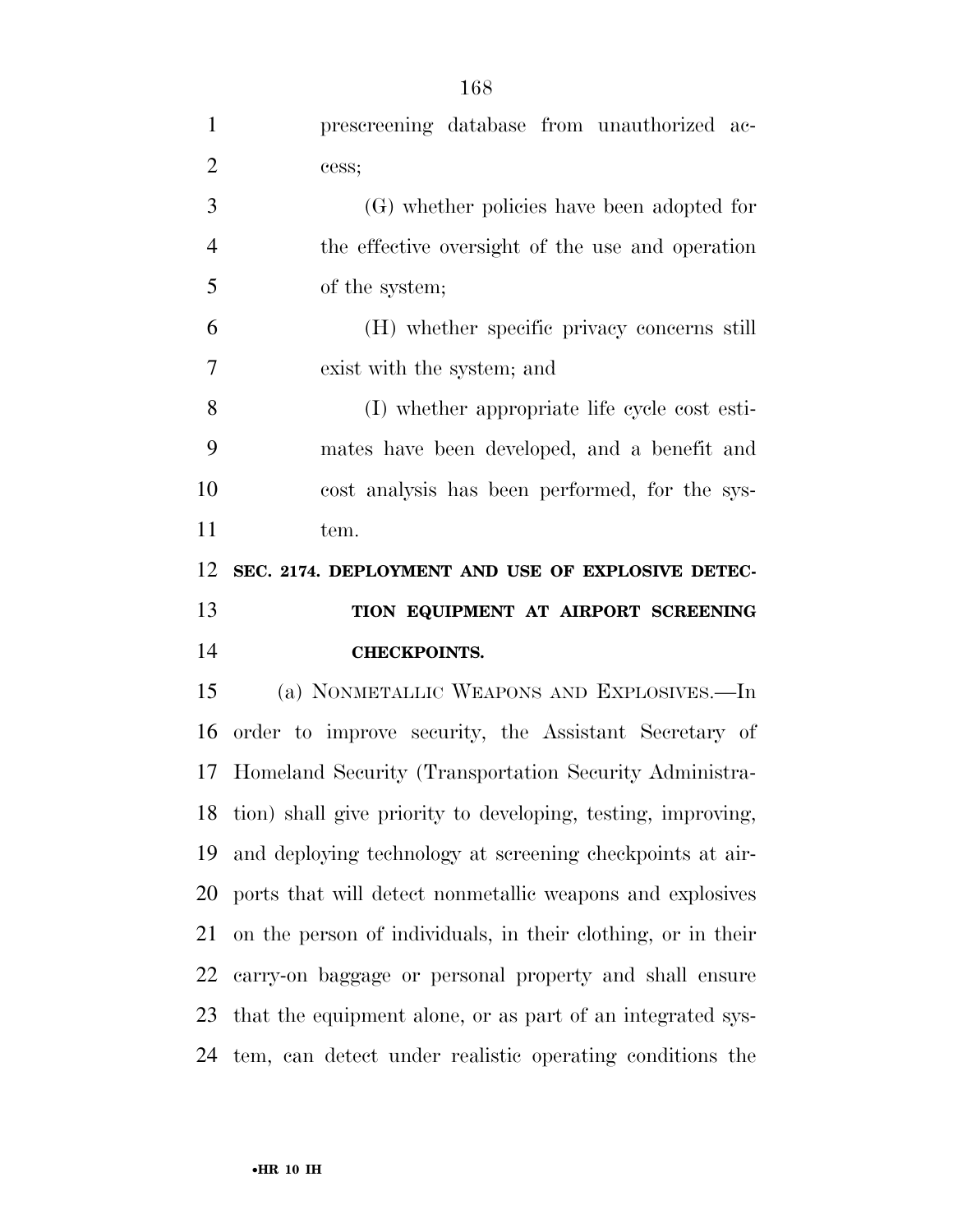prescreening database from unauthorized access;

(G) whether policies have been adopted for the effective oversight of the use and operation of the system;

(H) whether specific privacy concerns still exist with the system; and

(I) whether appropriate life cycle cost estimates have been developed, and a benefit and cost analysis has been performed, for the system.

**SEC. 2174. DEPLOYMENT AND USE OF EXPLOSIVE DETECTION EQUIPMENT AT AIRPORT SCREENING CHECKPOINTS.**

(a) NONMETALLIC WEAPONS AND EXPLOSIVES.—In order to improve security, the Assistant Secretary of Homeland Security (Transportation Security Administration) shall give priority to developing, testing, improving, and deploying technology at screening checkpoints at airports that will detect nonmetallic weapons and explosives on the person of individuals, in their clothing, or in their carry-on baggage or personal property and shall ensure that the equipment alone, or as part of an integrated system, can detect under realistic operating conditions the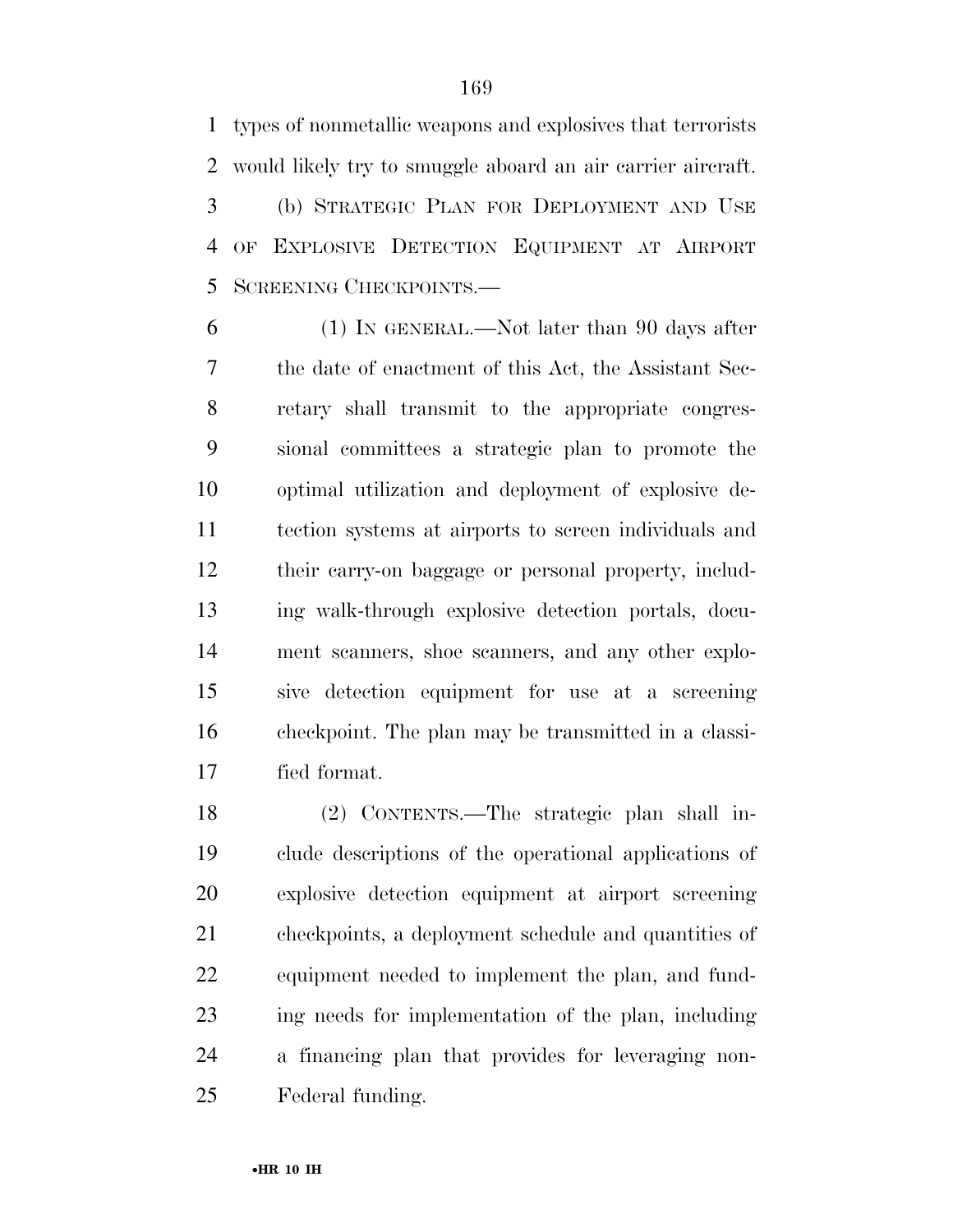types of nonmetallic weapons and explosives that terrorists would likely try to smuggle aboard an air carrier aircraft.

(b) STRATEGIC PLAN FOR DEPLOYMENT AND USE OF EXPLOSIVE DETECTION EQUIPMENT AT AIRPORT SCREENING CHECKPOINTS.—

(1) IN GENERAL.—Not later than 90 days after the date of enactment of this Act, the Assistant Secretary shall transmit to the appropriate congressional committees a strategic plan to promote the optimal utilization and deployment of explosive detection systems at airports to screen individuals and their carry-on baggage or personal property, including walk-through explosive detection portals, document scanners, shoe scanners, and any other explosive detection equipment for use at a screening checkpoint. The plan may be transmitted in a classified format.

(2) CONTENTS.—The strategic plan shall include descriptions of the operational applications of explosive detection equipment at airport screening checkpoints, a deployment schedule and quantities of equipment needed to implement the plan, and funding needs for implementation of the plan, including a financing plan that provides for leveraging non-Federal funding.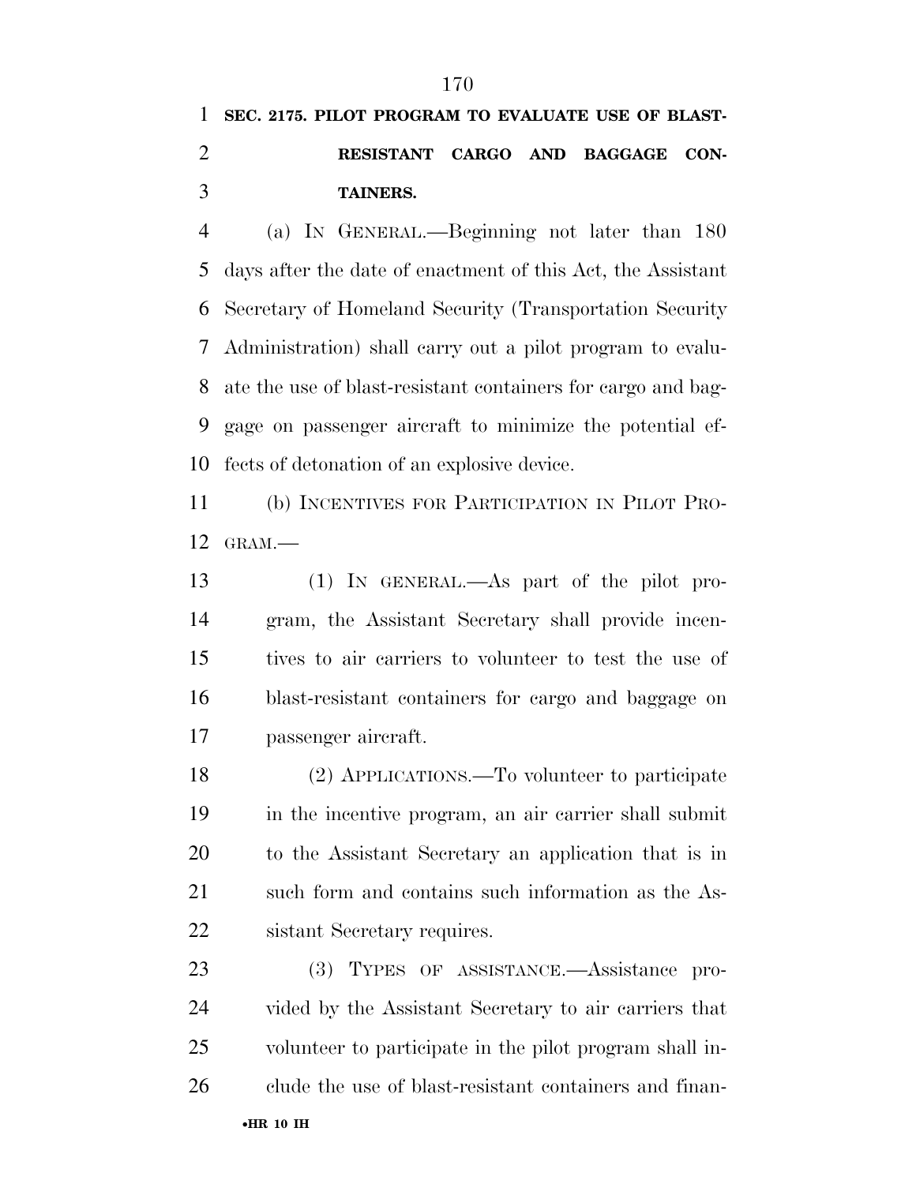**SEC. 2175. PILOT PROGRAM TO EVALUATE USE OF BLAST-RESISTANT CARGO AND BAGGAGE CONTAINERS.**

(a) IN GENERAL.—Beginning not later than 180 days after the date of enactment of this Act, the Assistant Secretary of Homeland Security (Transportation Security Administration) shall carry out a pilot program to evaluate the use of blast-resistant containers for cargo and baggage on passenger aircraft to minimize the potential effects of detonation of an explosive device.

(b) INCENTIVES FOR PARTICIPATION IN PILOT PROGRAM.—

(1) IN GENERAL.—As part of the pilot program, the Assistant Secretary shall provide incentives to air carriers to volunteer to test the use of blast-resistant containers for cargo and baggage on passenger aircraft.

(2) APPLICATIONS.—To volunteer to participate in the incentive program, an air carrier shall submit to the Assistant Secretary an application that is in such form and contains such information as the Assistant Secretary requires.

(3) TYPES OF ASSISTANCE.—Assistance provided by the Assistant Secretary to air carriers that volunteer to participate in the pilot program shall include the use of blast-resistant containers and finan-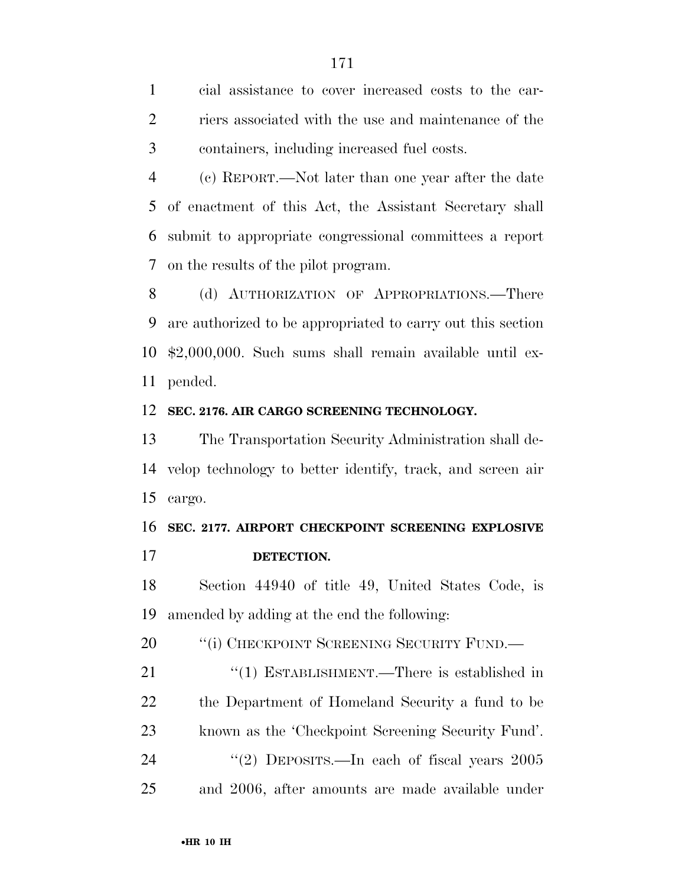cial assistance to cover increased costs to the carriers associated with the use and maintenance of the containers, including increased fuel costs.

(c) REPORT.—Not later than one year after the date of enactment of this Act, the Assistant Secretary shall submit to appropriate congressional committees a report on the results of the pilot program.

(d) AUTHORIZATION OF APPROPRIATIONS.—There are authorized to be appropriated to carry out this section $2,000,000. Such sums shall remain available until expended.

**SEC. 2176. AIR CARGO SCREENING TECHNOLOGY.**

The Transportation Security Administration shall develop technology to better identify, track, and screen air cargo.

**SEC. 2177. AIRPORT CHECKPOINT SCREENING EXPLOSIVE DETECTION.**

Section 44940 of title 49, United States Code, is amended by adding at the end the following:

"(i) CHECKPOINT SCREENING SECURITY FUND.—

"(1) ESTABLISHMENT.—There is established in the Department of Homeland Security a fund to be known as the 'Checkpoint Screening Security Fund'.

"(2) DEPOSITS.—In each of fiscal years 2005 and 2006, after amounts are made available under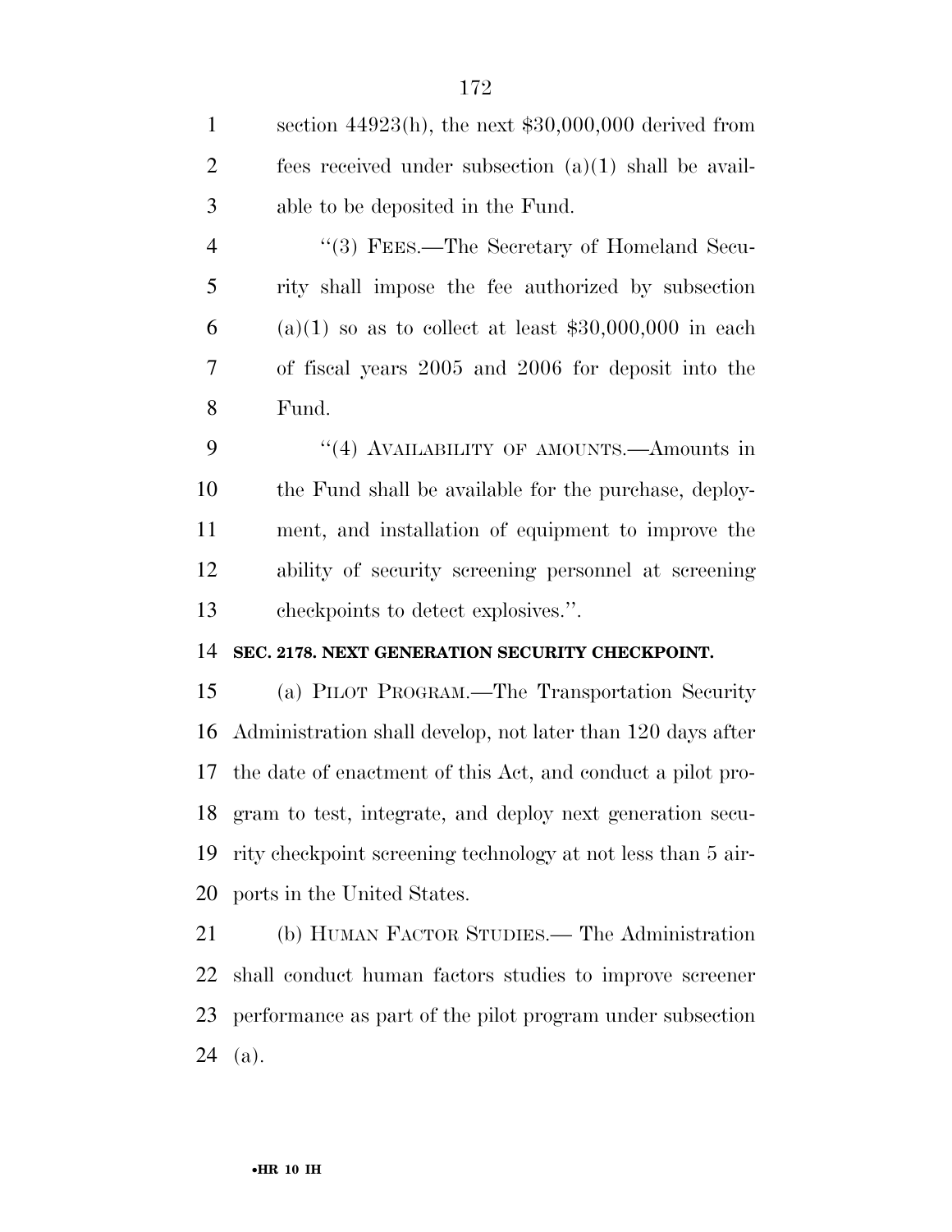section 44923(h), the next $30,000,000 derived from fees received under subsection (a)(1) shall be available to be deposited in the Fund.

''(3) FEES.—The Secretary of Homeland Security shall impose the fee authorized by subsection (a)(1) so as to collect at least $30,000,000 in each of fiscal years 2005 and 2006 for deposit into the Fund.

''(4) AVAILABILITY OF AMOUNTS.—Amounts in the Fund shall be available for the purchase, deployment, and installation of equipment to improve the ability of security screening personnel at screening checkpoints to detect explosives.''.

**SEC. 2178. NEXT GENERATION SECURITY CHECKPOINT.**

(a) PILOT PROGRAM.—The Transportation Security Administration shall develop, not later than 120 days after the date of enactment of this Act, and conduct a pilot program to test, integrate, and deploy next generation security checkpoint screening technology at not less than 5 airports in the United States.

(b) HUMAN FACTOR STUDIES.— The Administration shall conduct human factors studies to improve screener performance as part of the pilot program under subsection (a).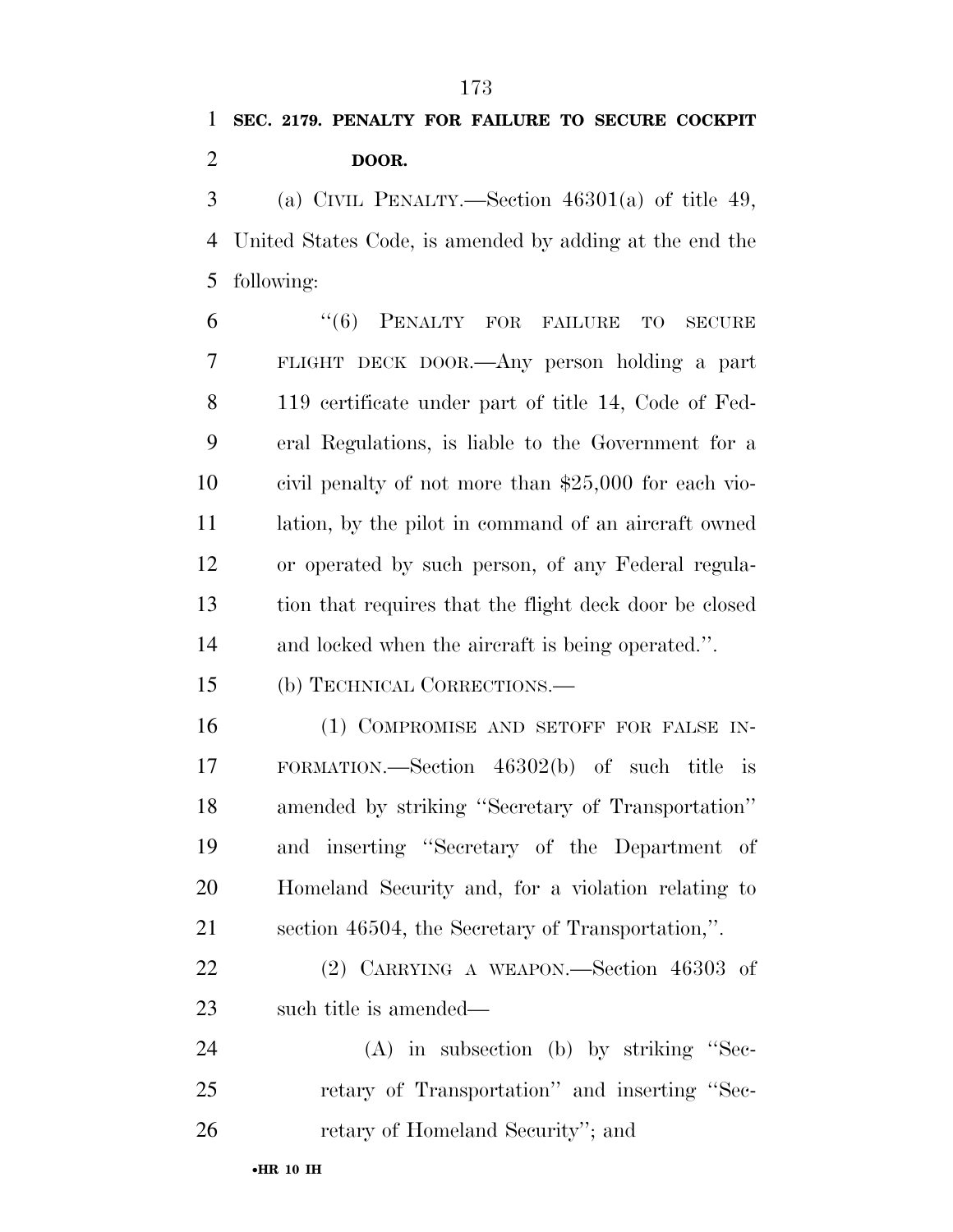**SEC. 2179. PENALTY FOR FAILURE TO SECURE COCKPIT DOOR.**

(a) CIVIL PENALTY.—Section 46301(a) of title 49, United States Code, is amended by adding at the end the following:

"(6) PENALTY FOR FAILURE TO SECURE FLIGHT DECK DOOR.—Any person holding a part 119 certificate under part of title 14, Code of Federal Regulations, is liable to the Government for a civil penalty of not more than $25,000 for each violation, by the pilot in command of an aircraft owned or operated by such person, of any Federal regulation that requires that the flight deck door be closed and locked when the aircraft is being operated.".

(b) TECHNICAL CORRECTIONS.—

(1) COMPROMISE AND SETOFF FOR FALSE INFORMATION.—Section 46302(b) of such title is amended by striking "Secretary of Transportation" and inserting "Secretary of the Department of Homeland Security and, for a violation relating to section 46504, the Secretary of Transportation,".

(2) CARRYING A WEAPON.—Section 46303 of such title is amended—

(A) in subsection (b) by striking "Secretary of Transportation" and inserting "Secretary of Homeland Security"; and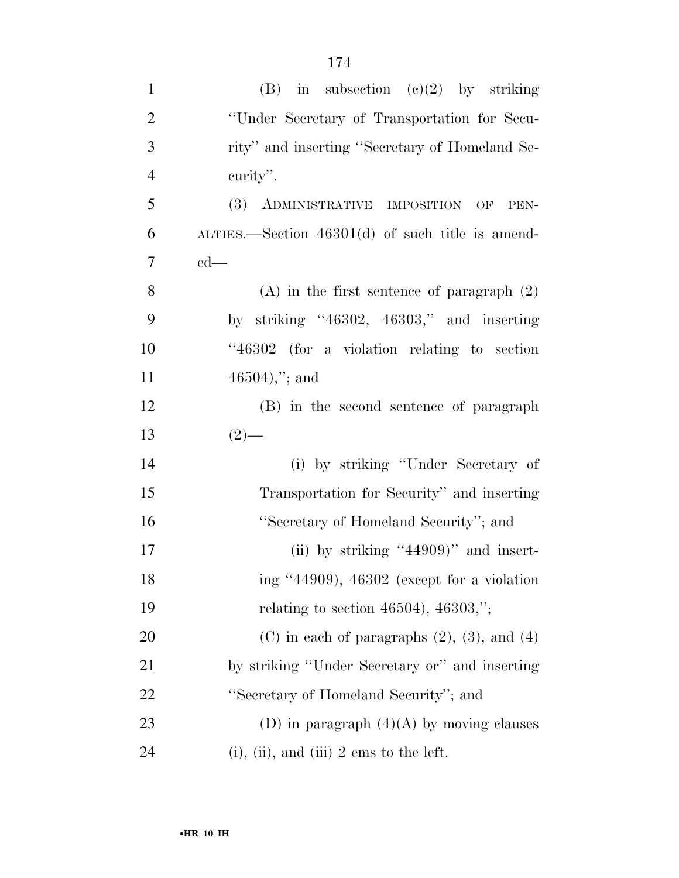(B) in subsection (c)(2) by striking ''Under Secretary of Transportation for Security'' and inserting ''Secretary of Homeland Security''.

(3) ADMINISTRATIVE IMPOSITION OF PENALTIES.—Section 46301(d) of such title is amended—

(A) in the first sentence of paragraph (2) by striking ''46302, 46303,'' and inserting ''46302 (for a violation relating to section 46504),''; and

(B) in the second sentence of paragraph (2)—

(i) by striking ''Under Secretary of Transportation for Security'' and inserting ''Secretary of Homeland Security''; and

(ii) by striking ''44909)'' and inserting ''44909), 46302 (except for a violation relating to section 46504), 46303,'';

(C) in each of paragraphs (2), (3), and (4) by striking ''Under Secretary or'' and inserting ''Secretary of Homeland Security''; and

(D) in paragraph (4)(A) by moving clauses (i), (ii), and (iii) 2 ems to the left.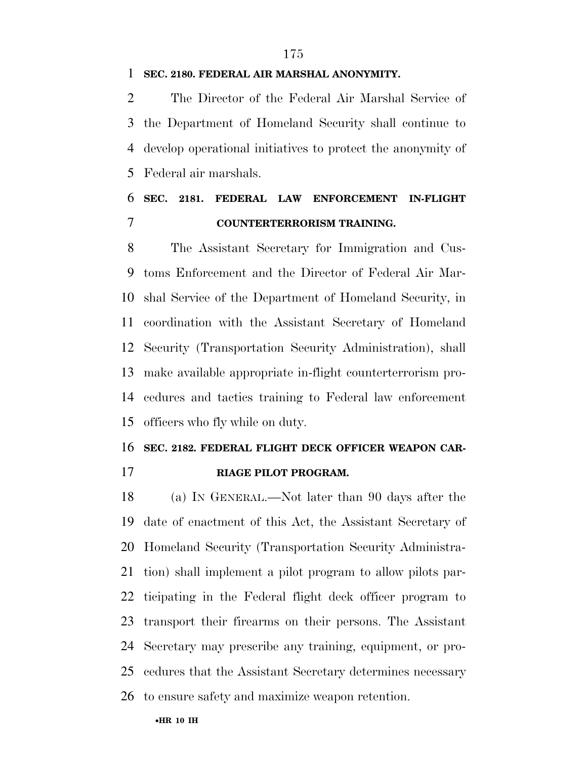**SEC. 2180. FEDERAL AIR MARSHAL ANONYMITY.**

The Director of the Federal Air Marshal Service of the Department of Homeland Security shall continue to develop operational initiatives to protect the anonymity of Federal air marshals.

**SEC. 2181. FEDERAL LAW ENFORCEMENT IN-FLIGHT COUNTERTERRORISM TRAINING.**

The Assistant Secretary for Immigration and Customs Enforcement and the Director of Federal Air Marshal Service of the Department of Homeland Security, in coordination with the Assistant Secretary of Homeland Security (Transportation Security Administration), shall make available appropriate in-flight counterterrorism procedures and tactics training to Federal law enforcement officers who fly while on duty.

**SEC. 2182. FEDERAL FLIGHT DECK OFFICER WEAPON CARRIAGE PILOT PROGRAM.**

(a) IN GENERAL.—Not later than 90 days after the date of enactment of this Act, the Assistant Secretary of Homeland Security (Transportation Security Administration) shall implement a pilot program to allow pilots participating in the Federal flight deck officer program to transport their firearms on their persons. The Assistant Secretary may prescribe any training, equipment, or procedures that the Assistant Secretary determines necessary to ensure safety and maximize weapon retention.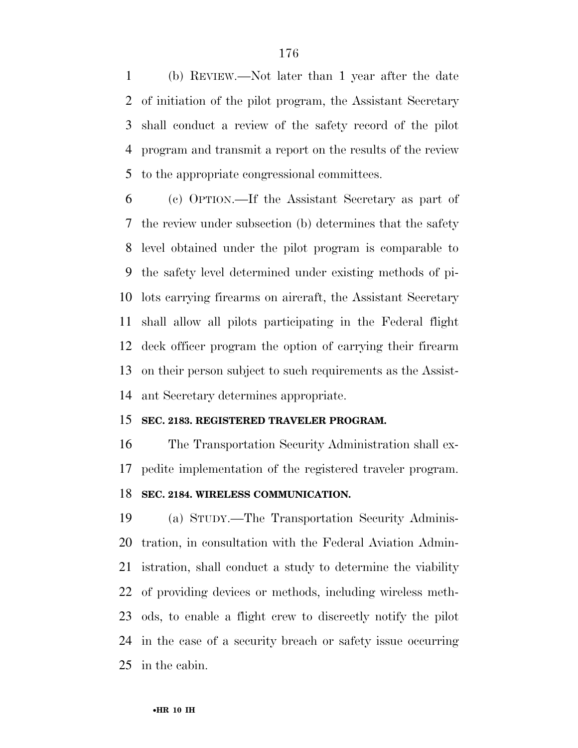(b) REVIEW.—Not later than 1 year after the date of initiation of the pilot program, the Assistant Secretary shall conduct a review of the safety record of the pilot program and transmit a report on the results of the review to the appropriate congressional committees.

(c) OPTION.—If the Assistant Secretary as part of the review under subsection (b) determines that the safety level obtained under the pilot program is comparable to the safety level determined under existing methods of pilots carrying firearms on aircraft, the Assistant Secretary shall allow all pilots participating in the Federal flight deck officer program the option of carrying their firearm on their person subject to such requirements as the Assistant Secretary determines appropriate.

**SEC. 2183. REGISTERED TRAVELER PROGRAM.**

The Transportation Security Administration shall expedite implementation of the registered traveler program.

**SEC. 2184. WIRELESS COMMUNICATION.**

(a) STUDY.—The Transportation Security Administration, in consultation with the Federal Aviation Administration, shall conduct a study to determine the viability of providing devices or methods, including wireless methods, to enable a flight crew to discreetly notify the pilot in the case of a security breach or safety issue occurring in the cabin.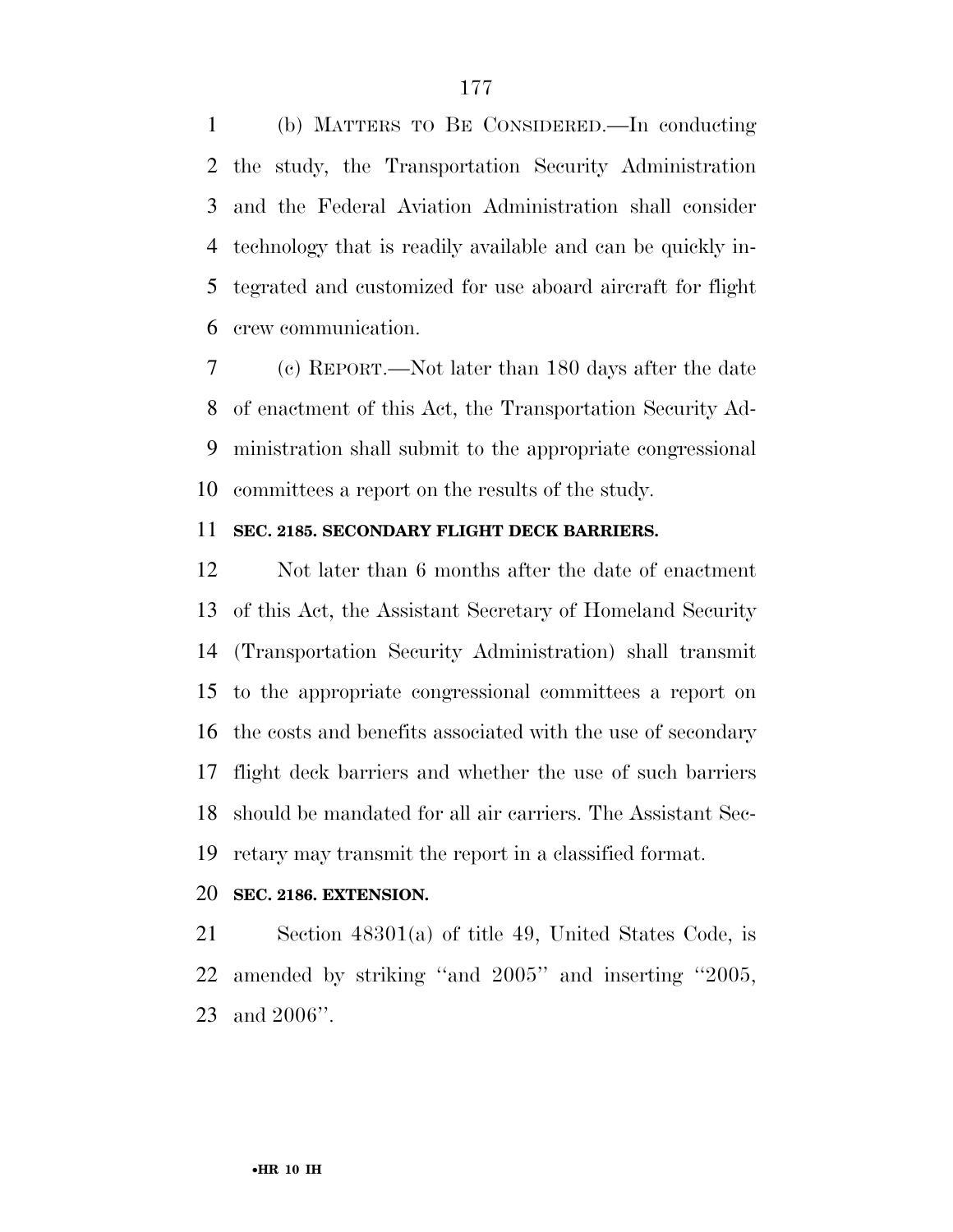(b) MATTERS TO BE CONSIDERED.—In conducting the study, the Transportation Security Administration and the Federal Aviation Administration shall consider technology that is readily available and can be quickly integrated and customized for use aboard aircraft for flight crew communication.

(c) REPORT.—Not later than 180 days after the date of enactment of this Act, the Transportation Security Administration shall submit to the appropriate congressional committees a report on the results of the study.

**SEC. 2185. SECONDARY FLIGHT DECK BARRIERS.**

Not later than 6 months after the date of enactment of this Act, the Assistant Secretary of Homeland Security (Transportation Security Administration) shall transmit to the appropriate congressional committees a report on the costs and benefits associated with the use of secondary flight deck barriers and whether the use of such barriers should be mandated for all air carriers. The Assistant Secretary may transmit the report in a classified format.

**SEC. 2186. EXTENSION.**

Section 48301(a) of title 49, United States Code, is amended by striking ''and 2005'' and inserting ''2005, and 2006''.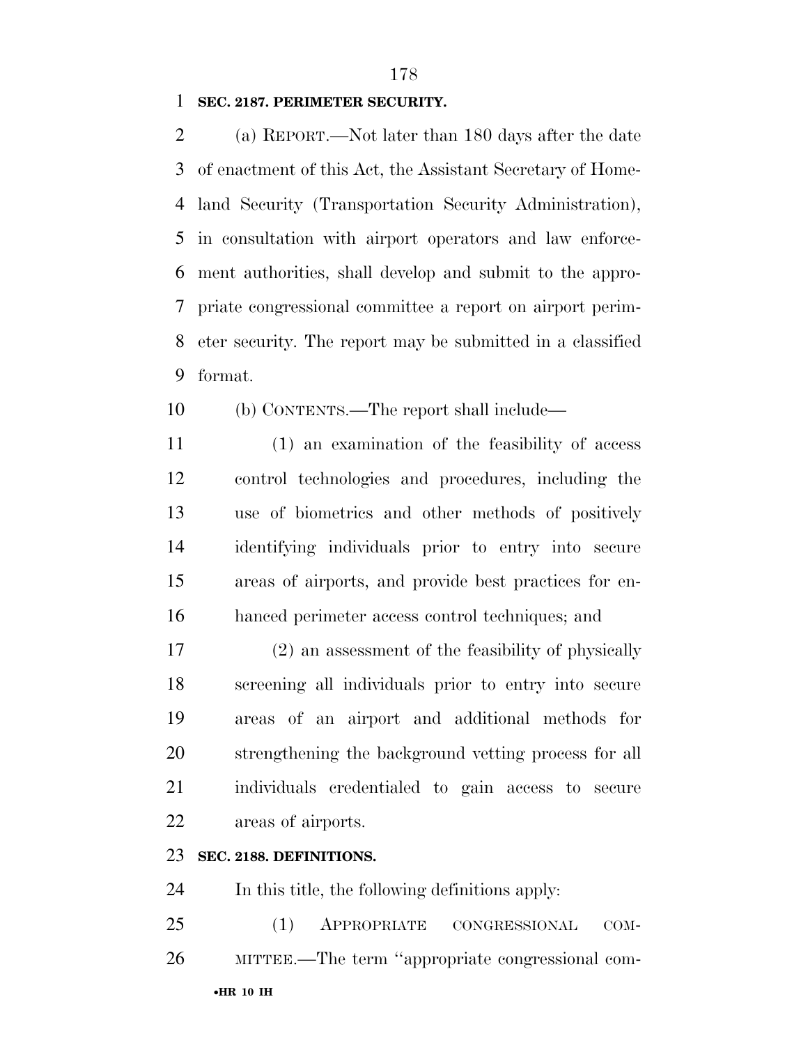**SEC. 2187. PERIMETER SECURITY.**

(a) REPORT.—Not later than 180 days after the date of enactment of this Act, the Assistant Secretary of Homeland Security (Transportation Security Administration), in consultation with airport operators and law enforcement authorities, shall develop and submit to the appropriate congressional committee a report on airport perimeter security. The report may be submitted in a classified format.

(b) CONTENTS.—The report shall include—

(1) an examination of the feasibility of access control technologies and procedures, including the use of biometrics and other methods of positively identifying individuals prior to entry into secure areas of airports, and provide best practices for enhanced perimeter access control techniques; and

(2) an assessment of the feasibility of physically screening all individuals prior to entry into secure areas of an airport and additional methods for strengthening the background vetting process for all individuals credentialed to gain access to secure areas of airports.

**SEC. 2188. DEFINITIONS.**

In this title, the following definitions apply:

(1) APPROPRIATE CONGRESSIONAL COMMITTEE.—The term ''appropriate congressional com-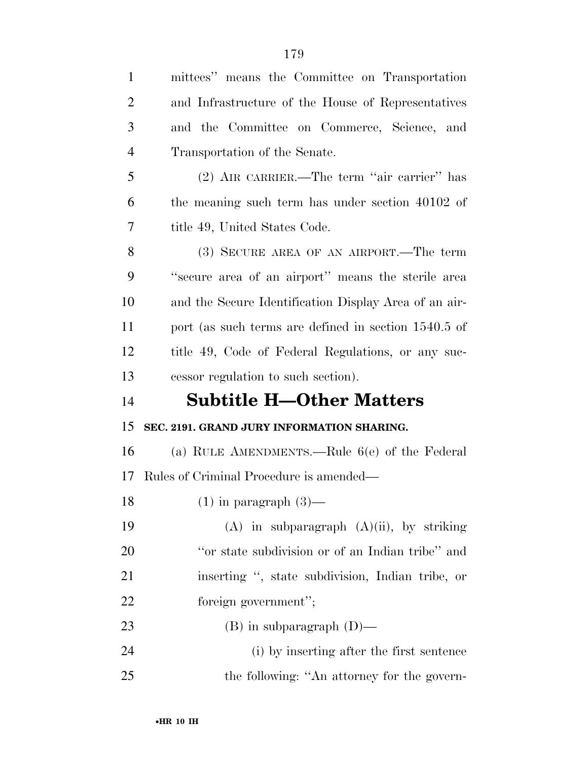mittees" means the Committee on Transportation and Infrastructure of the House of Representatives and the Committee on Commerce, Science, and Transportation of the Senate.

(2) AIR CARRIER.—The term "air carrier" has the meaning such term has under section 40102 of title 49, United States Code.

(3) SECURE AREA OF AN AIRPORT.—The term "secure area of an airport" means the sterile area and the Secure Identification Display Area of an airport (as such terms are defined in section 1540.5 of title 49, Code of Federal Regulations, or any successor regulation to such section).

## Subtitle H—Other Matters

**SEC. 2191. GRAND JURY INFORMATION SHARING.**

(a) RULE AMENDMENTS.—Rule 6(e) of the Federal Rules of Criminal Procedure is amended—

(1) in paragraph (3)—

(A) in subparagraph (A)(ii), by striking "or state subdivision or of an Indian tribe" and inserting ", state subdivision, Indian tribe, or foreign government";

(B) in subparagraph (D)—

(i) by inserting after the first sentence the following: "An attorney for the govern-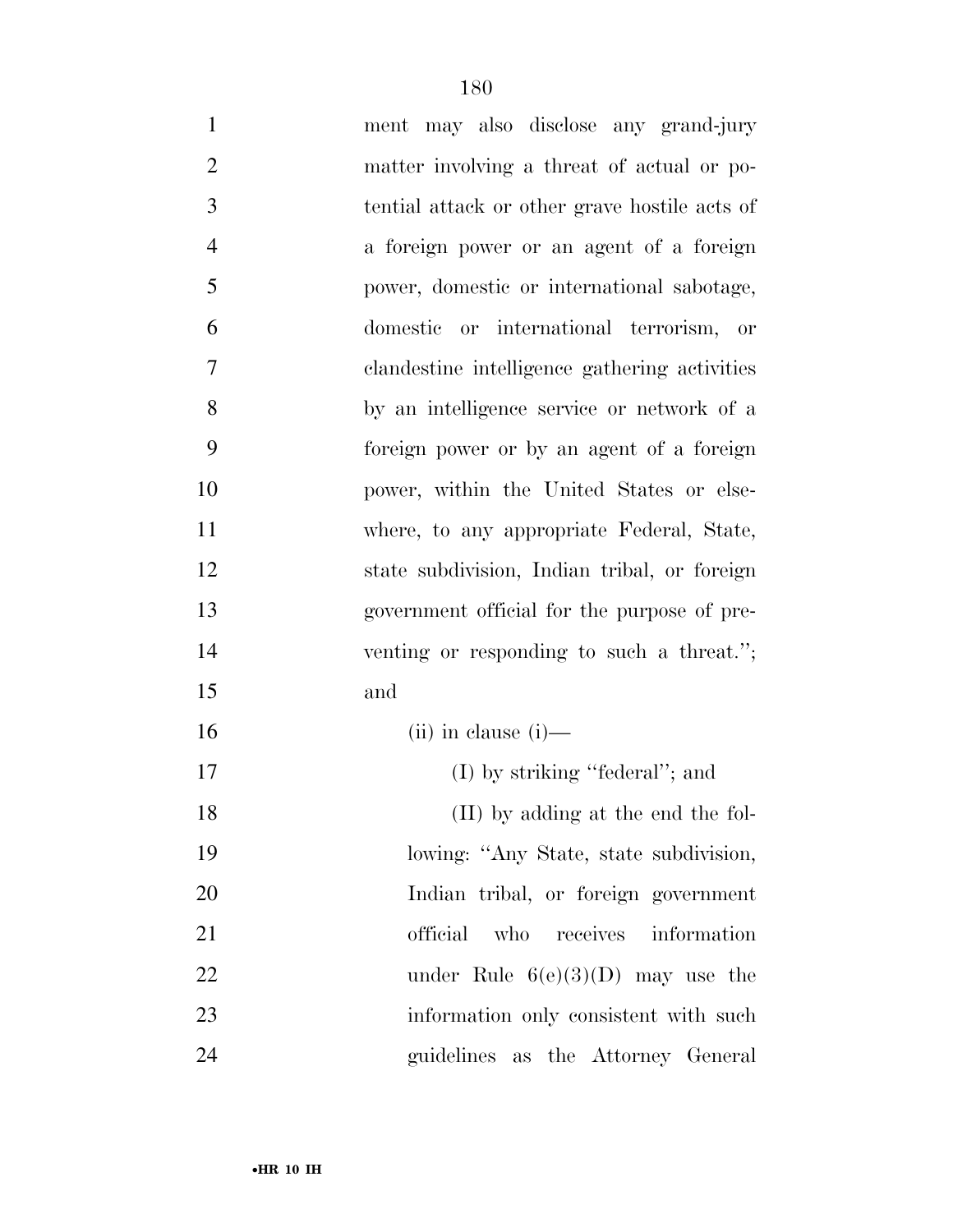ment may also disclose any grand-jury matter involving a threat of actual or potential attack or other grave hostile acts of a foreign power or an agent of a foreign power, domestic or international sabotage, domestic or international terrorism, or clandestine intelligence gathering activities by an intelligence service or network of a foreign power or by an agent of a foreign power, within the United States or elsewhere, to any appropriate Federal, State, state subdivision, Indian tribal, or foreign government official for the purpose of preventing or responding to such a threat.''; and

(ii) in clause (i)—

(I) by striking ''federal''; and

(II) by adding at the end the following: ''Any State, state subdivision, Indian tribal, or foreign government official who receives information under Rule 6(e)(3)(D) may use the information only consistent with such guidelines as the Attorney General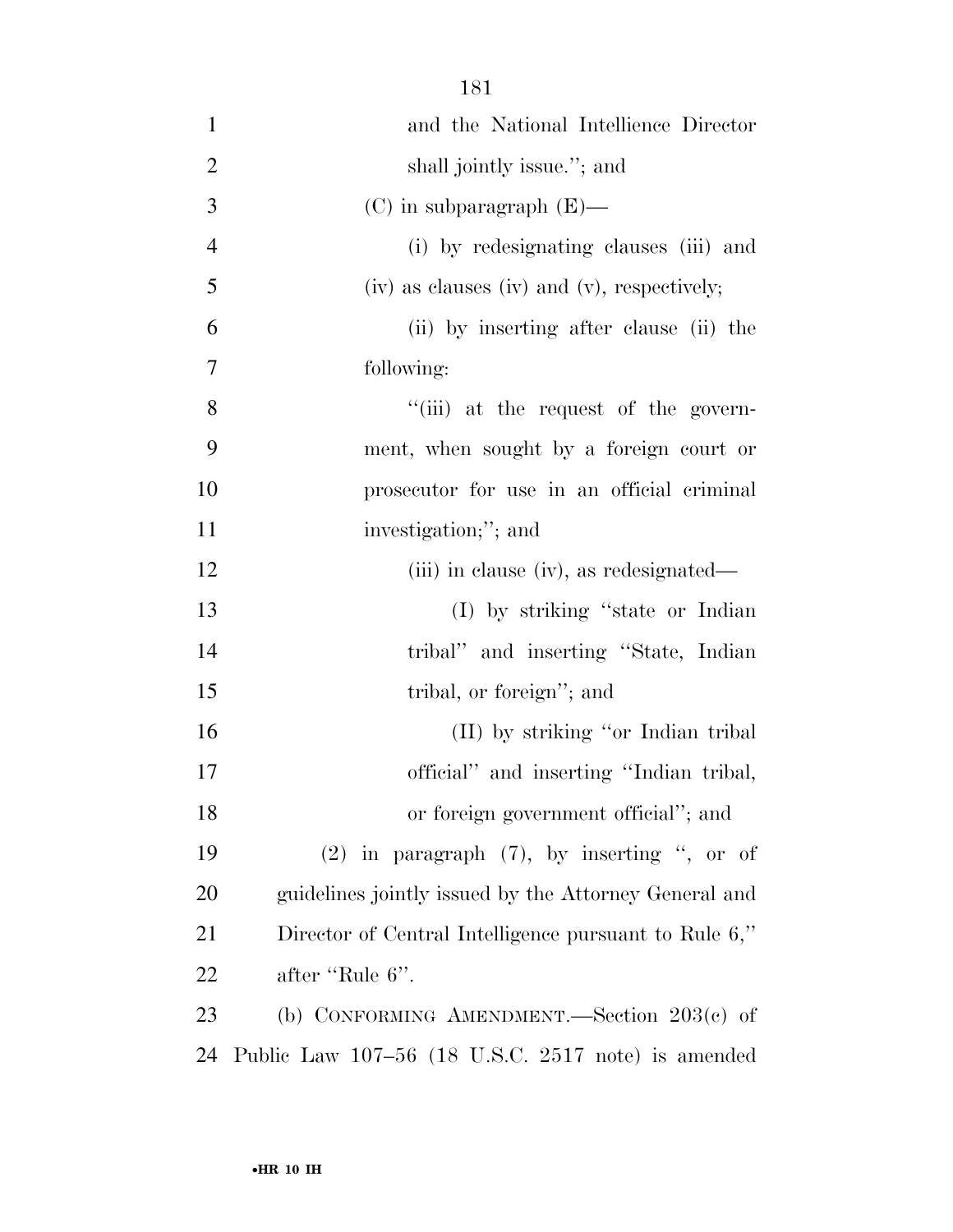and the National Intellience Director shall jointly issue.''; and

(C) in subparagraph (E)—

(i) by redesignating clauses (iii) and (iv) as clauses (iv) and (v), respectively;

(ii) by inserting after clause (ii) the following:

''(iii) at the request of the government, when sought by a foreign court or prosecutor for use in an official criminal investigation;''; and

(iii) in clause (iv), as redesignated—

(I) by striking ''state or Indian tribal'' and inserting ''State, Indian tribal, or foreign''; and

(II) by striking ''or Indian tribal official'' and inserting ''Indian tribal, or foreign government official''; and

(2) in paragraph (7), by inserting '', or of guidelines jointly issued by the Attorney General and Director of Central Intelligence pursuant to Rule 6,'' after ''Rule 6''.

(b) CONFORMING AMENDMENT.—Section 203(c) of Public Law 107–56 (18 U.S.C. 2517 note) is amended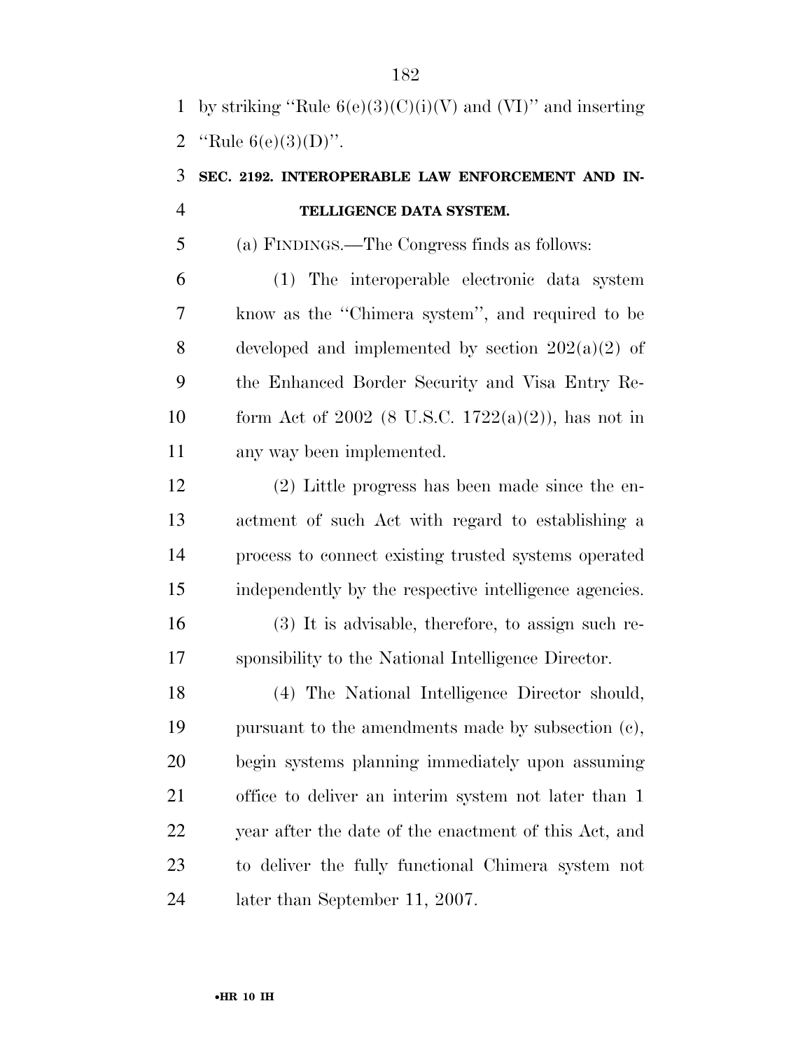by striking "Rule 6(e)(3)(C)(i)(V) and (VI)" and inserting "Rule 6(e)(3)(D)".

**SEC. 2192. INTEROPERABLE LAW ENFORCEMENT AND INTELLIGENCE DATA SYSTEM.**

(a) FINDINGS.—The Congress finds as follows:

(1) The interoperable electronic data system know as the "Chimera system", and required to be developed and implemented by section 202(a)(2) of the Enhanced Border Security and Visa Entry Reform Act of 2002 (8 U.S.C. 1722(a)(2)), has not in any way been implemented.

(2) Little progress has been made since the enactment of such Act with regard to establishing a process to connect existing trusted systems operated independently by the respective intelligence agencies.

(3) It is advisable, therefore, to assign such responsibility to the National Intelligence Director.

(4) The National Intelligence Director should, pursuant to the amendments made by subsection (c), begin systems planning immediately upon assuming office to deliver an interim system not later than 1 year after the date of the enactment of this Act, and to deliver the fully functional Chimera system not later than September 11, 2007.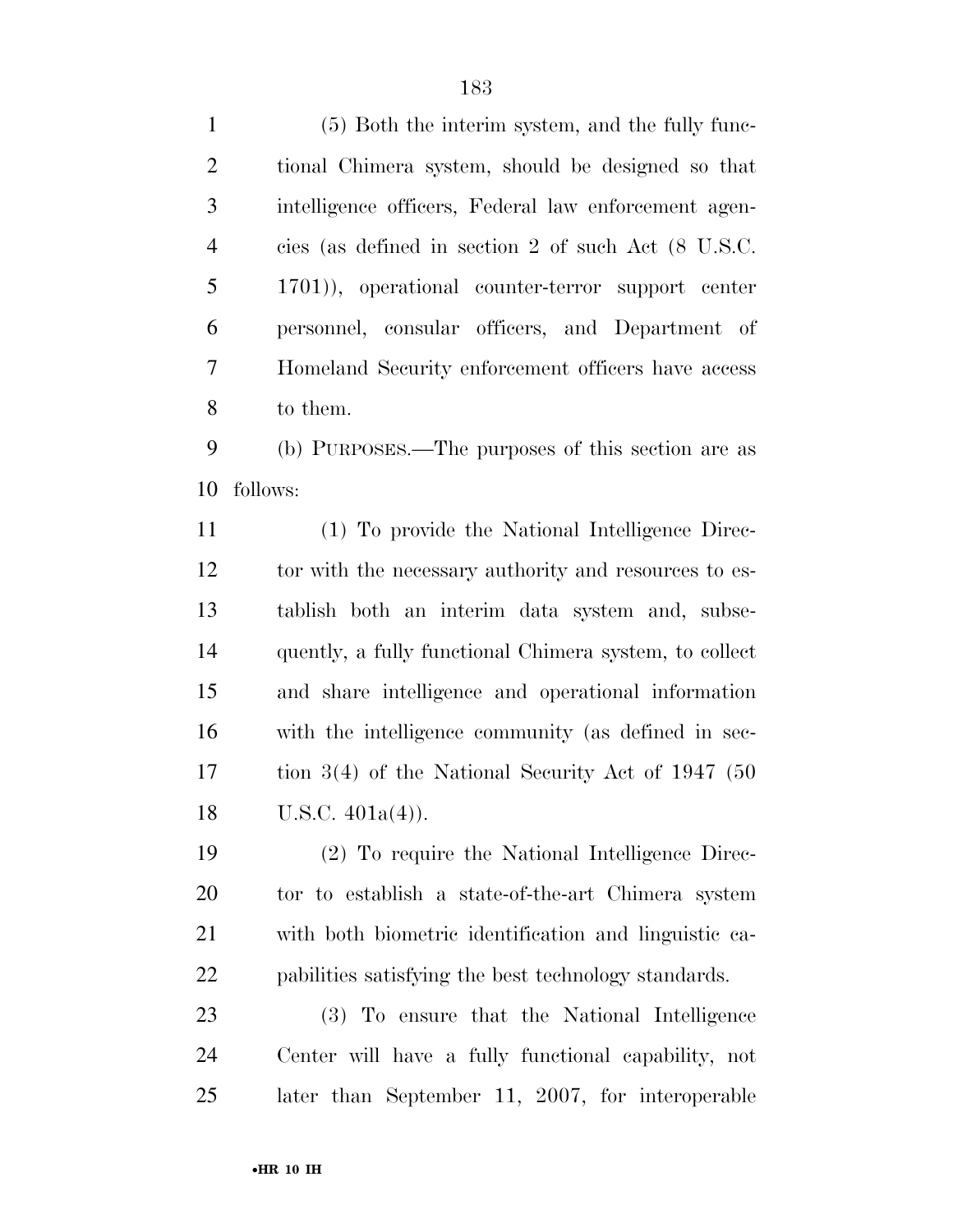(5) Both the interim system, and the fully functional Chimera system, should be designed so that intelligence officers, Federal law enforcement agencies (as defined in section 2 of such Act (8 U.S.C. 1701)), operational counter-terror support center personnel, consular officers, and Department of Homeland Security enforcement officers have access to them.

(b) PURPOSES.—The purposes of this section are as follows:

(1) To provide the National Intelligence Director with the necessary authority and resources to establish both an interim data system and, subsequently, a fully functional Chimera system, to collect and share intelligence and operational information with the intelligence community (as defined in section 3(4) of the National Security Act of 1947 (50 U.S.C. 401a(4)).

(2) To require the National Intelligence Director to establish a state-of-the-art Chimera system with both biometric identification and linguistic capabilities satisfying the best technology standards.

(3) To ensure that the National Intelligence Center will have a fully functional capability, not later than September 11, 2007, for interoperable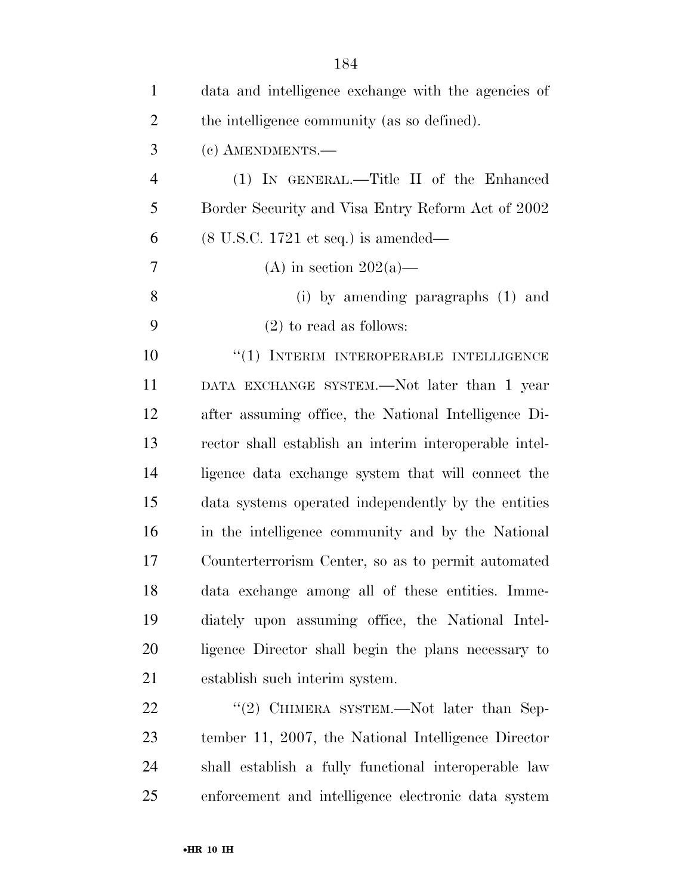data and intelligence exchange with the agencies of the intelligence community (as so defined).

(c) AMENDMENTS.—

(1) IN GENERAL.—Title II of the Enhanced Border Security and Visa Entry Reform Act of 2002 (8 U.S.C. 1721 et seq.) is amended—

(A) in section 202(a)—

(i) by amending paragraphs (1) and (2) to read as follows:

"(1) INTERIM INTEROPERABLE INTELLIGENCE DATA EXCHANGE SYSTEM.—Not later than 1 year after assuming office, the National Intelligence Director shall establish an interim interoperable intelligence data exchange system that will connect the data systems operated independently by the entities in the intelligence community and by the National Counterterrorism Center, so as to permit automated data exchange among all of these entities. Immediately upon assuming office, the National Intelligence Director shall begin the plans necessary to establish such interim system.

"(2) CHIMERA SYSTEM.—Not later than September 11, 2007, the National Intelligence Director shall establish a fully functional interoperable law enforcement and intelligence electronic data system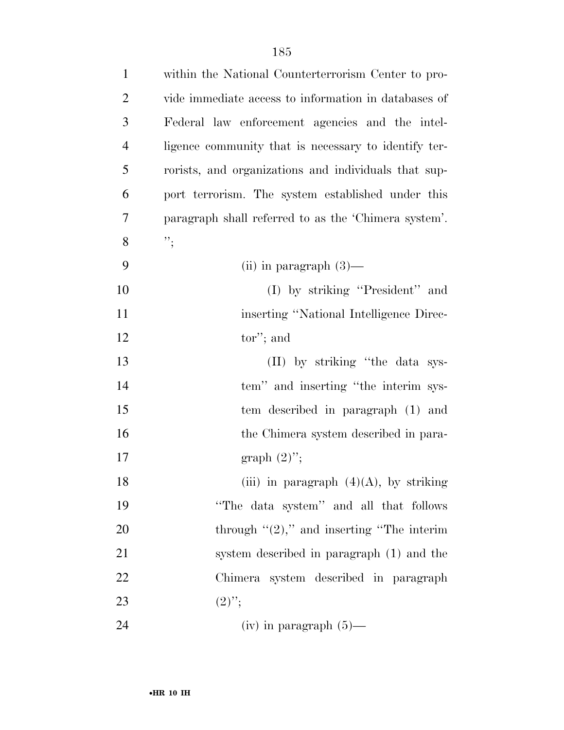within the National Counterterrorism Center to provide immediate access to information in databases of Federal law enforcement agencies and the intelligence community that is necessary to identify terrorists, and organizations and individuals that support terrorism. The system established under this paragraph shall referred to as the 'Chimera system'. '';

(ii) in paragraph (3)—

(I) by striking ''President'' and inserting ''National Intelligence Director''; and

(II) by striking ''the data system'' and inserting ''the interim system described in paragraph (1) and the Chimera system described in paragraph (2)'';

(iii) in paragraph (4)(A), by striking ''The data system'' and all that follows through ''(2),'' and inserting ''The interim system described in paragraph (1) and the Chimera system described in paragraph (2)'';

(iv) in paragraph (5)—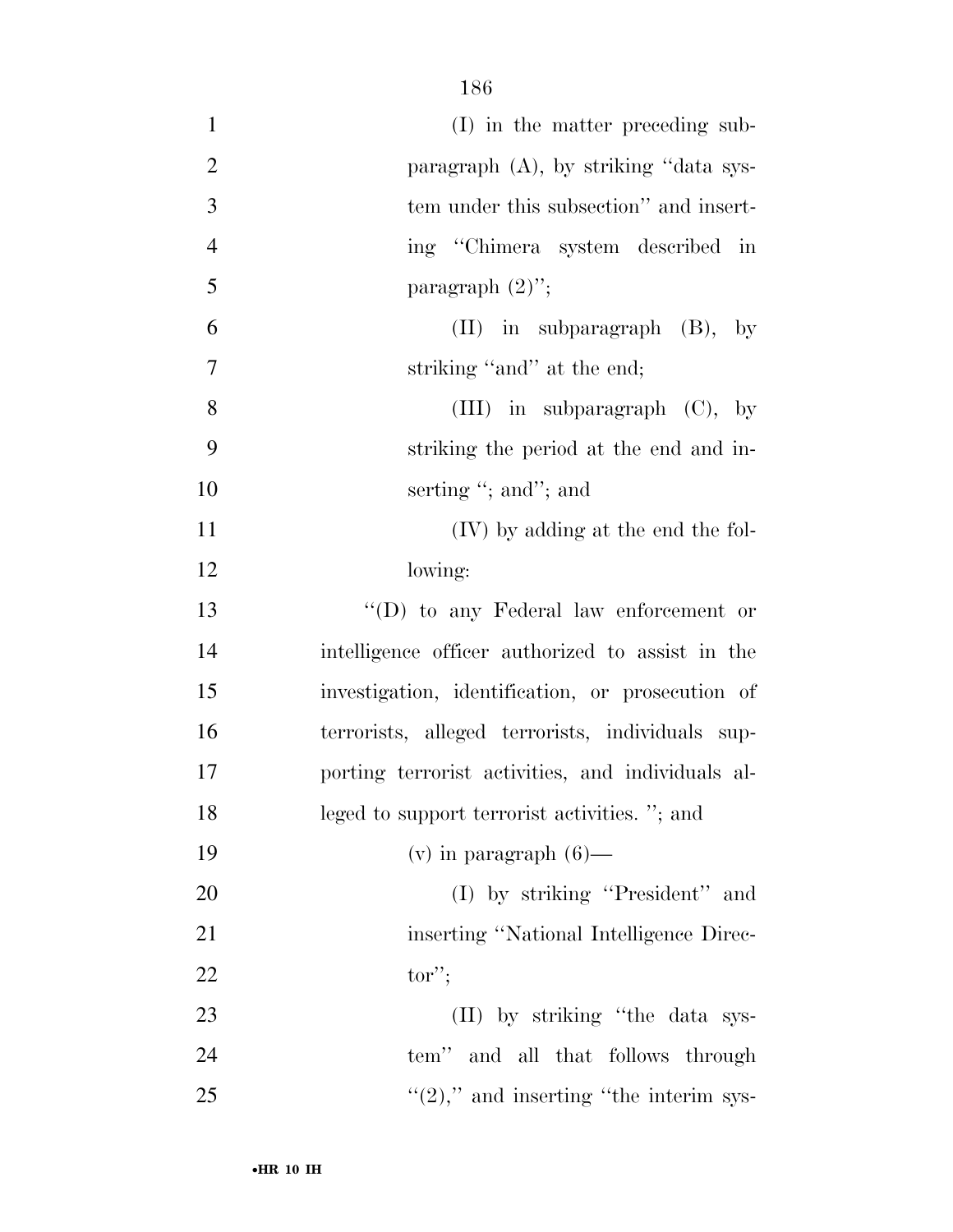(I) in the matter preceding subparagraph (A), by striking "data system under this subsection" and inserting "Chimera system described in paragraph (2)";

(II) in subparagraph (B), by striking "and" at the end;

(III) in subparagraph (C), by striking the period at the end and inserting "; and"; and

(IV) by adding at the end the following:

"(D) to any Federal law enforcement or intelligence officer authorized to assist in the investigation, identification, or prosecution of terrorists, alleged terrorists, individuals supporting terrorist activities, and individuals alleged to support terrorist activities. "; and

(v) in paragraph (6)—

(I) by striking "President" and inserting "National Intelligence Director";

(II) by striking "the data system" and all that follows through "(2)," and inserting "the interim sys-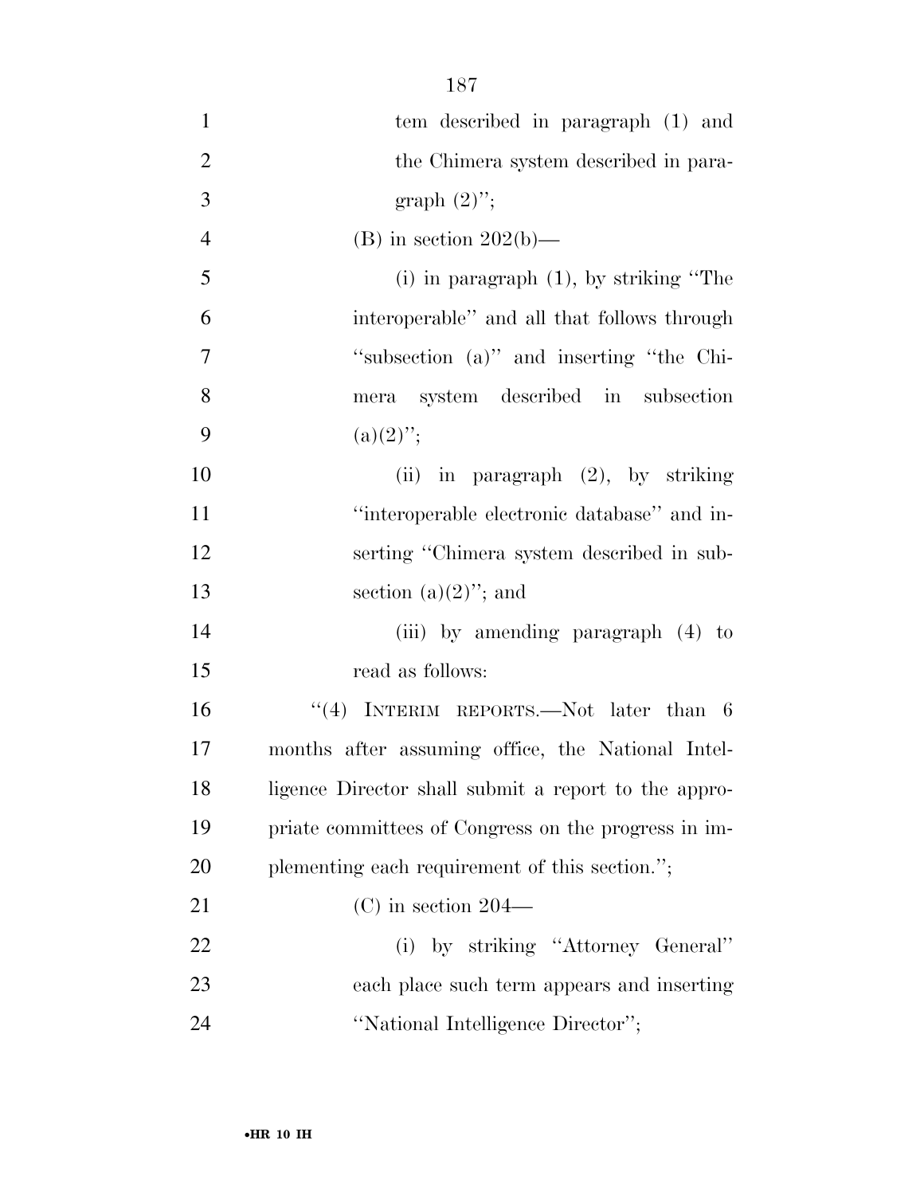tem described in paragraph (1) and the Chimera system described in paragraph (2)'';

(B) in section 202(b)—

(i) in paragraph (1), by striking ''The interoperable'' and all that follows through ''subsection (a)'' and inserting ''the Chimera system described in subsection (a)(2)'';

(ii) in paragraph (2), by striking ''interoperable electronic database'' and inserting ''Chimera system described in subsection (a)(2)''; and

(iii) by amending paragraph (4) to read as follows:

''(4) INTERIM REPORTS.—Not later than 6 months after assuming office, the National Intelligence Director shall submit a report to the appropriate committees of Congress on the progress in implementing each requirement of this section.'';

(C) in section 204—

(i) by striking ''Attorney General'' each place such term appears and inserting ''National Intelligence Director'';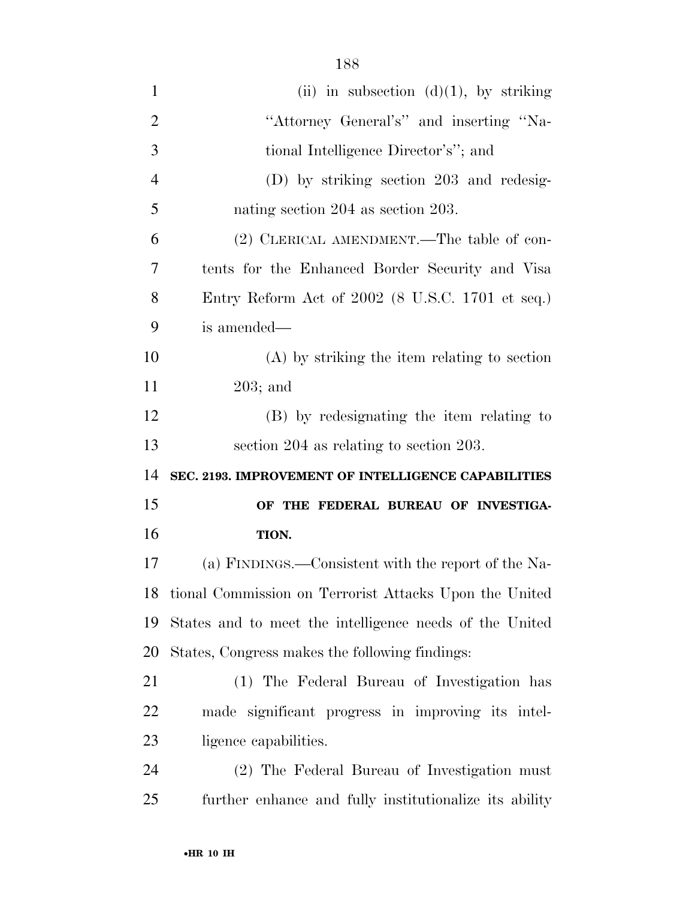(ii) in subsection (d)(1), by striking ''Attorney General's'' and inserting ''National Intelligence Director's''; and

(D) by striking section 203 and redesignating section 204 as section 203.

(2) CLERICAL AMENDMENT.—The table of contents for the Enhanced Border Security and Visa Entry Reform Act of 2002 (8 U.S.C. 1701 et seq.) is amended—

(A) by striking the item relating to section 203; and

(B) by redesignating the item relating to section 204 as relating to section 203.

**SEC. 2193. IMPROVEMENT OF INTELLIGENCE CAPABILITIES OF THE FEDERAL BUREAU OF INVESTIGATION.**

(a) FINDINGS.—Consistent with the report of the National Commission on Terrorist Attacks Upon the United States and to meet the intelligence needs of the United States, Congress makes the following findings:

(1) The Federal Bureau of Investigation has made significant progress in improving its intelligence capabilities.

(2) The Federal Bureau of Investigation must further enhance and fully institutionalize its ability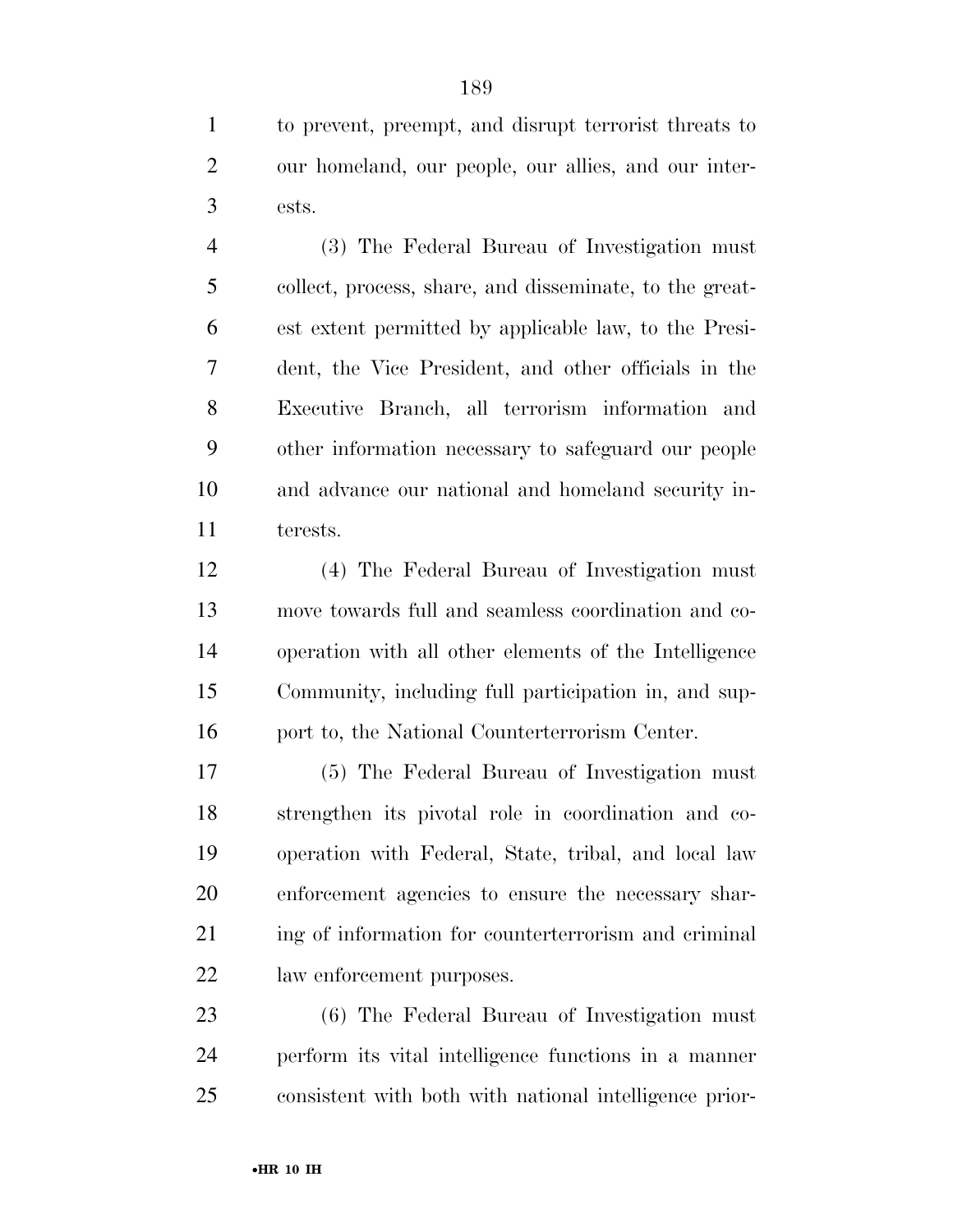to prevent, preempt, and disrupt terrorist threats to our homeland, our people, our allies, and our interests.

(3) The Federal Bureau of Investigation must collect, process, share, and disseminate, to the greatest extent permitted by applicable law, to the President, the Vice President, and other officials in the Executive Branch, all terrorism information and other information necessary to safeguard our people and advance our national and homeland security interests.

(4) The Federal Bureau of Investigation must move towards full and seamless coordination and cooperation with all other elements of the Intelligence Community, including full participation in, and support to, the National Counterterrorism Center.

(5) The Federal Bureau of Investigation must strengthen its pivotal role in coordination and cooperation with Federal, State, tribal, and local law enforcement agencies to ensure the necessary sharing of information for counterterrorism and criminal law enforcement purposes.

(6) The Federal Bureau of Investigation must perform its vital intelligence functions in a manner consistent with both with national intelligence prior-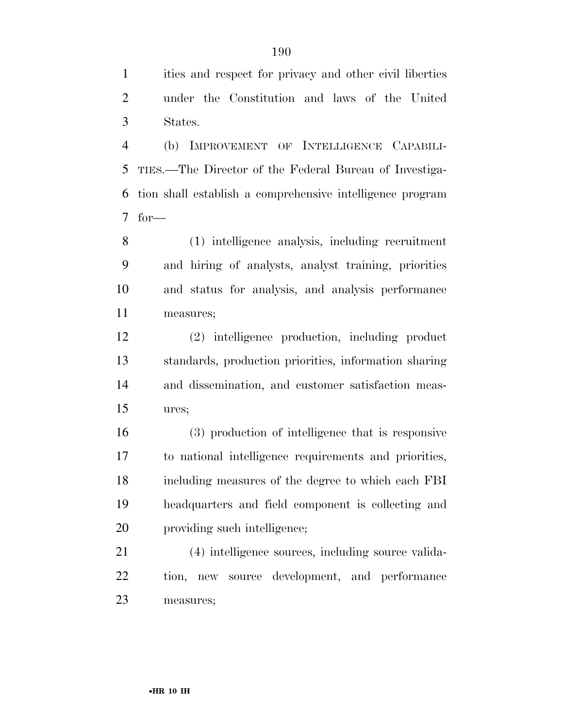ities and respect for privacy and other civil liberties under the Constitution and laws of the United States.

(b) IMPROVEMENT OF INTELLIGENCE CAPABILITIES.—The Director of the Federal Bureau of Investigation shall establish a comprehensive intelligence program for—

(1) intelligence analysis, including recruitment and hiring of analysts, analyst training, priorities and status for analysis, and analysis performance measures;

(2) intelligence production, including product standards, production priorities, information sharing and dissemination, and customer satisfaction measures;

(3) production of intelligence that is responsive to national intelligence requirements and priorities, including measures of the degree to which each FBI headquarters and field component is collecting and providing such intelligence;

(4) intelligence sources, including source validation, new source development, and performance measures;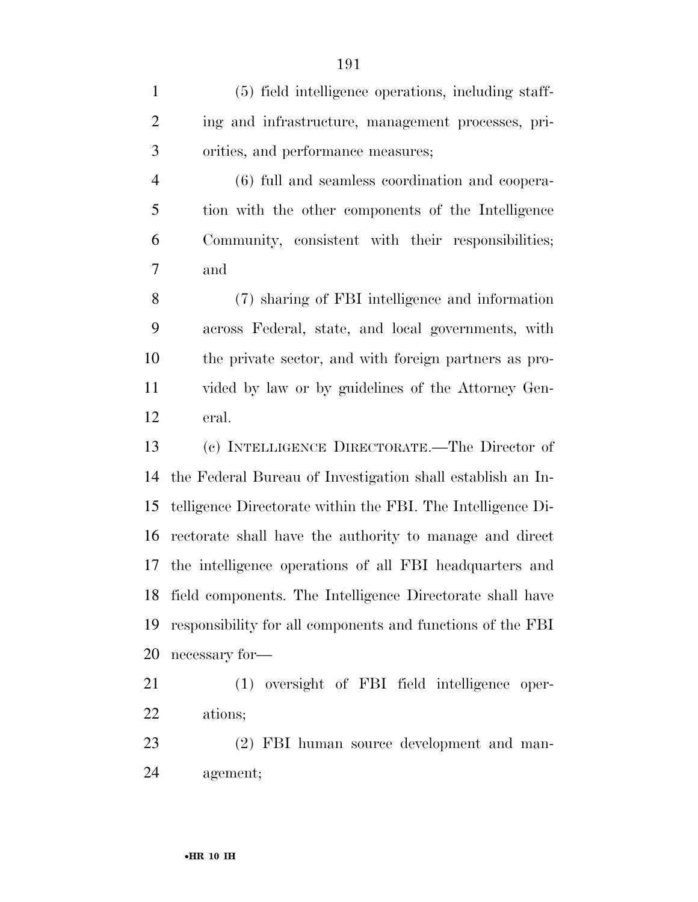(5) field intelligence operations, including staffing and infrastructure, management processes, priorities, and performance measures;

(6) full and seamless coordination and cooperation with the other components of the Intelligence Community, consistent with their responsibilities; and

(7) sharing of FBI intelligence and information across Federal, state, and local governments, with the private sector, and with foreign partners as provided by law or by guidelines of the Attorney General.

(c) INTELLIGENCE DIRECTORATE.—The Director of the Federal Bureau of Investigation shall establish an Intelligence Directorate within the FBI. The Intelligence Directorate shall have the authority to manage and direct the intelligence operations of all FBI headquarters and field components. The Intelligence Directorate shall have responsibility for all components and functions of the FBI necessary for—

(1) oversight of FBI field intelligence operations;

(2) FBI human source development and management;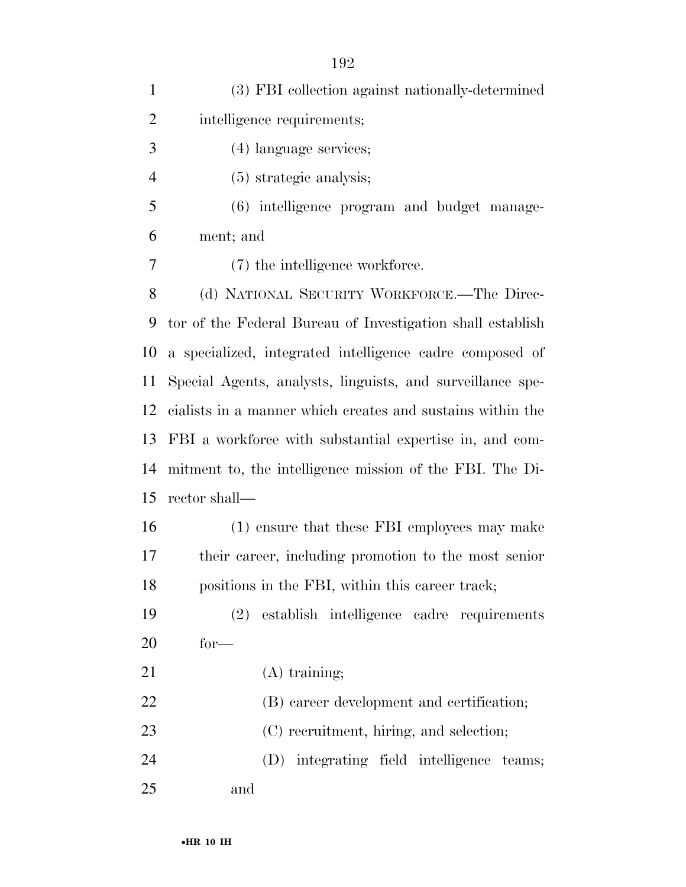(3) FBI collection against nationally-determined intelligence requirements;

(4) language services;

(5) strategic analysis;

(6) intelligence program and budget management; and

(7) the intelligence workforce.

(d) NATIONAL SECURITY WORKFORCE.—The Director of the Federal Bureau of Investigation shall establish a specialized, integrated intelligence cadre composed of Special Agents, analysts, linguists, and surveillance specialists in a manner which creates and sustains within the FBI a workforce with substantial expertise in, and commitment to, the intelligence mission of the FBI. The Director shall—

(1) ensure that these FBI employees may make their career, including promotion to the most senior positions in the FBI, within this career track;

(2) establish intelligence cadre requirements for—

(A) training;

(B) career development and certification;

(C) recruitment, hiring, and selection;

(D) integrating field intelligence teams; and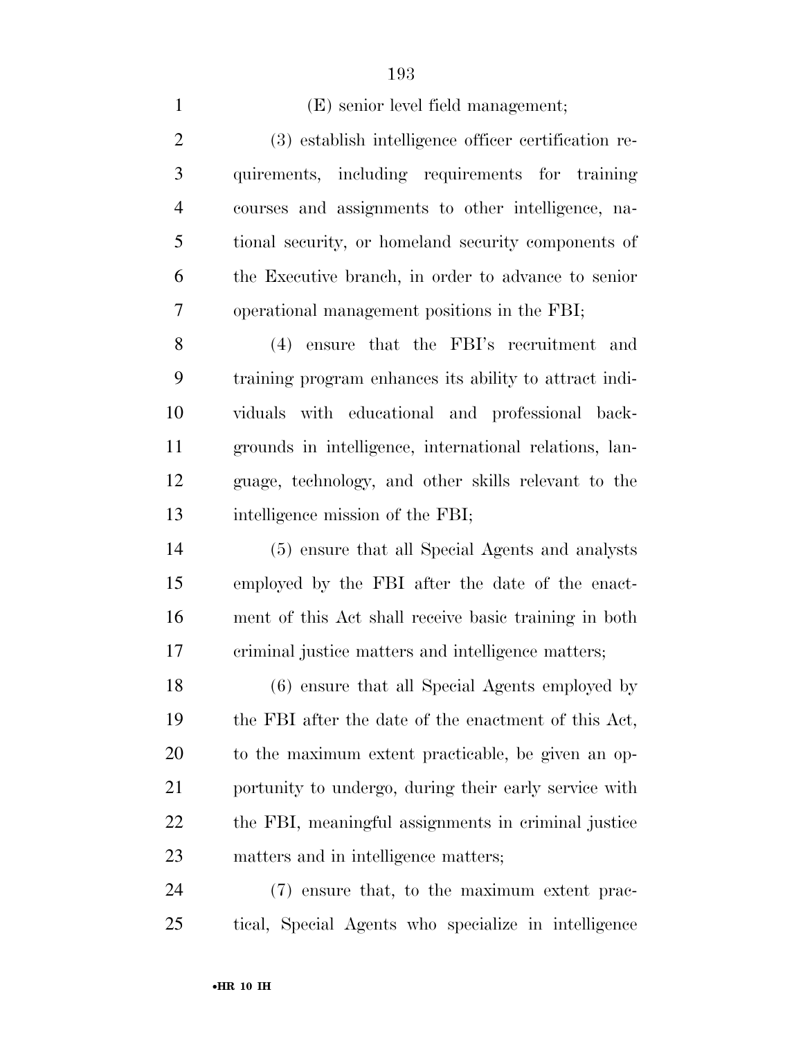(E) senior level field management;

(3) establish intelligence officer certification requirements, including requirements for training courses and assignments to other intelligence, national security, or homeland security components of the Executive branch, in order to advance to senior operational management positions in the FBI;

(4) ensure that the FBI's recruitment and training program enhances its ability to attract individuals with educational and professional backgrounds in intelligence, international relations, language, technology, and other skills relevant to the intelligence mission of the FBI;

(5) ensure that all Special Agents and analysts employed by the FBI after the date of the enactment of this Act shall receive basic training in both criminal justice matters and intelligence matters;

(6) ensure that all Special Agents employed by the FBI after the date of the enactment of this Act, to the maximum extent practicable, be given an opportunity to undergo, during their early service with the FBI, meaningful assignments in criminal justice matters and in intelligence matters;

(7) ensure that, to the maximum extent practical, Special Agents who specialize in intelligence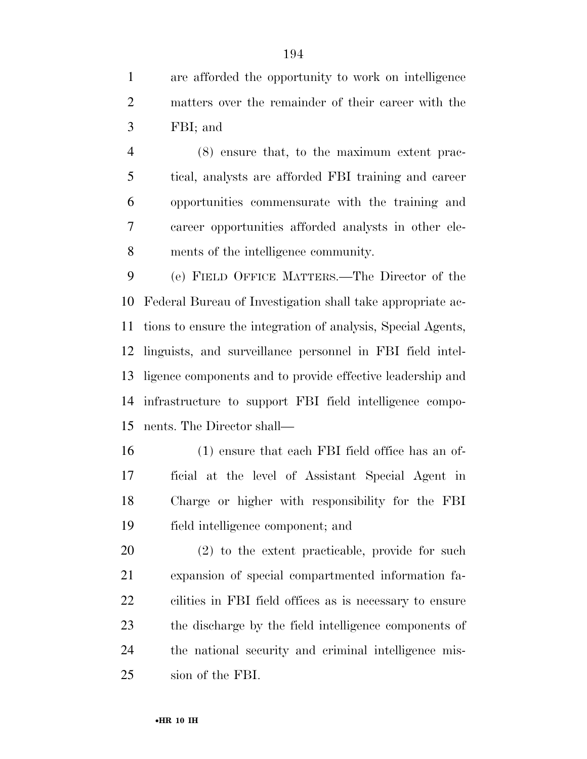are afforded the opportunity to work on intelligence matters over the remainder of their career with the FBI; and

(8) ensure that, to the maximum extent practical, analysts are afforded FBI training and career opportunities commensurate with the training and career opportunities afforded analysts in other elements of the intelligence community.

(e) FIELD OFFICE MATTERS.—The Director of the Federal Bureau of Investigation shall take appropriate actions to ensure the integration of analysis, Special Agents, linguists, and surveillance personnel in FBI field intelligence components and to provide effective leadership and infrastructure to support FBI field intelligence components. The Director shall—

(1) ensure that each FBI field office has an official at the level of Assistant Special Agent in Charge or higher with responsibility for the FBI field intelligence component; and

(2) to the extent practicable, provide for such expansion of special compartmented information facilities in FBI field offices as is necessary to ensure the discharge by the field intelligence components of the national security and criminal intelligence mission of the FBI.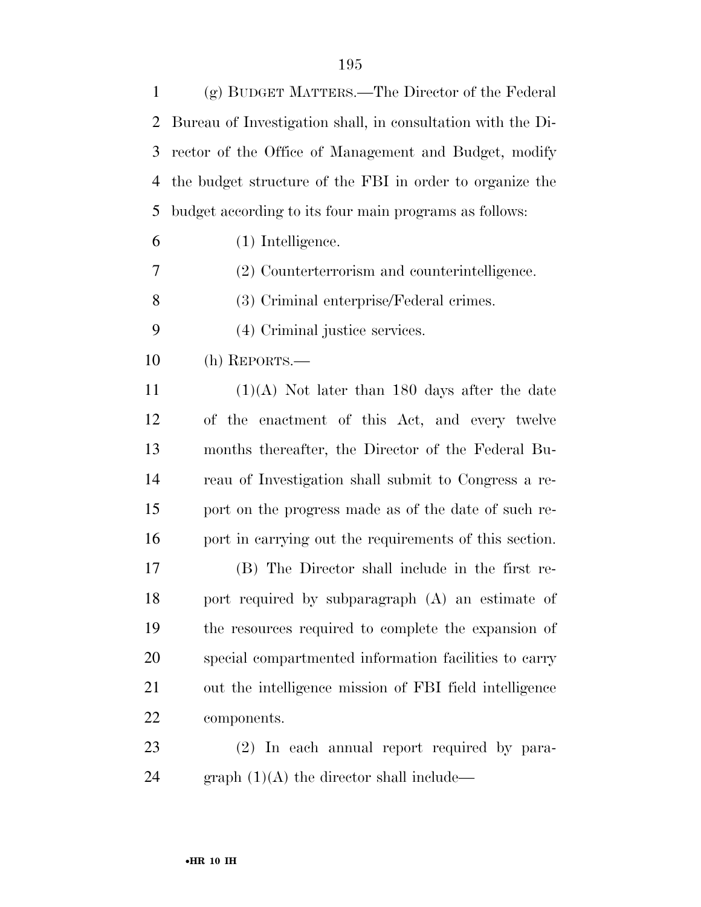(g) BUDGET MATTERS.—The Director of the Federal Bureau of Investigation shall, in consultation with the Director of the Office of Management and Budget, modify the budget structure of the FBI in order to organize the budget according to its four main programs as follows:

(1) Intelligence.

(2) Counterterrorism and counterintelligence.

(3) Criminal enterprise/Federal crimes.

(4) Criminal justice services.

(h) REPORTS.—

(1)(A) Not later than 180 days after the date of the enactment of this Act, and every twelve months thereafter, the Director of the Federal Bureau of Investigation shall submit to Congress a report on the progress made as of the date of such report in carrying out the requirements of this section.

(B) The Director shall include in the first report required by subparagraph (A) an estimate of the resources required to complete the expansion of special compartmented information facilities to carry out the intelligence mission of FBI field intelligence components.

(2) In each annual report required by paragraph (1)(A) the director shall include—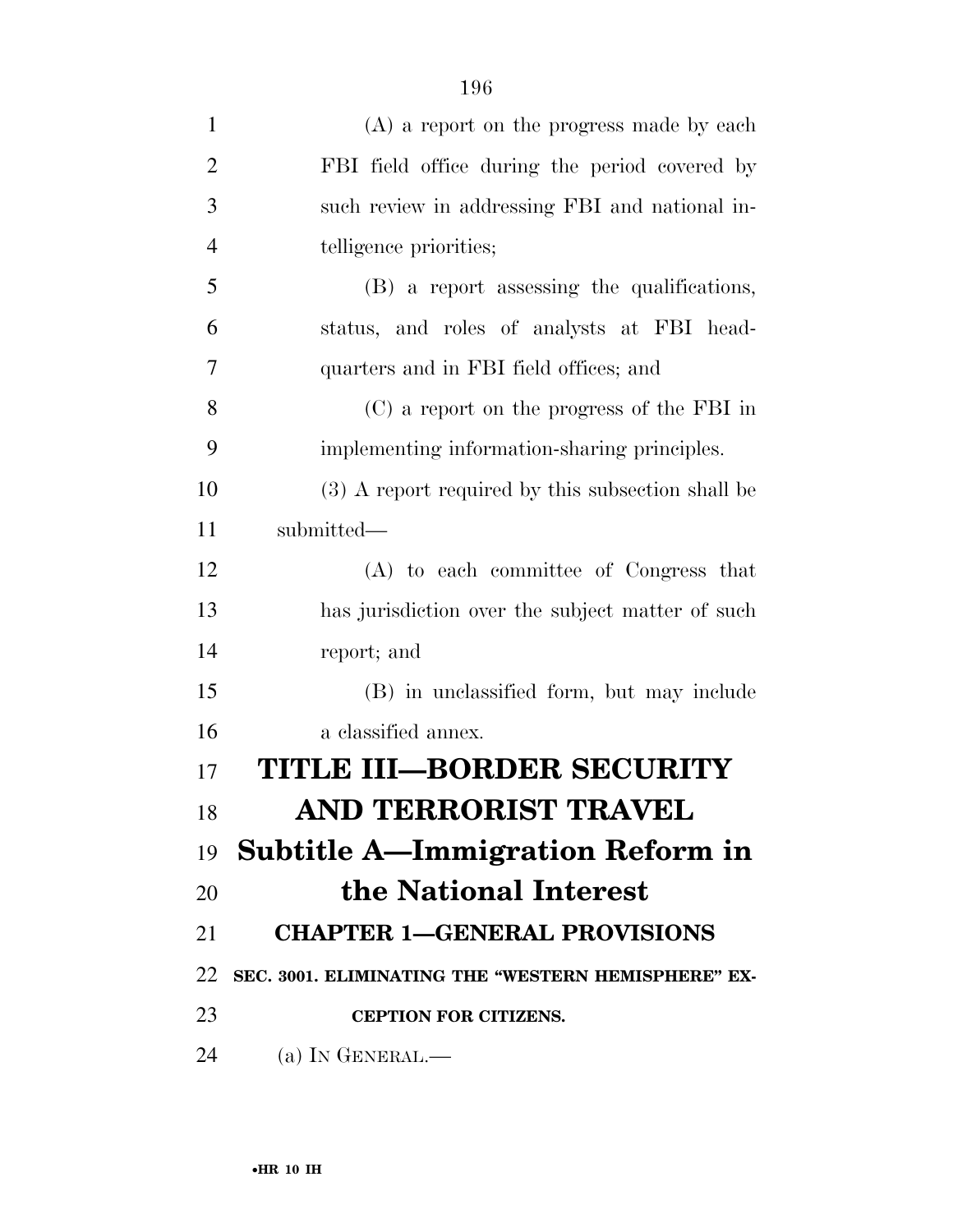(A) a report on the progress made by each FBI field office during the period covered by such review in addressing FBI and national intelligence priorities;

(B) a report assessing the qualifications, status, and roles of analysts at FBI headquarters and in FBI field offices; and

(C) a report on the progress of the FBI in implementing information-sharing principles.

(3) A report required by this subsection shall be submitted—

(A) to each committee of Congress that has jurisdiction over the subject matter of such report; and

(B) in unclassified form, but may include a classified annex.

# TITLE III—BORDER SECURITY AND TERRORIST TRAVEL

## Subtitle A—Immigration Reform in the National Interest

### CHAPTER 1—GENERAL PROVISIONS

#### SEC. 3001. ELIMINATING THE "WESTERN HEMISPHERE" EXCEPTION FOR CITIZENS.

(a) IN GENERAL.—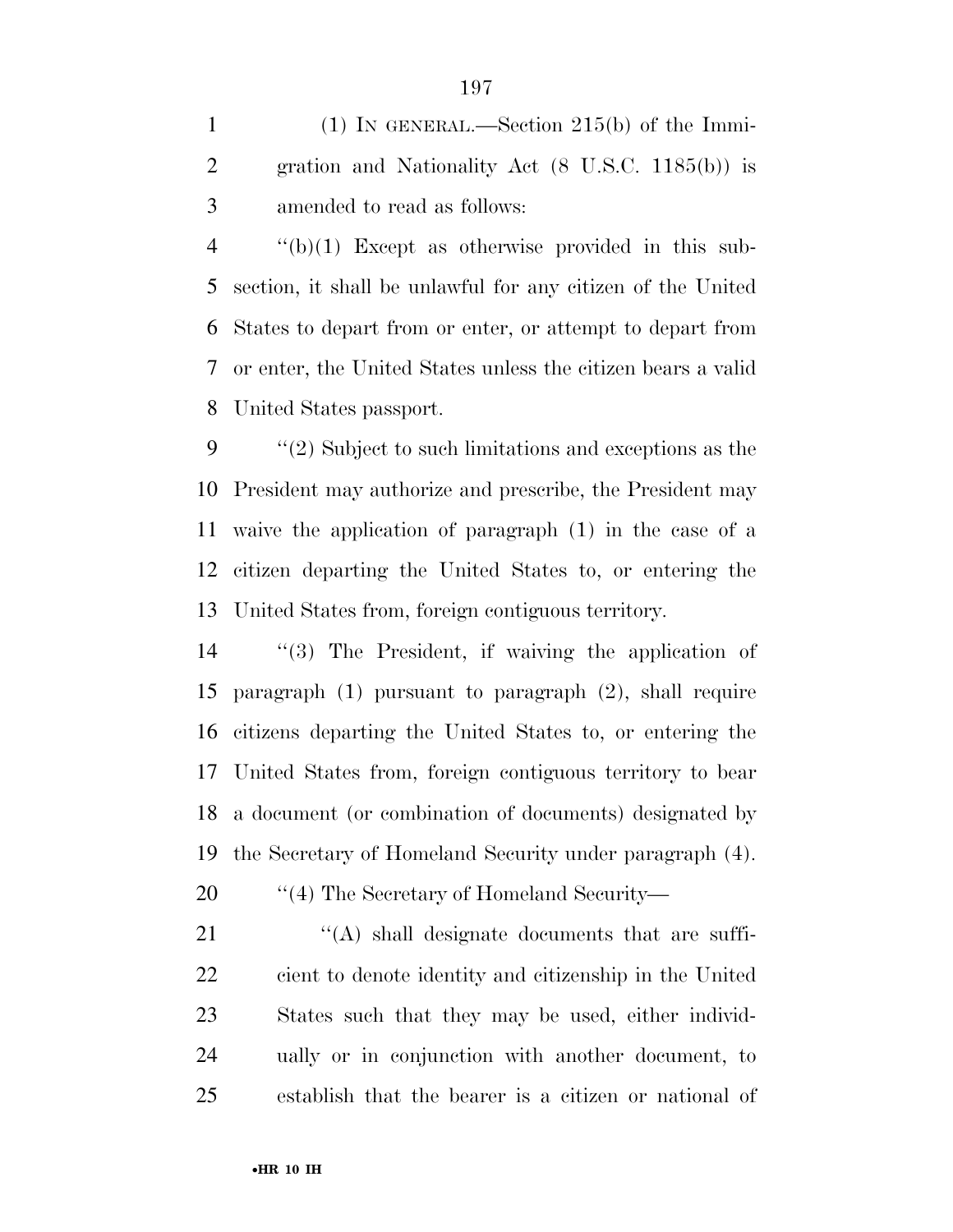(1) IN GENERAL.—Section 215(b) of the Immigration and Nationality Act (8 U.S.C. 1185(b)) is amended to read as follows:

''(b)(1) Except as otherwise provided in this subsection, it shall be unlawful for any citizen of the United States to depart from or enter, or attempt to depart from or enter, the United States unless the citizen bears a valid United States passport.

''(2) Subject to such limitations and exceptions as the President may authorize and prescribe, the President may waive the application of paragraph (1) in the case of a citizen departing the United States to, or entering the United States from, foreign contiguous territory.

''(3) The President, if waiving the application of paragraph (1) pursuant to paragraph (2), shall require citizens departing the United States to, or entering the United States from, foreign contiguous territory to bear a document (or combination of documents) designated by the Secretary of Homeland Security under paragraph (4).

''(4) The Secretary of Homeland Security—

''(A) shall designate documents that are sufficient to denote identity and citizenship in the United States such that they may be used, either individually or in conjunction with another document, to establish that the bearer is a citizen or national of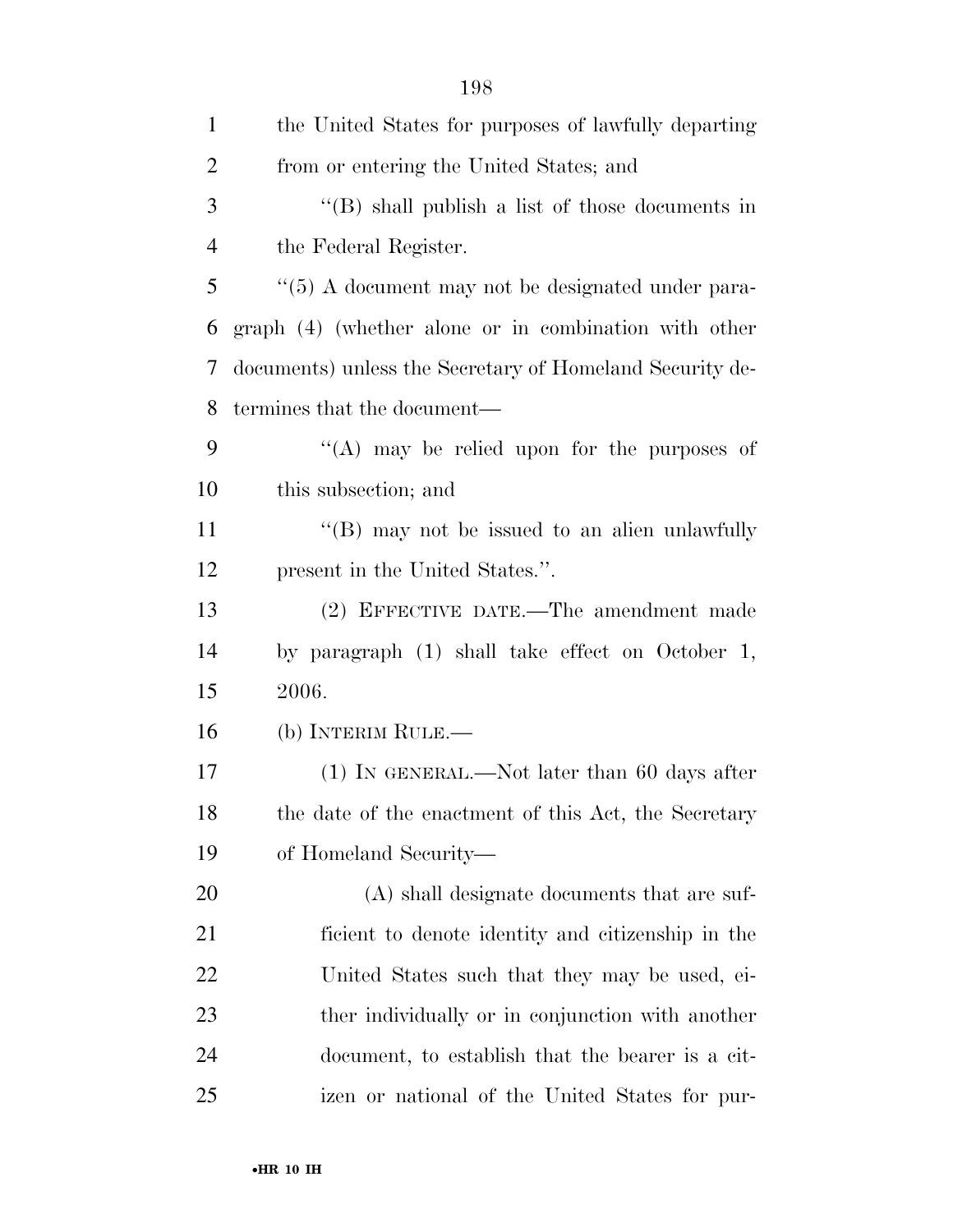the United States for purposes of lawfully departing from or entering the United States; and

"(B) shall publish a list of those documents in the Federal Register.

"(5) A document may not be designated under paragraph (4) (whether alone or in combination with other documents) unless the Secretary of Homeland Security determines that the document—

"(A) may be relied upon for the purposes of this subsection; and

"(B) may not be issued to an alien unlawfully present in the United States.".

(2) EFFECTIVE DATE.—The amendment made by paragraph (1) shall take effect on October 1, 2006.

(b) INTERIM RULE.—

(1) IN GENERAL.—Not later than 60 days after the date of the enactment of this Act, the Secretary of Homeland Security—

(A) shall designate documents that are sufficient to denote identity and citizenship in the United States such that they may be used, either individually or in conjunction with another document, to establish that the bearer is a citizen or national of the United States for pur-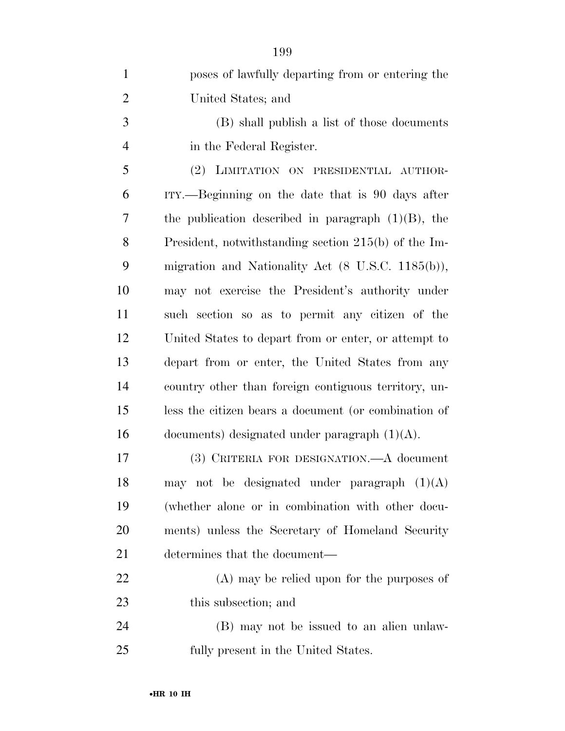poses of lawfully departing from or entering the United States; and

(B) shall publish a list of those documents in the Federal Register.

(2) LIMITATION ON PRESIDENTIAL AUTHORITY.—Beginning on the date that is 90 days after the publication described in paragraph (1)(B), the President, notwithstanding section 215(b) of the Immigration and Nationality Act (8 U.S.C. 1185(b)), may not exercise the President's authority under such section so as to permit any citizen of the United States to depart from or enter, or attempt to depart from or enter, the United States from any country other than foreign contiguous territory, unless the citizen bears a document (or combination of documents) designated under paragraph (1)(A).

(3) CRITERIA FOR DESIGNATION.—A document may not be designated under paragraph (1)(A) (whether alone or in combination with other documents) unless the Secretary of Homeland Security determines that the document—

(A) may be relied upon for the purposes of this subsection; and

(B) may not be issued to an alien unlawfully present in the United States.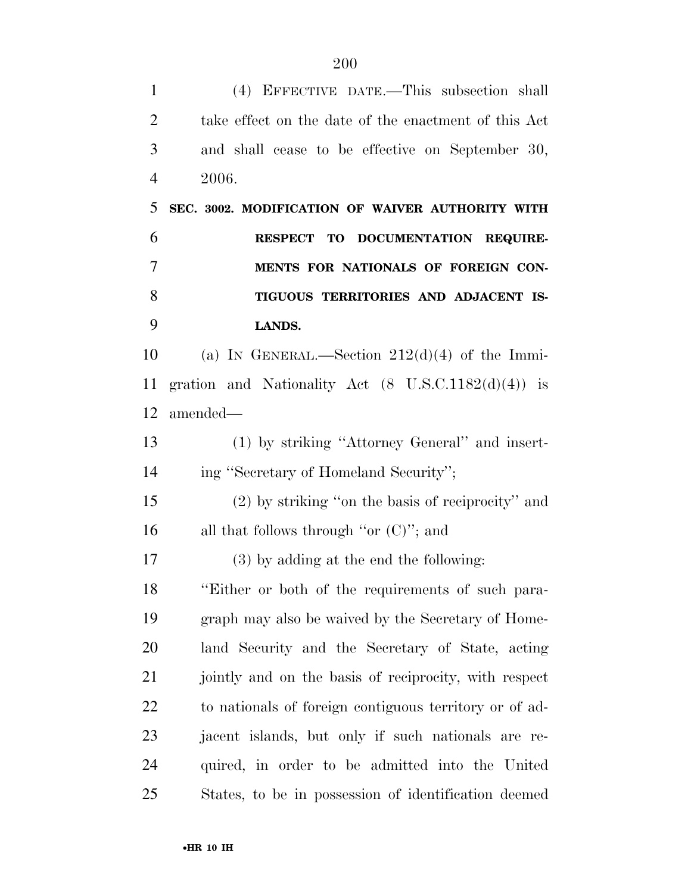(4) EFFECTIVE DATE.—This subsection shall take effect on the date of the enactment of this Act and shall cease to be effective on September 30, 2006.

**SEC. 3002. MODIFICATION OF WAIVER AUTHORITY WITH RESPECT TO DOCUMENTATION REQUIREMENTS FOR NATIONALS OF FOREIGN CONTIGUOUS TERRITORIES AND ADJACENT ISLANDS.**

(a) IN GENERAL.—Section 212(d)(4) of the Immigration and Nationality Act (8 U.S.C.1182(d)(4)) is amended—

(1) by striking ''Attorney General'' and inserting ''Secretary of Homeland Security'';

(2) by striking ''on the basis of reciprocity'' and all that follows through ''or (C)''; and

(3) by adding at the end the following:

''Either or both of the requirements of such paragraph may also be waived by the Secretary of Homeland Security and the Secretary of State, acting jointly and on the basis of reciprocity, with respect to nationals of foreign contiguous territory or of adjacent islands, but only if such nationals are required, in order to be admitted into the United States, to be in possession of identification deemed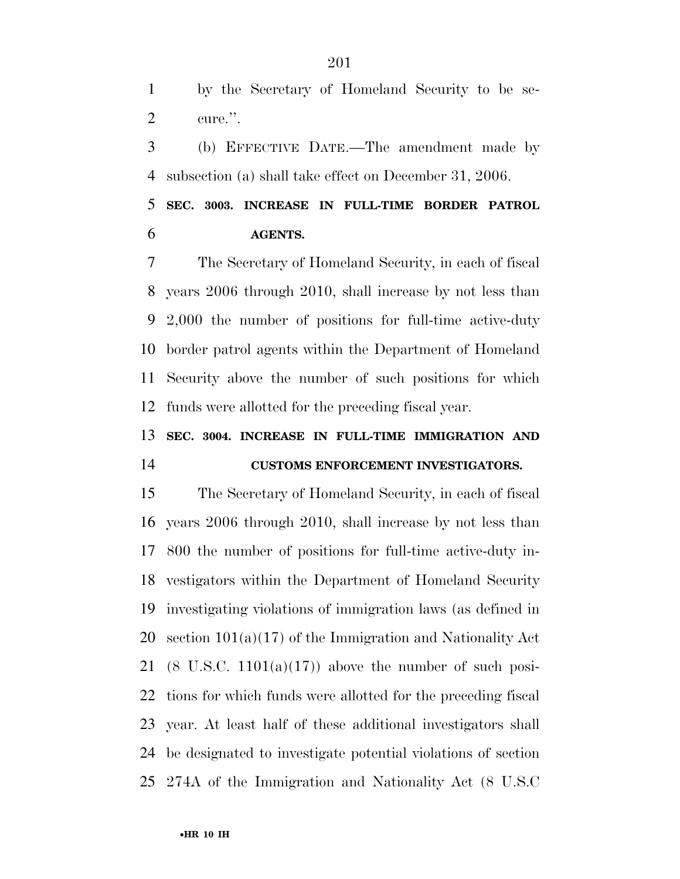by the Secretary of Homeland Security to be secure.''.

(b) EFFECTIVE DATE.—The amendment made by subsection (a) shall take effect on December 31, 2006.

**SEC. 3003. INCREASE IN FULL-TIME BORDER PATROL AGENTS.**

The Secretary of Homeland Security, in each of fiscal years 2006 through 2010, shall increase by not less than 2,000 the number of positions for full-time active-duty border patrol agents within the Department of Homeland Security above the number of such positions for which funds were allotted for the preceding fiscal year.

**SEC. 3004. INCREASE IN FULL-TIME IMMIGRATION AND CUSTOMS ENFORCEMENT INVESTIGATORS.**

The Secretary of Homeland Security, in each of fiscal years 2006 through 2010, shall increase by not less than 800 the number of positions for full-time active-duty investigators within the Department of Homeland Security investigating violations of immigration laws (as defined in section 101(a)(17) of the Immigration and Nationality Act (8 U.S.C. 1101(a)(17)) above the number of such positions for which funds were allotted for the preceding fiscal year. At least half of these additional investigators shall be designated to investigate potential violations of section 274A of the Immigration and Nationality Act (8 U.S.C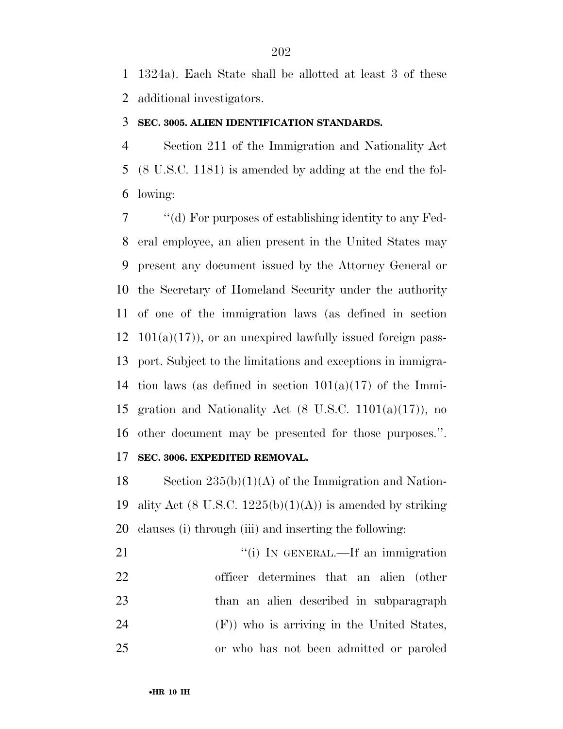1324a). Each State shall be allotted at least 3 of these additional investigators.

**SEC. 3005. ALIEN IDENTIFICATION STANDARDS.**

Section 211 of the Immigration and Nationality Act (8 U.S.C. 1181) is amended by adding at the end the following:

''(d) For purposes of establishing identity to any Federal employee, an alien present in the United States may present any document issued by the Attorney General or the Secretary of Homeland Security under the authority of one of the immigration laws (as defined in section 101(a)(17)), or an unexpired lawfully issued foreign passport. Subject to the limitations and exceptions in immigration laws (as defined in section 101(a)(17) of the Immigration and Nationality Act (8 U.S.C. 1101(a)(17)), no other document may be presented for those purposes.''.

**SEC. 3006. EXPEDITED REMOVAL.**

Section 235(b)(1)(A) of the Immigration and Nationality Act (8 U.S.C. 1225(b)(1)(A)) is amended by striking clauses (i) through (iii) and inserting the following:

''(i) IN GENERAL.—If an immigration officer determines that an alien (other than an alien described in subparagraph (F)) who is arriving in the United States, or who has not been admitted or paroled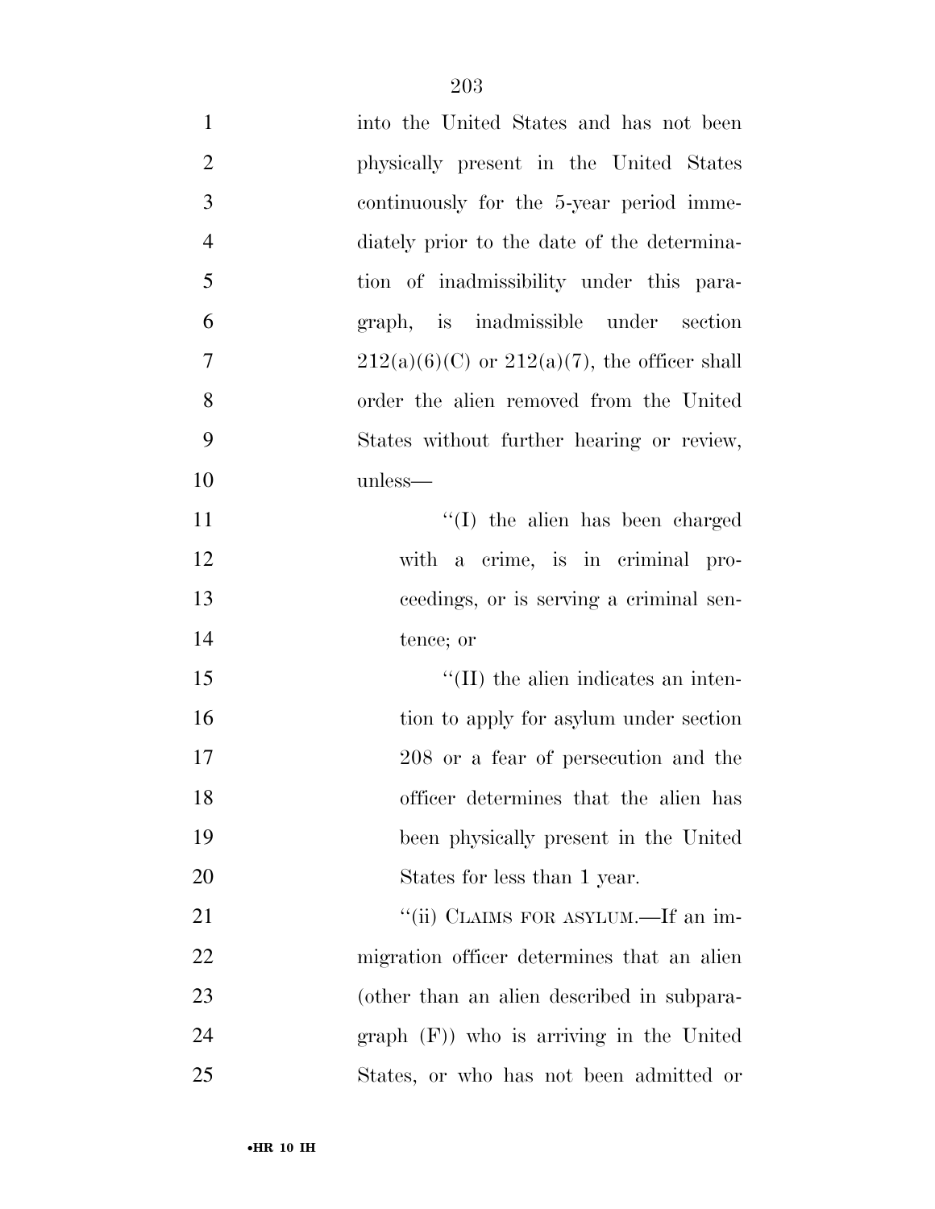into the United States and has not been physically present in the United States continuously for the 5-year period immediately prior to the date of the determination of inadmissibility under this paragraph, is inadmissible under section 212(a)(6)(C) or 212(a)(7), the officer shall order the alien removed from the United States without further hearing or review, unless—

''(I) the alien has been charged with a crime, is in criminal proceedings, or is serving a criminal sentence; or

''(II) the alien indicates an intention to apply for asylum under section 208 or a fear of persecution and the officer determines that the alien has been physically present in the United States for less than 1 year.

''(ii) CLAIMS FOR ASYLUM.—If an immigration officer determines that an alien (other than an alien described in subparagraph (F)) who is arriving in the United States, or who has not been admitted or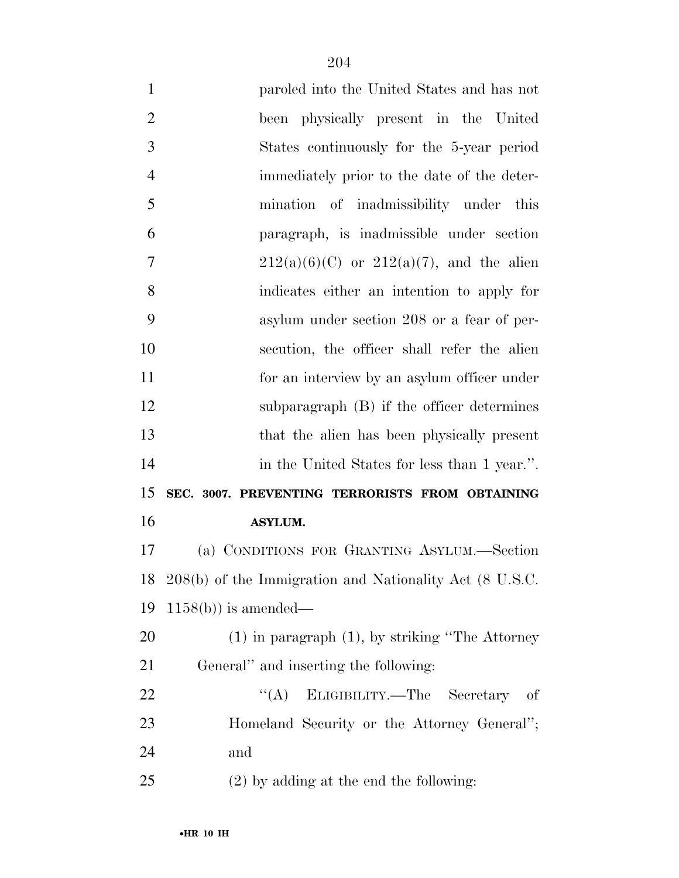paroled into the United States and has not been physically present in the United States continuously for the 5-year period immediately prior to the date of the determination of inadmissibility under this paragraph, is inadmissible under section 212(a)(6)(C) or 212(a)(7), and the alien indicates either an intention to apply for asylum under section 208 or a fear of persecution, the officer shall refer the alien for an interview by an asylum officer under subparagraph (B) if the officer determines that the alien has been physically present in the United States for less than 1 year.''.

**SEC. 3007. PREVENTING TERRORISTS FROM OBTAINING ASYLUM.**

(a) CONDITIONS FOR GRANTING ASYLUM.—Section 208(b) of the Immigration and Nationality Act (8 U.S.C. 1158(b)) is amended—

(1) in paragraph (1), by striking ''The Attorney General'' and inserting the following:

''(A) ELIGIBILITY.—The Secretary of Homeland Security or the Attorney General''; and

(2) by adding at the end the following: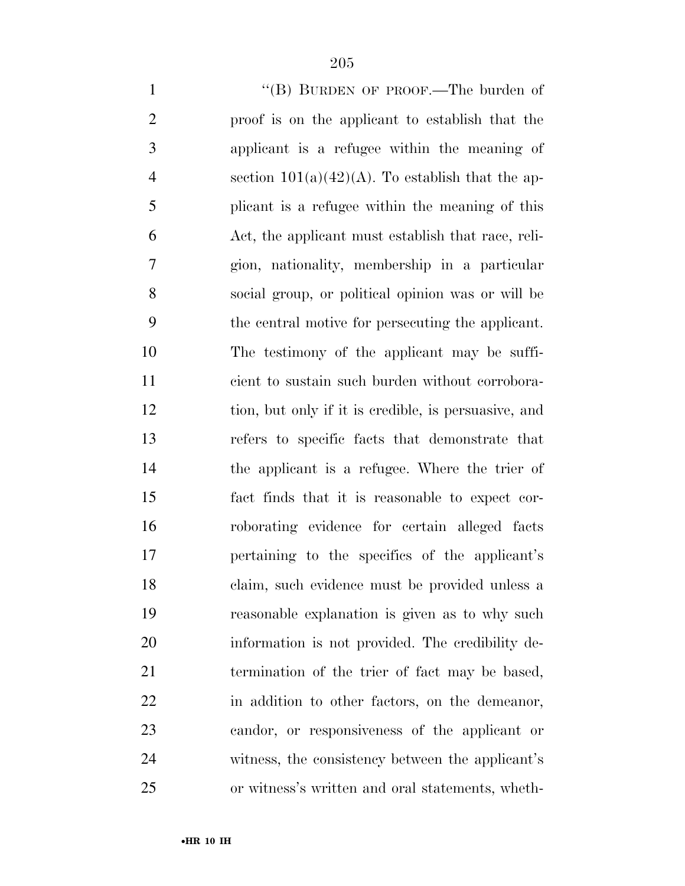"(B) BURDEN OF PROOF.—The burden of proof is on the applicant to establish that the applicant is a refugee within the meaning of section 101(a)(42)(A). To establish that the applicant is a refugee within the meaning of this Act, the applicant must establish that race, religion, nationality, membership in a particular social group, or political opinion was or will be the central motive for persecuting the applicant. The testimony of the applicant may be sufficient to sustain such burden without corroboration, but only if it is credible, is persuasive, and refers to specific facts that demonstrate that the applicant is a refugee. Where the trier of fact finds that it is reasonable to expect corroborating evidence for certain alleged facts pertaining to the specifics of the applicant's claim, such evidence must be provided unless a reasonable explanation is given as to why such information is not provided. The credibility determination of the trier of fact may be based, in addition to other factors, on the demeanor, candor, or responsiveness of the applicant or witness, the consistency between the applicant's or witness's written and oral statements, wheth-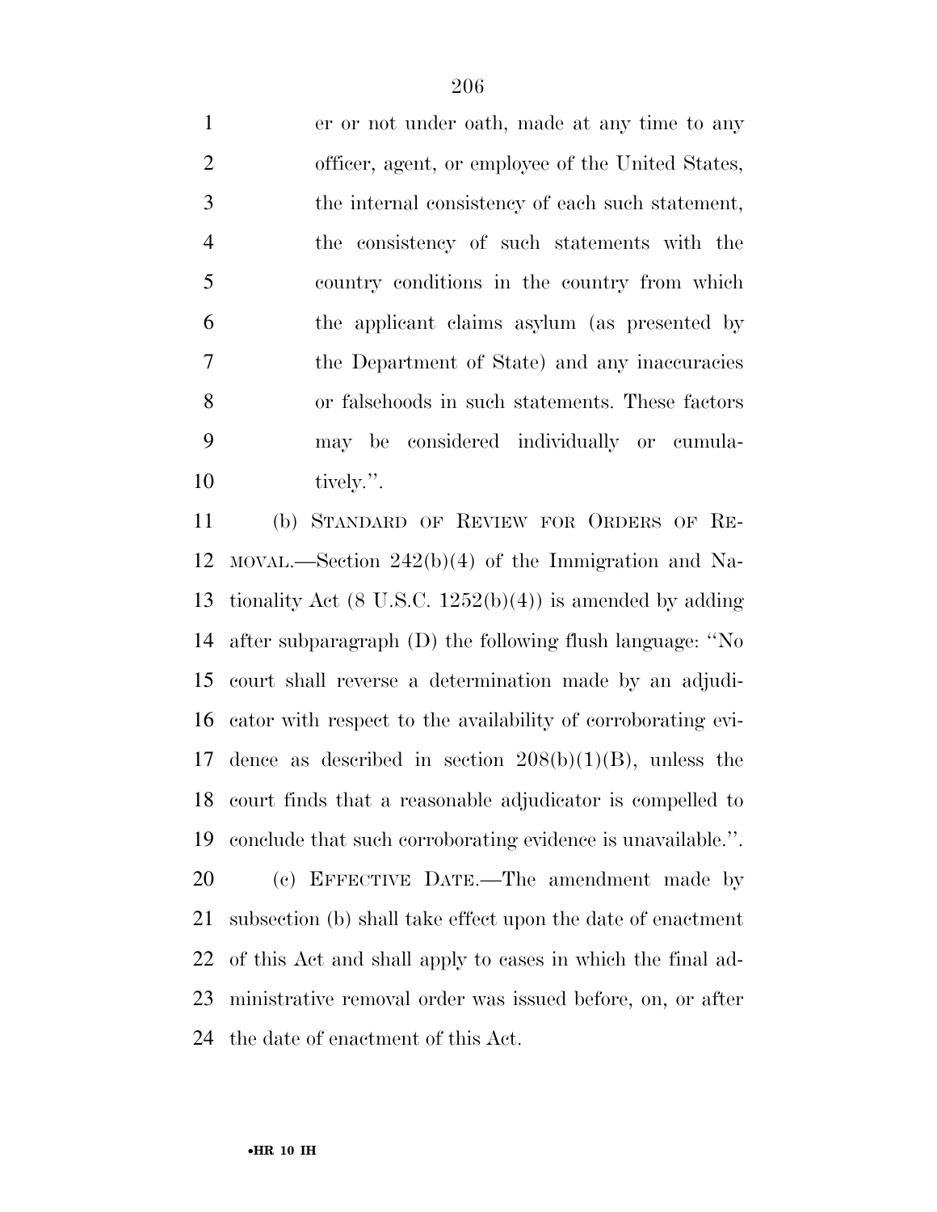er or not under oath, made at any time to any officer, agent, or employee of the United States, the internal consistency of each such statement, the consistency of such statements with the country conditions in the country from which the applicant claims asylum (as presented by the Department of State) and any inaccuracies or falsehoods in such statements. These factors may be considered individually or cumulatively.''.

(b) STANDARD OF REVIEW FOR ORDERS OF REMOVAL.—Section 242(b)(4) of the Immigration and Nationality Act (8 U.S.C. 1252(b)(4)) is amended by adding after subparagraph (D) the following flush language: ''No court shall reverse a determination made by an adjudicator with respect to the availability of corroborating evidence as described in section 208(b)(1)(B), unless the court finds that a reasonable adjudicator is compelled to conclude that such corroborating evidence is unavailable.''.

(c) EFFECTIVE DATE.—The amendment made by subsection (b) shall take effect upon the date of enactment of this Act and shall apply to cases in which the final administrative removal order was issued before, on, or after the date of enactment of this Act.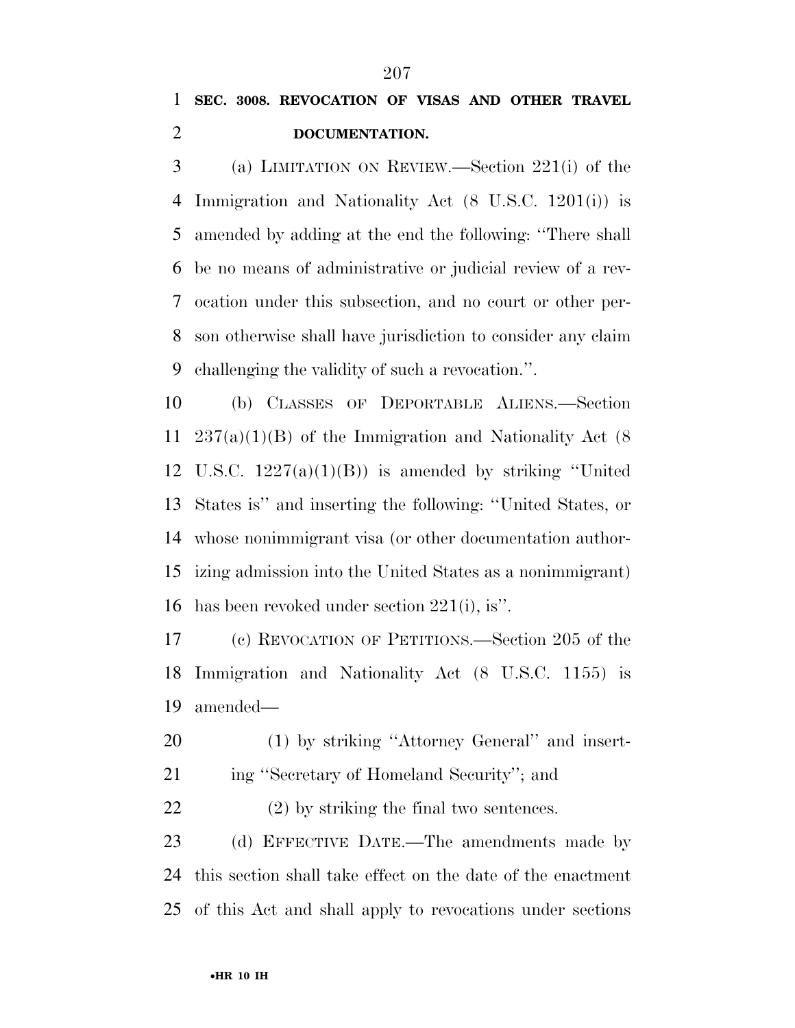**SEC. 3008. REVOCATION OF VISAS AND OTHER TRAVEL DOCUMENTATION.**

(a) LIMITATION ON REVIEW.—Section 221(i) of the Immigration and Nationality Act (8 U.S.C. 1201(i)) is amended by adding at the end the following: ''There shall be no means of administrative or judicial review of a revocation under this subsection, and no court or other person otherwise shall have jurisdiction to consider any claim challenging the validity of such a revocation.''.

(b) CLASSES OF DEPORTABLE ALIENS.—Section 237(a)(1)(B) of the Immigration and Nationality Act (8 U.S.C. 1227(a)(1)(B)) is amended by striking ''United States is'' and inserting the following: ''United States, or whose nonimmigrant visa (or other documentation authorizing admission into the United States as a nonimmigrant) has been revoked under section 221(i), is''.

(c) REVOCATION OF PETITIONS.—Section 205 of the Immigration and Nationality Act (8 U.S.C. 1155) is amended—

(1) by striking ''Attorney General'' and inserting ''Secretary of Homeland Security''; and

(2) by striking the final two sentences.

(d) EFFECTIVE DATE.—The amendments made by this section shall take effect on the date of the enactment of this Act and shall apply to revocations under sections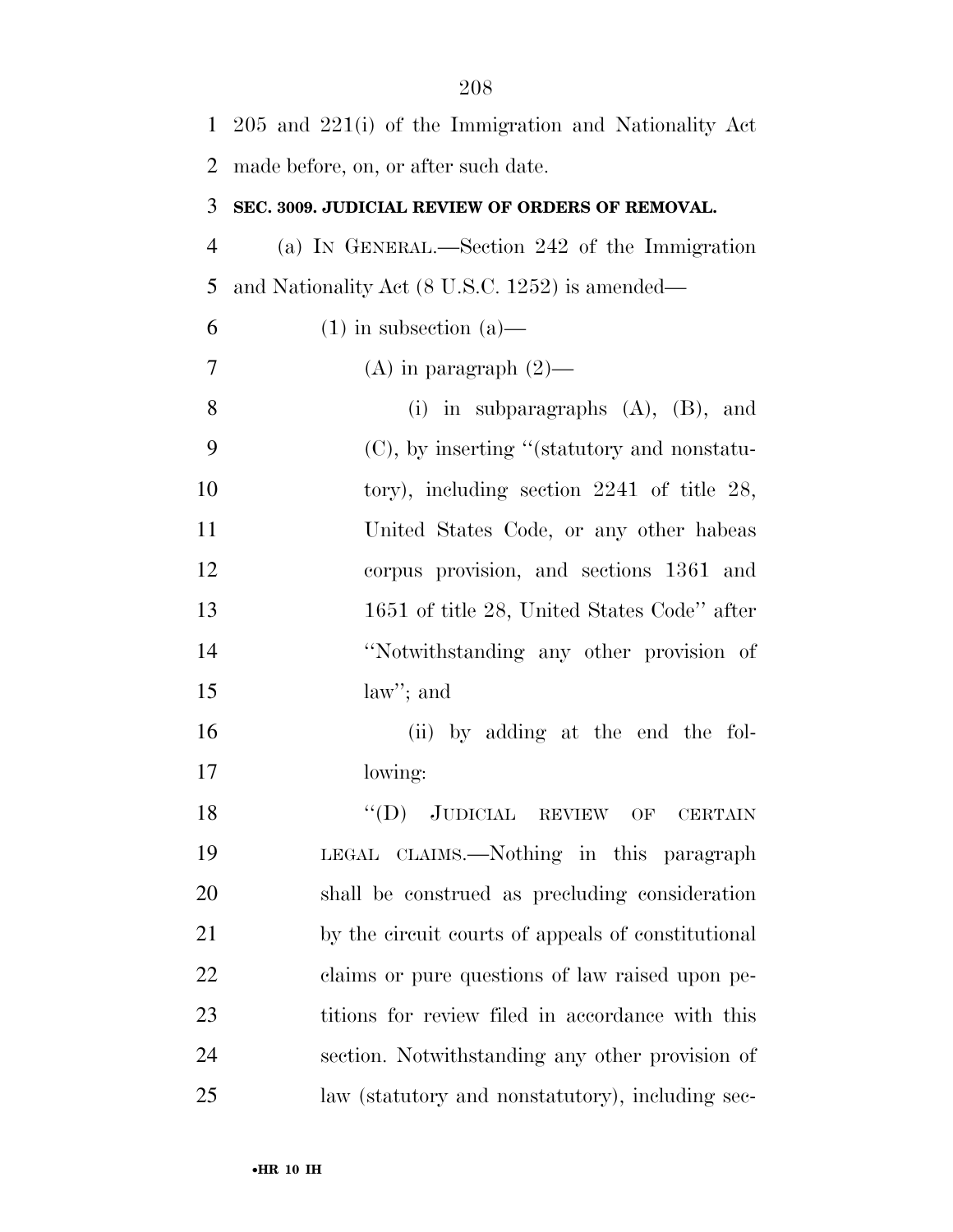205 and 221(i) of the Immigration and Nationality Act made before, on, or after such date.

**SEC. 3009. JUDICIAL REVIEW OF ORDERS OF REMOVAL.**

(a) IN GENERAL.—Section 242 of the Immigration and Nationality Act (8 U.S.C. 1252) is amended—

(1) in subsection (a)—

(A) in paragraph (2)—

(i) in subparagraphs (A), (B), and (C), by inserting ''(statutory and nonstatutory), including section 2241 of title 28, United States Code, or any other habeas corpus provision, and sections 1361 and 1651 of title 28, United States Code'' after ''Notwithstanding any other provision of law''; and

(ii) by adding at the end the following:

''(D) JUDICIAL REVIEW OF CERTAIN LEGAL CLAIMS.—Nothing in this paragraph shall be construed as precluding consideration by the circuit courts of appeals of constitutional claims or pure questions of law raised upon petitions for review filed in accordance with this section. Notwithstanding any other provision of law (statutory and nonstatutory), including sec-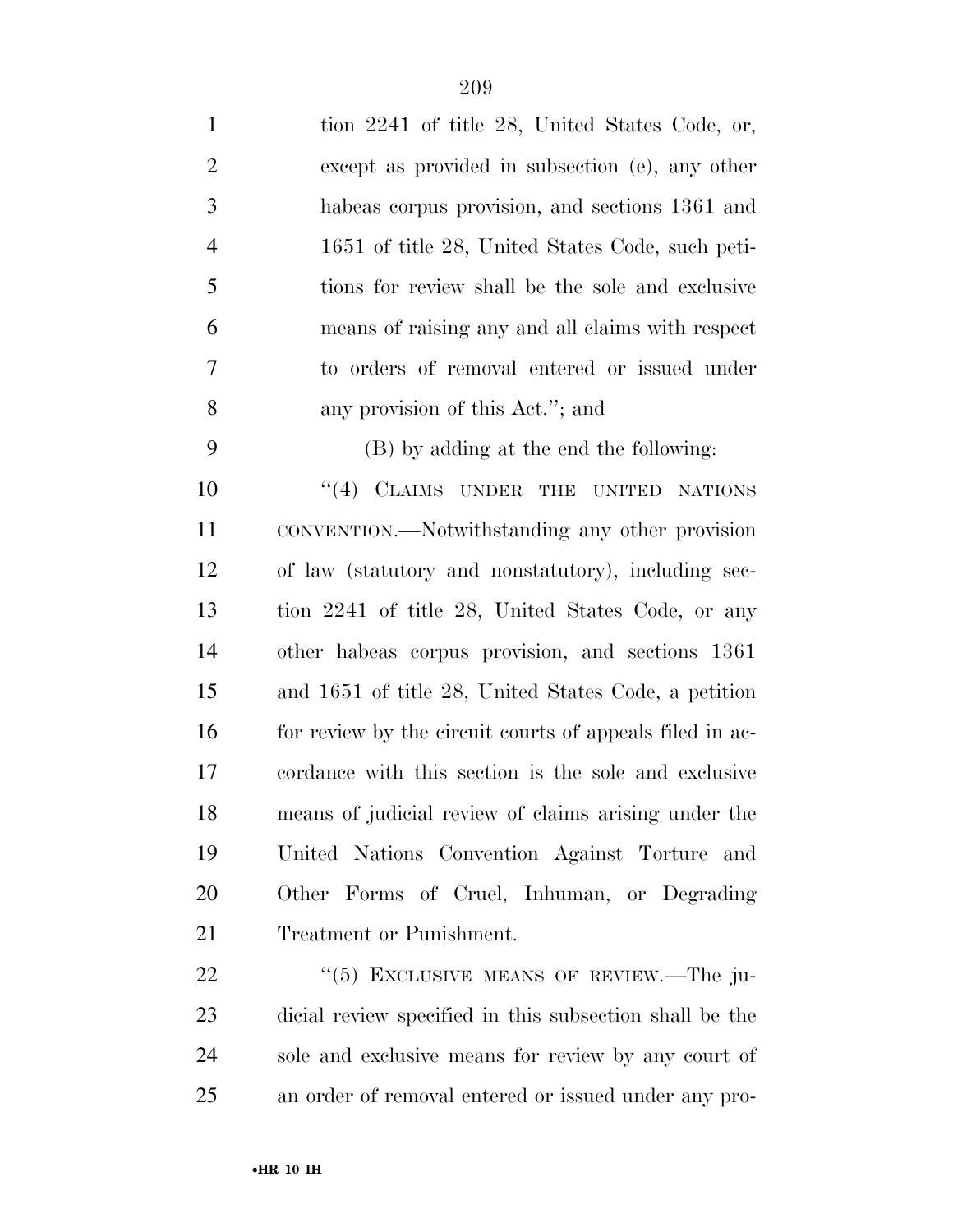tion 2241 of title 28, United States Code, or, except as provided in subsection (e), any other habeas corpus provision, and sections 1361 and 1651 of title 28, United States Code, such petitions for review shall be the sole and exclusive means of raising any and all claims with respect to orders of removal entered or issued under any provision of this Act.''; and

(B) by adding at the end the following:

''(4) CLAIMS UNDER THE UNITED NATIONS CONVENTION.—Notwithstanding any other provision of law (statutory and nonstatutory), including section 2241 of title 28, United States Code, or any other habeas corpus provision, and sections 1361 and 1651 of title 28, United States Code, a petition for review by the circuit courts of appeals filed in accordance with this section is the sole and exclusive means of judicial review of claims arising under the United Nations Convention Against Torture and Other Forms of Cruel, Inhuman, or Degrading Treatment or Punishment.

''(5) EXCLUSIVE MEANS OF REVIEW.—The judicial review specified in this subsection shall be the sole and exclusive means for review by any court of an order of removal entered or issued under any pro-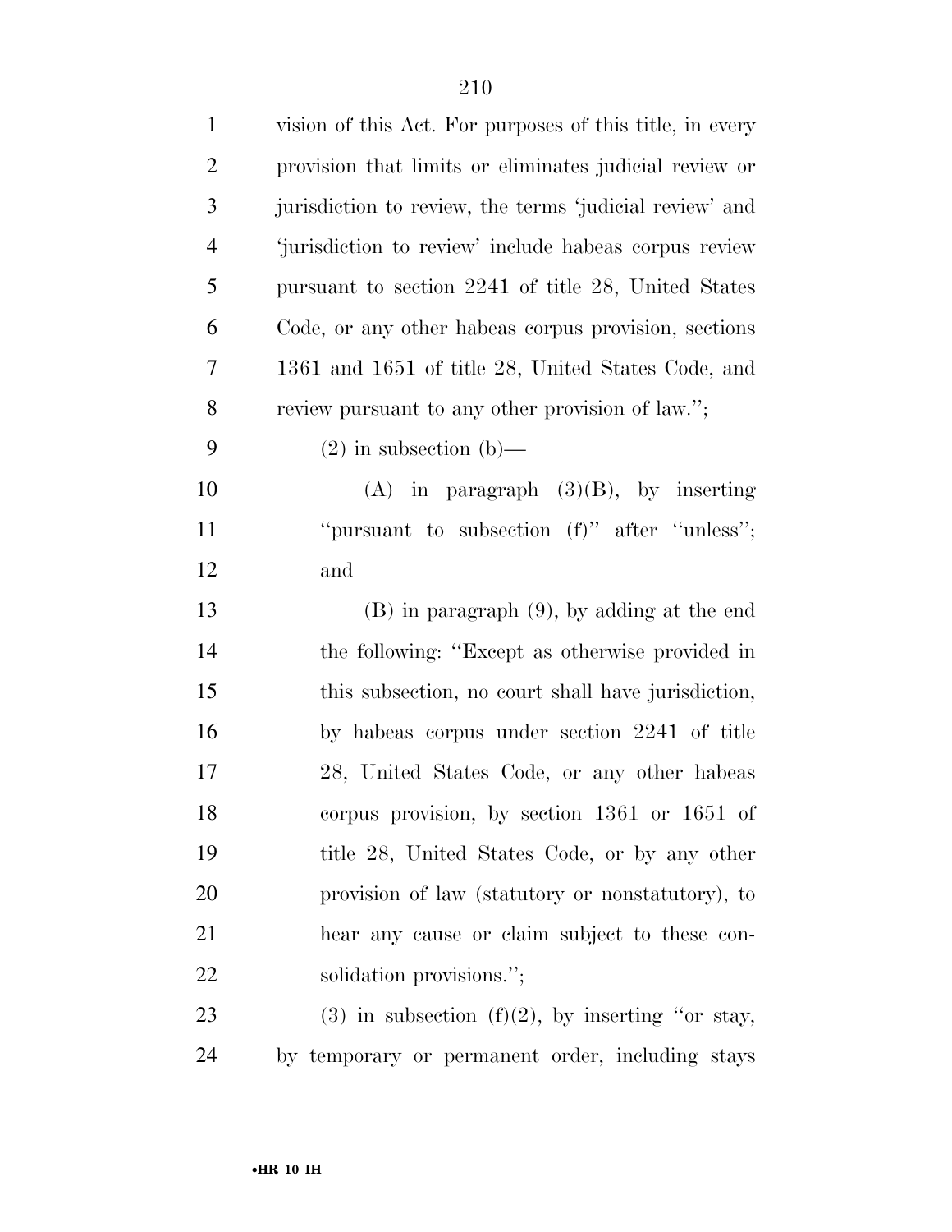vision of this Act. For purposes of this title, in every provision that limits or eliminates judicial review or jurisdiction to review, the terms 'judicial review' and 'jurisdiction to review' include habeas corpus review pursuant to section 2241 of title 28, United States Code, or any other habeas corpus provision, sections 1361 and 1651 of title 28, United States Code, and review pursuant to any other provision of law.'';

(2) in subsection (b)—

(A) in paragraph (3)(B), by inserting ''pursuant to subsection (f)'' after ''unless''; and

(B) in paragraph (9), by adding at the end the following: ''Except as otherwise provided in this subsection, no court shall have jurisdiction, by habeas corpus under section 2241 of title 28, United States Code, or any other habeas corpus provision, by section 1361 or 1651 of title 28, United States Code, or by any other provision of law (statutory or nonstatutory), to hear any cause or claim subject to these consolidation provisions.'';

(3) in subsection (f)(2), by inserting ''or stay, by temporary or permanent order, including stays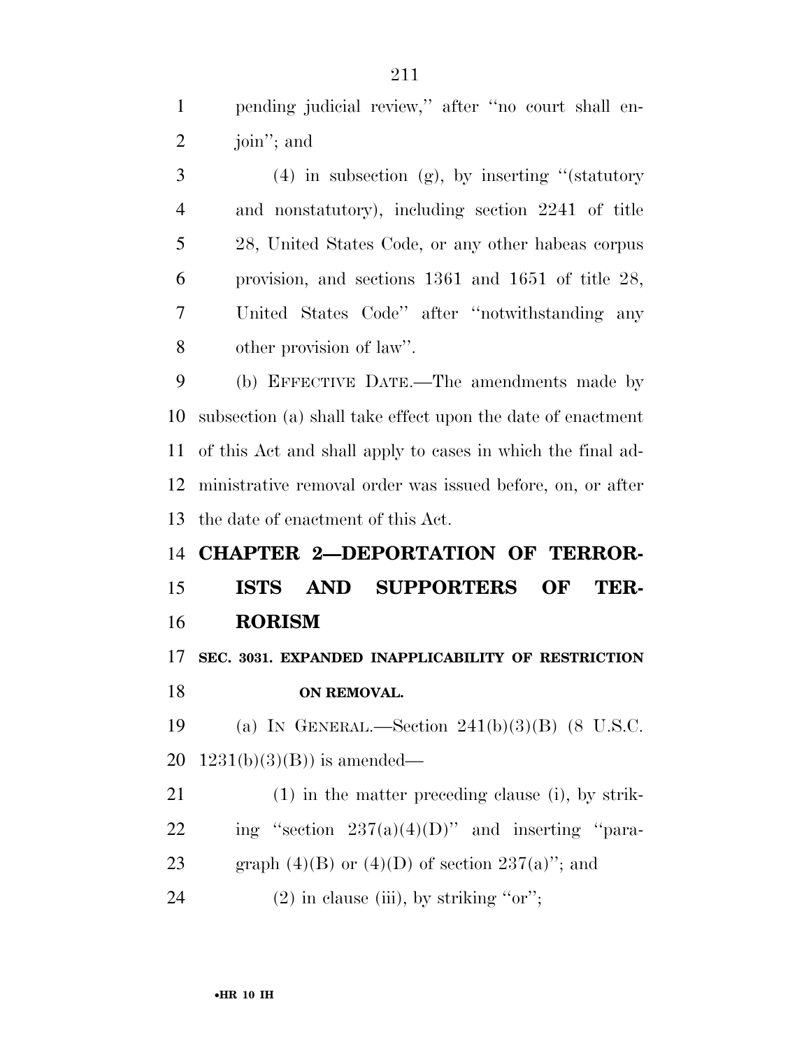pending judicial review,'' after ''no court shall enjoin''; and

(4) in subsection (g), by inserting ''(statutory and nonstatutory), including section 2241 of title 28, United States Code, or any other habeas corpus provision, and sections 1361 and 1651 of title 28, United States Code'' after ''notwithstanding any other provision of law''.

(b) EFFECTIVE DATE.—The amendments made by subsection (a) shall take effect upon the date of enactment of this Act and shall apply to cases in which the final administrative removal order was issued before, on, or after the date of enactment of this Act.

## CHAPTER 2—DEPORTATION OF TERRORISTS AND SUPPORTERS OF TERRORISM

### SEC. 3031. EXPANDED INAPPLICABILITY OF RESTRICTION ON REMOVAL.

(a) IN GENERAL.—Section 241(b)(3)(B) (8 U.S.C. 1231(b)(3)(B)) is amended—

(1) in the matter preceding clause (i), by striking ''section 237(a)(4)(D)'' and inserting ''paragraph (4)(B) or (4)(D) of section 237(a)''; and

(2) in clause (iii), by striking ''or'';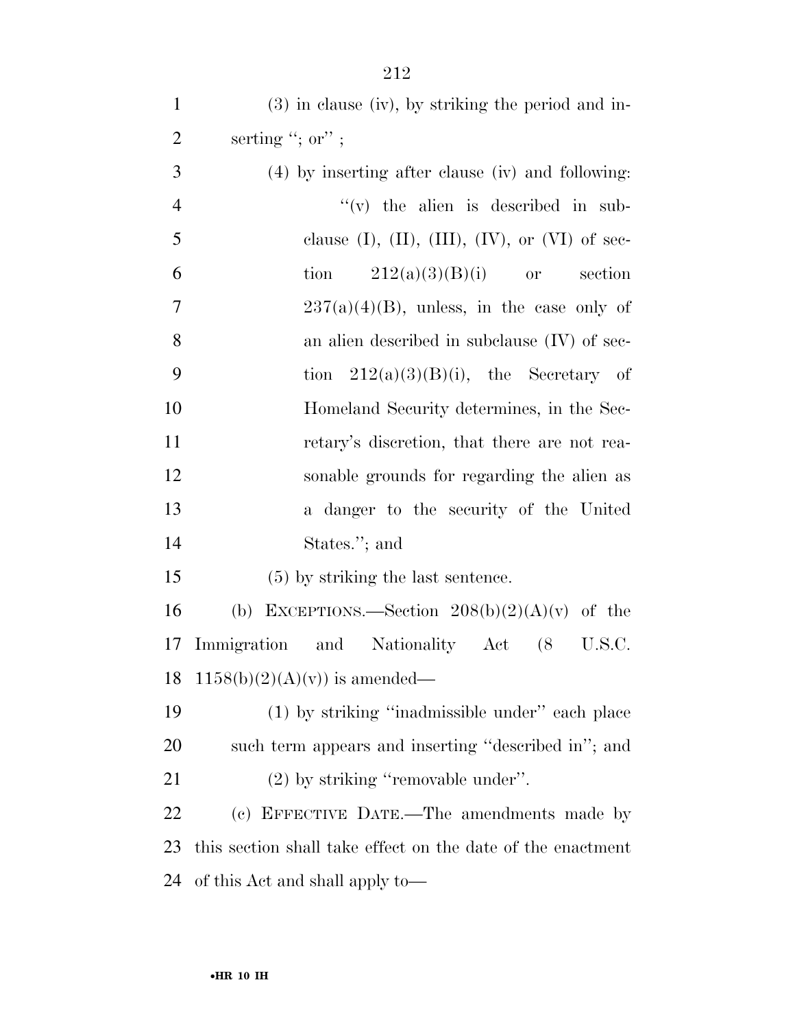(3) in clause (iv), by striking the period and inserting ''; or'' ;

(4) by inserting after clause (iv) and following:

''(v) the alien is described in subclause (I), (II), (III), (IV), or (VI) of section 212(a)(3)(B)(i) or section 237(a)(4)(B), unless, in the case only of an alien described in subclause (IV) of section 212(a)(3)(B)(i), the Secretary of Homeland Security determines, in the Secretary's discretion, that there are not reasonable grounds for regarding the alien as a danger to the security of the United States.''; and

(5) by striking the last sentence.

(b) EXCEPTIONS.—Section 208(b)(2)(A)(v) of the Immigration and Nationality Act (8 U.S.C. 1158(b)(2)(A)(v)) is amended—

(1) by striking ''inadmissible under'' each place such term appears and inserting ''described in''; and

(2) by striking ''removable under''.

(c) EFFECTIVE DATE.—The amendments made by this section shall take effect on the date of the enactment of this Act and shall apply to—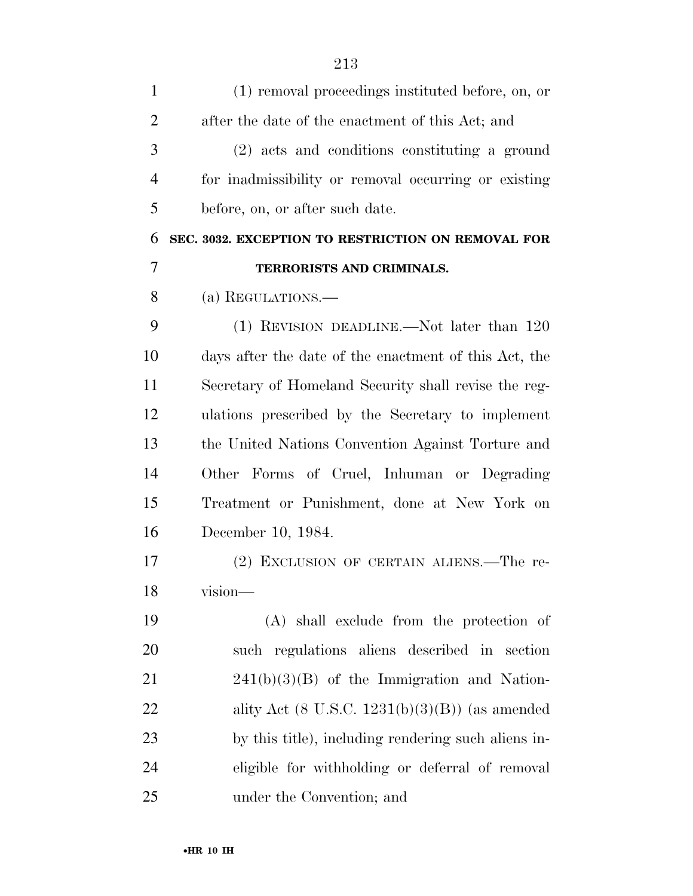(1) removal proceedings instituted before, on, or after the date of the enactment of this Act; and

(2) acts and conditions constituting a ground for inadmissibility or removal occurring or existing before, on, or after such date.

**SEC. 3032. EXCEPTION TO RESTRICTION ON REMOVAL FOR TERRORISTS AND CRIMINALS.**

(a) REGULATIONS.—

(1) REVISION DEADLINE.—Not later than 120 days after the date of the enactment of this Act, the Secretary of Homeland Security shall revise the regulations prescribed by the Secretary to implement the United Nations Convention Against Torture and Other Forms of Cruel, Inhuman or Degrading Treatment or Punishment, done at New York on December 10, 1984.

(2) EXCLUSION OF CERTAIN ALIENS.—The revision—

(A) shall exclude from the protection of such regulations aliens described in section 241(b)(3)(B) of the Immigration and Nationality Act (8 U.S.C. 1231(b)(3)(B)) (as amended by this title), including rendering such aliens ineligible for withholding or deferral of removal under the Convention; and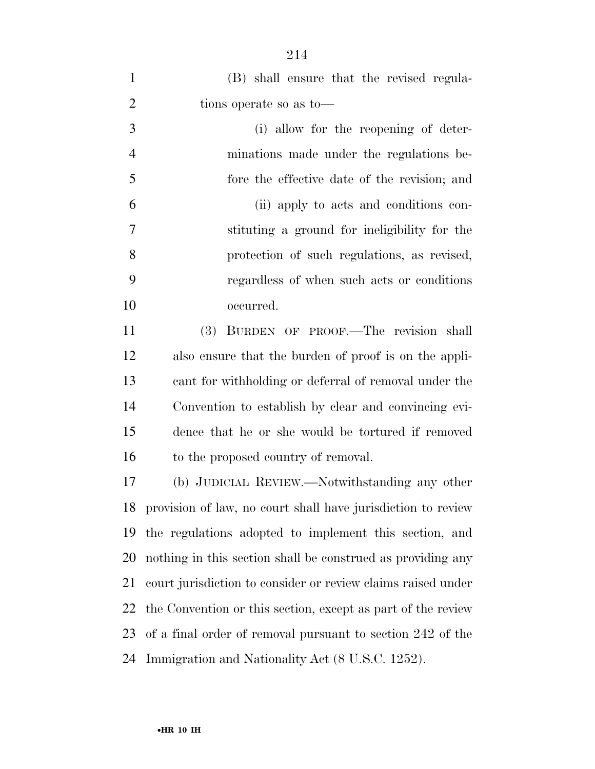(B) shall ensure that the revised regulations operate so as to—

(i) allow for the reopening of determinations made under the regulations before the effective date of the revision; and

(ii) apply to acts and conditions constituting a ground for ineligibility for the protection of such regulations, as revised, regardless of when such acts or conditions occurred.

(3) BURDEN OF PROOF.—The revision shall also ensure that the burden of proof is on the applicant for withholding or deferral of removal under the Convention to establish by clear and convincing evidence that he or she would be tortured if removed to the proposed country of removal.

(b) JUDICIAL REVIEW.—Notwithstanding any other provision of law, no court shall have jurisdiction to review the regulations adopted to implement this section, and nothing in this section shall be construed as providing any court jurisdiction to consider or review claims raised under the Convention or this section, except as part of the review of a final order of removal pursuant to section 242 of the Immigration and Nationality Act (8 U.S.C. 1252).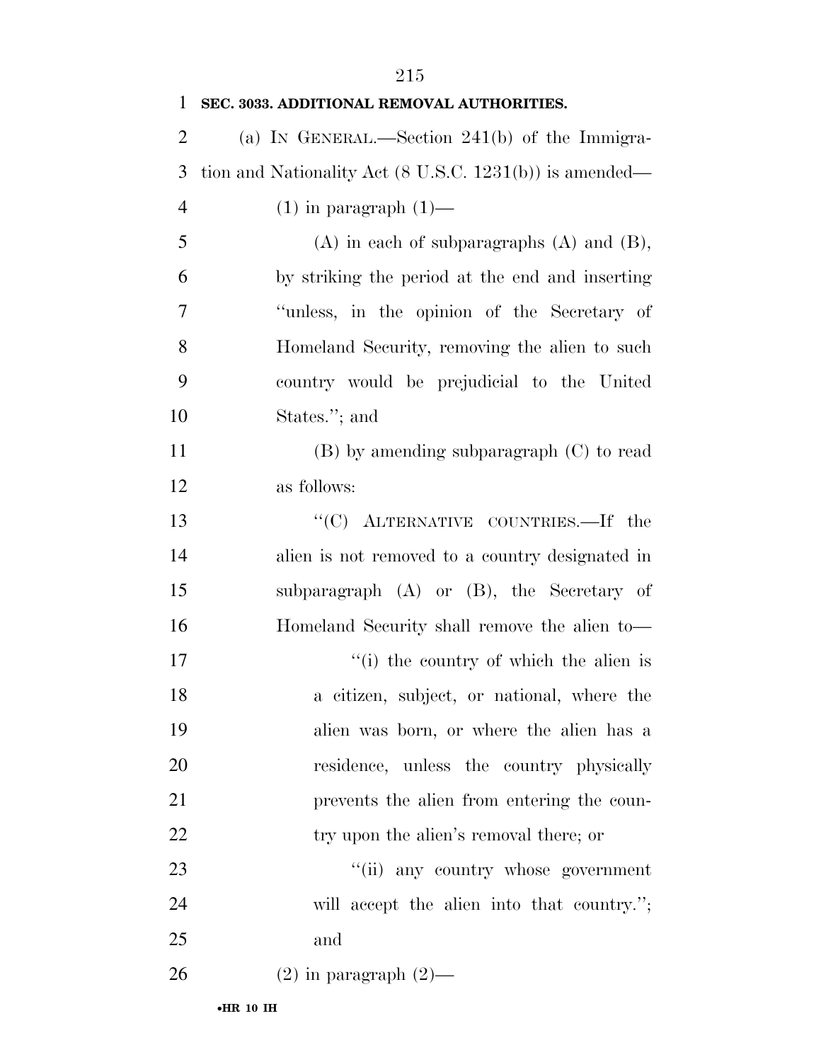**SEC. 3033. ADDITIONAL REMOVAL AUTHORITIES.**

(a) IN GENERAL.—Section 241(b) of the Immigration and Nationality Act (8 U.S.C. 1231(b)) is amended—

(1) in paragraph (1)—

(A) in each of subparagraphs (A) and (B), by striking the period at the end and inserting "unless, in the opinion of the Secretary of Homeland Security, removing the alien to such country would be prejudicial to the United States."; and

(B) by amending subparagraph (C) to read as follows:

"(C) ALTERNATIVE COUNTRIES.—If the alien is not removed to a country designated in subparagraph (A) or (B), the Secretary of Homeland Security shall remove the alien to—

"(i) the country of which the alien is a citizen, subject, or national, where the alien was born, or where the alien has a residence, unless the country physically prevents the alien from entering the country upon the alien's removal there; or

"(ii) any country whose government will accept the alien into that country."; and

(2) in paragraph (2)—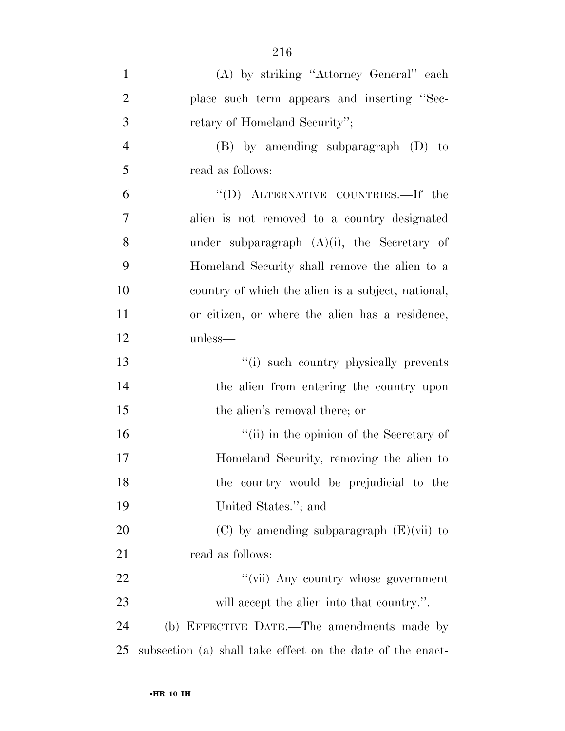(A) by striking ''Attorney General'' each place such term appears and inserting ''Secretary of Homeland Security'';

(B) by amending subparagraph (D) to read as follows:

''(D) ALTERNATIVE COUNTRIES.—If the alien is not removed to a country designated under subparagraph (A)(i), the Secretary of Homeland Security shall remove the alien to a country of which the alien is a subject, national, or citizen, or where the alien has a residence, unless—

''(i) such country physically prevents the alien from entering the country upon the alien's removal there; or

''(ii) in the opinion of the Secretary of Homeland Security, removing the alien to the country would be prejudicial to the United States.''; and

(C) by amending subparagraph (E)(vii) to read as follows:

''(vii) Any country whose government will accept the alien into that country.''.

(b) EFFECTIVE DATE.—The amendments made by subsection (a) shall take effect on the date of the enact-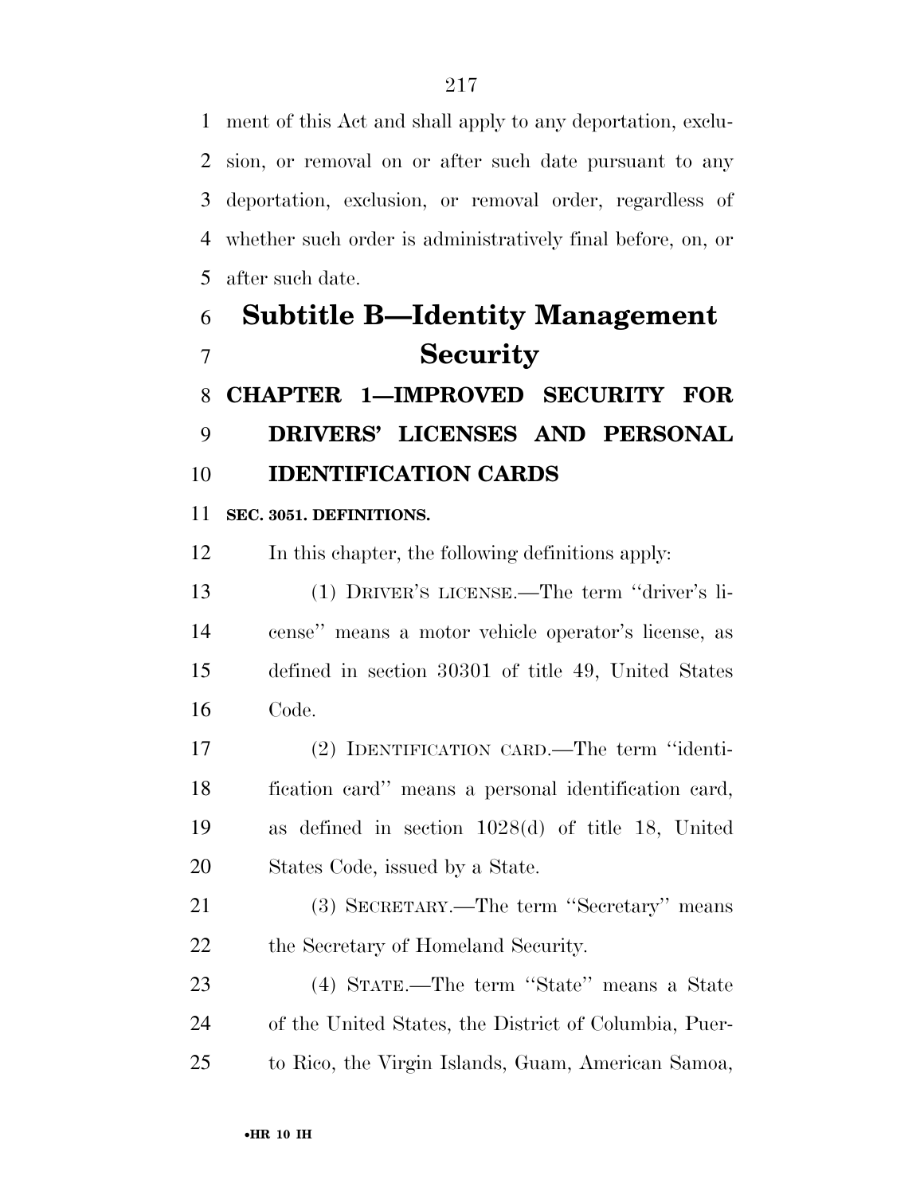ment of this Act and shall apply to any deportation, exclusion, or removal on or after such date pursuant to any deportation, exclusion, or removal order, regardless of whether such order is administratively final before, on, or after such date.

# Subtitle B—Identity Management Security

## CHAPTER 1—IMPROVED SECURITY FOR DRIVERS' LICENSES AND PERSONAL IDENTIFICATION CARDS

### SEC. 3051. DEFINITIONS.

In this chapter, the following definitions apply:

(1) DRIVER'S LICENSE.—The term ''driver's license'' means a motor vehicle operator's license, as defined in section 30301 of title 49, United States Code.

(2) IDENTIFICATION CARD.—The term ''identification card'' means a personal identification card, as defined in section 1028(d) of title 18, United States Code, issued by a State.

(3) SECRETARY.—The term ''Secretary'' means the Secretary of Homeland Security.

(4) STATE.—The term ''State'' means a State of the United States, the District of Columbia, Puerto Rico, the Virgin Islands, Guam, American Samoa,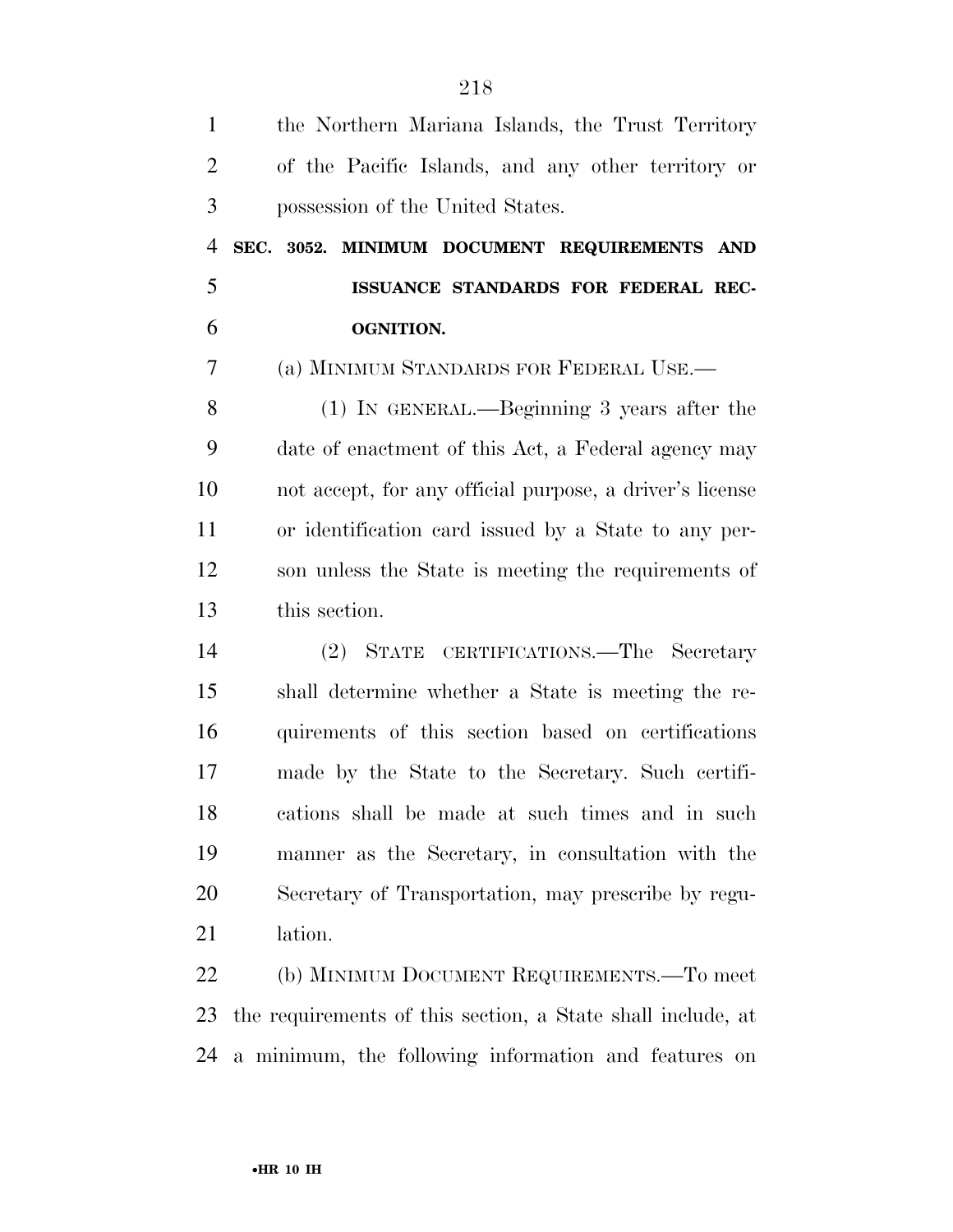the Northern Mariana Islands, the Trust Territory of the Pacific Islands, and any other territory or possession of the United States.

### SEC. 3052. MINIMUM DOCUMENT REQUIREMENTS AND ISSUANCE STANDARDS FOR FEDERAL RECOGNITION.

(a) MINIMUM STANDARDS FOR FEDERAL USE.—

(1) IN GENERAL.—Beginning 3 years after the date of enactment of this Act, a Federal agency may not accept, for any official purpose, a driver's license or identification card issued by a State to any person unless the State is meeting the requirements of this section.

(2) STATE CERTIFICATIONS.—The Secretary shall determine whether a State is meeting the requirements of this section based on certifications made by the State to the Secretary. Such certifications shall be made at such times and in such manner as the Secretary, in consultation with the Secretary of Transportation, may prescribe by regulation.

(b) MINIMUM DOCUMENT REQUIREMENTS.—To meet the requirements of this section, a State shall include, at a minimum, the following information and features on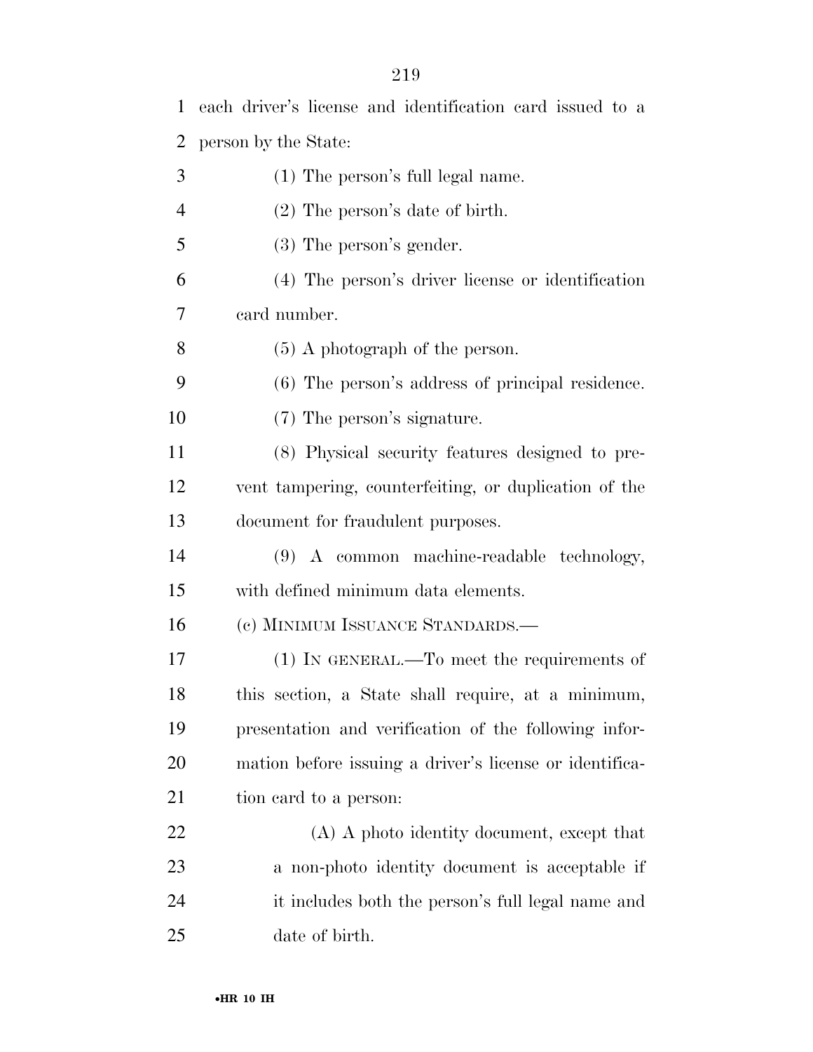each driver's license and identification card issued to a person by the State:

(1) The person's full legal name.

(2) The person's date of birth.

(3) The person's gender.

(4) The person's driver license or identification card number.

(5) A photograph of the person.

(6) The person's address of principal residence.

(7) The person's signature.

(8) Physical security features designed to prevent tampering, counterfeiting, or duplication of the document for fraudulent purposes.

(9) A common machine-readable technology, with defined minimum data elements.

(c) MINIMUM ISSUANCE STANDARDS.—

(1) IN GENERAL.—To meet the requirements of this section, a State shall require, at a minimum, presentation and verification of the following information before issuing a driver's license or identification card to a person:

(A) A photo identity document, except that a non-photo identity document is acceptable if it includes both the person's full legal name and date of birth.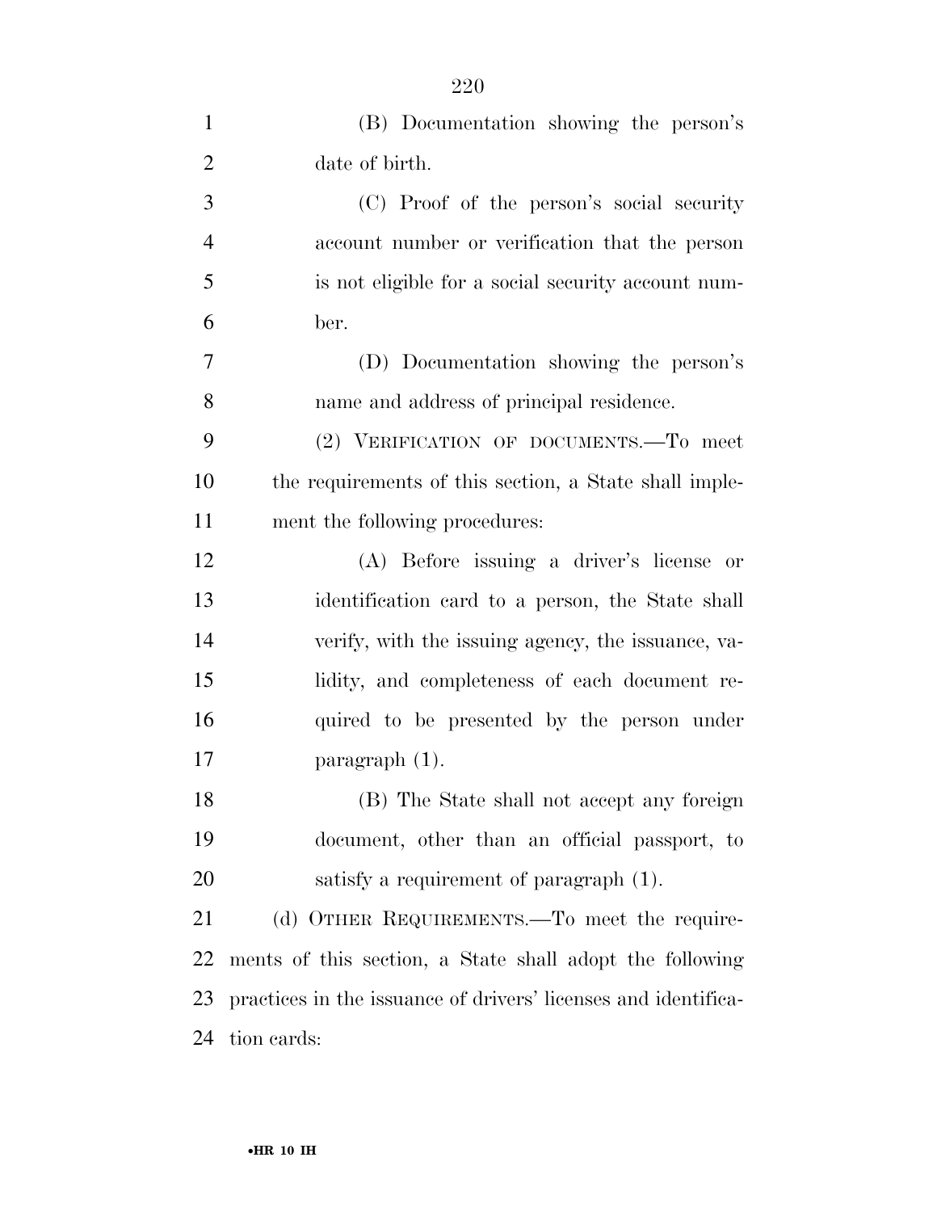(B) Documentation showing the person's date of birth.

(C) Proof of the person's social security account number or verification that the person is not eligible for a social security account number.

(D) Documentation showing the person's name and address of principal residence.

(2) VERIFICATION OF DOCUMENTS.—To meet the requirements of this section, a State shall implement the following procedures:

(A) Before issuing a driver's license or identification card to a person, the State shall verify, with the issuing agency, the issuance, validity, and completeness of each document required to be presented by the person under paragraph (1).

(B) The State shall not accept any foreign document, other than an official passport, to satisfy a requirement of paragraph (1).

(d) OTHER REQUIREMENTS.—To meet the requirements of this section, a State shall adopt the following practices in the issuance of drivers' licenses and identification cards: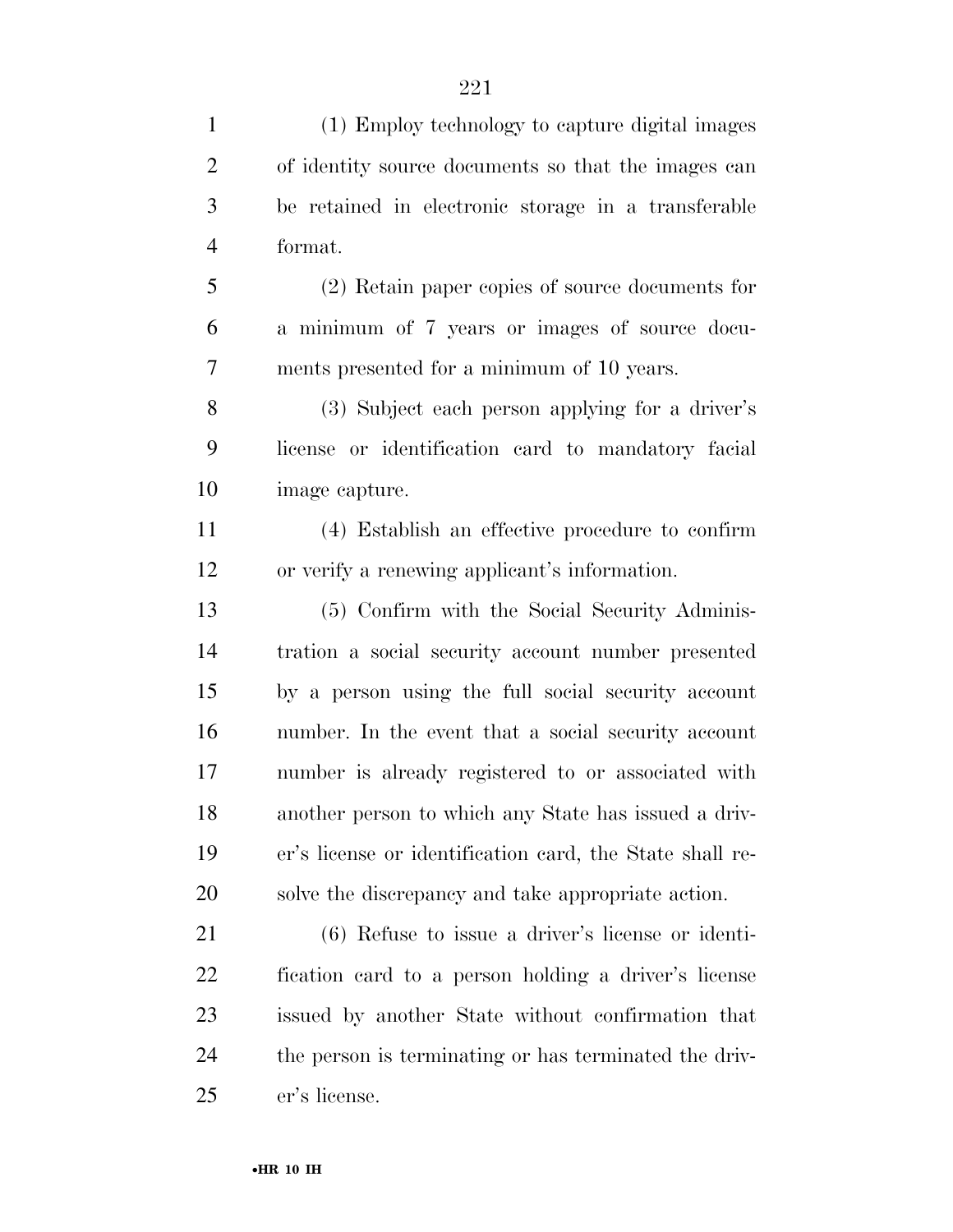(1) Employ technology to capture digital images of identity source documents so that the images can be retained in electronic storage in a transferable format.

(2) Retain paper copies of source documents for a minimum of 7 years or images of source documents presented for a minimum of 10 years.

(3) Subject each person applying for a driver's license or identification card to mandatory facial image capture.

(4) Establish an effective procedure to confirm or verify a renewing applicant's information.

(5) Confirm with the Social Security Administration a social security account number presented by a person using the full social security account number. In the event that a social security account number is already registered to or associated with another person to which any State has issued a driver's license or identification card, the State shall resolve the discrepancy and take appropriate action.

(6) Refuse to issue a driver's license or identification card to a person holding a driver's license issued by another State without confirmation that the person is terminating or has terminated the driver's license.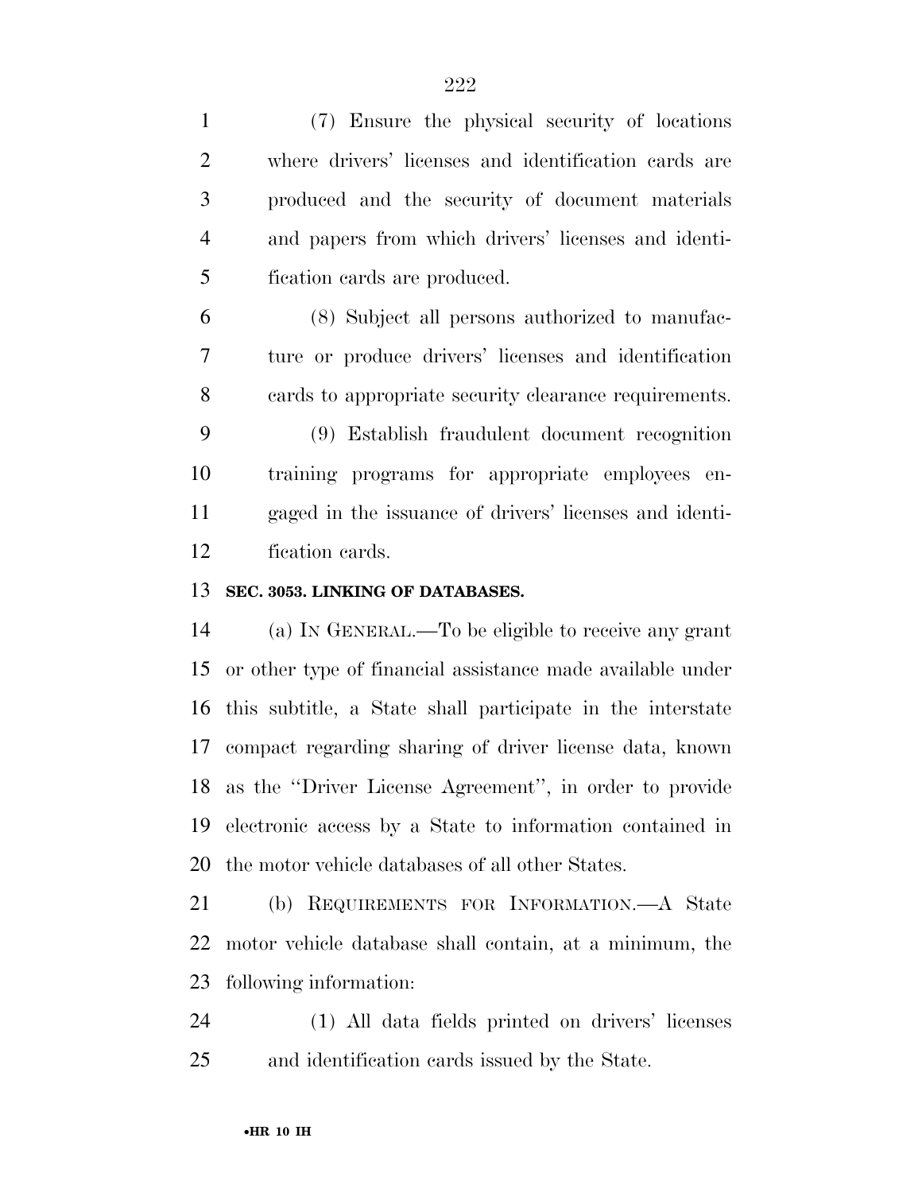(7) Ensure the physical security of locations where drivers' licenses and identification cards are produced and the security of document materials and papers from which drivers' licenses and identification cards are produced.

(8) Subject all persons authorized to manufacture or produce drivers' licenses and identification cards to appropriate security clearance requirements.

(9) Establish fraudulent document recognition training programs for appropriate employees engaged in the issuance of drivers' licenses and identification cards.

**SEC. 3053. LINKING OF DATABASES.**

(a) IN GENERAL.—To be eligible to receive any grant or other type of financial assistance made available under this subtitle, a State shall participate in the interstate compact regarding sharing of driver license data, known as the ''Driver License Agreement'', in order to provide electronic access by a State to information contained in the motor vehicle databases of all other States.

(b) REQUIREMENTS FOR INFORMATION.—A State motor vehicle database shall contain, at a minimum, the following information:

(1) All data fields printed on drivers' licenses and identification cards issued by the State.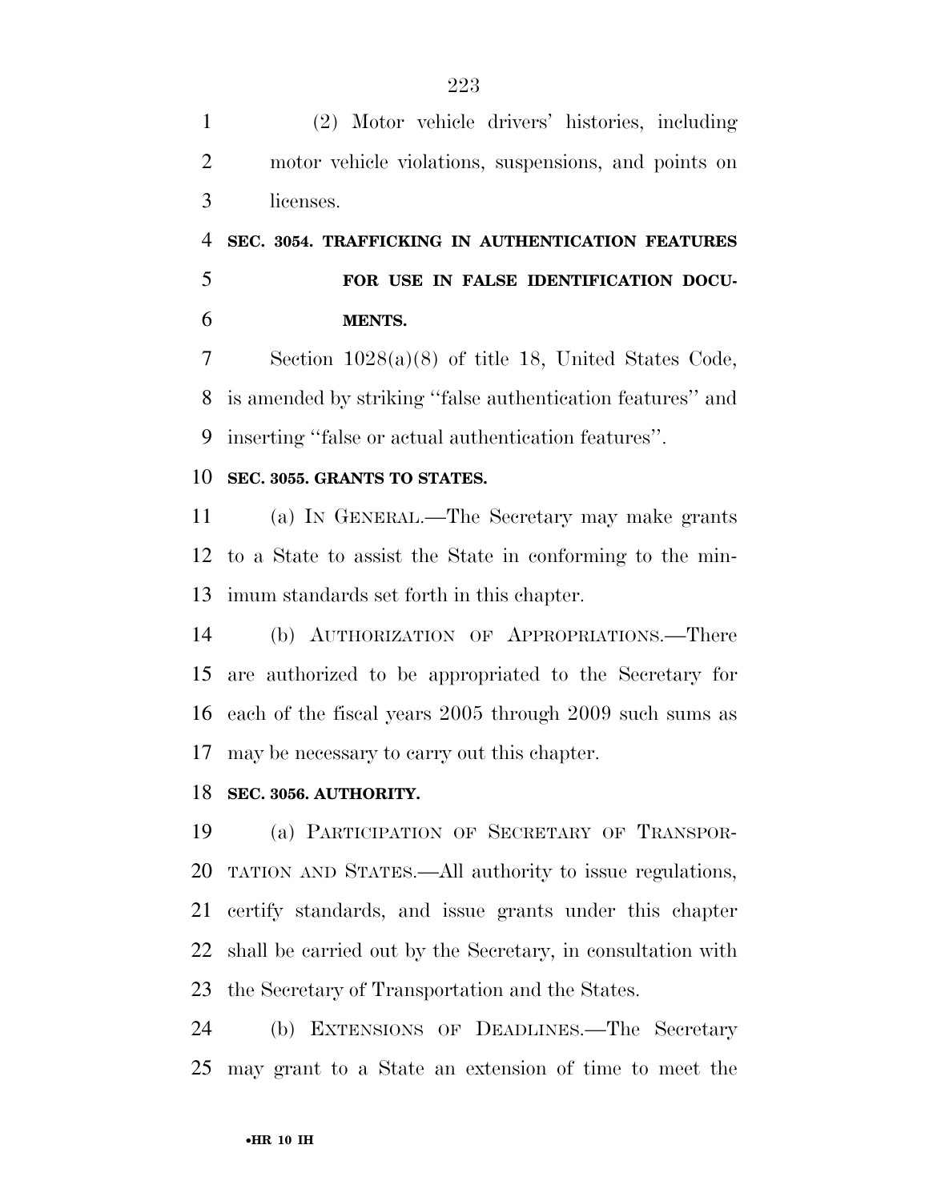(2) Motor vehicle drivers' histories, including motor vehicle violations, suspensions, and points on licenses.

### SEC. 3054. TRAFFICKING IN AUTHENTICATION FEATURES FOR USE IN FALSE IDENTIFICATION DOCUMENTS.

Section 1028(a)(8) of title 18, United States Code, is amended by striking ''false authentication features'' and inserting ''false or actual authentication features''.

### SEC. 3055. GRANTS TO STATES.

(a) IN GENERAL.—The Secretary may make grants to a State to assist the State in conforming to the minimum standards set forth in this chapter.

(b) AUTHORIZATION OF APPROPRIATIONS.—There are authorized to be appropriated to the Secretary for each of the fiscal years 2005 through 2009 such sums as may be necessary to carry out this chapter.

### SEC. 3056. AUTHORITY.

(a) PARTICIPATION OF SECRETARY OF TRANSPORTATION AND STATES.—All authority to issue regulations, certify standards, and issue grants under this chapter shall be carried out by the Secretary, in consultation with the Secretary of Transportation and the States.

(b) EXTENSIONS OF DEADLINES.—The Secretary may grant to a State an extension of time to meet the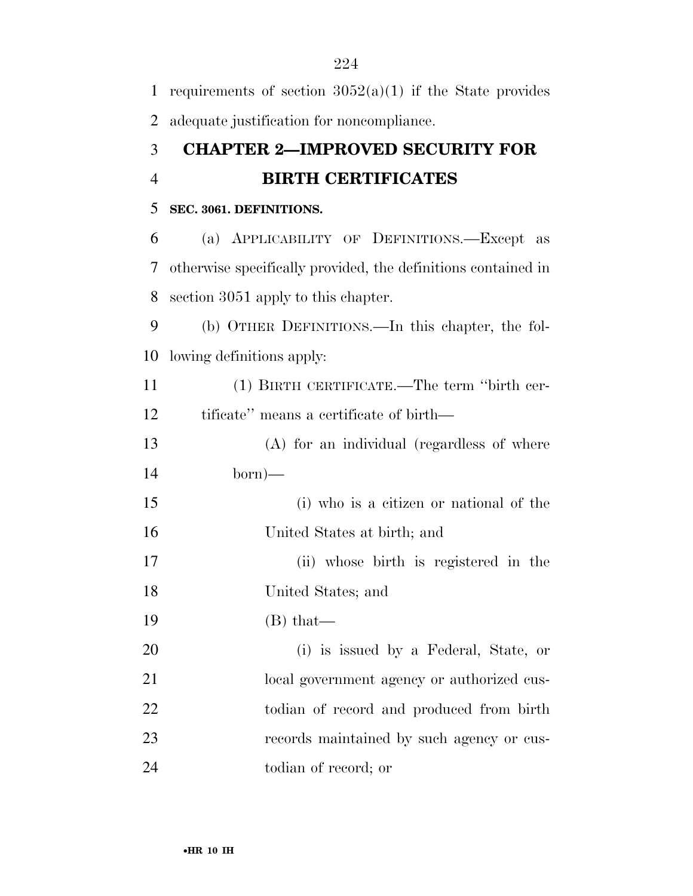requirements of section 3052(a)(1) if the State provides adequate justification for noncompliance.

## CHAPTER 2—IMPROVED SECURITY FOR BIRTH CERTIFICATES

### SEC. 3061. DEFINITIONS.

(a) APPLICABILITY OF DEFINITIONS.—Except as otherwise specifically provided, the definitions contained in section 3051 apply to this chapter.

(b) OTHER DEFINITIONS.—In this chapter, the following definitions apply:

(1) BIRTH CERTIFICATE.—The term ''birth certificate'' means a certificate of birth—

(A) for an individual (regardless of where born)—

(i) who is a citizen or national of the United States at birth; and

(ii) whose birth is registered in the United States; and

(B) that—

(i) is issued by a Federal, State, or local government agency or authorized custodian of record and produced from birth records maintained by such agency or custodian of record; or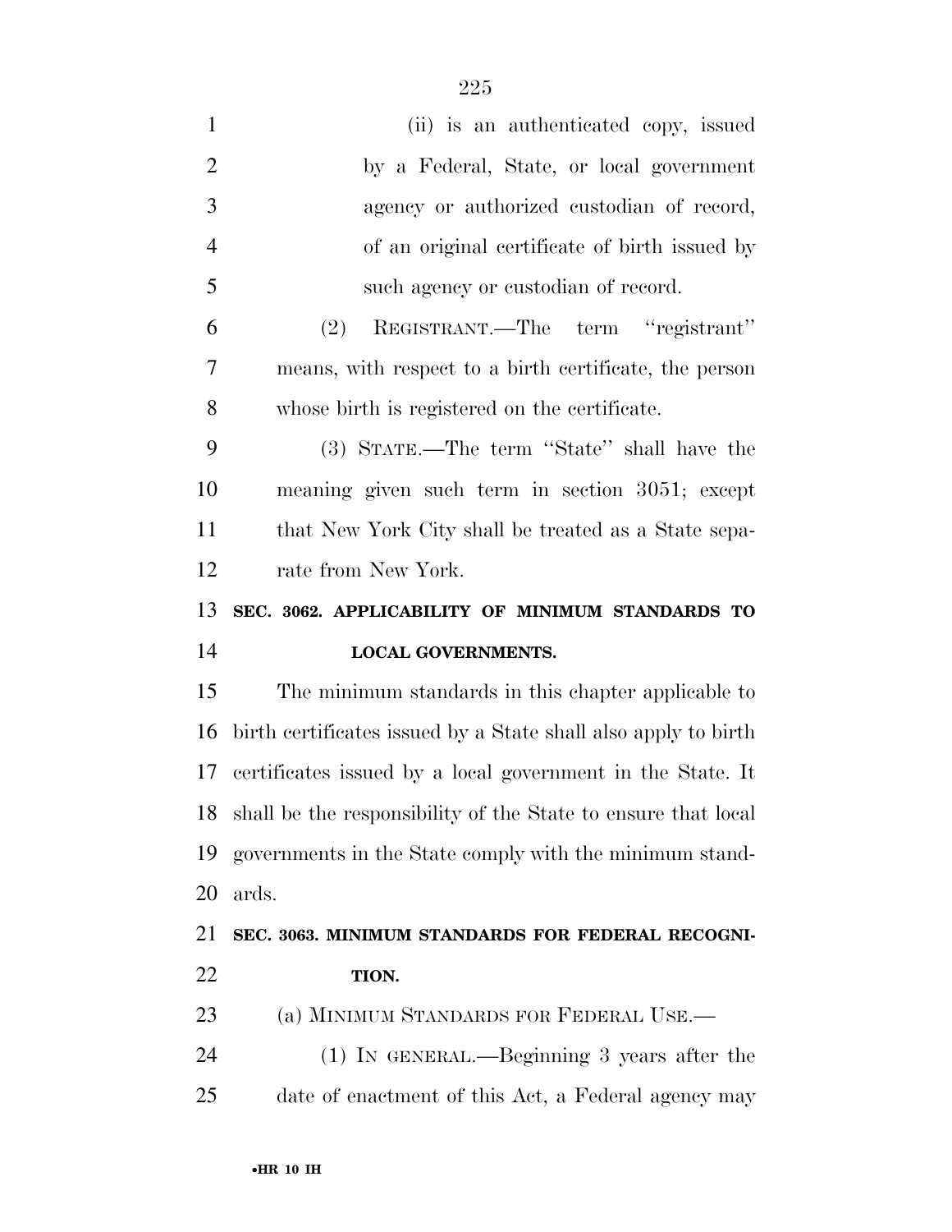(ii) is an authenticated copy, issued by a Federal, State, or local government agency or authorized custodian of record, of an original certificate of birth issued by such agency or custodian of record.

(2) REGISTRANT.—The term ''registrant'' means, with respect to a birth certificate, the person whose birth is registered on the certificate.

(3) STATE.—The term ''State'' shall have the meaning given such term in section 3051; except that New York City shall be treated as a State separate from New York.

**SEC. 3062. APPLICABILITY OF MINIMUM STANDARDS TO LOCAL GOVERNMENTS.**

The minimum standards in this chapter applicable to birth certificates issued by a State shall also apply to birth certificates issued by a local government in the State. It shall be the responsibility of the State to ensure that local governments in the State comply with the minimum standards.

**SEC. 3063. MINIMUM STANDARDS FOR FEDERAL RECOGNITION.**

(a) MINIMUM STANDARDS FOR FEDERAL USE.—

(1) IN GENERAL.—Beginning 3 years after the date of enactment of this Act, a Federal agency may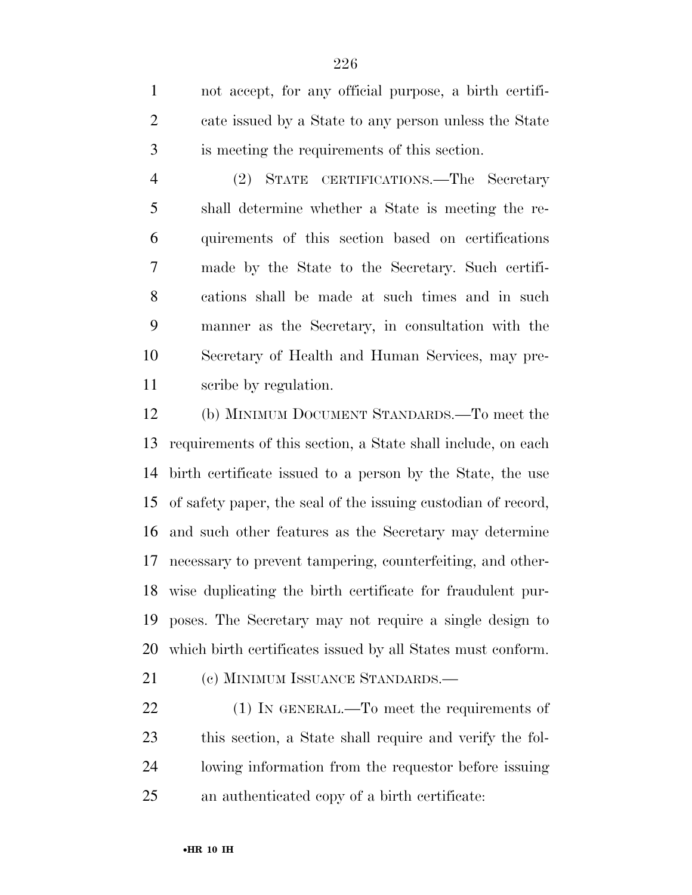not accept, for any official purpose, a birth certificate issued by a State to any person unless the State is meeting the requirements of this section.

(2) STATE CERTIFICATIONS.—The Secretary shall determine whether a State is meeting the requirements of this section based on certifications made by the State to the Secretary. Such certifications shall be made at such times and in such manner as the Secretary, in consultation with the Secretary of Health and Human Services, may prescribe by regulation.

(b) MINIMUM DOCUMENT STANDARDS.—To meet the requirements of this section, a State shall include, on each birth certificate issued to a person by the State, the use of safety paper, the seal of the issuing custodian of record, and such other features as the Secretary may determine necessary to prevent tampering, counterfeiting, and otherwise duplicating the birth certificate for fraudulent purposes. The Secretary may not require a single design to which birth certificates issued by all States must conform.

(c) MINIMUM ISSUANCE STANDARDS.—

(1) IN GENERAL.—To meet the requirements of this section, a State shall require and verify the following information from the requestor before issuing an authenticated copy of a birth certificate: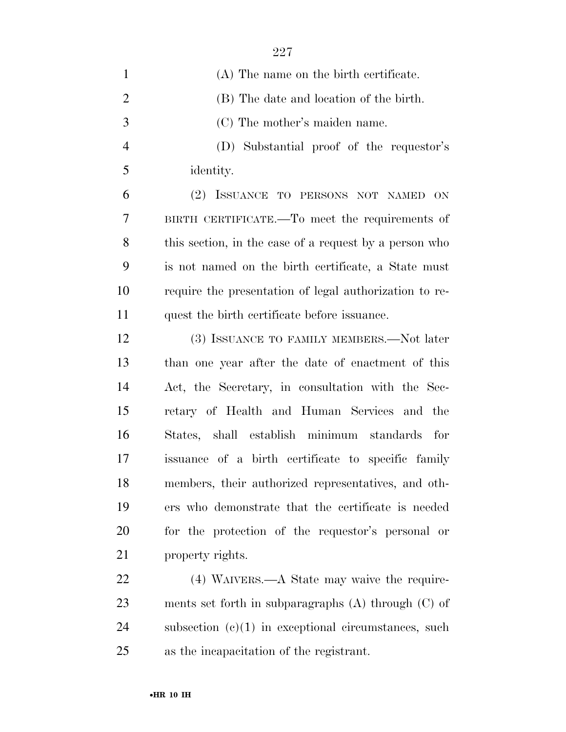(A) The name on the birth certificate.

(B) The date and location of the birth.

(C) The mother's maiden name.

(D) Substantial proof of the requestor's identity.

(2) ISSUANCE TO PERSONS NOT NAMED ON BIRTH CERTIFICATE.—To meet the requirements of this section, in the case of a request by a person who is not named on the birth certificate, a State must require the presentation of legal authorization to request the birth certificate before issuance.

(3) ISSUANCE TO FAMILY MEMBERS.—Not later than one year after the date of enactment of this Act, the Secretary, in consultation with the Secretary of Health and Human Services and the States, shall establish minimum standards for issuance of a birth certificate to specific family members, their authorized representatives, and others who demonstrate that the certificate is needed for the protection of the requestor's personal or property rights.

(4) WAIVERS.—A State may waive the requirements set forth in subparagraphs (A) through (C) of subsection (c)(1) in exceptional circumstances, such as the incapacitation of the registrant.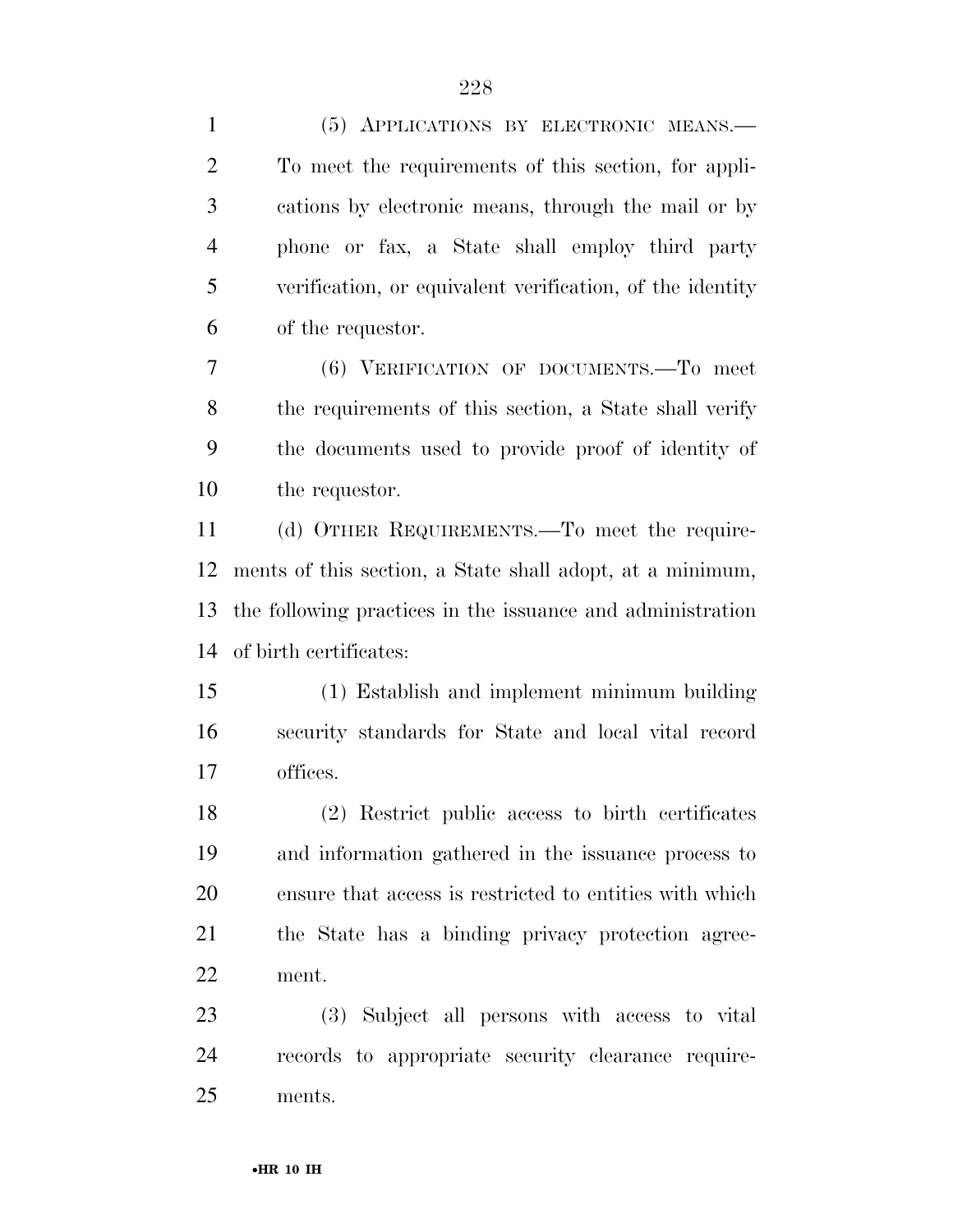(5) APPLICATIONS BY ELECTRONIC MEANS.—To meet the requirements of this section, for applications by electronic means, through the mail or by phone or fax, a State shall employ third party verification, or equivalent verification, of the identity of the requestor.

(6) VERIFICATION OF DOCUMENTS.—To meet the requirements of this section, a State shall verify the documents used to provide proof of identity of the requestor.

(d) OTHER REQUIREMENTS.—To meet the requirements of this section, a State shall adopt, at a minimum, the following practices in the issuance and administration of birth certificates:

(1) Establish and implement minimum building security standards for State and local vital record offices.

(2) Restrict public access to birth certificates and information gathered in the issuance process to ensure that access is restricted to entities with which the State has a binding privacy protection agreement.

(3) Subject all persons with access to vital records to appropriate security clearance requirements.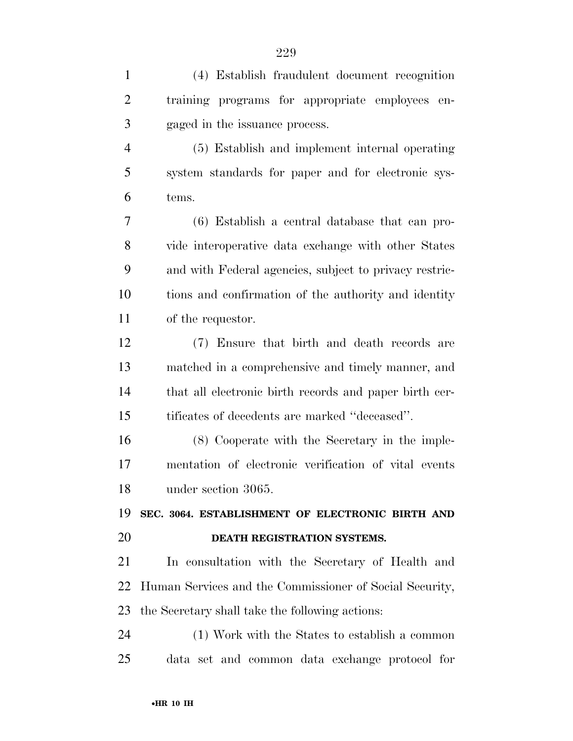(4) Establish fraudulent document recognition training programs for appropriate employees engaged in the issuance process.

(5) Establish and implement internal operating system standards for paper and for electronic systems.

(6) Establish a central database that can provide interoperative data exchange with other States and with Federal agencies, subject to privacy restrictions and confirmation of the authority and identity of the requestor.

(7) Ensure that birth and death records are matched in a comprehensive and timely manner, and that all electronic birth records and paper birth certificates of decedents are marked "deceased".

(8) Cooperate with the Secretary in the implementation of electronic verification of vital events under section 3065.

## SEC. 3064. ESTABLISHMENT OF ELECTRONIC BIRTH AND DEATH REGISTRATION SYSTEMS.

In consultation with the Secretary of Health and Human Services and the Commissioner of Social Security, the Secretary shall take the following actions:

(1) Work with the States to establish a common data set and common data exchange protocol for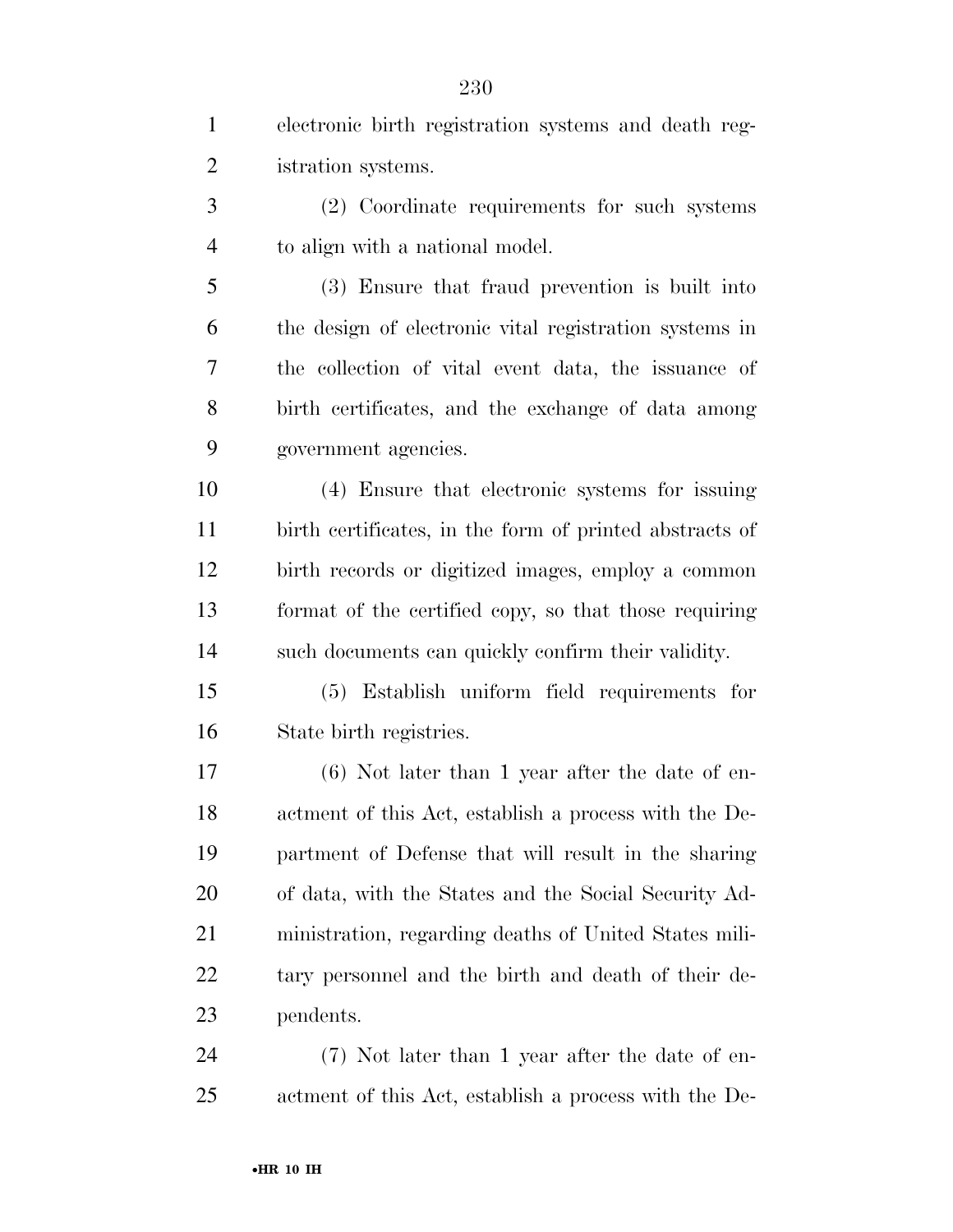electronic birth registration systems and death registration systems.

(2) Coordinate requirements for such systems to align with a national model.

(3) Ensure that fraud prevention is built into the design of electronic vital registration systems in the collection of vital event data, the issuance of birth certificates, and the exchange of data among government agencies.

(4) Ensure that electronic systems for issuing birth certificates, in the form of printed abstracts of birth records or digitized images, employ a common format of the certified copy, so that those requiring such documents can quickly confirm their validity.

(5) Establish uniform field requirements for State birth registries.

(6) Not later than 1 year after the date of enactment of this Act, establish a process with the Department of Defense that will result in the sharing of data, with the States and the Social Security Administration, regarding deaths of United States military personnel and the birth and death of their dependents.

(7) Not later than 1 year after the date of enactment of this Act, establish a process with the De-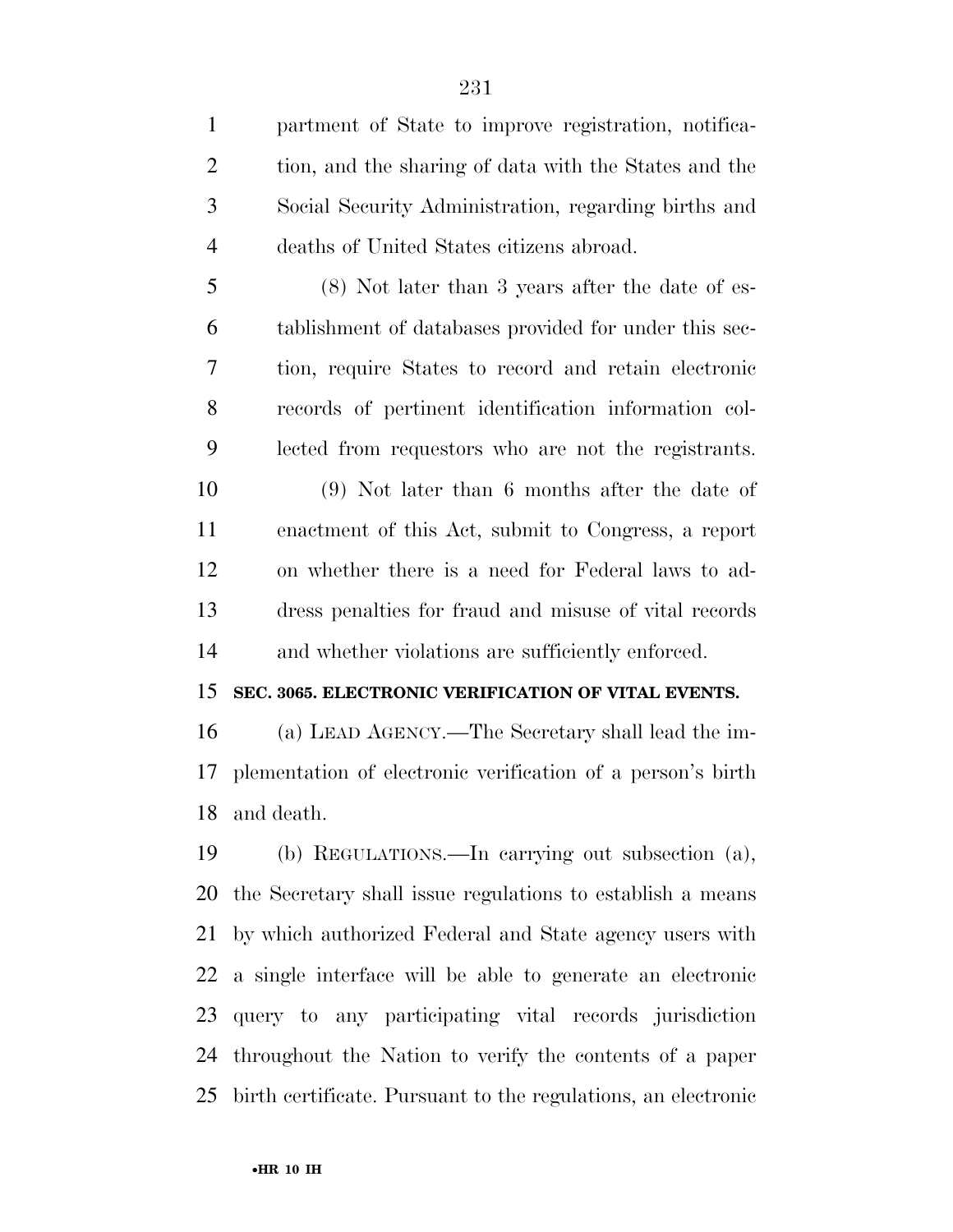partment of State to improve registration, notification, and the sharing of data with the States and the Social Security Administration, regarding births and deaths of United States citizens abroad.

(8) Not later than 3 years after the date of establishment of databases provided for under this section, require States to record and retain electronic records of pertinent identification information collected from requestors who are not the registrants.

(9) Not later than 6 months after the date of enactment of this Act, submit to Congress, a report on whether there is a need for Federal laws to address penalties for fraud and misuse of vital records and whether violations are sufficiently enforced.

**SEC. 3065. ELECTRONIC VERIFICATION OF VITAL EVENTS.**

(a) LEAD AGENCY.—The Secretary shall lead the implementation of electronic verification of a person's birth and death.

(b) REGULATIONS.—In carrying out subsection (a), the Secretary shall issue regulations to establish a means by which authorized Federal and State agency users with a single interface will be able to generate an electronic query to any participating vital records jurisdiction throughout the Nation to verify the contents of a paper birth certificate. Pursuant to the regulations, an electronic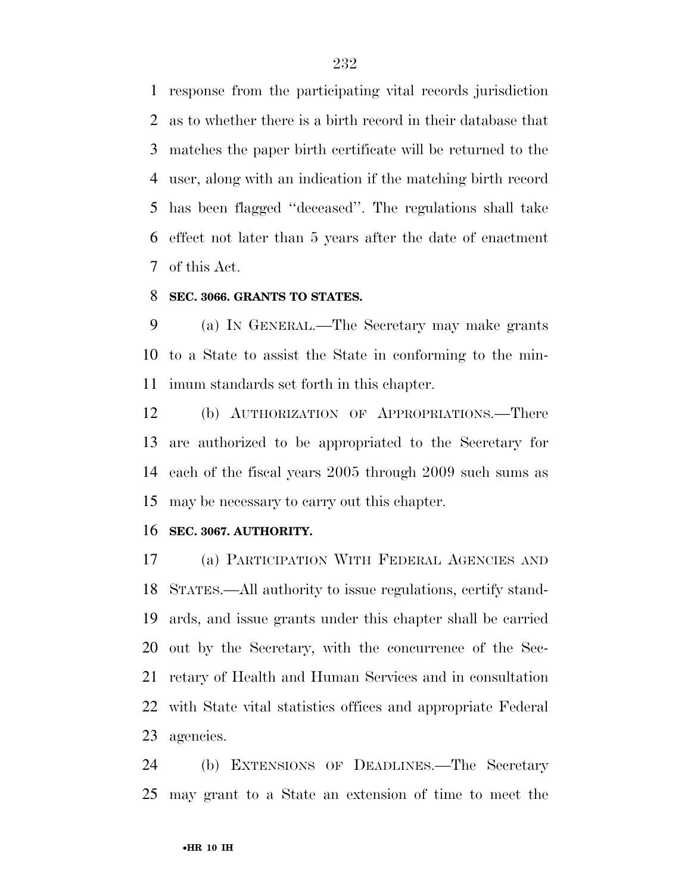response from the participating vital records jurisdiction as to whether there is a birth record in their database that matches the paper birth certificate will be returned to the user, along with an indication if the matching birth record has been flagged ''deceased''. The regulations shall take effect not later than 5 years after the date of enactment of this Act.

**SEC. 3066. GRANTS TO STATES.**

(a) IN GENERAL.—The Secretary may make grants to a State to assist the State in conforming to the minimum standards set forth in this chapter.

(b) AUTHORIZATION OF APPROPRIATIONS.—There are authorized to be appropriated to the Secretary for each of the fiscal years 2005 through 2009 such sums as may be necessary to carry out this chapter.

**SEC. 3067. AUTHORITY.**

(a) PARTICIPATION WITH FEDERAL AGENCIES AND STATES.—All authority to issue regulations, certify standards, and issue grants under this chapter shall be carried out by the Secretary, with the concurrence of the Secretary of Health and Human Services and in consultation with State vital statistics offices and appropriate Federal agencies.

(b) EXTENSIONS OF DEADLINES.—The Secretary may grant to a State an extension of time to meet the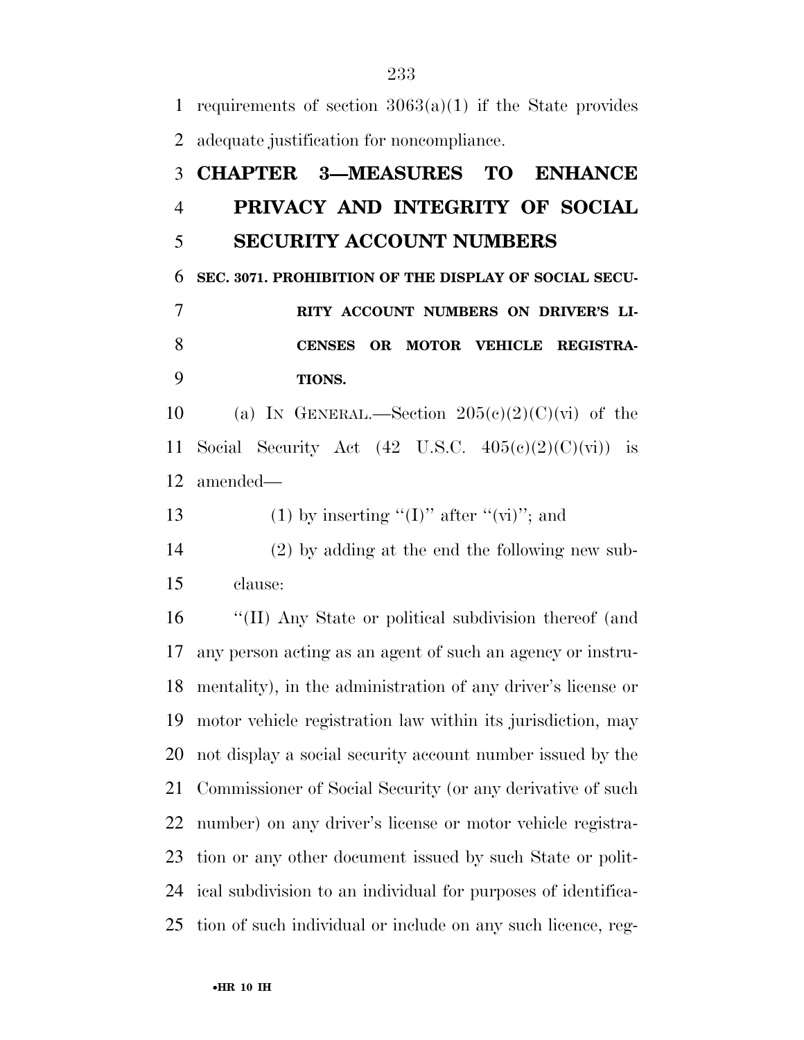requirements of section 3063(a)(1) if the State provides adequate justification for noncompliance.

## CHAPTER 3—MEASURES TO ENHANCE PRIVACY AND INTEGRITY OF SOCIAL SECURITY ACCOUNT NUMBERS

### SEC. 3071. PROHIBITION OF THE DISPLAY OF SOCIAL SECURITY ACCOUNT NUMBERS ON DRIVER'S LICENSES OR MOTOR VEHICLE REGISTRATIONS.

(a) IN GENERAL.—Section 205(c)(2)(C)(vi) of the Social Security Act (42 U.S.C. 405(c)(2)(C)(vi)) is amended—

(1) by inserting ''(I)'' after ''(vi)''; and

(2) by adding at the end the following new subclause:

''(II) Any State or political subdivision thereof (and any person acting as an agent of such an agency or instrumentality), in the administration of any driver's license or motor vehicle registration law within its jurisdiction, may not display a social security account number issued by the Commissioner of Social Security (or any derivative of such number) on any driver's license or motor vehicle registration or any other document issued by such State or political subdivision to an individual for purposes of identification of such individual or include on any such licence, reg-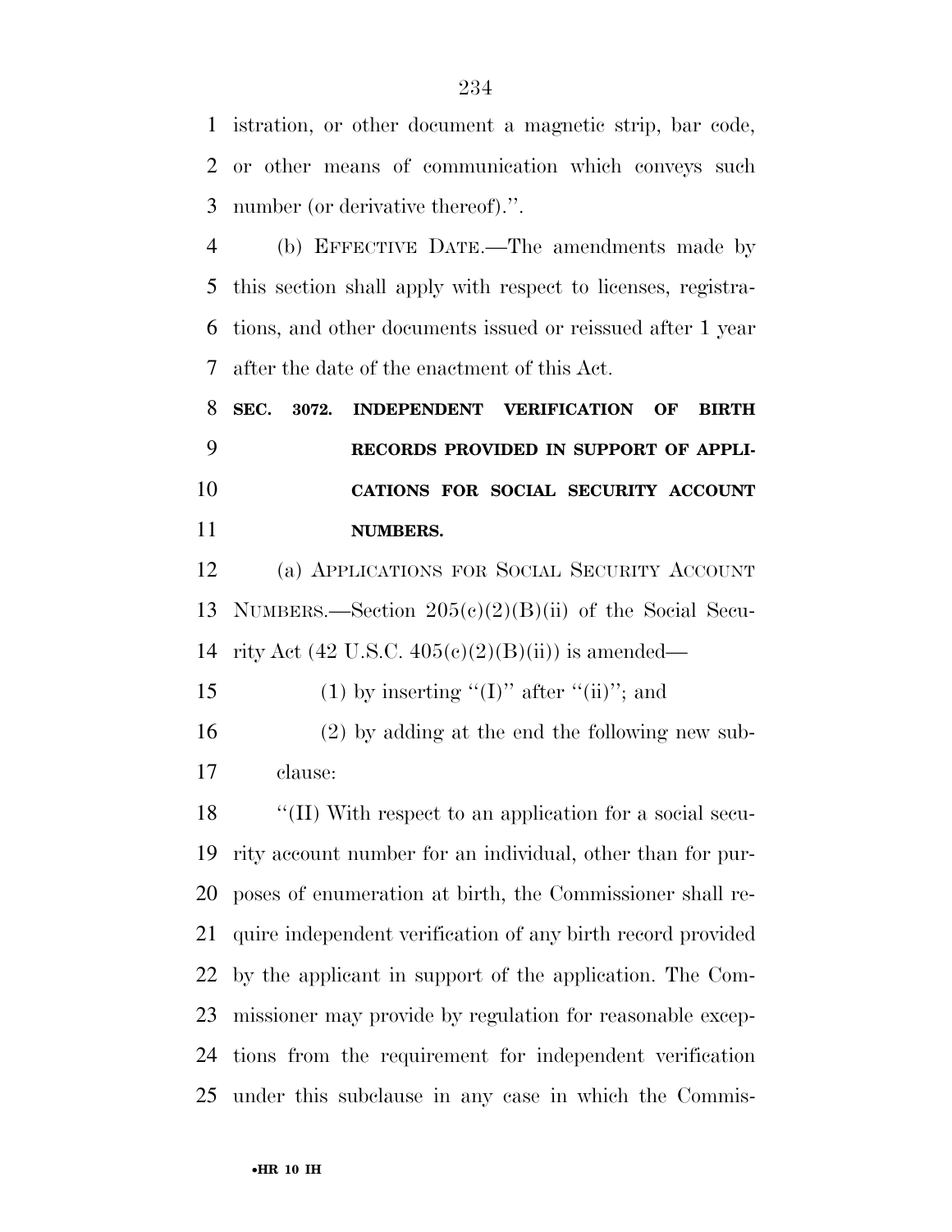istration, or other document a magnetic strip, bar code, or other means of communication which conveys such number (or derivative thereof).''.

(b) EFFECTIVE DATE.—The amendments made by this section shall apply with respect to licenses, registrations, and other documents issued or reissued after 1 year after the date of the enactment of this Act.

**SEC. 3072. INDEPENDENT VERIFICATION OF BIRTH RECORDS PROVIDED IN SUPPORT OF APPLICATIONS FOR SOCIAL SECURITY ACCOUNT NUMBERS.**

(a) APPLICATIONS FOR SOCIAL SECURITY ACCOUNT NUMBERS.—Section 205(c)(2)(B)(ii) of the Social Security Act (42 U.S.C. 405(c)(2)(B)(ii)) is amended—

(1) by inserting ''(I)'' after ''(ii)''; and

(2) by adding at the end the following new subclause:

''(II) With respect to an application for a social security account number for an individual, other than for purposes of enumeration at birth, the Commissioner shall require independent verification of any birth record provided by the applicant in support of the application. The Commissioner may provide by regulation for reasonable exceptions from the requirement for independent verification under this subclause in any case in which the Commis-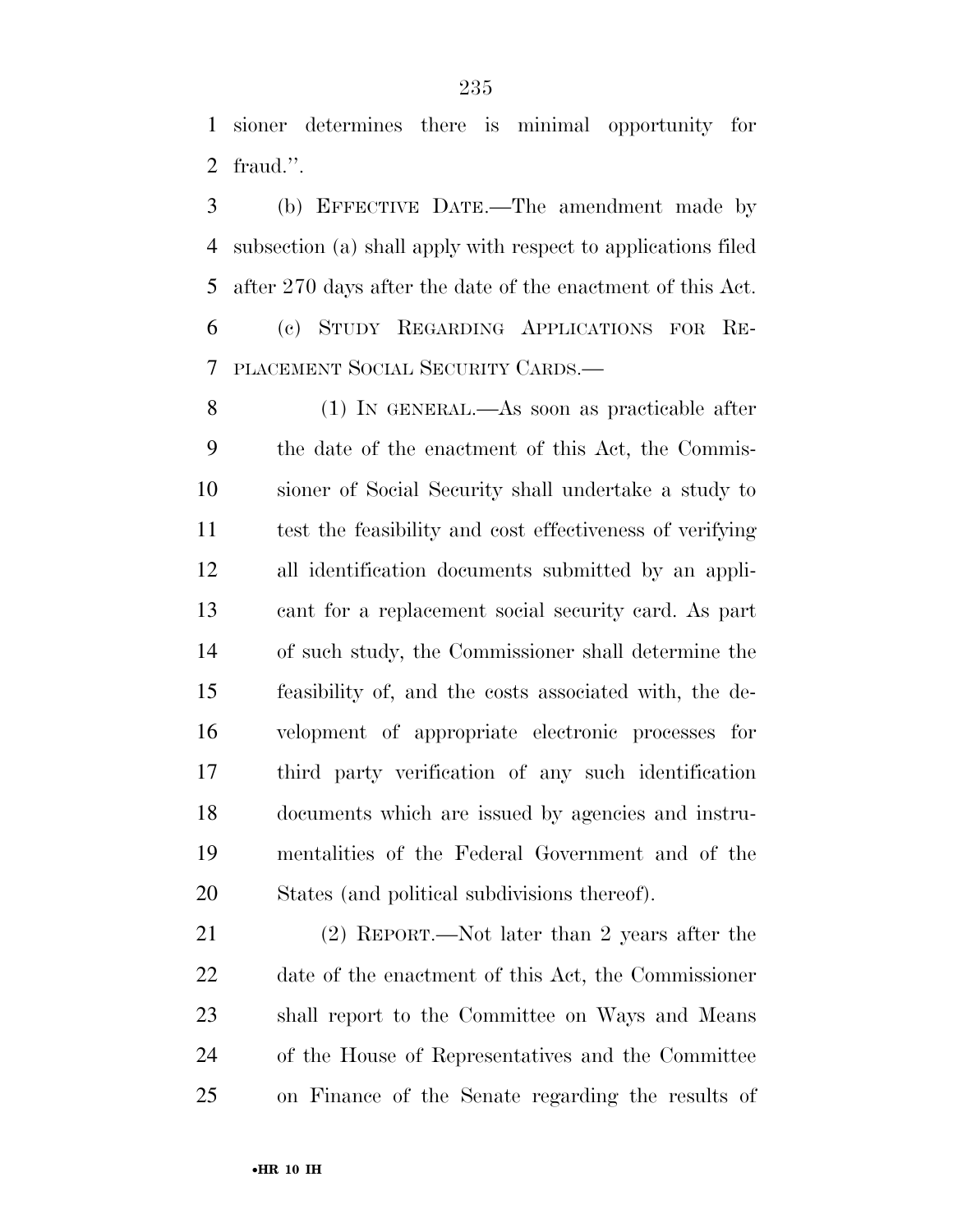sioner determines there is minimal opportunity for fraud.''.

(b) EFFECTIVE DATE.—The amendment made by subsection (a) shall apply with respect to applications filed after 270 days after the date of the enactment of this Act.

(c) STUDY REGARDING APPLICATIONS FOR REPLACEMENT SOCIAL SECURITY CARDS.—

(1) IN GENERAL.—As soon as practicable after the date of the enactment of this Act, the Commissioner of Social Security shall undertake a study to test the feasibility and cost effectiveness of verifying all identification documents submitted by an applicant for a replacement social security card. As part of such study, the Commissioner shall determine the feasibility of, and the costs associated with, the development of appropriate electronic processes for third party verification of any such identification documents which are issued by agencies and instrumentalities of the Federal Government and of the States (and political subdivisions thereof).

(2) REPORT.—Not later than 2 years after the date of the enactment of this Act, the Commissioner shall report to the Committee on Ways and Means of the House of Representatives and the Committee on Finance of the Senate regarding the results of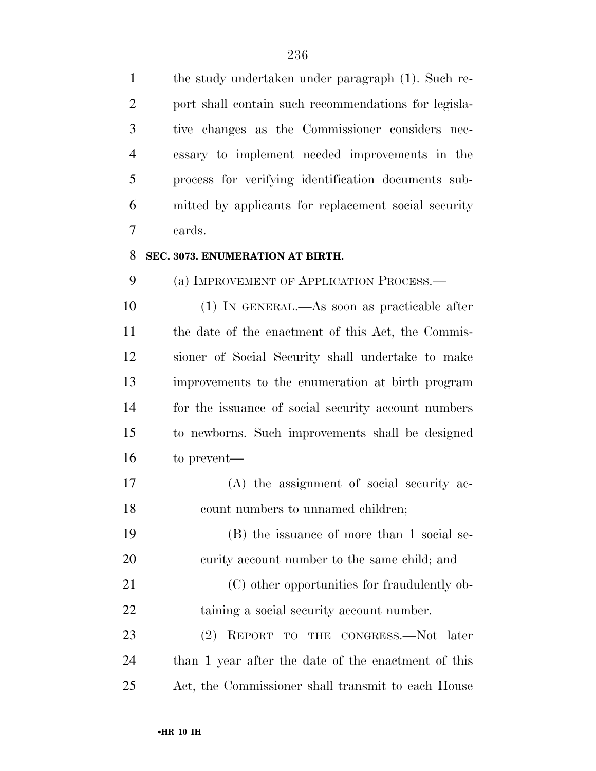the study undertaken under paragraph (1). Such report shall contain such recommendations for legislative changes as the Commissioner considers necessary to implement needed improvements in the process for verifying identification documents submitted by applicants for replacement social security cards.

**SEC. 3073. ENUMERATION AT BIRTH.**

(a) IMPROVEMENT OF APPLICATION PROCESS.—

(1) IN GENERAL.—As soon as practicable after the date of the enactment of this Act, the Commissioner of Social Security shall undertake to make improvements to the enumeration at birth program for the issuance of social security account numbers to newborns. Such improvements shall be designed to prevent—

(A) the assignment of social security account numbers to unnamed children;

(B) the issuance of more than 1 social security account number to the same child; and

(C) other opportunities for fraudulently obtaining a social security account number.

(2) REPORT TO THE CONGRESS.—Not later than 1 year after the date of the enactment of this Act, the Commissioner shall transmit to each House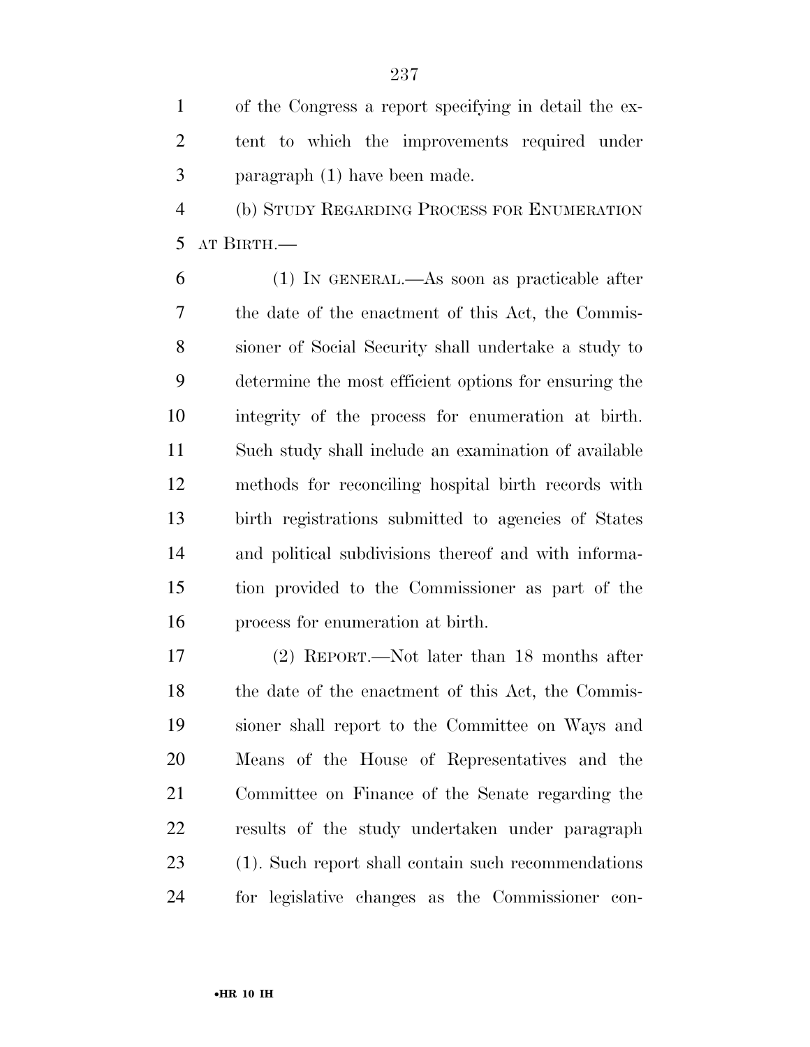of the Congress a report specifying in detail the extent to which the improvements required under paragraph (1) have been made.

(b) STUDY REGARDING PROCESS FOR ENUMERATION AT BIRTH.—

(1) IN GENERAL.—As soon as practicable after the date of the enactment of this Act, the Commissioner of Social Security shall undertake a study to determine the most efficient options for ensuring the integrity of the process for enumeration at birth. Such study shall include an examination of available methods for reconciling hospital birth records with birth registrations submitted to agencies of States and political subdivisions thereof and with information provided to the Commissioner as part of the process for enumeration at birth.

(2) REPORT.—Not later than 18 months after the date of the enactment of this Act, the Commissioner shall report to the Committee on Ways and Means of the House of Representatives and the Committee on Finance of the Senate regarding the results of the study undertaken under paragraph (1). Such report shall contain such recommendations for legislative changes as the Commissioner con-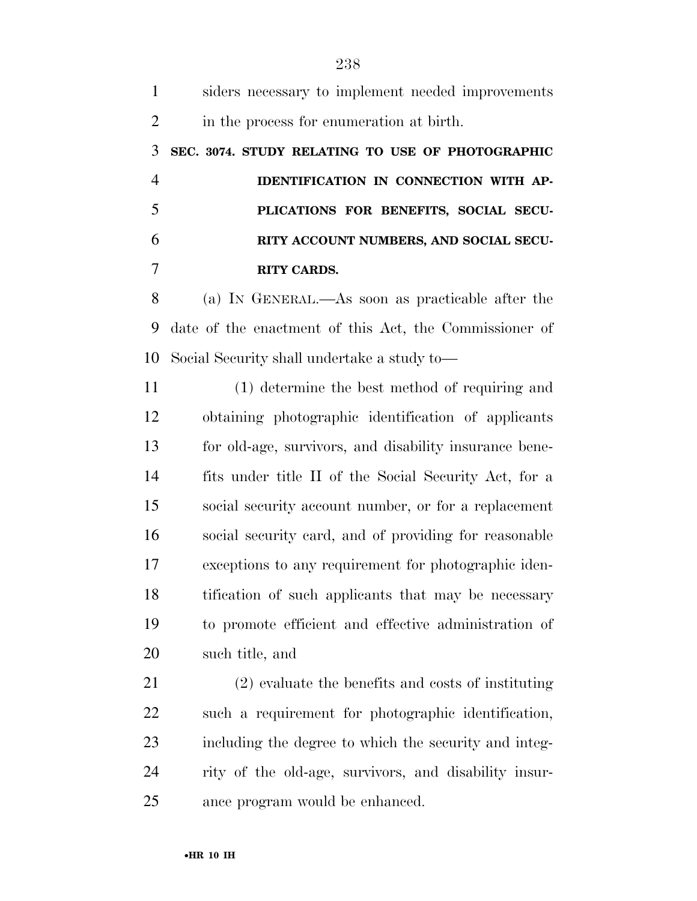siders necessary to implement needed improvements in the process for enumeration at birth.

**SEC. 3074. STUDY RELATING TO USE OF PHOTOGRAPHIC IDENTIFICATION IN CONNECTION WITH APPLICATIONS FOR BENEFITS, SOCIAL SECURITY ACCOUNT NUMBERS, AND SOCIAL SECURITY CARDS.**

(a) IN GENERAL.—As soon as practicable after the date of the enactment of this Act, the Commissioner of Social Security shall undertake a study to—

(1) determine the best method of requiring and obtaining photographic identification of applicants for old-age, survivors, and disability insurance benefits under title II of the Social Security Act, for a social security account number, or for a replacement social security card, and of providing for reasonable exceptions to any requirement for photographic identification of such applicants that may be necessary to promote efficient and effective administration of such title, and

(2) evaluate the benefits and costs of instituting such a requirement for photographic identification, including the degree to which the security and integrity of the old-age, survivors, and disability insurance program would be enhanced.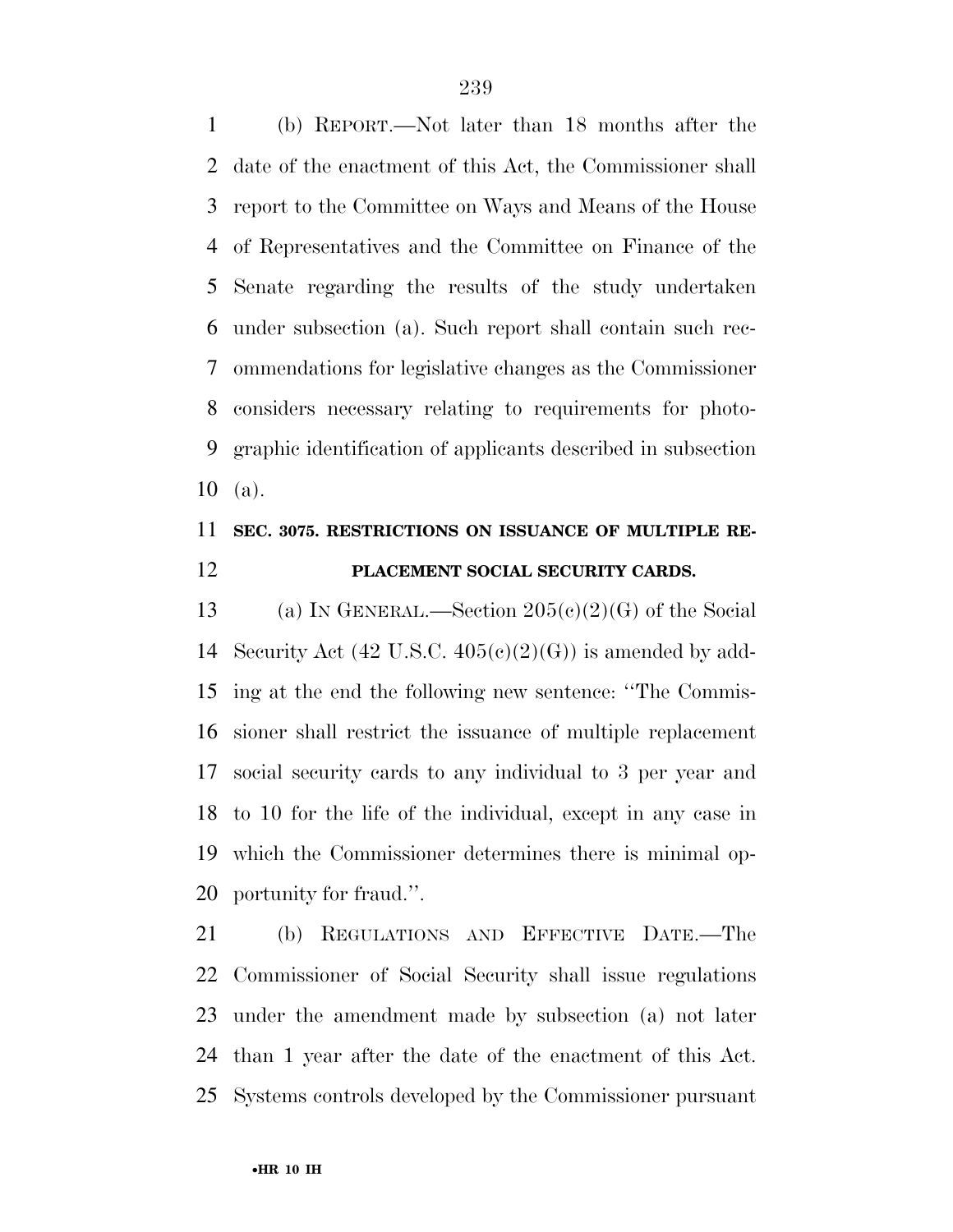(b) REPORT.—Not later than 18 months after the date of the enactment of this Act, the Commissioner shall report to the Committee on Ways and Means of the House of Representatives and the Committee on Finance of the Senate regarding the results of the study undertaken under subsection (a). Such report shall contain such recommendations for legislative changes as the Commissioner considers necessary relating to requirements for photographic identification of applicants described in subsection (a).

**SEC. 3075. RESTRICTIONS ON ISSUANCE OF MULTIPLE REPLACEMENT SOCIAL SECURITY CARDS.**

(a) IN GENERAL.—Section 205(c)(2)(G) of the Social Security Act (42 U.S.C. 405(c)(2)(G)) is amended by adding at the end the following new sentence: ''The Commissioner shall restrict the issuance of multiple replacement social security cards to any individual to 3 per year and to 10 for the life of the individual, except in any case in which the Commissioner determines there is minimal opportunity for fraud.''.

(b) REGULATIONS AND EFFECTIVE DATE.—The Commissioner of Social Security shall issue regulations under the amendment made by subsection (a) not later than 1 year after the date of the enactment of this Act. Systems controls developed by the Commissioner pursuant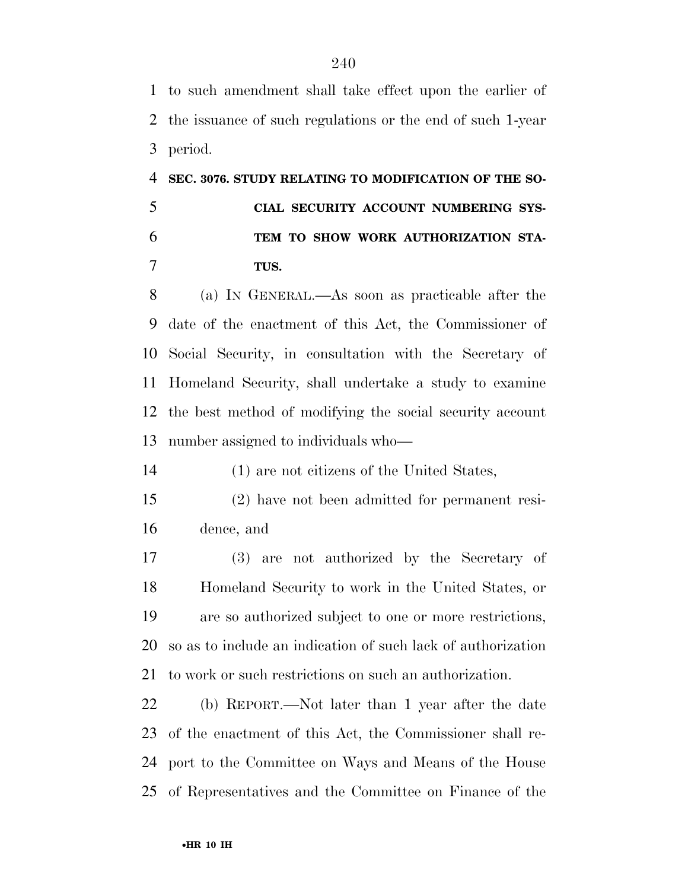to such amendment shall take effect upon the earlier of the issuance of such regulations or the end of such 1-year period.

### SEC. 3076. STUDY RELATING TO MODIFICATION OF THE SOCIAL SECURITY ACCOUNT NUMBERING SYSTEM TO SHOW WORK AUTHORIZATION STATUS.

(a) IN GENERAL.—As soon as practicable after the date of the enactment of this Act, the Commissioner of Social Security, in consultation with the Secretary of Homeland Security, shall undertake a study to examine the best method of modifying the social security account number assigned to individuals who—

(1) are not citizens of the United States,

(2) have not been admitted for permanent residence, and

(3) are not authorized by the Secretary of Homeland Security to work in the United States, or are so authorized subject to one or more restrictions,

so as to include an indication of such lack of authorization to work or such restrictions on such an authorization.

(b) REPORT.—Not later than 1 year after the date of the enactment of this Act, the Commissioner shall report to the Committee on Ways and Means of the House of Representatives and the Committee on Finance of the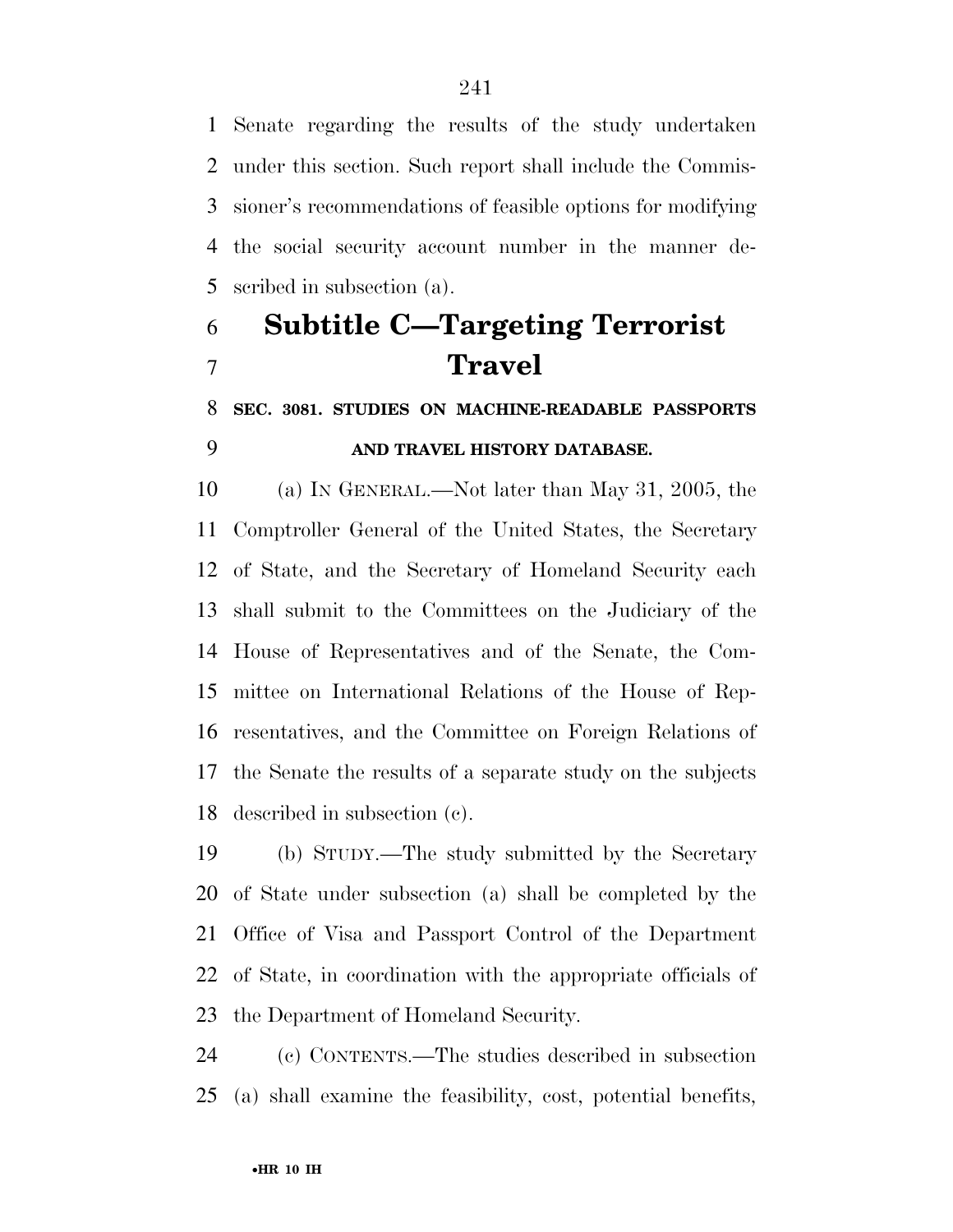Senate regarding the results of the study undertaken under this section. Such report shall include the Commissioner's recommendations of feasible options for modifying the social security account number in the manner described in subsection (a).

## Subtitle C—Targeting Terrorist Travel

### SEC. 3081. STUDIES ON MACHINE-READABLE PASSPORTS AND TRAVEL HISTORY DATABASE.

(a) IN GENERAL.—Not later than May 31, 2005, the Comptroller General of the United States, the Secretary of State, and the Secretary of Homeland Security each shall submit to the Committees on the Judiciary of the House of Representatives and of the Senate, the Committee on International Relations of the House of Representatives, and the Committee on Foreign Relations of the Senate the results of a separate study on the subjects described in subsection (c).

(b) STUDY.—The study submitted by the Secretary of State under subsection (a) shall be completed by the Office of Visa and Passport Control of the Department of State, in coordination with the appropriate officials of the Department of Homeland Security.

(c) CONTENTS.—The studies described in subsection (a) shall examine the feasibility, cost, potential benefits,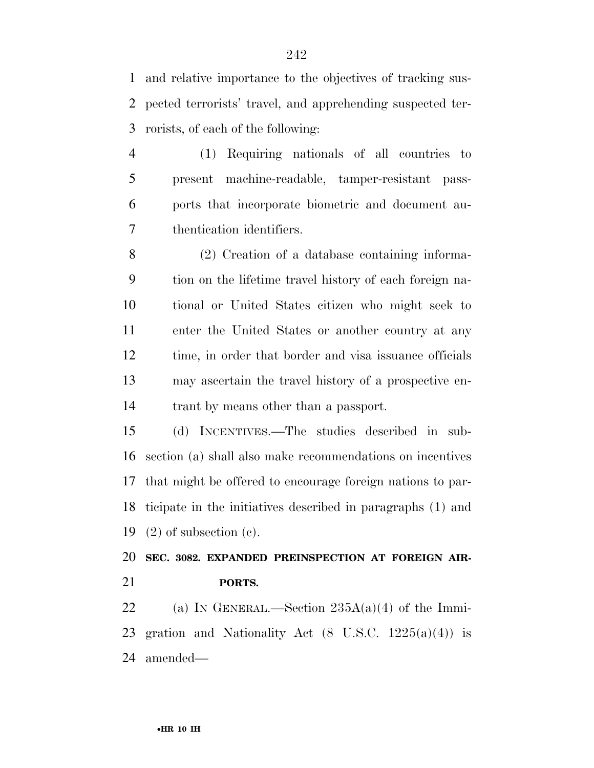and relative importance to the objectives of tracking suspected terrorists' travel, and apprehending suspected terrorists, of each of the following:

(1) Requiring nationals of all countries to present machine-readable, tamper-resistant passports that incorporate biometric and document authentication identifiers.

(2) Creation of a database containing information on the lifetime travel history of each foreign national or United States citizen who might seek to enter the United States or another country at any time, in order that border and visa issuance officials may ascertain the travel history of a prospective entrant by means other than a passport.

(d) INCENTIVES.—The studies described in subsection (a) shall also make recommendations on incentives that might be offered to encourage foreign nations to participate in the initiatives described in paragraphs (1) and (2) of subsection (c).

**SEC. 3082. EXPANDED PREINSPECTION AT FOREIGN AIRPORTS.**

(a) IN GENERAL.—Section 235A(a)(4) of the Immigration and Nationality Act (8 U.S.C. 1225(a)(4)) is amended—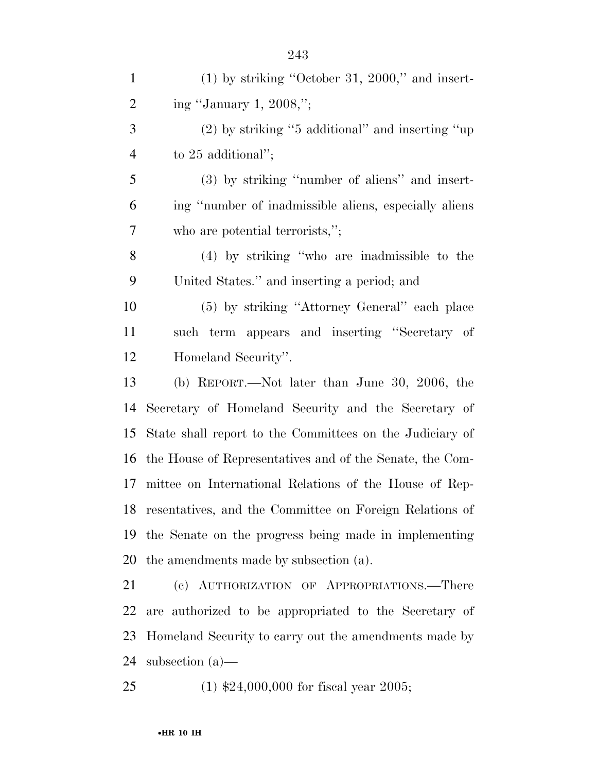(1) by striking "October 31, 2000," and inserting "January 1, 2008,";

(2) by striking "5 additional" and inserting "up to 25 additional";

(3) by striking "number of aliens" and inserting "number of inadmissible aliens, especially aliens who are potential terrorists,";

(4) by striking "who are inadmissible to the United States." and inserting a period; and

(5) by striking "Attorney General" each place such term appears and inserting "Secretary of Homeland Security".

(b) REPORT.—Not later than June 30, 2006, the Secretary of Homeland Security and the Secretary of State shall report to the Committees on the Judiciary of the House of Representatives and of the Senate, the Committee on International Relations of the House of Representatives, and the Committee on Foreign Relations of the Senate on the progress being made in implementing the amendments made by subsection (a).

(c) AUTHORIZATION OF APPROPRIATIONS.—There are authorized to be appropriated to the Secretary of Homeland Security to carry out the amendments made by subsection (a)—

(1) $24,000,000 for fiscal year 2005;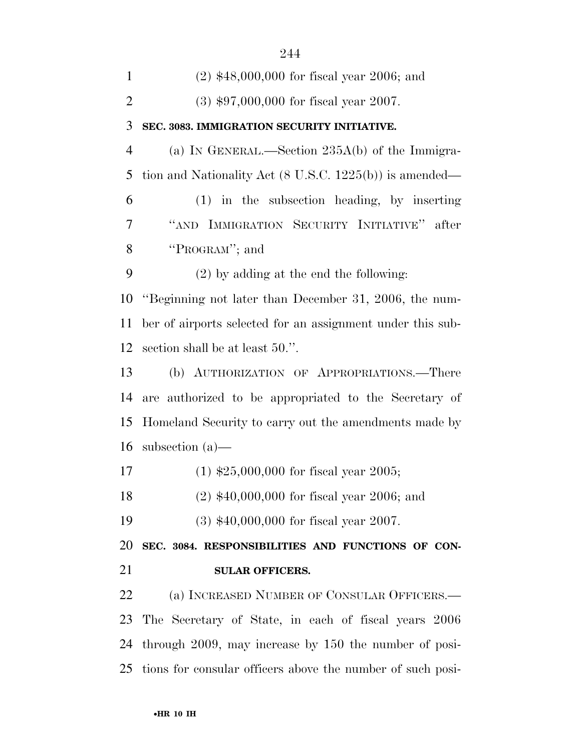(2) $48,000,000 for fiscal year 2006; and

(3) $97,000,000 for fiscal year 2007.

**SEC. 3083. IMMIGRATION SECURITY INITIATIVE.**

(a) IN GENERAL.—Section 235A(b) of the Immigration and Nationality Act (8 U.S.C. 1225(b)) is amended—

(1) in the subsection heading, by inserting "AND IMMIGRATION SECURITY INITIATIVE" after "PROGRAM"; and

(2) by adding at the end the following:

"Beginning not later than December 31, 2006, the number of airports selected for an assignment under this subsection shall be at least 50.".

(b) AUTHORIZATION OF APPROPRIATIONS.—There are authorized to be appropriated to the Secretary of Homeland Security to carry out the amendments made by subsection (a)—

(1) $25,000,000 for fiscal year 2005;

(2) $40,000,000 for fiscal year 2006; and

(3) $40,000,000 for fiscal year 2007.

**SEC. 3084. RESPONSIBILITIES AND FUNCTIONS OF CONSULAR OFFICERS.**

(a) INCREASED NUMBER OF CONSULAR OFFICERS.—The Secretary of State, in each of fiscal years 2006 through 2009, may increase by 150 the number of positions for consular officers above the number of such posi-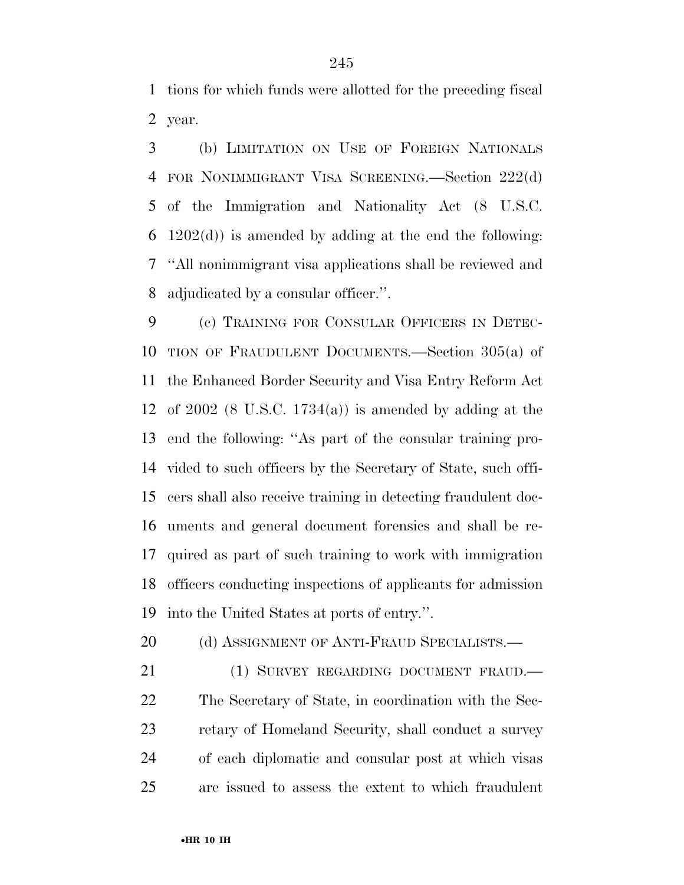tions for which funds were allotted for the preceding fiscal year.

(b) LIMITATION ON USE OF FOREIGN NATIONALS FOR NONIMMIGRANT VISA SCREENING.—Section 222(d) of the Immigration and Nationality Act (8 U.S.C. 1202(d)) is amended by adding at the end the following: ''All nonimmigrant visa applications shall be reviewed and adjudicated by a consular officer.''.

(c) TRAINING FOR CONSULAR OFFICERS IN DETECTION OF FRAUDULENT DOCUMENTS.—Section 305(a) of the Enhanced Border Security and Visa Entry Reform Act of 2002 (8 U.S.C. 1734(a)) is amended by adding at the end the following: ''As part of the consular training provided to such officers by the Secretary of State, such officers shall also receive training in detecting fraudulent documents and general document forensics and shall be required as part of such training to work with immigration officers conducting inspections of applicants for admission into the United States at ports of entry.''.

(d) ASSIGNMENT OF ANTI-FRAUD SPECIALISTS.—

(1) SURVEY REGARDING DOCUMENT FRAUD.—The Secretary of State, in coordination with the Secretary of Homeland Security, shall conduct a survey of each diplomatic and consular post at which visas are issued to assess the extent to which fraudulent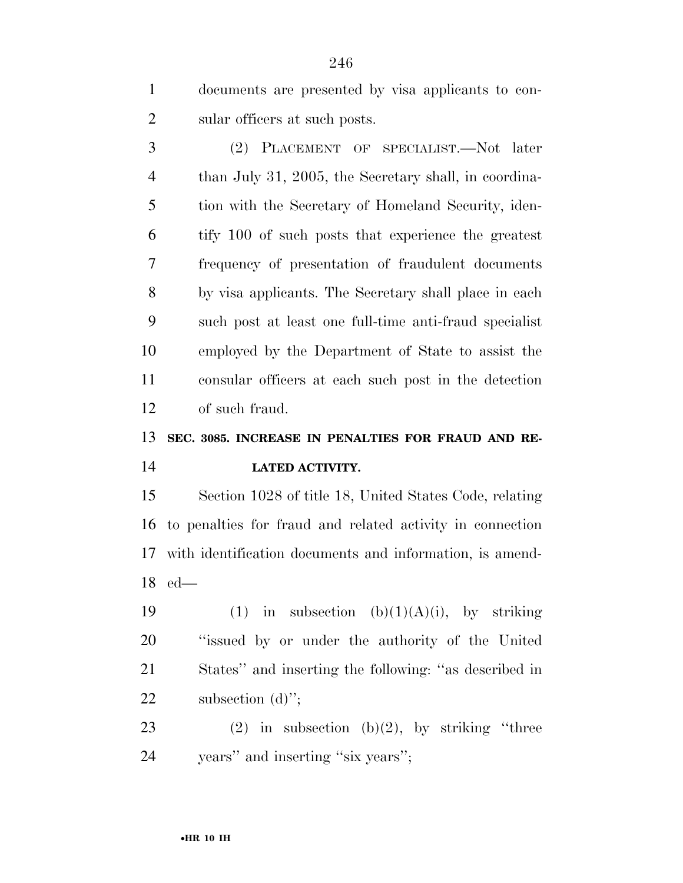documents are presented by visa applicants to consular officers at such posts.

(2) PLACEMENT OF SPECIALIST.—Not later than July 31, 2005, the Secretary shall, in coordination with the Secretary of Homeland Security, identify 100 of such posts that experience the greatest frequency of presentation of fraudulent documents by visa applicants. The Secretary shall place in each such post at least one full-time anti-fraud specialist employed by the Department of State to assist the consular officers at each such post in the detection of such fraud.

**SEC. 3085. INCREASE IN PENALTIES FOR FRAUD AND RELATED ACTIVITY.**

Section 1028 of title 18, United States Code, relating to penalties for fraud and related activity in connection with identification documents and information, is amended—

(1) in subsection (b)(1)(A)(i), by striking ''issued by or under the authority of the United States'' and inserting the following: ''as described in subsection (d)'';

(2) in subsection (b)(2), by striking ''three years'' and inserting ''six years'';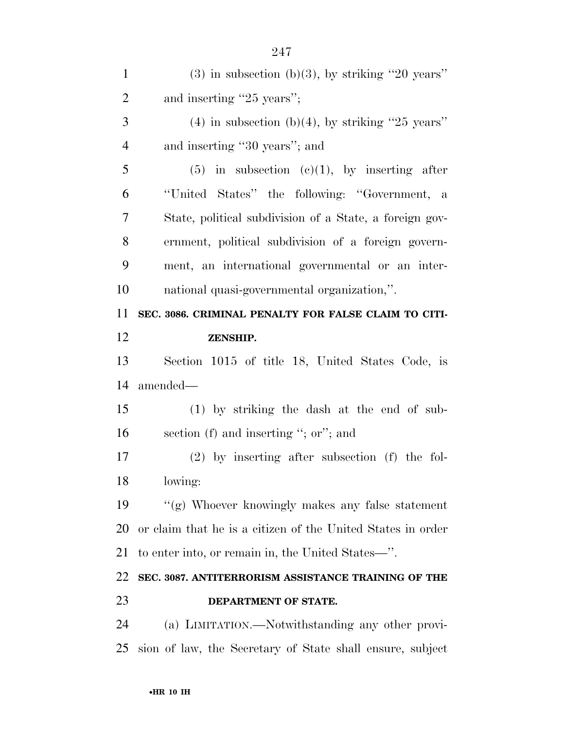(3) in subsection (b)(3), by striking "20 years" and inserting "25 years";

(4) in subsection (b)(4), by striking "25 years" and inserting "30 years"; and

(5) in subsection (c)(1), by inserting after "United States" the following: "Government, a State, political subdivision of a State, a foreign government, political subdivision of a foreign government, an international governmental or an international quasi-governmental organization,".

**SEC. 3086. CRIMINAL PENALTY FOR FALSE CLAIM TO CITIZENSHIP.**

Section 1015 of title 18, United States Code, is amended—

(1) by striking the dash at the end of subsection (f) and inserting "; or"; and

(2) by inserting after subsection (f) the following:

"(g) Whoever knowingly makes any false statement or claim that he is a citizen of the United States in order to enter into, or remain in, the United States—".

**SEC. 3087. ANTITERRORISM ASSISTANCE TRAINING OF THE DEPARTMENT OF STATE.**

(a) LIMITATION.—Notwithstanding any other provision of law, the Secretary of State shall ensure, subject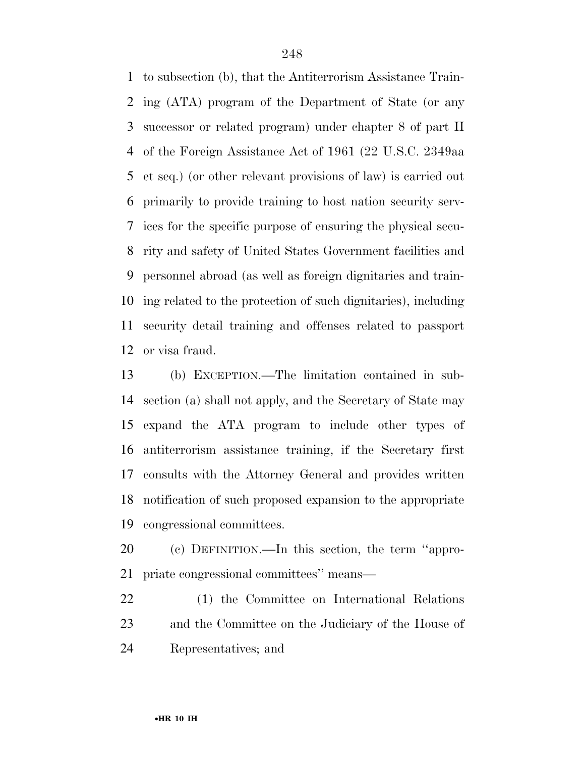to subsection (b), that the Antiterrorism Assistance Training (ATA) program of the Department of State (or any successor or related program) under chapter 8 of part II of the Foreign Assistance Act of 1961 (22 U.S.C. 2349aa et seq.) (or other relevant provisions of law) is carried out primarily to provide training to host nation security services for the specific purpose of ensuring the physical security and safety of United States Government facilities and personnel abroad (as well as foreign dignitaries and training related to the protection of such dignitaries), including security detail training and offenses related to passport or visa fraud.

(b) EXCEPTION.—The limitation contained in subsection (a) shall not apply, and the Secretary of State may expand the ATA program to include other types of antiterrorism assistance training, if the Secretary first consults with the Attorney General and provides written notification of such proposed expansion to the appropriate congressional committees.

(c) DEFINITION.—In this section, the term "appropriate congressional committees" means—

(1) the Committee on International Relations and the Committee on the Judiciary of the House of Representatives; and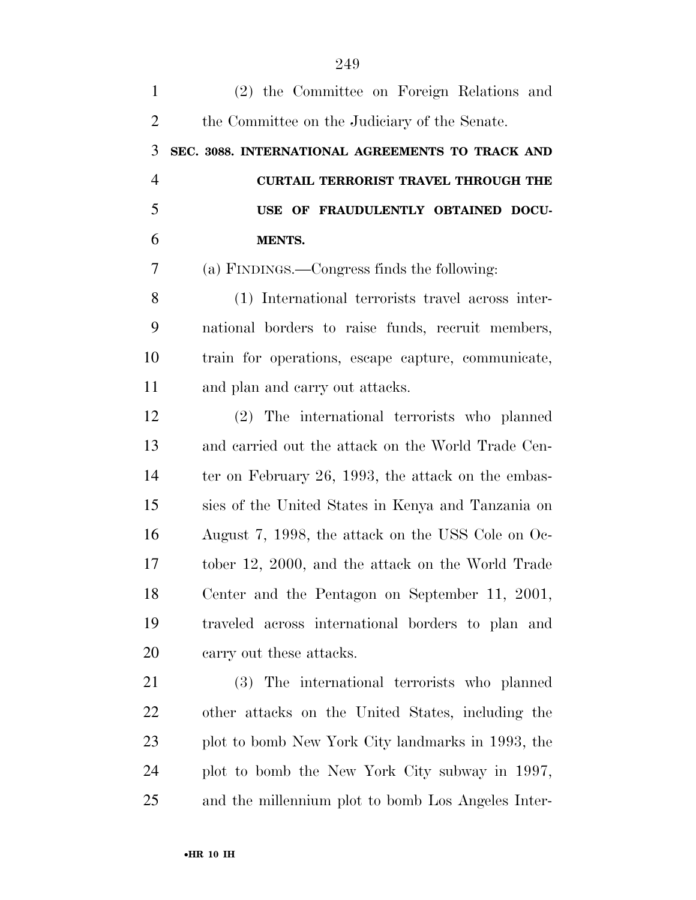(2) the Committee on Foreign Relations and the Committee on the Judiciary of the Senate.

**SEC. 3088. INTERNATIONAL AGREEMENTS TO TRACK AND CURTAIL TERRORIST TRAVEL THROUGH THE USE OF FRAUDULENTLY OBTAINED DOCUMENTS.**

(a) FINDINGS.—Congress finds the following:

(1) International terrorists travel across international borders to raise funds, recruit members, train for operations, escape capture, communicate, and plan and carry out attacks.

(2) The international terrorists who planned and carried out the attack on the World Trade Center on February 26, 1993, the attack on the embassies of the United States in Kenya and Tanzania on August 7, 1998, the attack on the USS Cole on October 12, 2000, and the attack on the World Trade Center and the Pentagon on September 11, 2001, traveled across international borders to plan and carry out these attacks.

(3) The international terrorists who planned other attacks on the United States, including the plot to bomb New York City landmarks in 1993, the plot to bomb the New York City subway in 1997, and the millennium plot to bomb Los Angeles Inter-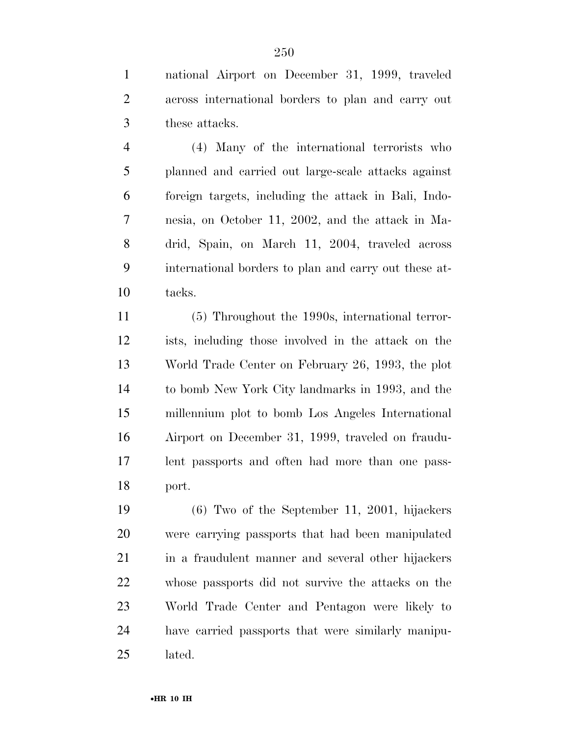national Airport on December 31, 1999, traveled across international borders to plan and carry out these attacks.

(4) Many of the international terrorists who planned and carried out large-scale attacks against foreign targets, including the attack in Bali, Indonesia, on October 11, 2002, and the attack in Madrid, Spain, on March 11, 2004, traveled across international borders to plan and carry out these attacks.

(5) Throughout the 1990s, international terrorists, including those involved in the attack on the World Trade Center on February 26, 1993, the plot to bomb New York City landmarks in 1993, and the millennium plot to bomb Los Angeles International Airport on December 31, 1999, traveled on fraudulent passports and often had more than one passport.

(6) Two of the September 11, 2001, hijackers were carrying passports that had been manipulated in a fraudulent manner and several other hijackers whose passports did not survive the attacks on the World Trade Center and Pentagon were likely to have carried passports that were similarly manipulated.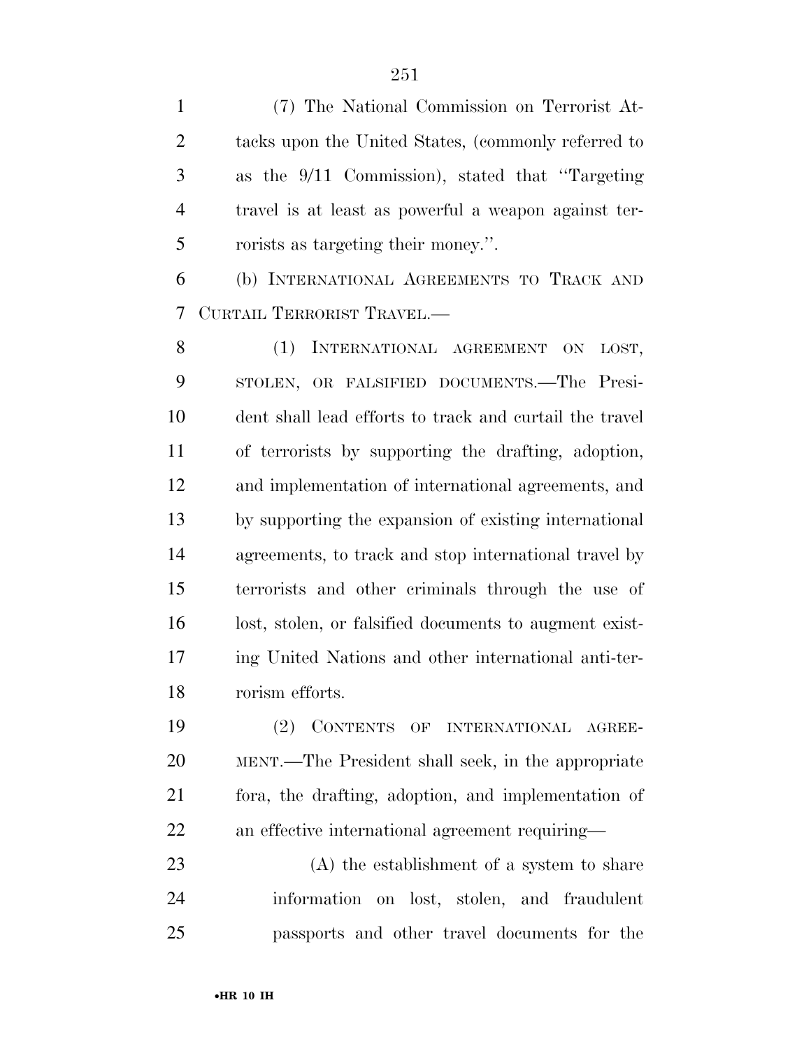(7) The National Commission on Terrorist Attacks upon the United States, (commonly referred to as the 9/11 Commission), stated that "Targeting travel is at least as powerful a weapon against terrorists as targeting their money.".

(b) INTERNATIONAL AGREEMENTS TO TRACK AND CURTAIL TERRORIST TRAVEL.—

(1) INTERNATIONAL AGREEMENT ON LOST, STOLEN, OR FALSIFIED DOCUMENTS.—The President shall lead efforts to track and curtail the travel of terrorists by supporting the drafting, adoption, and implementation of international agreements, and by supporting the expansion of existing international agreements, to track and stop international travel by terrorists and other criminals through the use of lost, stolen, or falsified documents to augment existing United Nations and other international anti-terrorism efforts.

(2) CONTENTS OF INTERNATIONAL AGREEMENT.—The President shall seek, in the appropriate fora, the drafting, adoption, and implementation of an effective international agreement requiring—

(A) the establishment of a system to share information on lost, stolen, and fraudulent passports and other travel documents for the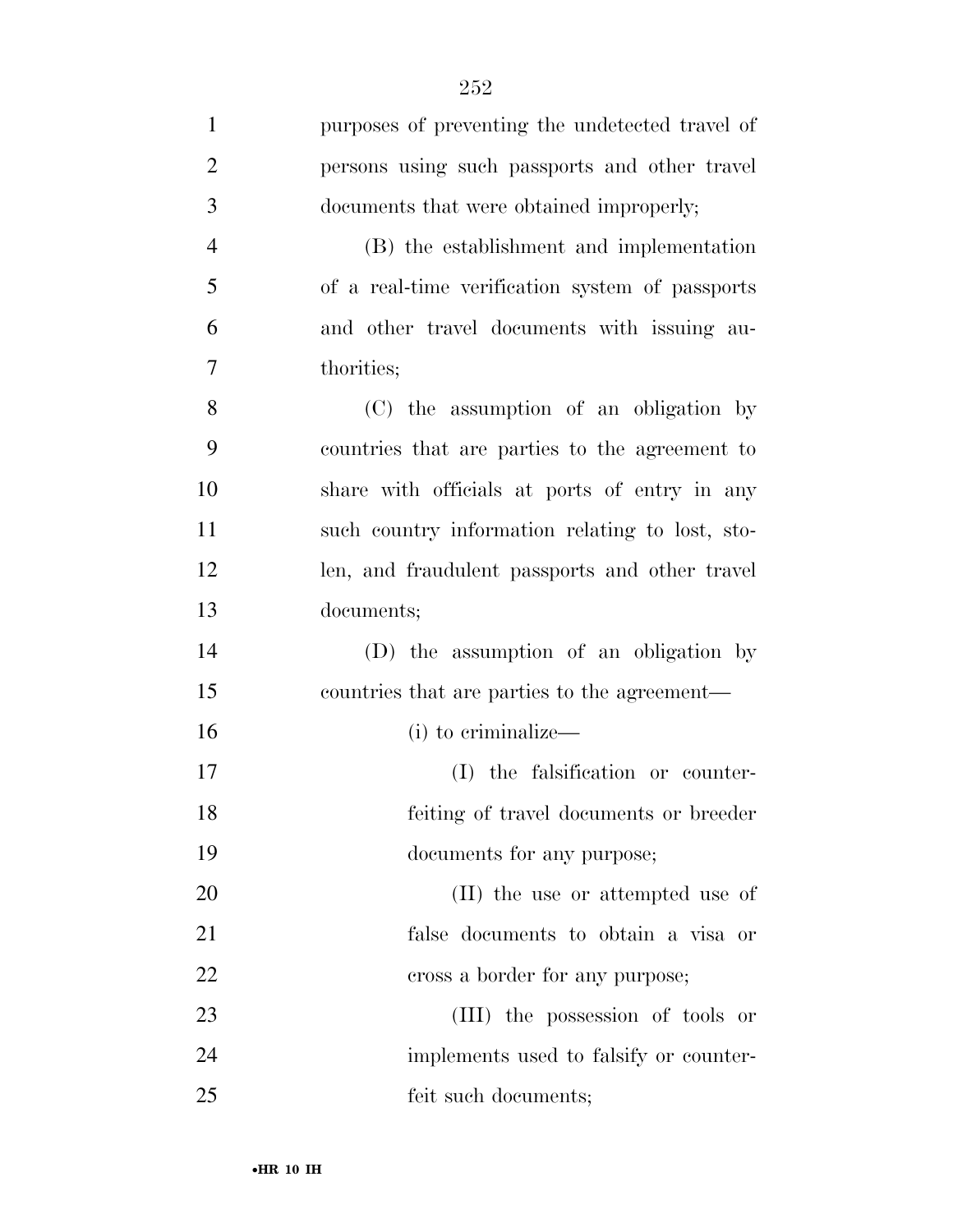purposes of preventing the undetected travel of persons using such passports and other travel documents that were obtained improperly;

(B) the establishment and implementation of a real-time verification system of passports and other travel documents with issuing authorities;

(C) the assumption of an obligation by countries that are parties to the agreement to share with officials at ports of entry in any such country information relating to lost, stolen, and fraudulent passports and other travel documents;

(D) the assumption of an obligation by countries that are parties to the agreement—

(i) to criminalize—

(I) the falsification or counterfeiting of travel documents or breeder documents for any purpose;

(II) the use or attempted use of false documents to obtain a visa or cross a border for any purpose;

(III) the possession of tools or implements used to falsify or counterfeit such documents;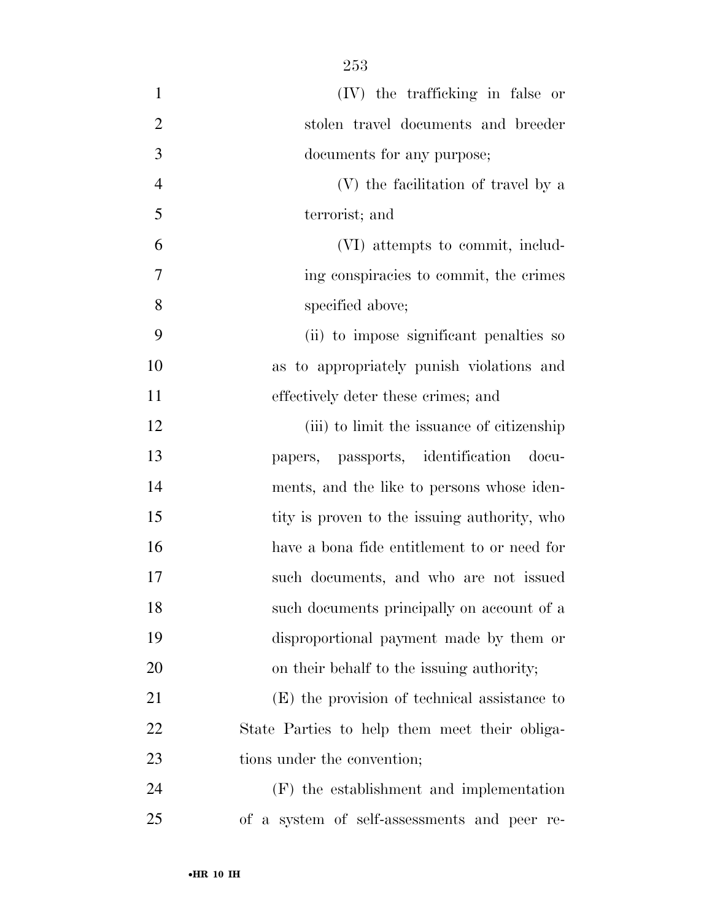(IV) the trafficking in false or stolen travel documents and breeder documents for any purpose;

(V) the facilitation of travel by a terrorist; and

(VI) attempts to commit, including conspiracies to commit, the crimes specified above;

(ii) to impose significant penalties so as to appropriately punish violations and effectively deter these crimes; and

(iii) to limit the issuance of citizenship papers, passports, identification documents, and the like to persons whose identity is proven to the issuing authority, who have a bona fide entitlement to or need for such documents, and who are not issued such documents principally on account of a disproportional payment made by them or on their behalf to the issuing authority;

(E) the provision of technical assistance to State Parties to help them meet their obligations under the convention;

(F) the establishment and implementation of a system of self-assessments and peer re-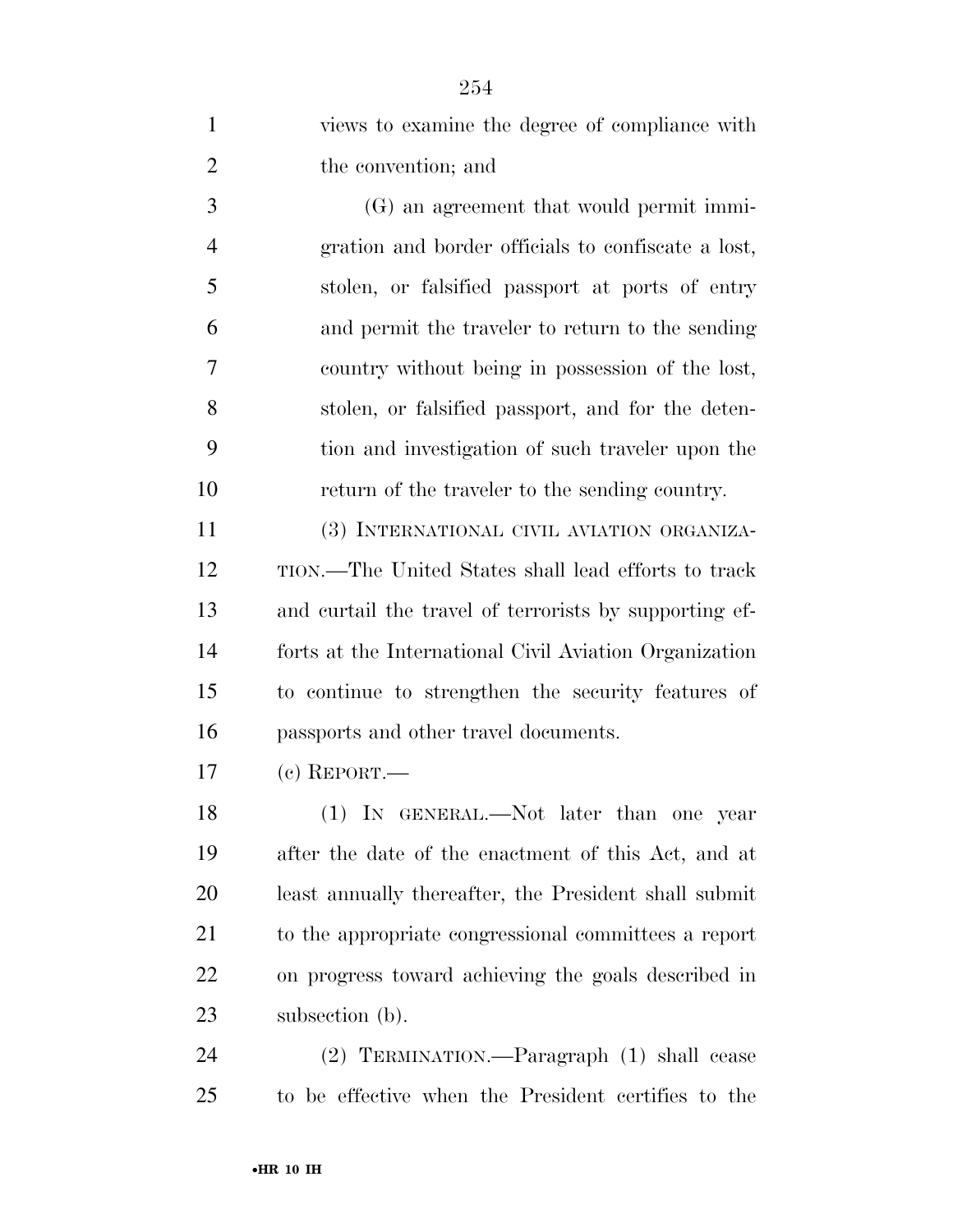views to examine the degree of compliance with the convention; and

(G) an agreement that would permit immigration and border officials to confiscate a lost, stolen, or falsified passport at ports of entry and permit the traveler to return to the sending country without being in possession of the lost, stolen, or falsified passport, and for the detention and investigation of such traveler upon the return of the traveler to the sending country.

(3) INTERNATIONAL CIVIL AVIATION ORGANIZATION.—The United States shall lead efforts to track and curtail the travel of terrorists by supporting efforts at the International Civil Aviation Organization to continue to strengthen the security features of passports and other travel documents.

(c) REPORT.—

(1) IN GENERAL.—Not later than one year after the date of the enactment of this Act, and at least annually thereafter, the President shall submit to the appropriate congressional committees a report on progress toward achieving the goals described in subsection (b).

(2) TERMINATION.—Paragraph (1) shall cease to be effective when the President certifies to the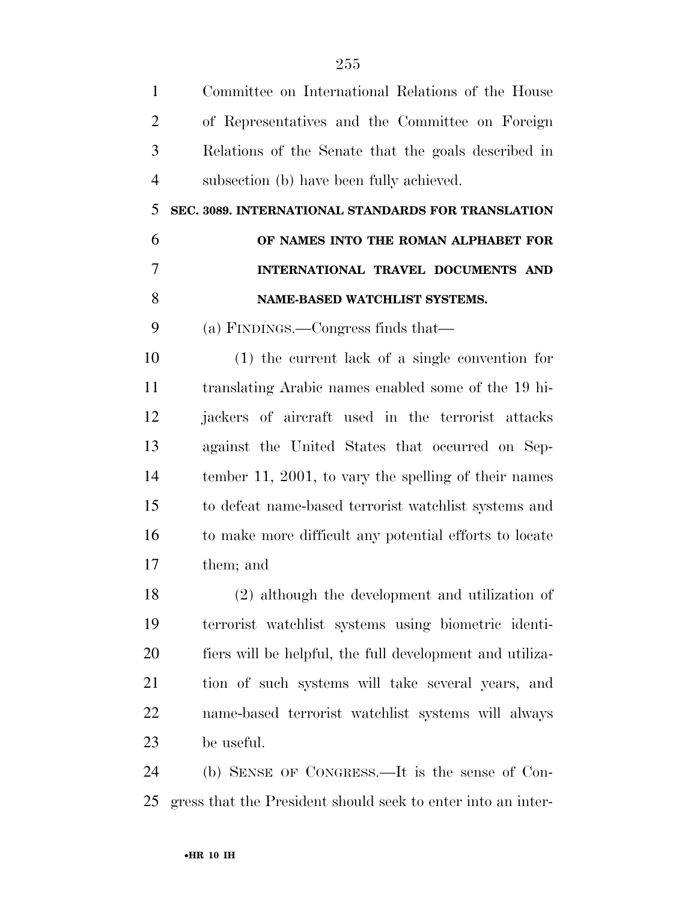Committee on International Relations of the House of Representatives and the Committee on Foreign Relations of the Senate that the goals described in subsection (b) have been fully achieved.

**SEC. 3089. INTERNATIONAL STANDARDS FOR TRANSLATION OF NAMES INTO THE ROMAN ALPHABET FOR INTERNATIONAL TRAVEL DOCUMENTS AND NAME-BASED WATCHLIST SYSTEMS.**

(a) FINDINGS.—Congress finds that—

(1) the current lack of a single convention for translating Arabic names enabled some of the 19 hijackers of aircraft used in the terrorist attacks against the United States that occurred on September 11, 2001, to vary the spelling of their names to defeat name-based terrorist watchlist systems and to make more difficult any potential efforts to locate them; and

(2) although the development and utilization of terrorist watchlist systems using biometric identifiers will be helpful, the full development and utilization of such systems will take several years, and name-based terrorist watchlist systems will always be useful.

(b) SENSE OF CONGRESS.—It is the sense of Congress that the President should seek to enter into an inter-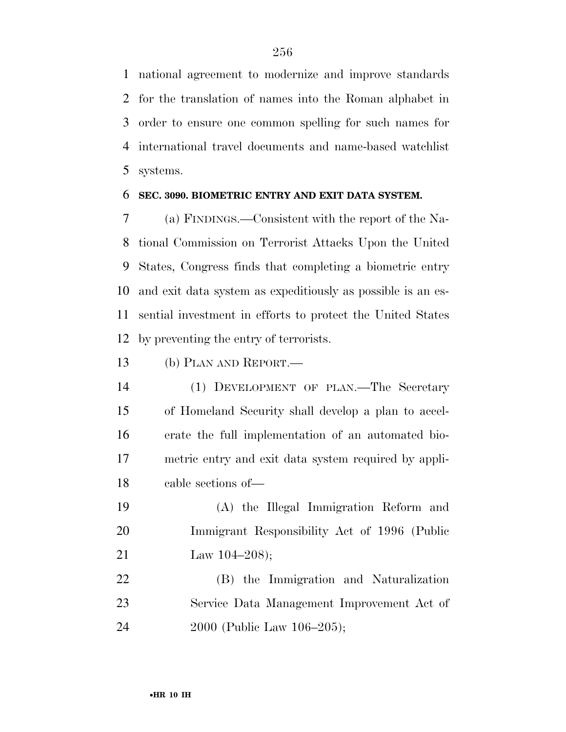national agreement to modernize and improve standards for the translation of names into the Roman alphabet in order to ensure one common spelling for such names for international travel documents and name-based watchlist systems.

**SEC. 3090. BIOMETRIC ENTRY AND EXIT DATA SYSTEM.**

(a) FINDINGS.—Consistent with the report of the National Commission on Terrorist Attacks Upon the United States, Congress finds that completing a biometric entry and exit data system as expeditiously as possible is an essential investment in efforts to protect the United States by preventing the entry of terrorists.

(b) PLAN AND REPORT.—

(1) DEVELOPMENT OF PLAN.—The Secretary of Homeland Security shall develop a plan to accelerate the full implementation of an automated biometric entry and exit data system required by applicable sections of—

(A) the Illegal Immigration Reform and Immigrant Responsibility Act of 1996 (Public Law 104–208);

(B) the Immigration and Naturalization Service Data Management Improvement Act of 2000 (Public Law 106–205);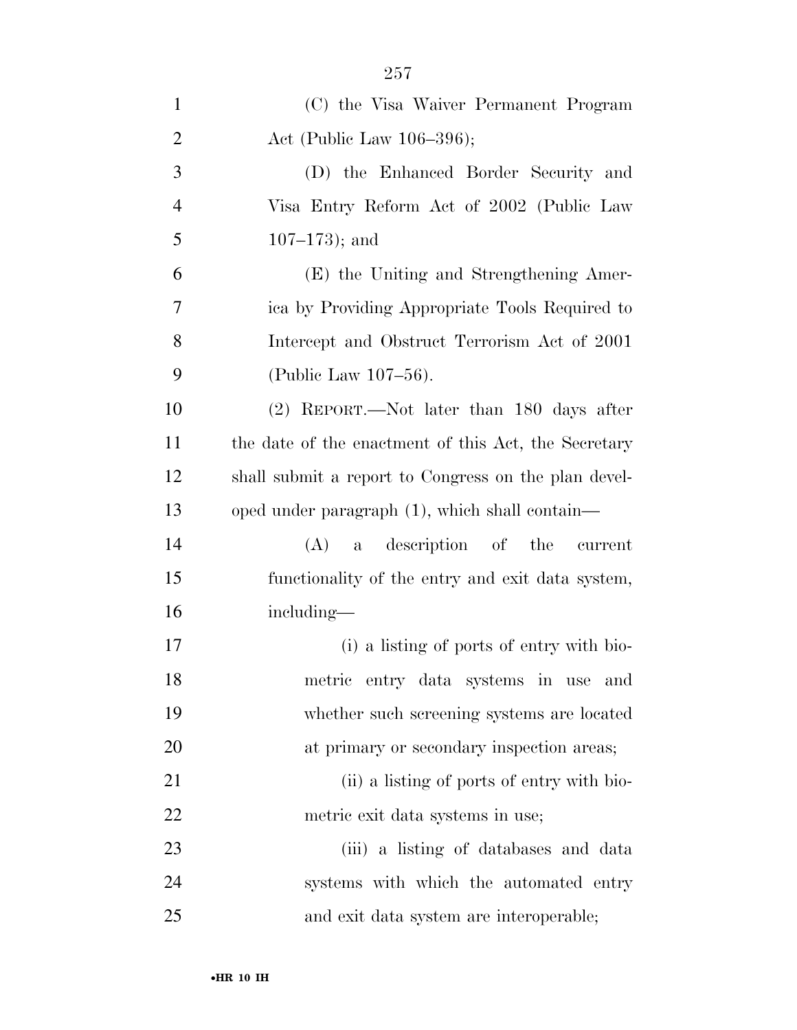(C) the Visa Waiver Permanent Program Act (Public Law 106–396);

(D) the Enhanced Border Security and Visa Entry Reform Act of 2002 (Public Law 107–173); and

(E) the Uniting and Strengthening America by Providing Appropriate Tools Required to Intercept and Obstruct Terrorism Act of 2001 (Public Law 107–56).

(2) REPORT.—Not later than 180 days after the date of the enactment of this Act, the Secretary shall submit a report to Congress on the plan developed under paragraph (1), which shall contain—

(A) a description of the current functionality of the entry and exit data system, including—

(i) a listing of ports of entry with biometric entry data systems in use and whether such screening systems are located at primary or secondary inspection areas;

(ii) a listing of ports of entry with biometric exit data systems in use;

(iii) a listing of databases and data systems with which the automated entry and exit data system are interoperable;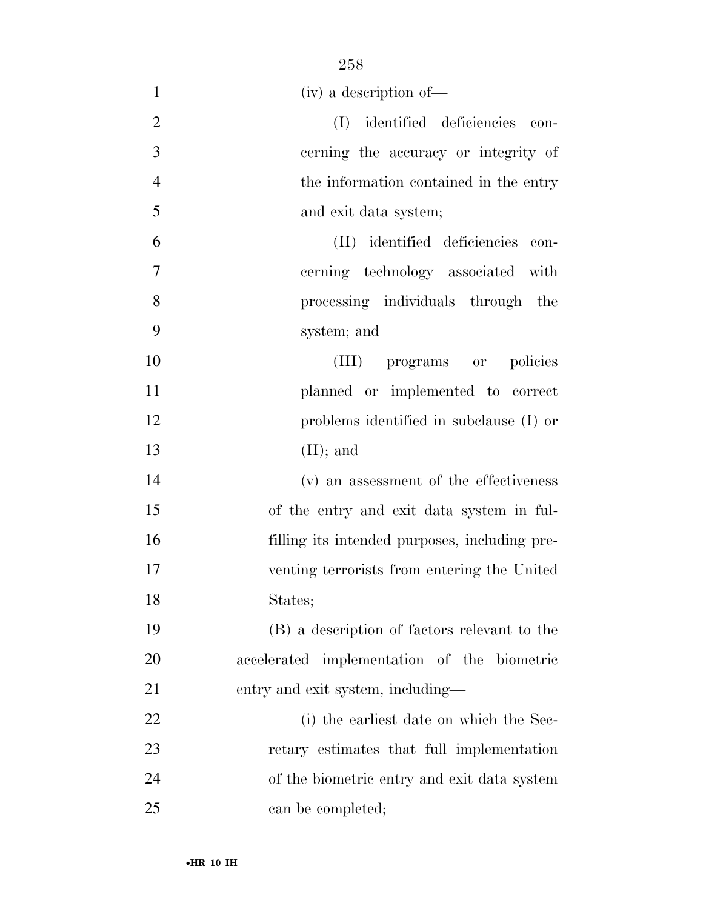(iv) a description of—

(I) identified deficiencies concerning the accuracy or integrity of the information contained in the entry and exit data system;

(II) identified deficiencies concerning technology associated with processing individuals through the system; and

(III) programs or policies planned or implemented to correct problems identified in subclause (I) or (II); and

(v) an assessment of the effectiveness of the entry and exit data system in fulfilling its intended purposes, including preventing terrorists from entering the United States;

(B) a description of factors relevant to the accelerated implementation of the biometric entry and exit system, including—

(i) the earliest date on which the Secretary estimates that full implementation of the biometric entry and exit data system can be completed;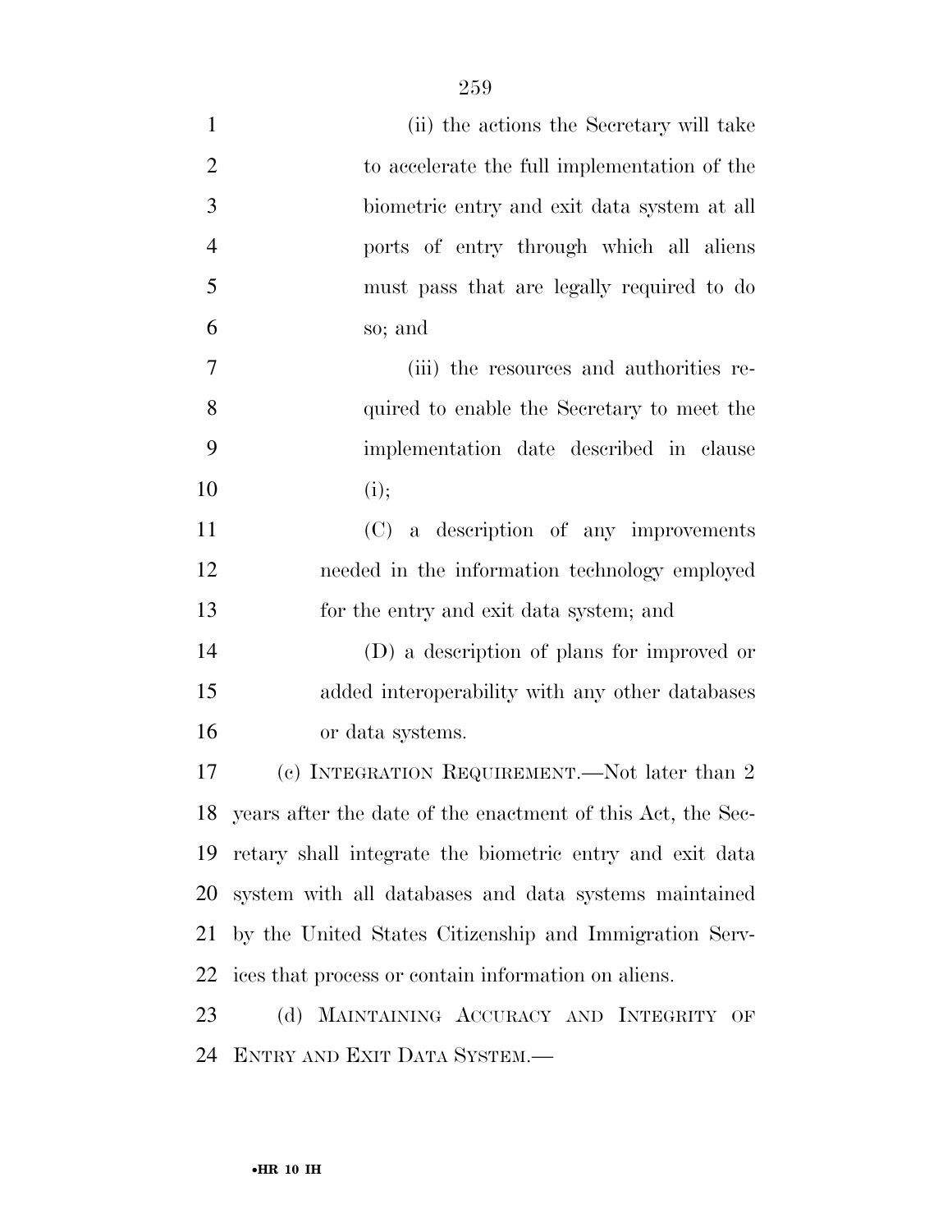(ii) the actions the Secretary will take to accelerate the full implementation of the biometric entry and exit data system at all ports of entry through which all aliens must pass that are legally required to do so; and

(iii) the resources and authorities required to enable the Secretary to meet the implementation date described in clause (i);

(C) a description of any improvements needed in the information technology employed for the entry and exit data system; and

(D) a description of plans for improved or added interoperability with any other databases or data systems.

(c) INTEGRATION REQUIREMENT.—Not later than 2 years after the date of the enactment of this Act, the Secretary shall integrate the biometric entry and exit data system with all databases and data systems maintained by the United States Citizenship and Immigration Services that process or contain information on aliens.

(d) MAINTAINING ACCURACY AND INTEGRITY OF ENTRY AND EXIT DATA SYSTEM.—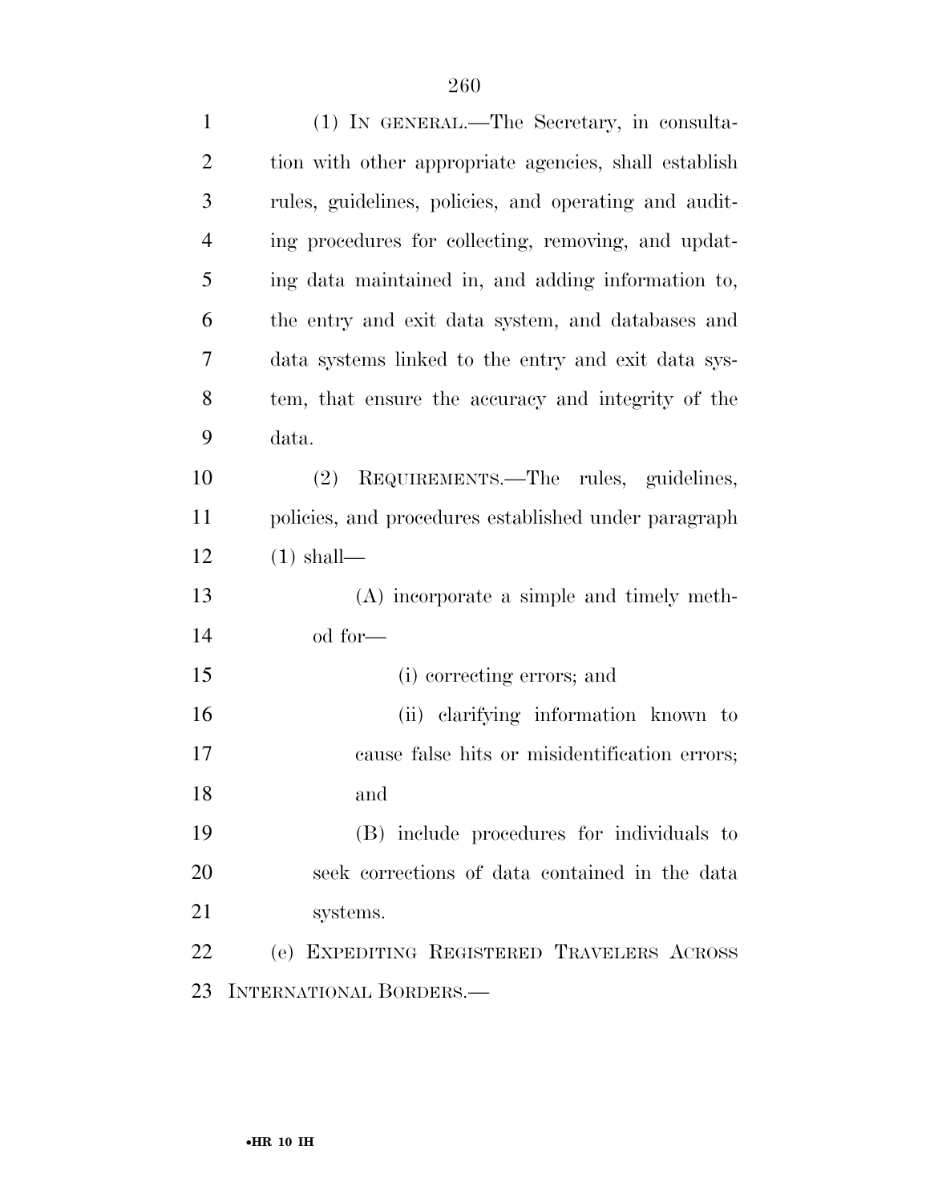(1) IN GENERAL.—The Secretary, in consultation with other appropriate agencies, shall establish rules, guidelines, policies, and operating and auditing procedures for collecting, removing, and updating data maintained in, and adding information to, the entry and exit data system, and databases and data systems linked to the entry and exit data system, that ensure the accuracy and integrity of the data.

(2) REQUIREMENTS.—The rules, guidelines, policies, and procedures established under paragraph (1) shall—

(A) incorporate a simple and timely method for—

(i) correcting errors; and

(ii) clarifying information known to cause false hits or misidentification errors; and

(B) include procedures for individuals to seek corrections of data contained in the data systems.

(e) EXPEDITING REGISTERED TRAVELERS ACROSS INTERNATIONAL BORDERS.—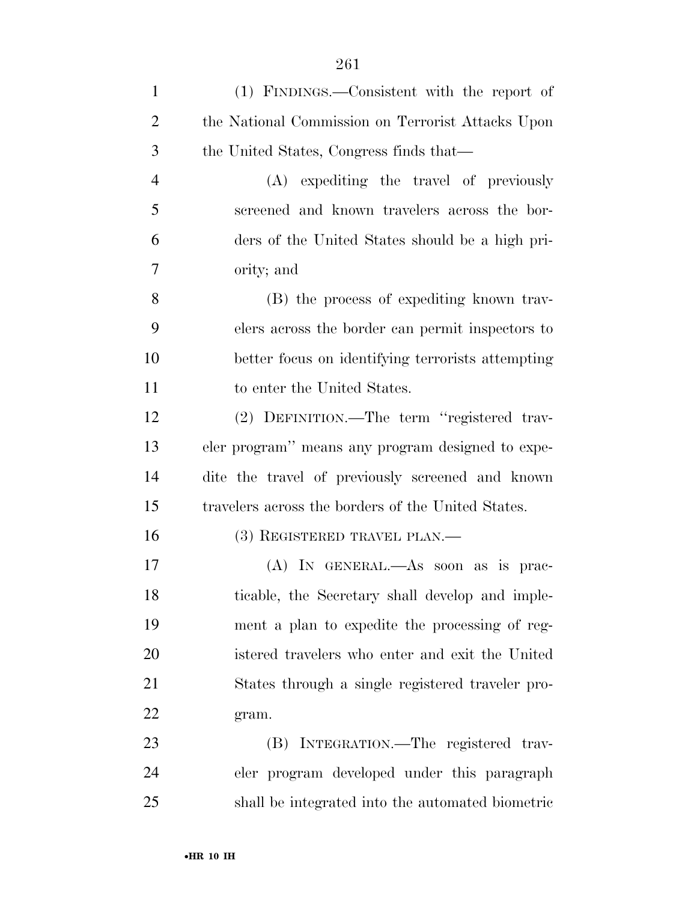(1) FINDINGS.—Consistent with the report of the National Commission on Terrorist Attacks Upon the United States, Congress finds that—

(A) expediting the travel of previously screened and known travelers across the borders of the United States should be a high priority; and

(B) the process of expediting known travelers across the border can permit inspectors to better focus on identifying terrorists attempting to enter the United States.

(2) DEFINITION.—The term "registered traveler program" means any program designed to expedite the travel of previously screened and known travelers across the borders of the United States.

(3) REGISTERED TRAVEL PLAN.—

(A) IN GENERAL.—As soon as is practicable, the Secretary shall develop and implement a plan to expedite the processing of registered travelers who enter and exit the United States through a single registered traveler program.

(B) INTEGRATION.—The registered traveler program developed under this paragraph shall be integrated into the automated biometric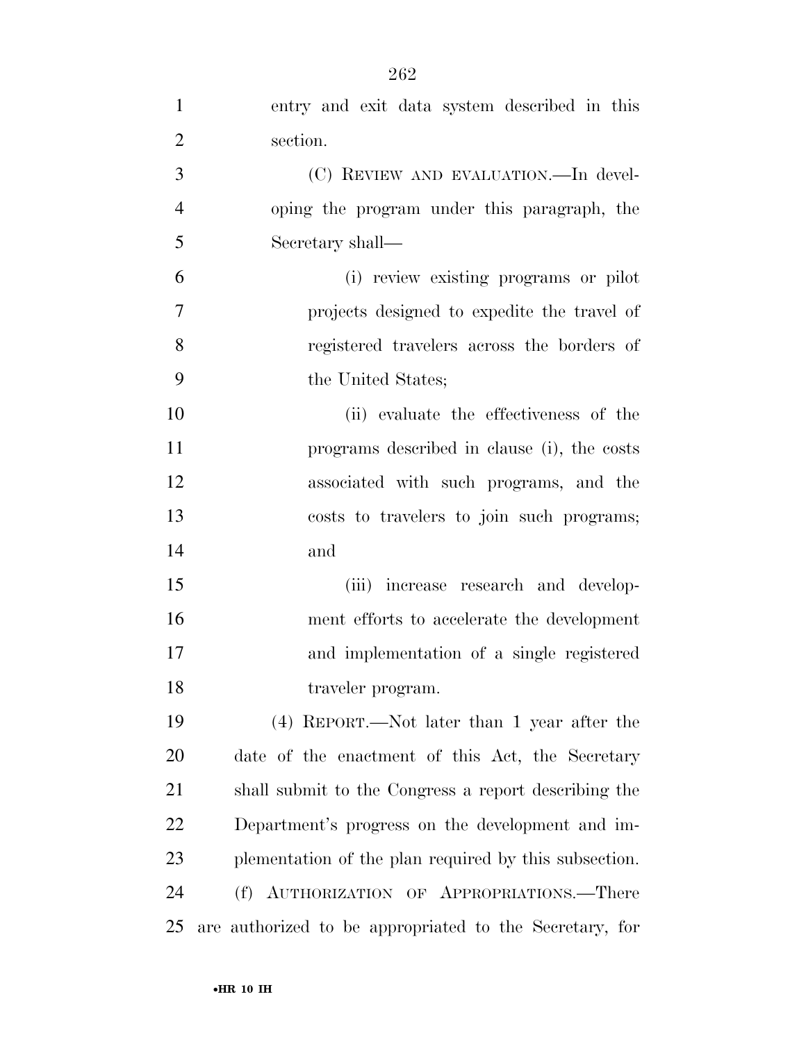entry and exit data system described in this section.

(C) REVIEW AND EVALUATION.—In developing the program under this paragraph, the Secretary shall—

(i) review existing programs or pilot projects designed to expedite the travel of registered travelers across the borders of the United States;

(ii) evaluate the effectiveness of the programs described in clause (i), the costs associated with such programs, and the costs to travelers to join such programs; and

(iii) increase research and development efforts to accelerate the development and implementation of a single registered traveler program.

(4) REPORT.—Not later than 1 year after the date of the enactment of this Act, the Secretary shall submit to the Congress a report describing the Department's progress on the development and implementation of the plan required by this subsection.

(f) AUTHORIZATION OF APPROPRIATIONS.—There are authorized to be appropriated to the Secretary, for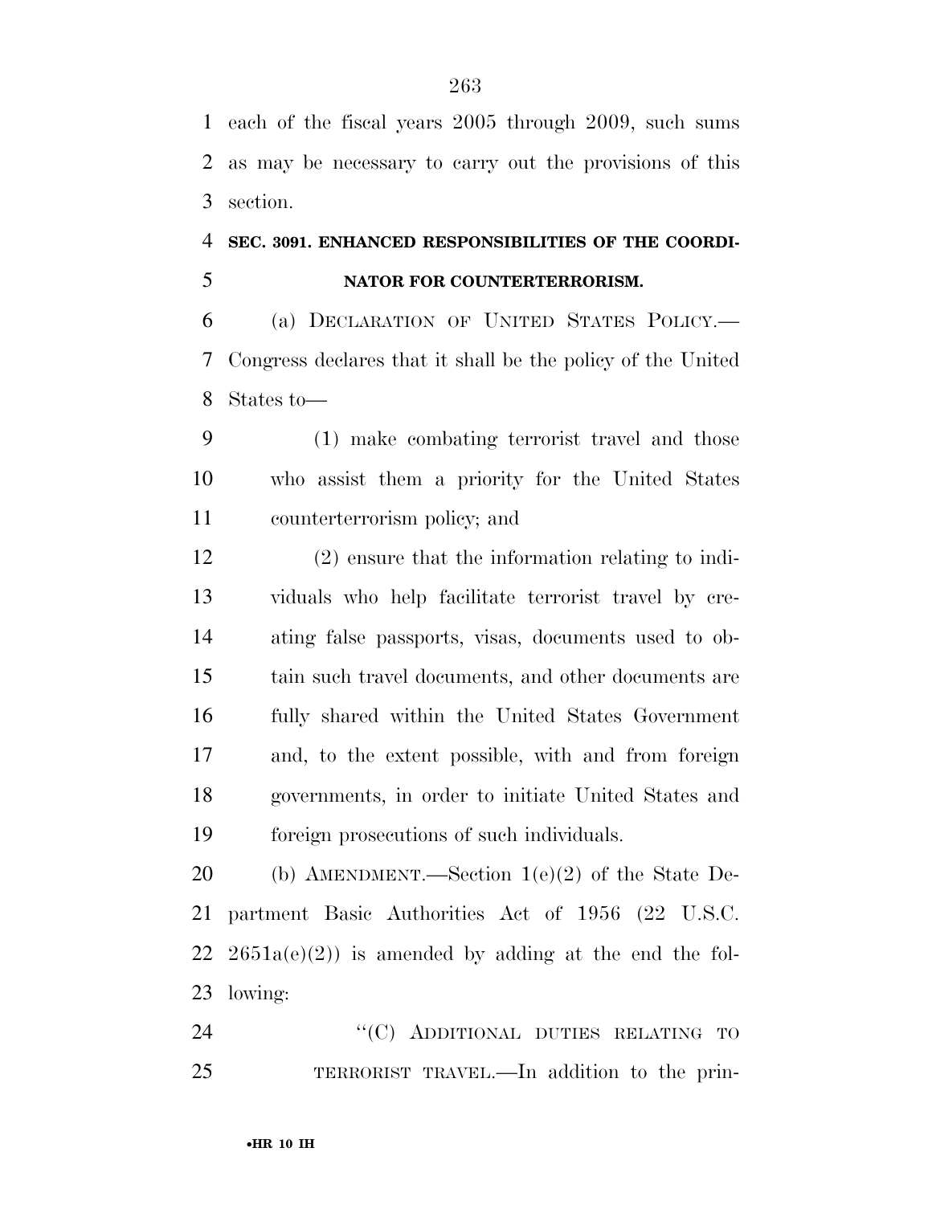each of the fiscal years 2005 through 2009, such sums as may be necessary to carry out the provisions of this section.

**SEC. 3091. ENHANCED RESPONSIBILITIES OF THE COORDINATOR FOR COUNTERTERRORISM.**

(a) DECLARATION OF UNITED STATES POLICY.—Congress declares that it shall be the policy of the United States to—

(1) make combating terrorist travel and those who assist them a priority for the United States counterterrorism policy; and

(2) ensure that the information relating to individuals who help facilitate terrorist travel by creating false passports, visas, documents used to obtain such travel documents, and other documents are fully shared within the United States Government and, to the extent possible, with and from foreign governments, in order to initiate United States and foreign prosecutions of such individuals.

(b) AMENDMENT.—Section 1(e)(2) of the State Department Basic Authorities Act of 1956 (22 U.S.C. 2651a(e)(2)) is amended by adding at the end the following:

"(C) ADDITIONAL DUTIES RELATING TO TERRORIST TRAVEL.—In addition to the prin-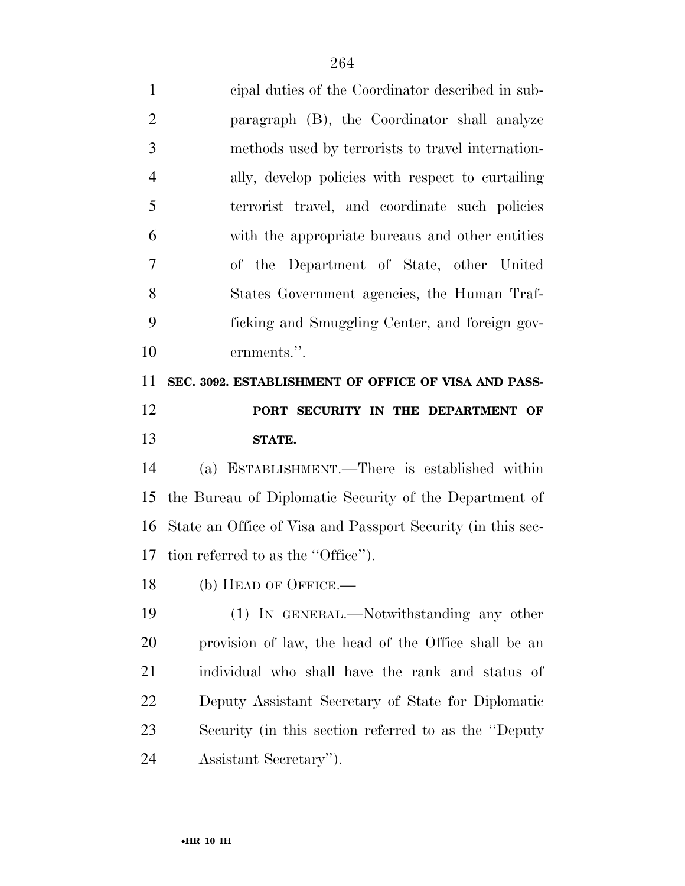cipal duties of the Coordinator described in subparagraph (B), the Coordinator shall analyze methods used by terrorists to travel internationally, develop policies with respect to curtailing terrorist travel, and coordinate such policies with the appropriate bureaus and other entities of the Department of State, other United States Government agencies, the Human Trafficking and Smuggling Center, and foreign governments.''.

**SEC. 3092. ESTABLISHMENT OF OFFICE OF VISA AND PASSPORT SECURITY IN THE DEPARTMENT OF STATE.**

(a) ESTABLISHMENT.—There is established within the Bureau of Diplomatic Security of the Department of State an Office of Visa and Passport Security (in this section referred to as the ''Office'').

(b) HEAD OF OFFICE.—

(1) IN GENERAL.—Notwithstanding any other provision of law, the head of the Office shall be an individual who shall have the rank and status of Deputy Assistant Secretary of State for Diplomatic Security (in this section referred to as the ''Deputy Assistant Secretary'').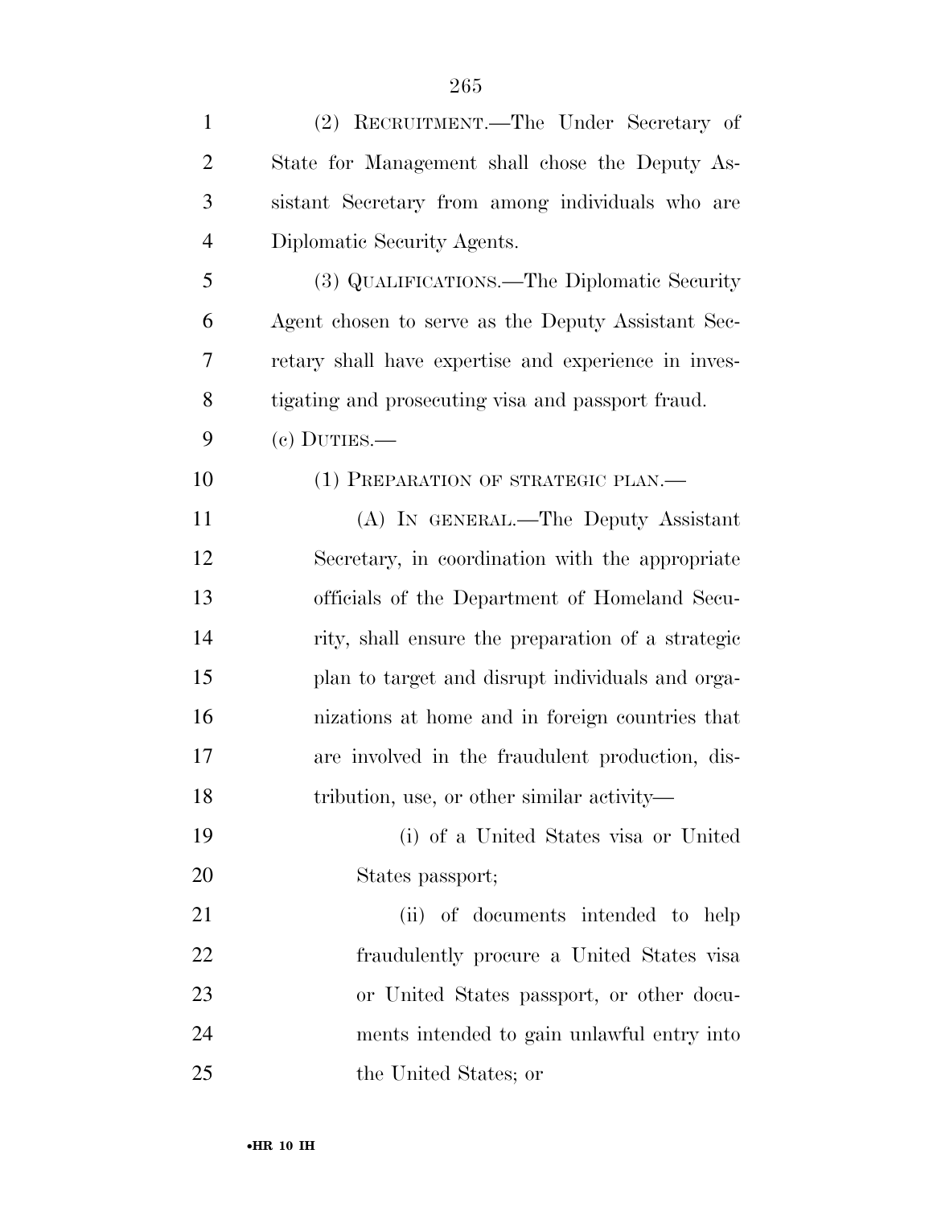(2) RECRUITMENT.—The Under Secretary of State for Management shall chose the Deputy Assistant Secretary from among individuals who are Diplomatic Security Agents.

(3) QUALIFICATIONS.—The Diplomatic Security Agent chosen to serve as the Deputy Assistant Secretary shall have expertise and experience in investigating and prosecuting visa and passport fraud.

(c) DUTIES.—

(1) PREPARATION OF STRATEGIC PLAN.—

(A) IN GENERAL.—The Deputy Assistant Secretary, in coordination with the appropriate officials of the Department of Homeland Security, shall ensure the preparation of a strategic plan to target and disrupt individuals and organizations at home and in foreign countries that are involved in the fraudulent production, distribution, use, or other similar activity—

(i) of a United States visa or United States passport;

(ii) of documents intended to help fraudulently procure a United States visa or United States passport, or other documents intended to gain unlawful entry into the United States; or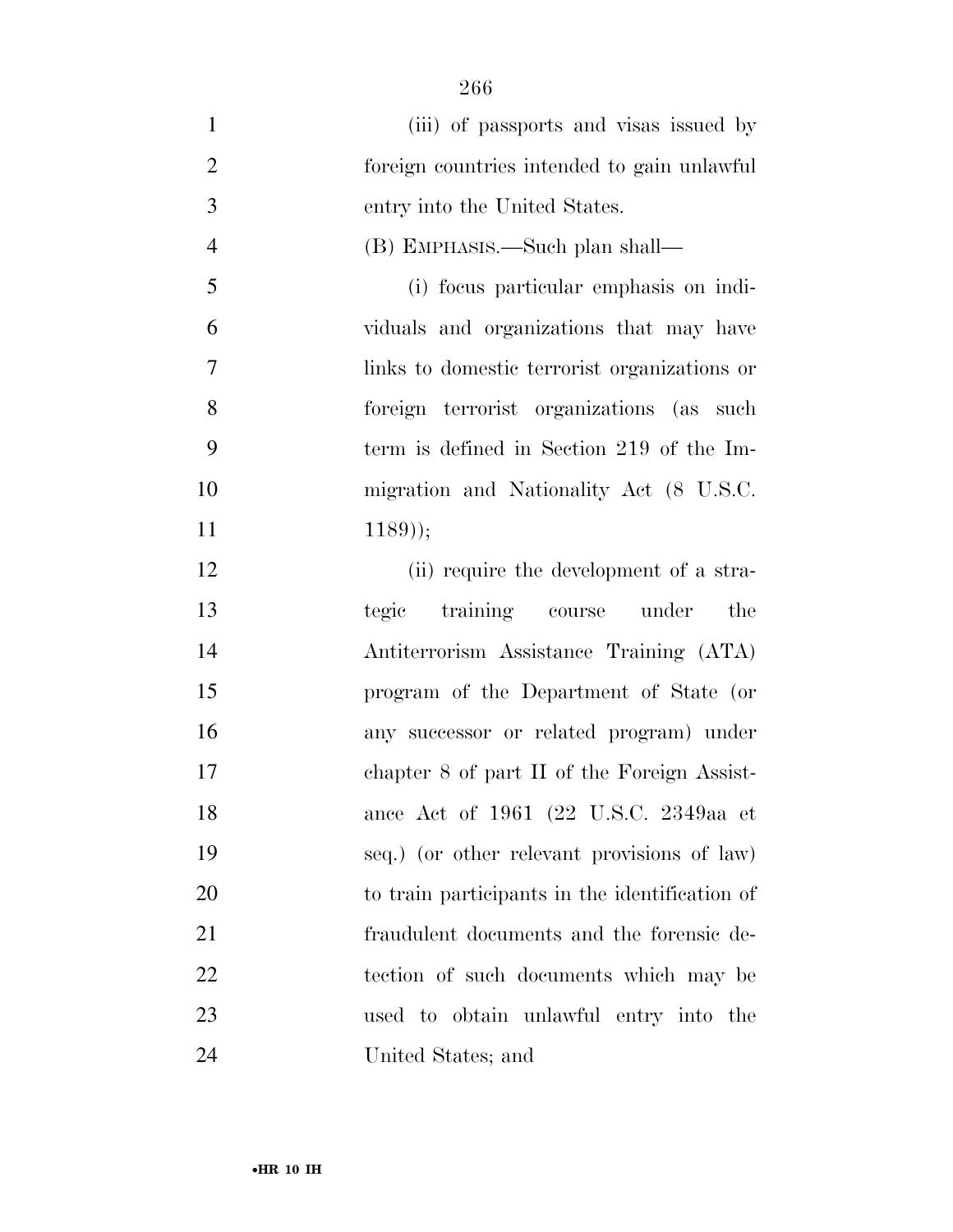(iii) of passports and visas issued by foreign countries intended to gain unlawful entry into the United States.

(B) EMPHASIS.—Such plan shall—

(i) focus particular emphasis on individuals and organizations that may have links to domestic terrorist organizations or foreign terrorist organizations (as such term is defined in Section 219 of the Immigration and Nationality Act (8 U.S.C. 1189));

(ii) require the development of a strategic training course under the Antiterrorism Assistance Training (ATA) program of the Department of State (or any successor or related program) under chapter 8 of part II of the Foreign Assistance Act of 1961 (22 U.S.C. 2349aa et seq.) (or other relevant provisions of law) to train participants in the identification of fraudulent documents and the forensic detection of such documents which may be used to obtain unlawful entry into the United States; and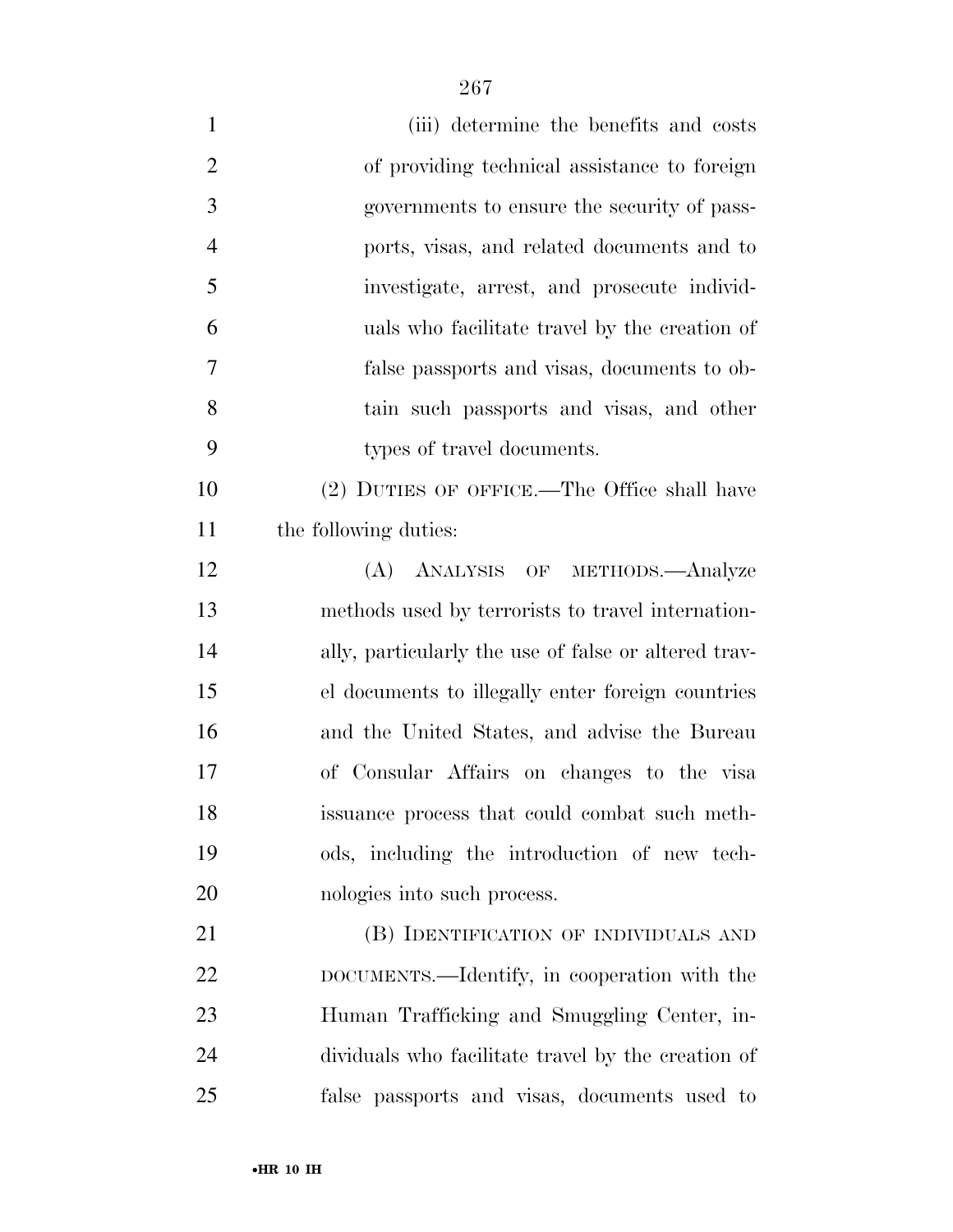(iii) determine the benefits and costs of providing technical assistance to foreign governments to ensure the security of passports, visas, and related documents and to investigate, arrest, and prosecute individuals who facilitate travel by the creation of false passports and visas, documents to obtain such passports and visas, and other types of travel documents.

(2) DUTIES OF OFFICE.—The Office shall have the following duties:

(A) ANALYSIS OF METHODS.—Analyze methods used by terrorists to travel internationally, particularly the use of false or altered travel documents to illegally enter foreign countries and the United States, and advise the Bureau of Consular Affairs on changes to the visa issuance process that could combat such methods, including the introduction of new technologies into such process.

(B) IDENTIFICATION OF INDIVIDUALS AND DOCUMENTS.—Identify, in cooperation with the Human Trafficking and Smuggling Center, individuals who facilitate travel by the creation of false passports and visas, documents used to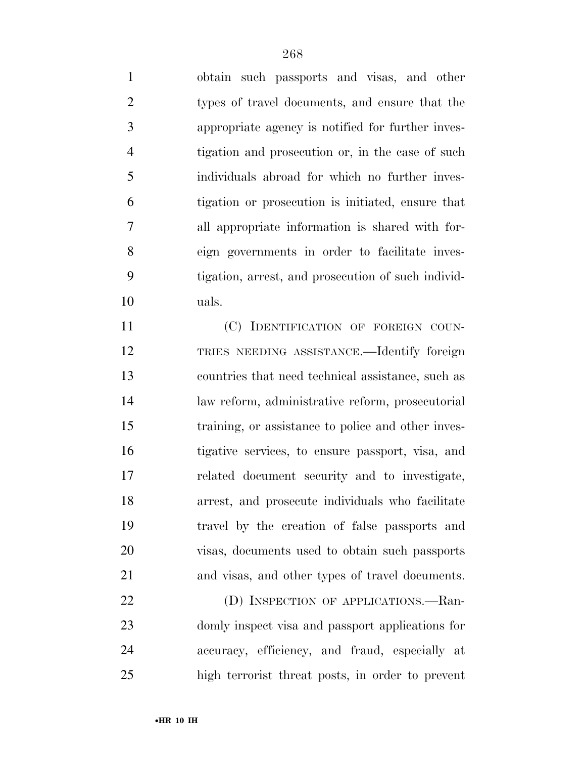obtain such passports and visas, and other types of travel documents, and ensure that the appropriate agency is notified for further investigation and prosecution or, in the case of such individuals abroad for which no further investigation or prosecution is initiated, ensure that all appropriate information is shared with foreign governments in order to facilitate investigation, arrest, and prosecution of such individuals.

(C) IDENTIFICATION OF FOREIGN COUNTRIES NEEDING ASSISTANCE.—Identify foreign countries that need technical assistance, such as law reform, administrative reform, prosecutorial training, or assistance to police and other investigative services, to ensure passport, visa, and related document security and to investigate, arrest, and prosecute individuals who facilitate travel by the creation of false passports and visas, documents used to obtain such passports and visas, and other types of travel documents.

(D) INSPECTION OF APPLICATIONS.—Randomly inspect visa and passport applications for accuracy, efficiency, and fraud, especially at high terrorist threat posts, in order to prevent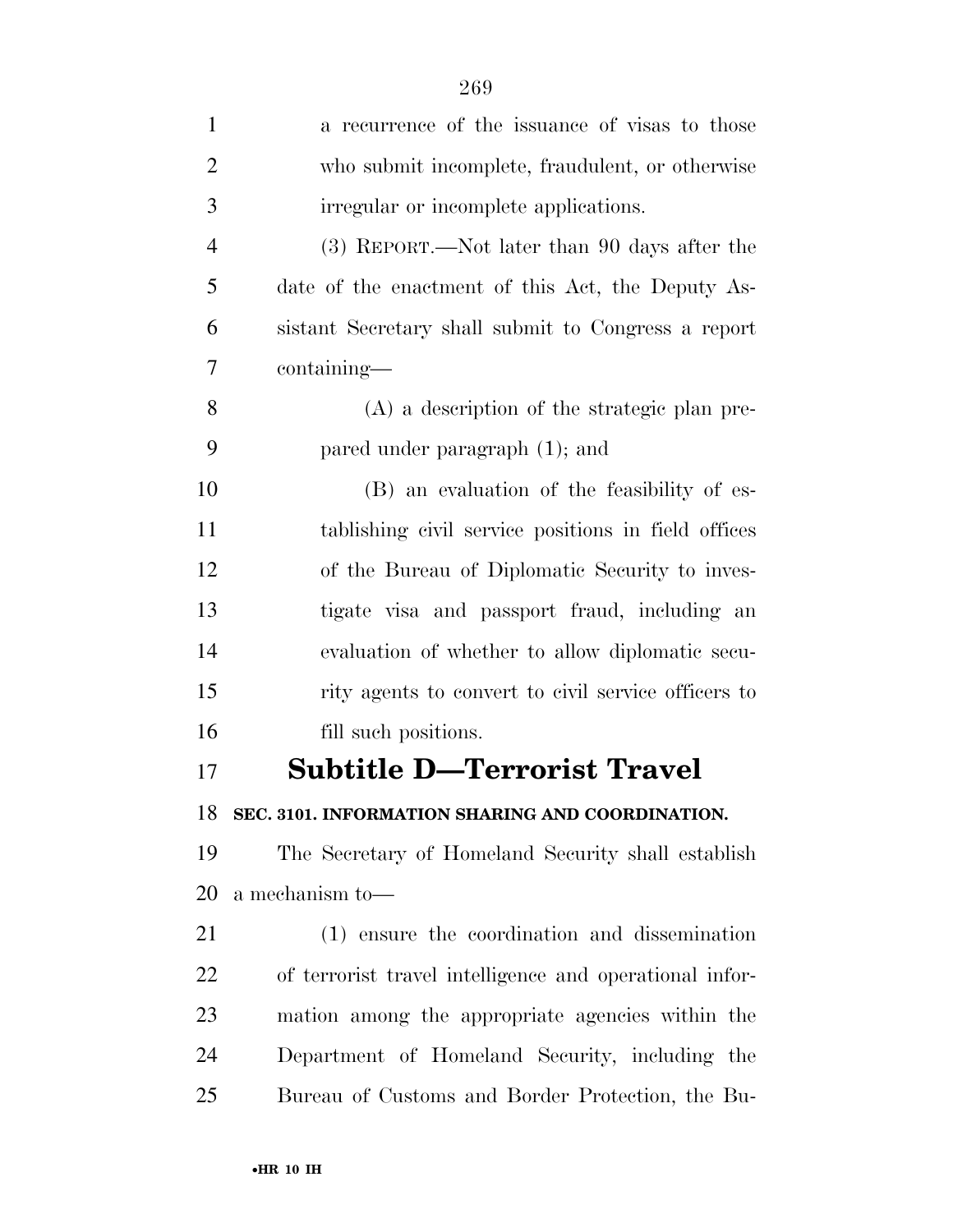a recurrence of the issuance of visas to those who submit incomplete, fraudulent, or otherwise irregular or incomplete applications.

(3) REPORT.—Not later than 90 days after the date of the enactment of this Act, the Deputy Assistant Secretary shall submit to Congress a report containing—

(A) a description of the strategic plan prepared under paragraph (1); and

(B) an evaluation of the feasibility of establishing civil service positions in field offices of the Bureau of Diplomatic Security to investigate visa and passport fraud, including an evaluation of whether to allow diplomatic security agents to convert to civil service officers to fill such positions.

# Subtitle D—Terrorist Travel

### SEC. 3101. INFORMATION SHARING AND COORDINATION.

The Secretary of Homeland Security shall establish a mechanism to—

(1) ensure the coordination and dissemination of terrorist travel intelligence and operational information among the appropriate agencies within the Department of Homeland Security, including the Bureau of Customs and Border Protection, the Bu-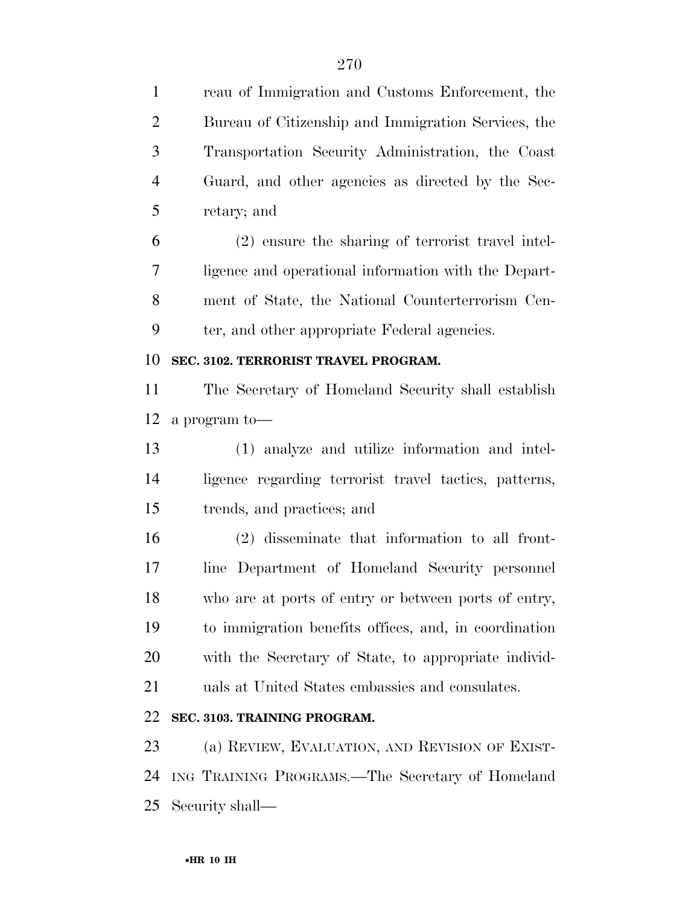reau of Immigration and Customs Enforcement, the Bureau of Citizenship and Immigration Services, the Transportation Security Administration, the Coast Guard, and other agencies as directed by the Secretary; and

(2) ensure the sharing of terrorist travel intelligence and operational information with the Department of State, the National Counterterrorism Center, and other appropriate Federal agencies.

**SEC. 3102. TERRORIST TRAVEL PROGRAM.**

The Secretary of Homeland Security shall establish a program to—

(1) analyze and utilize information and intelligence regarding terrorist travel tactics, patterns, trends, and practices; and

(2) disseminate that information to all front-line Department of Homeland Security personnel who are at ports of entry or between ports of entry, to immigration benefits offices, and, in coordination with the Secretary of State, to appropriate individuals at United States embassies and consulates.

**SEC. 3103. TRAINING PROGRAM.**

(a) REVIEW, EVALUATION, AND REVISION OF EXISTING TRAINING PROGRAMS.—The Secretary of Homeland Security shall—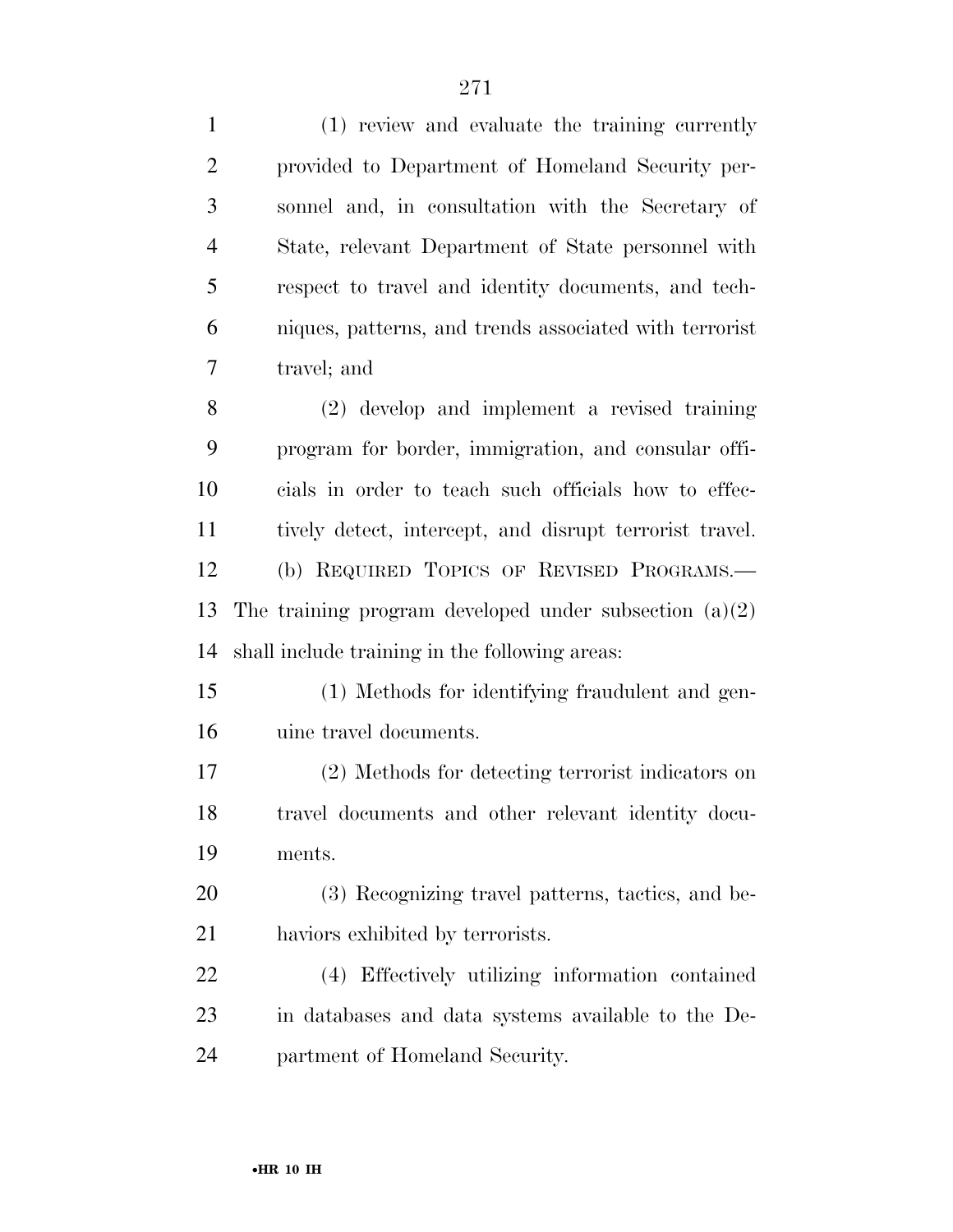(1) review and evaluate the training currently provided to Department of Homeland Security personnel and, in consultation with the Secretary of State, relevant Department of State personnel with respect to travel and identity documents, and techniques, patterns, and trends associated with terrorist travel; and

(2) develop and implement a revised training program for border, immigration, and consular officials in order to teach such officials how to effectively detect, intercept, and disrupt terrorist travel.

(b) REQUIRED TOPICS OF REVISED PROGRAMS.—The training program developed under subsection (a)(2) shall include training in the following areas:

(1) Methods for identifying fraudulent and genuine travel documents.

(2) Methods for detecting terrorist indicators on travel documents and other relevant identity documents.

(3) Recognizing travel patterns, tactics, and behaviors exhibited by terrorists.

(4) Effectively utilizing information contained in databases and data systems available to the Department of Homeland Security.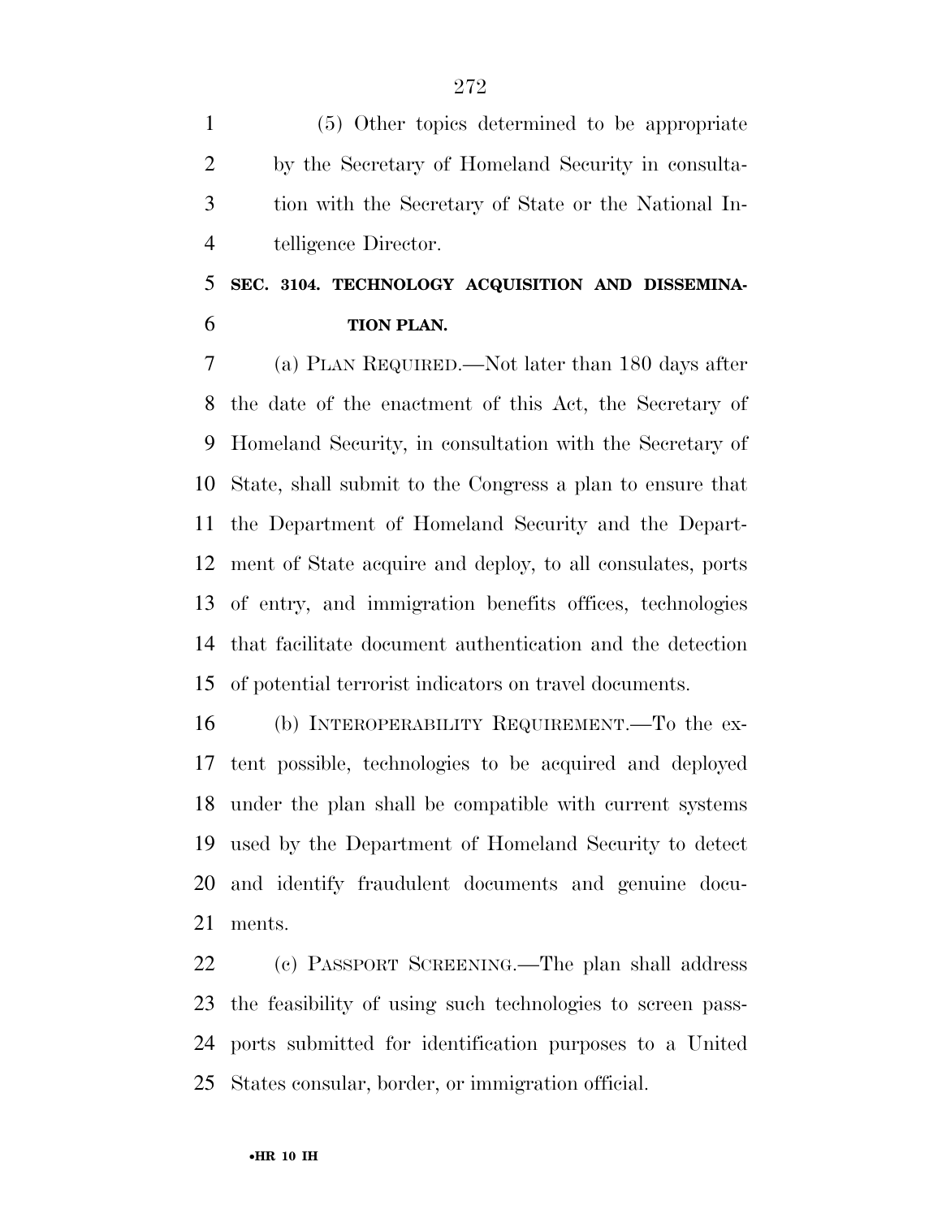(5) Other topics determined to be appropriate by the Secretary of Homeland Security in consultation with the Secretary of State or the National Intelligence Director.

## SEC. 3104. TECHNOLOGY ACQUISITION AND DISSEMINATION PLAN.

(a) PLAN REQUIRED.—Not later than 180 days after the date of the enactment of this Act, the Secretary of Homeland Security, in consultation with the Secretary of State, shall submit to the Congress a plan to ensure that the Department of Homeland Security and the Department of State acquire and deploy, to all consulates, ports of entry, and immigration benefits offices, technologies that facilitate document authentication and the detection of potential terrorist indicators on travel documents.

(b) INTEROPERABILITY REQUIREMENT.—To the extent possible, technologies to be acquired and deployed under the plan shall be compatible with current systems used by the Department of Homeland Security to detect and identify fraudulent documents and genuine documents.

(c) PASSPORT SCREENING.—The plan shall address the feasibility of using such technologies to screen passports submitted for identification purposes to a United States consular, border, or immigration official.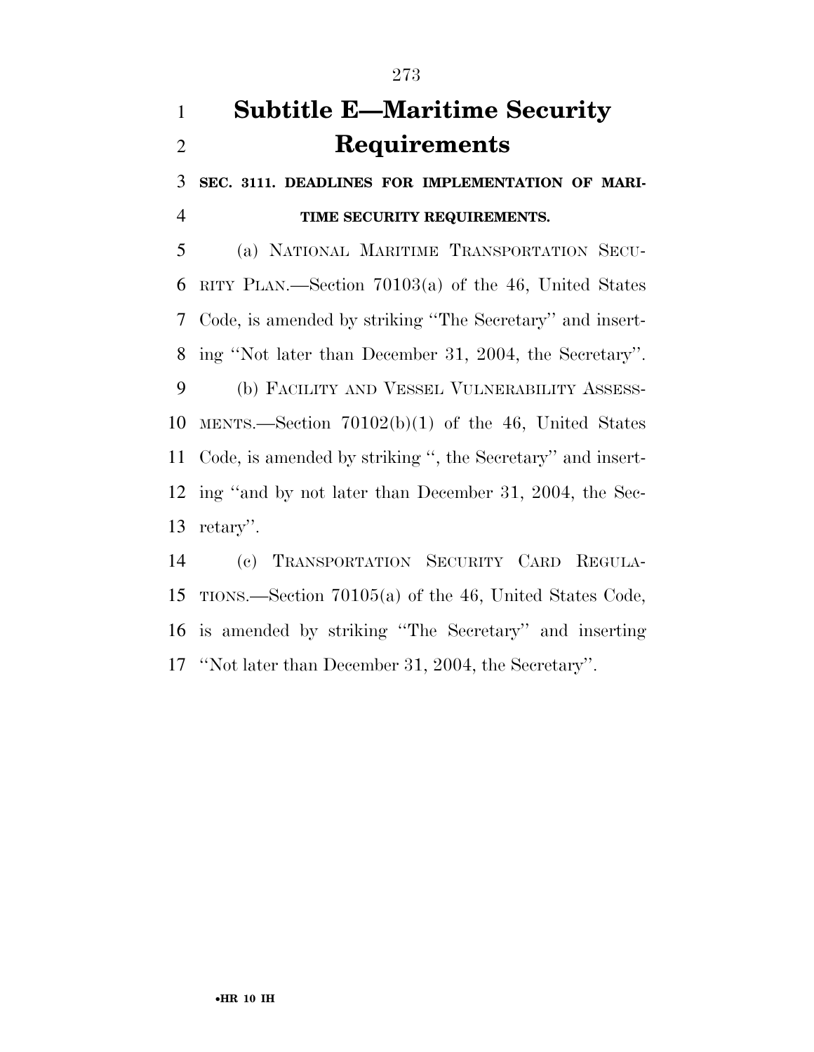# Subtitle E—Maritime Security Requirements

**SEC. 3111. DEADLINES FOR IMPLEMENTATION OF MARITIME SECURITY REQUIREMENTS.**

(a) NATIONAL MARITIME TRANSPORTATION SECURITY PLAN.—Section 70103(a) of the 46, United States Code, is amended by striking ''The Secretary'' and inserting ''Not later than December 31, 2004, the Secretary''.

(b) FACILITY AND VESSEL VULNERABILITY ASSESSMENTS.—Section 70102(b)(1) of the 46, United States Code, is amended by striking '', the Secretary'' and inserting ''and by not later than December 31, 2004, the Secretary''.

(c) TRANSPORTATION SECURITY CARD REGULATIONS.—Section 70105(a) of the 46, United States Code, is amended by striking ''The Secretary'' and inserting ''Not later than December 31, 2004, the Secretary''.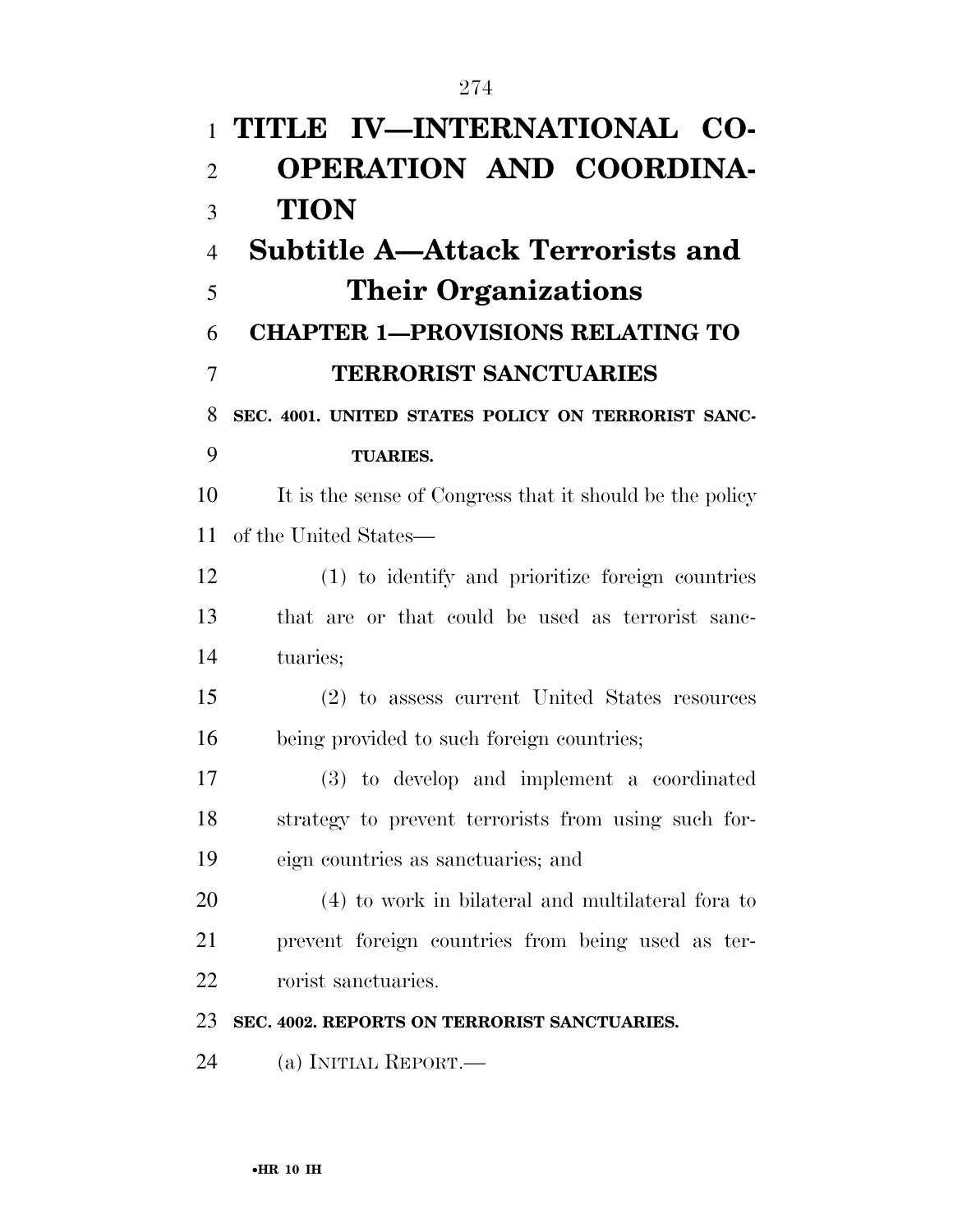# TITLE IV—INTERNATIONAL COOPERATION AND COORDINATION

## Subtitle A—Attack Terrorists and Their Organizations

### CHAPTER 1—PROVISIONS RELATING TO TERRORIST SANCTUARIES

**SEC. 4001. UNITED STATES POLICY ON TERRORIST SANCTUARIES.**

It is the sense of Congress that it should be the policy of the United States—

(1) to identify and prioritize foreign countries that are or that could be used as terrorist sanctuaries;

(2) to assess current United States resources being provided to such foreign countries;

(3) to develop and implement a coordinated strategy to prevent terrorists from using such foreign countries as sanctuaries; and

(4) to work in bilateral and multilateral fora to prevent foreign countries from being used as terrorist sanctuaries.

**SEC. 4002. REPORTS ON TERRORIST SANCTUARIES.**

(a) INITIAL REPORT.—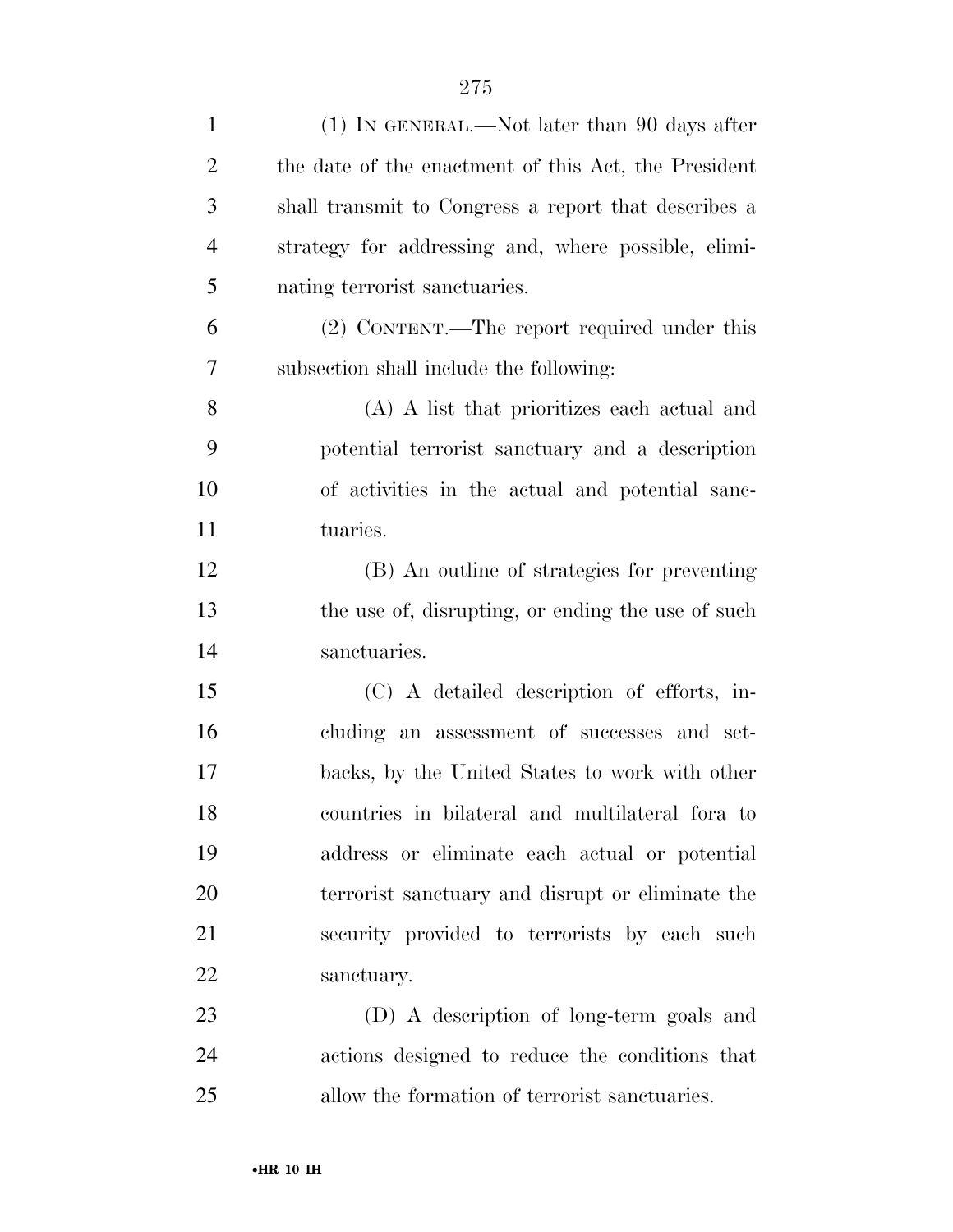(1) IN GENERAL.—Not later than 90 days after the date of the enactment of this Act, the President shall transmit to Congress a report that describes a strategy for addressing and, where possible, eliminating terrorist sanctuaries.

(2) CONTENT.—The report required under this subsection shall include the following:

(A) A list that prioritizes each actual and potential terrorist sanctuary and a description of activities in the actual and potential sanctuaries.

(B) An outline of strategies for preventing the use of, disrupting, or ending the use of such sanctuaries.

(C) A detailed description of efforts, including an assessment of successes and setbacks, by the United States to work with other countries in bilateral and multilateral fora to address or eliminate each actual or potential terrorist sanctuary and disrupt or eliminate the security provided to terrorists by each such sanctuary.

(D) A description of long-term goals and actions designed to reduce the conditions that allow the formation of terrorist sanctuaries.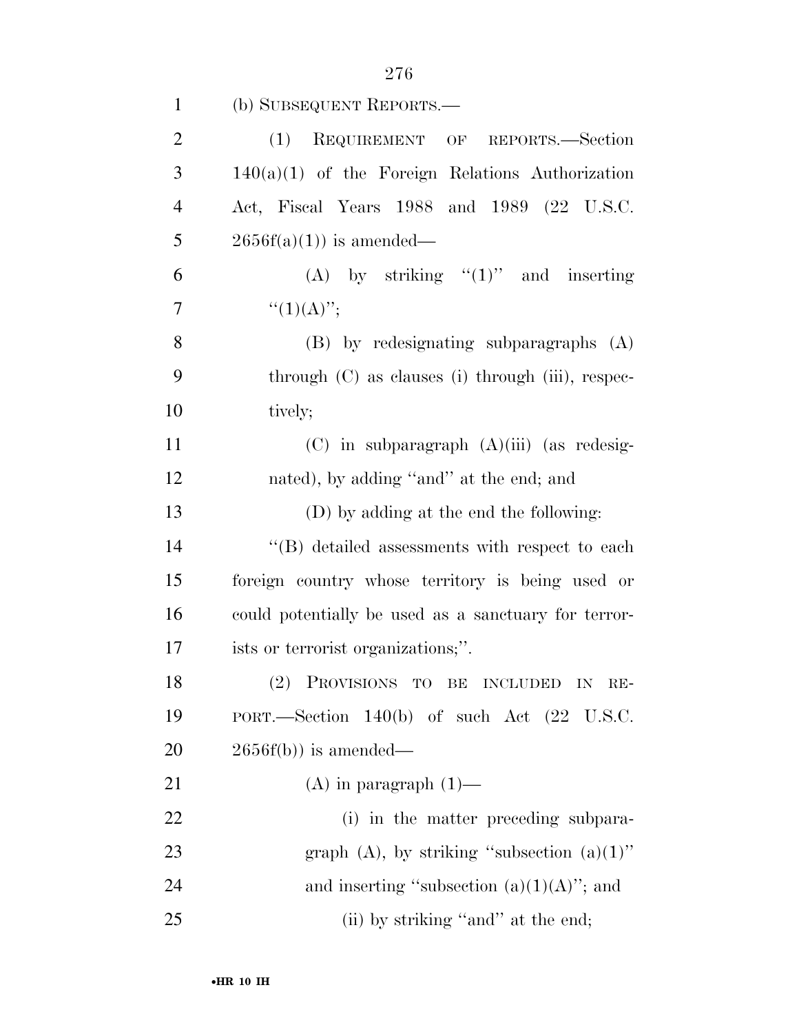(b) SUBSEQUENT REPORTS.—

(1) REQUIREMENT OF REPORTS.—Section 140(a)(1) of the Foreign Relations Authorization Act, Fiscal Years 1988 and 1989 (22 U.S.C. 2656f(a)(1)) is amended—

(A) by striking ''(1)'' and inserting ''(1)(A)'';

(B) by redesignating subparagraphs (A) through (C) as clauses (i) through (iii), respectively;

(C) in subparagraph (A)(iii) (as redesignated), by adding ''and'' at the end; and

(D) by adding at the end the following:

''(B) detailed assessments with respect to each foreign country whose territory is being used or could potentially be used as a sanctuary for terrorists or terrorist organizations;''.

(2) PROVISIONS TO BE INCLUDED IN REPORT.—Section 140(b) of such Act (22 U.S.C. 2656f(b)) is amended—

(A) in paragraph (1)—

(i) in the matter preceding subparagraph (A), by striking ''subsection (a)(1)'' and inserting ''subsection (a)(1)(A)''; and

(ii) by striking ''and'' at the end;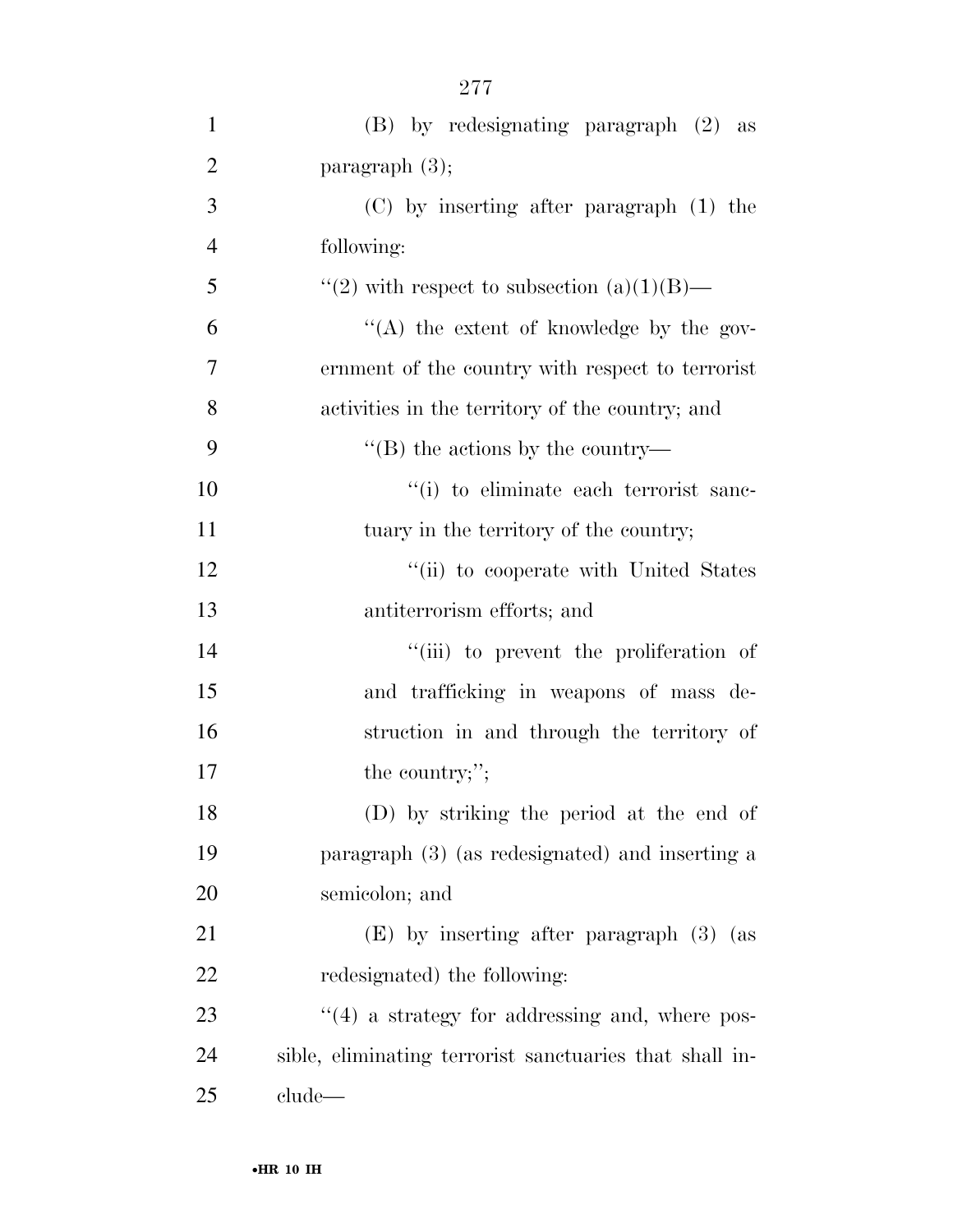(B) by redesignating paragraph (2) as paragraph (3);

(C) by inserting after paragraph (1) the following:

"(2) with respect to subsection (a)(1)(B)—

"(A) the extent of knowledge by the government of the country with respect to terrorist activities in the territory of the country; and

"(B) the actions by the country—

"(i) to eliminate each terrorist sanctuary in the territory of the country;

"(ii) to cooperate with United States antiterrorism efforts; and

"(iii) to prevent the proliferation of and trafficking in weapons of mass destruction in and through the territory of the country;";

(D) by striking the period at the end of paragraph (3) (as redesignated) and inserting a semicolon; and

(E) by inserting after paragraph (3) (as redesignated) the following:

"(4) a strategy for addressing and, where possible, eliminating terrorist sanctuaries that shall include—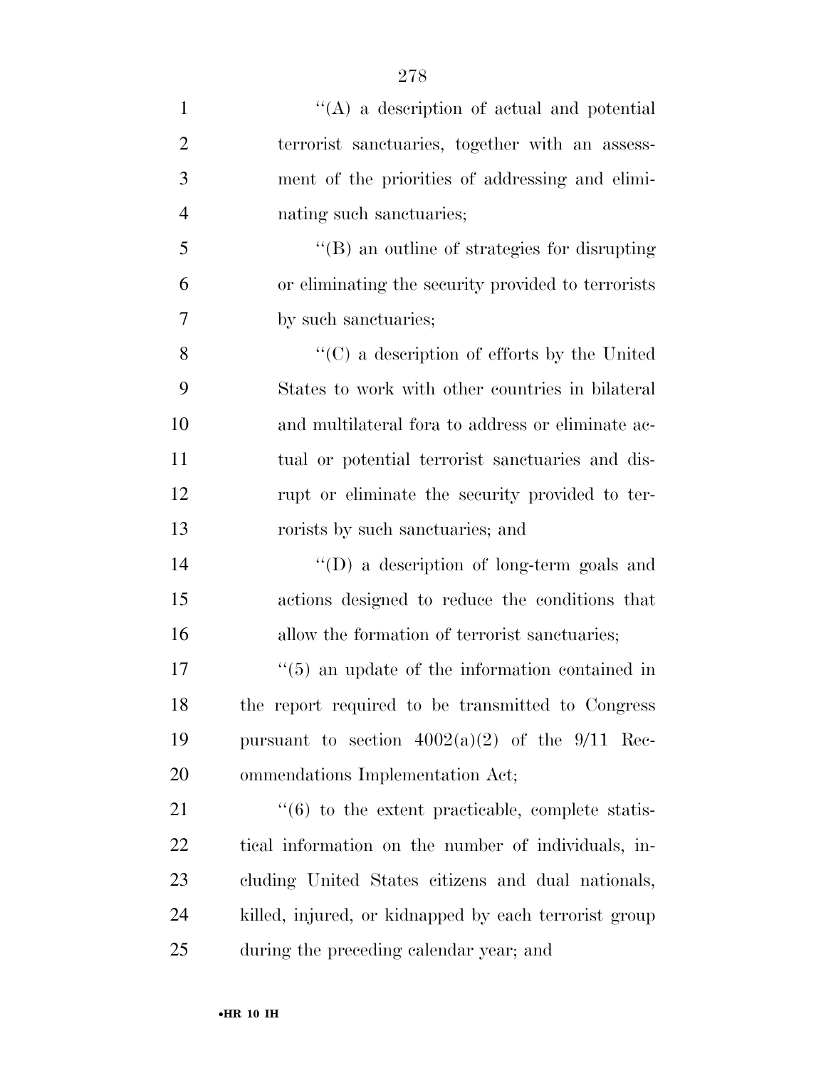''(A) a description of actual and potential terrorist sanctuaries, together with an assessment of the priorities of addressing and eliminating such sanctuaries;

''(B) an outline of strategies for disrupting or eliminating the security provided to terrorists by such sanctuaries;

''(C) a description of efforts by the United States to work with other countries in bilateral and multilateral fora to address or eliminate actual or potential terrorist sanctuaries and disrupt or eliminate the security provided to terrorists by such sanctuaries; and

''(D) a description of long-term goals and actions designed to reduce the conditions that allow the formation of terrorist sanctuaries;

''(5) an update of the information contained in the report required to be transmitted to Congress pursuant to section 4002(a)(2) of the 9/11 Recommendations Implementation Act;

''(6) to the extent practicable, complete statistical information on the number of individuals, including United States citizens and dual nationals, killed, injured, or kidnapped by each terrorist group during the preceding calendar year; and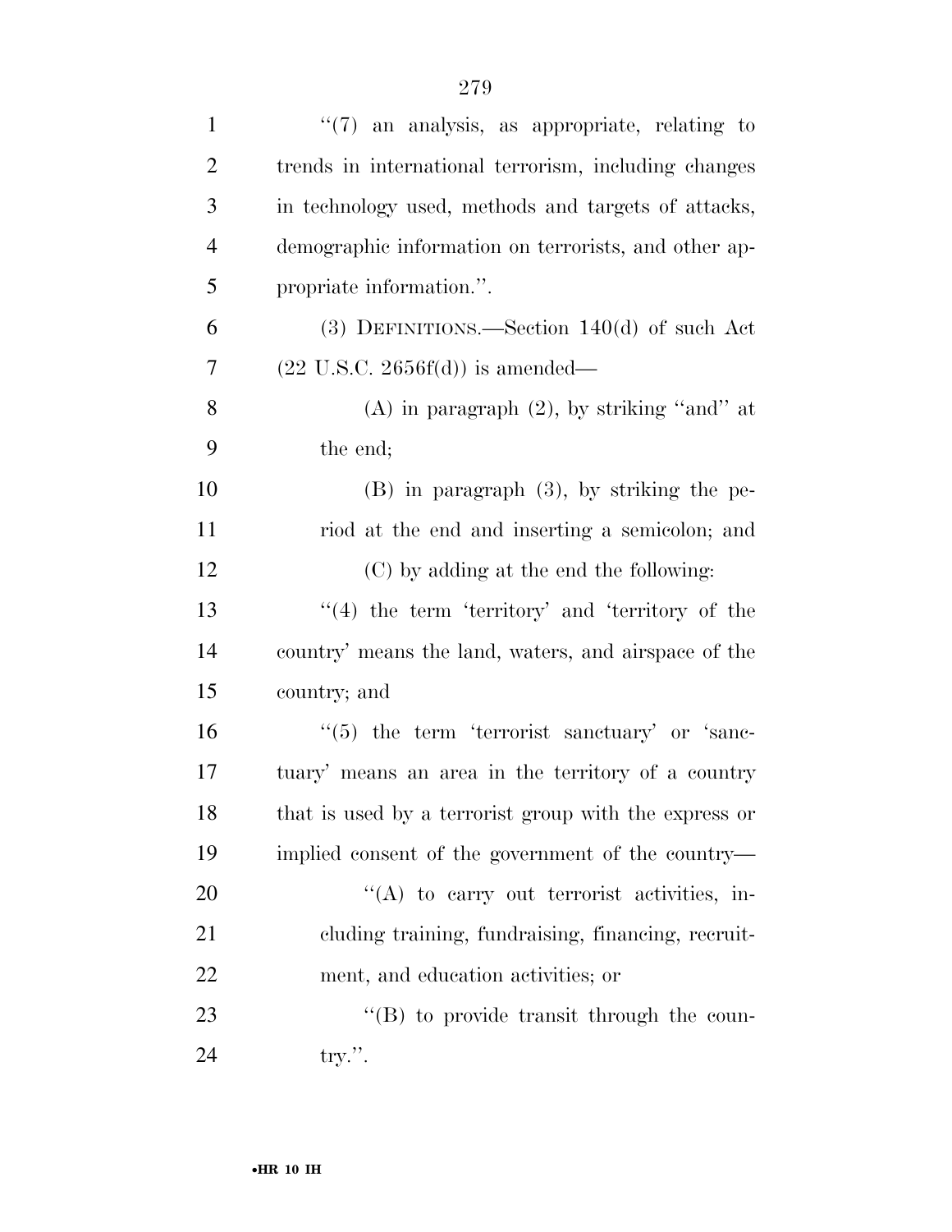"(7) an analysis, as appropriate, relating to trends in international terrorism, including changes in technology used, methods and targets of attacks, demographic information on terrorists, and other appropriate information.".

(3) DEFINITIONS.—Section 140(d) of such Act (22 U.S.C. 2656f(d)) is amended—

(A) in paragraph (2), by striking "and" at the end;

(B) in paragraph (3), by striking the period at the end and inserting a semicolon; and

(C) by adding at the end the following:

"(4) the term 'territory' and 'territory of the country' means the land, waters, and airspace of the country; and

"(5) the term 'terrorist sanctuary' or 'sanctuary' means an area in the territory of a country that is used by a terrorist group with the express or implied consent of the government of the country—

"(A) to carry out terrorist activities, including training, fundraising, financing, recruitment, and education activities; or

"(B) to provide transit through the country.".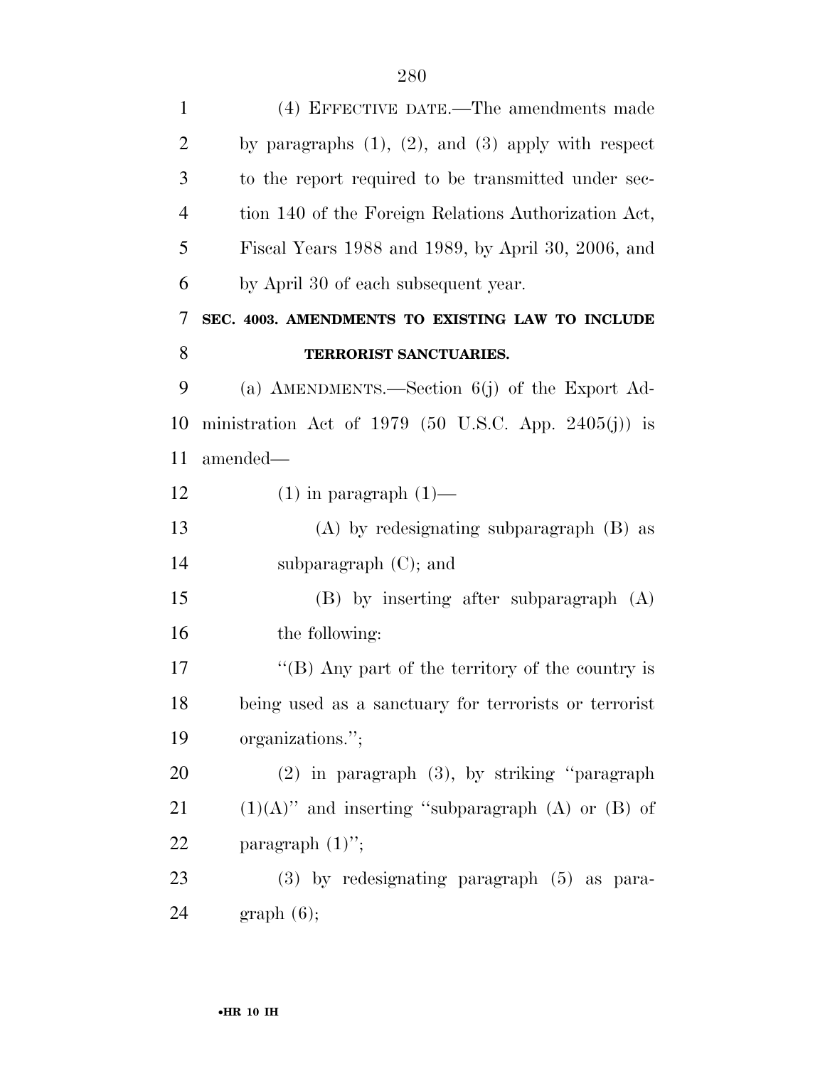(4) EFFECTIVE DATE.—The amendments made by paragraphs (1), (2), and (3) apply with respect to the report required to be transmitted under section 140 of the Foreign Relations Authorization Act, Fiscal Years 1988 and 1989, by April 30, 2006, and by April 30 of each subsequent year.

**SEC. 4003. AMENDMENTS TO EXISTING LAW TO INCLUDE TERRORIST SANCTUARIES.**

(a) AMENDMENTS.—Section 6(j) of the Export Administration Act of 1979 (50 U.S.C. App. 2405(j)) is amended—

(1) in paragraph (1)—

(A) by redesignating subparagraph (B) as subparagraph (C); and

(B) by inserting after subparagraph (A) the following:

''(B) Any part of the territory of the country is being used as a sanctuary for terrorists or terrorist organizations.'';

(2) in paragraph (3), by striking ''paragraph (1)(A)'' and inserting ''subparagraph (A) or (B) of paragraph (1)'';

(3) by redesignating paragraph (5) as paragraph (6);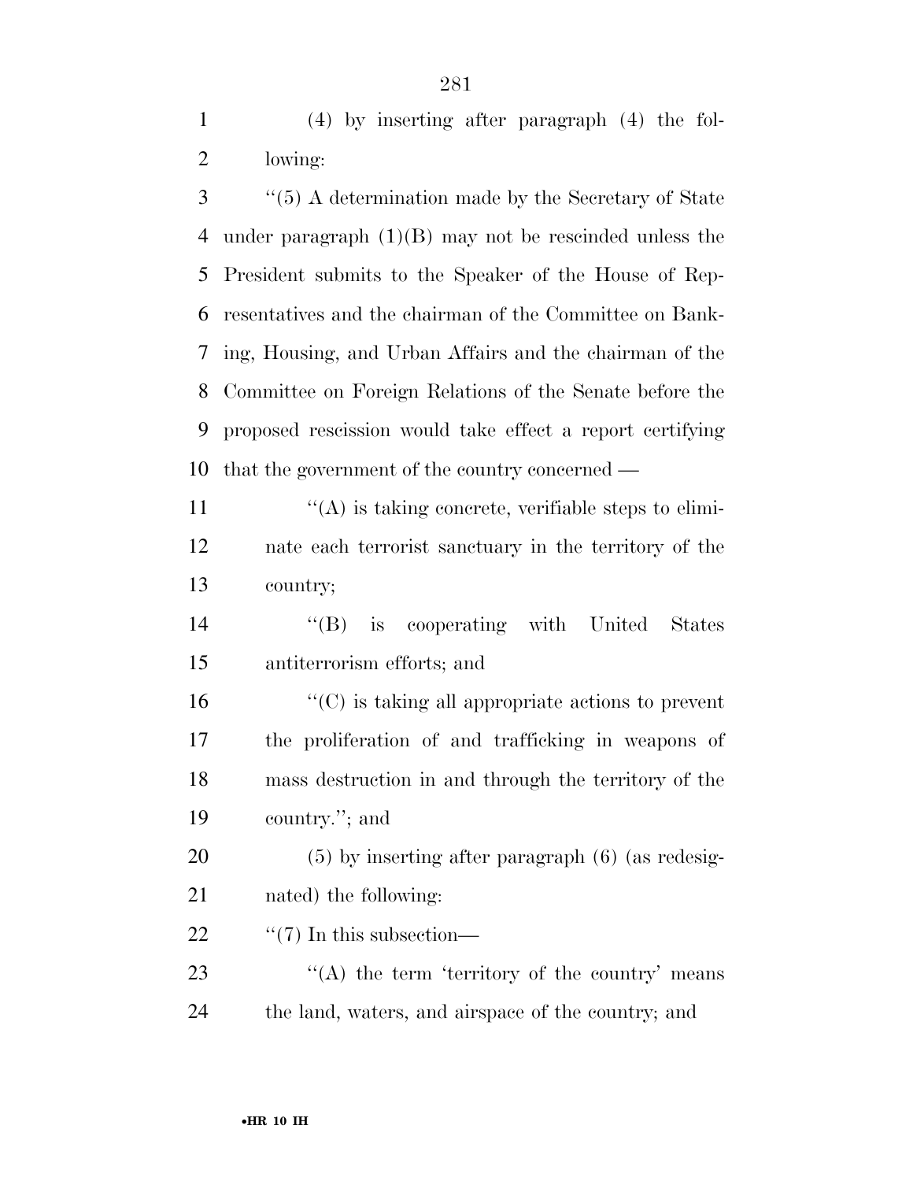(4) by inserting after paragraph (4) the following:

''(5) A determination made by the Secretary of State under paragraph (1)(B) may not be rescinded unless the President submits to the Speaker of the House of Representatives and the chairman of the Committee on Banking, Housing, and Urban Affairs and the chairman of the Committee on Foreign Relations of the Senate before the proposed rescission would take effect a report certifying that the government of the country concerned —

''(A) is taking concrete, verifiable steps to eliminate each terrorist sanctuary in the territory of the country;

''(B) is cooperating with United States antiterrorism efforts; and

''(C) is taking all appropriate actions to prevent the proliferation of and trafficking in weapons of mass destruction in and through the territory of the country.''; and

(5) by inserting after paragraph (6) (as redesignated) the following:

''(7) In this subsection—

''(A) the term 'territory of the country' means the land, waters, and airspace of the country; and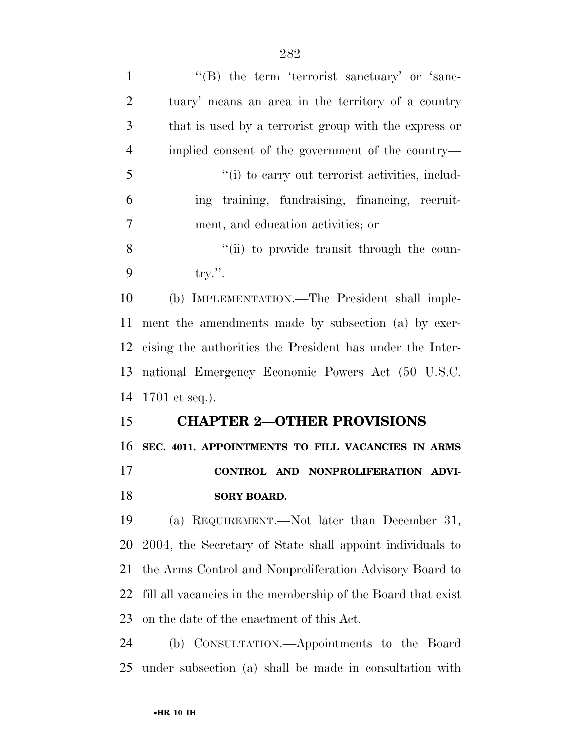''(B) the term 'terrorist sanctuary' or 'sanctuary' means an area in the territory of a country that is used by a terrorist group with the express or implied consent of the government of the country—

''(i) to carry out terrorist activities, including training, fundraising, financing, recruitment, and education activities; or

''(ii) to provide transit through the country.''.

(b) IMPLEMENTATION.—The President shall implement the amendments made by subsection (a) by exercising the authorities the President has under the International Emergency Economic Powers Act (50 U.S.C. 1701 et seq.).

## CHAPTER 2—OTHER PROVISIONS

### SEC. 4011. APPOINTMENTS TO FILL VACANCIES IN ARMS CONTROL AND NONPROLIFERATION ADVISORY BOARD.

(a) REQUIREMENT.—Not later than December 31, 2004, the Secretary of State shall appoint individuals to the Arms Control and Nonproliferation Advisory Board to fill all vacancies in the membership of the Board that exist on the date of the enactment of this Act.

(b) CONSULTATION.—Appointments to the Board under subsection (a) shall be made in consultation with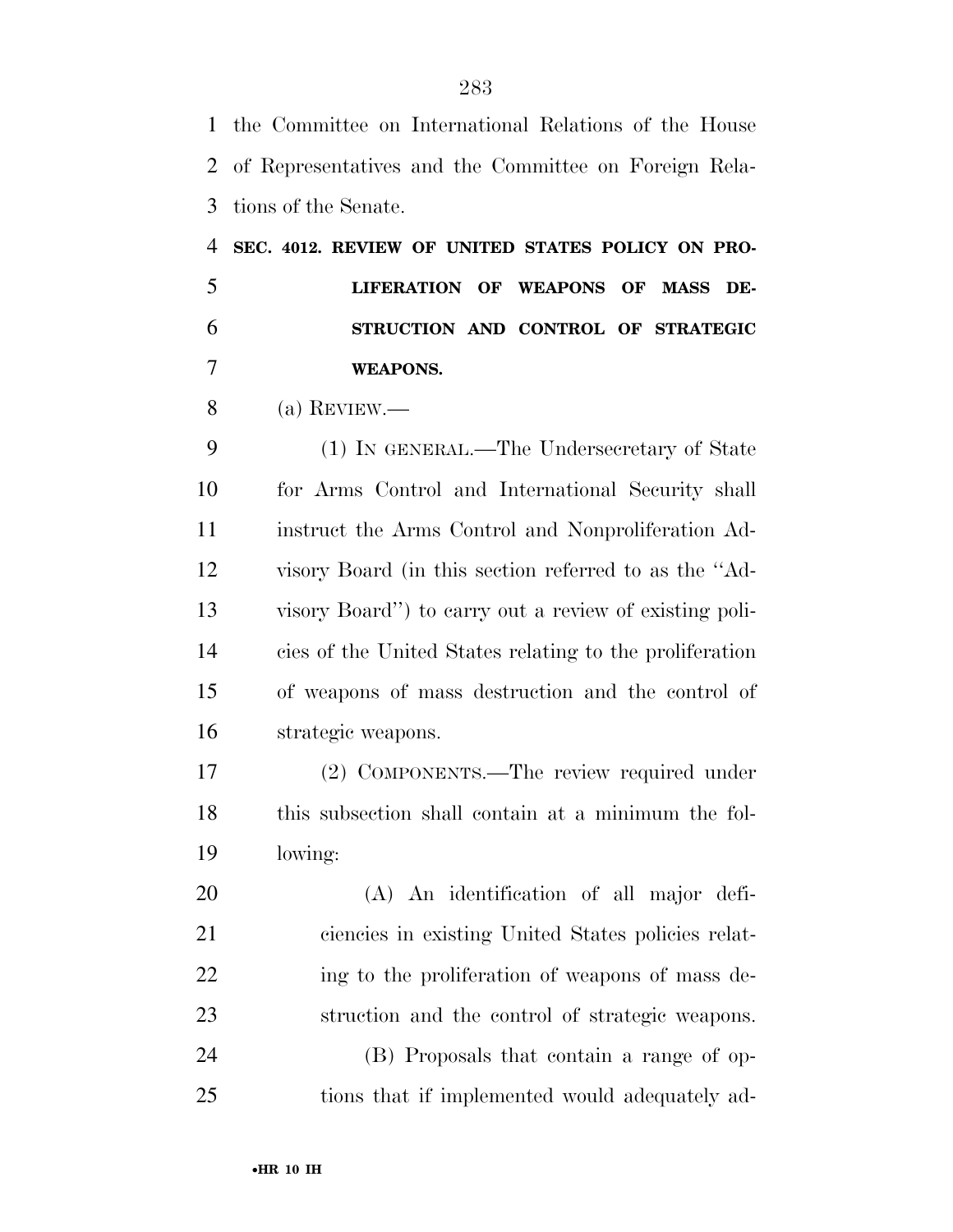the Committee on International Relations of the House of Representatives and the Committee on Foreign Relations of the Senate.

**SEC. 4012. REVIEW OF UNITED STATES POLICY ON PROLIFERATION OF WEAPONS OF MASS DESTRUCTION AND CONTROL OF STRATEGIC WEAPONS.**

(a) REVIEW.—

(1) IN GENERAL.—The Undersecretary of State for Arms Control and International Security shall instruct the Arms Control and Nonproliferation Advisory Board (in this section referred to as the ''Advisory Board'') to carry out a review of existing policies of the United States relating to the proliferation of weapons of mass destruction and the control of strategic weapons.

(2) COMPONENTS.—The review required under this subsection shall contain at a minimum the following:

(A) An identification of all major deficiencies in existing United States policies relating to the proliferation of weapons of mass destruction and the control of strategic weapons.

(B) Proposals that contain a range of options that if implemented would adequately ad-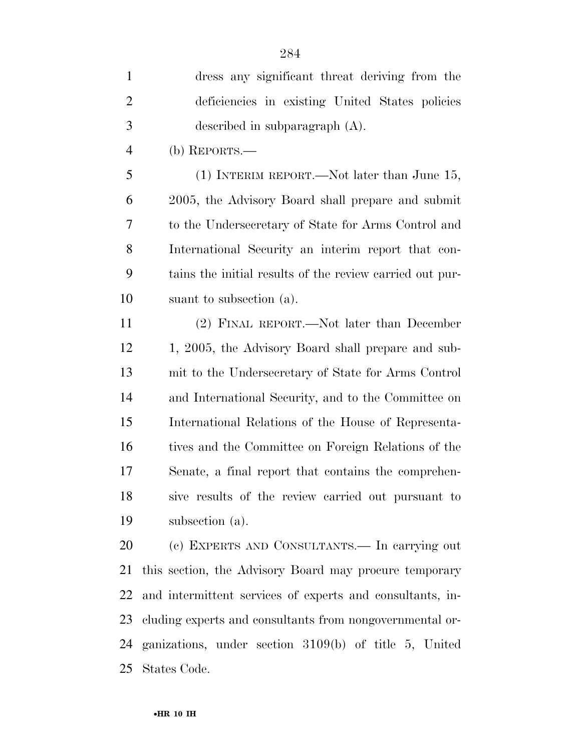dress any significant threat deriving from the deficiencies in existing United States policies described in subparagraph (A).

(b) REPORTS.—

(1) INTERIM REPORT.—Not later than June 15, 2005, the Advisory Board shall prepare and submit to the Undersecretary of State for Arms Control and International Security an interim report that contains the initial results of the review carried out pursuant to subsection (a).

(2) FINAL REPORT.—Not later than December 1, 2005, the Advisory Board shall prepare and submit to the Undersecretary of State for Arms Control and International Security, and to the Committee on International Relations of the House of Representatives and the Committee on Foreign Relations of the Senate, a final report that contains the comprehensive results of the review carried out pursuant to subsection (a).

(c) EXPERTS AND CONSULTANTS.— In carrying out this section, the Advisory Board may procure temporary and intermittent services of experts and consultants, including experts and consultants from nongovernmental organizations, under section 3109(b) of title 5, United States Code.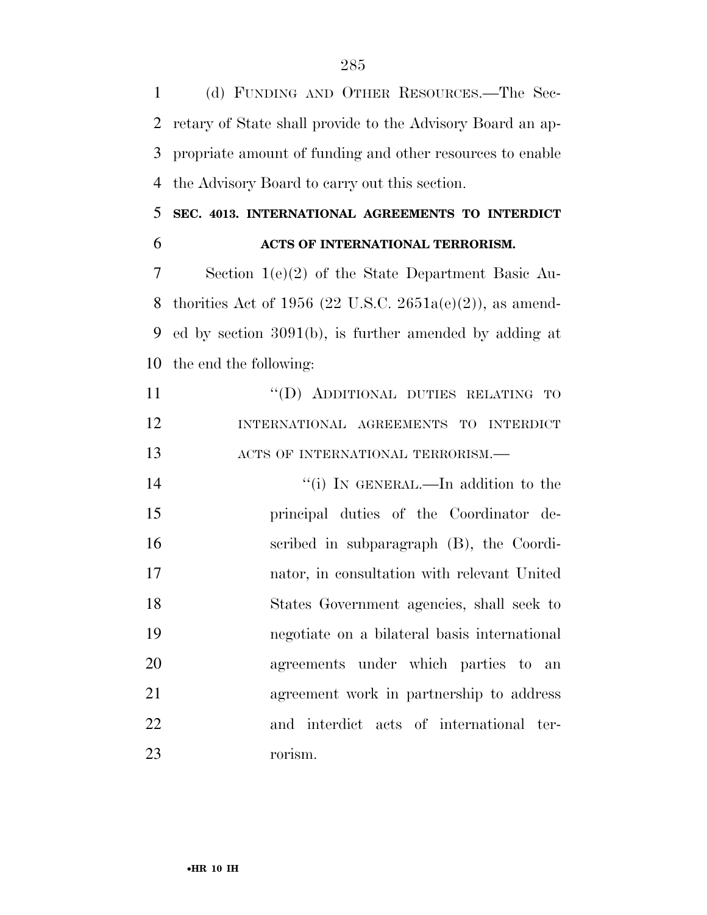(d) FUNDING AND OTHER RESOURCES.—The Secretary of State shall provide to the Advisory Board an appropriate amount of funding and other resources to enable the Advisory Board to carry out this section.

**SEC. 4013. INTERNATIONAL AGREEMENTS TO INTERDICT ACTS OF INTERNATIONAL TERRORISM.**

Section 1(e)(2) of the State Department Basic Authorities Act of 1956 (22 U.S.C. 2651a(e)(2)), as amended by section 3091(b), is further amended by adding at the end the following:

> ''(D) ADDITIONAL DUTIES RELATING TO INTERNATIONAL AGREEMENTS TO INTERDICT ACTS OF INTERNATIONAL TERRORISM.—
>
> > ''(i) IN GENERAL.—In addition to the principal duties of the Coordinator described in subparagraph (B), the Coordinator, in consultation with relevant United States Government agencies, shall seek to negotiate on a bilateral basis international agreements under which parties to an agreement work in partnership to address and interdict acts of international terrorism.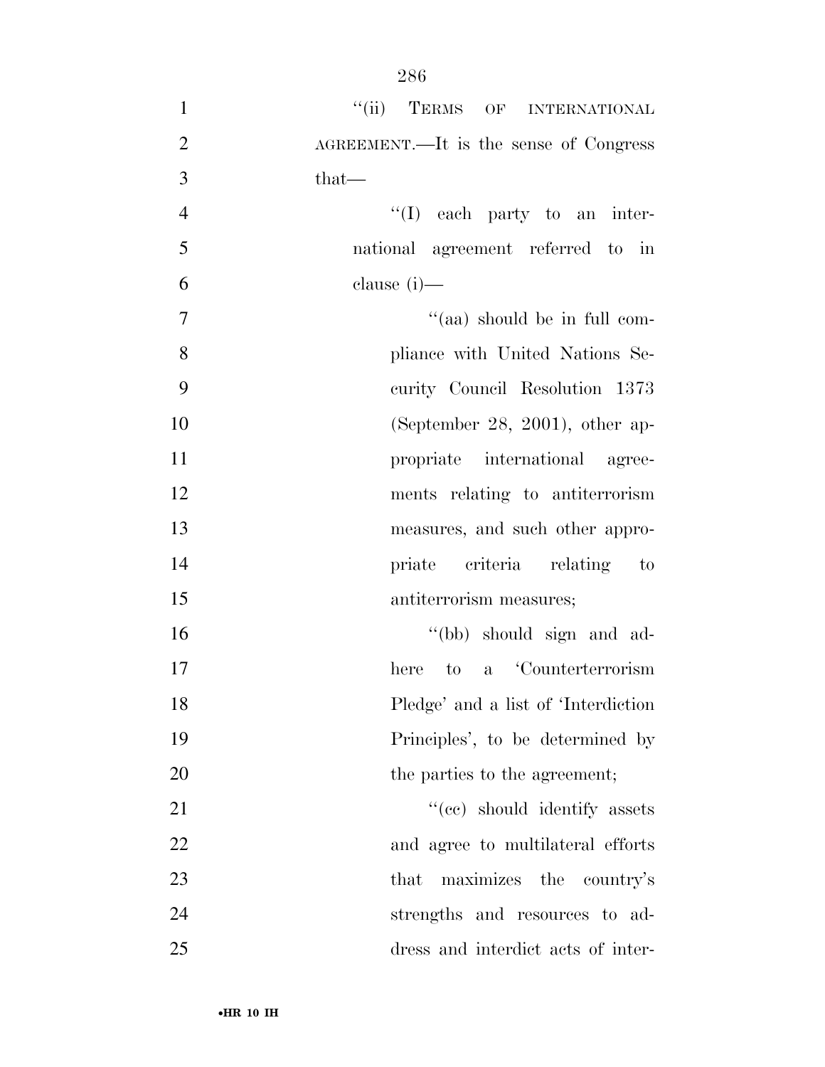"(ii) TERMS OF INTERNATIONAL AGREEMENT.—It is the sense of Congress that—

"(I) each party to an international agreement referred to in clause (i)—

"(aa) should be in full compliance with United Nations Security Council Resolution 1373 (September 28, 2001), other appropriate international agreements relating to antiterrorism measures, and such other appropriate criteria relating to antiterrorism measures;

"(bb) should sign and adhere to a 'Counterterrorism Pledge' and a list of 'Interdiction Principles', to be determined by the parties to the agreement;

"(cc) should identify assets and agree to multilateral efforts that maximizes the country's strengths and resources to address and interdict acts of inter-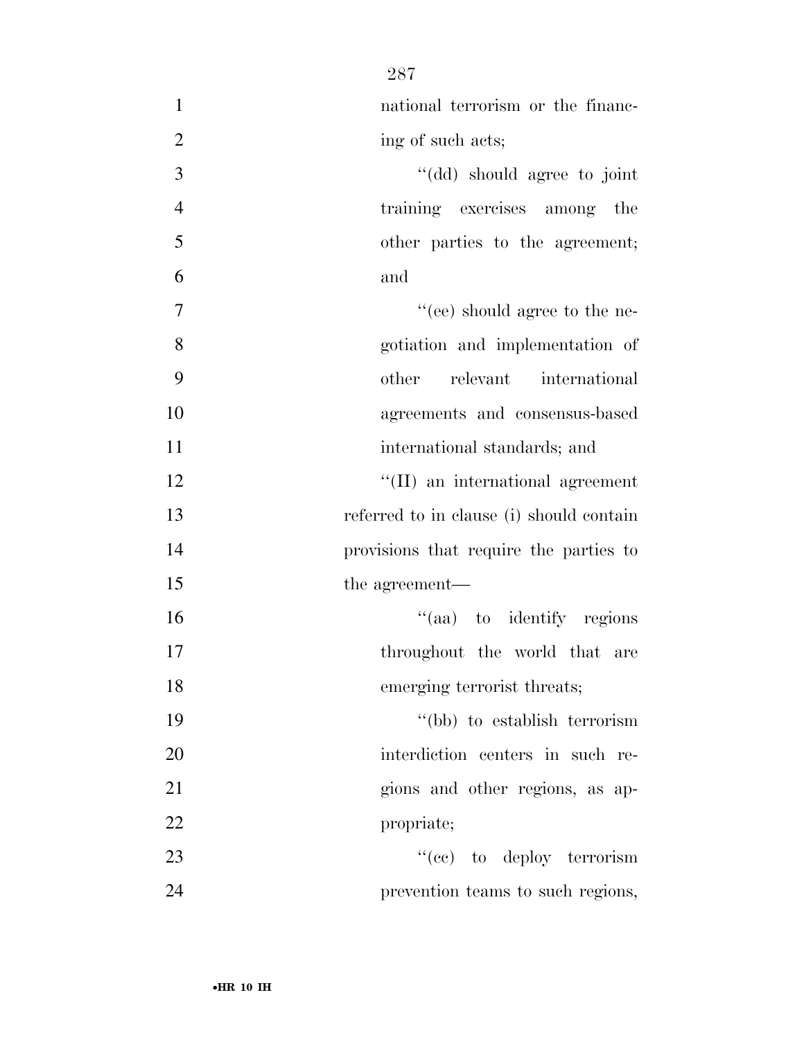national terrorism or the financing of such acts;

''(dd) should agree to joint training exercises among the other parties to the agreement; and

''(ee) should agree to the negotiation and implementation of other relevant international agreements and consensus-based international standards; and

''(II) an international agreement referred to in clause (i) should contain provisions that require the parties to the agreement—

''(aa) to identify regions throughout the world that are emerging terrorist threats;

''(bb) to establish terrorism interdiction centers in such regions and other regions, as appropriate;

''(cc) to deploy terrorism prevention teams to such regions,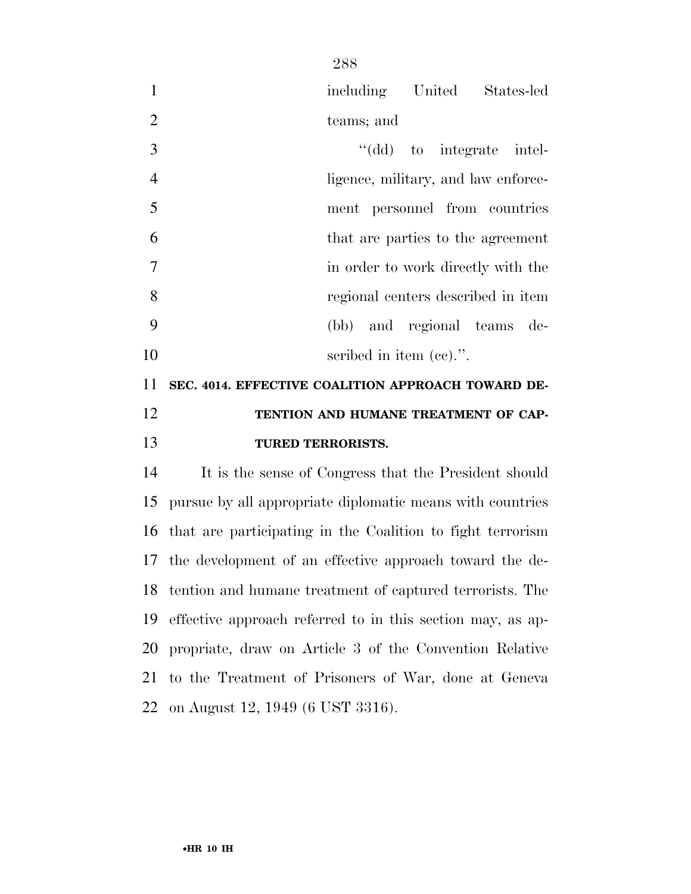including United States-led teams; and

"(dd) to integrate intelligence, military, and law enforcement personnel from countries that are parties to the agreement in order to work directly with the regional centers described in item (bb) and regional teams described in item (cc).".

**SEC. 4014. EFFECTIVE COALITION APPROACH TOWARD DETENTION AND HUMANE TREATMENT OF CAPTURED TERRORISTS.**

It is the sense of Congress that the President should pursue by all appropriate diplomatic means with countries that are participating in the Coalition to fight terrorism the development of an effective approach toward the detention and humane treatment of captured terrorists. The effective approach referred to in this section may, as appropriate, draw on Article 3 of the Convention Relative to the Treatment of Prisoners of War, done at Geneva on August 12, 1949 (6 UST 3316).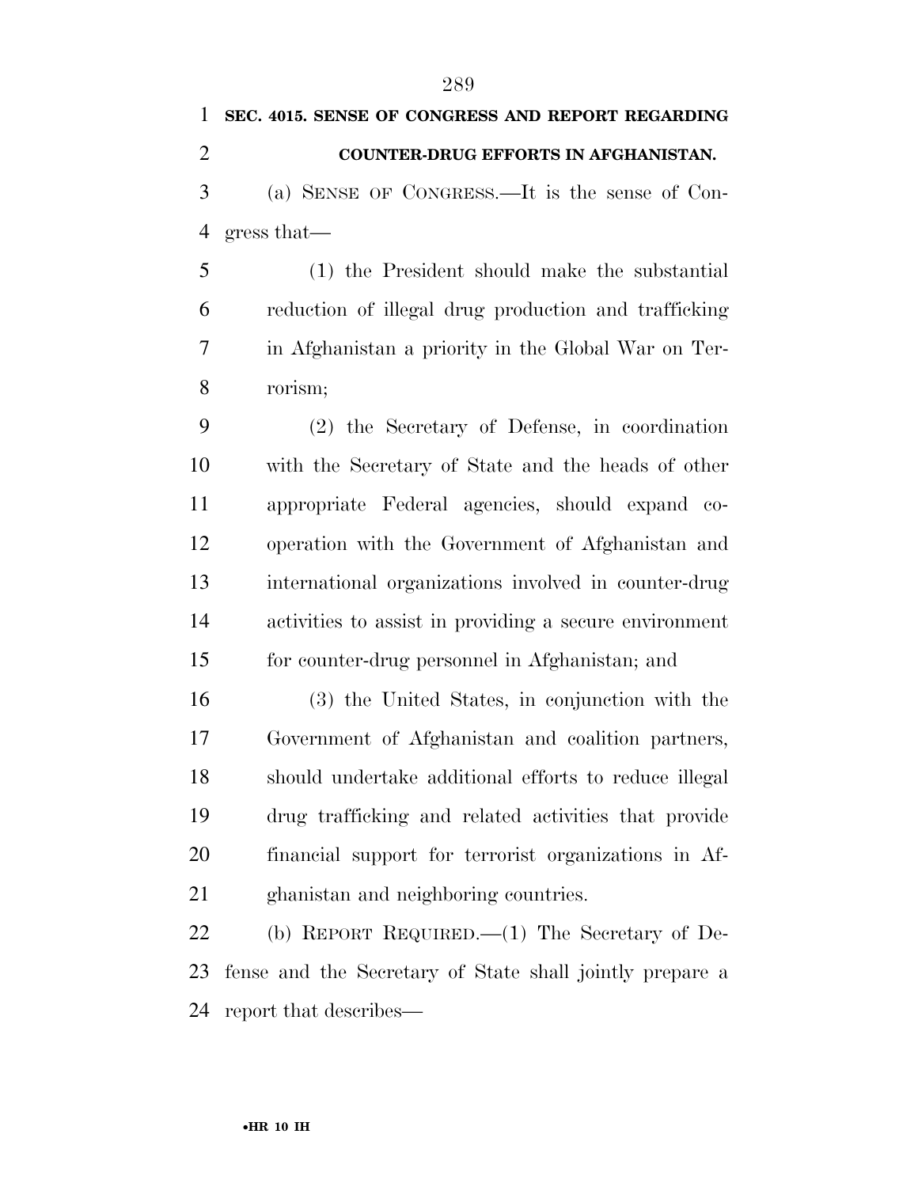**SEC. 4015. SENSE OF CONGRESS AND REPORT REGARDING COUNTER-DRUG EFFORTS IN AFGHANISTAN.**

(a) SENSE OF CONGRESS.—It is the sense of Congress that—

(1) the President should make the substantial reduction of illegal drug production and trafficking in Afghanistan a priority in the Global War on Terrorism;

(2) the Secretary of Defense, in coordination with the Secretary of State and the heads of other appropriate Federal agencies, should expand cooperation with the Government of Afghanistan and international organizations involved in counter-drug activities to assist in providing a secure environment for counter-drug personnel in Afghanistan; and

(3) the United States, in conjunction with the Government of Afghanistan and coalition partners, should undertake additional efforts to reduce illegal drug trafficking and related activities that provide financial support for terrorist organizations in Afghanistan and neighboring countries.

(b) REPORT REQUIRED.—(1) The Secretary of Defense and the Secretary of State shall jointly prepare a report that describes—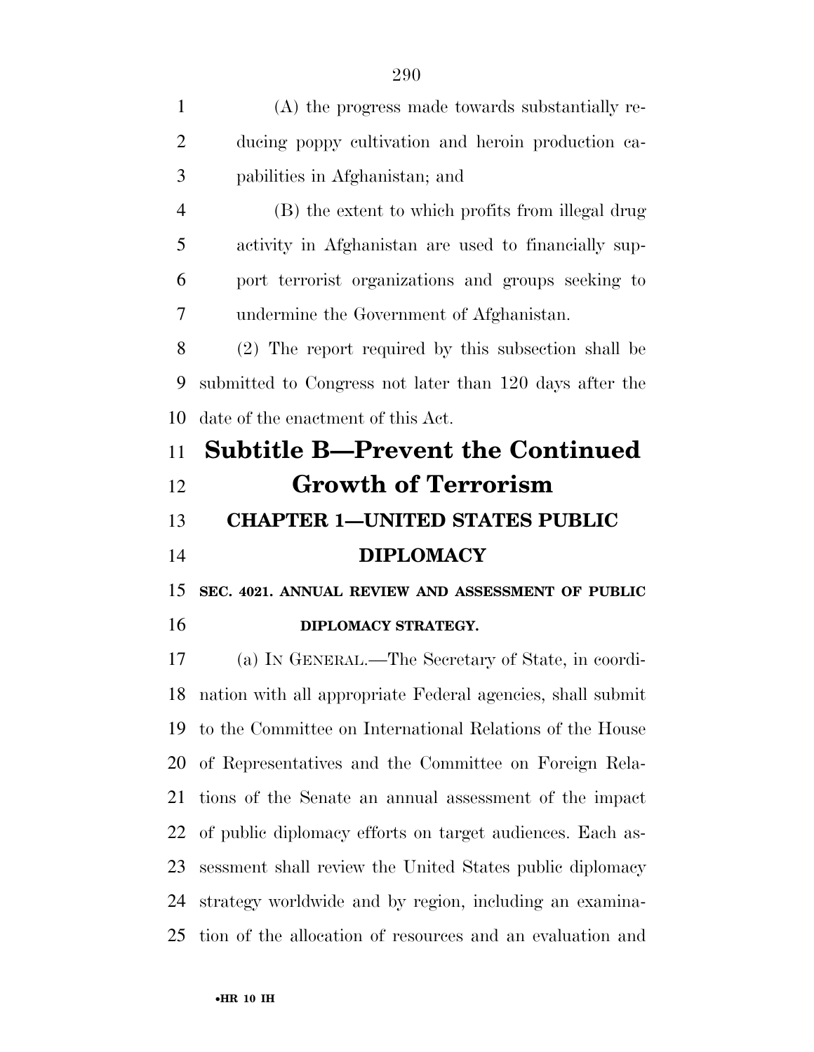(A) the progress made towards substantially reducing poppy cultivation and heroin production capabilities in Afghanistan; and

(B) the extent to which profits from illegal drug activity in Afghanistan are used to financially support terrorist organizations and groups seeking to undermine the Government of Afghanistan.

(2) The report required by this subsection shall be submitted to Congress not later than 120 days after the date of the enactment of this Act.

# Subtitle B—Prevent the Continued Growth of Terrorism

## CHAPTER 1—UNITED STATES PUBLIC DIPLOMACY

### SEC. 4021. ANNUAL REVIEW AND ASSESSMENT OF PUBLIC DIPLOMACY STRATEGY.

(a) IN GENERAL.—The Secretary of State, in coordination with all appropriate Federal agencies, shall submit to the Committee on International Relations of the House of Representatives and the Committee on Foreign Relations of the Senate an annual assessment of the impact of public diplomacy efforts on target audiences. Each assessment shall review the United States public diplomacy strategy worldwide and by region, including an examination of the allocation of resources and an evaluation and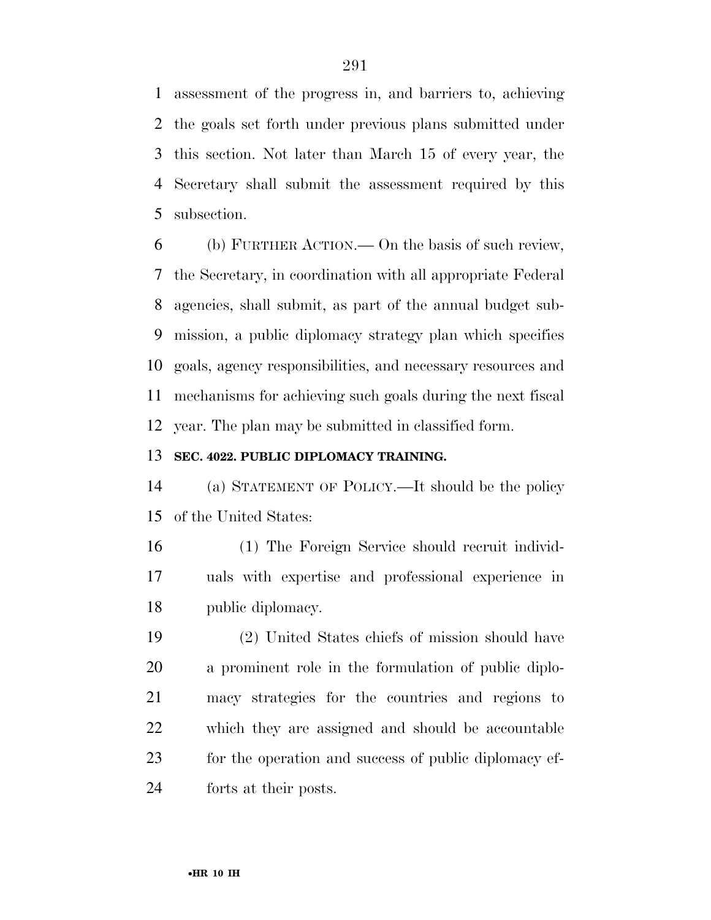assessment of the progress in, and barriers to, achieving the goals set forth under previous plans submitted under this section. Not later than March 15 of every year, the Secretary shall submit the assessment required by this subsection.

(b) FURTHER ACTION.— On the basis of such review, the Secretary, in coordination with all appropriate Federal agencies, shall submit, as part of the annual budget submission, a public diplomacy strategy plan which specifies goals, agency responsibilities, and necessary resources and mechanisms for achieving such goals during the next fiscal year. The plan may be submitted in classified form.

**SEC. 4022. PUBLIC DIPLOMACY TRAINING.**

(a) STATEMENT OF POLICY.—It should be the policy of the United States:

(1) The Foreign Service should recruit individuals with expertise and professional experience in public diplomacy.

(2) United States chiefs of mission should have a prominent role in the formulation of public diplomacy strategies for the countries and regions to which they are assigned and should be accountable for the operation and success of public diplomacy efforts at their posts.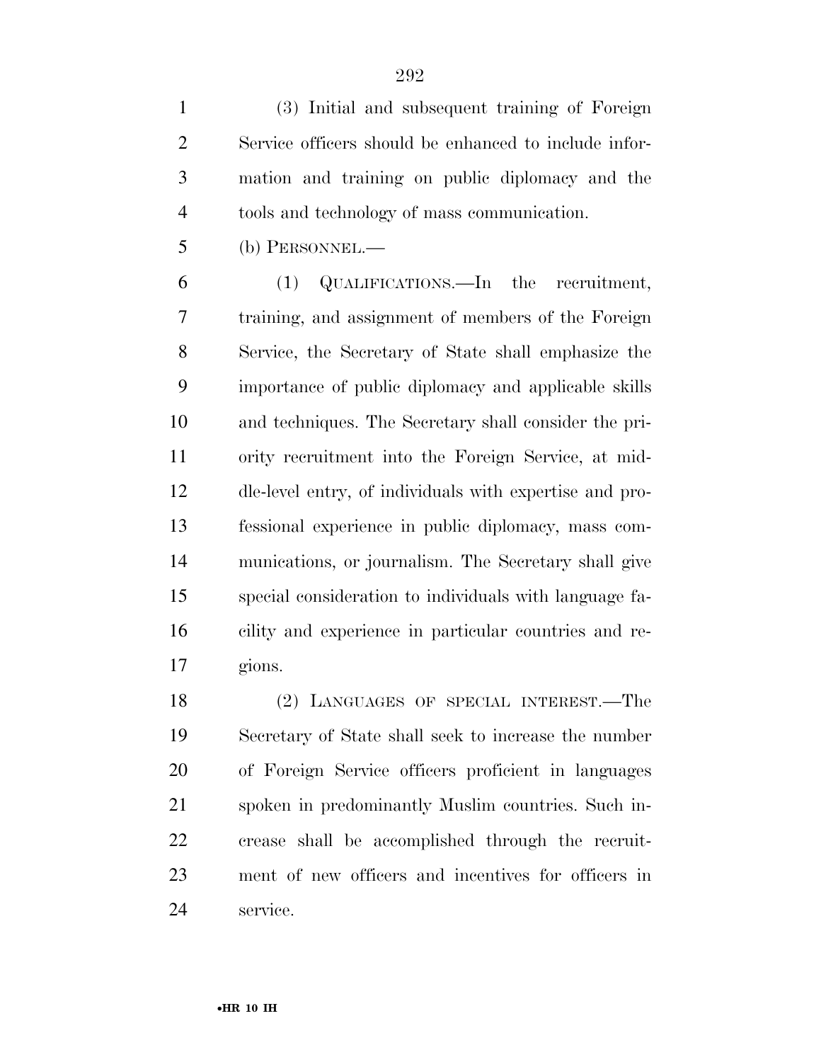(3) Initial and subsequent training of Foreign Service officers should be enhanced to include information and training on public diplomacy and the tools and technology of mass communication.

(b) PERSONNEL.—

(1) QUALIFICATIONS.—In the recruitment, training, and assignment of members of the Foreign Service, the Secretary of State shall emphasize the importance of public diplomacy and applicable skills and techniques. The Secretary shall consider the priority recruitment into the Foreign Service, at middle-level entry, of individuals with expertise and professional experience in public diplomacy, mass communications, or journalism. The Secretary shall give special consideration to individuals with language facility and experience in particular countries and regions.

(2) LANGUAGES OF SPECIAL INTEREST.—The Secretary of State shall seek to increase the number of Foreign Service officers proficient in languages spoken in predominantly Muslim countries. Such increase shall be accomplished through the recruitment of new officers and incentives for officers in service.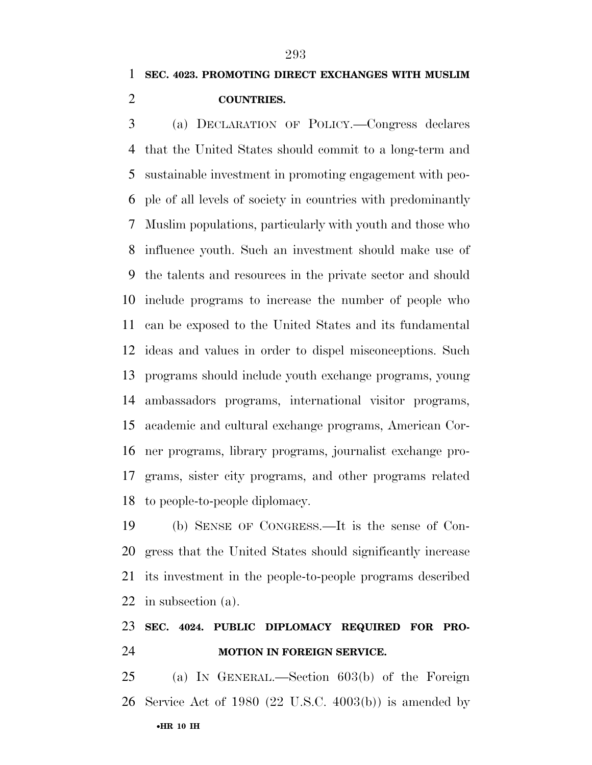**SEC. 4023. PROMOTING DIRECT EXCHANGES WITH MUSLIM COUNTRIES.**

(a) DECLARATION OF POLICY.—Congress declares that the United States should commit to a long-term and sustainable investment in promoting engagement with people of all levels of society in countries with predominantly Muslim populations, particularly with youth and those who influence youth. Such an investment should make use of the talents and resources in the private sector and should include programs to increase the number of people who can be exposed to the United States and its fundamental ideas and values in order to dispel misconceptions. Such programs should include youth exchange programs, young ambassadors programs, international visitor programs, academic and cultural exchange programs, American Corner programs, library programs, journalist exchange programs, sister city programs, and other programs related to people-to-people diplomacy.

(b) SENSE OF CONGRESS.—It is the sense of Congress that the United States should significantly increase its investment in the people-to-people programs described in subsection (a).

**SEC. 4024. PUBLIC DIPLOMACY REQUIRED FOR PROMOTION IN FOREIGN SERVICE.**

(a) IN GENERAL.—Section 603(b) of the Foreign Service Act of 1980 (22 U.S.C. 4003(b)) is amended by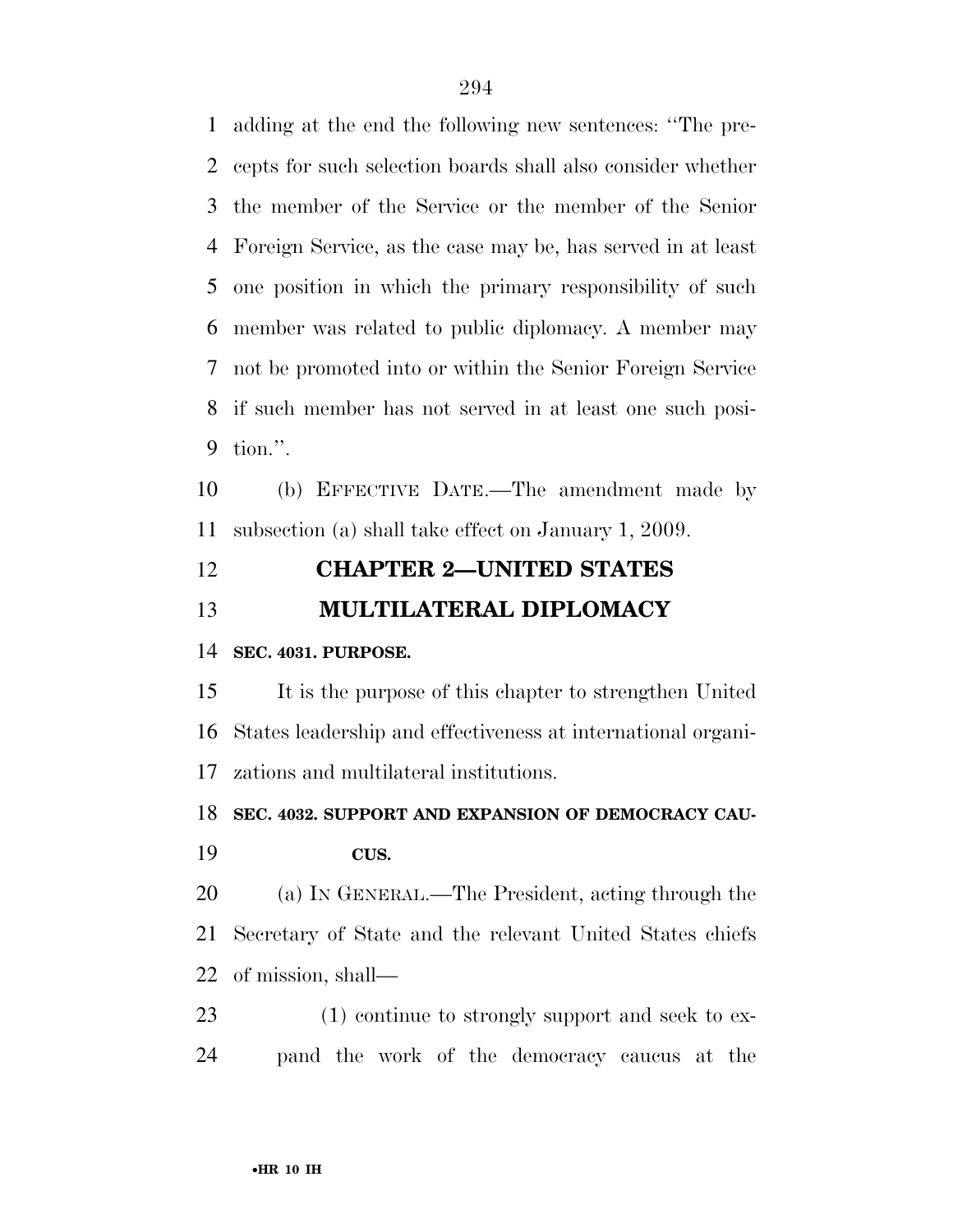adding at the end the following new sentences: ''The precepts for such selection boards shall also consider whether the member of the Service or the member of the Senior Foreign Service, as the case may be, has served in at least one position in which the primary responsibility of such member was related to public diplomacy. A member may not be promoted into or within the Senior Foreign Service if such member has not served in at least one such position.''.

(b) EFFECTIVE DATE.—The amendment made by subsection (a) shall take effect on January 1, 2009.

## CHAPTER 2—UNITED STATES MULTILATERAL DIPLOMACY

### SEC. 4031. PURPOSE.

It is the purpose of this chapter to strengthen United States leadership and effectiveness at international organizations and multilateral institutions.

### SEC. 4032. SUPPORT AND EXPANSION OF DEMOCRACY CAUCUS.

(a) IN GENERAL.—The President, acting through the Secretary of State and the relevant United States chiefs of mission, shall—

(1) continue to strongly support and seek to expand the work of the democracy caucus at the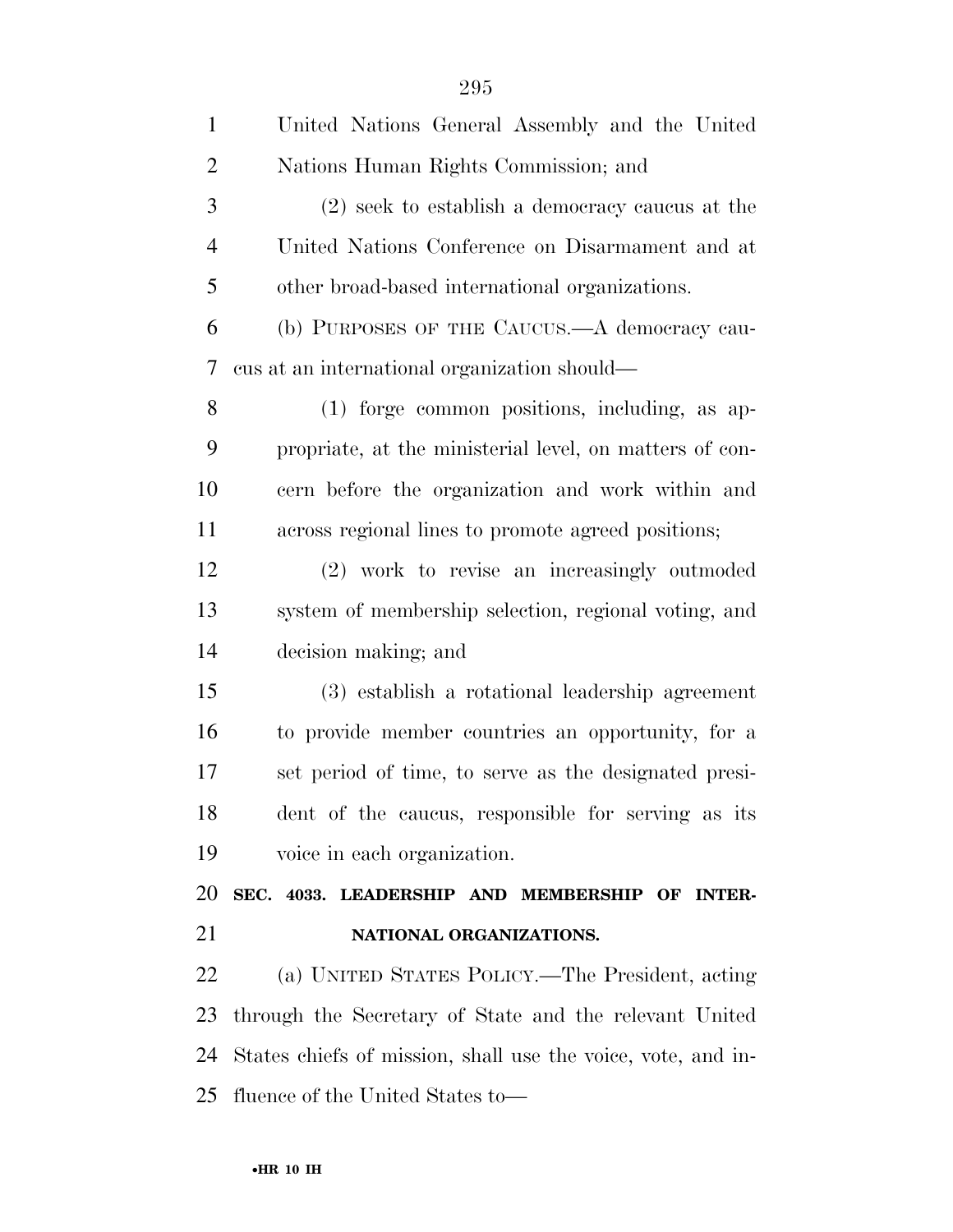United Nations General Assembly and the United Nations Human Rights Commission; and

(2) seek to establish a democracy caucus at the United Nations Conference on Disarmament and at other broad-based international organizations.

(b) PURPOSES OF THE CAUCUS.—A democracy caucus at an international organization should—

(1) forge common positions, including, as appropriate, at the ministerial level, on matters of concern before the organization and work within and across regional lines to promote agreed positions;

(2) work to revise an increasingly outmoded system of membership selection, regional voting, and decision making; and

(3) establish a rotational leadership agreement to provide member countries an opportunity, for a set period of time, to serve as the designated president of the caucus, responsible for serving as its voice in each organization.

**SEC. 4033. LEADERSHIP AND MEMBERSHIP OF INTERNATIONAL ORGANIZATIONS.**

(a) UNITED STATES POLICY.—The President, acting through the Secretary of State and the relevant United States chiefs of mission, shall use the voice, vote, and influence of the United States to—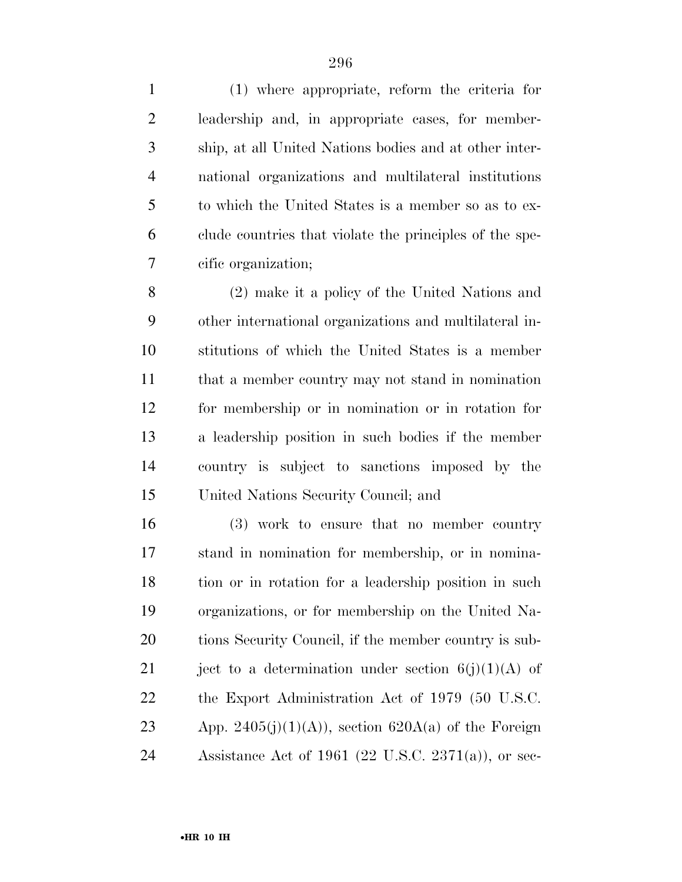(1) where appropriate, reform the criteria for leadership and, in appropriate cases, for membership, at all United Nations bodies and at other international organizations and multilateral institutions to which the United States is a member so as to exclude countries that violate the principles of the specific organization;

(2) make it a policy of the United Nations and other international organizations and multilateral institutions of which the United States is a member that a member country may not stand in nomination for membership or in nomination or in rotation for a leadership position in such bodies if the member country is subject to sanctions imposed by the United Nations Security Council; and

(3) work to ensure that no member country stand in nomination for membership, or in nomination or in rotation for a leadership position in such organizations, or for membership on the United Nations Security Council, if the member country is subject to a determination under section 6(j)(1)(A) of the Export Administration Act of 1979 (50 U.S.C. App. 2405(j)(1)(A)), section 620A(a) of the Foreign Assistance Act of 1961 (22 U.S.C. 2371(a)), or sec-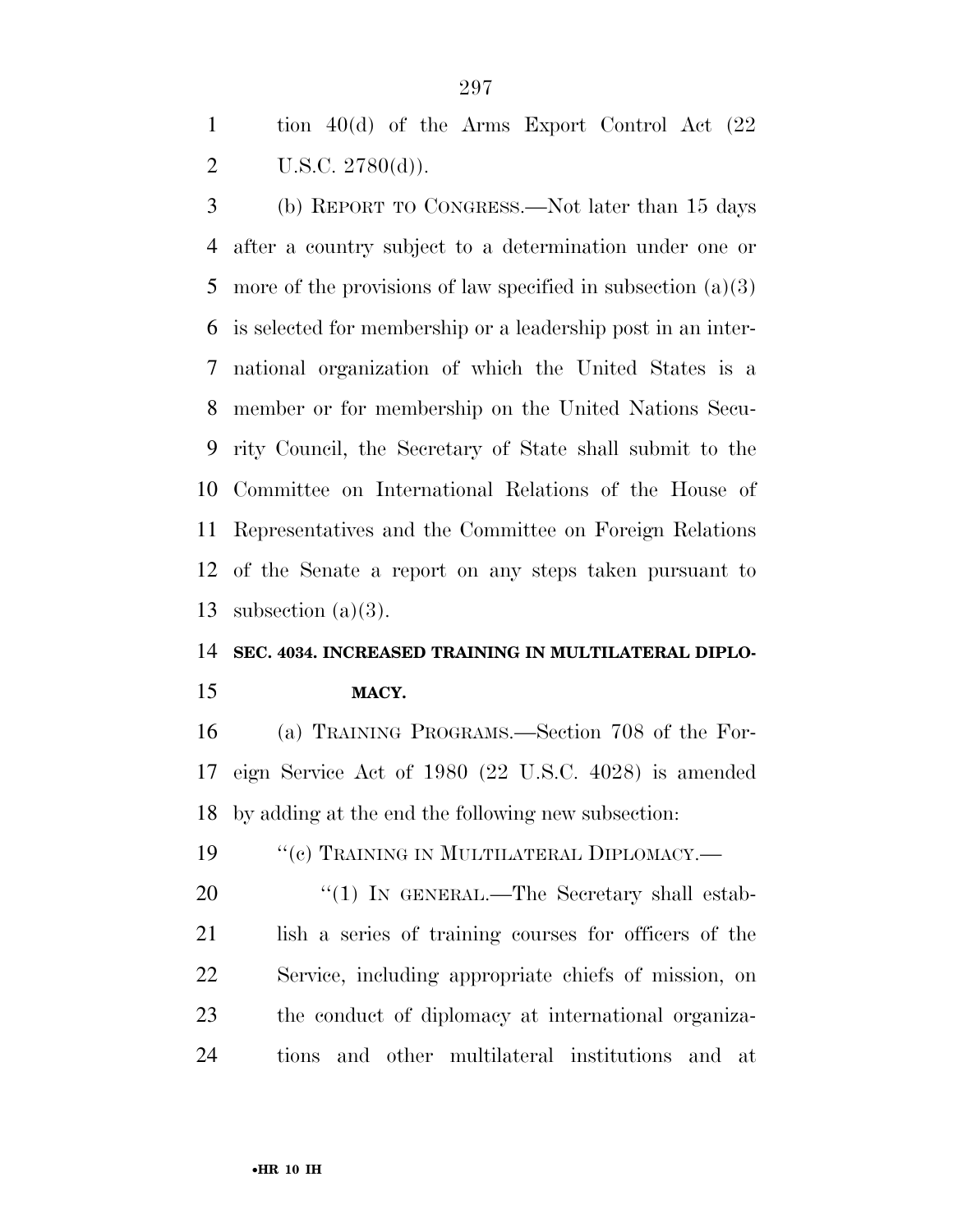tion 40(d) of the Arms Export Control Act (22 U.S.C. 2780(d)).

(b) REPORT TO CONGRESS.—Not later than 15 days after a country subject to a determination under one or more of the provisions of law specified in subsection (a)(3) is selected for membership or a leadership post in an international organization of which the United States is a member or for membership on the United Nations Security Council, the Secretary of State shall submit to the Committee on International Relations of the House of Representatives and the Committee on Foreign Relations of the Senate a report on any steps taken pursuant to subsection (a)(3).

**SEC. 4034. INCREASED TRAINING IN MULTILATERAL DIPLOMACY.**

(a) TRAINING PROGRAMS.—Section 708 of the Foreign Service Act of 1980 (22 U.S.C. 4028) is amended by adding at the end the following new subsection:

"(c) TRAINING IN MULTILATERAL DIPLOMACY.—

"(1) IN GENERAL.—The Secretary shall establish a series of training courses for officers of the Service, including appropriate chiefs of mission, on the conduct of diplomacy at international organizations and other multilateral institutions and at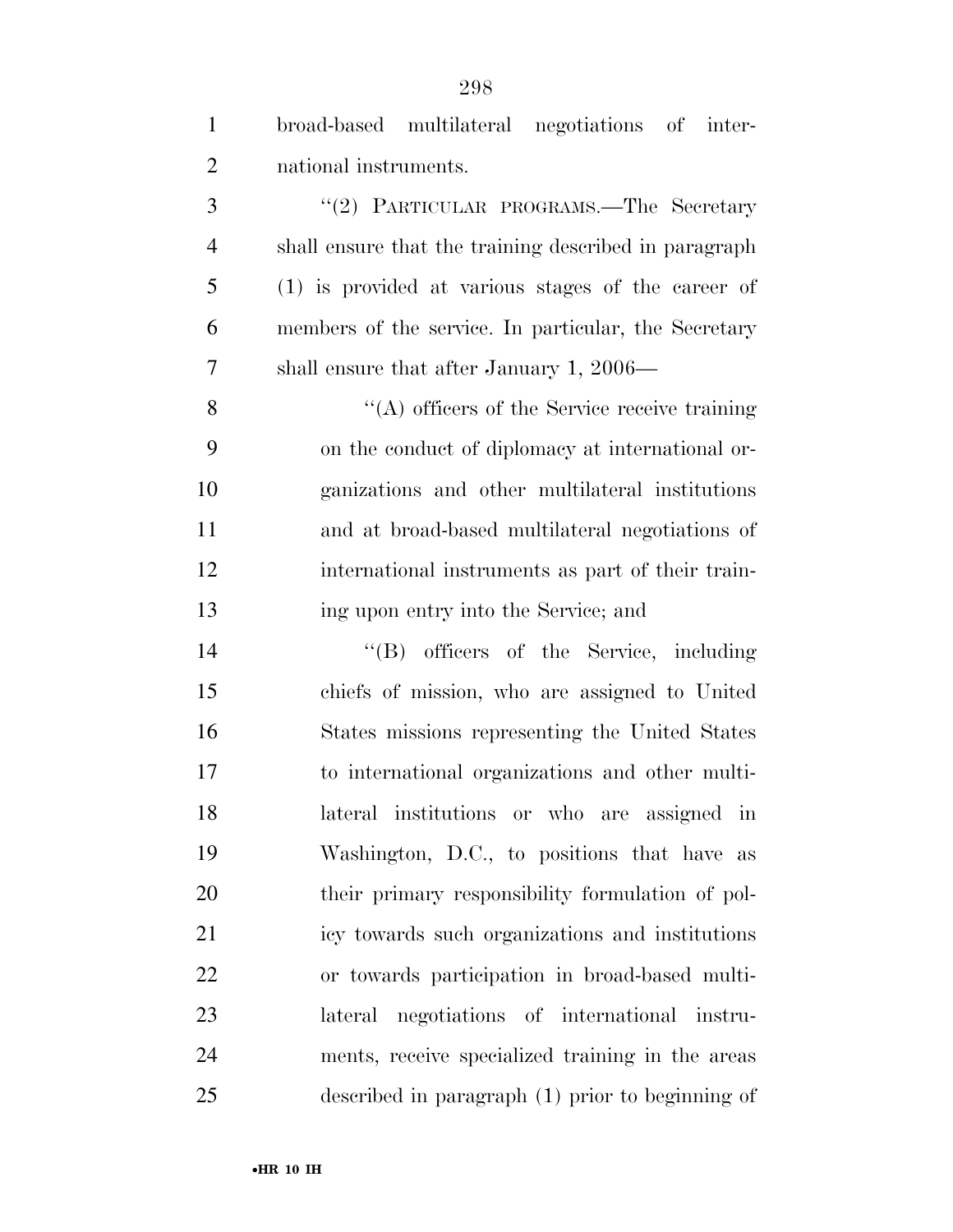broad-based multilateral negotiations of international instruments.

"(2) PARTICULAR PROGRAMS.—The Secretary shall ensure that the training described in paragraph (1) is provided at various stages of the career of members of the service. In particular, the Secretary shall ensure that after January 1, 2006—

"(A) officers of the Service receive training on the conduct of diplomacy at international organizations and other multilateral institutions and at broad-based multilateral negotiations of international instruments as part of their training upon entry into the Service; and

"(B) officers of the Service, including chiefs of mission, who are assigned to United States missions representing the United States to international organizations and other multilateral institutions or who are assigned in Washington, D.C., to positions that have as their primary responsibility formulation of policy towards such organizations and institutions or towards participation in broad-based multilateral negotiations of international instruments, receive specialized training in the areas described in paragraph (1) prior to beginning of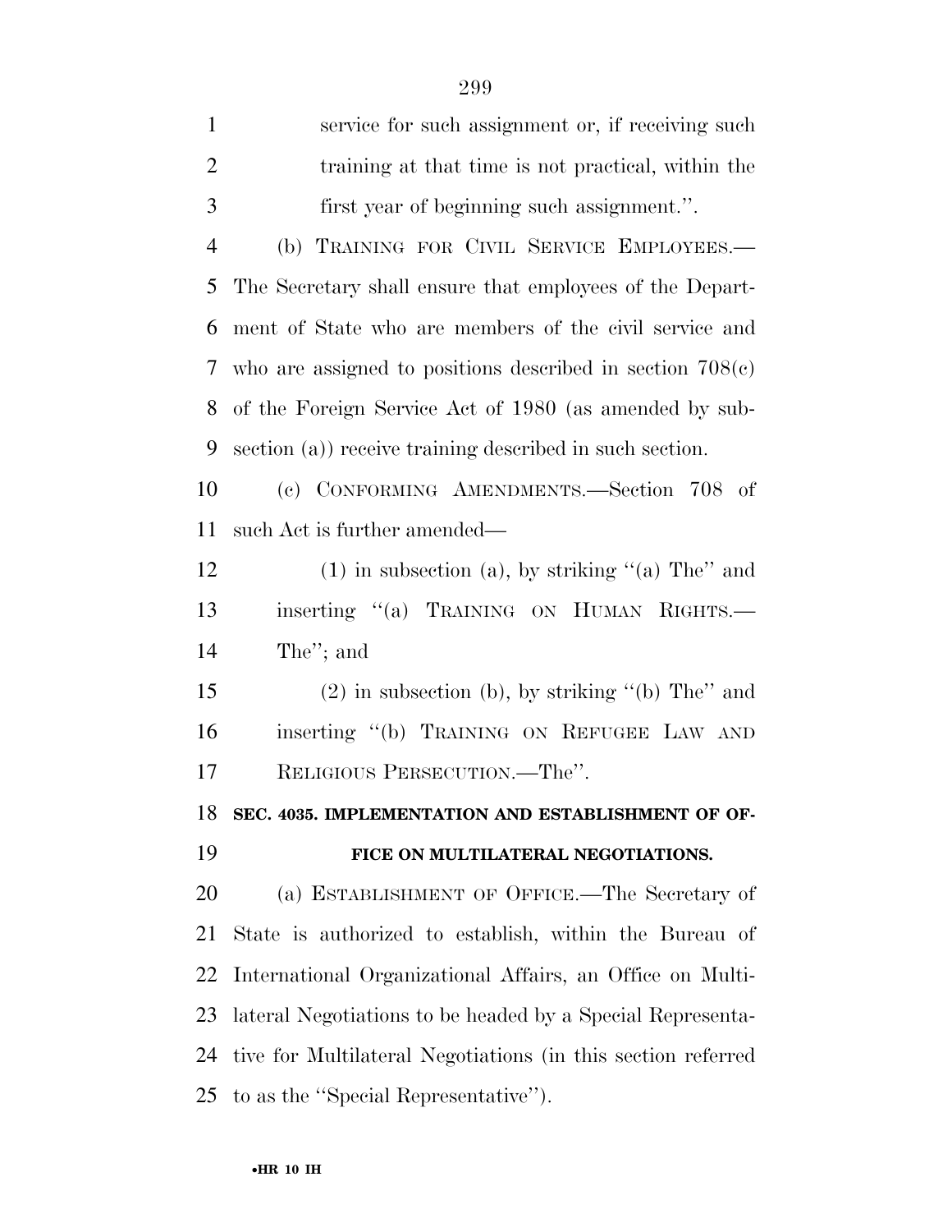service for such assignment or, if receiving such training at that time is not practical, within the first year of beginning such assignment.''.

(b) TRAINING FOR CIVIL SERVICE EMPLOYEES.— The Secretary shall ensure that employees of the Department of State who are members of the civil service and who are assigned to positions described in section 708(c) of the Foreign Service Act of 1980 (as amended by subsection (a)) receive training described in such section.

(c) CONFORMING AMENDMENTS.—Section 708 of such Act is further amended—

(1) in subsection (a), by striking ''(a) The'' and inserting ''(a) TRAINING ON HUMAN RIGHTS.— The''; and

(2) in subsection (b), by striking ''(b) The'' and inserting ''(b) TRAINING ON REFUGEE LAW AND RELIGIOUS PERSECUTION.—The''.

**SEC. 4035. IMPLEMENTATION AND ESTABLISHMENT OF OFFICE ON MULTILATERAL NEGOTIATIONS.**

(a) ESTABLISHMENT OF OFFICE.—The Secretary of State is authorized to establish, within the Bureau of International Organizational Affairs, an Office on Multilateral Negotiations to be headed by a Special Representative for Multilateral Negotiations (in this section referred to as the ''Special Representative'').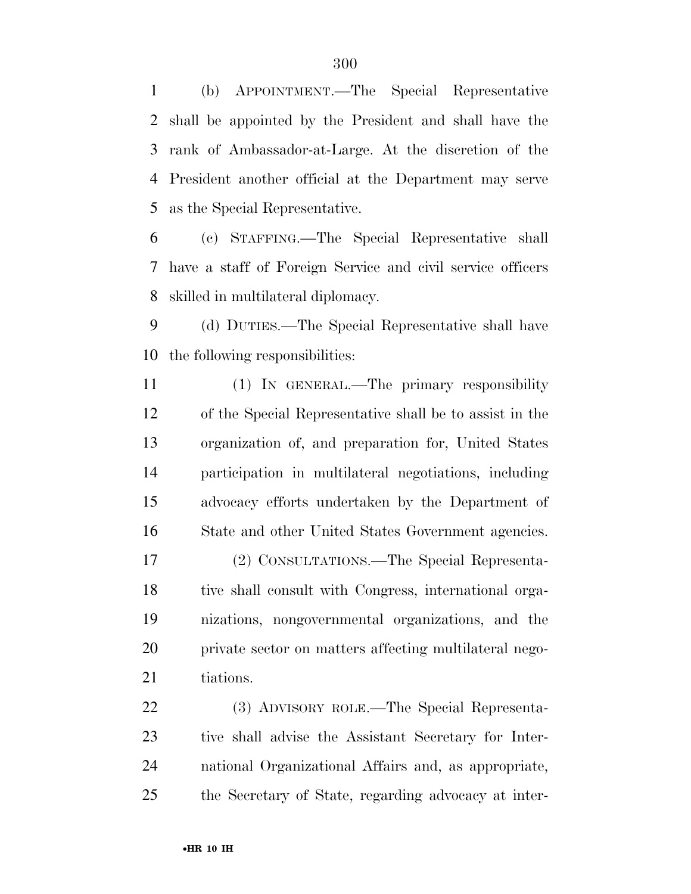(b) APPOINTMENT.—The Special Representative shall be appointed by the President and shall have the rank of Ambassador-at-Large. At the discretion of the President another official at the Department may serve as the Special Representative.

(c) STAFFING.—The Special Representative shall have a staff of Foreign Service and civil service officers skilled in multilateral diplomacy.

(d) DUTIES.—The Special Representative shall have the following responsibilities:

(1) IN GENERAL.—The primary responsibility of the Special Representative shall be to assist in the organization of, and preparation for, United States participation in multilateral negotiations, including advocacy efforts undertaken by the Department of State and other United States Government agencies.

(2) CONSULTATIONS.—The Special Representative shall consult with Congress, international organizations, nongovernmental organizations, and the private sector on matters affecting multilateral negotiations.

(3) ADVISORY ROLE.—The Special Representative shall advise the Assistant Secretary for International Organizational Affairs and, as appropriate, the Secretary of State, regarding advocacy at inter-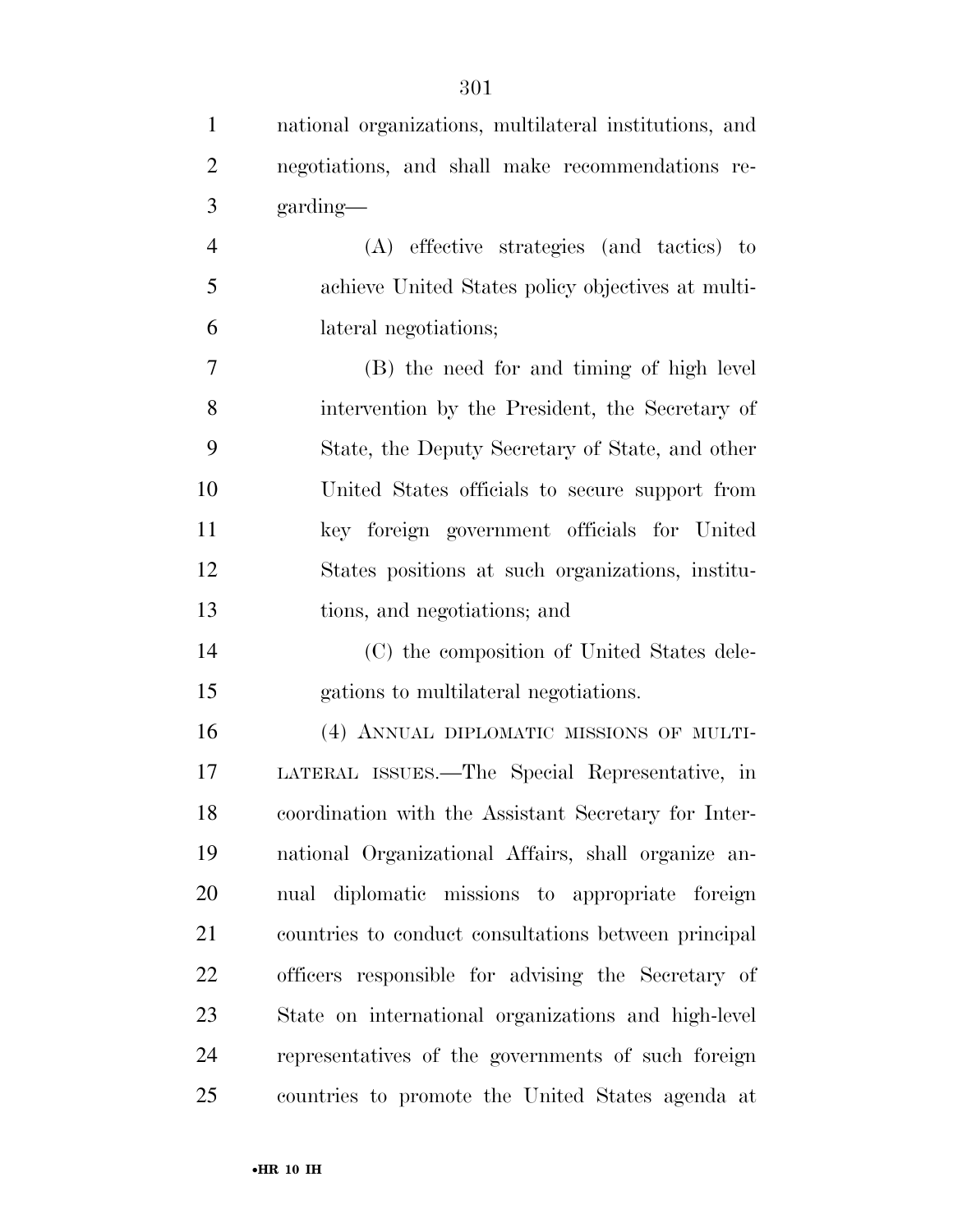national organizations, multilateral institutions, and negotiations, and shall make recommendations regarding—

(A) effective strategies (and tactics) to achieve United States policy objectives at multilateral negotiations;

(B) the need for and timing of high level intervention by the President, the Secretary of State, the Deputy Secretary of State, and other United States officials to secure support from key foreign government officials for United States positions at such organizations, institutions, and negotiations; and

(C) the composition of United States delegations to multilateral negotiations.

(4) ANNUAL DIPLOMATIC MISSIONS OF MULTILATERAL ISSUES.—The Special Representative, in coordination with the Assistant Secretary for International Organizational Affairs, shall organize annual diplomatic missions to appropriate foreign countries to conduct consultations between principal officers responsible for advising the Secretary of State on international organizations and high-level representatives of the governments of such foreign countries to promote the United States agenda at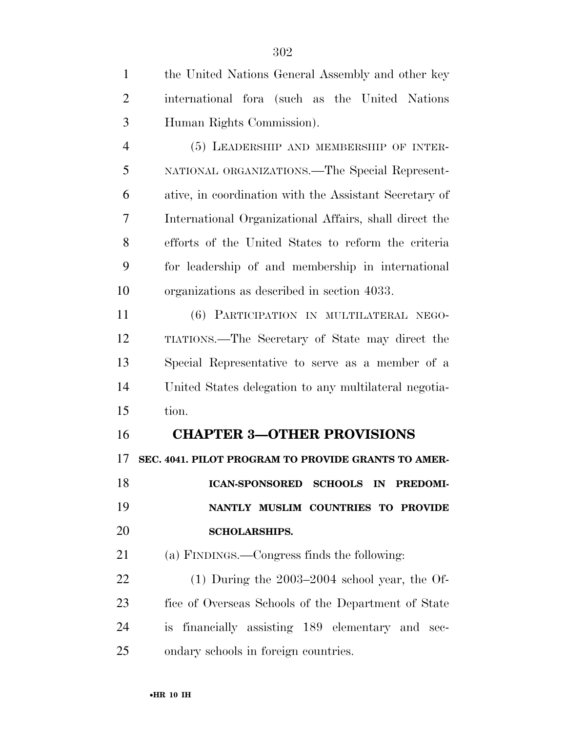the United Nations General Assembly and other key international fora (such as the United Nations Human Rights Commission).

(5) LEADERSHIP AND MEMBERSHIP OF INTERNATIONAL ORGANIZATIONS.—The Special Representative, in coordination with the Assistant Secretary of International Organizational Affairs, shall direct the efforts of the United States to reform the criteria for leadership of and membership in international organizations as described in section 4033.

(6) PARTICIPATION IN MULTILATERAL NEGOTIATIONS.—The Secretary of State may direct the Special Representative to serve as a member of a United States delegation to any multilateral negotiation.

## CHAPTER 3—OTHER PROVISIONS

### SEC. 4041. PILOT PROGRAM TO PROVIDE GRANTS TO AMERICAN-SPONSORED SCHOOLS IN PREDOMINANTLY MUSLIM COUNTRIES TO PROVIDE SCHOLARSHIPS.

(a) FINDINGS.—Congress finds the following:

(1) During the 2003–2004 school year, the Office of Overseas Schools of the Department of State is financially assisting 189 elementary and secondary schools in foreign countries.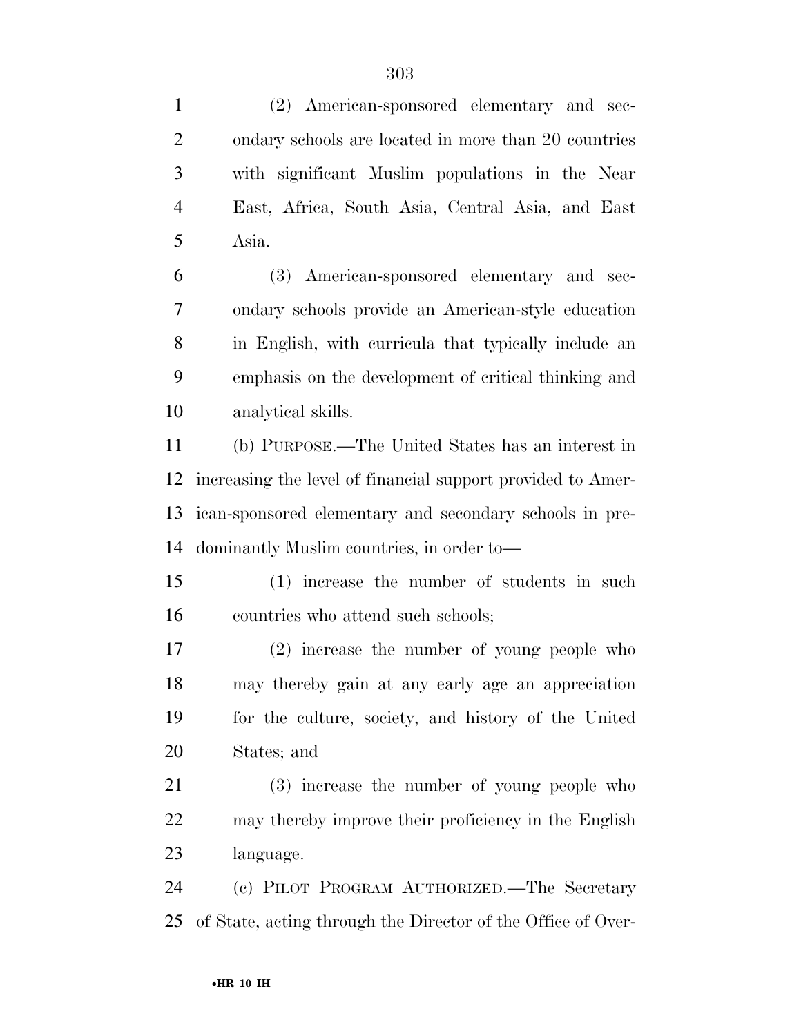(2) American-sponsored elementary and secondary schools are located in more than 20 countries with significant Muslim populations in the Near East, Africa, South Asia, Central Asia, and East Asia.

(3) American-sponsored elementary and secondary schools provide an American-style education in English, with curricula that typically include an emphasis on the development of critical thinking and analytical skills.

(b) PURPOSE.—The United States has an interest in increasing the level of financial support provided to American-sponsored elementary and secondary schools in predominantly Muslim countries, in order to—

(1) increase the number of students in such countries who attend such schools;

(2) increase the number of young people who may thereby gain at any early age an appreciation for the culture, society, and history of the United States; and

(3) increase the number of young people who may thereby improve their proficiency in the English language.

(c) PILOT PROGRAM AUTHORIZED.—The Secretary of State, acting through the Director of the Office of Over-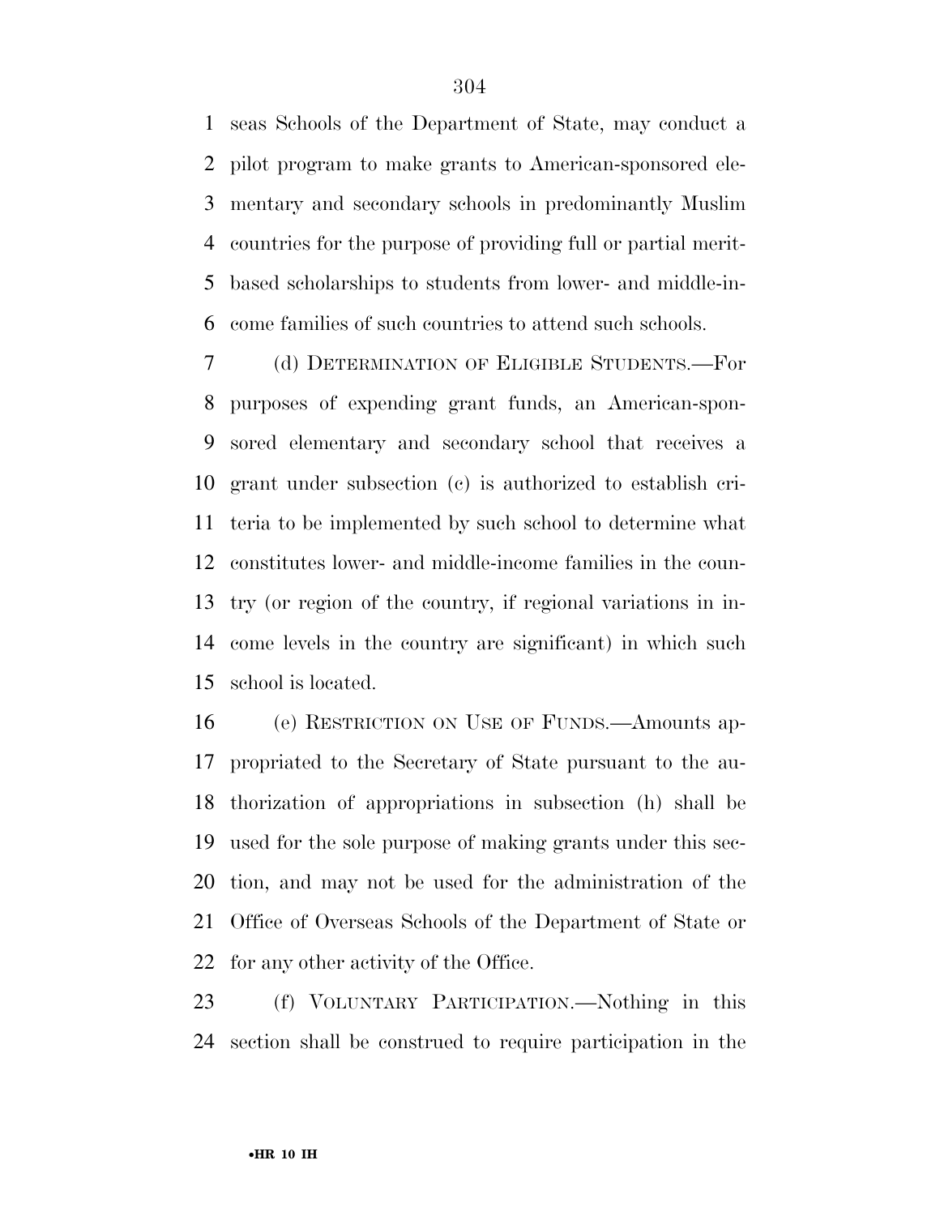seas Schools of the Department of State, may conduct a pilot program to make grants to American-sponsored elementary and secondary schools in predominantly Muslim countries for the purpose of providing full or partial merit-based scholarships to students from lower- and middle-income families of such countries to attend such schools.

(d) DETERMINATION OF ELIGIBLE STUDENTS.—For purposes of expending grant funds, an American-sponsored elementary and secondary school that receives a grant under subsection (c) is authorized to establish criteria to be implemented by such school to determine what constitutes lower- and middle-income families in the country (or region of the country, if regional variations in income levels in the country are significant) in which such school is located.

(e) RESTRICTION ON USE OF FUNDS.—Amounts appropriated to the Secretary of State pursuant to the authorization of appropriations in subsection (h) shall be used for the sole purpose of making grants under this section, and may not be used for the administration of the Office of Overseas Schools of the Department of State or for any other activity of the Office.

(f) VOLUNTARY PARTICIPATION.—Nothing in this section shall be construed to require participation in the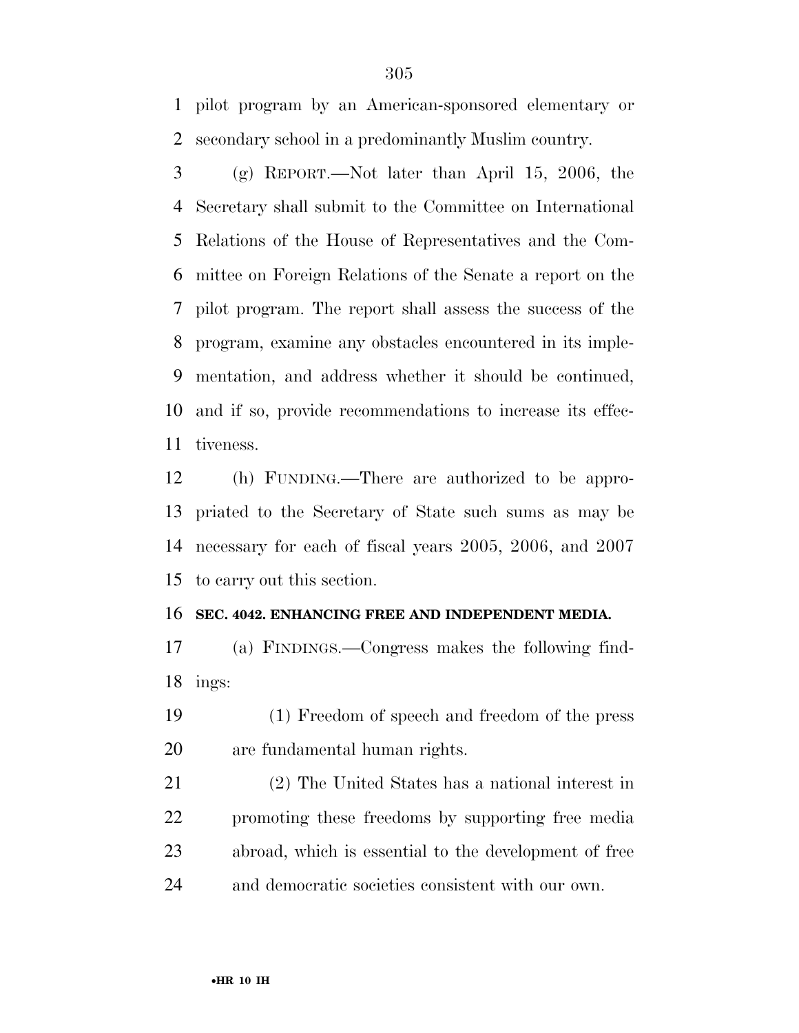pilot program by an American-sponsored elementary or secondary school in a predominantly Muslim country.

(g) REPORT.—Not later than April 15, 2006, the Secretary shall submit to the Committee on International Relations of the House of Representatives and the Committee on Foreign Relations of the Senate a report on the pilot program. The report shall assess the success of the program, examine any obstacles encountered in its implementation, and address whether it should be continued, and if so, provide recommendations to increase its effectiveness.

(h) FUNDING.—There are authorized to be appropriated to the Secretary of State such sums as may be necessary for each of fiscal years 2005, 2006, and 2007 to carry out this section.

**SEC. 4042. ENHANCING FREE AND INDEPENDENT MEDIA.**

(a) FINDINGS.—Congress makes the following findings:

(1) Freedom of speech and freedom of the press are fundamental human rights.

(2) The United States has a national interest in promoting these freedoms by supporting free media abroad, which is essential to the development of free and democratic societies consistent with our own.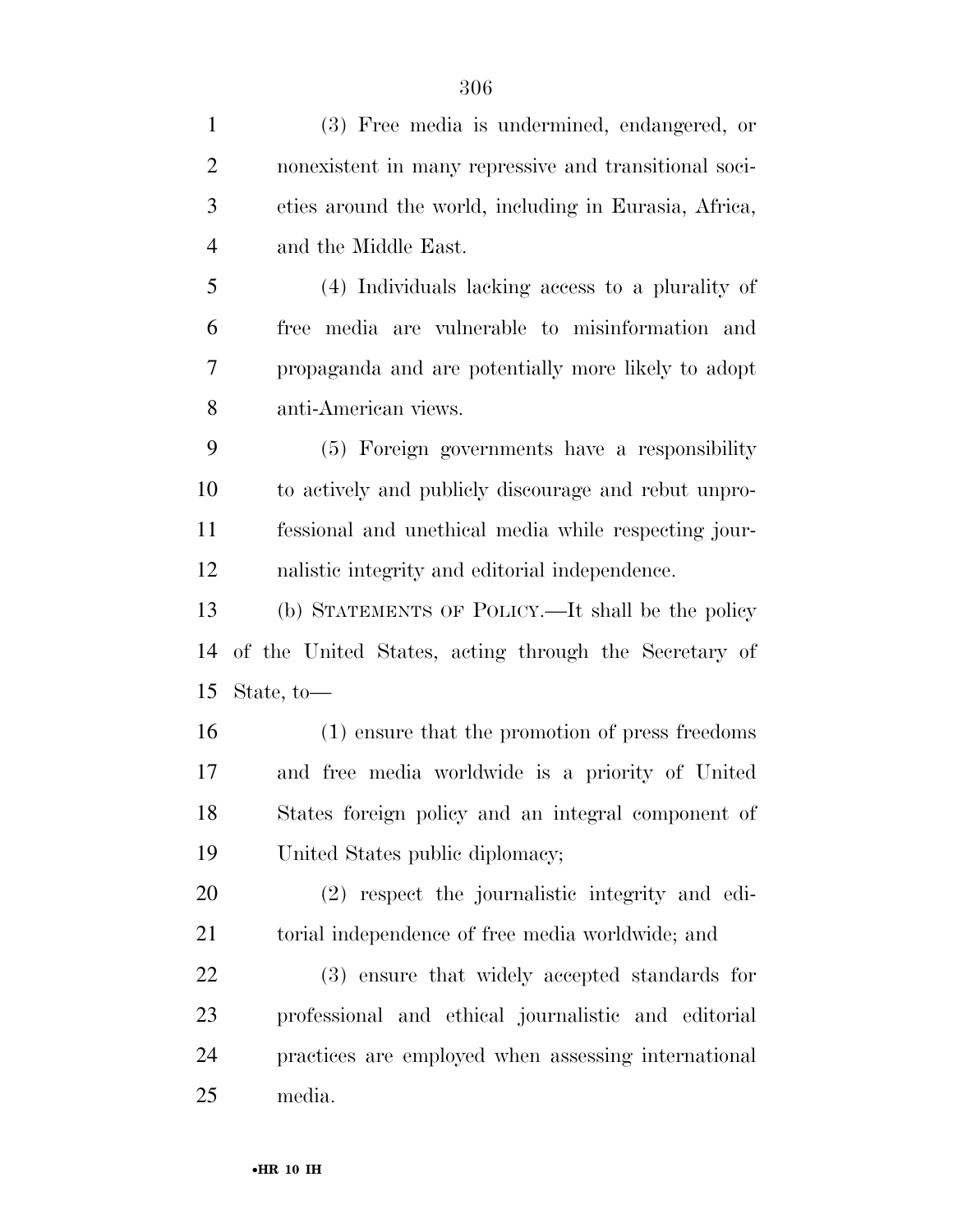(3) Free media is undermined, endangered, or nonexistent in many repressive and transitional societies around the world, including in Eurasia, Africa, and the Middle East.

(4) Individuals lacking access to a plurality of free media are vulnerable to misinformation and propaganda and are potentially more likely to adopt anti-American views.

(5) Foreign governments have a responsibility to actively and publicly discourage and rebut unprofessional and unethical media while respecting journalistic integrity and editorial independence.

(b) STATEMENTS OF POLICY.—It shall be the policy of the United States, acting through the Secretary of State, to—

(1) ensure that the promotion of press freedoms and free media worldwide is a priority of United States foreign policy and an integral component of United States public diplomacy;

(2) respect the journalistic integrity and editorial independence of free media worldwide; and

(3) ensure that widely accepted standards for professional and ethical journalistic and editorial practices are employed when assessing international media.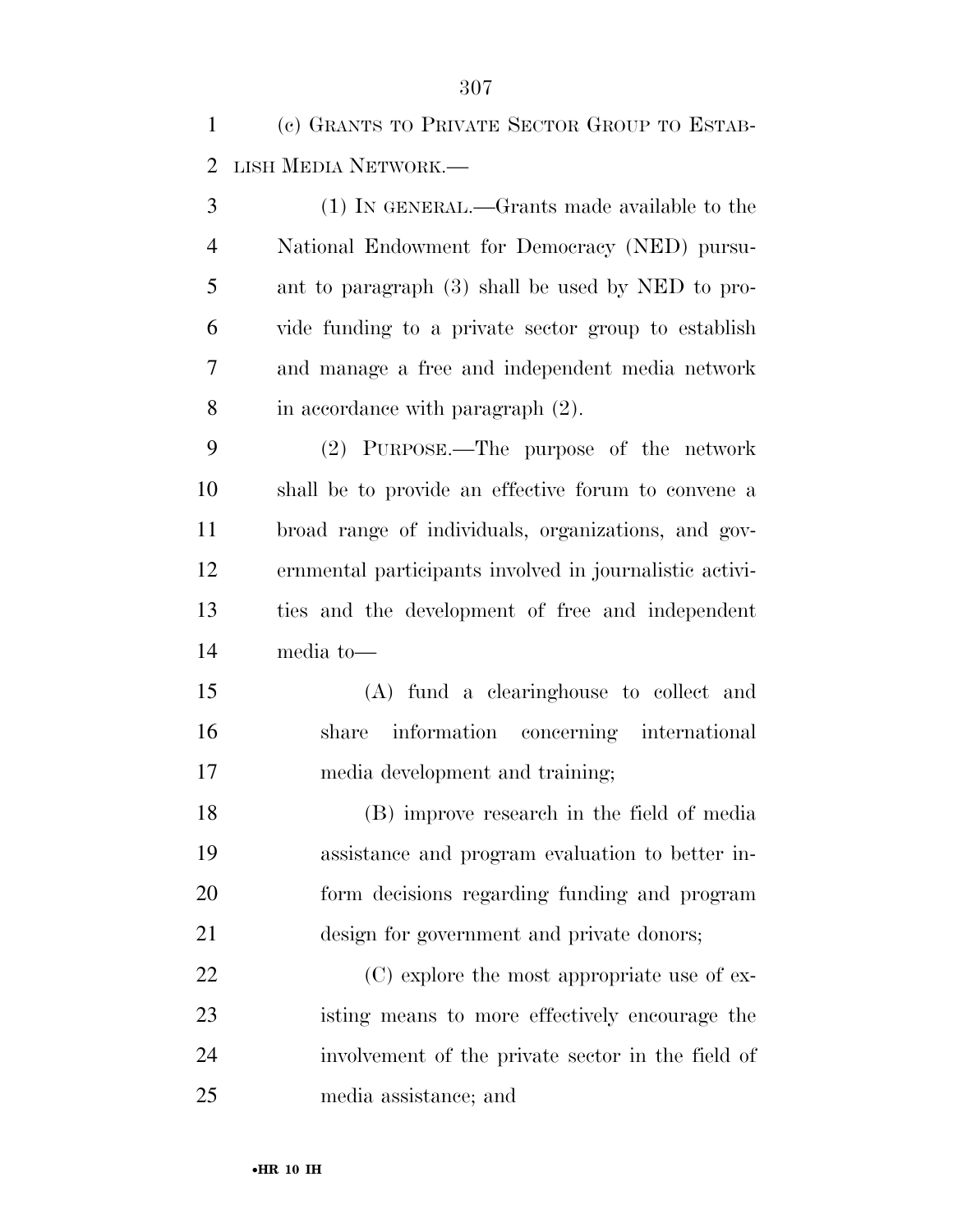(c) GRANTS TO PRIVATE SECTOR GROUP TO ESTABLISH MEDIA NETWORK.—

(1) IN GENERAL.—Grants made available to the National Endowment for Democracy (NED) pursuant to paragraph (3) shall be used by NED to provide funding to a private sector group to establish and manage a free and independent media network in accordance with paragraph (2).

(2) PURPOSE.—The purpose of the network shall be to provide an effective forum to convene a broad range of individuals, organizations, and governmental participants involved in journalistic activities and the development of free and independent media to—

(A) fund a clearinghouse to collect and share information concerning international media development and training;

(B) improve research in the field of media assistance and program evaluation to better inform decisions regarding funding and program design for government and private donors;

(C) explore the most appropriate use of existing means to more effectively encourage the involvement of the private sector in the field of media assistance; and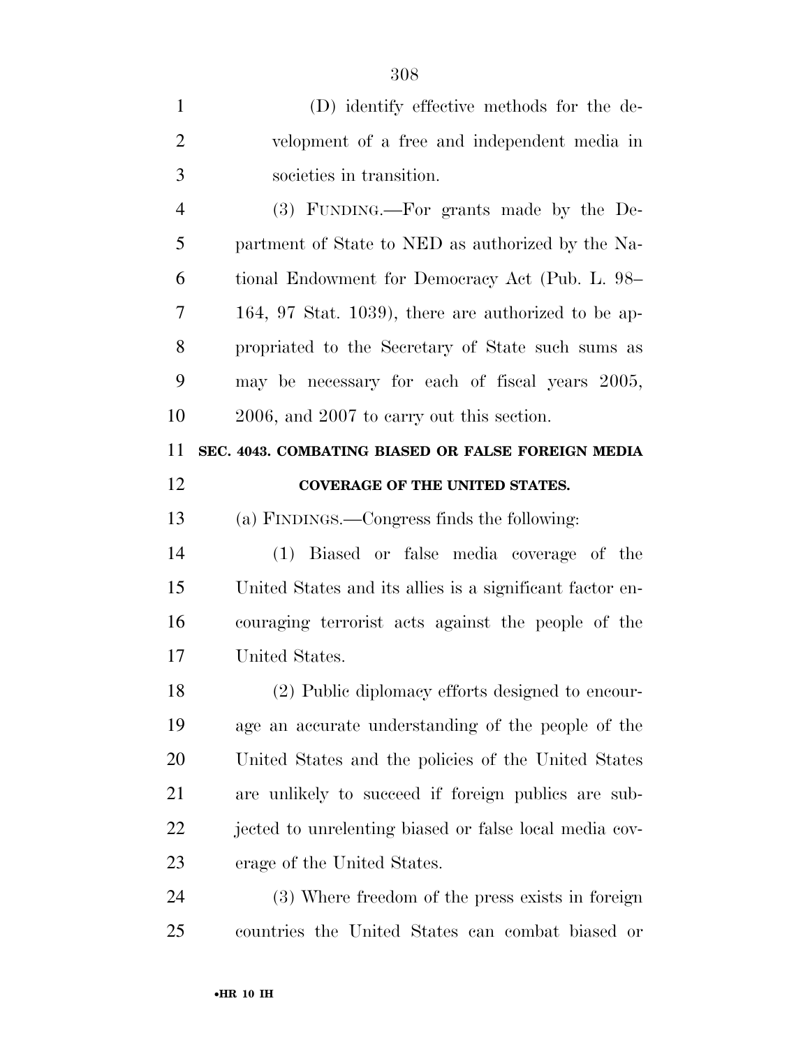(D) identify effective methods for the development of a free and independent media in societies in transition.

(3) FUNDING.—For grants made by the Department of State to NED as authorized by the National Endowment for Democracy Act (Pub. L. 98–164, 97 Stat. 1039), there are authorized to be appropriated to the Secretary of State such sums as may be necessary for each of fiscal years 2005, 2006, and 2007 to carry out this section.

### SEC. 4043. COMBATING BIASED OR FALSE FOREIGN MEDIA COVERAGE OF THE UNITED STATES.

(a) FINDINGS.—Congress finds the following:

(1) Biased or false media coverage of the United States and its allies is a significant factor encouraging terrorist acts against the people of the United States.

(2) Public diplomacy efforts designed to encourage an accurate understanding of the people of the United States and the policies of the United States are unlikely to succeed if foreign publics are subjected to unrelenting biased or false local media coverage of the United States.

(3) Where freedom of the press exists in foreign countries the United States can combat biased or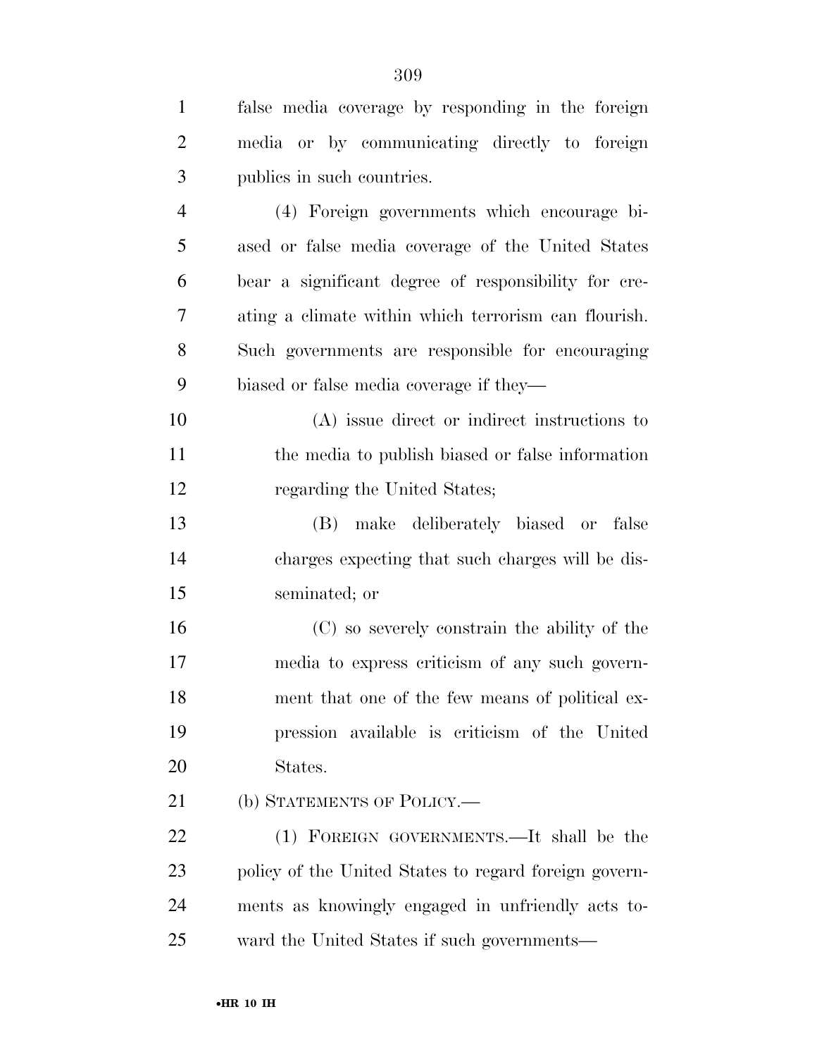false media coverage by responding in the foreign media or by communicating directly to foreign publics in such countries.

(4) Foreign governments which encourage biased or false media coverage of the United States bear a significant degree of responsibility for creating a climate within which terrorism can flourish. Such governments are responsible for encouraging biased or false media coverage if they—

(A) issue direct or indirect instructions to the media to publish biased or false information regarding the United States;

(B) make deliberately biased or false charges expecting that such charges will be disseminated; or

(C) so severely constrain the ability of the media to express criticism of any such government that one of the few means of political expression available is criticism of the United States.

(b) STATEMENTS OF POLICY.—

(1) FOREIGN GOVERNMENTS.—It shall be the policy of the United States to regard foreign governments as knowingly engaged in unfriendly acts toward the United States if such governments—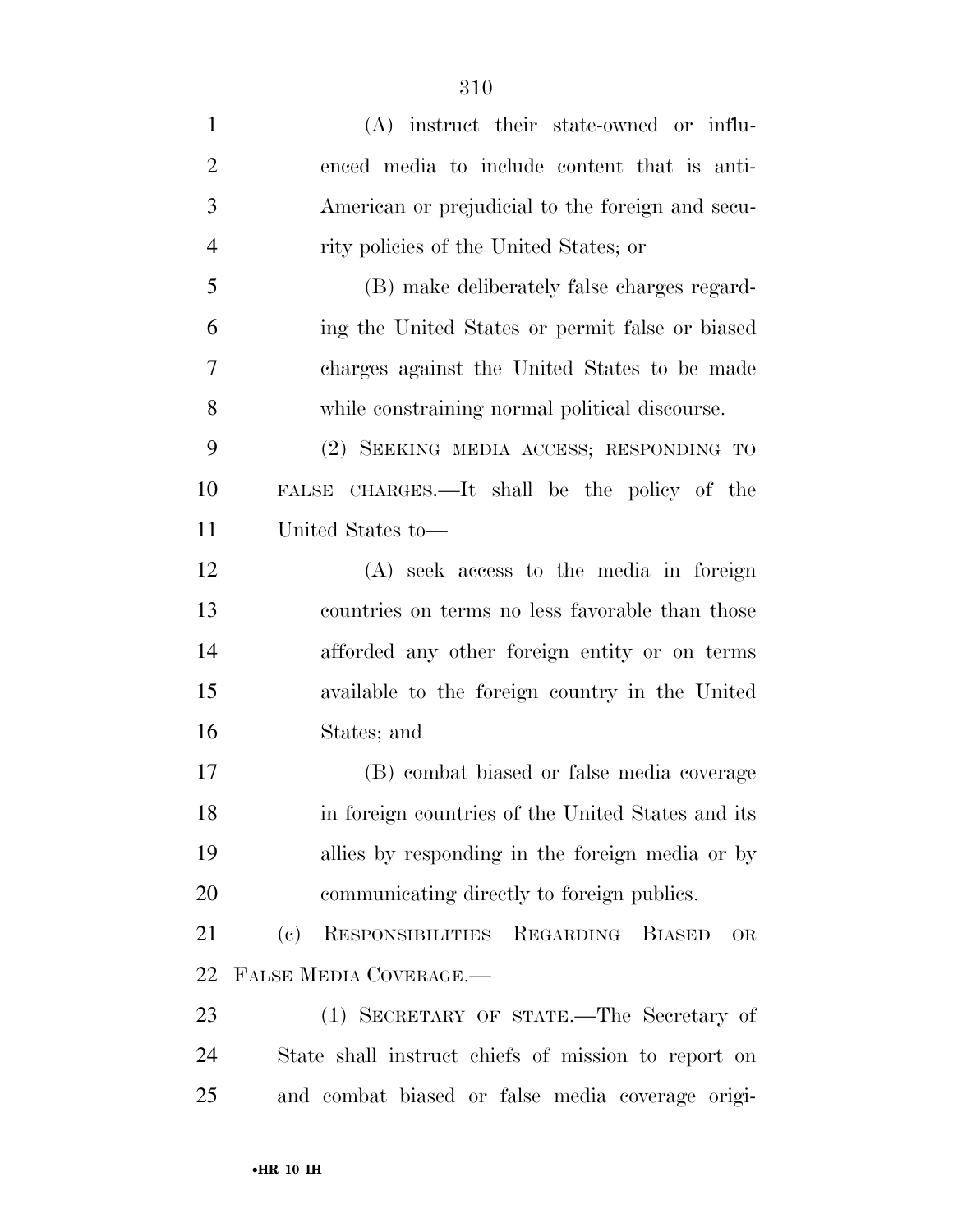(A) instruct their state-owned or influenced media to include content that is anti-American or prejudicial to the foreign and security policies of the United States; or

(B) make deliberately false charges regarding the United States or permit false or biased charges against the United States to be made while constraining normal political discourse.

(2) SEEKING MEDIA ACCESS; RESPONDING TO FALSE CHARGES.—It shall be the policy of the United States to—

(A) seek access to the media in foreign countries on terms no less favorable than those afforded any other foreign entity or on terms available to the foreign country in the United States; and

(B) combat biased or false media coverage in foreign countries of the United States and its allies by responding in the foreign media or by communicating directly to foreign publics.

(c) RESPONSIBILITIES REGARDING BIASED OR FALSE MEDIA COVERAGE.—

(1) SECRETARY OF STATE.—The Secretary of State shall instruct chiefs of mission to report on and combat biased or false media coverage origi-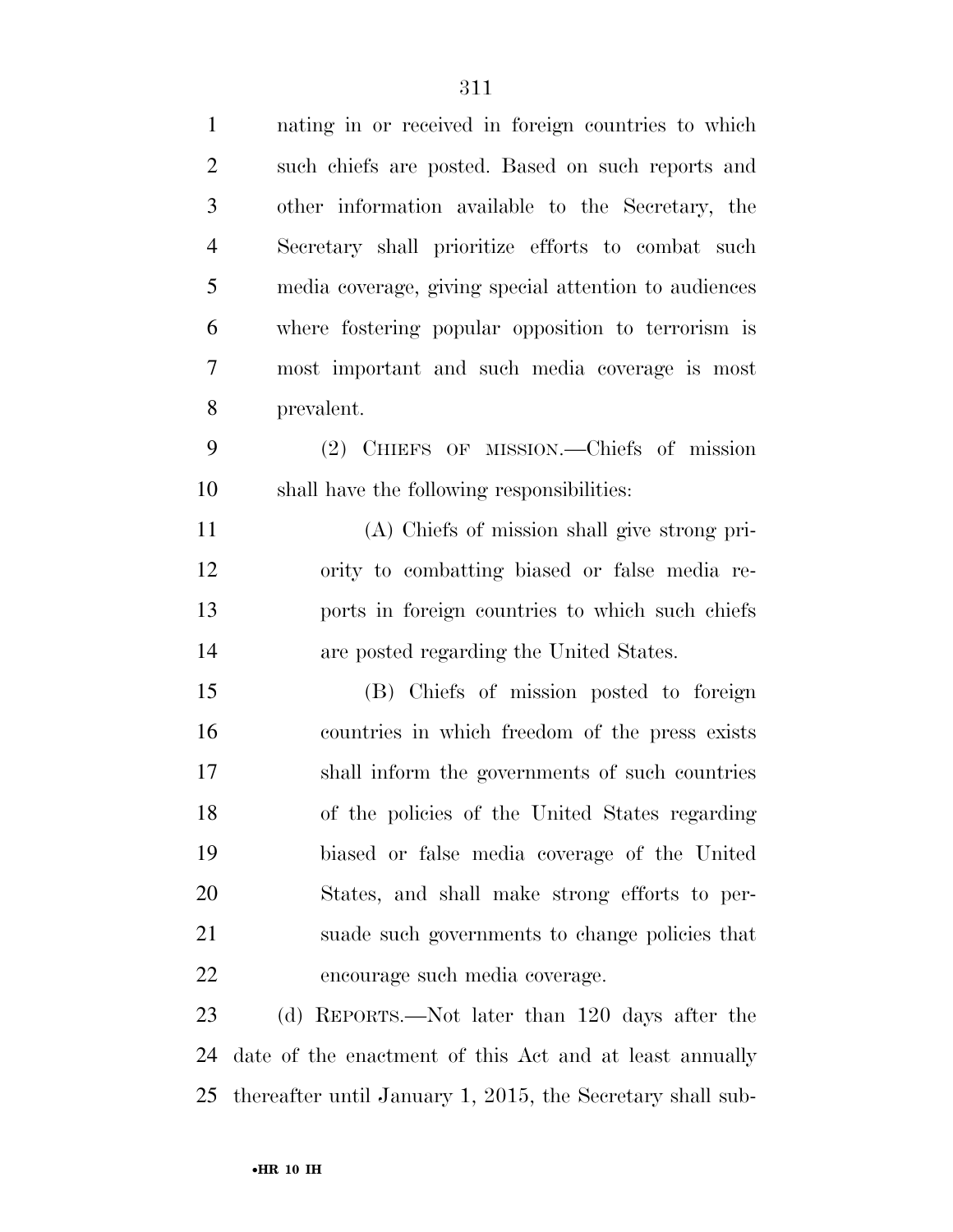nating in or received in foreign countries to which such chiefs are posted. Based on such reports and other information available to the Secretary, the Secretary shall prioritize efforts to combat such media coverage, giving special attention to audiences where fostering popular opposition to terrorism is most important and such media coverage is most prevalent.

(2) CHIEFS OF MISSION.—Chiefs of mission shall have the following responsibilities:

(A) Chiefs of mission shall give strong priority to combatting biased or false media reports in foreign countries to which such chiefs are posted regarding the United States.

(B) Chiefs of mission posted to foreign countries in which freedom of the press exists shall inform the governments of such countries of the policies of the United States regarding biased or false media coverage of the United States, and shall make strong efforts to persuade such governments to change policies that encourage such media coverage.

(d) REPORTS.—Not later than 120 days after the date of the enactment of this Act and at least annually thereafter until January 1, 2015, the Secretary shall sub-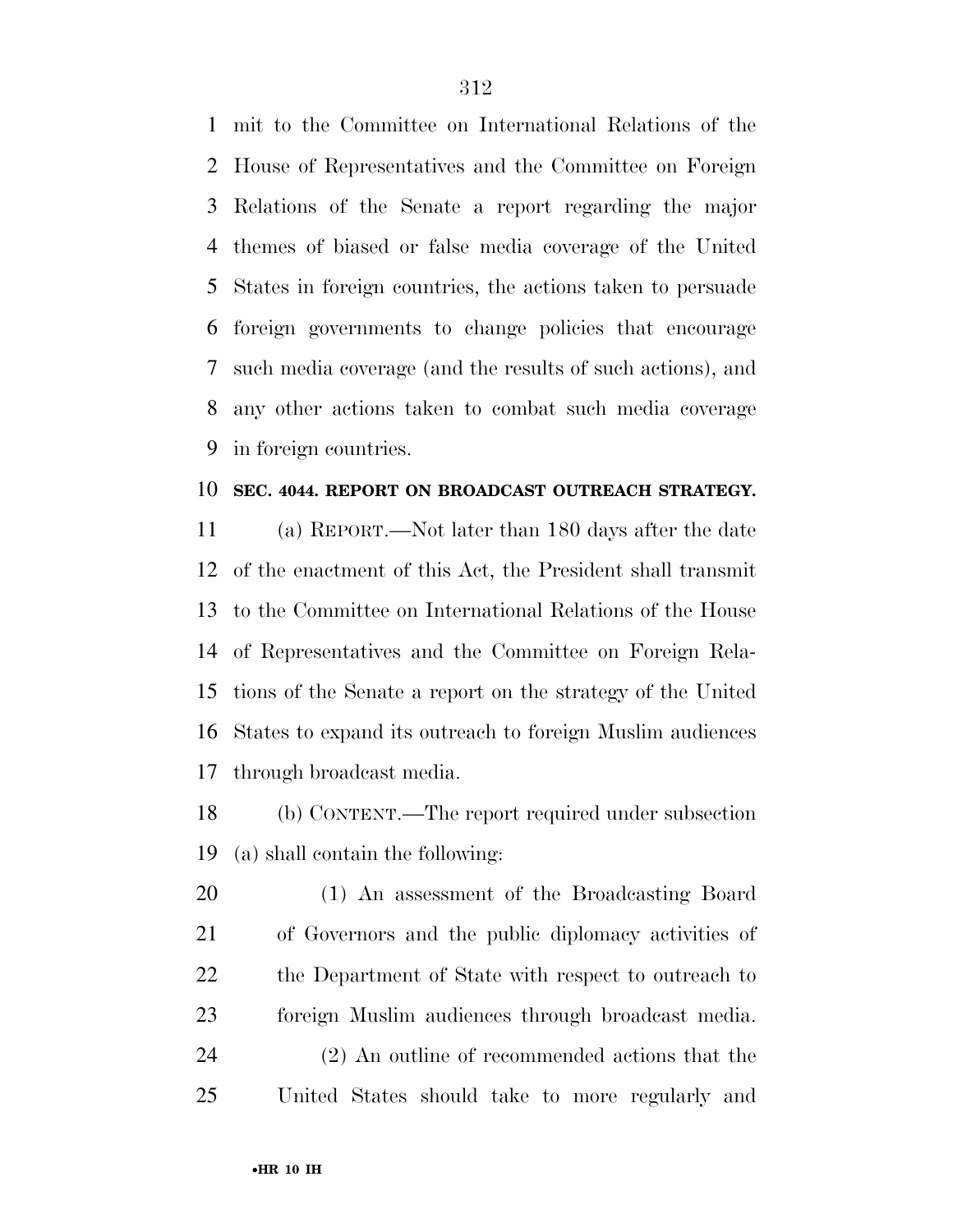mit to the Committee on International Relations of the House of Representatives and the Committee on Foreign Relations of the Senate a report regarding the major themes of biased or false media coverage of the United States in foreign countries, the actions taken to persuade foreign governments to change policies that encourage such media coverage (and the results of such actions), and any other actions taken to combat such media coverage in foreign countries.

**SEC. 4044. REPORT ON BROADCAST OUTREACH STRATEGY.**

(a) REPORT.—Not later than 180 days after the date of the enactment of this Act, the President shall transmit to the Committee on International Relations of the House of Representatives and the Committee on Foreign Relations of the Senate a report on the strategy of the United States to expand its outreach to foreign Muslim audiences through broadcast media.

(b) CONTENT.—The report required under subsection (a) shall contain the following:

(1) An assessment of the Broadcasting Board of Governors and the public diplomacy activities of the Department of State with respect to outreach to foreign Muslim audiences through broadcast media.

(2) An outline of recommended actions that the United States should take to more regularly and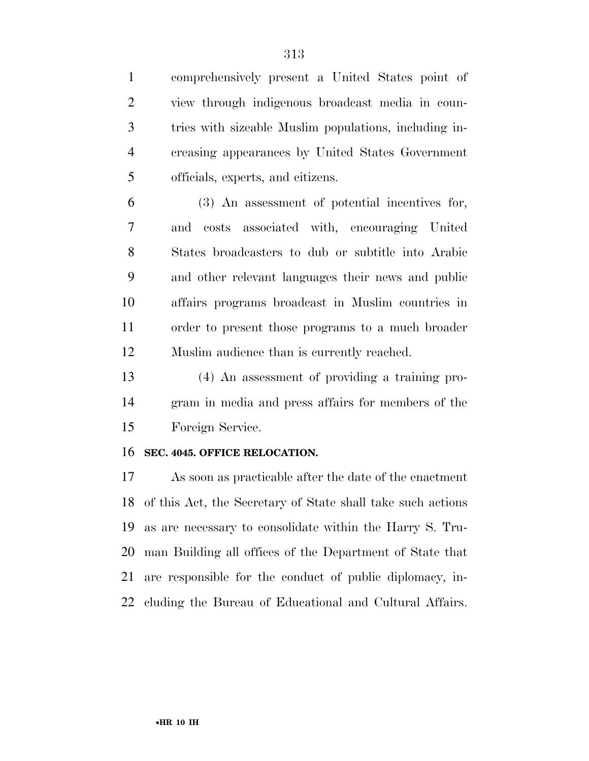comprehensively present a United States point of view through indigenous broadcast media in countries with sizeable Muslim populations, including increasing appearances by United States Government officials, experts, and citizens.

(3) An assessment of potential incentives for, and costs associated with, encouraging United States broadcasters to dub or subtitle into Arabic and other relevant languages their news and public affairs programs broadcast in Muslim countries in order to present those programs to a much broader Muslim audience than is currently reached.

(4) An assessment of providing a training program in media and press affairs for members of the Foreign Service.

**SEC. 4045. OFFICE RELOCATION.**

As soon as practicable after the date of the enactment of this Act, the Secretary of State shall take such actions as are necessary to consolidate within the Harry S. Truman Building all offices of the Department of State that are responsible for the conduct of public diplomacy, including the Bureau of Educational and Cultural Affairs.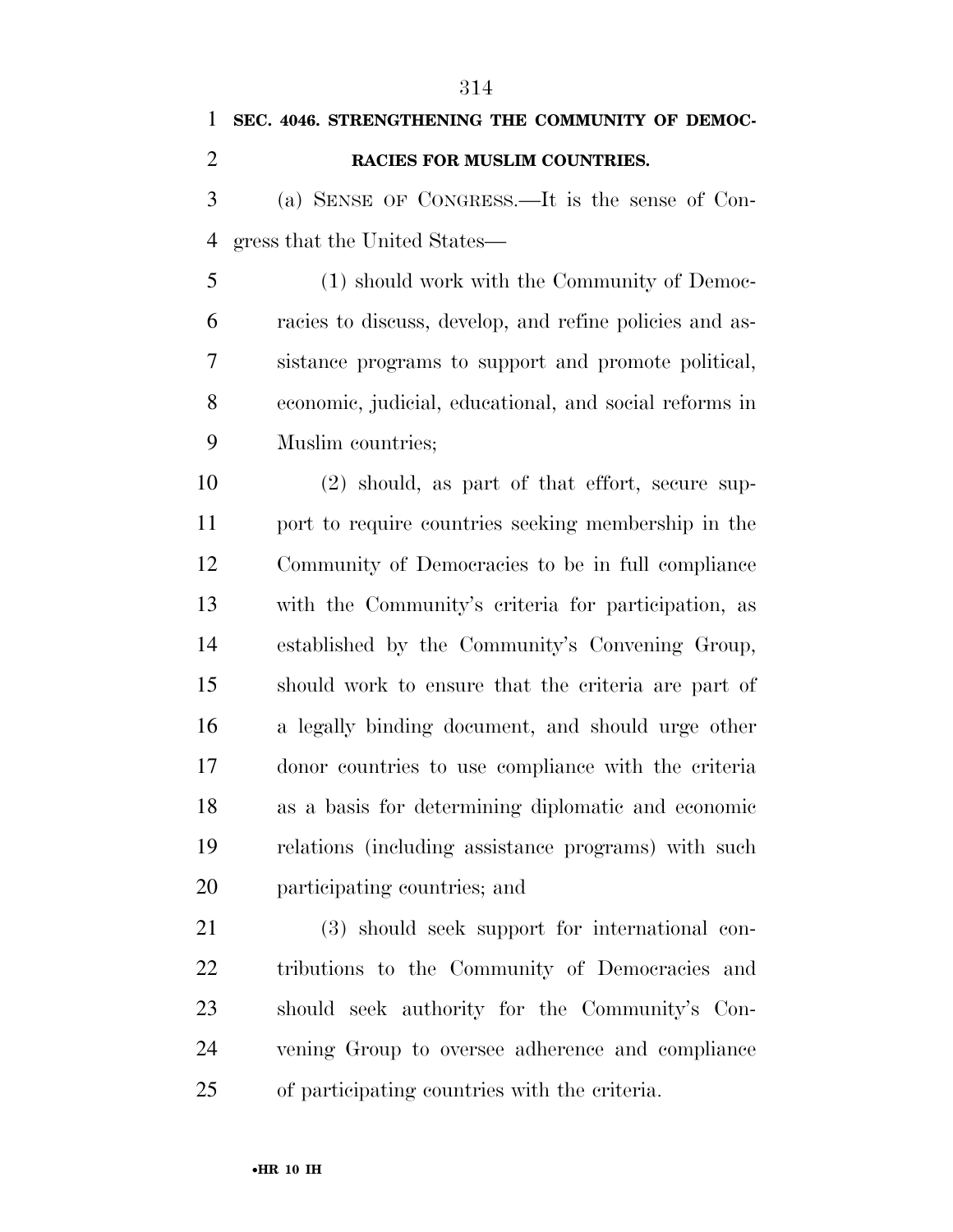**SEC. 4046. STRENGTHENING THE COMMUNITY OF DEMOCRACIES FOR MUSLIM COUNTRIES.**

(a) SENSE OF CONGRESS.—It is the sense of Congress that the United States—

(1) should work with the Community of Democracies to discuss, develop, and refine policies and assistance programs to support and promote political, economic, judicial, educational, and social reforms in Muslim countries;

(2) should, as part of that effort, secure support to require countries seeking membership in the Community of Democracies to be in full compliance with the Community's criteria for participation, as established by the Community's Convening Group, should work to ensure that the criteria are part of a legally binding document, and should urge other donor countries to use compliance with the criteria as a basis for determining diplomatic and economic relations (including assistance programs) with such participating countries; and

(3) should seek support for international contributions to the Community of Democracies and should seek authority for the Community's Convening Group to oversee adherence and compliance of participating countries with the criteria.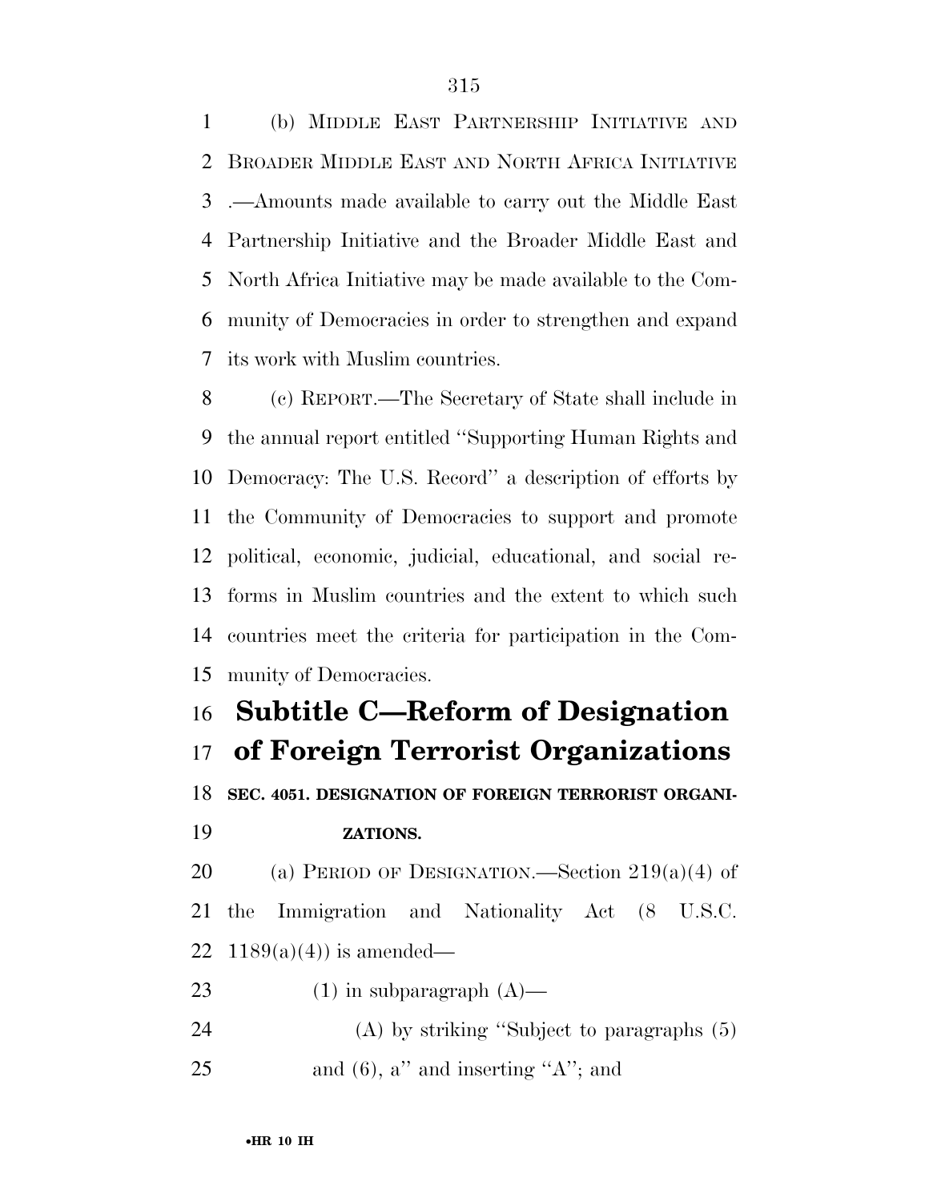(b) MIDDLE EAST PARTNERSHIP INITIATIVE AND BROADER MIDDLE EAST AND NORTH AFRICA INITIATIVE .—Amounts made available to carry out the Middle East Partnership Initiative and the Broader Middle East and North Africa Initiative may be made available to the Community of Democracies in order to strengthen and expand its work with Muslim countries.

(c) REPORT.—The Secretary of State shall include in the annual report entitled ''Supporting Human Rights and Democracy: The U.S. Record'' a description of efforts by the Community of Democracies to support and promote political, economic, judicial, educational, and social reforms in Muslim countries and the extent to which such countries meet the criteria for participation in the Community of Democracies.

## Subtitle C—Reform of Designation of Foreign Terrorist Organizations

**SEC. 4051. DESIGNATION OF FOREIGN TERRORIST ORGANIZATIONS.**

(a) PERIOD OF DESIGNATION.—Section 219(a)(4) of the Immigration and Nationality Act (8 U.S.C. 1189(a)(4)) is amended—

(1) in subparagraph (A)—

(A) by striking ''Subject to paragraphs (5) and (6), a'' and inserting ''A''; and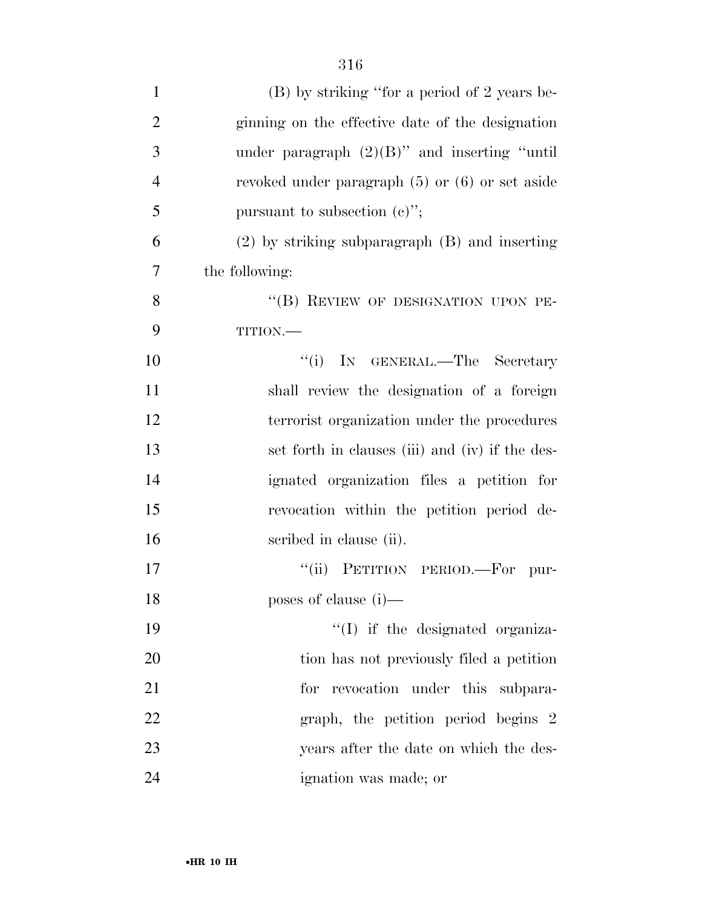(B) by striking ''for a period of 2 years beginning on the effective date of the designation under paragraph (2)(B)'' and inserting ''until revoked under paragraph (5) or (6) or set aside pursuant to subsection (c)'';

(2) by striking subparagraph (B) and inserting the following:

''(B) REVIEW OF DESIGNATION UPON PETITION.—

''(i) IN GENERAL.—The Secretary shall review the designation of a foreign terrorist organization under the procedures set forth in clauses (iii) and (iv) if the designated organization files a petition for revocation within the petition period described in clause (ii).

''(ii) PETITION PERIOD.—For purposes of clause (i)—

''(I) if the designated organization has not previously filed a petition for revocation under this subparagraph, the petition period begins 2 years after the date on which the designation was made; or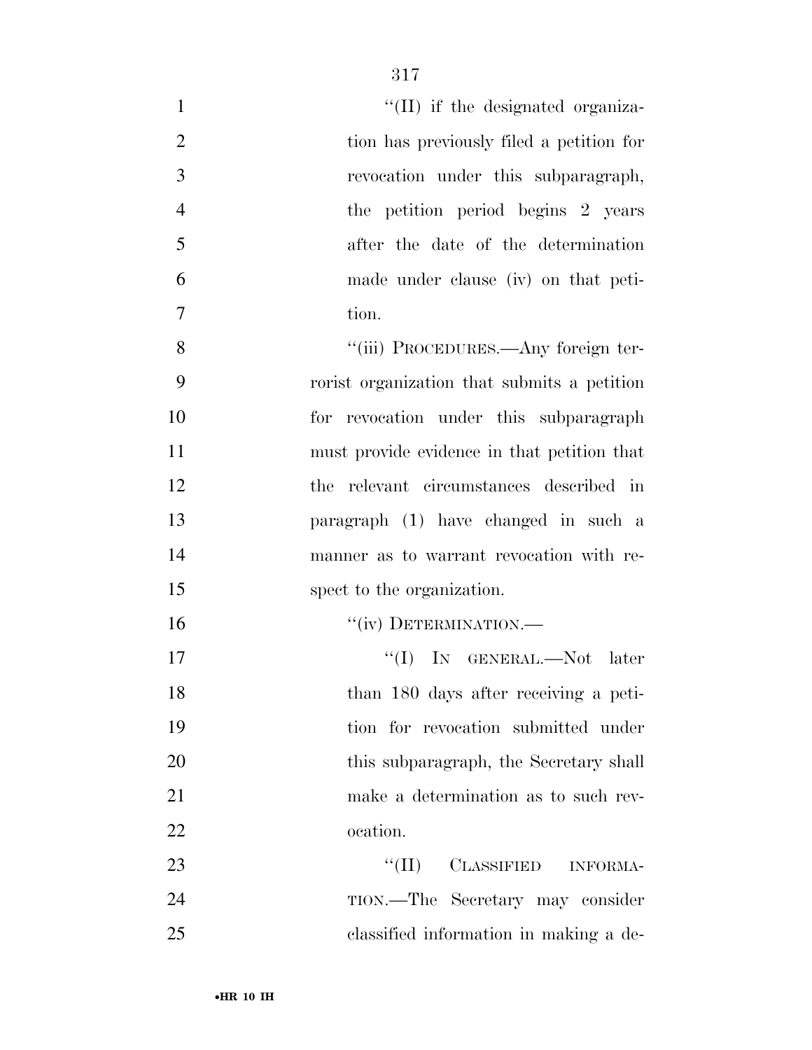''(II) if the designated organization has previously filed a petition for revocation under this subparagraph, the petition period begins 2 years after the date of the determination made under clause (iv) on that petition.

''(iii) PROCEDURES.—Any foreign terrorist organization that submits a petition for revocation under this subparagraph must provide evidence in that petition that the relevant circumstances described in paragraph (1) have changed in such a manner as to warrant revocation with respect to the organization.

''(iv) DETERMINATION.—

''(I) IN GENERAL.—Not later than 180 days after receiving a petition for revocation submitted under this subparagraph, the Secretary shall make a determination as to such revocation.

''(II) CLASSIFIED INFORMATION.—The Secretary may consider classified information in making a de-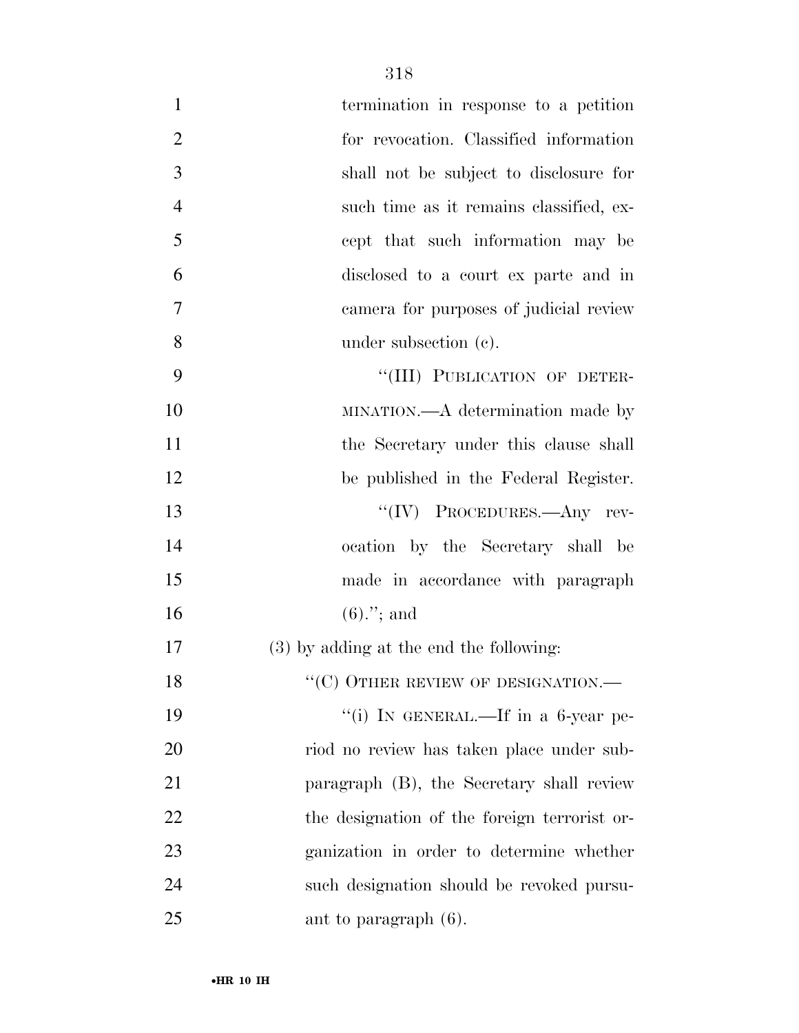termination in response to a petition for revocation. Classified information shall not be subject to disclosure for such time as it remains classified, except that such information may be disclosed to a court ex parte and in camera for purposes of judicial review under subsection (c).

"(III) PUBLICATION OF DETERMINATION.—A determination made by the Secretary under this clause shall be published in the Federal Register.

"(IV) PROCEDURES.—Any revocation by the Secretary shall be made in accordance with paragraph (6)."; and

(3) by adding at the end the following:

"(C) OTHER REVIEW OF DESIGNATION.—

"(i) IN GENERAL.—If in a 6-year period no review has taken place under subparagraph (B), the Secretary shall review the designation of the foreign terrorist organization in order to determine whether such designation should be revoked pursuant to paragraph (6).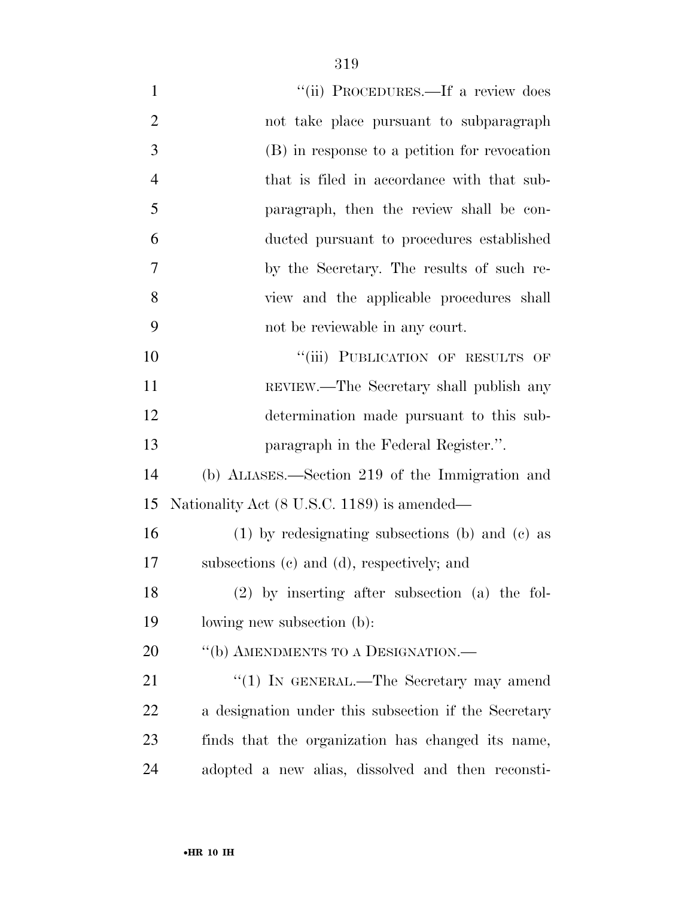"(ii) PROCEDURES.—If a review does not take place pursuant to subparagraph (B) in response to a petition for revocation that is filed in accordance with that subparagraph, then the review shall be conducted pursuant to procedures established by the Secretary. The results of such review and the applicable procedures shall not be reviewable in any court.

"(iii) PUBLICATION OF RESULTS OF REVIEW.—The Secretary shall publish any determination made pursuant to this subparagraph in the Federal Register.".

(b) ALIASES.—Section 219 of the Immigration and Nationality Act (8 U.S.C. 1189) is amended—

(1) by redesignating subsections (b) and (c) as subsections (c) and (d), respectively; and

(2) by inserting after subsection (a) the following new subsection (b):

"(b) AMENDMENTS TO A DESIGNATION.—

"(1) IN GENERAL.—The Secretary may amend a designation under this subsection if the Secretary finds that the organization has changed its name, adopted a new alias, dissolved and then reconsti-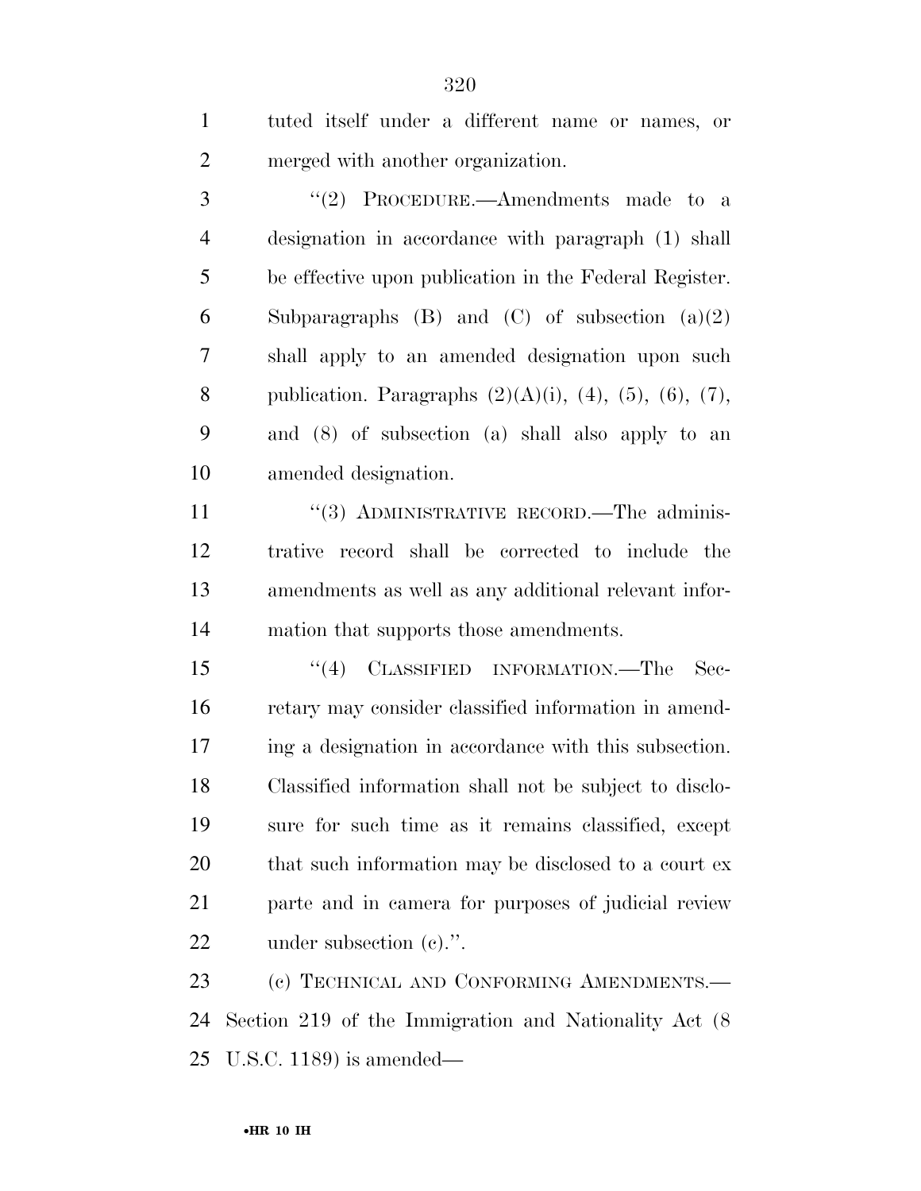tuted itself under a different name or names, or merged with another organization.

''(2) PROCEDURE.—Amendments made to a designation in accordance with paragraph (1) shall be effective upon publication in the Federal Register. Subparagraphs (B) and (C) of subsection (a)(2) shall apply to an amended designation upon such publication. Paragraphs (2)(A)(i), (4), (5), (6), (7), and (8) of subsection (a) shall also apply to an amended designation.

''(3) ADMINISTRATIVE RECORD.—The administrative record shall be corrected to include the amendments as well as any additional relevant information that supports those amendments.

''(4) CLASSIFIED INFORMATION.—The Secretary may consider classified information in amending a designation in accordance with this subsection. Classified information shall not be subject to disclosure for such time as it remains classified, except that such information may be disclosed to a court ex parte and in camera for purposes of judicial review under subsection (c).''.

(c) TECHNICAL AND CONFORMING AMENDMENTS.— Section 219 of the Immigration and Nationality Act (8 U.S.C. 1189) is amended—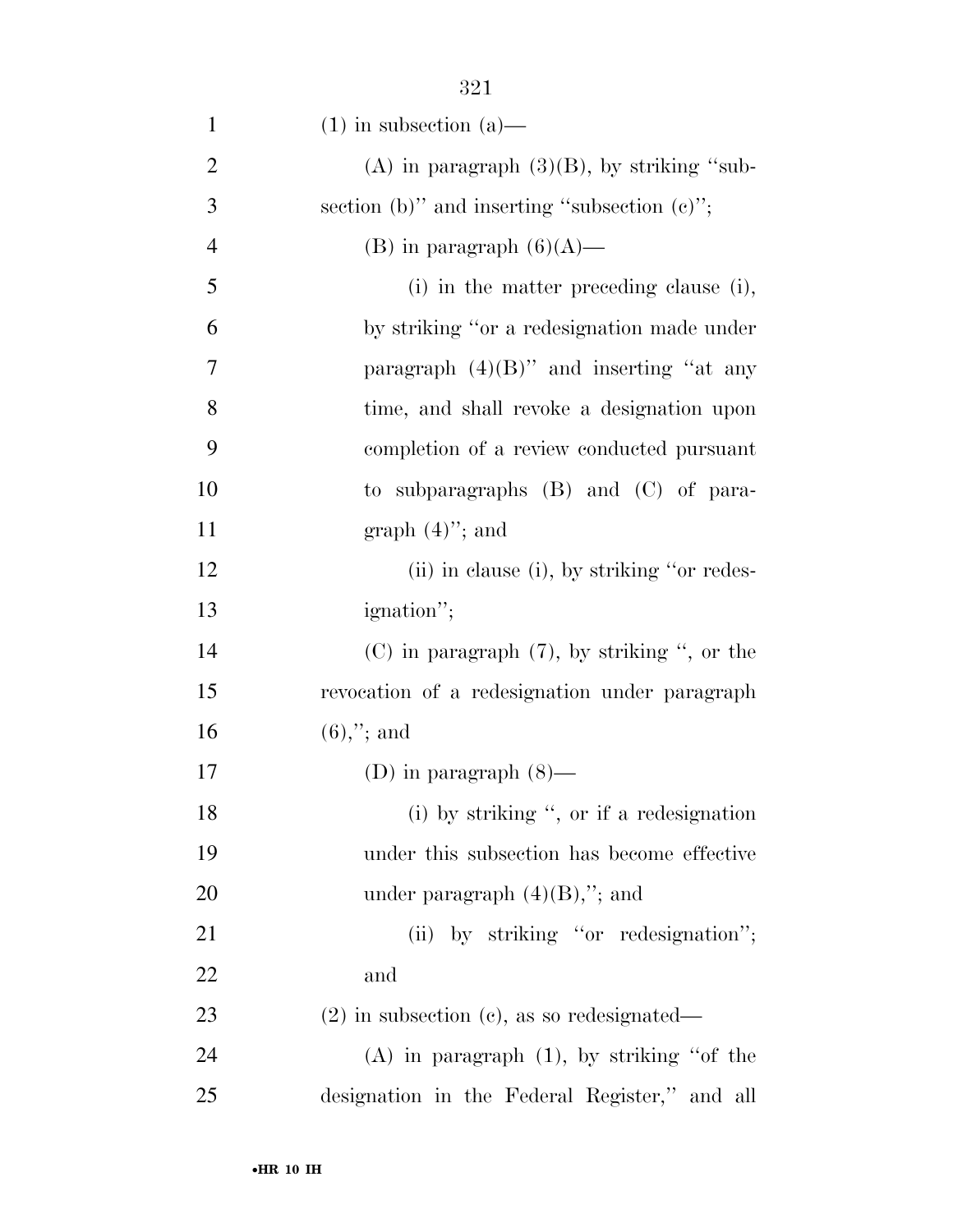(1) in subsection (a)—

(A) in paragraph (3)(B), by striking ''subsection (b)'' and inserting ''subsection (c)'';

(B) in paragraph (6)(A)—

(i) in the matter preceding clause (i), by striking ''or a redesignation made under paragraph (4)(B)'' and inserting ''at any time, and shall revoke a designation upon completion of a review conducted pursuant to subparagraphs (B) and (C) of paragraph (4)''; and

(ii) in clause (i), by striking ''or redesignation'';

(C) in paragraph (7), by striking '', or the revocation of a redesignation under paragraph (6),''; and

(D) in paragraph (8)—

(i) by striking '', or if a redesignation under this subsection has become effective under paragraph (4)(B),''; and

(ii) by striking ''or redesignation''; and

(2) in subsection (c), as so redesignated—

(A) in paragraph (1), by striking ''of the designation in the Federal Register,'' and all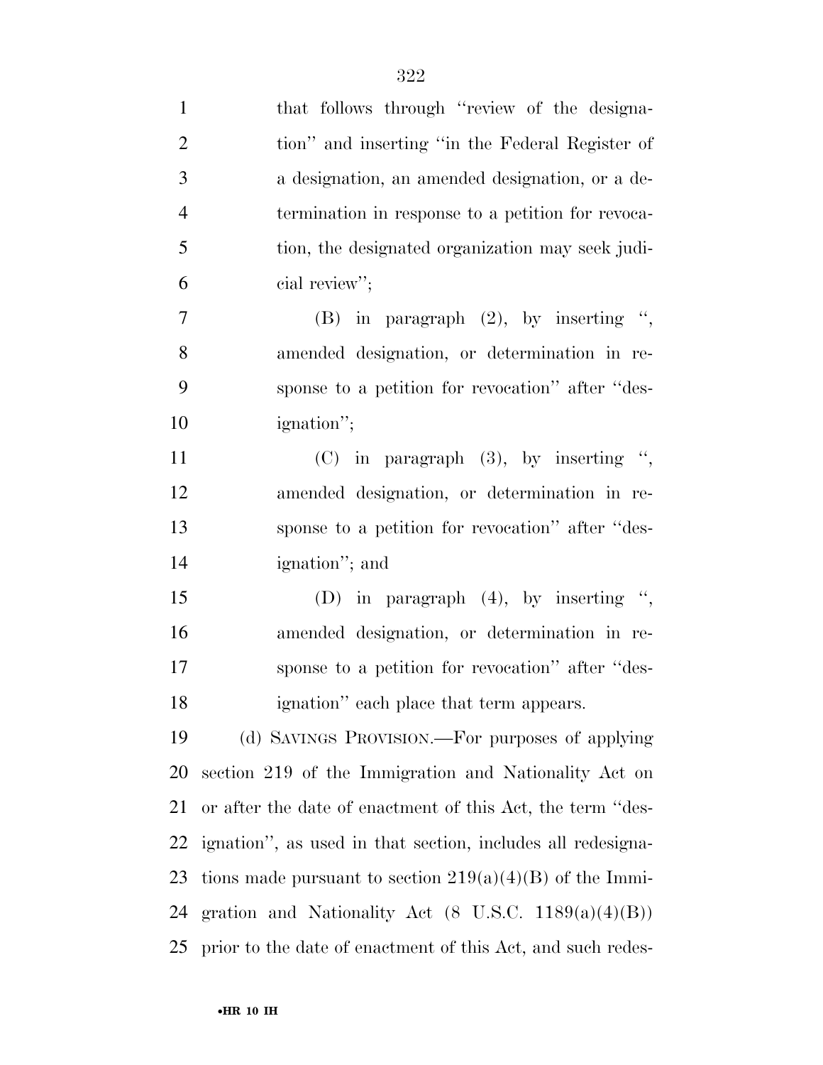that follows through ''review of the designation'' and inserting ''in the Federal Register of a designation, an amended designation, or a determination in response to a petition for revocation, the designated organization may seek judicial review'';

(B) in paragraph (2), by inserting '', amended designation, or determination in response to a petition for revocation'' after ''designation'';

(C) in paragraph (3), by inserting '', amended designation, or determination in response to a petition for revocation'' after ''designation''; and

(D) in paragraph (4), by inserting '', amended designation, or determination in response to a petition for revocation'' after ''designation'' each place that term appears.

(d) SAVINGS PROVISION.—For purposes of applying section 219 of the Immigration and Nationality Act on or after the date of enactment of this Act, the term ''designation'', as used in that section, includes all redesignations made pursuant to section 219(a)(4)(B) of the Immigration and Nationality Act (8 U.S.C. 1189(a)(4)(B)) prior to the date of enactment of this Act, and such redes-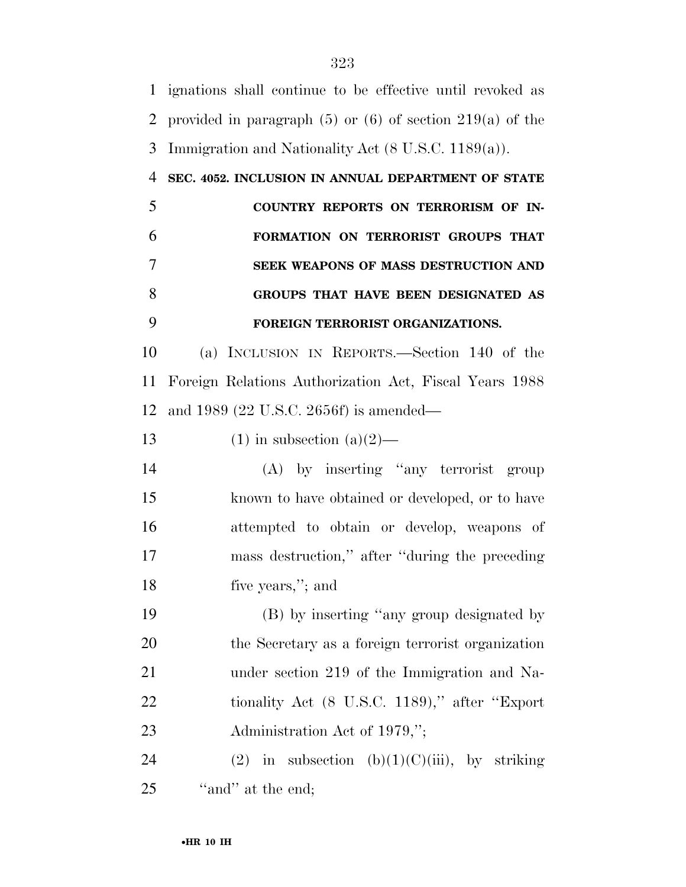ignations shall continue to be effective until revoked as provided in paragraph (5) or (6) of section 219(a) of the Immigration and Nationality Act (8 U.S.C. 1189(a)).

**SEC. 4052. INCLUSION IN ANNUAL DEPARTMENT OF STATE COUNTRY REPORTS ON TERRORISM OF INFORMATION ON TERRORIST GROUPS THAT SEEK WEAPONS OF MASS DESTRUCTION AND GROUPS THAT HAVE BEEN DESIGNATED AS FOREIGN TERRORIST ORGANIZATIONS.**

(a) INCLUSION IN REPORTS.—Section 140 of the Foreign Relations Authorization Act, Fiscal Years 1988 and 1989 (22 U.S.C. 2656f) is amended—

(1) in subsection (a)(2)—

(A) by inserting "any terrorist group known to have obtained or developed, or to have attempted to obtain or develop, weapons of mass destruction," after "during the preceding five years,"; and

(B) by inserting "any group designated by the Secretary as a foreign terrorist organization under section 219 of the Immigration and Nationality Act (8 U.S.C. 1189)," after "Export Administration Act of 1979,";

(2) in subsection (b)(1)(C)(iii), by striking "and" at the end;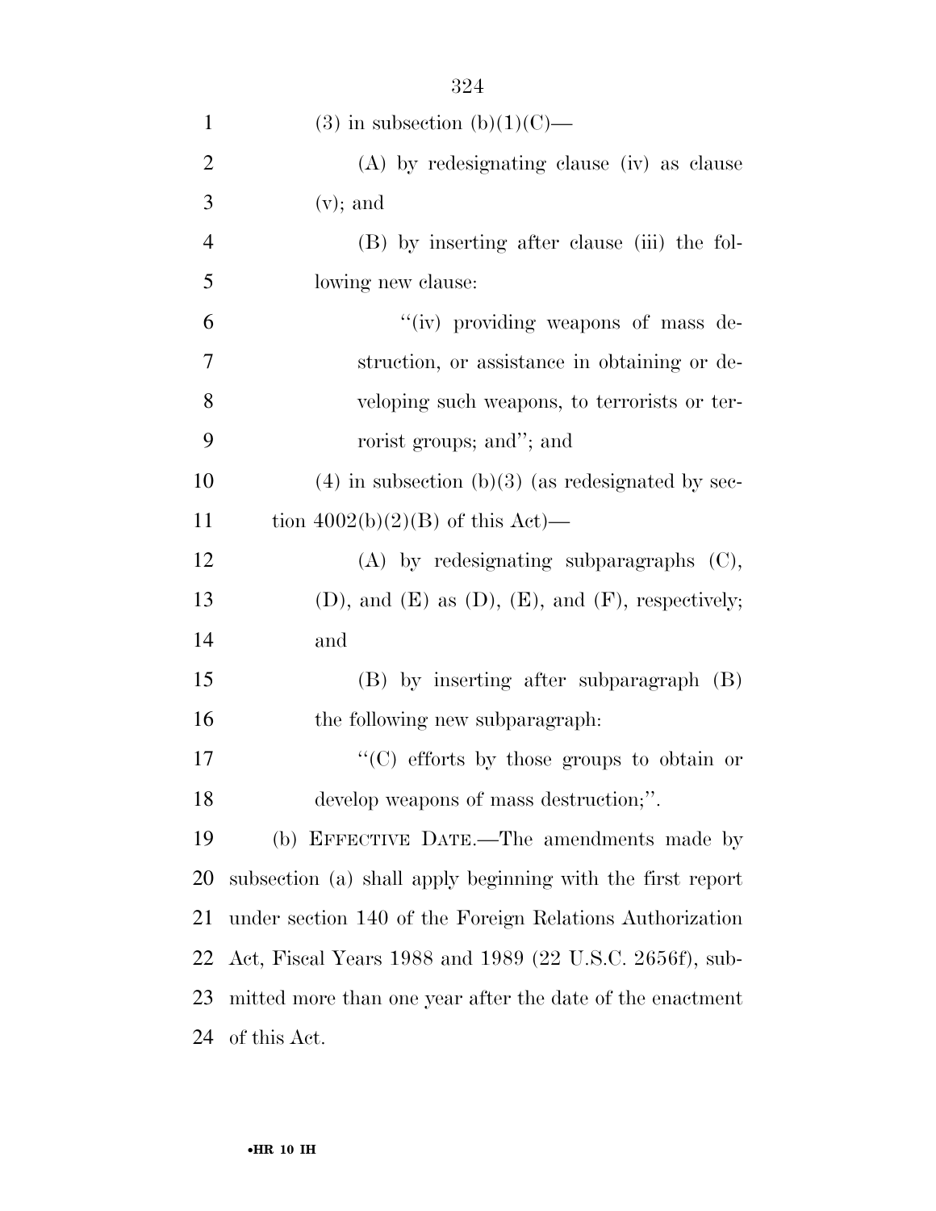(3) in subsection (b)(1)(C)—

(A) by redesignating clause (iv) as clause (v); and

(B) by inserting after clause (iii) the following new clause:

"(iv) providing weapons of mass destruction, or assistance in obtaining or developing such weapons, to terrorists or terrorist groups; and"; and

(4) in subsection (b)(3) (as redesignated by section 4002(b)(2)(B) of this Act)—

(A) by redesignating subparagraphs (C), (D), and (E) as (D), (E), and (F), respectively; and

(B) by inserting after subparagraph (B) the following new subparagraph:

"(C) efforts by those groups to obtain or develop weapons of mass destruction;".

(b) EFFECTIVE DATE.—The amendments made by subsection (a) shall apply beginning with the first report under section 140 of the Foreign Relations Authorization Act, Fiscal Years 1988 and 1989 (22 U.S.C. 2656f), submitted more than one year after the date of the enactment of this Act.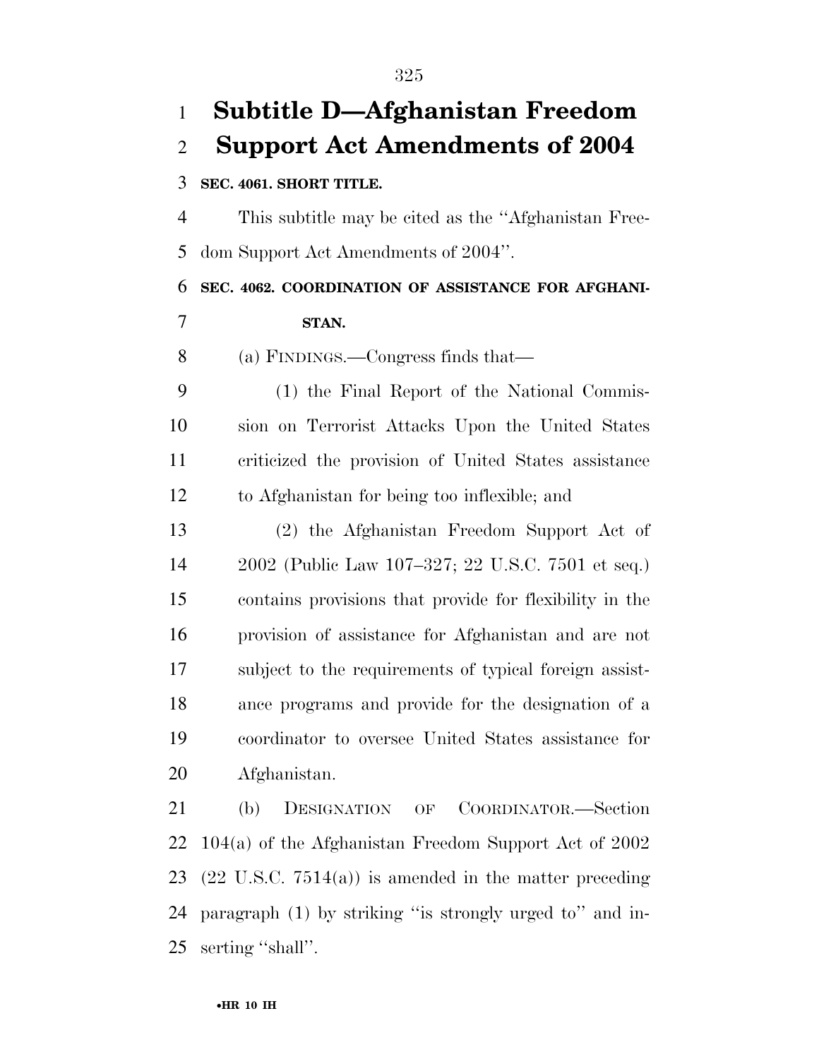# Subtitle D—Afghanistan Freedom Support Act Amendments of 2004

**SEC. 4061. SHORT TITLE.**

This subtitle may be cited as the ''Afghanistan Freedom Support Act Amendments of 2004''.

**SEC. 4062. COORDINATION OF ASSISTANCE FOR AFGHANISTAN.**

(a) FINDINGS.—Congress finds that—

(1) the Final Report of the National Commission on Terrorist Attacks Upon the United States criticized the provision of United States assistance to Afghanistan for being too inflexible; and

(2) the Afghanistan Freedom Support Act of 2002 (Public Law 107–327; 22 U.S.C. 7501 et seq.) contains provisions that provide for flexibility in the provision of assistance for Afghanistan and are not subject to the requirements of typical foreign assistance programs and provide for the designation of a coordinator to oversee United States assistance for Afghanistan.

(b) DESIGNATION OF COORDINATOR.—Section 104(a) of the Afghanistan Freedom Support Act of 2002 (22 U.S.C. 7514(a)) is amended in the matter preceding paragraph (1) by striking ''is strongly urged to'' and inserting ''shall''.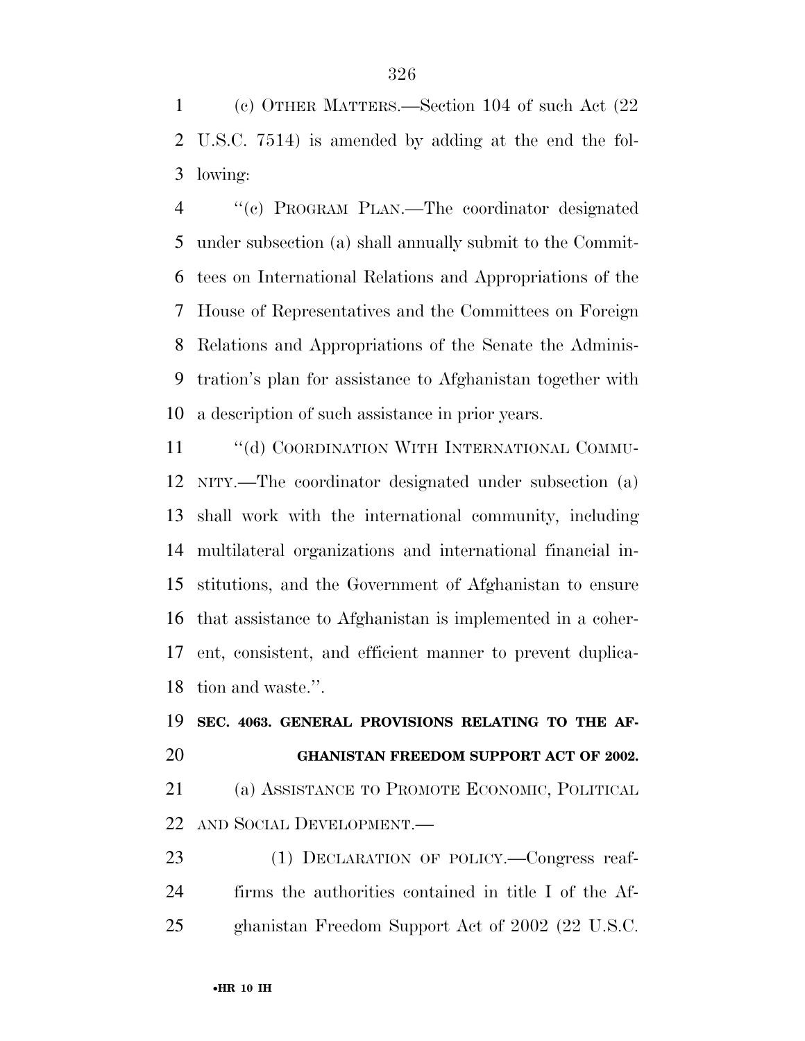(c) OTHER MATTERS.—Section 104 of such Act (22 U.S.C. 7514) is amended by adding at the end the following:

''(c) PROGRAM PLAN.—The coordinator designated under subsection (a) shall annually submit to the Committees on International Relations and Appropriations of the House of Representatives and the Committees on Foreign Relations and Appropriations of the Senate the Administration's plan for assistance to Afghanistan together with a description of such assistance in prior years.

''(d) COORDINATION WITH INTERNATIONAL COMMUNITY.—The coordinator designated under subsection (a) shall work with the international community, including multilateral organizations and international financial institutions, and the Government of Afghanistan to ensure that assistance to Afghanistan is implemented in a coherent, consistent, and efficient manner to prevent duplication and waste.''.

**SEC. 4063. GENERAL PROVISIONS RELATING TO THE AFGHANISTAN FREEDOM SUPPORT ACT OF 2002.**

(a) ASSISTANCE TO PROMOTE ECONOMIC, POLITICAL AND SOCIAL DEVELOPMENT.—

(1) DECLARATION OF POLICY.—Congress reaffirms the authorities contained in title I of the Afghanistan Freedom Support Act of 2002 (22 U.S.C.

•HR 10 IH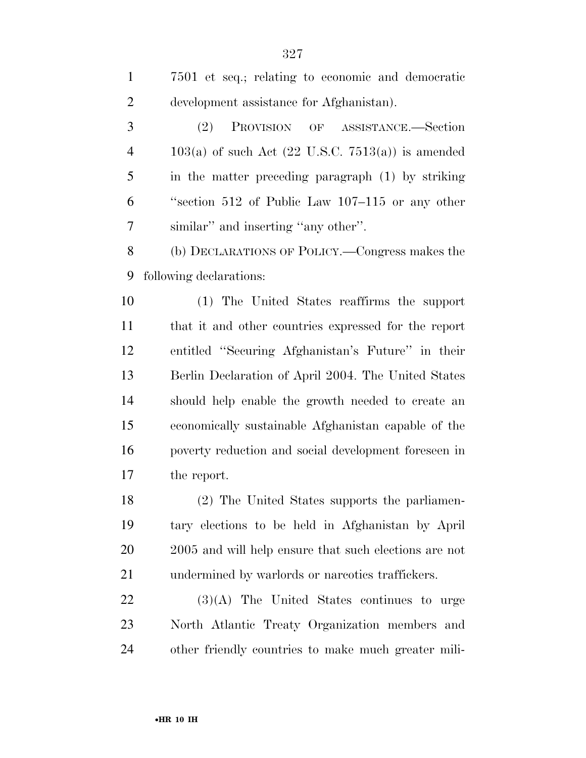7501 et seq.; relating to economic and democratic development assistance for Afghanistan).

(2) PROVISION OF ASSISTANCE.—Section 103(a) of such Act (22 U.S.C. 7513(a)) is amended in the matter preceding paragraph (1) by striking ''section 512 of Public Law 107–115 or any other similar'' and inserting ''any other''.

(b) DECLARATIONS OF POLICY.—Congress makes the following declarations:

(1) The United States reaffirms the support that it and other countries expressed for the report entitled ''Securing Afghanistan's Future'' in their Berlin Declaration of April 2004. The United States should help enable the growth needed to create an economically sustainable Afghanistan capable of the poverty reduction and social development foreseen in the report.

(2) The United States supports the parliamentary elections to be held in Afghanistan by April 2005 and will help ensure that such elections are not undermined by warlords or narcotics traffickers.

(3)(A) The United States continues to urge North Atlantic Treaty Organization members and other friendly countries to make much greater mili-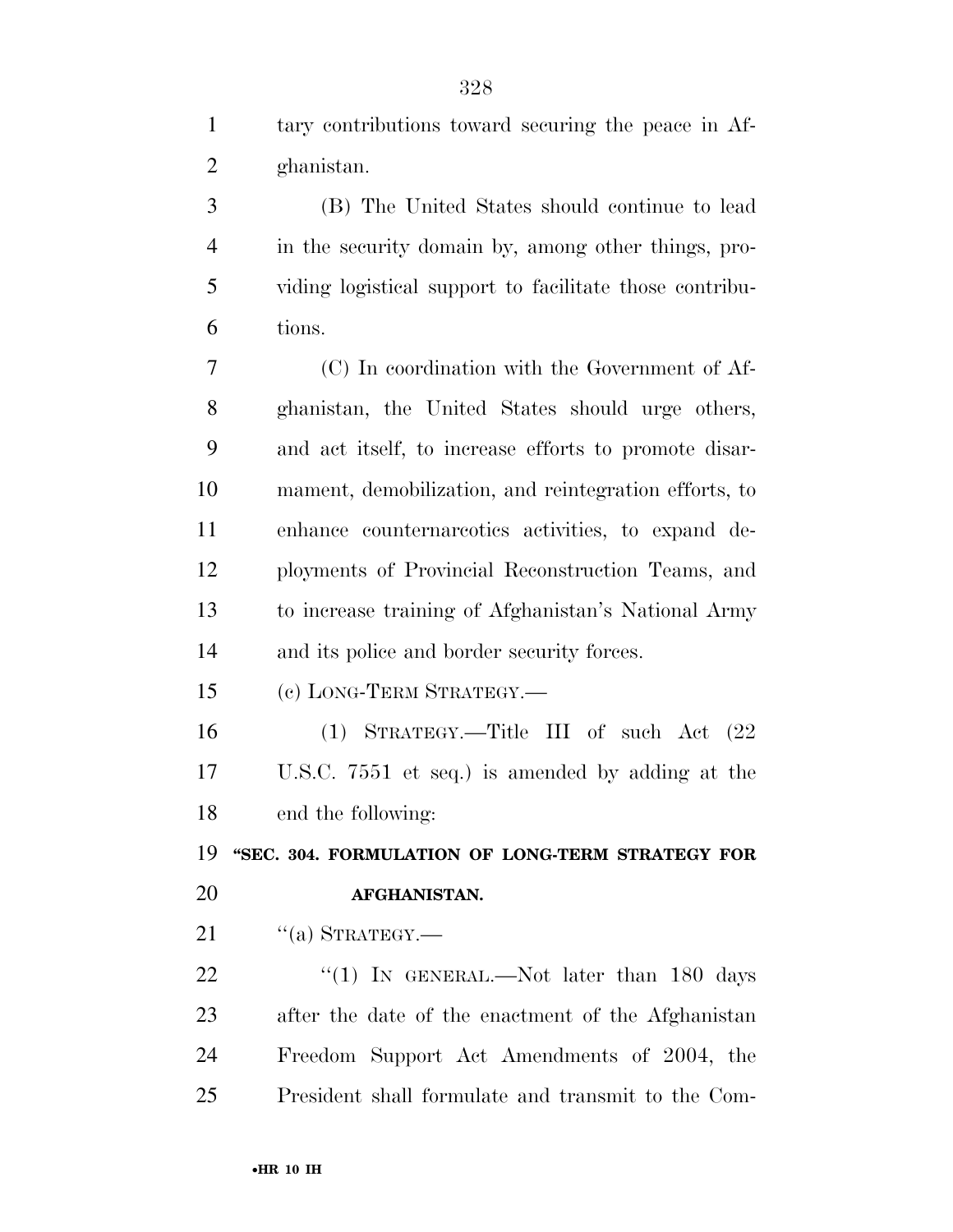tary contributions toward securing the peace in Afghanistan.

(B) The United States should continue to lead in the security domain by, among other things, providing logistical support to facilitate those contributions.

(C) In coordination with the Government of Afghanistan, the United States should urge others, and act itself, to increase efforts to promote disarmament, demobilization, and reintegration efforts, to enhance counternarcotics activities, to expand deployments of Provincial Reconstruction Teams, and to increase training of Afghanistan's National Army and its police and border security forces.

(c) LONG-TERM STRATEGY.—

(1) STRATEGY.—Title III of such Act (22 U.S.C. 7551 et seq.) is amended by adding at the end the following:

**"SEC. 304. FORMULATION OF LONG-TERM STRATEGY FOR AFGHANISTAN.**

"(a) STRATEGY.—

"(1) IN GENERAL.—Not later than 180 days after the date of the enactment of the Afghanistan Freedom Support Act Amendments of 2004, the President shall formulate and transmit to the Com-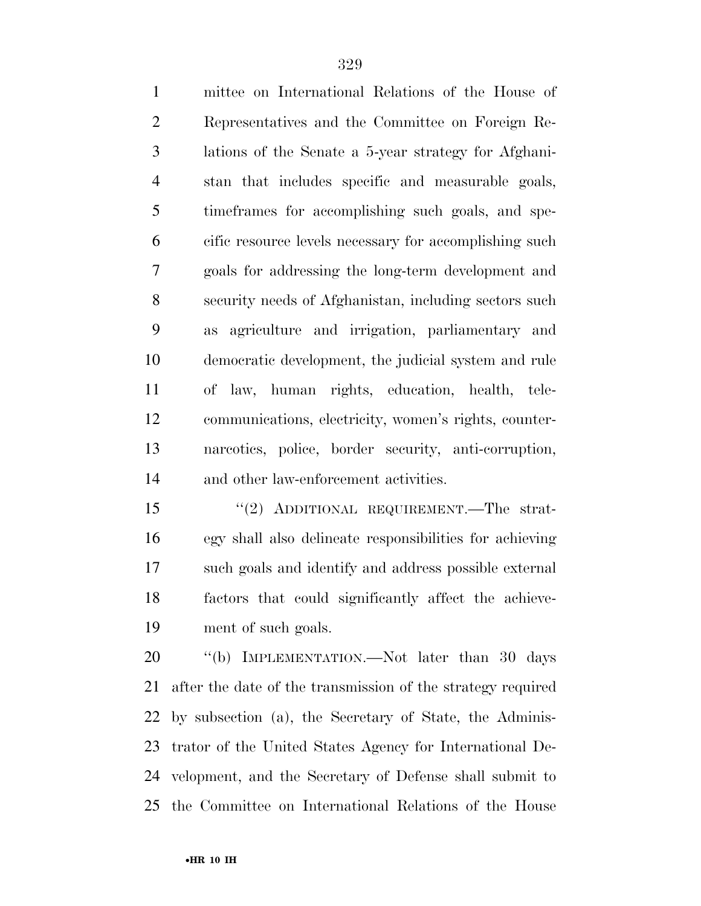mittee on International Relations of the House of Representatives and the Committee on Foreign Relations of the Senate a 5-year strategy for Afghanistan that includes specific and measurable goals, timeframes for accomplishing such goals, and specific resource levels necessary for accomplishing such goals for addressing the long-term development and security needs of Afghanistan, including sectors such as agriculture and irrigation, parliamentary and democratic development, the judicial system and rule of law, human rights, education, health, telecommunications, electricity, women's rights, counternarcotics, police, border security, anti-corruption, and other law-enforcement activities.

"(2) ADDITIONAL REQUIREMENT.—The strategy shall also delineate responsibilities for achieving such goals and identify and address possible external factors that could significantly affect the achievement of such goals.

"(b) IMPLEMENTATION.—Not later than 30 days after the date of the transmission of the strategy required by subsection (a), the Secretary of State, the Administrator of the United States Agency for International Development, and the Secretary of Defense shall submit to the Committee on International Relations of the House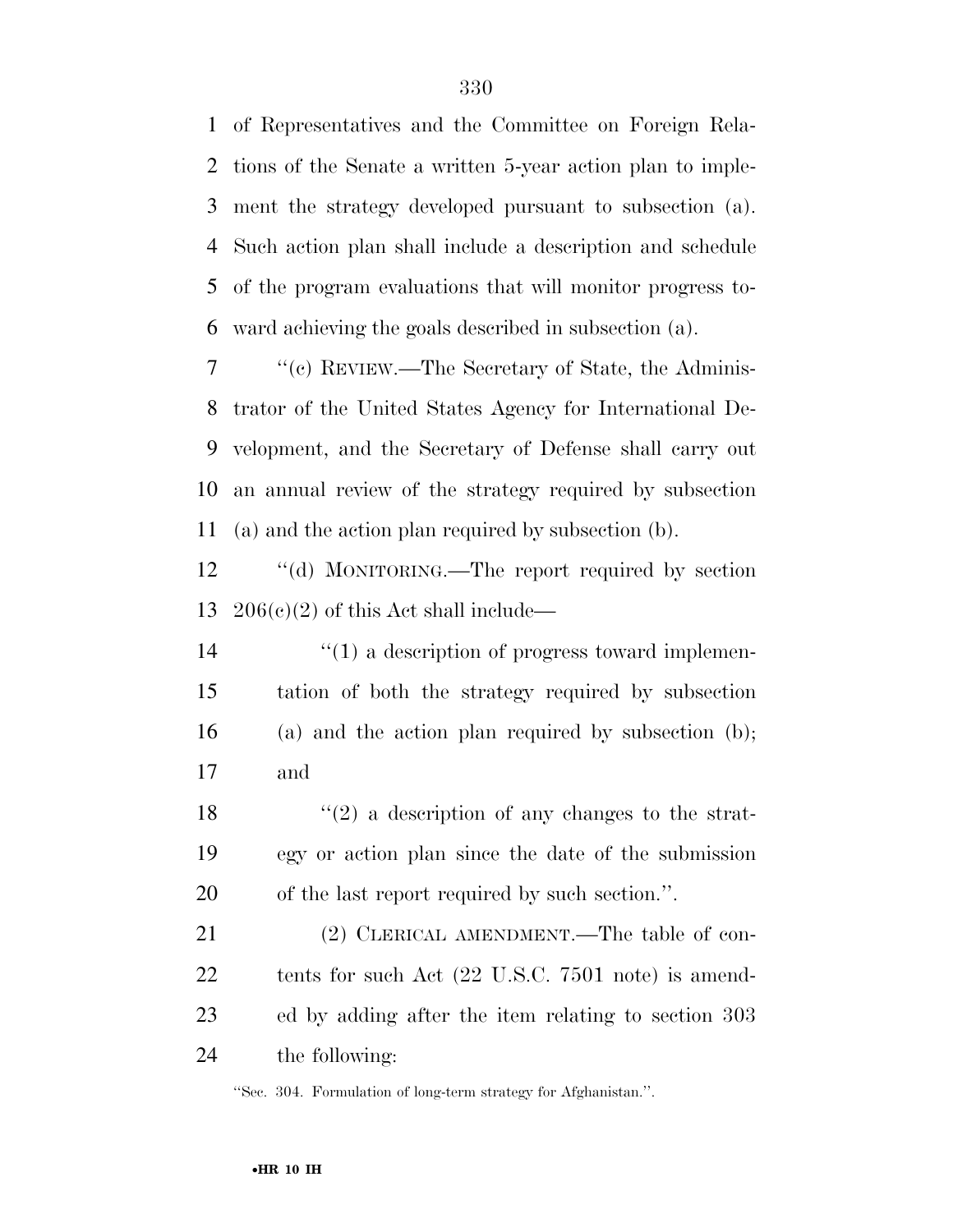of Representatives and the Committee on Foreign Relations of the Senate a written 5-year action plan to implement the strategy developed pursuant to subsection (a). Such action plan shall include a description and schedule of the program evaluations that will monitor progress toward achieving the goals described in subsection (a).

''(c) REVIEW.—The Secretary of State, the Administrator of the United States Agency for International Development, and the Secretary of Defense shall carry out an annual review of the strategy required by subsection (a) and the action plan required by subsection (b).

''(d) MONITORING.—The report required by section 206(c)(2) of this Act shall include—

''(1) a description of progress toward implementation of both the strategy required by subsection (a) and the action plan required by subsection (b); and

''(2) a description of any changes to the strategy or action plan since the date of the submission of the last report required by such section.''.

(2) CLERICAL AMENDMENT.—The table of contents for such Act (22 U.S.C. 7501 note) is amended by adding after the item relating to section 303 the following:

''Sec. 304. Formulation of long-term strategy for Afghanistan.''.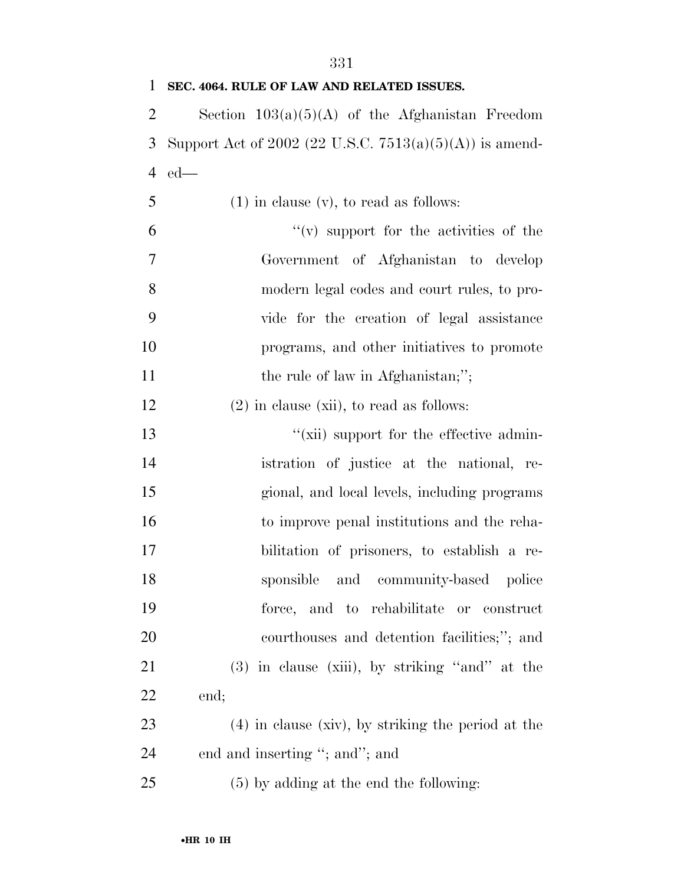**SEC. 4064. RULE OF LAW AND RELATED ISSUES.**

Section 103(a)(5)(A) of the Afghanistan Freedom Support Act of 2002 (22 U.S.C. 7513(a)(5)(A)) is amended—

(1) in clause (v), to read as follows:

> "(v) support for the activities of the Government of Afghanistan to develop modern legal codes and court rules, to provide for the creation of legal assistance programs, and other initiatives to promote the rule of law in Afghanistan;";

(2) in clause (xii), to read as follows:

> "(xii) support for the effective administration of justice at the national, regional, and local levels, including programs to improve penal institutions and the rehabilitation of prisoners, to establish a responsible and community-based police force, and to rehabilitate or construct courthouses and detention facilities;"; and

(3) in clause (xiii), by striking "and" at the end;

(4) in clause (xiv), by striking the period at the end and inserting "; and"; and

(5) by adding at the end the following: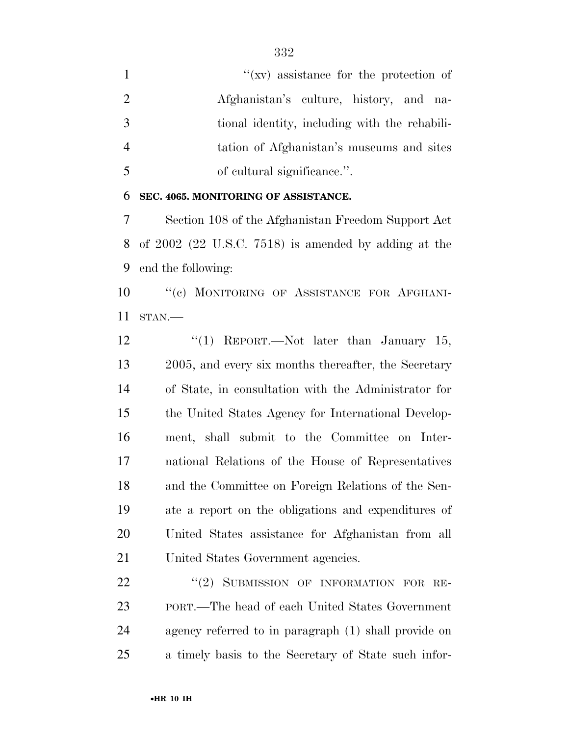''(xv) assistance for the protection of Afghanistan's culture, history, and national identity, including with the rehabilitation of Afghanistan's museums and sites of cultural significance.''.

**SEC. 4065. MONITORING OF ASSISTANCE.**

Section 108 of the Afghanistan Freedom Support Act of 2002 (22 U.S.C. 7518) is amended by adding at the end the following:

''(c) MONITORING OF ASSISTANCE FOR AFGHANISTAN.—

''(1) REPORT.—Not later than January 15, 2005, and every six months thereafter, the Secretary of State, in consultation with the Administrator for the United States Agency for International Development, shall submit to the Committee on International Relations of the House of Representatives and the Committee on Foreign Relations of the Senate a report on the obligations and expenditures of United States assistance for Afghanistan from all United States Government agencies.

''(2) SUBMISSION OF INFORMATION FOR REPORT.—The head of each United States Government agency referred to in paragraph (1) shall provide on a timely basis to the Secretary of State such infor-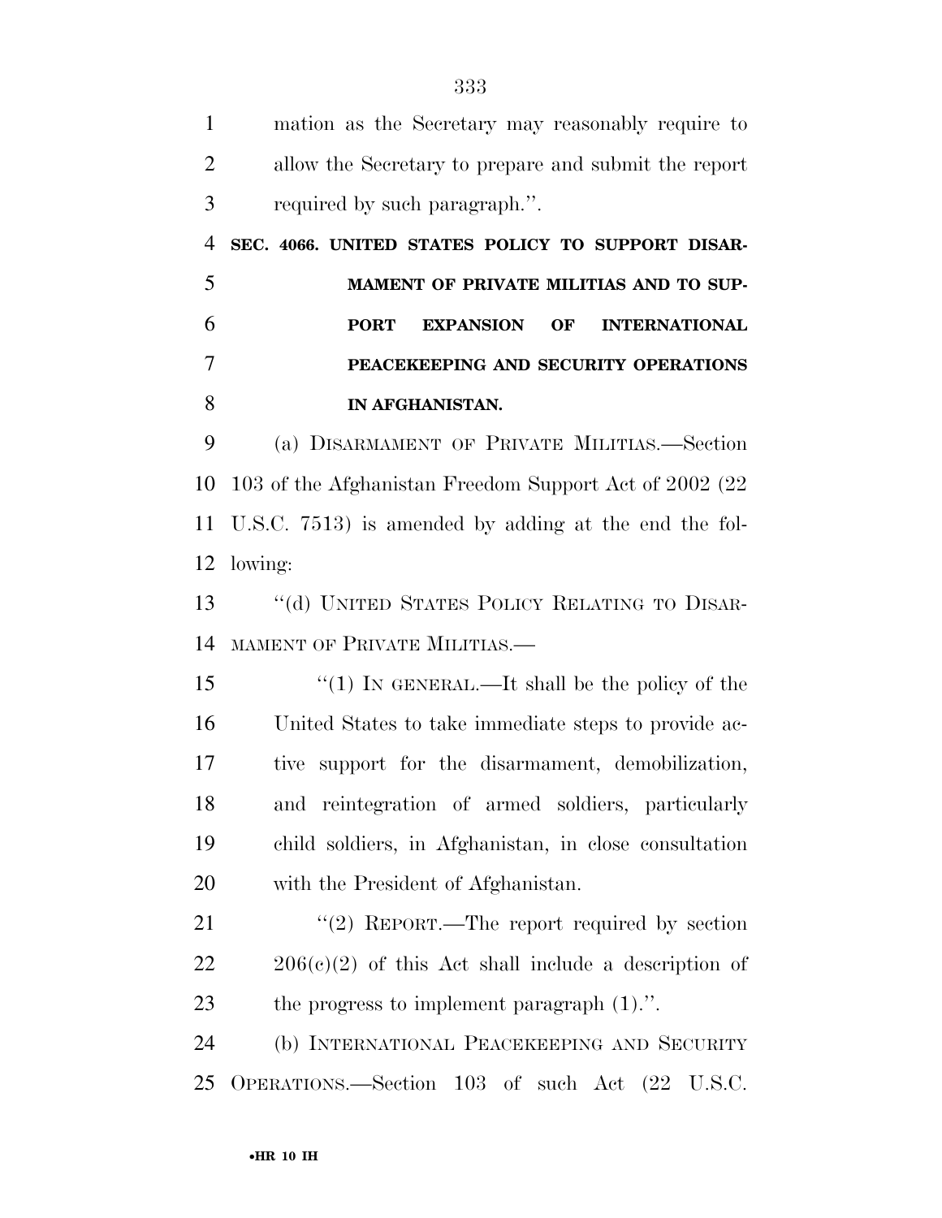mation as the Secretary may reasonably require to allow the Secretary to prepare and submit the report required by such paragraph.''.

**SEC. 4066. UNITED STATES POLICY TO SUPPORT DISARMAMENT OF PRIVATE MILITIAS AND TO SUPPORT EXPANSION OF INTERNATIONAL PEACEKEEPING AND SECURITY OPERATIONS IN AFGHANISTAN.**

(a) DISARMAMENT OF PRIVATE MILITIAS.—Section 103 of the Afghanistan Freedom Support Act of 2002 (22 U.S.C. 7513) is amended by adding at the end the following:

''(d) UNITED STATES POLICY RELATING TO DISARMAMENT OF PRIVATE MILITIAS.—

''(1) IN GENERAL.—It shall be the policy of the United States to take immediate steps to provide active support for the disarmament, demobilization, and reintegration of armed soldiers, particularly child soldiers, in Afghanistan, in close consultation with the President of Afghanistan.

''(2) REPORT.—The report required by section 206(c)(2) of this Act shall include a description of the progress to implement paragraph (1).''.

(b) INTERNATIONAL PEACEKEEPING AND SECURITY OPERATIONS.—Section 103 of such Act (22 U.S.C.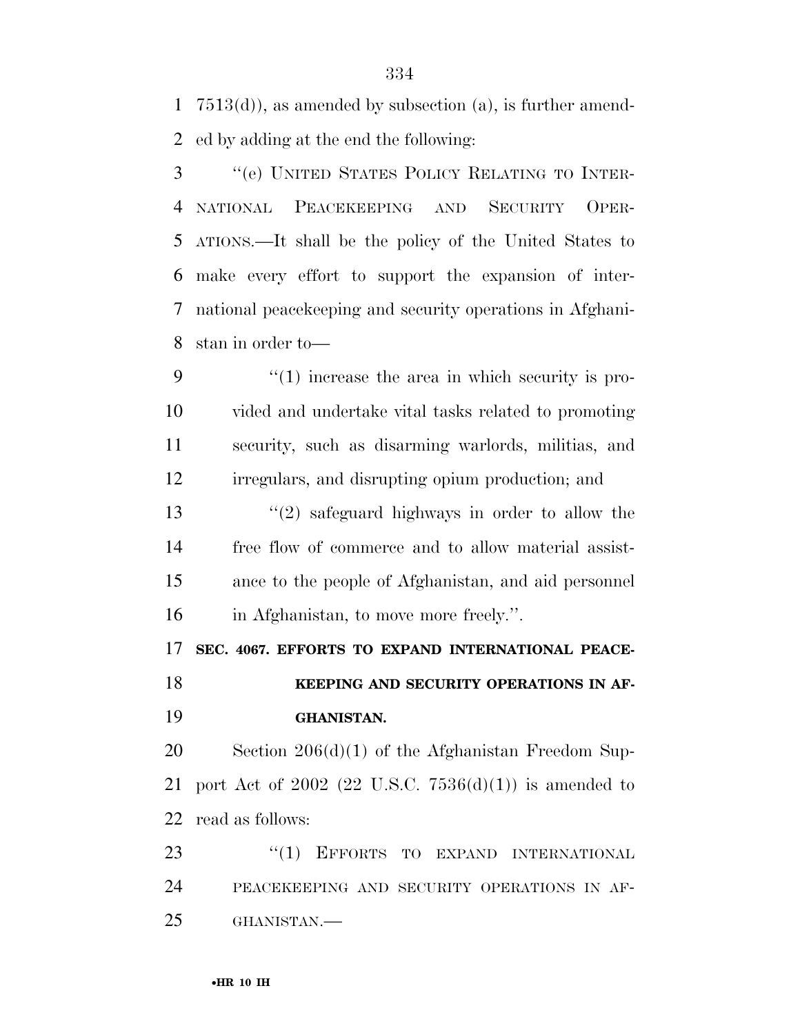7513(d)), as amended by subsection (a), is further amended by adding at the end the following:

"(e) UNITED STATES POLICY RELATING TO INTERNATIONAL PEACEKEEPING AND SECURITY OPERATIONS.—It shall be the policy of the United States to make every effort to support the expansion of international peacekeeping and security operations in Afghanistan in order to—

"(1) increase the area in which security is provided and undertake vital tasks related to promoting security, such as disarming warlords, militias, and irregulars, and disrupting opium production; and

"(2) safeguard highways in order to allow the free flow of commerce and to allow material assistance to the people of Afghanistan, and aid personnel in Afghanistan, to move more freely.".

**SEC. 4067. EFFORTS TO EXPAND INTERNATIONAL PEACEKEEPING AND SECURITY OPERATIONS IN AFGHANISTAN.**

Section 206(d)(1) of the Afghanistan Freedom Support Act of 2002 (22 U.S.C. 7536(d)(1)) is amended to read as follows:

"(1) EFFORTS TO EXPAND INTERNATIONAL PEACEKEEPING AND SECURITY OPERATIONS IN AFGHANISTAN.—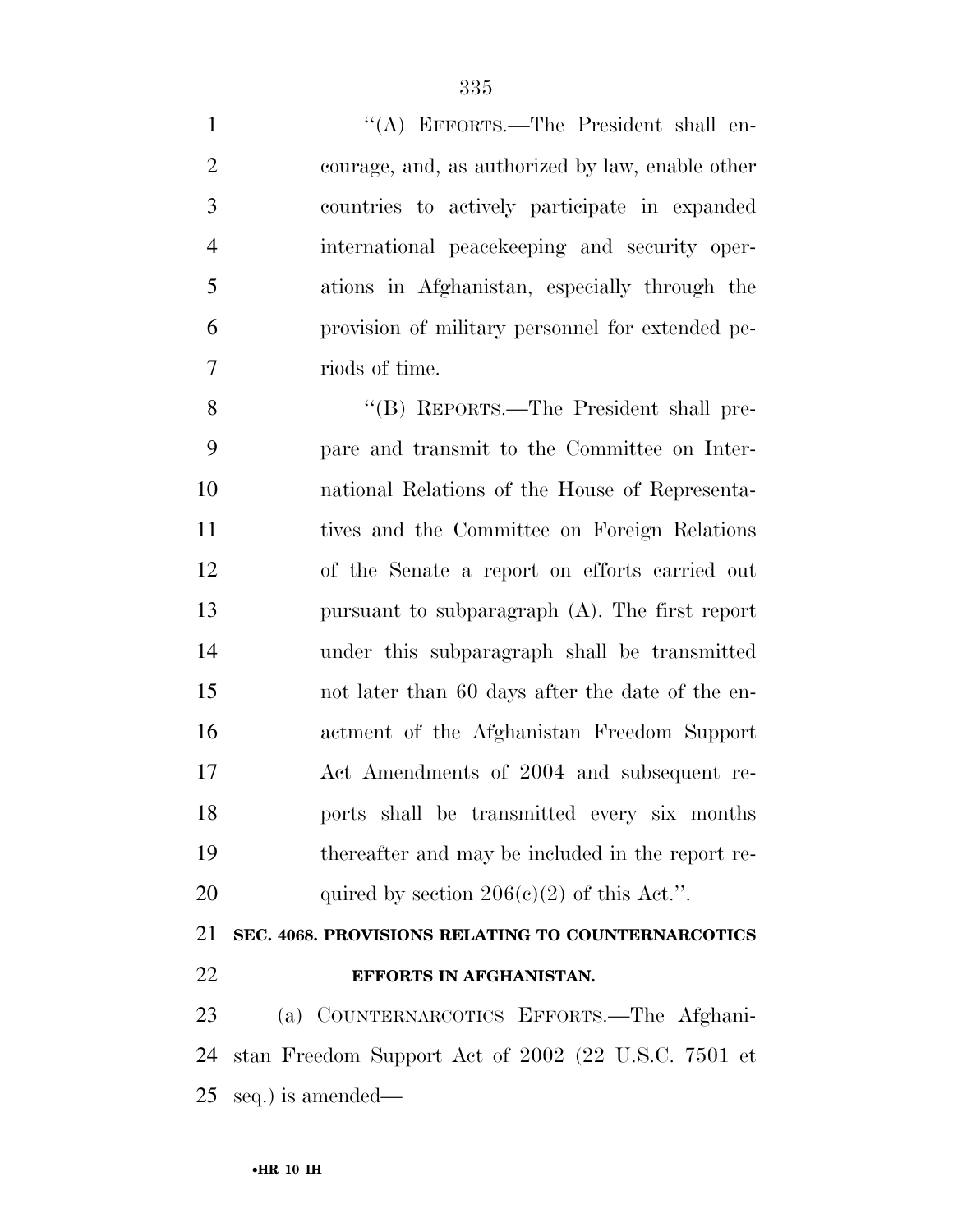"(A) EFFORTS.—The President shall encourage, and, as authorized by law, enable other countries to actively participate in expanded international peacekeeping and security operations in Afghanistan, especially through the provision of military personnel for extended periods of time.

"(B) REPORTS.—The President shall prepare and transmit to the Committee on International Relations of the House of Representatives and the Committee on Foreign Relations of the Senate a report on efforts carried out pursuant to subparagraph (A). The first report under this subparagraph shall be transmitted not later than 60 days after the date of the enactment of the Afghanistan Freedom Support Act Amendments of 2004 and subsequent reports shall be transmitted every six months thereafter and may be included in the report required by section 206(c)(2) of this Act.".

**SEC. 4068. PROVISIONS RELATING TO COUNTERNARCOTICS EFFORTS IN AFGHANISTAN.**

(a) COUNTERNARCOTICS EFFORTS.—The Afghanistan Freedom Support Act of 2002 (22 U.S.C. 7501 et seq.) is amended—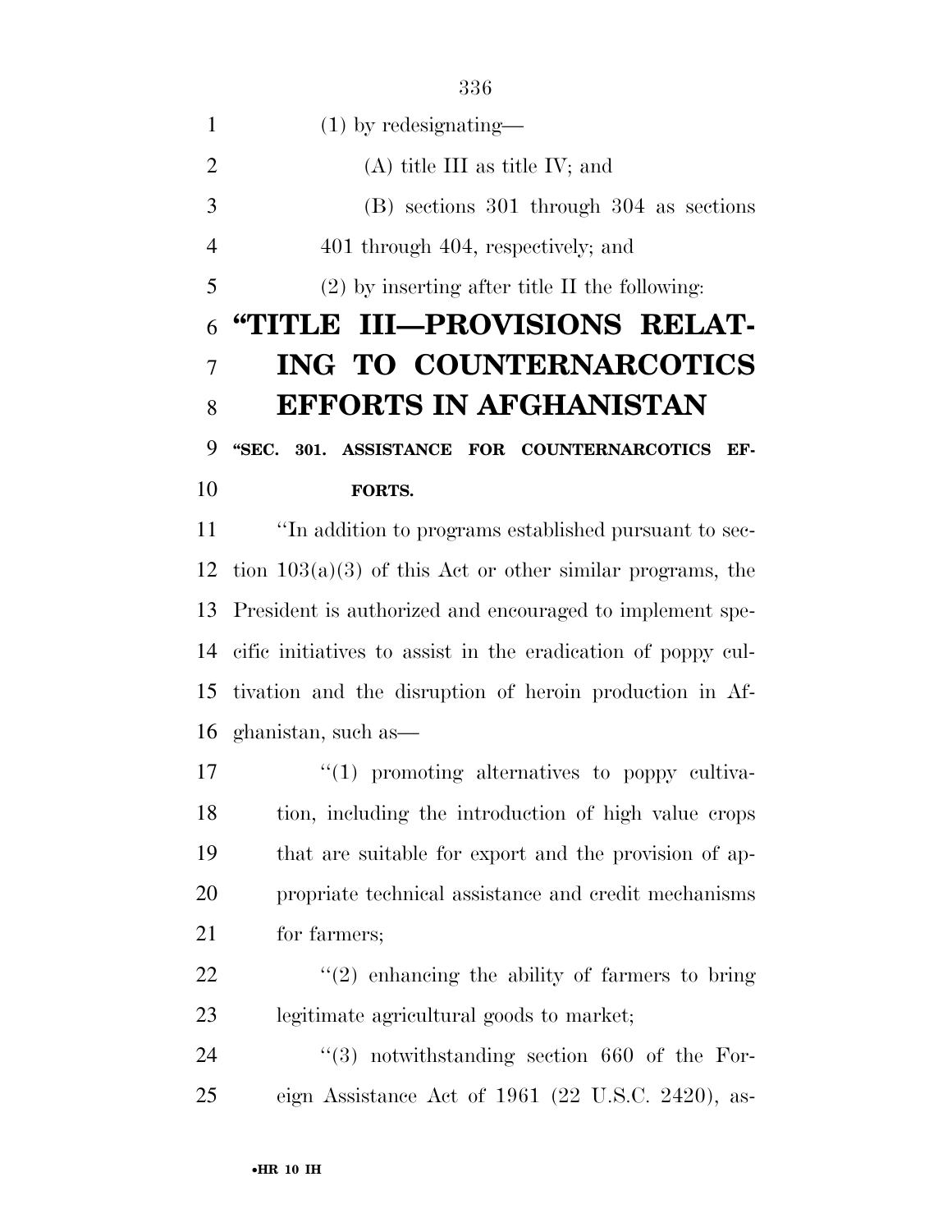(1) by redesignating—

(A) title III as title IV; and

(B) sections 301 through 304 as sections 401 through 404, respectively; and

(2) by inserting after title II the following:

# "TITLE III—PROVISIONS RELATING TO COUNTERNARCOTICS EFFORTS IN AFGHANISTAN

### "SEC. 301. ASSISTANCE FOR COUNTERNARCOTICS EFFORTS.

"In addition to programs established pursuant to section 103(a)(3) of this Act or other similar programs, the President is authorized and encouraged to implement specific initiatives to assist in the eradication of poppy cultivation and the disruption of heroin production in Afghanistan, such as—

"(1) promoting alternatives to poppy cultivation, including the introduction of high value crops that are suitable for export and the provision of appropriate technical assistance and credit mechanisms for farmers;

"(2) enhancing the ability of farmers to bring legitimate agricultural goods to market;

"(3) notwithstanding section 660 of the Foreign Assistance Act of 1961 (22 U.S.C. 2420), as-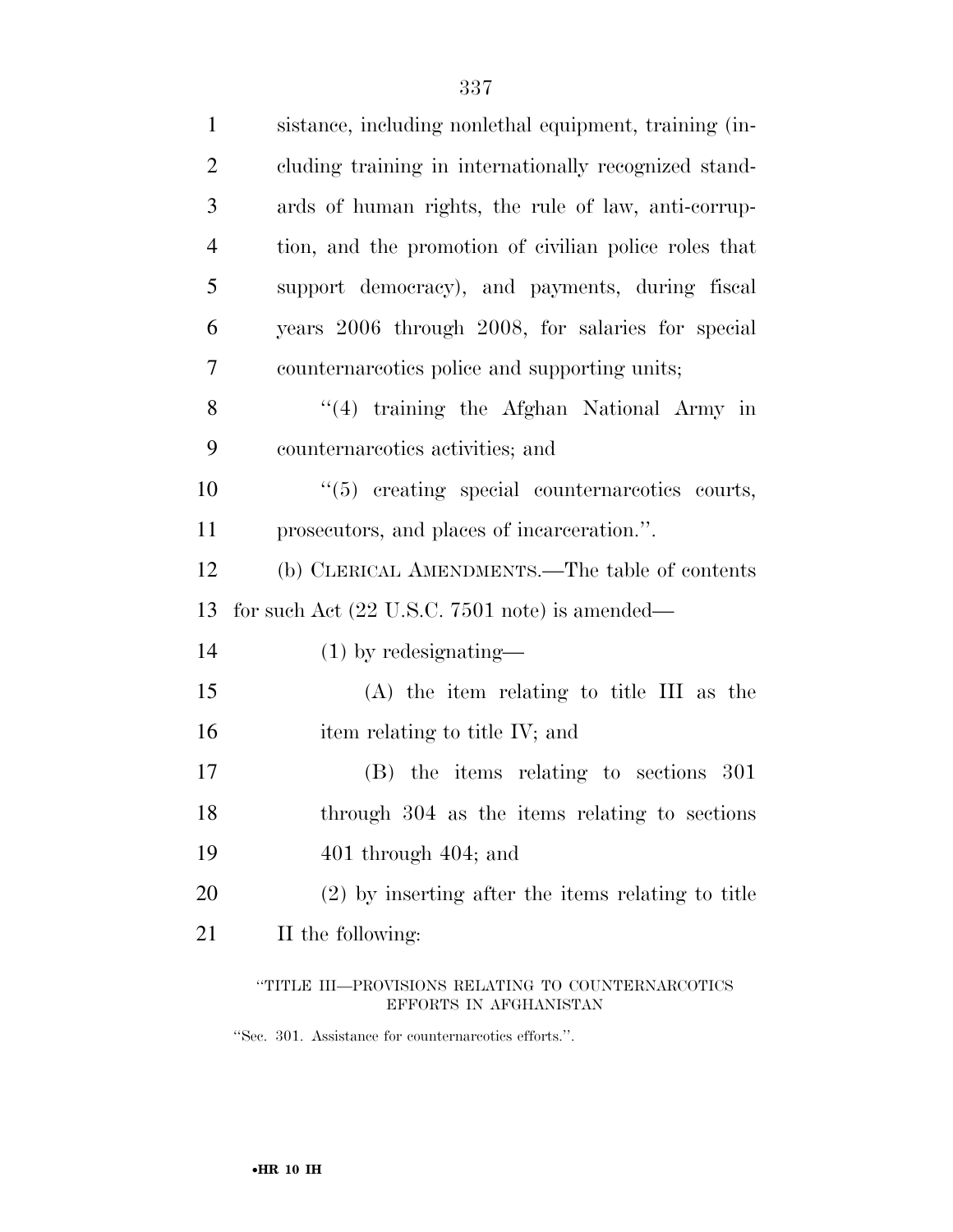sistance, including nonlethal equipment, training (including training in internationally recognized standards of human rights, the rule of law, anti-corruption, and the promotion of civilian police roles that support democracy), and payments, during fiscal years 2006 through 2008, for salaries for special counternarcotics police and supporting units;

"(4) training the Afghan National Army in counternarcotics activities; and

"(5) creating special counternarcotics courts, prosecutors, and places of incarceration.".

(b) CLERICAL AMENDMENTS.—The table of contents for such Act (22 U.S.C. 7501 note) is amended—

(1) by redesignating—

(A) the item relating to title III as the item relating to title IV; and

(B) the items relating to sections 301 through 304 as the items relating to sections 401 through 404; and

(2) by inserting after the items relating to title II the following:

"TITLE III—PROVISIONS RELATING TO COUNTERNARCOTICS EFFORTS IN AFGHANISTAN

"Sec. 301. Assistance for counternarcotics efforts.".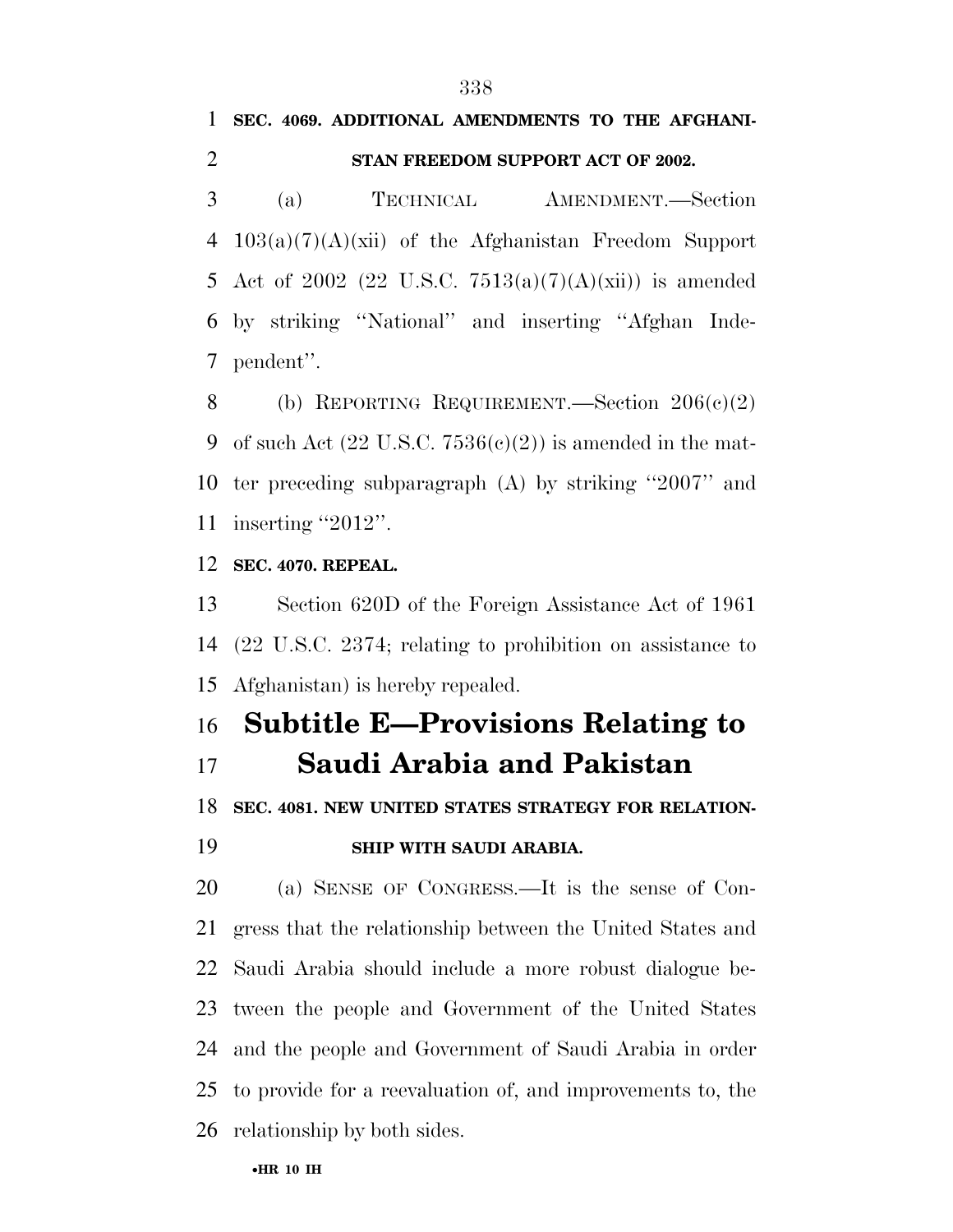**SEC. 4069. ADDITIONAL AMENDMENTS TO THE AFGHANISTAN FREEDOM SUPPORT ACT OF 2002.**

(a) TECHNICAL AMENDMENT.—Section 103(a)(7)(A)(xii) of the Afghanistan Freedom Support Act of 2002 (22 U.S.C. 7513(a)(7)(A)(xii)) is amended by striking ''National'' and inserting ''Afghan Independent''.

(b) REPORTING REQUIREMENT.—Section 206(c)(2) of such Act (22 U.S.C. 7536(c)(2)) is amended in the matter preceding subparagraph (A) by striking ''2007'' and inserting ''2012''.

**SEC. 4070. REPEAL.**

Section 620D of the Foreign Assistance Act of 1961 (22 U.S.C. 2374; relating to prohibition on assistance to Afghanistan) is hereby repealed.

# Subtitle E—Provisions Relating to Saudi Arabia and Pakistan

**SEC. 4081. NEW UNITED STATES STRATEGY FOR RELATIONSHIP WITH SAUDI ARABIA.**

(a) SENSE OF CONGRESS.—It is the sense of Congress that the relationship between the United States and Saudi Arabia should include a more robust dialogue between the people and Government of the United States and the people and Government of Saudi Arabia in order to provide for a reevaluation of, and improvements to, the relationship by both sides.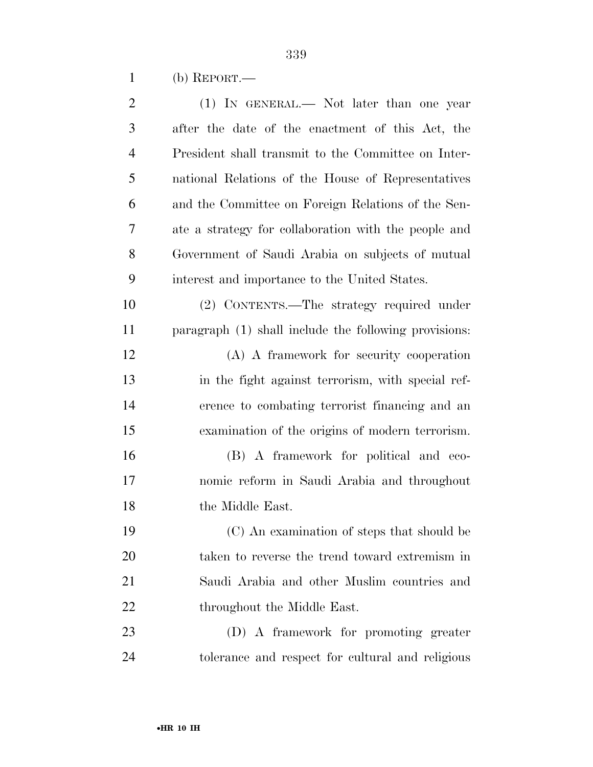(b) REPORT.—

(1) IN GENERAL.— Not later than one year after the date of the enactment of this Act, the President shall transmit to the Committee on International Relations of the House of Representatives and the Committee on Foreign Relations of the Senate a strategy for collaboration with the people and Government of Saudi Arabia on subjects of mutual interest and importance to the United States.

(2) CONTENTS.—The strategy required under paragraph (1) shall include the following provisions:

(A) A framework for security cooperation in the fight against terrorism, with special reference to combating terrorist financing and an examination of the origins of modern terrorism.

(B) A framework for political and economic reform in Saudi Arabia and throughout the Middle East.

(C) An examination of steps that should be taken to reverse the trend toward extremism in Saudi Arabia and other Muslim countries and throughout the Middle East.

(D) A framework for promoting greater tolerance and respect for cultural and religious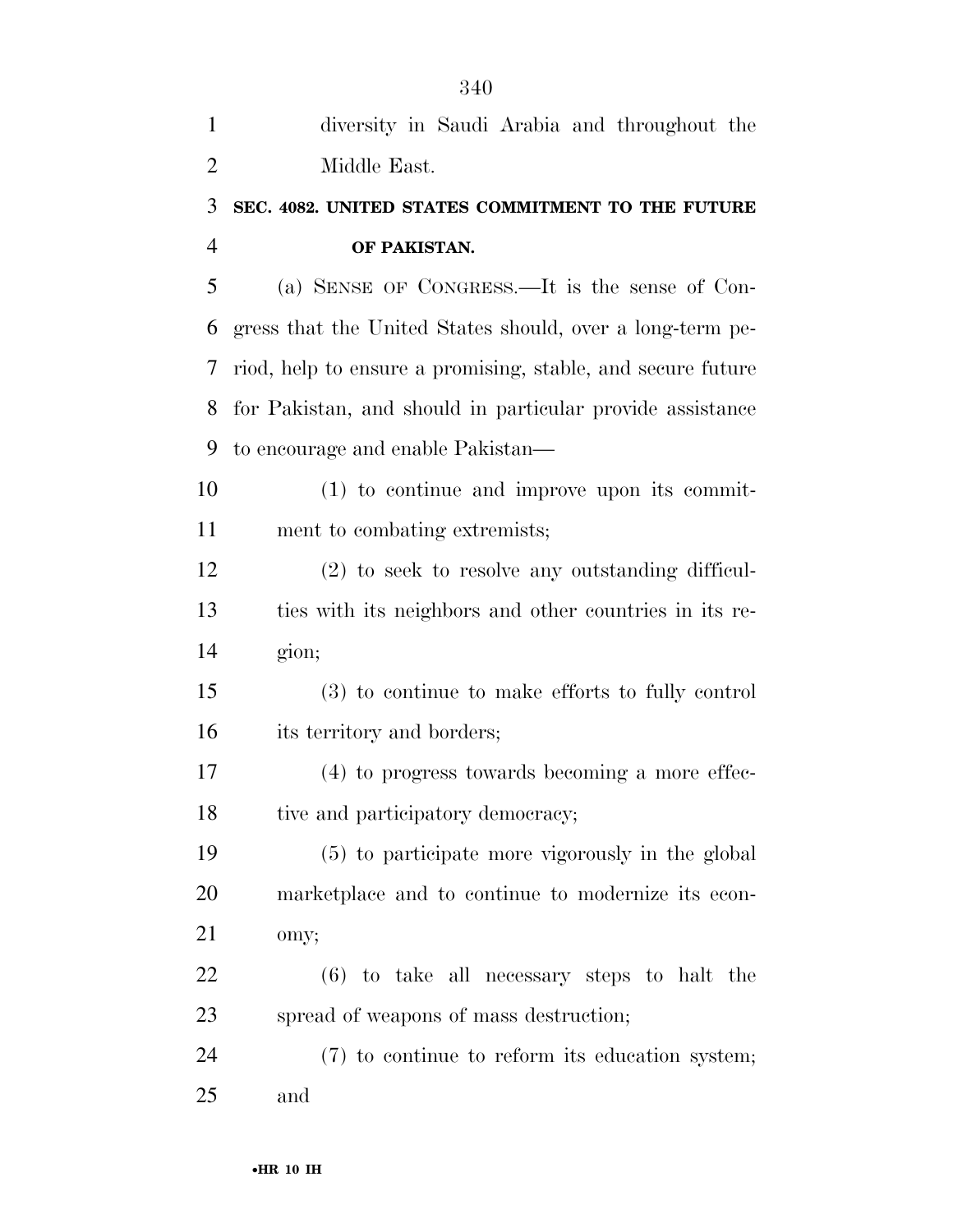diversity in Saudi Arabia and throughout the Middle East.

## SEC. 4082. UNITED STATES COMMITMENT TO THE FUTURE OF PAKISTAN.

(a) SENSE OF CONGRESS.—It is the sense of Congress that the United States should, over a long-term period, help to ensure a promising, stable, and secure future for Pakistan, and should in particular provide assistance to encourage and enable Pakistan—

(1) to continue and improve upon its commitment to combating extremists;

(2) to seek to resolve any outstanding difficulties with its neighbors and other countries in its region;

(3) to continue to make efforts to fully control its territory and borders;

(4) to progress towards becoming a more effective and participatory democracy;

(5) to participate more vigorously in the global marketplace and to continue to modernize its economy;

(6) to take all necessary steps to halt the spread of weapons of mass destruction;

(7) to continue to reform its education system; and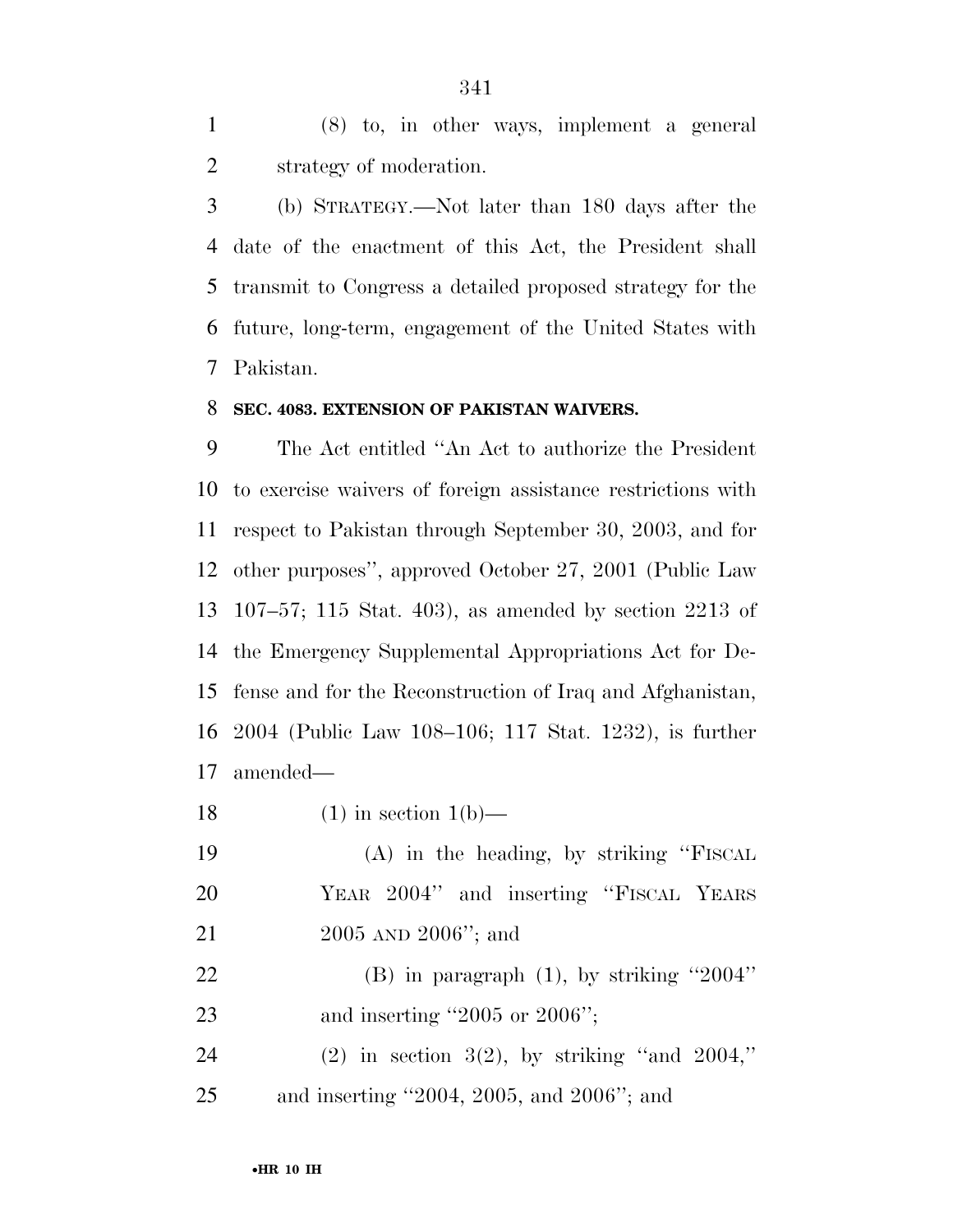(8) to, in other ways, implement a general strategy of moderation.

(b) STRATEGY.—Not later than 180 days after the date of the enactment of this Act, the President shall transmit to Congress a detailed proposed strategy for the future, long-term, engagement of the United States with Pakistan.

**SEC. 4083. EXTENSION OF PAKISTAN WAIVERS.**

The Act entitled ''An Act to authorize the President to exercise waivers of foreign assistance restrictions with respect to Pakistan through September 30, 2003, and for other purposes'', approved October 27, 2001 (Public Law 107–57; 115 Stat. 403), as amended by section 2213 of the Emergency Supplemental Appropriations Act for Defense and for the Reconstruction of Iraq and Afghanistan, 2004 (Public Law 108–106; 117 Stat. 1232), is further amended—

(1) in section 1(b)—

(A) in the heading, by striking ''FISCAL YEAR 2004'' and inserting ''FISCAL YEARS 2005 AND 2006''; and

(B) in paragraph (1), by striking ''2004'' and inserting ''2005 or 2006'';

(2) in section 3(2), by striking ''and 2004,'' and inserting ''2004, 2005, and 2006''; and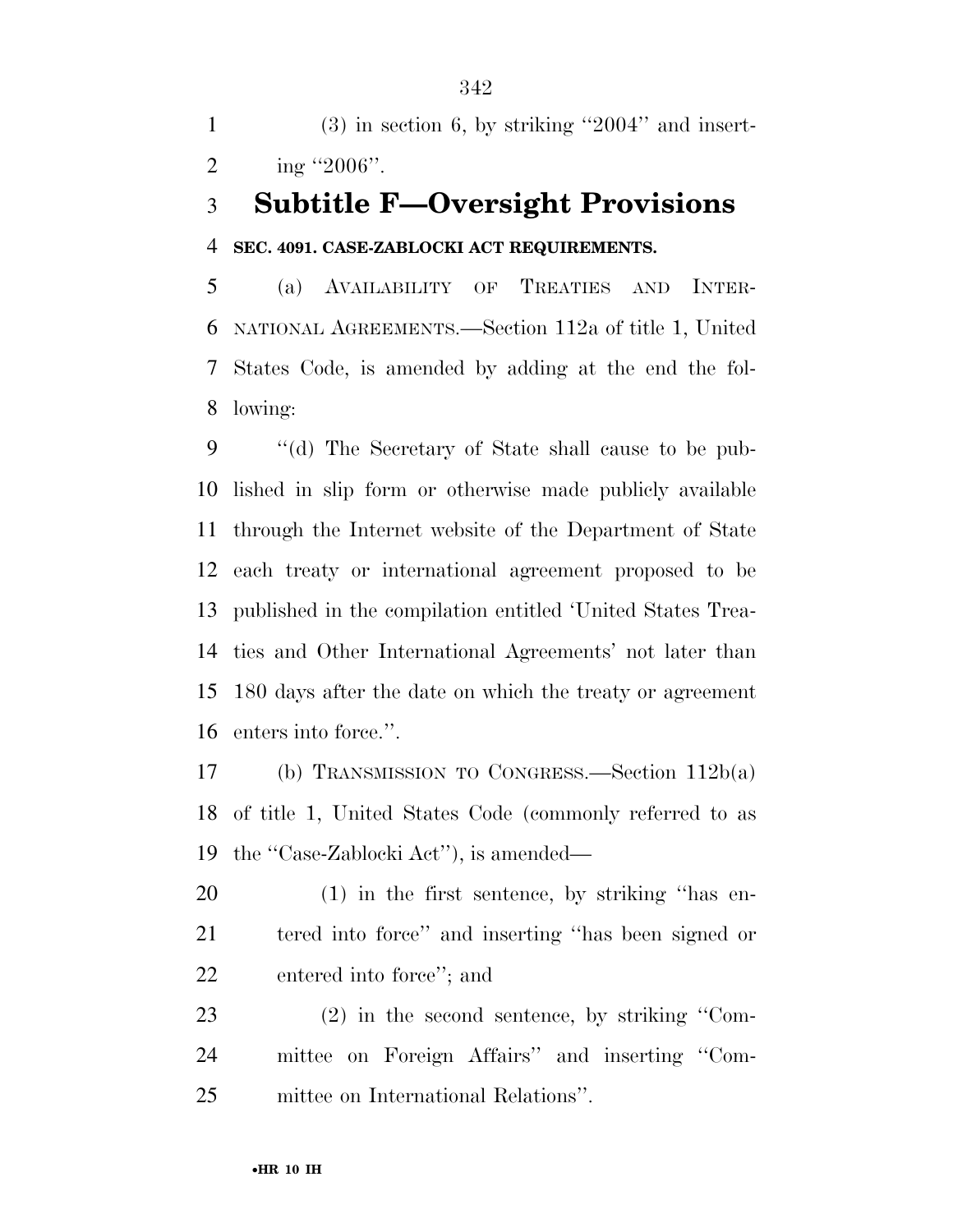(3) in section 6, by striking ''2004'' and inserting ''2006''.

## Subtitle F—Oversight Provisions

**SEC. 4091. CASE-ZABLOCKI ACT REQUIREMENTS.**

(a) AVAILABILITY OF TREATIES AND INTERNATIONAL AGREEMENTS.—Section 112a of title 1, United States Code, is amended by adding at the end the following:

''(d) The Secretary of State shall cause to be published in slip form or otherwise made publicly available through the Internet website of the Department of State each treaty or international agreement proposed to be published in the compilation entitled 'United States Treaties and Other International Agreements' not later than 180 days after the date on which the treaty or agreement enters into force.''.

(b) TRANSMISSION TO CONGRESS.—Section 112b(a) of title 1, United States Code (commonly referred to as the ''Case-Zablocki Act''), is amended—

(1) in the first sentence, by striking ''has entered into force'' and inserting ''has been signed or entered into force''; and

(2) in the second sentence, by striking ''Committee on Foreign Affairs'' and inserting ''Committee on International Relations''.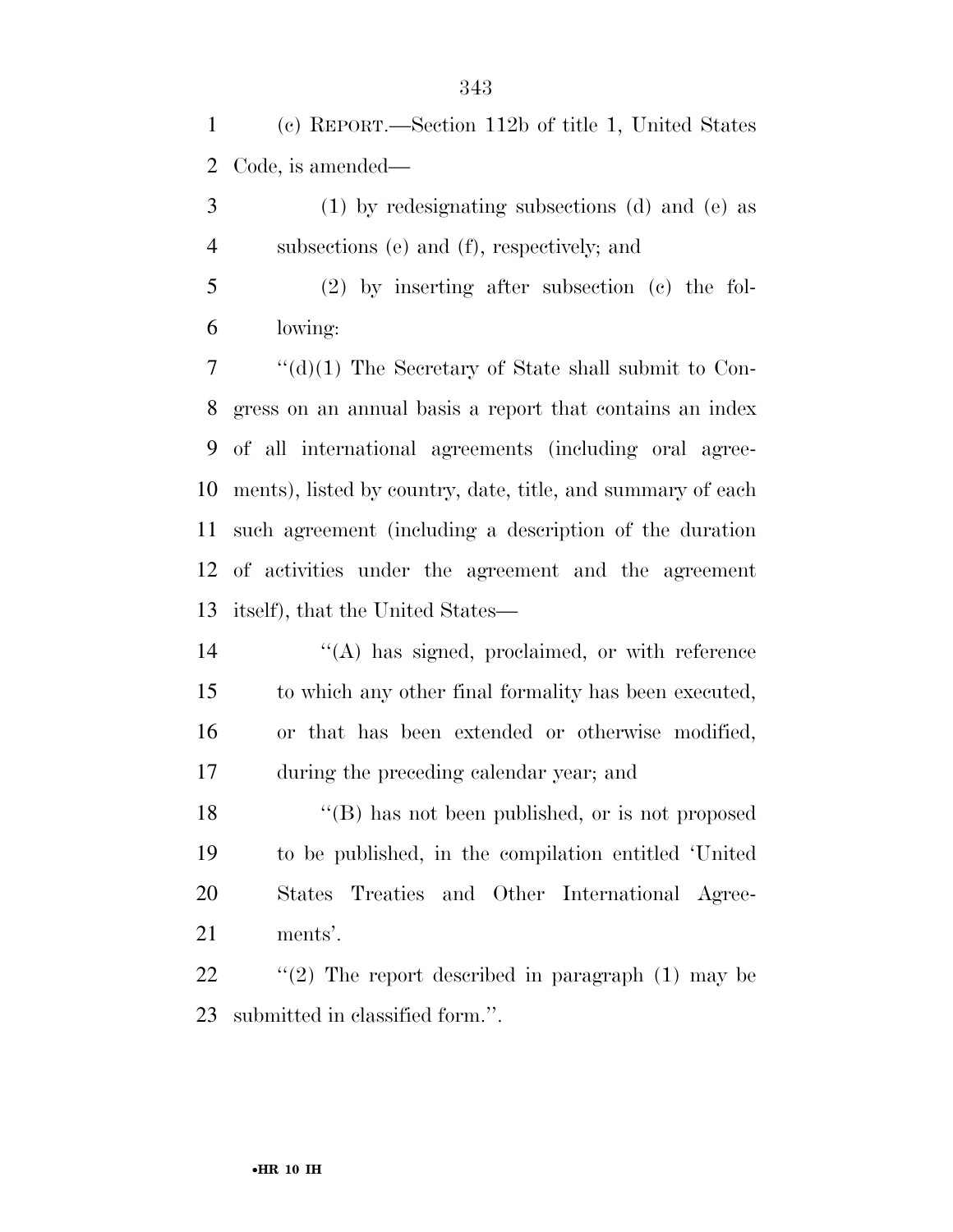(c) REPORT.—Section 112b of title 1, United States Code, is amended—

(1) by redesignating subsections (d) and (e) as subsections (e) and (f), respectively; and

(2) by inserting after subsection (c) the following:

"(d)(1) The Secretary of State shall submit to Congress on an annual basis a report that contains an index of all international agreements (including oral agreements), listed by country, date, title, and summary of each such agreement (including a description of the duration of activities under the agreement and the agreement itself), that the United States—

"(A) has signed, proclaimed, or with reference to which any other final formality has been executed, or that has been extended or otherwise modified, during the preceding calendar year; and

"(B) has not been published, or is not proposed to be published, in the compilation entitled 'United States Treaties and Other International Agreements'.

"(2) The report described in paragraph (1) may be submitted in classified form.".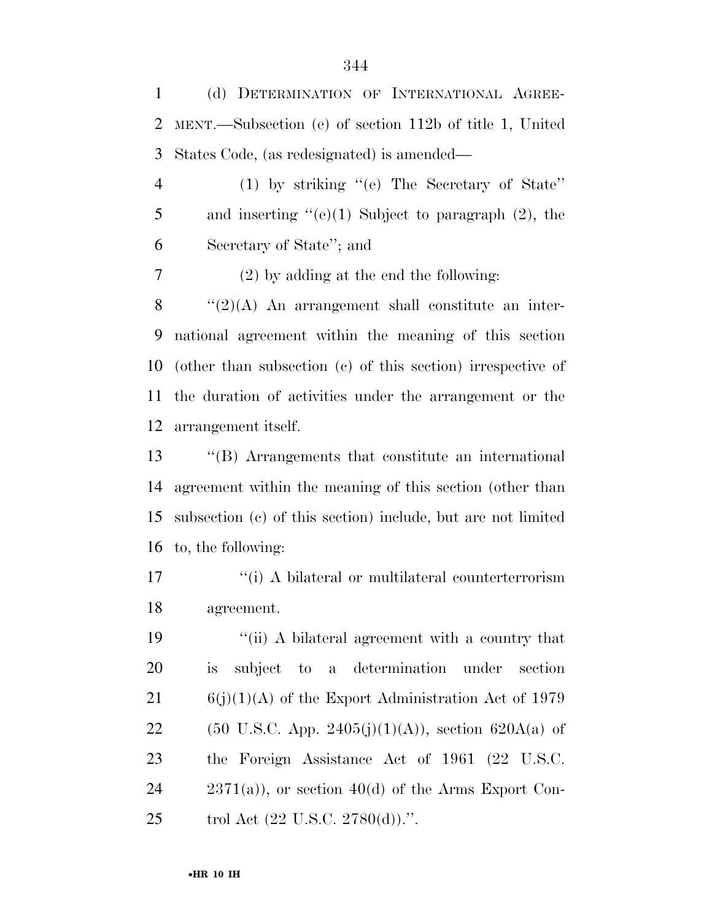(d) DETERMINATION OF INTERNATIONAL AGREEMENT.—Subsection (e) of section 112b of title 1, United States Code, (as redesignated) is amended—

(1) by striking "(e) The Secretary of State" and inserting "(e)(1) Subject to paragraph (2), the Secretary of State"; and

(2) by adding at the end the following:

"(2)(A) An arrangement shall constitute an international agreement within the meaning of this section (other than subsection (c) of this section) irrespective of the duration of activities under the arrangement or the arrangement itself.

"(B) Arrangements that constitute an international agreement within the meaning of this section (other than subsection (c) of this section) include, but are not limited to, the following:

"(i) A bilateral or multilateral counterterrorism agreement.

"(ii) A bilateral agreement with a country that is subject to a determination under section 6(j)(1)(A) of the Export Administration Act of 1979 (50 U.S.C. App. 2405(j)(1)(A)), section 620A(a) of the Foreign Assistance Act of 1961 (22 U.S.C. 2371(a)), or section 40(d) of the Arms Export Control Act (22 U.S.C. 2780(d)).".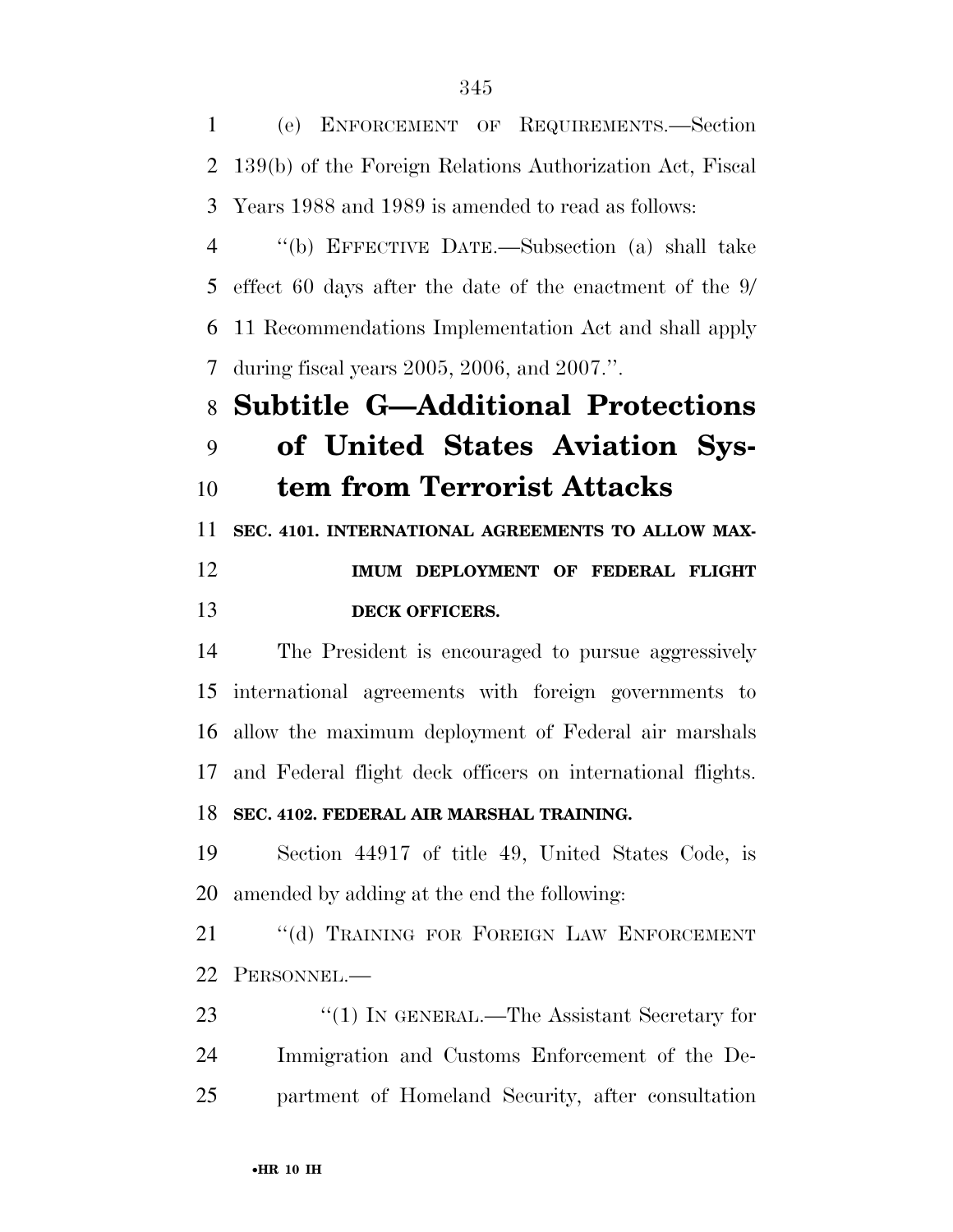(e) ENFORCEMENT OF REQUIREMENTS.—Section 139(b) of the Foreign Relations Authorization Act, Fiscal Years 1988 and 1989 is amended to read as follows:

''(b) EFFECTIVE DATE.—Subsection (a) shall take effect 60 days after the date of the enactment of the 9/11 Recommendations Implementation Act and shall apply during fiscal years 2005, 2006, and 2007.''.

## Subtitle G—Additional Protections of United States Aviation System from Terrorist Attacks

**SEC. 4101. INTERNATIONAL AGREEMENTS TO ALLOW MAXIMUM DEPLOYMENT OF FEDERAL FLIGHT DECK OFFICERS.**

The President is encouraged to pursue aggressively international agreements with foreign governments to allow the maximum deployment of Federal air marshals and Federal flight deck officers on international flights.

**SEC. 4102. FEDERAL AIR MARSHAL TRAINING.**

Section 44917 of title 49, United States Code, is amended by adding at the end the following:

''(d) TRAINING FOR FOREIGN LAW ENFORCEMENT PERSONNEL.—

''(1) IN GENERAL.—The Assistant Secretary for Immigration and Customs Enforcement of the Department of Homeland Security, after consultation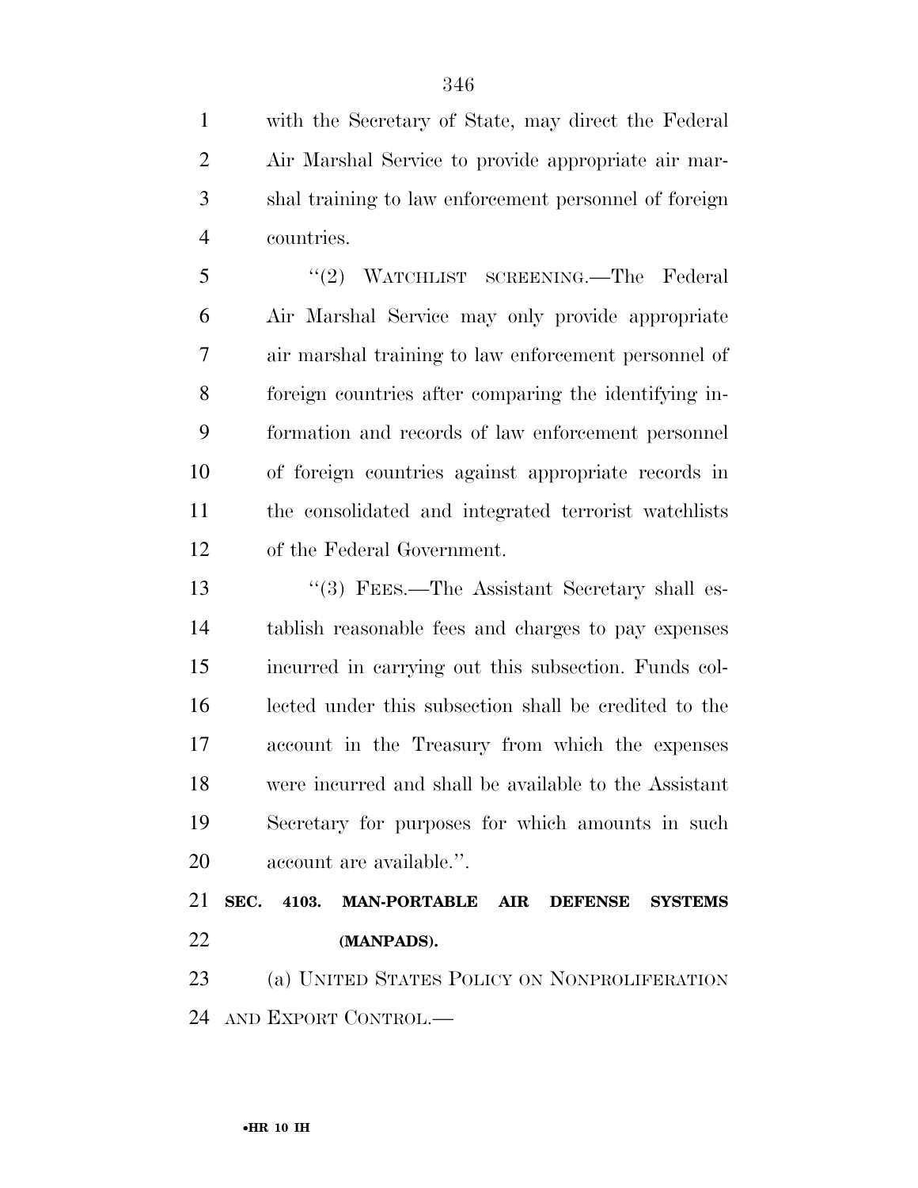with the Secretary of State, may direct the Federal Air Marshal Service to provide appropriate air marshal training to law enforcement personnel of foreign countries.

''(2) WATCHLIST SCREENING.—The Federal Air Marshal Service may only provide appropriate air marshal training to law enforcement personnel of foreign countries after comparing the identifying information and records of law enforcement personnel of foreign countries against appropriate records in the consolidated and integrated terrorist watchlists of the Federal Government.

''(3) FEES.—The Assistant Secretary shall establish reasonable fees and charges to pay expenses incurred in carrying out this subsection. Funds collected under this subsection shall be credited to the account in the Treasury from which the expenses were incurred and shall be available to the Assistant Secretary for purposes for which amounts in such account are available.''.

**SEC. 4103. MAN-PORTABLE AIR DEFENSE SYSTEMS (MANPADS).**

(a) UNITED STATES POLICY ON NONPROLIFERATION AND EXPORT CONTROL.—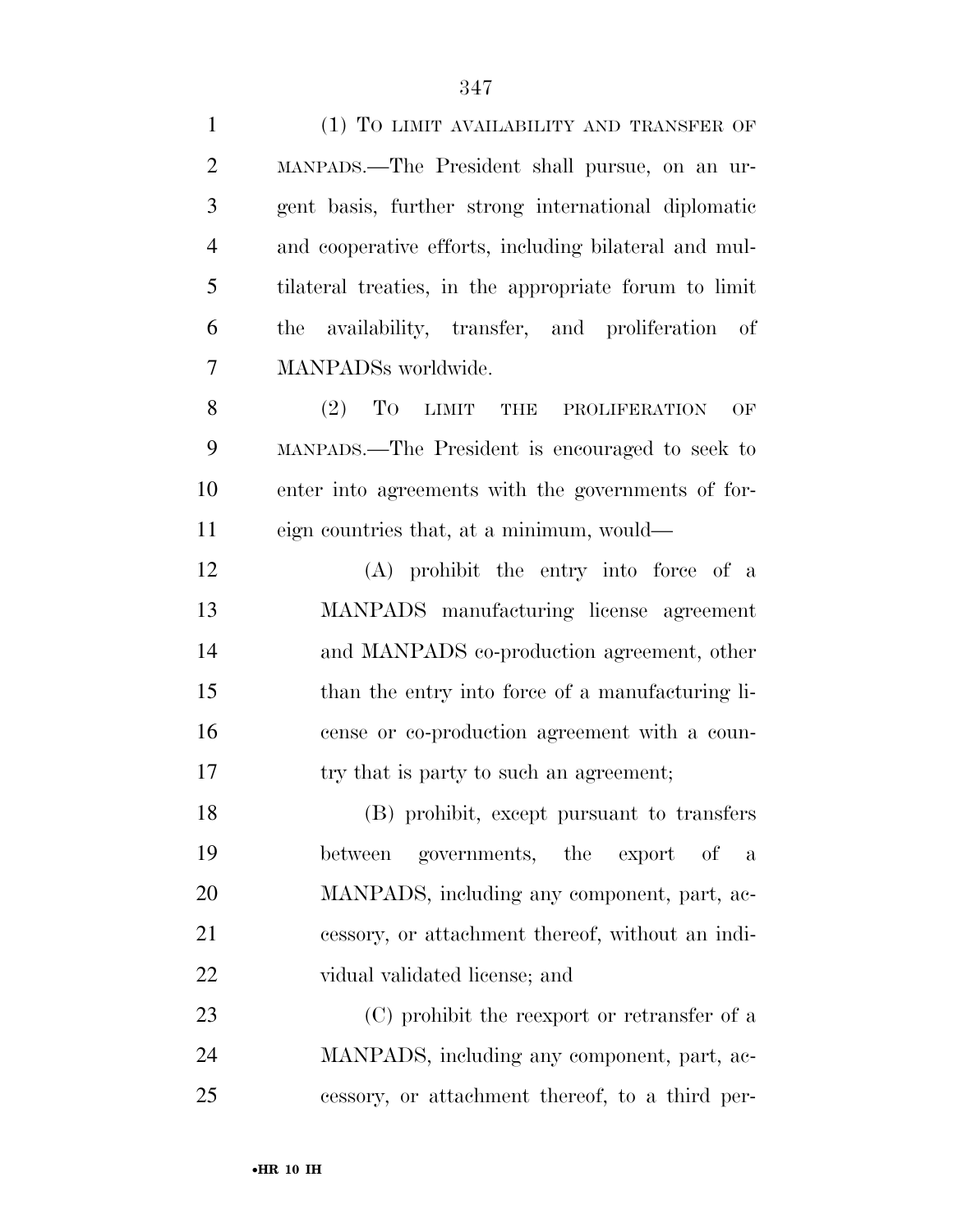(1) To limit availability and transfer of MANPADS.—The President shall pursue, on an urgent basis, further strong international diplomatic and cooperative efforts, including bilateral and multilateral treaties, in the appropriate forum to limit the availability, transfer, and proliferation of MANPADSs worldwide.

(2) To limit the proliferation of MANPADS.—The President is encouraged to seek to enter into agreements with the governments of foreign countries that, at a minimum, would—

(A) prohibit the entry into force of a MANPADS manufacturing license agreement and MANPADS co-production agreement, other than the entry into force of a manufacturing license or co-production agreement with a country that is party to such an agreement;

(B) prohibit, except pursuant to transfers between governments, the export of a MANPADS, including any component, part, accessory, or attachment thereof, without an individual validated license; and

(C) prohibit the reexport or retransfer of a MANPADS, including any component, part, accessory, or attachment thereof, to a third per-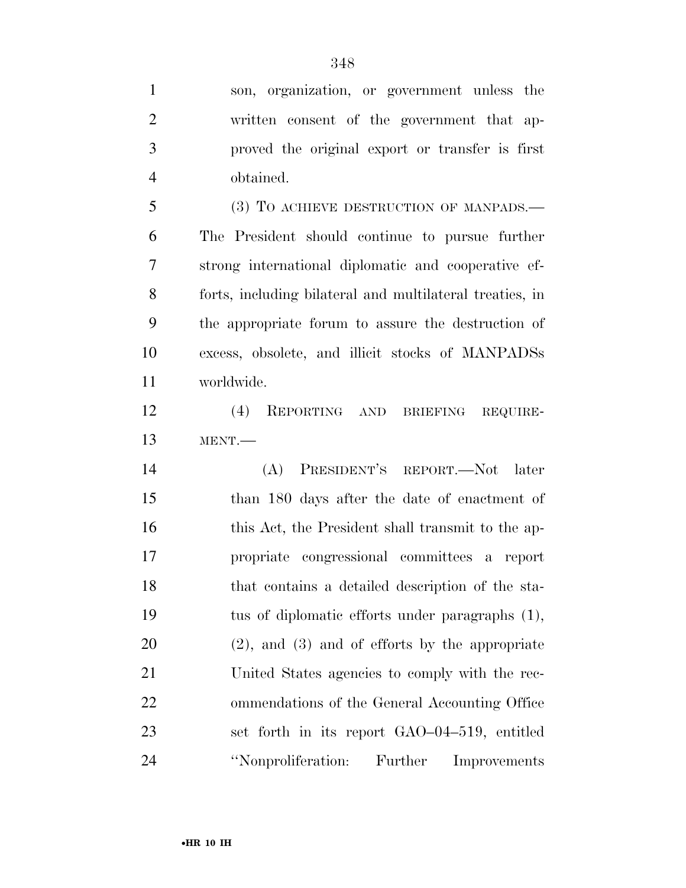son, organization, or government unless the written consent of the government that approved the original export or transfer is first obtained.

(3) TO ACHIEVE DESTRUCTION OF MANPADS.—The President should continue to pursue further strong international diplomatic and cooperative efforts, including bilateral and multilateral treaties, in the appropriate forum to assure the destruction of excess, obsolete, and illicit stocks of MANPADSs worldwide.

(4) REPORTING AND BRIEFING REQUIREMENT.—

(A) PRESIDENT'S REPORT.—Not later than 180 days after the date of enactment of this Act, the President shall transmit to the appropriate congressional committees a report that contains a detailed description of the status of diplomatic efforts under paragraphs (1), (2), and (3) and of efforts by the appropriate United States agencies to comply with the recommendations of the General Accounting Office set forth in its report GAO–04–519, entitled ''Nonproliferation: Further Improvements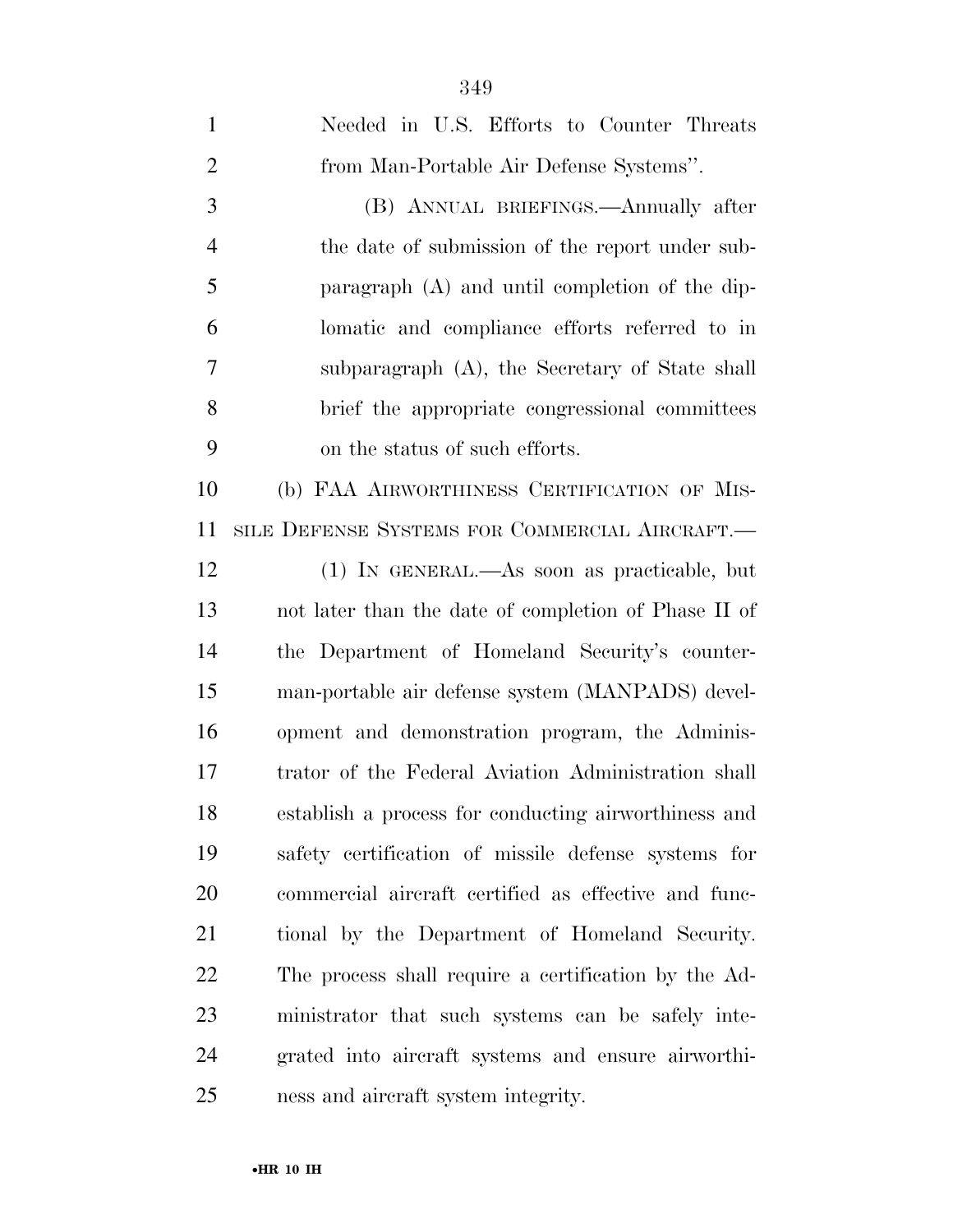Needed in U.S. Efforts to Counter Threats from Man-Portable Air Defense Systems''.

(B) ANNUAL BRIEFINGS.—Annually after the date of submission of the report under subparagraph (A) and until completion of the diplomatic and compliance efforts referred to in subparagraph (A), the Secretary of State shall brief the appropriate congressional committees on the status of such efforts.

(b) FAA AIRWORTHINESS CERTIFICATION OF MISSILE DEFENSE SYSTEMS FOR COMMERCIAL AIRCRAFT.—

(1) IN GENERAL.—As soon as practicable, but not later than the date of completion of Phase II of the Department of Homeland Security's counter-man-portable air defense system (MANPADS) development and demonstration program, the Administrator of the Federal Aviation Administration shall establish a process for conducting airworthiness and safety certification of missile defense systems for commercial aircraft certified as effective and functional by the Department of Homeland Security. The process shall require a certification by the Administrator that such systems can be safely integrated into aircraft systems and ensure airworthiness and aircraft system integrity.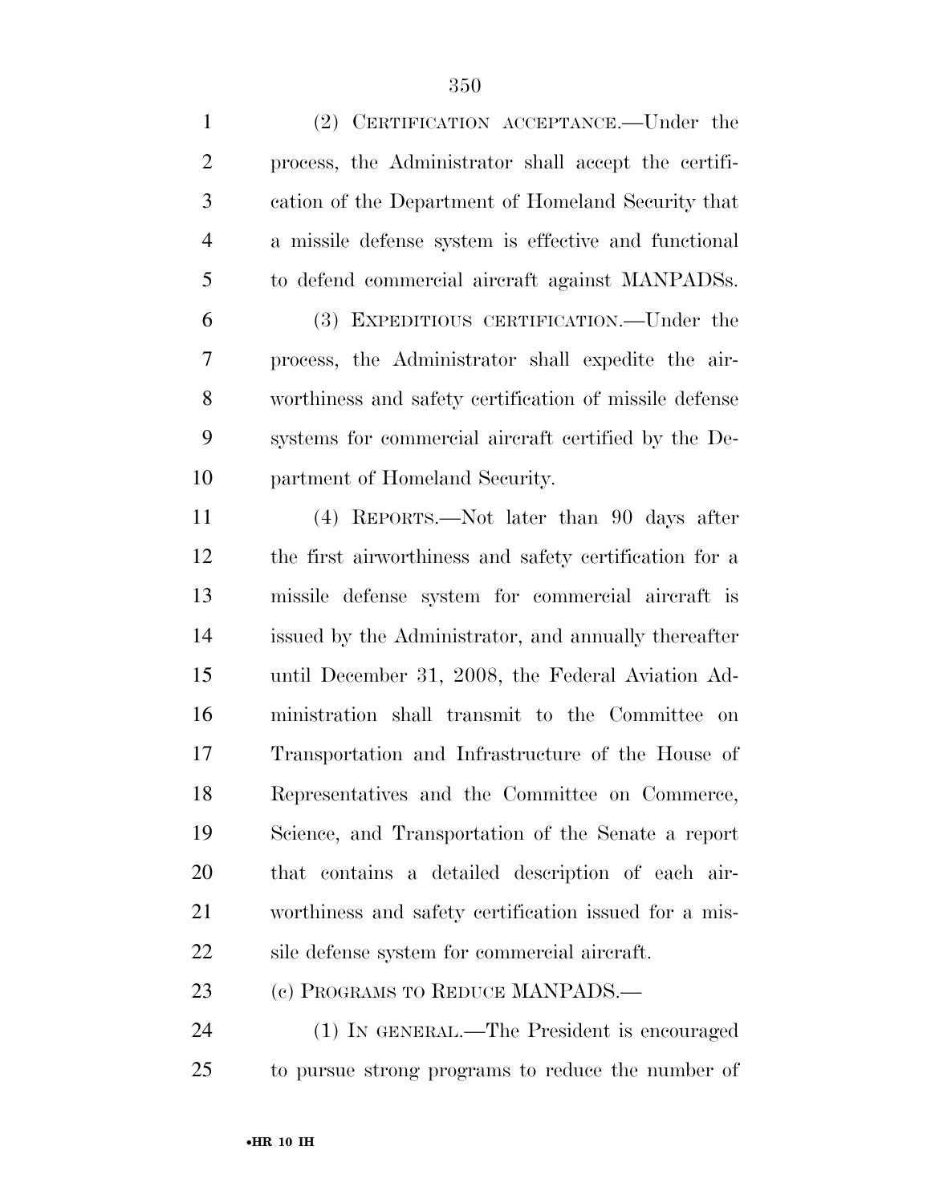(2) CERTIFICATION ACCEPTANCE.—Under the process, the Administrator shall accept the certification of the Department of Homeland Security that a missile defense system is effective and functional to defend commercial aircraft against MANPADSs.

(3) EXPEDITIOUS CERTIFICATION.—Under the process, the Administrator shall expedite the airworthiness and safety certification of missile defense systems for commercial aircraft certified by the Department of Homeland Security.

(4) REPORTS.—Not later than 90 days after the first airworthiness and safety certification for a missile defense system for commercial aircraft is issued by the Administrator, and annually thereafter until December 31, 2008, the Federal Aviation Administration shall transmit to the Committee on Transportation and Infrastructure of the House of Representatives and the Committee on Commerce, Science, and Transportation of the Senate a report that contains a detailed description of each airworthiness and safety certification issued for a missile defense system for commercial aircraft.

(c) PROGRAMS TO REDUCE MANPADS.—

(1) IN GENERAL.—The President is encouraged to pursue strong programs to reduce the number of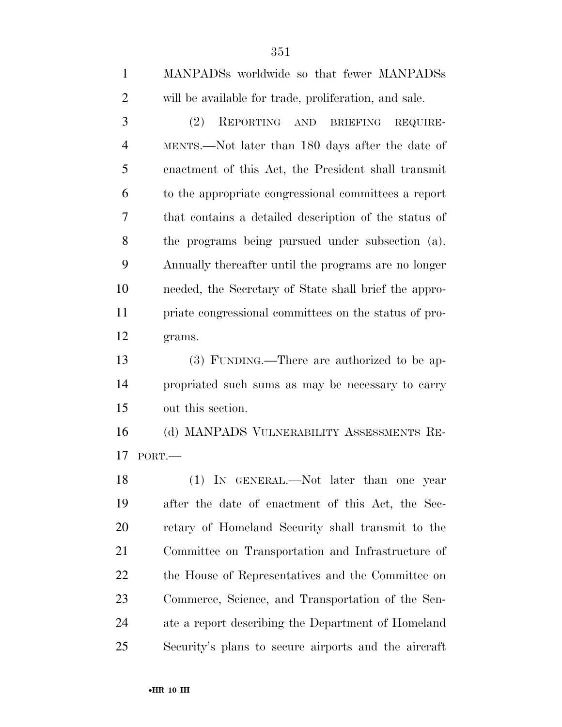MANPADSs worldwide so that fewer MANPADSs will be available for trade, proliferation, and sale.

(2) REPORTING AND BRIEFING REQUIREMENTS.—Not later than 180 days after the date of enactment of this Act, the President shall transmit to the appropriate congressional committees a report that contains a detailed description of the status of the programs being pursued under subsection (a). Annually thereafter until the programs are no longer needed, the Secretary of State shall brief the appropriate congressional committees on the status of programs.

(3) FUNDING.—There are authorized to be appropriated such sums as may be necessary to carry out this section.

(d) MANPADS VULNERABILITY ASSESSMENTS REPORT.—

(1) IN GENERAL.—Not later than one year after the date of enactment of this Act, the Secretary of Homeland Security shall transmit to the Committee on Transportation and Infrastructure of the House of Representatives and the Committee on Commerce, Science, and Transportation of the Senate a report describing the Department of Homeland Security's plans to secure airports and the aircraft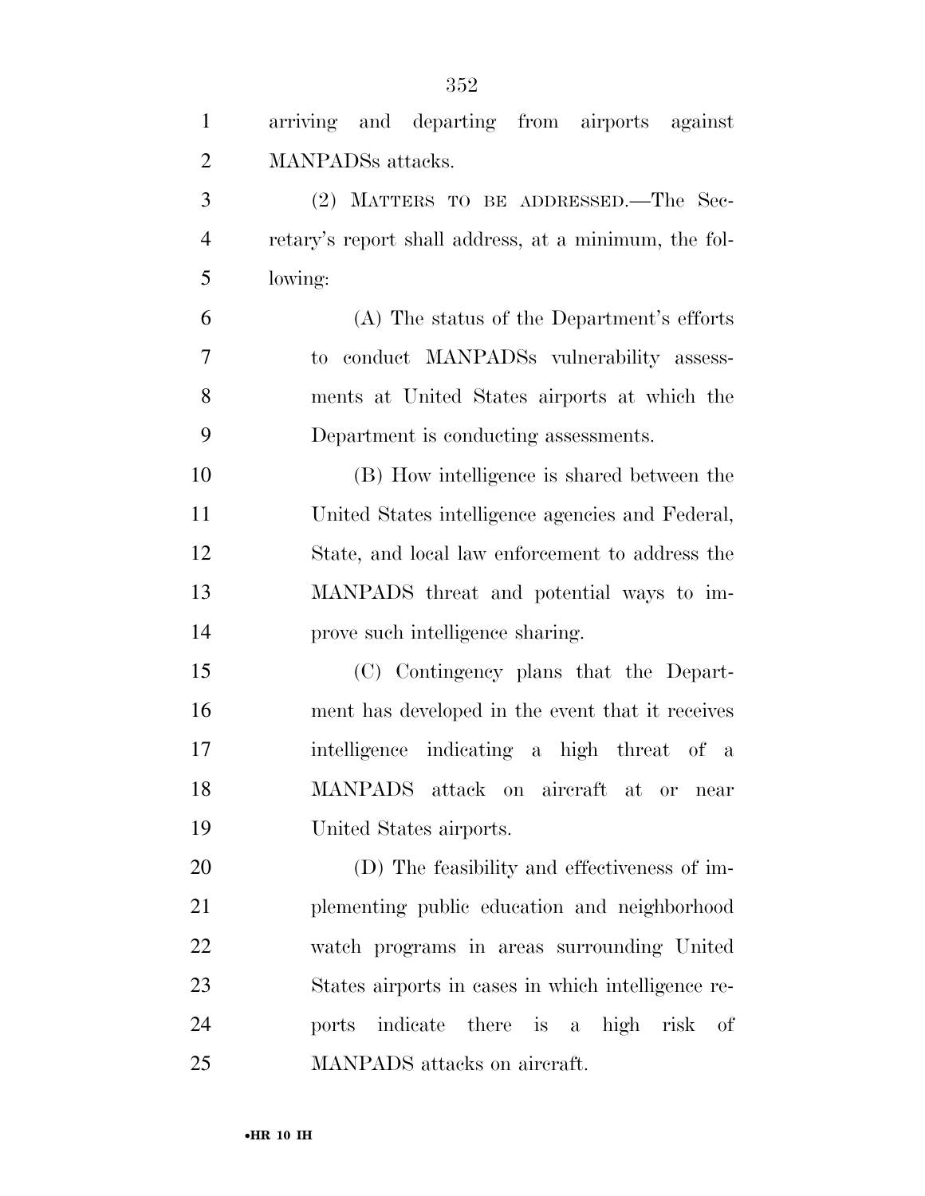arriving and departing from airports against MANPADSs attacks.

(2) MATTERS TO BE ADDRESSED.—The Secretary's report shall address, at a minimum, the following:

(A) The status of the Department's efforts to conduct MANPADSs vulnerability assessments at United States airports at which the Department is conducting assessments.

(B) How intelligence is shared between the United States intelligence agencies and Federal, State, and local law enforcement to address the MANPADS threat and potential ways to improve such intelligence sharing.

(C) Contingency plans that the Department has developed in the event that it receives intelligence indicating a high threat of a MANPADS attack on aircraft at or near United States airports.

(D) The feasibility and effectiveness of implementing public education and neighborhood watch programs in areas surrounding United States airports in cases in which intelligence reports indicate there is a high risk of MANPADS attacks on aircraft.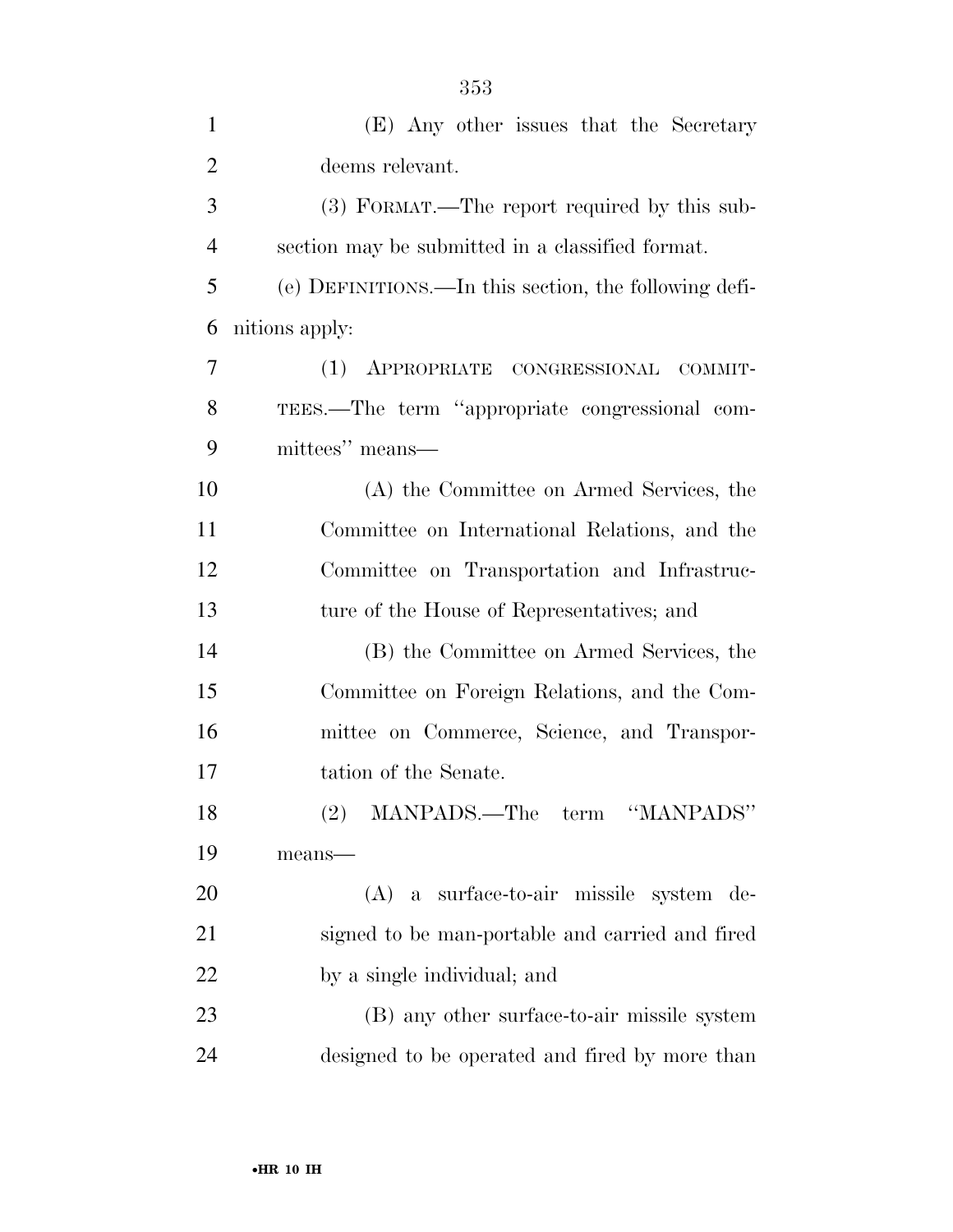(E) Any other issues that the Secretary deems relevant.

(3) FORMAT.—The report required by this subsection may be submitted in a classified format.

(e) DEFINITIONS.—In this section, the following definitions apply:

(1) APPROPRIATE CONGRESSIONAL COMMITTEES.—The term ''appropriate congressional committees'' means—

(A) the Committee on Armed Services, the Committee on International Relations, and the Committee on Transportation and Infrastructure of the House of Representatives; and

(B) the Committee on Armed Services, the Committee on Foreign Relations, and the Committee on Commerce, Science, and Transportation of the Senate.

(2) MANPADS.—The term ''MANPADS'' means—

(A) a surface-to-air missile system designed to be man-portable and carried and fired by a single individual; and

(B) any other surface-to-air missile system designed to be operated and fired by more than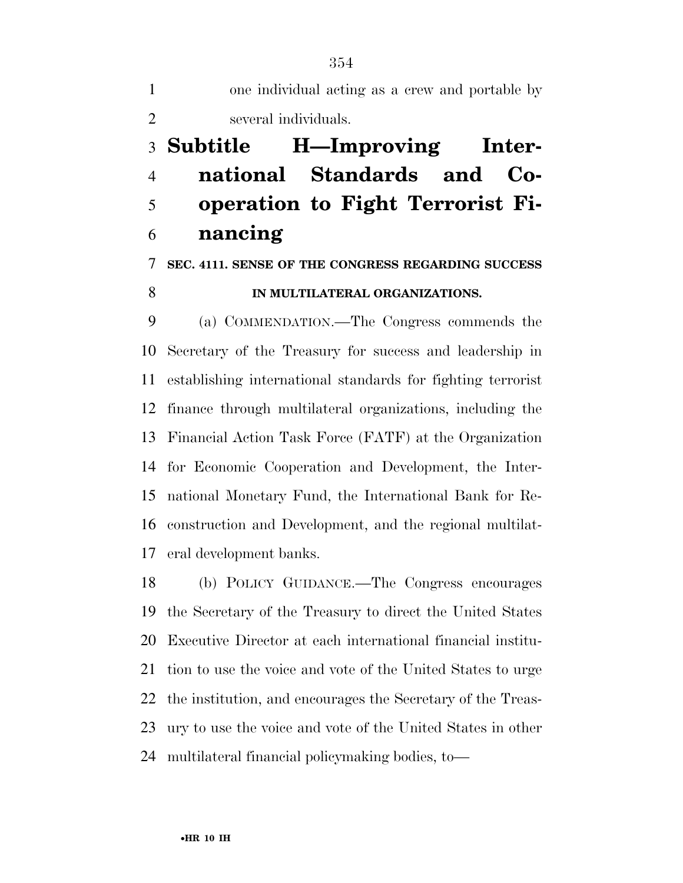one individual acting as a crew and portable by several individuals.

## Subtitle H—Improving International Standards and Cooperation to Fight Terrorist Financing

### SEC. 4111. SENSE OF THE CONGRESS REGARDING SUCCESS IN MULTILATERAL ORGANIZATIONS.

(a) COMMENDATION.—The Congress commends the Secretary of the Treasury for success and leadership in establishing international standards for fighting terrorist finance through multilateral organizations, including the Financial Action Task Force (FATF) at the Organization for Economic Cooperation and Development, the International Monetary Fund, the International Bank for Reconstruction and Development, and the regional multilateral development banks.

(b) POLICY GUIDANCE.—The Congress encourages the Secretary of the Treasury to direct the United States Executive Director at each international financial institution to use the voice and vote of the United States to urge the institution, and encourages the Secretary of the Treasury to use the voice and vote of the United States in other multilateral financial policymaking bodies, to—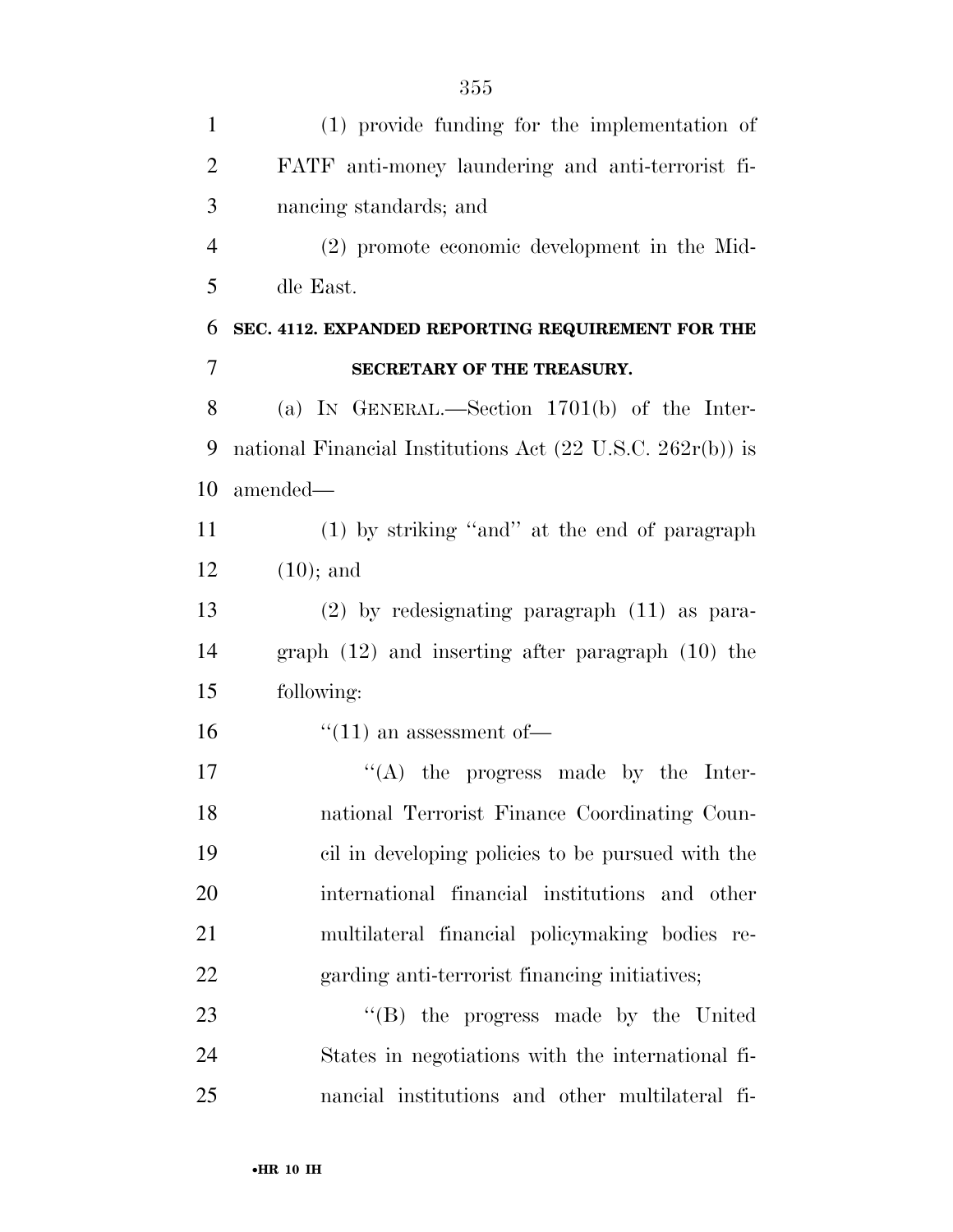(1) provide funding for the implementation of FATF anti-money laundering and anti-terrorist financing standards; and

(2) promote economic development in the Middle East.

**SEC. 4112. EXPANDED REPORTING REQUIREMENT FOR THE SECRETARY OF THE TREASURY.**

(a) IN GENERAL.—Section 1701(b) of the International Financial Institutions Act (22 U.S.C. 262r(b)) is amended—

(1) by striking ''and'' at the end of paragraph (10); and

(2) by redesignating paragraph (11) as paragraph (12) and inserting after paragraph (10) the following:

''(11) an assessment of—

''(A) the progress made by the International Terrorist Finance Coordinating Council in developing policies to be pursued with the international financial institutions and other multilateral financial policymaking bodies regarding anti-terrorist financing initiatives;

''(B) the progress made by the United States in negotiations with the international financial institutions and other multilateral fi-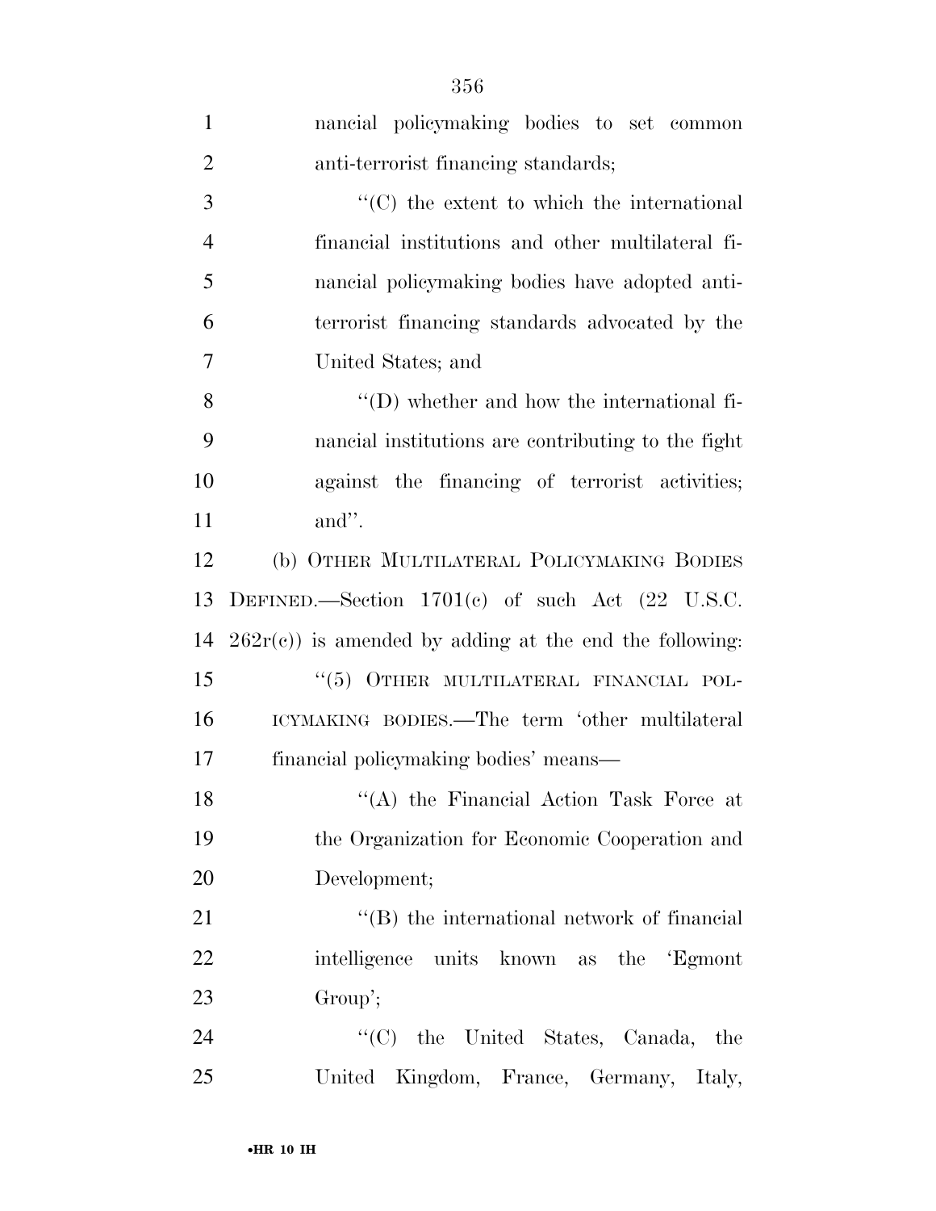nancial policymaking bodies to set common anti-terrorist financing standards;

''(C) the extent to which the international financial institutions and other multilateral financial policymaking bodies have adopted anti-terrorist financing standards advocated by the United States; and

''(D) whether and how the international financial institutions are contributing to the fight against the financing of terrorist activities; and''.

(b) OTHER MULTILATERAL POLICYMAKING BODIES DEFINED.—Section 1701(c) of such Act (22 U.S.C. 262r(c)) is amended by adding at the end the following:

''(5) OTHER MULTILATERAL FINANCIAL POLICYMAKING BODIES.—The term 'other multilateral financial policymaking bodies' means—

''(A) the Financial Action Task Force at the Organization for Economic Cooperation and Development;

''(B) the international network of financial intelligence units known as the 'Egmont Group';

''(C) the United States, Canada, the United Kingdom, France, Germany, Italy,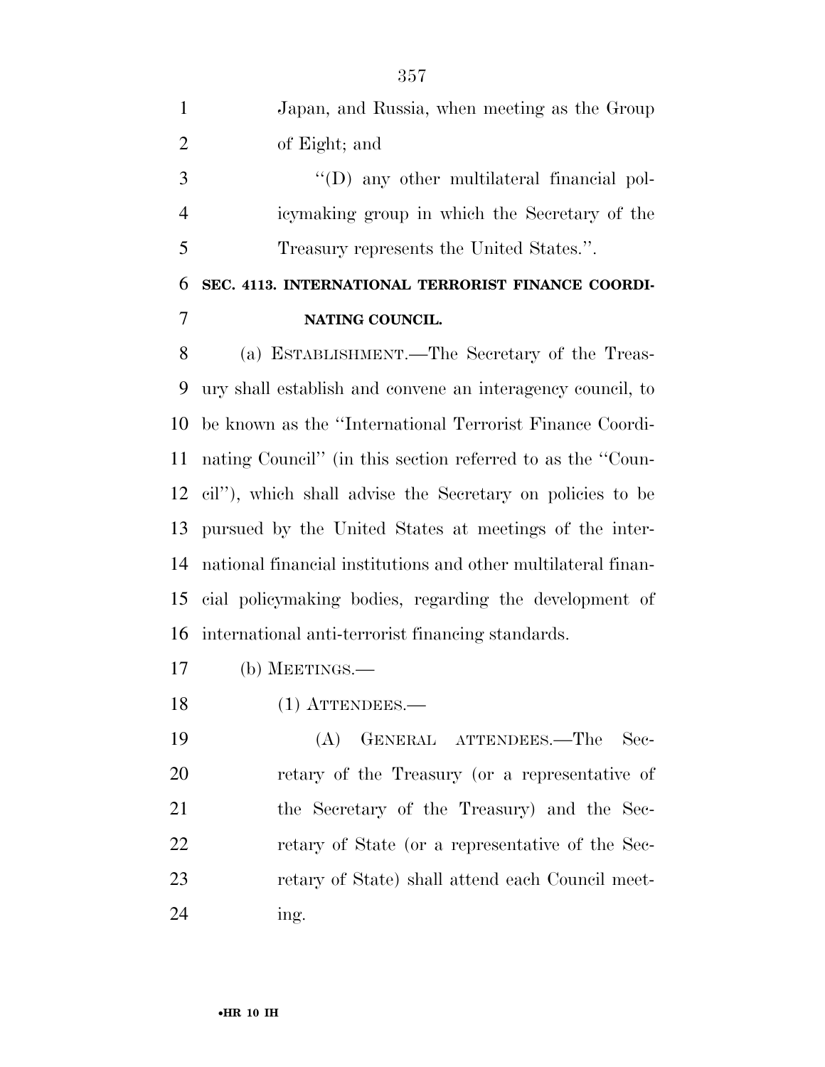Japan, and Russia, when meeting as the Group of Eight; and

"(D) any other multilateral financial policymaking group in which the Secretary of the Treasury represents the United States.".

**SEC. 4113. INTERNATIONAL TERRORIST FINANCE COORDINATING COUNCIL.**

(a) ESTABLISHMENT.—The Secretary of the Treasury shall establish and convene an interagency council, to be known as the "International Terrorist Finance Coordinating Council" (in this section referred to as the "Council"), which shall advise the Secretary on policies to be pursued by the United States at meetings of the international financial institutions and other multilateral financial policymaking bodies, regarding the development of international anti-terrorist financing standards.

(b) MEETINGS.—

(1) ATTENDEES.—

(A) GENERAL ATTENDEES.—The Secretary of the Treasury (or a representative of the Secretary of the Treasury) and the Secretary of State (or a representative of the Secretary of State) shall attend each Council meeting.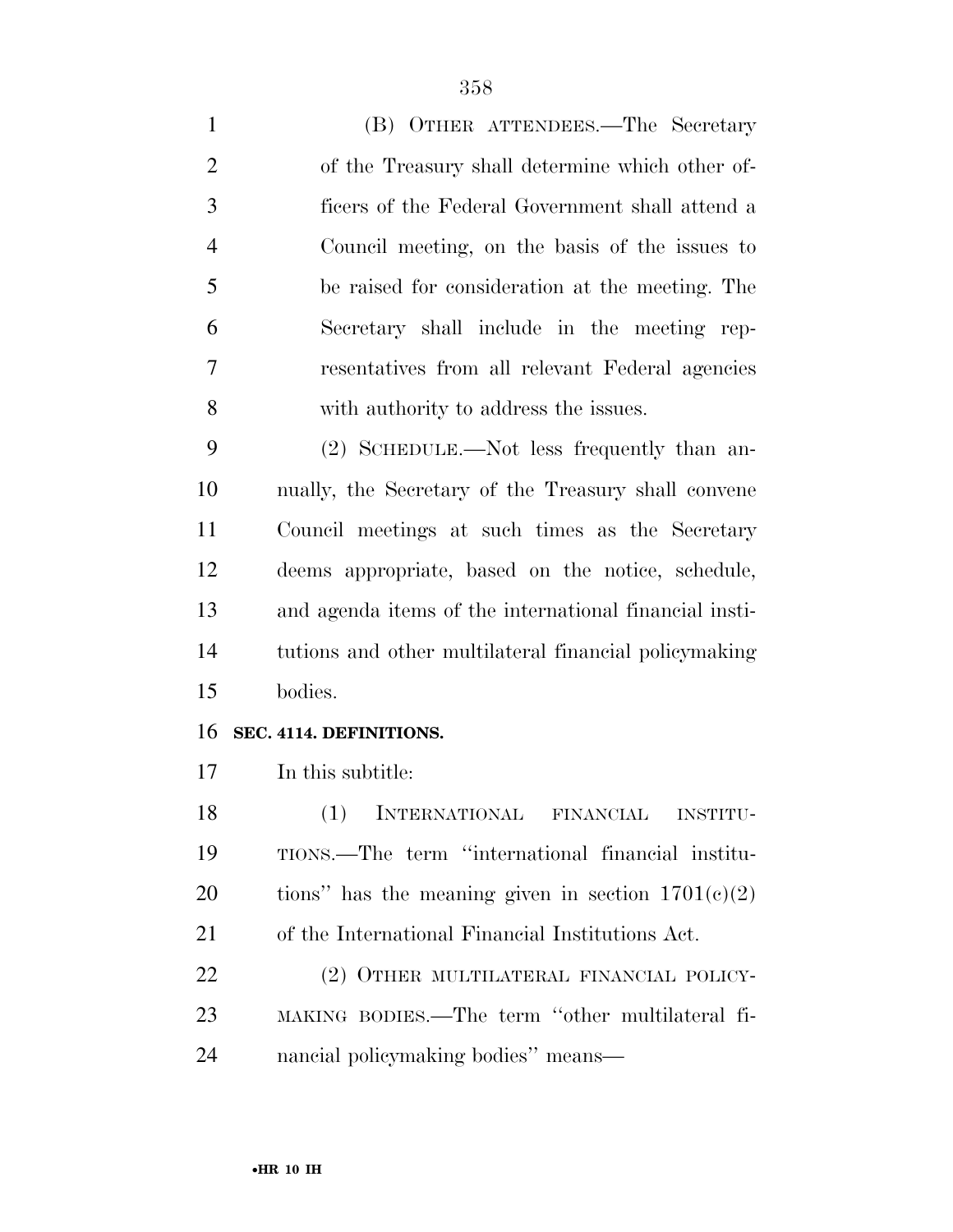(B) OTHER ATTENDEES.—The Secretary of the Treasury shall determine which other officers of the Federal Government shall attend a Council meeting, on the basis of the issues to be raised for consideration at the meeting. The Secretary shall include in the meeting representatives from all relevant Federal agencies with authority to address the issues.

(2) SCHEDULE.—Not less frequently than annually, the Secretary of the Treasury shall convene Council meetings at such times as the Secretary deems appropriate, based on the notice, schedule, and agenda items of the international financial institutions and other multilateral financial policymaking bodies.

**SEC. 4114. DEFINITIONS.**

In this subtitle:

(1) INTERNATIONAL FINANCIAL INSTITUTIONS.—The term "international financial institutions" has the meaning given in section 1701(c)(2) of the International Financial Institutions Act.

(2) OTHER MULTILATERAL FINANCIAL POLICYMAKING BODIES.—The term "other multilateral financial policymaking bodies" means—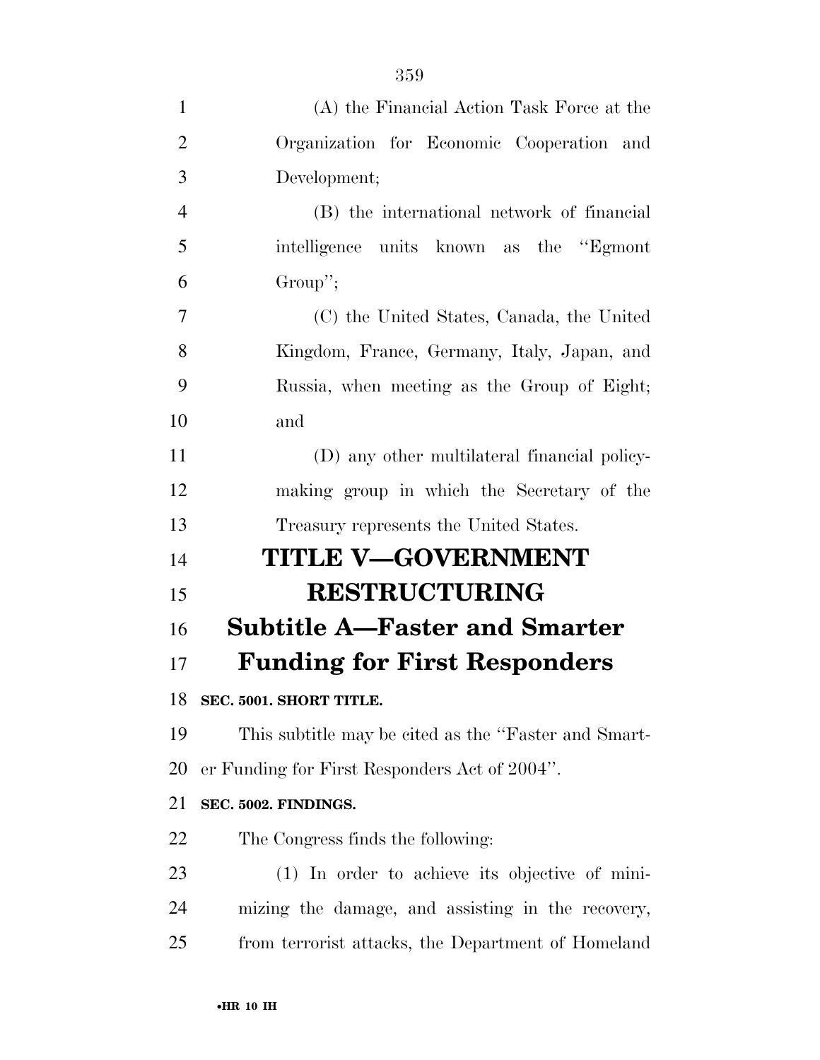(A) the Financial Action Task Force at the Organization for Economic Cooperation and Development;

(B) the international network of financial intelligence units known as the ''Egmont Group'';

(C) the United States, Canada, the United Kingdom, France, Germany, Italy, Japan, and Russia, when meeting as the Group of Eight; and

(D) any other multilateral financial policy-making group in which the Secretary of the Treasury represents the United States.

# TITLE V—GOVERNMENT RESTRUCTURING

## Subtitle A—Faster and Smarter Funding for First Responders

### SEC. 5001. SHORT TITLE.

This subtitle may be cited as the ''Faster and Smarter Funding for First Responders Act of 2004''.

### SEC. 5002. FINDINGS.

The Congress finds the following:

(1) In order to achieve its objective of minimizing the damage, and assisting in the recovery, from terrorist attacks, the Department of Homeland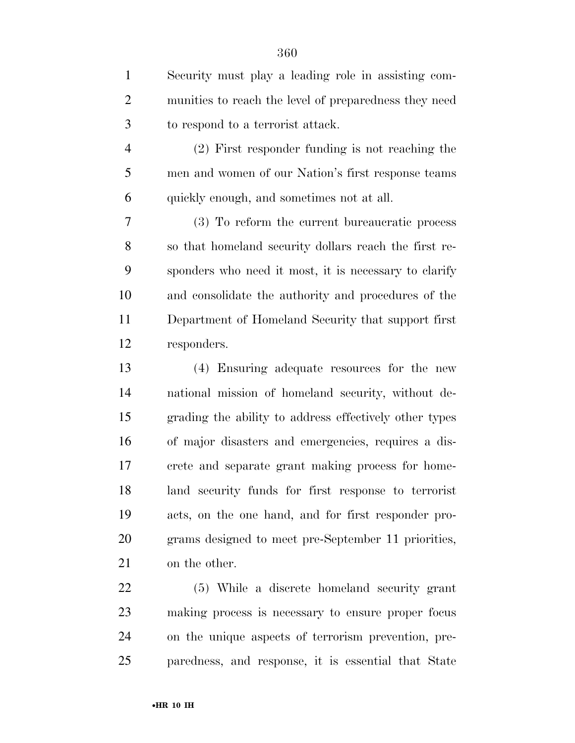Security must play a leading role in assisting communities to reach the level of preparedness they need to respond to a terrorist attack.

(2) First responder funding is not reaching the men and women of our Nation's first response teams quickly enough, and sometimes not at all.

(3) To reform the current bureaucratic process so that homeland security dollars reach the first responders who need it most, it is necessary to clarify and consolidate the authority and procedures of the Department of Homeland Security that support first responders.

(4) Ensuring adequate resources for the new national mission of homeland security, without degrading the ability to address effectively other types of major disasters and emergencies, requires a discrete and separate grant making process for homeland security funds for first response to terrorist acts, on the one hand, and for first responder programs designed to meet pre-September 11 priorities, on the other.

(5) While a discrete homeland security grant making process is necessary to ensure proper focus on the unique aspects of terrorism prevention, preparedness, and response, it is essential that State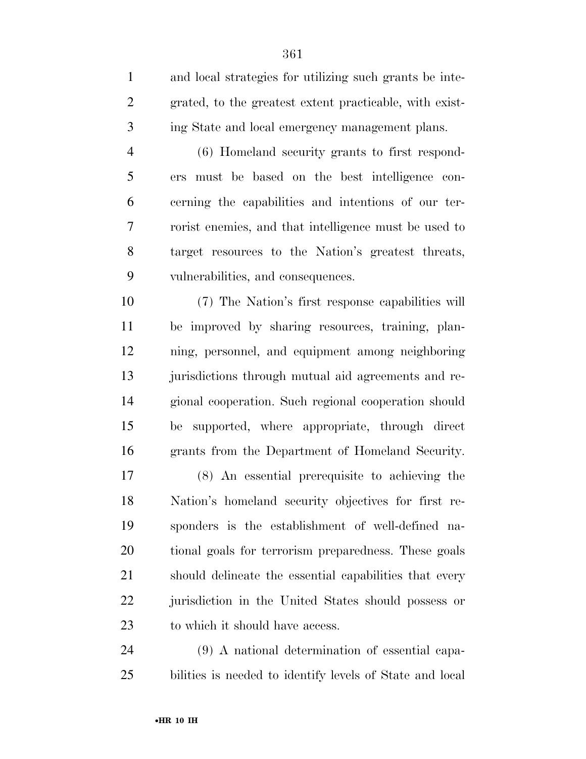and local strategies for utilizing such grants be integrated, to the greatest extent practicable, with existing State and local emergency management plans.

(6) Homeland security grants to first responders must be based on the best intelligence concerning the capabilities and intentions of our terrorist enemies, and that intelligence must be used to target resources to the Nation's greatest threats, vulnerabilities, and consequences.

(7) The Nation's first response capabilities will be improved by sharing resources, training, planning, personnel, and equipment among neighboring jurisdictions through mutual aid agreements and regional cooperation. Such regional cooperation should be supported, where appropriate, through direct grants from the Department of Homeland Security.

(8) An essential prerequisite to achieving the Nation's homeland security objectives for first responders is the establishment of well-defined national goals for terrorism preparedness. These goals should delineate the essential capabilities that every jurisdiction in the United States should possess or to which it should have access.

(9) A national determination of essential capabilities is needed to identify levels of State and local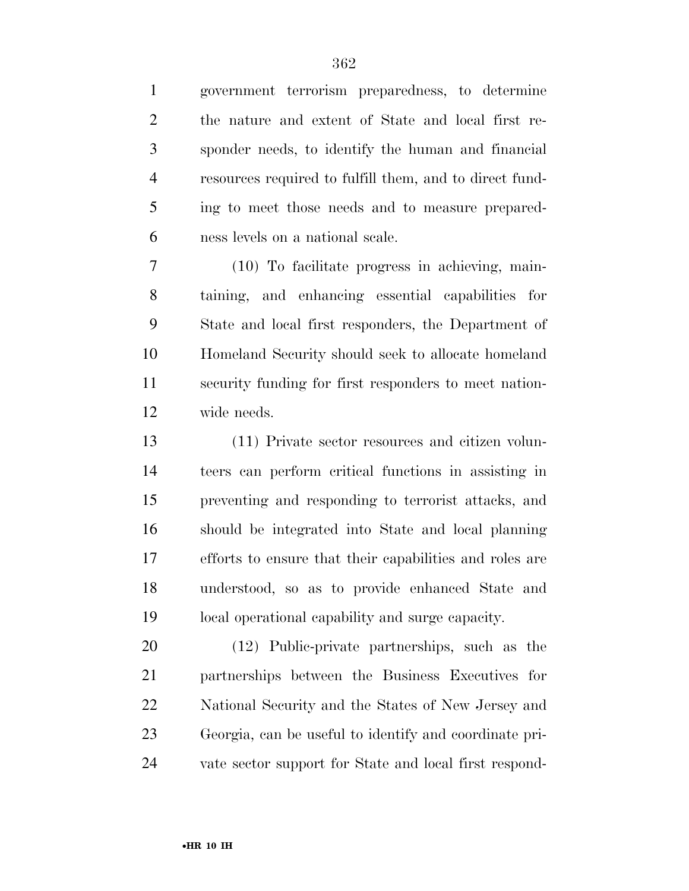government terrorism preparedness, to determine the nature and extent of State and local first responder needs, to identify the human and financial resources required to fulfill them, and to direct funding to meet those needs and to measure preparedness levels on a national scale.

(10) To facilitate progress in achieving, maintaining, and enhancing essential capabilities for State and local first responders, the Department of Homeland Security should seek to allocate homeland security funding for first responders to meet nationwide needs.

(11) Private sector resources and citizen volunteers can perform critical functions in assisting in preventing and responding to terrorist attacks, and should be integrated into State and local planning efforts to ensure that their capabilities and roles are understood, so as to provide enhanced State and local operational capability and surge capacity.

(12) Public-private partnerships, such as the partnerships between the Business Executives for National Security and the States of New Jersey and Georgia, can be useful to identify and coordinate private sector support for State and local first respond-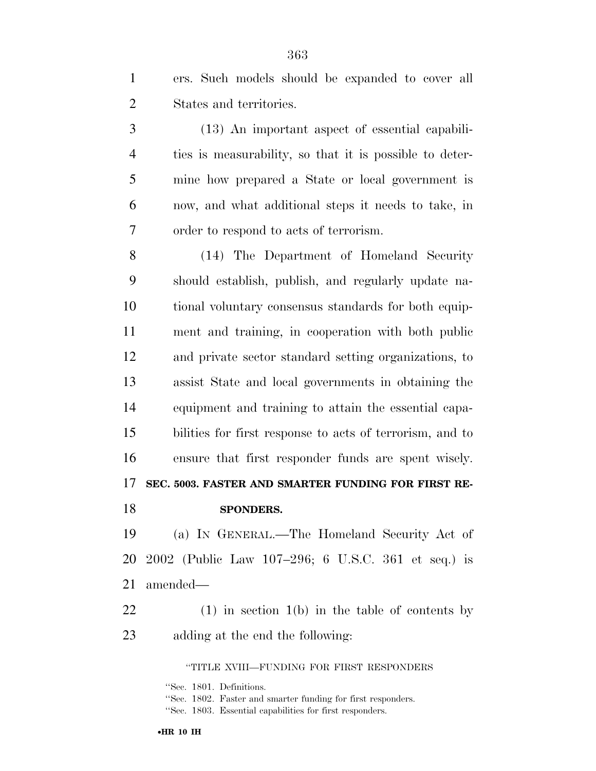ers. Such models should be expanded to cover all States and territories.

(13) An important aspect of essential capabilities is measurability, so that it is possible to determine how prepared a State or local government is now, and what additional steps it needs to take, in order to respond to acts of terrorism.

(14) The Department of Homeland Security should establish, publish, and regularly update national voluntary consensus standards for both equipment and training, in cooperation with both public and private sector standard setting organizations, to assist State and local governments in obtaining the equipment and training to attain the essential capabilities for first response to acts of terrorism, and to ensure that first responder funds are spent wisely.

**SEC. 5003. FASTER AND SMARTER FUNDING FOR FIRST RESPONDERS.**

(a) IN GENERAL.—The Homeland Security Act of 2002 (Public Law 107–296; 6 U.S.C. 361 et seq.) is amended—

(1) in section 1(b) in the table of contents by adding at the end the following:

"TITLE XVIII—FUNDING FOR FIRST RESPONDERS

"Sec. 1801. Definitions.
"Sec. 1802. Faster and smarter funding for first responders.
"Sec. 1803. Essential capabilities for first responders.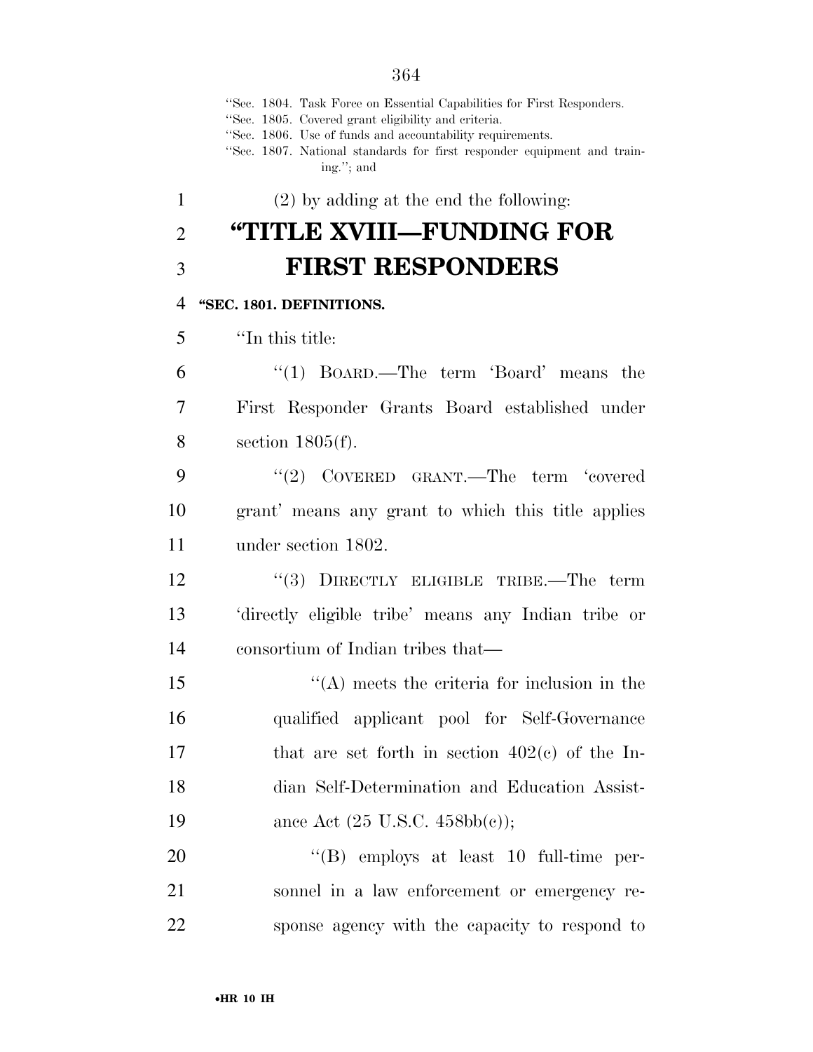"Sec. 1804. Task Force on Essential Capabilities for First Responders.
"Sec. 1805. Covered grant eligibility and criteria.
"Sec. 1806. Use of funds and accountability requirements.
"Sec. 1807. National standards for first responder equipment and training."; and

(2) by adding at the end the following:

# "TITLE XVIII—FUNDING FOR FIRST RESPONDERS

**"SEC. 1801. DEFINITIONS.**

"In this title:

"(1) BOARD.—The term 'Board' means the First Responder Grants Board established under section 1805(f).

"(2) COVERED GRANT.—The term 'covered grant' means any grant to which this title applies under section 1802.

"(3) DIRECTLY ELIGIBLE TRIBE.—The term 'directly eligible tribe' means any Indian tribe or consortium of Indian tribes that—

"(A) meets the criteria for inclusion in the qualified applicant pool for Self-Governance that are set forth in section 402(c) of the Indian Self-Determination and Education Assistance Act (25 U.S.C. 458bb(c));

"(B) employs at least 10 full-time personnel in a law enforcement or emergency response agency with the capacity to respond to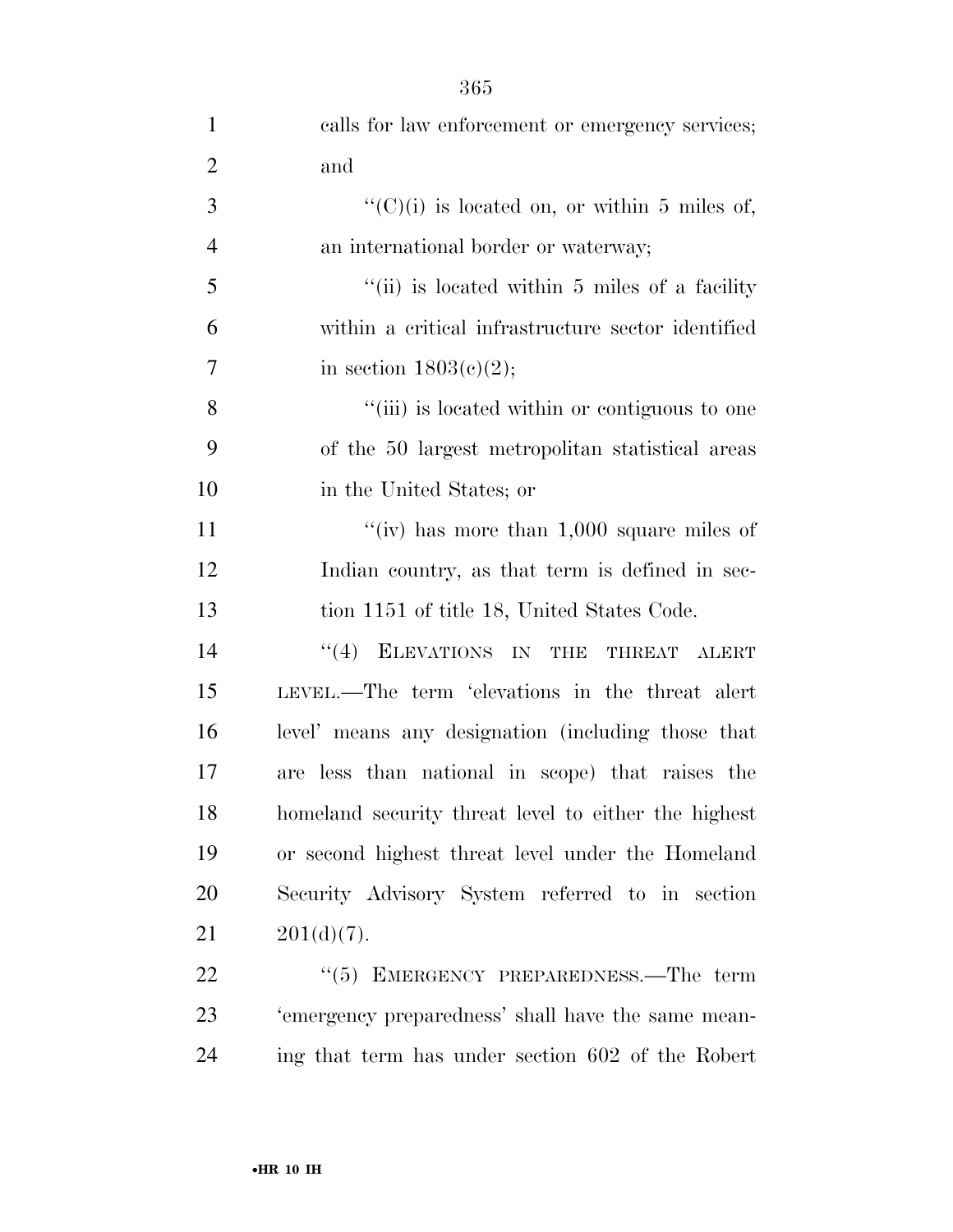calls for law enforcement or emergency services; and

''(C)(i) is located on, or within 5 miles of, an international border or waterway;

''(ii) is located within 5 miles of a facility within a critical infrastructure sector identified in section 1803(c)(2);

''(iii) is located within or contiguous to one of the 50 largest metropolitan statistical areas in the United States; or

''(iv) has more than 1,000 square miles of Indian country, as that term is defined in section 1151 of title 18, United States Code.

''(4) ELEVATIONS IN THE THREAT ALERT LEVEL.—The term 'elevations in the threat alert level' means any designation (including those that are less than national in scope) that raises the homeland security threat level to either the highest or second highest threat level under the Homeland Security Advisory System referred to in section 201(d)(7).

''(5) EMERGENCY PREPAREDNESS.—The term 'emergency preparedness' shall have the same meaning that term has under section 602 of the Robert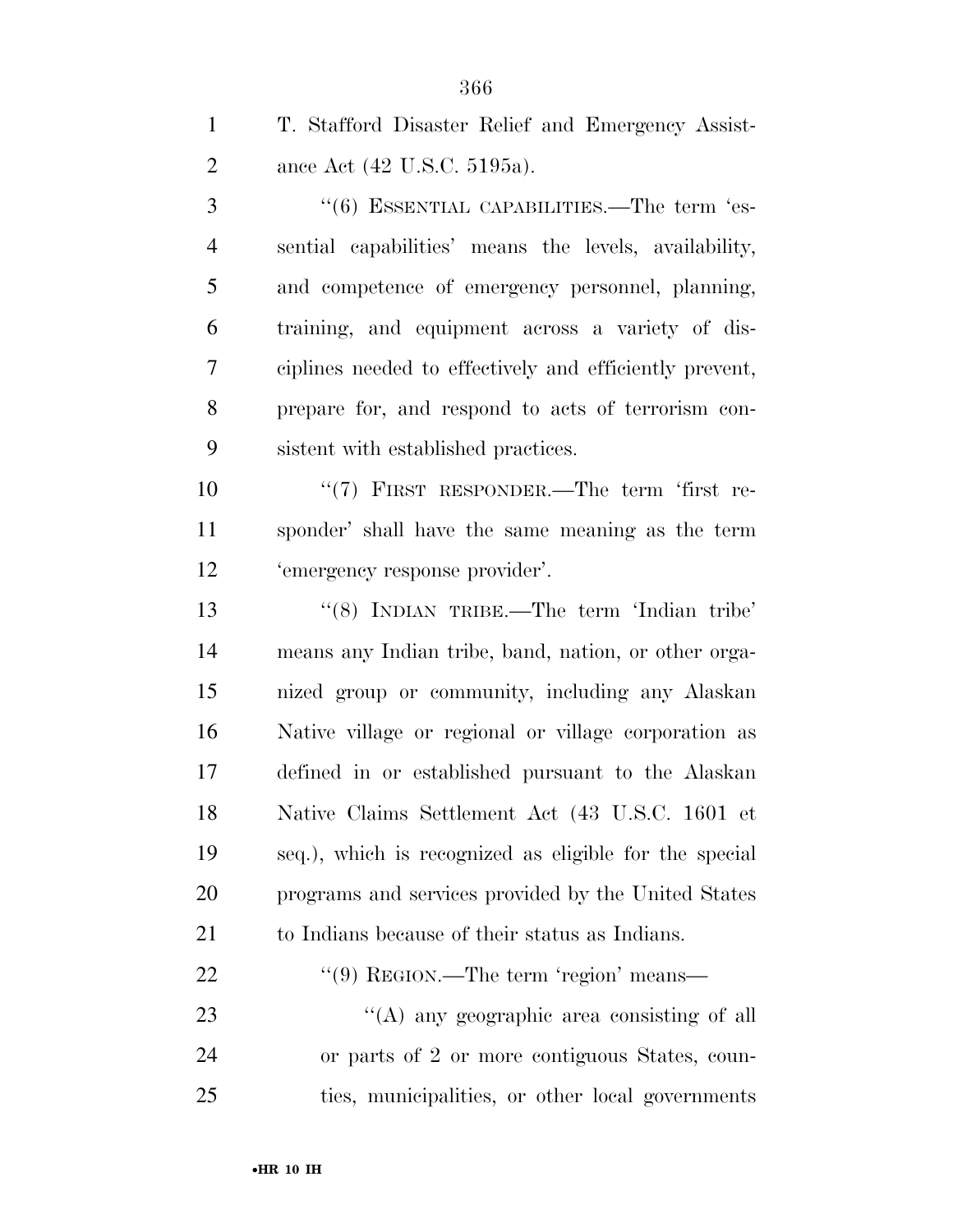T. Stafford Disaster Relief and Emergency Assistance Act (42 U.S.C. 5195a).

''(6) ESSENTIAL CAPABILITIES.—The term 'essential capabilities' means the levels, availability, and competence of emergency personnel, planning, training, and equipment across a variety of disciplines needed to effectively and efficiently prevent, prepare for, and respond to acts of terrorism consistent with established practices.

''(7) FIRST RESPONDER.—The term 'first responder' shall have the same meaning as the term 'emergency response provider'.

''(8) INDIAN TRIBE.—The term 'Indian tribe' means any Indian tribe, band, nation, or other organized group or community, including any Alaskan Native village or regional or village corporation as defined in or established pursuant to the Alaskan Native Claims Settlement Act (43 U.S.C. 1601 et seq.), which is recognized as eligible for the special programs and services provided by the United States to Indians because of their status as Indians.

''(9) REGION.—The term 'region' means—

''(A) any geographic area consisting of all or parts of 2 or more contiguous States, counties, municipalities, or other local governments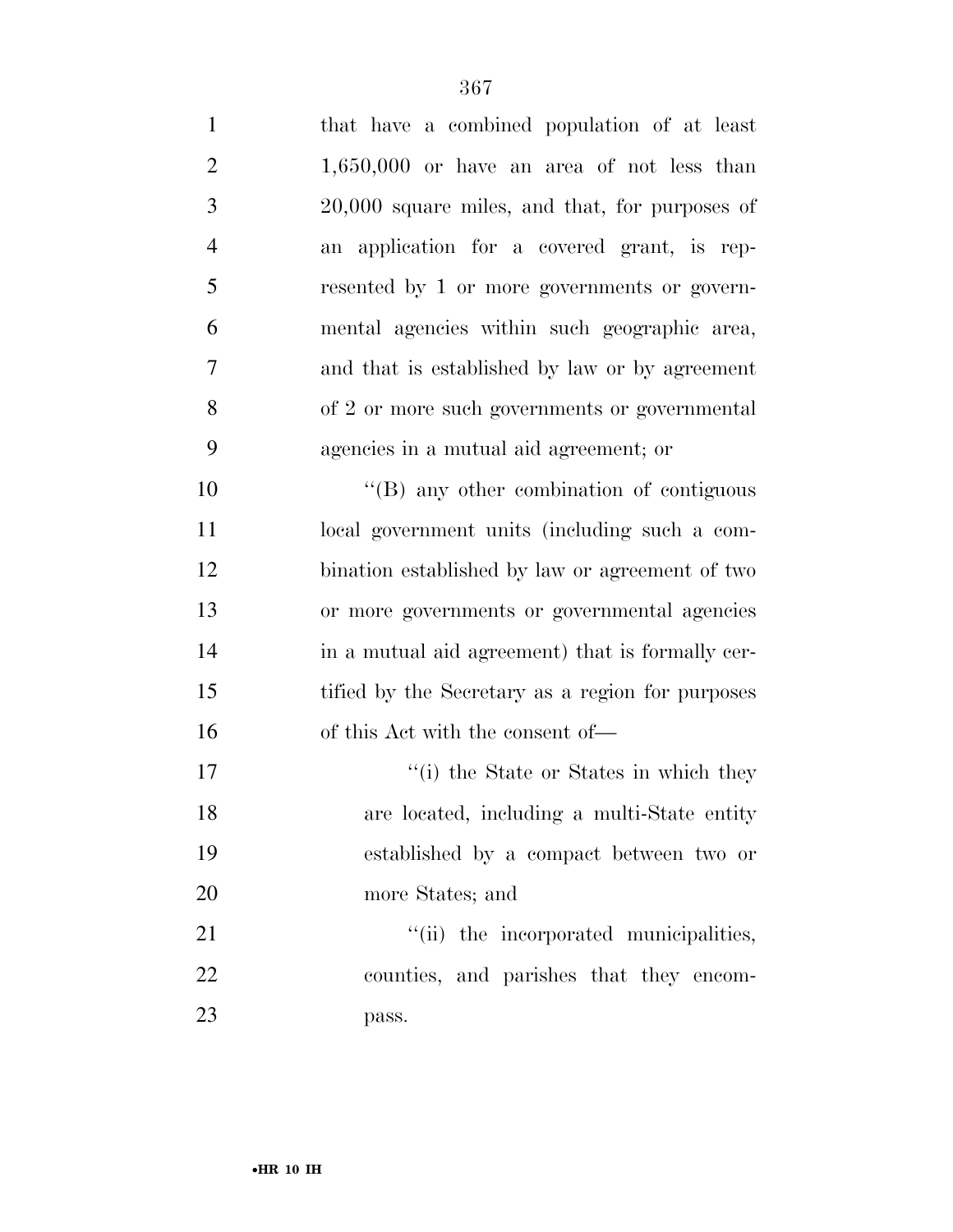that have a combined population of at least 1,650,000 or have an area of not less than 20,000 square miles, and that, for purposes of an application for a covered grant, is represented by 1 or more governments or governmental agencies within such geographic area, and that is established by law or by agreement of 2 or more such governments or governmental agencies in a mutual aid agreement; or

''(B) any other combination of contiguous local government units (including such a combination established by law or agreement of two or more governments or governmental agencies in a mutual aid agreement) that is formally certified by the Secretary as a region for purposes of this Act with the consent of—

''(i) the State or States in which they are located, including a multi-State entity established by a compact between two or more States; and

''(ii) the incorporated municipalities, counties, and parishes that they encompass.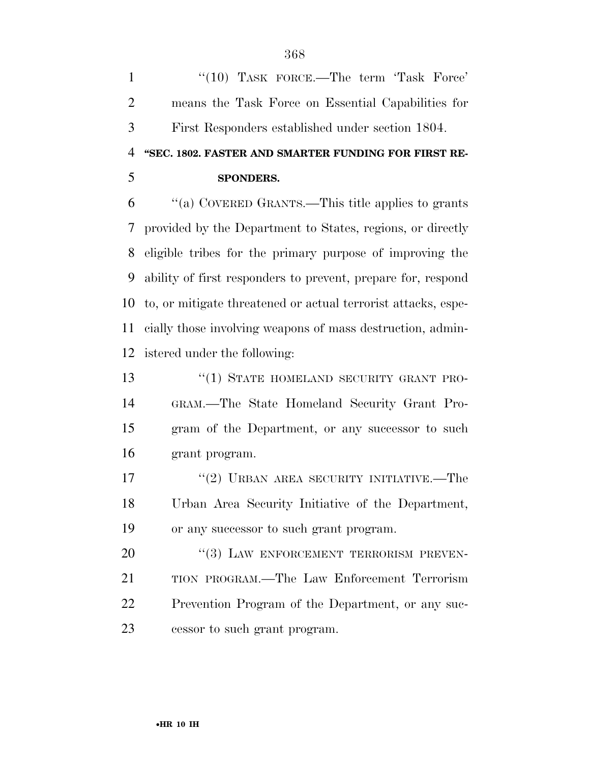"(10) TASK FORCE.—The term 'Task Force' means the Task Force on Essential Capabilities for First Responders established under section 1804.

**"SEC. 1802. FASTER AND SMARTER FUNDING FOR FIRST RESPONDERS.**

"(a) COVERED GRANTS.—This title applies to grants provided by the Department to States, regions, or directly eligible tribes for the primary purpose of improving the ability of first responders to prevent, prepare for, respond to, or mitigate threatened or actual terrorist attacks, especially those involving weapons of mass destruction, administered under the following:

"(1) STATE HOMELAND SECURITY GRANT PROGRAM.—The State Homeland Security Grant Program of the Department, or any successor to such grant program.

"(2) URBAN AREA SECURITY INITIATIVE.—The Urban Area Security Initiative of the Department, or any successor to such grant program.

"(3) LAW ENFORCEMENT TERRORISM PREVENTION PROGRAM.—The Law Enforcement Terrorism Prevention Program of the Department, or any successor to such grant program.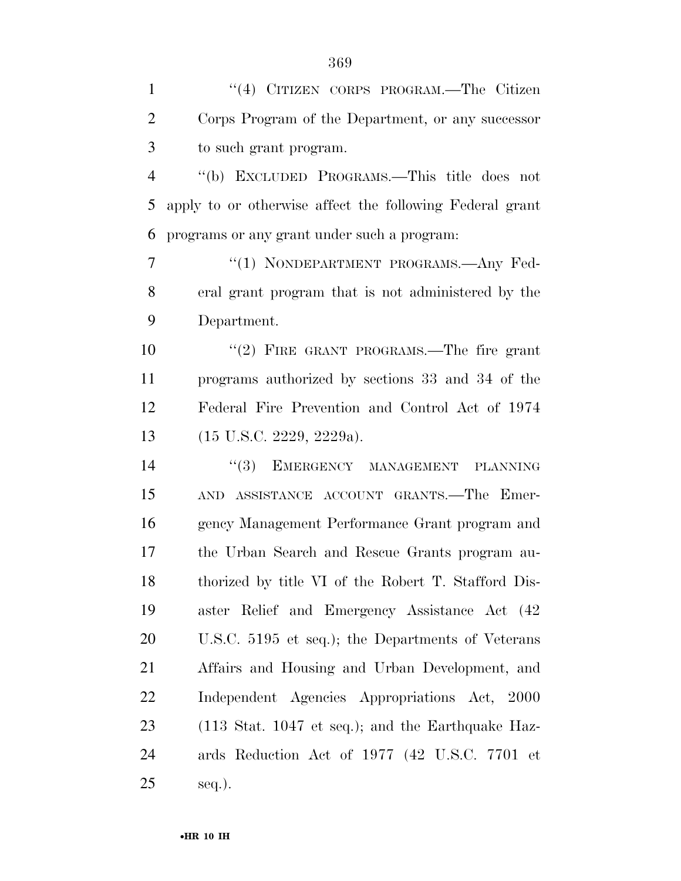''(4) CITIZEN CORPS PROGRAM.—The Citizen Corps Program of the Department, or any successor to such grant program.

''(b) EXCLUDED PROGRAMS.—This title does not apply to or otherwise affect the following Federal grant programs or any grant under such a program:

''(1) NONDEPARTMENT PROGRAMS.—Any Federal grant program that is not administered by the Department.

''(2) FIRE GRANT PROGRAMS.—The fire grant programs authorized by sections 33 and 34 of the Federal Fire Prevention and Control Act of 1974 (15 U.S.C. 2229, 2229a).

''(3) EMERGENCY MANAGEMENT PLANNING AND ASSISTANCE ACCOUNT GRANTS.—The Emergency Management Performance Grant program and the Urban Search and Rescue Grants program authorized by title VI of the Robert T. Stafford Disaster Relief and Emergency Assistance Act (42 U.S.C. 5195 et seq.); the Departments of Veterans Affairs and Housing and Urban Development, and Independent Agencies Appropriations Act, 2000 (113 Stat. 1047 et seq.); and the Earthquake Hazards Reduction Act of 1977 (42 U.S.C. 7701 et seq.).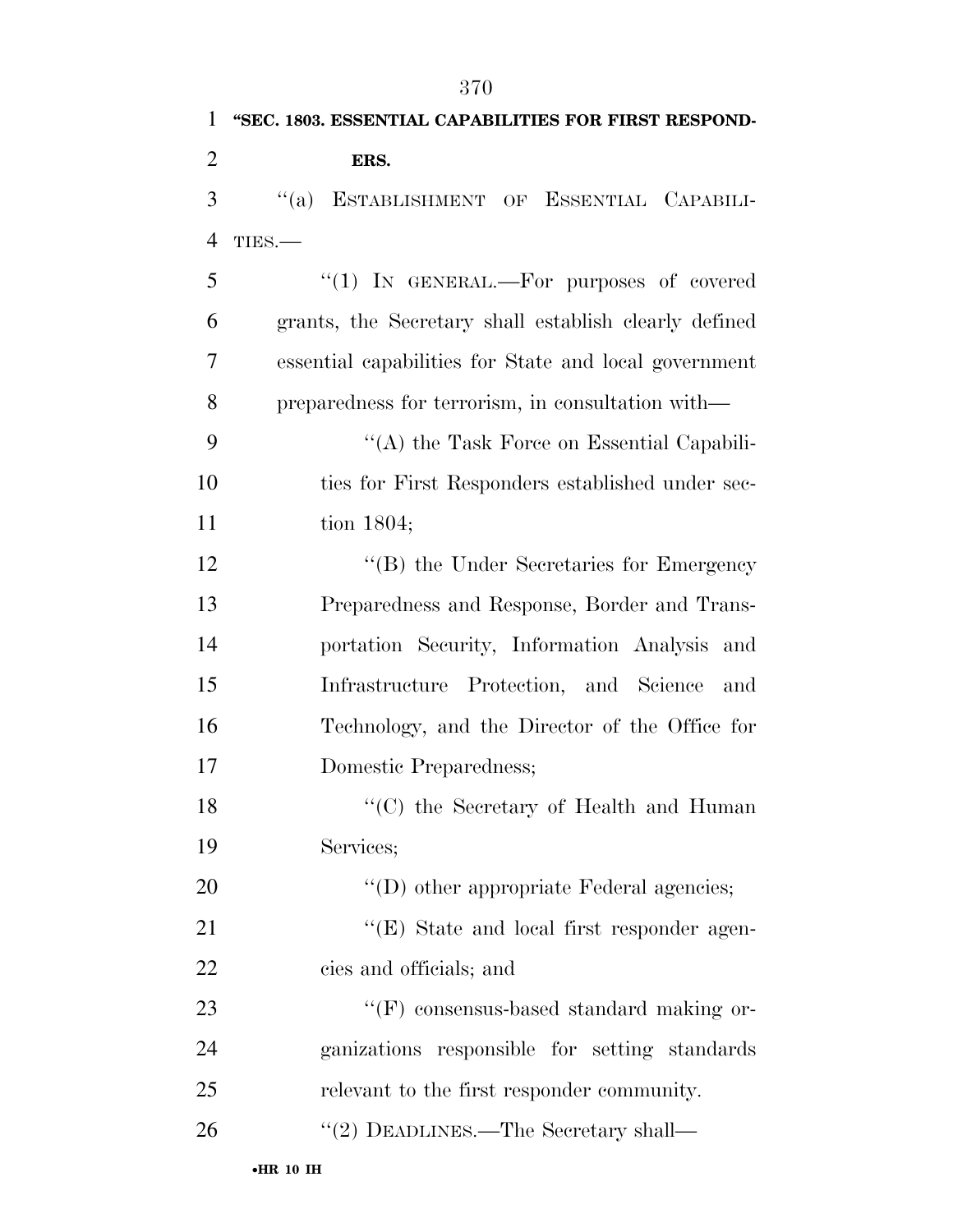**"SEC. 1803. ESSENTIAL CAPABILITIES FOR FIRST RESPONDERS.**

"(a) ESTABLISHMENT OF ESSENTIAL CAPABILITIES.—

"(1) IN GENERAL.—For purposes of covered grants, the Secretary shall establish clearly defined essential capabilities for State and local government preparedness for terrorism, in consultation with—

"(A) the Task Force on Essential Capabilities for First Responders established under section 1804;

"(B) the Under Secretaries for Emergency Preparedness and Response, Border and Transportation Security, Information Analysis and Infrastructure Protection, and Science and Technology, and the Director of the Office for Domestic Preparedness;

"(C) the Secretary of Health and Human Services;

"(D) other appropriate Federal agencies;

"(E) State and local first responder agencies and officials; and

"(F) consensus-based standard making organizations responsible for setting standards relevant to the first responder community.

"(2) DEADLINES.—The Secretary shall—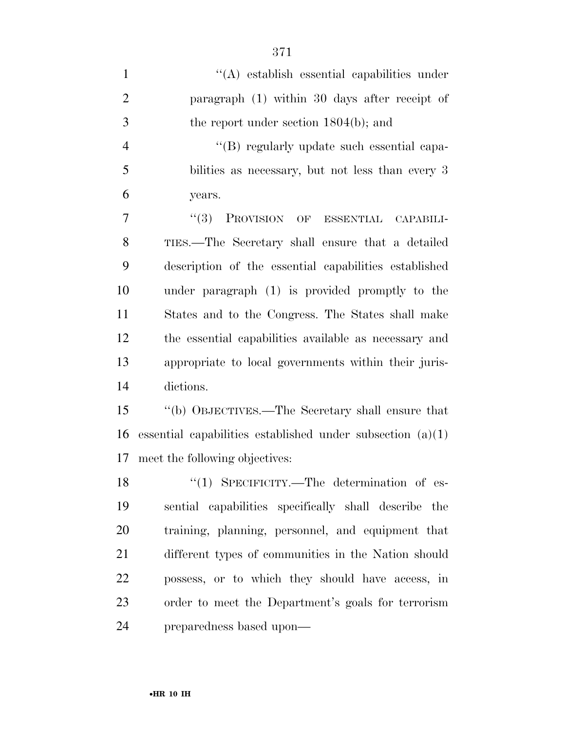''(A) establish essential capabilities under paragraph (1) within 30 days after receipt of the report under section 1804(b); and

''(B) regularly update such essential capabilities as necessary, but not less than every 3 years.

''(3) PROVISION OF ESSENTIAL CAPABILITIES.—The Secretary shall ensure that a detailed description of the essential capabilities established under paragraph (1) is provided promptly to the States and to the Congress. The States shall make the essential capabilities available as necessary and appropriate to local governments within their jurisdictions.

''(b) OBJECTIVES.—The Secretary shall ensure that essential capabilities established under subsection (a)(1) meet the following objectives:

''(1) SPECIFICITY.—The determination of essential capabilities specifically shall describe the training, planning, personnel, and equipment that different types of communities in the Nation should possess, or to which they should have access, in order to meet the Department's goals for terrorism preparedness based upon—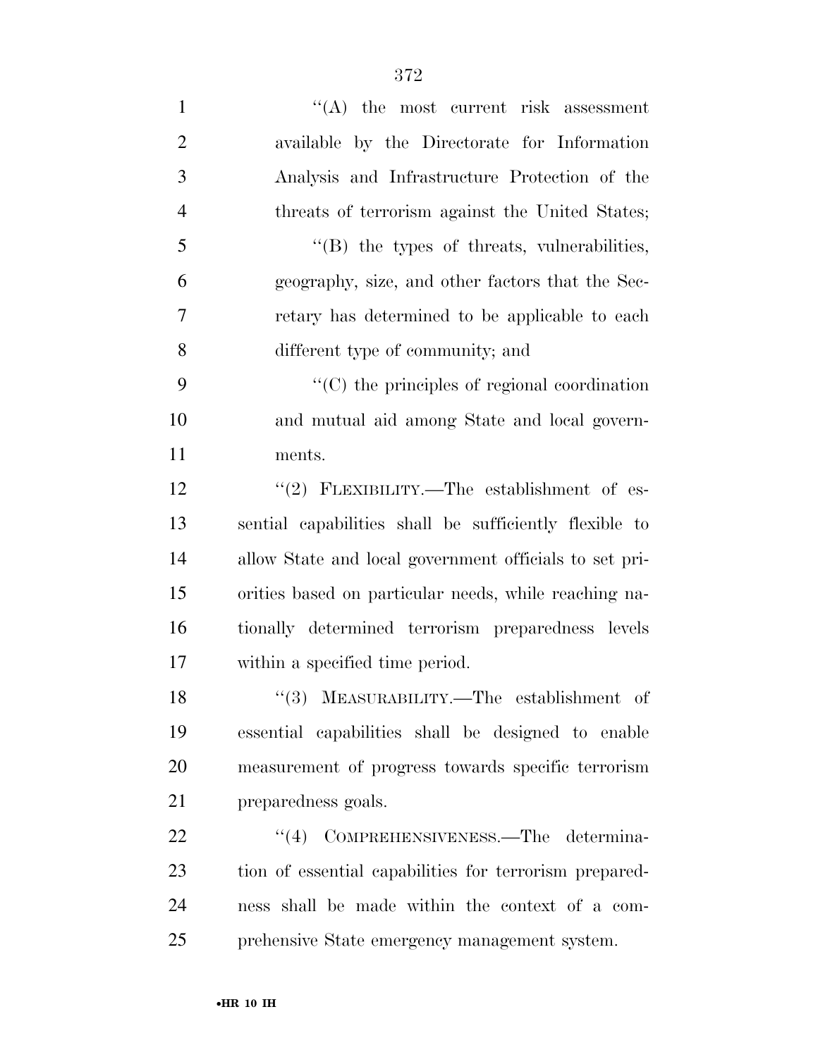''(A) the most current risk assessment available by the Directorate for Information Analysis and Infrastructure Protection of the threats of terrorism against the United States;

''(B) the types of threats, vulnerabilities, geography, size, and other factors that the Secretary has determined to be applicable to each different type of community; and

''(C) the principles of regional coordination and mutual aid among State and local governments.

''(2) FLEXIBILITY.—The establishment of essential capabilities shall be sufficiently flexible to allow State and local government officials to set priorities based on particular needs, while reaching nationally determined terrorism preparedness levels within a specified time period.

''(3) MEASURABILITY.—The establishment of essential capabilities shall be designed to enable measurement of progress towards specific terrorism preparedness goals.

''(4) COMPREHENSIVENESS.—The determination of essential capabilities for terrorism preparedness shall be made within the context of a comprehensive State emergency management system.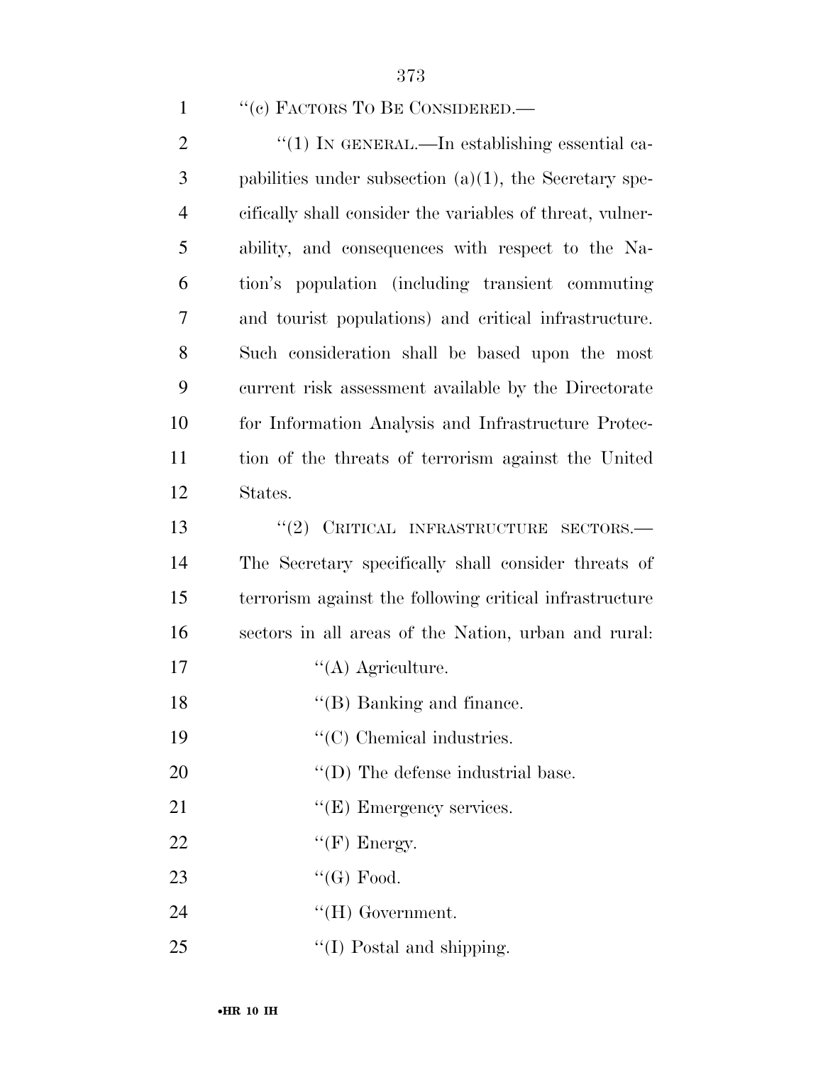''(c) FACTORS TO BE CONSIDERED.—

''(1) IN GENERAL.—In establishing essential capabilities under subsection (a)(1), the Secretary specifically shall consider the variables of threat, vulnerability, and consequences with respect to the Nation's population (including transient commuting and tourist populations) and critical infrastructure. Such consideration shall be based upon the most current risk assessment available by the Directorate for Information Analysis and Infrastructure Protection of the threats of terrorism against the United States.

''(2) CRITICAL INFRASTRUCTURE SECTORS.—The Secretary specifically shall consider threats of terrorism against the following critical infrastructure sectors in all areas of the Nation, urban and rural:

''(A) Agriculture.

''(B) Banking and finance.

''(C) Chemical industries.

''(D) The defense industrial base.

''(E) Emergency services.

''(F) Energy.

''(G) Food.

''(H) Government.

''(I) Postal and shipping.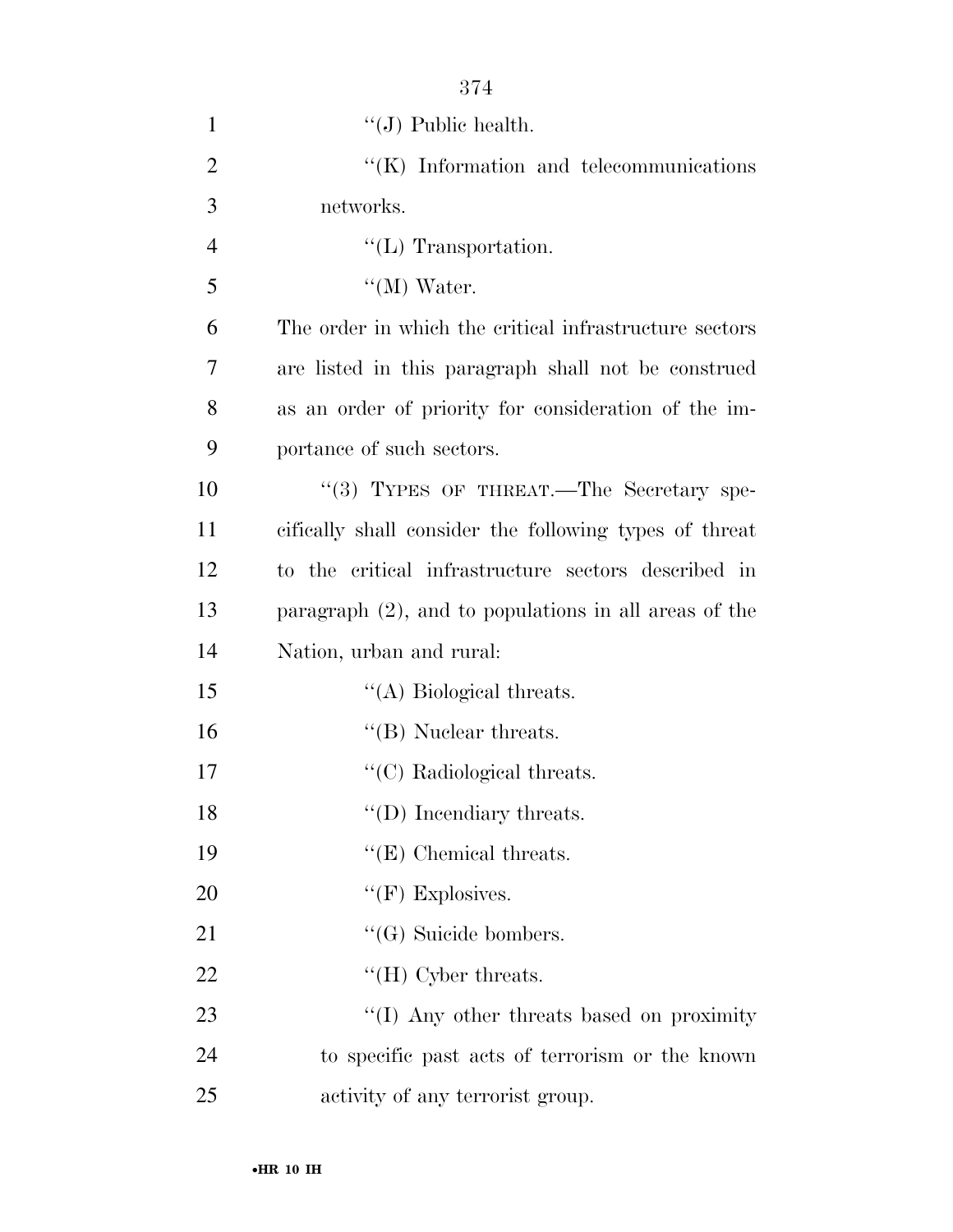''(J) Public health.

''(K) Information and telecommunications networks.

''(L) Transportation.

''(M) Water.

The order in which the critical infrastructure sectors are listed in this paragraph shall not be construed as an order of priority for consideration of the importance of such sectors.

''(3) TYPES OF THREAT.—The Secretary specifically shall consider the following types of threat to the critical infrastructure sectors described in paragraph (2), and to populations in all areas of the Nation, urban and rural:

''(A) Biological threats.

''(B) Nuclear threats.

''(C) Radiological threats.

''(D) Incendiary threats.

''(E) Chemical threats.

''(F) Explosives.

''(G) Suicide bombers.

''(H) Cyber threats.

''(I) Any other threats based on proximity to specific past acts of terrorism or the known activity of any terrorist group.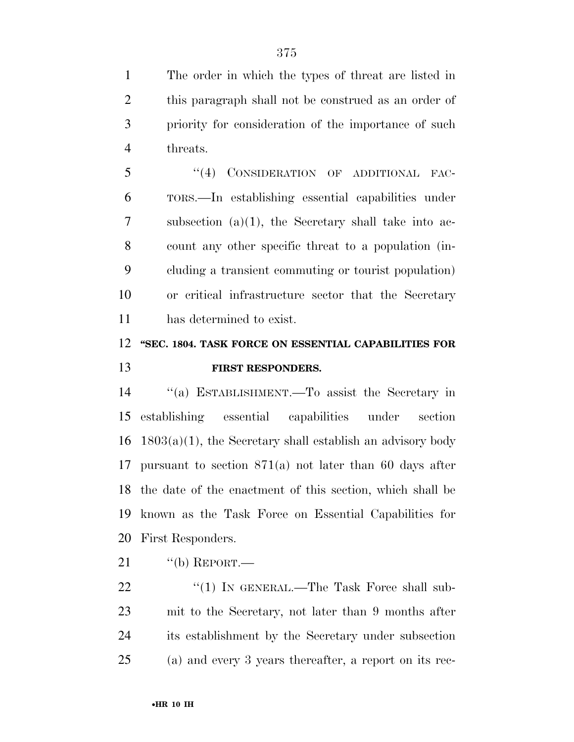The order in which the types of threat are listed in this paragraph shall not be construed as an order of priority for consideration of the importance of such threats.

"(4) CONSIDERATION OF ADDITIONAL FACTORS.—In establishing essential capabilities under subsection (a)(1), the Secretary shall take into account any other specific threat to a population (including a transient commuting or tourist population) or critical infrastructure sector that the Secretary has determined to exist.

**"SEC. 1804. TASK FORCE ON ESSENTIAL CAPABILITIES FOR FIRST RESPONDERS.**

"(a) ESTABLISHMENT.—To assist the Secretary in establishing essential capabilities under section 1803(a)(1), the Secretary shall establish an advisory body pursuant to section 871(a) not later than 60 days after the date of the enactment of this section, which shall be known as the Task Force on Essential Capabilities for First Responders.

"(b) REPORT.—

"(1) IN GENERAL.—The Task Force shall submit to the Secretary, not later than 9 months after its establishment by the Secretary under subsection (a) and every 3 years thereafter, a report on its rec-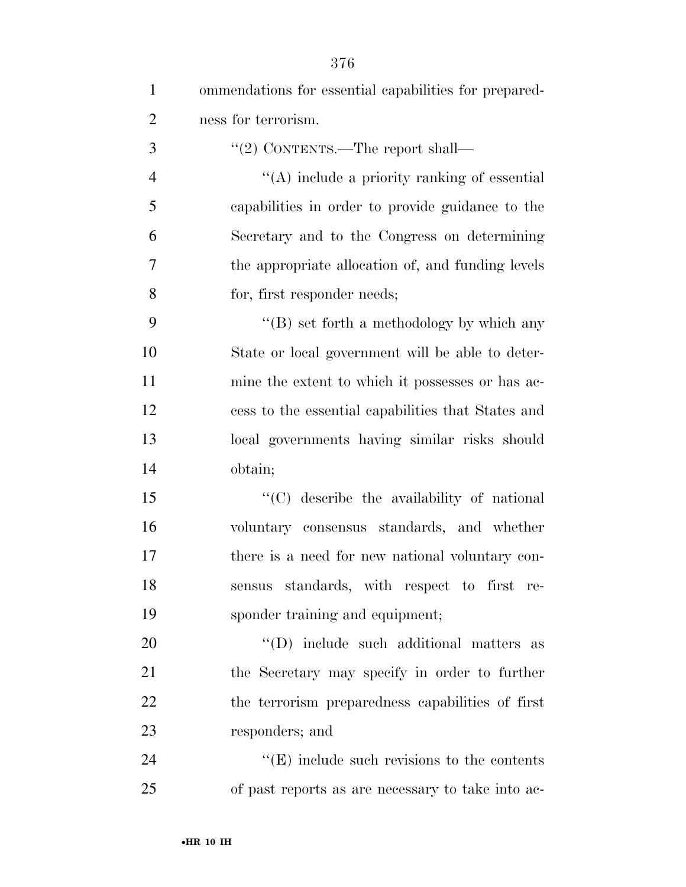ommendations for essential capabilities for preparedness for terrorism.

''(2) CONTENTS.—The report shall—

''(A) include a priority ranking of essential capabilities in order to provide guidance to the Secretary and to the Congress on determining the appropriate allocation of, and funding levels for, first responder needs;

''(B) set forth a methodology by which any State or local government will be able to determine the extent to which it possesses or has access to the essential capabilities that States and local governments having similar risks should obtain;

''(C) describe the availability of national voluntary consensus standards, and whether there is a need for new national voluntary consensus standards, with respect to first responder training and equipment;

''(D) include such additional matters as the Secretary may specify in order to further the terrorism preparedness capabilities of first responders; and

''(E) include such revisions to the contents of past reports as are necessary to take into ac-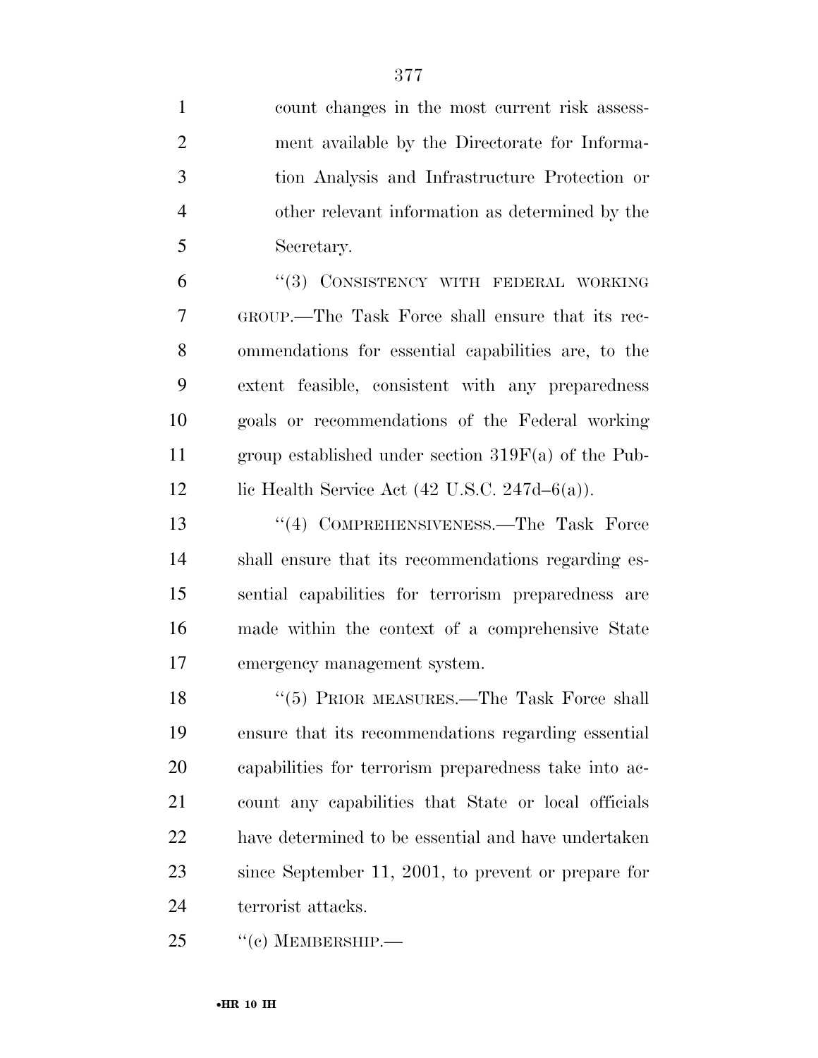count changes in the most current risk assessment available by the Directorate for Information Analysis and Infrastructure Protection or other relevant information as determined by the Secretary.

"(3) CONSISTENCY WITH FEDERAL WORKING GROUP.—The Task Force shall ensure that its recommendations for essential capabilities are, to the extent feasible, consistent with any preparedness goals or recommendations of the Federal working group established under section 319F(a) of the Public Health Service Act (42 U.S.C. 247d–6(a)).

"(4) COMPREHENSIVENESS.—The Task Force shall ensure that its recommendations regarding essential capabilities for terrorism preparedness are made within the context of a comprehensive State emergency management system.

"(5) PRIOR MEASURES.—The Task Force shall ensure that its recommendations regarding essential capabilities for terrorism preparedness take into account any capabilities that State or local officials have determined to be essential and have undertaken since September 11, 2001, to prevent or prepare for terrorist attacks.

"(c) MEMBERSHIP.—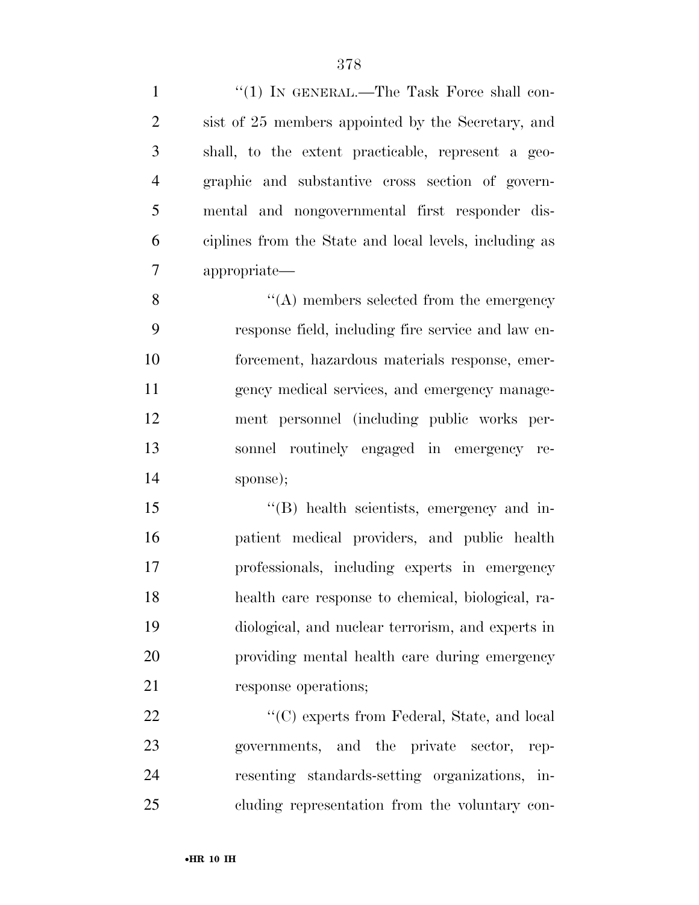''(1) IN GENERAL.—The Task Force shall consist of 25 members appointed by the Secretary, and shall, to the extent practicable, represent a geographic and substantive cross section of governmental and nongovernmental first responder disciplines from the State and local levels, including as appropriate—

''(A) members selected from the emergency response field, including fire service and law enforcement, hazardous materials response, emergency medical services, and emergency management personnel (including public works personnel routinely engaged in emergency response);

''(B) health scientists, emergency and inpatient medical providers, and public health professionals, including experts in emergency health care response to chemical, biological, radiological, and nuclear terrorism, and experts in providing mental health care during emergency response operations;

''(C) experts from Federal, State, and local governments, and the private sector, representing standards-setting organizations, including representation from the voluntary con-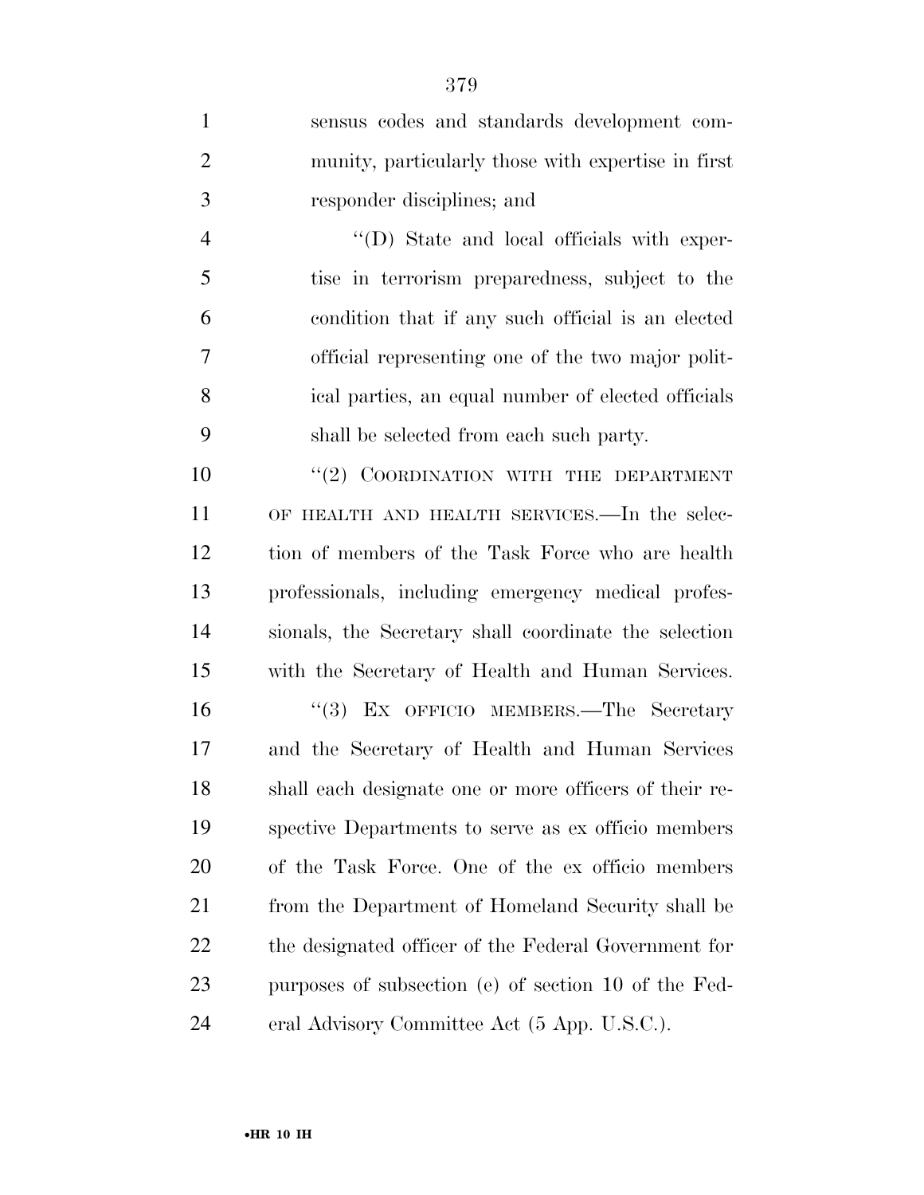sensus codes and standards development community, particularly those with expertise in first responder disciplines; and

''(D) State and local officials with expertise in terrorism preparedness, subject to the condition that if any such official is an elected official representing one of the two major political parties, an equal number of elected officials shall be selected from each such party.

''(2) COORDINATION WITH THE DEPARTMENT OF HEALTH AND HEALTH SERVICES.—In the selection of members of the Task Force who are health professionals, including emergency medical professionals, the Secretary shall coordinate the selection with the Secretary of Health and Human Services.

''(3) EX OFFICIO MEMBERS.—The Secretary and the Secretary of Health and Human Services shall each designate one or more officers of their respective Departments to serve as ex officio members of the Task Force. One of the ex officio members from the Department of Homeland Security shall be the designated officer of the Federal Government for purposes of subsection (e) of section 10 of the Federal Advisory Committee Act (5 App. U.S.C.).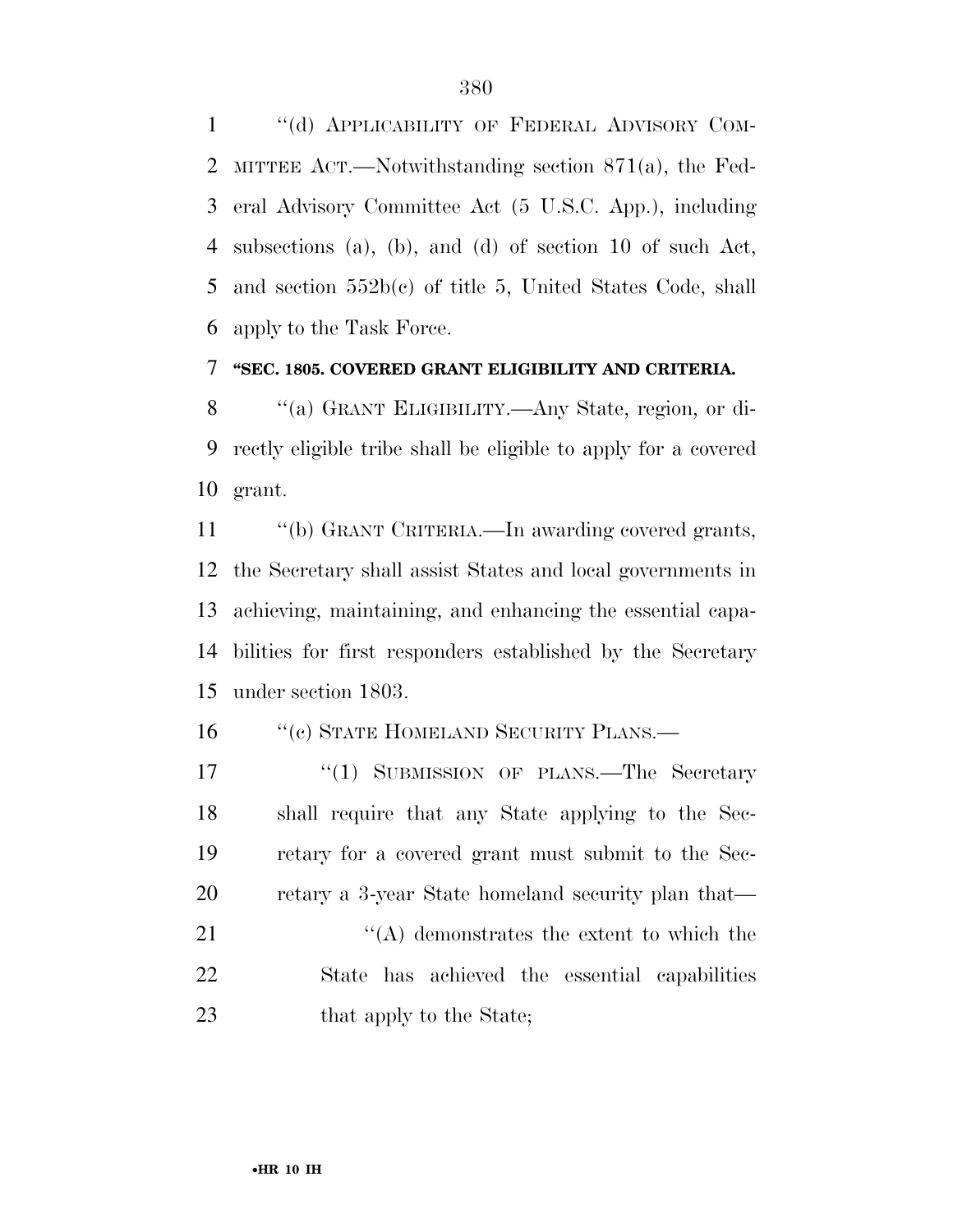''(d) APPLICABILITY OF FEDERAL ADVISORY COMMITTEE ACT.—Notwithstanding section 871(a), the Federal Advisory Committee Act (5 U.S.C. App.), including subsections (a), (b), and (d) of section 10 of such Act, and section 552b(c) of title 5, United States Code, shall apply to the Task Force.

**''SEC. 1805. COVERED GRANT ELIGIBILITY AND CRITERIA.**

''(a) GRANT ELIGIBILITY.—Any State, region, or directly eligible tribe shall be eligible to apply for a covered grant.

''(b) GRANT CRITERIA.—In awarding covered grants, the Secretary shall assist States and local governments in achieving, maintaining, and enhancing the essential capabilities for first responders established by the Secretary under section 1803.

''(c) STATE HOMELAND SECURITY PLANS.—

''(1) SUBMISSION OF PLANS.—The Secretary shall require that any State applying to the Secretary for a covered grant must submit to the Secretary a 3-year State homeland security plan that—

''(A) demonstrates the extent to which the State has achieved the essential capabilities that apply to the State;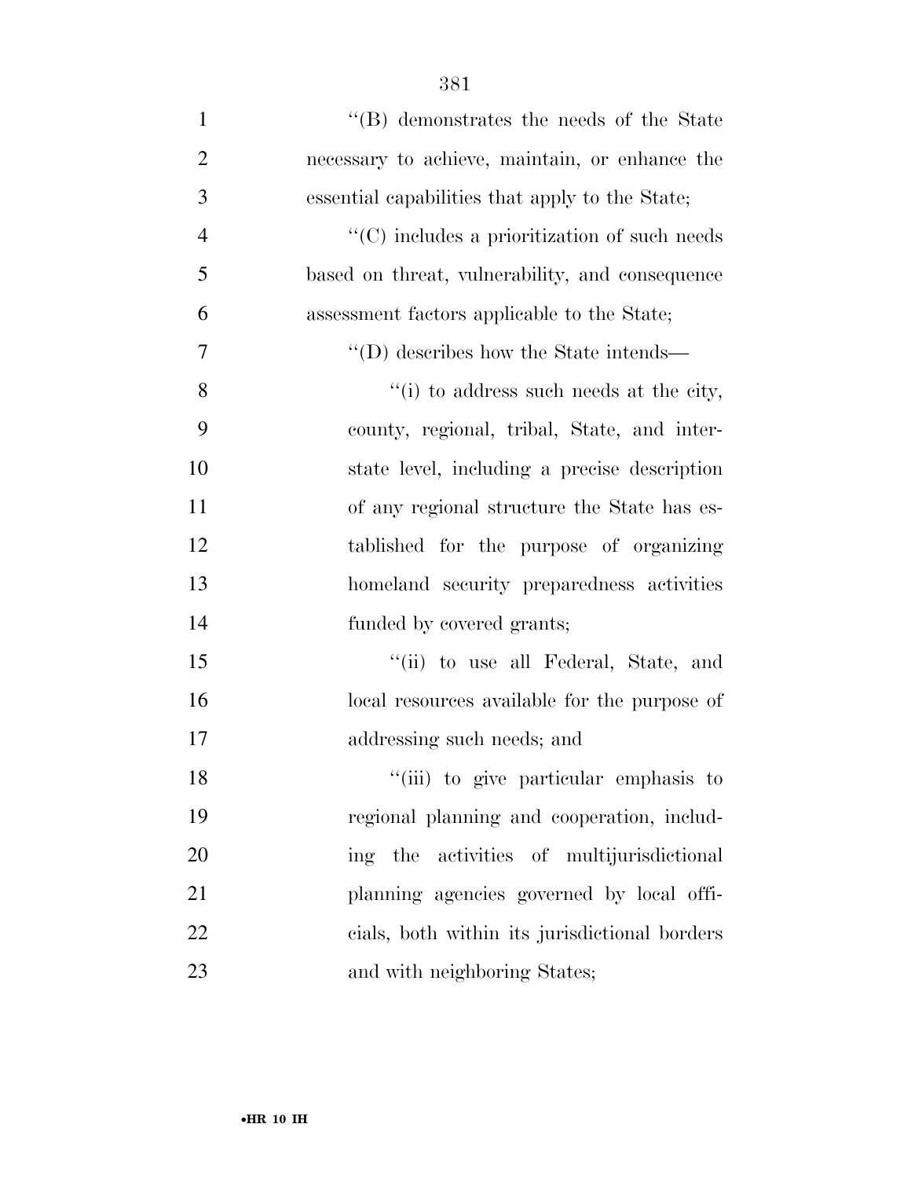''(B) demonstrates the needs of the State necessary to achieve, maintain, or enhance the essential capabilities that apply to the State;

''(C) includes a prioritization of such needs based on threat, vulnerability, and consequence assessment factors applicable to the State;

''(D) describes how the State intends—

''(i) to address such needs at the city, county, regional, tribal, State, and interstate level, including a precise description of any regional structure the State has established for the purpose of organizing homeland security preparedness activities funded by covered grants;

''(ii) to use all Federal, State, and local resources available for the purpose of addressing such needs; and

''(iii) to give particular emphasis to regional planning and cooperation, including the activities of multijurisdictional planning agencies governed by local officials, both within its jurisdictional borders and with neighboring States;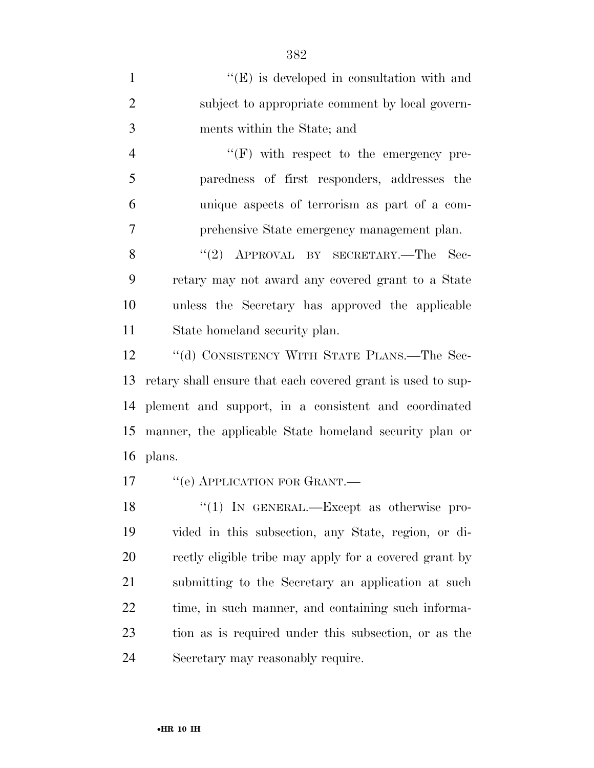''(E) is developed in consultation with and subject to appropriate comment by local governments within the State; and

''(F) with respect to the emergency preparedness of first responders, addresses the unique aspects of terrorism as part of a comprehensive State emergency management plan.

''(2) APPROVAL BY SECRETARY.—The Secretary may not award any covered grant to a State unless the Secretary has approved the applicable State homeland security plan.

''(d) CONSISTENCY WITH STATE PLANS.—The Secretary shall ensure that each covered grant is used to supplement and support, in a consistent and coordinated manner, the applicable State homeland security plan or plans.

''(e) APPLICATION FOR GRANT.—

''(1) IN GENERAL.—Except as otherwise provided in this subsection, any State, region, or directly eligible tribe may apply for a covered grant by submitting to the Secretary an application at such time, in such manner, and containing such information as is required under this subsection, or as the Secretary may reasonably require.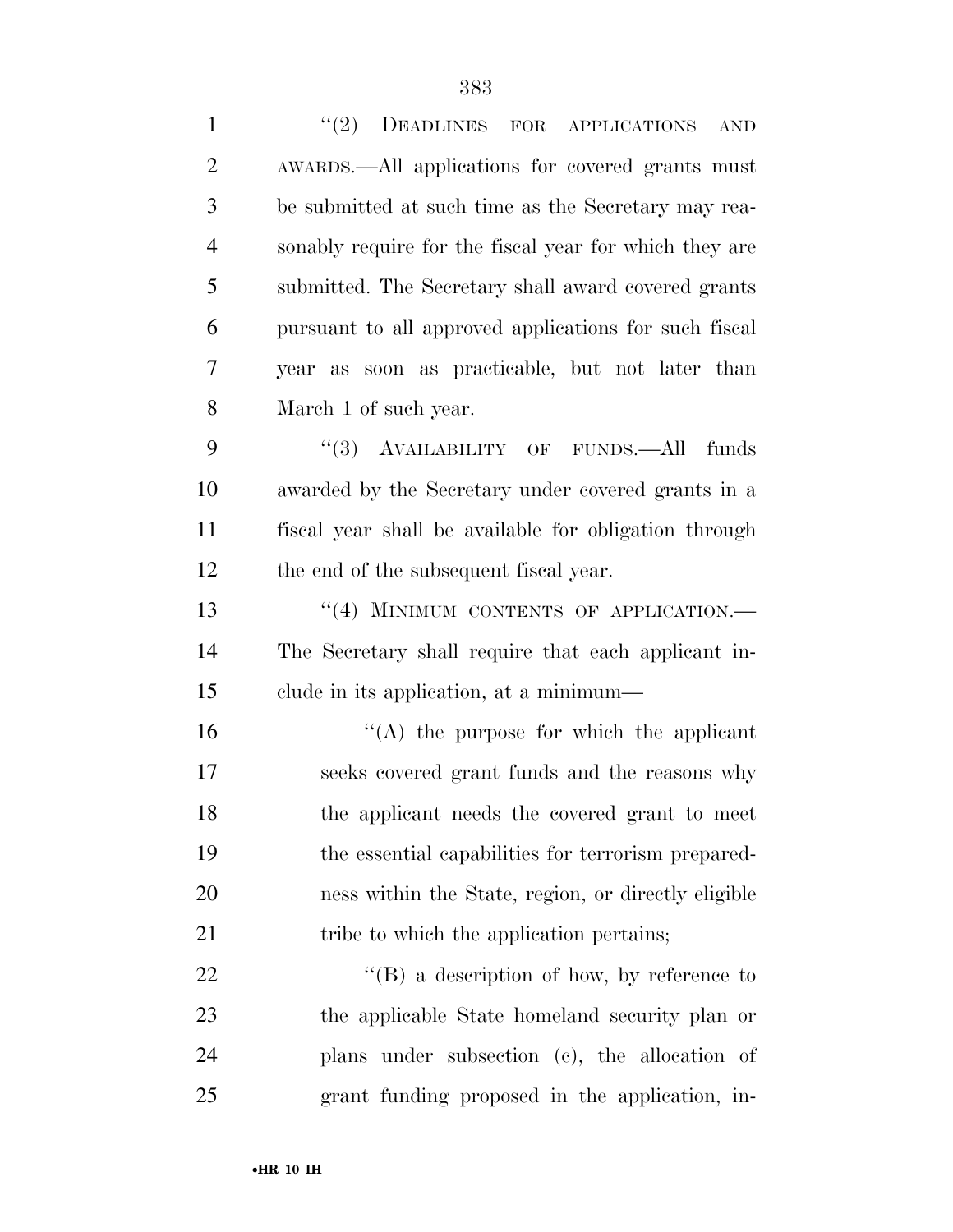''(2) DEADLINES FOR APPLICATIONS AND AWARDS.—All applications for covered grants must be submitted at such time as the Secretary may reasonably require for the fiscal year for which they are submitted. The Secretary shall award covered grants pursuant to all approved applications for such fiscal year as soon as practicable, but not later than March 1 of such year.

''(3) AVAILABILITY OF FUNDS.—All funds awarded by the Secretary under covered grants in a fiscal year shall be available for obligation through the end of the subsequent fiscal year.

''(4) MINIMUM CONTENTS OF APPLICATION.—The Secretary shall require that each applicant include in its application, at a minimum—

''(A) the purpose for which the applicant seeks covered grant funds and the reasons why the applicant needs the covered grant to meet the essential capabilities for terrorism preparedness within the State, region, or directly eligible tribe to which the application pertains;

''(B) a description of how, by reference to the applicable State homeland security plan or plans under subsection (c), the allocation of grant funding proposed in the application, in-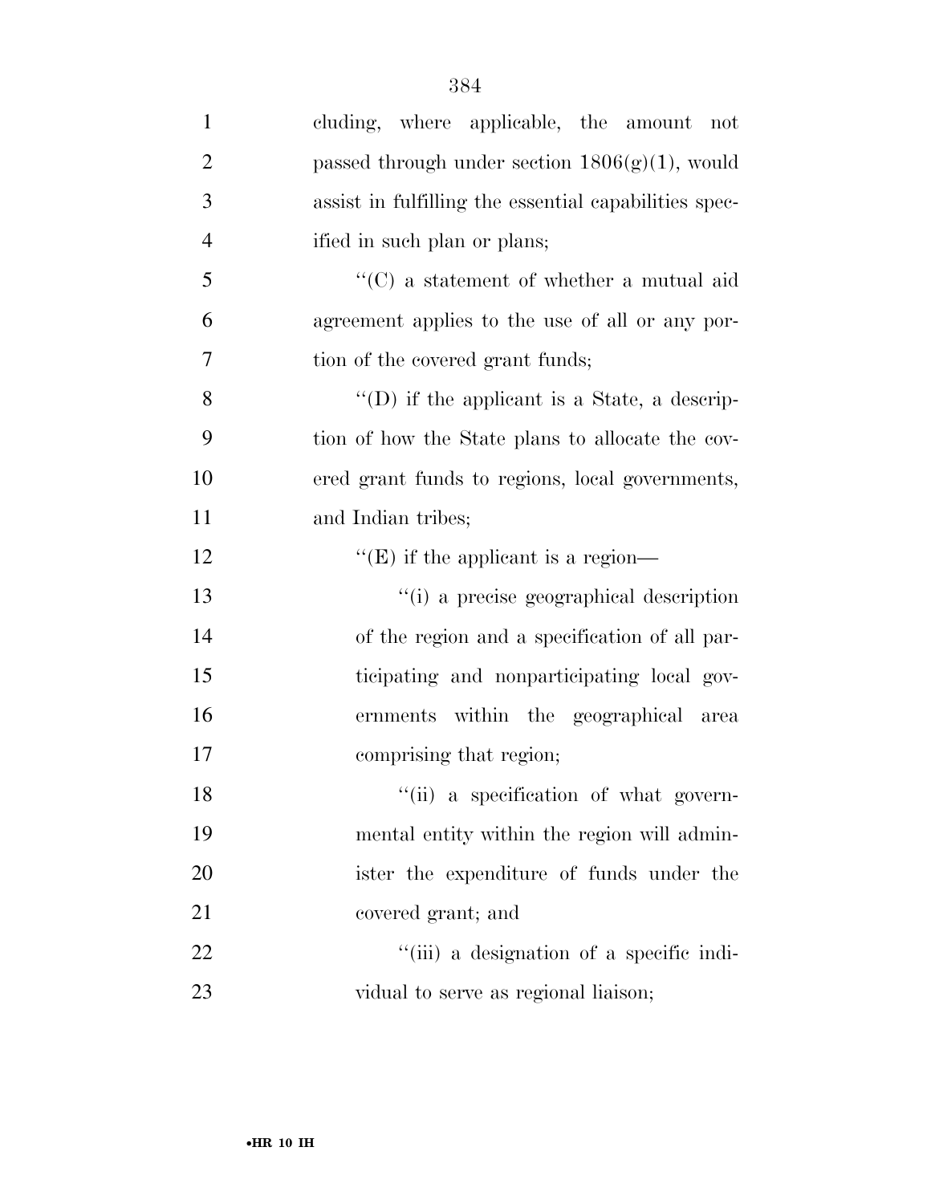cluding, where applicable, the amount not passed through under section 1806(g)(1), would assist in fulfilling the essential capabilities specified in such plan or plans;

''(C) a statement of whether a mutual aid agreement applies to the use of all or any portion of the covered grant funds;

''(D) if the applicant is a State, a description of how the State plans to allocate the covered grant funds to regions, local governments, and Indian tribes;

''(E) if the applicant is a region—

''(i) a precise geographical description of the region and a specification of all participating and nonparticipating local governments within the geographical area comprising that region;

''(ii) a specification of what governmental entity within the region will administer the expenditure of funds under the covered grant; and

''(iii) a designation of a specific individual to serve as regional liaison;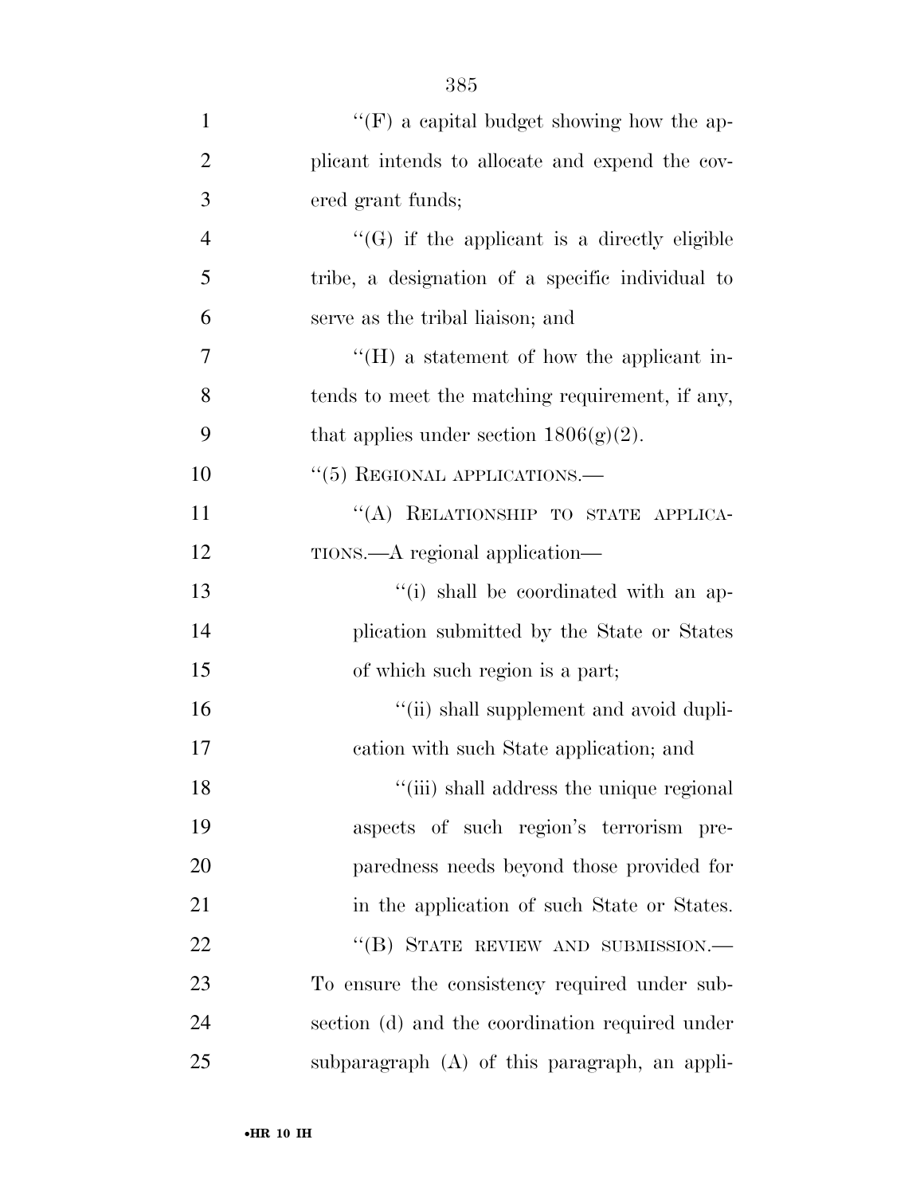''(F) a capital budget showing how the applicant intends to allocate and expend the covered grant funds;

''(G) if the applicant is a directly eligible tribe, a designation of a specific individual to serve as the tribal liaison; and

''(H) a statement of how the applicant intends to meet the matching requirement, if any, that applies under section 1806(g)(2).

''(5) REGIONAL APPLICATIONS.—

''(A) RELATIONSHIP TO STATE APPLICATIONS.—A regional application—

''(i) shall be coordinated with an application submitted by the State or States of which such region is a part;

''(ii) shall supplement and avoid duplication with such State application; and

''(iii) shall address the unique regional aspects of such region's terrorism preparedness needs beyond those provided for in the application of such State or States.

''(B) STATE REVIEW AND SUBMISSION.—To ensure the consistency required under subsection (d) and the coordination required under subparagraph (A) of this paragraph, an appli-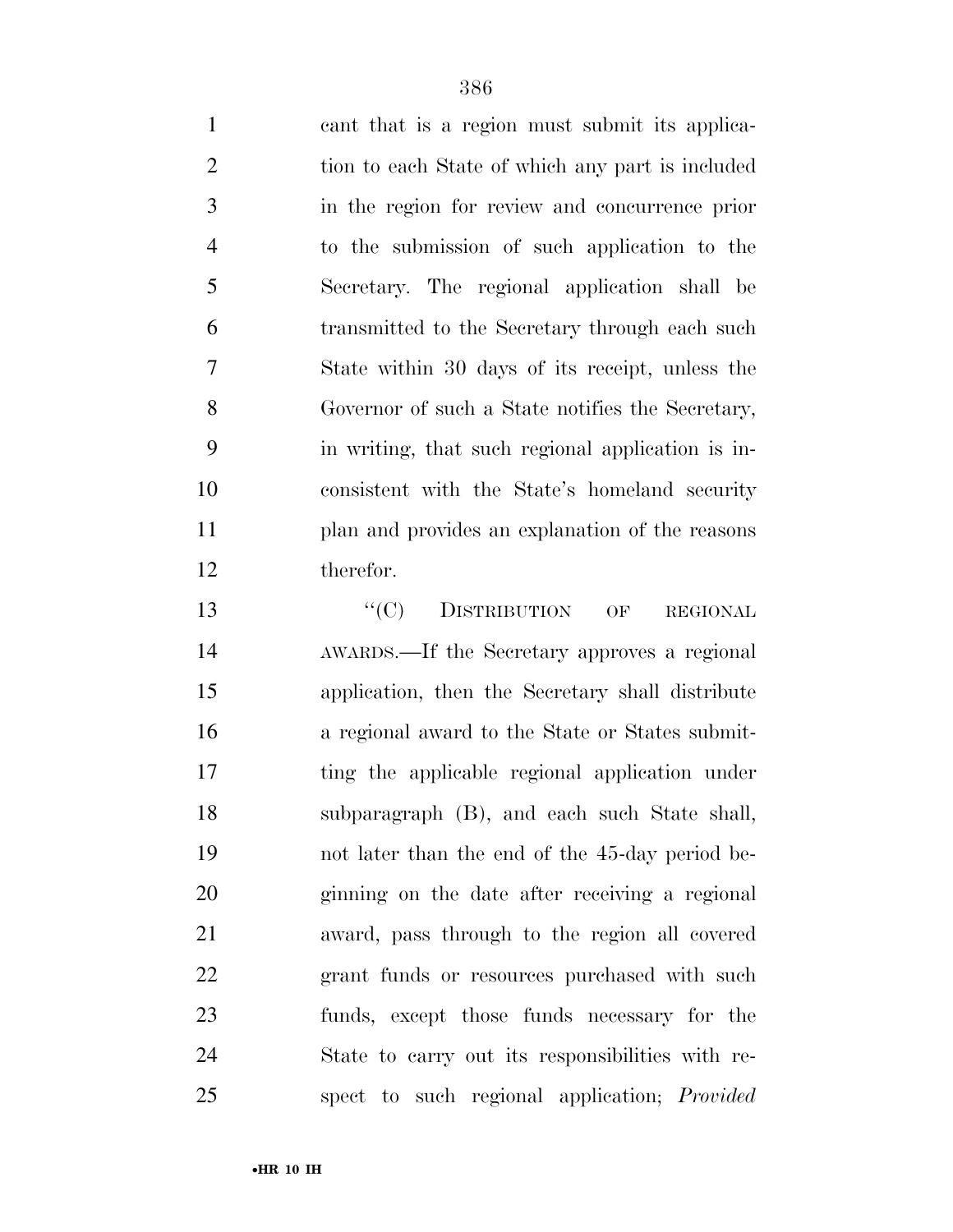cant that is a region must submit its application to each State of which any part is included in the region for review and concurrence prior to the submission of such application to the Secretary. The regional application shall be transmitted to the Secretary through each such State within 30 days of its receipt, unless the Governor of such a State notifies the Secretary, in writing, that such regional application is inconsistent with the State's homeland security plan and provides an explanation of the reasons therefor.

"(C) DISTRIBUTION OF REGIONAL AWARDS.—If the Secretary approves a regional application, then the Secretary shall distribute a regional award to the State or States submitting the applicable regional application under subparagraph (B), and each such State shall, not later than the end of the 45-day period beginning on the date after receiving a regional award, pass through to the region all covered grant funds or resources purchased with such funds, except those funds necessary for the State to carry out its responsibilities with respect to such regional application; *Provided*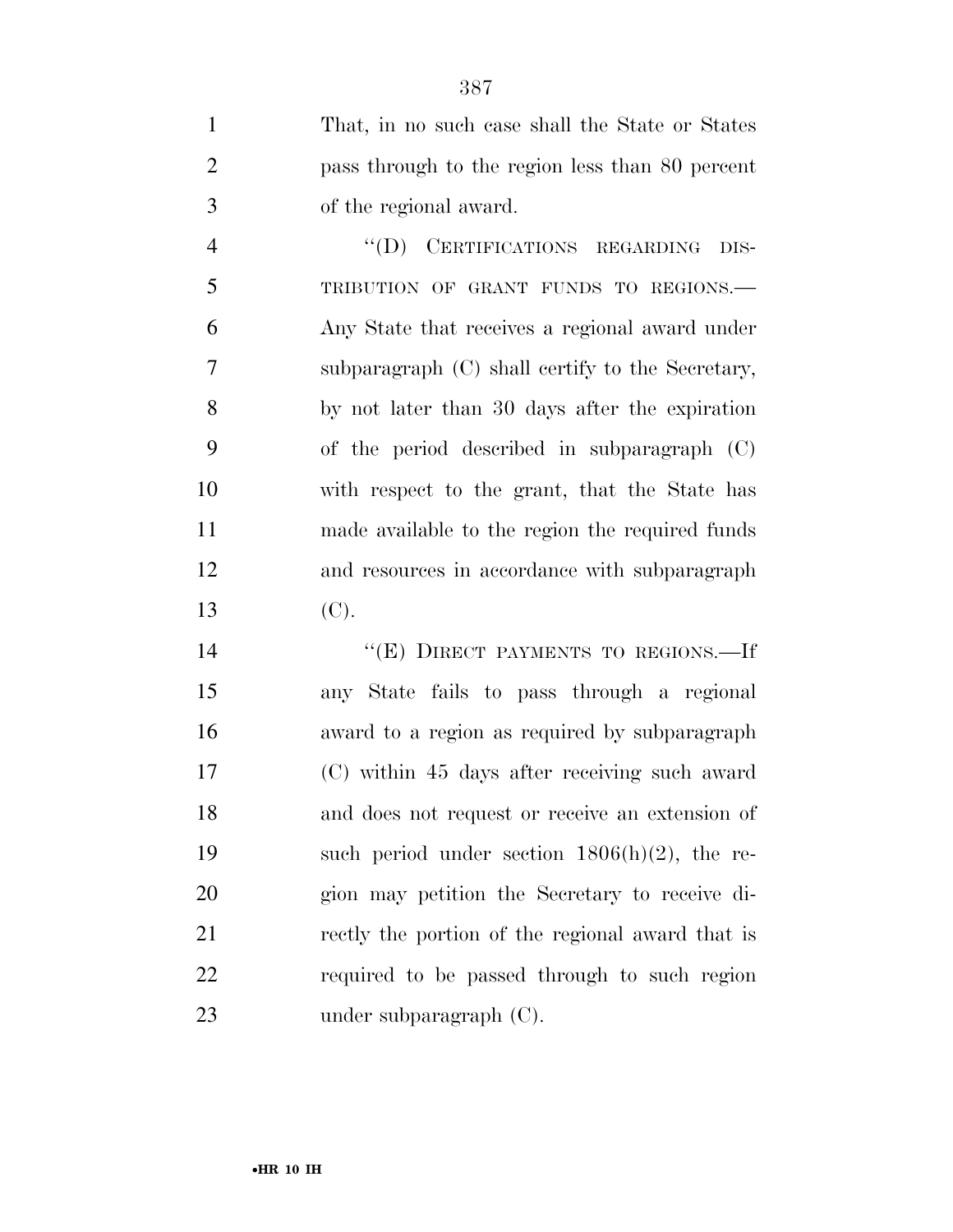That, in no such case shall the State or States pass through to the region less than 80 percent of the regional award.

"(D) CERTIFICATIONS REGARDING DISTRIBUTION OF GRANT FUNDS TO REGIONS.—Any State that receives a regional award under subparagraph (C) shall certify to the Secretary, by not later than 30 days after the expiration of the period described in subparagraph (C) with respect to the grant, that the State has made available to the region the required funds and resources in accordance with subparagraph (C).

"(E) DIRECT PAYMENTS TO REGIONS.—If any State fails to pass through a regional award to a region as required by subparagraph (C) within 45 days after receiving such award and does not request or receive an extension of such period under section 1806(h)(2), the region may petition the Secretary to receive directly the portion of the regional award that is required to be passed through to such region under subparagraph (C).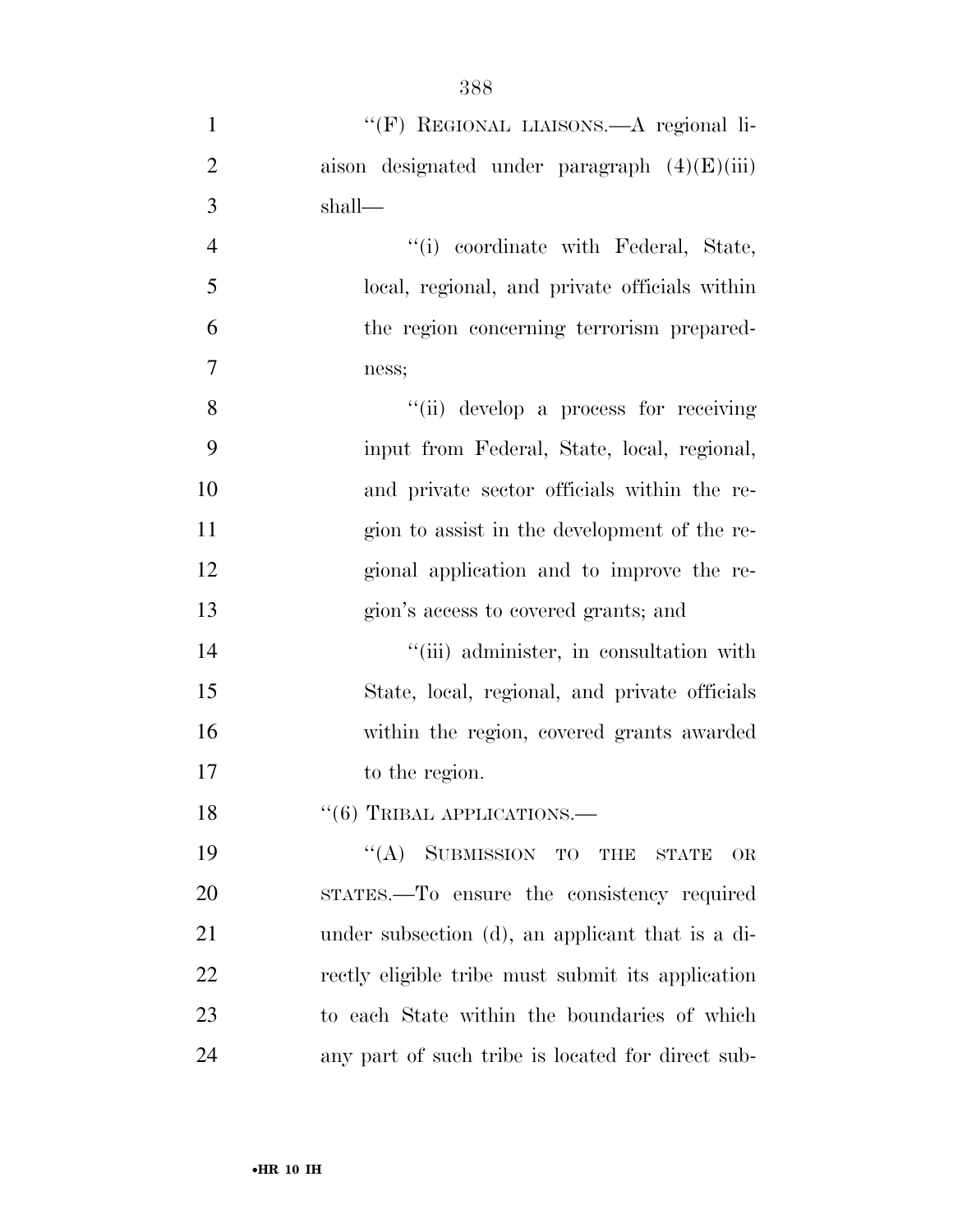"(F) REGIONAL LIAISONS.—A regional liaison designated under paragraph (4)(E)(iii) shall—

"(i) coordinate with Federal, State, local, regional, and private officials within the region concerning terrorism preparedness;

"(ii) develop a process for receiving input from Federal, State, local, regional, and private sector officials within the region to assist in the development of the regional application and to improve the region's access to covered grants; and

"(iii) administer, in consultation with State, local, regional, and private officials within the region, covered grants awarded to the region.

"(6) TRIBAL APPLICATIONS.—

"(A) SUBMISSION TO THE STATE OR STATES.—To ensure the consistency required under subsection (d), an applicant that is a directly eligible tribe must submit its application to each State within the boundaries of which any part of such tribe is located for direct sub-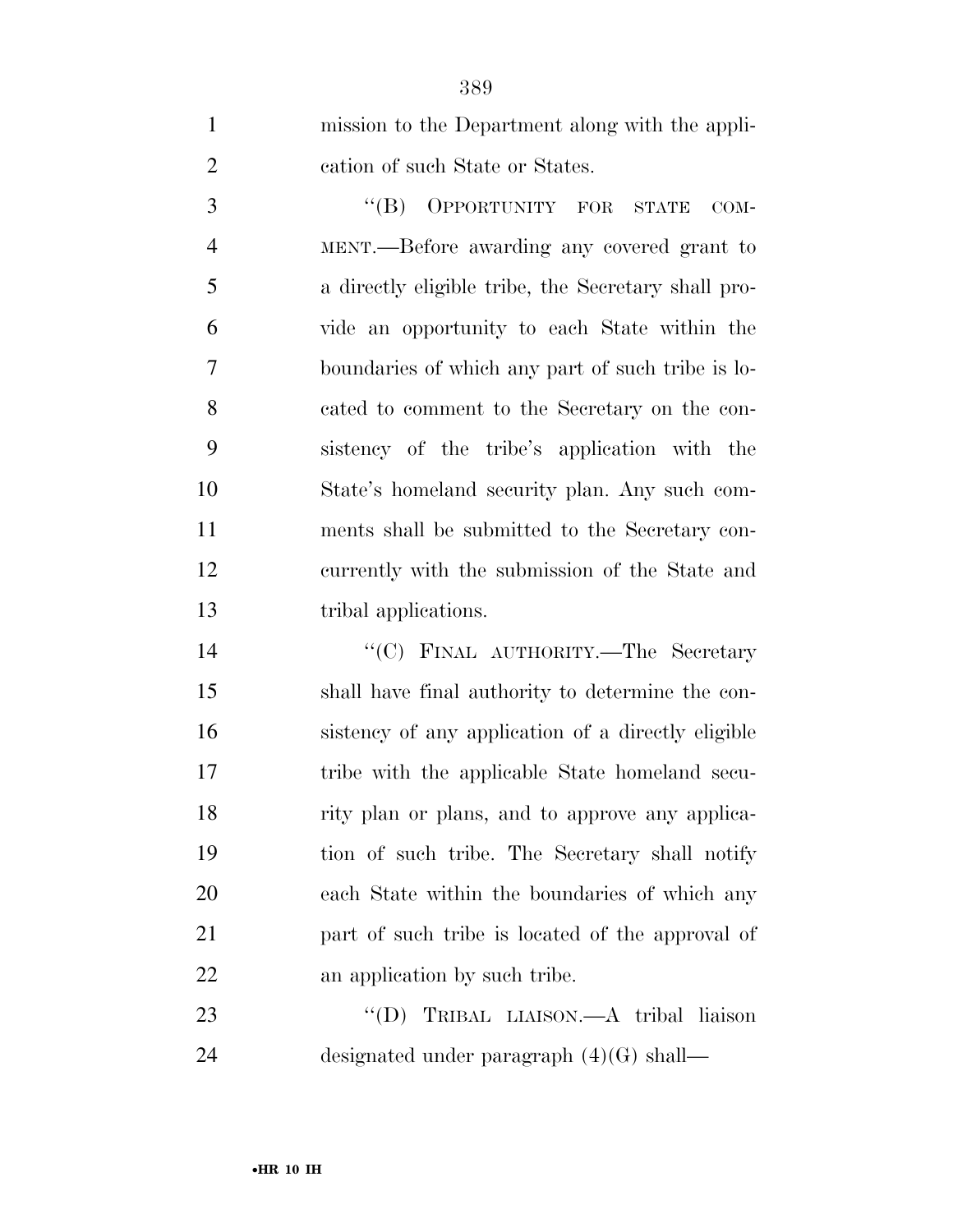mission to the Department along with the application of such State or States.

"(B) OPPORTUNITY FOR STATE COMMENT.—Before awarding any covered grant to a directly eligible tribe, the Secretary shall provide an opportunity to each State within the boundaries of which any part of such tribe is located to comment to the Secretary on the consistency of the tribe's application with the State's homeland security plan. Any such comments shall be submitted to the Secretary concurrently with the submission of the State and tribal applications.

"(C) FINAL AUTHORITY.—The Secretary shall have final authority to determine the consistency of any application of a directly eligible tribe with the applicable State homeland security plan or plans, and to approve any application of such tribe. The Secretary shall notify each State within the boundaries of which any part of such tribe is located of the approval of an application by such tribe.

"(D) TRIBAL LIAISON.—A tribal liaison designated under paragraph (4)(G) shall—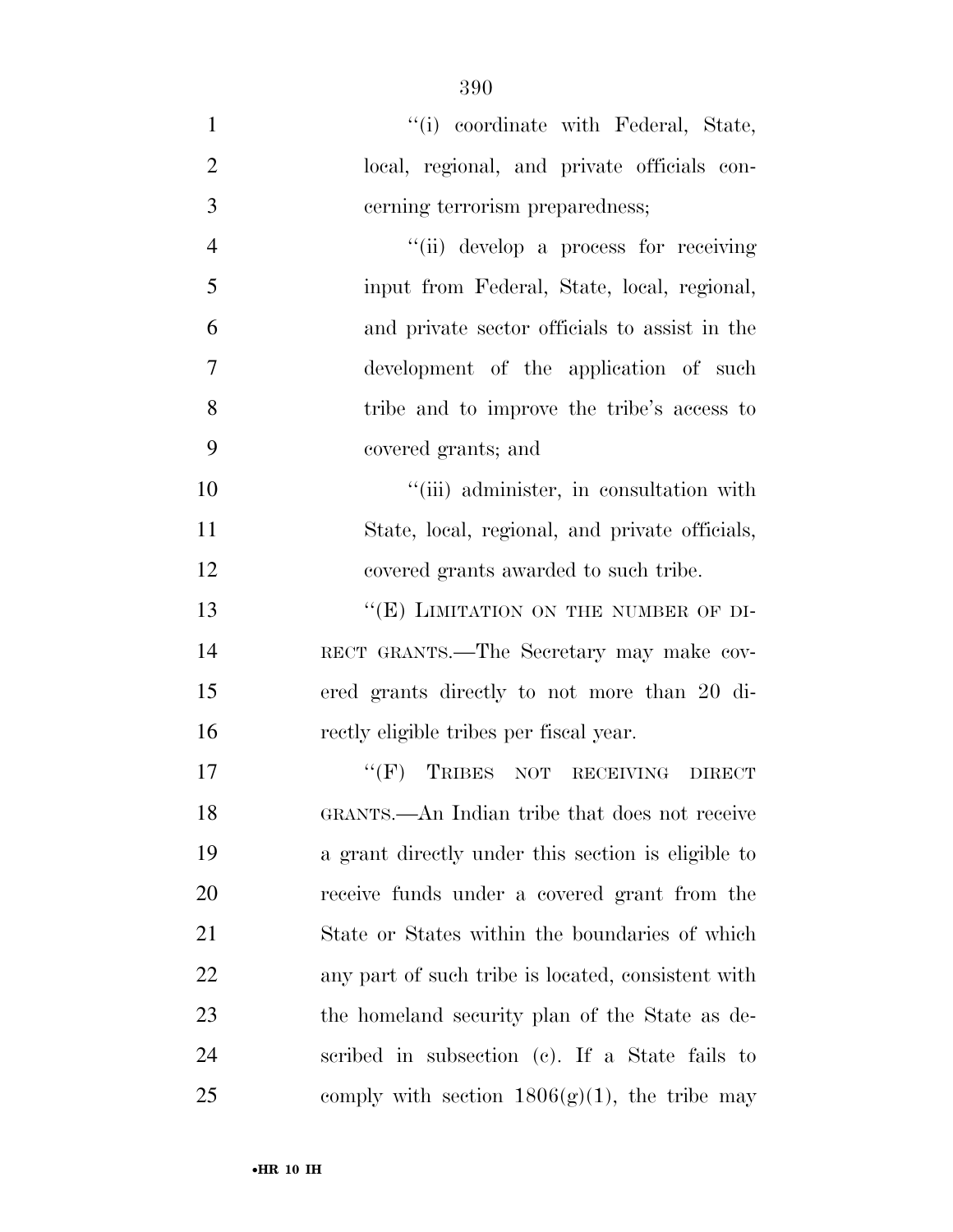"(i) coordinate with Federal, State, local, regional, and private officials concerning terrorism preparedness;

"(ii) develop a process for receiving input from Federal, State, local, regional, and private sector officials to assist in the development of the application of such tribe and to improve the tribe's access to covered grants; and

"(iii) administer, in consultation with State, local, regional, and private officials, covered grants awarded to such tribe.

"(E) LIMITATION ON THE NUMBER OF DIRECT GRANTS.—The Secretary may make covered grants directly to not more than 20 directly eligible tribes per fiscal year.

"(F) TRIBES NOT RECEIVING DIRECT GRANTS.—An Indian tribe that does not receive a grant directly under this section is eligible to receive funds under a covered grant from the State or States within the boundaries of which any part of such tribe is located, consistent with the homeland security plan of the State as described in subsection (c). If a State fails to comply with section 1806(g)(1), the tribe may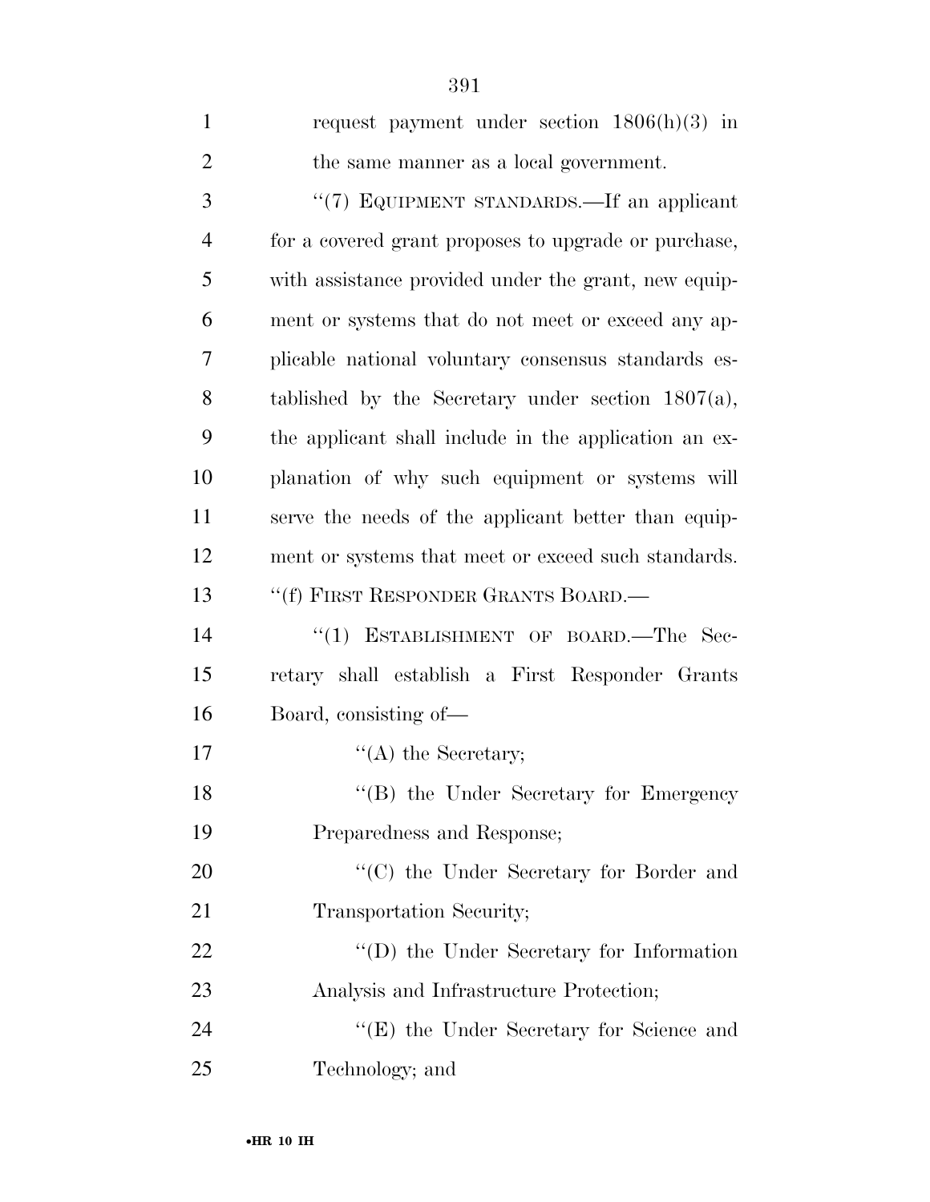request payment under section 1806(h)(3) in the same manner as a local government.

''(7) EQUIPMENT STANDARDS.—If an applicant for a covered grant proposes to upgrade or purchase, with assistance provided under the grant, new equipment or systems that do not meet or exceed any applicable national voluntary consensus standards established by the Secretary under section 1807(a), the applicant shall include in the application an explanation of why such equipment or systems will serve the needs of the applicant better than equipment or systems that meet or exceed such standards.

''(f) FIRST RESPONDER GRANTS BOARD.—

''(1) ESTABLISHMENT OF BOARD.—The Secretary shall establish a First Responder Grants Board, consisting of—

''(A) the Secretary;

''(B) the Under Secretary for Emergency Preparedness and Response;

''(C) the Under Secretary for Border and Transportation Security;

''(D) the Under Secretary for Information Analysis and Infrastructure Protection;

''(E) the Under Secretary for Science and Technology; and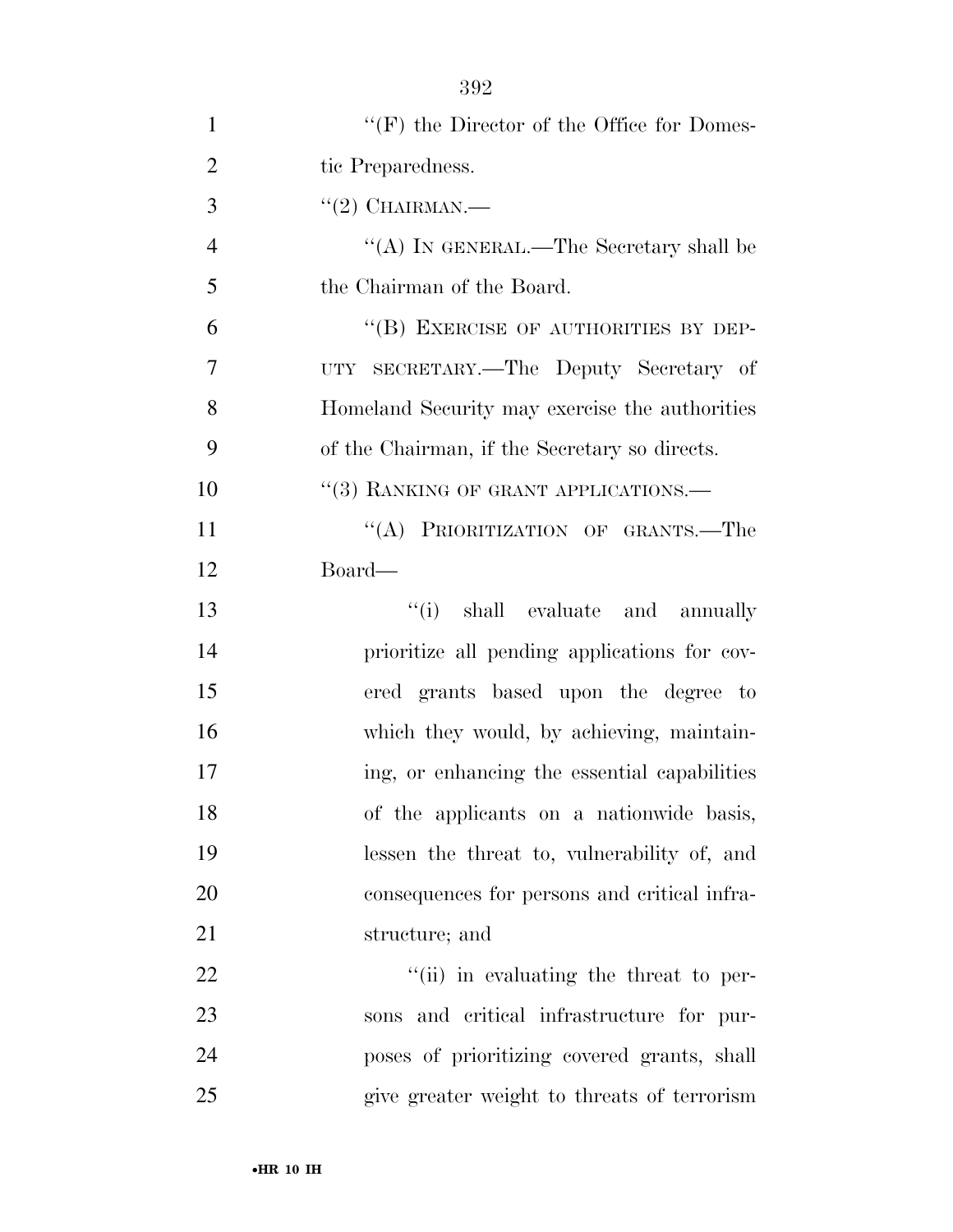''(F) the Director of the Office for Domestic Preparedness.

''(2) CHAIRMAN.—

''(A) IN GENERAL.—The Secretary shall be the Chairman of the Board.

''(B) EXERCISE OF AUTHORITIES BY DEPUTY SECRETARY.—The Deputy Secretary of Homeland Security may exercise the authorities of the Chairman, if the Secretary so directs.

''(3) RANKING OF GRANT APPLICATIONS.—

''(A) PRIORITIZATION OF GRANTS.—The Board—

''(i) shall evaluate and annually prioritize all pending applications for covered grants based upon the degree to which they would, by achieving, maintaining, or enhancing the essential capabilities of the applicants on a nationwide basis, lessen the threat to, vulnerability of, and consequences for persons and critical infrastructure; and

''(ii) in evaluating the threat to persons and critical infrastructure for purposes of prioritizing covered grants, shall give greater weight to threats of terrorism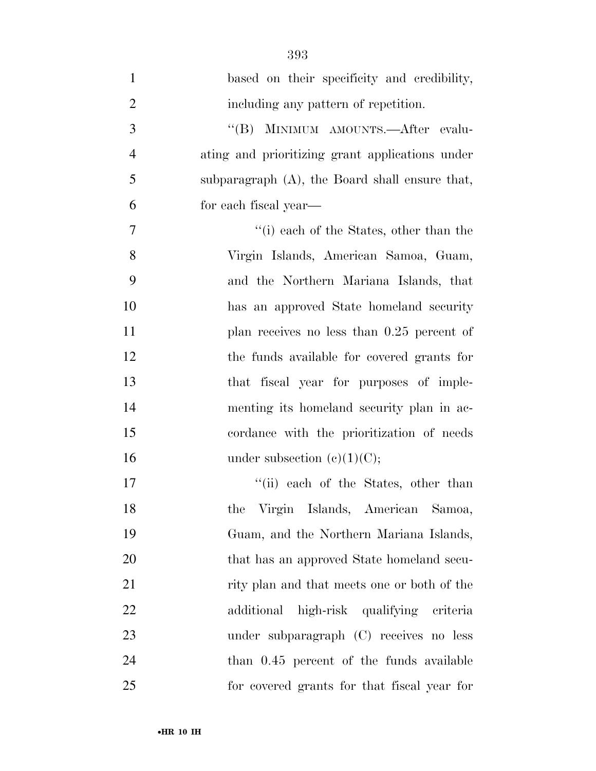based on their specificity and credibility, including any pattern of repetition.

"(B) MINIMUM AMOUNTS.—After evaluating and prioritizing grant applications under subparagraph (A), the Board shall ensure that, for each fiscal year—

"(i) each of the States, other than the Virgin Islands, American Samoa, Guam, and the Northern Mariana Islands, that has an approved State homeland security plan receives no less than 0.25 percent of the funds available for covered grants for that fiscal year for purposes of implementing its homeland security plan in accordance with the prioritization of needs under subsection (c)(1)(C);

"(ii) each of the States, other than the Virgin Islands, American Samoa, Guam, and the Northern Mariana Islands, that has an approved State homeland security plan and that meets one or both of the additional high-risk qualifying criteria under subparagraph (C) receives no less than 0.45 percent of the funds available for covered grants for that fiscal year for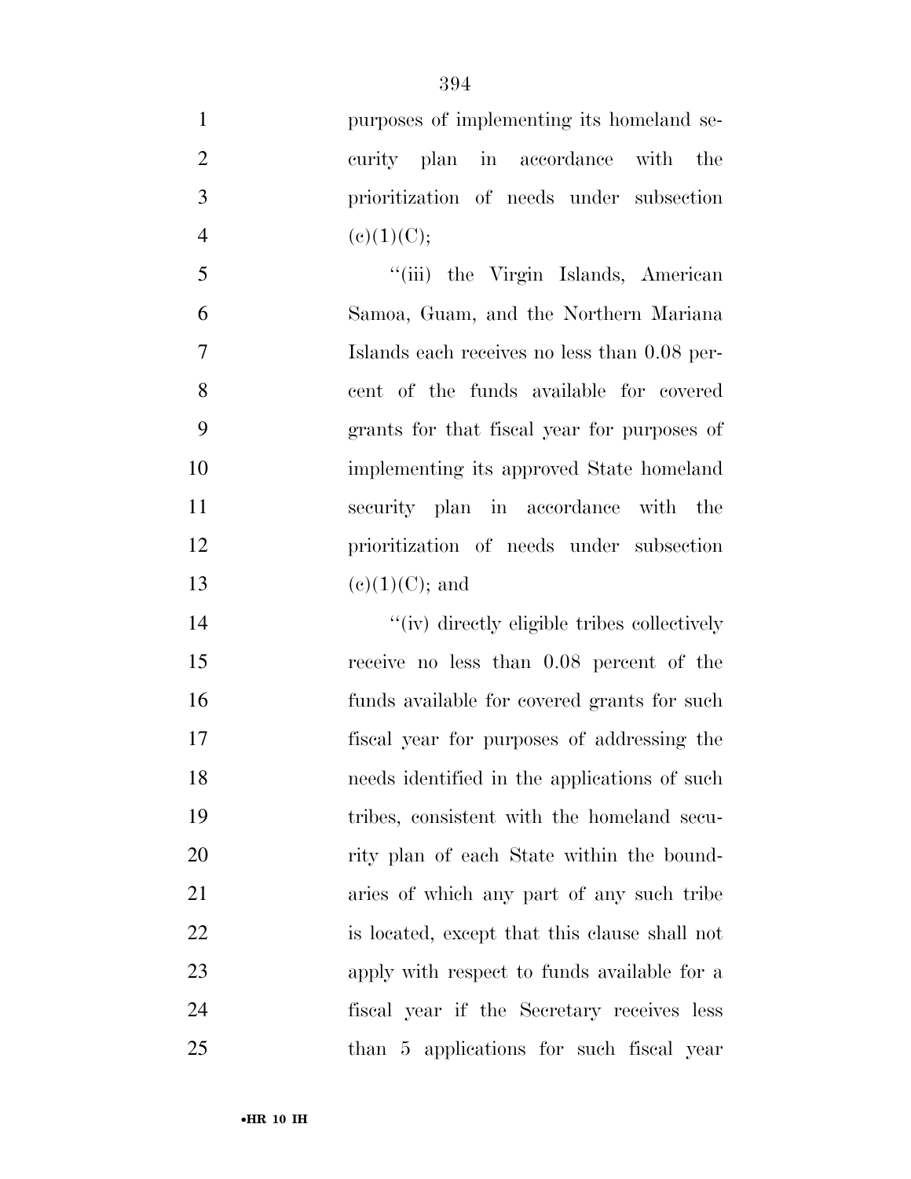purposes of implementing its homeland security plan in accordance with the prioritization of needs under subsection (c)(1)(C);

"(iii) the Virgin Islands, American Samoa, Guam, and the Northern Mariana Islands each receives no less than 0.08 percent of the funds available for covered grants for that fiscal year for purposes of implementing its approved State homeland security plan in accordance with the prioritization of needs under subsection (c)(1)(C); and

"(iv) directly eligible tribes collectively receive no less than 0.08 percent of the funds available for covered grants for such fiscal year for purposes of addressing the needs identified in the applications of such tribes, consistent with the homeland security plan of each State within the boundaries of which any part of any such tribe is located, except that this clause shall not apply with respect to funds available for a fiscal year if the Secretary receives less than 5 applications for such fiscal year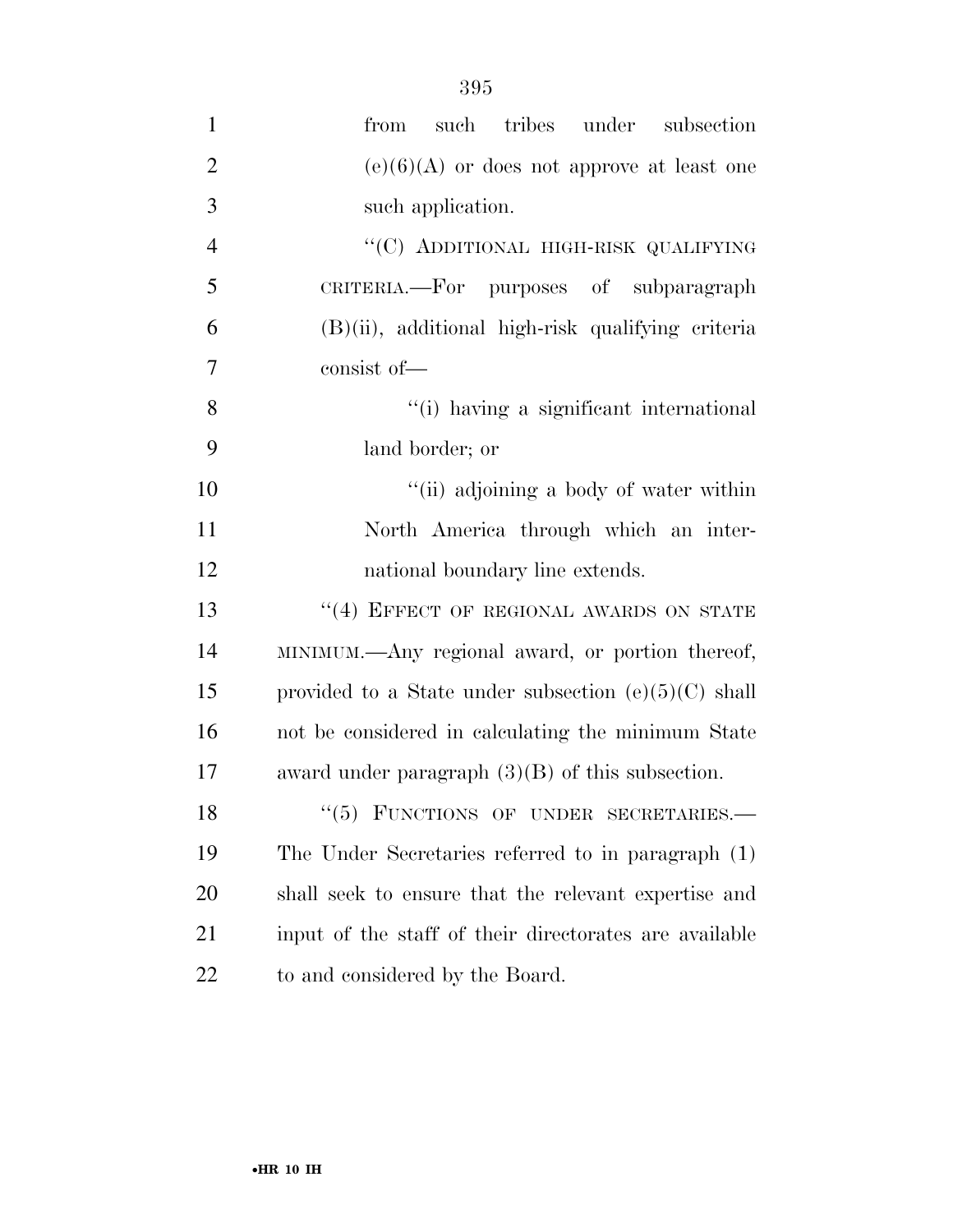from such tribes under subsection (e)(6)(A) or does not approve at least one such application.

"(C) ADDITIONAL HIGH-RISK QUALIFYING CRITERIA.—For purposes of subparagraph (B)(ii), additional high-risk qualifying criteria consist of—

"(i) having a significant international land border; or

"(ii) adjoining a body of water within North America through which an international boundary line extends.

"(4) EFFECT OF REGIONAL AWARDS ON STATE MINIMUM.—Any regional award, or portion thereof, provided to a State under subsection (e)(5)(C) shall not be considered in calculating the minimum State award under paragraph (3)(B) of this subsection.

"(5) FUNCTIONS OF UNDER SECRETARIES.—The Under Secretaries referred to in paragraph (1) shall seek to ensure that the relevant expertise and input of the staff of their directorates are available to and considered by the Board.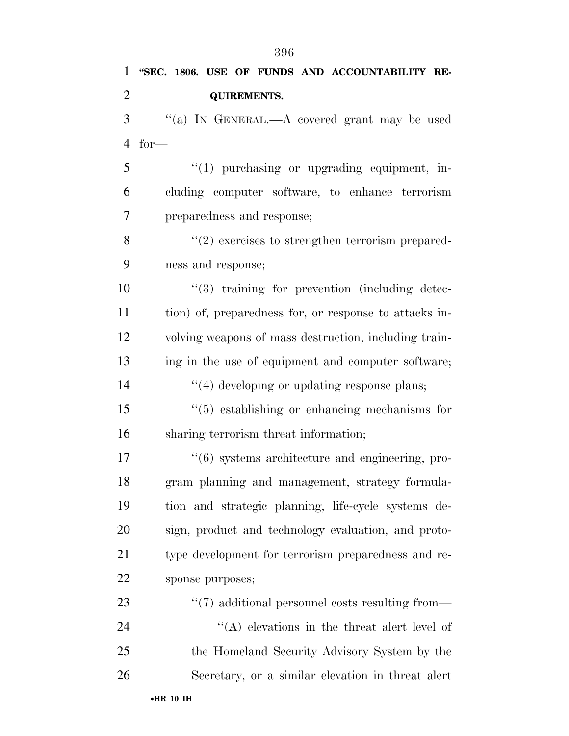**"SEC. 1806. USE OF FUNDS AND ACCOUNTABILITY REQUIREMENTS.**

"(a) IN GENERAL.—A covered grant may be used for—

"(1) purchasing or upgrading equipment, including computer software, to enhance terrorism preparedness and response;

"(2) exercises to strengthen terrorism preparedness and response;

"(3) training for prevention (including detection) of, preparedness for, or response to attacks involving weapons of mass destruction, including training in the use of equipment and computer software;

"(4) developing or updating response plans;

"(5) establishing or enhancing mechanisms for sharing terrorism threat information;

"(6) systems architecture and engineering, program planning and management, strategy formulation and strategic planning, life-cycle systems design, product and technology evaluation, and prototype development for terrorism preparedness and response purposes;

"(7) additional personnel costs resulting from—

"(A) elevations in the threat alert level of the Homeland Security Advisory System by the Secretary, or a similar elevation in threat alert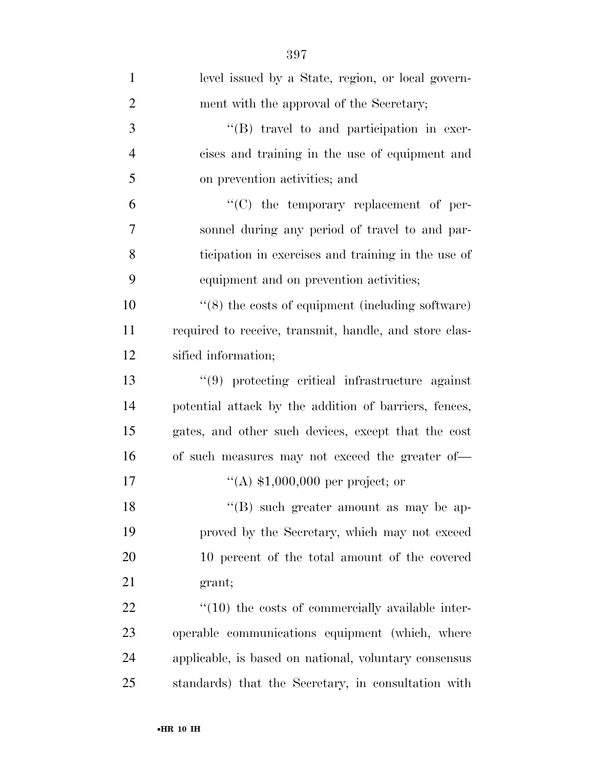level issued by a State, region, or local government with the approval of the Secretary;

"(B) travel to and participation in exercises and training in the use of equipment and on prevention activities; and

"(C) the temporary replacement of personnel during any period of travel to and participation in exercises and training in the use of equipment and on prevention activities;

"(8) the costs of equipment (including software) required to receive, transmit, handle, and store classified information;

"(9) protecting critical infrastructure against potential attack by the addition of barriers, fences, gates, and other such devices, except that the cost of such measures may not exceed the greater of—

"(A) $1,000,000 per project; or

"(B) such greater amount as may be approved by the Secretary, which may not exceed 10 percent of the total amount of the covered grant;

"(10) the costs of commercially available interoperable communications equipment (which, where applicable, is based on national, voluntary consensus standards) that the Secretary, in consultation with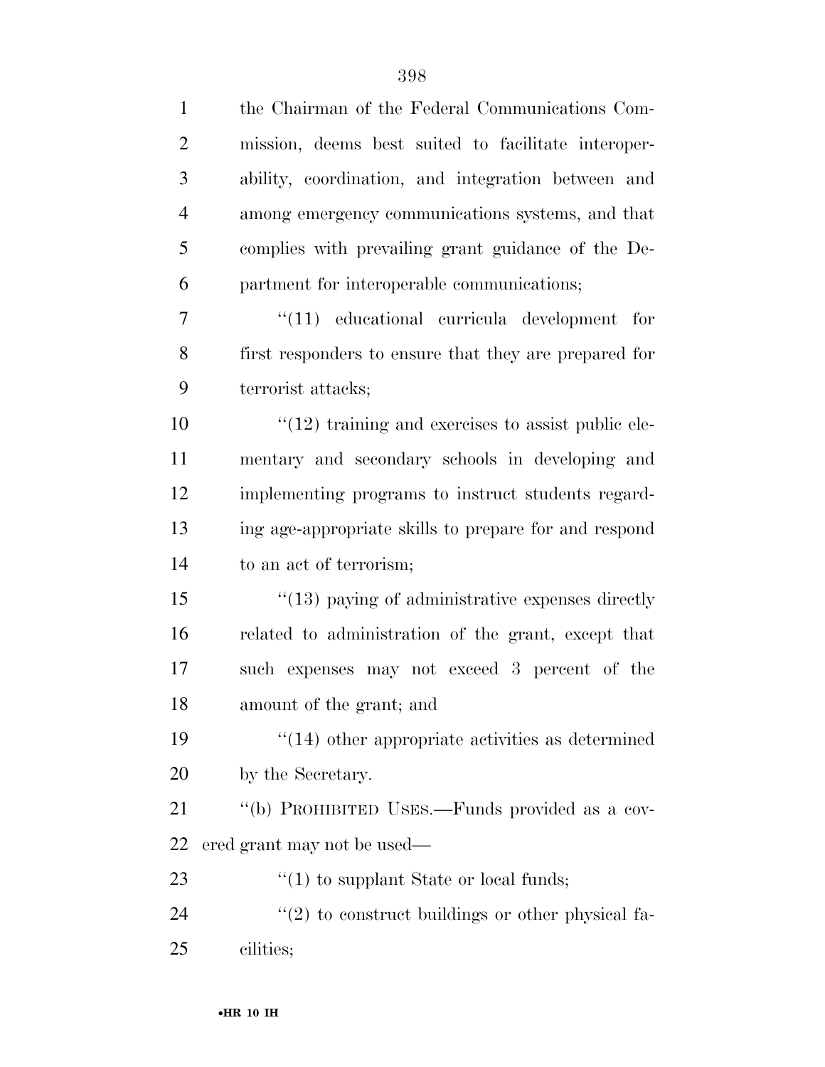the Chairman of the Federal Communications Commission, deems best suited to facilitate interoperability, coordination, and integration between and among emergency communications systems, and that complies with prevailing grant guidance of the Department for interoperable communications;

"(11) educational curricula development for first responders to ensure that they are prepared for terrorist attacks;

"(12) training and exercises to assist public elementary and secondary schools in developing and implementing programs to instruct students regarding age-appropriate skills to prepare for and respond to an act of terrorism;

"(13) paying of administrative expenses directly related to administration of the grant, except that such expenses may not exceed 3 percent of the amount of the grant; and

"(14) other appropriate activities as determined by the Secretary.

"(b) PROHIBITED USES.—Funds provided as a covered grant may not be used—

"(1) to supplant State or local funds;

"(2) to construct buildings or other physical facilities;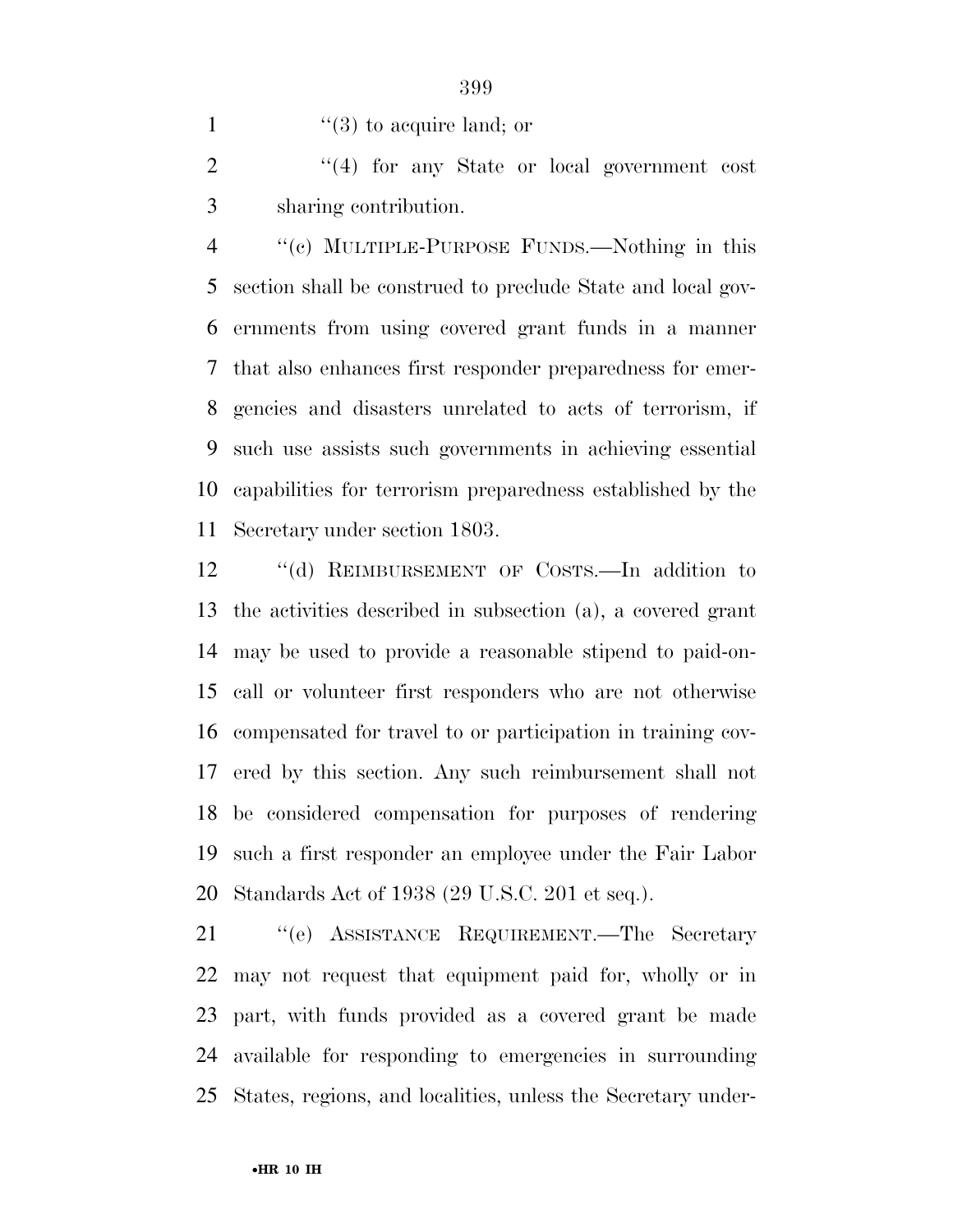''(3) to acquire land; or

''(4) for any State or local government cost sharing contribution.

''(c) MULTIPLE-PURPOSE FUNDS.—Nothing in this section shall be construed to preclude State and local governments from using covered grant funds in a manner that also enhances first responder preparedness for emergencies and disasters unrelated to acts of terrorism, if such use assists such governments in achieving essential capabilities for terrorism preparedness established by the Secretary under section 1803.

''(d) REIMBURSEMENT OF COSTS.—In addition to the activities described in subsection (a), a covered grant may be used to provide a reasonable stipend to paid-on-call or volunteer first responders who are not otherwise compensated for travel to or participation in training covered by this section. Any such reimbursement shall not be considered compensation for purposes of rendering such a first responder an employee under the Fair Labor Standards Act of 1938 (29 U.S.C. 201 et seq.).

''(e) ASSISTANCE REQUIREMENT.—The Secretary may not request that equipment paid for, wholly or in part, with funds provided as a covered grant be made available for responding to emergencies in surrounding States, regions, and localities, unless the Secretary under-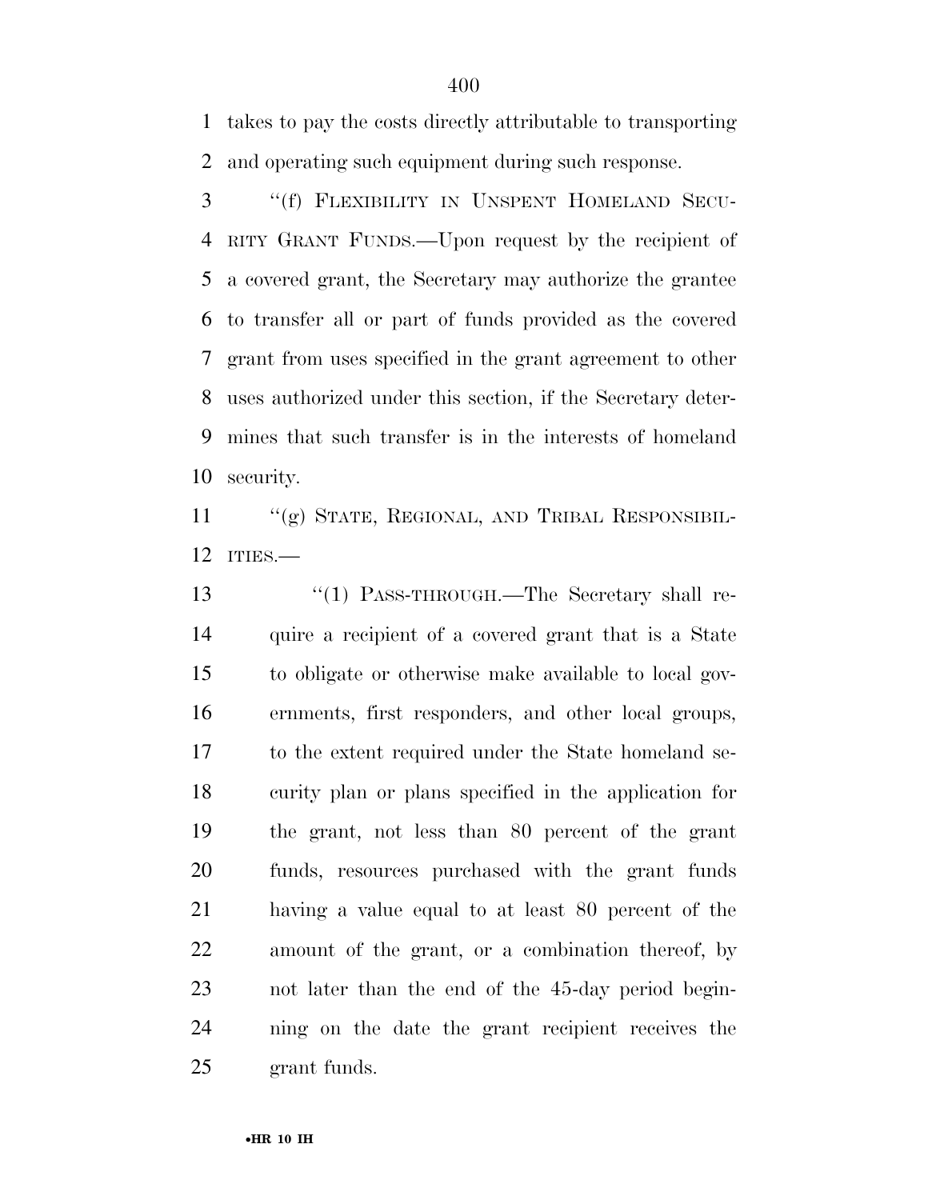takes to pay the costs directly attributable to transporting and operating such equipment during such response.

"(f) FLEXIBILITY IN UNSPENT HOMELAND SECURITY GRANT FUNDS.—Upon request by the recipient of a covered grant, the Secretary may authorize the grantee to transfer all or part of funds provided as the covered grant from uses specified in the grant agreement to other uses authorized under this section, if the Secretary determines that such transfer is in the interests of homeland security.

"(g) STATE, REGIONAL, AND TRIBAL RESPONSIBILITIES.—

"(1) PASS-THROUGH.—The Secretary shall require a recipient of a covered grant that is a State to obligate or otherwise make available to local governments, first responders, and other local groups, to the extent required under the State homeland security plan or plans specified in the application for the grant, not less than 80 percent of the grant funds, resources purchased with the grant funds having a value equal to at least 80 percent of the amount of the grant, or a combination thereof, by not later than the end of the 45-day period beginning on the date the grant recipient receives the grant funds.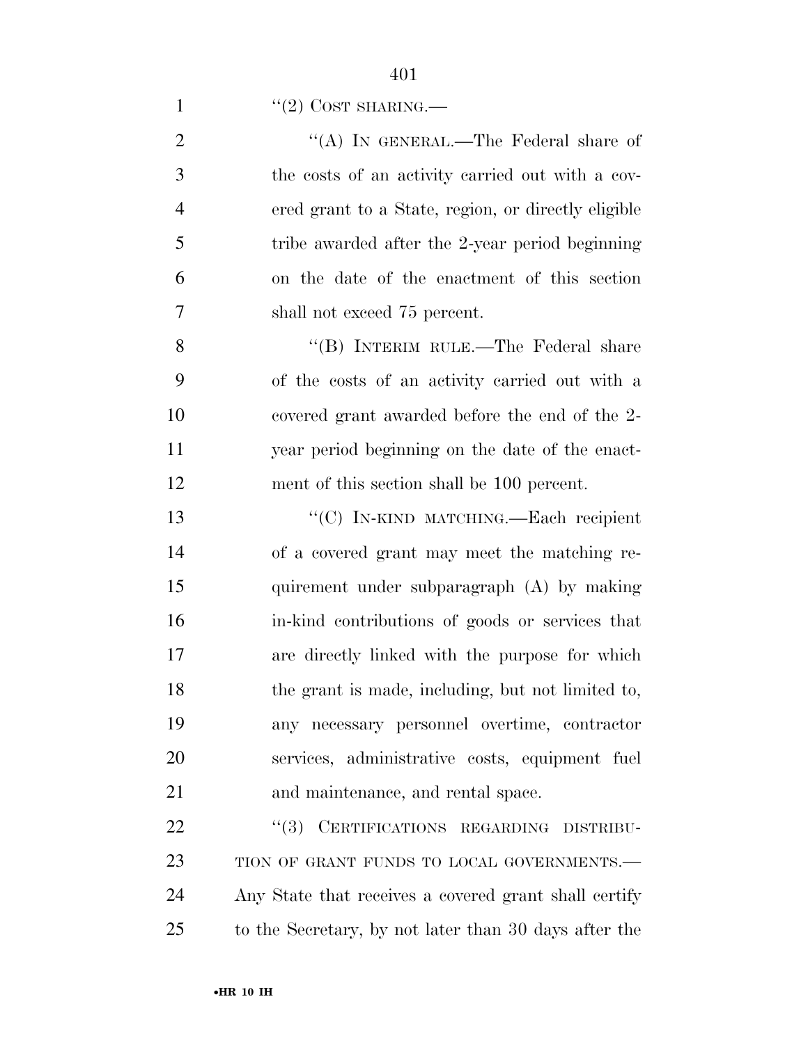"(2) COST SHARING.—

"(A) IN GENERAL.—The Federal share of the costs of an activity carried out with a covered grant to a State, region, or directly eligible tribe awarded after the 2-year period beginning on the date of the enactment of this section shall not exceed 75 percent.

"(B) INTERIM RULE.—The Federal share of the costs of an activity carried out with a covered grant awarded before the end of the 2-year period beginning on the date of the enactment of this section shall be 100 percent.

"(C) IN-KIND MATCHING.—Each recipient of a covered grant may meet the matching requirement under subparagraph (A) by making in-kind contributions of goods or services that are directly linked with the purpose for which the grant is made, including, but not limited to, any necessary personnel overtime, contractor services, administrative costs, equipment fuel and maintenance, and rental space.

"(3) CERTIFICATIONS REGARDING DISTRIBUTION OF GRANT FUNDS TO LOCAL GOVERNMENTS.—Any State that receives a covered grant shall certify to the Secretary, by not later than 30 days after the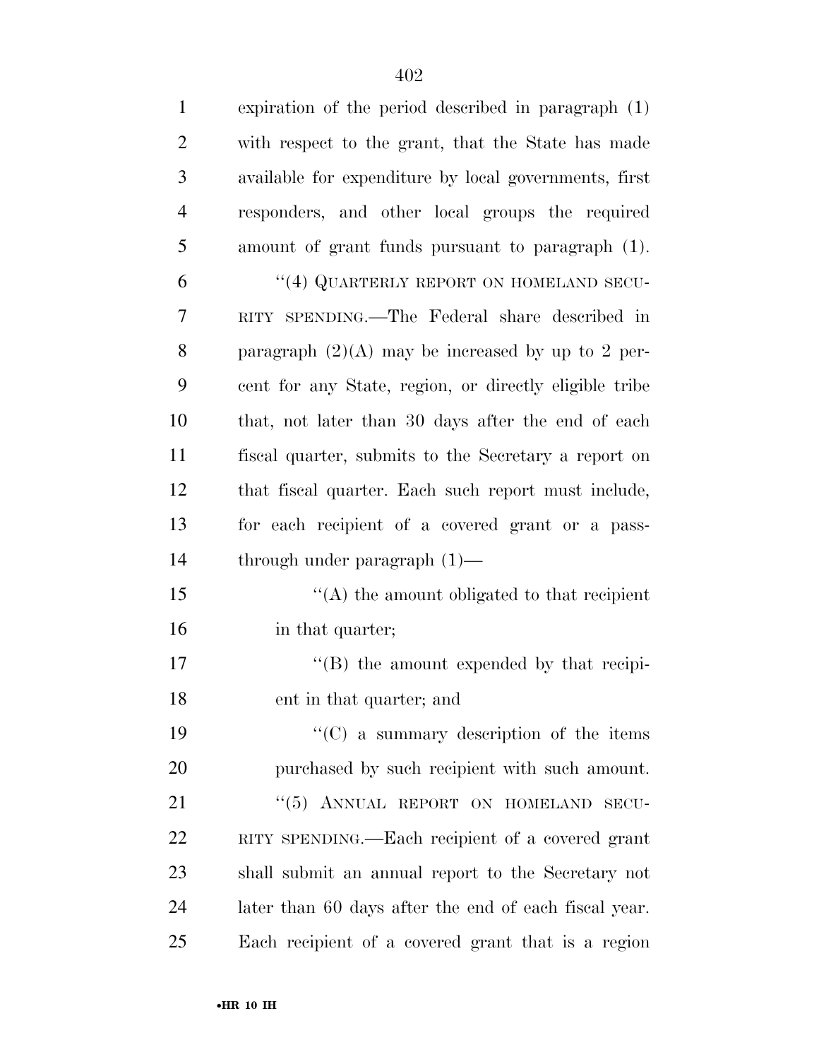expiration of the period described in paragraph (1) with respect to the grant, that the State has made available for expenditure by local governments, first responders, and other local groups the required amount of grant funds pursuant to paragraph (1).

''(4) QUARTERLY REPORT ON HOMELAND SECURITY SPENDING.—The Federal share described in paragraph (2)(A) may be increased by up to 2 percent for any State, region, or directly eligible tribe that, not later than 30 days after the end of each fiscal quarter, submits to the Secretary a report on that fiscal quarter. Each such report must include, for each recipient of a covered grant or a pass-through under paragraph (1)—

''(A) the amount obligated to that recipient in that quarter;

''(B) the amount expended by that recipient in that quarter; and

''(C) a summary description of the items purchased by such recipient with such amount.

''(5) ANNUAL REPORT ON HOMELAND SECURITY SPENDING.—Each recipient of a covered grant shall submit an annual report to the Secretary not later than 60 days after the end of each fiscal year. Each recipient of a covered grant that is a region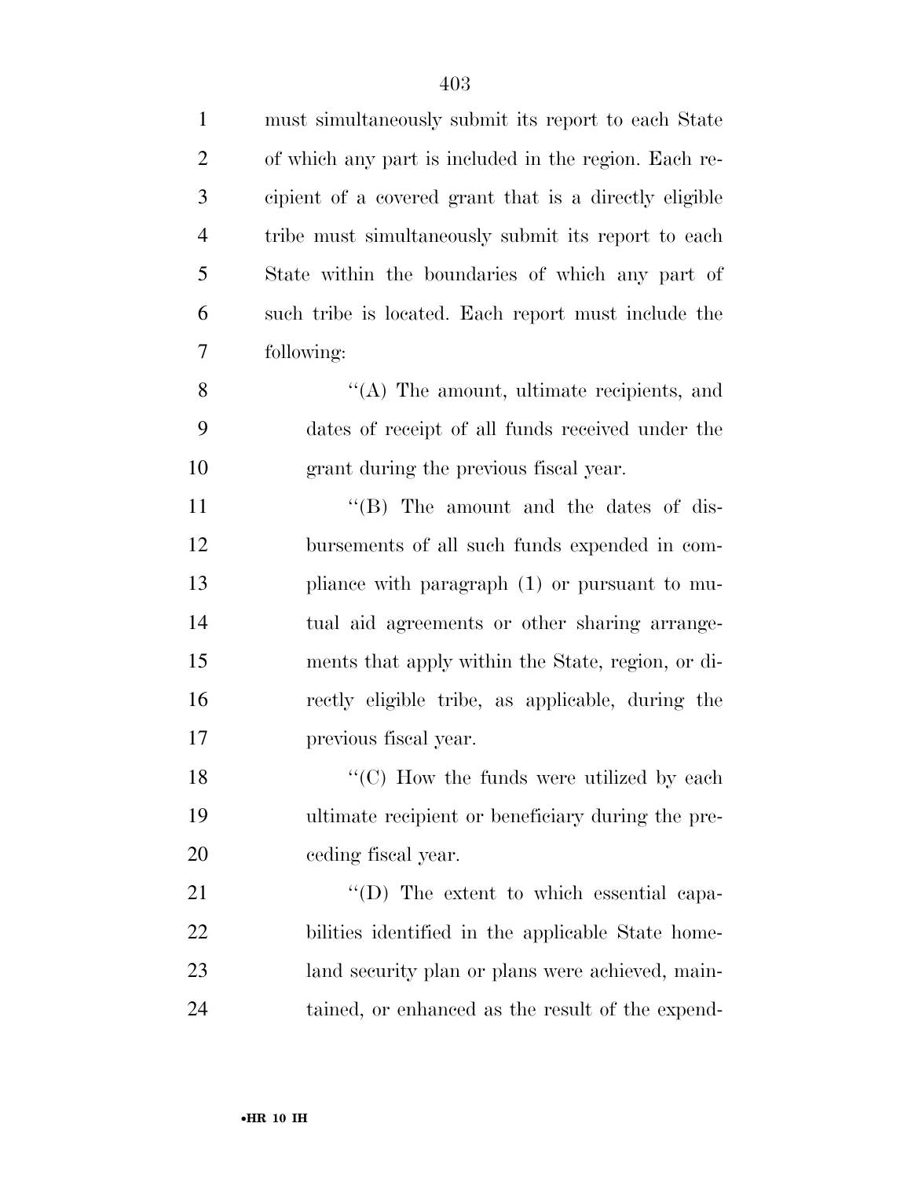must simultaneously submit its report to each State of which any part is included in the region. Each recipient of a covered grant that is a directly eligible tribe must simultaneously submit its report to each State within the boundaries of which any part of such tribe is located. Each report must include the following:

''(A) The amount, ultimate recipients, and dates of receipt of all funds received under the grant during the previous fiscal year.

''(B) The amount and the dates of disbursements of all such funds expended in compliance with paragraph (1) or pursuant to mutual aid agreements or other sharing arrangements that apply within the State, region, or directly eligible tribe, as applicable, during the previous fiscal year.

''(C) How the funds were utilized by each ultimate recipient or beneficiary during the preceding fiscal year.

''(D) The extent to which essential capabilities identified in the applicable State homeland security plan or plans were achieved, maintained, or enhanced as the result of the expend-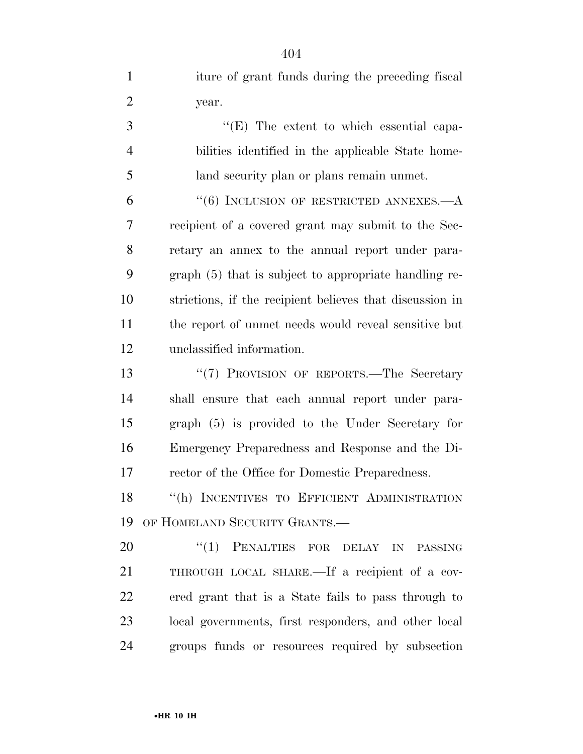iture of grant funds during the preceding fiscal year.

''(E) The extent to which essential capabilities identified in the applicable State homeland security plan or plans remain unmet.

''(6) INCLUSION OF RESTRICTED ANNEXES.—A recipient of a covered grant may submit to the Secretary an annex to the annual report under paragraph (5) that is subject to appropriate handling restrictions, if the recipient believes that discussion in the report of unmet needs would reveal sensitive but unclassified information.

''(7) PROVISION OF REPORTS.—The Secretary shall ensure that each annual report under paragraph (5) is provided to the Under Secretary for Emergency Preparedness and Response and the Director of the Office for Domestic Preparedness.

''(h) INCENTIVES TO EFFICIENT ADMINISTRATION OF HOMELAND SECURITY GRANTS.—

''(1) PENALTIES FOR DELAY IN PASSING THROUGH LOCAL SHARE.—If a recipient of a covered grant that is a State fails to pass through to local governments, first responders, and other local groups funds or resources required by subsection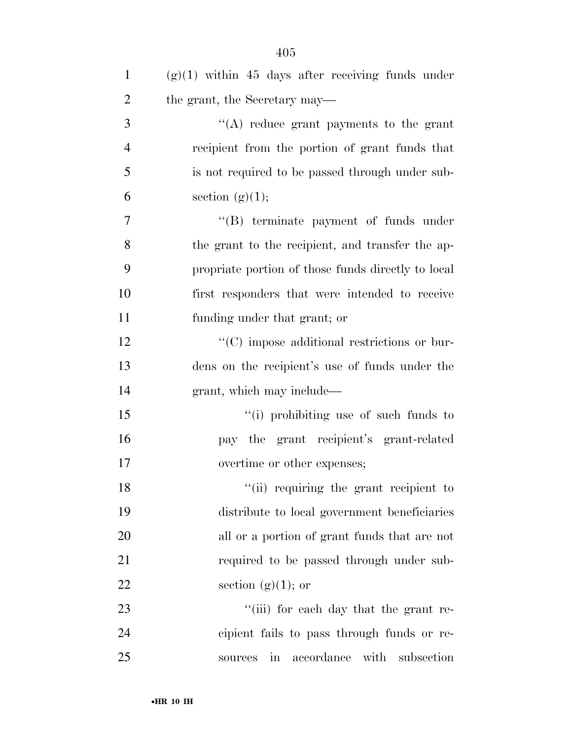(g)(1) within 45 days after receiving funds under the grant, the Secretary may—

''(A) reduce grant payments to the grant recipient from the portion of grant funds that is not required to be passed through under subsection (g)(1);

''(B) terminate payment of funds under the grant to the recipient, and transfer the appropriate portion of those funds directly to local first responders that were intended to receive funding under that grant; or

''(C) impose additional restrictions or burdens on the recipient's use of funds under the grant, which may include—

''(i) prohibiting use of such funds to pay the grant recipient's grant-related overtime or other expenses;

''(ii) requiring the grant recipient to distribute to local government beneficiaries all or a portion of grant funds that are not required to be passed through under subsection (g)(1); or

''(iii) for each day that the grant recipient fails to pass through funds or resources in accordance with subsection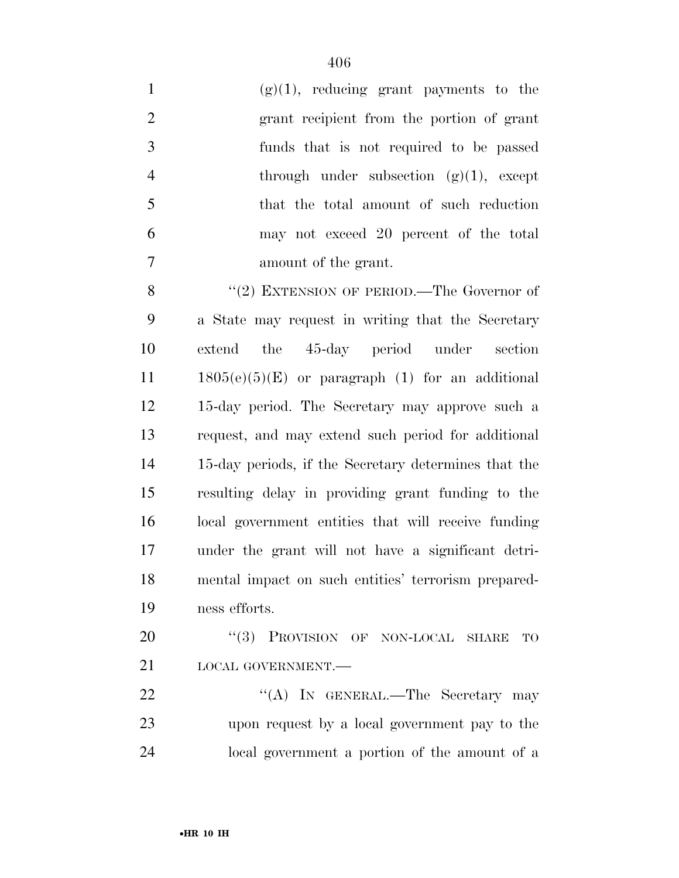(g)(1), reducing grant payments to the grant recipient from the portion of grant funds that is not required to be passed through under subsection (g)(1), except that the total amount of such reduction may not exceed 20 percent of the total amount of the grant.

''(2) EXTENSION OF PERIOD.—The Governor of a State may request in writing that the Secretary extend the 45-day period under section 1805(e)(5)(E) or paragraph (1) for an additional 15-day period. The Secretary may approve such a request, and may extend such period for additional 15-day periods, if the Secretary determines that the resulting delay in providing grant funding to the local government entities that will receive funding under the grant will not have a significant detrimental impact on such entities' terrorism preparedness efforts.

''(3) PROVISION OF NON-LOCAL SHARE TO LOCAL GOVERNMENT.—

''(A) IN GENERAL.—The Secretary may upon request by a local government pay to the local government a portion of the amount of a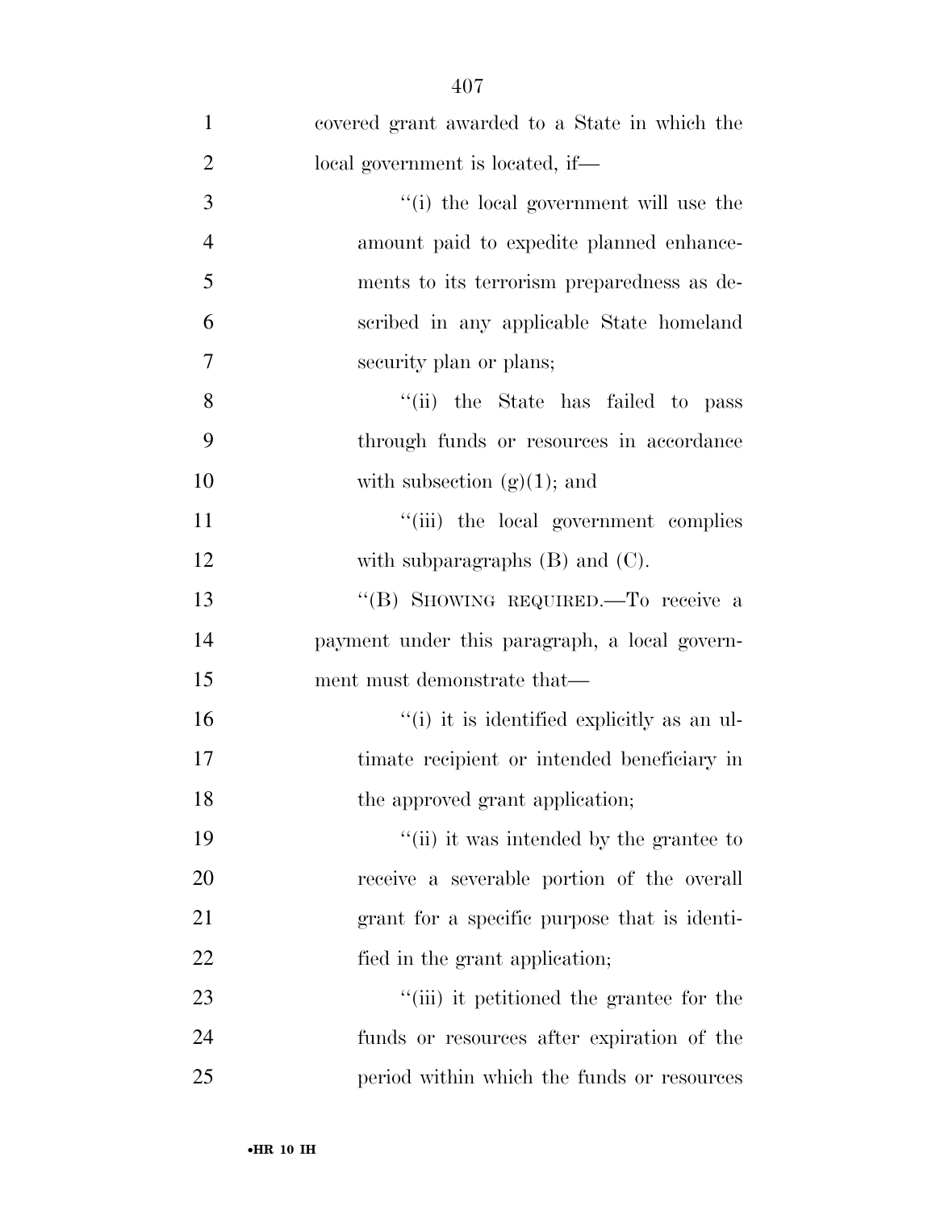covered grant awarded to a State in which the local government is located, if—

"(i) the local government will use the amount paid to expedite planned enhancements to its terrorism preparedness as described in any applicable State homeland security plan or plans;

"(ii) the State has failed to pass through funds or resources in accordance with subsection (g)(1); and

"(iii) the local government complies with subparagraphs (B) and (C).

"(B) SHOWING REQUIRED.—To receive a payment under this paragraph, a local government must demonstrate that—

"(i) it is identified explicitly as an ultimate recipient or intended beneficiary in the approved grant application;

"(ii) it was intended by the grantee to receive a severable portion of the overall grant for a specific purpose that is identified in the grant application;

"(iii) it petitioned the grantee for the funds or resources after expiration of the period within which the funds or resources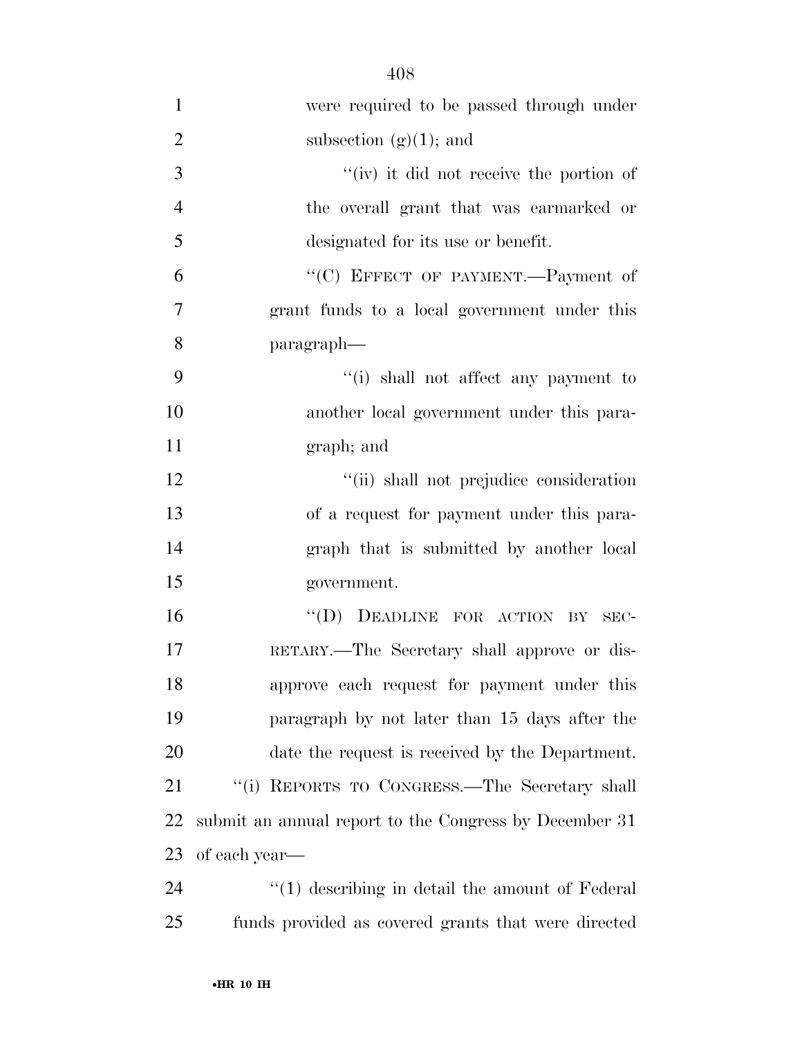were required to be passed through under subsection (g)(1); and

''(iv) it did not receive the portion of the overall grant that was earmarked or designated for its use or benefit.

''(C) EFFECT OF PAYMENT.—Payment of grant funds to a local government under this paragraph—

''(i) shall not affect any payment to another local government under this paragraph; and

''(ii) shall not prejudice consideration of a request for payment under this paragraph that is submitted by another local government.

''(D) DEADLINE FOR ACTION BY SECRETARY.—The Secretary shall approve or disapprove each request for payment under this paragraph by not later than 15 days after the date the request is received by the Department.

''(i) REPORTS TO CONGRESS.—The Secretary shall submit an annual report to the Congress by December 31 of each year—

''(1) describing in detail the amount of Federal funds provided as covered grants that were directed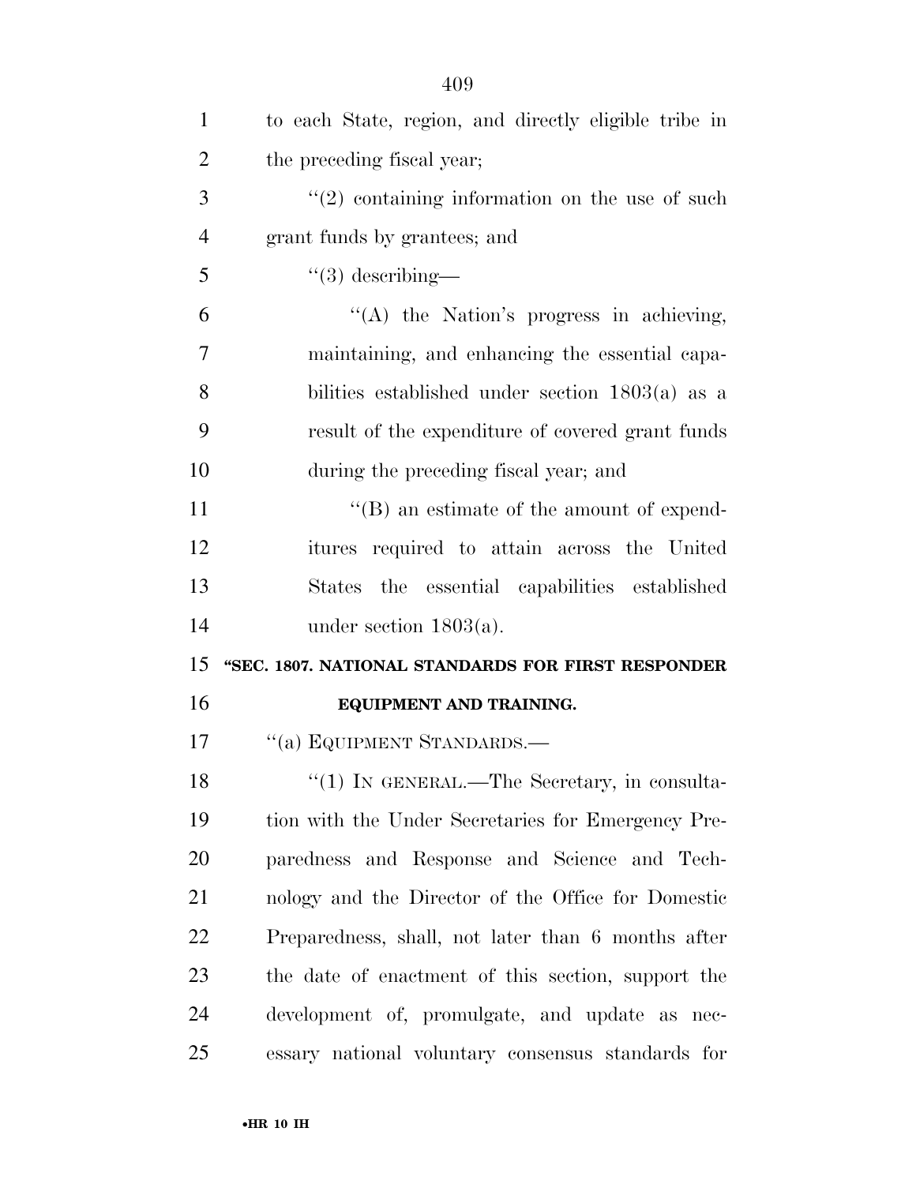to each State, region, and directly eligible tribe in the preceding fiscal year;

"(2) containing information on the use of such grant funds by grantees; and

"(3) describing—

"(A) the Nation's progress in achieving, maintaining, and enhancing the essential capabilities established under section 1803(a) as a result of the expenditure of covered grant funds during the preceding fiscal year; and

"(B) an estimate of the amount of expenditures required to attain across the United States the essential capabilities established under section 1803(a).

**"SEC. 1807. NATIONAL STANDARDS FOR FIRST RESPONDER EQUIPMENT AND TRAINING.**

"(a) EQUIPMENT STANDARDS.—

"(1) IN GENERAL.—The Secretary, in consultation with the Under Secretaries for Emergency Preparedness and Response and Science and Technology and the Director of the Office for Domestic Preparedness, shall, not later than 6 months after the date of enactment of this section, support the development of, promulgate, and update as necessary national voluntary consensus standards for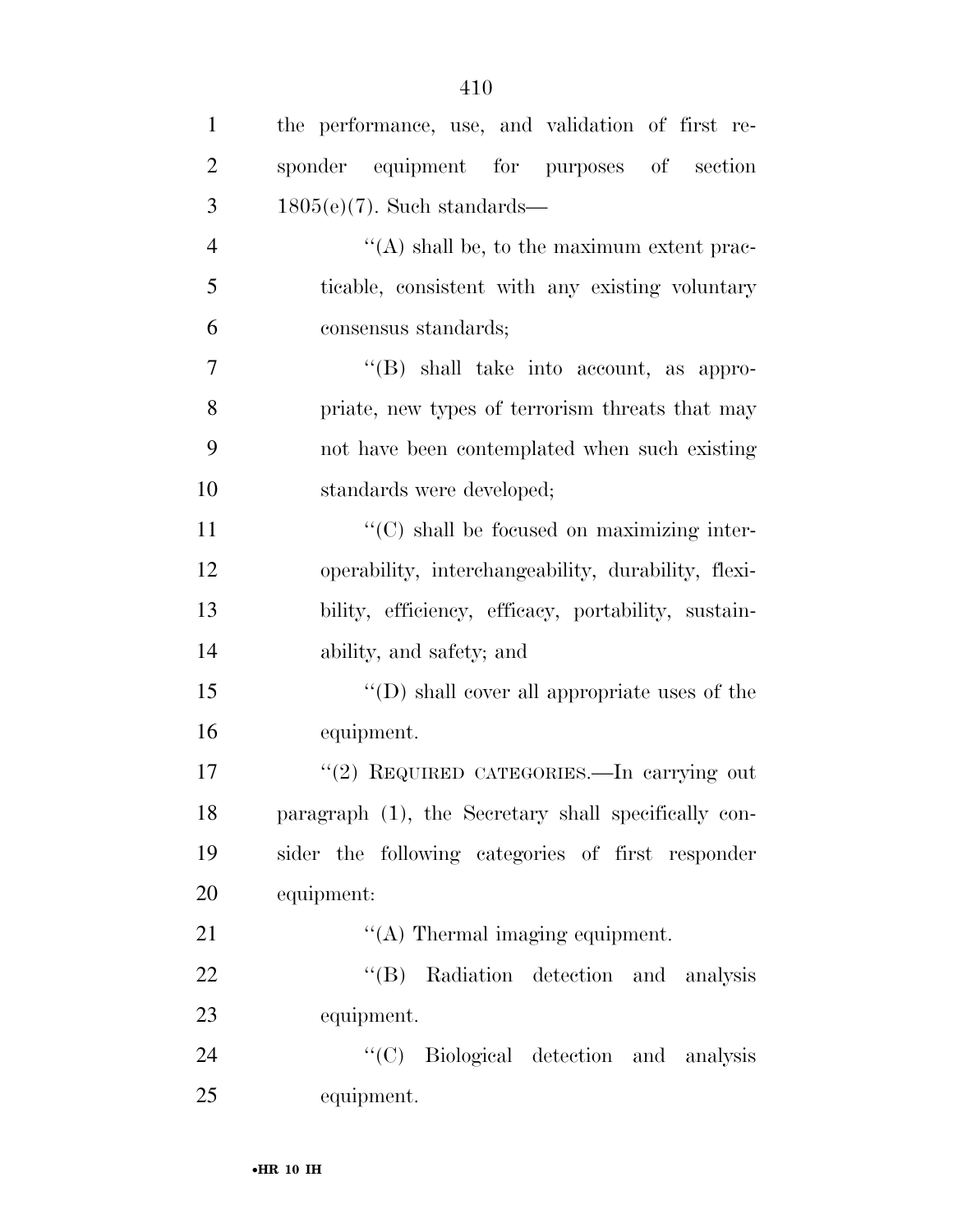the performance, use, and validation of first responder equipment for purposes of section 1805(e)(7). Such standards—

''(A) shall be, to the maximum extent practicable, consistent with any existing voluntary consensus standards;

''(B) shall take into account, as appropriate, new types of terrorism threats that may not have been contemplated when such existing standards were developed;

''(C) shall be focused on maximizing interoperability, interchangeability, durability, flexibility, efficiency, efficacy, portability, sustainability, and safety; and

''(D) shall cover all appropriate uses of the equipment.

''(2) REQUIRED CATEGORIES.—In carrying out paragraph (1), the Secretary shall specifically consider the following categories of first responder equipment:

''(A) Thermal imaging equipment.

''(B) Radiation detection and analysis equipment.

''(C) Biological detection and analysis equipment.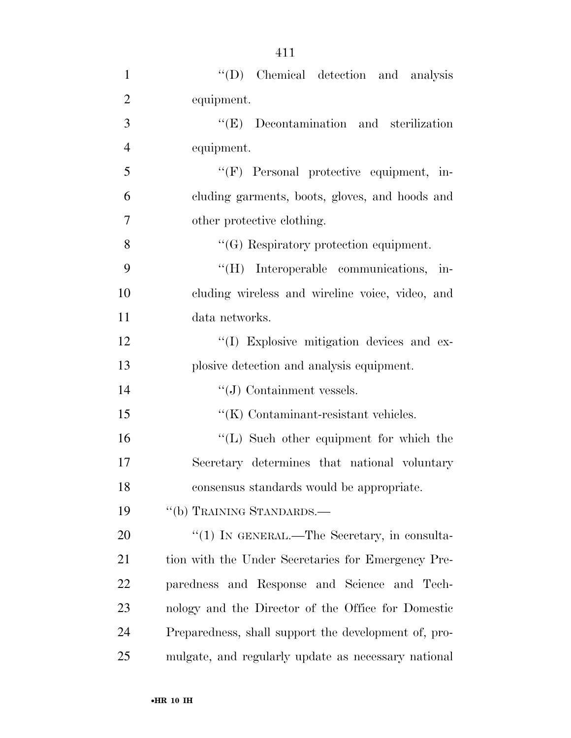''(D) Chemical detection and analysis equipment.

''(E) Decontamination and sterilization equipment.

''(F) Personal protective equipment, including garments, boots, gloves, and hoods and other protective clothing.

''(G) Respiratory protection equipment.

''(H) Interoperable communications, including wireless and wireline voice, video, and data networks.

''(I) Explosive mitigation devices and explosive detection and analysis equipment.

''(J) Containment vessels.

''(K) Contaminant-resistant vehicles.

''(L) Such other equipment for which the Secretary determines that national voluntary consensus standards would be appropriate.

''(b) TRAINING STANDARDS.—

''(1) IN GENERAL.—The Secretary, in consultation with the Under Secretaries for Emergency Preparedness and Response and Science and Technology and the Director of the Office for Domestic Preparedness, shall support the development of, promulgate, and regularly update as necessary national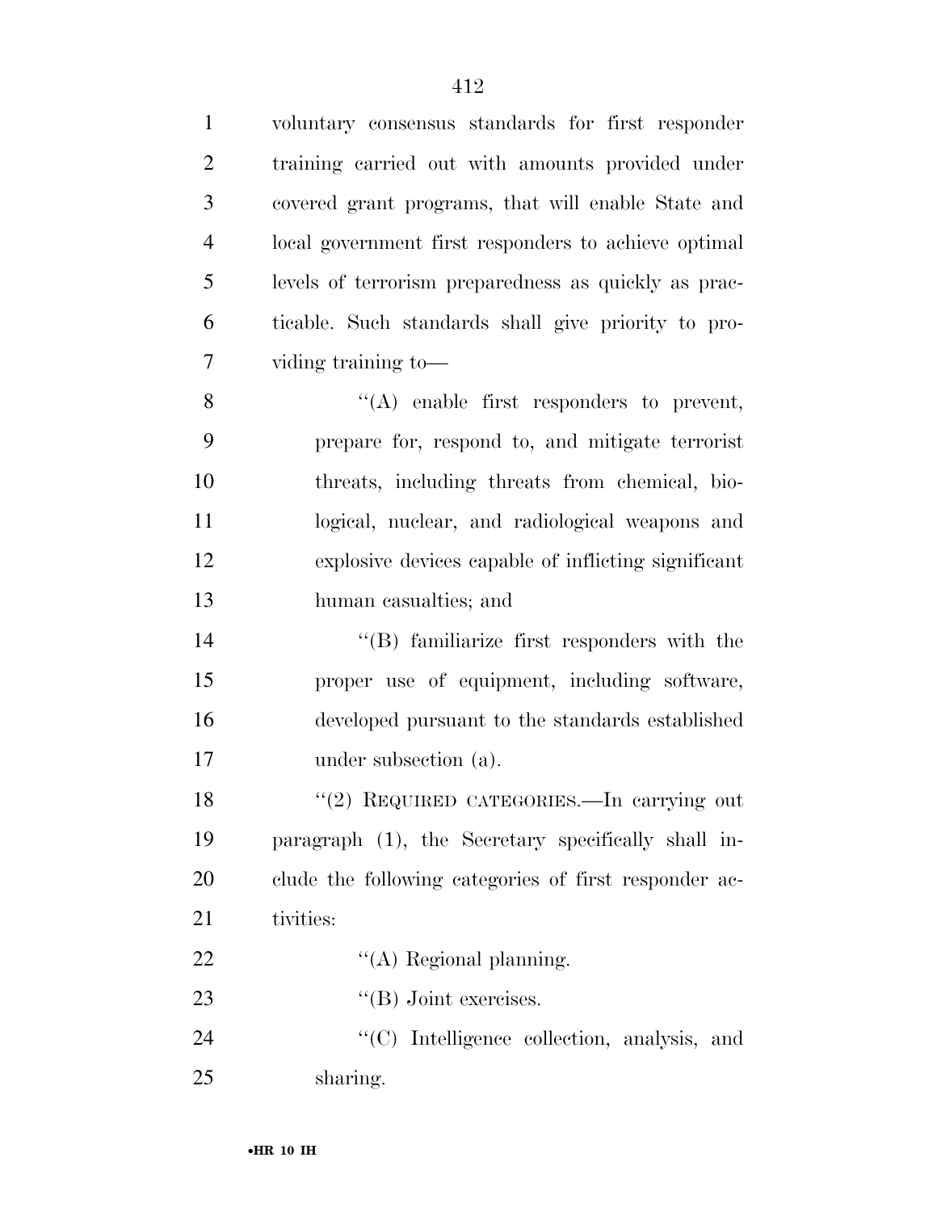voluntary consensus standards for first responder training carried out with amounts provided under covered grant programs, that will enable State and local government first responders to achieve optimal levels of terrorism preparedness as quickly as practicable. Such standards shall give priority to providing training to—

''(A) enable first responders to prevent, prepare for, respond to, and mitigate terrorist threats, including threats from chemical, biological, nuclear, and radiological weapons and explosive devices capable of inflicting significant human casualties; and

''(B) familiarize first responders with the proper use of equipment, including software, developed pursuant to the standards established under subsection (a).

''(2) REQUIRED CATEGORIES.—In carrying out paragraph (1), the Secretary specifically shall include the following categories of first responder activities:

''(A) Regional planning.

''(B) Joint exercises.

''(C) Intelligence collection, analysis, and sharing.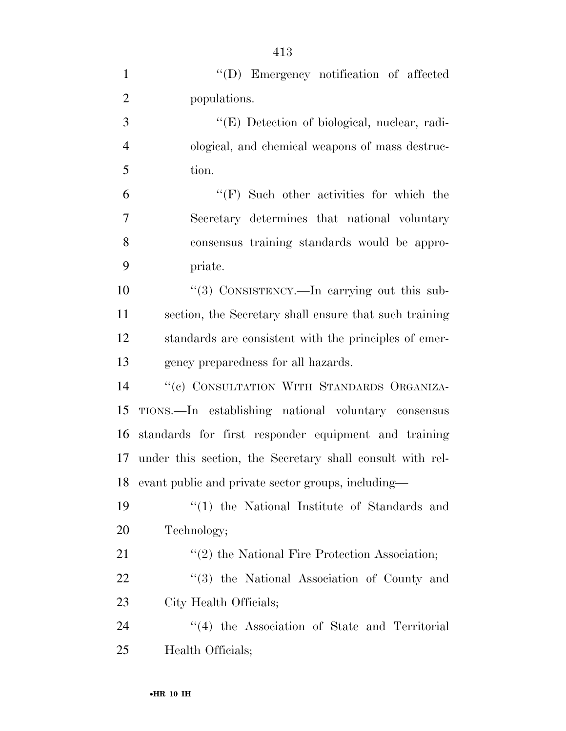''(D) Emergency notification of affected populations.

''(E) Detection of biological, nuclear, radiological, and chemical weapons of mass destruction.

''(F) Such other activities for which the Secretary determines that national voluntary consensus training standards would be appropriate.

''(3) CONSISTENCY.—In carrying out this subsection, the Secretary shall ensure that such training standards are consistent with the principles of emergency preparedness for all hazards.

''(c) CONSULTATION WITH STANDARDS ORGANIZATIONS.—In establishing national voluntary consensus standards for first responder equipment and training under this section, the Secretary shall consult with relevant public and private sector groups, including—

''(1) the National Institute of Standards and Technology;

''(2) the National Fire Protection Association;

''(3) the National Association of County and City Health Officials;

''(4) the Association of State and Territorial Health Officials;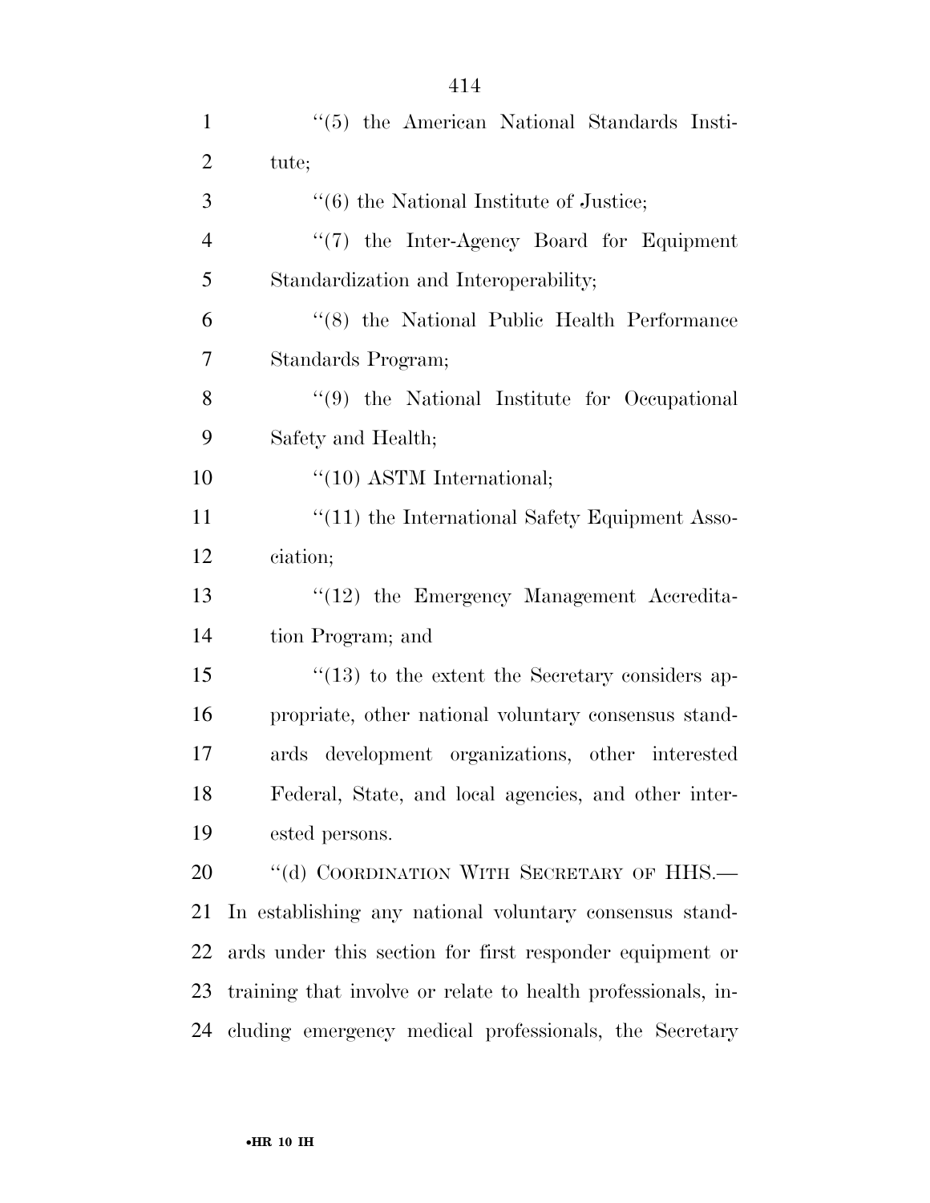"(5) the American National Standards Institute;

"(6) the National Institute of Justice;

"(7) the Inter-Agency Board for Equipment Standardization and Interoperability;

"(8) the National Public Health Performance Standards Program;

"(9) the National Institute for Occupational Safety and Health;

"(10) ASTM International;

"(11) the International Safety Equipment Association;

"(12) the Emergency Management Accreditation Program; and

"(13) to the extent the Secretary considers appropriate, other national voluntary consensus standards development organizations, other interested Federal, State, and local agencies, and other interested persons.

"(d) COORDINATION WITH SECRETARY OF HHS.— In establishing any national voluntary consensus standards under this section for first responder equipment or training that involve or relate to health professionals, including emergency medical professionals, the Secretary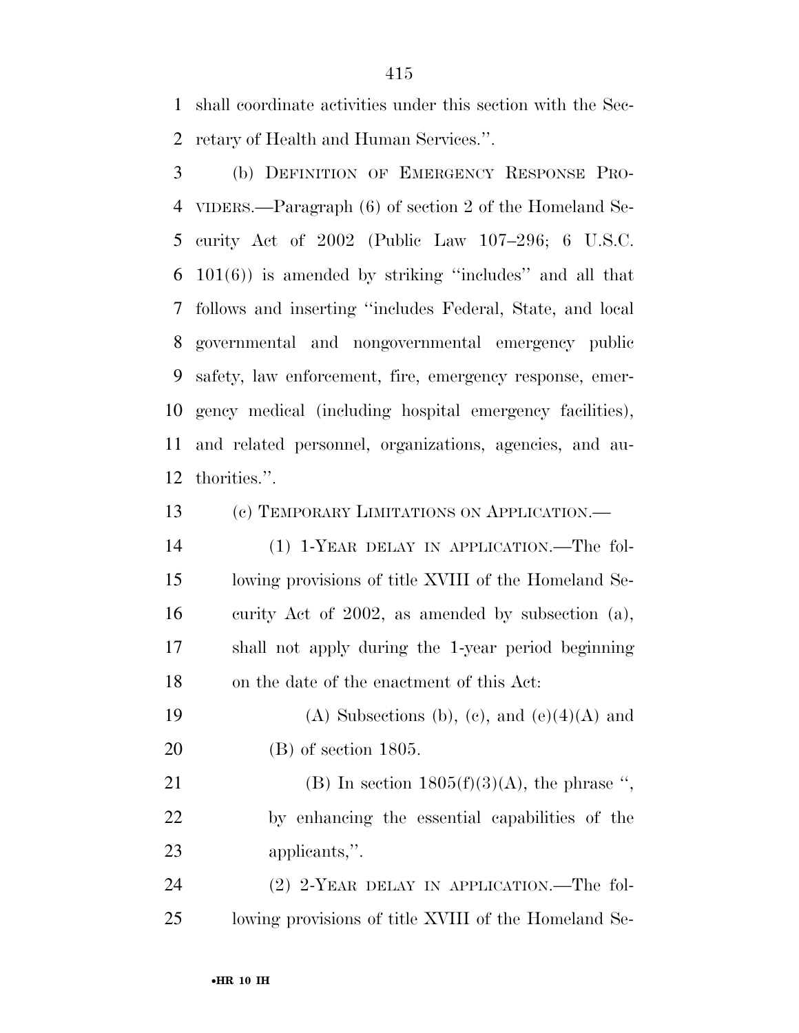shall coordinate activities under this section with the Secretary of Health and Human Services.''.

(b) DEFINITION OF EMERGENCY RESPONSE PROVIDERS.—Paragraph (6) of section 2 of the Homeland Security Act of 2002 (Public Law 107–296; 6 U.S.C. 101(6)) is amended by striking ''includes'' and all that follows and inserting ''includes Federal, State, and local governmental and nongovernmental emergency public safety, law enforcement, fire, emergency response, emergency medical (including hospital emergency facilities), and related personnel, organizations, agencies, and authorities.''.

(c) TEMPORARY LIMITATIONS ON APPLICATION.—

(1) 1-YEAR DELAY IN APPLICATION.—The following provisions of title XVIII of the Homeland Security Act of 2002, as amended by subsection (a), shall not apply during the 1-year period beginning on the date of the enactment of this Act:

(A) Subsections (b), (c), and (e)(4)(A) and (B) of section 1805.

(B) In section 1805(f)(3)(A), the phrase '', by enhancing the essential capabilities of the applicants,''.

(2) 2-YEAR DELAY IN APPLICATION.—The following provisions of title XVIII of the Homeland Se-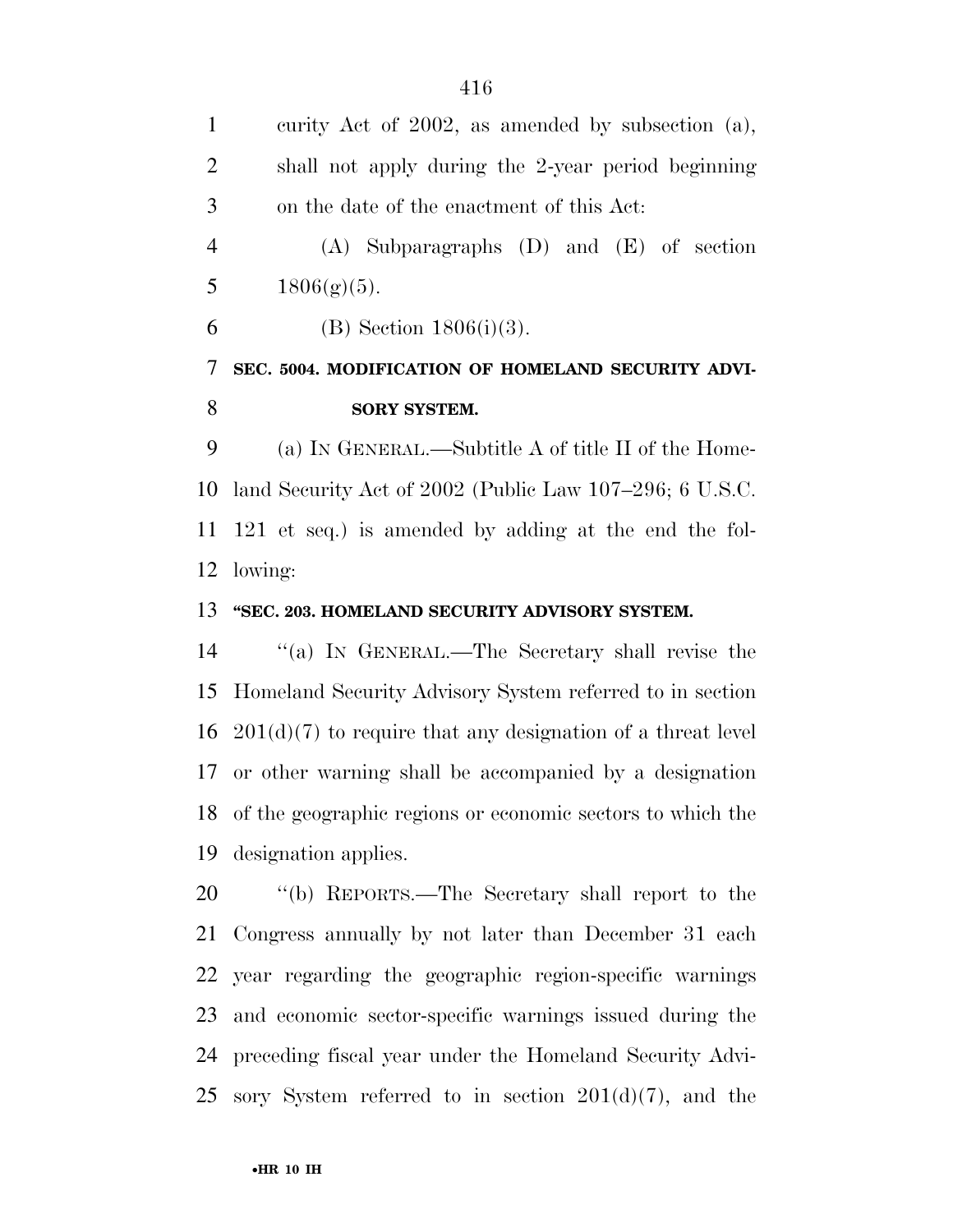curity Act of 2002, as amended by subsection (a), shall not apply during the 2-year period beginning on the date of the enactment of this Act:

(A) Subparagraphs (D) and (E) of section 1806(g)(5).

(B) Section 1806(i)(3).

**SEC. 5004. MODIFICATION OF HOMELAND SECURITY ADVISORY SYSTEM.**

(a) IN GENERAL.—Subtitle A of title II of the Homeland Security Act of 2002 (Public Law 107–296; 6 U.S.C. 121 et seq.) is amended by adding at the end the following:

**"SEC. 203. HOMELAND SECURITY ADVISORY SYSTEM.**

"(a) IN GENERAL.—The Secretary shall revise the Homeland Security Advisory System referred to in section 201(d)(7) to require that any designation of a threat level or other warning shall be accompanied by a designation of the geographic regions or economic sectors to which the designation applies.

"(b) REPORTS.—The Secretary shall report to the Congress annually by not later than December 31 each year regarding the geographic region-specific warnings and economic sector-specific warnings issued during the preceding fiscal year under the Homeland Security Advisory System referred to in section 201(d)(7), and the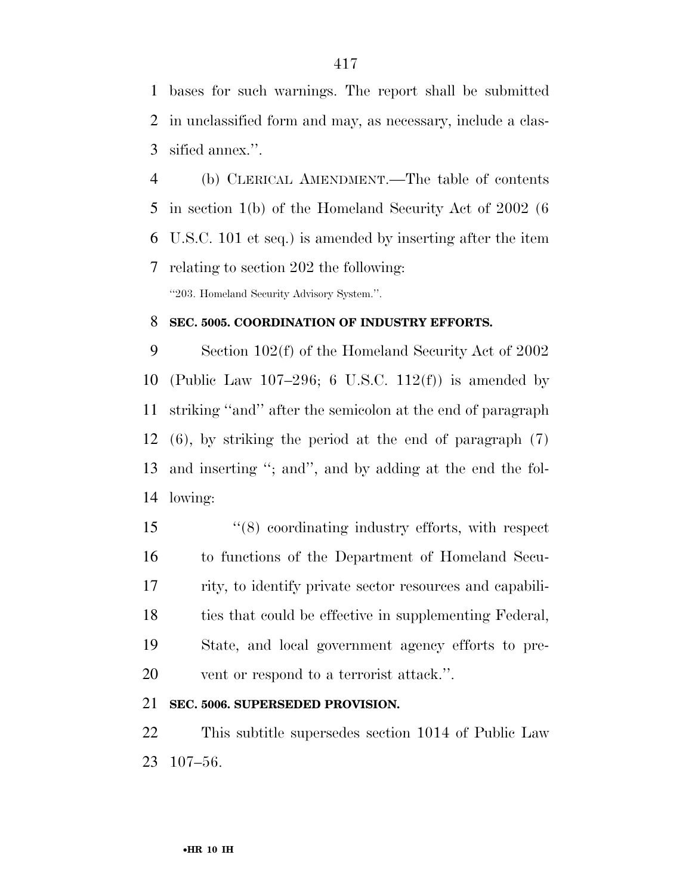bases for such warnings. The report shall be submitted in unclassified form and may, as necessary, include a classified annex.''.

(b) CLERICAL AMENDMENT.—The table of contents in section 1(b) of the Homeland Security Act of 2002 (6 U.S.C. 101 et seq.) is amended by inserting after the item relating to section 202 the following:

''203. Homeland Security Advisory System.''.

**SEC. 5005. COORDINATION OF INDUSTRY EFFORTS.**

Section 102(f) of the Homeland Security Act of 2002 (Public Law 107–296; 6 U.S.C. 112(f)) is amended by striking ''and'' after the semicolon at the end of paragraph (6), by striking the period at the end of paragraph (7) and inserting ''; and'', and by adding at the end the following:

''(8) coordinating industry efforts, with respect to functions of the Department of Homeland Security, to identify private sector resources and capabilities that could be effective in supplementing Federal, State, and local government agency efforts to prevent or respond to a terrorist attack.''.

**SEC. 5006. SUPERSEDED PROVISION.**

This subtitle supersedes section 1014 of Public Law 107–56.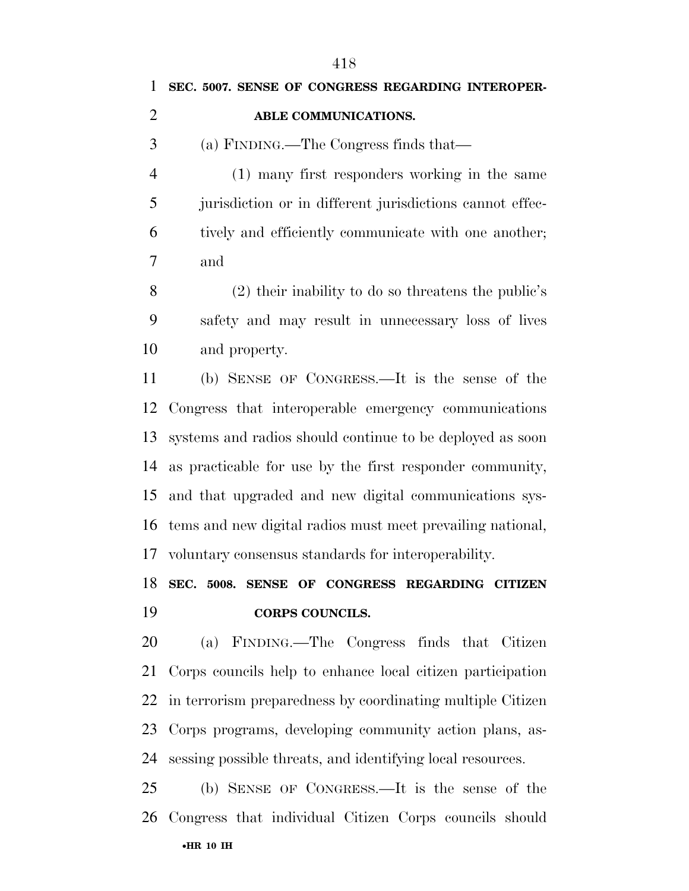**SEC. 5007. SENSE OF CONGRESS REGARDING INTEROPERABLE COMMUNICATIONS.**

(a) FINDING.—The Congress finds that—

(1) many first responders working in the same jurisdiction or in different jurisdictions cannot effectively and efficiently communicate with one another; and

(2) their inability to do so threatens the public's safety and may result in unnecessary loss of lives and property.

(b) SENSE OF CONGRESS.—It is the sense of the Congress that interoperable emergency communications systems and radios should continue to be deployed as soon as practicable for use by the first responder community, and that upgraded and new digital communications systems and new digital radios must meet prevailing national, voluntary consensus standards for interoperability.

**SEC. 5008. SENSE OF CONGRESS REGARDING CITIZEN CORPS COUNCILS.**

(a) FINDING.—The Congress finds that Citizen Corps councils help to enhance local citizen participation in terrorism preparedness by coordinating multiple Citizen Corps programs, developing community action plans, assessing possible threats, and identifying local resources.

(b) SENSE OF CONGRESS.—It is the sense of the Congress that individual Citizen Corps councils should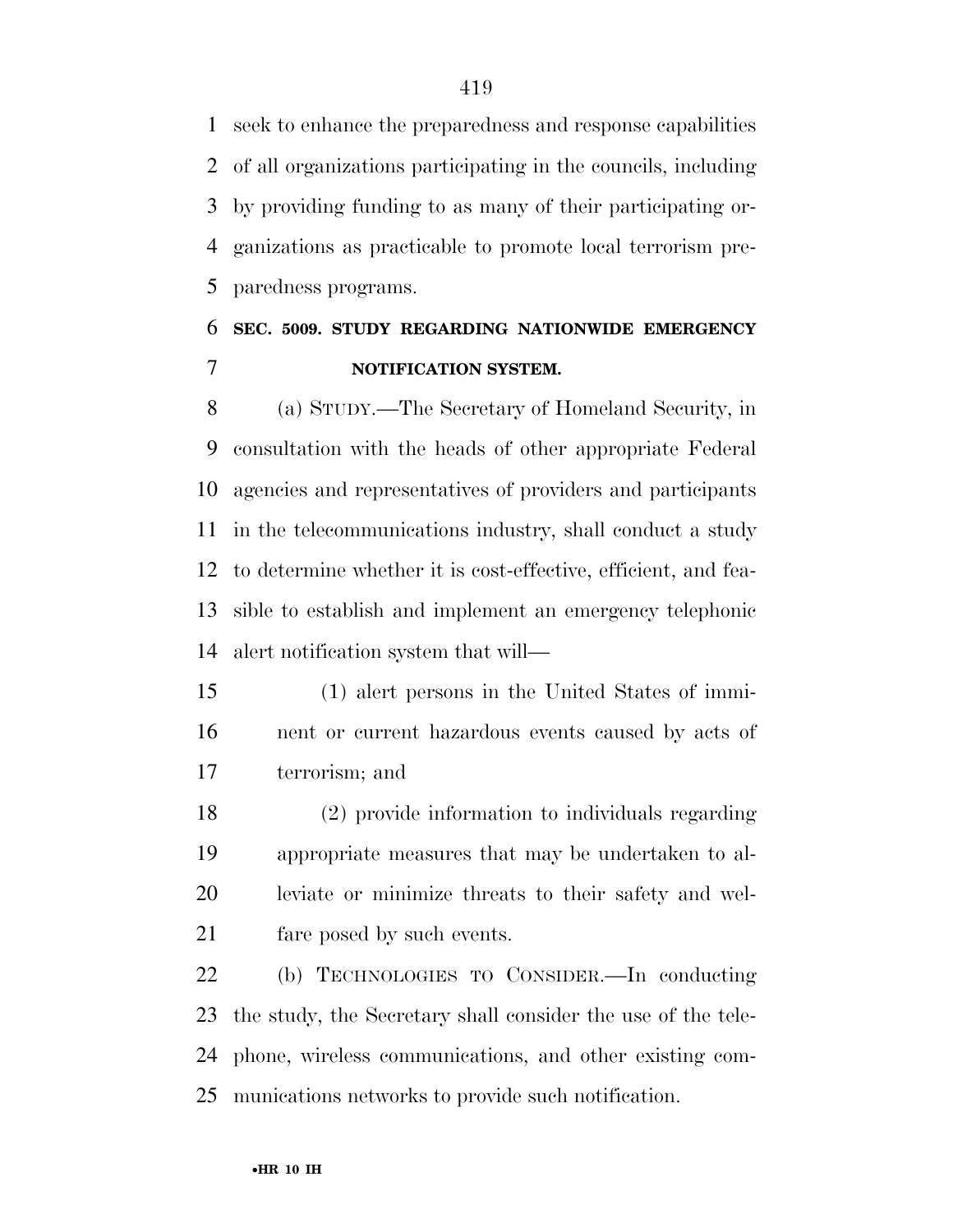seek to enhance the preparedness and response capabilities of all organizations participating in the councils, including by providing funding to as many of their participating organizations as practicable to promote local terrorism preparedness programs.

**SEC. 5009. STUDY REGARDING NATIONWIDE EMERGENCY NOTIFICATION SYSTEM.**

(a) STUDY.—The Secretary of Homeland Security, in consultation with the heads of other appropriate Federal agencies and representatives of providers and participants in the telecommunications industry, shall conduct a study to determine whether it is cost-effective, efficient, and feasible to establish and implement an emergency telephonic alert notification system that will—

(1) alert persons in the United States of imminent or current hazardous events caused by acts of terrorism; and

(2) provide information to individuals regarding appropriate measures that may be undertaken to alleviate or minimize threats to their safety and welfare posed by such events.

(b) TECHNOLOGIES TO CONSIDER.—In conducting the study, the Secretary shall consider the use of the telephone, wireless communications, and other existing communications networks to provide such notification.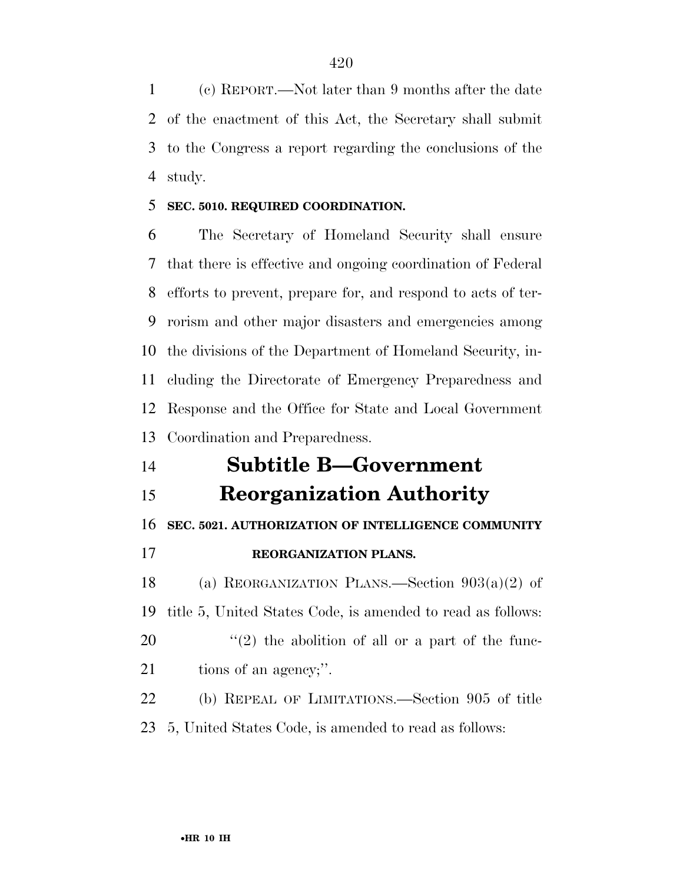(c) REPORT.—Not later than 9 months after the date of the enactment of this Act, the Secretary shall submit to the Congress a report regarding the conclusions of the study.

**SEC. 5010. REQUIRED COORDINATION.**

The Secretary of Homeland Security shall ensure that there is effective and ongoing coordination of Federal efforts to prevent, prepare for, and respond to acts of terrorism and other major disasters and emergencies among the divisions of the Department of Homeland Security, including the Directorate of Emergency Preparedness and Response and the Office for State and Local Government Coordination and Preparedness.

# Subtitle B—Government Reorganization Authority

**SEC. 5021. AUTHORIZATION OF INTELLIGENCE COMMUNITY REORGANIZATION PLANS.**

(a) REORGANIZATION PLANS.—Section 903(a)(2) of title 5, United States Code, is amended to read as follows:

''(2) the abolition of all or a part of the functions of an agency;''.

(b) REPEAL OF LIMITATIONS.—Section 905 of title 5, United States Code, is amended to read as follows: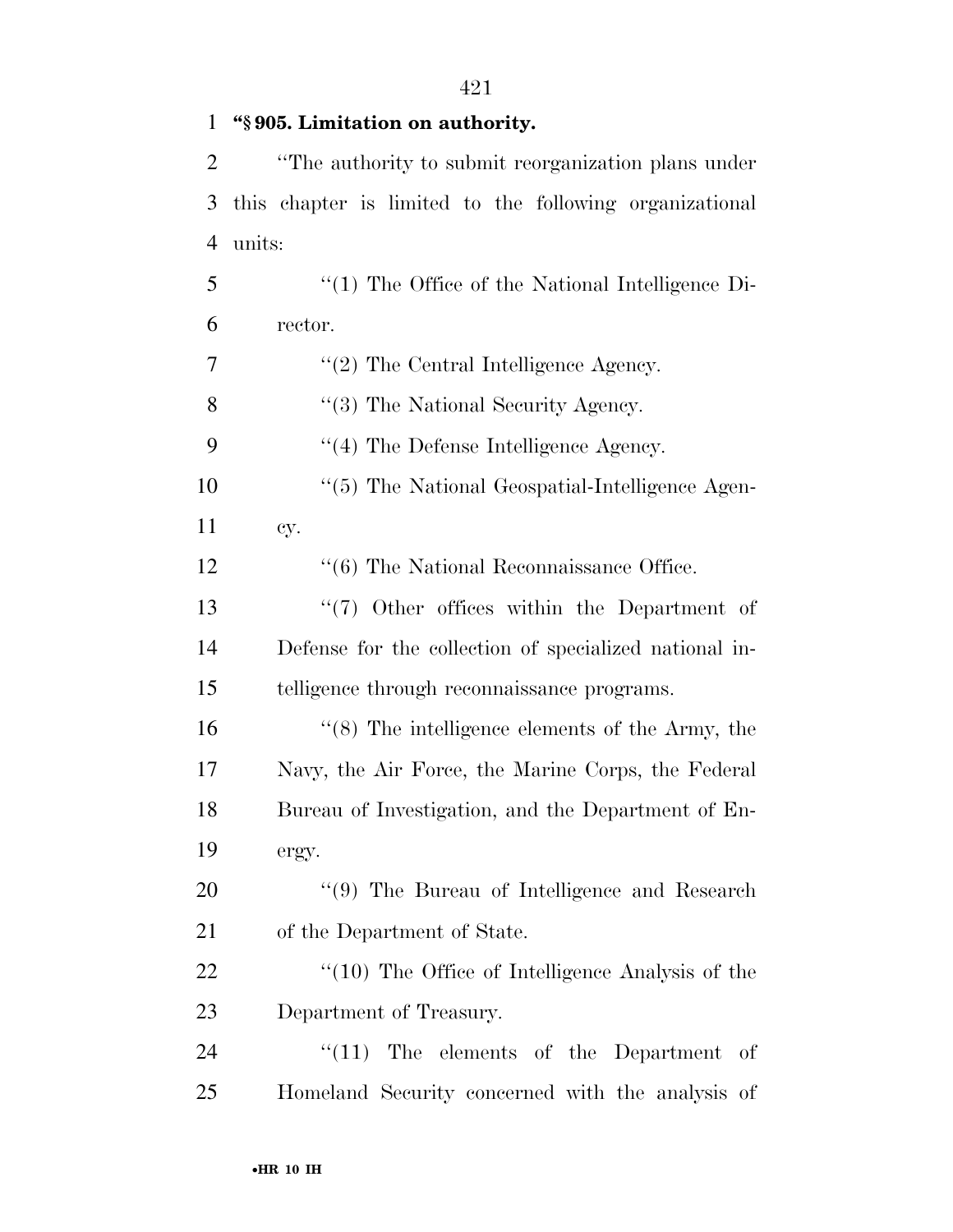**"§ 905. Limitation on authority.**

"The authority to submit reorganization plans under this chapter is limited to the following organizational units:

"(1) The Office of the National Intelligence Director.

"(2) The Central Intelligence Agency.

"(3) The National Security Agency.

"(4) The Defense Intelligence Agency.

"(5) The National Geospatial-Intelligence Agency.

"(6) The National Reconnaissance Office.

"(7) Other offices within the Department of Defense for the collection of specialized national intelligence through reconnaissance programs.

"(8) The intelligence elements of the Army, the Navy, the Air Force, the Marine Corps, the Federal Bureau of Investigation, and the Department of Energy.

"(9) The Bureau of Intelligence and Research of the Department of State.

"(10) The Office of Intelligence Analysis of the Department of Treasury.

"(11) The elements of the Department of Homeland Security concerned with the analysis of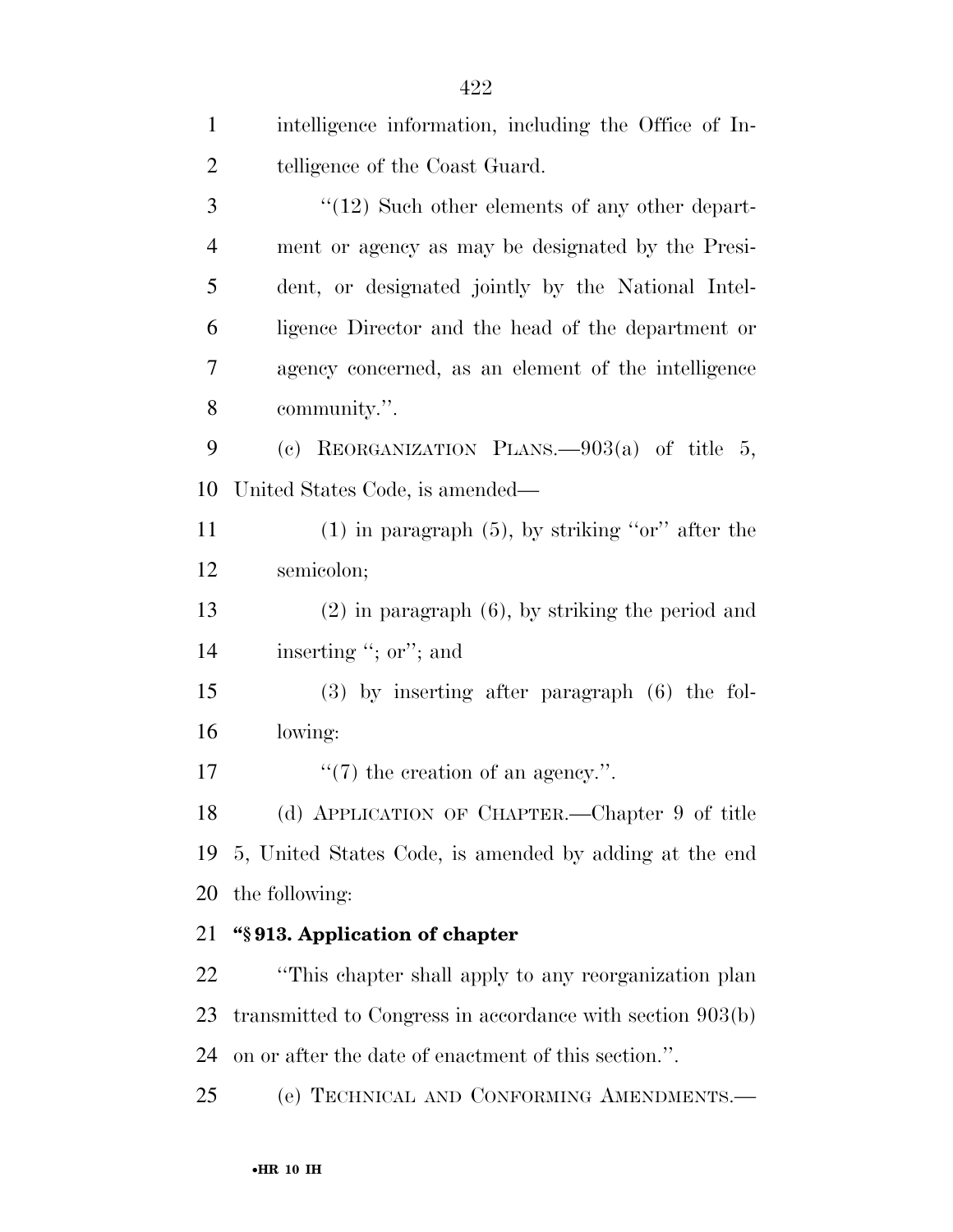intelligence information, including the Office of Intelligence of the Coast Guard.

''(12) Such other elements of any other department or agency as may be designated by the President, or designated jointly by the National Intelligence Director and the head of the department or agency concerned, as an element of the intelligence community.''.

(c) REORGANIZATION PLANS.—903(a) of title 5, United States Code, is amended—

(1) in paragraph (5), by striking ''or'' after the semicolon;

(2) in paragraph (6), by striking the period and inserting ''; or''; and

(3) by inserting after paragraph (6) the following:

''(7) the creation of an agency.''.

(d) APPLICATION OF CHAPTER.—Chapter 9 of title 5, United States Code, is amended by adding at the end the following:

**''§ 913. Application of chapter**

''This chapter shall apply to any reorganization plan transmitted to Congress in accordance with section 903(b) on or after the date of enactment of this section.''.

(e) TECHNICAL AND CONFORMING AMENDMENTS.—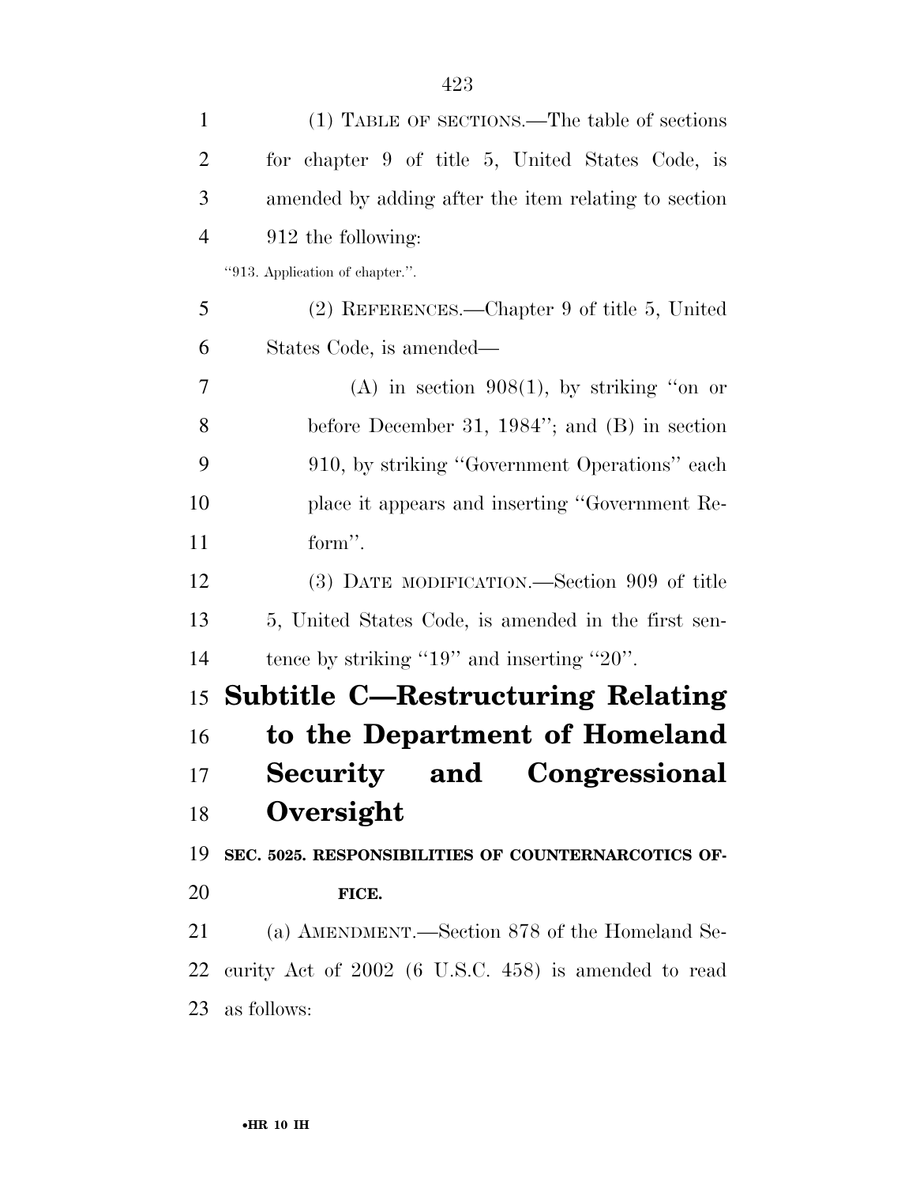(1) TABLE OF SECTIONS.—The table of sections for chapter 9 of title 5, United States Code, is amended by adding after the item relating to section 912 the following:

"913. Application of chapter.".

(2) REFERENCES.—Chapter 9 of title 5, United States Code, is amended—

(A) in section 908(1), by striking "on or before December 31, 1984"; and (B) in section 910, by striking "Government Operations" each place it appears and inserting "Government Reform".

(3) DATE MODIFICATION.—Section 909 of title 5, United States Code, is amended in the first sentence by striking "19" and inserting "20".

## Subtitle C—Restructuring Relating to the Department of Homeland Security and Congressional Oversight

**SEC. 5025. RESPONSIBILITIES OF COUNTERNARCOTICS OFFICE.**

(a) AMENDMENT.—Section 878 of the Homeland Security Act of 2002 (6 U.S.C. 458) is amended to read as follows: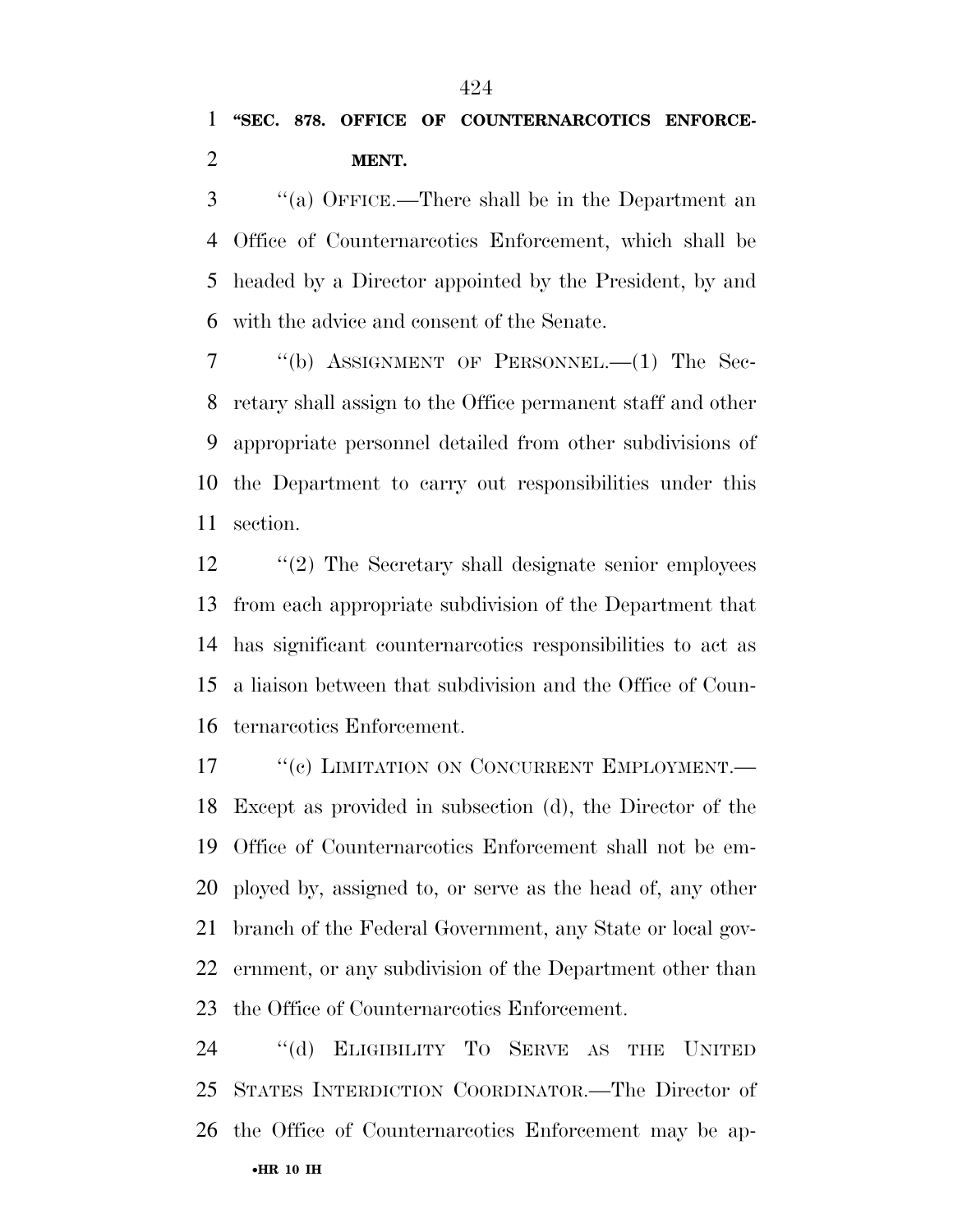**"SEC. 878. OFFICE OF COUNTERNARCOTICS ENFORCEMENT.**

"(a) OFFICE.—There shall be in the Department an Office of Counternarcotics Enforcement, which shall be headed by a Director appointed by the President, by and with the advice and consent of the Senate.

"(b) ASSIGNMENT OF PERSONNEL.—(1) The Secretary shall assign to the Office permanent staff and other appropriate personnel detailed from other subdivisions of the Department to carry out responsibilities under this section.

"(2) The Secretary shall designate senior employees from each appropriate subdivision of the Department that has significant counternarcotics responsibilities to act as a liaison between that subdivision and the Office of Counternarcotics Enforcement.

"(c) LIMITATION ON CONCURRENT EMPLOYMENT.—Except as provided in subsection (d), the Director of the Office of Counternarcotics Enforcement shall not be employed by, assigned to, or serve as the head of, any other branch of the Federal Government, any State or local government, or any subdivision of the Department other than the Office of Counternarcotics Enforcement.

"(d) ELIGIBILITY TO SERVE AS THE UNITED STATES INTERDICTION COORDINATOR.—The Director of the Office of Counternarcotics Enforcement may be ap-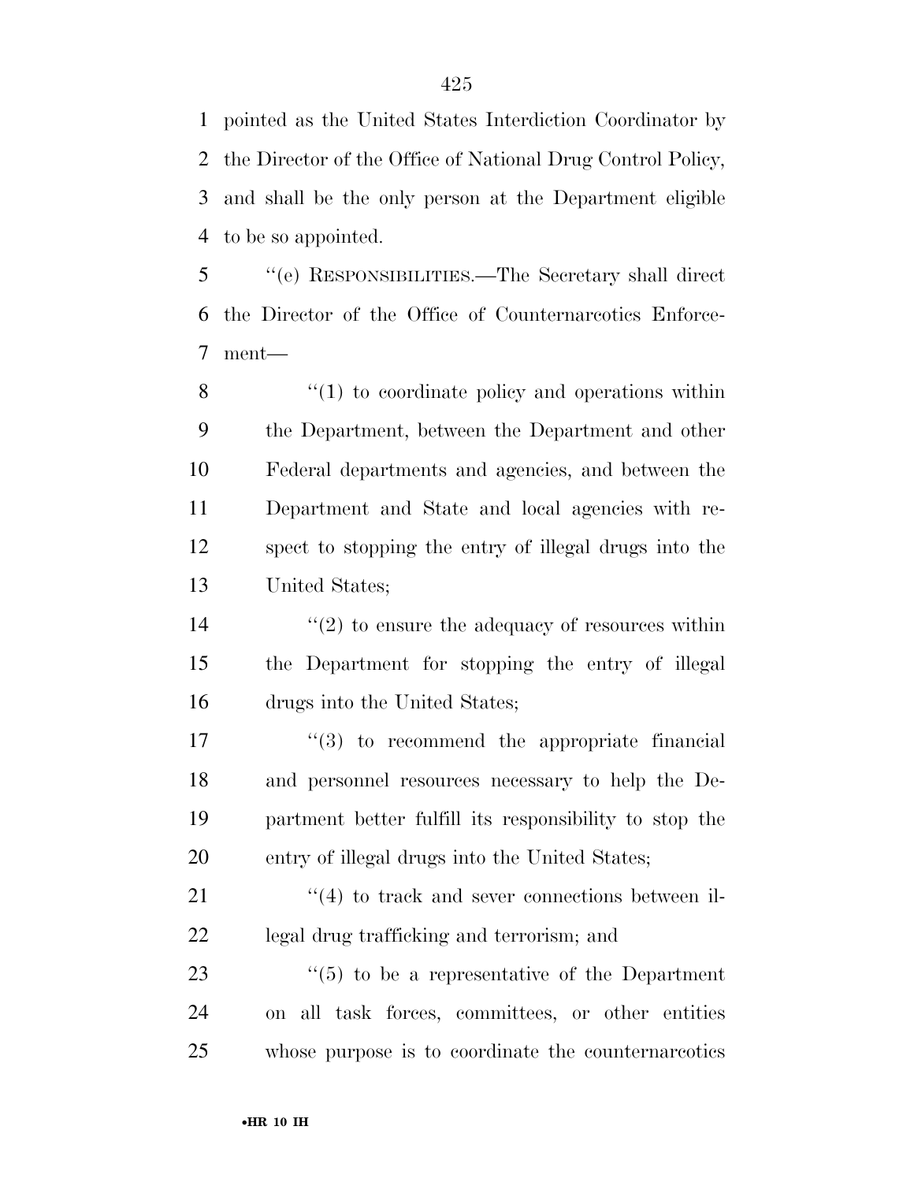pointed as the United States Interdiction Coordinator by the Director of the Office of National Drug Control Policy, and shall be the only person at the Department eligible to be so appointed.

''(e) RESPONSIBILITIES.—The Secretary shall direct the Director of the Office of Counternarcotics Enforcement—

''(1) to coordinate policy and operations within the Department, between the Department and other Federal departments and agencies, and between the Department and State and local agencies with respect to stopping the entry of illegal drugs into the United States;

''(2) to ensure the adequacy of resources within the Department for stopping the entry of illegal drugs into the United States;

''(3) to recommend the appropriate financial and personnel resources necessary to help the Department better fulfill its responsibility to stop the entry of illegal drugs into the United States;

''(4) to track and sever connections between illegal drug trafficking and terrorism; and

''(5) to be a representative of the Department on all task forces, committees, or other entities whose purpose is to coordinate the counternarcotics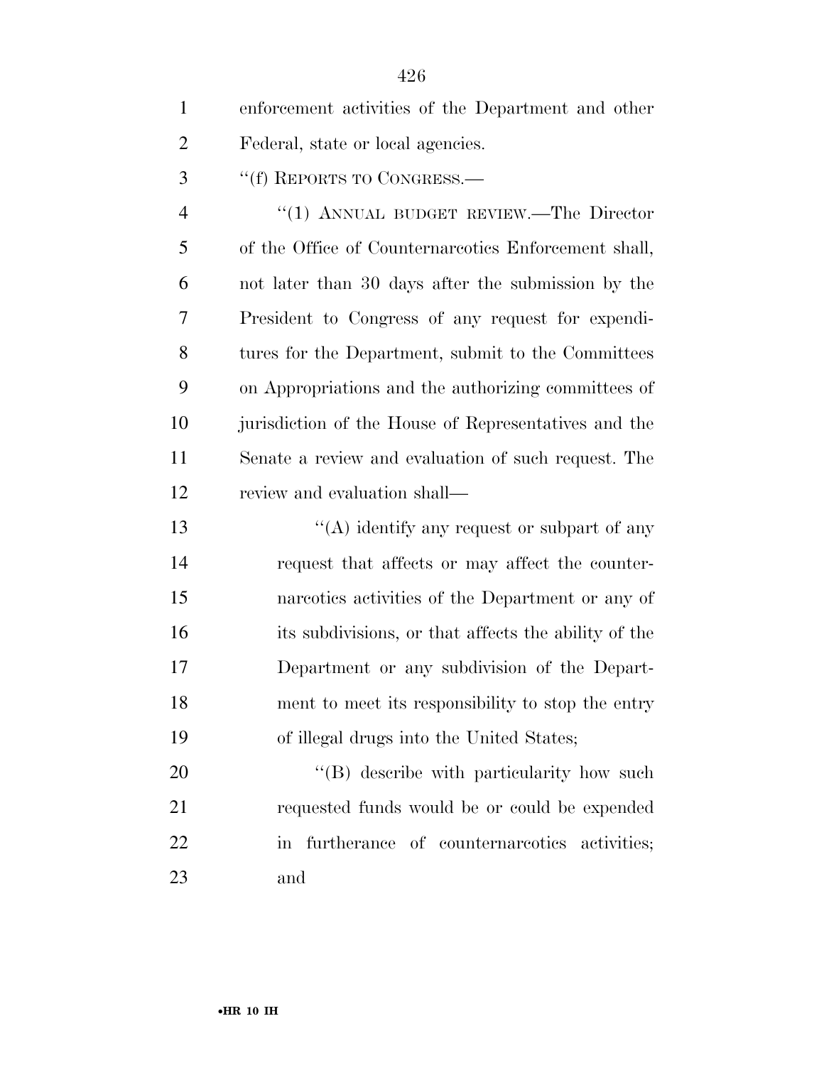enforcement activities of the Department and other Federal, state or local agencies.

''(f) REPORTS TO CONGRESS.—

''(1) ANNUAL BUDGET REVIEW.—The Director of the Office of Counternarcotics Enforcement shall, not later than 30 days after the submission by the President to Congress of any request for expenditures for the Department, submit to the Committees on Appropriations and the authorizing committees of jurisdiction of the House of Representatives and the Senate a review and evaluation of such request. The review and evaluation shall—

''(A) identify any request or subpart of any request that affects or may affect the counternarcotics activities of the Department or any of its subdivisions, or that affects the ability of the Department or any subdivision of the Department to meet its responsibility to stop the entry of illegal drugs into the United States;

''(B) describe with particularity how such requested funds would be or could be expended in furtherance of counternarcotics activities; and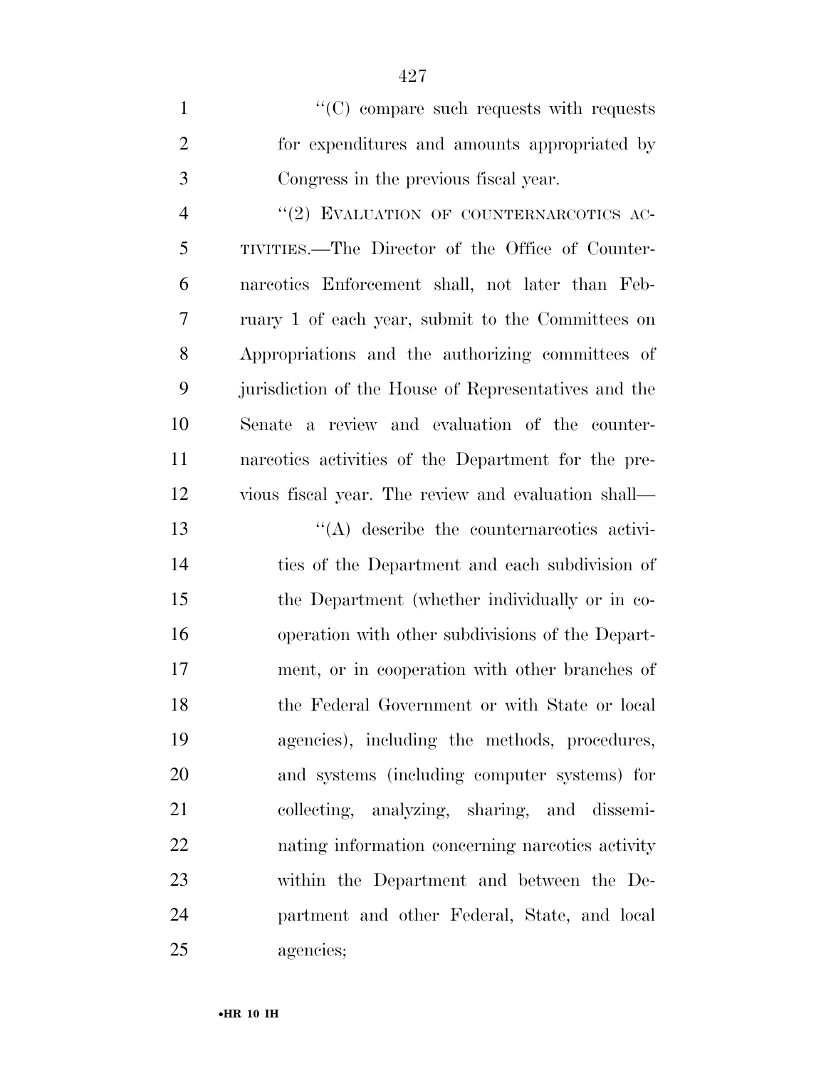"(C) compare such requests with requests for expenditures and amounts appropriated by Congress in the previous fiscal year.

"(2) EVALUATION OF COUNTERNARCOTICS ACTIVITIES.—The Director of the Office of Counternarcotics Enforcement shall, not later than February 1 of each year, submit to the Committees on Appropriations and the authorizing committees of jurisdiction of the House of Representatives and the Senate a review and evaluation of the counternarcotics activities of the Department for the previous fiscal year. The review and evaluation shall—

"(A) describe the counternarcotics activities of the Department and each subdivision of the Department (whether individually or in cooperation with other subdivisions of the Department, or in cooperation with other branches of the Federal Government or with State or local agencies), including the methods, procedures, and systems (including computer systems) for collecting, analyzing, sharing, and disseminating information concerning narcotics activity within the Department and between the Department and other Federal, State, and local agencies;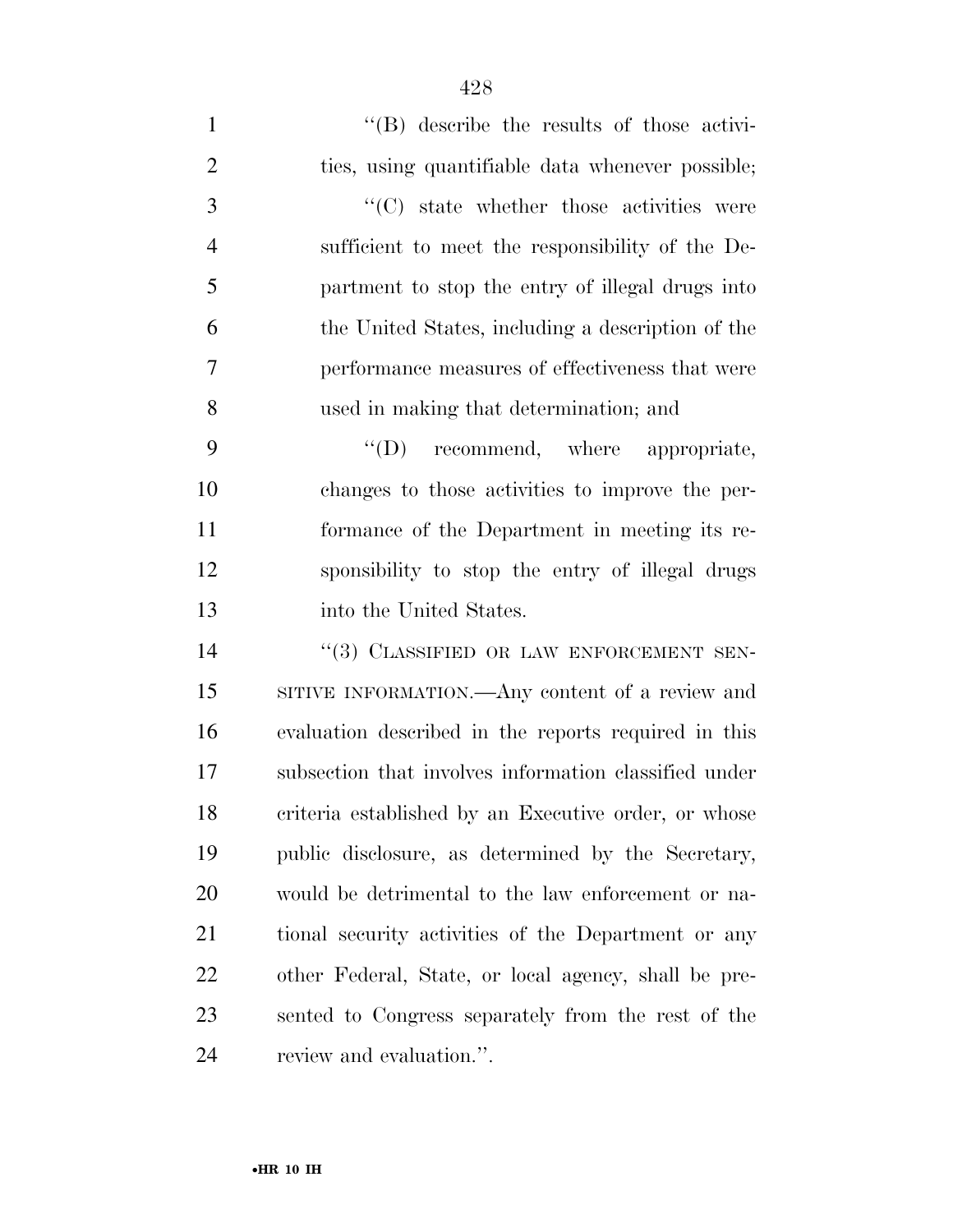''(B) describe the results of those activities, using quantifiable data whenever possible;

''(C) state whether those activities were sufficient to meet the responsibility of the Department to stop the entry of illegal drugs into the United States, including a description of the performance measures of effectiveness that were used in making that determination; and

''(D) recommend, where appropriate, changes to those activities to improve the performance of the Department in meeting its responsibility to stop the entry of illegal drugs into the United States.

''(3) CLASSIFIED OR LAW ENFORCEMENT SENSITIVE INFORMATION.—Any content of a review and evaluation described in the reports required in this subsection that involves information classified under criteria established by an Executive order, or whose public disclosure, as determined by the Secretary, would be detrimental to the law enforcement or national security activities of the Department or any other Federal, State, or local agency, shall be presented to Congress separately from the rest of the review and evaluation.''.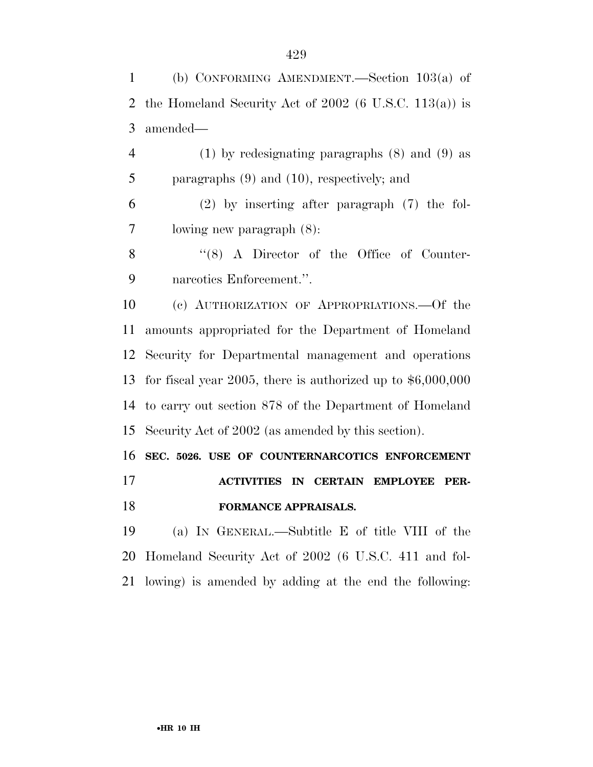(b) CONFORMING AMENDMENT.—Section 103(a) of the Homeland Security Act of 2002 (6 U.S.C. 113(a)) is amended—

(1) by redesignating paragraphs (8) and (9) as paragraphs (9) and (10), respectively; and

(2) by inserting after paragraph (7) the following new paragraph (8):

''(8) A Director of the Office of Counternarcotics Enforcement.''.

(c) AUTHORIZATION OF APPROPRIATIONS.—Of the amounts appropriated for the Department of Homeland Security for Departmental management and operations for fiscal year 2005, there is authorized up to $6,000,000 to carry out section 878 of the Department of Homeland Security Act of 2002 (as amended by this section).

**SEC. 5026. USE OF COUNTERNARCOTICS ENFORCEMENT ACTIVITIES IN CERTAIN EMPLOYEE PERFORMANCE APPRAISALS.**

(a) IN GENERAL.—Subtitle E of title VIII of the Homeland Security Act of 2002 (6 U.S.C. 411 and following) is amended by adding at the end the following: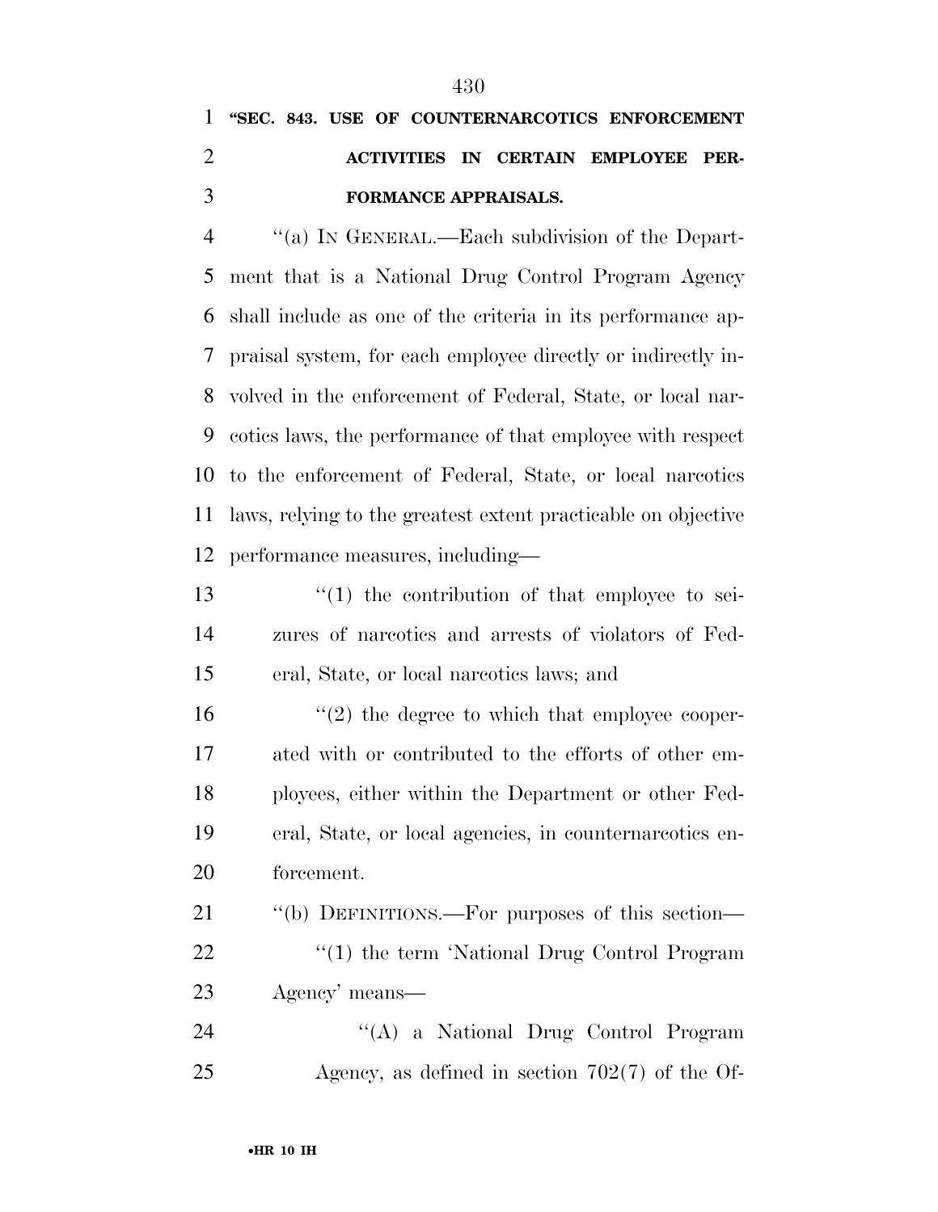**"SEC. 843. USE OF COUNTERNARCOTICS ENFORCEMENT ACTIVITIES IN CERTAIN EMPLOYEE PERFORMANCE APPRAISALS.**

"(a) IN GENERAL.—Each subdivision of the Department that is a National Drug Control Program Agency shall include as one of the criteria in its performance appraisal system, for each employee directly or indirectly involved in the enforcement of Federal, State, or local narcotics laws, the performance of that employee with respect to the enforcement of Federal, State, or local narcotics laws, relying to the greatest extent practicable on objective performance measures, including—

"(1) the contribution of that employee to seizures of narcotics and arrests of violators of Federal, State, or local narcotics laws; and

"(2) the degree to which that employee cooperated with or contributed to the efforts of other employees, either within the Department or other Federal, State, or local agencies, in counternarcotics enforcement.

"(b) DEFINITIONS.—For purposes of this section—

"(1) the term 'National Drug Control Program Agency' means—

"(A) a National Drug Control Program Agency, as defined in section 702(7) of the Of-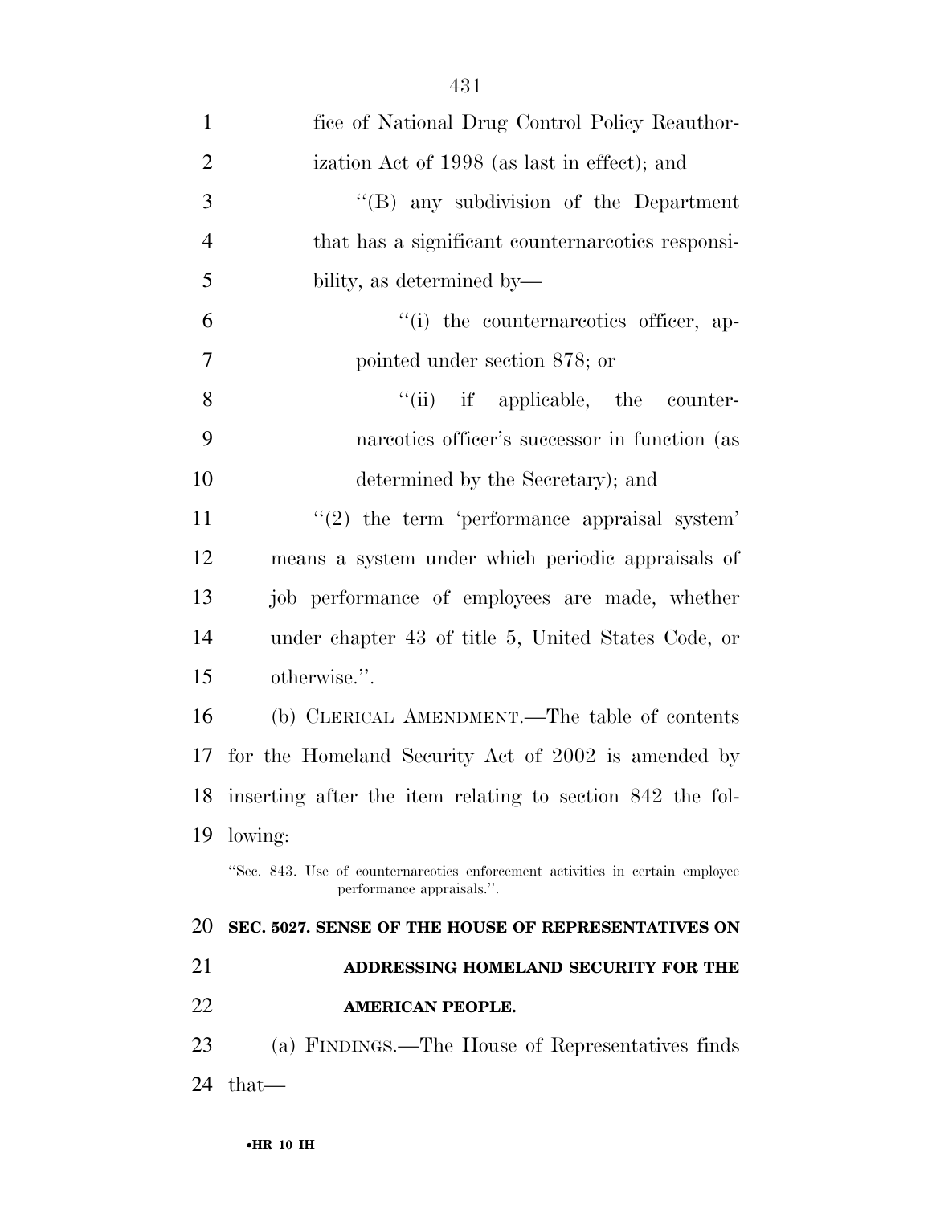fice of National Drug Control Policy Reauthorization Act of 1998 (as last in effect); and

"(B) any subdivision of the Department that has a significant counternarcotics responsibility, as determined by—

"(i) the counternarcotics officer, appointed under section 878; or

"(ii) if applicable, the counternarcotics officer's successor in function (as determined by the Secretary); and

"(2) the term 'performance appraisal system' means a system under which periodic appraisals of job performance of employees are made, whether under chapter 43 of title 5, United States Code, or otherwise.".

(b) CLERICAL AMENDMENT.—The table of contents for the Homeland Security Act of 2002 is amended by inserting after the item relating to section 842 the following:

"Sec. 843. Use of counternarcotics enforcement activities in certain employee performance appraisals.".

**SEC. 5027. SENSE OF THE HOUSE OF REPRESENTATIVES ON ADDRESSING HOMELAND SECURITY FOR THE AMERICAN PEOPLE.**

(a) FINDINGS.—The House of Representatives finds that—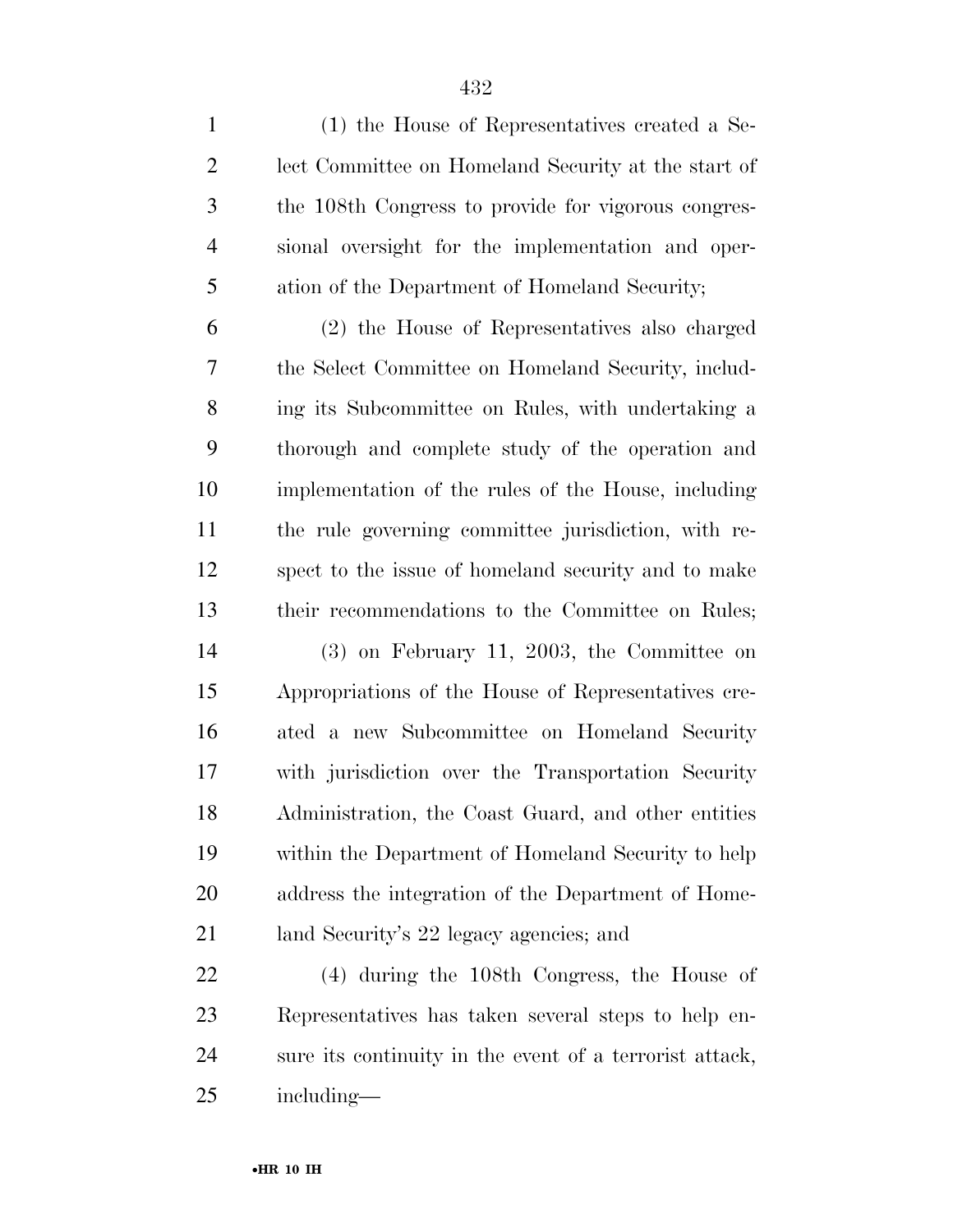(1) the House of Representatives created a Select Committee on Homeland Security at the start of the 108th Congress to provide for vigorous congressional oversight for the implementation and operation of the Department of Homeland Security;

(2) the House of Representatives also charged the Select Committee on Homeland Security, including its Subcommittee on Rules, with undertaking a thorough and complete study of the operation and implementation of the rules of the House, including the rule governing committee jurisdiction, with respect to the issue of homeland security and to make their recommendations to the Committee on Rules;

(3) on February 11, 2003, the Committee on Appropriations of the House of Representatives created a new Subcommittee on Homeland Security with jurisdiction over the Transportation Security Administration, the Coast Guard, and other entities within the Department of Homeland Security to help address the integration of the Department of Homeland Security's 22 legacy agencies; and

(4) during the 108th Congress, the House of Representatives has taken several steps to help ensure its continuity in the event of a terrorist attack, including—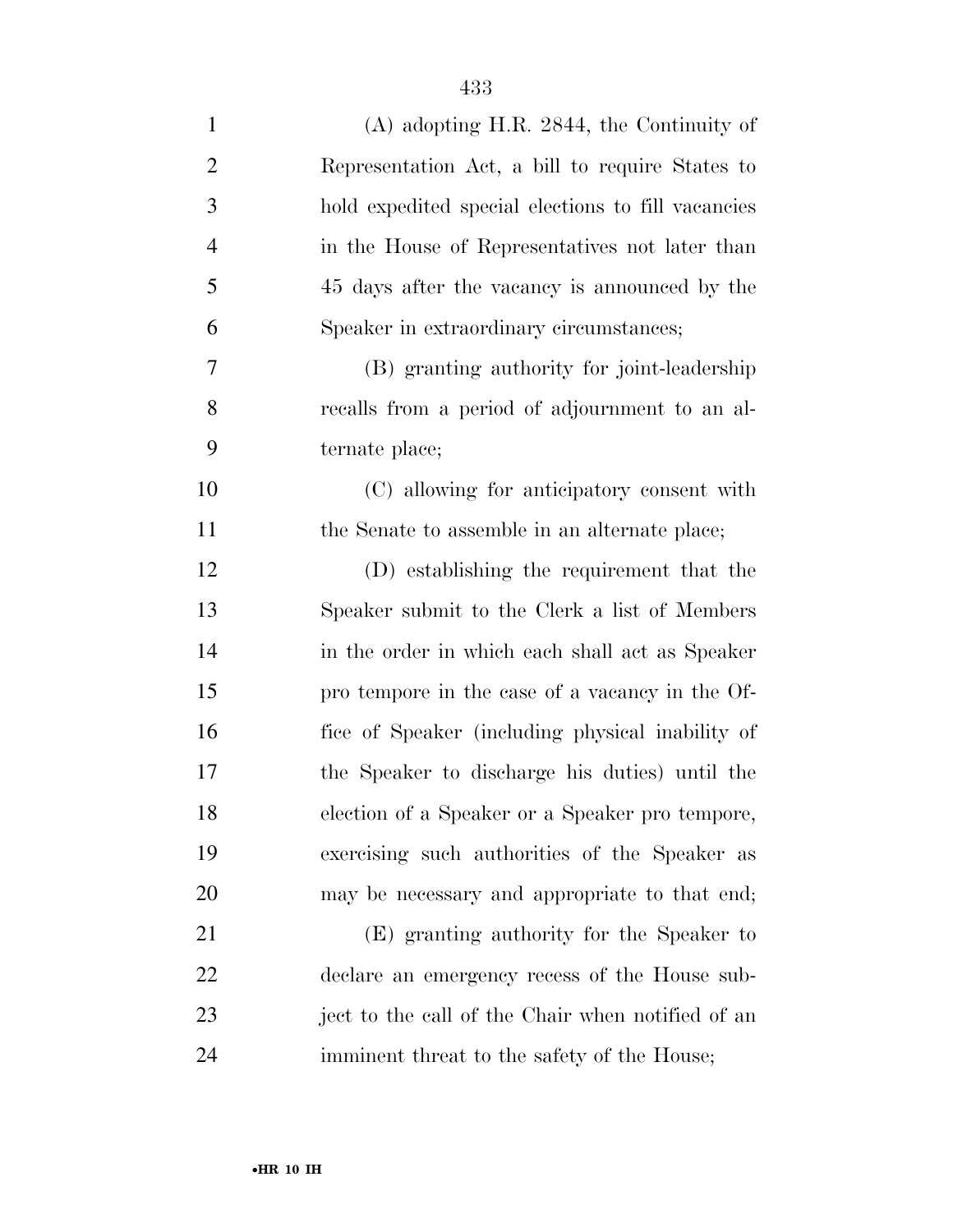(A) adopting H.R. 2844, the Continuity of Representation Act, a bill to require States to hold expedited special elections to fill vacancies in the House of Representatives not later than 45 days after the vacancy is announced by the Speaker in extraordinary circumstances;

(B) granting authority for joint-leadership recalls from a period of adjournment to an alternate place;

(C) allowing for anticipatory consent with the Senate to assemble in an alternate place;

(D) establishing the requirement that the Speaker submit to the Clerk a list of Members in the order in which each shall act as Speaker pro tempore in the case of a vacancy in the Office of Speaker (including physical inability of the Speaker to discharge his duties) until the election of a Speaker or a Speaker pro tempore, exercising such authorities of the Speaker as may be necessary and appropriate to that end;

(E) granting authority for the Speaker to declare an emergency recess of the House subject to the call of the Chair when notified of an imminent threat to the safety of the House;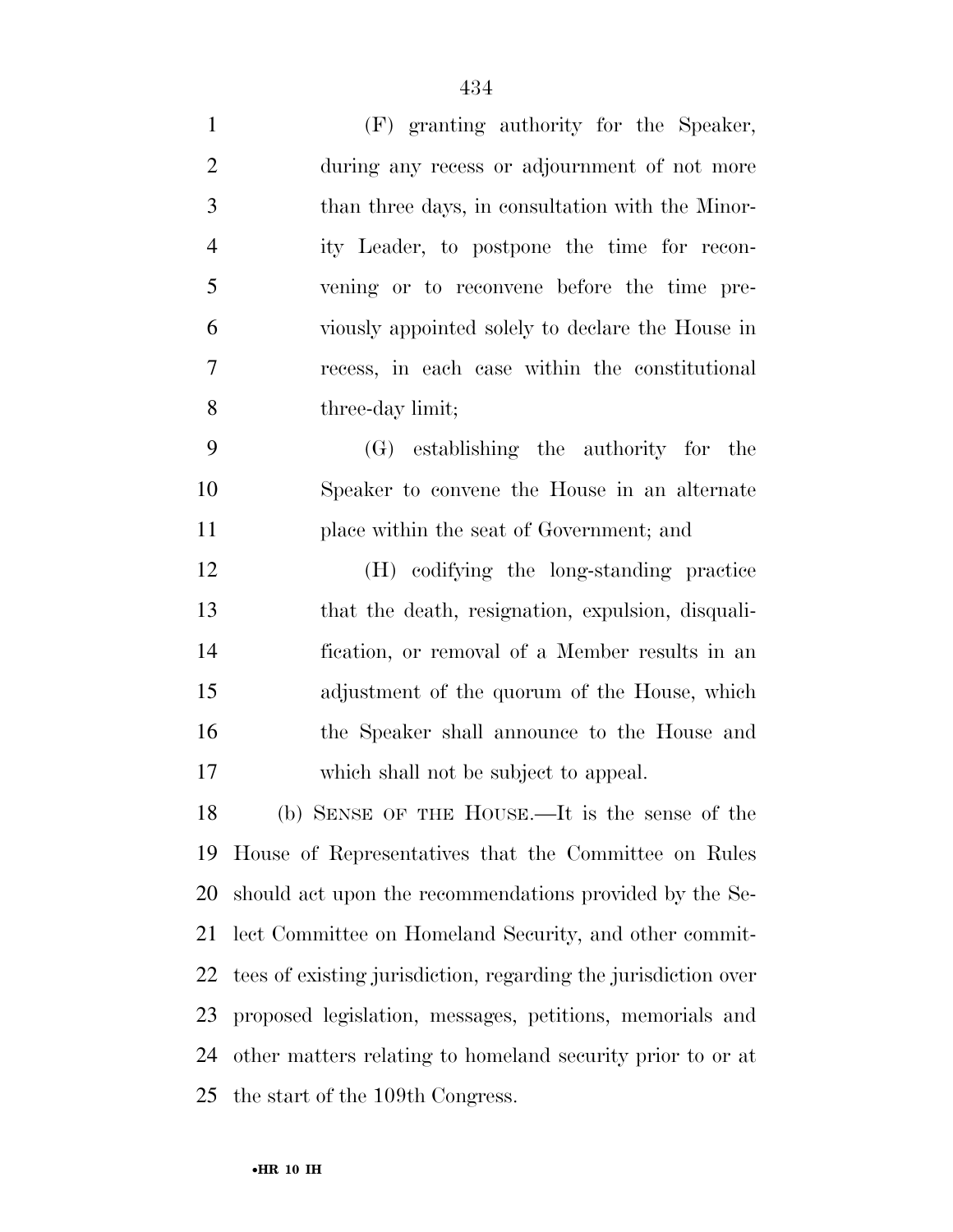(F) granting authority for the Speaker, during any recess or adjournment of not more than three days, in consultation with the Minority Leader, to postpone the time for reconvening or to reconvene before the time previously appointed solely to declare the House in recess, in each case within the constitutional three-day limit;

(G) establishing the authority for the Speaker to convene the House in an alternate place within the seat of Government; and

(H) codifying the long-standing practice that the death, resignation, expulsion, disqualification, or removal of a Member results in an adjustment of the quorum of the House, which the Speaker shall announce to the House and which shall not be subject to appeal.

(b) SENSE OF THE HOUSE.—It is the sense of the House of Representatives that the Committee on Rules should act upon the recommendations provided by the Select Committee on Homeland Security, and other committees of existing jurisdiction, regarding the jurisdiction over proposed legislation, messages, petitions, memorials and other matters relating to homeland security prior to or at the start of the 109th Congress.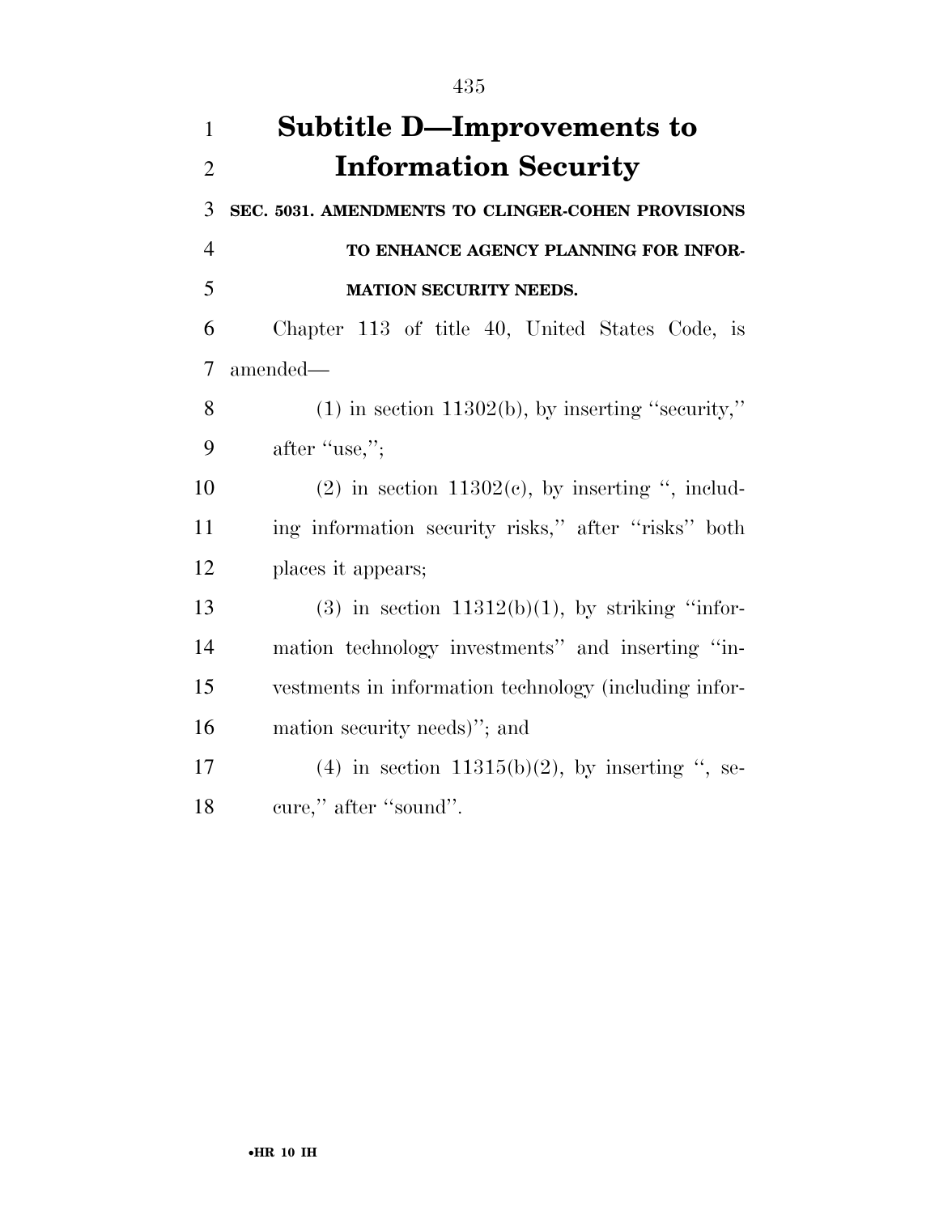# Subtitle D—Improvements to Information Security

**SEC. 5031. AMENDMENTS TO CLINGER-COHEN PROVISIONS TO ENHANCE AGENCY PLANNING FOR INFORMATION SECURITY NEEDS.**

Chapter 113 of title 40, United States Code, is amended—

(1) in section 11302(b), by inserting ''security,'' after ''use,'';

(2) in section 11302(c), by inserting '', including information security risks,'' after ''risks'' both places it appears;

(3) in section 11312(b)(1), by striking ''information technology investments'' and inserting ''investments in information technology (including information security needs)''; and

(4) in section 11315(b)(2), by inserting '', secure,'' after ''sound''.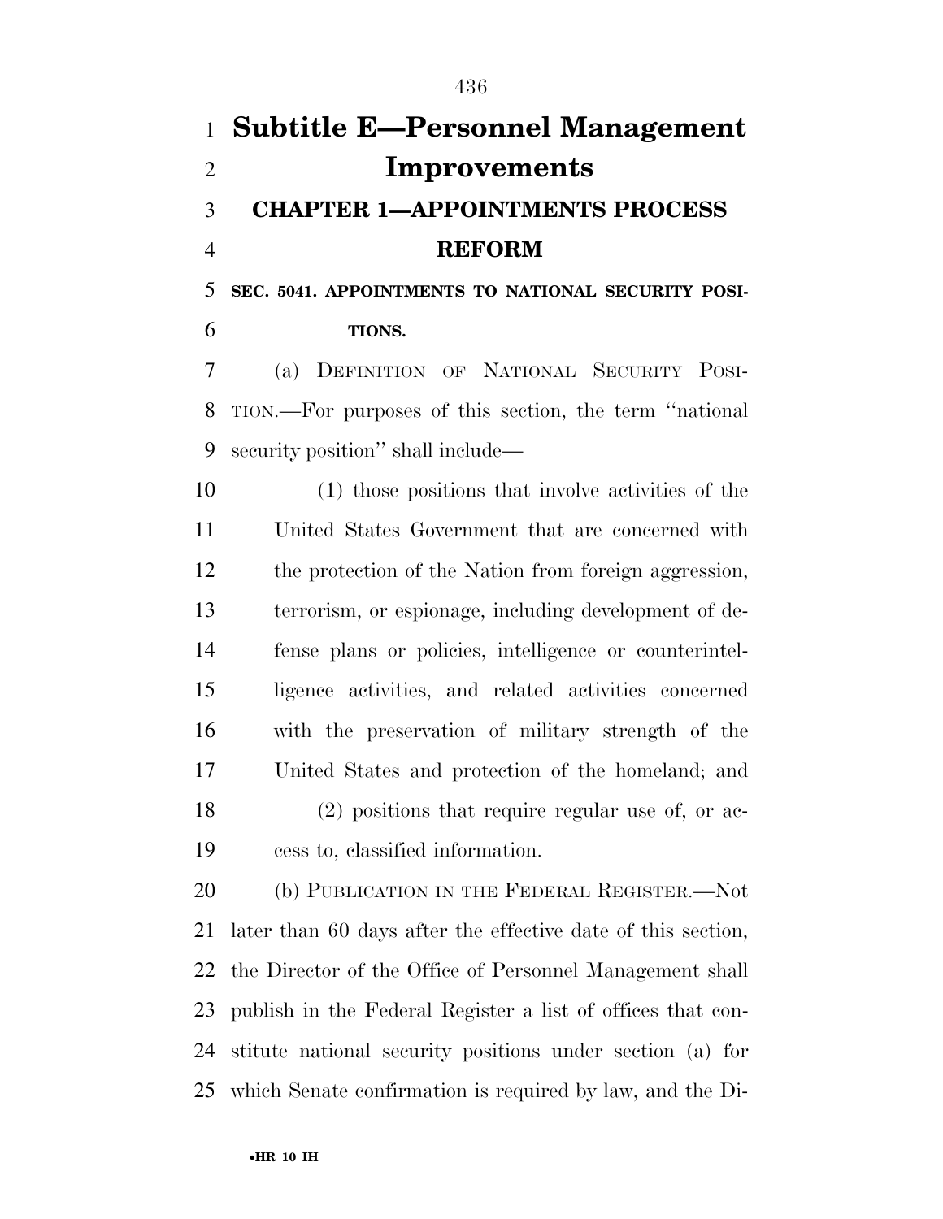# Subtitle E—Personnel Management Improvements

## CHAPTER 1—APPOINTMENTS PROCESS REFORM

### SEC. 5041. APPOINTMENTS TO NATIONAL SECURITY POSITIONS.

(a) DEFINITION OF NATIONAL SECURITY POSITION.—For purposes of this section, the term "national security position" shall include—

(1) those positions that involve activities of the United States Government that are concerned with the protection of the Nation from foreign aggression, terrorism, or espionage, including development of defense plans or policies, intelligence or counterintelligence activities, and related activities concerned with the preservation of military strength of the United States and protection of the homeland; and

(2) positions that require regular use of, or access to, classified information.

(b) PUBLICATION IN THE FEDERAL REGISTER.—Not later than 60 days after the effective date of this section, the Director of the Office of Personnel Management shall publish in the Federal Register a list of offices that constitute national security positions under section (a) for which Senate confirmation is required by law, and the Di-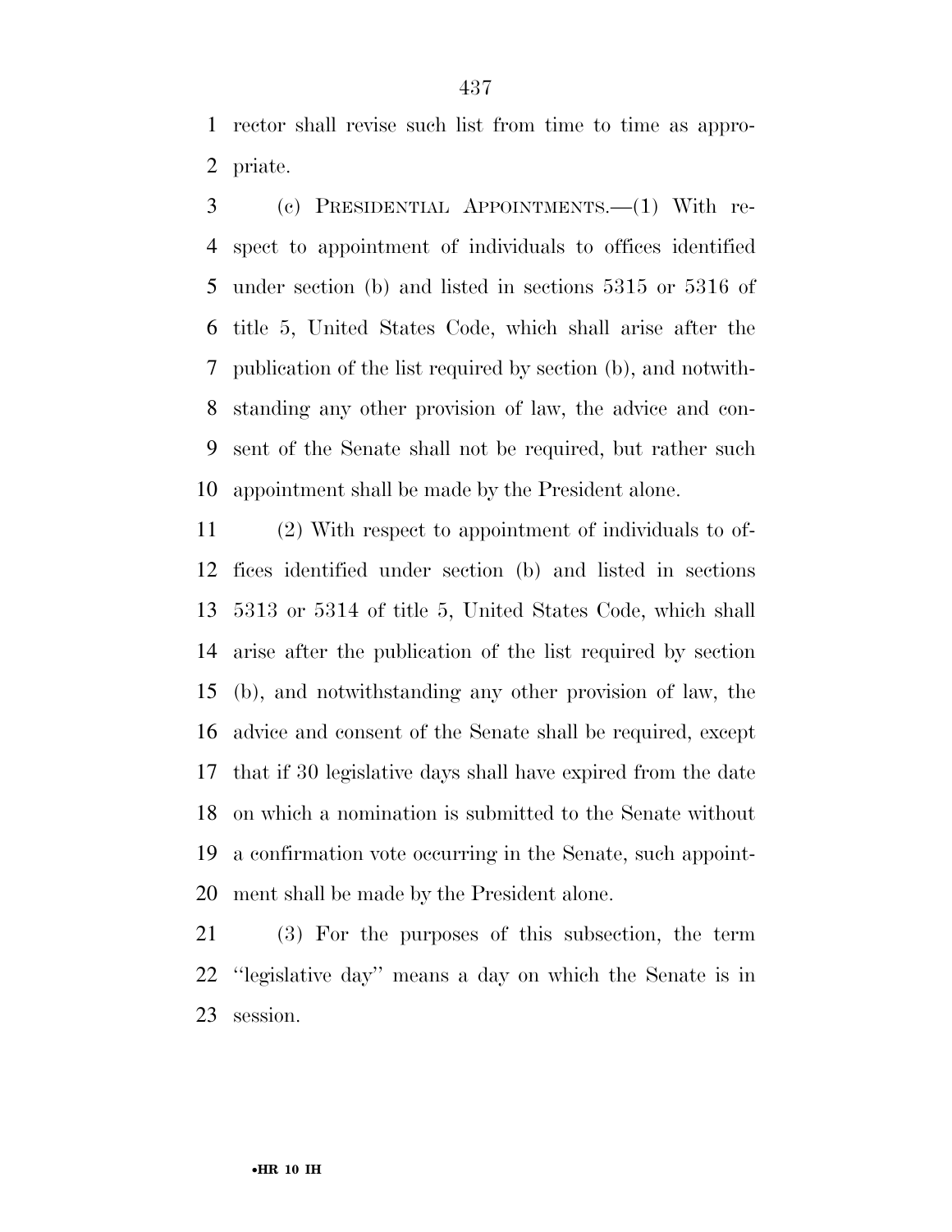rector shall revise such list from time to time as appropriate.

(c) PRESIDENTIAL APPOINTMENTS.—(1) With respect to appointment of individuals to offices identified under section (b) and listed in sections 5315 or 5316 of title 5, United States Code, which shall arise after the publication of the list required by section (b), and notwithstanding any other provision of law, the advice and consent of the Senate shall not be required, but rather such appointment shall be made by the President alone.

(2) With respect to appointment of individuals to offices identified under section (b) and listed in sections 5313 or 5314 of title 5, United States Code, which shall arise after the publication of the list required by section (b), and notwithstanding any other provision of law, the advice and consent of the Senate shall be required, except that if 30 legislative days shall have expired from the date on which a nomination is submitted to the Senate without a confirmation vote occurring in the Senate, such appointment shall be made by the President alone.

(3) For the purposes of this subsection, the term ''legislative day'' means a day on which the Senate is in session.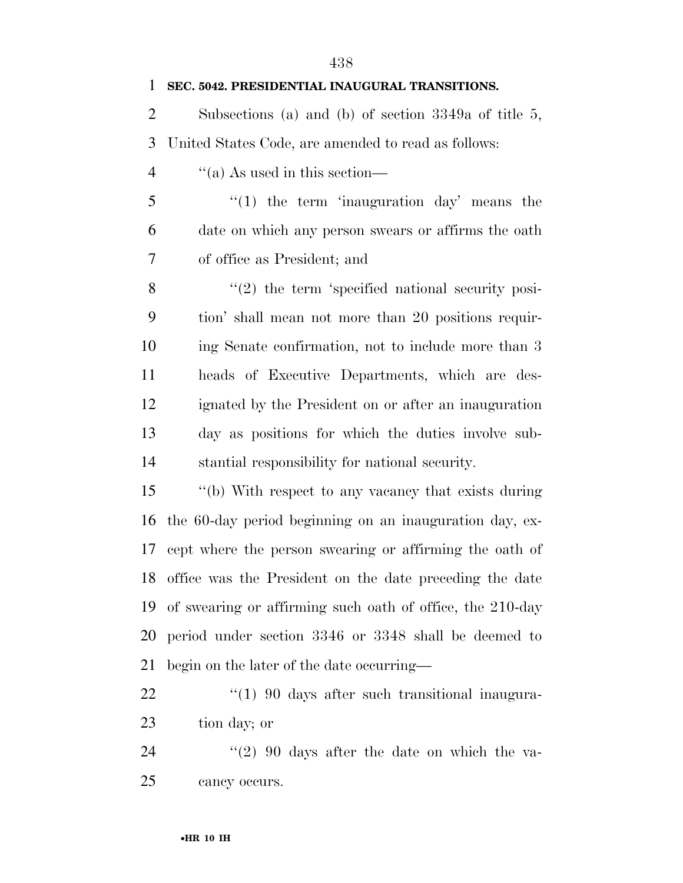**SEC. 5042. PRESIDENTIAL INAUGURAL TRANSITIONS.**

Subsections (a) and (b) of section 3349a of title 5, United States Code, are amended to read as follows:

''(a) As used in this section—

''(1) the term 'inauguration day' means the date on which any person swears or affirms the oath of office as President; and

''(2) the term 'specified national security position' shall mean not more than 20 positions requiring Senate confirmation, not to include more than 3 heads of Executive Departments, which are designated by the President on or after an inauguration day as positions for which the duties involve substantial responsibility for national security.

''(b) With respect to any vacancy that exists during the 60-day period beginning on an inauguration day, except where the person swearing or affirming the oath of office was the President on the date preceding the date of swearing or affirming such oath of office, the 210-day period under section 3346 or 3348 shall be deemed to begin on the later of the date occurring—

''(1) 90 days after such transitional inauguration day; or

''(2) 90 days after the date on which the vacancy occurs.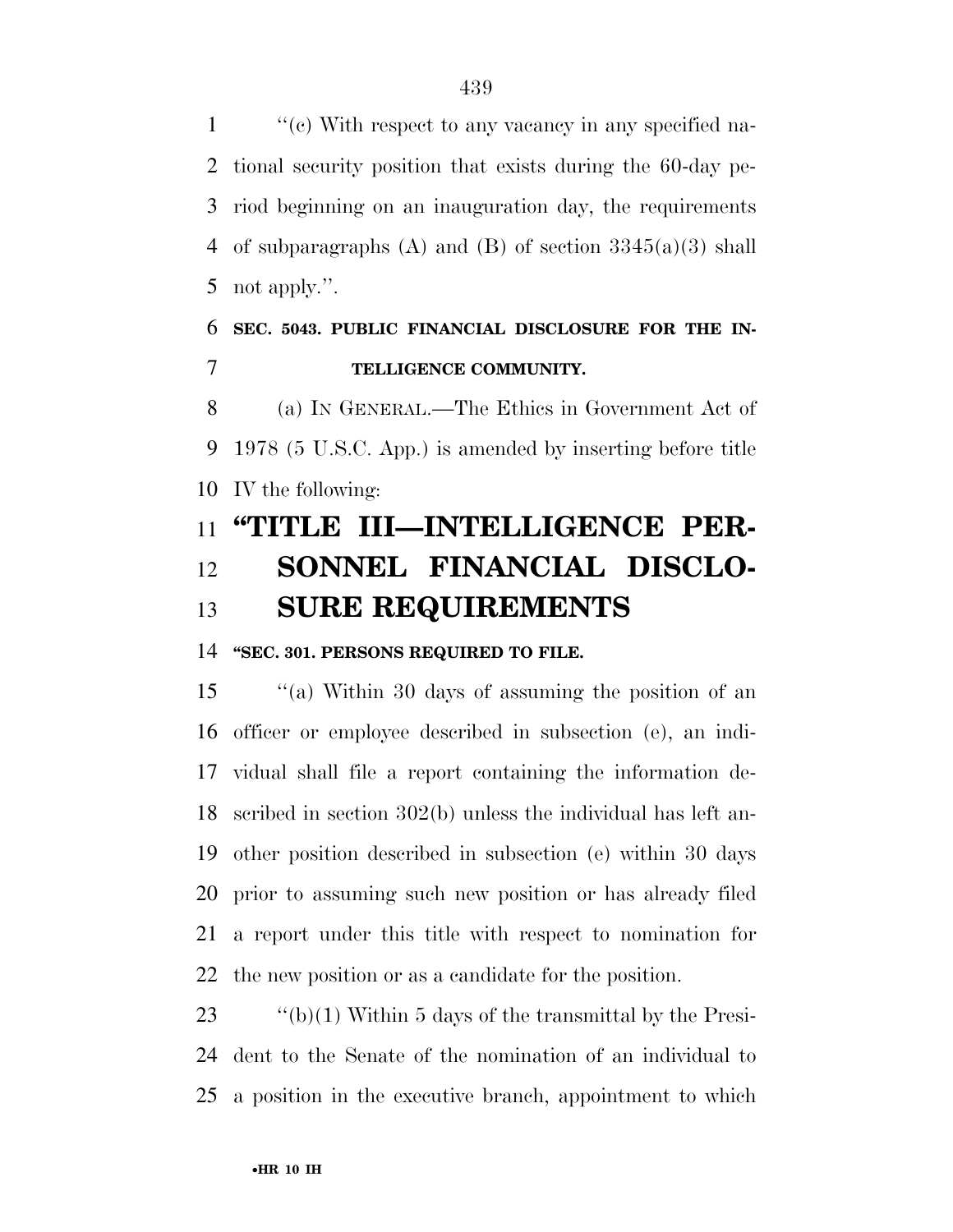"(c) With respect to any vacancy in any specified national security position that exists during the 60-day period beginning on an inauguration day, the requirements of subparagraphs (A) and (B) of section 3345(a)(3) shall not apply.".

**SEC. 5043. PUBLIC FINANCIAL DISCLOSURE FOR THE INTELLIGENCE COMMUNITY.**

(a) IN GENERAL.—The Ethics in Government Act of 1978 (5 U.S.C. App.) is amended by inserting before title IV the following:

# "TITLE III—INTELLIGENCE PERSONNEL FINANCIAL DISCLOSURE REQUIREMENTS

**"SEC. 301. PERSONS REQUIRED TO FILE.**

"(a) Within 30 days of assuming the position of an officer or employee described in subsection (e), an individual shall file a report containing the information described in section 302(b) unless the individual has left another position described in subsection (e) within 30 days prior to assuming such new position or has already filed a report under this title with respect to nomination for the new position or as a candidate for the position.

"(b)(1) Within 5 days of the transmittal by the President to the Senate of the nomination of an individual to a position in the executive branch, appointment to which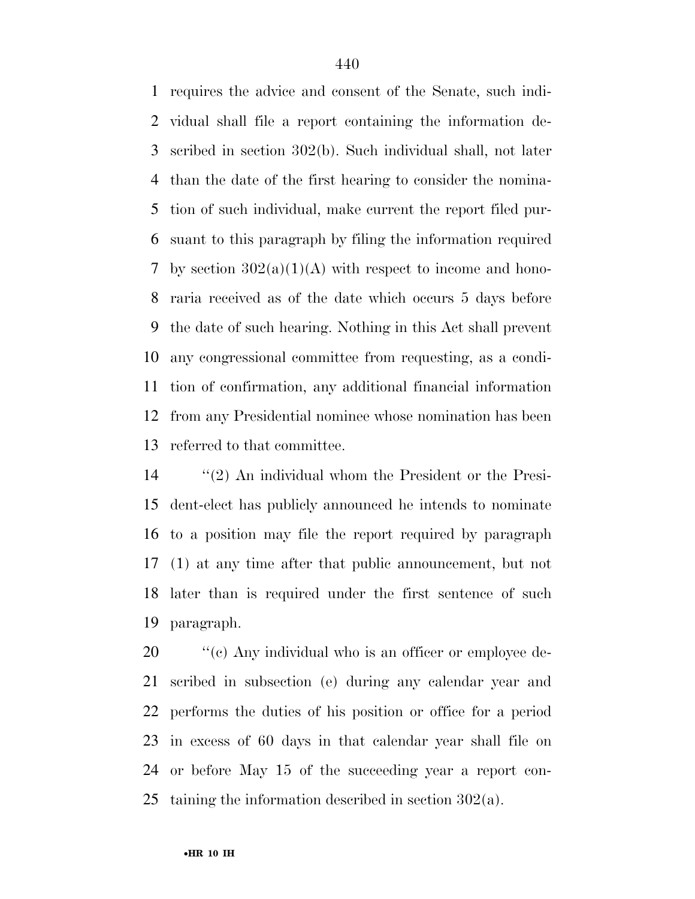requires the advice and consent of the Senate, such individual shall file a report containing the information described in section 302(b). Such individual shall, not later than the date of the first hearing to consider the nomination of such individual, make current the report filed pursuant to this paragraph by filing the information required by section 302(a)(1)(A) with respect to income and honoraria received as of the date which occurs 5 days before the date of such hearing. Nothing in this Act shall prevent any congressional committee from requesting, as a condition of confirmation, any additional financial information from any Presidential nominee whose nomination has been referred to that committee.

''(2) An individual whom the President or the President-elect has publicly announced he intends to nominate to a position may file the report required by paragraph (1) at any time after that public announcement, but not later than is required under the first sentence of such paragraph.

''(c) Any individual who is an officer or employee described in subsection (e) during any calendar year and performs the duties of his position or office for a period in excess of 60 days in that calendar year shall file on or before May 15 of the succeeding year a report containing the information described in section 302(a).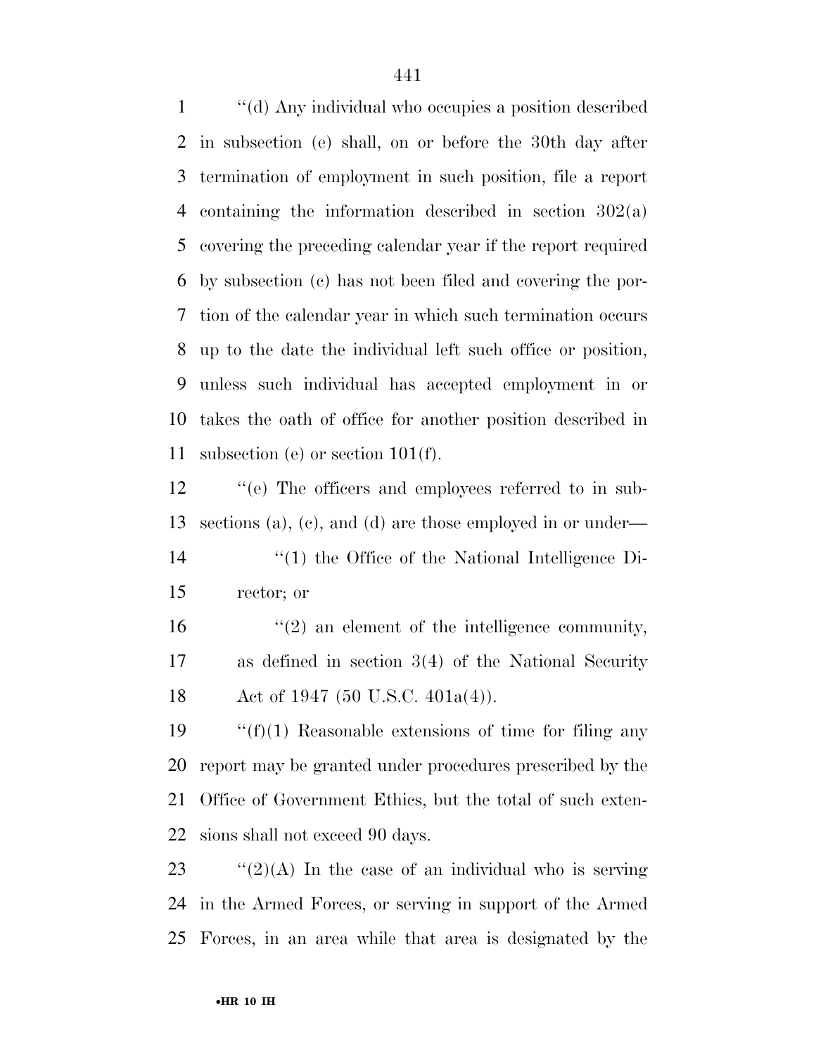''(d) Any individual who occupies a position described in subsection (e) shall, on or before the 30th day after termination of employment in such position, file a report containing the information described in section 302(a) covering the preceding calendar year if the report required by subsection (c) has not been filed and covering the portion of the calendar year in which such termination occurs up to the date the individual left such office or position, unless such individual has accepted employment in or takes the oath of office for another position described in subsection (e) or section 101(f).

''(e) The officers and employees referred to in subsections (a), (c), and (d) are those employed in or under—

''(1) the Office of the National Intelligence Director; or

''(2) an element of the intelligence community, as defined in section 3(4) of the National Security Act of 1947 (50 U.S.C. 401a(4)).

''(f)(1) Reasonable extensions of time for filing any report may be granted under procedures prescribed by the Office of Government Ethics, but the total of such extensions shall not exceed 90 days.

''(2)(A) In the case of an individual who is serving in the Armed Forces, or serving in support of the Armed Forces, in an area while that area is designated by the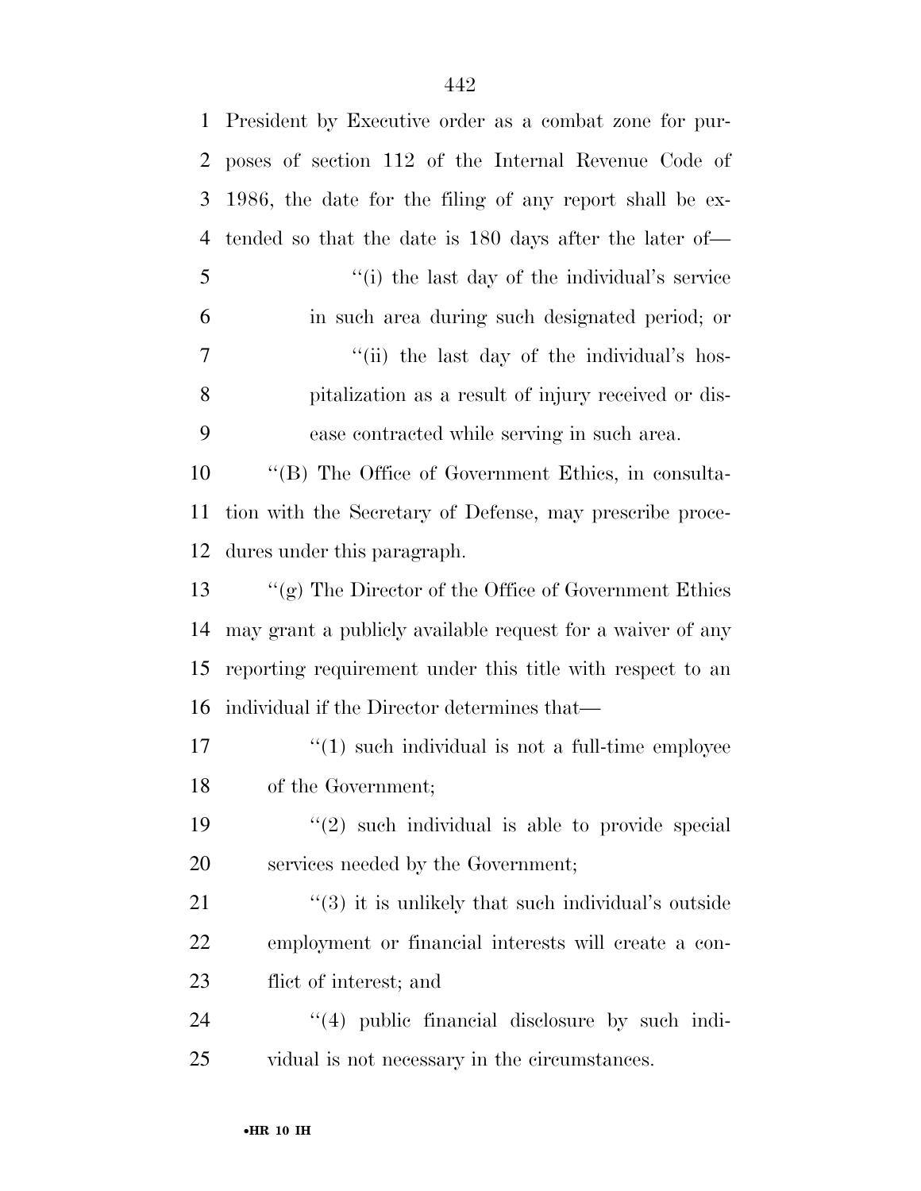President by Executive order as a combat zone for purposes of section 112 of the Internal Revenue Code of 1986, the date for the filing of any report shall be extended so that the date is 180 days after the later of—

"(i) the last day of the individual's service in such area during such designated period; or

"(ii) the last day of the individual's hospitalization as a result of injury received or disease contracted while serving in such area.

"(B) The Office of Government Ethics, in consultation with the Secretary of Defense, may prescribe procedures under this paragraph.

"(g) The Director of the Office of Government Ethics may grant a publicly available request for a waiver of any reporting requirement under this title with respect to an individual if the Director determines that—

"(1) such individual is not a full-time employee of the Government;

"(2) such individual is able to provide special services needed by the Government;

"(3) it is unlikely that such individual's outside employment or financial interests will create a conflict of interest; and

"(4) public financial disclosure by such individual is not necessary in the circumstances.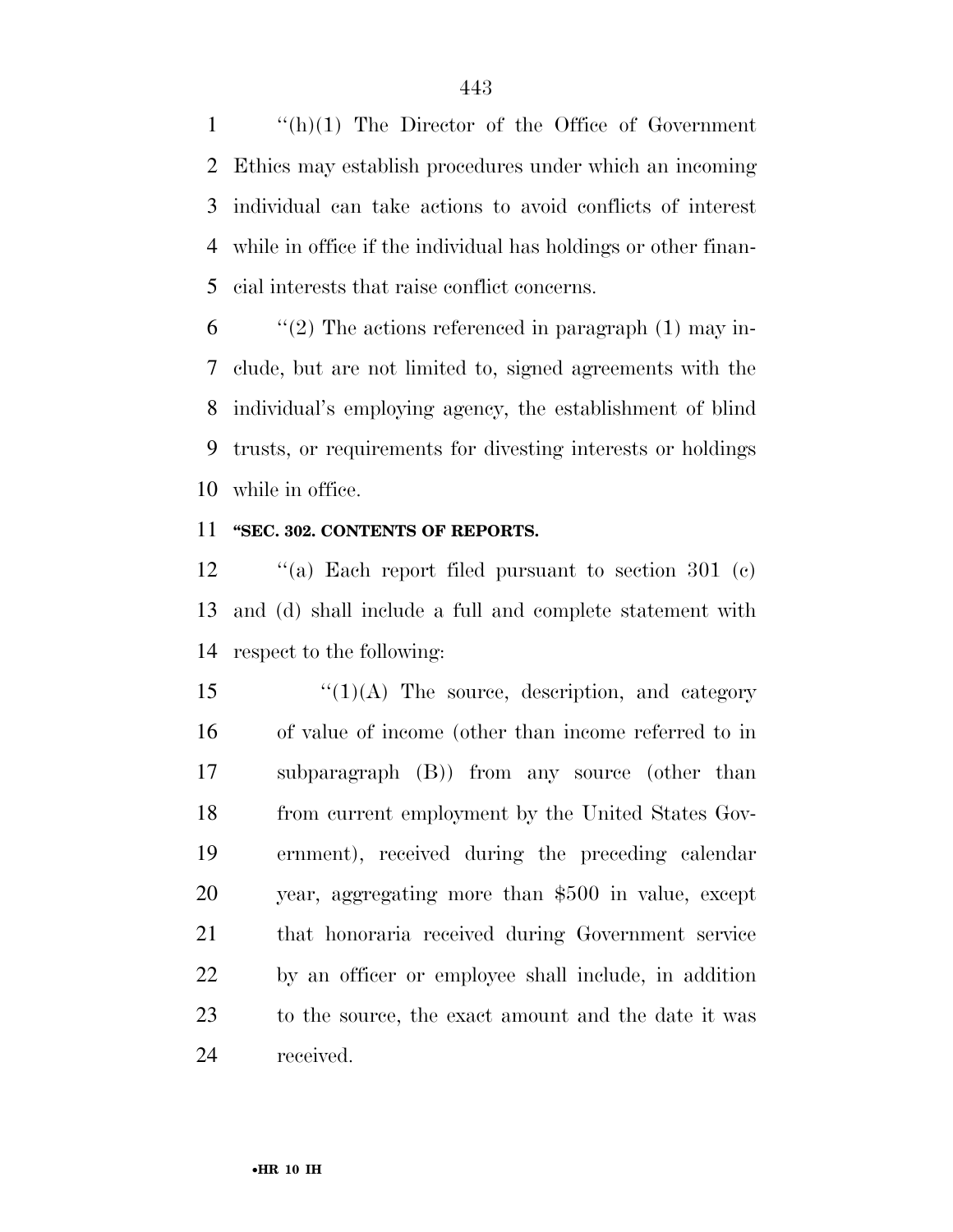''(h)(1) The Director of the Office of Government Ethics may establish procedures under which an incoming individual can take actions to avoid conflicts of interest while in office if the individual has holdings or other financial interests that raise conflict concerns.

''(2) The actions referenced in paragraph (1) may include, but are not limited to, signed agreements with the individual's employing agency, the establishment of blind trusts, or requirements for divesting interests or holdings while in office.

**''SEC. 302. CONTENTS OF REPORTS.**

''(a) Each report filed pursuant to section 301 (c) and (d) shall include a full and complete statement with respect to the following:

''(1)(A) The source, description, and category of value of income (other than income referred to in subparagraph (B)) from any source (other than from current employment by the United States Government), received during the preceding calendar year, aggregating more than $500 in value, except that honoraria received during Government service by an officer or employee shall include, in addition to the source, the exact amount and the date it was received.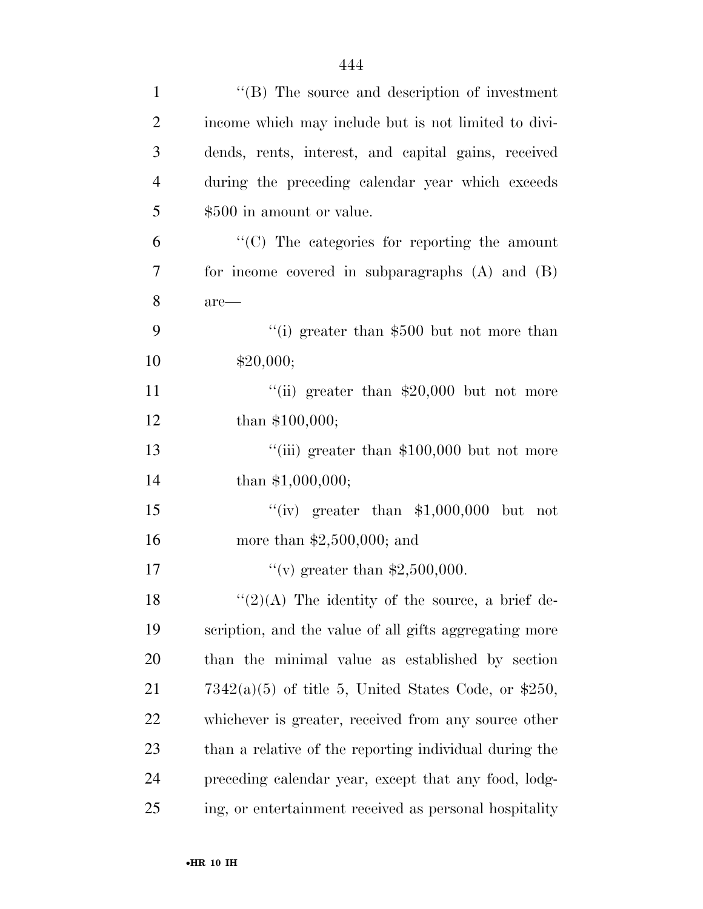''(B) The source and description of investment income which may include but is not limited to dividends, rents, interest, and capital gains, received during the preceding calendar year which exceeds $500 in amount or value.

''(C) The categories for reporting the amount for income covered in subparagraphs (A) and (B) are—

''(i) greater than $500 but not more than $20,000;

''(ii) greater than $20,000 but not more than $100,000;

''(iii) greater than $100,000 but not more than $1,000,000;

''(iv) greater than $1,000,000 but not more than $2,500,000; and

''(v) greater than $2,500,000.

''(2)(A) The identity of the source, a brief description, and the value of all gifts aggregating more than the minimal value as established by section 7342(a)(5) of title 5, United States Code, or $250, whichever is greater, received from any source other than a relative of the reporting individual during the preceding calendar year, except that any food, lodging, or entertainment received as personal hospitality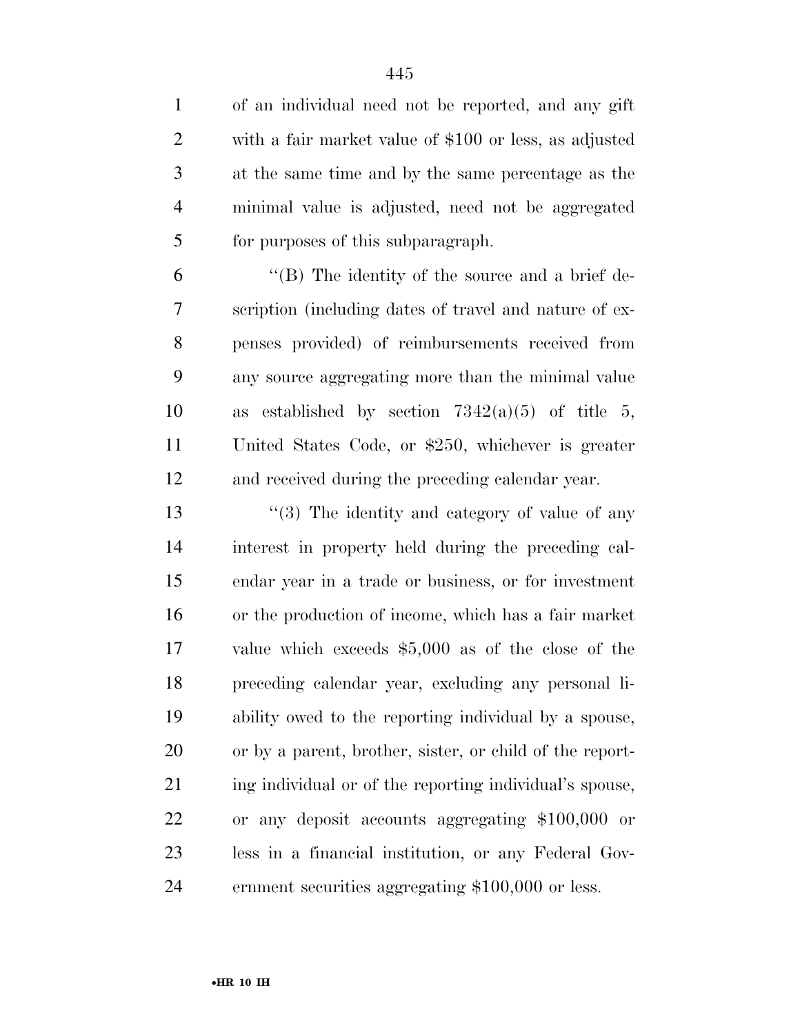of an individual need not be reported, and any gift with a fair market value of $100 or less, as adjusted at the same time and by the same percentage as the minimal value is adjusted, need not be aggregated for purposes of this subparagraph.

''(B) The identity of the source and a brief description (including dates of travel and nature of expenses provided) of reimbursements received from any source aggregating more than the minimal value as established by section 7342(a)(5) of title 5, United States Code, or $250, whichever is greater and received during the preceding calendar year.

''(3) The identity and category of value of any interest in property held during the preceding calendar year in a trade or business, or for investment or the production of income, which has a fair market value which exceeds $5,000 as of the close of the preceding calendar year, excluding any personal liability owed to the reporting individual by a spouse, or by a parent, brother, sister, or child of the reporting individual or of the reporting individual's spouse, or any deposit accounts aggregating $100,000 or less in a financial institution, or any Federal Government securities aggregating $100,000 or less.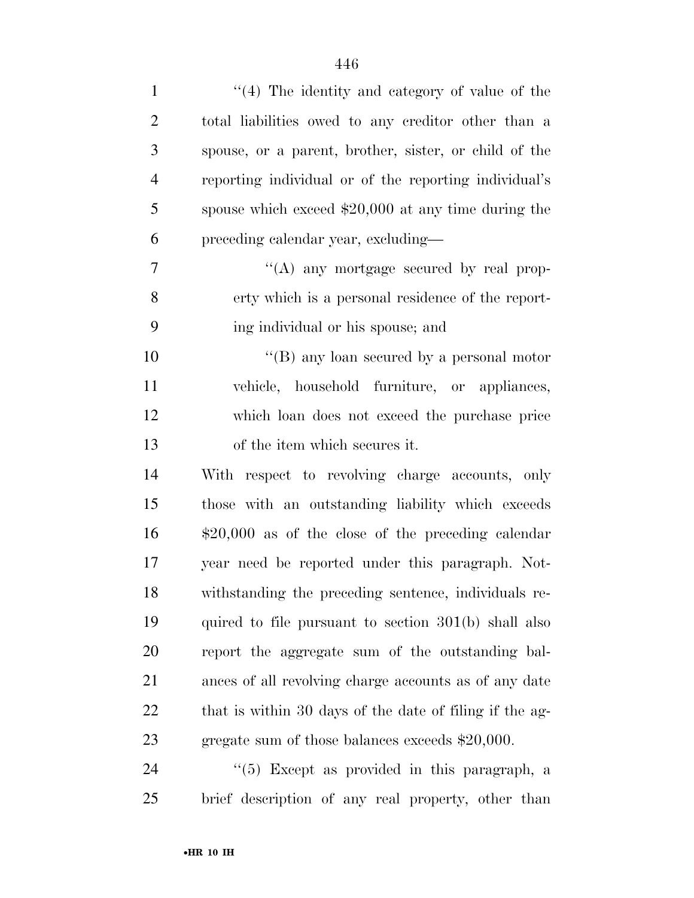''(4) The identity and category of value of the total liabilities owed to any creditor other than a spouse, or a parent, brother, sister, or child of the reporting individual or of the reporting individual's spouse which exceed $20,000 at any time during the preceding calendar year, excluding—

''(A) any mortgage secured by real property which is a personal residence of the reporting individual or his spouse; and

''(B) any loan secured by a personal motor vehicle, household furniture, or appliances, which loan does not exceed the purchase price of the item which secures it.

With respect to revolving charge accounts, only those with an outstanding liability which exceeds $20,000 as of the close of the preceding calendar year need be reported under this paragraph. Notwithstanding the preceding sentence, individuals required to file pursuant to section 301(b) shall also report the aggregate sum of the outstanding balances of all revolving charge accounts as of any date that is within 30 days of the date of filing if the aggregate sum of those balances exceeds $20,000.

''(5) Except as provided in this paragraph, a brief description of any real property, other than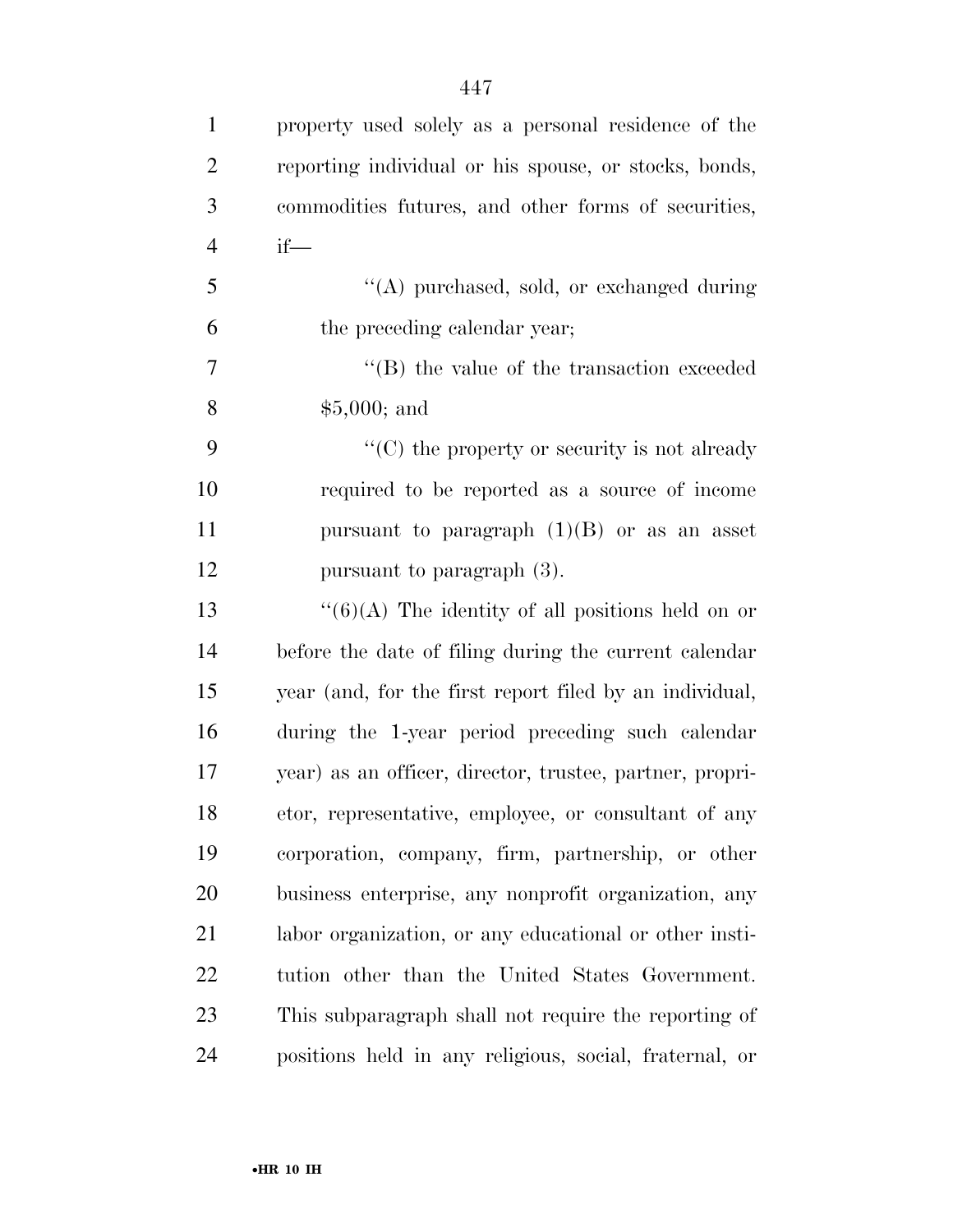property used solely as a personal residence of the reporting individual or his spouse, or stocks, bonds, commodities futures, and other forms of securities, if—

''(A) purchased, sold, or exchanged during the preceding calendar year;

''(B) the value of the transaction exceeded $5,000; and

''(C) the property or security is not already required to be reported as a source of income pursuant to paragraph (1)(B) or as an asset pursuant to paragraph (3).

''(6)(A) The identity of all positions held on or before the date of filing during the current calendar year (and, for the first report filed by an individual, during the 1-year period preceding such calendar year) as an officer, director, trustee, partner, proprietor, representative, employee, or consultant of any corporation, company, firm, partnership, or other business enterprise, any nonprofit organization, any labor organization, or any educational or other institution other than the United States Government. This subparagraph shall not require the reporting of positions held in any religious, social, fraternal, or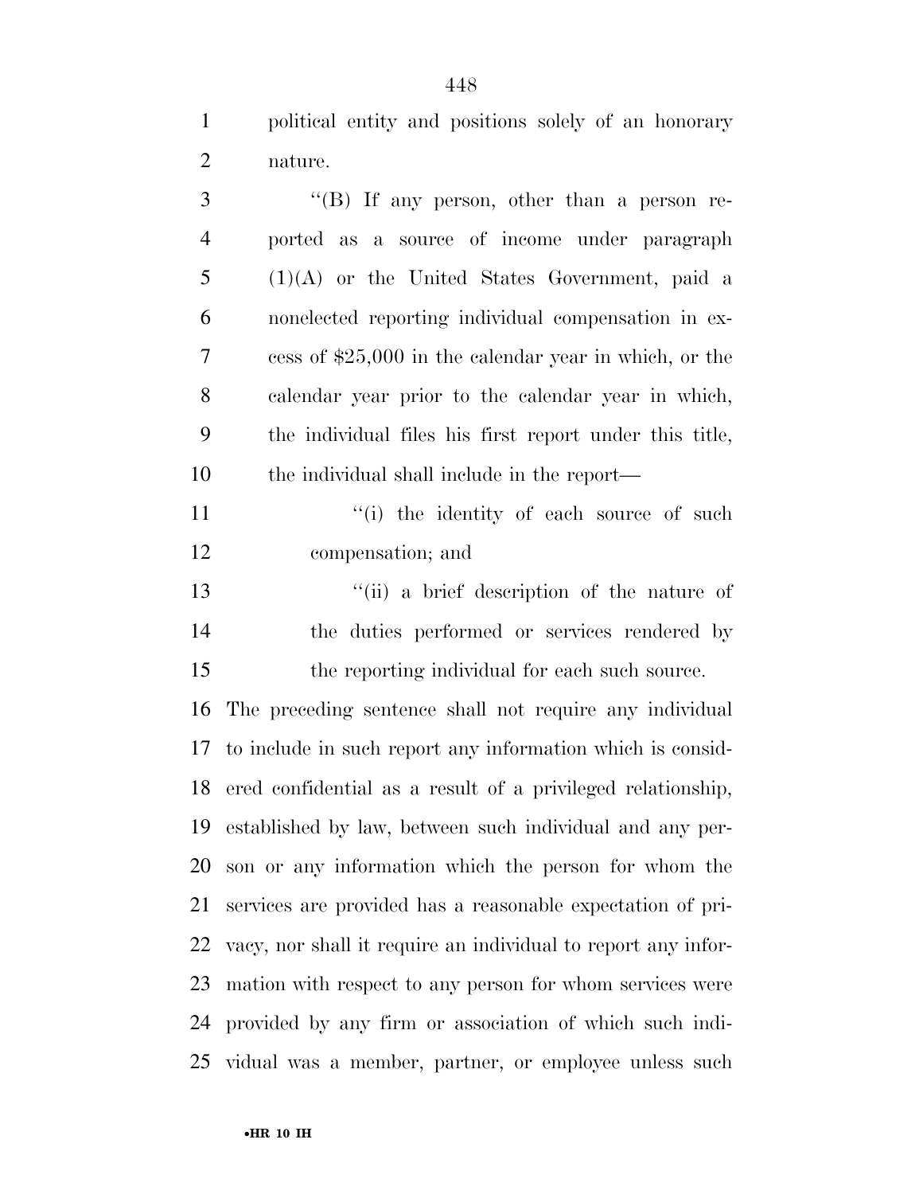political entity and positions solely of an honorary nature.

''(B) If any person, other than a person reported as a source of income under paragraph (1)(A) or the United States Government, paid a nonelected reporting individual compensation in excess of $25,000 in the calendar year in which, or the calendar year prior to the calendar year in which, the individual files his first report under this title, the individual shall include in the report—

''(i) the identity of each source of such compensation; and

''(ii) a brief description of the nature of the duties performed or services rendered by the reporting individual for each such source.

The preceding sentence shall not require any individual to include in such report any information which is considered confidential as a result of a privileged relationship, established by law, between such individual and any person or any information which the person for whom the services are provided has a reasonable expectation of privacy, nor shall it require an individual to report any information with respect to any person for whom services were provided by any firm or association of which such individual was a member, partner, or employee unless such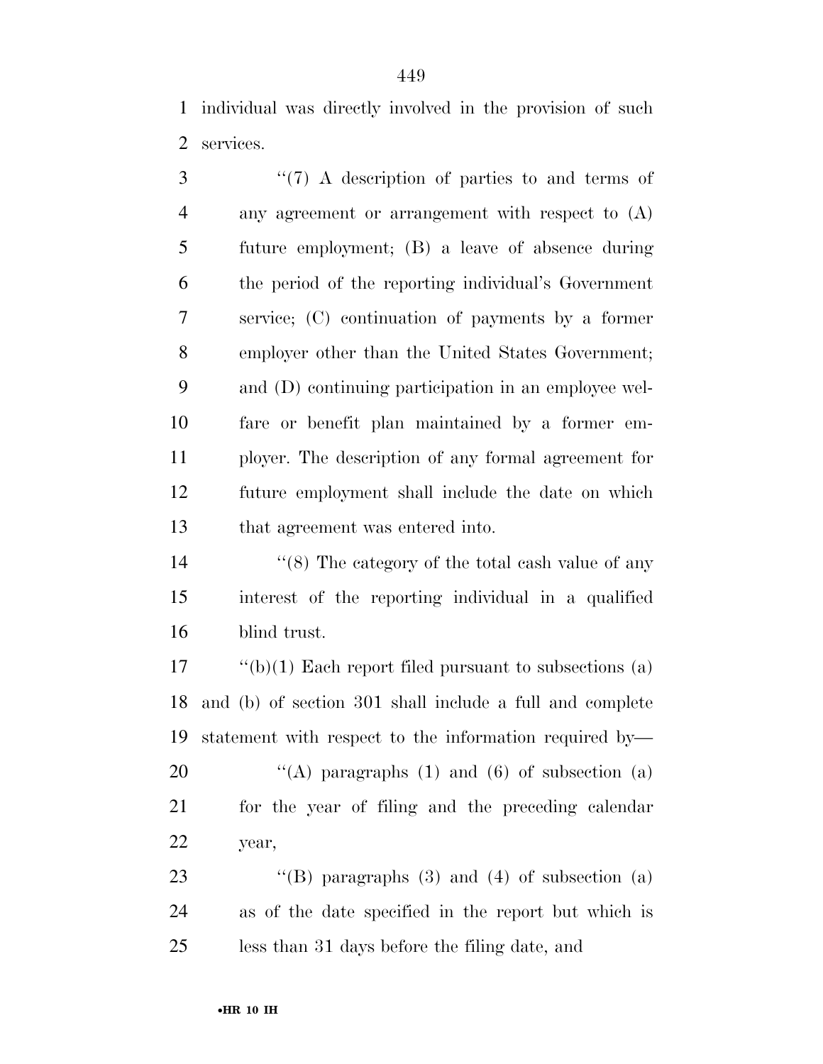individual was directly involved in the provision of such services.

''(7) A description of parties to and terms of any agreement or arrangement with respect to (A) future employment; (B) a leave of absence during the period of the reporting individual's Government service; (C) continuation of payments by a former employer other than the United States Government; and (D) continuing participation in an employee welfare or benefit plan maintained by a former employer. The description of any formal agreement for future employment shall include the date on which that agreement was entered into.

''(8) The category of the total cash value of any interest of the reporting individual in a qualified blind trust.

''(b)(1) Each report filed pursuant to subsections (a) and (b) of section 301 shall include a full and complete statement with respect to the information required by—

''(A) paragraphs (1) and (6) of subsection (a) for the year of filing and the preceding calendar year,

''(B) paragraphs (3) and (4) of subsection (a) as of the date specified in the report but which is less than 31 days before the filing date, and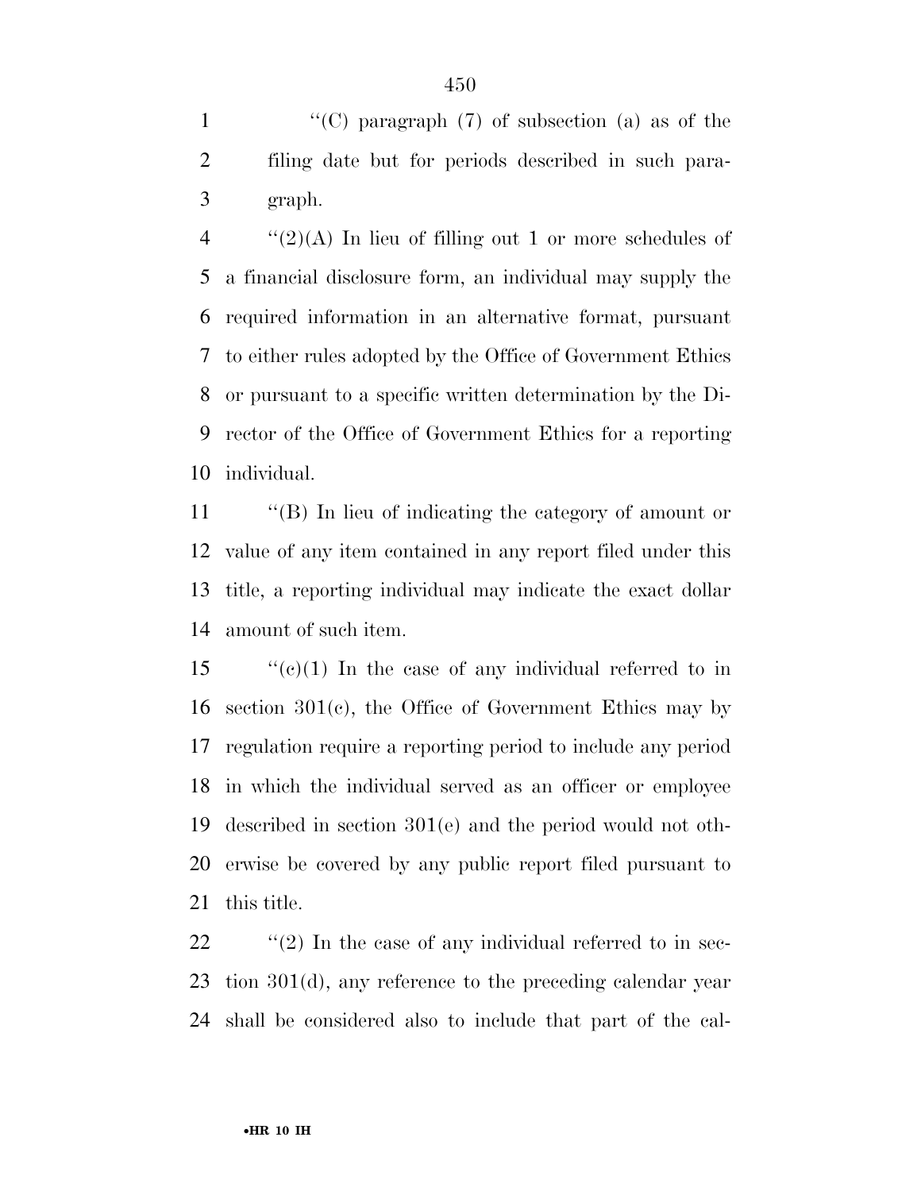''(C) paragraph (7) of subsection (a) as of the filing date but for periods described in such paragraph.

''(2)(A) In lieu of filling out 1 or more schedules of a financial disclosure form, an individual may supply the required information in an alternative format, pursuant to either rules adopted by the Office of Government Ethics or pursuant to a specific written determination by the Director of the Office of Government Ethics for a reporting individual.

''(B) In lieu of indicating the category of amount or value of any item contained in any report filed under this title, a reporting individual may indicate the exact dollar amount of such item.

''(c)(1) In the case of any individual referred to in section 301(c), the Office of Government Ethics may by regulation require a reporting period to include any period in which the individual served as an officer or employee described in section 301(e) and the period would not otherwise be covered by any public report filed pursuant to this title.

''(2) In the case of any individual referred to in section 301(d), any reference to the preceding calendar year shall be considered also to include that part of the cal-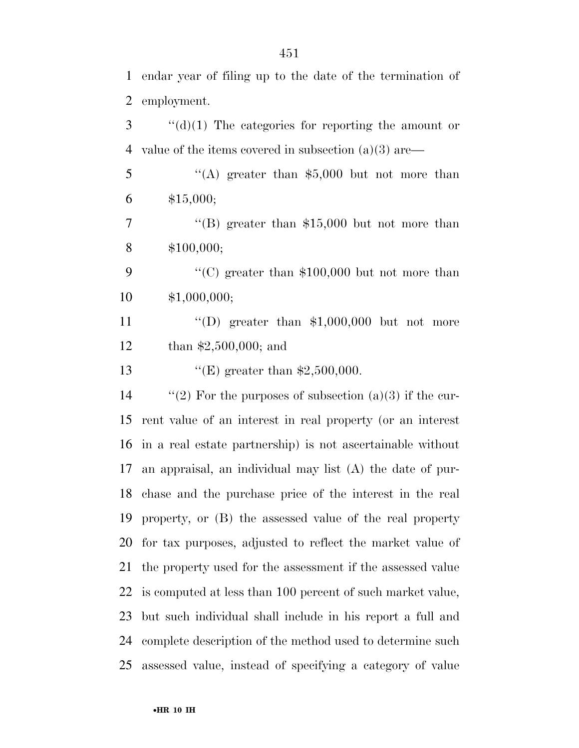endar year of filing up to the date of the termination of employment.

''(d)(1) The categories for reporting the amount or value of the items covered in subsection (a)(3) are—

''(A) greater than $5,000 but not more than $15,000;

''(B) greater than $15,000 but not more than $100,000;

''(C) greater than $100,000 but not more than $1,000,000;

''(D) greater than $1,000,000 but not more than $2,500,000; and

''(E) greater than $2,500,000.

''(2) For the purposes of subsection (a)(3) if the current value of an interest in real property (or an interest in a real estate partnership) is not ascertainable without an appraisal, an individual may list (A) the date of purchase and the purchase price of the interest in the real property, or (B) the assessed value of the real property for tax purposes, adjusted to reflect the market value of the property used for the assessment if the assessed value is computed at less than 100 percent of such market value, but such individual shall include in his report a full and complete description of the method used to determine such assessed value, instead of specifying a category of value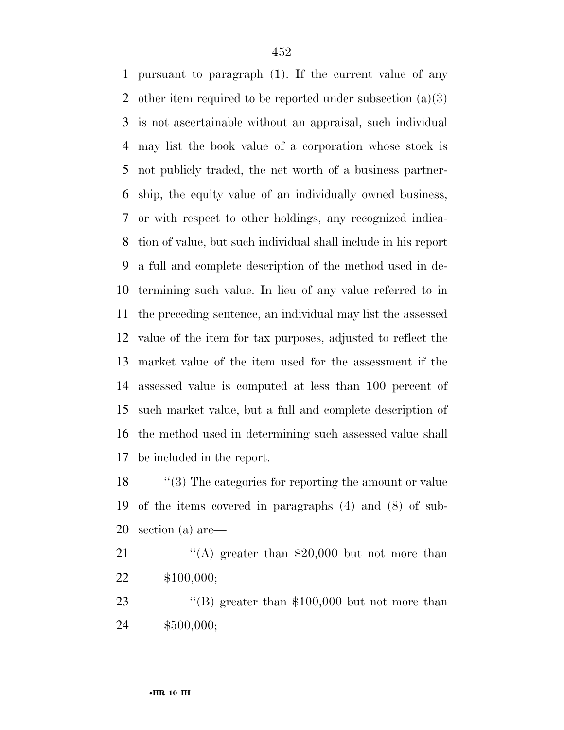pursuant to paragraph (1). If the current value of any other item required to be reported under subsection (a)(3) is not ascertainable without an appraisal, such individual may list the book value of a corporation whose stock is not publicly traded, the net worth of a business partnership, the equity value of an individually owned business, or with respect to other holdings, any recognized indication of value, but such individual shall include in his report a full and complete description of the method used in determining such value. In lieu of any value referred to in the preceding sentence, an individual may list the assessed value of the item for tax purposes, adjusted to reflect the market value of the item used for the assessment if the assessed value is computed at less than 100 percent of such market value, but a full and complete description of the method used in determining such assessed value shall be included in the report.

''(3) The categories for reporting the amount or value of the items covered in paragraphs (4) and (8) of subsection (a) are—

''(A) greater than $20,000 but not more than $100,000;

''(B) greater than $100,000 but not more than $500,000;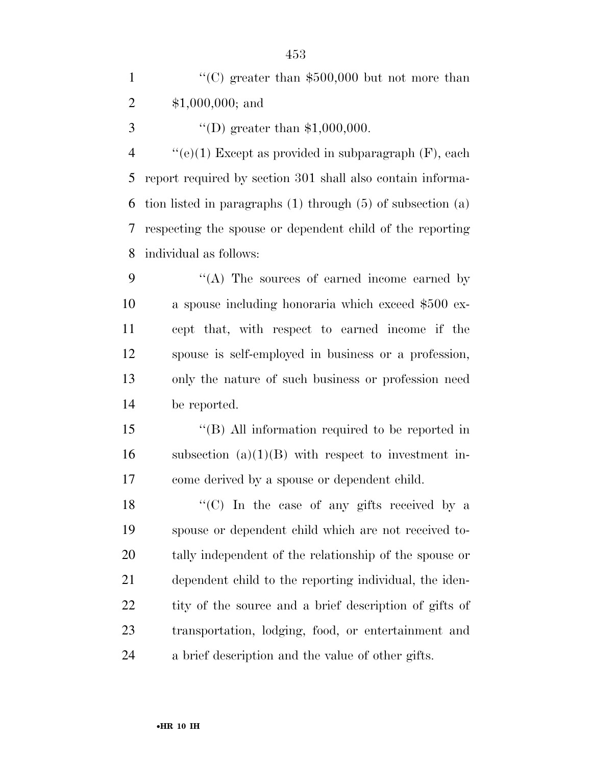''(C) greater than $500,000 but not more than $1,000,000; and

''(D) greater than $1,000,000.

''(e)(1) Except as provided in subparagraph (F), each report required by section 301 shall also contain information listed in paragraphs (1) through (5) of subsection (a) respecting the spouse or dependent child of the reporting individual as follows:

''(A) The sources of earned income earned by a spouse including honoraria which exceed $500 except that, with respect to earned income if the spouse is self-employed in business or a profession, only the nature of such business or profession need be reported.

''(B) All information required to be reported in subsection (a)(1)(B) with respect to investment income derived by a spouse or dependent child.

''(C) In the case of any gifts received by a spouse or dependent child which are not received totally independent of the relationship of the spouse or dependent child to the reporting individual, the identity of the source and a brief description of gifts of transportation, lodging, food, or entertainment and a brief description and the value of other gifts.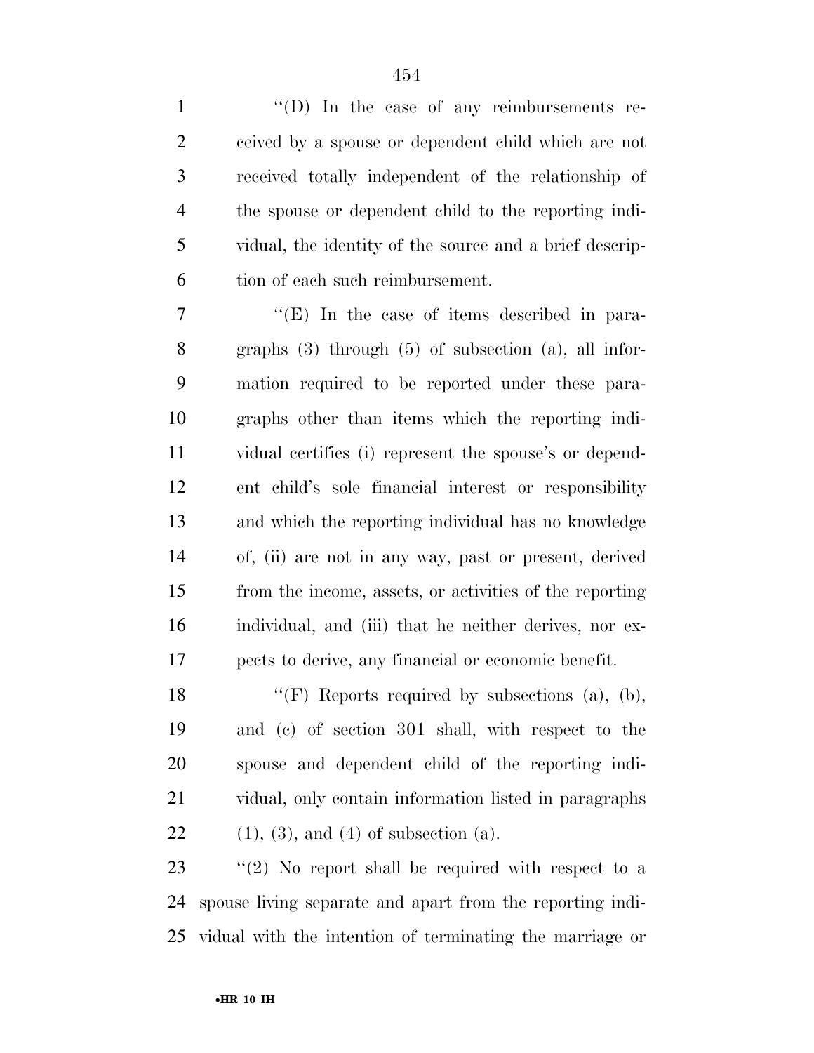''(D) In the case of any reimbursements received by a spouse or dependent child which are not received totally independent of the relationship of the spouse or dependent child to the reporting individual, the identity of the source and a brief description of each such reimbursement.

''(E) In the case of items described in paragraphs (3) through (5) of subsection (a), all information required to be reported under these paragraphs other than items which the reporting individual certifies (i) represent the spouse's or dependent child's sole financial interest or responsibility and which the reporting individual has no knowledge of, (ii) are not in any way, past or present, derived from the income, assets, or activities of the reporting individual, and (iii) that he neither derives, nor expects to derive, any financial or economic benefit.

''(F) Reports required by subsections (a), (b), and (c) of section 301 shall, with respect to the spouse and dependent child of the reporting individual, only contain information listed in paragraphs (1), (3), and (4) of subsection (a).

''(2) No report shall be required with respect to a spouse living separate and apart from the reporting individual with the intention of terminating the marriage or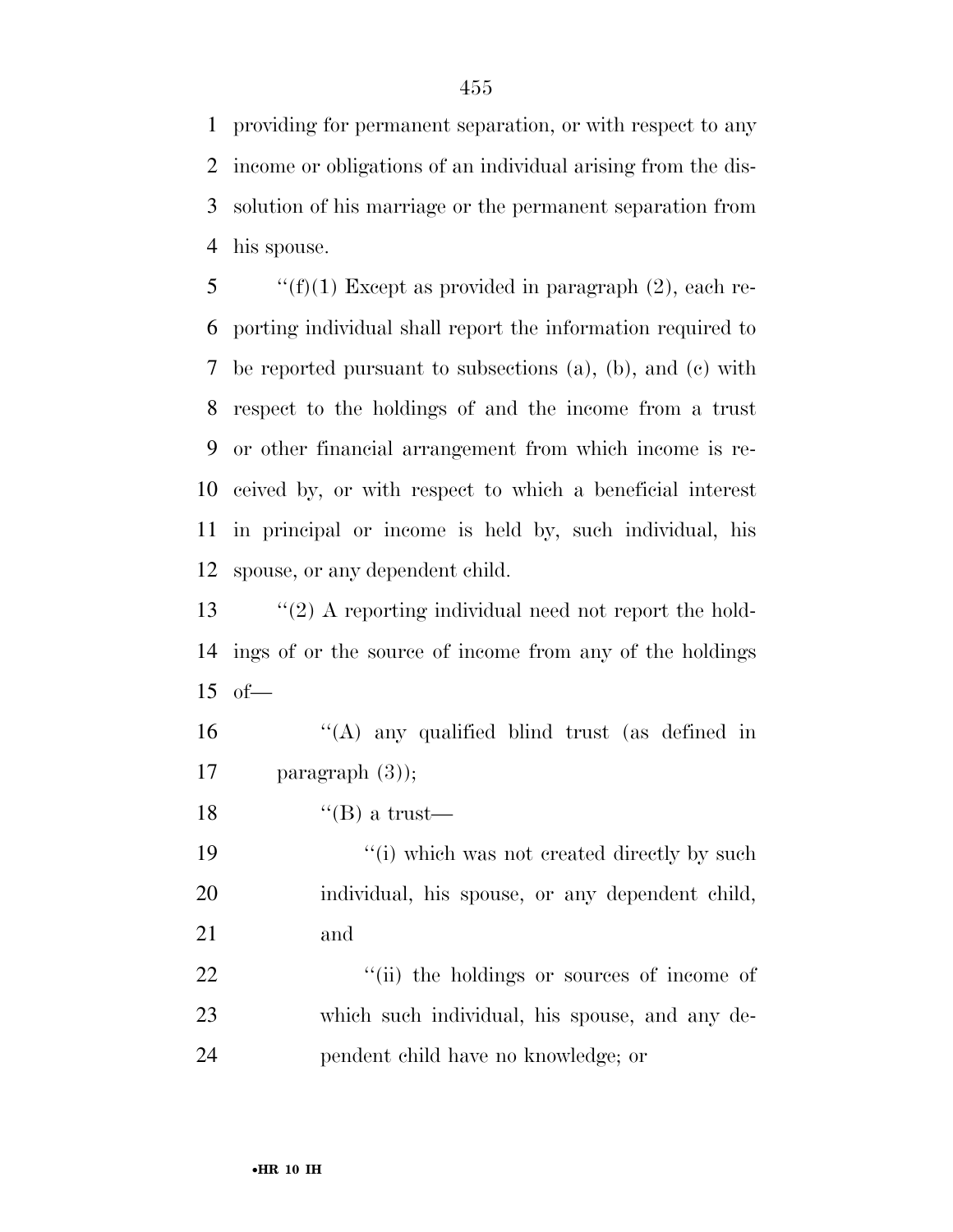providing for permanent separation, or with respect to any income or obligations of an individual arising from the dissolution of his marriage or the permanent separation from his spouse.

''(f)(1) Except as provided in paragraph (2), each reporting individual shall report the information required to be reported pursuant to subsections (a), (b), and (c) with respect to the holdings of and the income from a trust or other financial arrangement from which income is received by, or with respect to which a beneficial interest in principal or income is held by, such individual, his spouse, or any dependent child.

''(2) A reporting individual need not report the holdings of or the source of income from any of the holdings of—

''(A) any qualified blind trust (as defined in paragraph (3));

''(B) a trust—

''(i) which was not created directly by such individual, his spouse, or any dependent child, and

''(ii) the holdings or sources of income of which such individual, his spouse, and any dependent child have no knowledge; or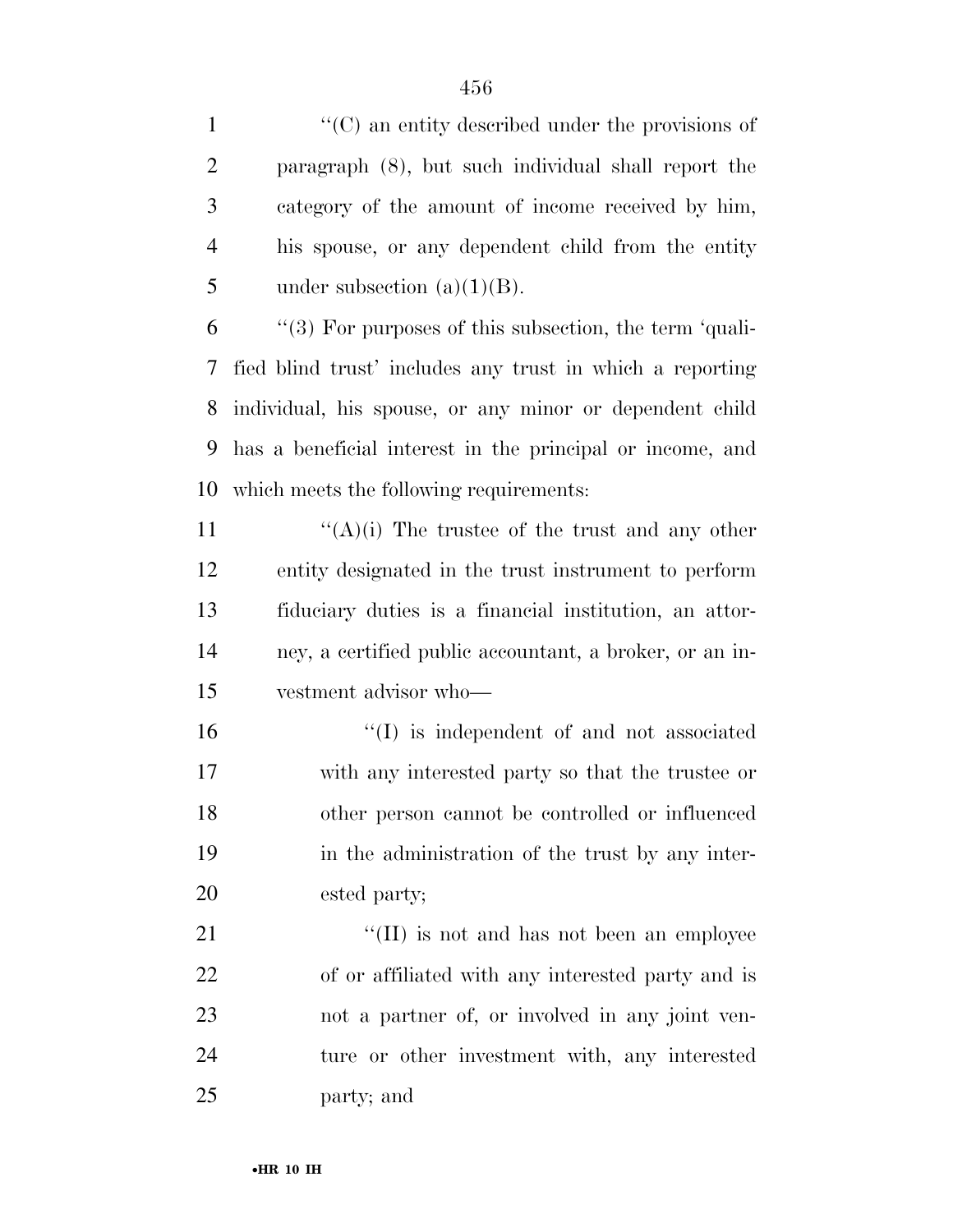"(C) an entity described under the provisions of paragraph (8), but such individual shall report the category of the amount of income received by him, his spouse, or any dependent child from the entity under subsection (a)(1)(B).

"(3) For purposes of this subsection, the term 'qualified blind trust' includes any trust in which a reporting individual, his spouse, or any minor or dependent child has a beneficial interest in the principal or income, and which meets the following requirements:

"(A)(i) The trustee of the trust and any other entity designated in the trust instrument to perform fiduciary duties is a financial institution, an attorney, a certified public accountant, a broker, or an investment advisor who—

"(I) is independent of and not associated with any interested party so that the trustee or other person cannot be controlled or influenced in the administration of the trust by any interested party;

"(II) is not and has not been an employee of or affiliated with any interested party and is not a partner of, or involved in any joint venture or other investment with, any interested party; and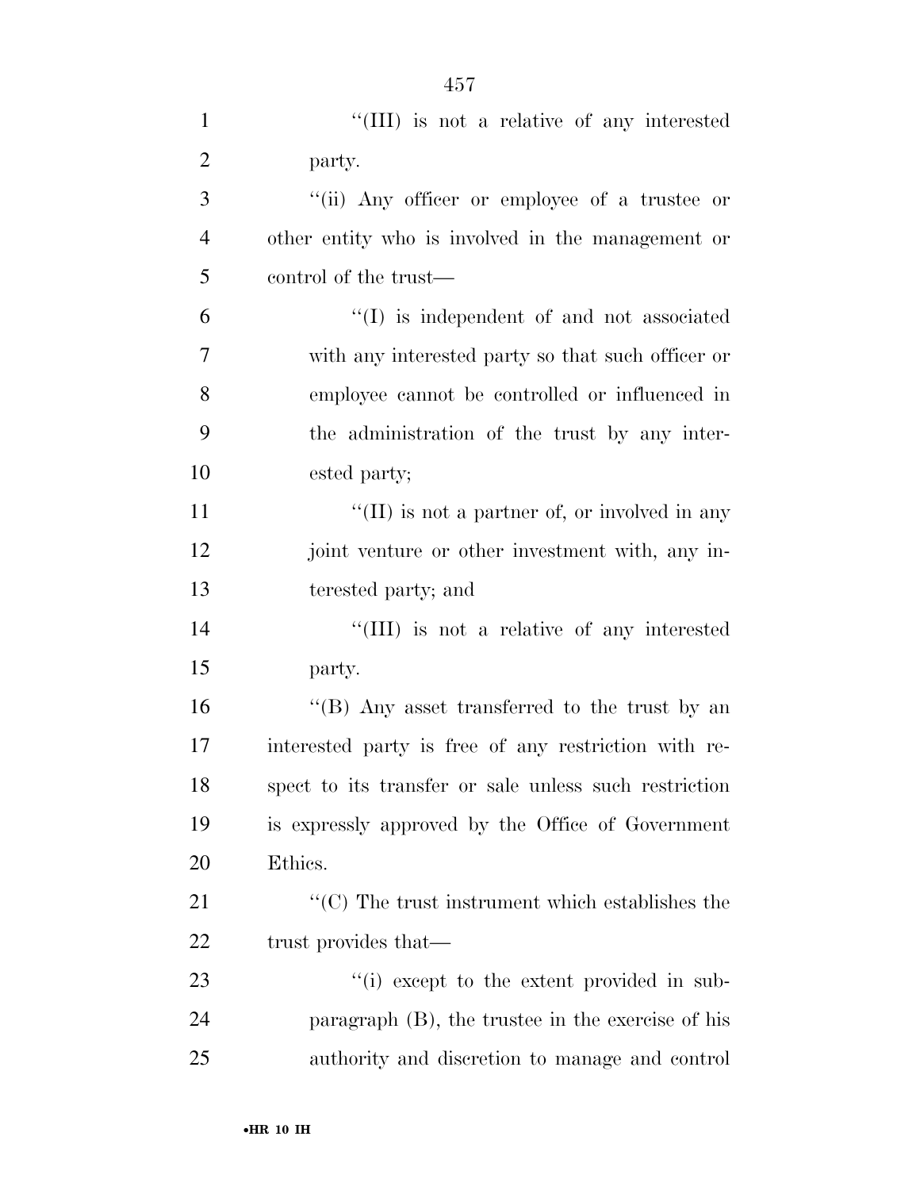''(III) is not a relative of any interested party.

''(ii) Any officer or employee of a trustee or other entity who is involved in the management or control of the trust—

''(I) is independent of and not associated with any interested party so that such officer or employee cannot be controlled or influenced in the administration of the trust by any interested party;

''(II) is not a partner of, or involved in any joint venture or other investment with, any interested party; and

''(III) is not a relative of any interested party.

''(B) Any asset transferred to the trust by an interested party is free of any restriction with respect to its transfer or sale unless such restriction is expressly approved by the Office of Government Ethics.

''(C) The trust instrument which establishes the trust provides that—

''(i) except to the extent provided in subparagraph (B), the trustee in the exercise of his authority and discretion to manage and control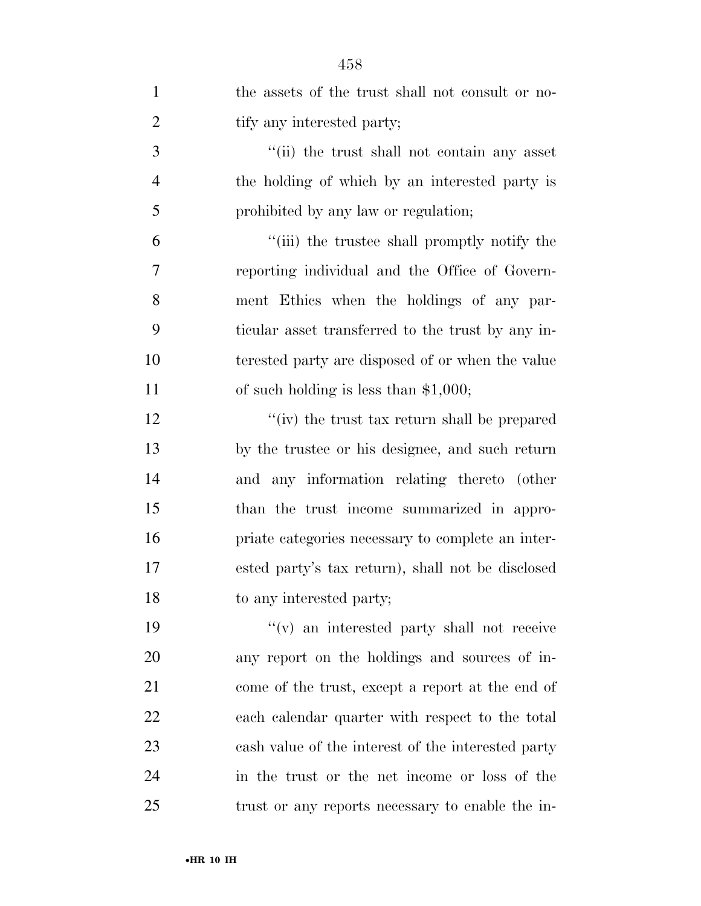the assets of the trust shall not consult or notify any interested party;

''(ii) the trust shall not contain any asset the holding of which by an interested party is prohibited by any law or regulation;

''(iii) the trustee shall promptly notify the reporting individual and the Office of Government Ethics when the holdings of any particular asset transferred to the trust by any interested party are disposed of or when the value of such holding is less than $1,000;

''(iv) the trust tax return shall be prepared by the trustee or his designee, and such return and any information relating thereto (other than the trust income summarized in appropriate categories necessary to complete an interested party's tax return), shall not be disclosed to any interested party;

''(v) an interested party shall not receive any report on the holdings and sources of income of the trust, except a report at the end of each calendar quarter with respect to the total cash value of the interest of the interested party in the trust or the net income or loss of the trust or any reports necessary to enable the in-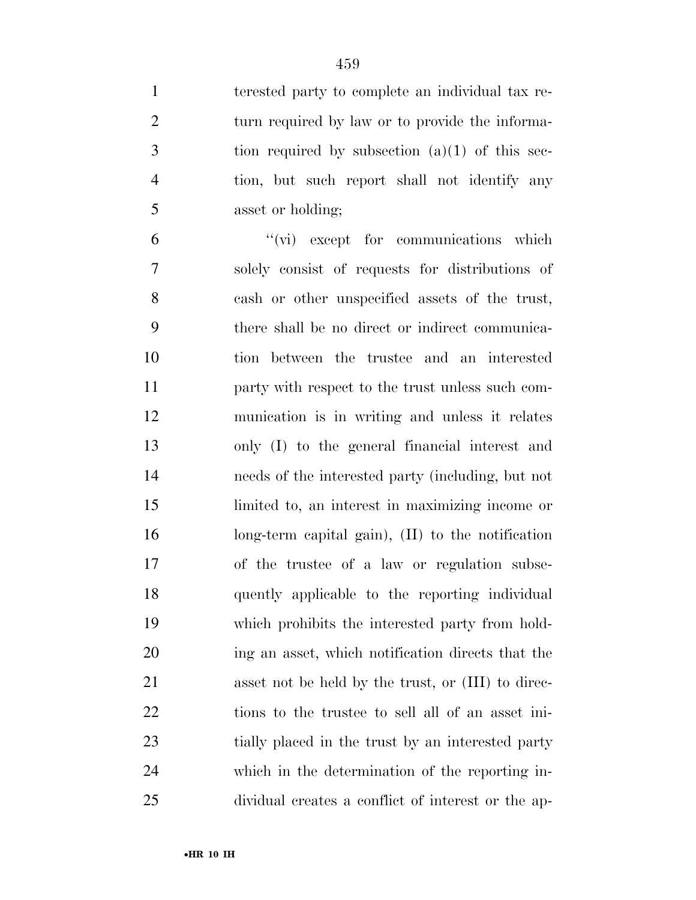terested party to complete an individual tax return required by law or to provide the information required by subsection (a)(1) of this section, but such report shall not identify any asset or holding;

"(vi) except for communications which solely consist of requests for distributions of cash or other unspecified assets of the trust, there shall be no direct or indirect communication between the trustee and an interested party with respect to the trust unless such communication is in writing and unless it relates only (I) to the general financial interest and needs of the interested party (including, but not limited to, an interest in maximizing income or long-term capital gain), (II) to the notification of the trustee of a law or regulation subsequently applicable to the reporting individual which prohibits the interested party from holding an asset, which notification directs that the asset not be held by the trust, or (III) to directions to the trustee to sell all of an asset initially placed in the trust by an interested party which in the determination of the reporting individual creates a conflict of interest or the ap-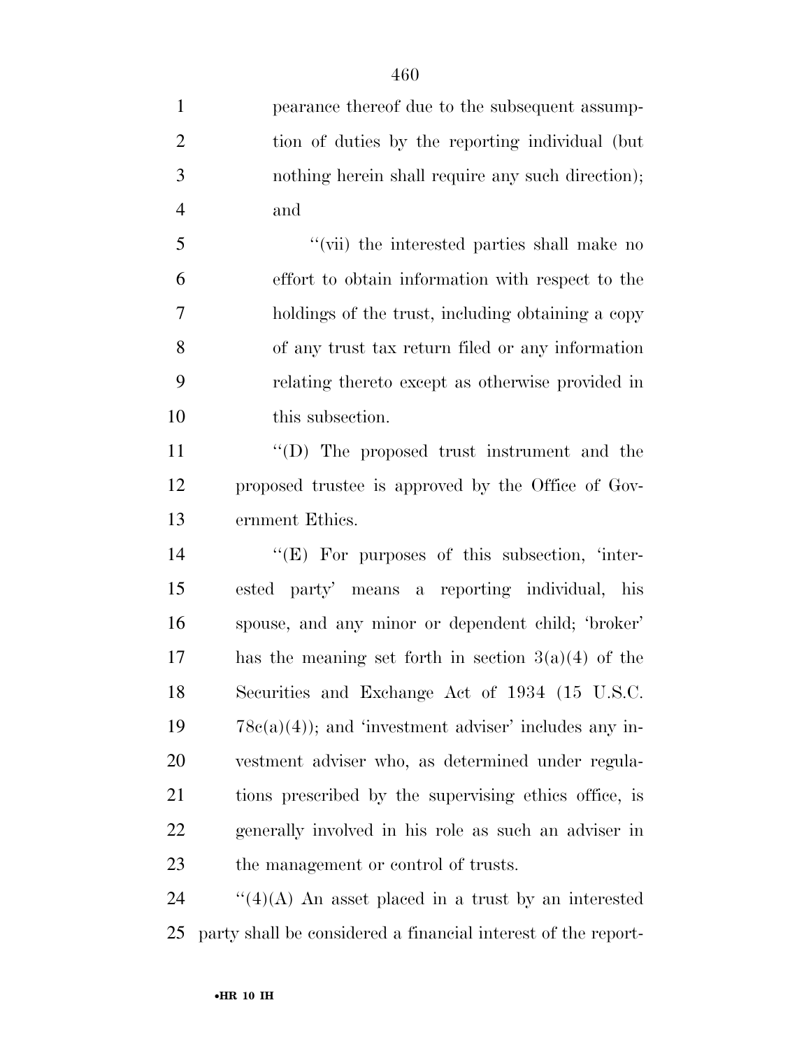pearance thereof due to the subsequent assumption of duties by the reporting individual (but nothing herein shall require any such direction); and

''(vii) the interested parties shall make no effort to obtain information with respect to the holdings of the trust, including obtaining a copy of any trust tax return filed or any information relating thereto except as otherwise provided in this subsection.

''(D) The proposed trust instrument and the proposed trustee is approved by the Office of Government Ethics.

''(E) For purposes of this subsection, 'interested party' means a reporting individual, his spouse, and any minor or dependent child; 'broker' has the meaning set forth in section 3(a)(4) of the Securities and Exchange Act of 1934 (15 U.S.C. 78c(a)(4)); and 'investment adviser' includes any investment adviser who, as determined under regulations prescribed by the supervising ethics office, is generally involved in his role as such an adviser in the management or control of trusts.

''(4)(A) An asset placed in a trust by an interested party shall be considered a financial interest of the report-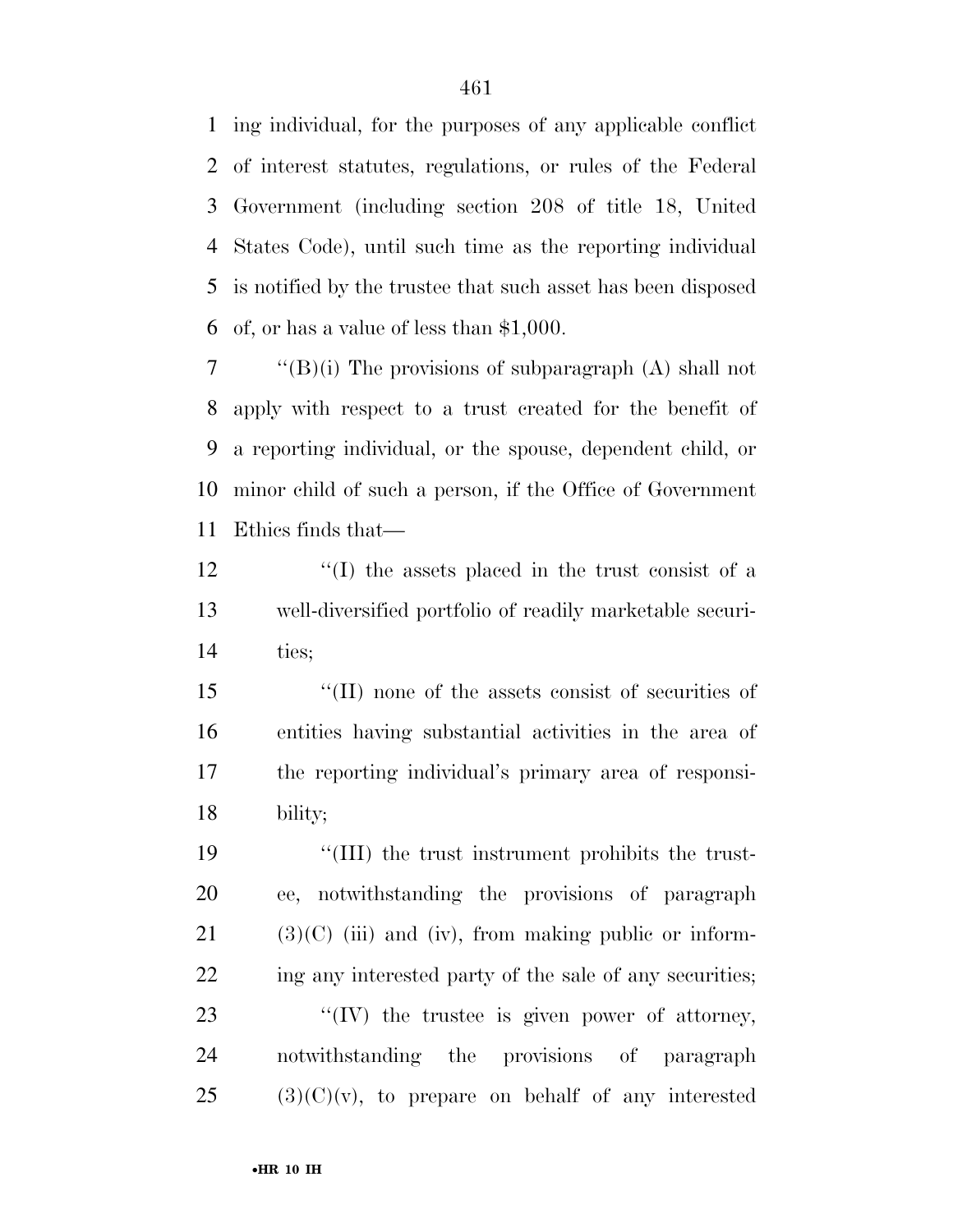ing individual, for the purposes of any applicable conflict of interest statutes, regulations, or rules of the Federal Government (including section 208 of title 18, United States Code), until such time as the reporting individual is notified by the trustee that such asset has been disposed of, or has a value of less than $1,000.

''(B)(i) The provisions of subparagraph (A) shall not apply with respect to a trust created for the benefit of a reporting individual, or the spouse, dependent child, or minor child of such a person, if the Office of Government Ethics finds that—

''(I) the assets placed in the trust consist of a well-diversified portfolio of readily marketable securities;

''(II) none of the assets consist of securities of entities having substantial activities in the area of the reporting individual's primary area of responsibility;

''(III) the trust instrument prohibits the trustee, notwithstanding the provisions of paragraph (3)(C) (iii) and (iv), from making public or informing any interested party of the sale of any securities;

''(IV) the trustee is given power of attorney, notwithstanding the provisions of paragraph (3)(C)(v), to prepare on behalf of any interested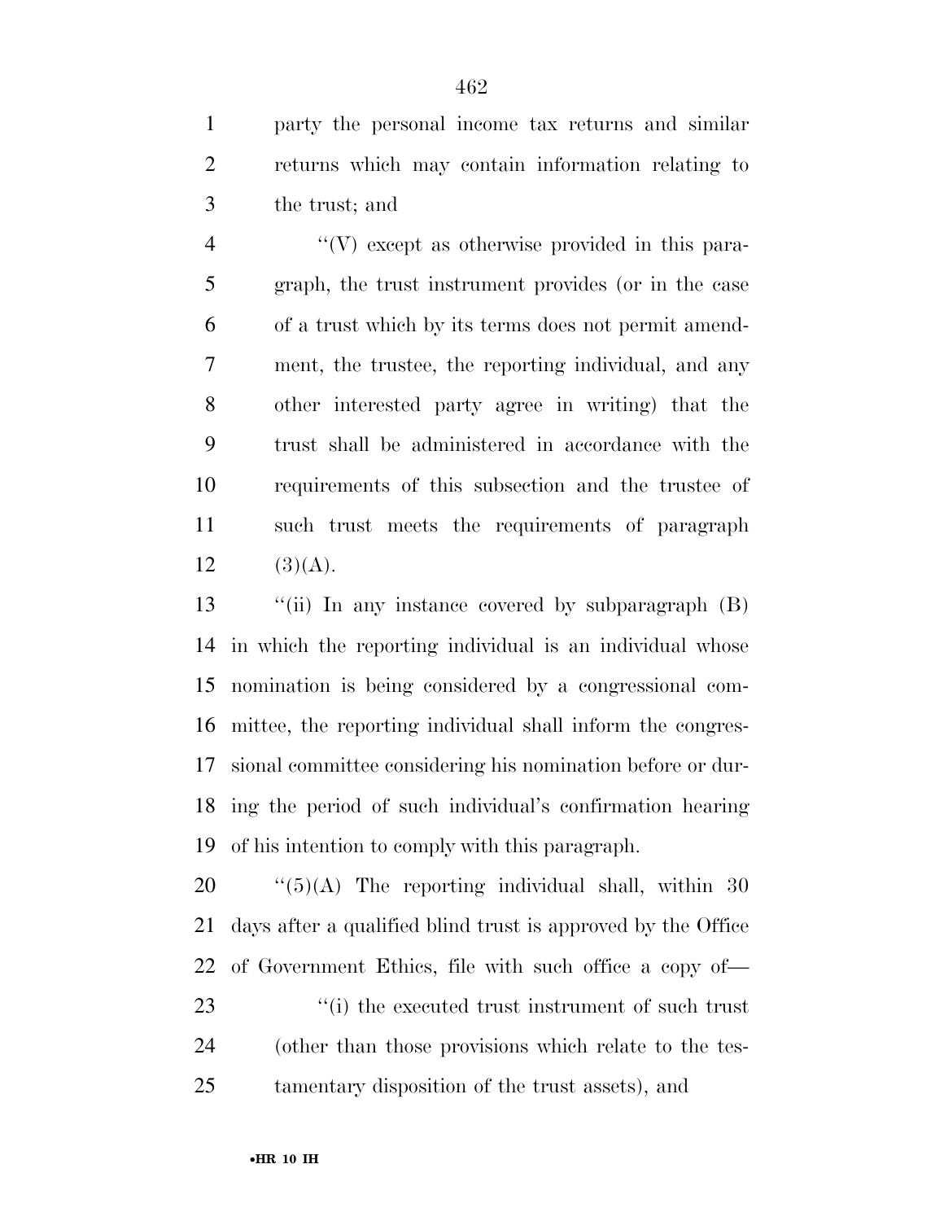party the personal income tax returns and similar returns which may contain information relating to the trust; and

''(V) except as otherwise provided in this paragraph, the trust instrument provides (or in the case of a trust which by its terms does not permit amendment, the trustee, the reporting individual, and any other interested party agree in writing) that the trust shall be administered in accordance with the requirements of this subsection and the trustee of such trust meets the requirements of paragraph (3)(A).

''(ii) In any instance covered by subparagraph (B) in which the reporting individual is an individual whose nomination is being considered by a congressional committee, the reporting individual shall inform the congressional committee considering his nomination before or during the period of such individual's confirmation hearing of his intention to comply with this paragraph.

''(5)(A) The reporting individual shall, within 30 days after a qualified blind trust is approved by the Office of Government Ethics, file with such office a copy of—

''(i) the executed trust instrument of such trust (other than those provisions which relate to the testamentary disposition of the trust assets), and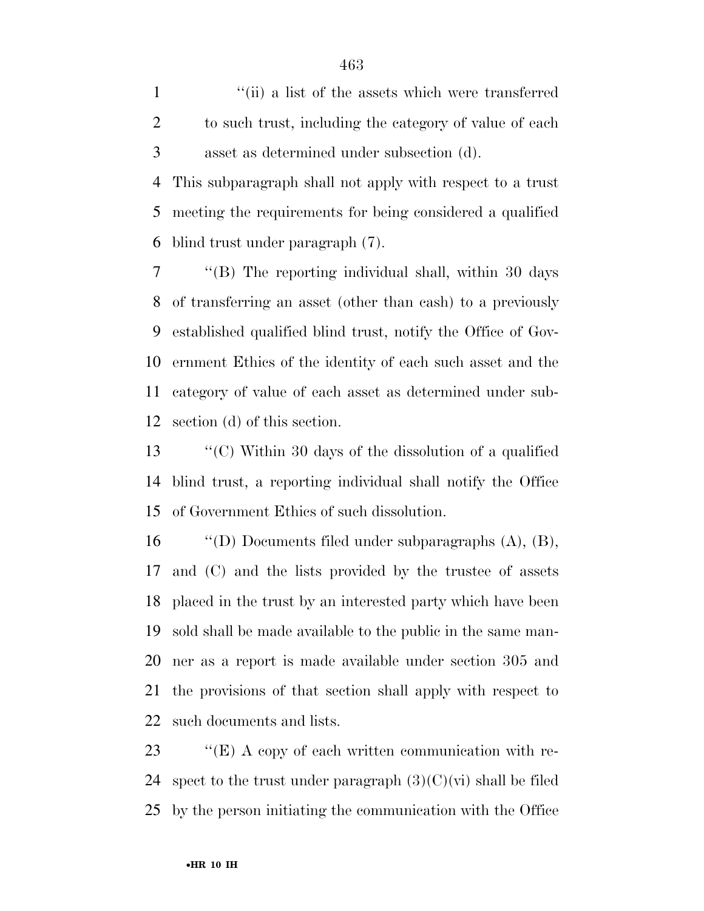''(ii) a list of the assets which were transferred to such trust, including the category of value of each asset as determined under subsection (d).

This subparagraph shall not apply with respect to a trust meeting the requirements for being considered a qualified blind trust under paragraph (7).

''(B) The reporting individual shall, within 30 days of transferring an asset (other than cash) to a previously established qualified blind trust, notify the Office of Government Ethics of the identity of each such asset and the category of value of each asset as determined under subsection (d) of this section.

''(C) Within 30 days of the dissolution of a qualified blind trust, a reporting individual shall notify the Office of Government Ethics of such dissolution.

''(D) Documents filed under subparagraphs (A), (B), and (C) and the lists provided by the trustee of assets placed in the trust by an interested party which have been sold shall be made available to the public in the same manner as a report is made available under section 305 and the provisions of that section shall apply with respect to such documents and lists.

''(E) A copy of each written communication with respect to the trust under paragraph (3)(C)(vi) shall be filed by the person initiating the communication with the Office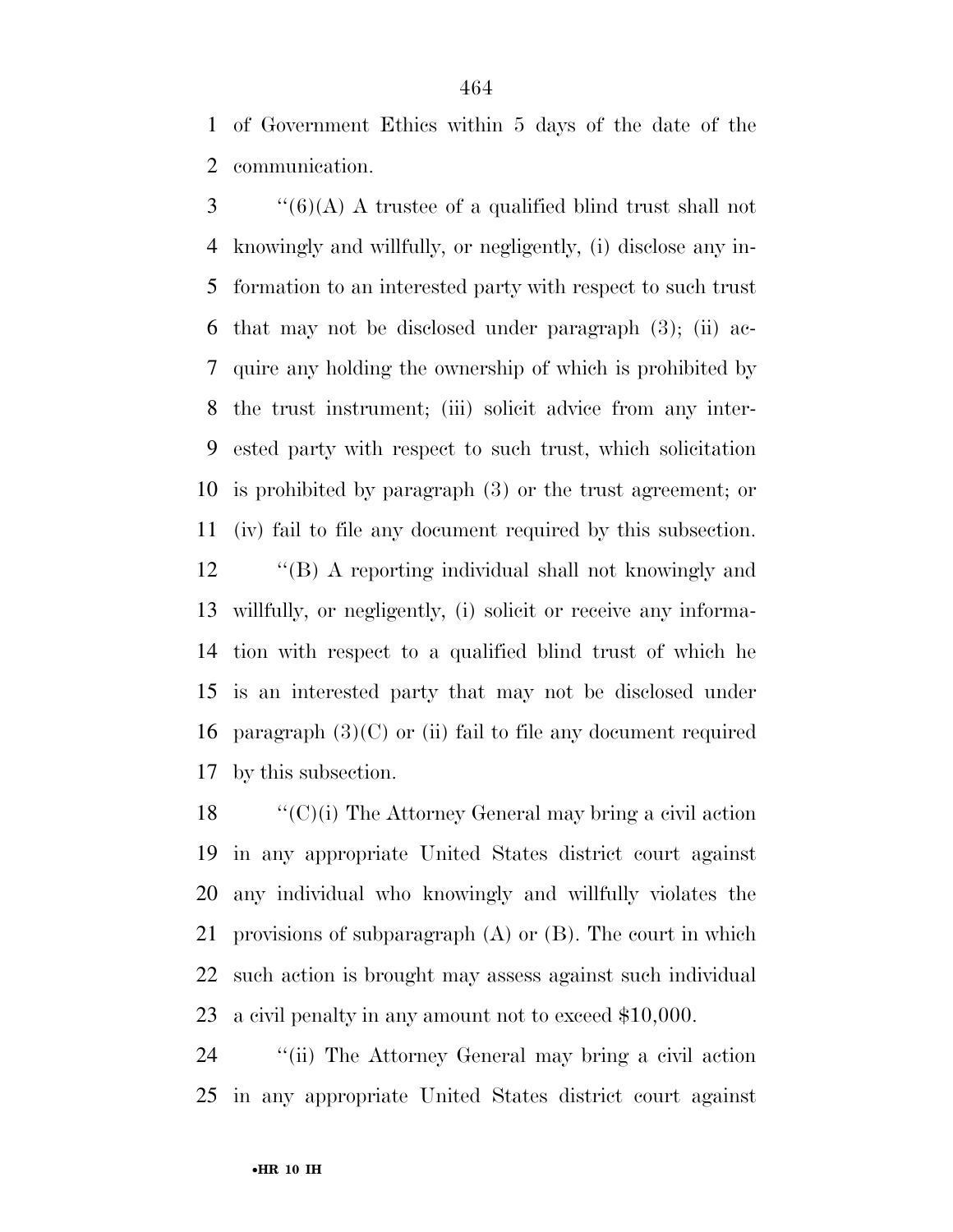of Government Ethics within 5 days of the date of the communication.

''(6)(A) A trustee of a qualified blind trust shall not knowingly and willfully, or negligently, (i) disclose any information to an interested party with respect to such trust that may not be disclosed under paragraph (3); (ii) acquire any holding the ownership of which is prohibited by the trust instrument; (iii) solicit advice from any interested party with respect to such trust, which solicitation is prohibited by paragraph (3) or the trust agreement; or (iv) fail to file any document required by this subsection.

''(B) A reporting individual shall not knowingly and willfully, or negligently, (i) solicit or receive any information with respect to a qualified blind trust of which he is an interested party that may not be disclosed under paragraph (3)(C) or (ii) fail to file any document required by this subsection.

''(C)(i) The Attorney General may bring a civil action in any appropriate United States district court against any individual who knowingly and willfully violates the provisions of subparagraph (A) or (B). The court in which such action is brought may assess against such individual a civil penalty in any amount not to exceed $10,000.

''(ii) The Attorney General may bring a civil action in any appropriate United States district court against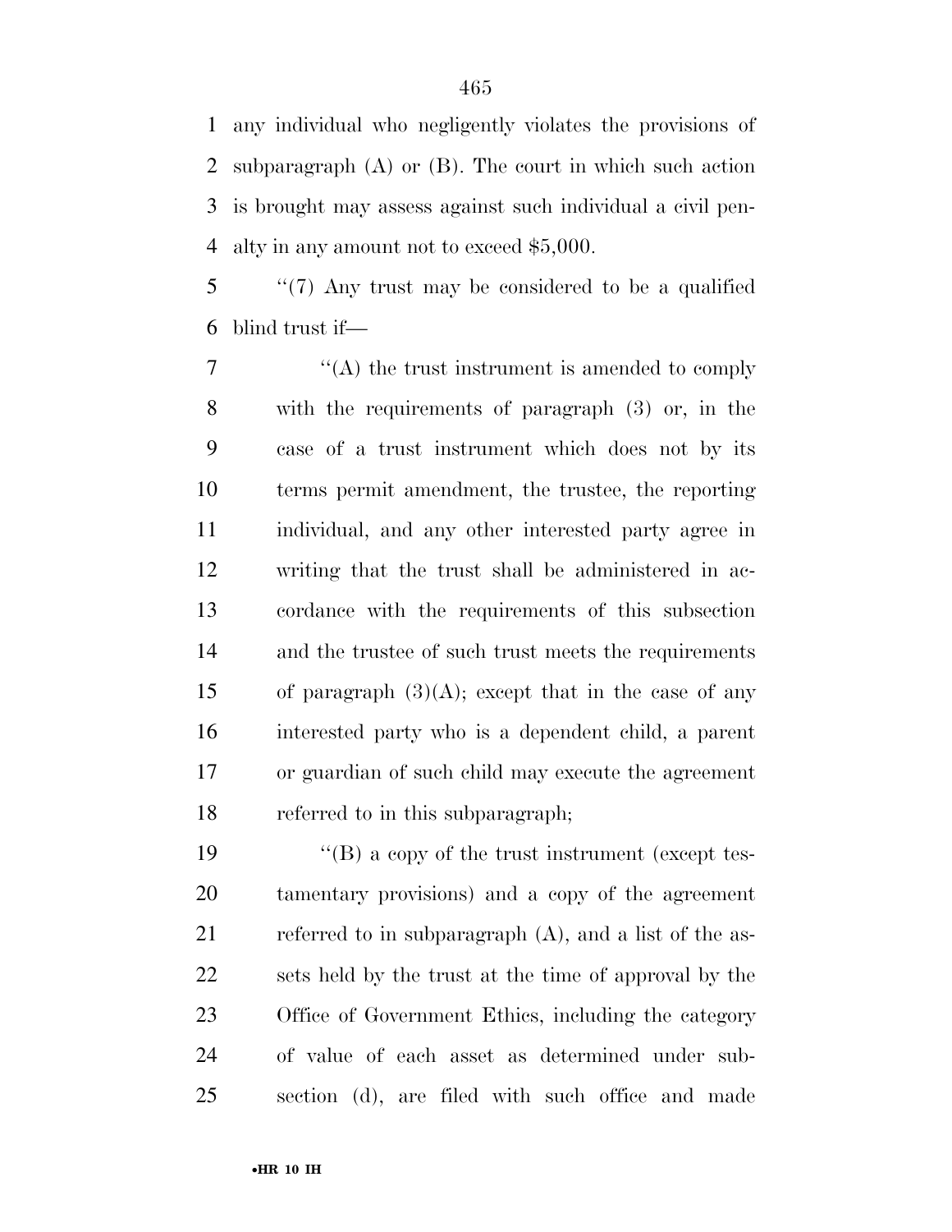any individual who negligently violates the provisions of subparagraph (A) or (B). The court in which such action is brought may assess against such individual a civil penalty in any amount not to exceed $5,000.

''(7) Any trust may be considered to be a qualified blind trust if—

''(A) the trust instrument is amended to comply with the requirements of paragraph (3) or, in the case of a trust instrument which does not by its terms permit amendment, the trustee, the reporting individual, and any other interested party agree in writing that the trust shall be administered in accordance with the requirements of this subsection and the trustee of such trust meets the requirements of paragraph (3)(A); except that in the case of any interested party who is a dependent child, a parent or guardian of such child may execute the agreement referred to in this subparagraph;

''(B) a copy of the trust instrument (except testamentary provisions) and a copy of the agreement referred to in subparagraph (A), and a list of the assets held by the trust at the time of approval by the Office of Government Ethics, including the category of value of each asset as determined under subsection (d), are filed with such office and made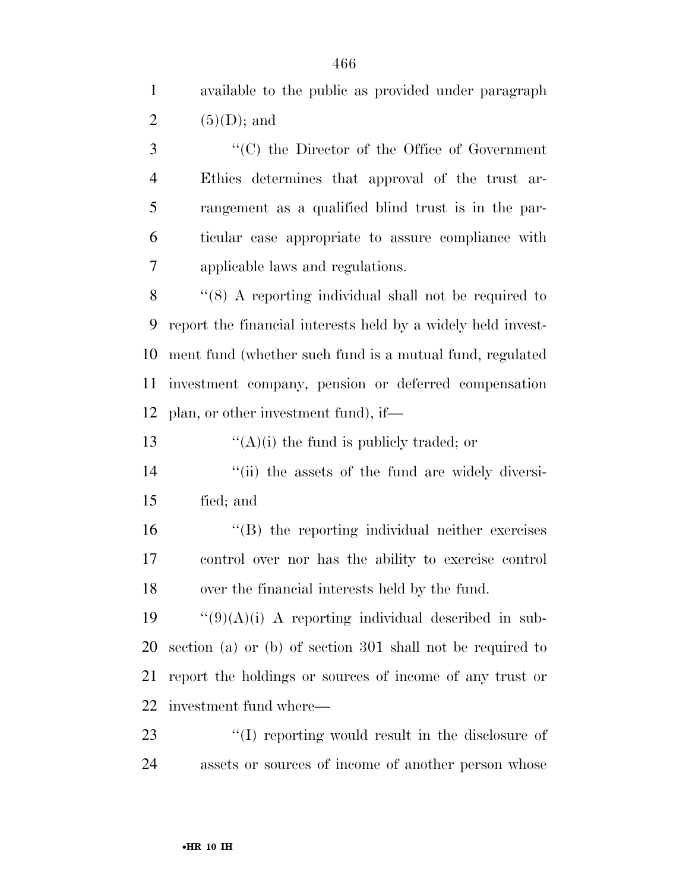available to the public as provided under paragraph (5)(D); and

''(C) the Director of the Office of Government Ethics determines that approval of the trust arrangement as a qualified blind trust is in the particular case appropriate to assure compliance with applicable laws and regulations.

''(8) A reporting individual shall not be required to report the financial interests held by a widely held investment fund (whether such fund is a mutual fund, regulated investment company, pension or deferred compensation plan, or other investment fund), if—

''(A)(i) the fund is publicly traded; or

''(ii) the assets of the fund are widely diversified; and

''(B) the reporting individual neither exercises control over nor has the ability to exercise control over the financial interests held by the fund.

''(9)(A)(i) A reporting individual described in subsection (a) or (b) of section 301 shall not be required to report the holdings or sources of income of any trust or investment fund where—

''(I) reporting would result in the disclosure of assets or sources of income of another person whose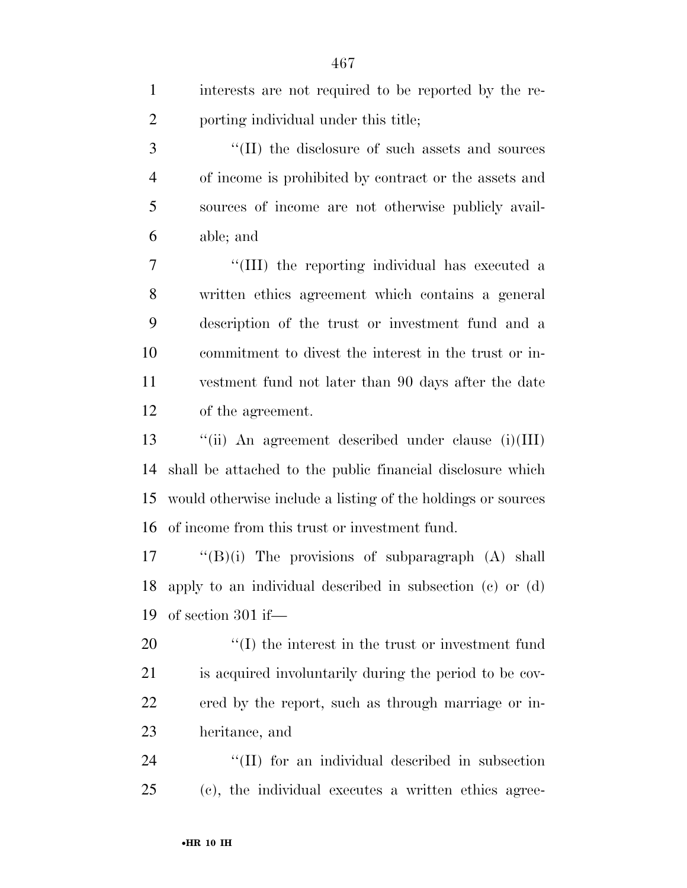interests are not required to be reported by the reporting individual under this title;

''(II) the disclosure of such assets and sources of income is prohibited by contract or the assets and sources of income are not otherwise publicly available; and

''(III) the reporting individual has executed a written ethics agreement which contains a general description of the trust or investment fund and a commitment to divest the interest in the trust or investment fund not later than 90 days after the date of the agreement.

''(ii) An agreement described under clause (i)(III) shall be attached to the public financial disclosure which would otherwise include a listing of the holdings or sources of income from this trust or investment fund.

''(B)(i) The provisions of subparagraph (A) shall apply to an individual described in subsection (c) or (d) of section 301 if—

''(I) the interest in the trust or investment fund is acquired involuntarily during the period to be covered by the report, such as through marriage or inheritance, and

''(II) for an individual described in subsection (c), the individual executes a written ethics agree-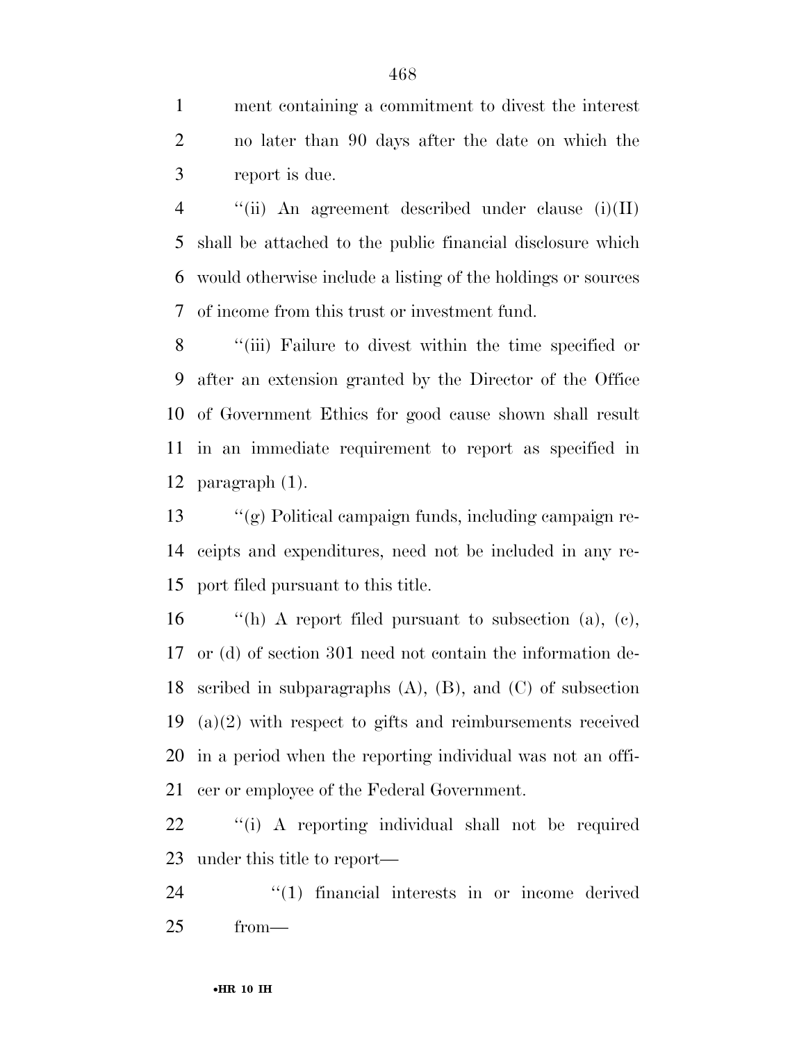ment containing a commitment to divest the interest no later than 90 days after the date on which the report is due.

"(ii) An agreement described under clause (i)(II) shall be attached to the public financial disclosure which would otherwise include a listing of the holdings or sources of income from this trust or investment fund.

"(iii) Failure to divest within the time specified or after an extension granted by the Director of the Office of Government Ethics for good cause shown shall result in an immediate requirement to report as specified in paragraph (1).

"(g) Political campaign funds, including campaign receipts and expenditures, need not be included in any report filed pursuant to this title.

"(h) A report filed pursuant to subsection (a), (c), or (d) of section 301 need not contain the information described in subparagraphs (A), (B), and (C) of subsection (a)(2) with respect to gifts and reimbursements received in a period when the reporting individual was not an officer or employee of the Federal Government.

"(i) A reporting individual shall not be required under this title to report—

"(1) financial interests in or income derived from—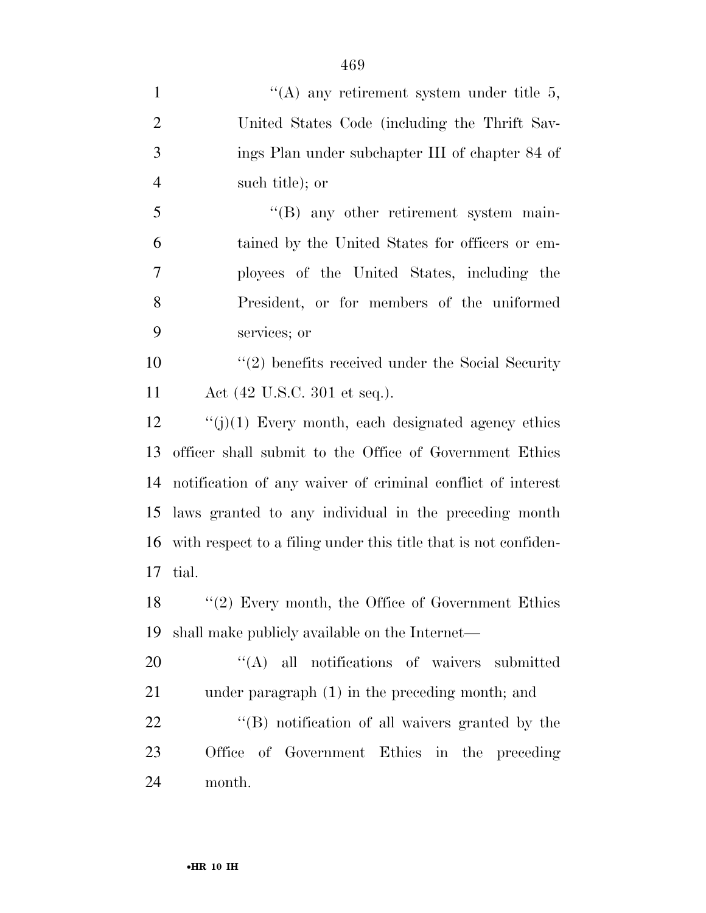''(A) any retirement system under title 5, United States Code (including the Thrift Savings Plan under subchapter III of chapter 84 of such title); or

''(B) any other retirement system maintained by the United States for officers or employees of the United States, including the President, or for members of the uniformed services; or

''(2) benefits received under the Social Security Act (42 U.S.C. 301 et seq.).

''(j)(1) Every month, each designated agency ethics officer shall submit to the Office of Government Ethics notification of any waiver of criminal conflict of interest laws granted to any individual in the preceding month with respect to a filing under this title that is not confidential.

''(2) Every month, the Office of Government Ethics shall make publicly available on the Internet—

''(A) all notifications of waivers submitted under paragraph (1) in the preceding month; and

''(B) notification of all waivers granted by the Office of Government Ethics in the preceding month.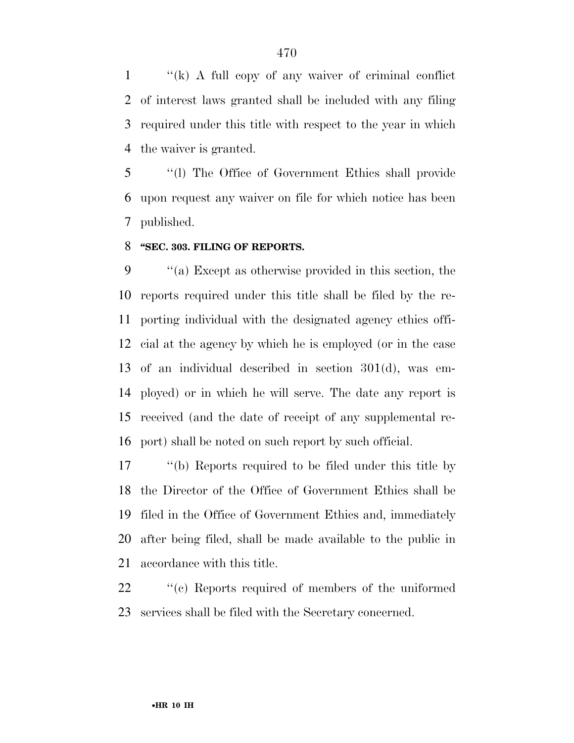''(k) A full copy of any waiver of criminal conflict of interest laws granted shall be included with any filing required under this title with respect to the year in which the waiver is granted.

''(l) The Office of Government Ethics shall provide upon request any waiver on file for which notice has been published.

**''SEC. 303. FILING OF REPORTS.**

''(a) Except as otherwise provided in this section, the reports required under this title shall be filed by the reporting individual with the designated agency ethics official at the agency by which he is employed (or in the case of an individual described in section 301(d), was employed) or in which he will serve. The date any report is received (and the date of receipt of any supplemental report) shall be noted on such report by such official.

''(b) Reports required to be filed under this title by the Director of the Office of Government Ethics shall be filed in the Office of Government Ethics and, immediately after being filed, shall be made available to the public in accordance with this title.

''(c) Reports required of members of the uniformed services shall be filed with the Secretary concerned.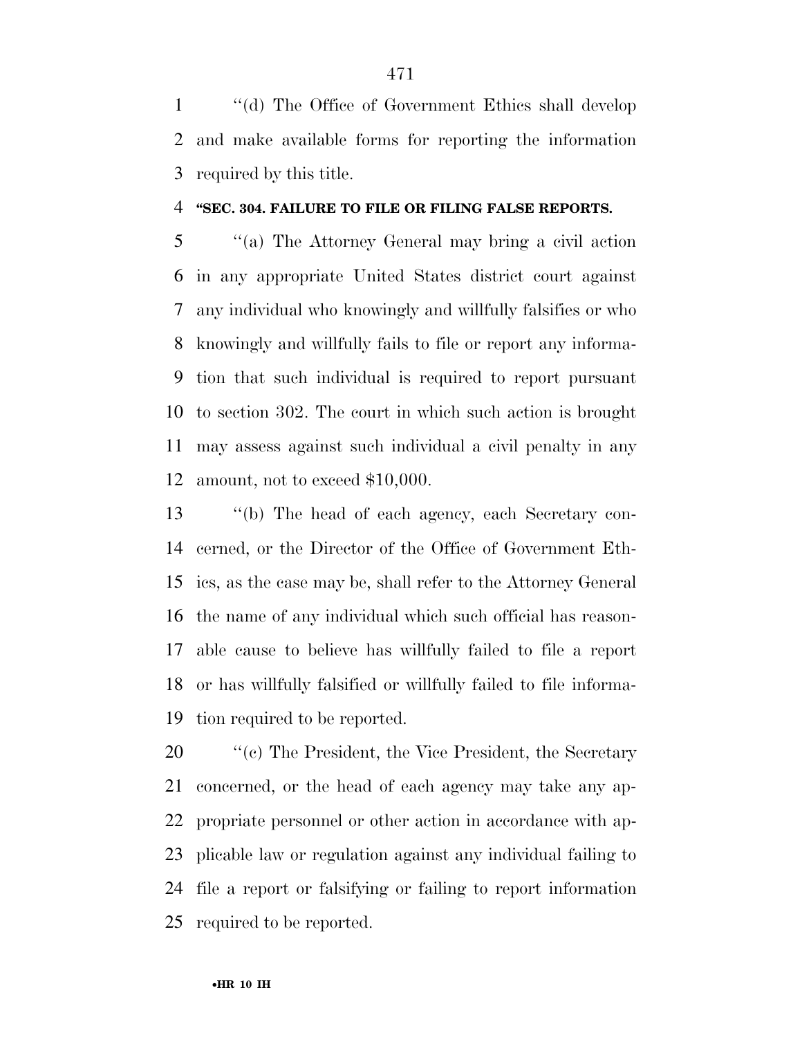''(d) The Office of Government Ethics shall develop and make available forms for reporting the information required by this title.

**''SEC. 304. FAILURE TO FILE OR FILING FALSE REPORTS.**

''(a) The Attorney General may bring a civil action in any appropriate United States district court against any individual who knowingly and willfully falsifies or who knowingly and willfully fails to file or report any information that such individual is required to report pursuant to section 302. The court in which such action is brought may assess against such individual a civil penalty in any amount, not to exceed $10,000.

''(b) The head of each agency, each Secretary concerned, or the Director of the Office of Government Ethics, as the case may be, shall refer to the Attorney General the name of any individual which such official has reasonable cause to believe has willfully failed to file a report or has willfully falsified or willfully failed to file information required to be reported.

''(c) The President, the Vice President, the Secretary concerned, or the head of each agency may take any appropriate personnel or other action in accordance with applicable law or regulation against any individual failing to file a report or falsifying or failing to report information required to be reported.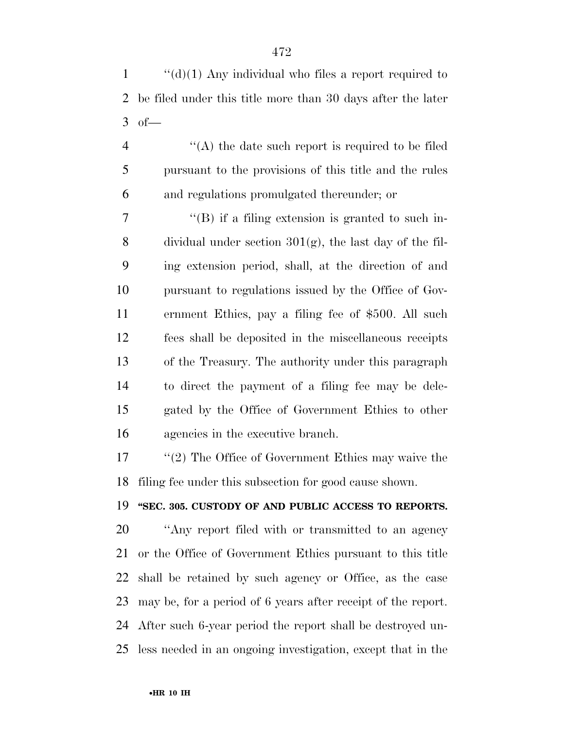"(d)(1) Any individual who files a report required to be filed under this title more than 30 days after the later of—

"(A) the date such report is required to be filed pursuant to the provisions of this title and the rules and regulations promulgated thereunder; or

"(B) if a filing extension is granted to such individual under section 301(g), the last day of the filing extension period, shall, at the direction of and pursuant to regulations issued by the Office of Government Ethics, pay a filing fee of $500. All such fees shall be deposited in the miscellaneous receipts of the Treasury. The authority under this paragraph to direct the payment of a filing fee may be delegated by the Office of Government Ethics to other agencies in the executive branch.

"(2) The Office of Government Ethics may waive the filing fee under this subsection for good cause shown.

**"SEC. 305. CUSTODY OF AND PUBLIC ACCESS TO REPORTS.**

"Any report filed with or transmitted to an agency or the Office of Government Ethics pursuant to this title shall be retained by such agency or Office, as the case may be, for a period of 6 years after receipt of the report. After such 6-year period the report shall be destroyed unless needed in an ongoing investigation, except that in the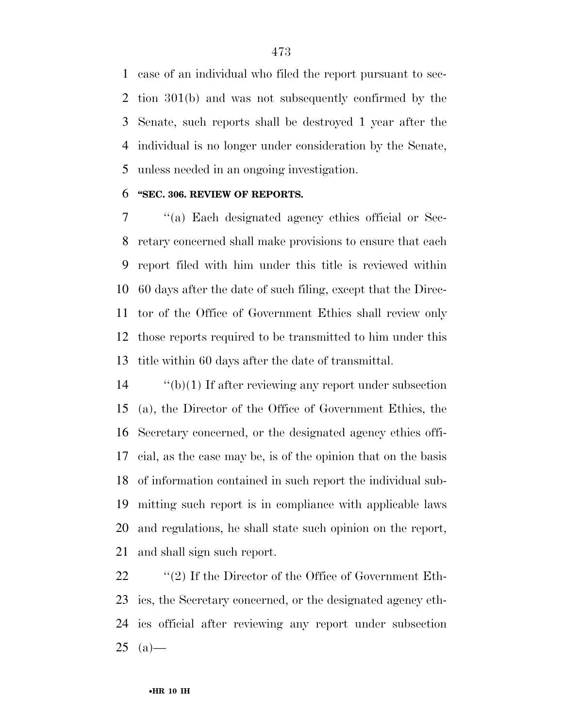case of an individual who filed the report pursuant to section 301(b) and was not subsequently confirmed by the Senate, such reports shall be destroyed 1 year after the individual is no longer under consideration by the Senate, unless needed in an ongoing investigation.

**"SEC. 306. REVIEW OF REPORTS.**

"(a) Each designated agency ethics official or Secretary concerned shall make provisions to ensure that each report filed with him under this title is reviewed within 60 days after the date of such filing, except that the Director of the Office of Government Ethics shall review only those reports required to be transmitted to him under this title within 60 days after the date of transmittal.

"(b)(1) If after reviewing any report under subsection (a), the Director of the Office of Government Ethics, the Secretary concerned, or the designated agency ethics official, as the case may be, is of the opinion that on the basis of information contained in such report the individual submitting such report is in compliance with applicable laws and regulations, he shall state such opinion on the report, and shall sign such report.

"(2) If the Director of the Office of Government Ethics, the Secretary concerned, or the designated agency ethics official after reviewing any report under subsection (a)—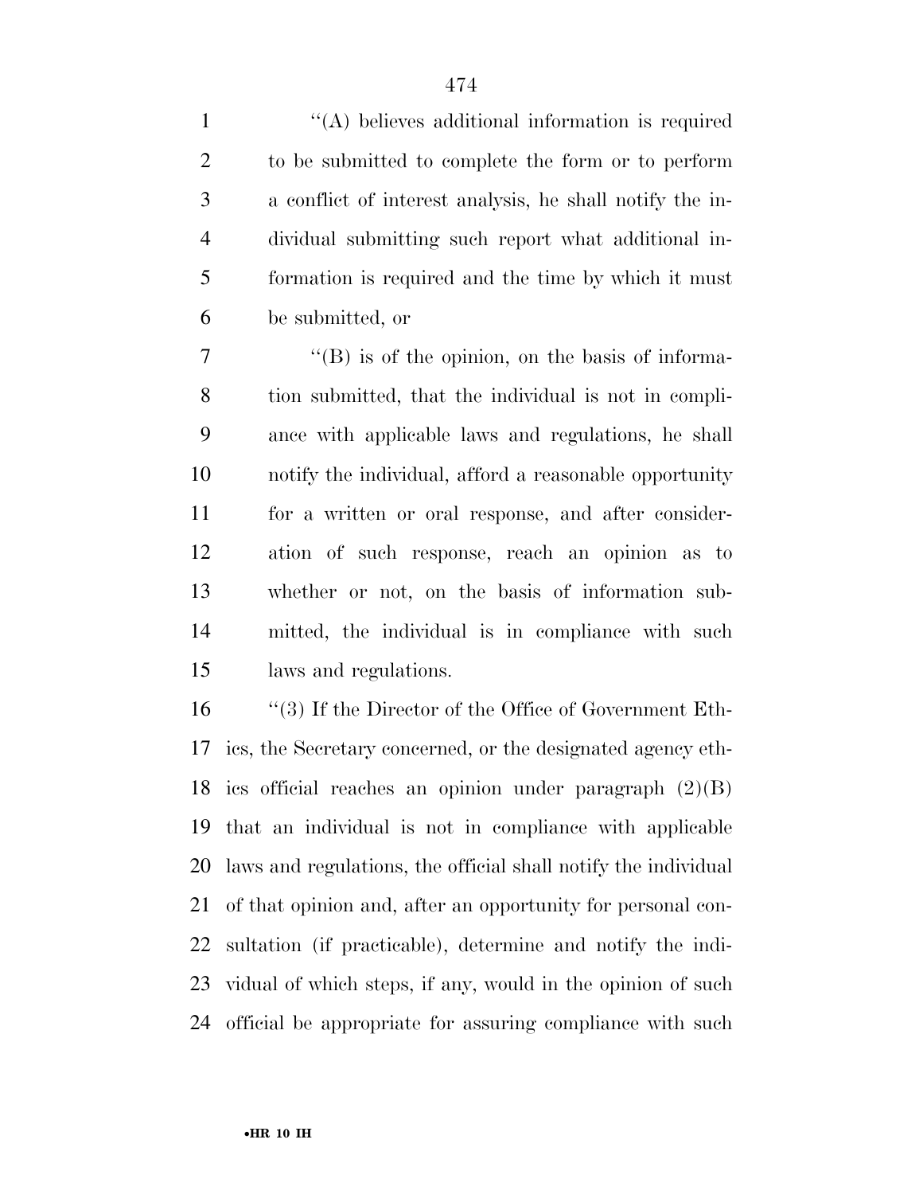''(A) believes additional information is required to be submitted to complete the form or to perform a conflict of interest analysis, he shall notify the individual submitting such report what additional information is required and the time by which it must be submitted, or

''(B) is of the opinion, on the basis of information submitted, that the individual is not in compliance with applicable laws and regulations, he shall notify the individual, afford a reasonable opportunity for a written or oral response, and after consideration of such response, reach an opinion as to whether or not, on the basis of information submitted, the individual is in compliance with such laws and regulations.

''(3) If the Director of the Office of Government Ethics, the Secretary concerned, or the designated agency ethics official reaches an opinion under paragraph (2)(B) that an individual is not in compliance with applicable laws and regulations, the official shall notify the individual of that opinion and, after an opportunity for personal consultation (if practicable), determine and notify the individual of which steps, if any, would in the opinion of such official be appropriate for assuring compliance with such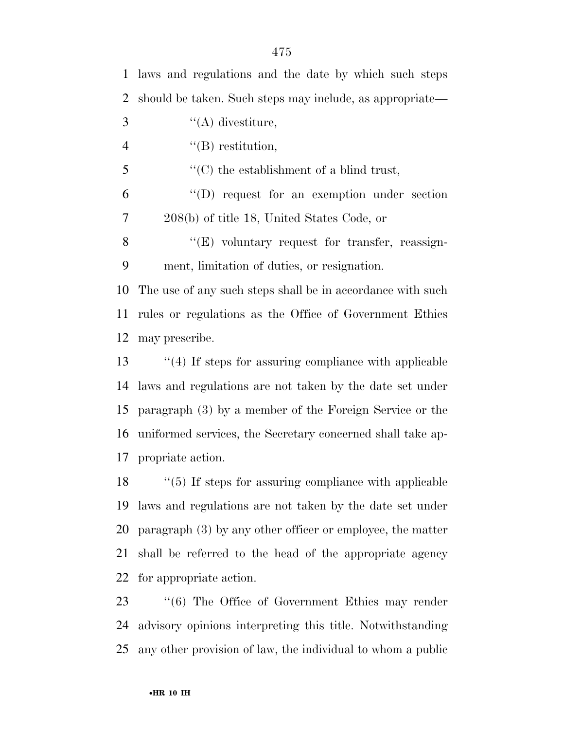laws and regulations and the date by which such steps should be taken. Such steps may include, as appropriate—

''(A) divestiture,

''(B) restitution,

''(C) the establishment of a blind trust,

''(D) request for an exemption under section 208(b) of title 18, United States Code, or

''(E) voluntary request for transfer, reassignment, limitation of duties, or resignation.

The use of any such steps shall be in accordance with such rules or regulations as the Office of Government Ethics may prescribe.

''(4) If steps for assuring compliance with applicable laws and regulations are not taken by the date set under paragraph (3) by a member of the Foreign Service or the uniformed services, the Secretary concerned shall take appropriate action.

''(5) If steps for assuring compliance with applicable laws and regulations are not taken by the date set under paragraph (3) by any other officer or employee, the matter shall be referred to the head of the appropriate agency for appropriate action.

''(6) The Office of Government Ethics may render advisory opinions interpreting this title. Notwithstanding any other provision of law, the individual to whom a public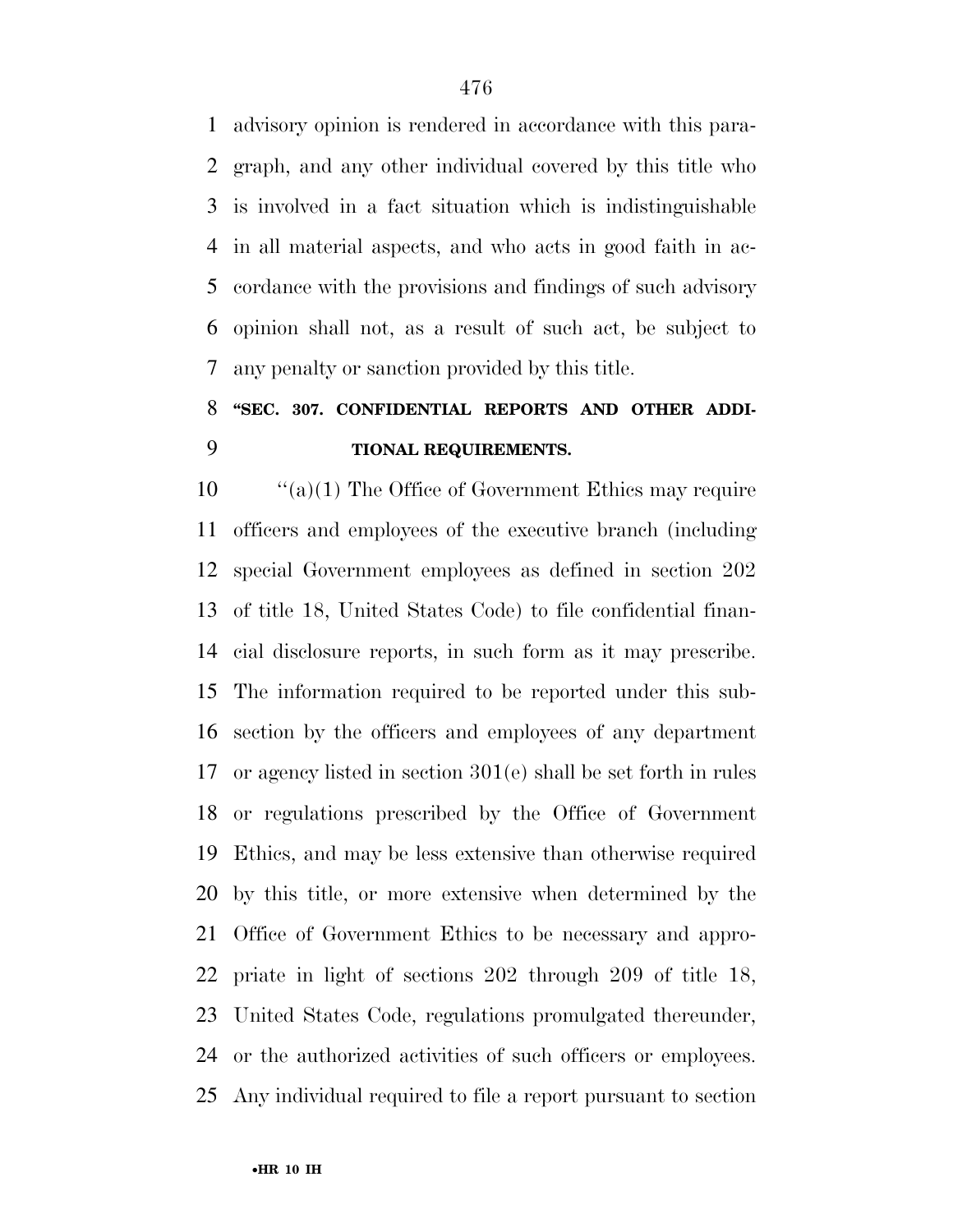advisory opinion is rendered in accordance with this paragraph, and any other individual covered by this title who is involved in a fact situation which is indistinguishable in all material aspects, and who acts in good faith in accordance with the provisions and findings of such advisory opinion shall not, as a result of such act, be subject to any penalty or sanction provided by this title.

**"SEC. 307. CONFIDENTIAL REPORTS AND OTHER ADDITIONAL REQUIREMENTS.**

"(a)(1) The Office of Government Ethics may require officers and employees of the executive branch (including special Government employees as defined in section 202 of title 18, United States Code) to file confidential financial disclosure reports, in such form as it may prescribe. The information required to be reported under this subsection by the officers and employees of any department or agency listed in section 301(e) shall be set forth in rules or regulations prescribed by the Office of Government Ethics, and may be less extensive than otherwise required by this title, or more extensive when determined by the Office of Government Ethics to be necessary and appropriate in light of sections 202 through 209 of title 18, United States Code, regulations promulgated thereunder, or the authorized activities of such officers or employees. Any individual required to file a report pursuant to section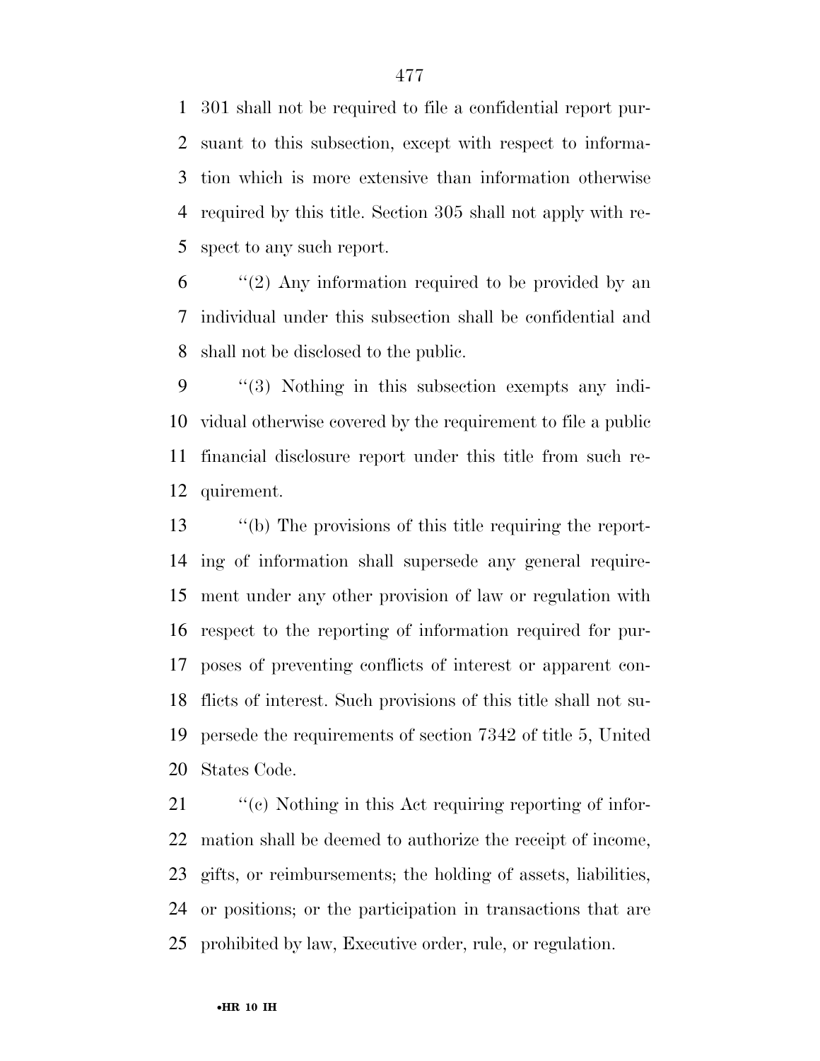301 shall not be required to file a confidential report pursuant to this subsection, except with respect to information which is more extensive than information otherwise required by this title. Section 305 shall not apply with respect to any such report.

''(2) Any information required to be provided by an individual under this subsection shall be confidential and shall not be disclosed to the public.

''(3) Nothing in this subsection exempts any individual otherwise covered by the requirement to file a public financial disclosure report under this title from such requirement.

''(b) The provisions of this title requiring the reporting of information shall supersede any general requirement under any other provision of law or regulation with respect to the reporting of information required for purposes of preventing conflicts of interest or apparent conflicts of interest. Such provisions of this title shall not supersede the requirements of section 7342 of title 5, United States Code.

''(c) Nothing in this Act requiring reporting of information shall be deemed to authorize the receipt of income, gifts, or reimbursements; the holding of assets, liabilities, or positions; or the participation in transactions that are prohibited by law, Executive order, rule, or regulation.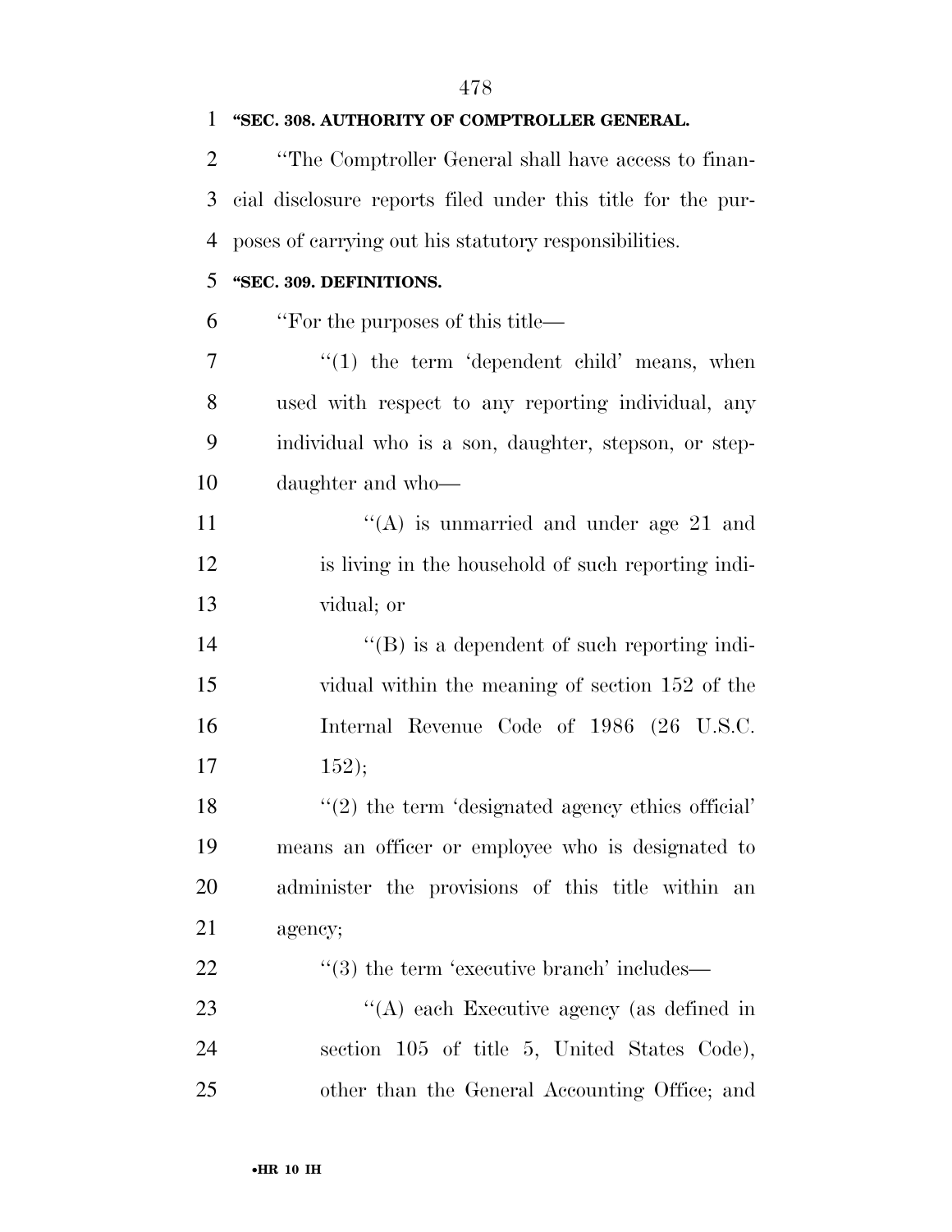**"SEC. 308. AUTHORITY OF COMPTROLLER GENERAL.**

"The Comptroller General shall have access to financial disclosure reports filed under this title for the purposes of carrying out his statutory responsibilities.

**"SEC. 309. DEFINITIONS.**

"For the purposes of this title—

"(1) the term 'dependent child' means, when used with respect to any reporting individual, any individual who is a son, daughter, stepson, or stepdaughter and who—

"(A) is unmarried and under age 21 and is living in the household of such reporting individual; or

"(B) is a dependent of such reporting individual within the meaning of section 152 of the Internal Revenue Code of 1986 (26 U.S.C. 152);

"(2) the term 'designated agency ethics official' means an officer or employee who is designated to administer the provisions of this title within an agency;

"(3) the term 'executive branch' includes—

"(A) each Executive agency (as defined in section 105 of title 5, United States Code), other than the General Accounting Office; and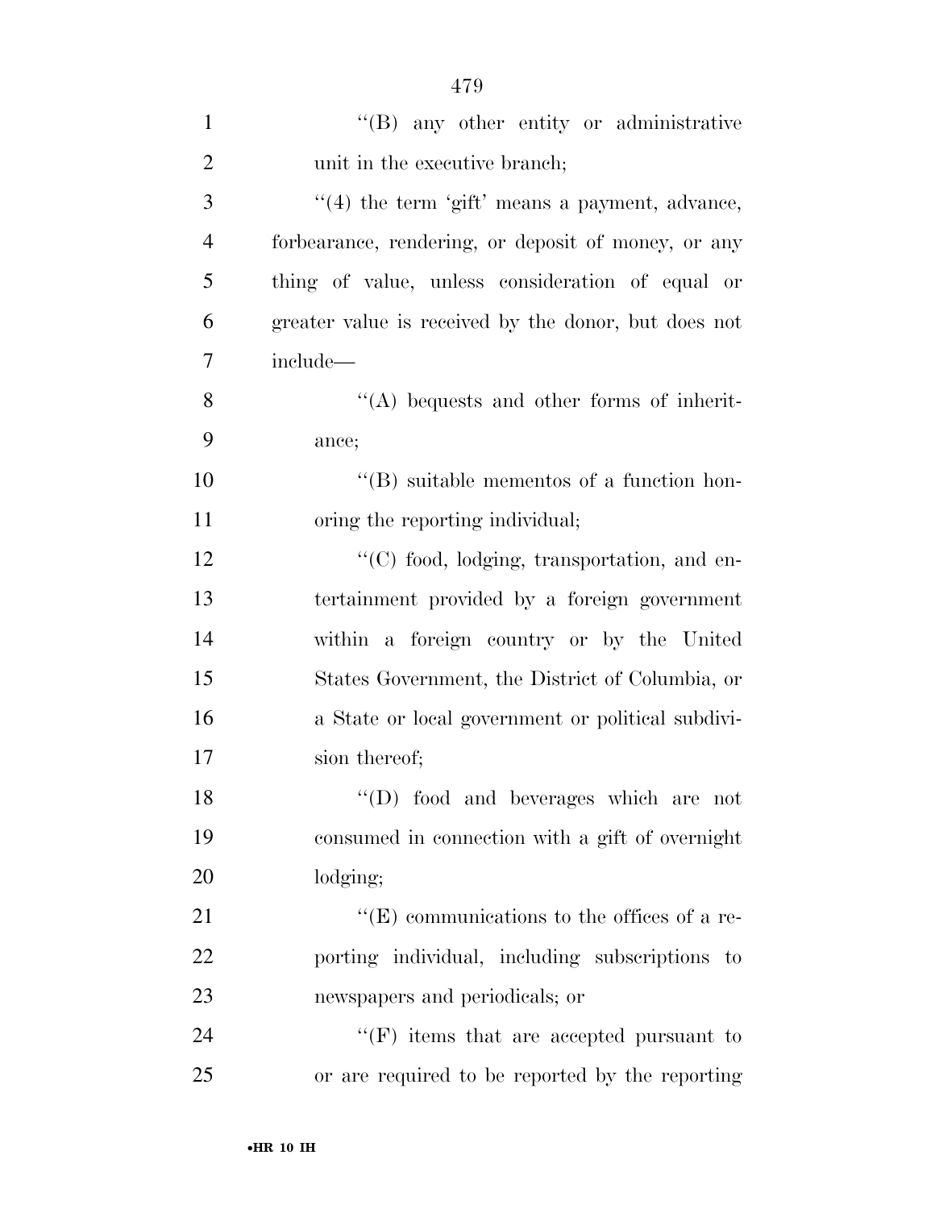''(B) any other entity or administrative unit in the executive branch;

''(4) the term 'gift' means a payment, advance, forbearance, rendering, or deposit of money, or any thing of value, unless consideration of equal or greater value is received by the donor, but does not include—

''(A) bequests and other forms of inheritance;

''(B) suitable mementos of a function honoring the reporting individual;

''(C) food, lodging, transportation, and entertainment provided by a foreign government within a foreign country or by the United States Government, the District of Columbia, or a State or local government or political subdivision thereof;

''(D) food and beverages which are not consumed in connection with a gift of overnight lodging;

''(E) communications to the offices of a reporting individual, including subscriptions to newspapers and periodicals; or

''(F) items that are accepted pursuant to or are required to be reported by the reporting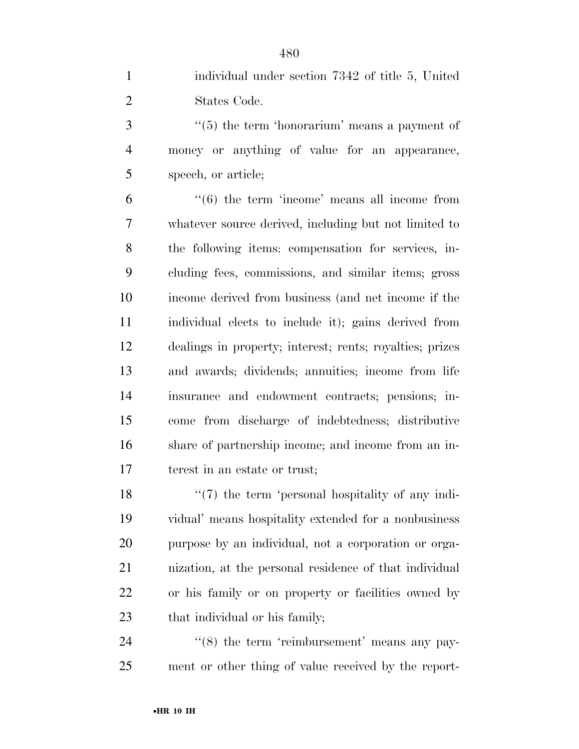individual under section 7342 of title 5, United States Code.

''(5) the term 'honorarium' means a payment of money or anything of value for an appearance, speech, or article;

''(6) the term 'income' means all income from whatever source derived, including but not limited to the following items: compensation for services, including fees, commissions, and similar items; gross income derived from business (and net income if the individual elects to include it); gains derived from dealings in property; interest; rents; royalties; prizes and awards; dividends; annuities; income from life insurance and endowment contracts; pensions; income from discharge of indebtedness; distributive share of partnership income; and income from an interest in an estate or trust;

''(7) the term 'personal hospitality of any individual' means hospitality extended for a nonbusiness purpose by an individual, not a corporation or organization, at the personal residence of that individual or his family or on property or facilities owned by that individual or his family;

''(8) the term 'reimbursement' means any payment or other thing of value received by the report-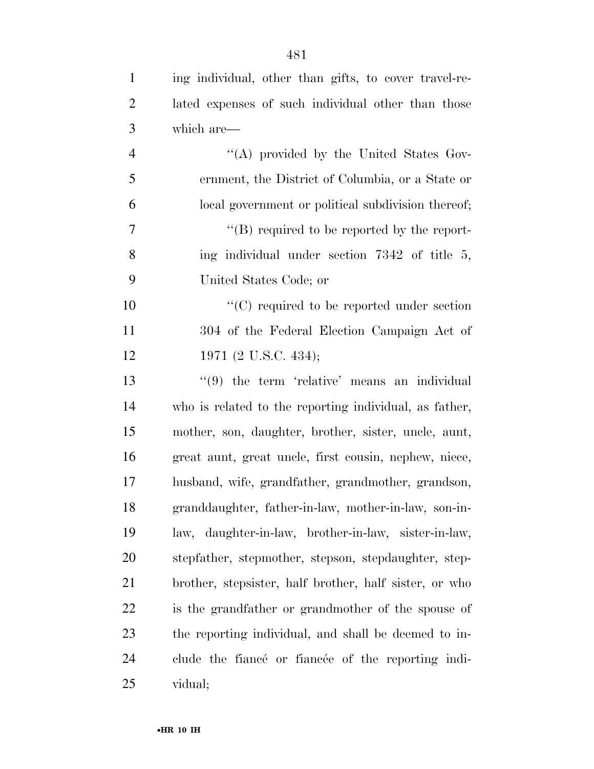ing individual, other than gifts, to cover travel-related expenses of such individual other than those which are—

''(A) provided by the United States Government, the District of Columbia, or a State or local government or political subdivision thereof;

''(B) required to be reported by the reporting individual under section 7342 of title 5, United States Code; or

''(C) required to be reported under section 304 of the Federal Election Campaign Act of 1971 (2 U.S.C. 434);

''(9) the term 'relative' means an individual who is related to the reporting individual, as father, mother, son, daughter, brother, sister, uncle, aunt, great aunt, great uncle, first cousin, nephew, niece, husband, wife, grandfather, grandmother, grandson, granddaughter, father-in-law, mother-in-law, son-in-law, daughter-in-law, brother-in-law, sister-in-law, stepfather, stepmother, stepson, stepdaughter, stepbrother, stepsister, half brother, half sister, or who is the grandfather or grandmother of the spouse of the reporting individual, and shall be deemed to include the fiancé or fiancée of the reporting individual;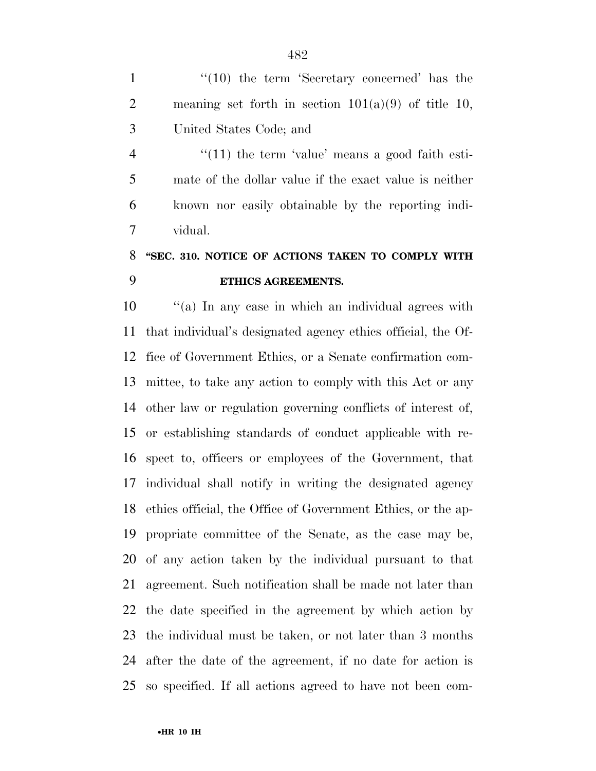''(10) the term 'Secretary concerned' has the meaning set forth in section 101(a)(9) of title 10, United States Code; and

''(11) the term 'value' means a good faith estimate of the dollar value if the exact value is neither known nor easily obtainable by the reporting individual.

**''SEC. 310. NOTICE OF ACTIONS TAKEN TO COMPLY WITH ETHICS AGREEMENTS.**

''(a) In any case in which an individual agrees with that individual's designated agency ethics official, the Office of Government Ethics, or a Senate confirmation committee, to take any action to comply with this Act or any other law or regulation governing conflicts of interest of, or establishing standards of conduct applicable with respect to, officers or employees of the Government, that individual shall notify in writing the designated agency ethics official, the Office of Government Ethics, or the appropriate committee of the Senate, as the case may be, of any action taken by the individual pursuant to that agreement. Such notification shall be made not later than the date specified in the agreement by which action by the individual must be taken, or not later than 3 months after the date of the agreement, if no date for action is so specified. If all actions agreed to have not been com-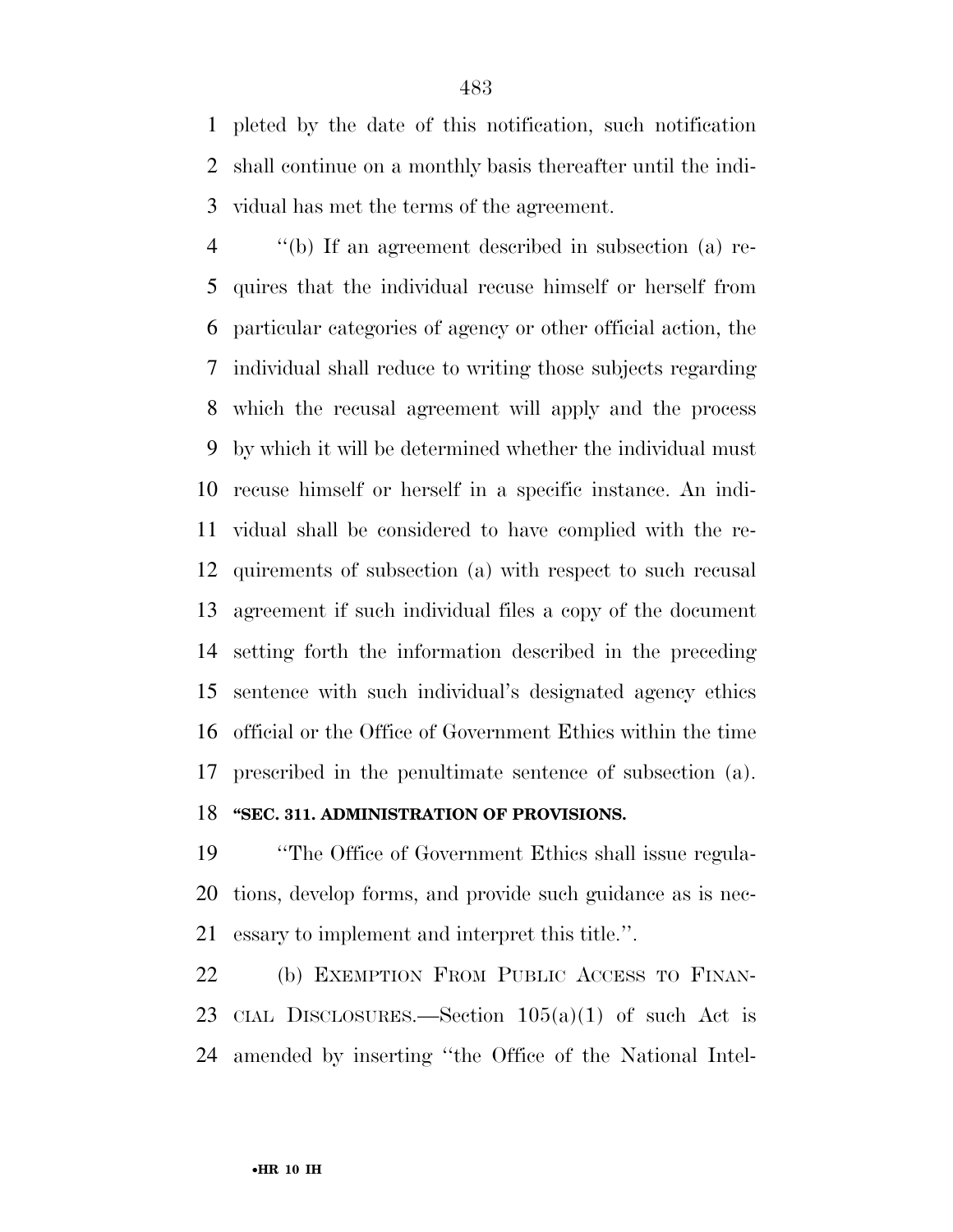pleted by the date of this notification, such notification shall continue on a monthly basis thereafter until the individual has met the terms of the agreement.

''(b) If an agreement described in subsection (a) requires that the individual recuse himself or herself from particular categories of agency or other official action, the individual shall reduce to writing those subjects regarding which the recusal agreement will apply and the process by which it will be determined whether the individual must recuse himself or herself in a specific instance. An individual shall be considered to have complied with the requirements of subsection (a) with respect to such recusal agreement if such individual files a copy of the document setting forth the information described in the preceding sentence with such individual's designated agency ethics official or the Office of Government Ethics within the time prescribed in the penultimate sentence of subsection (a).

**''SEC. 311. ADMINISTRATION OF PROVISIONS.**

''The Office of Government Ethics shall issue regulations, develop forms, and provide such guidance as is necessary to implement and interpret this title.''.

(b) EXEMPTION FROM PUBLIC ACCESS TO FINANCIAL DISCLOSURES.—Section 105(a)(1) of such Act is amended by inserting ''the Office of the National Intel-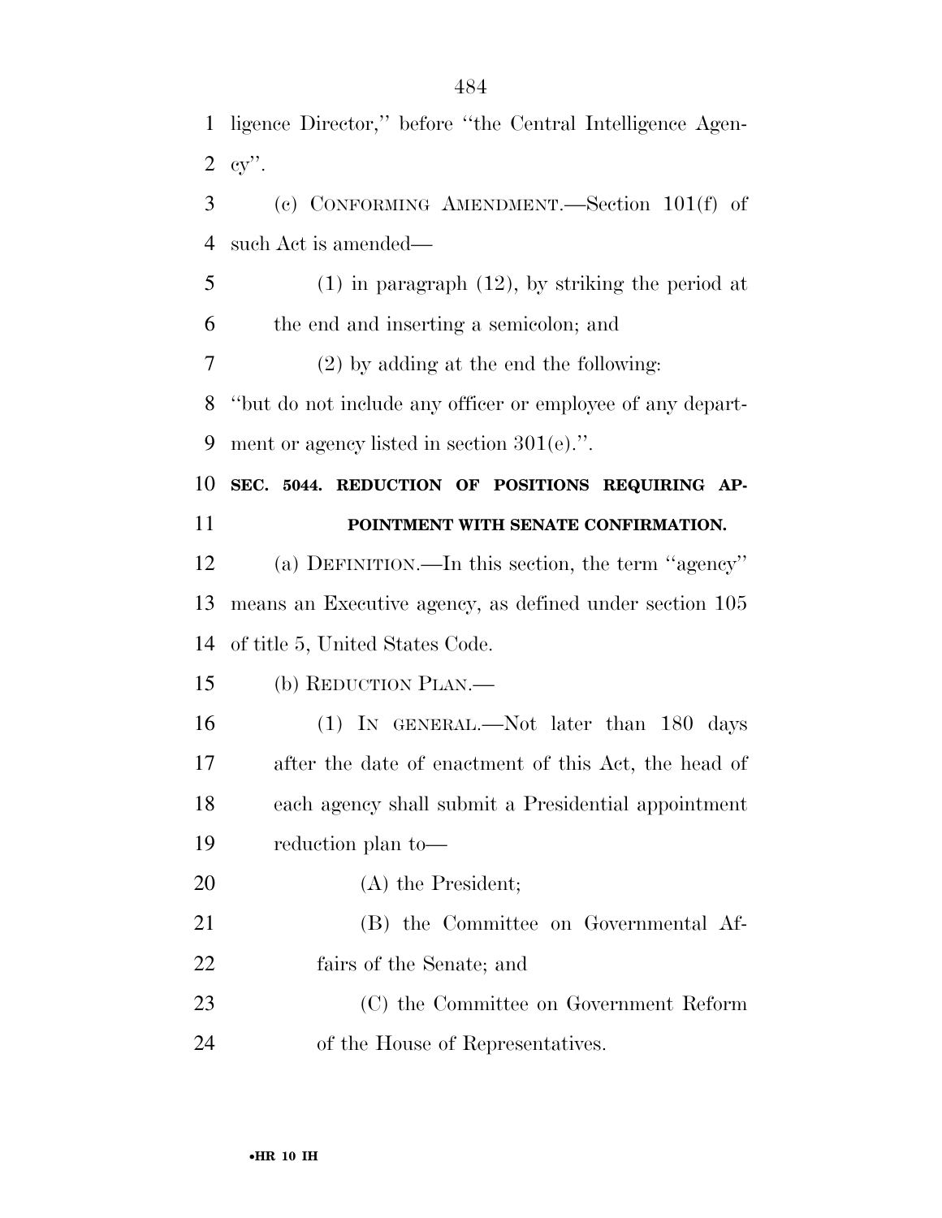ligence Director,'' before ''the Central Intelligence Agency''.

(c) CONFORMING AMENDMENT.—Section 101(f) of such Act is amended—

(1) in paragraph (12), by striking the period at the end and inserting a semicolon; and

(2) by adding at the end the following:

''but do not include any officer or employee of any department or agency listed in section 301(e).''.

**SEC. 5044. REDUCTION OF POSITIONS REQUIRING APPOINTMENT WITH SENATE CONFIRMATION.**

(a) DEFINITION.—In this section, the term ''agency'' means an Executive agency, as defined under section 105 of title 5, United States Code.

(b) REDUCTION PLAN.—

(1) IN GENERAL.—Not later than 180 days after the date of enactment of this Act, the head of each agency shall submit a Presidential appointment reduction plan to—

(A) the President;

(B) the Committee on Governmental Affairs of the Senate; and

(C) the Committee on Government Reform of the House of Representatives.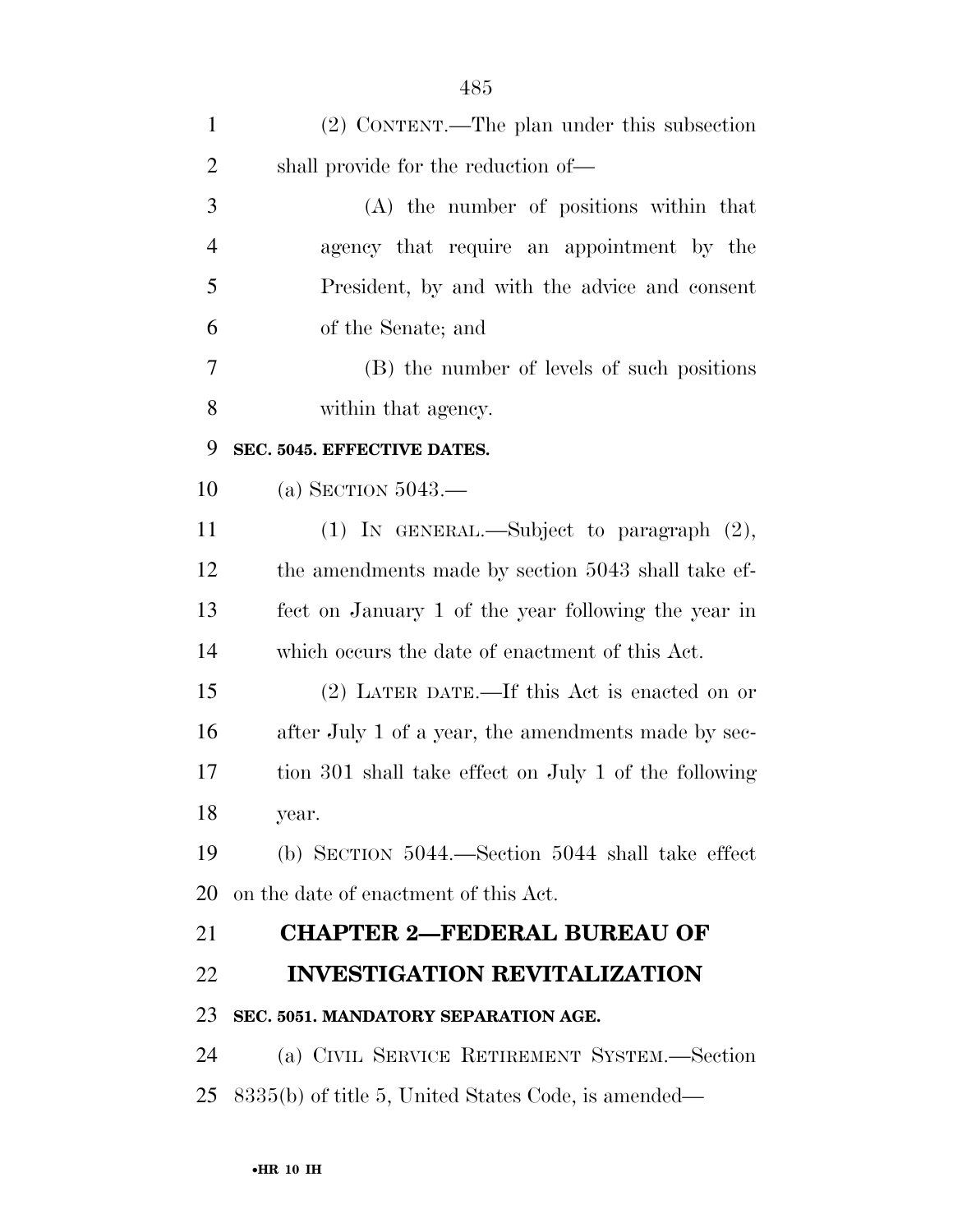(2) CONTENT.—The plan under this subsection shall provide for the reduction of—

(A) the number of positions within that agency that require an appointment by the President, by and with the advice and consent of the Senate; and

(B) the number of levels of such positions within that agency.

**SEC. 5045. EFFECTIVE DATES.**

(a) SECTION 5043.—

(1) IN GENERAL.—Subject to paragraph (2), the amendments made by section 5043 shall take effect on January 1 of the year following the year in which occurs the date of enactment of this Act.

(2) LATER DATE.—If this Act is enacted on or after July 1 of a year, the amendments made by section 301 shall take effect on July 1 of the following year.

(b) SECTION 5044.—Section 5044 shall take effect on the date of enactment of this Act.

## CHAPTER 2—FEDERAL BUREAU OF INVESTIGATION REVITALIZATION

**SEC. 5051. MANDATORY SEPARATION AGE.**

(a) CIVIL SERVICE RETIREMENT SYSTEM.—Section 8335(b) of title 5, United States Code, is amended—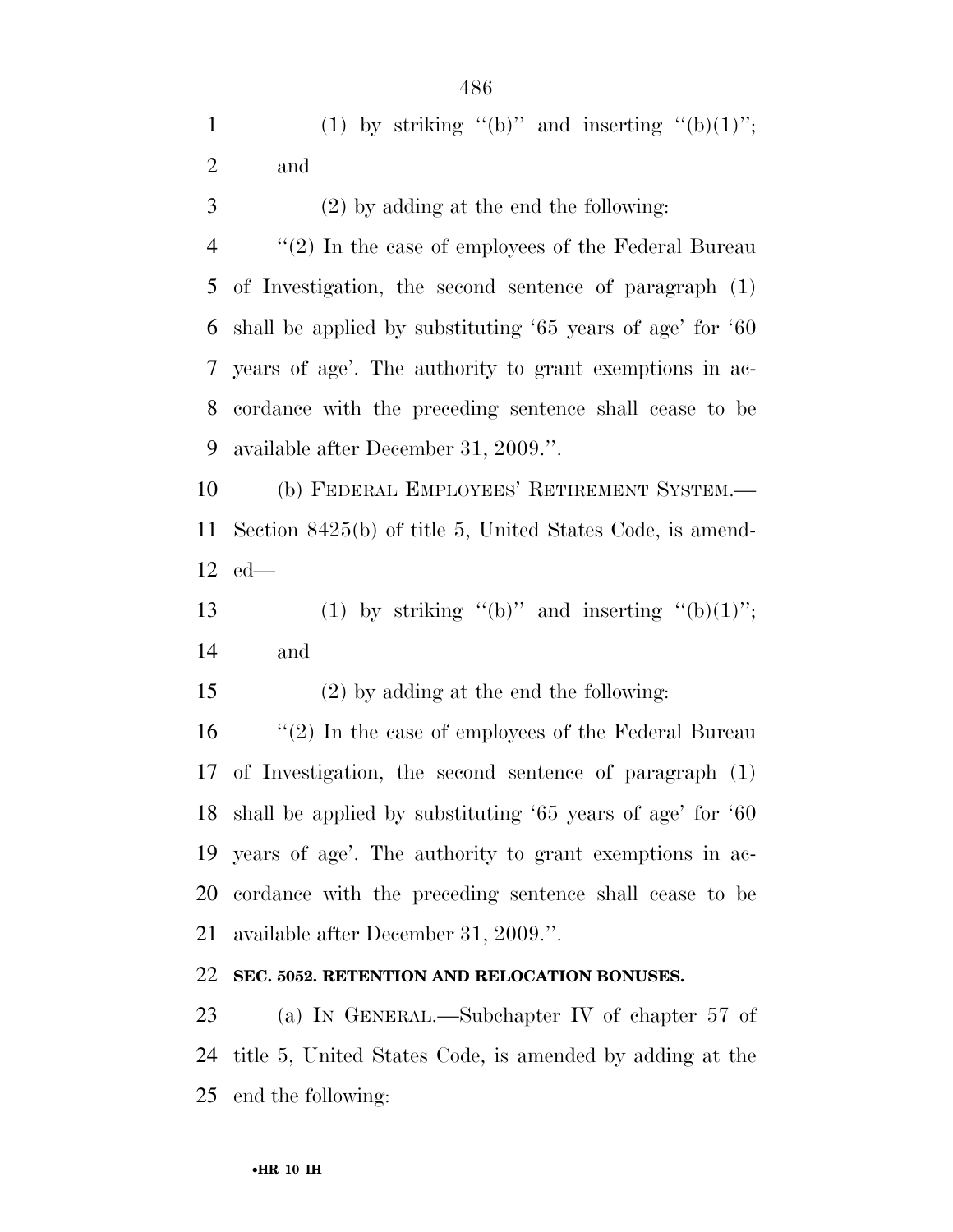(1) by striking ''(b)'' and inserting ''(b)(1)''; and

(2) by adding at the end the following:

''(2) In the case of employees of the Federal Bureau of Investigation, the second sentence of paragraph (1) shall be applied by substituting '65 years of age' for '60 years of age'. The authority to grant exemptions in accordance with the preceding sentence shall cease to be available after December 31, 2009.''.

(b) FEDERAL EMPLOYEES' RETIREMENT SYSTEM.—Section 8425(b) of title 5, United States Code, is amended—

(1) by striking ''(b)'' and inserting ''(b)(1)''; and

(2) by adding at the end the following:

''(2) In the case of employees of the Federal Bureau of Investigation, the second sentence of paragraph (1) shall be applied by substituting '65 years of age' for '60 years of age'. The authority to grant exemptions in accordance with the preceding sentence shall cease to be available after December 31, 2009.''.

**SEC. 5052. RETENTION AND RELOCATION BONUSES.**

(a) IN GENERAL.—Subchapter IV of chapter 57 of title 5, United States Code, is amended by adding at the end the following: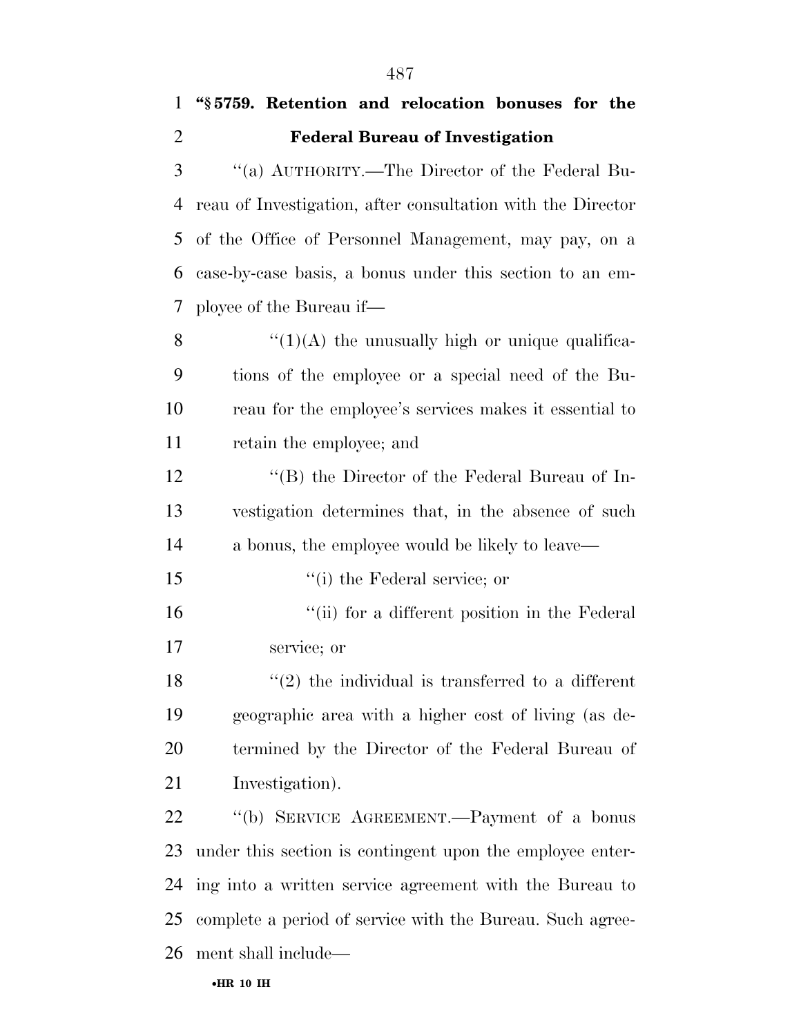**"§ 5759. Retention and relocation bonuses for the Federal Bureau of Investigation**

"(a) AUTHORITY.—The Director of the Federal Bureau of Investigation, after consultation with the Director of the Office of Personnel Management, may pay, on a case-by-case basis, a bonus under this section to an employee of the Bureau if—

"(1)(A) the unusually high or unique qualifications of the employee or a special need of the Bureau for the employee's services makes it essential to retain the employee; and

"(B) the Director of the Federal Bureau of Investigation determines that, in the absence of such a bonus, the employee would be likely to leave—

"(i) the Federal service; or

"(ii) for a different position in the Federal service; or

"(2) the individual is transferred to a different geographic area with a higher cost of living (as determined by the Director of the Federal Bureau of Investigation).

"(b) SERVICE AGREEMENT.—Payment of a bonus under this section is contingent upon the employee entering into a written service agreement with the Bureau to complete a period of service with the Bureau. Such agreement shall include—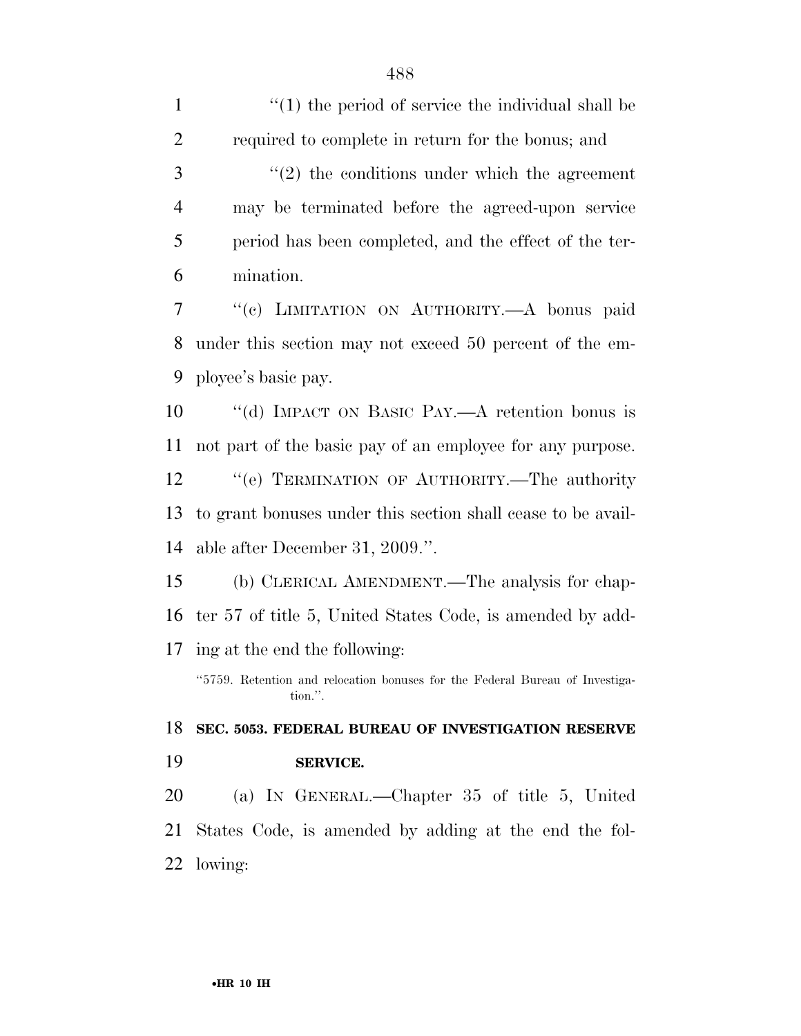''(1) the period of service the individual shall be required to complete in return for the bonus; and

''(2) the conditions under which the agreement may be terminated before the agreed-upon service period has been completed, and the effect of the termination.

''(c) LIMITATION ON AUTHORITY.—A bonus paid under this section may not exceed 50 percent of the employee's basic pay.

''(d) IMPACT ON BASIC PAY.—A retention bonus is not part of the basic pay of an employee for any purpose.

''(e) TERMINATION OF AUTHORITY.—The authority to grant bonuses under this section shall cease to be available after December 31, 2009.''.

(b) CLERICAL AMENDMENT.—The analysis for chapter 57 of title 5, United States Code, is amended by adding at the end the following:

''5759. Retention and relocation bonuses for the Federal Bureau of Investigation.''.

**SEC. 5053. FEDERAL BUREAU OF INVESTIGATION RESERVE SERVICE.**

(a) IN GENERAL.—Chapter 35 of title 5, United States Code, is amended by adding at the end the following: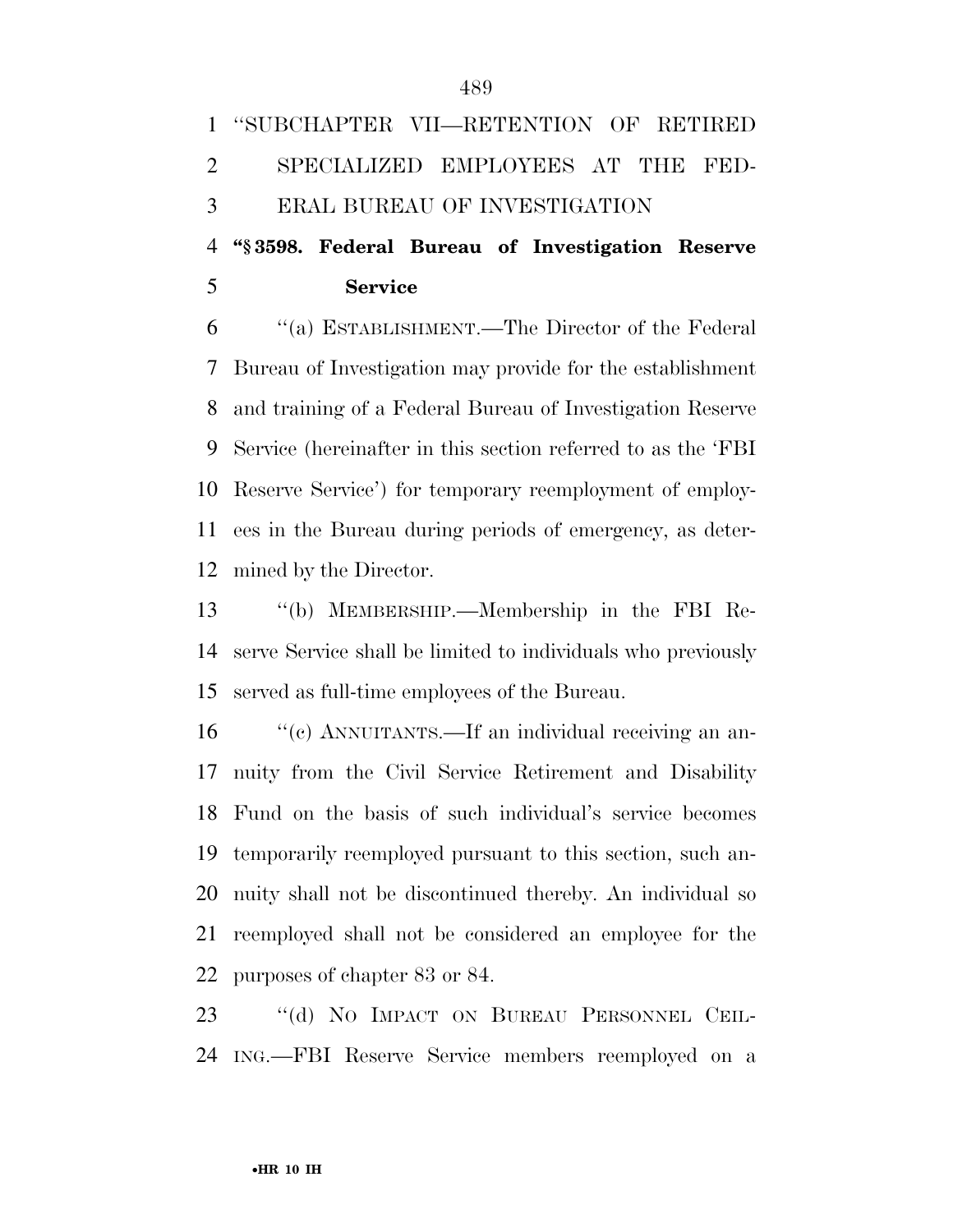"SUBCHAPTER VII—RETENTION OF RETIRED SPECIALIZED EMPLOYEES AT THE FEDERAL BUREAU OF INVESTIGATION

**"§ 3598. Federal Bureau of Investigation Reserve Service**

"(a) ESTABLISHMENT.—The Director of the Federal Bureau of Investigation may provide for the establishment and training of a Federal Bureau of Investigation Reserve Service (hereinafter in this section referred to as the 'FBI Reserve Service') for temporary reemployment of employees in the Bureau during periods of emergency, as determined by the Director.

"(b) MEMBERSHIP.—Membership in the FBI Reserve Service shall be limited to individuals who previously served as full-time employees of the Bureau.

"(c) ANNUITANTS.—If an individual receiving an annuity from the Civil Service Retirement and Disability Fund on the basis of such individual's service becomes temporarily reemployed pursuant to this section, such annuity shall not be discontinued thereby. An individual so reemployed shall not be considered an employee for the purposes of chapter 83 or 84.

"(d) NO IMPACT ON BUREAU PERSONNEL CEILING.—FBI Reserve Service members reemployed on a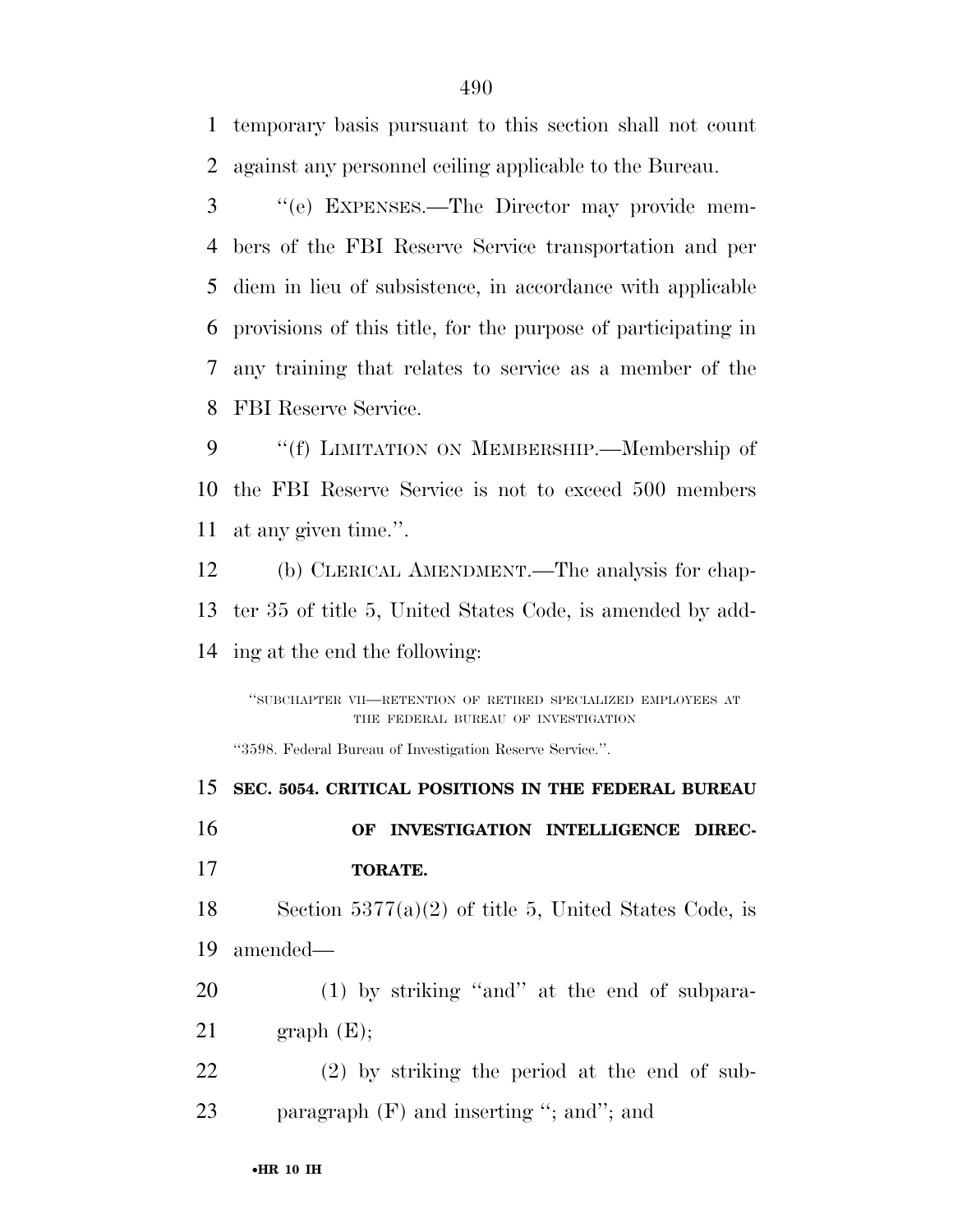temporary basis pursuant to this section shall not count against any personnel ceiling applicable to the Bureau.

''(e) EXPENSES.—The Director may provide members of the FBI Reserve Service transportation and per diem in lieu of subsistence, in accordance with applicable provisions of this title, for the purpose of participating in any training that relates to service as a member of the FBI Reserve Service.

''(f) LIMITATION ON MEMBERSHIP.—Membership of the FBI Reserve Service is not to exceed 500 members at any given time.''.

(b) CLERICAL AMENDMENT.—The analysis for chapter 35 of title 5, United States Code, is amended by adding at the end the following:

''SUBCHAPTER VII—RETENTION OF RETIRED SPECIALIZED EMPLOYEES AT THE FEDERAL BUREAU OF INVESTIGATION

''3598. Federal Bureau of Investigation Reserve Service.''.

**SEC. 5054. CRITICAL POSITIONS IN THE FEDERAL BUREAU OF INVESTIGATION INTELLIGENCE DIRECTORATE.**

Section 5377(a)(2) of title 5, United States Code, is amended—

(1) by striking ''and'' at the end of subparagraph (E);

(2) by striking the period at the end of subparagraph (F) and inserting ''; and''; and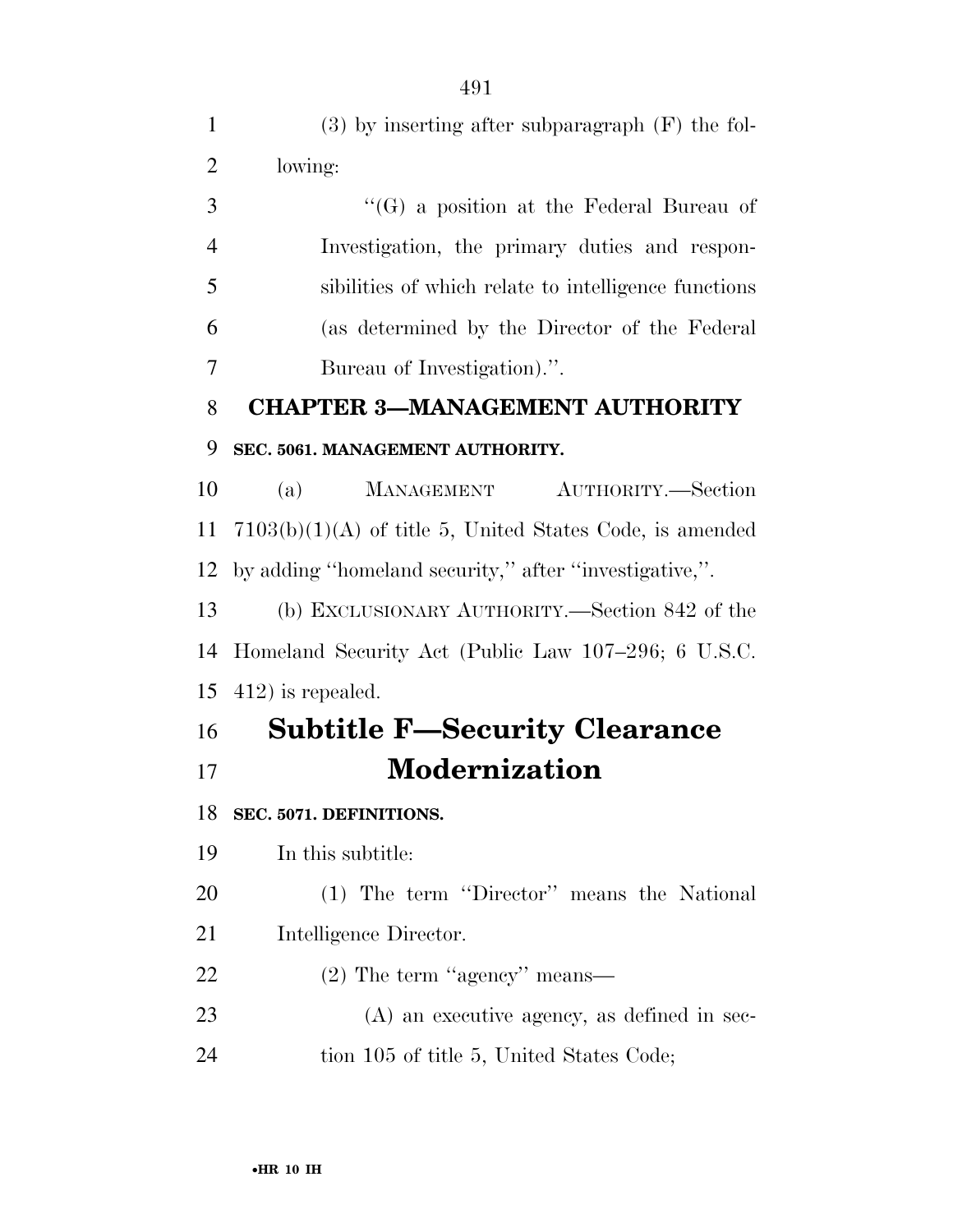(3) by inserting after subparagraph (F) the following:

"(G) a position at the Federal Bureau of Investigation, the primary duties and responsibilities of which relate to intelligence functions (as determined by the Director of the Federal Bureau of Investigation).".

## CHAPTER 3—MANAGEMENT AUTHORITY

**SEC. 5061. MANAGEMENT AUTHORITY.**

(a) MANAGEMENT AUTHORITY.—Section 7103(b)(1)(A) of title 5, United States Code, is amended by adding "homeland security," after "investigative,".

(b) EXCLUSIONARY AUTHORITY.—Section 842 of the Homeland Security Act (Public Law 107–296; 6 U.S.C. 412) is repealed.

# Subtitle F—Security Clearance Modernization

**SEC. 5071. DEFINITIONS.**

In this subtitle:

(1) The term "Director" means the National Intelligence Director.

(2) The term "agency" means—

(A) an executive agency, as defined in section 105 of title 5, United States Code;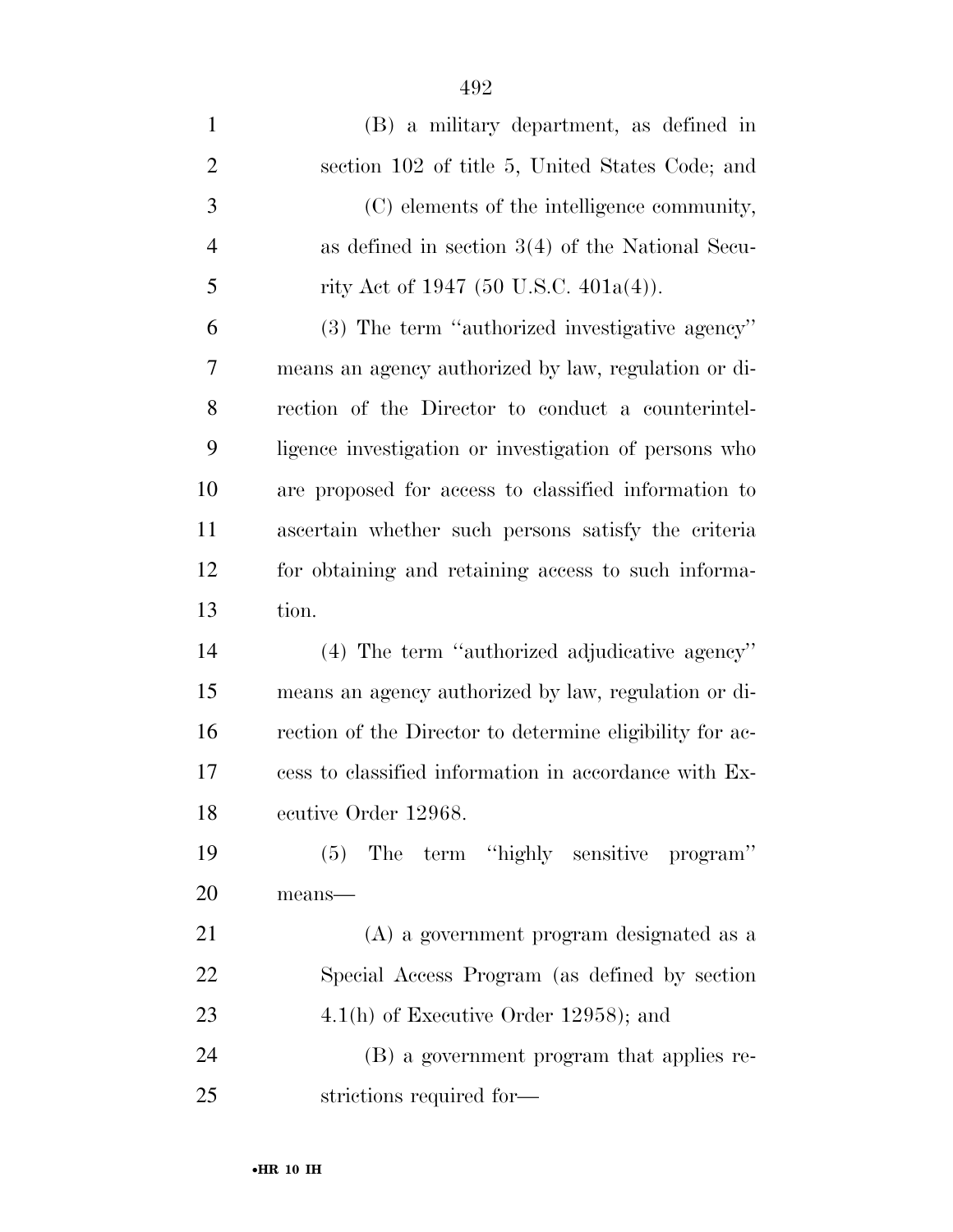(B) a military department, as defined in section 102 of title 5, United States Code; and

(C) elements of the intelligence community, as defined in section 3(4) of the National Security Act of 1947 (50 U.S.C. 401a(4)).

(3) The term ''authorized investigative agency'' means an agency authorized by law, regulation or direction of the Director to conduct a counterintelligence investigation or investigation of persons who are proposed for access to classified information to ascertain whether such persons satisfy the criteria for obtaining and retaining access to such information.

(4) The term ''authorized adjudicative agency'' means an agency authorized by law, regulation or direction of the Director to determine eligibility for access to classified information in accordance with Executive Order 12968.

(5) The term ''highly sensitive program'' means—

(A) a government program designated as a Special Access Program (as defined by section 4.1(h) of Executive Order 12958); and

(B) a government program that applies restrictions required for—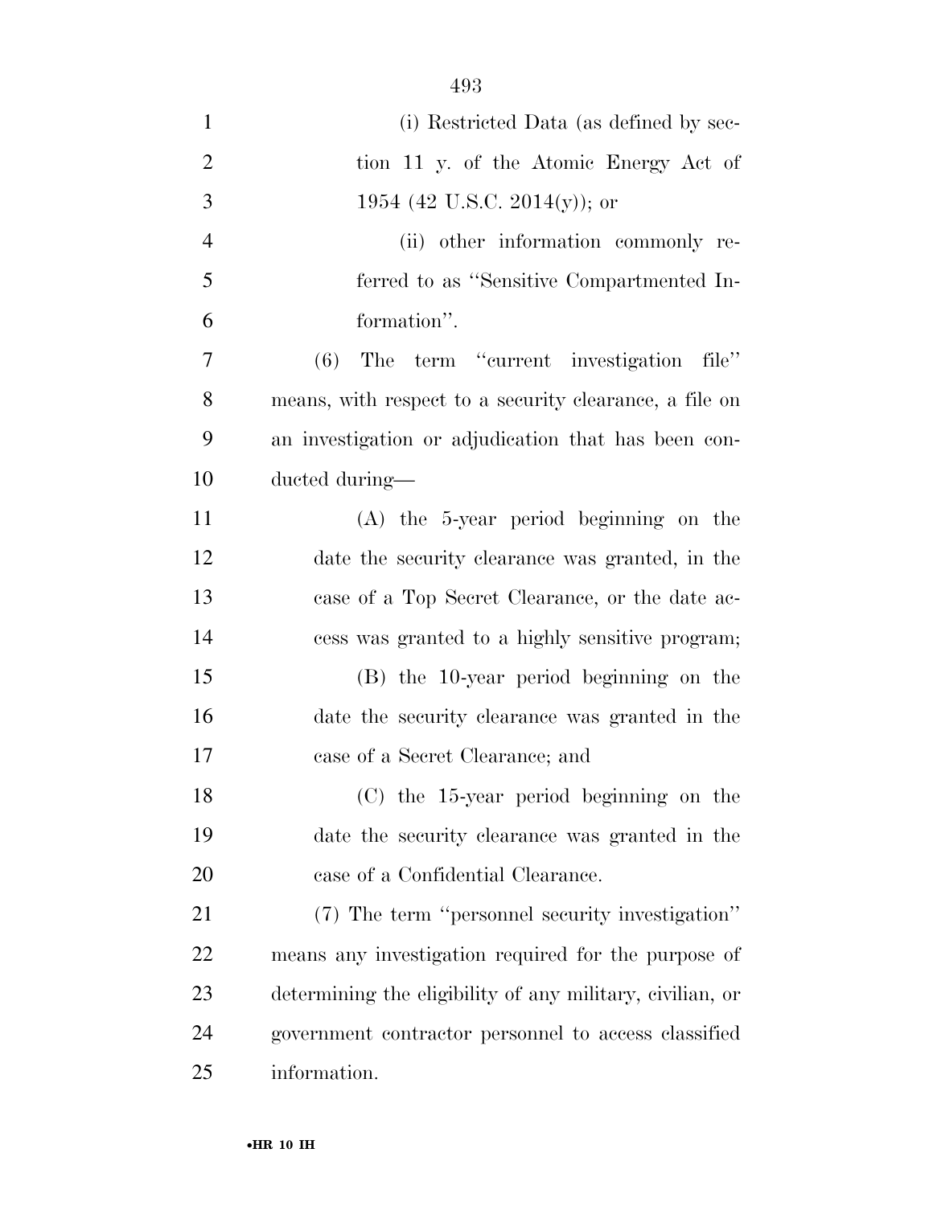(i) Restricted Data (as defined by section 11 y. of the Atomic Energy Act of 1954 (42 U.S.C. 2014(y)); or

(ii) other information commonly referred to as "Sensitive Compartmented Information".

(6) The term "current investigation file" means, with respect to a security clearance, a file on an investigation or adjudication that has been conducted during—

(A) the 5-year period beginning on the date the security clearance was granted, in the case of a Top Secret Clearance, or the date access was granted to a highly sensitive program;

(B) the 10-year period beginning on the date the security clearance was granted in the case of a Secret Clearance; and

(C) the 15-year period beginning on the date the security clearance was granted in the case of a Confidential Clearance.

(7) The term "personnel security investigation" means any investigation required for the purpose of determining the eligibility of any military, civilian, or government contractor personnel to access classified information.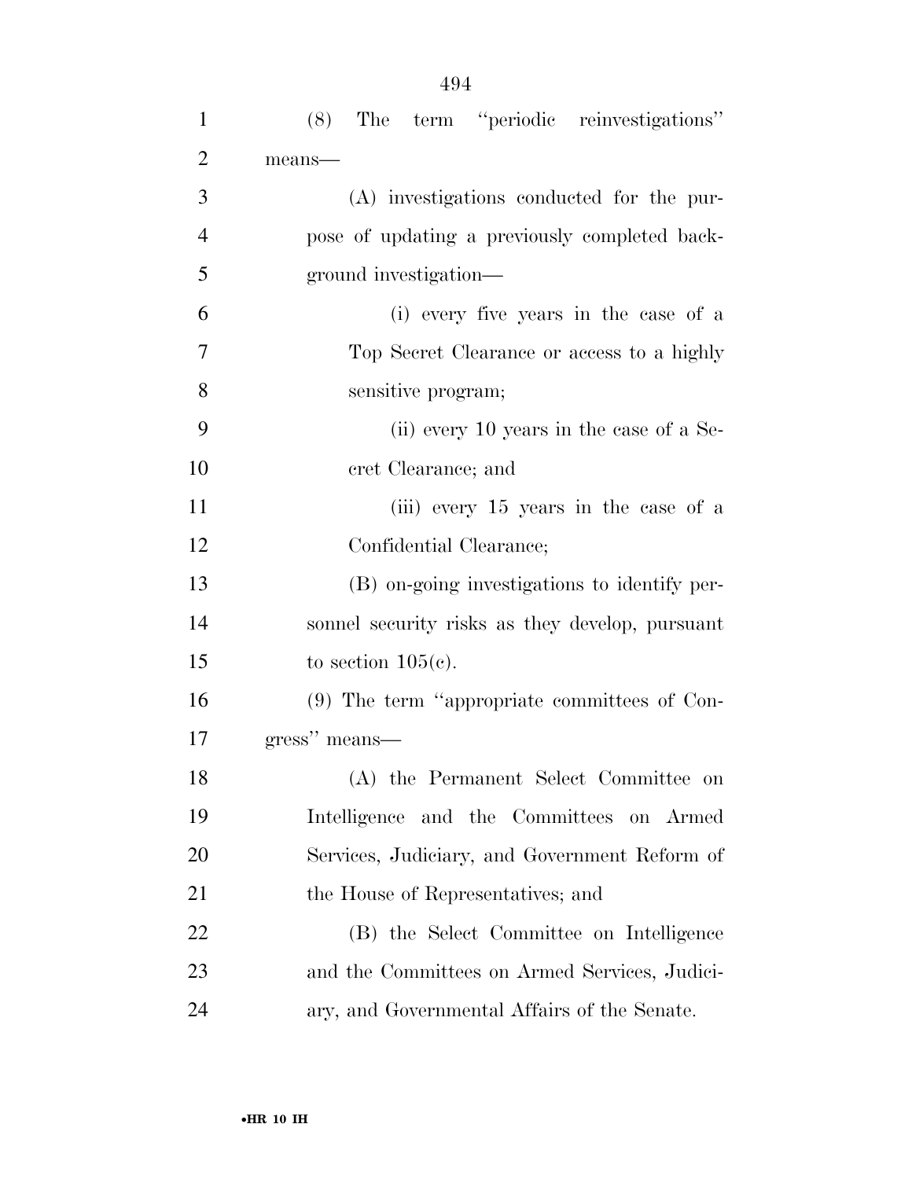(8) The term ''periodic reinvestigations'' means—

(A) investigations conducted for the purpose of updating a previously completed background investigation—

(i) every five years in the case of a Top Secret Clearance or access to a highly sensitive program;

(ii) every 10 years in the case of a Secret Clearance; and

(iii) every 15 years in the case of a Confidential Clearance;

(B) on-going investigations to identify personnel security risks as they develop, pursuant to section 105(c).

(9) The term ''appropriate committees of Congress'' means—

(A) the Permanent Select Committee on Intelligence and the Committees on Armed Services, Judiciary, and Government Reform of the House of Representatives; and

(B) the Select Committee on Intelligence and the Committees on Armed Services, Judiciary, and Governmental Affairs of the Senate.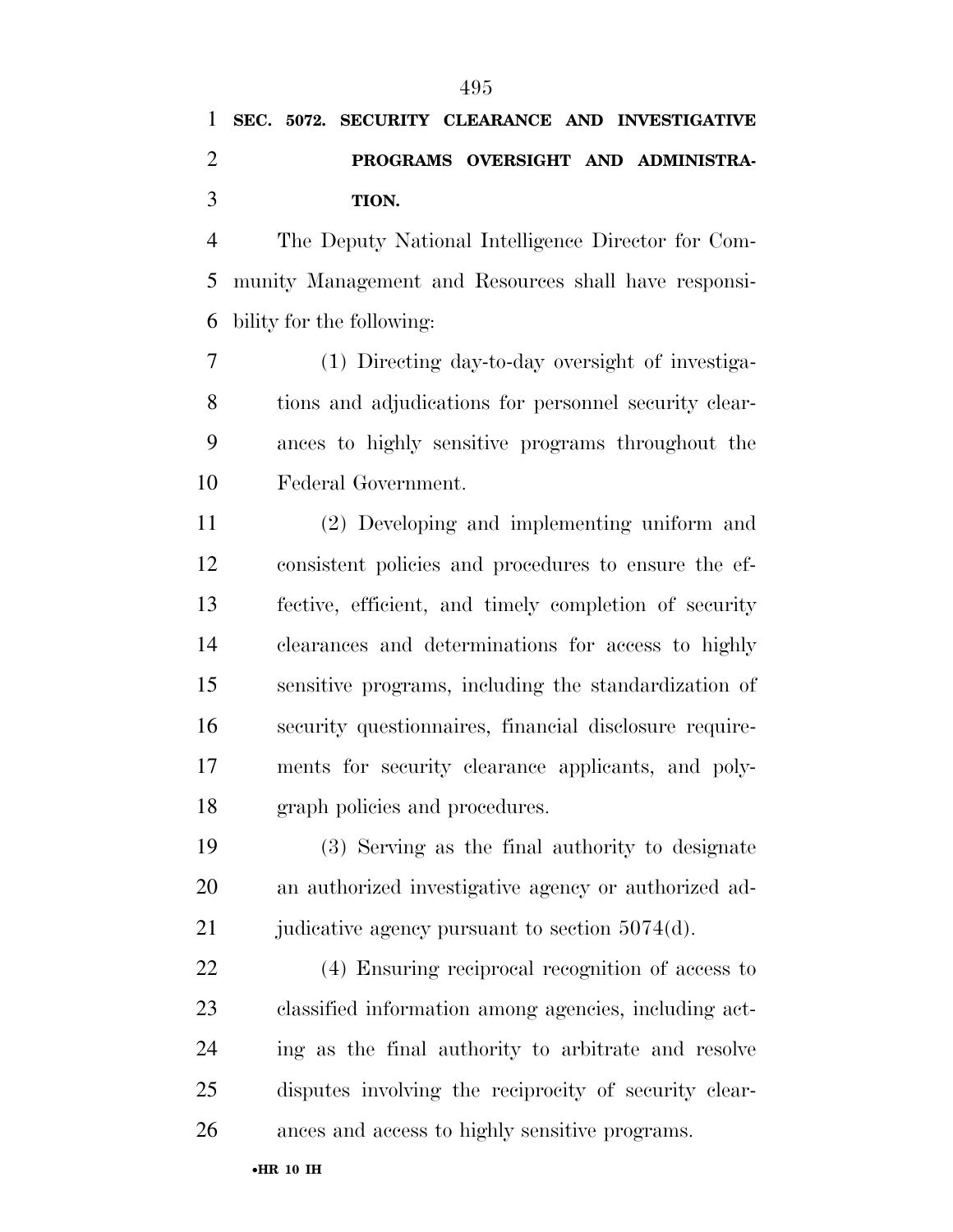**SEC. 5072. SECURITY CLEARANCE AND INVESTIGATIVE PROGRAMS OVERSIGHT AND ADMINISTRATION.**

The Deputy National Intelligence Director for Community Management and Resources shall have responsibility for the following:

(1) Directing day-to-day oversight of investigations and adjudications for personnel security clearances to highly sensitive programs throughout the Federal Government.

(2) Developing and implementing uniform and consistent policies and procedures to ensure the effective, efficient, and timely completion of security clearances and determinations for access to highly sensitive programs, including the standardization of security questionnaires, financial disclosure requirements for security clearance applicants, and polygraph policies and procedures.

(3) Serving as the final authority to designate an authorized investigative agency or authorized adjudicative agency pursuant to section 5074(d).

(4) Ensuring reciprocal recognition of access to classified information among agencies, including acting as the final authority to arbitrate and resolve disputes involving the reciprocity of security clearances and access to highly sensitive programs.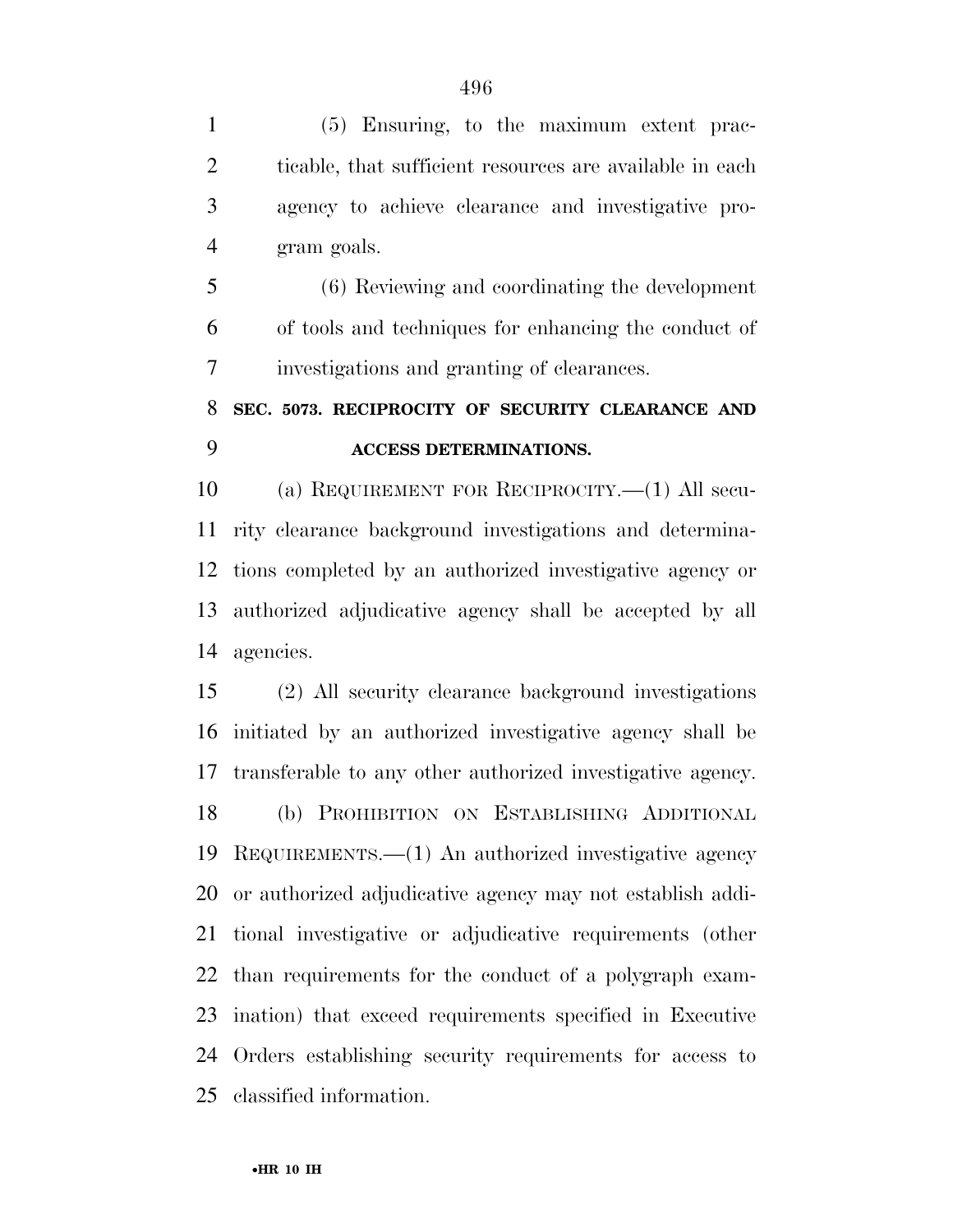(5) Ensuring, to the maximum extent practicable, that sufficient resources are available in each agency to achieve clearance and investigative program goals.

(6) Reviewing and coordinating the development of tools and techniques for enhancing the conduct of investigations and granting of clearances.

**SEC. 5073. RECIPROCITY OF SECURITY CLEARANCE AND ACCESS DETERMINATIONS.**

(a) REQUIREMENT FOR RECIPROCITY.—(1) All security clearance background investigations and determinations completed by an authorized investigative agency or authorized adjudicative agency shall be accepted by all agencies.

(2) All security clearance background investigations initiated by an authorized investigative agency shall be transferable to any other authorized investigative agency.

(b) PROHIBITION ON ESTABLISHING ADDITIONAL REQUIREMENTS.—(1) An authorized investigative agency or authorized adjudicative agency may not establish additional investigative or adjudicative requirements (other than requirements for the conduct of a polygraph examination) that exceed requirements specified in Executive Orders establishing security requirements for access to classified information.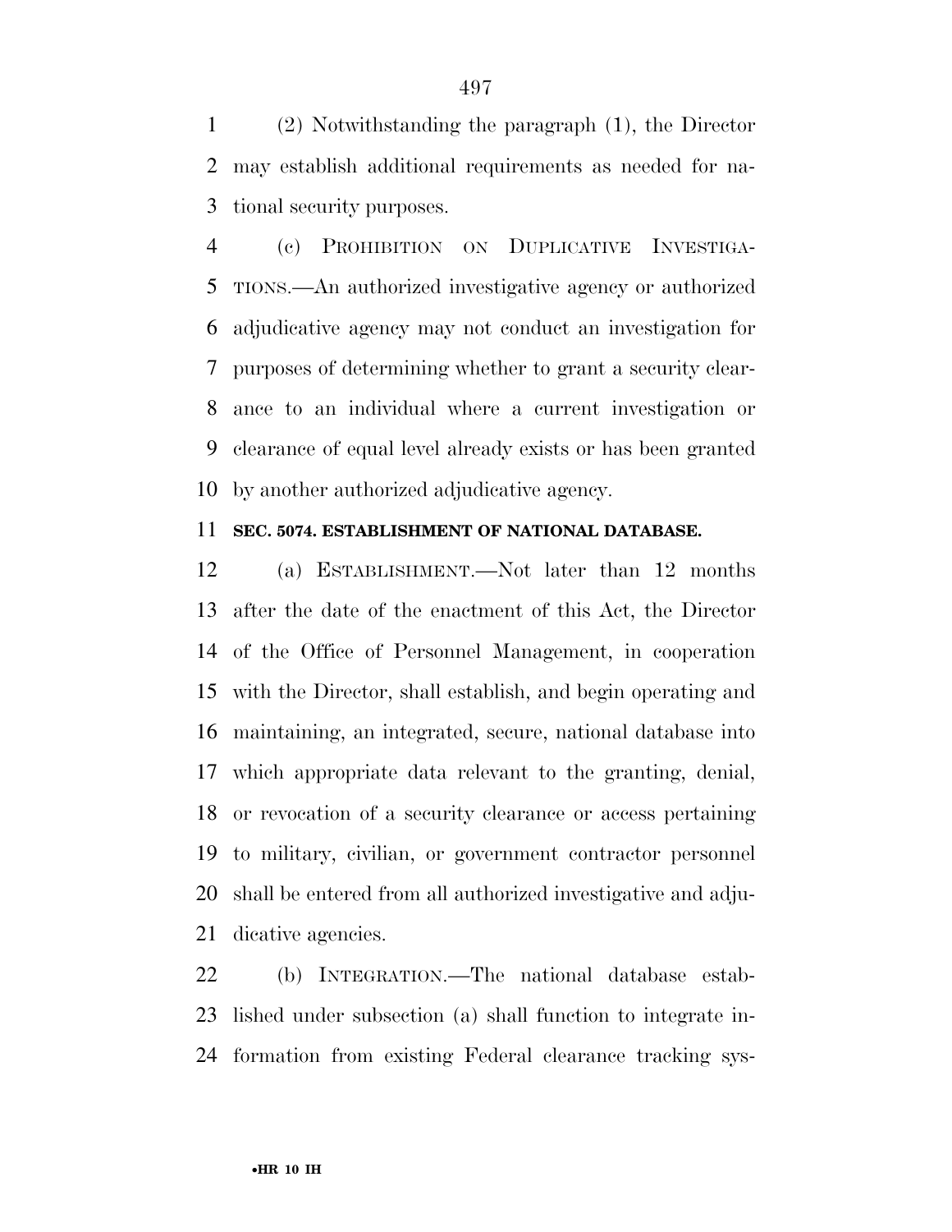(2) Notwithstanding the paragraph (1), the Director may establish additional requirements as needed for national security purposes.

(c) PROHIBITION ON DUPLICATIVE INVESTIGATIONS.—An authorized investigative agency or authorized adjudicative agency may not conduct an investigation for purposes of determining whether to grant a security clearance to an individual where a current investigation or clearance of equal level already exists or has been granted by another authorized adjudicative agency.

**SEC. 5074. ESTABLISHMENT OF NATIONAL DATABASE.**

(a) ESTABLISHMENT.—Not later than 12 months after the date of the enactment of this Act, the Director of the Office of Personnel Management, in cooperation with the Director, shall establish, and begin operating and maintaining, an integrated, secure, national database into which appropriate data relevant to the granting, denial, or revocation of a security clearance or access pertaining to military, civilian, or government contractor personnel shall be entered from all authorized investigative and adjudicative agencies.

(b) INTEGRATION.—The national database established under subsection (a) shall function to integrate information from existing Federal clearance tracking sys-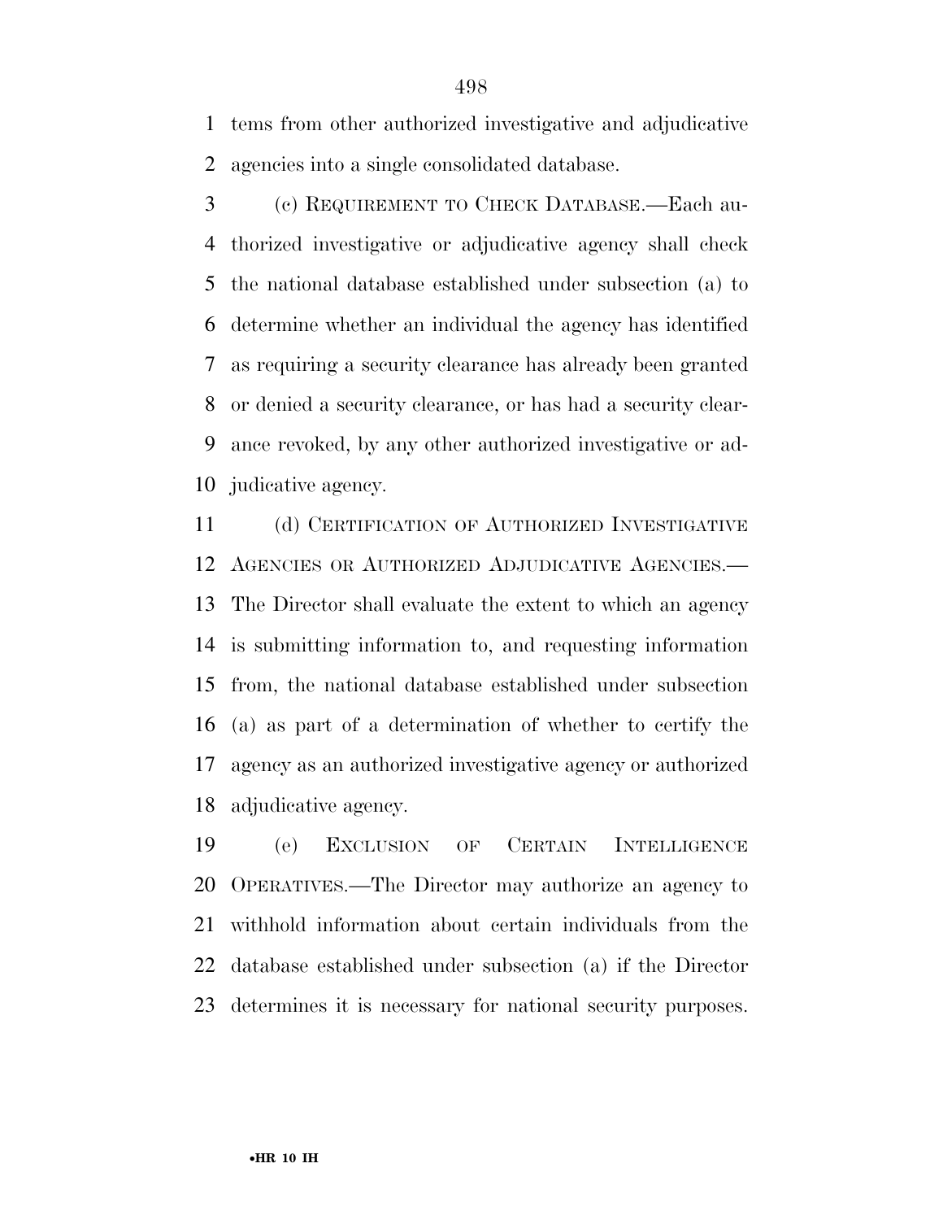tems from other authorized investigative and adjudicative agencies into a single consolidated database.

(c) REQUIREMENT TO CHECK DATABASE.—Each authorized investigative or adjudicative agency shall check the national database established under subsection (a) to determine whether an individual the agency has identified as requiring a security clearance has already been granted or denied a security clearance, or has had a security clearance revoked, by any other authorized investigative or adjudicative agency.

(d) CERTIFICATION OF AUTHORIZED INVESTIGATIVE AGENCIES OR AUTHORIZED ADJUDICATIVE AGENCIES.—The Director shall evaluate the extent to which an agency is submitting information to, and requesting information from, the national database established under subsection (a) as part of a determination of whether to certify the agency as an authorized investigative agency or authorized adjudicative agency.

(e) EXCLUSION OF CERTAIN INTELLIGENCE OPERATIVES.—The Director may authorize an agency to withhold information about certain individuals from the database established under subsection (a) if the Director determines it is necessary for national security purposes.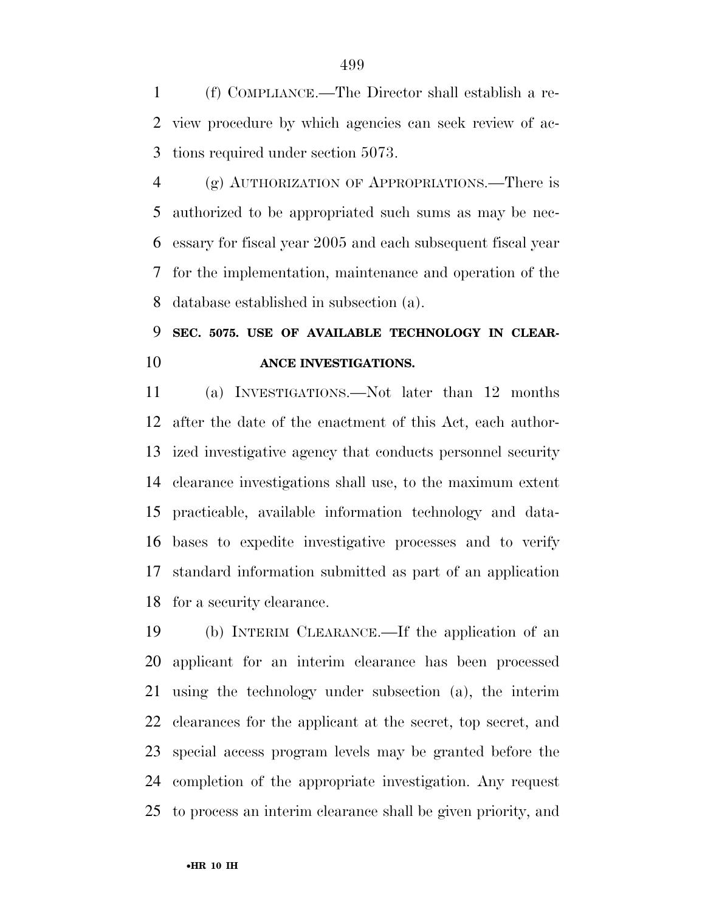(f) COMPLIANCE.—The Director shall establish a review procedure by which agencies can seek review of actions required under section 5073.

(g) AUTHORIZATION OF APPROPRIATIONS.—There is authorized to be appropriated such sums as may be necessary for fiscal year 2005 and each subsequent fiscal year for the implementation, maintenance and operation of the database established in subsection (a).

### SEC. 5075. USE OF AVAILABLE TECHNOLOGY IN CLEARANCE INVESTIGATIONS.

(a) INVESTIGATIONS.—Not later than 12 months after the date of the enactment of this Act, each authorized investigative agency that conducts personnel security clearance investigations shall use, to the maximum extent practicable, available information technology and databases to expedite investigative processes and to verify standard information submitted as part of an application for a security clearance.

(b) INTERIM CLEARANCE.—If the application of an applicant for an interim clearance has been processed using the technology under subsection (a), the interim clearances for the applicant at the secret, top secret, and special access program levels may be granted before the completion of the appropriate investigation. Any request to process an interim clearance shall be given priority, and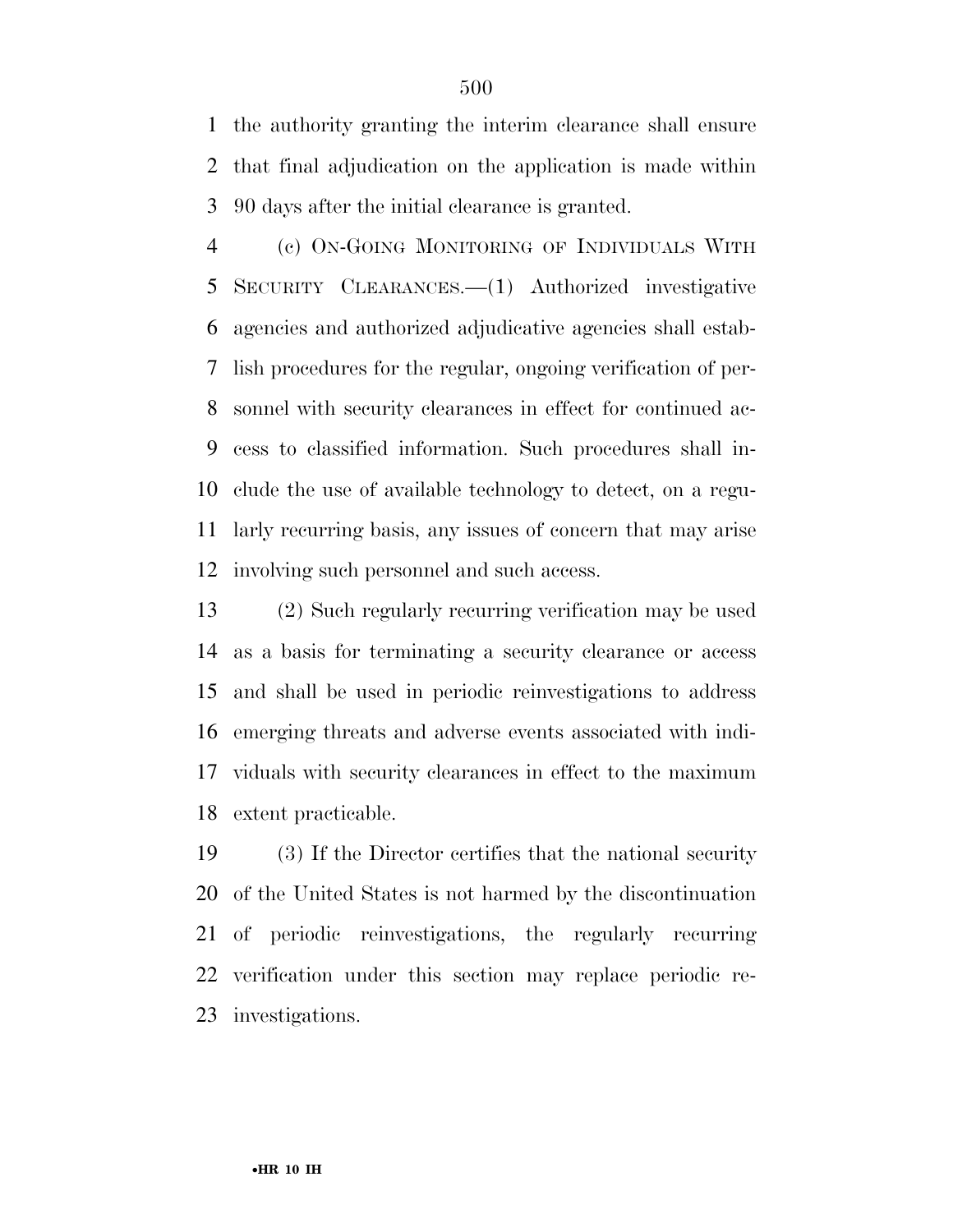the authority granting the interim clearance shall ensure that final adjudication on the application is made within 90 days after the initial clearance is granted.

(c) ON-GOING MONITORING OF INDIVIDUALS WITH SECURITY CLEARANCES.—(1) Authorized investigative agencies and authorized adjudicative agencies shall establish procedures for the regular, ongoing verification of personnel with security clearances in effect for continued access to classified information. Such procedures shall include the use of available technology to detect, on a regularly recurring basis, any issues of concern that may arise involving such personnel and such access.

(2) Such regularly recurring verification may be used as a basis for terminating a security clearance or access and shall be used in periodic reinvestigations to address emerging threats and adverse events associated with individuals with security clearances in effect to the maximum extent practicable.

(3) If the Director certifies that the national security of the United States is not harmed by the discontinuation of periodic reinvestigations, the regularly recurring verification under this section may replace periodic reinvestigations.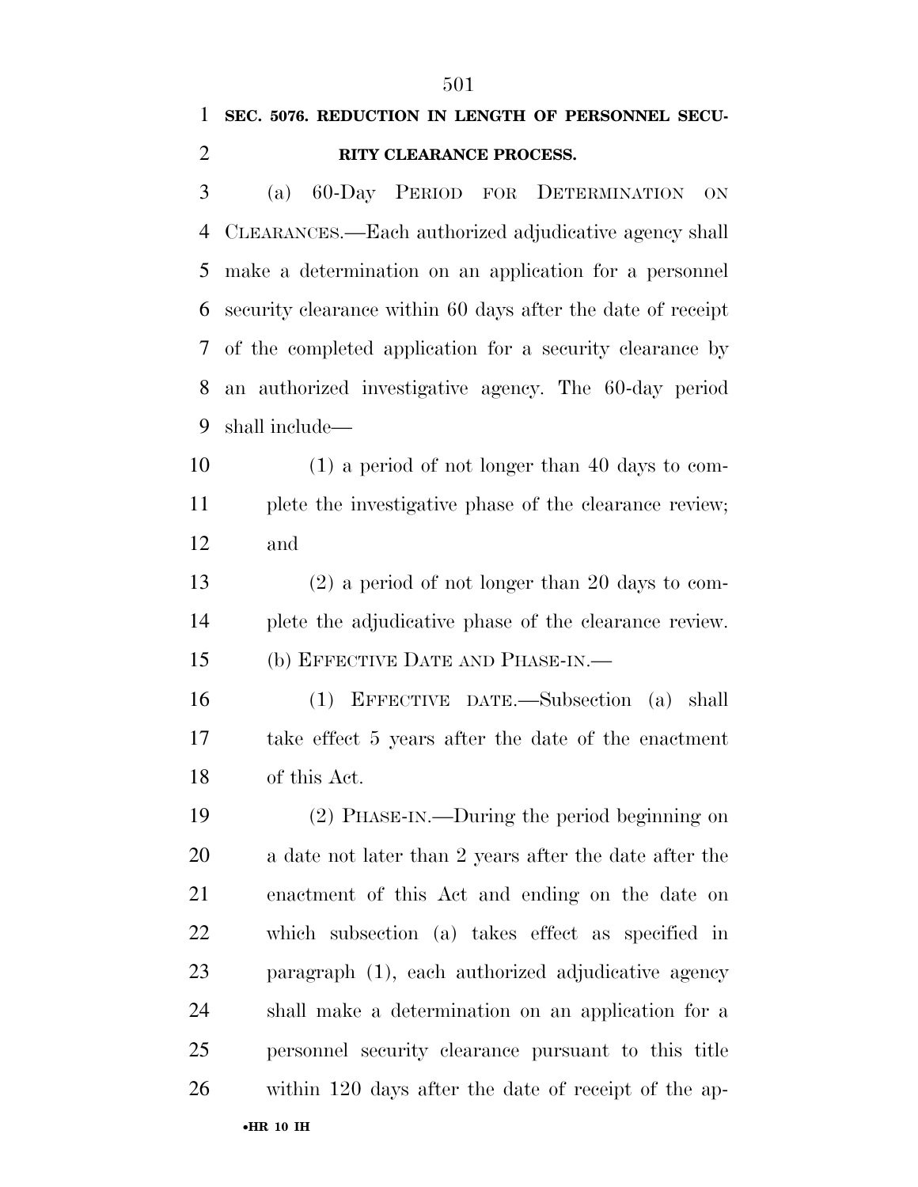**SEC. 5076. REDUCTION IN LENGTH OF PERSONNEL SECURITY CLEARANCE PROCESS.**

(a) 60-DAY PERIOD FOR DETERMINATION ON CLEARANCES.—Each authorized adjudicative agency shall make a determination on an application for a personnel security clearance within 60 days after the date of receipt of the completed application for a security clearance by an authorized investigative agency. The 60-day period shall include—

(1) a period of not longer than 40 days to complete the investigative phase of the clearance review; and

(2) a period of not longer than 20 days to complete the adjudicative phase of the clearance review.

(b) EFFECTIVE DATE AND PHASE-IN.—

(1) EFFECTIVE DATE.—Subsection (a) shall take effect 5 years after the date of the enactment of this Act.

(2) PHASE-IN.—During the period beginning on a date not later than 2 years after the date after the enactment of this Act and ending on the date on which subsection (a) takes effect as specified in paragraph (1), each authorized adjudicative agency shall make a determination on an application for a personnel security clearance pursuant to this title within 120 days after the date of receipt of the ap-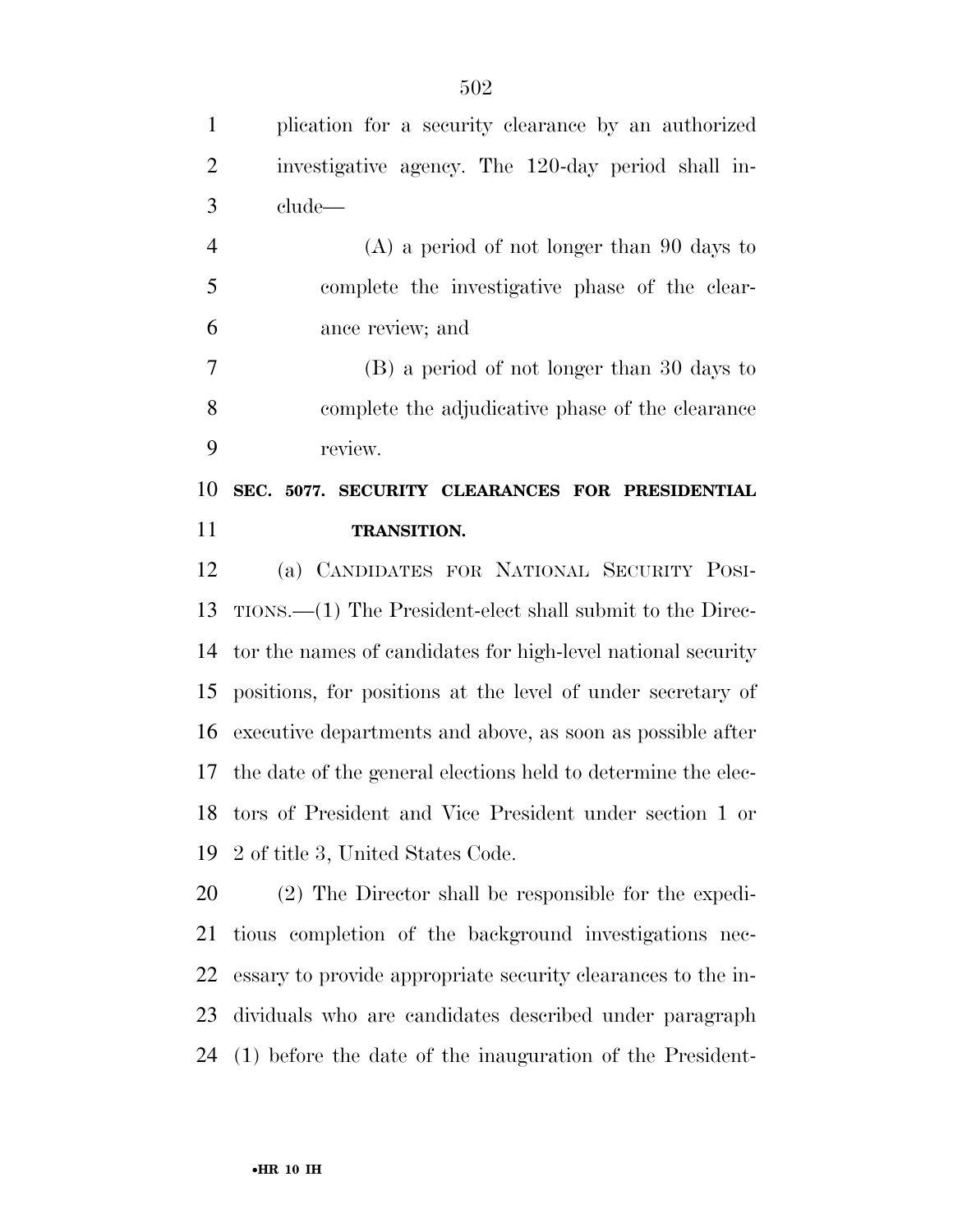plication for a security clearance by an authorized investigative agency. The 120-day period shall include—

(A) a period of not longer than 90 days to complete the investigative phase of the clearance review; and

(B) a period of not longer than 30 days to complete the adjudicative phase of the clearance review.

### SEC. 5077. SECURITY CLEARANCES FOR PRESIDENTIAL TRANSITION.

(a) CANDIDATES FOR NATIONAL SECURITY POSITIONS.—(1) The President-elect shall submit to the Director the names of candidates for high-level national security positions, for positions at the level of under secretary of executive departments and above, as soon as possible after the date of the general elections held to determine the electors of President and Vice President under section 1 or 2 of title 3, United States Code.

(2) The Director shall be responsible for the expeditious completion of the background investigations necessary to provide appropriate security clearances to the individuals who are candidates described under paragraph (1) before the date of the inauguration of the President-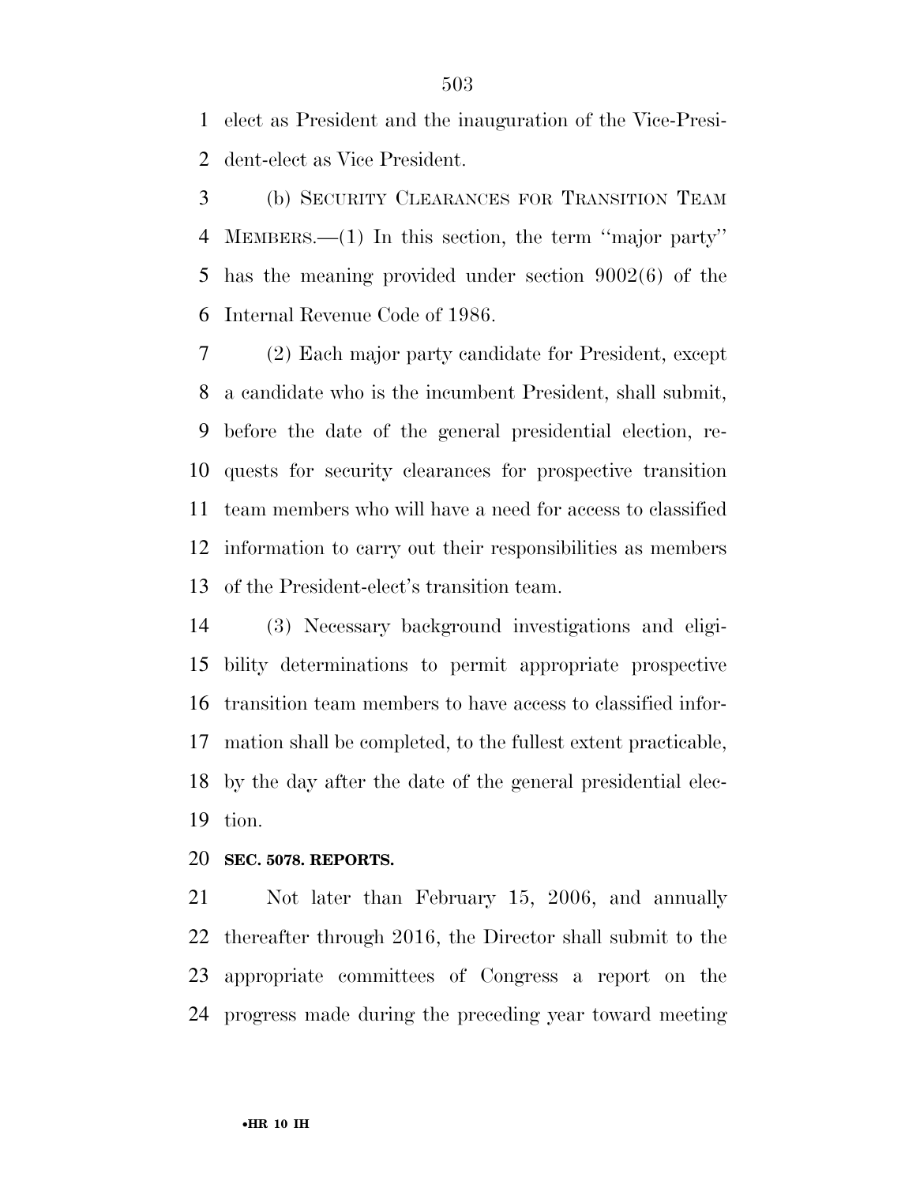elect as President and the inauguration of the Vice-President-elect as Vice President.

(b) SECURITY CLEARANCES FOR TRANSITION TEAM MEMBERS.—(1) In this section, the term ''major party'' has the meaning provided under section 9002(6) of the Internal Revenue Code of 1986.

(2) Each major party candidate for President, except a candidate who is the incumbent President, shall submit, before the date of the general presidential election, requests for security clearances for prospective transition team members who will have a need for access to classified information to carry out their responsibilities as members of the President-elect's transition team.

(3) Necessary background investigations and eligibility determinations to permit appropriate prospective transition team members to have access to classified information shall be completed, to the fullest extent practicable, by the day after the date of the general presidential election.

**SEC. 5078. REPORTS.**

Not later than February 15, 2006, and annually thereafter through 2016, the Director shall submit to the appropriate committees of Congress a report on the progress made during the preceding year toward meeting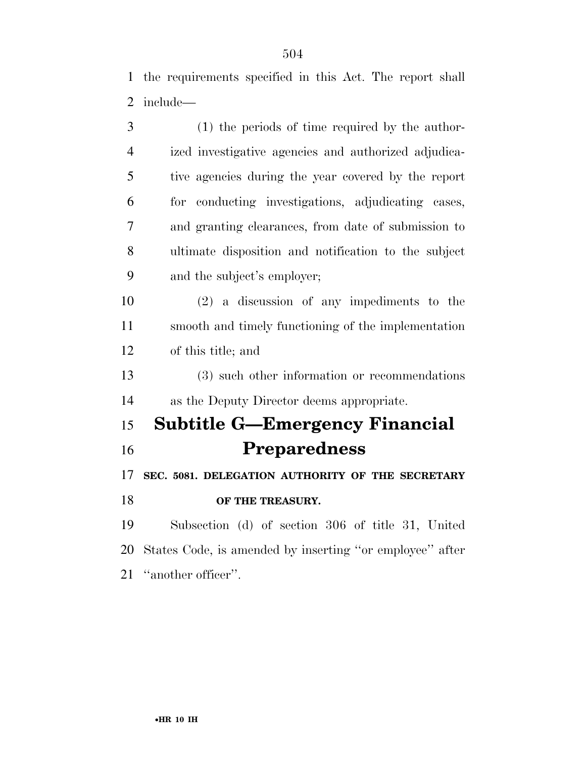the requirements specified in this Act. The report shall include—

(1) the periods of time required by the authorized investigative agencies and authorized adjudicative agencies during the year covered by the report for conducting investigations, adjudicating cases, and granting clearances, from date of submission to ultimate disposition and notification to the subject and the subject's employer;

(2) a discussion of any impediments to the smooth and timely functioning of the implementation of this title; and

(3) such other information or recommendations as the Deputy Director deems appropriate.

## Subtitle G—Emergency Financial Preparedness

### SEC. 5081. DELEGATION AUTHORITY OF THE SECRETARY OF THE TREASURY.

Subsection (d) of section 306 of title 31, United States Code, is amended by inserting ''or employee'' after ''another officer''.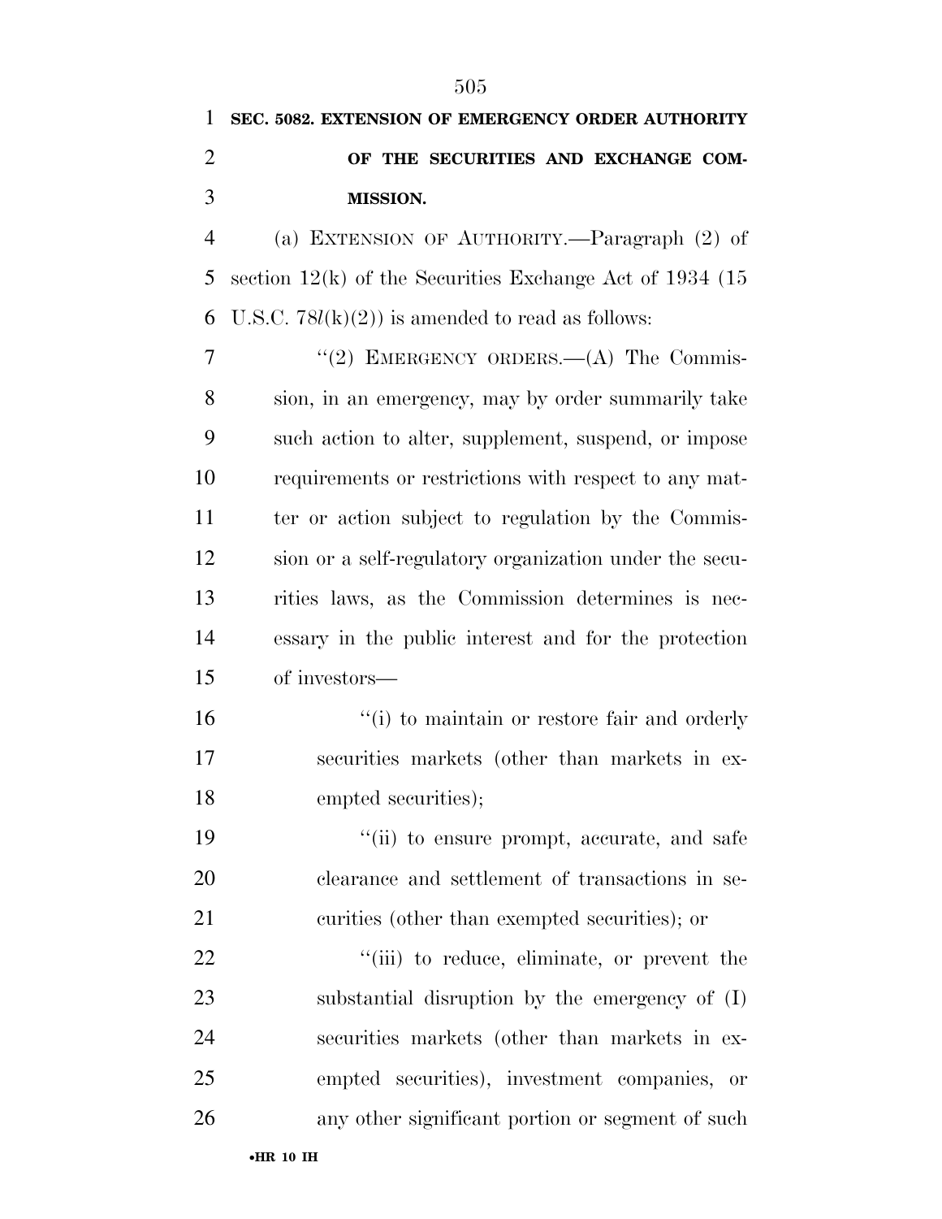**SEC. 5082. EXTENSION OF EMERGENCY ORDER AUTHORITY OF THE SECURITIES AND EXCHANGE COMMISSION.**

(a) EXTENSION OF AUTHORITY.—Paragraph (2) of section 12(k) of the Securities Exchange Act of 1934 (15 U.S.C. 78*l*(k)(2)) is amended to read as follows:

"(2) EMERGENCY ORDERS.—(A) The Commission, in an emergency, may by order summarily take such action to alter, supplement, suspend, or impose requirements or restrictions with respect to any matter or action subject to regulation by the Commission or a self-regulatory organization under the securities laws, as the Commission determines is necessary in the public interest and for the protection of investors—

"(i) to maintain or restore fair and orderly securities markets (other than markets in exempted securities);

"(ii) to ensure prompt, accurate, and safe clearance and settlement of transactions in securities (other than exempted securities); or

"(iii) to reduce, eliminate, or prevent the substantial disruption by the emergency of (I) securities markets (other than markets in exempted securities), investment companies, or any other significant portion or segment of such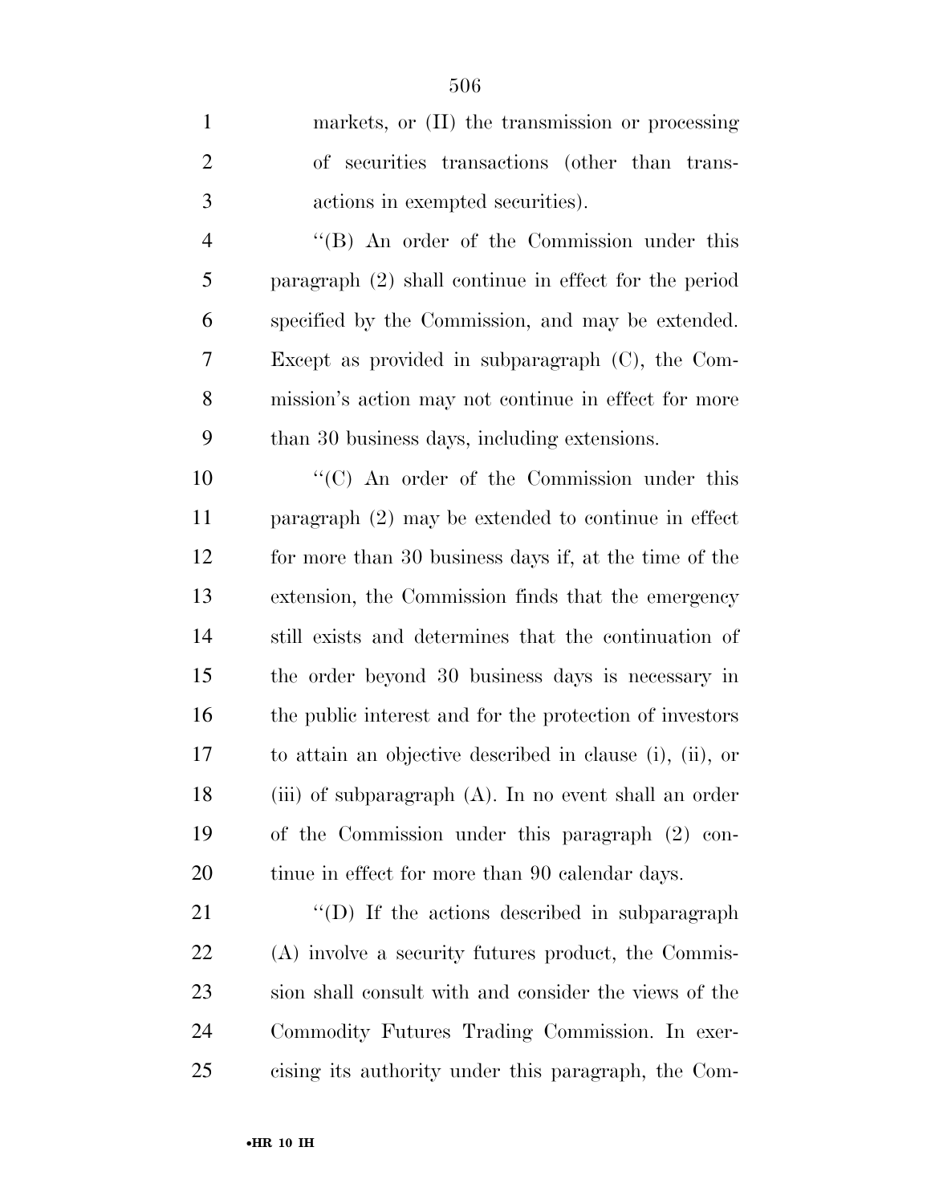markets, or (II) the transmission or processing of securities transactions (other than transactions in exempted securities).

''(B) An order of the Commission under this paragraph (2) shall continue in effect for the period specified by the Commission, and may be extended. Except as provided in subparagraph (C), the Commission's action may not continue in effect for more than 30 business days, including extensions.

''(C) An order of the Commission under this paragraph (2) may be extended to continue in effect for more than 30 business days if, at the time of the extension, the Commission finds that the emergency still exists and determines that the continuation of the order beyond 30 business days is necessary in the public interest and for the protection of investors to attain an objective described in clause (i), (ii), or (iii) of subparagraph (A). In no event shall an order of the Commission under this paragraph (2) continue in effect for more than 90 calendar days.

''(D) If the actions described in subparagraph (A) involve a security futures product, the Commission shall consult with and consider the views of the Commodity Futures Trading Commission. In exercising its authority under this paragraph, the Com-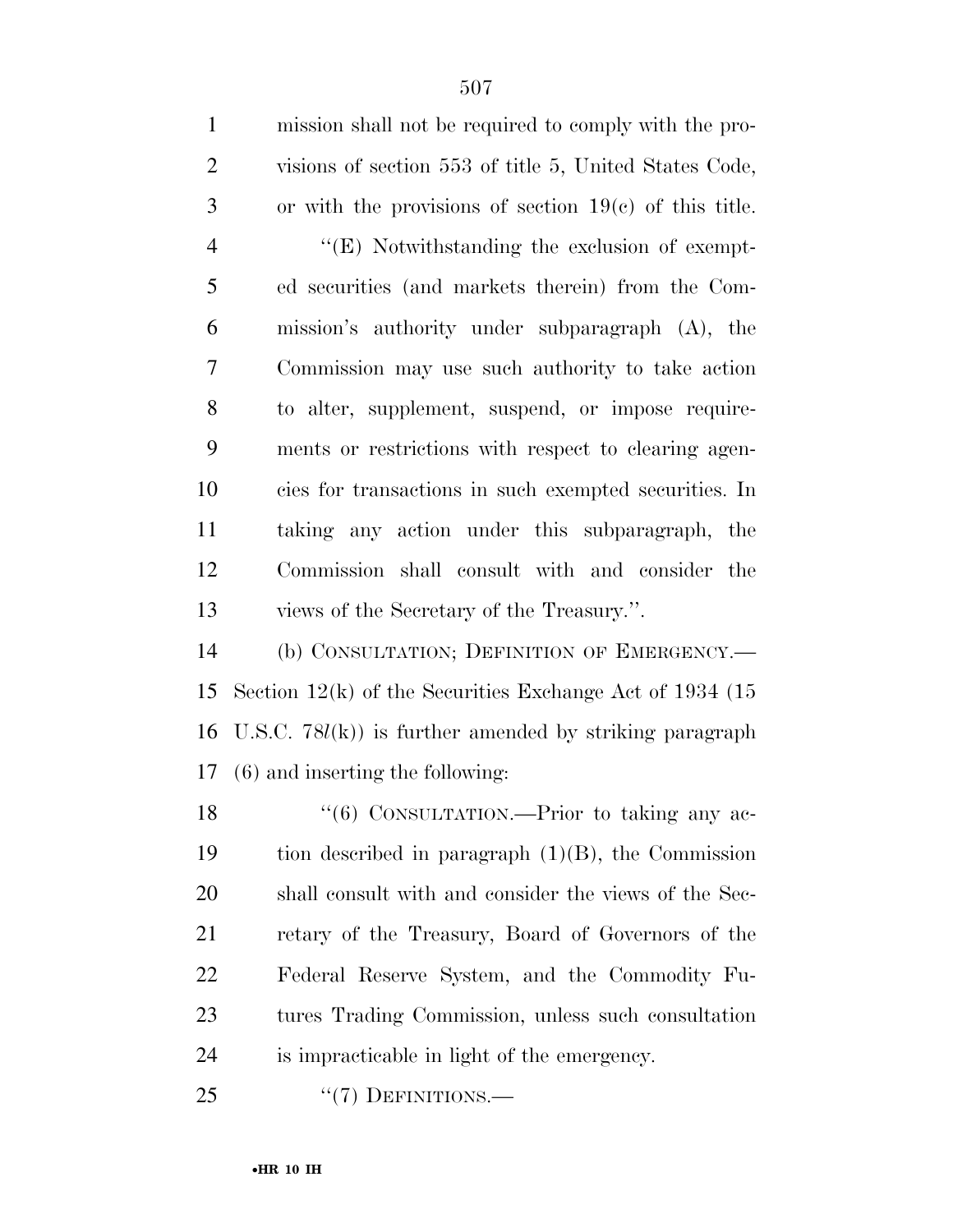mission shall not be required to comply with the provisions of section 553 of title 5, United States Code, or with the provisions of section 19(c) of this title.

''(E) Notwithstanding the exclusion of exempted securities (and markets therein) from the Commission's authority under subparagraph (A), the Commission may use such authority to take action to alter, supplement, suspend, or impose requirements or restrictions with respect to clearing agencies for transactions in such exempted securities. In taking any action under this subparagraph, the Commission shall consult with and consider the views of the Secretary of the Treasury.''.

(b) CONSULTATION; DEFINITION OF EMERGENCY.—Section 12(k) of the Securities Exchange Act of 1934 (15 U.S.C. 78*l*(k)) is further amended by striking paragraph (6) and inserting the following:

''(6) CONSULTATION.—Prior to taking any action described in paragraph (1)(B), the Commission shall consult with and consider the views of the Secretary of the Treasury, Board of Governors of the Federal Reserve System, and the Commodity Futures Trading Commission, unless such consultation is impracticable in light of the emergency.

''(7) DEFINITIONS.—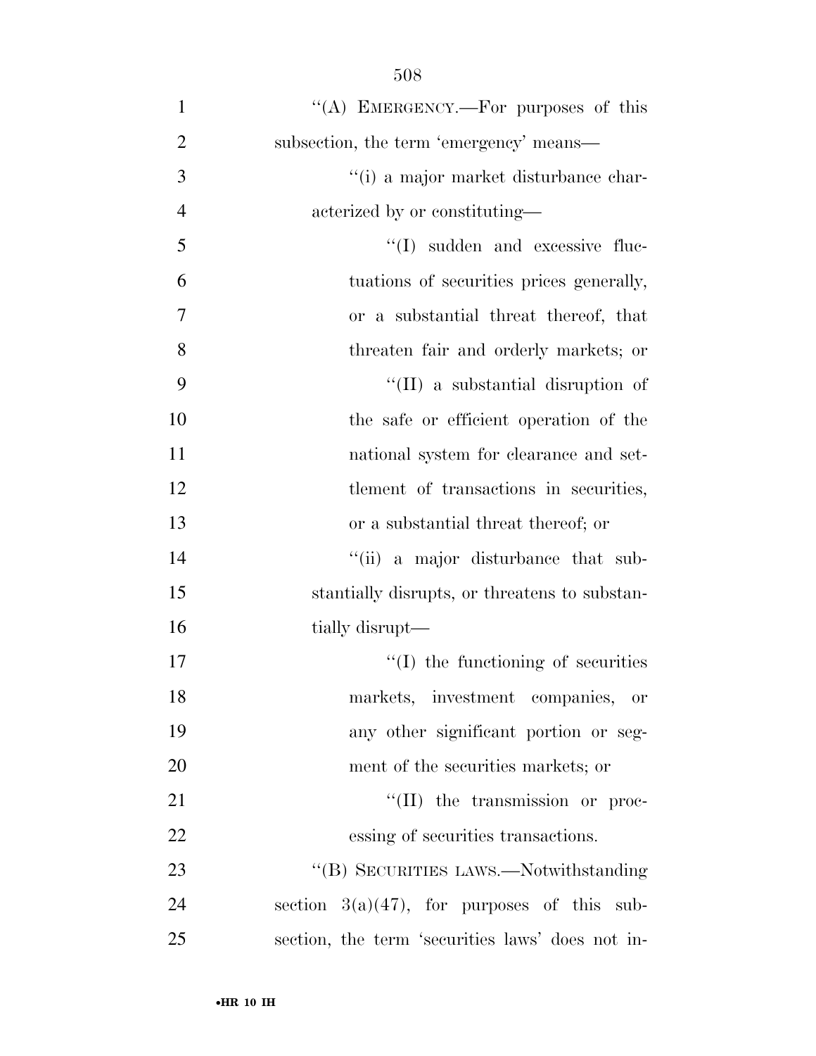"(A) EMERGENCY.—For purposes of this subsection, the term 'emergency' means—

"(i) a major market disturbance characterized by or constituting—

"(I) sudden and excessive fluctuations of securities prices generally, or a substantial threat thereof, that threaten fair and orderly markets; or

"(II) a substantial disruption of the safe or efficient operation of the national system for clearance and settlement of transactions in securities, or a substantial threat thereof; or

"(ii) a major disturbance that substantially disrupts, or threatens to substantially disrupt—

"(I) the functioning of securities markets, investment companies, or any other significant portion or segment of the securities markets; or

"(II) the transmission or processing of securities transactions.

"(B) SECURITIES LAWS.—Notwithstanding section 3(a)(47), for purposes of this subsection, the term 'securities laws' does not in-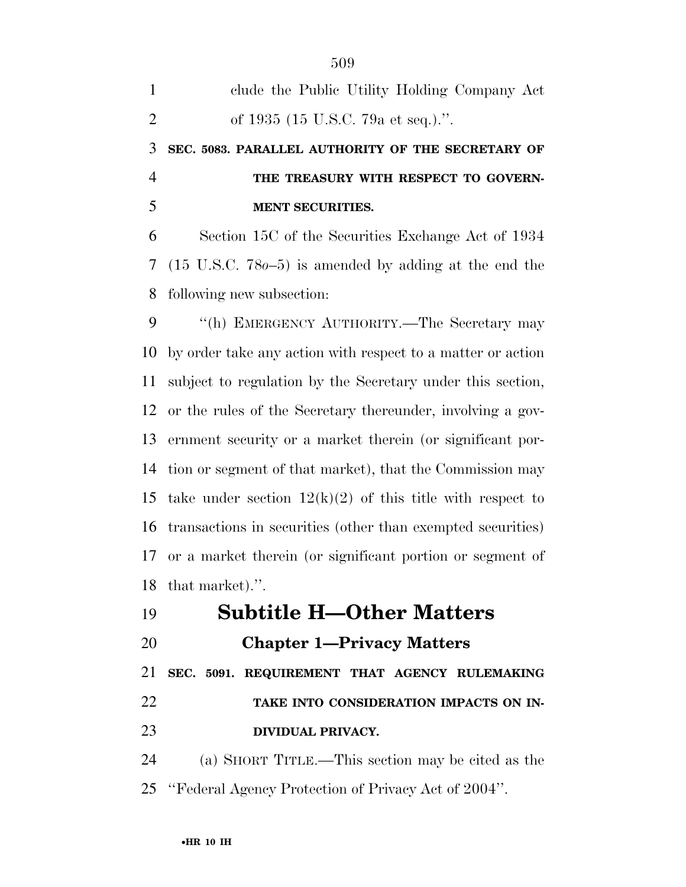clude the Public Utility Holding Company Act of 1935 (15 U.S.C. 79a et seq.).''.

**SEC. 5083. PARALLEL AUTHORITY OF THE SECRETARY OF THE TREASURY WITH RESPECT TO GOVERNMENT SECURITIES.**

Section 15C of the Securities Exchange Act of 1934 (15 U.S.C. 78*o*–5) is amended by adding at the end the following new subsection:

''(h) EMERGENCY AUTHORITY.—The Secretary may by order take any action with respect to a matter or action subject to regulation by the Secretary under this section, or the rules of the Secretary thereunder, involving a government security or a market therein (or significant portion or segment of that market), that the Commission may take under section 12(k)(2) of this title with respect to transactions in securities (other than exempted securities) or a market therein (or significant portion or segment of that market).''.

# Subtitle H—Other Matters

## Chapter 1—Privacy Matters

**SEC. 5091. REQUIREMENT THAT AGENCY RULEMAKING TAKE INTO CONSIDERATION IMPACTS ON INDIVIDUAL PRIVACY.**

(a) SHORT TITLE.—This section may be cited as the ''Federal Agency Protection of Privacy Act of 2004''.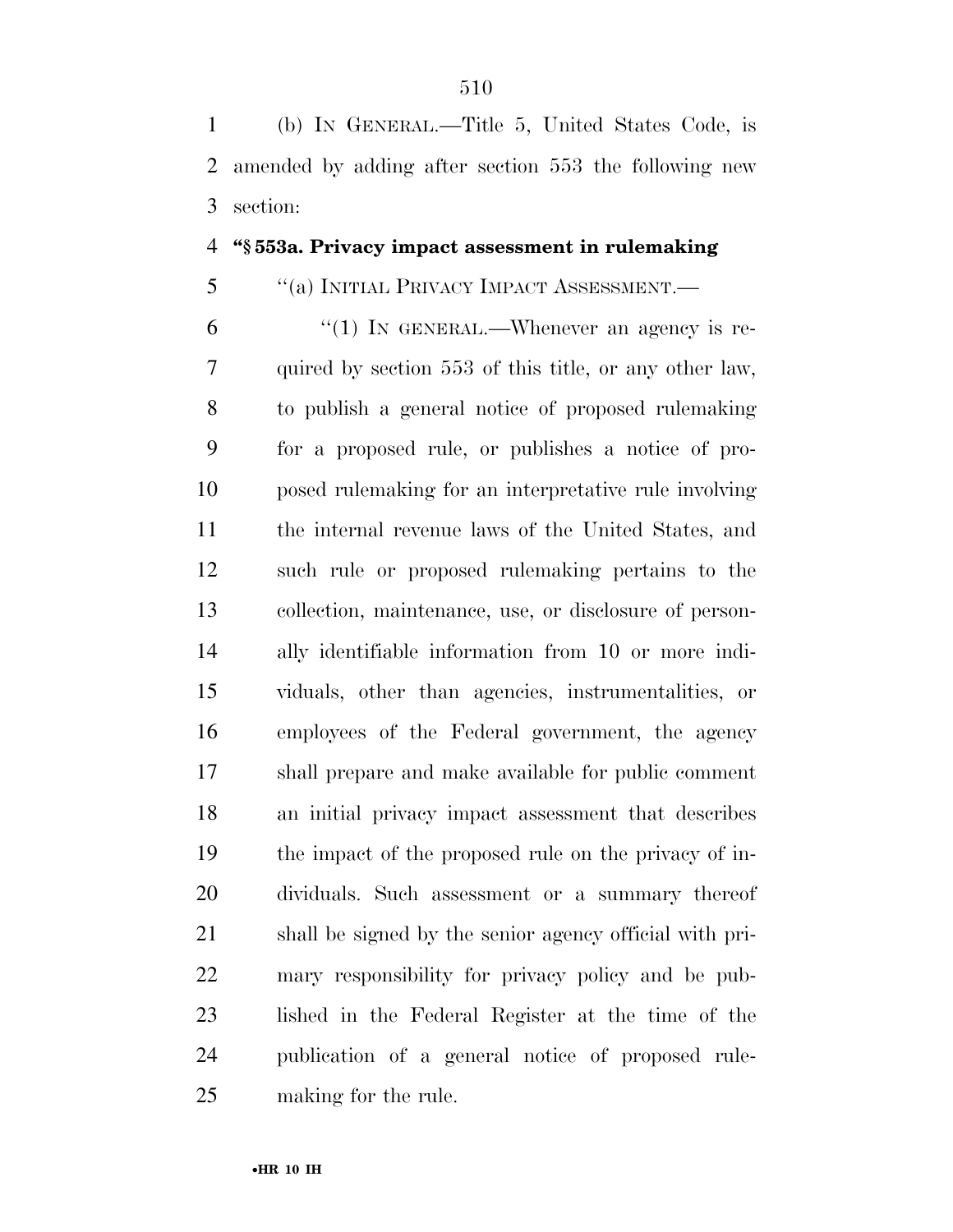(b) IN GENERAL.—Title 5, United States Code, is amended by adding after section 553 the following new section:

**"§ 553a. Privacy impact assessment in rulemaking**

"(a) INITIAL PRIVACY IMPACT ASSESSMENT.—

"(1) IN GENERAL.—Whenever an agency is required by section 553 of this title, or any other law, to publish a general notice of proposed rulemaking for a proposed rule, or publishes a notice of proposed rulemaking for an interpretative rule involving the internal revenue laws of the United States, and such rule or proposed rulemaking pertains to the collection, maintenance, use, or disclosure of personally identifiable information from 10 or more individuals, other than agencies, instrumentalities, or employees of the Federal government, the agency shall prepare and make available for public comment an initial privacy impact assessment that describes the impact of the proposed rule on the privacy of individuals. Such assessment or a summary thereof shall be signed by the senior agency official with primary responsibility for privacy policy and be published in the Federal Register at the time of the publication of a general notice of proposed rulemaking for the rule.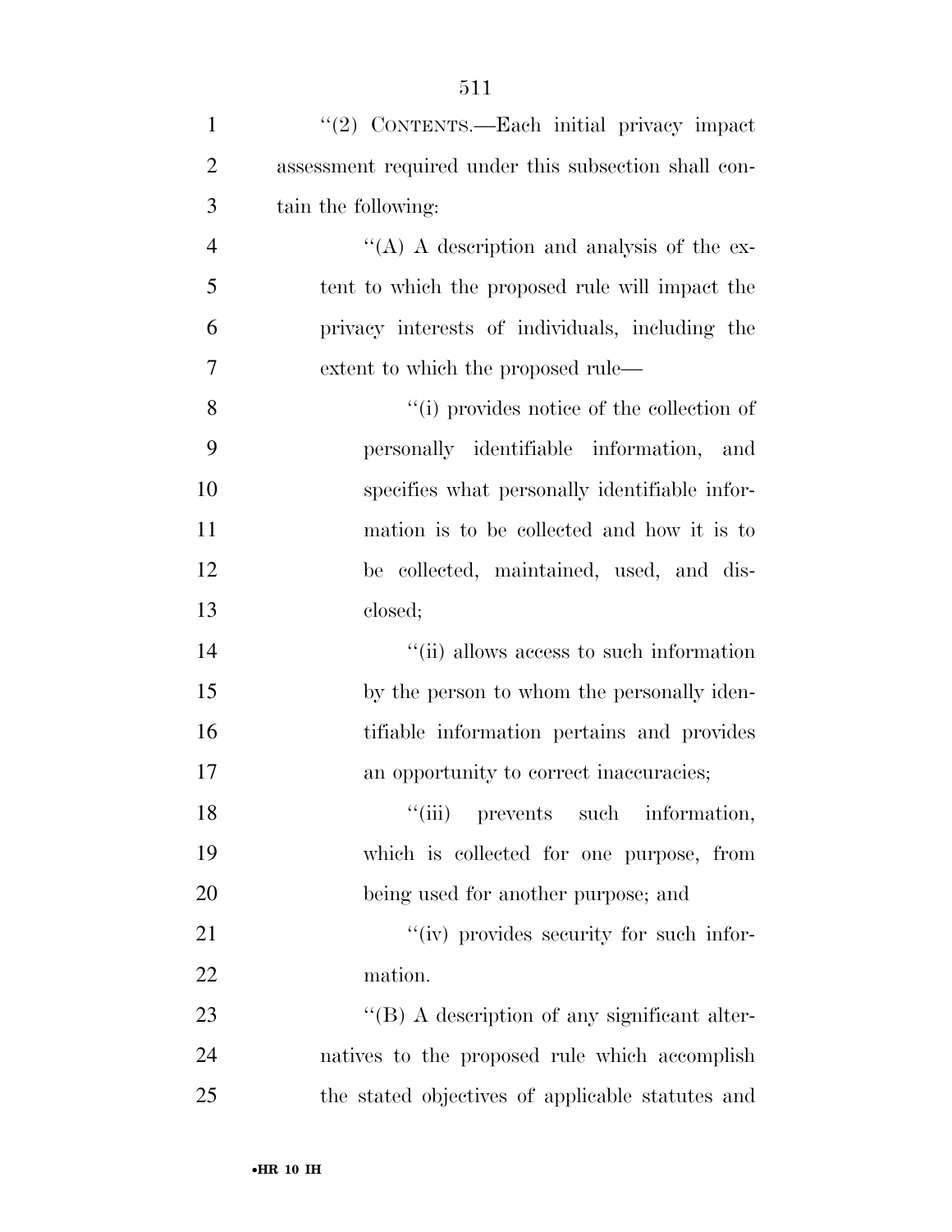"(2) CONTENTS.—Each initial privacy impact assessment required under this subsection shall contain the following:

"(A) A description and analysis of the extent to which the proposed rule will impact the privacy interests of individuals, including the extent to which the proposed rule—

"(i) provides notice of the collection of personally identifiable information, and specifies what personally identifiable information is to be collected and how it is to be collected, maintained, used, and disclosed;

"(ii) allows access to such information by the person to whom the personally identifiable information pertains and provides an opportunity to correct inaccuracies;

"(iii) prevents such information, which is collected for one purpose, from being used for another purpose; and

"(iv) provides security for such information.

"(B) A description of any significant alternatives to the proposed rule which accomplish the stated objectives of applicable statutes and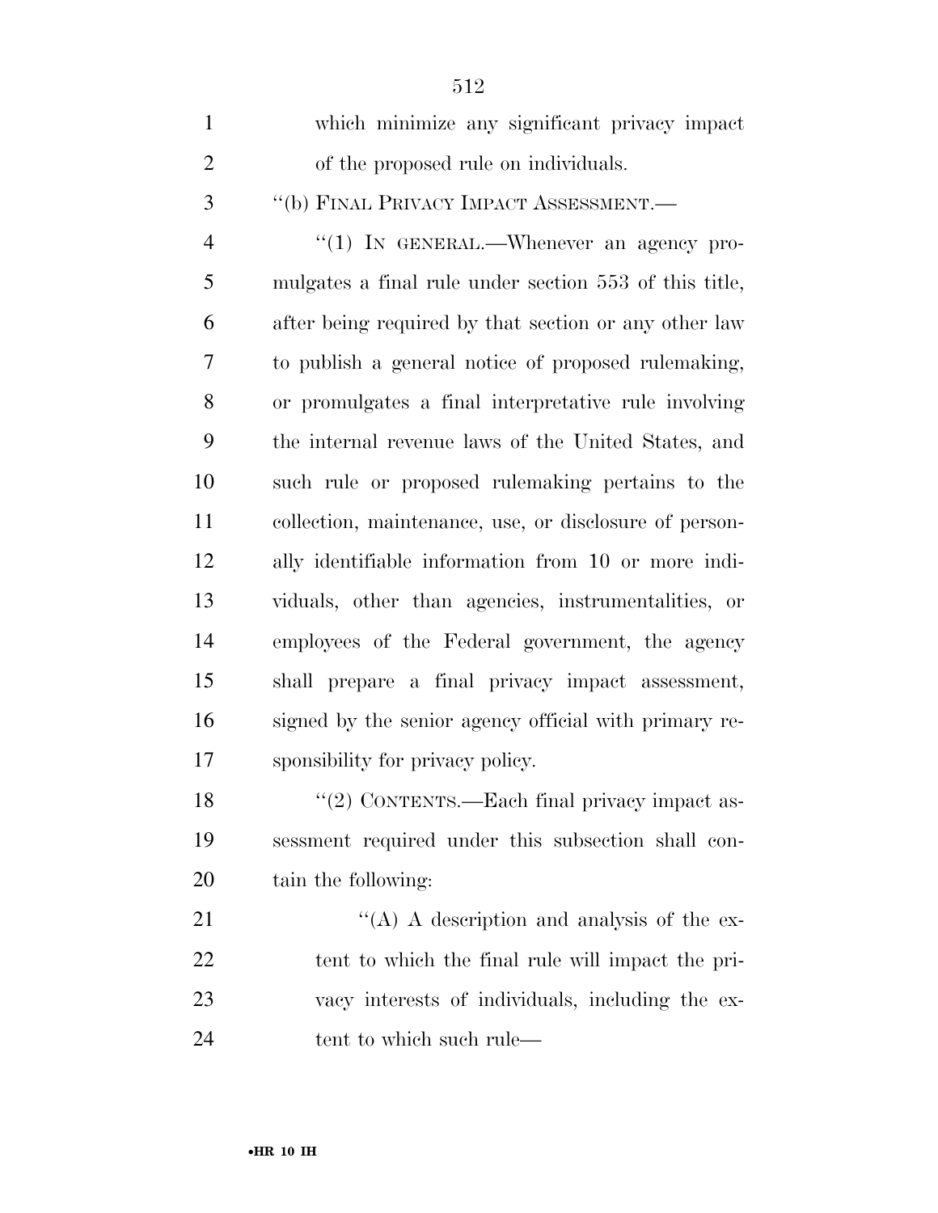which minimize any significant privacy impact of the proposed rule on individuals.

''(b) FINAL PRIVACY IMPACT ASSESSMENT.—

''(1) IN GENERAL.—Whenever an agency promulgates a final rule under section 553 of this title, after being required by that section or any other law to publish a general notice of proposed rulemaking, or promulgates a final interpretative rule involving the internal revenue laws of the United States, and such rule or proposed rulemaking pertains to the collection, maintenance, use, or disclosure of personally identifiable information from 10 or more individuals, other than agencies, instrumentalities, or employees of the Federal government, the agency shall prepare a final privacy impact assessment, signed by the senior agency official with primary responsibility for privacy policy.

''(2) CONTENTS.—Each final privacy impact assessment required under this subsection shall contain the following:

''(A) A description and analysis of the extent to which the final rule will impact the privacy interests of individuals, including the extent to which such rule—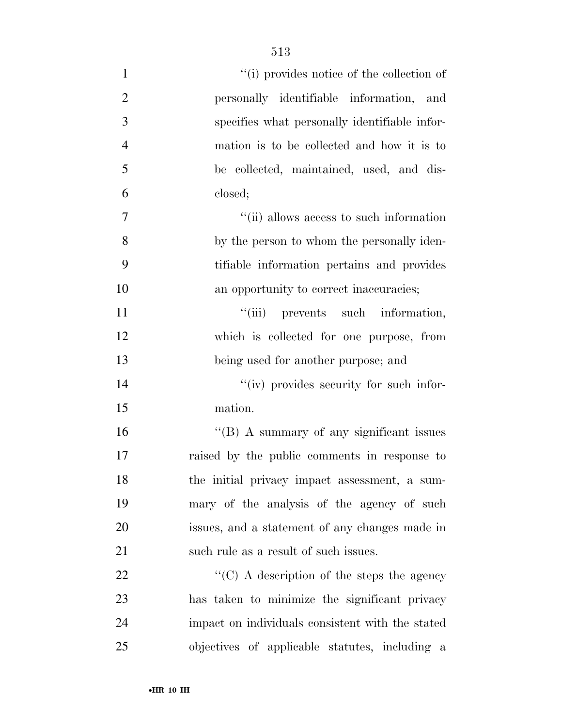''(i) provides notice of the collection of personally identifiable information, and specifies what personally identifiable information is to be collected and how it is to be collected, maintained, used, and disclosed;

''(ii) allows access to such information by the person to whom the personally identifiable information pertains and provides an opportunity to correct inaccuracies;

''(iii) prevents such information, which is collected for one purpose, from being used for another purpose; and

''(iv) provides security for such information.

''(B) A summary of any significant issues raised by the public comments in response to the initial privacy impact assessment, a summary of the analysis of the agency of such issues, and a statement of any changes made in such rule as a result of such issues.

''(C) A description of the steps the agency has taken to minimize the significant privacy impact on individuals consistent with the stated objectives of applicable statutes, including a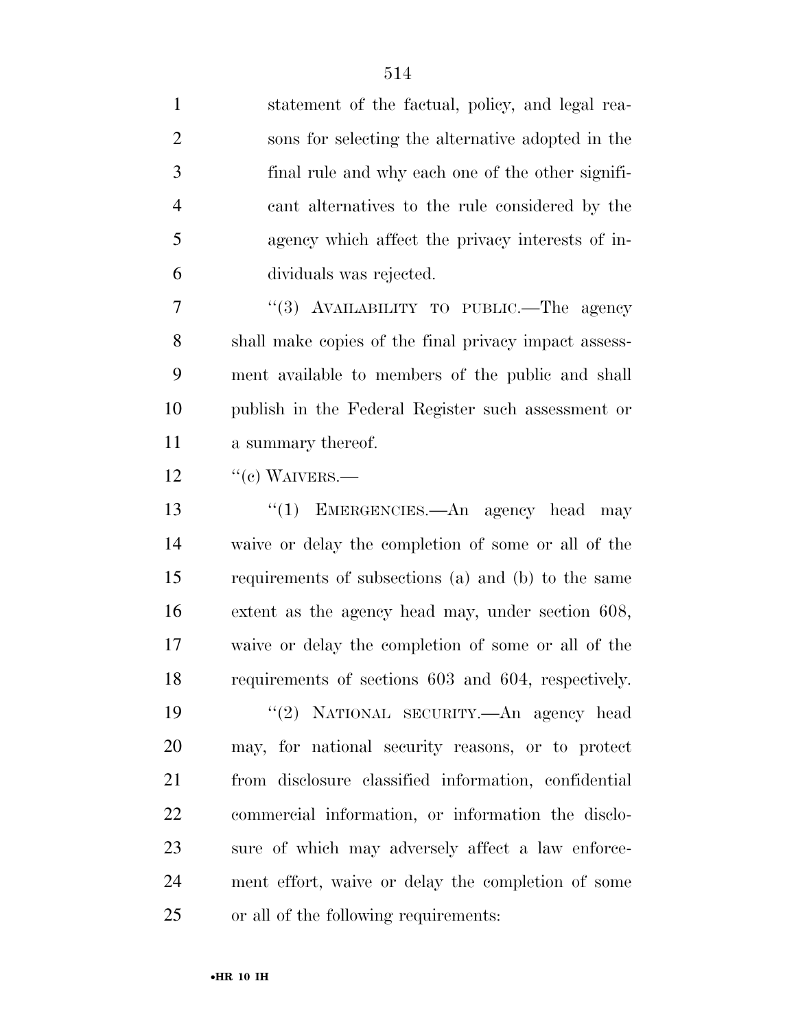statement of the factual, policy, and legal reasons for selecting the alternative adopted in the final rule and why each one of the other significant alternatives to the rule considered by the agency which affect the privacy interests of individuals was rejected.

"(3) AVAILABILITY TO PUBLIC.—The agency shall make copies of the final privacy impact assessment available to members of the public and shall publish in the Federal Register such assessment or a summary thereof.

"(c) WAIVERS.—

"(1) EMERGENCIES.—An agency head may waive or delay the completion of some or all of the requirements of subsections (a) and (b) to the same extent as the agency head may, under section 608, waive or delay the completion of some or all of the requirements of sections 603 and 604, respectively.

"(2) NATIONAL SECURITY.—An agency head may, for national security reasons, or to protect from disclosure classified information, confidential commercial information, or information the disclosure of which may adversely affect a law enforcement effort, waive or delay the completion of some or all of the following requirements: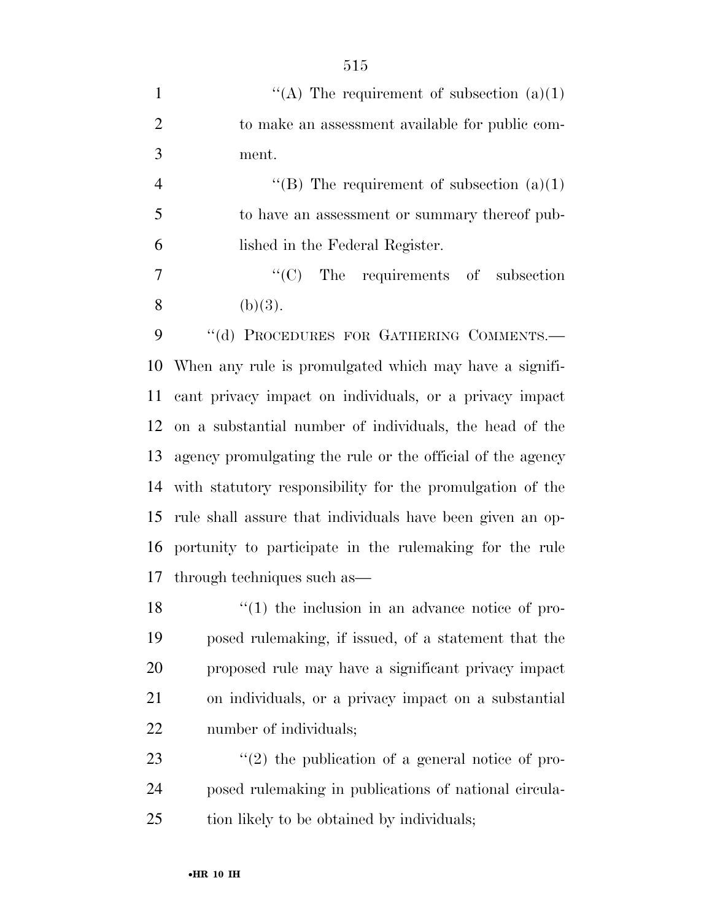"(A) The requirement of subsection (a)(1) to make an assessment available for public comment.

"(B) The requirement of subsection (a)(1) to have an assessment or summary thereof published in the Federal Register.

"(C) The requirements of subsection (b)(3).

"(d) PROCEDURES FOR GATHERING COMMENTS.— When any rule is promulgated which may have a significant privacy impact on individuals, or a privacy impact on a substantial number of individuals, the head of the agency promulgating the rule or the official of the agency with statutory responsibility for the promulgation of the rule shall assure that individuals have been given an opportunity to participate in the rulemaking for the rule through techniques such as—

"(1) the inclusion in an advance notice of proposed rulemaking, if issued, of a statement that the proposed rule may have a significant privacy impact on individuals, or a privacy impact on a substantial number of individuals;

"(2) the publication of a general notice of proposed rulemaking in publications of national circulation likely to be obtained by individuals;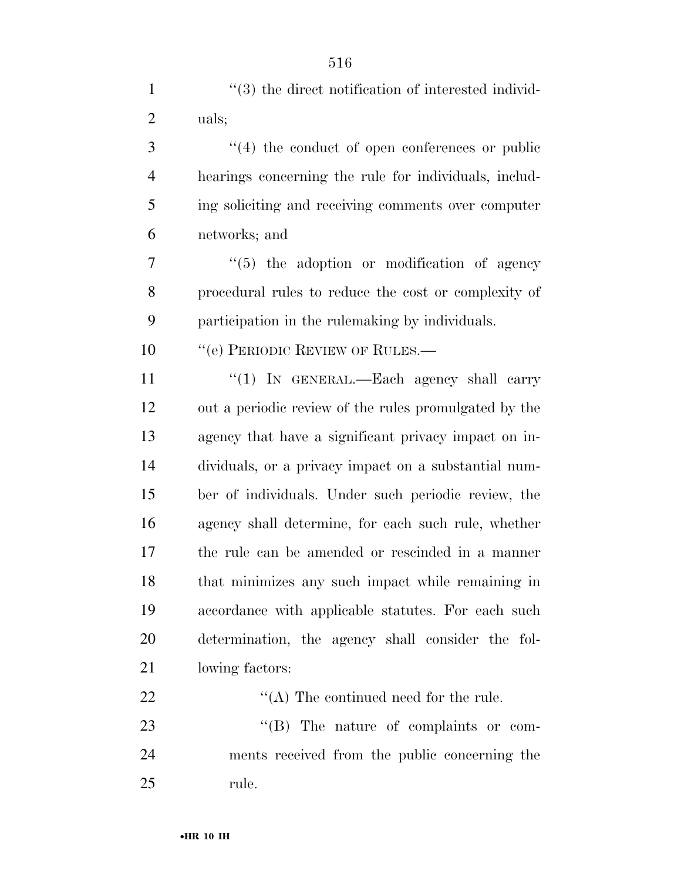''(3) the direct notification of interested individuals;

''(4) the conduct of open conferences or public hearings concerning the rule for individuals, including soliciting and receiving comments over computer networks; and

''(5) the adoption or modification of agency procedural rules to reduce the cost or complexity of participation in the rulemaking by individuals.

''(e) PERIODIC REVIEW OF RULES.—

''(1) IN GENERAL.—Each agency shall carry out a periodic review of the rules promulgated by the agency that have a significant privacy impact on individuals, or a privacy impact on a substantial number of individuals. Under such periodic review, the agency shall determine, for each such rule, whether the rule can be amended or rescinded in a manner that minimizes any such impact while remaining in accordance with applicable statutes. For each such determination, the agency shall consider the following factors:

''(A) The continued need for the rule.

''(B) The nature of complaints or comments received from the public concerning the rule.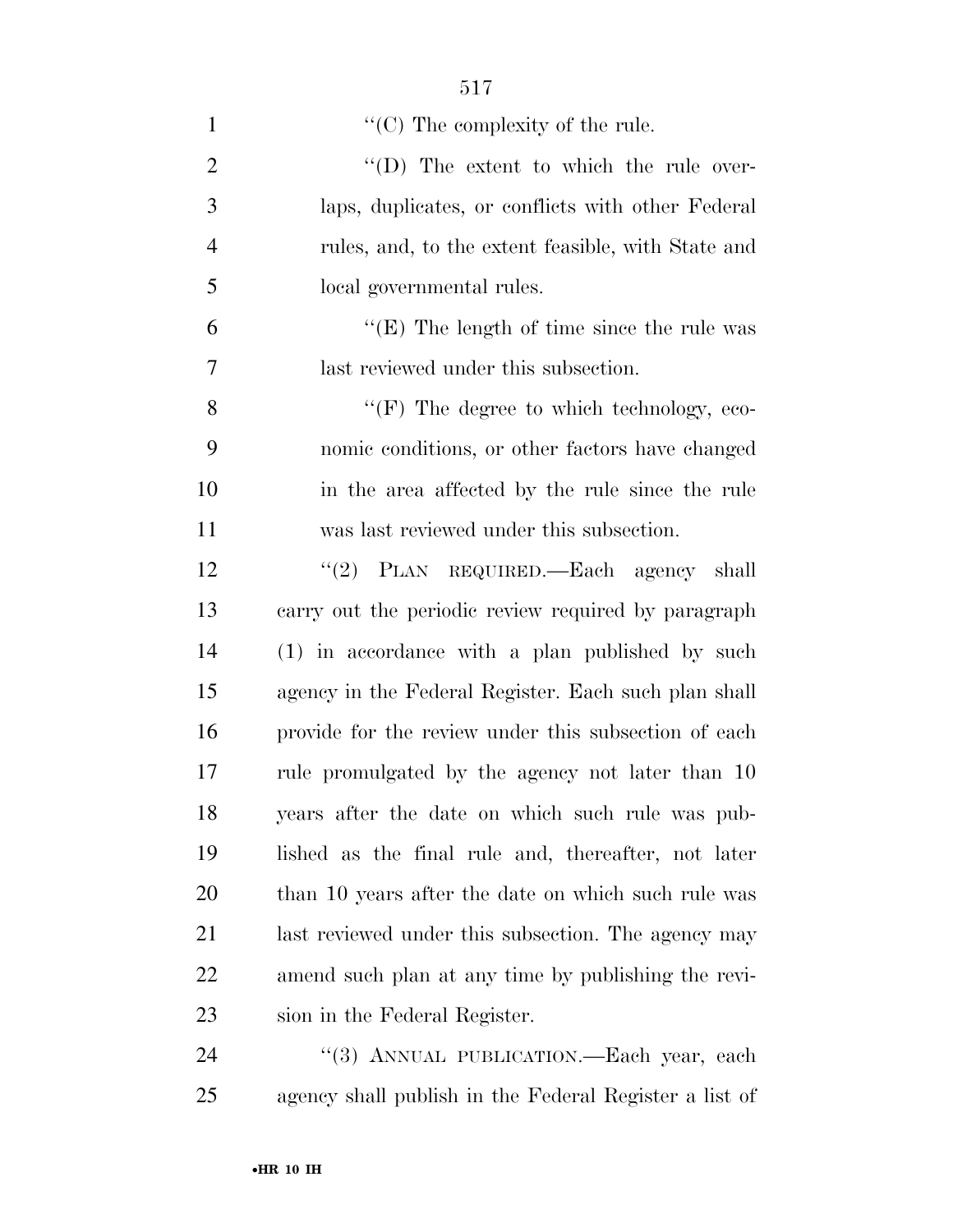"(C) The complexity of the rule.

"(D) The extent to which the rule overlaps, duplicates, or conflicts with other Federal rules, and, to the extent feasible, with State and local governmental rules.

"(E) The length of time since the rule was last reviewed under this subsection.

"(F) The degree to which technology, economic conditions, or other factors have changed in the area affected by the rule since the rule was last reviewed under this subsection.

"(2) PLAN REQUIRED.—Each agency shall carry out the periodic review required by paragraph (1) in accordance with a plan published by such agency in the Federal Register. Each such plan shall provide for the review under this subsection of each rule promulgated by the agency not later than 10 years after the date on which such rule was published as the final rule and, thereafter, not later than 10 years after the date on which such rule was last reviewed under this subsection. The agency may amend such plan at any time by publishing the revision in the Federal Register.

"(3) ANNUAL PUBLICATION.—Each year, each agency shall publish in the Federal Register a list of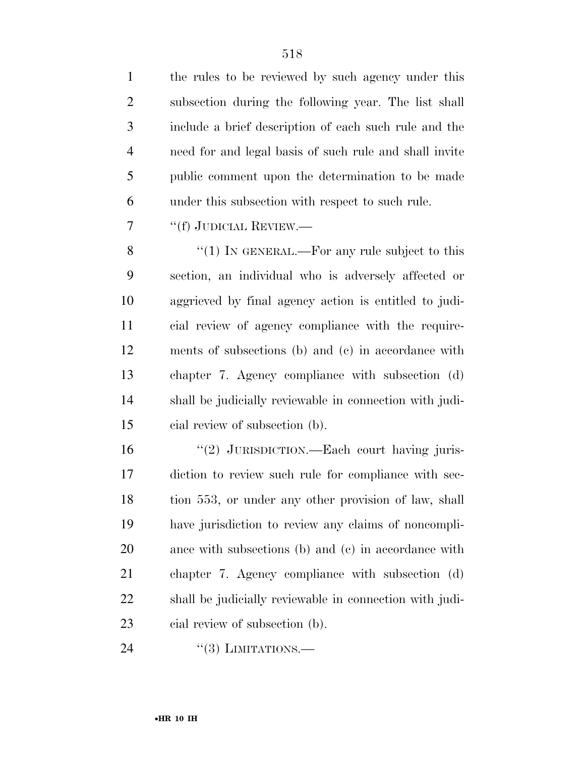the rules to be reviewed by such agency under this subsection during the following year. The list shall include a brief description of each such rule and the need for and legal basis of such rule and shall invite public comment upon the determination to be made under this subsection with respect to such rule.

''(f) JUDICIAL REVIEW.—

''(1) IN GENERAL.—For any rule subject to this section, an individual who is adversely affected or aggrieved by final agency action is entitled to judicial review of agency compliance with the requirements of subsections (b) and (c) in accordance with chapter 7. Agency compliance with subsection (d) shall be judicially reviewable in connection with judicial review of subsection (b).

''(2) JURISDICTION.—Each court having jurisdiction to review such rule for compliance with section 553, or under any other provision of law, shall have jurisdiction to review any claims of noncompliance with subsections (b) and (c) in accordance with chapter 7. Agency compliance with subsection (d) shall be judicially reviewable in connection with judicial review of subsection (b).

''(3) LIMITATIONS.—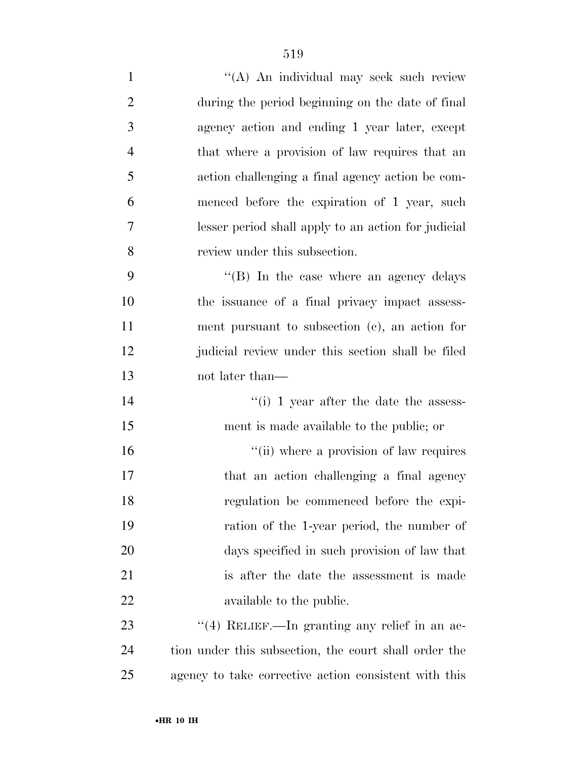"(A) An individual may seek such review during the period beginning on the date of final agency action and ending 1 year later, except that where a provision of law requires that an action challenging a final agency action be commenced before the expiration of 1 year, such lesser period shall apply to an action for judicial review under this subsection.

"(B) In the case where an agency delays the issuance of a final privacy impact assessment pursuant to subsection (c), an action for judicial review under this section shall be filed not later than—

"(i) 1 year after the date the assessment is made available to the public; or

"(ii) where a provision of law requires that an action challenging a final agency regulation be commenced before the expiration of the 1-year period, the number of days specified in such provision of law that is after the date the assessment is made available to the public.

"(4) RELIEF.—In granting any relief in an action under this subsection, the court shall order the agency to take corrective action consistent with this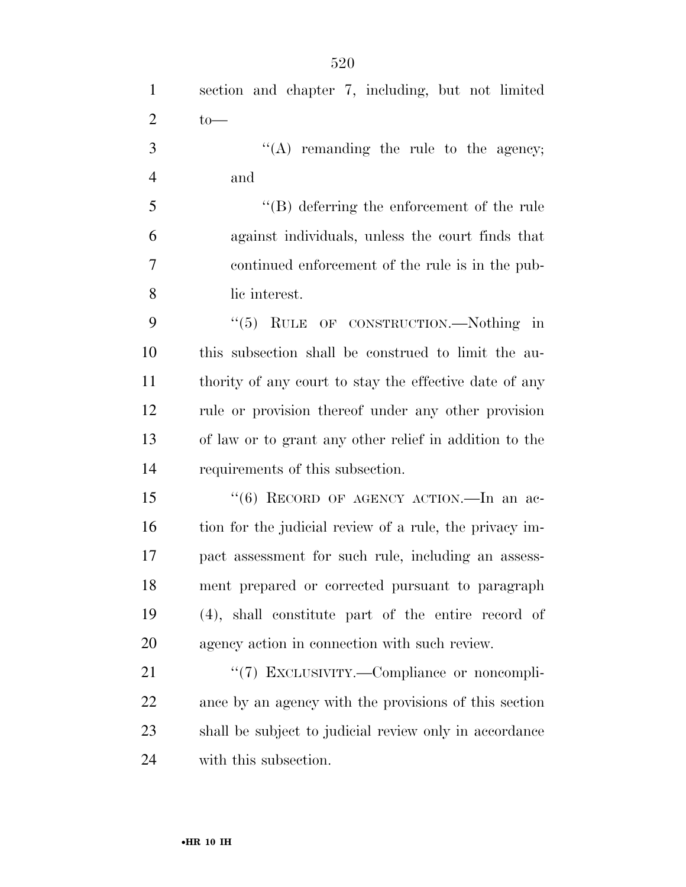section and chapter 7, including, but not limited to—

''(A) remanding the rule to the agency; and

''(B) deferring the enforcement of the rule against individuals, unless the court finds that continued enforcement of the rule is in the public interest.

''(5) RULE OF CONSTRUCTION.—Nothing in this subsection shall be construed to limit the authority of any court to stay the effective date of any rule or provision thereof under any other provision of law or to grant any other relief in addition to the requirements of this subsection.

''(6) RECORD OF AGENCY ACTION.—In an action for the judicial review of a rule, the privacy impact assessment for such rule, including an assessment prepared or corrected pursuant to paragraph (4), shall constitute part of the entire record of agency action in connection with such review.

''(7) EXCLUSIVITY.—Compliance or noncompliance by an agency with the provisions of this section shall be subject to judicial review only in accordance with this subsection.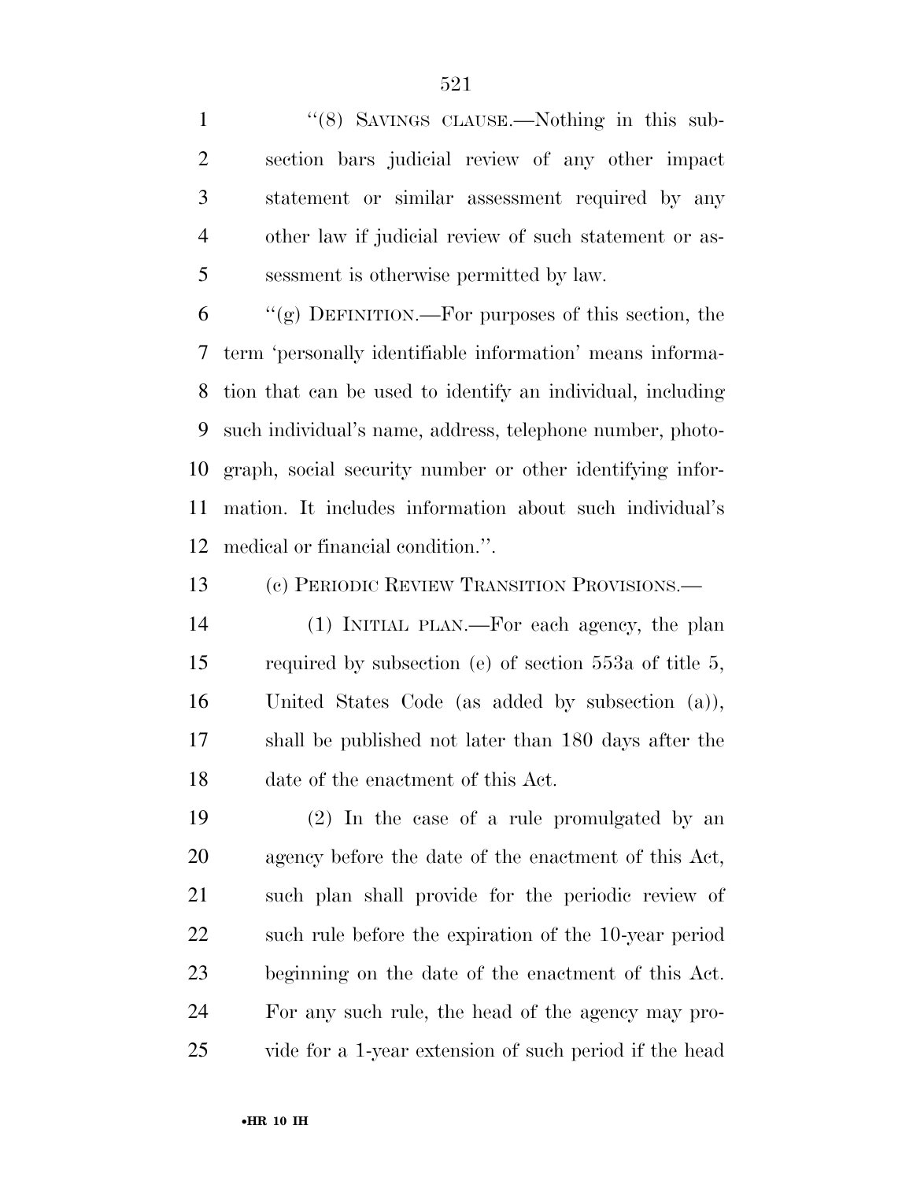"(8) SAVINGS CLAUSE.—Nothing in this subsection bars judicial review of any other impact statement or similar assessment required by any other law if judicial review of such statement or assessment is otherwise permitted by law.

"(g) DEFINITION.—For purposes of this section, the term 'personally identifiable information' means information that can be used to identify an individual, including such individual's name, address, telephone number, photograph, social security number or other identifying information. It includes information about such individual's medical or financial condition.".

(c) PERIODIC REVIEW TRANSITION PROVISIONS.—

(1) INITIAL PLAN.—For each agency, the plan required by subsection (e) of section 553a of title 5, United States Code (as added by subsection (a)), shall be published not later than 180 days after the date of the enactment of this Act.

(2) In the case of a rule promulgated by an agency before the date of the enactment of this Act, such plan shall provide for the periodic review of such rule before the expiration of the 10-year period beginning on the date of the enactment of this Act. For any such rule, the head of the agency may provide for a 1-year extension of such period if the head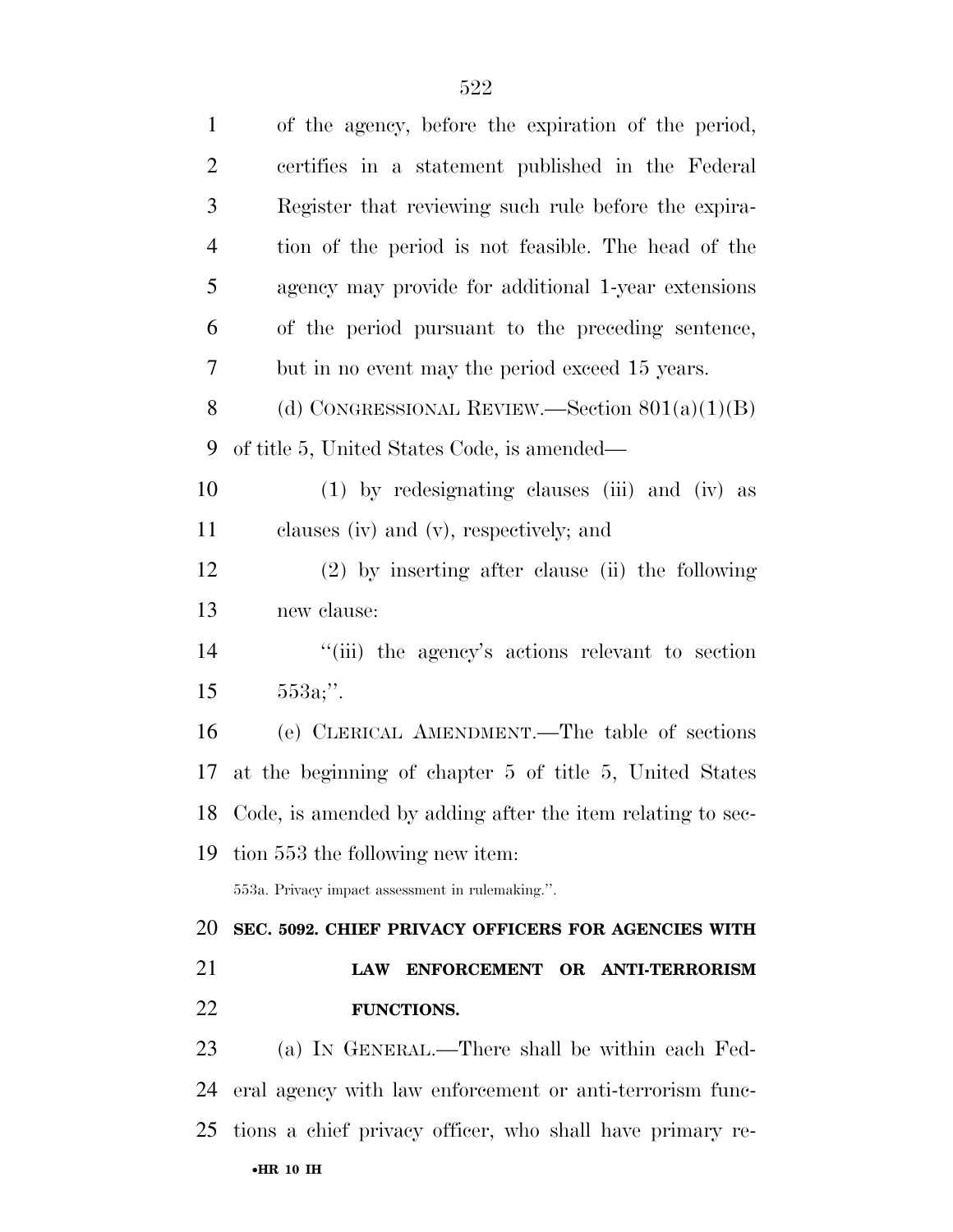of the agency, before the expiration of the period, certifies in a statement published in the Federal Register that reviewing such rule before the expiration of the period is not feasible. The head of the agency may provide for additional 1-year extensions of the period pursuant to the preceding sentence, but in no event may the period exceed 15 years.

(d) CONGRESSIONAL REVIEW.—Section 801(a)(1)(B) of title 5, United States Code, is amended—

(1) by redesignating clauses (iii) and (iv) as clauses (iv) and (v), respectively; and

(2) by inserting after clause (ii) the following new clause:

''(iii) the agency's actions relevant to section 553a;''.

(e) CLERICAL AMENDMENT.—The table of sections at the beginning of chapter 5 of title 5, United States Code, is amended by adding after the item relating to section 553 the following new item:

553a. Privacy impact assessment in rulemaking.''.

**SEC. 5092. CHIEF PRIVACY OFFICERS FOR AGENCIES WITH LAW ENFORCEMENT OR ANTI-TERRORISM FUNCTIONS.**

(a) IN GENERAL.—There shall be within each Federal agency with law enforcement or anti-terrorism functions a chief privacy officer, who shall have primary re-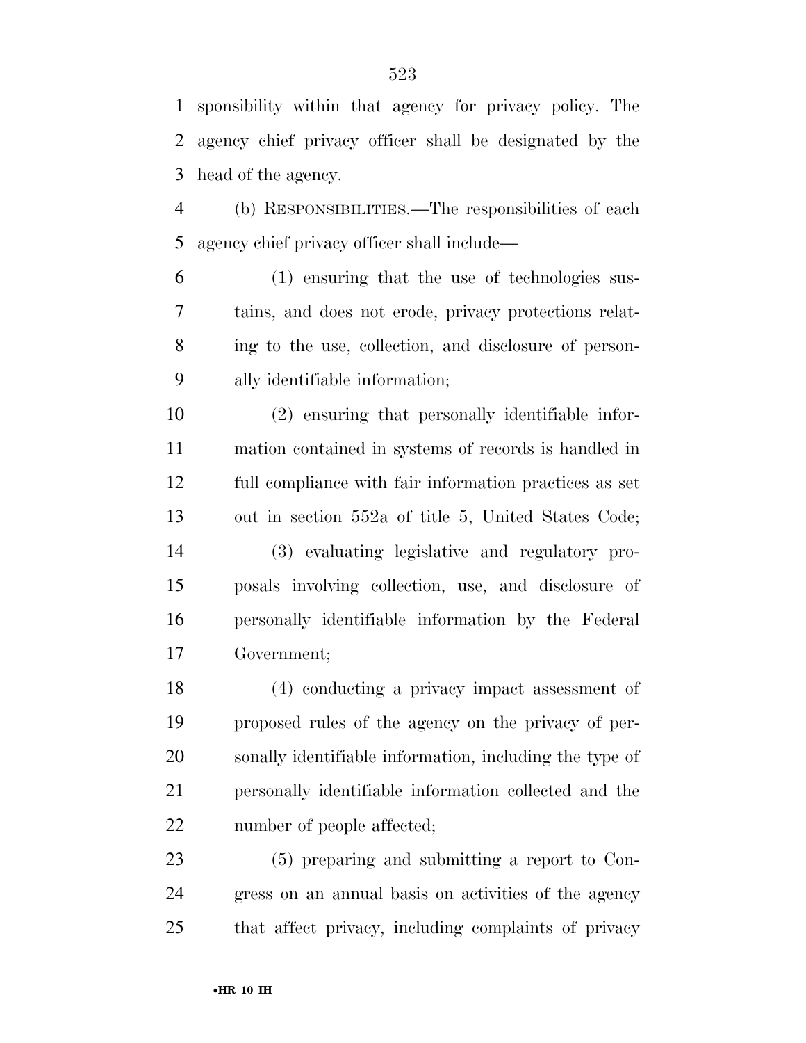sponsibility within that agency for privacy policy. The agency chief privacy officer shall be designated by the head of the agency.

(b) RESPONSIBILITIES.—The responsibilities of each agency chief privacy officer shall include—

(1) ensuring that the use of technologies sustains, and does not erode, privacy protections relating to the use, collection, and disclosure of personally identifiable information;

(2) ensuring that personally identifiable information contained in systems of records is handled in full compliance with fair information practices as set out in section 552a of title 5, United States Code;

(3) evaluating legislative and regulatory proposals involving collection, use, and disclosure of personally identifiable information by the Federal Government;

(4) conducting a privacy impact assessment of proposed rules of the agency on the privacy of personally identifiable information, including the type of personally identifiable information collected and the number of people affected;

(5) preparing and submitting a report to Congress on an annual basis on activities of the agency that affect privacy, including complaints of privacy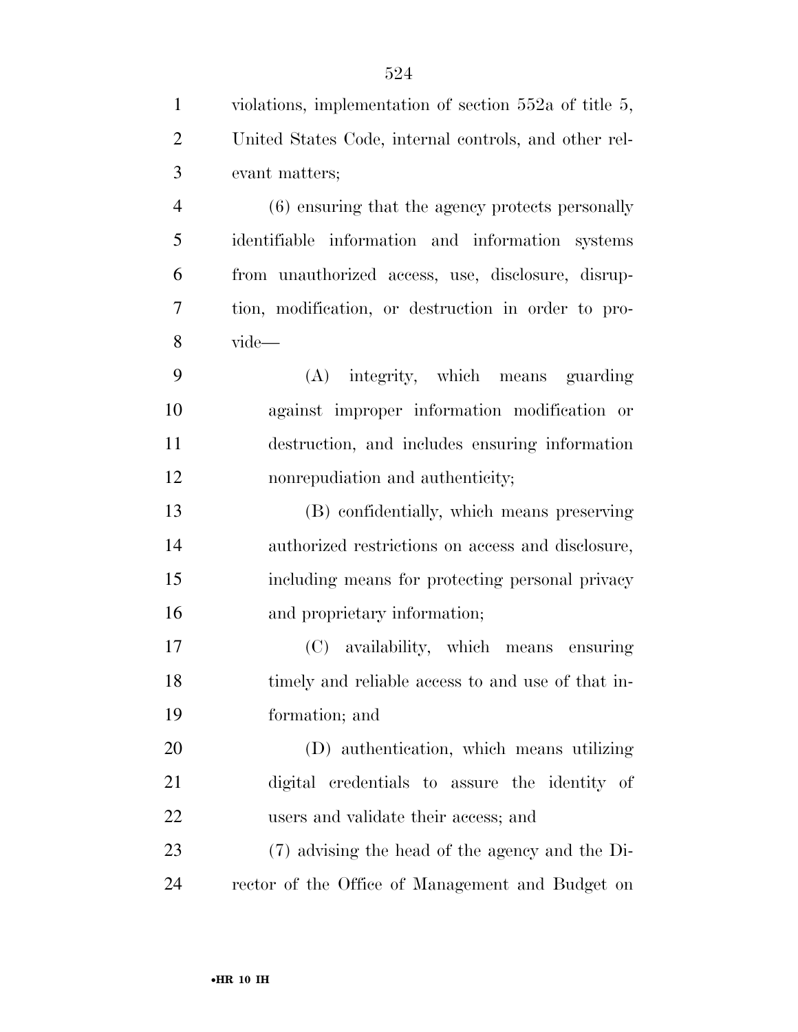violations, implementation of section 552a of title 5, United States Code, internal controls, and other relevant matters;

(6) ensuring that the agency protects personally identifiable information and information systems from unauthorized access, use, disclosure, disruption, modification, or destruction in order to provide—

(A) integrity, which means guarding against improper information modification or destruction, and includes ensuring information nonrepudiation and authenticity;

(B) confidentially, which means preserving authorized restrictions on access and disclosure, including means for protecting personal privacy and proprietary information;

(C) availability, which means ensuring timely and reliable access to and use of that information; and

(D) authentication, which means utilizing digital credentials to assure the identity of users and validate their access; and

(7) advising the head of the agency and the Director of the Office of Management and Budget on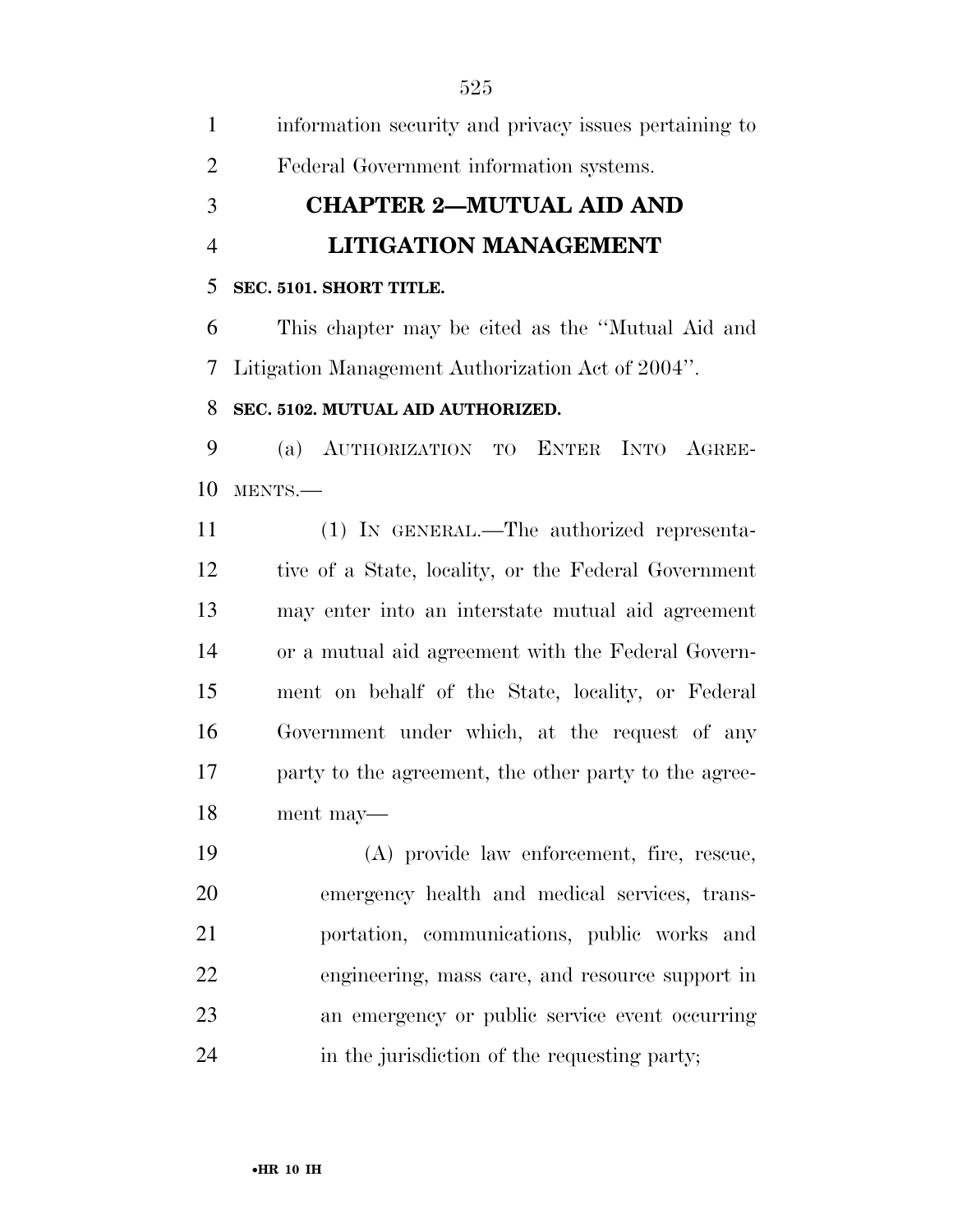information security and privacy issues pertaining to Federal Government information systems.

## CHAPTER 2—MUTUAL AID AND LITIGATION MANAGEMENT

**SEC. 5101. SHORT TITLE.**

This chapter may be cited as the ''Mutual Aid and Litigation Management Authorization Act of 2004''.

**SEC. 5102. MUTUAL AID AUTHORIZED.**

(a) AUTHORIZATION TO ENTER INTO AGREEMENTS.—

(1) IN GENERAL.—The authorized representative of a State, locality, or the Federal Government may enter into an interstate mutual aid agreement or a mutual aid agreement with the Federal Government on behalf of the State, locality, or Federal Government under which, at the request of any party to the agreement, the other party to the agreement may—

(A) provide law enforcement, fire, rescue, emergency health and medical services, transportation, communications, public works and engineering, mass care, and resource support in an emergency or public service event occurring in the jurisdiction of the requesting party;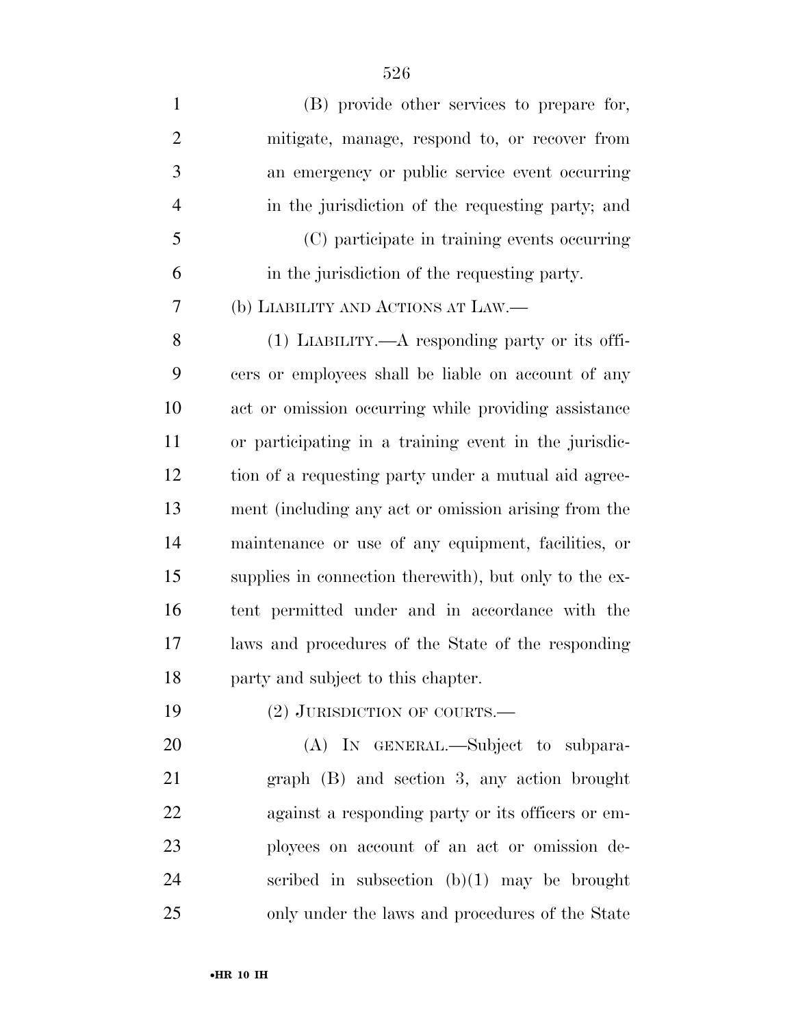(B) provide other services to prepare for, mitigate, manage, respond to, or recover from an emergency or public service event occurring in the jurisdiction of the requesting party; and

(C) participate in training events occurring in the jurisdiction of the requesting party.

(b) LIABILITY AND ACTIONS AT LAW.—

(1) LIABILITY.—A responding party or its officers or employees shall be liable on account of any act or omission occurring while providing assistance or participating in a training event in the jurisdiction of a requesting party under a mutual aid agreement (including any act or omission arising from the maintenance or use of any equipment, facilities, or supplies in connection therewith), but only to the extent permitted under and in accordance with the laws and procedures of the State of the responding party and subject to this chapter.

(2) JURISDICTION OF COURTS.—

(A) IN GENERAL.—Subject to subparagraph (B) and section 3, any action brought against a responding party or its officers or employees on account of an act or omission described in subsection (b)(1) may be brought only under the laws and procedures of the State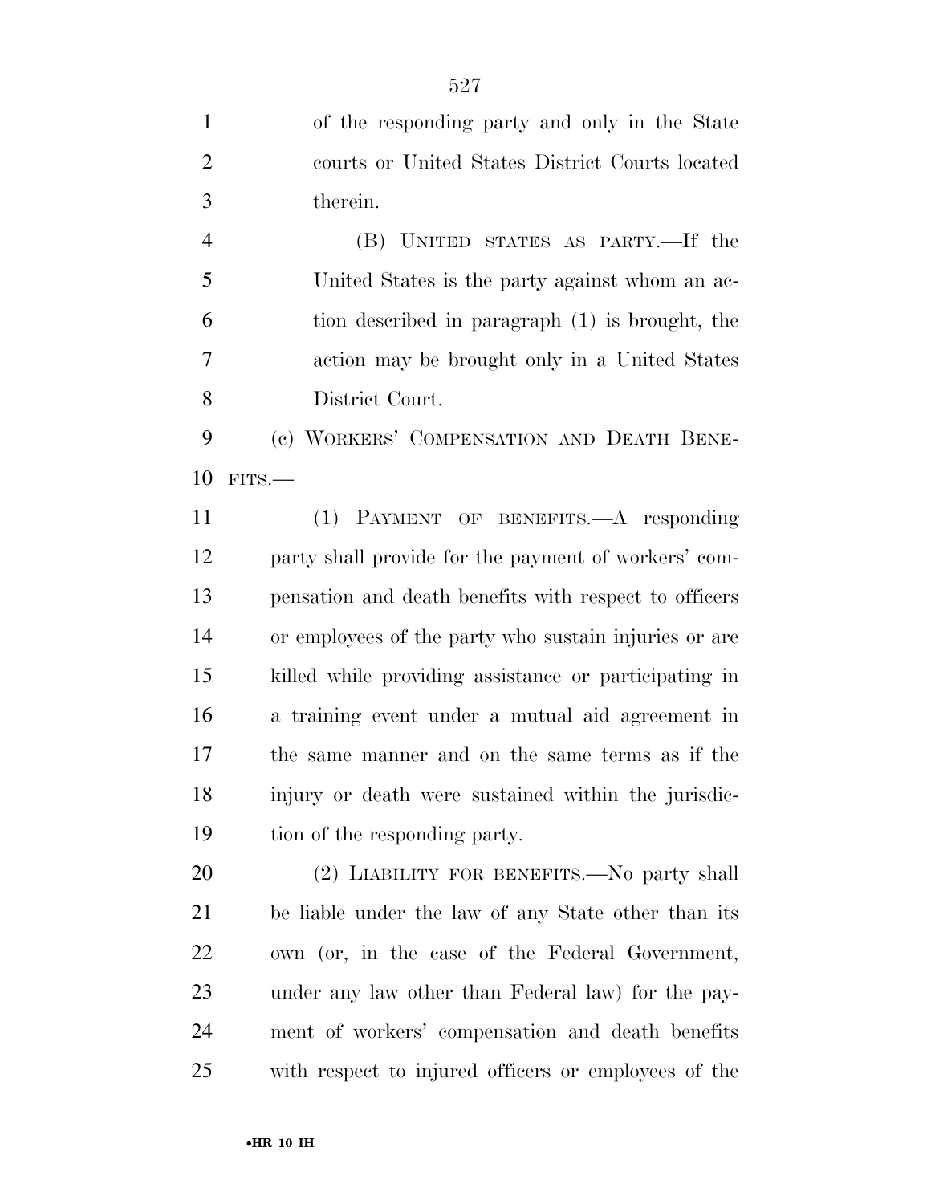of the responding party and only in the State courts or United States District Courts located therein.

(B) UNITED STATES AS PARTY.—If the United States is the party against whom an action described in paragraph (1) is brought, the action may be brought only in a United States District Court.

(c) WORKERS' COMPENSATION AND DEATH BENEFITS.—

(1) PAYMENT OF BENEFITS.—A responding party shall provide for the payment of workers' compensation and death benefits with respect to officers or employees of the party who sustain injuries or are killed while providing assistance or participating in a training event under a mutual aid agreement in the same manner and on the same terms as if the injury or death were sustained within the jurisdiction of the responding party.

(2) LIABILITY FOR BENEFITS.—No party shall be liable under the law of any State other than its own (or, in the case of the Federal Government, under any law other than Federal law) for the payment of workers' compensation and death benefits with respect to injured officers or employees of the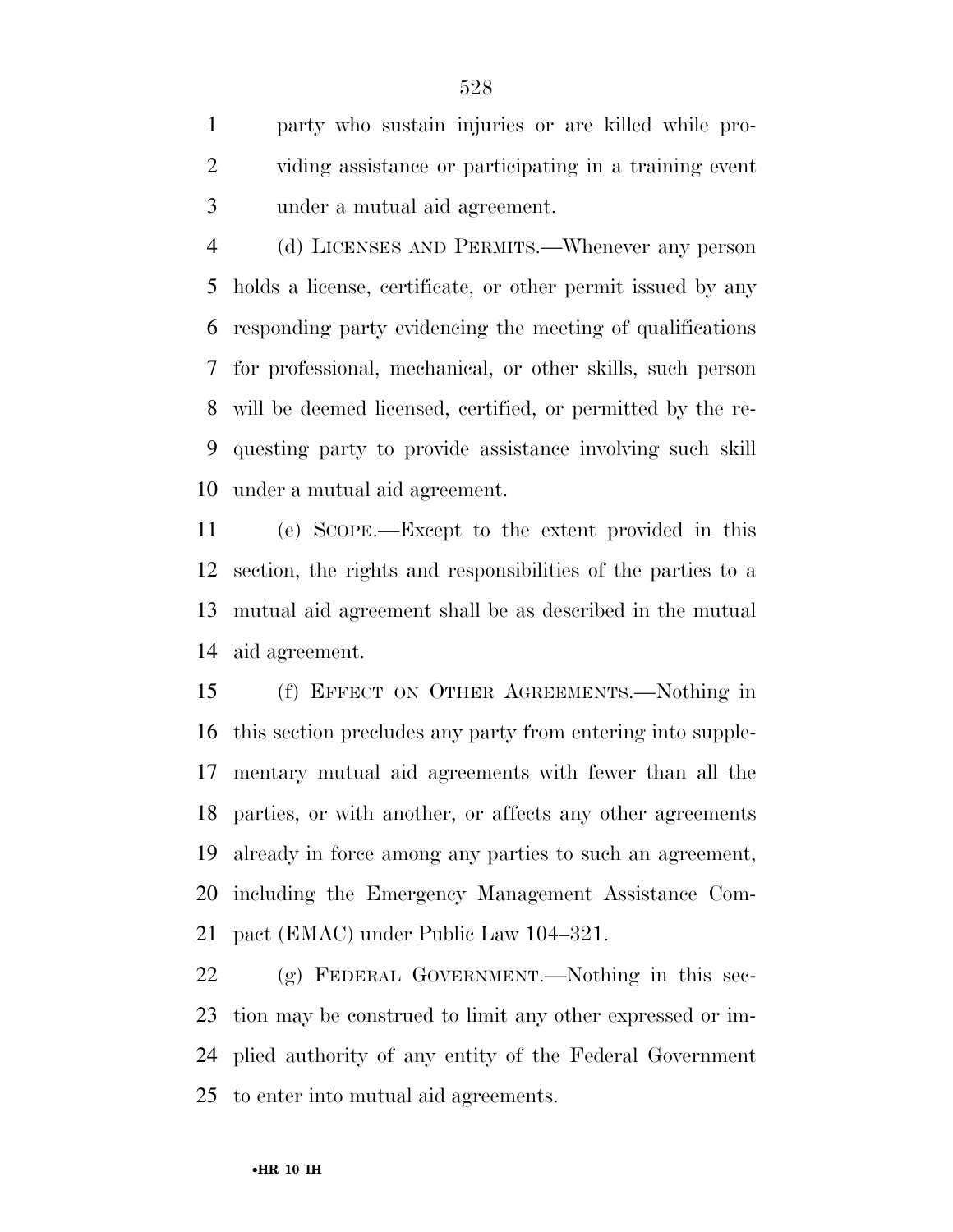party who sustain injuries or are killed while providing assistance or participating in a training event under a mutual aid agreement.

(d) LICENSES AND PERMITS.—Whenever any person holds a license, certificate, or other permit issued by any responding party evidencing the meeting of qualifications for professional, mechanical, or other skills, such person will be deemed licensed, certified, or permitted by the requesting party to provide assistance involving such skill under a mutual aid agreement.

(e) SCOPE.—Except to the extent provided in this section, the rights and responsibilities of the parties to a mutual aid agreement shall be as described in the mutual aid agreement.

(f) EFFECT ON OTHER AGREEMENTS.—Nothing in this section precludes any party from entering into supplementary mutual aid agreements with fewer than all the parties, or with another, or affects any other agreements already in force among any parties to such an agreement, including the Emergency Management Assistance Compact (EMAC) under Public Law 104–321.

(g) FEDERAL GOVERNMENT.—Nothing in this section may be construed to limit any other expressed or implied authority of any entity of the Federal Government to enter into mutual aid agreements.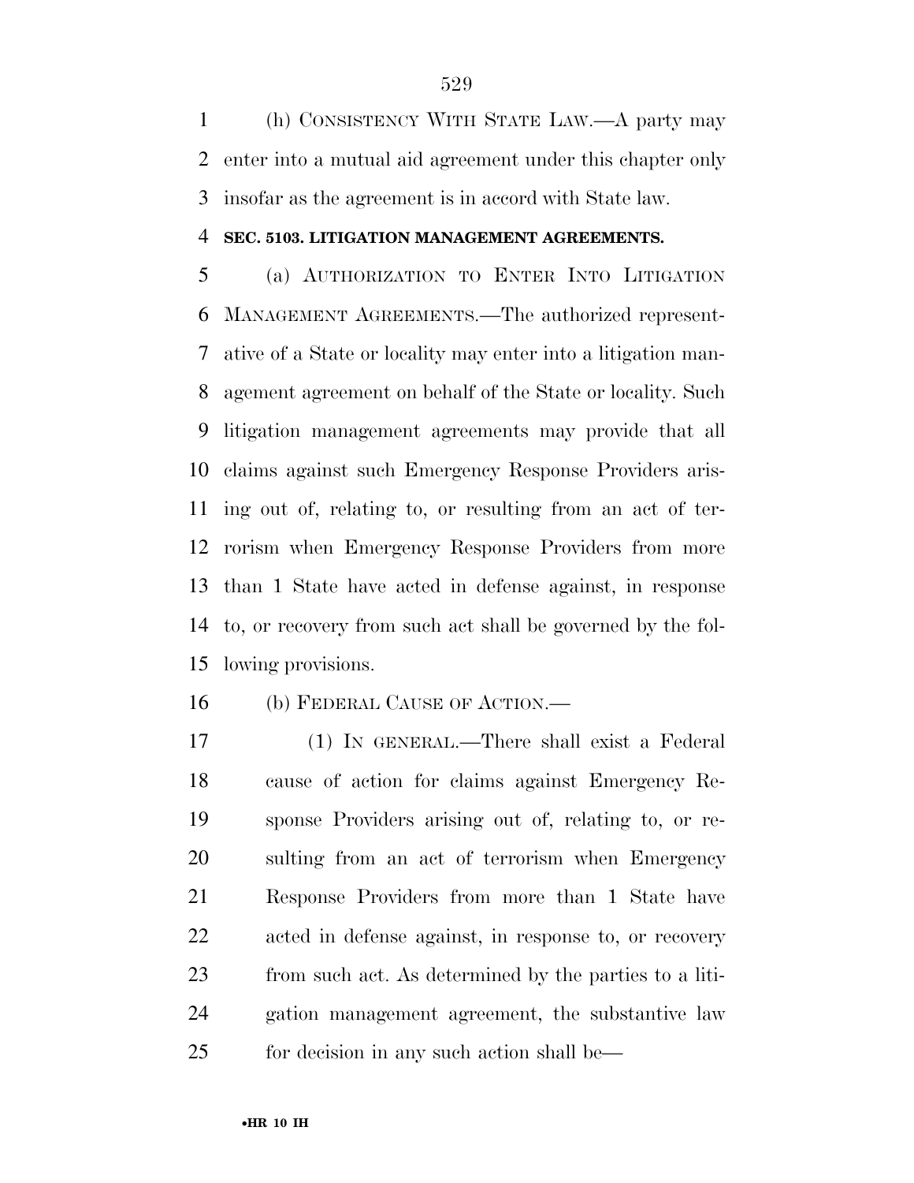(h) CONSISTENCY WITH STATE LAW.—A party may enter into a mutual aid agreement under this chapter only insofar as the agreement is in accord with State law.

**SEC. 5103. LITIGATION MANAGEMENT AGREEMENTS.**

(a) AUTHORIZATION TO ENTER INTO LITIGATION MANAGEMENT AGREEMENTS.—The authorized representative of a State or locality may enter into a litigation management agreement on behalf of the State or locality. Such litigation management agreements may provide that all claims against such Emergency Response Providers arising out of, relating to, or resulting from an act of terrorism when Emergency Response Providers from more than 1 State have acted in defense against, in response to, or recovery from such act shall be governed by the following provisions.

(b) FEDERAL CAUSE OF ACTION.—

(1) IN GENERAL.—There shall exist a Federal cause of action for claims against Emergency Response Providers arising out of, relating to, or resulting from an act of terrorism when Emergency Response Providers from more than 1 State have acted in defense against, in response to, or recovery from such act. As determined by the parties to a litigation management agreement, the substantive law for decision in any such action shall be—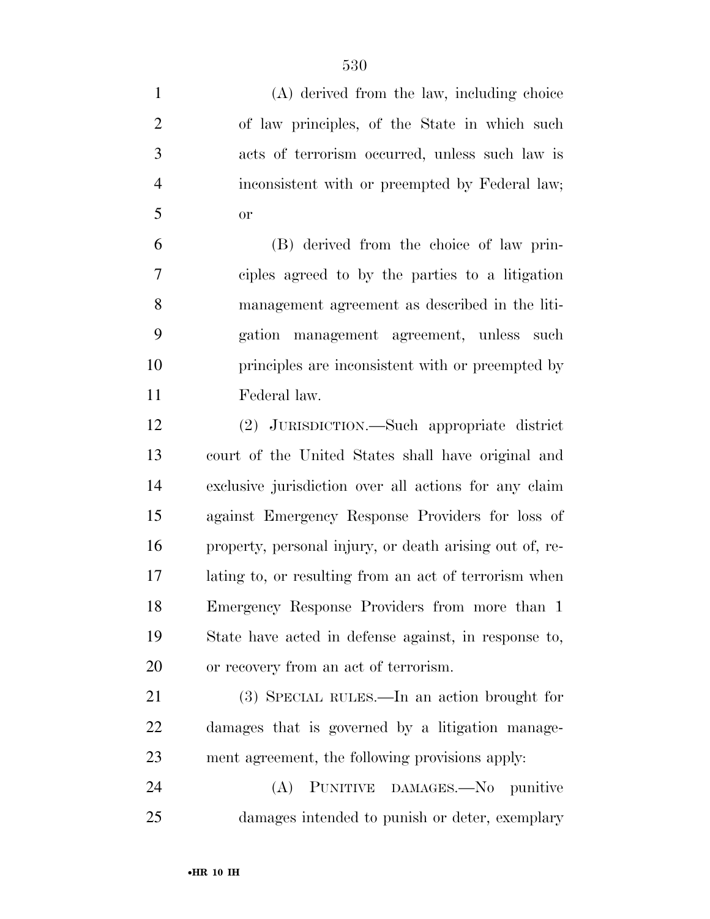(A) derived from the law, including choice of law principles, of the State in which such acts of terrorism occurred, unless such law is inconsistent with or preempted by Federal law; or

(B) derived from the choice of law principles agreed to by the parties to a litigation management agreement as described in the litigation management agreement, unless such principles are inconsistent with or preempted by Federal law.

(2) JURISDICTION.—Such appropriate district court of the United States shall have original and exclusive jurisdiction over all actions for any claim against Emergency Response Providers for loss of property, personal injury, or death arising out of, relating to, or resulting from an act of terrorism when Emergency Response Providers from more than 1 State have acted in defense against, in response to, or recovery from an act of terrorism.

(3) SPECIAL RULES.—In an action brought for damages that is governed by a litigation management agreement, the following provisions apply:

(A) PUNITIVE DAMAGES.—No punitive damages intended to punish or deter, exemplary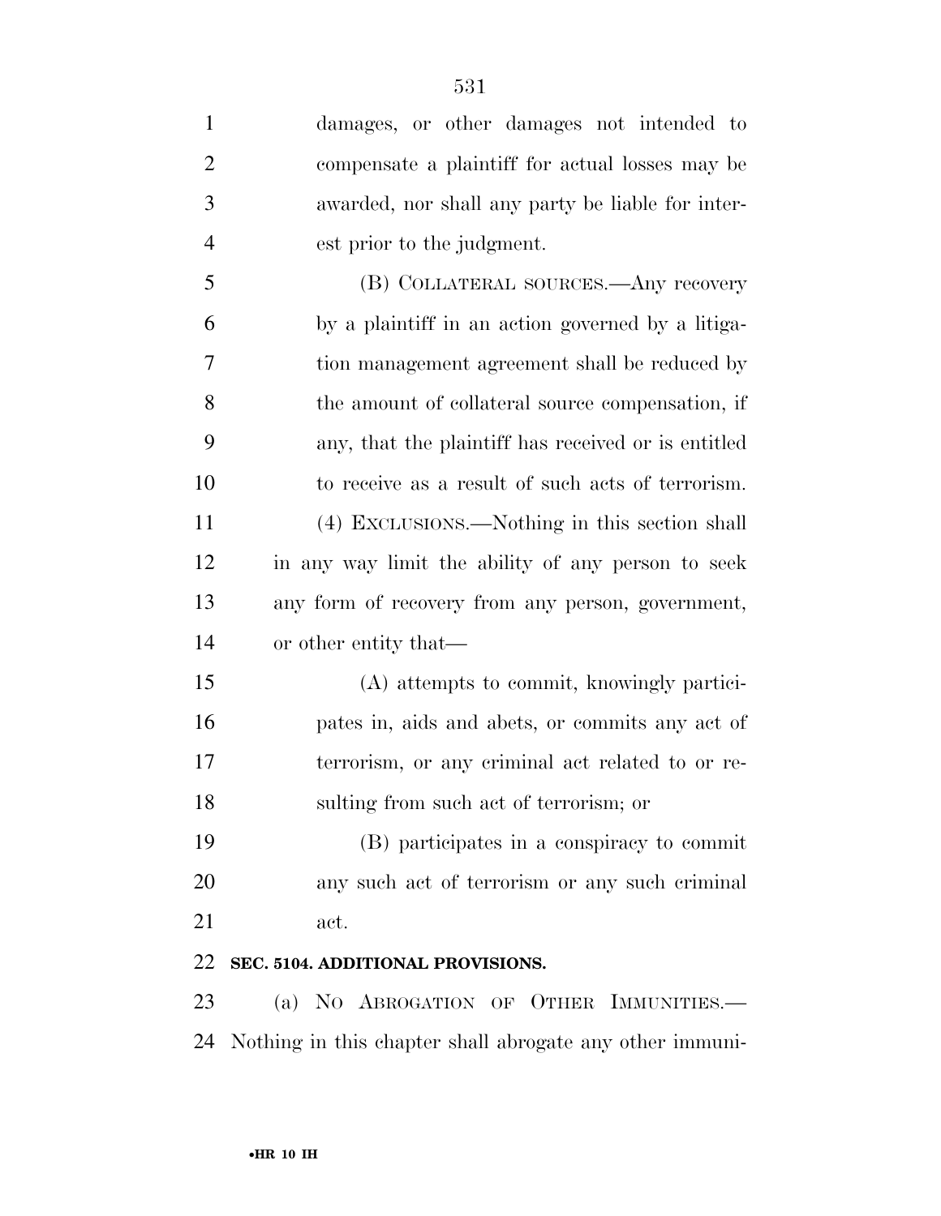damages, or other damages not intended to compensate a plaintiff for actual losses may be awarded, nor shall any party be liable for interest prior to the judgment.

(B) COLLATERAL SOURCES.—Any recovery by a plaintiff in an action governed by a litigation management agreement shall be reduced by the amount of collateral source compensation, if any, that the plaintiff has received or is entitled to receive as a result of such acts of terrorism.

(4) EXCLUSIONS.—Nothing in this section shall in any way limit the ability of any person to seek any form of recovery from any person, government, or other entity that—

(A) attempts to commit, knowingly participates in, aids and abets, or commits any act of terrorism, or any criminal act related to or resulting from such act of terrorism; or

(B) participates in a conspiracy to commit any such act of terrorism or any such criminal act.

**SEC. 5104. ADDITIONAL PROVISIONS.**

(a) NO ABROGATION OF OTHER IMMUNITIES.—Nothing in this chapter shall abrogate any other immuni-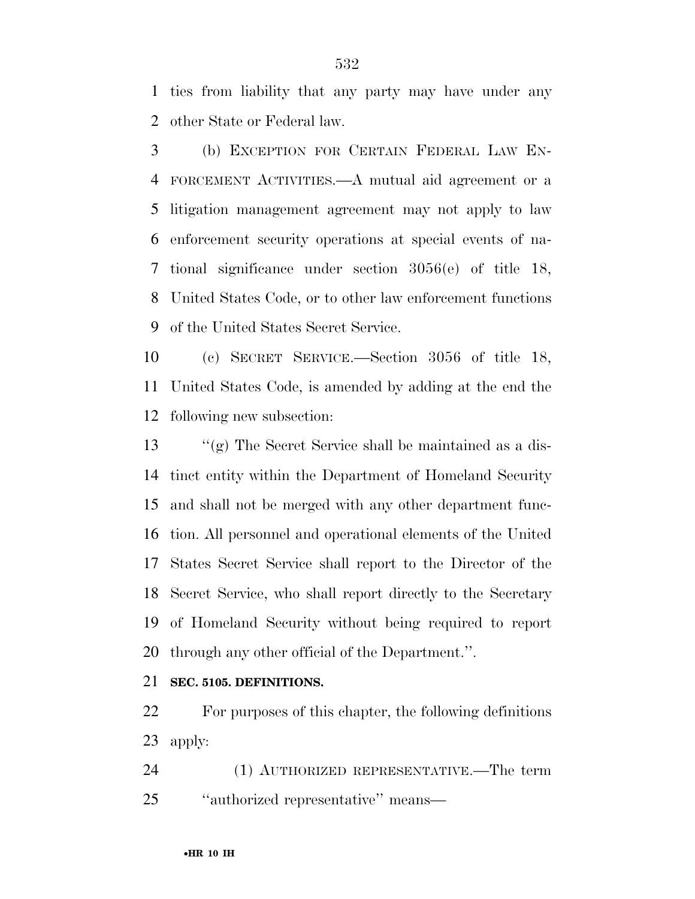ties from liability that any party may have under any other State or Federal law.

(b) EXCEPTION FOR CERTAIN FEDERAL LAW ENFORCEMENT ACTIVITIES.—A mutual aid agreement or a litigation management agreement may not apply to law enforcement security operations at special events of national significance under section 3056(e) of title 18, United States Code, or to other law enforcement functions of the United States Secret Service.

(c) SECRET SERVICE.—Section 3056 of title 18, United States Code, is amended by adding at the end the following new subsection:

''(g) The Secret Service shall be maintained as a distinct entity within the Department of Homeland Security and shall not be merged with any other department function. All personnel and operational elements of the United States Secret Service shall report to the Director of the Secret Service, who shall report directly to the Secretary of Homeland Security without being required to report through any other official of the Department.''.

**SEC. 5105. DEFINITIONS.**

For purposes of this chapter, the following definitions apply:

(1) AUTHORIZED REPRESENTATIVE.—The term ''authorized representative'' means—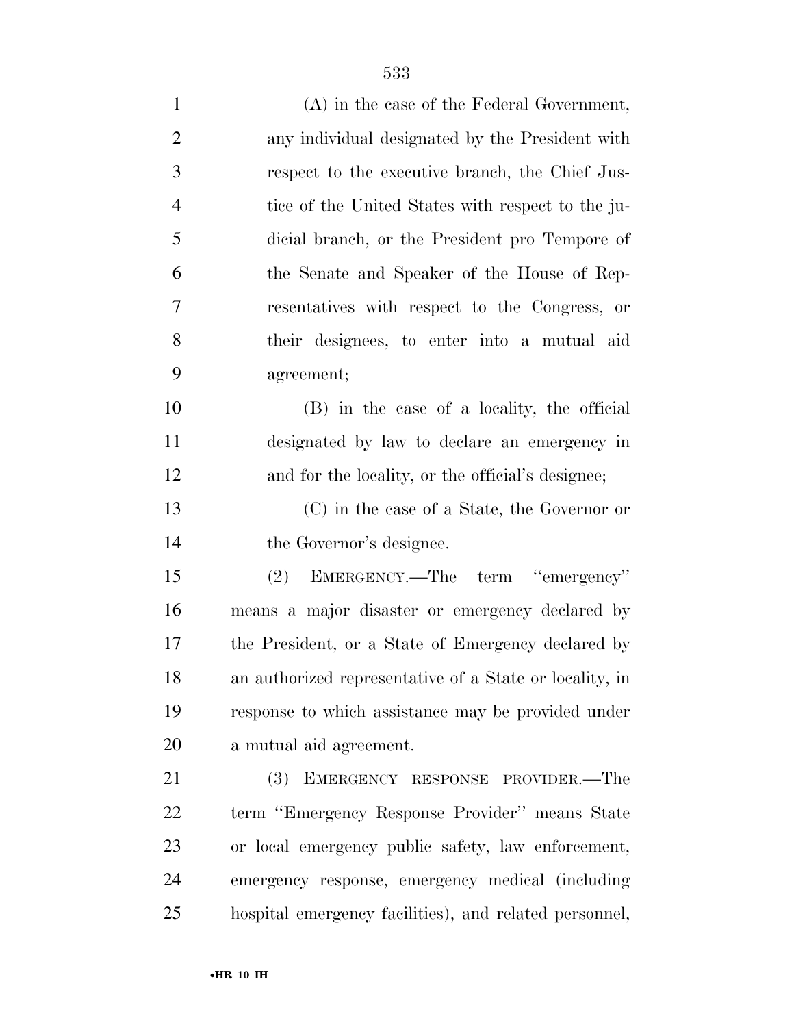(A) in the case of the Federal Government, any individual designated by the President with respect to the executive branch, the Chief Justice of the United States with respect to the judicial branch, or the President pro Tempore of the Senate and Speaker of the House of Representatives with respect to the Congress, or their designees, to enter into a mutual aid agreement;

(B) in the case of a locality, the official designated by law to declare an emergency in and for the locality, or the official's designee;

(C) in the case of a State, the Governor or the Governor's designee.

(2) EMERGENCY.—The term "emergency" means a major disaster or emergency declared by the President, or a State of Emergency declared by an authorized representative of a State or locality, in response to which assistance may be provided under a mutual aid agreement.

(3) EMERGENCY RESPONSE PROVIDER.—The term "Emergency Response Provider" means State or local emergency public safety, law enforcement, emergency response, emergency medical (including hospital emergency facilities), and related personnel,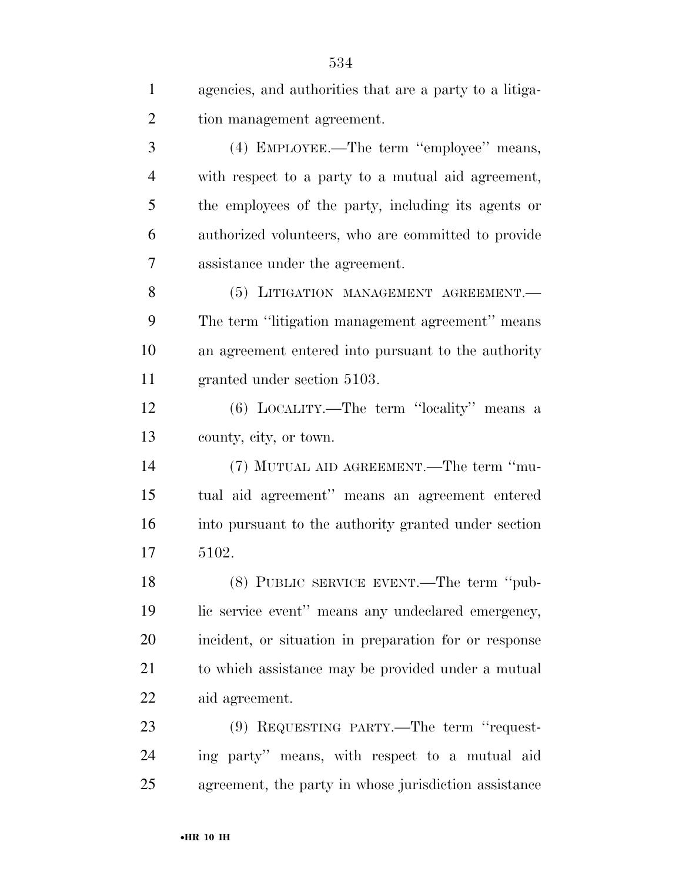agencies, and authorities that are a party to a litigation management agreement.

(4) EMPLOYEE.—The term ''employee'' means, with respect to a party to a mutual aid agreement, the employees of the party, including its agents or authorized volunteers, who are committed to provide assistance under the agreement.

(5) LITIGATION MANAGEMENT AGREEMENT.—The term ''litigation management agreement'' means an agreement entered into pursuant to the authority granted under section 5103.

(6) LOCALITY.—The term ''locality'' means a county, city, or town.

(7) MUTUAL AID AGREEMENT.—The term ''mutual aid agreement'' means an agreement entered into pursuant to the authority granted under section 5102.

(8) PUBLIC SERVICE EVENT.—The term ''public service event'' means any undeclared emergency, incident, or situation in preparation for or response to which assistance may be provided under a mutual aid agreement.

(9) REQUESTING PARTY.—The term ''requesting party'' means, with respect to a mutual aid agreement, the party in whose jurisdiction assistance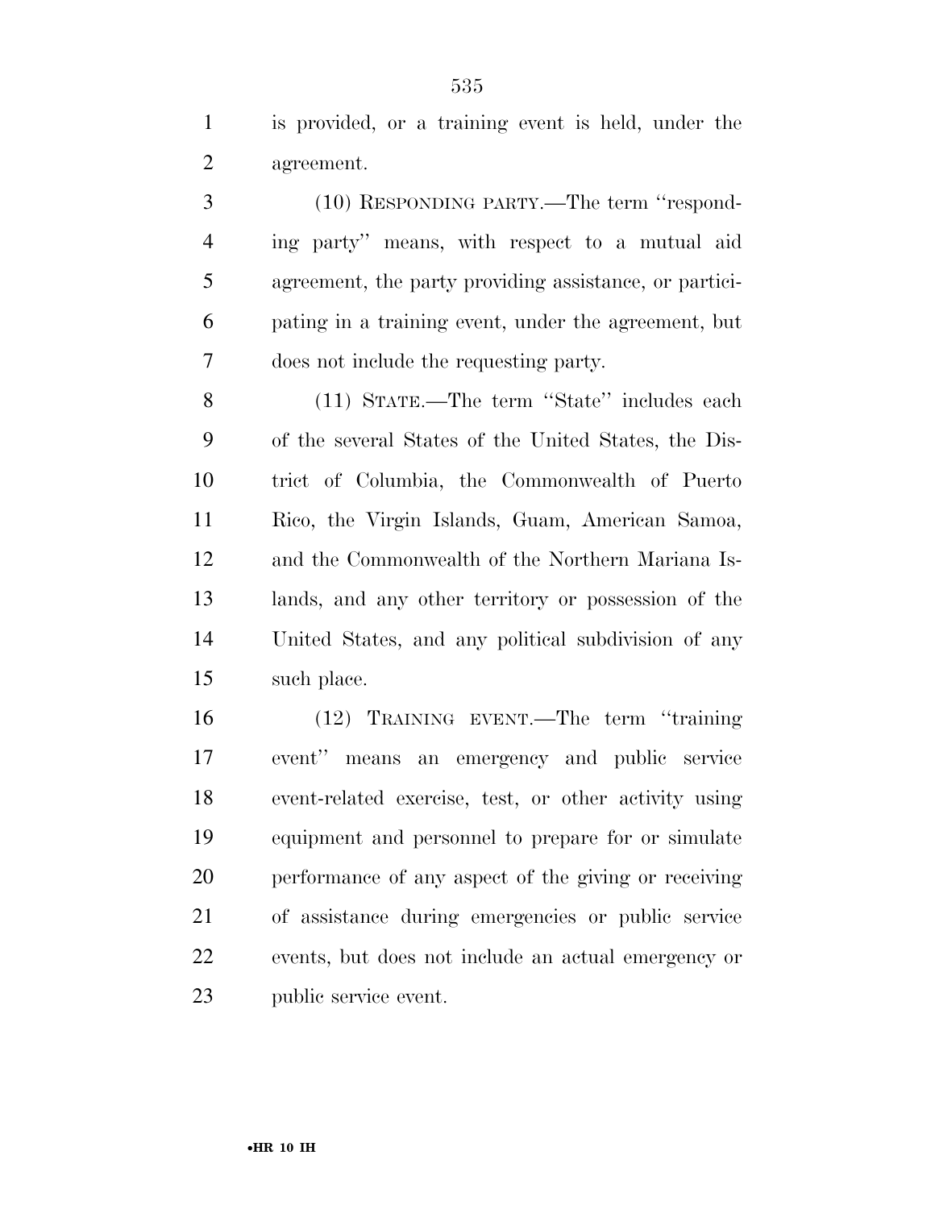is provided, or a training event is held, under the agreement.

(10) RESPONDING PARTY.—The term ''responding party'' means, with respect to a mutual aid agreement, the party providing assistance, or participating in a training event, under the agreement, but does not include the requesting party.

(11) STATE.—The term ''State'' includes each of the several States of the United States, the District of Columbia, the Commonwealth of Puerto Rico, the Virgin Islands, Guam, American Samoa, and the Commonwealth of the Northern Mariana Islands, and any other territory or possession of the United States, and any political subdivision of any such place.

(12) TRAINING EVENT.—The term ''training event'' means an emergency and public service event-related exercise, test, or other activity using equipment and personnel to prepare for or simulate performance of any aspect of the giving or receiving of assistance during emergencies or public service events, but does not include an actual emergency or public service event.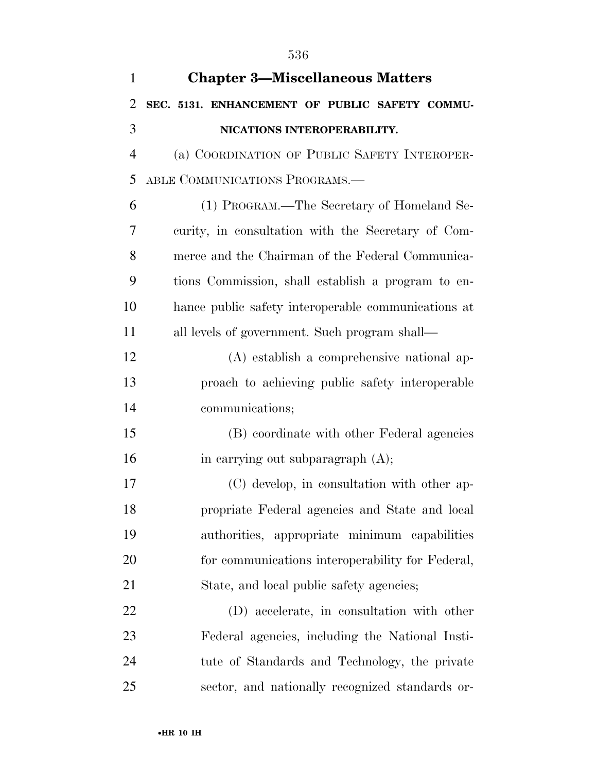## Chapter 3—Miscellaneous Matters

### SEC. 5131. ENHANCEMENT OF PUBLIC SAFETY COMMUNICATIONS INTEROPERABILITY.

(a) COORDINATION OF PUBLIC SAFETY INTEROPERABLE COMMUNICATIONS PROGRAMS.—

(1) PROGRAM.—The Secretary of Homeland Security, in consultation with the Secretary of Commerce and the Chairman of the Federal Communications Commission, shall establish a program to enhance public safety interoperable communications at all levels of government. Such program shall—

(A) establish a comprehensive national approach to achieving public safety interoperable communications;

(B) coordinate with other Federal agencies in carrying out subparagraph (A);

(C) develop, in consultation with other appropriate Federal agencies and State and local authorities, appropriate minimum capabilities for communications interoperability for Federal, State, and local public safety agencies;

(D) accelerate, in consultation with other Federal agencies, including the National Institute of Standards and Technology, the private sector, and nationally recognized standards or-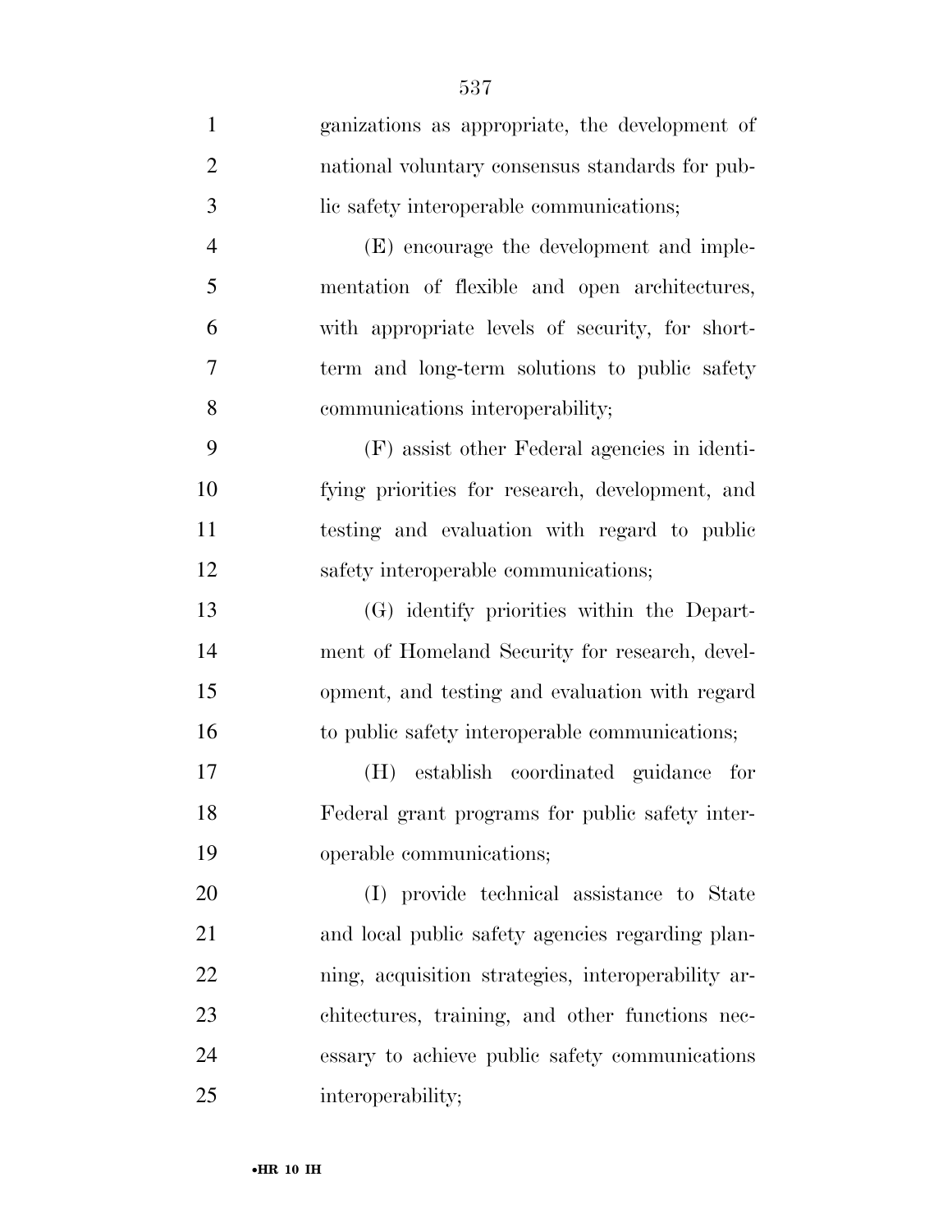ganizations as appropriate, the development of national voluntary consensus standards for public safety interoperable communications;

(E) encourage the development and implementation of flexible and open architectures, with appropriate levels of security, for short-term and long-term solutions to public safety communications interoperability;

(F) assist other Federal agencies in identifying priorities for research, development, and testing and evaluation with regard to public safety interoperable communications;

(G) identify priorities within the Department of Homeland Security for research, development, and testing and evaluation with regard to public safety interoperable communications;

(H) establish coordinated guidance for Federal grant programs for public safety interoperable communications;

(I) provide technical assistance to State and local public safety agencies regarding planning, acquisition strategies, interoperability architectures, training, and other functions necessary to achieve public safety communications interoperability;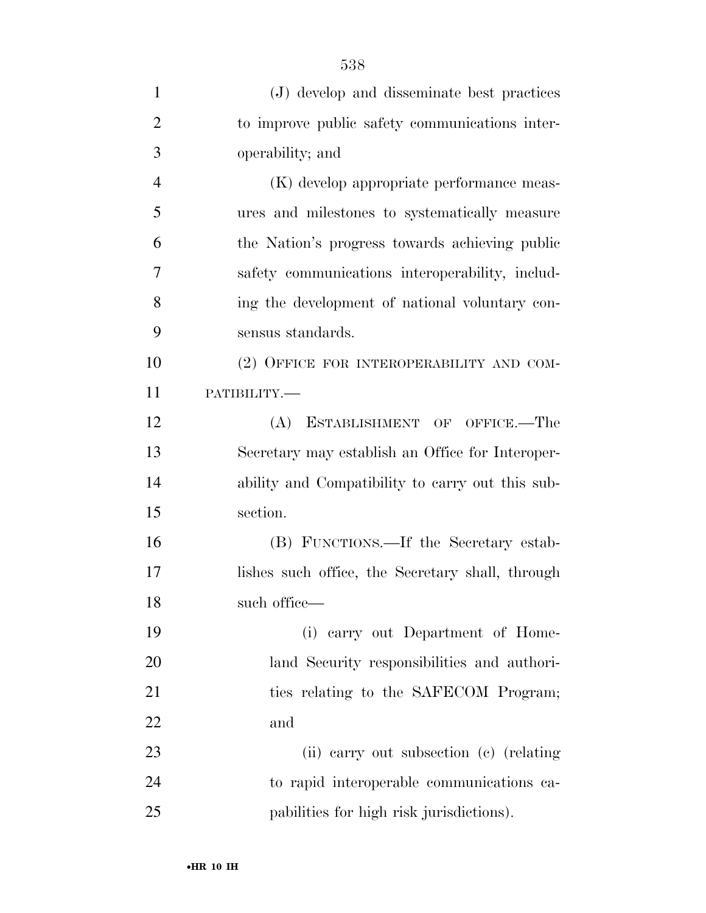(J) develop and disseminate best practices to improve public safety communications interoperability; and

(K) develop appropriate performance measures and milestones to systematically measure the Nation's progress towards achieving public safety communications interoperability, including the development of national voluntary consensus standards.

(2) OFFICE FOR INTEROPERABILITY AND COMPATIBILITY.—

(A) ESTABLISHMENT OF OFFICE.—The Secretary may establish an Office for Interoperability and Compatibility to carry out this subsection.

(B) FUNCTIONS.—If the Secretary establishes such office, the Secretary shall, through such office—

(i) carry out Department of Homeland Security responsibilities and authorities relating to the SAFECOM Program; and

(ii) carry out subsection (c) (relating to rapid interoperable communications capabilities for high risk jurisdictions).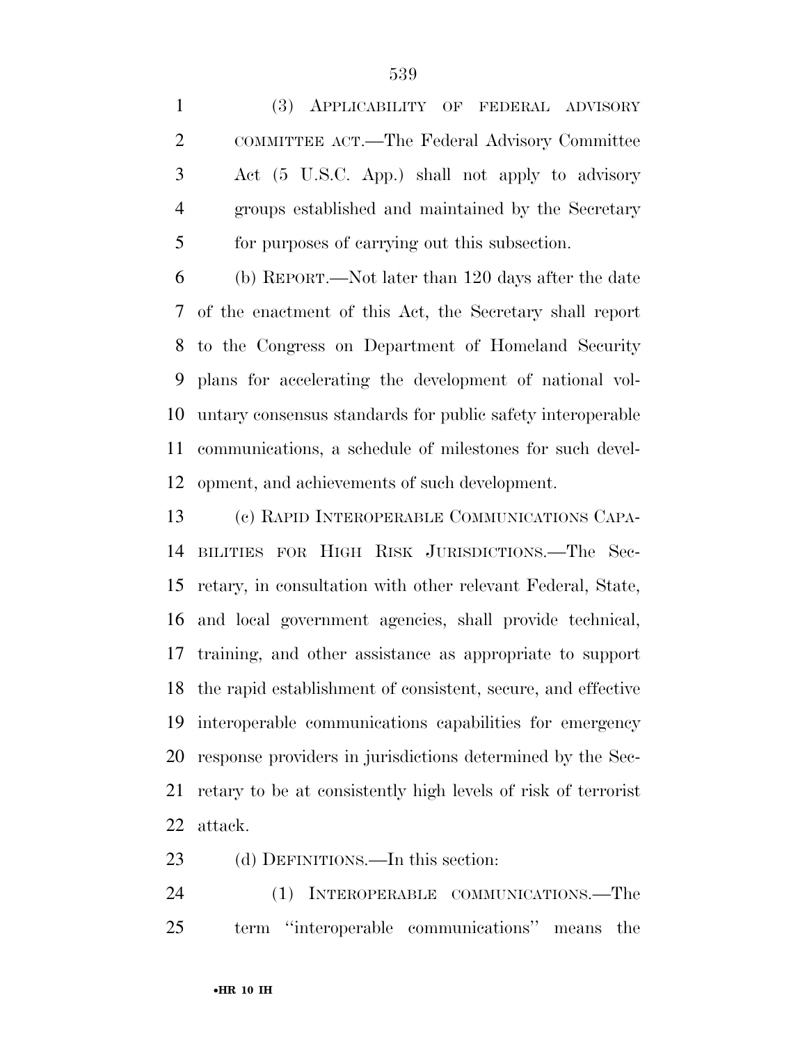(3) APPLICABILITY OF FEDERAL ADVISORY COMMITTEE ACT.—The Federal Advisory Committee Act (5 U.S.C. App.) shall not apply to advisory groups established and maintained by the Secretary for purposes of carrying out this subsection.

(b) REPORT.—Not later than 120 days after the date of the enactment of this Act, the Secretary shall report to the Congress on Department of Homeland Security plans for accelerating the development of national voluntary consensus standards for public safety interoperable communications, a schedule of milestones for such development, and achievements of such development.

(c) RAPID INTEROPERABLE COMMUNICATIONS CAPABILITIES FOR HIGH RISK JURISDICTIONS.—The Secretary, in consultation with other relevant Federal, State, and local government agencies, shall provide technical, training, and other assistance as appropriate to support the rapid establishment of consistent, secure, and effective interoperable communications capabilities for emergency response providers in jurisdictions determined by the Secretary to be at consistently high levels of risk of terrorist attack.

(d) DEFINITIONS.—In this section:

(1) INTEROPERABLE COMMUNICATIONS.—The term ''interoperable communications'' means the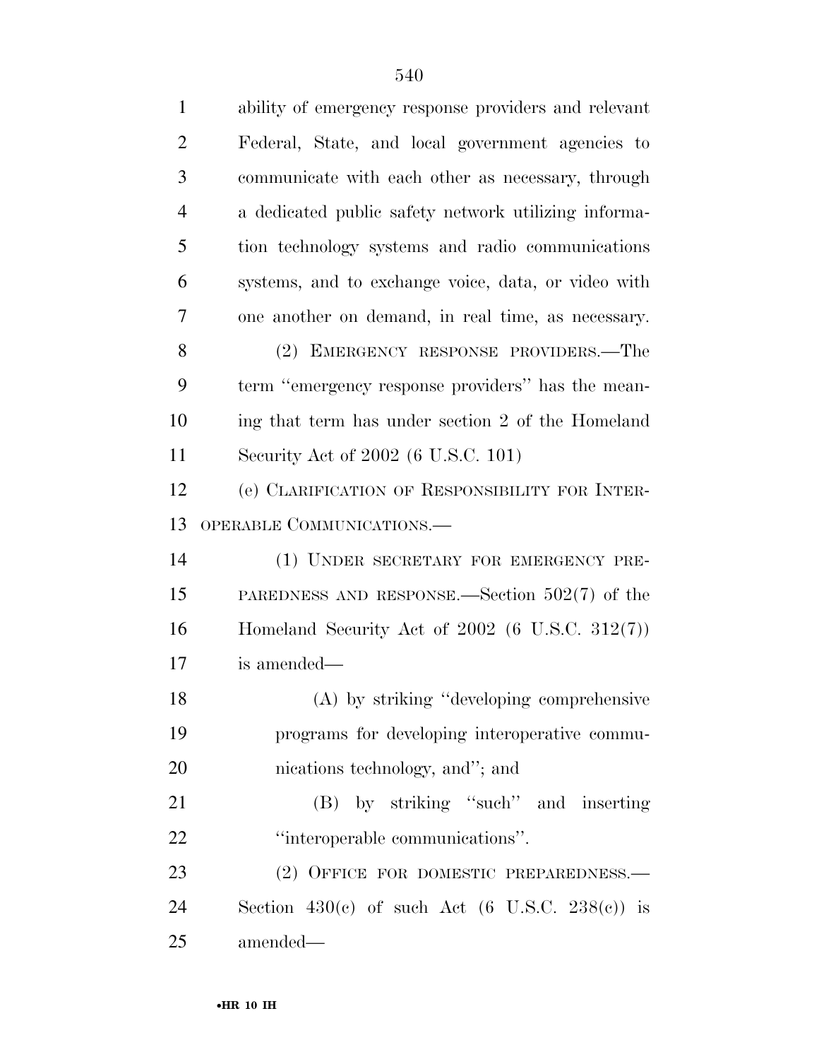ability of emergency response providers and relevant Federal, State, and local government agencies to communicate with each other as necessary, through a dedicated public safety network utilizing information technology systems and radio communications systems, and to exchange voice, data, or video with one another on demand, in real time, as necessary.

(2) EMERGENCY RESPONSE PROVIDERS.—The term ''emergency response providers'' has the meaning that term has under section 2 of the Homeland Security Act of 2002 (6 U.S.C. 101)

(e) CLARIFICATION OF RESPONSIBILITY FOR INTEROPERABLE COMMUNICATIONS.—

(1) UNDER SECRETARY FOR EMERGENCY PREPAREDNESS AND RESPONSE.—Section 502(7) of the Homeland Security Act of 2002 (6 U.S.C. 312(7)) is amended—

(A) by striking ''developing comprehensive programs for developing interoperative communications technology, and''; and

(B) by striking ''such'' and inserting ''interoperable communications''.

(2) OFFICE FOR DOMESTIC PREPAREDNESS.—Section 430(c) of such Act (6 U.S.C. 238(c)) is amended—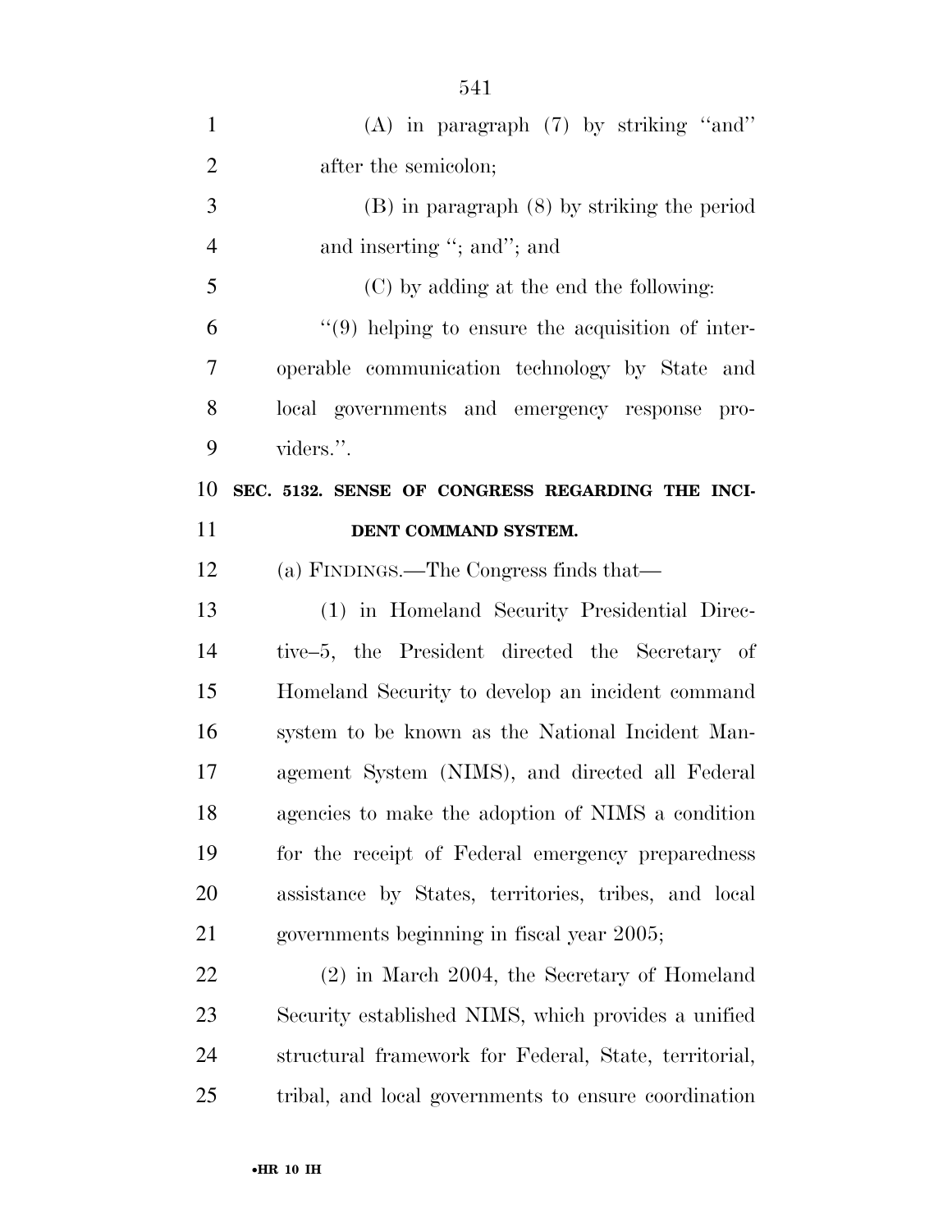(A) in paragraph (7) by striking ''and'' after the semicolon;

(B) in paragraph (8) by striking the period and inserting ''; and''; and

(C) by adding at the end the following:

''(9) helping to ensure the acquisition of interoperable communication technology by State and local governments and emergency response providers.''.

**SEC. 5132. SENSE OF CONGRESS REGARDING THE INCIDENT COMMAND SYSTEM.**

(a) FINDINGS.—The Congress finds that—

(1) in Homeland Security Presidential Directive–5, the President directed the Secretary of Homeland Security to develop an incident command system to be known as the National Incident Management System (NIMS), and directed all Federal agencies to make the adoption of NIMS a condition for the receipt of Federal emergency preparedness assistance by States, territories, tribes, and local governments beginning in fiscal year 2005;

(2) in March 2004, the Secretary of Homeland Security established NIMS, which provides a unified structural framework for Federal, State, territorial, tribal, and local governments to ensure coordination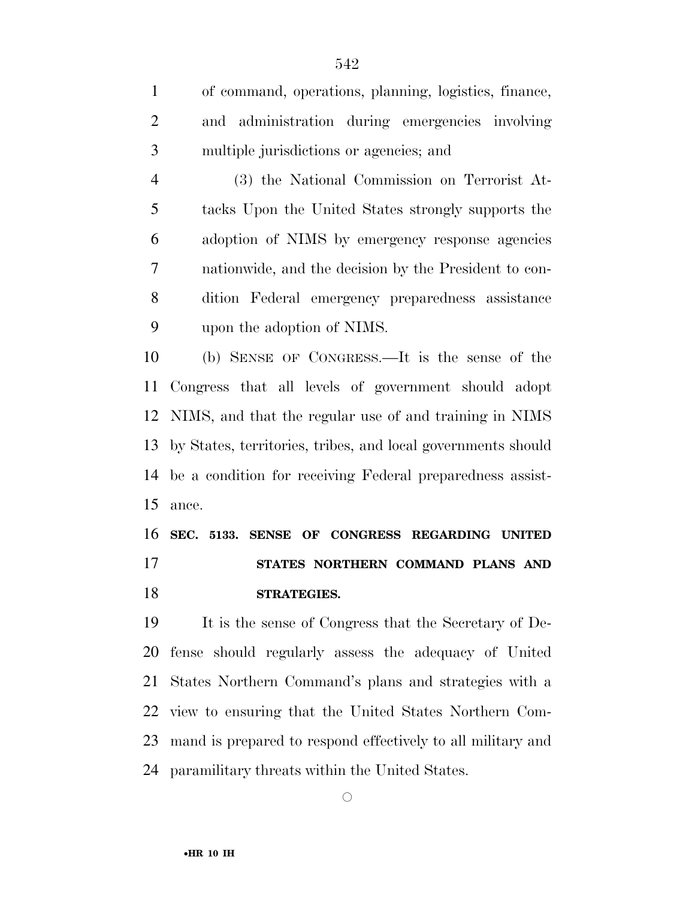of command, operations, planning, logistics, finance, and administration during emergencies involving multiple jurisdictions or agencies; and

(3) the National Commission on Terrorist Attacks Upon the United States strongly supports the adoption of NIMS by emergency response agencies nationwide, and the decision by the President to condition Federal emergency preparedness assistance upon the adoption of NIMS.

(b) SENSE OF CONGRESS.—It is the sense of the Congress that all levels of government should adopt NIMS, and that the regular use of and training in NIMS by States, territories, tribes, and local governments should be a condition for receiving Federal preparedness assistance.

**SEC. 5133. SENSE OF CONGRESS REGARDING UNITED STATES NORTHERN COMMAND PLANS AND STRATEGIES.**

It is the sense of Congress that the Secretary of Defense should regularly assess the adequacy of United States Northern Command's plans and strategies with a view to ensuring that the United States Northern Command is prepared to respond effectively to all military and paramilitary threats within the United States.

○